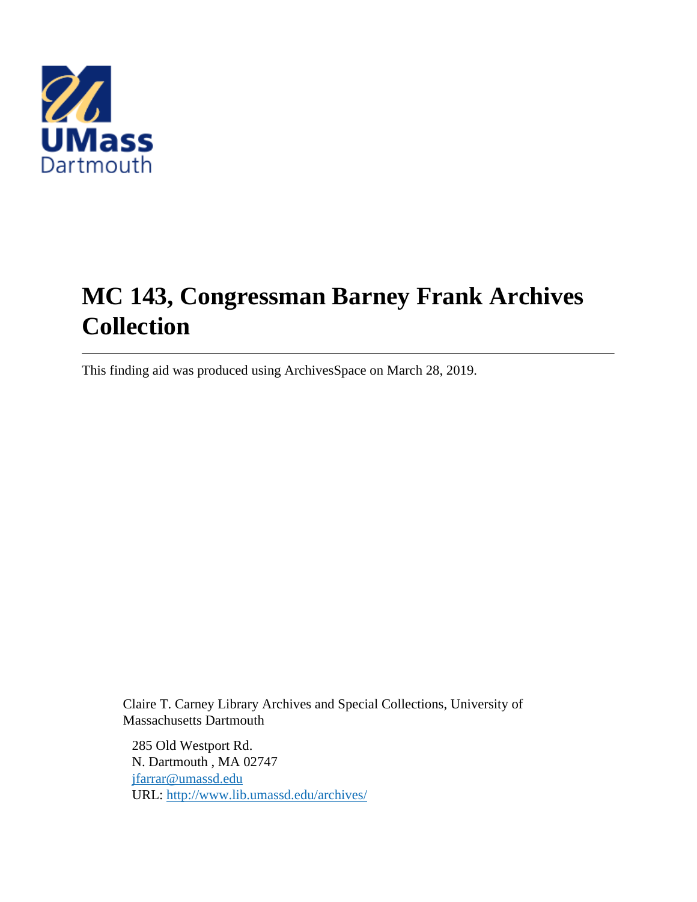# MC 143, Congressman Barney Frank Archives Collection

---

This finding aid was produced using ArchivesSpace on March 28, 2019.

Claire T. Carney Library Archives and Special Collections, University of Massachusetts Dartmouth

285 Old Westport Rd.
N. Dartmouth , MA 02747
jfarrar@umassd.edu
URL: http://www.lib.umassd.edu/archives/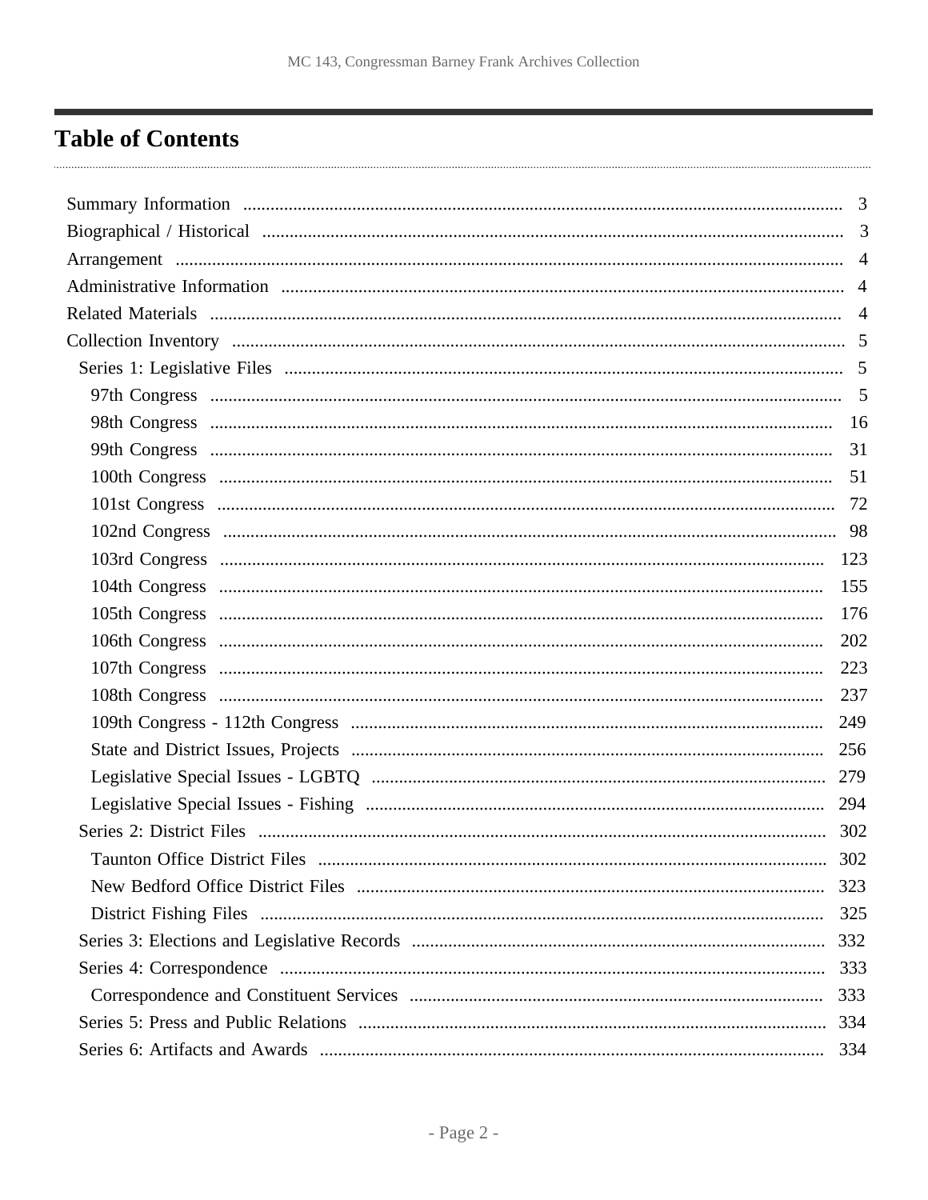# Table of Contents

- Summary Information ... 3
- Biographical / Historical ... 3
- Arrangement ... 4
- Administrative Information ... 4
- Related Materials ... 4
- Collection Inventory ... 5
  - Series 1: Legislative Files ... 5
    - 97th Congress ... 5
    - 98th Congress ... 16
    - 99th Congress ... 31
    - 100th Congress ... 51
    - 101st Congress ... 72
    - 102nd Congress ... 98
    - 103rd Congress ... 123
    - 104th Congress ... 155
    - 105th Congress ... 176
    - 106th Congress ... 202
    - 107th Congress ... 223
    - 108th Congress ... 237
    - 109th Congress - 112th Congress ... 249
    - State and District Issues, Projects ... 256
    - Legislative Special Issues - LGBTQ ... 279
    - Legislative Special Issues - Fishing ... 294
  - Series 2: District Files ... 302
    - Taunton Office District Files ... 302
    - New Bedford Office District Files ... 323
    - District Fishing Files ... 325
  - Series 3: Elections and Legislative Records ... 332
  - Series 4: Correspondence ... 333
    - Correspondence and Constituent Services ... 333
  - Series 5: Press and Public Relations ... 334
  - Series 6: Artifacts and Awards ... 334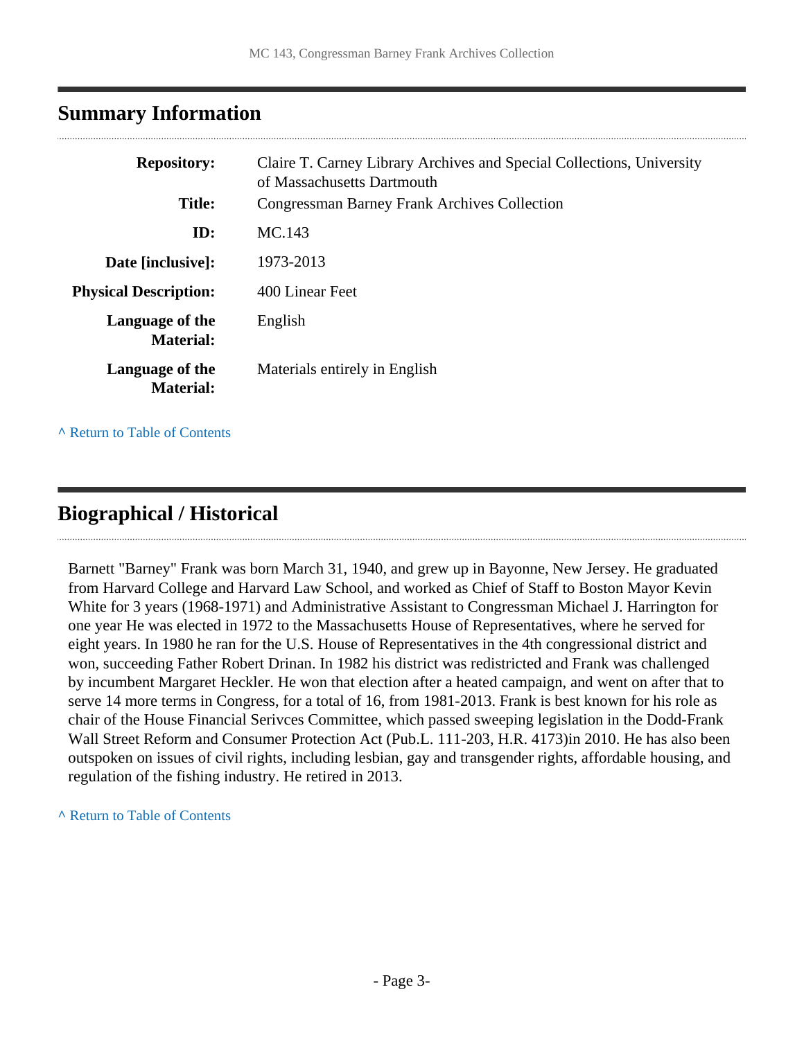## Summary Information

| | |
|---|---|
| **Repository:** | Claire T. Carney Library Archives and Special Collections, University of Massachusetts Dartmouth |
| **Title:** | Congressman Barney Frank Archives Collection |
| **ID:** | MC.143 |
| **Date [inclusive]:** | 1973-2013 |
| **Physical Description:** | 400 Linear Feet |
| **Language of the Material:** | English |
| **Language of the Material:** | Materials entirely in English |

^ Return to Table of Contents

## Biographical / Historical

Barnett "Barney" Frank was born March 31, 1940, and grew up in Bayonne, New Jersey. He graduated from Harvard College and Harvard Law School, and worked as Chief of Staff to Boston Mayor Kevin White for 3 years (1968-1971) and Administrative Assistant to Congressman Michael J. Harrington for one year He was elected in 1972 to the Massachusetts House of Representatives, where he served for eight years. In 1980 he ran for the U.S. House of Representatives in the 4th congressional district and won, succeeding Father Robert Drinan. In 1982 his district was redistricted and Frank was challenged by incumbent Margaret Heckler. He won that election after a heated campaign, and went on after that to serve 14 more terms in Congress, for a total of 16, from 1981-2013. Frank is best known for his role as chair of the House Financial Serivces Committee, which passed sweeping legislation in the Dodd-Frank Wall Street Reform and Consumer Protection Act (Pub.L. 111-203, H.R. 4173)in 2010. He has also been outspoken on issues of civil rights, including lesbian, gay and transgender rights, affordable housing, and regulation of the fishing industry. He retired in 2013.

^ Return to Table of Contents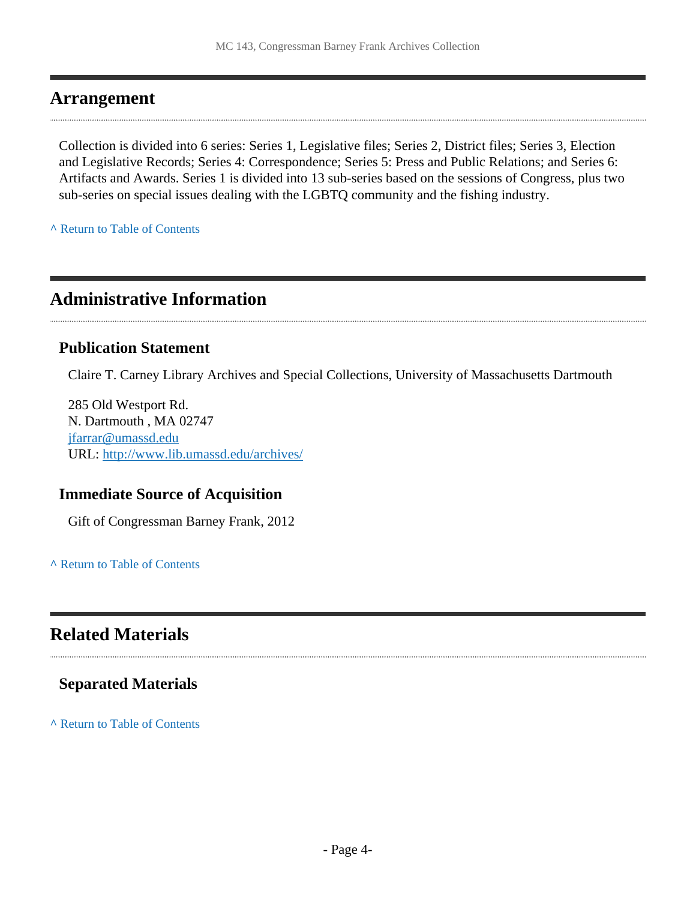## Arrangement

Collection is divided into 6 series: Series 1, Legislative files; Series 2, District files; Series 3, Election and Legislative Records; Series 4: Correspondence; Series 5: Press and Public Relations; and Series 6: Artifacts and Awards. Series 1 is divided into 13 sub-series based on the sessions of Congress, plus two sub-series on special issues dealing with the LGBTQ community and the fishing industry.

^ Return to Table of Contents

## Administrative Information

### Publication Statement

Claire T. Carney Library Archives and Special Collections, University of Massachusetts Dartmouth

285 Old Westport Rd.
N. Dartmouth , MA 02747
jfarrar@umassd.edu
URL: http://www.lib.umassd.edu/archives/

### Immediate Source of Acquisition

Gift of Congressman Barney Frank, 2012

^ Return to Table of Contents

## Related Materials

### Separated Materials

^ Return to Table of Contents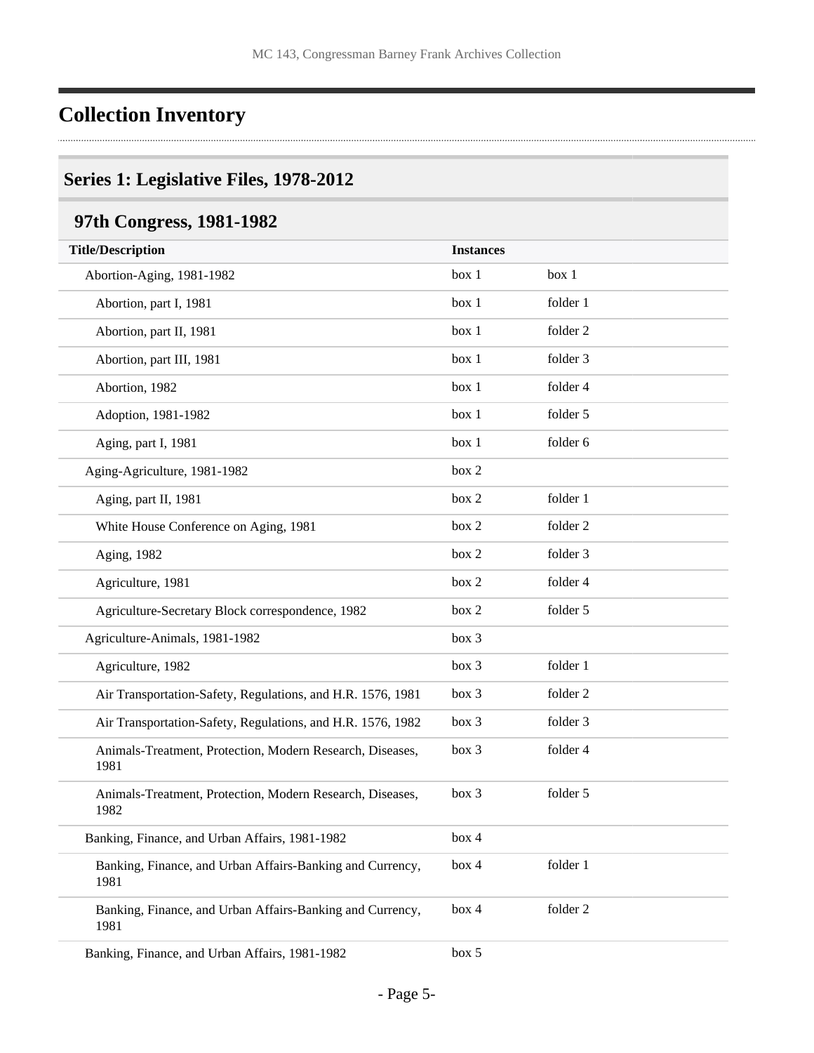# Collection Inventory

## Series 1: Legislative Files, 1978-2012

### 97th Congress, 1981-1982

| Title/Description | Instances | |
|---|---|---|
| Abortion-Aging, 1981-1982 | box 1 | box 1 |
| Abortion, part I, 1981 | box 1 | folder 1 |
| Abortion, part II, 1981 | box 1 | folder 2 |
| Abortion, part III, 1981 | box 1 | folder 3 |
| Abortion, 1982 | box 1 | folder 4 |
| Adoption, 1981-1982 | box 1 | folder 5 |
| Aging, part I, 1981 | box 1 | folder 6 |
| Aging-Agriculture, 1981-1982 | box 2 | |
| Aging, part II, 1981 | box 2 | folder 1 |
| White House Conference on Aging, 1981 | box 2 | folder 2 |
| Aging, 1982 | box 2 | folder 3 |
| Agriculture, 1981 | box 2 | folder 4 |
| Agriculture-Secretary Block correspondence, 1982 | box 2 | folder 5 |
| Agriculture-Animals, 1981-1982 | box 3 | |
| Agriculture, 1982 | box 3 | folder 1 |
| Air Transportation-Safety, Regulations, and H.R. 1576, 1981 | box 3 | folder 2 |
| Air Transportation-Safety, Regulations, and H.R. 1576, 1982 | box 3 | folder 3 |
| Animals-Treatment, Protection, Modern Research, Diseases, 1981 | box 3 | folder 4 |
| Animals-Treatment, Protection, Modern Research, Diseases, 1982 | box 3 | folder 5 |
| Banking, Finance, and Urban Affairs, 1981-1982 | box 4 | |
| Banking, Finance, and Urban Affairs-Banking and Currency, 1981 | box 4 | folder 1 |
| Banking, Finance, and Urban Affairs-Banking and Currency, 1981 | box 4 | folder 2 |
| Banking, Finance, and Urban Affairs, 1981-1982 | box 5 | |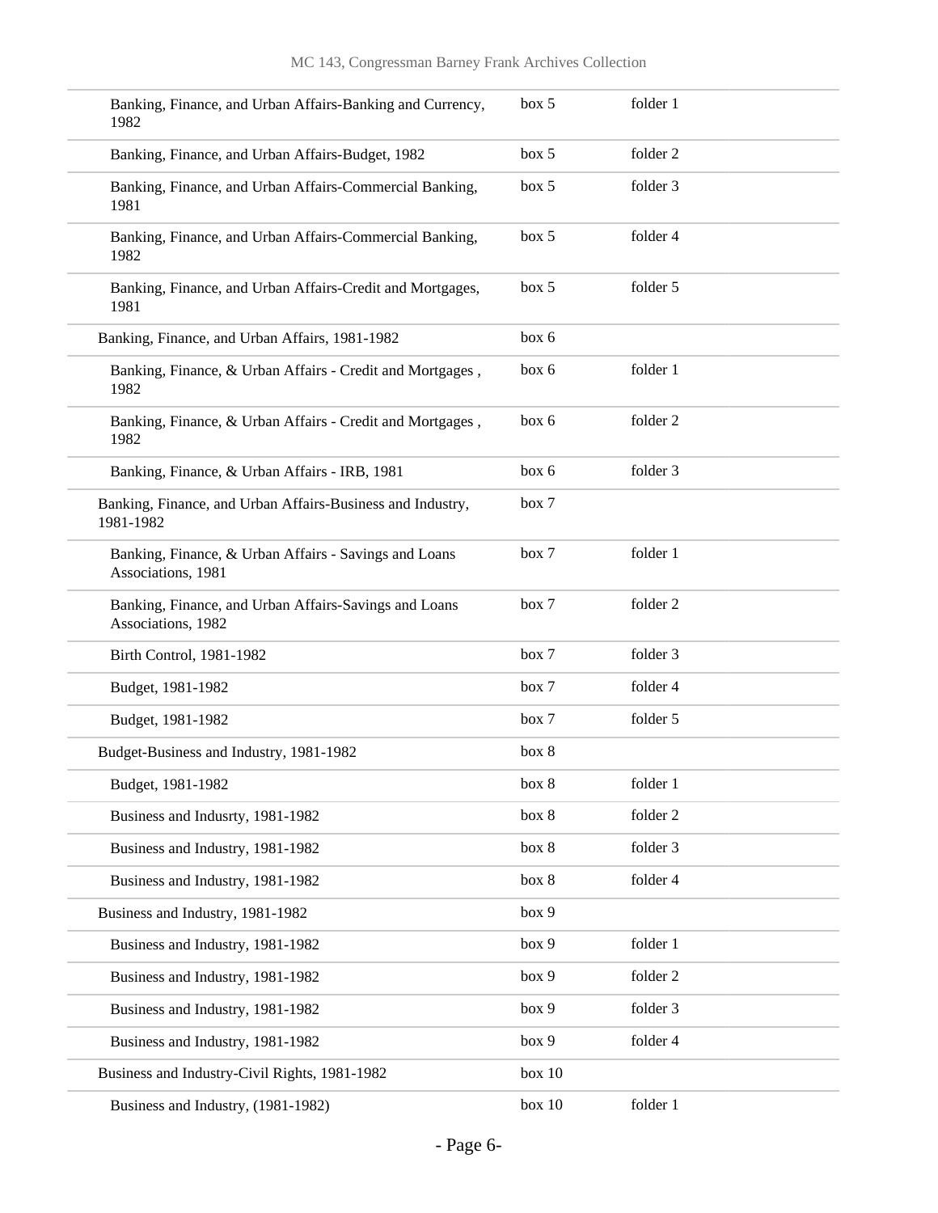| | | |
|---|---|---|
| Banking, Finance, and Urban Affairs-Banking and Currency, 1982 | box 5 | folder 1 |
| Banking, Finance, and Urban Affairs-Budget, 1982 | box 5 | folder 2 |
| Banking, Finance, and Urban Affairs-Commercial Banking, 1981 | box 5 | folder 3 |
| Banking, Finance, and Urban Affairs-Commercial Banking, 1982 | box 5 | folder 4 |
| Banking, Finance, and Urban Affairs-Credit and Mortgages, 1981 | box 5 | folder 5 |
| Banking, Finance, and Urban Affairs, 1981-1982 | box 6 | |
| Banking, Finance, & Urban Affairs - Credit and Mortgages , 1982 | box 6 | folder 1 |
| Banking, Finance, & Urban Affairs - Credit and Mortgages , 1982 | box 6 | folder 2 |
| Banking, Finance, & Urban Affairs - IRB, 1981 | box 6 | folder 3 |
| Banking, Finance, and Urban Affairs-Business and Industry, 1981-1982 | box 7 | |
| Banking, Finance, & Urban Affairs - Savings and Loans Associations, 1981 | box 7 | folder 1 |
| Banking, Finance, and Urban Affairs-Savings and Loans Associations, 1982 | box 7 | folder 2 |
| Birth Control, 1981-1982 | box 7 | folder 3 |
| Budget, 1981-1982 | box 7 | folder 4 |
| Budget, 1981-1982 | box 7 | folder 5 |
| Budget-Business and Industry, 1981-1982 | box 8 | |
| Budget, 1981-1982 | box 8 | folder 1 |
| Business and Indusrty, 1981-1982 | box 8 | folder 2 |
| Business and Industry, 1981-1982 | box 8 | folder 3 |
| Business and Industry, 1981-1982 | box 8 | folder 4 |
| Business and Industry, 1981-1982 | box 9 | |
| Business and Industry, 1981-1982 | box 9 | folder 1 |
| Business and Industry, 1981-1982 | box 9 | folder 2 |
| Business and Industry, 1981-1982 | box 9 | folder 3 |
| Business and Industry, 1981-1982 | box 9 | folder 4 |
| Business and Industry-Civil Rights, 1981-1982 | box 10 | |
| Business and Industry, (1981-1982) | box 10 | folder 1 |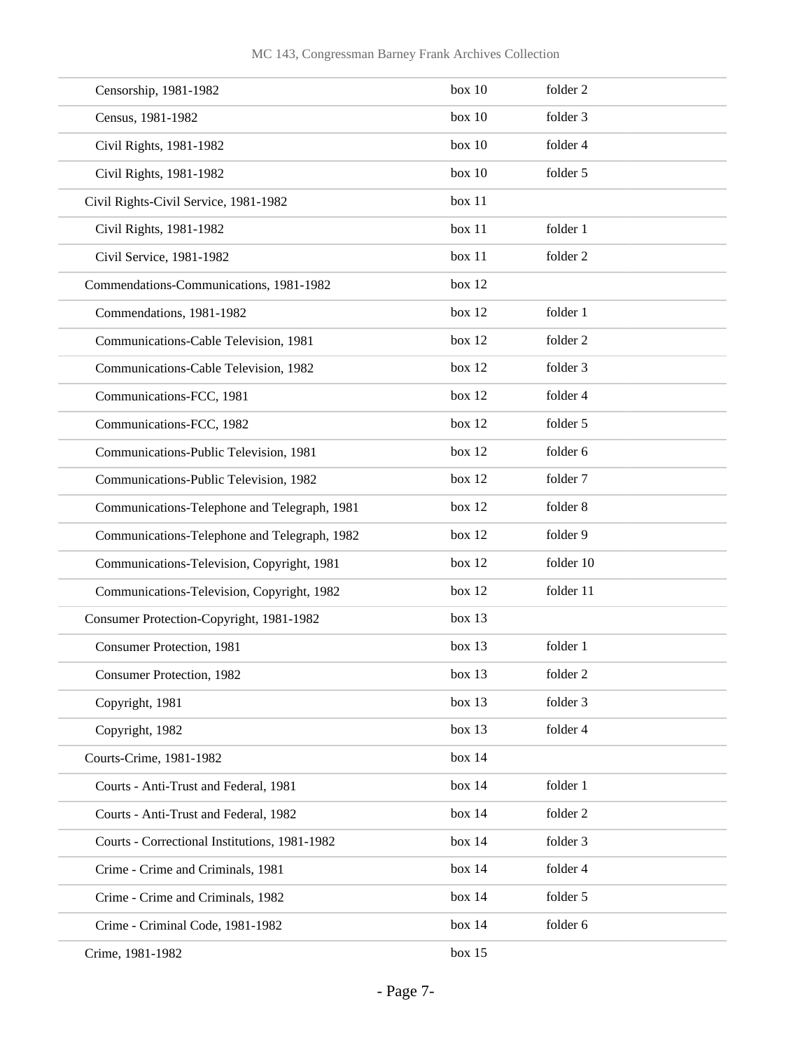| | | |
|---|---|---|
| Censorship, 1981-1982 | box 10 | folder 2 |
| Census, 1981-1982 | box 10 | folder 3 |
| Civil Rights, 1981-1982 | box 10 | folder 4 |
| Civil Rights, 1981-1982 | box 10 | folder 5 |
| Civil Rights-Civil Service, 1981-1982 | box 11 | |
| Civil Rights, 1981-1982 | box 11 | folder 1 |
| Civil Service, 1981-1982 | box 11 | folder 2 |
| Commendations-Communications, 1981-1982 | box 12 | |
| Commendations, 1981-1982 | box 12 | folder 1 |
| Communications-Cable Television, 1981 | box 12 | folder 2 |
| Communications-Cable Television, 1982 | box 12 | folder 3 |
| Communications-FCC, 1981 | box 12 | folder 4 |
| Communications-FCC, 1982 | box 12 | folder 5 |
| Communications-Public Television, 1981 | box 12 | folder 6 |
| Communications-Public Television, 1982 | box 12 | folder 7 |
| Communications-Telephone and Telegraph, 1981 | box 12 | folder 8 |
| Communications-Telephone and Telegraph, 1982 | box 12 | folder 9 |
| Communications-Television, Copyright, 1981 | box 12 | folder 10 |
| Communications-Television, Copyright, 1982 | box 12 | folder 11 |
| Consumer Protection-Copyright, 1981-1982 | box 13 | |
| Consumer Protection, 1981 | box 13 | folder 1 |
| Consumer Protection, 1982 | box 13 | folder 2 |
| Copyright, 1981 | box 13 | folder 3 |
| Copyright, 1982 | box 13 | folder 4 |
| Courts-Crime, 1981-1982 | box 14 | |
| Courts - Anti-Trust and Federal, 1981 | box 14 | folder 1 |
| Courts - Anti-Trust and Federal, 1982 | box 14 | folder 2 |
| Courts - Correctional Institutions, 1981-1982 | box 14 | folder 3 |
| Crime - Crime and Criminals, 1981 | box 14 | folder 4 |
| Crime - Crime and Criminals, 1982 | box 14 | folder 5 |
| Crime - Criminal Code, 1981-1982 | box 14 | folder 6 |
| Crime, 1981-1982 | box 15 | |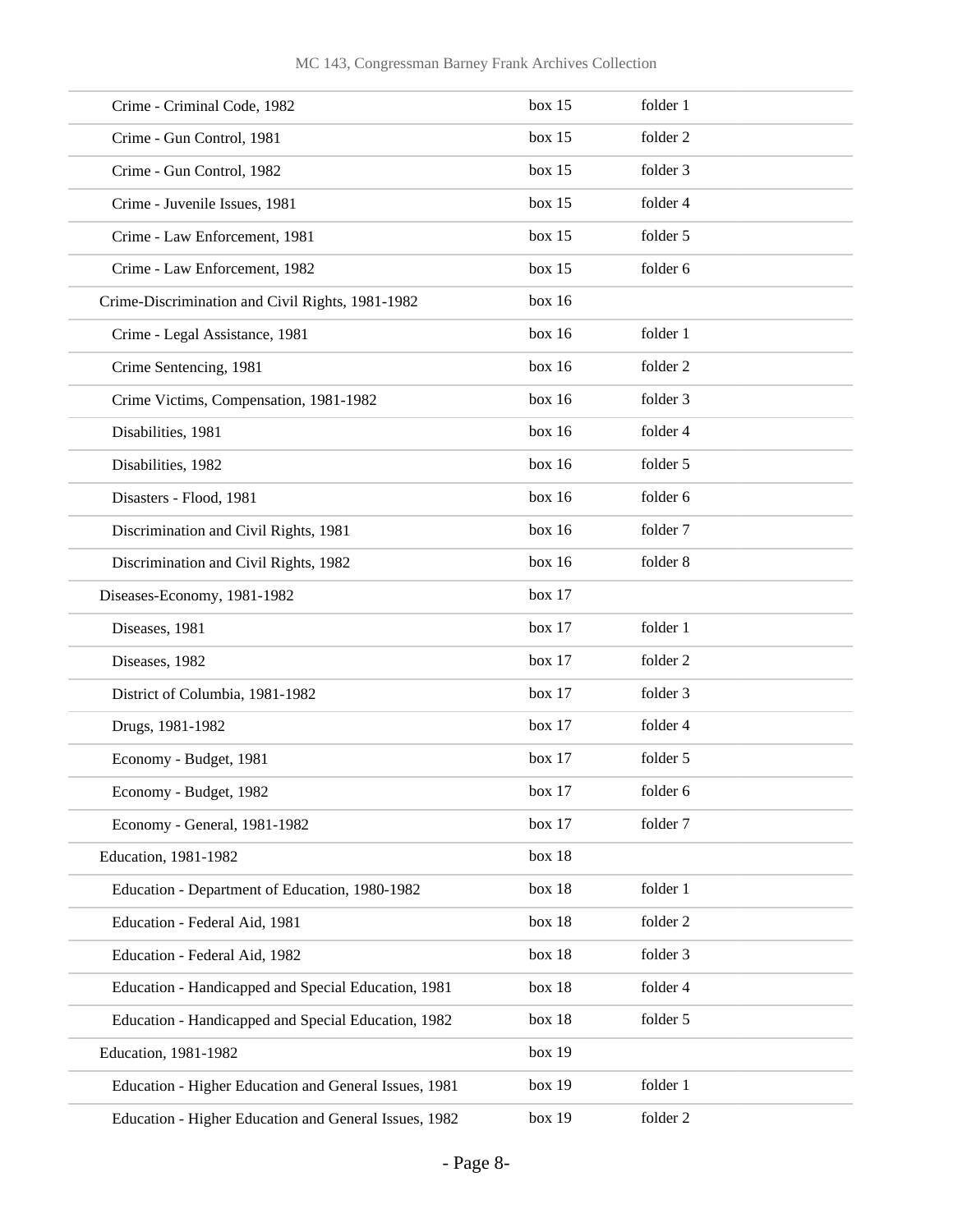| | | |
|---|---|---|
| Crime - Criminal Code, 1982 | box 15 | folder 1 |
| Crime - Gun Control, 1981 | box 15 | folder 2 |
| Crime - Gun Control, 1982 | box 15 | folder 3 |
| Crime - Juvenile Issues, 1981 | box 15 | folder 4 |
| Crime - Law Enforcement, 1981 | box 15 | folder 5 |
| Crime - Law Enforcement, 1982 | box 15 | folder 6 |
| Crime-Discrimination and Civil Rights, 1981-1982 | box 16 | |
| Crime - Legal Assistance, 1981 | box 16 | folder 1 |
| Crime Sentencing, 1981 | box 16 | folder 2 |
| Crime Victims, Compensation, 1981-1982 | box 16 | folder 3 |
| Disabilities, 1981 | box 16 | folder 4 |
| Disabilities, 1982 | box 16 | folder 5 |
| Disasters - Flood, 1981 | box 16 | folder 6 |
| Discrimination and Civil Rights, 1981 | box 16 | folder 7 |
| Discrimination and Civil Rights, 1982 | box 16 | folder 8 |
| Diseases-Economy, 1981-1982 | box 17 | |
| Diseases, 1981 | box 17 | folder 1 |
| Diseases, 1982 | box 17 | folder 2 |
| District of Columbia, 1981-1982 | box 17 | folder 3 |
| Drugs, 1981-1982 | box 17 | folder 4 |
| Economy - Budget, 1981 | box 17 | folder 5 |
| Economy - Budget, 1982 | box 17 | folder 6 |
| Economy - General, 1981-1982 | box 17 | folder 7 |
| Education, 1981-1982 | box 18 | |
| Education - Department of Education, 1980-1982 | box 18 | folder 1 |
| Education - Federal Aid, 1981 | box 18 | folder 2 |
| Education - Federal Aid, 1982 | box 18 | folder 3 |
| Education - Handicapped and Special Education, 1981 | box 18 | folder 4 |
| Education - Handicapped and Special Education, 1982 | box 18 | folder 5 |
| Education, 1981-1982 | box 19 | |
| Education - Higher Education and General Issues, 1981 | box 19 | folder 1 |
| Education - Higher Education and General Issues, 1982 | box 19 | folder 2 |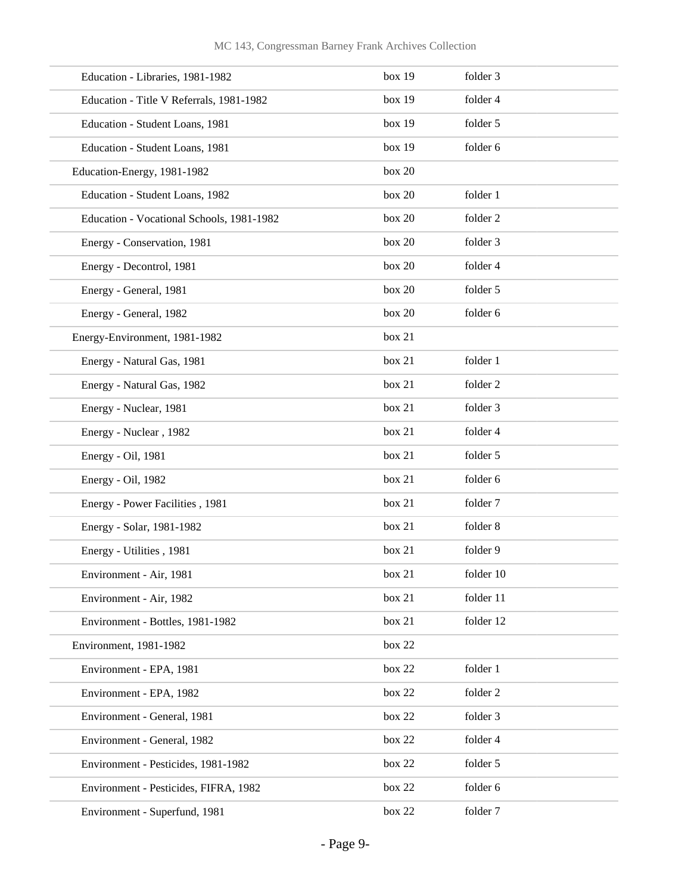| | | |
|---|---|---|
| Education - Libraries, 1981-1982 | box 19 | folder 3 |
| Education - Title V Referrals, 1981-1982 | box 19 | folder 4 |
| Education - Student Loans, 1981 | box 19 | folder 5 |
| Education - Student Loans, 1981 | box 19 | folder 6 |
| Education-Energy, 1981-1982 | box 20 | |
| Education - Student Loans, 1982 | box 20 | folder 1 |
| Education - Vocational Schools, 1981-1982 | box 20 | folder 2 |
| Energy - Conservation, 1981 | box 20 | folder 3 |
| Energy - Decontrol, 1981 | box 20 | folder 4 |
| Energy - General, 1981 | box 20 | folder 5 |
| Energy - General, 1982 | box 20 | folder 6 |
| Energy-Environment, 1981-1982 | box 21 | |
| Energy - Natural Gas, 1981 | box 21 | folder 1 |
| Energy - Natural Gas, 1982 | box 21 | folder 2 |
| Energy - Nuclear, 1981 | box 21 | folder 3 |
| Energy - Nuclear , 1982 | box 21 | folder 4 |
| Energy - Oil, 1981 | box 21 | folder 5 |
| Energy - Oil, 1982 | box 21 | folder 6 |
| Energy - Power Facilities , 1981 | box 21 | folder 7 |
| Energy - Solar, 1981-1982 | box 21 | folder 8 |
| Energy - Utilities , 1981 | box 21 | folder 9 |
| Environment - Air, 1981 | box 21 | folder 10 |
| Environment - Air, 1982 | box 21 | folder 11 |
| Environment - Bottles, 1981-1982 | box 21 | folder 12 |
| Environment, 1981-1982 | box 22 | |
| Environment - EPA, 1981 | box 22 | folder 1 |
| Environment - EPA, 1982 | box 22 | folder 2 |
| Environment - General, 1981 | box 22 | folder 3 |
| Environment - General, 1982 | box 22 | folder 4 |
| Environment - Pesticides, 1981-1982 | box 22 | folder 5 |
| Environment - Pesticides, FIFRA, 1982 | box 22 | folder 6 |
| Environment - Superfund, 1981 | box 22 | folder 7 |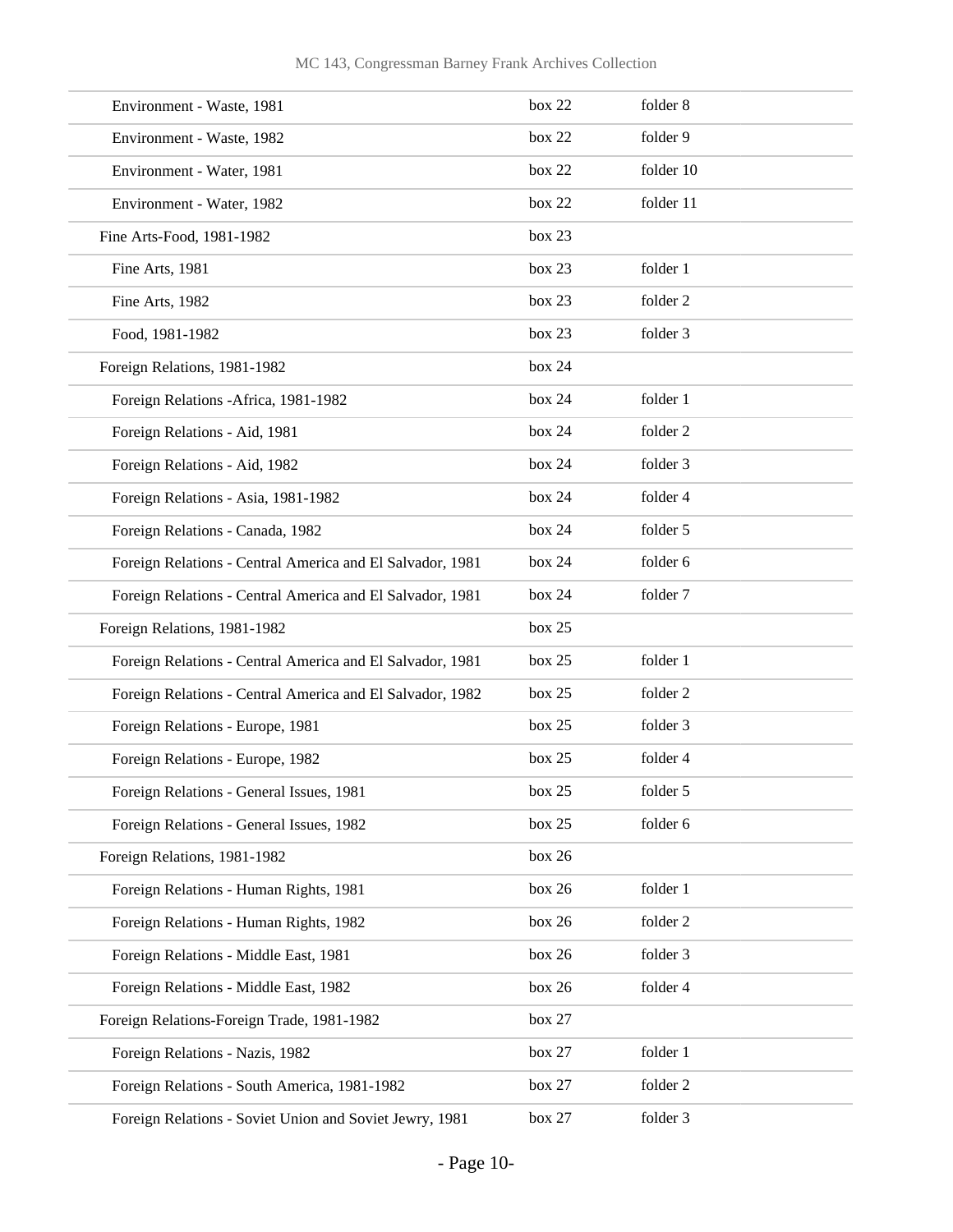| | | |
|---|---|---|
| Environment - Waste, 1981 | box 22 | folder 8 |
| Environment - Waste, 1982 | box 22 | folder 9 |
| Environment - Water, 1981 | box 22 | folder 10 |
| Environment - Water, 1982 | box 22 | folder 11 |
| Fine Arts-Food, 1981-1982 | box 23 | |
| Fine Arts, 1981 | box 23 | folder 1 |
| Fine Arts, 1982 | box 23 | folder 2 |
| Food, 1981-1982 | box 23 | folder 3 |
| Foreign Relations, 1981-1982 | box 24 | |
| Foreign Relations -Africa, 1981-1982 | box 24 | folder 1 |
| Foreign Relations - Aid, 1981 | box 24 | folder 2 |
| Foreign Relations - Aid, 1982 | box 24 | folder 3 |
| Foreign Relations - Asia, 1981-1982 | box 24 | folder 4 |
| Foreign Relations - Canada, 1982 | box 24 | folder 5 |
| Foreign Relations - Central America and El Salvador, 1981 | box 24 | folder 6 |
| Foreign Relations - Central America and El Salvador, 1981 | box 24 | folder 7 |
| Foreign Relations, 1981-1982 | box 25 | |
| Foreign Relations - Central America and El Salvador, 1981 | box 25 | folder 1 |
| Foreign Relations - Central America and El Salvador, 1982 | box 25 | folder 2 |
| Foreign Relations - Europe, 1981 | box 25 | folder 3 |
| Foreign Relations - Europe, 1982 | box 25 | folder 4 |
| Foreign Relations - General Issues, 1981 | box 25 | folder 5 |
| Foreign Relations - General Issues, 1982 | box 25 | folder 6 |
| Foreign Relations, 1981-1982 | box 26 | |
| Foreign Relations - Human Rights, 1981 | box 26 | folder 1 |
| Foreign Relations - Human Rights, 1982 | box 26 | folder 2 |
| Foreign Relations - Middle East, 1981 | box 26 | folder 3 |
| Foreign Relations - Middle East, 1982 | box 26 | folder 4 |
| Foreign Relations-Foreign Trade, 1981-1982 | box 27 | |
| Foreign Relations - Nazis, 1982 | box 27 | folder 1 |
| Foreign Relations - South America, 1981-1982 | box 27 | folder 2 |
| Foreign Relations - Soviet Union and Soviet Jewry, 1981 | box 27 | folder 3 |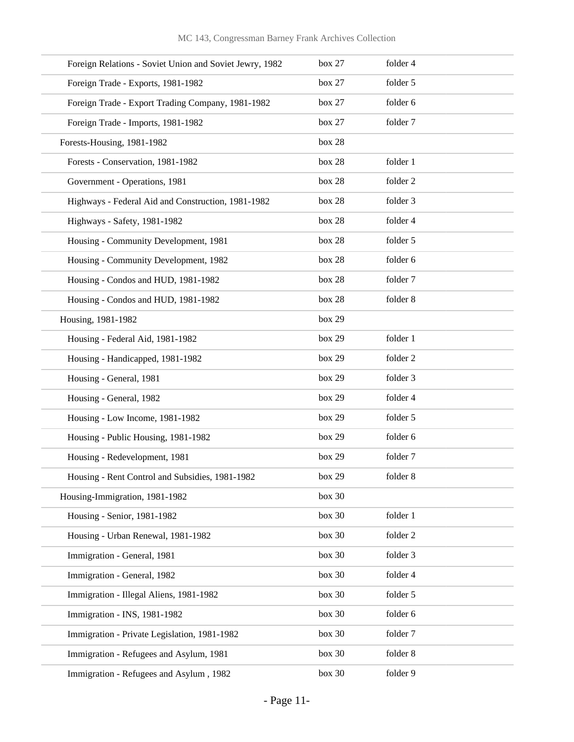| | | |
|---|---|---|
| Foreign Relations - Soviet Union and Soviet Jewry, 1982 | box 27 | folder 4 |
| Foreign Trade - Exports, 1981-1982 | box 27 | folder 5 |
| Foreign Trade - Export Trading Company, 1981-1982 | box 27 | folder 6 |
| Foreign Trade - Imports, 1981-1982 | box 27 | folder 7 |
| Forests-Housing, 1981-1982 | box 28 | |
| Forests - Conservation, 1981-1982 | box 28 | folder 1 |
| Government - Operations, 1981 | box 28 | folder 2 |
| Highways - Federal Aid and Construction, 1981-1982 | box 28 | folder 3 |
| Highways - Safety, 1981-1982 | box 28 | folder 4 |
| Housing - Community Development, 1981 | box 28 | folder 5 |
| Housing - Community Development, 1982 | box 28 | folder 6 |
| Housing - Condos and HUD, 1981-1982 | box 28 | folder 7 |
| Housing - Condos and HUD, 1981-1982 | box 28 | folder 8 |
| Housing, 1981-1982 | box 29 | |
| Housing - Federal Aid, 1981-1982 | box 29 | folder 1 |
| Housing - Handicapped, 1981-1982 | box 29 | folder 2 |
| Housing - General, 1981 | box 29 | folder 3 |
| Housing - General, 1982 | box 29 | folder 4 |
| Housing - Low Income, 1981-1982 | box 29 | folder 5 |
| Housing - Public Housing, 1981-1982 | box 29 | folder 6 |
| Housing - Redevelopment, 1981 | box 29 | folder 7 |
| Housing - Rent Control and Subsidies, 1981-1982 | box 29 | folder 8 |
| Housing-Immigration, 1981-1982 | box 30 | |
| Housing - Senior, 1981-1982 | box 30 | folder 1 |
| Housing - Urban Renewal, 1981-1982 | box 30 | folder 2 |
| Immigration - General, 1981 | box 30 | folder 3 |
| Immigration - General, 1982 | box 30 | folder 4 |
| Immigration - Illegal Aliens, 1981-1982 | box 30 | folder 5 |
| Immigration - INS, 1981-1982 | box 30 | folder 6 |
| Immigration - Private Legislation, 1981-1982 | box 30 | folder 7 |
| Immigration - Refugees and Asylum, 1981 | box 30 | folder 8 |
| Immigration - Refugees and Asylum , 1982 | box 30 | folder 9 |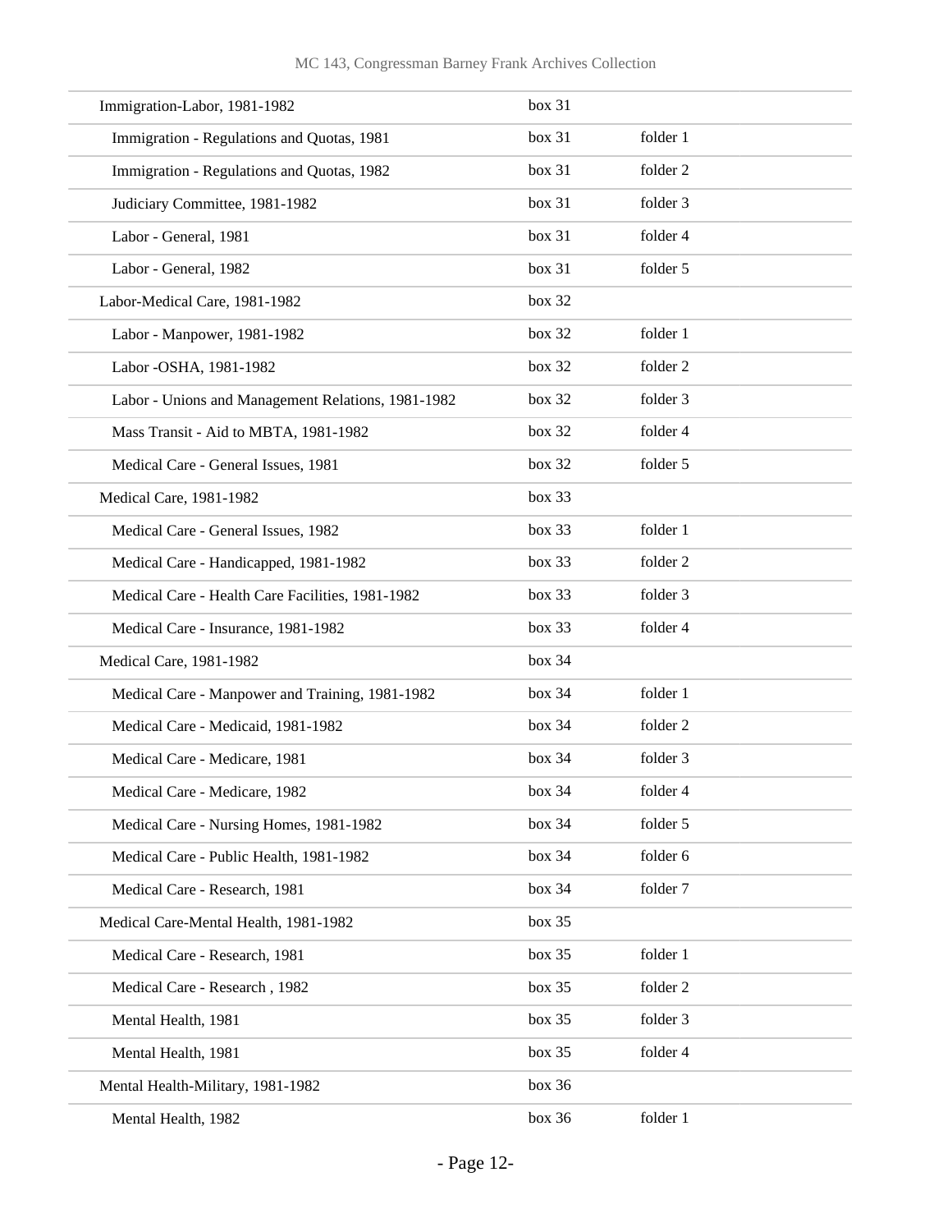| | | |
|---|---|---|
| Immigration-Labor, 1981-1982 | box 31 | |
| Immigration - Regulations and Quotas, 1981 | box 31 | folder 1 |
| Immigration - Regulations and Quotas, 1982 | box 31 | folder 2 |
| Judiciary Committee, 1981-1982 | box 31 | folder 3 |
| Labor - General, 1981 | box 31 | folder 4 |
| Labor - General, 1982 | box 31 | folder 5 |
| Labor-Medical Care, 1981-1982 | box 32 | |
| Labor - Manpower, 1981-1982 | box 32 | folder 1 |
| Labor -OSHA, 1981-1982 | box 32 | folder 2 |
| Labor - Unions and Management Relations, 1981-1982 | box 32 | folder 3 |
| Mass Transit - Aid to MBTA, 1981-1982 | box 32 | folder 4 |
| Medical Care - General Issues, 1981 | box 32 | folder 5 |
| Medical Care, 1981-1982 | box 33 | |
| Medical Care - General Issues, 1982 | box 33 | folder 1 |
| Medical Care - Handicapped, 1981-1982 | box 33 | folder 2 |
| Medical Care - Health Care Facilities, 1981-1982 | box 33 | folder 3 |
| Medical Care - Insurance, 1981-1982 | box 33 | folder 4 |
| Medical Care, 1981-1982 | box 34 | |
| Medical Care - Manpower and Training, 1981-1982 | box 34 | folder 1 |
| Medical Care - Medicaid, 1981-1982 | box 34 | folder 2 |
| Medical Care - Medicare, 1981 | box 34 | folder 3 |
| Medical Care - Medicare, 1982 | box 34 | folder 4 |
| Medical Care - Nursing Homes, 1981-1982 | box 34 | folder 5 |
| Medical Care - Public Health, 1981-1982 | box 34 | folder 6 |
| Medical Care - Research, 1981 | box 34 | folder 7 |
| Medical Care-Mental Health, 1981-1982 | box 35 | |
| Medical Care - Research, 1981 | box 35 | folder 1 |
| Medical Care - Research , 1982 | box 35 | folder 2 |
| Mental Health, 1981 | box 35 | folder 3 |
| Mental Health, 1981 | box 35 | folder 4 |
| Mental Health-Military, 1981-1982 | box 36 | |
| Mental Health, 1982 | box 36 | folder 1 |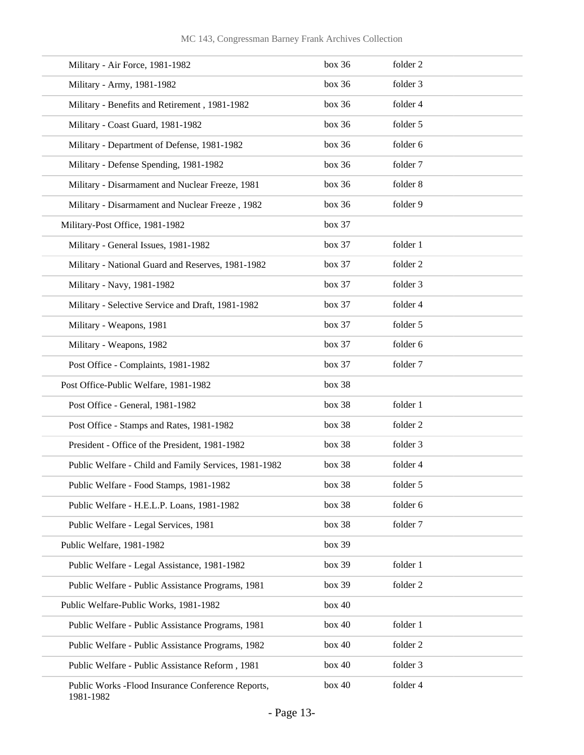| | | |
|---|---|---|
| Military - Air Force, 1981-1982 | box 36 | folder 2 |
| Military - Army, 1981-1982 | box 36 | folder 3 |
| Military - Benefits and Retirement , 1981-1982 | box 36 | folder 4 |
| Military - Coast Guard, 1981-1982 | box 36 | folder 5 |
| Military - Department of Defense, 1981-1982 | box 36 | folder 6 |
| Military - Defense Spending, 1981-1982 | box 36 | folder 7 |
| Military - Disarmament and Nuclear Freeze, 1981 | box 36 | folder 8 |
| Military - Disarmament and Nuclear Freeze , 1982 | box 36 | folder 9 |
| Military-Post Office, 1981-1982 | box 37 | |
| Military - General Issues, 1981-1982 | box 37 | folder 1 |
| Military - National Guard and Reserves, 1981-1982 | box 37 | folder 2 |
| Military - Navy, 1981-1982 | box 37 | folder 3 |
| Military - Selective Service and Draft, 1981-1982 | box 37 | folder 4 |
| Military - Weapons, 1981 | box 37 | folder 5 |
| Military - Weapons, 1982 | box 37 | folder 6 |
| Post Office - Complaints, 1981-1982 | box 37 | folder 7 |
| Post Office-Public Welfare, 1981-1982 | box 38 | |
| Post Office - General, 1981-1982 | box 38 | folder 1 |
| Post Office - Stamps and Rates, 1981-1982 | box 38 | folder 2 |
| President - Office of the President, 1981-1982 | box 38 | folder 3 |
| Public Welfare - Child and Family Services, 1981-1982 | box 38 | folder 4 |
| Public Welfare - Food Stamps, 1981-1982 | box 38 | folder 5 |
| Public Welfare - H.E.L.P. Loans, 1981-1982 | box 38 | folder 6 |
| Public Welfare - Legal Services, 1981 | box 38 | folder 7 |
| Public Welfare, 1981-1982 | box 39 | |
| Public Welfare - Legal Assistance, 1981-1982 | box 39 | folder 1 |
| Public Welfare - Public Assistance Programs, 1981 | box 39 | folder 2 |
| Public Welfare-Public Works, 1981-1982 | box 40 | |
| Public Welfare - Public Assistance Programs, 1981 | box 40 | folder 1 |
| Public Welfare - Public Assistance Programs, 1982 | box 40 | folder 2 |
| Public Welfare - Public Assistance Reform , 1981 | box 40 | folder 3 |
| Public Works -Flood Insurance Conference Reports, 1981-1982 | box 40 | folder 4 |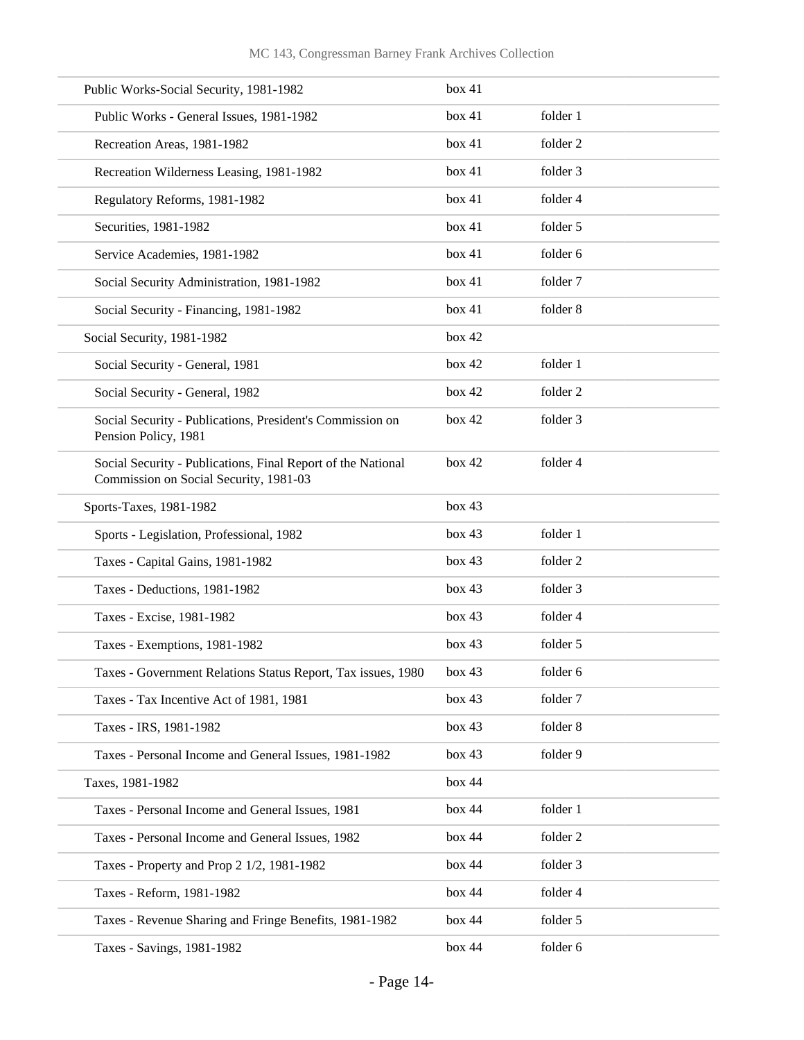| | | |
|---|---|---|
| Public Works-Social Security, 1981-1982 | box 41 | |
| Public Works - General Issues, 1981-1982 | box 41 | folder 1 |
| Recreation Areas, 1981-1982 | box 41 | folder 2 |
| Recreation Wilderness Leasing, 1981-1982 | box 41 | folder 3 |
| Regulatory Reforms, 1981-1982 | box 41 | folder 4 |
| Securities, 1981-1982 | box 41 | folder 5 |
| Service Academies, 1981-1982 | box 41 | folder 6 |
| Social Security Administration, 1981-1982 | box 41 | folder 7 |
| Social Security - Financing, 1981-1982 | box 41 | folder 8 |
| Social Security, 1981-1982 | box 42 | |
| Social Security - General, 1981 | box 42 | folder 1 |
| Social Security - General, 1982 | box 42 | folder 2 |
| Social Security - Publications, President's Commission on Pension Policy, 1981 | box 42 | folder 3 |
| Social Security - Publications, Final Report of the National Commission on Social Security, 1981-03 | box 42 | folder 4 |
| Sports-Taxes, 1981-1982 | box 43 | |
| Sports - Legislation, Professional, 1982 | box 43 | folder 1 |
| Taxes - Capital Gains, 1981-1982 | box 43 | folder 2 |
| Taxes - Deductions, 1981-1982 | box 43 | folder 3 |
| Taxes - Excise, 1981-1982 | box 43 | folder 4 |
| Taxes - Exemptions, 1981-1982 | box 43 | folder 5 |
| Taxes - Government Relations Status Report, Tax issues, 1980 | box 43 | folder 6 |
| Taxes - Tax Incentive Act of 1981, 1981 | box 43 | folder 7 |
| Taxes - IRS, 1981-1982 | box 43 | folder 8 |
| Taxes - Personal Income and General Issues, 1981-1982 | box 43 | folder 9 |
| Taxes, 1981-1982 | box 44 | |
| Taxes - Personal Income and General Issues, 1981 | box 44 | folder 1 |
| Taxes - Personal Income and General Issues, 1982 | box 44 | folder 2 |
| Taxes - Property and Prop 2 1/2, 1981-1982 | box 44 | folder 3 |
| Taxes - Reform, 1981-1982 | box 44 | folder 4 |
| Taxes - Revenue Sharing and Fringe Benefits, 1981-1982 | box 44 | folder 5 |
| Taxes - Savings, 1981-1982 | box 44 | folder 6 |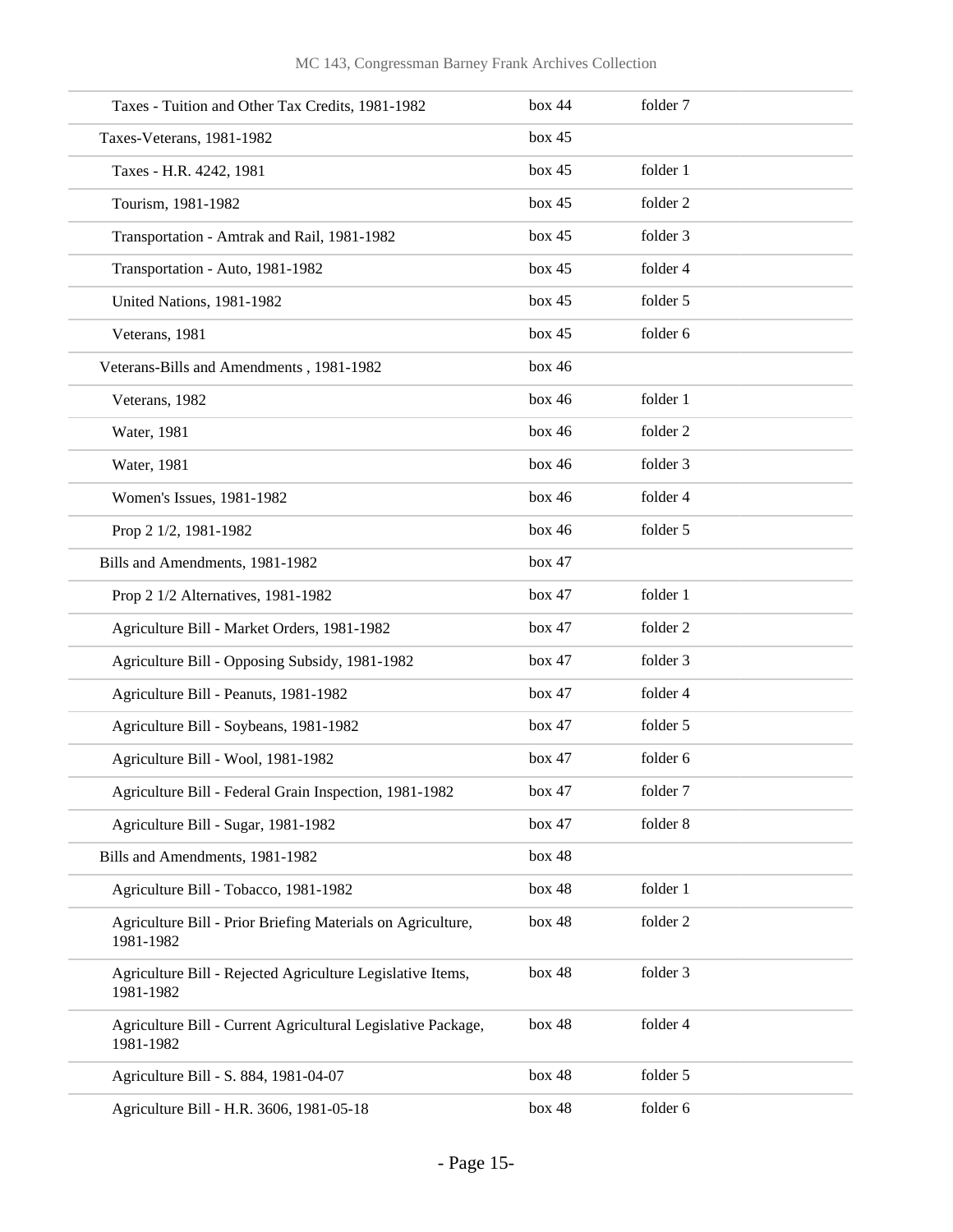| | | |
|---|---|---|
| Taxes - Tuition and Other Tax Credits, 1981-1982 | box 44 | folder 7 |
| Taxes-Veterans, 1981-1982 | box 45 | |
| Taxes - H.R. 4242, 1981 | box 45 | folder 1 |
| Tourism, 1981-1982 | box 45 | folder 2 |
| Transportation - Amtrak and Rail, 1981-1982 | box 45 | folder 3 |
| Transportation - Auto, 1981-1982 | box 45 | folder 4 |
| United Nations, 1981-1982 | box 45 | folder 5 |
| Veterans, 1981 | box 45 | folder 6 |
| Veterans-Bills and Amendments , 1981-1982 | box 46 | |
| Veterans, 1982 | box 46 | folder 1 |
| Water, 1981 | box 46 | folder 2 |
| Water, 1981 | box 46 | folder 3 |
| Women's Issues, 1981-1982 | box 46 | folder 4 |
| Prop 2 1/2, 1981-1982 | box 46 | folder 5 |
| Bills and Amendments, 1981-1982 | box 47 | |
| Prop 2 1/2 Alternatives, 1981-1982 | box 47 | folder 1 |
| Agriculture Bill - Market Orders, 1981-1982 | box 47 | folder 2 |
| Agriculture Bill - Opposing Subsidy, 1981-1982 | box 47 | folder 3 |
| Agriculture Bill - Peanuts, 1981-1982 | box 47 | folder 4 |
| Agriculture Bill - Soybeans, 1981-1982 | box 47 | folder 5 |
| Agriculture Bill - Wool, 1981-1982 | box 47 | folder 6 |
| Agriculture Bill - Federal Grain Inspection, 1981-1982 | box 47 | folder 7 |
| Agriculture Bill - Sugar, 1981-1982 | box 47 | folder 8 |
| Bills and Amendments, 1981-1982 | box 48 | |
| Agriculture Bill - Tobacco, 1981-1982 | box 48 | folder 1 |
| Agriculture Bill - Prior Briefing Materials on Agriculture, 1981-1982 | box 48 | folder 2 |
| Agriculture Bill - Rejected Agriculture Legislative Items, 1981-1982 | box 48 | folder 3 |
| Agriculture Bill - Current Agricultural Legislative Package, 1981-1982 | box 48 | folder 4 |
| Agriculture Bill - S. 884, 1981-04-07 | box 48 | folder 5 |
| Agriculture Bill - H.R. 3606, 1981-05-18 | box 48 | folder 6 |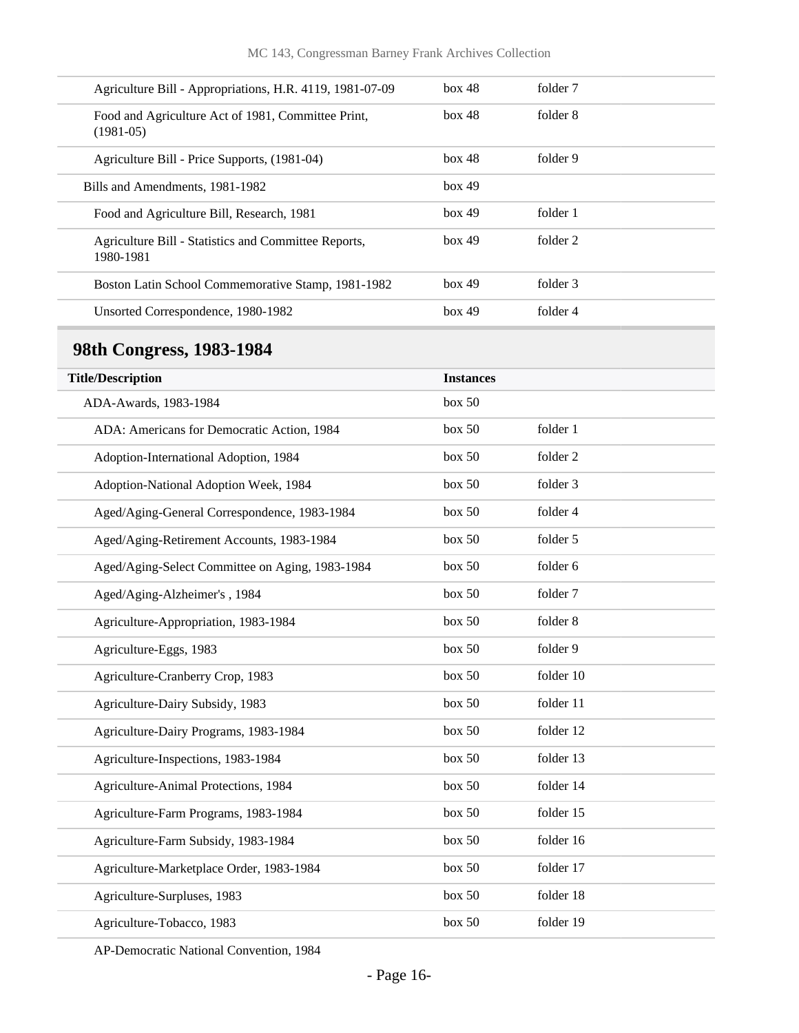| | | |
|---|---|---|
| Agriculture Bill - Appropriations, H.R. 4119, 1981-07-09 | box 48 | folder 7 |
| Food and Agriculture Act of 1981, Committee Print, (1981-05) | box 48 | folder 8 |
| Agriculture Bill - Price Supports, (1981-04) | box 48 | folder 9 |
| Bills and Amendments, 1981-1982 | box 49 | |
| Food and Agriculture Bill, Research, 1981 | box 49 | folder 1 |
| Agriculture Bill - Statistics and Committee Reports, 1980-1981 | box 49 | folder 2 |
| Boston Latin School Commemorative Stamp, 1981-1982 | box 49 | folder 3 |
| Unsorted Correspondence, 1980-1982 | box 49 | folder 4 |

## 98th Congress, 1983-1984

| Title/Description | Instances | |
|---|---|---|
| ADA-Awards, 1983-1984 | box 50 | |
| ADA: Americans for Democratic Action, 1984 | box 50 | folder 1 |
| Adoption-International Adoption, 1984 | box 50 | folder 2 |
| Adoption-National Adoption Week, 1984 | box 50 | folder 3 |
| Aged/Aging-General Correspondence, 1983-1984 | box 50 | folder 4 |
| Aged/Aging-Retirement Accounts, 1983-1984 | box 50 | folder 5 |
| Aged/Aging-Select Committee on Aging, 1983-1984 | box 50 | folder 6 |
| Aged/Aging-Alzheimer's , 1984 | box 50 | folder 7 |
| Agriculture-Appropriation, 1983-1984 | box 50 | folder 8 |
| Agriculture-Eggs, 1983 | box 50 | folder 9 |
| Agriculture-Cranberry Crop, 1983 | box 50 | folder 10 |
| Agriculture-Dairy Subsidy, 1983 | box 50 | folder 11 |
| Agriculture-Dairy Programs, 1983-1984 | box 50 | folder 12 |
| Agriculture-Inspections, 1983-1984 | box 50 | folder 13 |
| Agriculture-Animal Protections, 1984 | box 50 | folder 14 |
| Agriculture-Farm Programs, 1983-1984 | box 50 | folder 15 |
| Agriculture-Farm Subsidy, 1983-1984 | box 50 | folder 16 |
| Agriculture-Marketplace Order, 1983-1984 | box 50 | folder 17 |
| Agriculture-Surpluses, 1983 | box 50 | folder 18 |
| Agriculture-Tobacco, 1983 | box 50 | folder 19 |
| AP-Democratic National Convention, 1984 | | |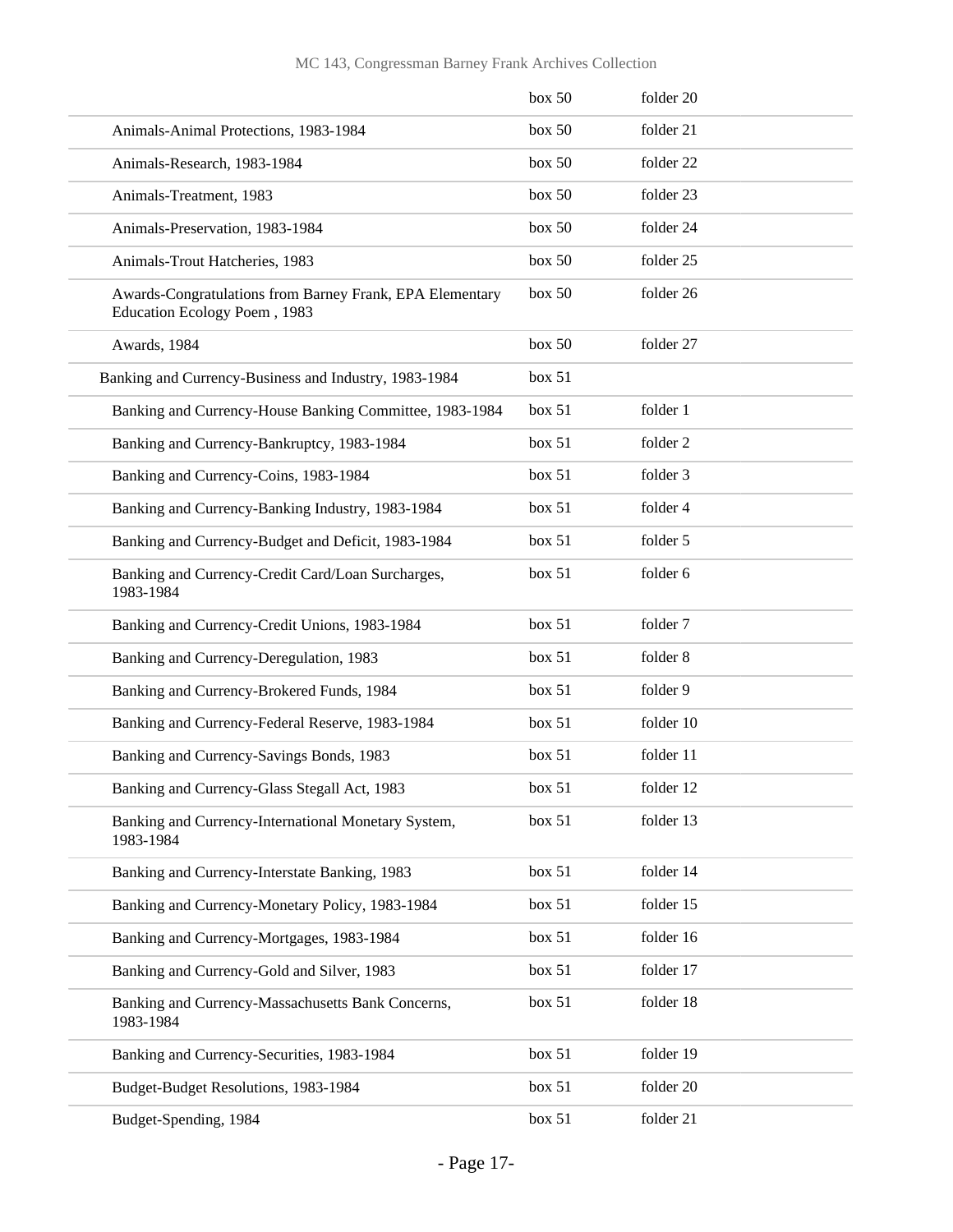| | | |
|---|---|---|
| | box 50 | folder 20 |
| Animals-Animal Protections, 1983-1984 | box 50 | folder 21 |
| Animals-Research, 1983-1984 | box 50 | folder 22 |
| Animals-Treatment, 1983 | box 50 | folder 23 |
| Animals-Preservation, 1983-1984 | box 50 | folder 24 |
| Animals-Trout Hatcheries, 1983 | box 50 | folder 25 |
| Awards-Congratulations from Barney Frank, EPA Elementary Education Ecology Poem , 1983 | box 50 | folder 26 |
| Awards, 1984 | box 50 | folder 27 |
| Banking and Currency-Business and Industry, 1983-1984 | box 51 | |
| Banking and Currency-House Banking Committee, 1983-1984 | box 51 | folder 1 |
| Banking and Currency-Bankruptcy, 1983-1984 | box 51 | folder 2 |
| Banking and Currency-Coins, 1983-1984 | box 51 | folder 3 |
| Banking and Currency-Banking Industry, 1983-1984 | box 51 | folder 4 |
| Banking and Currency-Budget and Deficit, 1983-1984 | box 51 | folder 5 |
| Banking and Currency-Credit Card/Loan Surcharges, 1983-1984 | box 51 | folder 6 |
| Banking and Currency-Credit Unions, 1983-1984 | box 51 | folder 7 |
| Banking and Currency-Deregulation, 1983 | box 51 | folder 8 |
| Banking and Currency-Brokered Funds, 1984 | box 51 | folder 9 |
| Banking and Currency-Federal Reserve, 1983-1984 | box 51 | folder 10 |
| Banking and Currency-Savings Bonds, 1983 | box 51 | folder 11 |
| Banking and Currency-Glass Stegall Act, 1983 | box 51 | folder 12 |
| Banking and Currency-International Monetary System, 1983-1984 | box 51 | folder 13 |
| Banking and Currency-Interstate Banking, 1983 | box 51 | folder 14 |
| Banking and Currency-Monetary Policy, 1983-1984 | box 51 | folder 15 |
| Banking and Currency-Mortgages, 1983-1984 | box 51 | folder 16 |
| Banking and Currency-Gold and Silver, 1983 | box 51 | folder 17 |
| Banking and Currency-Massachusetts Bank Concerns, 1983-1984 | box 51 | folder 18 |
| Banking and Currency-Securities, 1983-1984 | box 51 | folder 19 |
| Budget-Budget Resolutions, 1983-1984 | box 51 | folder 20 |
| Budget-Spending, 1984 | box 51 | folder 21 |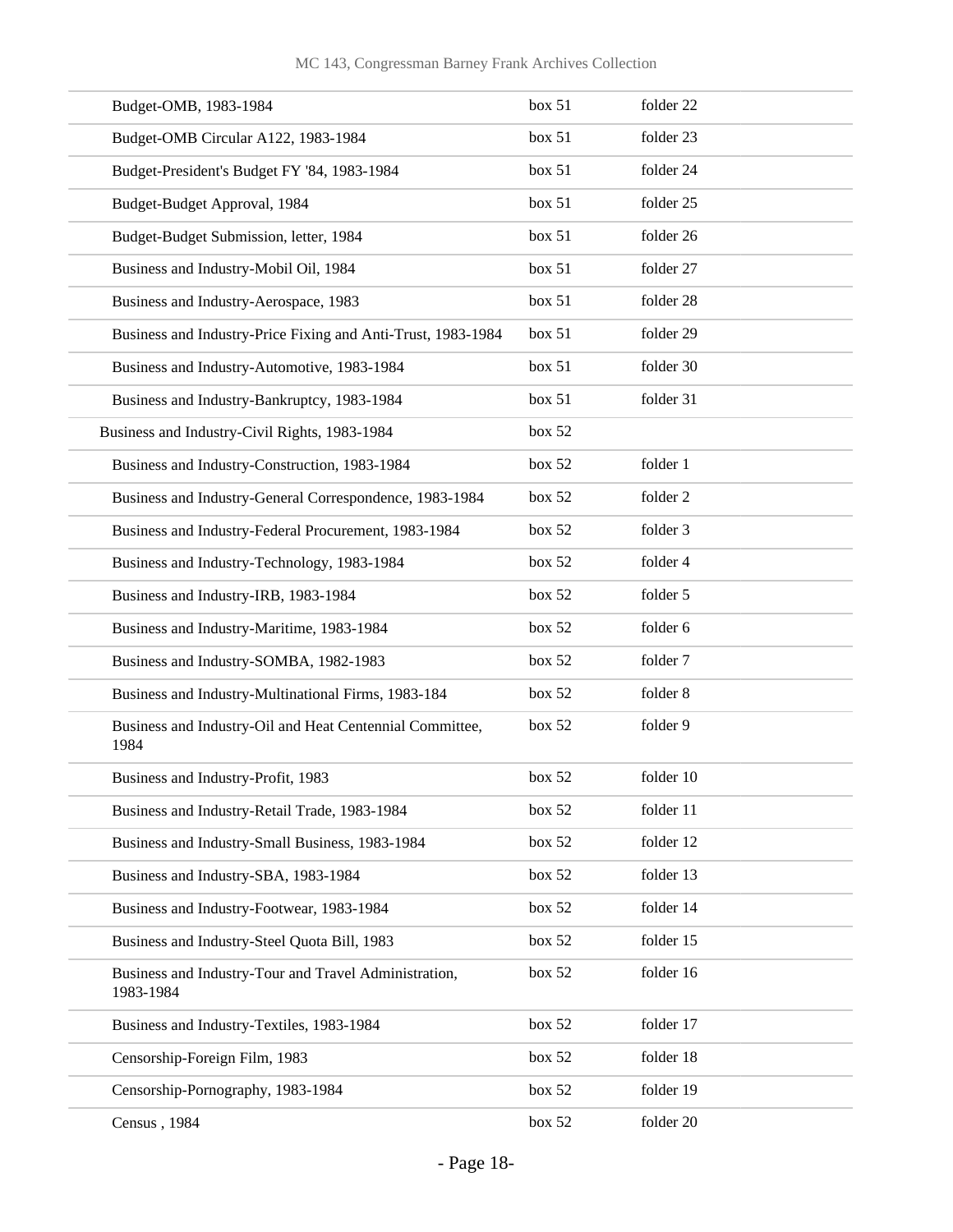| | | |
|---|---|---|
| Budget-OMB, 1983-1984 | box 51 | folder 22 |
| Budget-OMB Circular A122, 1983-1984 | box 51 | folder 23 |
| Budget-President's Budget FY '84, 1983-1984 | box 51 | folder 24 |
| Budget-Budget Approval, 1984 | box 51 | folder 25 |
| Budget-Budget Submission, letter, 1984 | box 51 | folder 26 |
| Business and Industry-Mobil Oil, 1984 | box 51 | folder 27 |
| Business and Industry-Aerospace, 1983 | box 51 | folder 28 |
| Business and Industry-Price Fixing and Anti-Trust, 1983-1984 | box 51 | folder 29 |
| Business and Industry-Automotive, 1983-1984 | box 51 | folder 30 |
| Business and Industry-Bankruptcy, 1983-1984 | box 51 | folder 31 |
| Business and Industry-Civil Rights, 1983-1984 | box 52 | |
| Business and Industry-Construction, 1983-1984 | box 52 | folder 1 |
| Business and Industry-General Correspondence, 1983-1984 | box 52 | folder 2 |
| Business and Industry-Federal Procurement, 1983-1984 | box 52 | folder 3 |
| Business and Industry-Technology, 1983-1984 | box 52 | folder 4 |
| Business and Industry-IRB, 1983-1984 | box 52 | folder 5 |
| Business and Industry-Maritime, 1983-1984 | box 52 | folder 6 |
| Business and Industry-SOMBA, 1982-1983 | box 52 | folder 7 |
| Business and Industry-Multinational Firms, 1983-184 | box 52 | folder 8 |
| Business and Industry-Oil and Heat Centennial Committee, 1984 | box 52 | folder 9 |
| Business and Industry-Profit, 1983 | box 52 | folder 10 |
| Business and Industry-Retail Trade, 1983-1984 | box 52 | folder 11 |
| Business and Industry-Small Business, 1983-1984 | box 52 | folder 12 |
| Business and Industry-SBA, 1983-1984 | box 52 | folder 13 |
| Business and Industry-Footwear, 1983-1984 | box 52 | folder 14 |
| Business and Industry-Steel Quota Bill, 1983 | box 52 | folder 15 |
| Business and Industry-Tour and Travel Administration, 1983-1984 | box 52 | folder 16 |
| Business and Industry-Textiles, 1983-1984 | box 52 | folder 17 |
| Censorship-Foreign Film, 1983 | box 52 | folder 18 |
| Censorship-Pornography, 1983-1984 | box 52 | folder 19 |
| Census , 1984 | box 52 | folder 20 |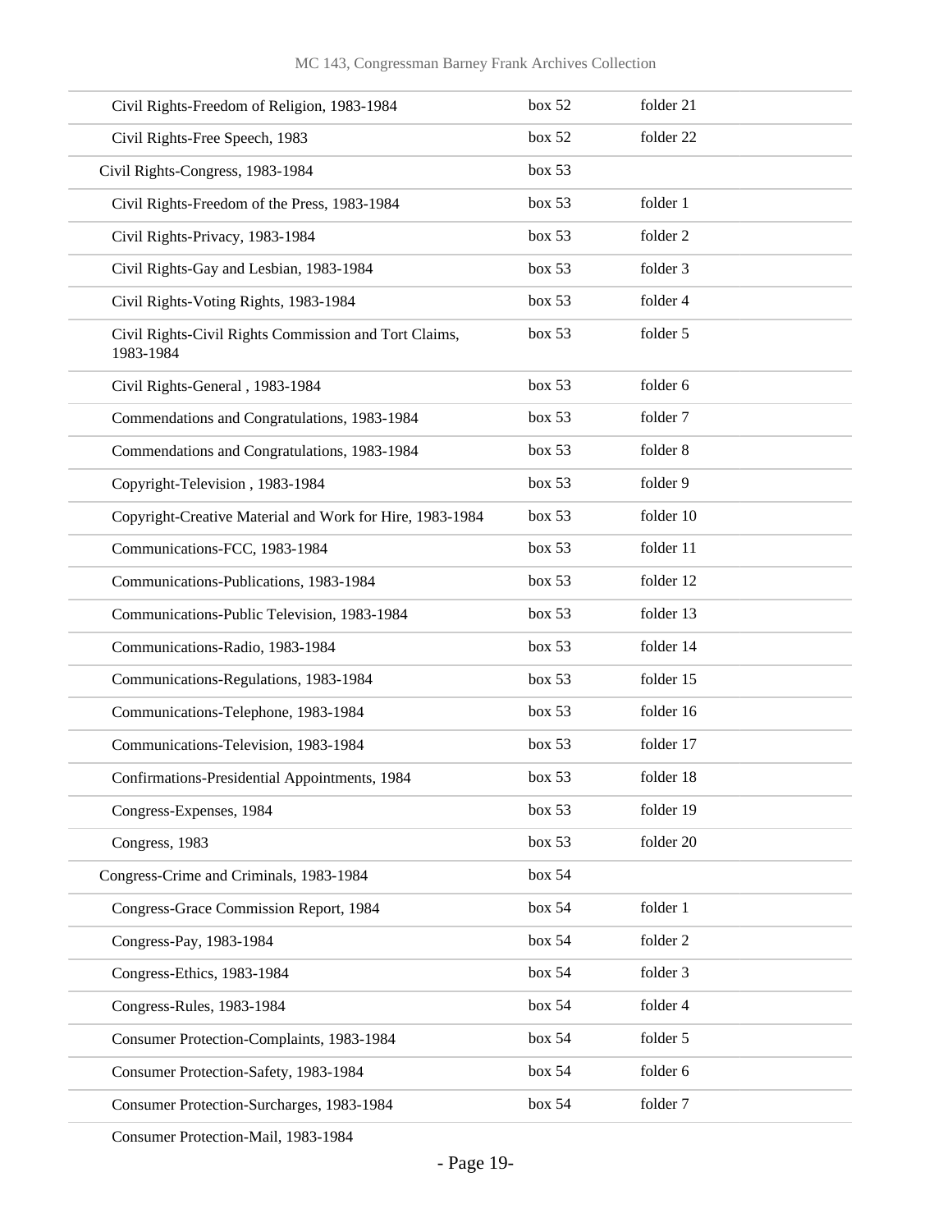| | | |
|---|---|---|
| Civil Rights-Freedom of Religion, 1983-1984 | box 52 | folder 21 |
| Civil Rights-Free Speech, 1983 | box 52 | folder 22 |
| Civil Rights-Congress, 1983-1984 | box 53 | |
| Civil Rights-Freedom of the Press, 1983-1984 | box 53 | folder 1 |
| Civil Rights-Privacy, 1983-1984 | box 53 | folder 2 |
| Civil Rights-Gay and Lesbian, 1983-1984 | box 53 | folder 3 |
| Civil Rights-Voting Rights, 1983-1984 | box 53 | folder 4 |
| Civil Rights-Civil Rights Commission and Tort Claims, 1983-1984 | box 53 | folder 5 |
| Civil Rights-General , 1983-1984 | box 53 | folder 6 |
| Commendations and Congratulations, 1983-1984 | box 53 | folder 7 |
| Commendations and Congratulations, 1983-1984 | box 53 | folder 8 |
| Copyright-Television , 1983-1984 | box 53 | folder 9 |
| Copyright-Creative Material and Work for Hire, 1983-1984 | box 53 | folder 10 |
| Communications-FCC, 1983-1984 | box 53 | folder 11 |
| Communications-Publications, 1983-1984 | box 53 | folder 12 |
| Communications-Public Television, 1983-1984 | box 53 | folder 13 |
| Communications-Radio, 1983-1984 | box 53 | folder 14 |
| Communications-Regulations, 1983-1984 | box 53 | folder 15 |
| Communications-Telephone, 1983-1984 | box 53 | folder 16 |
| Communications-Television, 1983-1984 | box 53 | folder 17 |
| Confirmations-Presidential Appointments, 1984 | box 53 | folder 18 |
| Congress-Expenses, 1984 | box 53 | folder 19 |
| Congress, 1983 | box 53 | folder 20 |
| Congress-Crime and Criminals, 1983-1984 | box 54 | |
| Congress-Grace Commission Report, 1984 | box 54 | folder 1 |
| Congress-Pay, 1983-1984 | box 54 | folder 2 |
| Congress-Ethics, 1983-1984 | box 54 | folder 3 |
| Congress-Rules, 1983-1984 | box 54 | folder 4 |
| Consumer Protection-Complaints, 1983-1984 | box 54 | folder 5 |
| Consumer Protection-Safety, 1983-1984 | box 54 | folder 6 |
| Consumer Protection-Surcharges, 1983-1984 | box 54 | folder 7 |
| Consumer Protection-Mail, 1983-1984 | | |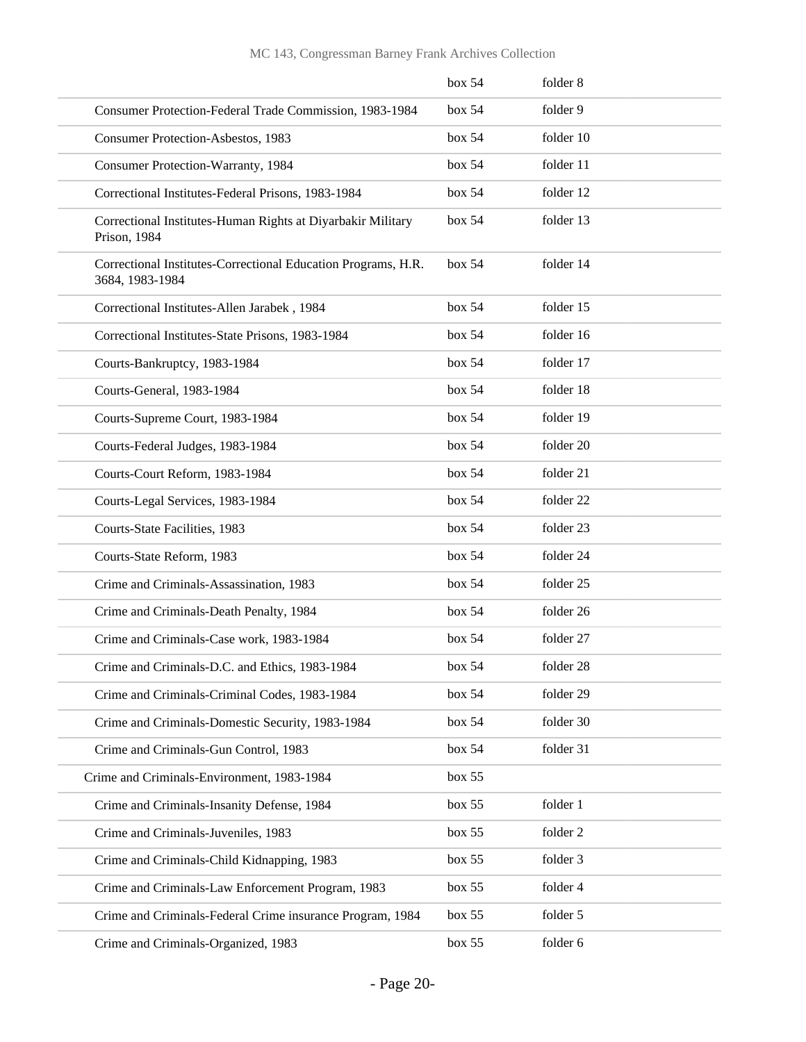| | | |
|---|---|---|
| | box 54 | folder 8 |
| Consumer Protection-Federal Trade Commission, 1983-1984 | box 54 | folder 9 |
| Consumer Protection-Asbestos, 1983 | box 54 | folder 10 |
| Consumer Protection-Warranty, 1984 | box 54 | folder 11 |
| Correctional Institutes-Federal Prisons, 1983-1984 | box 54 | folder 12 |
| Correctional Institutes-Human Rights at Diyarbakir Military Prison, 1984 | box 54 | folder 13 |
| Correctional Institutes-Correctional Education Programs, H.R. 3684, 1983-1984 | box 54 | folder 14 |
| Correctional Institutes-Allen Jarabek , 1984 | box 54 | folder 15 |
| Correctional Institutes-State Prisons, 1983-1984 | box 54 | folder 16 |
| Courts-Bankruptcy, 1983-1984 | box 54 | folder 17 |
| Courts-General, 1983-1984 | box 54 | folder 18 |
| Courts-Supreme Court, 1983-1984 | box 54 | folder 19 |
| Courts-Federal Judges, 1983-1984 | box 54 | folder 20 |
| Courts-Court Reform, 1983-1984 | box 54 | folder 21 |
| Courts-Legal Services, 1983-1984 | box 54 | folder 22 |
| Courts-State Facilities, 1983 | box 54 | folder 23 |
| Courts-State Reform, 1983 | box 54 | folder 24 |
| Crime and Criminals-Assassination, 1983 | box 54 | folder 25 |
| Crime and Criminals-Death Penalty, 1984 | box 54 | folder 26 |
| Crime and Criminals-Case work, 1983-1984 | box 54 | folder 27 |
| Crime and Criminals-D.C. and Ethics, 1983-1984 | box 54 | folder 28 |
| Crime and Criminals-Criminal Codes, 1983-1984 | box 54 | folder 29 |
| Crime and Criminals-Domestic Security, 1983-1984 | box 54 | folder 30 |
| Crime and Criminals-Gun Control, 1983 | box 54 | folder 31 |
| Crime and Criminals-Environment, 1983-1984 | box 55 | |
| Crime and Criminals-Insanity Defense, 1984 | box 55 | folder 1 |
| Crime and Criminals-Juveniles, 1983 | box 55 | folder 2 |
| Crime and Criminals-Child Kidnapping, 1983 | box 55 | folder 3 |
| Crime and Criminals-Law Enforcement Program, 1983 | box 55 | folder 4 |
| Crime and Criminals-Federal Crime insurance Program, 1984 | box 55 | folder 5 |
| Crime and Criminals-Organized, 1983 | box 55 | folder 6 |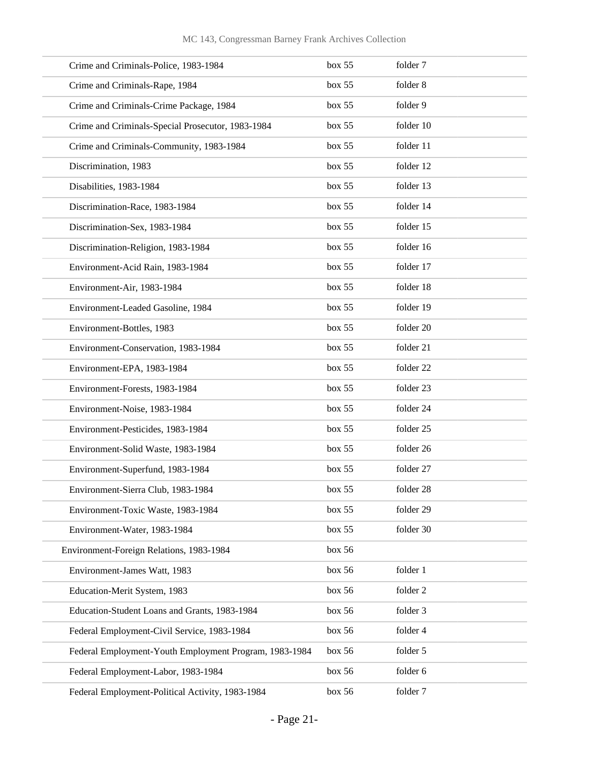| | | |
|---|---|---|
| Crime and Criminals-Police, 1983-1984 | box 55 | folder 7 |
| Crime and Criminals-Rape, 1984 | box 55 | folder 8 |
| Crime and Criminals-Crime Package, 1984 | box 55 | folder 9 |
| Crime and Criminals-Special Prosecutor, 1983-1984 | box 55 | folder 10 |
| Crime and Criminals-Community, 1983-1984 | box 55 | folder 11 |
| Discrimination, 1983 | box 55 | folder 12 |
| Disabilities, 1983-1984 | box 55 | folder 13 |
| Discrimination-Race, 1983-1984 | box 55 | folder 14 |
| Discrimination-Sex, 1983-1984 | box 55 | folder 15 |
| Discrimination-Religion, 1983-1984 | box 55 | folder 16 |
| Environment-Acid Rain, 1983-1984 | box 55 | folder 17 |
| Environment-Air, 1983-1984 | box 55 | folder 18 |
| Environment-Leaded Gasoline, 1984 | box 55 | folder 19 |
| Environment-Bottles, 1983 | box 55 | folder 20 |
| Environment-Conservation, 1983-1984 | box 55 | folder 21 |
| Environment-EPA, 1983-1984 | box 55 | folder 22 |
| Environment-Forests, 1983-1984 | box 55 | folder 23 |
| Environment-Noise, 1983-1984 | box 55 | folder 24 |
| Environment-Pesticides, 1983-1984 | box 55 | folder 25 |
| Environment-Solid Waste, 1983-1984 | box 55 | folder 26 |
| Environment-Superfund, 1983-1984 | box 55 | folder 27 |
| Environment-Sierra Club, 1983-1984 | box 55 | folder 28 |
| Environment-Toxic Waste, 1983-1984 | box 55 | folder 29 |
| Environment-Water, 1983-1984 | box 55 | folder 30 |
| Environment-Foreign Relations, 1983-1984 | box 56 | |
| Environment-James Watt, 1983 | box 56 | folder 1 |
| Education-Merit System, 1983 | box 56 | folder 2 |
| Education-Student Loans and Grants, 1983-1984 | box 56 | folder 3 |
| Federal Employment-Civil Service, 1983-1984 | box 56 | folder 4 |
| Federal Employment-Youth Employment Program, 1983-1984 | box 56 | folder 5 |
| Federal Employment-Labor, 1983-1984 | box 56 | folder 6 |
| Federal Employment-Political Activity, 1983-1984 | box 56 | folder 7 |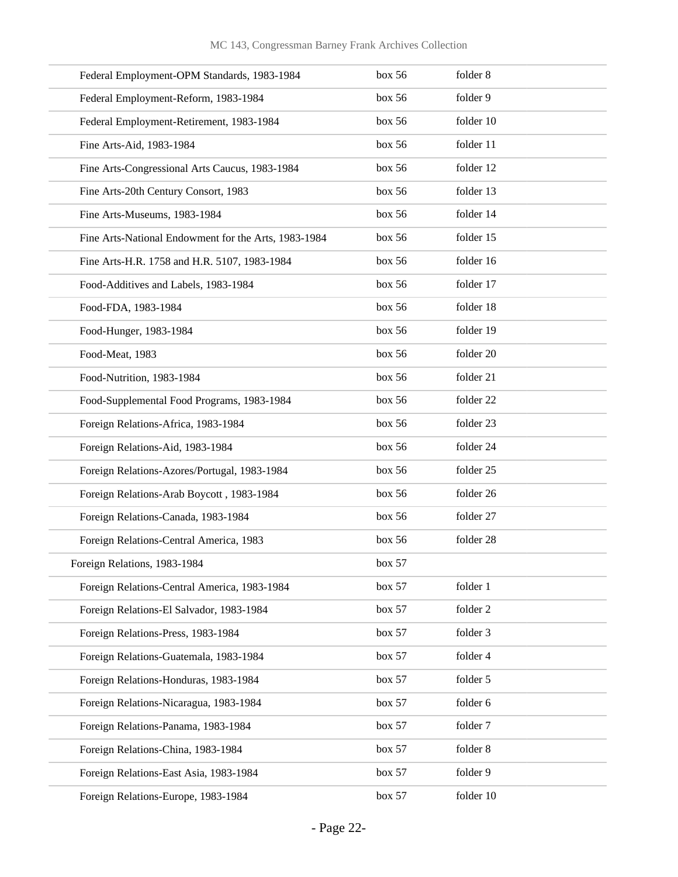| | | |
|---|---|---|
| Federal Employment-OPM Standards, 1983-1984 | box 56 | folder 8 |
| Federal Employment-Reform, 1983-1984 | box 56 | folder 9 |
| Federal Employment-Retirement, 1983-1984 | box 56 | folder 10 |
| Fine Arts-Aid, 1983-1984 | box 56 | folder 11 |
| Fine Arts-Congressional Arts Caucus, 1983-1984 | box 56 | folder 12 |
| Fine Arts-20th Century Consort, 1983 | box 56 | folder 13 |
| Fine Arts-Museums, 1983-1984 | box 56 | folder 14 |
| Fine Arts-National Endowment for the Arts, 1983-1984 | box 56 | folder 15 |
| Fine Arts-H.R. 1758 and H.R. 5107, 1983-1984 | box 56 | folder 16 |
| Food-Additives and Labels, 1983-1984 | box 56 | folder 17 |
| Food-FDA, 1983-1984 | box 56 | folder 18 |
| Food-Hunger, 1983-1984 | box 56 | folder 19 |
| Food-Meat, 1983 | box 56 | folder 20 |
| Food-Nutrition, 1983-1984 | box 56 | folder 21 |
| Food-Supplemental Food Programs, 1983-1984 | box 56 | folder 22 |
| Foreign Relations-Africa, 1983-1984 | box 56 | folder 23 |
| Foreign Relations-Aid, 1983-1984 | box 56 | folder 24 |
| Foreign Relations-Azores/Portugal, 1983-1984 | box 56 | folder 25 |
| Foreign Relations-Arab Boycott , 1983-1984 | box 56 | folder 26 |
| Foreign Relations-Canada, 1983-1984 | box 56 | folder 27 |
| Foreign Relations-Central America, 1983 | box 56 | folder 28 |
| Foreign Relations, 1983-1984 | box 57 | |
| Foreign Relations-Central America, 1983-1984 | box 57 | folder 1 |
| Foreign Relations-El Salvador, 1983-1984 | box 57 | folder 2 |
| Foreign Relations-Press, 1983-1984 | box 57 | folder 3 |
| Foreign Relations-Guatemala, 1983-1984 | box 57 | folder 4 |
| Foreign Relations-Honduras, 1983-1984 | box 57 | folder 5 |
| Foreign Relations-Nicaragua, 1983-1984 | box 57 | folder 6 |
| Foreign Relations-Panama, 1983-1984 | box 57 | folder 7 |
| Foreign Relations-China, 1983-1984 | box 57 | folder 8 |
| Foreign Relations-East Asia, 1983-1984 | box 57 | folder 9 |
| Foreign Relations-Europe, 1983-1984 | box 57 | folder 10 |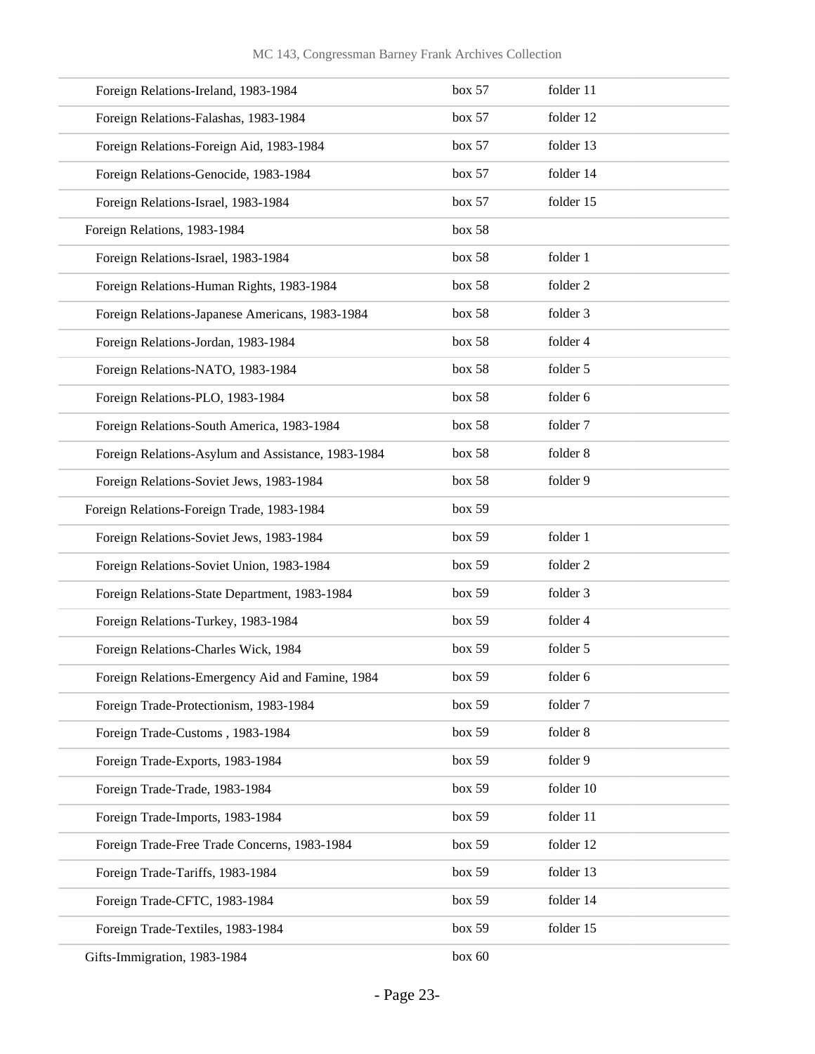| | | |
|---|---|---|
| Foreign Relations-Ireland, 1983-1984 | box 57 | folder 11 |
| Foreign Relations-Falashas, 1983-1984 | box 57 | folder 12 |
| Foreign Relations-Foreign Aid, 1983-1984 | box 57 | folder 13 |
| Foreign Relations-Genocide, 1983-1984 | box 57 | folder 14 |
| Foreign Relations-Israel, 1983-1984 | box 57 | folder 15 |
| Foreign Relations, 1983-1984 | box 58 | |
| Foreign Relations-Israel, 1983-1984 | box 58 | folder 1 |
| Foreign Relations-Human Rights, 1983-1984 | box 58 | folder 2 |
| Foreign Relations-Japanese Americans, 1983-1984 | box 58 | folder 3 |
| Foreign Relations-Jordan, 1983-1984 | box 58 | folder 4 |
| Foreign Relations-NATO, 1983-1984 | box 58 | folder 5 |
| Foreign Relations-PLO, 1983-1984 | box 58 | folder 6 |
| Foreign Relations-South America, 1983-1984 | box 58 | folder 7 |
| Foreign Relations-Asylum and Assistance, 1983-1984 | box 58 | folder 8 |
| Foreign Relations-Soviet Jews, 1983-1984 | box 58 | folder 9 |
| Foreign Relations-Foreign Trade, 1983-1984 | box 59 | |
| Foreign Relations-Soviet Jews, 1983-1984 | box 59 | folder 1 |
| Foreign Relations-Soviet Union, 1983-1984 | box 59 | folder 2 |
| Foreign Relations-State Department, 1983-1984 | box 59 | folder 3 |
| Foreign Relations-Turkey, 1983-1984 | box 59 | folder 4 |
| Foreign Relations-Charles Wick, 1984 | box 59 | folder 5 |
| Foreign Relations-Emergency Aid and Famine, 1984 | box 59 | folder 6 |
| Foreign Trade-Protectionism, 1983-1984 | box 59 | folder 7 |
| Foreign Trade-Customs , 1983-1984 | box 59 | folder 8 |
| Foreign Trade-Exports, 1983-1984 | box 59 | folder 9 |
| Foreign Trade-Trade, 1983-1984 | box 59 | folder 10 |
| Foreign Trade-Imports, 1983-1984 | box 59 | folder 11 |
| Foreign Trade-Free Trade Concerns, 1983-1984 | box 59 | folder 12 |
| Foreign Trade-Tariffs, 1983-1984 | box 59 | folder 13 |
| Foreign Trade-CFTC, 1983-1984 | box 59 | folder 14 |
| Foreign Trade-Textiles, 1983-1984 | box 59 | folder 15 |
| Gifts-Immigration, 1983-1984 | box 60 | |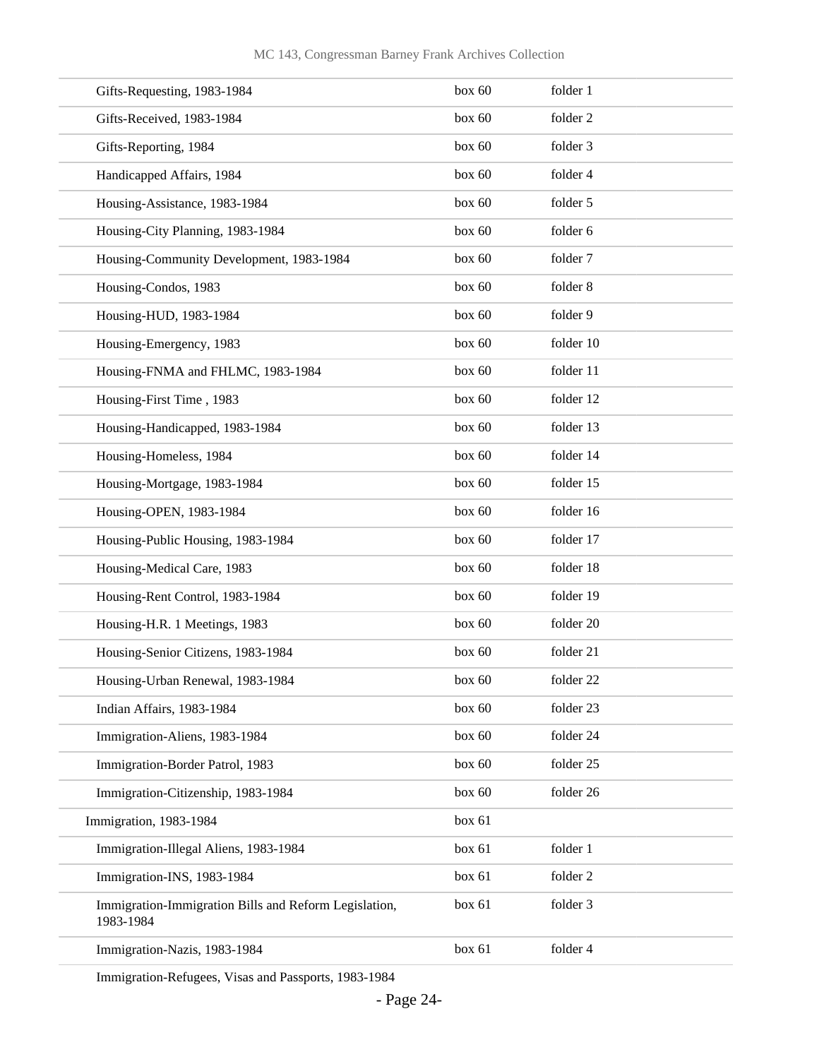| | | |
|---|---|---|
| Gifts-Requesting, 1983-1984 | box 60 | folder 1 |
| Gifts-Received, 1983-1984 | box 60 | folder 2 |
| Gifts-Reporting, 1984 | box 60 | folder 3 |
| Handicapped Affairs, 1984 | box 60 | folder 4 |
| Housing-Assistance, 1983-1984 | box 60 | folder 5 |
| Housing-City Planning, 1983-1984 | box 60 | folder 6 |
| Housing-Community Development, 1983-1984 | box 60 | folder 7 |
| Housing-Condos, 1983 | box 60 | folder 8 |
| Housing-HUD, 1983-1984 | box 60 | folder 9 |
| Housing-Emergency, 1983 | box 60 | folder 10 |
| Housing-FNMA and FHLMC, 1983-1984 | box 60 | folder 11 |
| Housing-First Time , 1983 | box 60 | folder 12 |
| Housing-Handicapped, 1983-1984 | box 60 | folder 13 |
| Housing-Homeless, 1984 | box 60 | folder 14 |
| Housing-Mortgage, 1983-1984 | box 60 | folder 15 |
| Housing-OPEN, 1983-1984 | box 60 | folder 16 |
| Housing-Public Housing, 1983-1984 | box 60 | folder 17 |
| Housing-Medical Care, 1983 | box 60 | folder 18 |
| Housing-Rent Control, 1983-1984 | box 60 | folder 19 |
| Housing-H.R. 1 Meetings, 1983 | box 60 | folder 20 |
| Housing-Senior Citizens, 1983-1984 | box 60 | folder 21 |
| Housing-Urban Renewal, 1983-1984 | box 60 | folder 22 |
| Indian Affairs, 1983-1984 | box 60 | folder 23 |
| Immigration-Aliens, 1983-1984 | box 60 | folder 24 |
| Immigration-Border Patrol, 1983 | box 60 | folder 25 |
| Immigration-Citizenship, 1983-1984 | box 60 | folder 26 |
| Immigration, 1983-1984 | box 61 | |
| Immigration-Illegal Aliens, 1983-1984 | box 61 | folder 1 |
| Immigration-INS, 1983-1984 | box 61 | folder 2 |
| Immigration-Immigration Bills and Reform Legislation, 1983-1984 | box 61 | folder 3 |
| Immigration-Nazis, 1983-1984 | box 61 | folder 4 |
| Immigration-Refugees, Visas and Passports, 1983-1984 | | |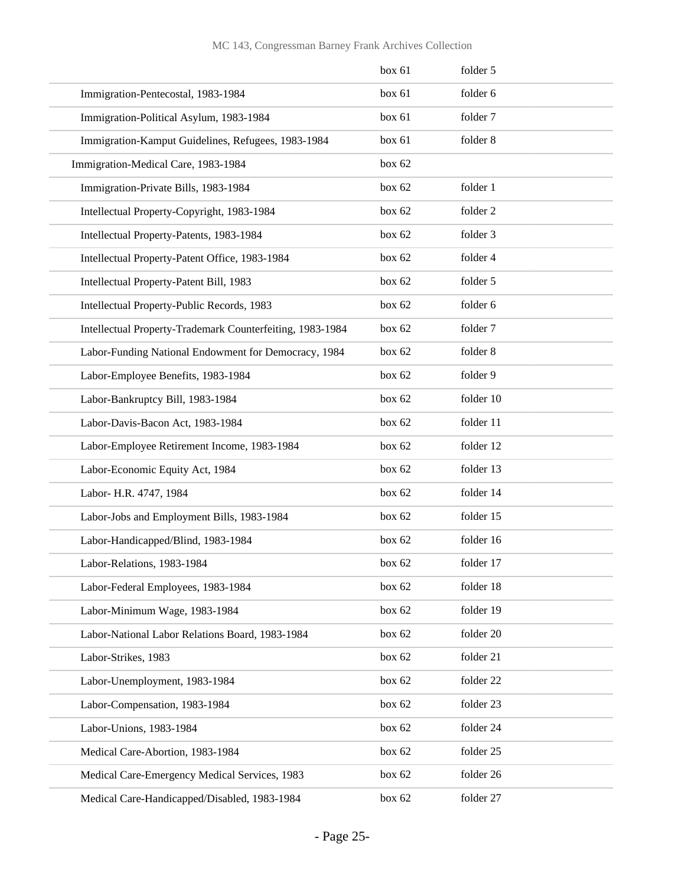| | | |
|---|---|---|
| | box 61 | folder 5 |
| Immigration-Pentecostal, 1983-1984 | box 61 | folder 6 |
| Immigration-Political Asylum, 1983-1984 | box 61 | folder 7 |
| Immigration-Kamput Guidelines, Refugees, 1983-1984 | box 61 | folder 8 |
| Immigration-Medical Care, 1983-1984 | box 62 | |
| Immigration-Private Bills, 1983-1984 | box 62 | folder 1 |
| Intellectual Property-Copyright, 1983-1984 | box 62 | folder 2 |
| Intellectual Property-Patents, 1983-1984 | box 62 | folder 3 |
| Intellectual Property-Patent Office, 1983-1984 | box 62 | folder 4 |
| Intellectual Property-Patent Bill, 1983 | box 62 | folder 5 |
| Intellectual Property-Public Records, 1983 | box 62 | folder 6 |
| Intellectual Property-Trademark Counterfeiting, 1983-1984 | box 62 | folder 7 |
| Labor-Funding National Endowment for Democracy, 1984 | box 62 | folder 8 |
| Labor-Employee Benefits, 1983-1984 | box 62 | folder 9 |
| Labor-Bankruptcy Bill, 1983-1984 | box 62 | folder 10 |
| Labor-Davis-Bacon Act, 1983-1984 | box 62 | folder 11 |
| Labor-Employee Retirement Income, 1983-1984 | box 62 | folder 12 |
| Labor-Economic Equity Act, 1984 | box 62 | folder 13 |
| Labor- H.R. 4747, 1984 | box 62 | folder 14 |
| Labor-Jobs and Employment Bills, 1983-1984 | box 62 | folder 15 |
| Labor-Handicapped/Blind, 1983-1984 | box 62 | folder 16 |
| Labor-Relations, 1983-1984 | box 62 | folder 17 |
| Labor-Federal Employees, 1983-1984 | box 62 | folder 18 |
| Labor-Minimum Wage, 1983-1984 | box 62 | folder 19 |
| Labor-National Labor Relations Board, 1983-1984 | box 62 | folder 20 |
| Labor-Strikes, 1983 | box 62 | folder 21 |
| Labor-Unemployment, 1983-1984 | box 62 | folder 22 |
| Labor-Compensation, 1983-1984 | box 62 | folder 23 |
| Labor-Unions, 1983-1984 | box 62 | folder 24 |
| Medical Care-Abortion, 1983-1984 | box 62 | folder 25 |
| Medical Care-Emergency Medical Services, 1983 | box 62 | folder 26 |
| Medical Care-Handicapped/Disabled, 1983-1984 | box 62 | folder 27 |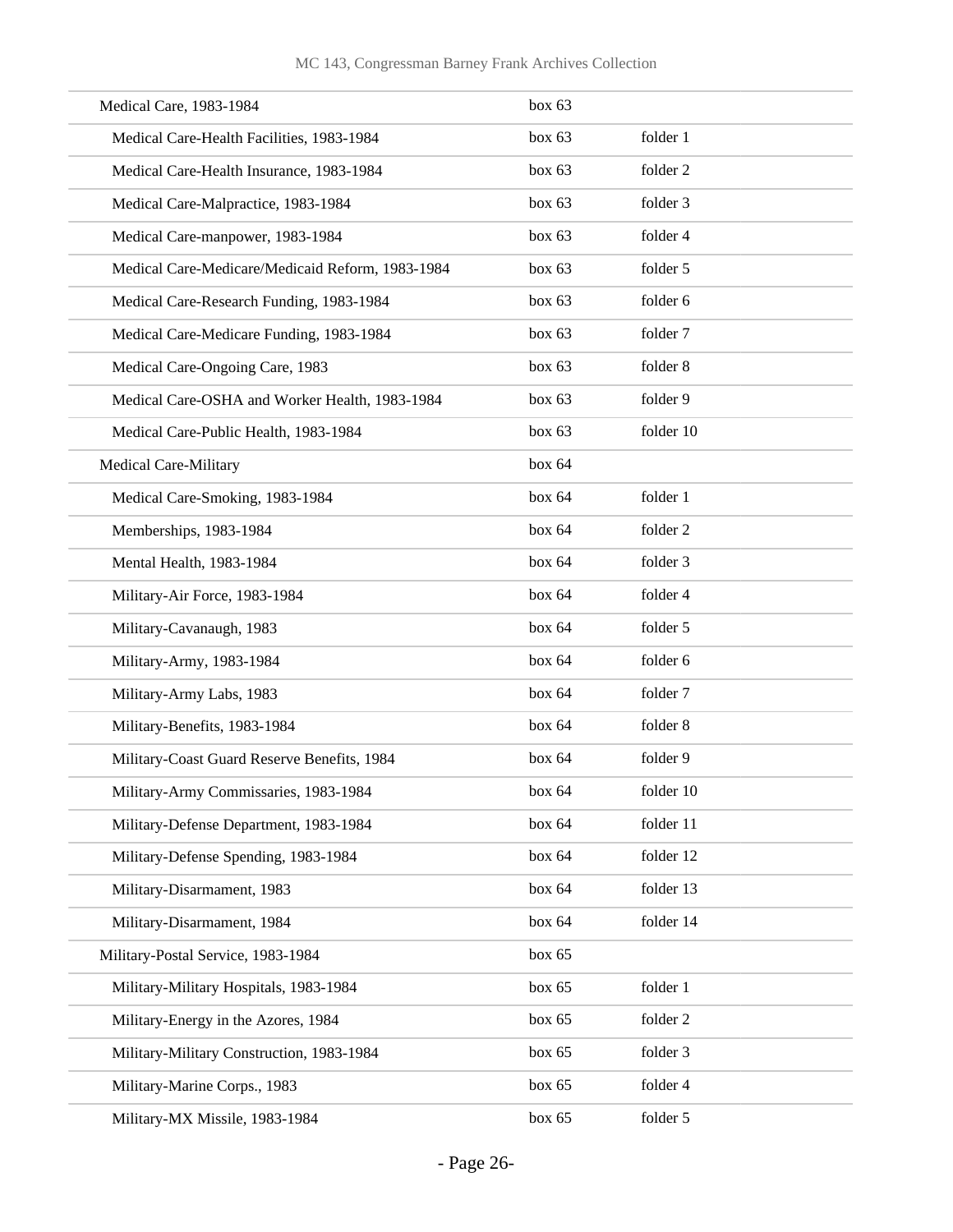| | | |
|---|---|---|
| Medical Care, 1983-1984 | box 63 | |
| Medical Care-Health Facilities, 1983-1984 | box 63 | folder 1 |
| Medical Care-Health Insurance, 1983-1984 | box 63 | folder 2 |
| Medical Care-Malpractice, 1983-1984 | box 63 | folder 3 |
| Medical Care-manpower, 1983-1984 | box 63 | folder 4 |
| Medical Care-Medicare/Medicaid Reform, 1983-1984 | box 63 | folder 5 |
| Medical Care-Research Funding, 1983-1984 | box 63 | folder 6 |
| Medical Care-Medicare Funding, 1983-1984 | box 63 | folder 7 |
| Medical Care-Ongoing Care, 1983 | box 63 | folder 8 |
| Medical Care-OSHA and Worker Health, 1983-1984 | box 63 | folder 9 |
| Medical Care-Public Health, 1983-1984 | box 63 | folder 10 |
| Medical Care-Military | box 64 | |
| Medical Care-Smoking, 1983-1984 | box 64 | folder 1 |
| Memberships, 1983-1984 | box 64 | folder 2 |
| Mental Health, 1983-1984 | box 64 | folder 3 |
| Military-Air Force, 1983-1984 | box 64 | folder 4 |
| Military-Cavanaugh, 1983 | box 64 | folder 5 |
| Military-Army, 1983-1984 | box 64 | folder 6 |
| Military-Army Labs, 1983 | box 64 | folder 7 |
| Military-Benefits, 1983-1984 | box 64 | folder 8 |
| Military-Coast Guard Reserve Benefits, 1984 | box 64 | folder 9 |
| Military-Army Commissaries, 1983-1984 | box 64 | folder 10 |
| Military-Defense Department, 1983-1984 | box 64 | folder 11 |
| Military-Defense Spending, 1983-1984 | box 64 | folder 12 |
| Military-Disarmament, 1983 | box 64 | folder 13 |
| Military-Disarmament, 1984 | box 64 | folder 14 |
| Military-Postal Service, 1983-1984 | box 65 | |
| Military-Military Hospitals, 1983-1984 | box 65 | folder 1 |
| Military-Energy in the Azores, 1984 | box 65 | folder 2 |
| Military-Military Construction, 1983-1984 | box 65 | folder 3 |
| Military-Marine Corps., 1983 | box 65 | folder 4 |
| Military-MX Missile, 1983-1984 | box 65 | folder 5 |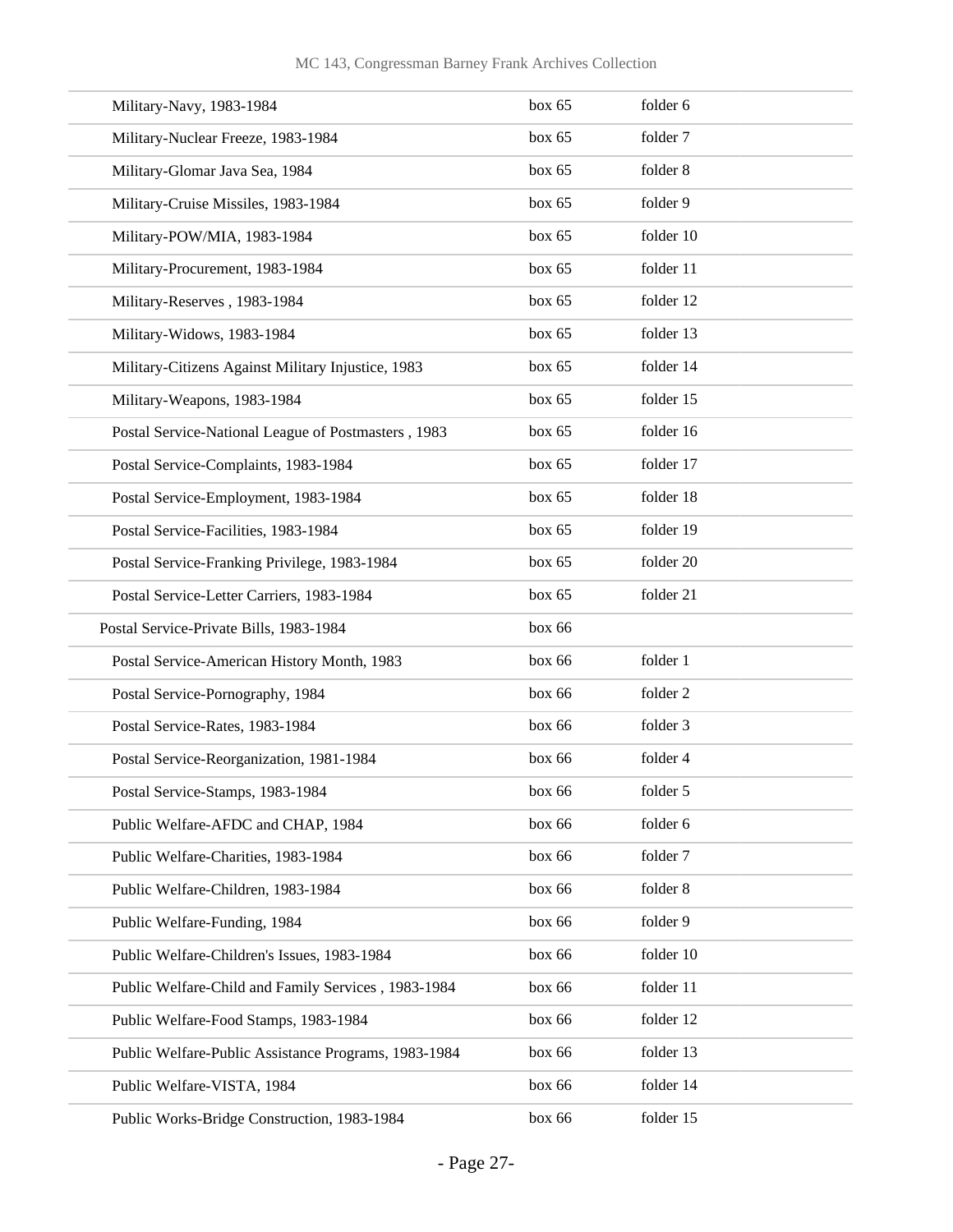| | | |
|---|---|---|
| Military-Navy, 1983-1984 | box 65 | folder 6 |
| Military-Nuclear Freeze, 1983-1984 | box 65 | folder 7 |
| Military-Glomar Java Sea, 1984 | box 65 | folder 8 |
| Military-Cruise Missiles, 1983-1984 | box 65 | folder 9 |
| Military-POW/MIA, 1983-1984 | box 65 | folder 10 |
| Military-Procurement, 1983-1984 | box 65 | folder 11 |
| Military-Reserves , 1983-1984 | box 65 | folder 12 |
| Military-Widows, 1983-1984 | box 65 | folder 13 |
| Military-Citizens Against Military Injustice, 1983 | box 65 | folder 14 |
| Military-Weapons, 1983-1984 | box 65 | folder 15 |
| Postal Service-National League of Postmasters , 1983 | box 65 | folder 16 |
| Postal Service-Complaints, 1983-1984 | box 65 | folder 17 |
| Postal Service-Employment, 1983-1984 | box 65 | folder 18 |
| Postal Service-Facilities, 1983-1984 | box 65 | folder 19 |
| Postal Service-Franking Privilege, 1983-1984 | box 65 | folder 20 |
| Postal Service-Letter Carriers, 1983-1984 | box 65 | folder 21 |
| Postal Service-Private Bills, 1983-1984 | box 66 | |
| Postal Service-American History Month, 1983 | box 66 | folder 1 |
| Postal Service-Pornography, 1984 | box 66 | folder 2 |
| Postal Service-Rates, 1983-1984 | box 66 | folder 3 |
| Postal Service-Reorganization, 1981-1984 | box 66 | folder 4 |
| Postal Service-Stamps, 1983-1984 | box 66 | folder 5 |
| Public Welfare-AFDC and CHAP, 1984 | box 66 | folder 6 |
| Public Welfare-Charities, 1983-1984 | box 66 | folder 7 |
| Public Welfare-Children, 1983-1984 | box 66 | folder 8 |
| Public Welfare-Funding, 1984 | box 66 | folder 9 |
| Public Welfare-Children's Issues, 1983-1984 | box 66 | folder 10 |
| Public Welfare-Child and Family Services , 1983-1984 | box 66 | folder 11 |
| Public Welfare-Food Stamps, 1983-1984 | box 66 | folder 12 |
| Public Welfare-Public Assistance Programs, 1983-1984 | box 66 | folder 13 |
| Public Welfare-VISTA, 1984 | box 66 | folder 14 |
| Public Works-Bridge Construction, 1983-1984 | box 66 | folder 15 |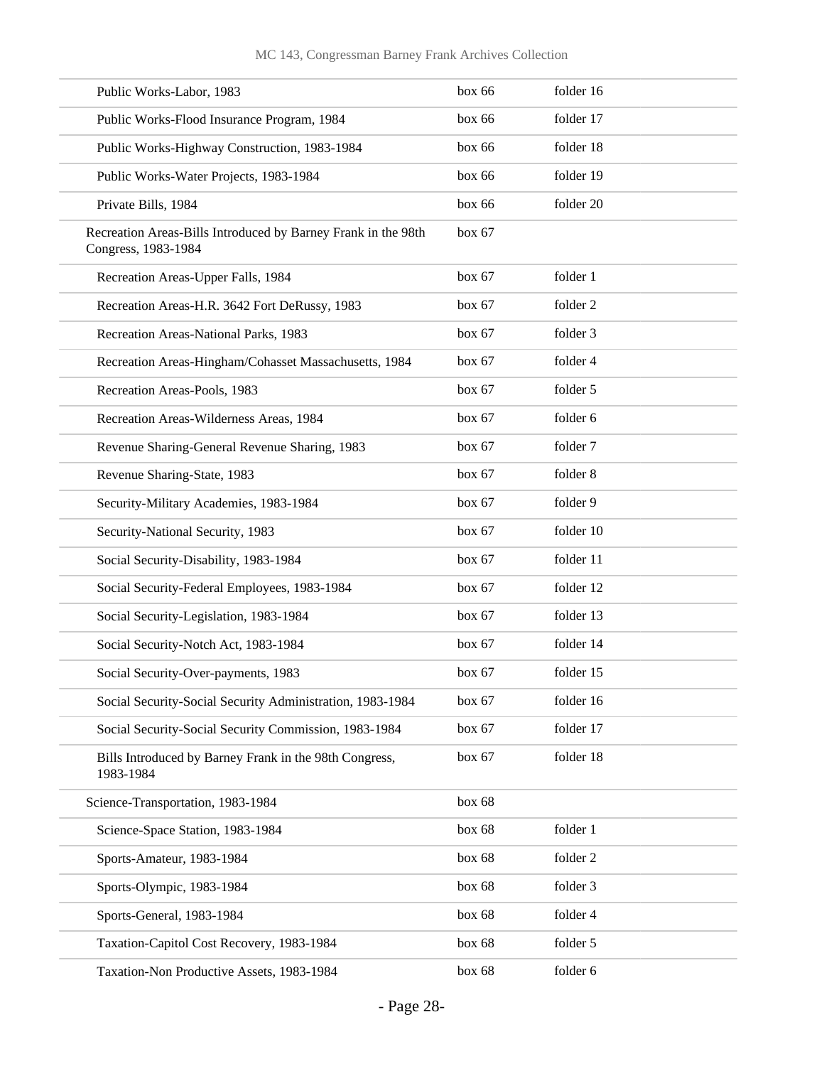| | | |
|---|---|---|
| Public Works-Labor, 1983 | box 66 | folder 16 |
| Public Works-Flood Insurance Program, 1984 | box 66 | folder 17 |
| Public Works-Highway Construction, 1983-1984 | box 66 | folder 18 |
| Public Works-Water Projects, 1983-1984 | box 66 | folder 19 |
| Private Bills, 1984 | box 66 | folder 20 |
| Recreation Areas-Bills Introduced by Barney Frank in the 98th Congress, 1983-1984 | box 67 | |
| Recreation Areas-Upper Falls, 1984 | box 67 | folder 1 |
| Recreation Areas-H.R. 3642 Fort DeRussy, 1983 | box 67 | folder 2 |
| Recreation Areas-National Parks, 1983 | box 67 | folder 3 |
| Recreation Areas-Hingham/Cohasset Massachusetts, 1984 | box 67 | folder 4 |
| Recreation Areas-Pools, 1983 | box 67 | folder 5 |
| Recreation Areas-Wilderness Areas, 1984 | box 67 | folder 6 |
| Revenue Sharing-General Revenue Sharing, 1983 | box 67 | folder 7 |
| Revenue Sharing-State, 1983 | box 67 | folder 8 |
| Security-Military Academies, 1983-1984 | box 67 | folder 9 |
| Security-National Security, 1983 | box 67 | folder 10 |
| Social Security-Disability, 1983-1984 | box 67 | folder 11 |
| Social Security-Federal Employees, 1983-1984 | box 67 | folder 12 |
| Social Security-Legislation, 1983-1984 | box 67 | folder 13 |
| Social Security-Notch Act, 1983-1984 | box 67 | folder 14 |
| Social Security-Over-payments, 1983 | box 67 | folder 15 |
| Social Security-Social Security Administration, 1983-1984 | box 67 | folder 16 |
| Social Security-Social Security Commission, 1983-1984 | box 67 | folder 17 |
| Bills Introduced by Barney Frank in the 98th Congress, 1983-1984 | box 67 | folder 18 |
| Science-Transportation, 1983-1984 | box 68 | |
| Science-Space Station, 1983-1984 | box 68 | folder 1 |
| Sports-Amateur, 1983-1984 | box 68 | folder 2 |
| Sports-Olympic, 1983-1984 | box 68 | folder 3 |
| Sports-General, 1983-1984 | box 68 | folder 4 |
| Taxation-Capitol Cost Recovery, 1983-1984 | box 68 | folder 5 |
| Taxation-Non Productive Assets, 1983-1984 | box 68 | folder 6 |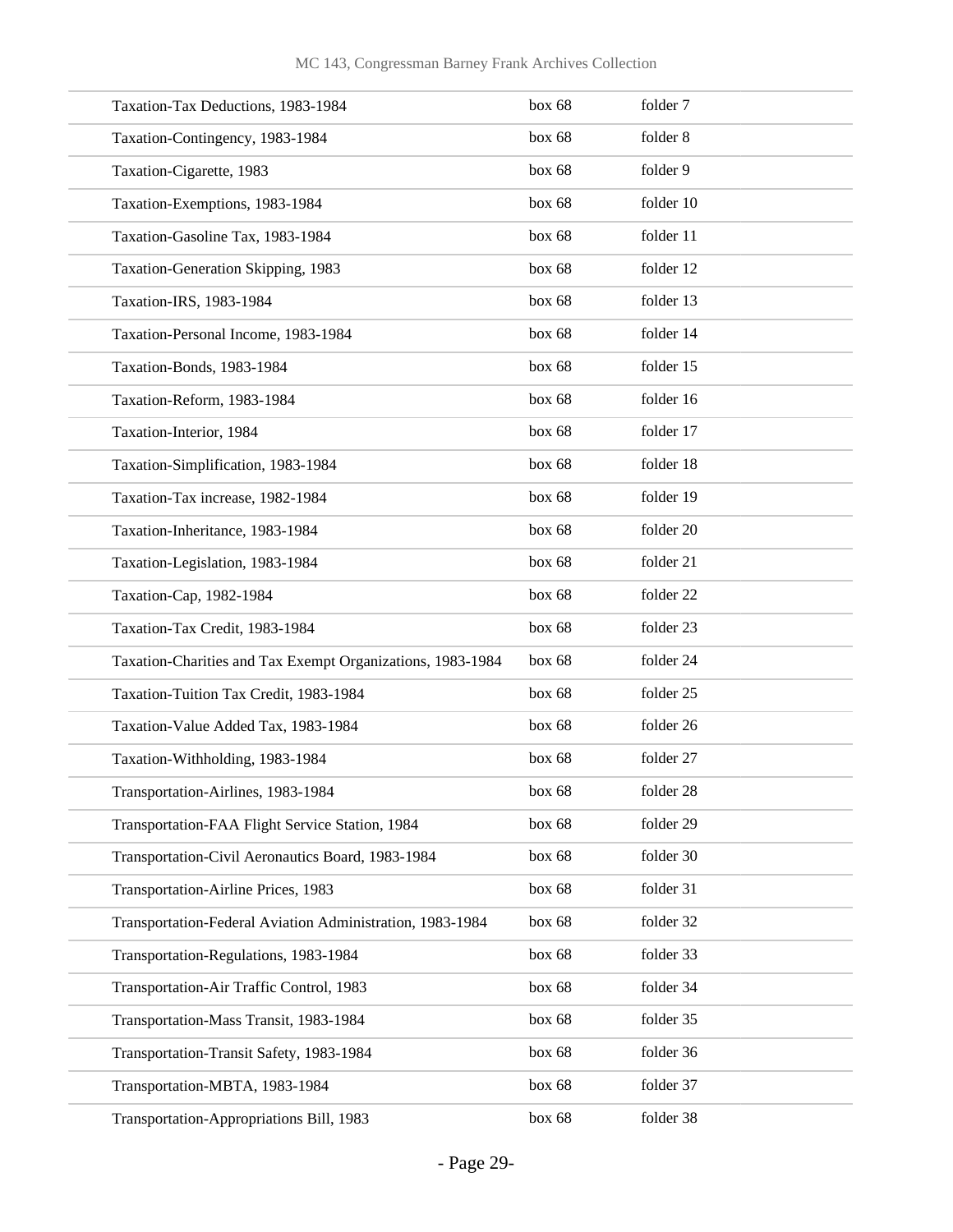| | | |
|---|---|---|
| Taxation-Tax Deductions, 1983-1984 | box 68 | folder 7 |
| Taxation-Contingency, 1983-1984 | box 68 | folder 8 |
| Taxation-Cigarette, 1983 | box 68 | folder 9 |
| Taxation-Exemptions, 1983-1984 | box 68 | folder 10 |
| Taxation-Gasoline Tax, 1983-1984 | box 68 | folder 11 |
| Taxation-Generation Skipping, 1983 | box 68 | folder 12 |
| Taxation-IRS, 1983-1984 | box 68 | folder 13 |
| Taxation-Personal Income, 1983-1984 | box 68 | folder 14 |
| Taxation-Bonds, 1983-1984 | box 68 | folder 15 |
| Taxation-Reform, 1983-1984 | box 68 | folder 16 |
| Taxation-Interior, 1984 | box 68 | folder 17 |
| Taxation-Simplification, 1983-1984 | box 68 | folder 18 |
| Taxation-Tax increase, 1982-1984 | box 68 | folder 19 |
| Taxation-Inheritance, 1983-1984 | box 68 | folder 20 |
| Taxation-Legislation, 1983-1984 | box 68 | folder 21 |
| Taxation-Cap, 1982-1984 | box 68 | folder 22 |
| Taxation-Tax Credit, 1983-1984 | box 68 | folder 23 |
| Taxation-Charities and Tax Exempt Organizations, 1983-1984 | box 68 | folder 24 |
| Taxation-Tuition Tax Credit, 1983-1984 | box 68 | folder 25 |
| Taxation-Value Added Tax, 1983-1984 | box 68 | folder 26 |
| Taxation-Withholding, 1983-1984 | box 68 | folder 27 |
| Transportation-Airlines, 1983-1984 | box 68 | folder 28 |
| Transportation-FAA Flight Service Station, 1984 | box 68 | folder 29 |
| Transportation-Civil Aeronautics Board, 1983-1984 | box 68 | folder 30 |
| Transportation-Airline Prices, 1983 | box 68 | folder 31 |
| Transportation-Federal Aviation Administration, 1983-1984 | box 68 | folder 32 |
| Transportation-Regulations, 1983-1984 | box 68 | folder 33 |
| Transportation-Air Traffic Control, 1983 | box 68 | folder 34 |
| Transportation-Mass Transit, 1983-1984 | box 68 | folder 35 |
| Transportation-Transit Safety, 1983-1984 | box 68 | folder 36 |
| Transportation-MBTA, 1983-1984 | box 68 | folder 37 |
| Transportation-Appropriations Bill, 1983 | box 68 | folder 38 |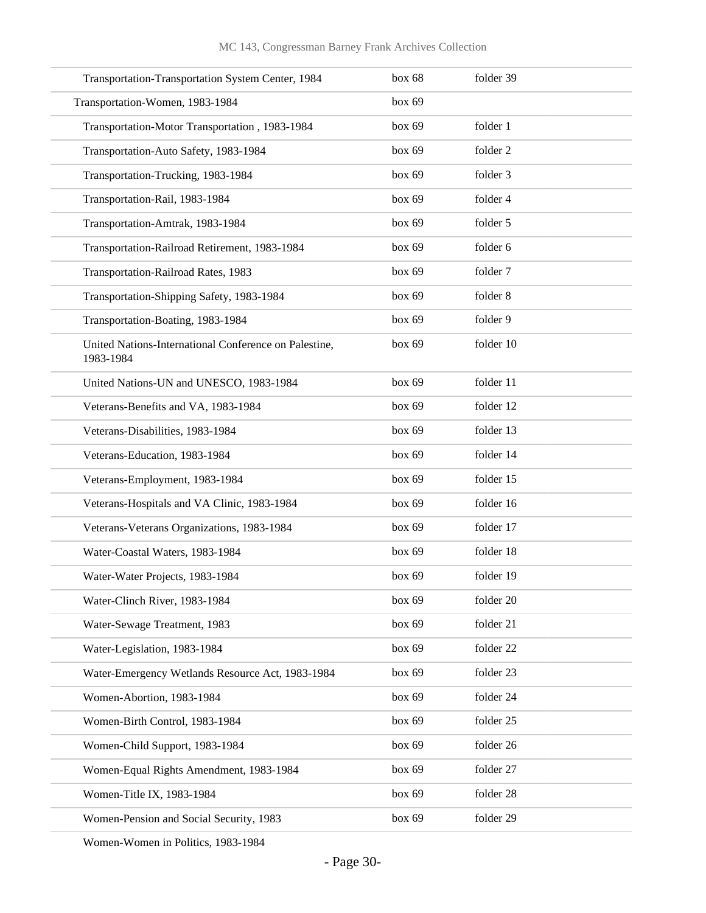| | | |
|---|---|---|
| Transportation-Transportation System Center, 1984 | box 68 | folder 39 |
| Transportation-Women, 1983-1984 | box 69 | |
| Transportation-Motor Transportation , 1983-1984 | box 69 | folder 1 |
| Transportation-Auto Safety, 1983-1984 | box 69 | folder 2 |
| Transportation-Trucking, 1983-1984 | box 69 | folder 3 |
| Transportation-Rail, 1983-1984 | box 69 | folder 4 |
| Transportation-Amtrak, 1983-1984 | box 69 | folder 5 |
| Transportation-Railroad Retirement, 1983-1984 | box 69 | folder 6 |
| Transportation-Railroad Rates, 1983 | box 69 | folder 7 |
| Transportation-Shipping Safety, 1983-1984 | box 69 | folder 8 |
| Transportation-Boating, 1983-1984 | box 69 | folder 9 |
| United Nations-International Conference on Palestine, 1983-1984 | box 69 | folder 10 |
| United Nations-UN and UNESCO, 1983-1984 | box 69 | folder 11 |
| Veterans-Benefits and VA, 1983-1984 | box 69 | folder 12 |
| Veterans-Disabilities, 1983-1984 | box 69 | folder 13 |
| Veterans-Education, 1983-1984 | box 69 | folder 14 |
| Veterans-Employment, 1983-1984 | box 69 | folder 15 |
| Veterans-Hospitals and VA Clinic, 1983-1984 | box 69 | folder 16 |
| Veterans-Veterans Organizations, 1983-1984 | box 69 | folder 17 |
| Water-Coastal Waters, 1983-1984 | box 69 | folder 18 |
| Water-Water Projects, 1983-1984 | box 69 | folder 19 |
| Water-Clinch River, 1983-1984 | box 69 | folder 20 |
| Water-Sewage Treatment, 1983 | box 69 | folder 21 |
| Water-Legislation, 1983-1984 | box 69 | folder 22 |
| Water-Emergency Wetlands Resource Act, 1983-1984 | box 69 | folder 23 |
| Women-Abortion, 1983-1984 | box 69 | folder 24 |
| Women-Birth Control, 1983-1984 | box 69 | folder 25 |
| Women-Child Support, 1983-1984 | box 69 | folder 26 |
| Women-Equal Rights Amendment, 1983-1984 | box 69 | folder 27 |
| Women-Title IX, 1983-1984 | box 69 | folder 28 |
| Women-Pension and Social Security, 1983 | box 69 | folder 29 |
| Women-Women in Politics, 1983-1984 | | |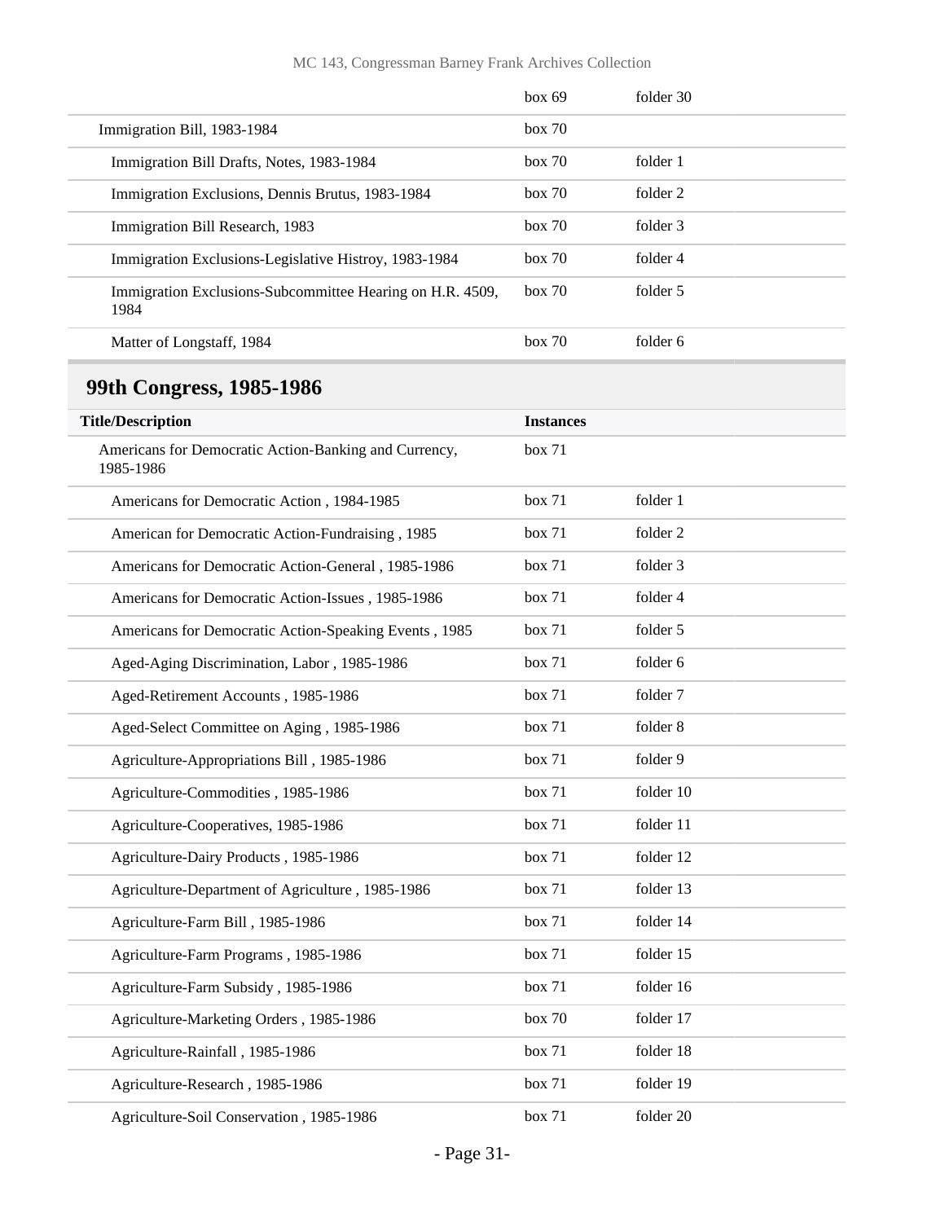| | box 69 | folder 30 |
|---|---|---|
| Immigration Bill, 1983-1984 | box 70 | |
| Immigration Bill Drafts, Notes, 1983-1984 | box 70 | folder 1 |
| Immigration Exclusions, Dennis Brutus, 1983-1984 | box 70 | folder 2 |
| Immigration Bill Research, 1983 | box 70 | folder 3 |
| Immigration Exclusions-Legislative Histroy, 1983-1984 | box 70 | folder 4 |
| Immigration Exclusions-Subcommittee Hearing on H.R. 4509, 1984 | box 70 | folder 5 |
| Matter of Longstaff, 1984 | box 70 | folder 6 |

## 99th Congress, 1985-1986

| Title/Description | Instances | |
|---|---|---|
| Americans for Democratic Action-Banking and Currency, 1985-1986 | box 71 | |
| Americans for Democratic Action , 1984-1985 | box 71 | folder 1 |
| American for Democratic Action-Fundraising , 1985 | box 71 | folder 2 |
| Americans for Democratic Action-General , 1985-1986 | box 71 | folder 3 |
| Americans for Democratic Action-Issues , 1985-1986 | box 71 | folder 4 |
| Americans for Democratic Action-Speaking Events , 1985 | box 71 | folder 5 |
| Aged-Aging Discrimination, Labor , 1985-1986 | box 71 | folder 6 |
| Aged-Retirement Accounts , 1985-1986 | box 71 | folder 7 |
| Aged-Select Committee on Aging , 1985-1986 | box 71 | folder 8 |
| Agriculture-Appropriations Bill , 1985-1986 | box 71 | folder 9 |
| Agriculture-Commodities , 1985-1986 | box 71 | folder 10 |
| Agriculture-Cooperatives, 1985-1986 | box 71 | folder 11 |
| Agriculture-Dairy Products , 1985-1986 | box 71 | folder 12 |
| Agriculture-Department of Agriculture , 1985-1986 | box 71 | folder 13 |
| Agriculture-Farm Bill , 1985-1986 | box 71 | folder 14 |
| Agriculture-Farm Programs , 1985-1986 | box 71 | folder 15 |
| Agriculture-Farm Subsidy , 1985-1986 | box 71 | folder 16 |
| Agriculture-Marketing Orders , 1985-1986 | box 70 | folder 17 |
| Agriculture-Rainfall , 1985-1986 | box 71 | folder 18 |
| Agriculture-Research , 1985-1986 | box 71 | folder 19 |
| Agriculture-Soil Conservation , 1985-1986 | box 71 | folder 20 |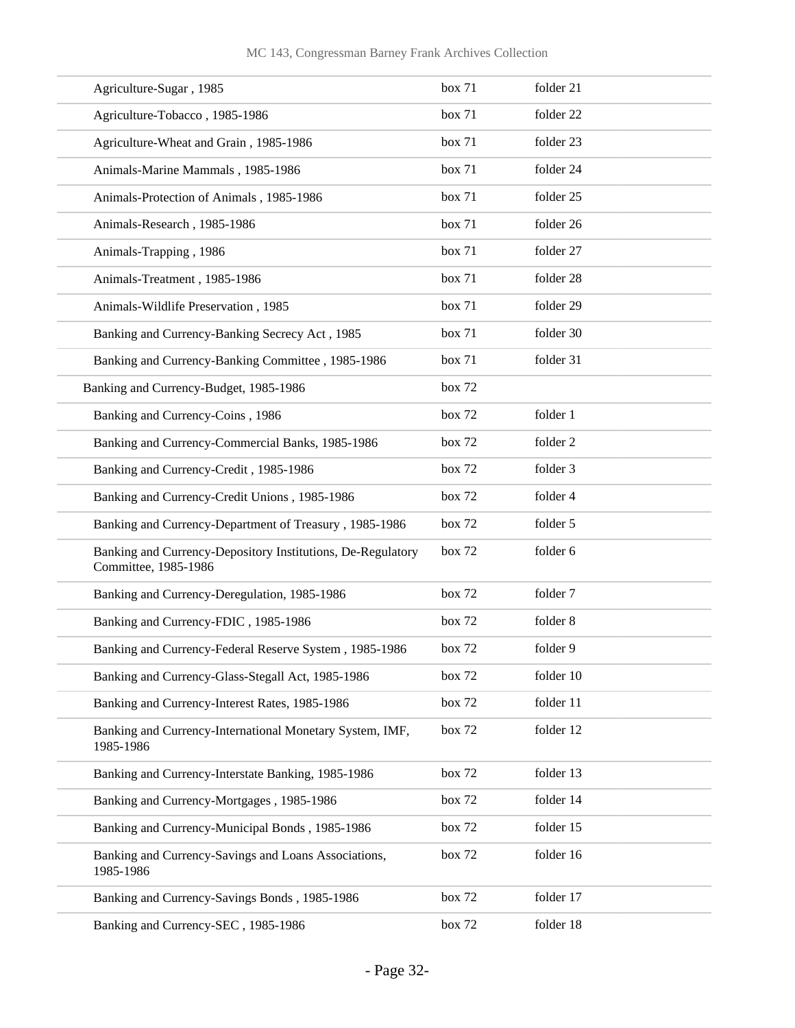| | | |
|---|---|---|
| Agriculture-Sugar , 1985 | box 71 | folder 21 |
| Agriculture-Tobacco , 1985-1986 | box 71 | folder 22 |
| Agriculture-Wheat and Grain , 1985-1986 | box 71 | folder 23 |
| Animals-Marine Mammals , 1985-1986 | box 71 | folder 24 |
| Animals-Protection of Animals , 1985-1986 | box 71 | folder 25 |
| Animals-Research , 1985-1986 | box 71 | folder 26 |
| Animals-Trapping , 1986 | box 71 | folder 27 |
| Animals-Treatment , 1985-1986 | box 71 | folder 28 |
| Animals-Wildlife Preservation , 1985 | box 71 | folder 29 |
| Banking and Currency-Banking Secrecy Act , 1985 | box 71 | folder 30 |
| Banking and Currency-Banking Committee , 1985-1986 | box 71 | folder 31 |
| Banking and Currency-Budget, 1985-1986 | box 72 | |
| Banking and Currency-Coins , 1986 | box 72 | folder 1 |
| Banking and Currency-Commercial Banks, 1985-1986 | box 72 | folder 2 |
| Banking and Currency-Credit , 1985-1986 | box 72 | folder 3 |
| Banking and Currency-Credit Unions , 1985-1986 | box 72 | folder 4 |
| Banking and Currency-Department of Treasury , 1985-1986 | box 72 | folder 5 |
| Banking and Currency-Depository Institutions, De-Regulatory Committee, 1985-1986 | box 72 | folder 6 |
| Banking and Currency-Deregulation, 1985-1986 | box 72 | folder 7 |
| Banking and Currency-FDIC , 1985-1986 | box 72 | folder 8 |
| Banking and Currency-Federal Reserve System , 1985-1986 | box 72 | folder 9 |
| Banking and Currency-Glass-Stegall Act, 1985-1986 | box 72 | folder 10 |
| Banking and Currency-Interest Rates, 1985-1986 | box 72 | folder 11 |
| Banking and Currency-International Monetary System, IMF, 1985-1986 | box 72 | folder 12 |
| Banking and Currency-Interstate Banking, 1985-1986 | box 72 | folder 13 |
| Banking and Currency-Mortgages , 1985-1986 | box 72 | folder 14 |
| Banking and Currency-Municipal Bonds , 1985-1986 | box 72 | folder 15 |
| Banking and Currency-Savings and Loans Associations, 1985-1986 | box 72 | folder 16 |
| Banking and Currency-Savings Bonds , 1985-1986 | box 72 | folder 17 |
| Banking and Currency-SEC , 1985-1986 | box 72 | folder 18 |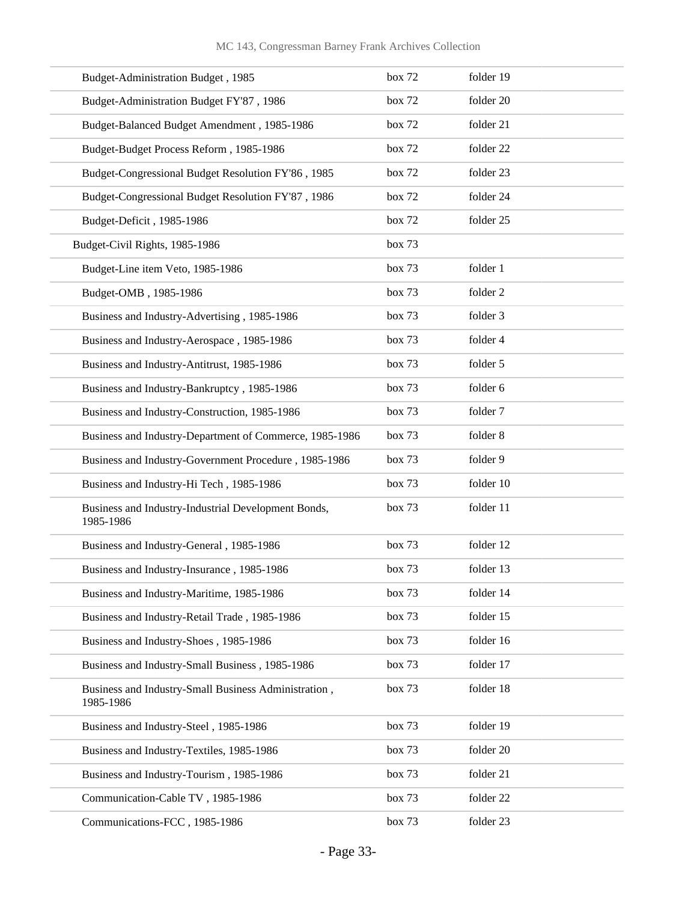| | | |
|---|---|---|
| Budget-Administration Budget , 1985 | box 72 | folder 19 |
| Budget-Administration Budget FY'87 , 1986 | box 72 | folder 20 |
| Budget-Balanced Budget Amendment , 1985-1986 | box 72 | folder 21 |
| Budget-Budget Process Reform , 1985-1986 | box 72 | folder 22 |
| Budget-Congressional Budget Resolution FY'86 , 1985 | box 72 | folder 23 |
| Budget-Congressional Budget Resolution FY'87 , 1986 | box 72 | folder 24 |
| Budget-Deficit , 1985-1986 | box 72 | folder 25 |
| Budget-Civil Rights, 1985-1986 | box 73 | |
| Budget-Line item Veto, 1985-1986 | box 73 | folder 1 |
| Budget-OMB , 1985-1986 | box 73 | folder 2 |
| Business and Industry-Advertising , 1985-1986 | box 73 | folder 3 |
| Business and Industry-Aerospace , 1985-1986 | box 73 | folder 4 |
| Business and Industry-Antitrust, 1985-1986 | box 73 | folder 5 |
| Business and Industry-Bankruptcy , 1985-1986 | box 73 | folder 6 |
| Business and Industry-Construction, 1985-1986 | box 73 | folder 7 |
| Business and Industry-Department of Commerce, 1985-1986 | box 73 | folder 8 |
| Business and Industry-Government Procedure , 1985-1986 | box 73 | folder 9 |
| Business and Industry-Hi Tech , 1985-1986 | box 73 | folder 10 |
| Business and Industry-Industrial Development Bonds, 1985-1986 | box 73 | folder 11 |
| Business and Industry-General , 1985-1986 | box 73 | folder 12 |
| Business and Industry-Insurance , 1985-1986 | box 73 | folder 13 |
| Business and Industry-Maritime, 1985-1986 | box 73 | folder 14 |
| Business and Industry-Retail Trade , 1985-1986 | box 73 | folder 15 |
| Business and Industry-Shoes , 1985-1986 | box 73 | folder 16 |
| Business and Industry-Small Business , 1985-1986 | box 73 | folder 17 |
| Business and Industry-Small Business Administration , 1985-1986 | box 73 | folder 18 |
| Business and Industry-Steel , 1985-1986 | box 73 | folder 19 |
| Business and Industry-Textiles, 1985-1986 | box 73 | folder 20 |
| Business and Industry-Tourism , 1985-1986 | box 73 | folder 21 |
| Communication-Cable TV , 1985-1986 | box 73 | folder 22 |
| Communications-FCC , 1985-1986 | box 73 | folder 23 |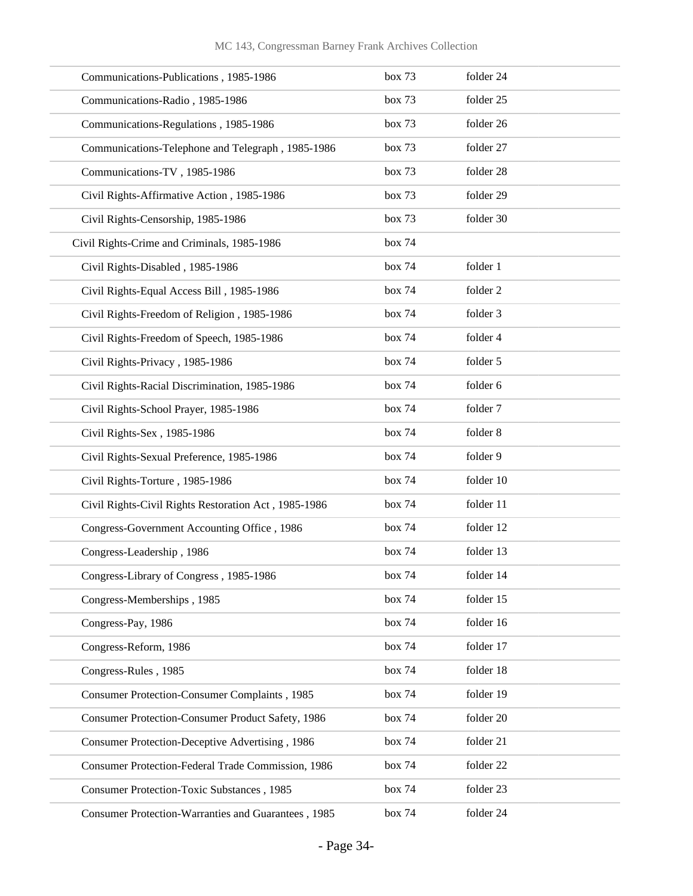| | | |
|---|---|---|
| Communications-Publications , 1985-1986 | box 73 | folder 24 |
| Communications-Radio , 1985-1986 | box 73 | folder 25 |
| Communications-Regulations , 1985-1986 | box 73 | folder 26 |
| Communications-Telephone and Telegraph , 1985-1986 | box 73 | folder 27 |
| Communications-TV , 1985-1986 | box 73 | folder 28 |
| Civil Rights-Affirmative Action , 1985-1986 | box 73 | folder 29 |
| Civil Rights-Censorship, 1985-1986 | box 73 | folder 30 |
| Civil Rights-Crime and Criminals, 1985-1986 | box 74 | |
| Civil Rights-Disabled , 1985-1986 | box 74 | folder 1 |
| Civil Rights-Equal Access Bill , 1985-1986 | box 74 | folder 2 |
| Civil Rights-Freedom of Religion , 1985-1986 | box 74 | folder 3 |
| Civil Rights-Freedom of Speech, 1985-1986 | box 74 | folder 4 |
| Civil Rights-Privacy , 1985-1986 | box 74 | folder 5 |
| Civil Rights-Racial Discrimination, 1985-1986 | box 74 | folder 6 |
| Civil Rights-School Prayer, 1985-1986 | box 74 | folder 7 |
| Civil Rights-Sex , 1985-1986 | box 74 | folder 8 |
| Civil Rights-Sexual Preference, 1985-1986 | box 74 | folder 9 |
| Civil Rights-Torture , 1985-1986 | box 74 | folder 10 |
| Civil Rights-Civil Rights Restoration Act , 1985-1986 | box 74 | folder 11 |
| Congress-Government Accounting Office , 1986 | box 74 | folder 12 |
| Congress-Leadership , 1986 | box 74 | folder 13 |
| Congress-Library of Congress , 1985-1986 | box 74 | folder 14 |
| Congress-Memberships , 1985 | box 74 | folder 15 |
| Congress-Pay, 1986 | box 74 | folder 16 |
| Congress-Reform, 1986 | box 74 | folder 17 |
| Congress-Rules , 1985 | box 74 | folder 18 |
| Consumer Protection-Consumer Complaints , 1985 | box 74 | folder 19 |
| Consumer Protection-Consumer Product Safety, 1986 | box 74 | folder 20 |
| Consumer Protection-Deceptive Advertising , 1986 | box 74 | folder 21 |
| Consumer Protection-Federal Trade Commission, 1986 | box 74 | folder 22 |
| Consumer Protection-Toxic Substances , 1985 | box 74 | folder 23 |
| Consumer Protection-Warranties and Guarantees , 1985 | box 74 | folder 24 |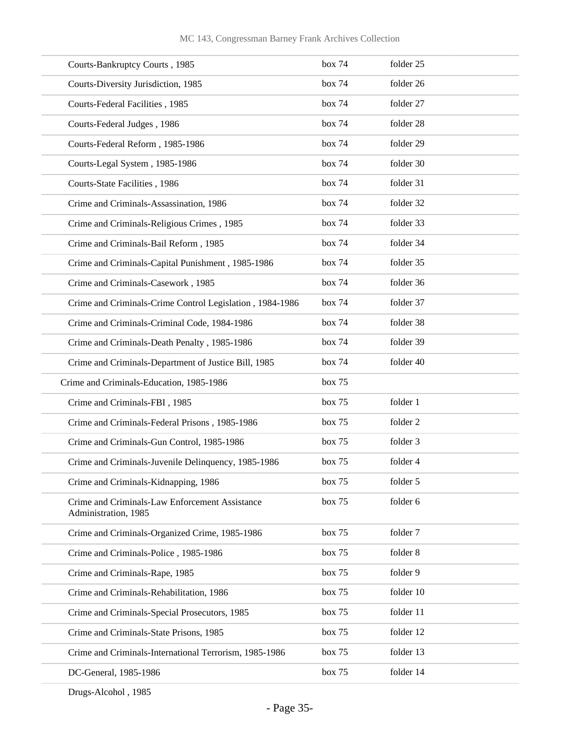| | | |
|---|---|---|
| Courts-Bankruptcy Courts , 1985 | box 74 | folder 25 |
| Courts-Diversity Jurisdiction, 1985 | box 74 | folder 26 |
| Courts-Federal Facilities , 1985 | box 74 | folder 27 |
| Courts-Federal Judges , 1986 | box 74 | folder 28 |
| Courts-Federal Reform , 1985-1986 | box 74 | folder 29 |
| Courts-Legal System , 1985-1986 | box 74 | folder 30 |
| Courts-State Facilities , 1986 | box 74 | folder 31 |
| Crime and Criminals-Assassination, 1986 | box 74 | folder 32 |
| Crime and Criminals-Religious Crimes , 1985 | box 74 | folder 33 |
| Crime and Criminals-Bail Reform , 1985 | box 74 | folder 34 |
| Crime and Criminals-Capital Punishment , 1985-1986 | box 74 | folder 35 |
| Crime and Criminals-Casework , 1985 | box 74 | folder 36 |
| Crime and Criminals-Crime Control Legislation , 1984-1986 | box 74 | folder 37 |
| Crime and Criminals-Criminal Code, 1984-1986 | box 74 | folder 38 |
| Crime and Criminals-Death Penalty , 1985-1986 | box 74 | folder 39 |
| Crime and Criminals-Department of Justice Bill, 1985 | box 74 | folder 40 |
| Crime and Criminals-Education, 1985-1986 | box 75 | |
| Crime and Criminals-FBI , 1985 | box 75 | folder 1 |
| Crime and Criminals-Federal Prisons , 1985-1986 | box 75 | folder 2 |
| Crime and Criminals-Gun Control, 1985-1986 | box 75 | folder 3 |
| Crime and Criminals-Juvenile Delinquency, 1985-1986 | box 75 | folder 4 |
| Crime and Criminals-Kidnapping, 1986 | box 75 | folder 5 |
| Crime and Criminals-Law Enforcement Assistance Administration, 1985 | box 75 | folder 6 |
| Crime and Criminals-Organized Crime, 1985-1986 | box 75 | folder 7 |
| Crime and Criminals-Police , 1985-1986 | box 75 | folder 8 |
| Crime and Criminals-Rape, 1985 | box 75 | folder 9 |
| Crime and Criminals-Rehabilitation, 1986 | box 75 | folder 10 |
| Crime and Criminals-Special Prosecutors, 1985 | box 75 | folder 11 |
| Crime and Criminals-State Prisons, 1985 | box 75 | folder 12 |
| Crime and Criminals-International Terrorism, 1985-1986 | box 75 | folder 13 |
| DC-General, 1985-1986 | box 75 | folder 14 |
| Drugs-Alcohol , 1985 | | |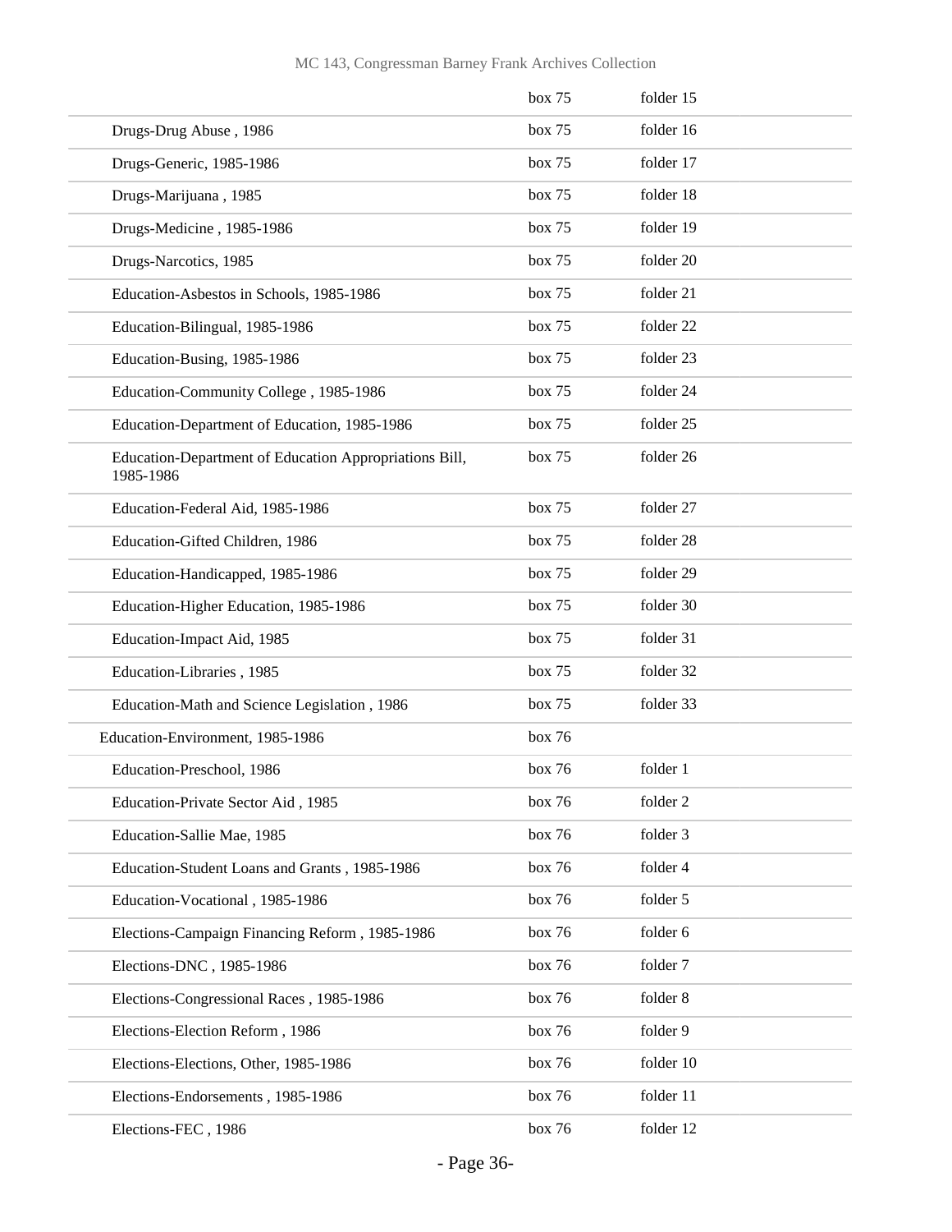| | | |
|---|---|---|
| | box 75 | folder 15 |
| Drugs-Drug Abuse , 1986 | box 75 | folder 16 |
| Drugs-Generic, 1985-1986 | box 75 | folder 17 |
| Drugs-Marijuana , 1985 | box 75 | folder 18 |
| Drugs-Medicine , 1985-1986 | box 75 | folder 19 |
| Drugs-Narcotics, 1985 | box 75 | folder 20 |
| Education-Asbestos in Schools, 1985-1986 | box 75 | folder 21 |
| Education-Bilingual, 1985-1986 | box 75 | folder 22 |
| Education-Busing, 1985-1986 | box 75 | folder 23 |
| Education-Community College , 1985-1986 | box 75 | folder 24 |
| Education-Department of Education, 1985-1986 | box 75 | folder 25 |
| Education-Department of Education Appropriations Bill, 1985-1986 | box 75 | folder 26 |
| Education-Federal Aid, 1985-1986 | box 75 | folder 27 |
| Education-Gifted Children, 1986 | box 75 | folder 28 |
| Education-Handicapped, 1985-1986 | box 75 | folder 29 |
| Education-Higher Education, 1985-1986 | box 75 | folder 30 |
| Education-Impact Aid, 1985 | box 75 | folder 31 |
| Education-Libraries , 1985 | box 75 | folder 32 |
| Education-Math and Science Legislation , 1986 | box 75 | folder 33 |
| Education-Environment, 1985-1986 | box 76 | |
| Education-Preschool, 1986 | box 76 | folder 1 |
| Education-Private Sector Aid , 1985 | box 76 | folder 2 |
| Education-Sallie Mae, 1985 | box 76 | folder 3 |
| Education-Student Loans and Grants , 1985-1986 | box 76 | folder 4 |
| Education-Vocational , 1985-1986 | box 76 | folder 5 |
| Elections-Campaign Financing Reform , 1985-1986 | box 76 | folder 6 |
| Elections-DNC , 1985-1986 | box 76 | folder 7 |
| Elections-Congressional Races , 1985-1986 | box 76 | folder 8 |
| Elections-Election Reform , 1986 | box 76 | folder 9 |
| Elections-Elections, Other, 1985-1986 | box 76 | folder 10 |
| Elections-Endorsements , 1985-1986 | box 76 | folder 11 |
| Elections-FEC , 1986 | box 76 | folder 12 |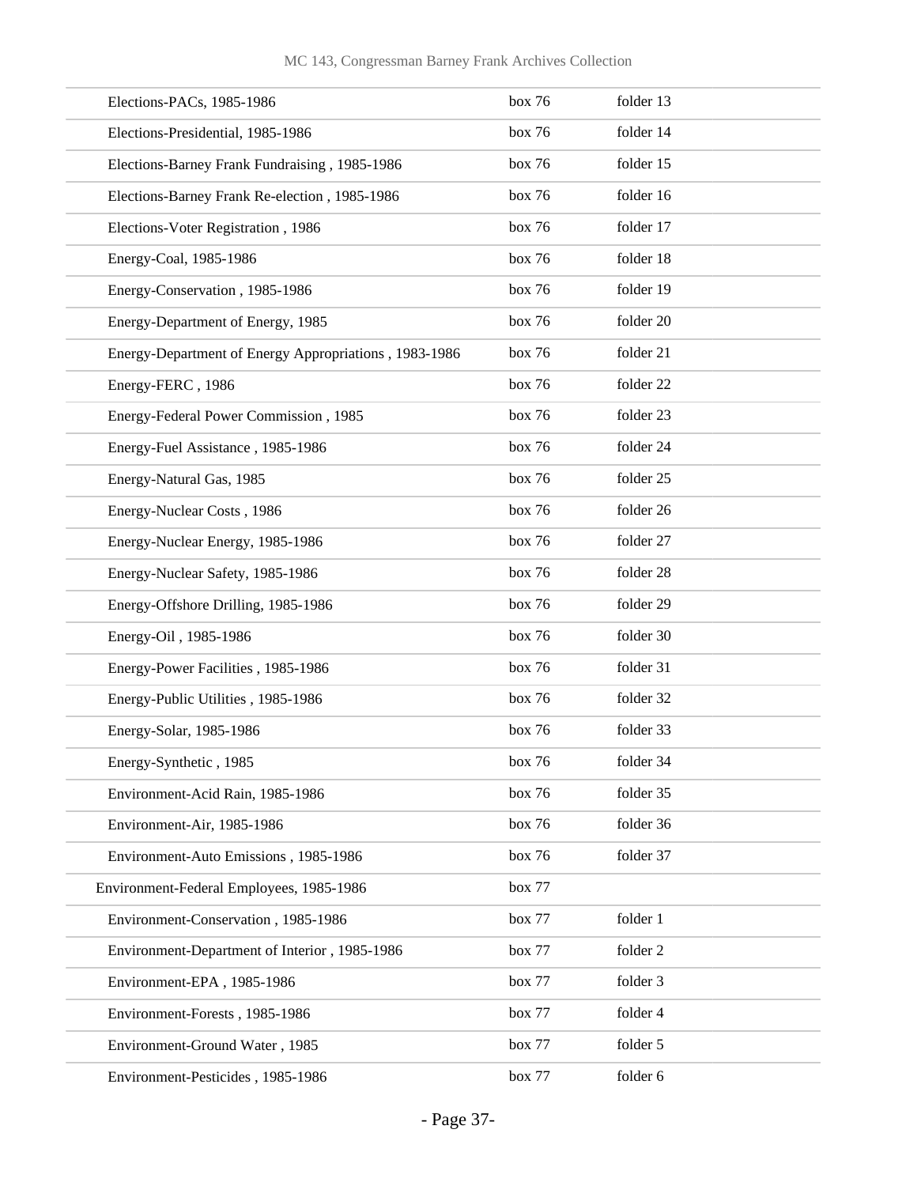| | | |
|---|---|---|
| Elections-PACs, 1985-1986 | box 76 | folder 13 |
| Elections-Presidential, 1985-1986 | box 76 | folder 14 |
| Elections-Barney Frank Fundraising , 1985-1986 | box 76 | folder 15 |
| Elections-Barney Frank Re-election , 1985-1986 | box 76 | folder 16 |
| Elections-Voter Registration , 1986 | box 76 | folder 17 |
| Energy-Coal, 1985-1986 | box 76 | folder 18 |
| Energy-Conservation , 1985-1986 | box 76 | folder 19 |
| Energy-Department of Energy, 1985 | box 76 | folder 20 |
| Energy-Department of Energy Appropriations , 1983-1986 | box 76 | folder 21 |
| Energy-FERC , 1986 | box 76 | folder 22 |
| Energy-Federal Power Commission , 1985 | box 76 | folder 23 |
| Energy-Fuel Assistance , 1985-1986 | box 76 | folder 24 |
| Energy-Natural Gas, 1985 | box 76 | folder 25 |
| Energy-Nuclear Costs , 1986 | box 76 | folder 26 |
| Energy-Nuclear Energy, 1985-1986 | box 76 | folder 27 |
| Energy-Nuclear Safety, 1985-1986 | box 76 | folder 28 |
| Energy-Offshore Drilling, 1985-1986 | box 76 | folder 29 |
| Energy-Oil , 1985-1986 | box 76 | folder 30 |
| Energy-Power Facilities , 1985-1986 | box 76 | folder 31 |
| Energy-Public Utilities , 1985-1986 | box 76 | folder 32 |
| Energy-Solar, 1985-1986 | box 76 | folder 33 |
| Energy-Synthetic , 1985 | box 76 | folder 34 |
| Environment-Acid Rain, 1985-1986 | box 76 | folder 35 |
| Environment-Air, 1985-1986 | box 76 | folder 36 |
| Environment-Auto Emissions , 1985-1986 | box 76 | folder 37 |
| Environment-Federal Employees, 1985-1986 | box 77 | |
| Environment-Conservation , 1985-1986 | box 77 | folder 1 |
| Environment-Department of Interior , 1985-1986 | box 77 | folder 2 |
| Environment-EPA , 1985-1986 | box 77 | folder 3 |
| Environment-Forests , 1985-1986 | box 77 | folder 4 |
| Environment-Ground Water , 1985 | box 77 | folder 5 |
| Environment-Pesticides , 1985-1986 | box 77 | folder 6 |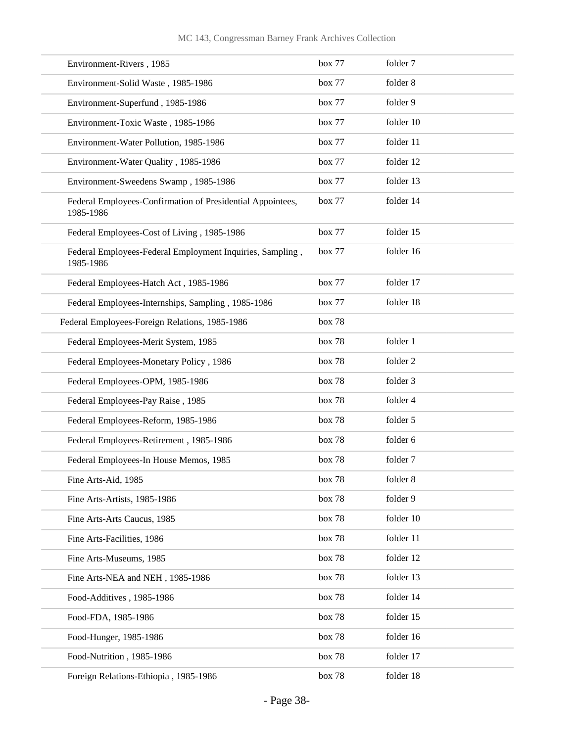| | | |
|---|---|---|
| Environment-Rivers , 1985 | box 77 | folder 7 |
| Environment-Solid Waste , 1985-1986 | box 77 | folder 8 |
| Environment-Superfund , 1985-1986 | box 77 | folder 9 |
| Environment-Toxic Waste , 1985-1986 | box 77 | folder 10 |
| Environment-Water Pollution, 1985-1986 | box 77 | folder 11 |
| Environment-Water Quality , 1985-1986 | box 77 | folder 12 |
| Environment-Sweedens Swamp , 1985-1986 | box 77 | folder 13 |
| Federal Employees-Confirmation of Presidential Appointees, 1985-1986 | box 77 | folder 14 |
| Federal Employees-Cost of Living , 1985-1986 | box 77 | folder 15 |
| Federal Employees-Federal Employment Inquiries, Sampling , 1985-1986 | box 77 | folder 16 |
| Federal Employees-Hatch Act , 1985-1986 | box 77 | folder 17 |
| Federal Employees-Internships, Sampling , 1985-1986 | box 77 | folder 18 |
| Federal Employees-Foreign Relations, 1985-1986 | box 78 | |
| Federal Employees-Merit System, 1985 | box 78 | folder 1 |
| Federal Employees-Monetary Policy , 1986 | box 78 | folder 2 |
| Federal Employees-OPM, 1985-1986 | box 78 | folder 3 |
| Federal Employees-Pay Raise , 1985 | box 78 | folder 4 |
| Federal Employees-Reform, 1985-1986 | box 78 | folder 5 |
| Federal Employees-Retirement , 1985-1986 | box 78 | folder 6 |
| Federal Employees-In House Memos, 1985 | box 78 | folder 7 |
| Fine Arts-Aid, 1985 | box 78 | folder 8 |
| Fine Arts-Artists, 1985-1986 | box 78 | folder 9 |
| Fine Arts-Arts Caucus, 1985 | box 78 | folder 10 |
| Fine Arts-Facilities, 1986 | box 78 | folder 11 |
| Fine Arts-Museums, 1985 | box 78 | folder 12 |
| Fine Arts-NEA and NEH , 1985-1986 | box 78 | folder 13 |
| Food-Additives , 1985-1986 | box 78 | folder 14 |
| Food-FDA, 1985-1986 | box 78 | folder 15 |
| Food-Hunger, 1985-1986 | box 78 | folder 16 |
| Food-Nutrition , 1985-1986 | box 78 | folder 17 |
| Foreign Relations-Ethiopia , 1985-1986 | box 78 | folder 18 |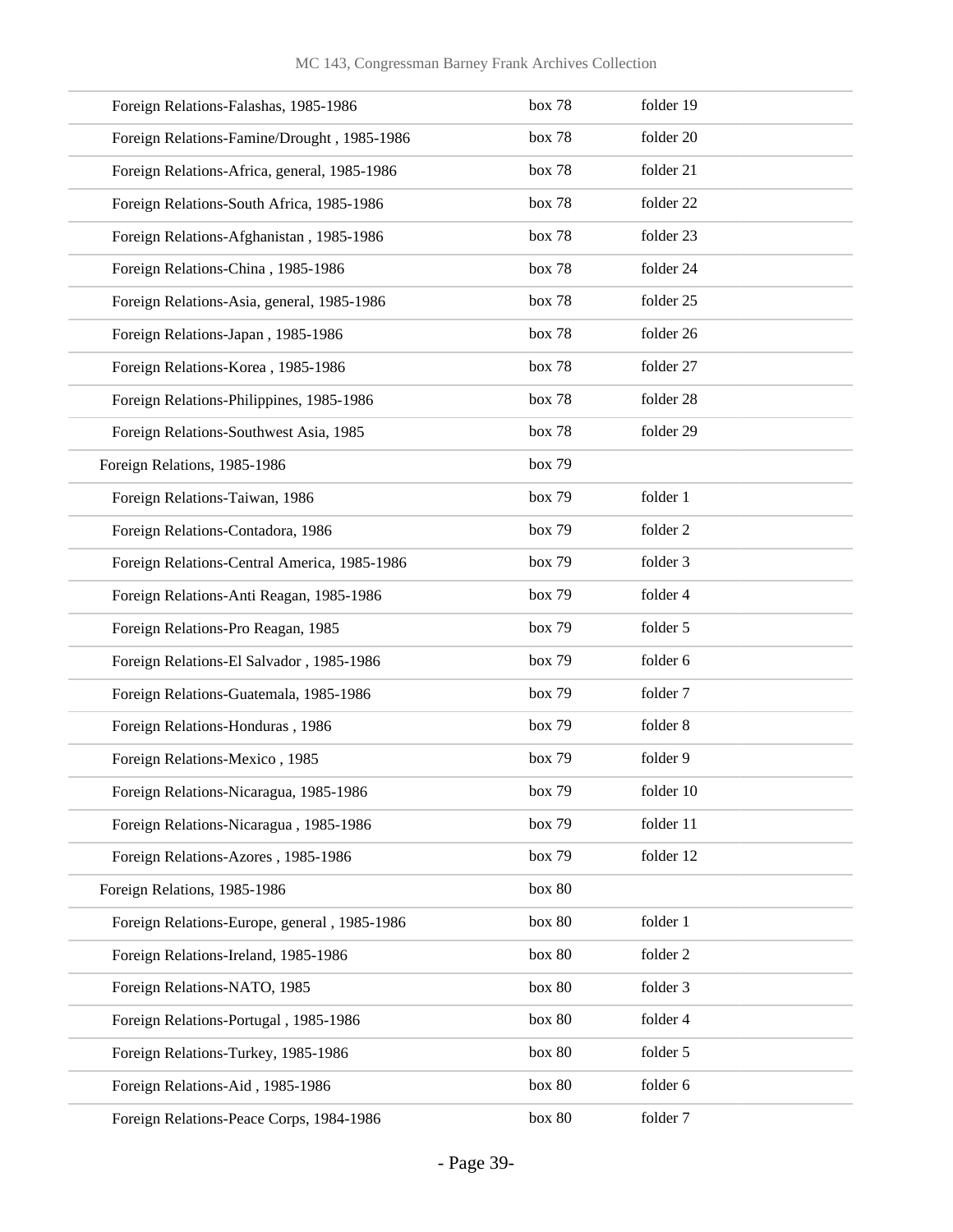| | | |
|---|---|---|
| Foreign Relations-Falashas, 1985-1986 | box 78 | folder 19 |
| Foreign Relations-Famine/Drought , 1985-1986 | box 78 | folder 20 |
| Foreign Relations-Africa, general, 1985-1986 | box 78 | folder 21 |
| Foreign Relations-South Africa, 1985-1986 | box 78 | folder 22 |
| Foreign Relations-Afghanistan , 1985-1986 | box 78 | folder 23 |
| Foreign Relations-China , 1985-1986 | box 78 | folder 24 |
| Foreign Relations-Asia, general, 1985-1986 | box 78 | folder 25 |
| Foreign Relations-Japan , 1985-1986 | box 78 | folder 26 |
| Foreign Relations-Korea , 1985-1986 | box 78 | folder 27 |
| Foreign Relations-Philippines, 1985-1986 | box 78 | folder 28 |
| Foreign Relations-Southwest Asia, 1985 | box 78 | folder 29 |
| Foreign Relations, 1985-1986 | box 79 | |
| Foreign Relations-Taiwan, 1986 | box 79 | folder 1 |
| Foreign Relations-Contadora, 1986 | box 79 | folder 2 |
| Foreign Relations-Central America, 1985-1986 | box 79 | folder 3 |
| Foreign Relations-Anti Reagan, 1985-1986 | box 79 | folder 4 |
| Foreign Relations-Pro Reagan, 1985 | box 79 | folder 5 |
| Foreign Relations-El Salvador , 1985-1986 | box 79 | folder 6 |
| Foreign Relations-Guatemala, 1985-1986 | box 79 | folder 7 |
| Foreign Relations-Honduras , 1986 | box 79 | folder 8 |
| Foreign Relations-Mexico , 1985 | box 79 | folder 9 |
| Foreign Relations-Nicaragua, 1985-1986 | box 79 | folder 10 |
| Foreign Relations-Nicaragua , 1985-1986 | box 79 | folder 11 |
| Foreign Relations-Azores , 1985-1986 | box 79 | folder 12 |
| Foreign Relations, 1985-1986 | box 80 | |
| Foreign Relations-Europe, general , 1985-1986 | box 80 | folder 1 |
| Foreign Relations-Ireland, 1985-1986 | box 80 | folder 2 |
| Foreign Relations-NATO, 1985 | box 80 | folder 3 |
| Foreign Relations-Portugal , 1985-1986 | box 80 | folder 4 |
| Foreign Relations-Turkey, 1985-1986 | box 80 | folder 5 |
| Foreign Relations-Aid , 1985-1986 | box 80 | folder 6 |
| Foreign Relations-Peace Corps, 1984-1986 | box 80 | folder 7 |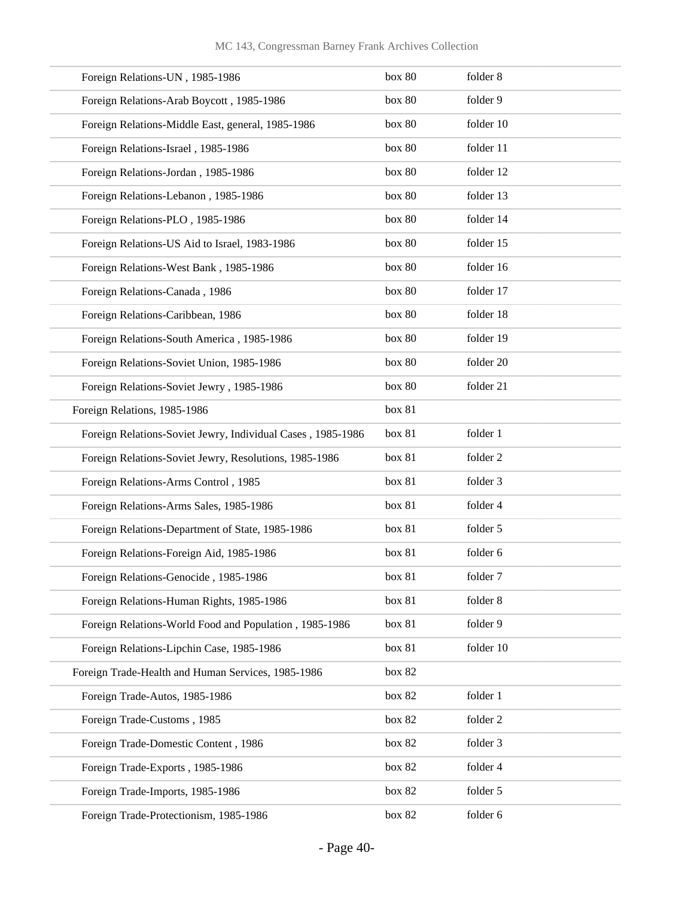| | | |
|---|---|---|
| Foreign Relations-UN , 1985-1986 | box 80 | folder 8 |
| Foreign Relations-Arab Boycott , 1985-1986 | box 80 | folder 9 |
| Foreign Relations-Middle East, general, 1985-1986 | box 80 | folder 10 |
| Foreign Relations-Israel , 1985-1986 | box 80 | folder 11 |
| Foreign Relations-Jordan , 1985-1986 | box 80 | folder 12 |
| Foreign Relations-Lebanon , 1985-1986 | box 80 | folder 13 |
| Foreign Relations-PLO , 1985-1986 | box 80 | folder 14 |
| Foreign Relations-US Aid to Israel, 1983-1986 | box 80 | folder 15 |
| Foreign Relations-West Bank , 1985-1986 | box 80 | folder 16 |
| Foreign Relations-Canada , 1986 | box 80 | folder 17 |
| Foreign Relations-Caribbean, 1986 | box 80 | folder 18 |
| Foreign Relations-South America , 1985-1986 | box 80 | folder 19 |
| Foreign Relations-Soviet Union, 1985-1986 | box 80 | folder 20 |
| Foreign Relations-Soviet Jewry , 1985-1986 | box 80 | folder 21 |
| Foreign Relations, 1985-1986 | box 81 | |
| Foreign Relations-Soviet Jewry, Individual Cases , 1985-1986 | box 81 | folder 1 |
| Foreign Relations-Soviet Jewry, Resolutions, 1985-1986 | box 81 | folder 2 |
| Foreign Relations-Arms Control , 1985 | box 81 | folder 3 |
| Foreign Relations-Arms Sales, 1985-1986 | box 81 | folder 4 |
| Foreign Relations-Department of State, 1985-1986 | box 81 | folder 5 |
| Foreign Relations-Foreign Aid, 1985-1986 | box 81 | folder 6 |
| Foreign Relations-Genocide , 1985-1986 | box 81 | folder 7 |
| Foreign Relations-Human Rights, 1985-1986 | box 81 | folder 8 |
| Foreign Relations-World Food and Population , 1985-1986 | box 81 | folder 9 |
| Foreign Relations-Lipchin Case, 1985-1986 | box 81 | folder 10 |
| Foreign Trade-Health and Human Services, 1985-1986 | box 82 | |
| Foreign Trade-Autos, 1985-1986 | box 82 | folder 1 |
| Foreign Trade-Customs , 1985 | box 82 | folder 2 |
| Foreign Trade-Domestic Content , 1986 | box 82 | folder 3 |
| Foreign Trade-Exports , 1985-1986 | box 82 | folder 4 |
| Foreign Trade-Imports, 1985-1986 | box 82 | folder 5 |
| Foreign Trade-Protectionism, 1985-1986 | box 82 | folder 6 |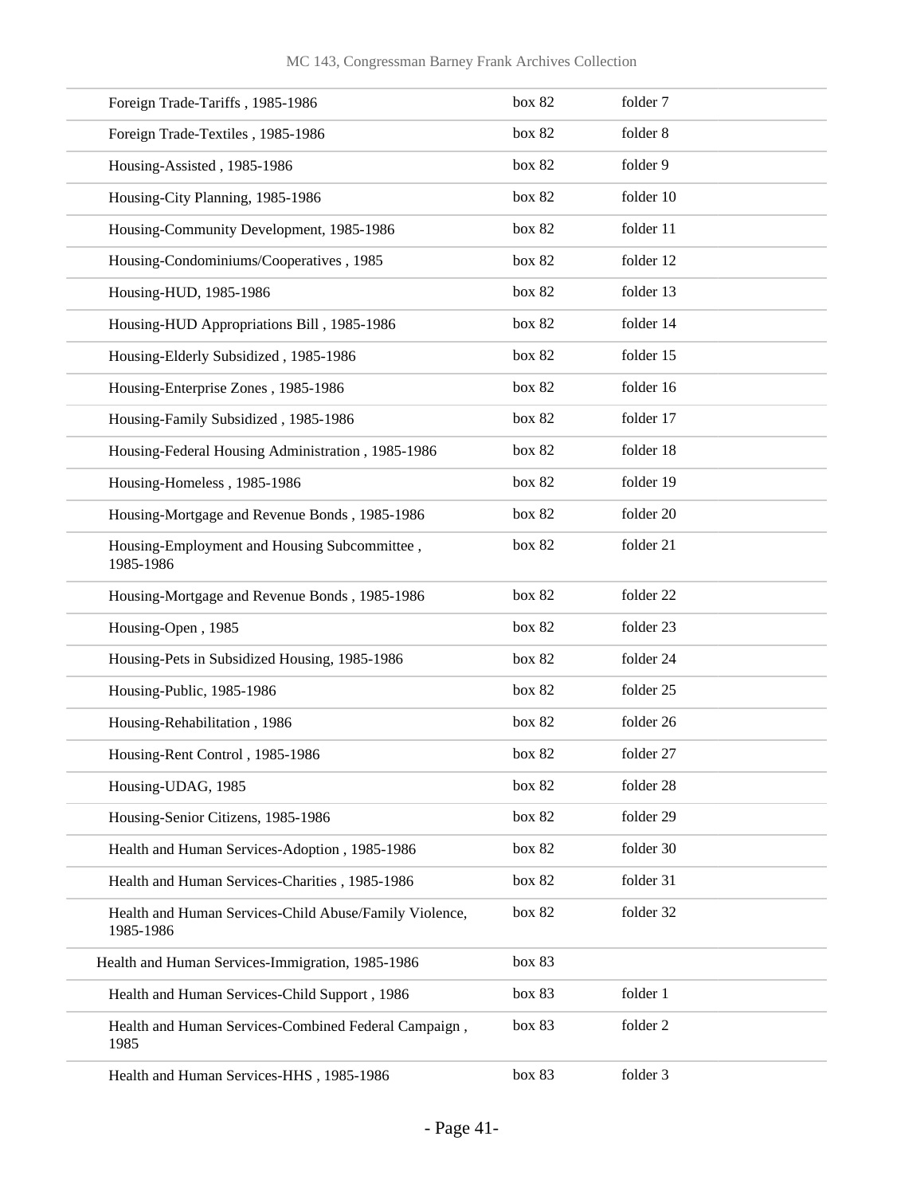| | | |
|---|---|---|
| Foreign Trade-Tariffs , 1985-1986 | box 82 | folder 7 |
| Foreign Trade-Textiles , 1985-1986 | box 82 | folder 8 |
| Housing-Assisted , 1985-1986 | box 82 | folder 9 |
| Housing-City Planning, 1985-1986 | box 82 | folder 10 |
| Housing-Community Development, 1985-1986 | box 82 | folder 11 |
| Housing-Condominiums/Cooperatives , 1985 | box 82 | folder 12 |
| Housing-HUD, 1985-1986 | box 82 | folder 13 |
| Housing-HUD Appropriations Bill , 1985-1986 | box 82 | folder 14 |
| Housing-Elderly Subsidized , 1985-1986 | box 82 | folder 15 |
| Housing-Enterprise Zones , 1985-1986 | box 82 | folder 16 |
| Housing-Family Subsidized , 1985-1986 | box 82 | folder 17 |
| Housing-Federal Housing Administration , 1985-1986 | box 82 | folder 18 |
| Housing-Homeless , 1985-1986 | box 82 | folder 19 |
| Housing-Mortgage and Revenue Bonds , 1985-1986 | box 82 | folder 20 |
| Housing-Employment and Housing Subcommittee , 1985-1986 | box 82 | folder 21 |
| Housing-Mortgage and Revenue Bonds , 1985-1986 | box 82 | folder 22 |
| Housing-Open , 1985 | box 82 | folder 23 |
| Housing-Pets in Subsidized Housing, 1985-1986 | box 82 | folder 24 |
| Housing-Public, 1985-1986 | box 82 | folder 25 |
| Housing-Rehabilitation , 1986 | box 82 | folder 26 |
| Housing-Rent Control , 1985-1986 | box 82 | folder 27 |
| Housing-UDAG, 1985 | box 82 | folder 28 |
| Housing-Senior Citizens, 1985-1986 | box 82 | folder 29 |
| Health and Human Services-Adoption , 1985-1986 | box 82 | folder 30 |
| Health and Human Services-Charities , 1985-1986 | box 82 | folder 31 |
| Health and Human Services-Child Abuse/Family Violence, 1985-1986 | box 82 | folder 32 |
| Health and Human Services-Immigration, 1985-1986 | box 83 | |
| Health and Human Services-Child Support , 1986 | box 83 | folder 1 |
| Health and Human Services-Combined Federal Campaign , 1985 | box 83 | folder 2 |
| Health and Human Services-HHS , 1985-1986 | box 83 | folder 3 |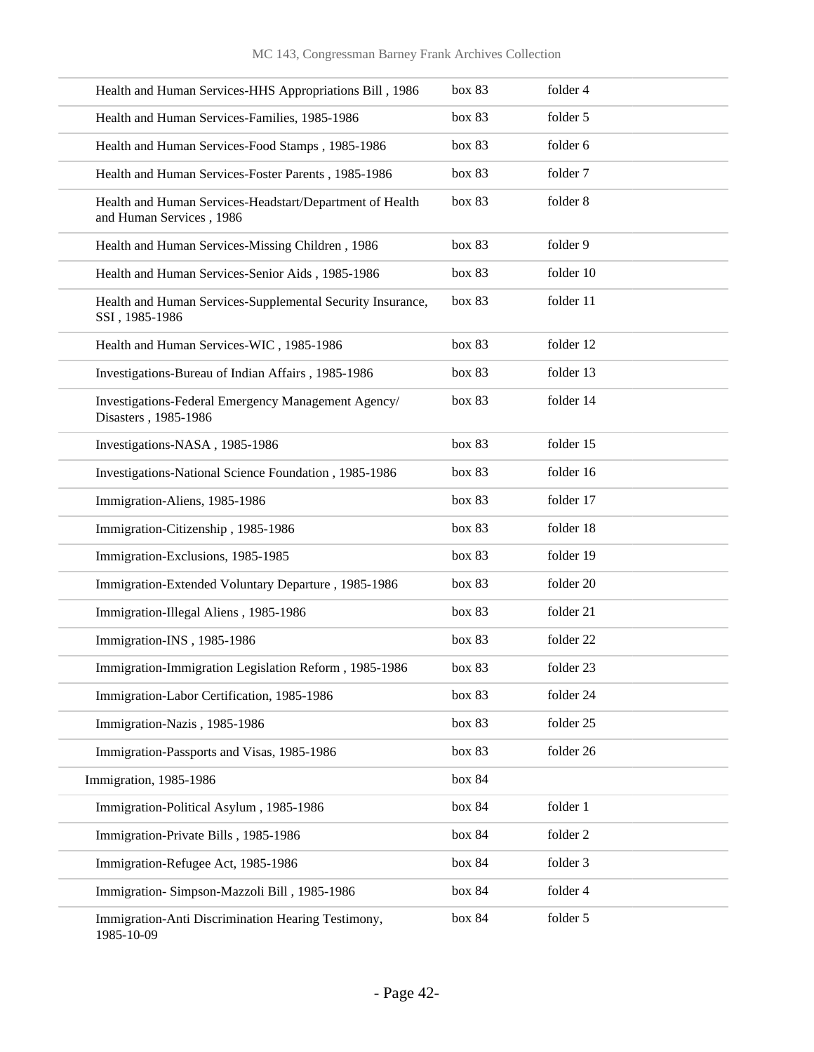| | | |
|---|---|---|
| Health and Human Services-HHS Appropriations Bill , 1986 | box 83 | folder 4 |
| Health and Human Services-Families, 1985-1986 | box 83 | folder 5 |
| Health and Human Services-Food Stamps , 1985-1986 | box 83 | folder 6 |
| Health and Human Services-Foster Parents , 1985-1986 | box 83 | folder 7 |
| Health and Human Services-Headstart/Department of Health and Human Services , 1986 | box 83 | folder 8 |
| Health and Human Services-Missing Children , 1986 | box 83 | folder 9 |
| Health and Human Services-Senior Aids , 1985-1986 | box 83 | folder 10 |
| Health and Human Services-Supplemental Security Insurance, SSI , 1985-1986 | box 83 | folder 11 |
| Health and Human Services-WIC , 1985-1986 | box 83 | folder 12 |
| Investigations-Bureau of Indian Affairs , 1985-1986 | box 83 | folder 13 |
| Investigations-Federal Emergency Management Agency/ Disasters , 1985-1986 | box 83 | folder 14 |
| Investigations-NASA , 1985-1986 | box 83 | folder 15 |
| Investigations-National Science Foundation , 1985-1986 | box 83 | folder 16 |
| Immigration-Aliens, 1985-1986 | box 83 | folder 17 |
| Immigration-Citizenship , 1985-1986 | box 83 | folder 18 |
| Immigration-Exclusions, 1985-1985 | box 83 | folder 19 |
| Immigration-Extended Voluntary Departure , 1985-1986 | box 83 | folder 20 |
| Immigration-Illegal Aliens , 1985-1986 | box 83 | folder 21 |
| Immigration-INS , 1985-1986 | box 83 | folder 22 |
| Immigration-Immigration Legislation Reform , 1985-1986 | box 83 | folder 23 |
| Immigration-Labor Certification, 1985-1986 | box 83 | folder 24 |
| Immigration-Nazis , 1985-1986 | box 83 | folder 25 |
| Immigration-Passports and Visas, 1985-1986 | box 83 | folder 26 |
| Immigration, 1985-1986 | box 84 | |
| Immigration-Political Asylum , 1985-1986 | box 84 | folder 1 |
| Immigration-Private Bills , 1985-1986 | box 84 | folder 2 |
| Immigration-Refugee Act, 1985-1986 | box 84 | folder 3 |
| Immigration- Simpson-Mazzoli Bill , 1985-1986 | box 84 | folder 4 |
| Immigration-Anti Discrimination Hearing Testimony, 1985-10-09 | box 84 | folder 5 |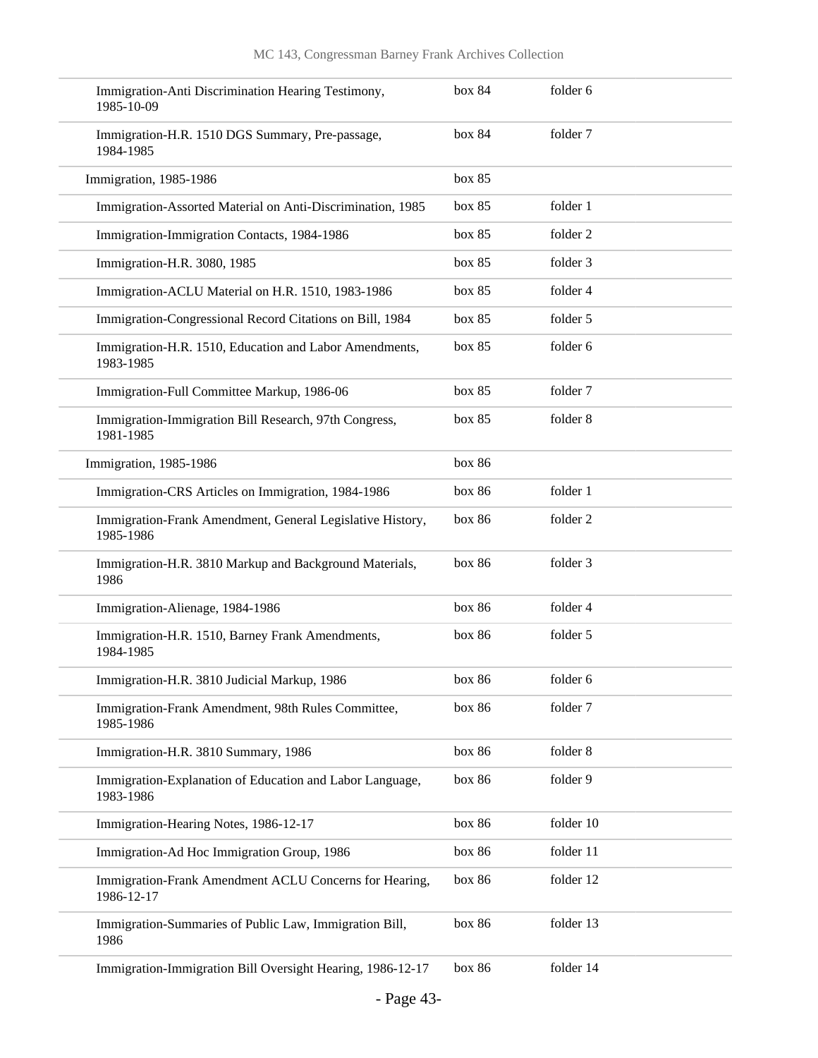| | | |
|---|---|---|
| Immigration-Anti Discrimination Hearing Testimony, 1985-10-09 | box 84 | folder 6 |
| Immigration-H.R. 1510 DGS Summary, Pre-passage, 1984-1985 | box 84 | folder 7 |
| Immigration, 1985-1986 | box 85 | |
| Immigration-Assorted Material on Anti-Discrimination, 1985 | box 85 | folder 1 |
| Immigration-Immigration Contacts, 1984-1986 | box 85 | folder 2 |
| Immigration-H.R. 3080, 1985 | box 85 | folder 3 |
| Immigration-ACLU Material on H.R. 1510, 1983-1986 | box 85 | folder 4 |
| Immigration-Congressional Record Citations on Bill, 1984 | box 85 | folder 5 |
| Immigration-H.R. 1510, Education and Labor Amendments, 1983-1985 | box 85 | folder 6 |
| Immigration-Full Committee Markup, 1986-06 | box 85 | folder 7 |
| Immigration-Immigration Bill Research, 97th Congress, 1981-1985 | box 85 | folder 8 |
| Immigration, 1985-1986 | box 86 | |
| Immigration-CRS Articles on Immigration, 1984-1986 | box 86 | folder 1 |
| Immigration-Frank Amendment, General Legislative History, 1985-1986 | box 86 | folder 2 |
| Immigration-H.R. 3810 Markup and Background Materials, 1986 | box 86 | folder 3 |
| Immigration-Alienage, 1984-1986 | box 86 | folder 4 |
| Immigration-H.R. 1510, Barney Frank Amendments, 1984-1985 | box 86 | folder 5 |
| Immigration-H.R. 3810 Judicial Markup, 1986 | box 86 | folder 6 |
| Immigration-Frank Amendment, 98th Rules Committee, 1985-1986 | box 86 | folder 7 |
| Immigration-H.R. 3810 Summary, 1986 | box 86 | folder 8 |
| Immigration-Explanation of Education and Labor Language, 1983-1986 | box 86 | folder 9 |
| Immigration-Hearing Notes, 1986-12-17 | box 86 | folder 10 |
| Immigration-Ad Hoc Immigration Group, 1986 | box 86 | folder 11 |
| Immigration-Frank Amendment ACLU Concerns for Hearing, 1986-12-17 | box 86 | folder 12 |
| Immigration-Summaries of Public Law, Immigration Bill, 1986 | box 86 | folder 13 |
| Immigration-Immigration Bill Oversight Hearing, 1986-12-17 | box 86 | folder 14 |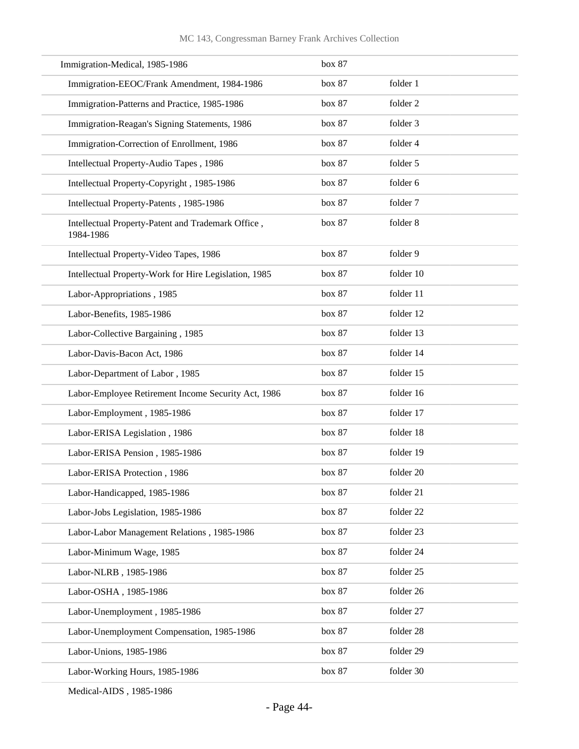| | | |
|---|---|---|
| Immigration-Medical, 1985-1986 | box 87 | |
| Immigration-EEOC/Frank Amendment, 1984-1986 | box 87 | folder 1 |
| Immigration-Patterns and Practice, 1985-1986 | box 87 | folder 2 |
| Immigration-Reagan's Signing Statements, 1986 | box 87 | folder 3 |
| Immigration-Correction of Enrollment, 1986 | box 87 | folder 4 |
| Intellectual Property-Audio Tapes , 1986 | box 87 | folder 5 |
| Intellectual Property-Copyright , 1985-1986 | box 87 | folder 6 |
| Intellectual Property-Patents , 1985-1986 | box 87 | folder 7 |
| Intellectual Property-Patent and Trademark Office , 1984-1986 | box 87 | folder 8 |
| Intellectual Property-Video Tapes, 1986 | box 87 | folder 9 |
| Intellectual Property-Work for Hire Legislation, 1985 | box 87 | folder 10 |
| Labor-Appropriations , 1985 | box 87 | folder 11 |
| Labor-Benefits, 1985-1986 | box 87 | folder 12 |
| Labor-Collective Bargaining , 1985 | box 87 | folder 13 |
| Labor-Davis-Bacon Act, 1986 | box 87 | folder 14 |
| Labor-Department of Labor , 1985 | box 87 | folder 15 |
| Labor-Employee Retirement Income Security Act, 1986 | box 87 | folder 16 |
| Labor-Employment , 1985-1986 | box 87 | folder 17 |
| Labor-ERISA Legislation , 1986 | box 87 | folder 18 |
| Labor-ERISA Pension , 1985-1986 | box 87 | folder 19 |
| Labor-ERISA Protection , 1986 | box 87 | folder 20 |
| Labor-Handicapped, 1985-1986 | box 87 | folder 21 |
| Labor-Jobs Legislation, 1985-1986 | box 87 | folder 22 |
| Labor-Labor Management Relations , 1985-1986 | box 87 | folder 23 |
| Labor-Minimum Wage, 1985 | box 87 | folder 24 |
| Labor-NLRB , 1985-1986 | box 87 | folder 25 |
| Labor-OSHA , 1985-1986 | box 87 | folder 26 |
| Labor-Unemployment , 1985-1986 | box 87 | folder 27 |
| Labor-Unemployment Compensation, 1985-1986 | box 87 | folder 28 |
| Labor-Unions, 1985-1986 | box 87 | folder 29 |
| Labor-Working Hours, 1985-1986 | box 87 | folder 30 |
| Medical-AIDS , 1985-1986 | | |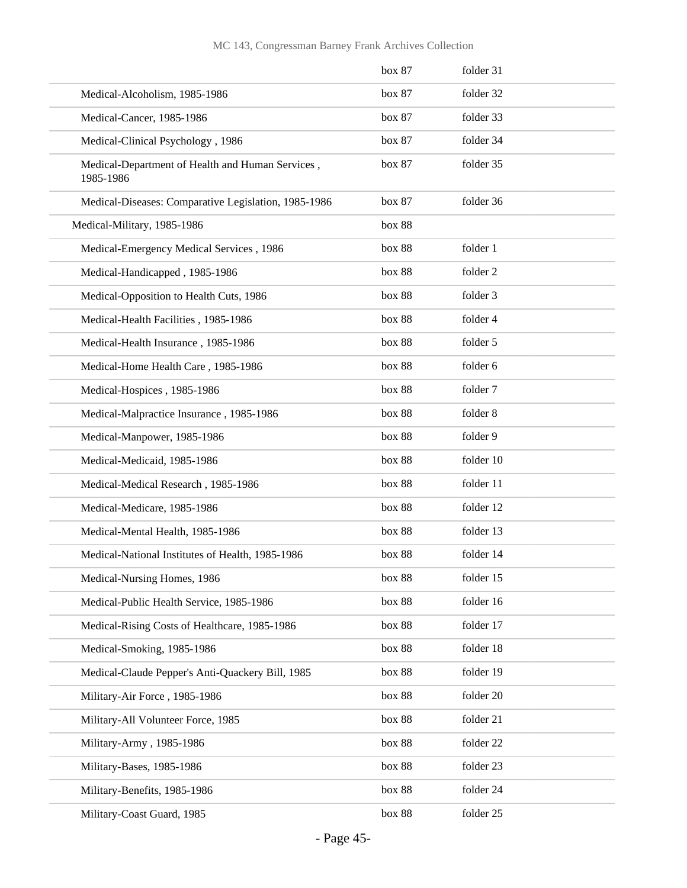| | | |
|---|---|---|
| | box 87 | folder 31 |
| Medical-Alcoholism, 1985-1986 | box 87 | folder 32 |
| Medical-Cancer, 1985-1986 | box 87 | folder 33 |
| Medical-Clinical Psychology , 1986 | box 87 | folder 34 |
| Medical-Department of Health and Human Services , 1985-1986 | box 87 | folder 35 |
| Medical-Diseases: Comparative Legislation, 1985-1986 | box 87 | folder 36 |
| Medical-Military, 1985-1986 | box 88 | |
| Medical-Emergency Medical Services , 1986 | box 88 | folder 1 |
| Medical-Handicapped , 1985-1986 | box 88 | folder 2 |
| Medical-Opposition to Health Cuts, 1986 | box 88 | folder 3 |
| Medical-Health Facilities , 1985-1986 | box 88 | folder 4 |
| Medical-Health Insurance , 1985-1986 | box 88 | folder 5 |
| Medical-Home Health Care , 1985-1986 | box 88 | folder 6 |
| Medical-Hospices , 1985-1986 | box 88 | folder 7 |
| Medical-Malpractice Insurance , 1985-1986 | box 88 | folder 8 |
| Medical-Manpower, 1985-1986 | box 88 | folder 9 |
| Medical-Medicaid, 1985-1986 | box 88 | folder 10 |
| Medical-Medical Research , 1985-1986 | box 88 | folder 11 |
| Medical-Medicare, 1985-1986 | box 88 | folder 12 |
| Medical-Mental Health, 1985-1986 | box 88 | folder 13 |
| Medical-National Institutes of Health, 1985-1986 | box 88 | folder 14 |
| Medical-Nursing Homes, 1986 | box 88 | folder 15 |
| Medical-Public Health Service, 1985-1986 | box 88 | folder 16 |
| Medical-Rising Costs of Healthcare, 1985-1986 | box 88 | folder 17 |
| Medical-Smoking, 1985-1986 | box 88 | folder 18 |
| Medical-Claude Pepper's Anti-Quackery Bill, 1985 | box 88 | folder 19 |
| Military-Air Force , 1985-1986 | box 88 | folder 20 |
| Military-All Volunteer Force, 1985 | box 88 | folder 21 |
| Military-Army , 1985-1986 | box 88 | folder 22 |
| Military-Bases, 1985-1986 | box 88 | folder 23 |
| Military-Benefits, 1985-1986 | box 88 | folder 24 |
| Military-Coast Guard, 1985 | box 88 | folder 25 |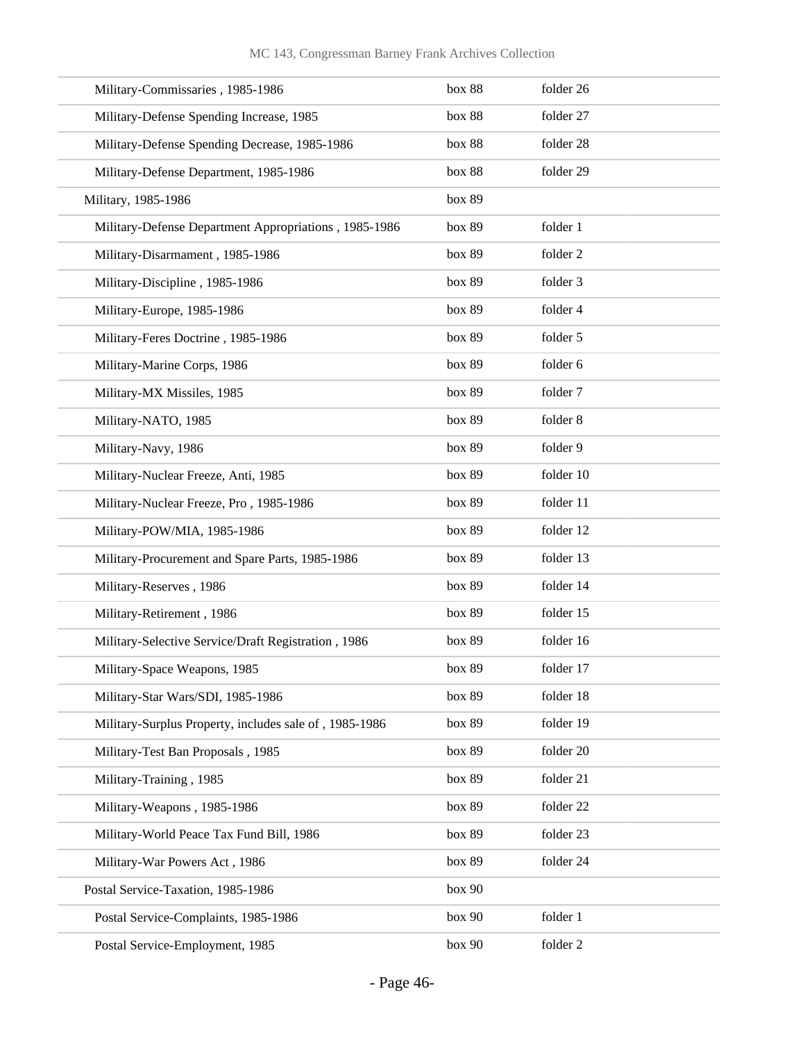| | | |
|---|---|---|
| Military-Commissaries , 1985-1986 | box 88 | folder 26 |
| Military-Defense Spending Increase, 1985 | box 88 | folder 27 |
| Military-Defense Spending Decrease, 1985-1986 | box 88 | folder 28 |
| Military-Defense Department, 1985-1986 | box 88 | folder 29 |
| Military, 1985-1986 | box 89 | |
| Military-Defense Department Appropriations , 1985-1986 | box 89 | folder 1 |
| Military-Disarmament , 1985-1986 | box 89 | folder 2 |
| Military-Discipline , 1985-1986 | box 89 | folder 3 |
| Military-Europe, 1985-1986 | box 89 | folder 4 |
| Military-Feres Doctrine , 1985-1986 | box 89 | folder 5 |
| Military-Marine Corps, 1986 | box 89 | folder 6 |
| Military-MX Missiles, 1985 | box 89 | folder 7 |
| Military-NATO, 1985 | box 89 | folder 8 |
| Military-Navy, 1986 | box 89 | folder 9 |
| Military-Nuclear Freeze, Anti, 1985 | box 89 | folder 10 |
| Military-Nuclear Freeze, Pro , 1985-1986 | box 89 | folder 11 |
| Military-POW/MIA, 1985-1986 | box 89 | folder 12 |
| Military-Procurement and Spare Parts, 1985-1986 | box 89 | folder 13 |
| Military-Reserves , 1986 | box 89 | folder 14 |
| Military-Retirement , 1986 | box 89 | folder 15 |
| Military-Selective Service/Draft Registration , 1986 | box 89 | folder 16 |
| Military-Space Weapons, 1985 | box 89 | folder 17 |
| Military-Star Wars/SDI, 1985-1986 | box 89 | folder 18 |
| Military-Surplus Property, includes sale of , 1985-1986 | box 89 | folder 19 |
| Military-Test Ban Proposals , 1985 | box 89 | folder 20 |
| Military-Training , 1985 | box 89 | folder 21 |
| Military-Weapons , 1985-1986 | box 89 | folder 22 |
| Military-World Peace Tax Fund Bill, 1986 | box 89 | folder 23 |
| Military-War Powers Act , 1986 | box 89 | folder 24 |
| Postal Service-Taxation, 1985-1986 | box 90 | |
| Postal Service-Complaints, 1985-1986 | box 90 | folder 1 |
| Postal Service-Employment, 1985 | box 90 | folder 2 |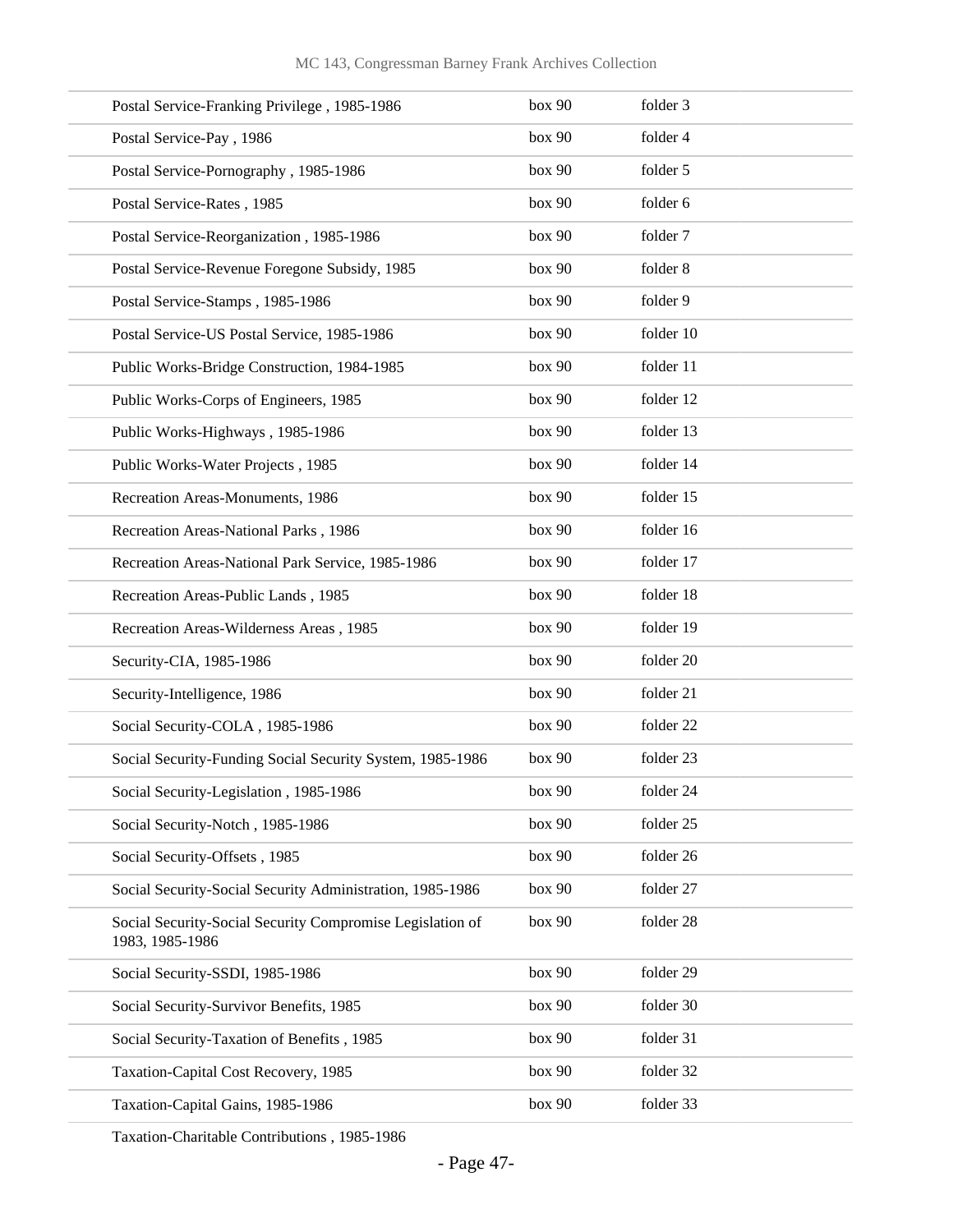| | | |
|---|---|---|
| Postal Service-Franking Privilege , 1985-1986 | box 90 | folder 3 |
| Postal Service-Pay , 1986 | box 90 | folder 4 |
| Postal Service-Pornography , 1985-1986 | box 90 | folder 5 |
| Postal Service-Rates , 1985 | box 90 | folder 6 |
| Postal Service-Reorganization , 1985-1986 | box 90 | folder 7 |
| Postal Service-Revenue Foregone Subsidy, 1985 | box 90 | folder 8 |
| Postal Service-Stamps , 1985-1986 | box 90 | folder 9 |
| Postal Service-US Postal Service, 1985-1986 | box 90 | folder 10 |
| Public Works-Bridge Construction, 1984-1985 | box 90 | folder 11 |
| Public Works-Corps of Engineers, 1985 | box 90 | folder 12 |
| Public Works-Highways , 1985-1986 | box 90 | folder 13 |
| Public Works-Water Projects , 1985 | box 90 | folder 14 |
| Recreation Areas-Monuments, 1986 | box 90 | folder 15 |
| Recreation Areas-National Parks , 1986 | box 90 | folder 16 |
| Recreation Areas-National Park Service, 1985-1986 | box 90 | folder 17 |
| Recreation Areas-Public Lands , 1985 | box 90 | folder 18 |
| Recreation Areas-Wilderness Areas , 1985 | box 90 | folder 19 |
| Security-CIA, 1985-1986 | box 90 | folder 20 |
| Security-Intelligence, 1986 | box 90 | folder 21 |
| Social Security-COLA , 1985-1986 | box 90 | folder 22 |
| Social Security-Funding Social Security System, 1985-1986 | box 90 | folder 23 |
| Social Security-Legislation , 1985-1986 | box 90 | folder 24 |
| Social Security-Notch , 1985-1986 | box 90 | folder 25 |
| Social Security-Offsets , 1985 | box 90 | folder 26 |
| Social Security-Social Security Administration, 1985-1986 | box 90 | folder 27 |
| Social Security-Social Security Compromise Legislation of 1983, 1985-1986 | box 90 | folder 28 |
| Social Security-SSDI, 1985-1986 | box 90 | folder 29 |
| Social Security-Survivor Benefits, 1985 | box 90 | folder 30 |
| Social Security-Taxation of Benefits , 1985 | box 90 | folder 31 |
| Taxation-Capital Cost Recovery, 1985 | box 90 | folder 32 |
| Taxation-Capital Gains, 1985-1986 | box 90 | folder 33 |
| Taxation-Charitable Contributions , 1985-1986 | | |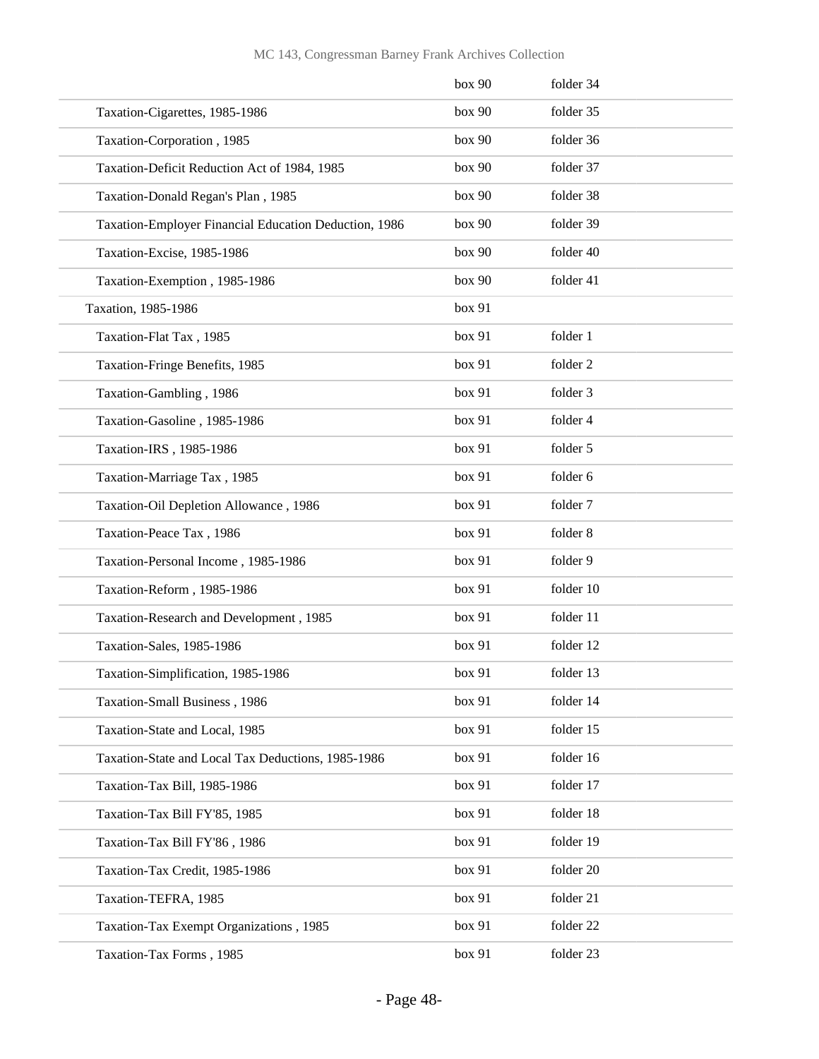| | | |
|---|---|---|
| | box 90 | folder 34 |
| Taxation-Cigarettes, 1985-1986 | box 90 | folder 35 |
| Taxation-Corporation , 1985 | box 90 | folder 36 |
| Taxation-Deficit Reduction Act of 1984, 1985 | box 90 | folder 37 |
| Taxation-Donald Regan's Plan , 1985 | box 90 | folder 38 |
| Taxation-Employer Financial Education Deduction, 1986 | box 90 | folder 39 |
| Taxation-Excise, 1985-1986 | box 90 | folder 40 |
| Taxation-Exemption , 1985-1986 | box 90 | folder 41 |
| Taxation, 1985-1986 | box 91 | |
| Taxation-Flat Tax , 1985 | box 91 | folder 1 |
| Taxation-Fringe Benefits, 1985 | box 91 | folder 2 |
| Taxation-Gambling , 1986 | box 91 | folder 3 |
| Taxation-Gasoline , 1985-1986 | box 91 | folder 4 |
| Taxation-IRS , 1985-1986 | box 91 | folder 5 |
| Taxation-Marriage Tax , 1985 | box 91 | folder 6 |
| Taxation-Oil Depletion Allowance , 1986 | box 91 | folder 7 |
| Taxation-Peace Tax , 1986 | box 91 | folder 8 |
| Taxation-Personal Income , 1985-1986 | box 91 | folder 9 |
| Taxation-Reform , 1985-1986 | box 91 | folder 10 |
| Taxation-Research and Development , 1985 | box 91 | folder 11 |
| Taxation-Sales, 1985-1986 | box 91 | folder 12 |
| Taxation-Simplification, 1985-1986 | box 91 | folder 13 |
| Taxation-Small Business , 1986 | box 91 | folder 14 |
| Taxation-State and Local, 1985 | box 91 | folder 15 |
| Taxation-State and Local Tax Deductions, 1985-1986 | box 91 | folder 16 |
| Taxation-Tax Bill, 1985-1986 | box 91 | folder 17 |
| Taxation-Tax Bill FY'85, 1985 | box 91 | folder 18 |
| Taxation-Tax Bill FY'86 , 1986 | box 91 | folder 19 |
| Taxation-Tax Credit, 1985-1986 | box 91 | folder 20 |
| Taxation-TEFRA, 1985 | box 91 | folder 21 |
| Taxation-Tax Exempt Organizations , 1985 | box 91 | folder 22 |
| Taxation-Tax Forms , 1985 | box 91 | folder 23 |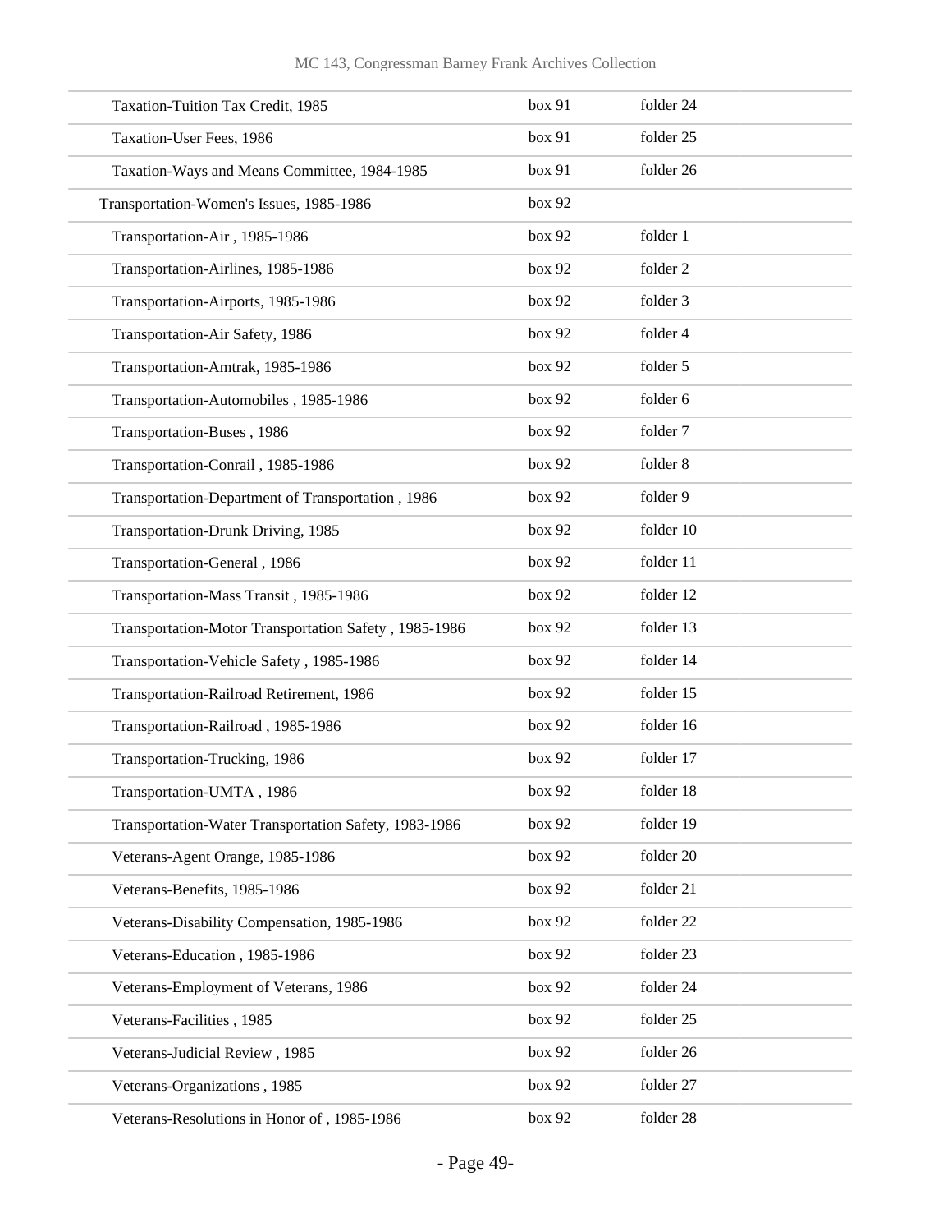| | | |
|---|---|---|
| Taxation-Tuition Tax Credit, 1985 | box 91 | folder 24 |
| Taxation-User Fees, 1986 | box 91 | folder 25 |
| Taxation-Ways and Means Committee, 1984-1985 | box 91 | folder 26 |
| Transportation-Women's Issues, 1985-1986 | box 92 | |
| Transportation-Air , 1985-1986 | box 92 | folder 1 |
| Transportation-Airlines, 1985-1986 | box 92 | folder 2 |
| Transportation-Airports, 1985-1986 | box 92 | folder 3 |
| Transportation-Air Safety, 1986 | box 92 | folder 4 |
| Transportation-Amtrak, 1985-1986 | box 92 | folder 5 |
| Transportation-Automobiles , 1985-1986 | box 92 | folder 6 |
| Transportation-Buses , 1986 | box 92 | folder 7 |
| Transportation-Conrail , 1985-1986 | box 92 | folder 8 |
| Transportation-Department of Transportation , 1986 | box 92 | folder 9 |
| Transportation-Drunk Driving, 1985 | box 92 | folder 10 |
| Transportation-General , 1986 | box 92 | folder 11 |
| Transportation-Mass Transit , 1985-1986 | box 92 | folder 12 |
| Transportation-Motor Transportation Safety , 1985-1986 | box 92 | folder 13 |
| Transportation-Vehicle Safety , 1985-1986 | box 92 | folder 14 |
| Transportation-Railroad Retirement, 1986 | box 92 | folder 15 |
| Transportation-Railroad , 1985-1986 | box 92 | folder 16 |
| Transportation-Trucking, 1986 | box 92 | folder 17 |
| Transportation-UMTA , 1986 | box 92 | folder 18 |
| Transportation-Water Transportation Safety, 1983-1986 | box 92 | folder 19 |
| Veterans-Agent Orange, 1985-1986 | box 92 | folder 20 |
| Veterans-Benefits, 1985-1986 | box 92 | folder 21 |
| Veterans-Disability Compensation, 1985-1986 | box 92 | folder 22 |
| Veterans-Education , 1985-1986 | box 92 | folder 23 |
| Veterans-Employment of Veterans, 1986 | box 92 | folder 24 |
| Veterans-Facilities , 1985 | box 92 | folder 25 |
| Veterans-Judicial Review , 1985 | box 92 | folder 26 |
| Veterans-Organizations , 1985 | box 92 | folder 27 |
| Veterans-Resolutions in Honor of , 1985-1986 | box 92 | folder 28 |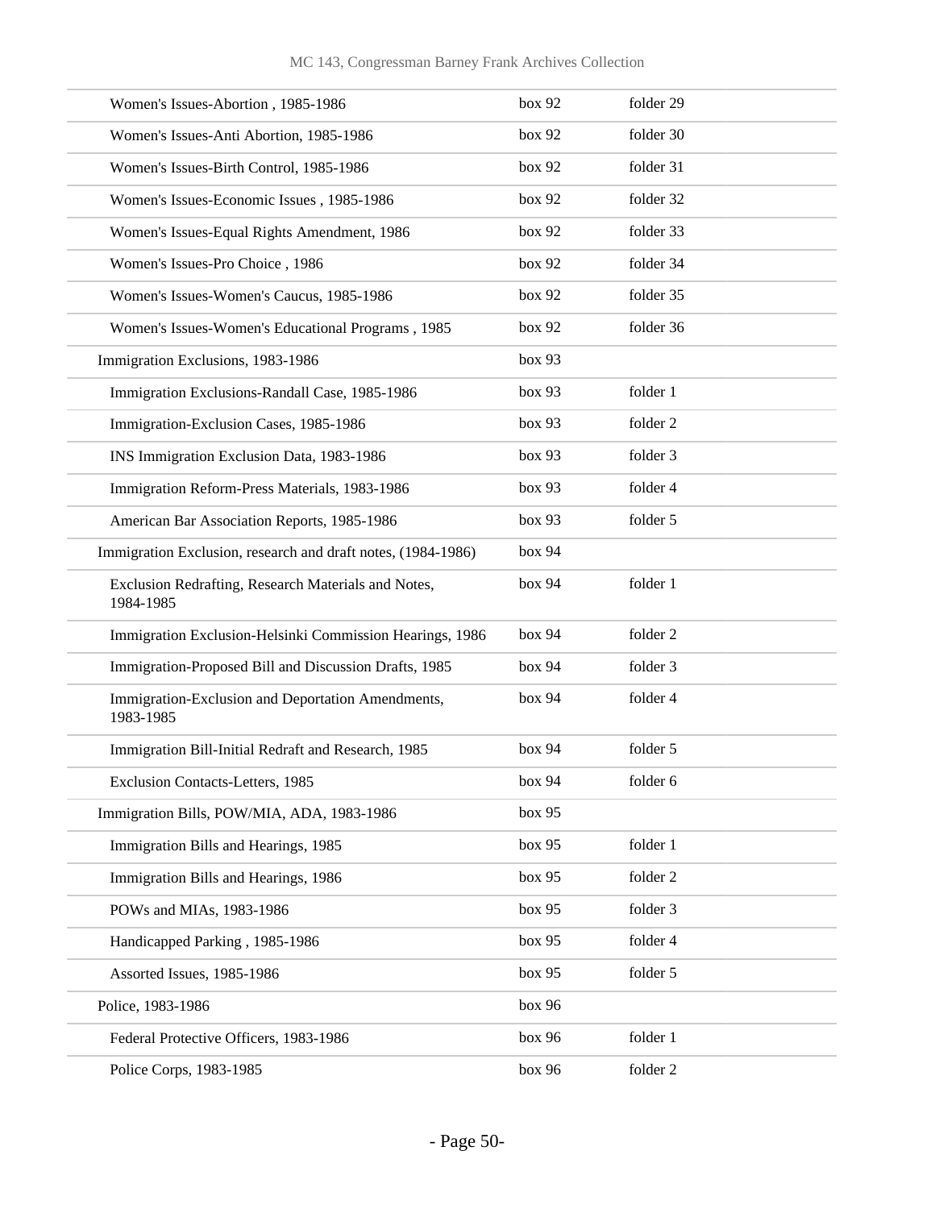| | | |
|---|---|---|
| Women's Issues-Abortion , 1985-1986 | box 92 | folder 29 |
| Women's Issues-Anti Abortion, 1985-1986 | box 92 | folder 30 |
| Women's Issues-Birth Control, 1985-1986 | box 92 | folder 31 |
| Women's Issues-Economic Issues , 1985-1986 | box 92 | folder 32 |
| Women's Issues-Equal Rights Amendment, 1986 | box 92 | folder 33 |
| Women's Issues-Pro Choice , 1986 | box 92 | folder 34 |
| Women's Issues-Women's Caucus, 1985-1986 | box 92 | folder 35 |
| Women's Issues-Women's Educational Programs , 1985 | box 92 | folder 36 |
| Immigration Exclusions, 1983-1986 | box 93 | |
| Immigration Exclusions-Randall Case, 1985-1986 | box 93 | folder 1 |
| Immigration-Exclusion Cases, 1985-1986 | box 93 | folder 2 |
| INS Immigration Exclusion Data, 1983-1986 | box 93 | folder 3 |
| Immigration Reform-Press Materials, 1983-1986 | box 93 | folder 4 |
| American Bar Association Reports, 1985-1986 | box 93 | folder 5 |
| Immigration Exclusion, research and draft notes, (1984-1986) | box 94 | |
| Exclusion Redrafting, Research Materials and Notes, 1984-1985 | box 94 | folder 1 |
| Immigration Exclusion-Helsinki Commission Hearings, 1986 | box 94 | folder 2 |
| Immigration-Proposed Bill and Discussion Drafts, 1985 | box 94 | folder 3 |
| Immigration-Exclusion and Deportation Amendments, 1983-1985 | box 94 | folder 4 |
| Immigration Bill-Initial Redraft and Research, 1985 | box 94 | folder 5 |
| Exclusion Contacts-Letters, 1985 | box 94 | folder 6 |
| Immigration Bills, POW/MIA, ADA, 1983-1986 | box 95 | |
| Immigration Bills and Hearings, 1985 | box 95 | folder 1 |
| Immigration Bills and Hearings, 1986 | box 95 | folder 2 |
| POWs and MIAs, 1983-1986 | box 95 | folder 3 |
| Handicapped Parking , 1985-1986 | box 95 | folder 4 |
| Assorted Issues, 1985-1986 | box 95 | folder 5 |
| Police, 1983-1986 | box 96 | |
| Federal Protective Officers, 1983-1986 | box 96 | folder 1 |
| Police Corps, 1983-1985 | box 96 | folder 2 |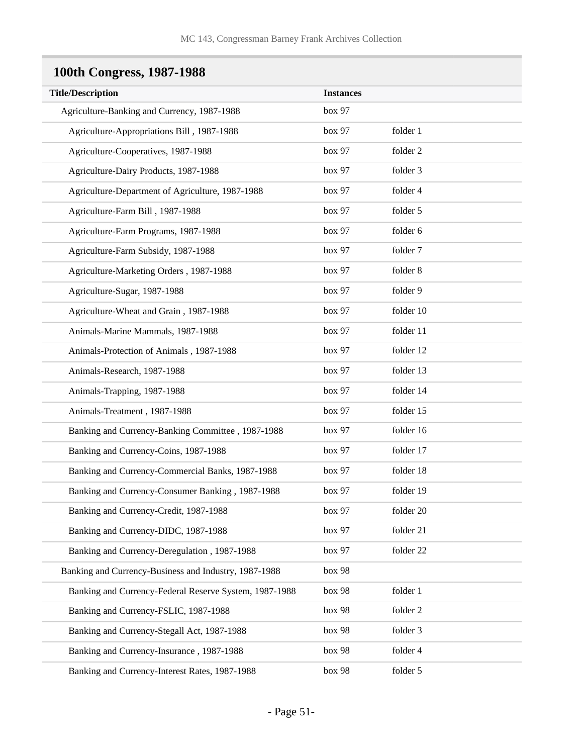## 100th Congress, 1987-1988

| Title/Description | Instances | |
|---|---|---|
| Agriculture-Banking and Currency, 1987-1988 | box 97 | |
| Agriculture-Appropriations Bill , 1987-1988 | box 97 | folder 1 |
| Agriculture-Cooperatives, 1987-1988 | box 97 | folder 2 |
| Agriculture-Dairy Products, 1987-1988 | box 97 | folder 3 |
| Agriculture-Department of Agriculture, 1987-1988 | box 97 | folder 4 |
| Agriculture-Farm Bill , 1987-1988 | box 97 | folder 5 |
| Agriculture-Farm Programs, 1987-1988 | box 97 | folder 6 |
| Agriculture-Farm Subsidy, 1987-1988 | box 97 | folder 7 |
| Agriculture-Marketing Orders , 1987-1988 | box 97 | folder 8 |
| Agriculture-Sugar, 1987-1988 | box 97 | folder 9 |
| Agriculture-Wheat and Grain , 1987-1988 | box 97 | folder 10 |
| Animals-Marine Mammals, 1987-1988 | box 97 | folder 11 |
| Animals-Protection of Animals , 1987-1988 | box 97 | folder 12 |
| Animals-Research, 1987-1988 | box 97 | folder 13 |
| Animals-Trapping, 1987-1988 | box 97 | folder 14 |
| Animals-Treatment , 1987-1988 | box 97 | folder 15 |
| Banking and Currency-Banking Committee , 1987-1988 | box 97 | folder 16 |
| Banking and Currency-Coins, 1987-1988 | box 97 | folder 17 |
| Banking and Currency-Commercial Banks, 1987-1988 | box 97 | folder 18 |
| Banking and Currency-Consumer Banking , 1987-1988 | box 97 | folder 19 |
| Banking and Currency-Credit, 1987-1988 | box 97 | folder 20 |
| Banking and Currency-DIDC, 1987-1988 | box 97 | folder 21 |
| Banking and Currency-Deregulation , 1987-1988 | box 97 | folder 22 |
| Banking and Currency-Business and Industry, 1987-1988 | box 98 | |
| Banking and Currency-Federal Reserve System, 1987-1988 | box 98 | folder 1 |
| Banking and Currency-FSLIC, 1987-1988 | box 98 | folder 2 |
| Banking and Currency-Stegall Act, 1987-1988 | box 98 | folder 3 |
| Banking and Currency-Insurance , 1987-1988 | box 98 | folder 4 |
| Banking and Currency-Interest Rates, 1987-1988 | box 98 | folder 5 |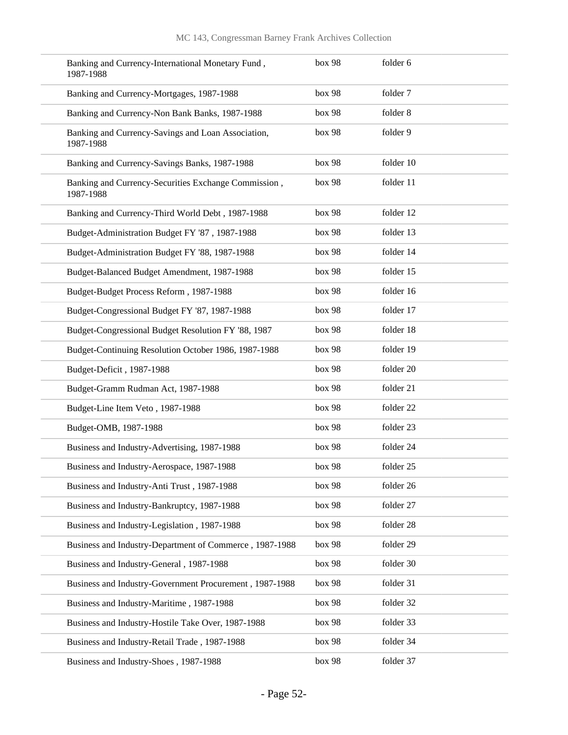| | | |
|---|---|---|
| Banking and Currency-International Monetary Fund , 1987-1988 | box 98 | folder 6 |
| Banking and Currency-Mortgages, 1987-1988 | box 98 | folder 7 |
| Banking and Currency-Non Bank Banks, 1987-1988 | box 98 | folder 8 |
| Banking and Currency-Savings and Loan Association, 1987-1988 | box 98 | folder 9 |
| Banking and Currency-Savings Banks, 1987-1988 | box 98 | folder 10 |
| Banking and Currency-Securities Exchange Commission , 1987-1988 | box 98 | folder 11 |
| Banking and Currency-Third World Debt , 1987-1988 | box 98 | folder 12 |
| Budget-Administration Budget FY '87 , 1987-1988 | box 98 | folder 13 |
| Budget-Administration Budget FY '88, 1987-1988 | box 98 | folder 14 |
| Budget-Balanced Budget Amendment, 1987-1988 | box 98 | folder 15 |
| Budget-Budget Process Reform , 1987-1988 | box 98 | folder 16 |
| Budget-Congressional Budget FY '87, 1987-1988 | box 98 | folder 17 |
| Budget-Congressional Budget Resolution FY '88, 1987 | box 98 | folder 18 |
| Budget-Continuing Resolution October 1986, 1987-1988 | box 98 | folder 19 |
| Budget-Deficit , 1987-1988 | box 98 | folder 20 |
| Budget-Gramm Rudman Act, 1987-1988 | box 98 | folder 21 |
| Budget-Line Item Veto , 1987-1988 | box 98 | folder 22 |
| Budget-OMB, 1987-1988 | box 98 | folder 23 |
| Business and Industry-Advertising, 1987-1988 | box 98 | folder 24 |
| Business and Industry-Aerospace, 1987-1988 | box 98 | folder 25 |
| Business and Industry-Anti Trust , 1987-1988 | box 98 | folder 26 |
| Business and Industry-Bankruptcy, 1987-1988 | box 98 | folder 27 |
| Business and Industry-Legislation , 1987-1988 | box 98 | folder 28 |
| Business and Industry-Department of Commerce , 1987-1988 | box 98 | folder 29 |
| Business and Industry-General , 1987-1988 | box 98 | folder 30 |
| Business and Industry-Government Procurement , 1987-1988 | box 98 | folder 31 |
| Business and Industry-Maritime , 1987-1988 | box 98 | folder 32 |
| Business and Industry-Hostile Take Over, 1987-1988 | box 98 | folder 33 |
| Business and Industry-Retail Trade , 1987-1988 | box 98 | folder 34 |
| Business and Industry-Shoes , 1987-1988 | box 98 | folder 37 |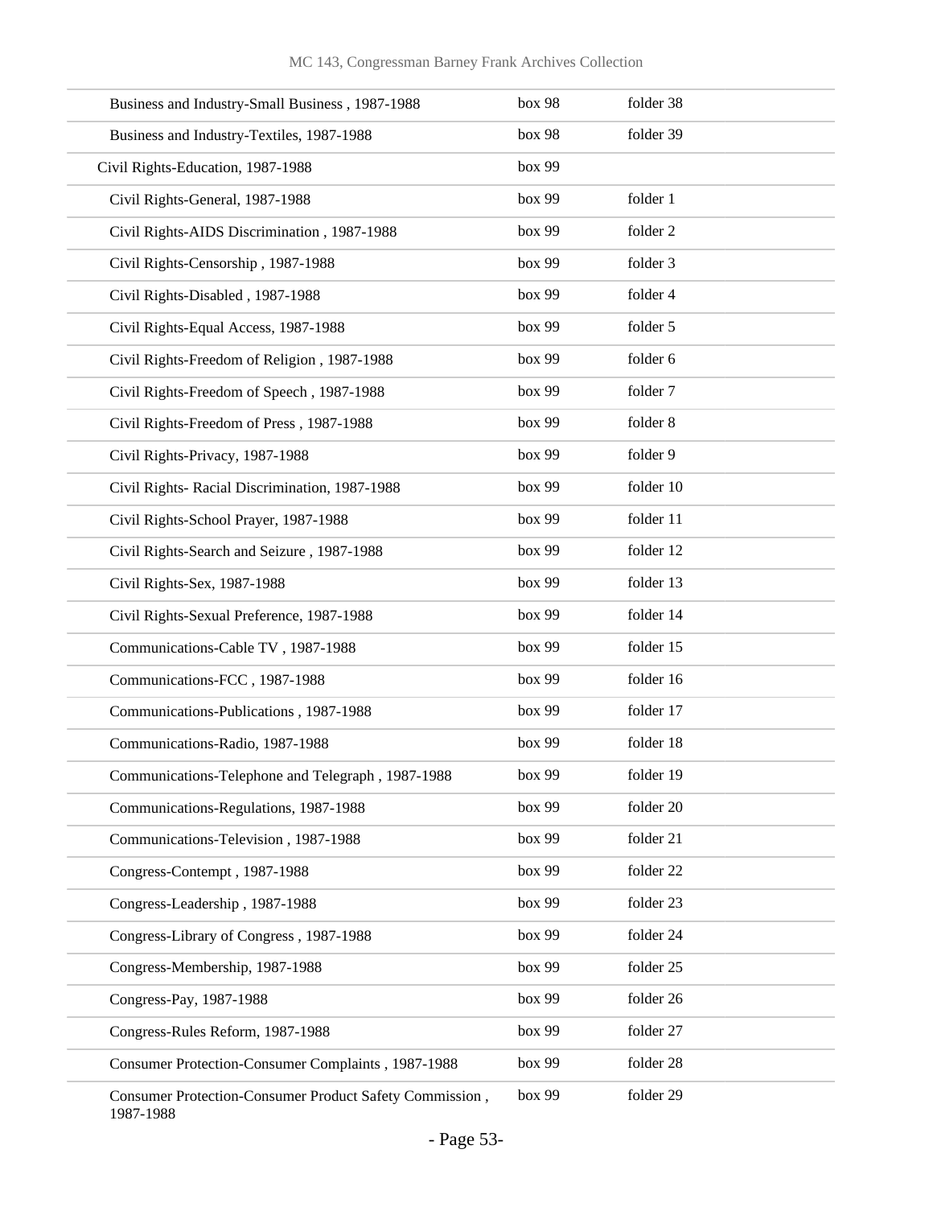| | | |
|---|---|---|
| Business and Industry-Small Business , 1987-1988 | box 98 | folder 38 |
| Business and Industry-Textiles, 1987-1988 | box 98 | folder 39 |
| Civil Rights-Education, 1987-1988 | box 99 | |
| Civil Rights-General, 1987-1988 | box 99 | folder 1 |
| Civil Rights-AIDS Discrimination , 1987-1988 | box 99 | folder 2 |
| Civil Rights-Censorship , 1987-1988 | box 99 | folder 3 |
| Civil Rights-Disabled , 1987-1988 | box 99 | folder 4 |
| Civil Rights-Equal Access, 1987-1988 | box 99 | folder 5 |
| Civil Rights-Freedom of Religion , 1987-1988 | box 99 | folder 6 |
| Civil Rights-Freedom of Speech , 1987-1988 | box 99 | folder 7 |
| Civil Rights-Freedom of Press , 1987-1988 | box 99 | folder 8 |
| Civil Rights-Privacy, 1987-1988 | box 99 | folder 9 |
| Civil Rights- Racial Discrimination, 1987-1988 | box 99 | folder 10 |
| Civil Rights-School Prayer, 1987-1988 | box 99 | folder 11 |
| Civil Rights-Search and Seizure , 1987-1988 | box 99 | folder 12 |
| Civil Rights-Sex, 1987-1988 | box 99 | folder 13 |
| Civil Rights-Sexual Preference, 1987-1988 | box 99 | folder 14 |
| Communications-Cable TV , 1987-1988 | box 99 | folder 15 |
| Communications-FCC , 1987-1988 | box 99 | folder 16 |
| Communications-Publications , 1987-1988 | box 99 | folder 17 |
| Communications-Radio, 1987-1988 | box 99 | folder 18 |
| Communications-Telephone and Telegraph , 1987-1988 | box 99 | folder 19 |
| Communications-Regulations, 1987-1988 | box 99 | folder 20 |
| Communications-Television , 1987-1988 | box 99 | folder 21 |
| Congress-Contempt , 1987-1988 | box 99 | folder 22 |
| Congress-Leadership , 1987-1988 | box 99 | folder 23 |
| Congress-Library of Congress , 1987-1988 | box 99 | folder 24 |
| Congress-Membership, 1987-1988 | box 99 | folder 25 |
| Congress-Pay, 1987-1988 | box 99 | folder 26 |
| Congress-Rules Reform, 1987-1988 | box 99 | folder 27 |
| Consumer Protection-Consumer Complaints , 1987-1988 | box 99 | folder 28 |
| Consumer Protection-Consumer Product Safety Commission , 1987-1988 | box 99 | folder 29 |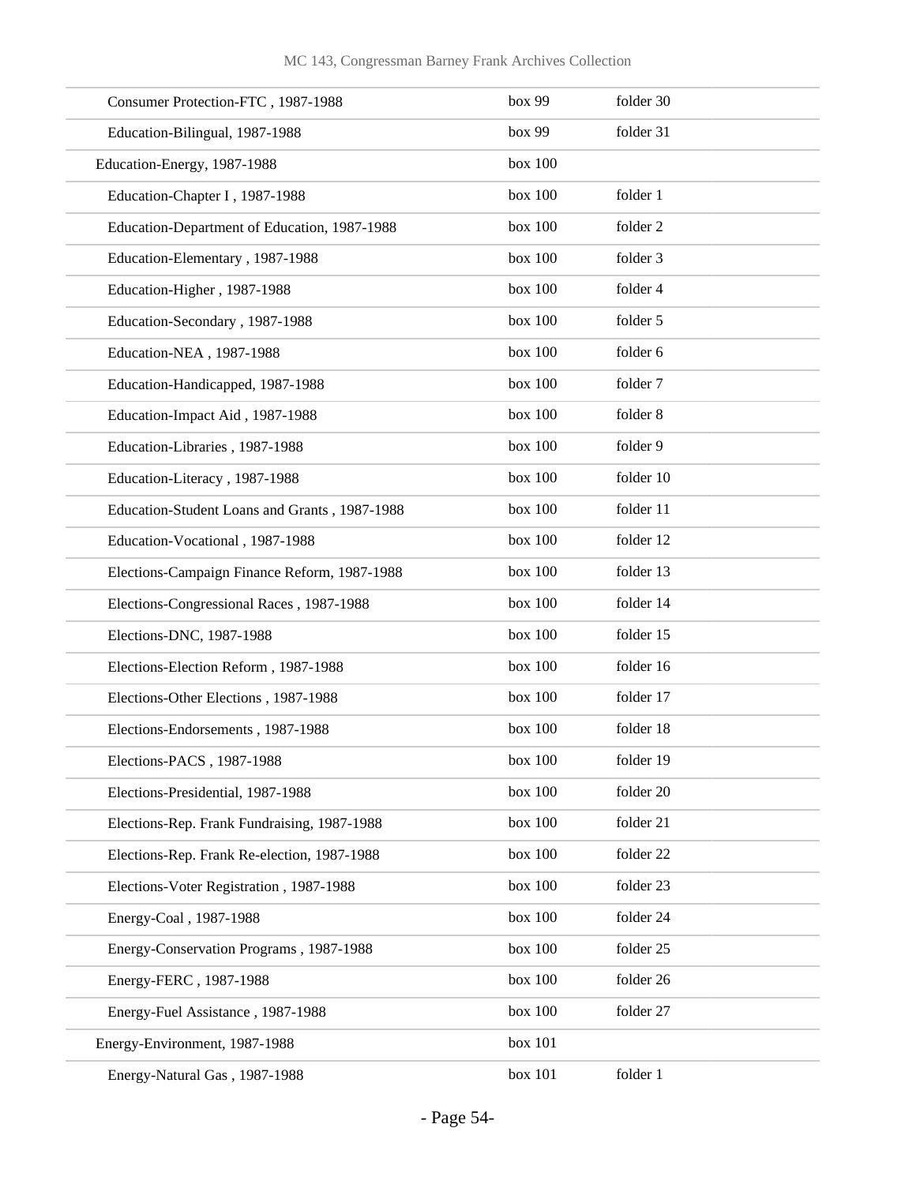| | | |
|---|---|---|
| Consumer Protection-FTC , 1987-1988 | box 99 | folder 30 |
| Education-Bilingual, 1987-1988 | box 99 | folder 31 |
| Education-Energy, 1987-1988 | box 100 | |
| Education-Chapter I , 1987-1988 | box 100 | folder 1 |
| Education-Department of Education, 1987-1988 | box 100 | folder 2 |
| Education-Elementary , 1987-1988 | box 100 | folder 3 |
| Education-Higher , 1987-1988 | box 100 | folder 4 |
| Education-Secondary , 1987-1988 | box 100 | folder 5 |
| Education-NEA , 1987-1988 | box 100 | folder 6 |
| Education-Handicapped, 1987-1988 | box 100 | folder 7 |
| Education-Impact Aid , 1987-1988 | box 100 | folder 8 |
| Education-Libraries , 1987-1988 | box 100 | folder 9 |
| Education-Literacy , 1987-1988 | box 100 | folder 10 |
| Education-Student Loans and Grants , 1987-1988 | box 100 | folder 11 |
| Education-Vocational , 1987-1988 | box 100 | folder 12 |
| Elections-Campaign Finance Reform, 1987-1988 | box 100 | folder 13 |
| Elections-Congressional Races , 1987-1988 | box 100 | folder 14 |
| Elections-DNC, 1987-1988 | box 100 | folder 15 |
| Elections-Election Reform , 1987-1988 | box 100 | folder 16 |
| Elections-Other Elections , 1987-1988 | box 100 | folder 17 |
| Elections-Endorsements , 1987-1988 | box 100 | folder 18 |
| Elections-PACS , 1987-1988 | box 100 | folder 19 |
| Elections-Presidential, 1987-1988 | box 100 | folder 20 |
| Elections-Rep. Frank Fundraising, 1987-1988 | box 100 | folder 21 |
| Elections-Rep. Frank Re-election, 1987-1988 | box 100 | folder 22 |
| Elections-Voter Registration , 1987-1988 | box 100 | folder 23 |
| Energy-Coal , 1987-1988 | box 100 | folder 24 |
| Energy-Conservation Programs , 1987-1988 | box 100 | folder 25 |
| Energy-FERC , 1987-1988 | box 100 | folder 26 |
| Energy-Fuel Assistance , 1987-1988 | box 100 | folder 27 |
| Energy-Environment, 1987-1988 | box 101 | |
| Energy-Natural Gas , 1987-1988 | box 101 | folder 1 |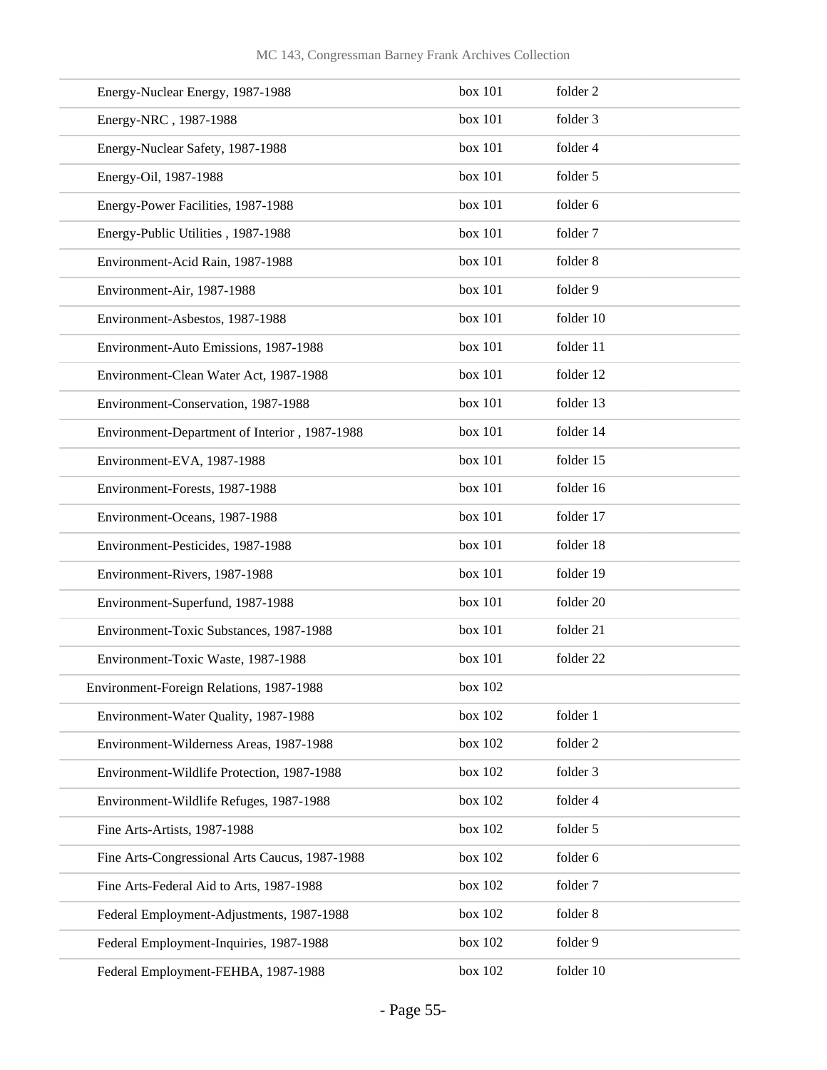| | | |
|---|---|---|
| Energy-Nuclear Energy, 1987-1988 | box 101 | folder 2 |
| Energy-NRC , 1987-1988 | box 101 | folder 3 |
| Energy-Nuclear Safety, 1987-1988 | box 101 | folder 4 |
| Energy-Oil, 1987-1988 | box 101 | folder 5 |
| Energy-Power Facilities, 1987-1988 | box 101 | folder 6 |
| Energy-Public Utilities , 1987-1988 | box 101 | folder 7 |
| Environment-Acid Rain, 1987-1988 | box 101 | folder 8 |
| Environment-Air, 1987-1988 | box 101 | folder 9 |
| Environment-Asbestos, 1987-1988 | box 101 | folder 10 |
| Environment-Auto Emissions, 1987-1988 | box 101 | folder 11 |
| Environment-Clean Water Act, 1987-1988 | box 101 | folder 12 |
| Environment-Conservation, 1987-1988 | box 101 | folder 13 |
| Environment-Department of Interior , 1987-1988 | box 101 | folder 14 |
| Environment-EVA, 1987-1988 | box 101 | folder 15 |
| Environment-Forests, 1987-1988 | box 101 | folder 16 |
| Environment-Oceans, 1987-1988 | box 101 | folder 17 |
| Environment-Pesticides, 1987-1988 | box 101 | folder 18 |
| Environment-Rivers, 1987-1988 | box 101 | folder 19 |
| Environment-Superfund, 1987-1988 | box 101 | folder 20 |
| Environment-Toxic Substances, 1987-1988 | box 101 | folder 21 |
| Environment-Toxic Waste, 1987-1988 | box 101 | folder 22 |
| Environment-Foreign Relations, 1987-1988 | box 102 | |
| Environment-Water Quality, 1987-1988 | box 102 | folder 1 |
| Environment-Wilderness Areas, 1987-1988 | box 102 | folder 2 |
| Environment-Wildlife Protection, 1987-1988 | box 102 | folder 3 |
| Environment-Wildlife Refuges, 1987-1988 | box 102 | folder 4 |
| Fine Arts-Artists, 1987-1988 | box 102 | folder 5 |
| Fine Arts-Congressional Arts Caucus, 1987-1988 | box 102 | folder 6 |
| Fine Arts-Federal Aid to Arts, 1987-1988 | box 102 | folder 7 |
| Federal Employment-Adjustments, 1987-1988 | box 102 | folder 8 |
| Federal Employment-Inquiries, 1987-1988 | box 102 | folder 9 |
| Federal Employment-FEHBA, 1987-1988 | box 102 | folder 10 |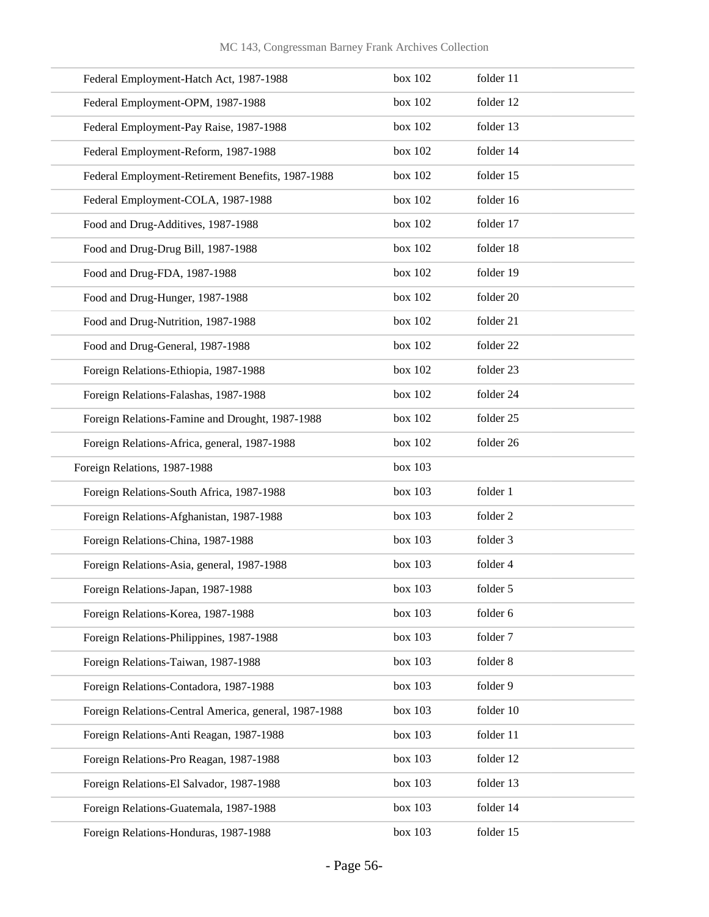| | | |
|---|---|---|
| Federal Employment-Hatch Act, 1987-1988 | box 102 | folder 11 |
| Federal Employment-OPM, 1987-1988 | box 102 | folder 12 |
| Federal Employment-Pay Raise, 1987-1988 | box 102 | folder 13 |
| Federal Employment-Reform, 1987-1988 | box 102 | folder 14 |
| Federal Employment-Retirement Benefits, 1987-1988 | box 102 | folder 15 |
| Federal Employment-COLA, 1987-1988 | box 102 | folder 16 |
| Food and Drug-Additives, 1987-1988 | box 102 | folder 17 |
| Food and Drug-Drug Bill, 1987-1988 | box 102 | folder 18 |
| Food and Drug-FDA, 1987-1988 | box 102 | folder 19 |
| Food and Drug-Hunger, 1987-1988 | box 102 | folder 20 |
| Food and Drug-Nutrition, 1987-1988 | box 102 | folder 21 |
| Food and Drug-General, 1987-1988 | box 102 | folder 22 |
| Foreign Relations-Ethiopia, 1987-1988 | box 102 | folder 23 |
| Foreign Relations-Falashas, 1987-1988 | box 102 | folder 24 |
| Foreign Relations-Famine and Drought, 1987-1988 | box 102 | folder 25 |
| Foreign Relations-Africa, general, 1987-1988 | box 102 | folder 26 |
| Foreign Relations, 1987-1988 | box 103 | |
| Foreign Relations-South Africa, 1987-1988 | box 103 | folder 1 |
| Foreign Relations-Afghanistan, 1987-1988 | box 103 | folder 2 |
| Foreign Relations-China, 1987-1988 | box 103 | folder 3 |
| Foreign Relations-Asia, general, 1987-1988 | box 103 | folder 4 |
| Foreign Relations-Japan, 1987-1988 | box 103 | folder 5 |
| Foreign Relations-Korea, 1987-1988 | box 103 | folder 6 |
| Foreign Relations-Philippines, 1987-1988 | box 103 | folder 7 |
| Foreign Relations-Taiwan, 1987-1988 | box 103 | folder 8 |
| Foreign Relations-Contadora, 1987-1988 | box 103 | folder 9 |
| Foreign Relations-Central America, general, 1987-1988 | box 103 | folder 10 |
| Foreign Relations-Anti Reagan, 1987-1988 | box 103 | folder 11 |
| Foreign Relations-Pro Reagan, 1987-1988 | box 103 | folder 12 |
| Foreign Relations-El Salvador, 1987-1988 | box 103 | folder 13 |
| Foreign Relations-Guatemala, 1987-1988 | box 103 | folder 14 |
| Foreign Relations-Honduras, 1987-1988 | box 103 | folder 15 |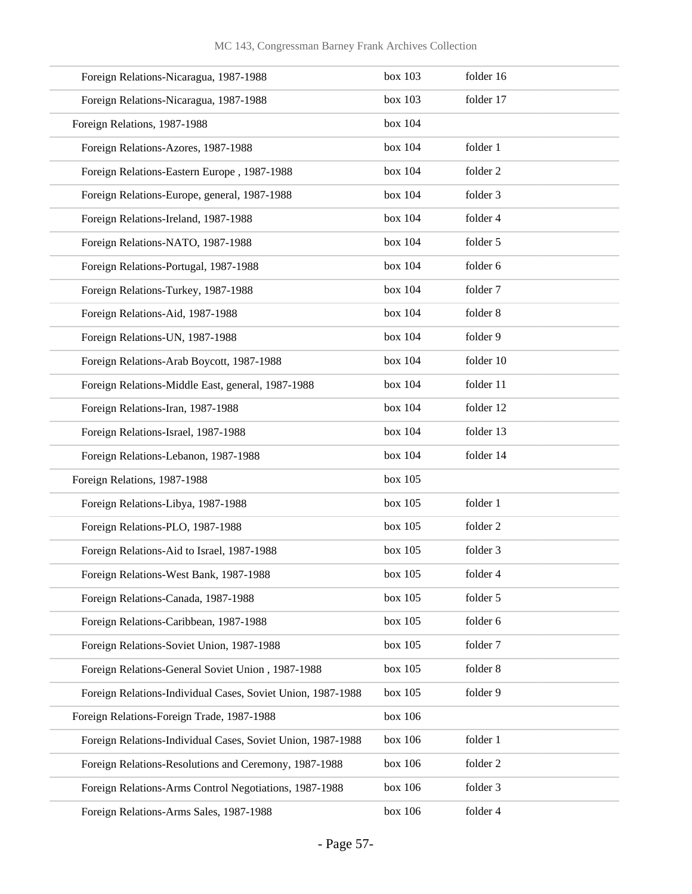| | | |
|---|---|---|
| Foreign Relations-Nicaragua, 1987-1988 | box 103 | folder 16 |
| Foreign Relations-Nicaragua, 1987-1988 | box 103 | folder 17 |
| Foreign Relations, 1987-1988 | box 104 | |
| Foreign Relations-Azores, 1987-1988 | box 104 | folder 1 |
| Foreign Relations-Eastern Europe , 1987-1988 | box 104 | folder 2 |
| Foreign Relations-Europe, general, 1987-1988 | box 104 | folder 3 |
| Foreign Relations-Ireland, 1987-1988 | box 104 | folder 4 |
| Foreign Relations-NATO, 1987-1988 | box 104 | folder 5 |
| Foreign Relations-Portugal, 1987-1988 | box 104 | folder 6 |
| Foreign Relations-Turkey, 1987-1988 | box 104 | folder 7 |
| Foreign Relations-Aid, 1987-1988 | box 104 | folder 8 |
| Foreign Relations-UN, 1987-1988 | box 104 | folder 9 |
| Foreign Relations-Arab Boycott, 1987-1988 | box 104 | folder 10 |
| Foreign Relations-Middle East, general, 1987-1988 | box 104 | folder 11 |
| Foreign Relations-Iran, 1987-1988 | box 104 | folder 12 |
| Foreign Relations-Israel, 1987-1988 | box 104 | folder 13 |
| Foreign Relations-Lebanon, 1987-1988 | box 104 | folder 14 |
| Foreign Relations, 1987-1988 | box 105 | |
| Foreign Relations-Libya, 1987-1988 | box 105 | folder 1 |
| Foreign Relations-PLO, 1987-1988 | box 105 | folder 2 |
| Foreign Relations-Aid to Israel, 1987-1988 | box 105 | folder 3 |
| Foreign Relations-West Bank, 1987-1988 | box 105 | folder 4 |
| Foreign Relations-Canada, 1987-1988 | box 105 | folder 5 |
| Foreign Relations-Caribbean, 1987-1988 | box 105 | folder 6 |
| Foreign Relations-Soviet Union, 1987-1988 | box 105 | folder 7 |
| Foreign Relations-General Soviet Union , 1987-1988 | box 105 | folder 8 |
| Foreign Relations-Individual Cases, Soviet Union, 1987-1988 | box 105 | folder 9 |
| Foreign Relations-Foreign Trade, 1987-1988 | box 106 | |
| Foreign Relations-Individual Cases, Soviet Union, 1987-1988 | box 106 | folder 1 |
| Foreign Relations-Resolutions and Ceremony, 1987-1988 | box 106 | folder 2 |
| Foreign Relations-Arms Control Negotiations, 1987-1988 | box 106 | folder 3 |
| Foreign Relations-Arms Sales, 1987-1988 | box 106 | folder 4 |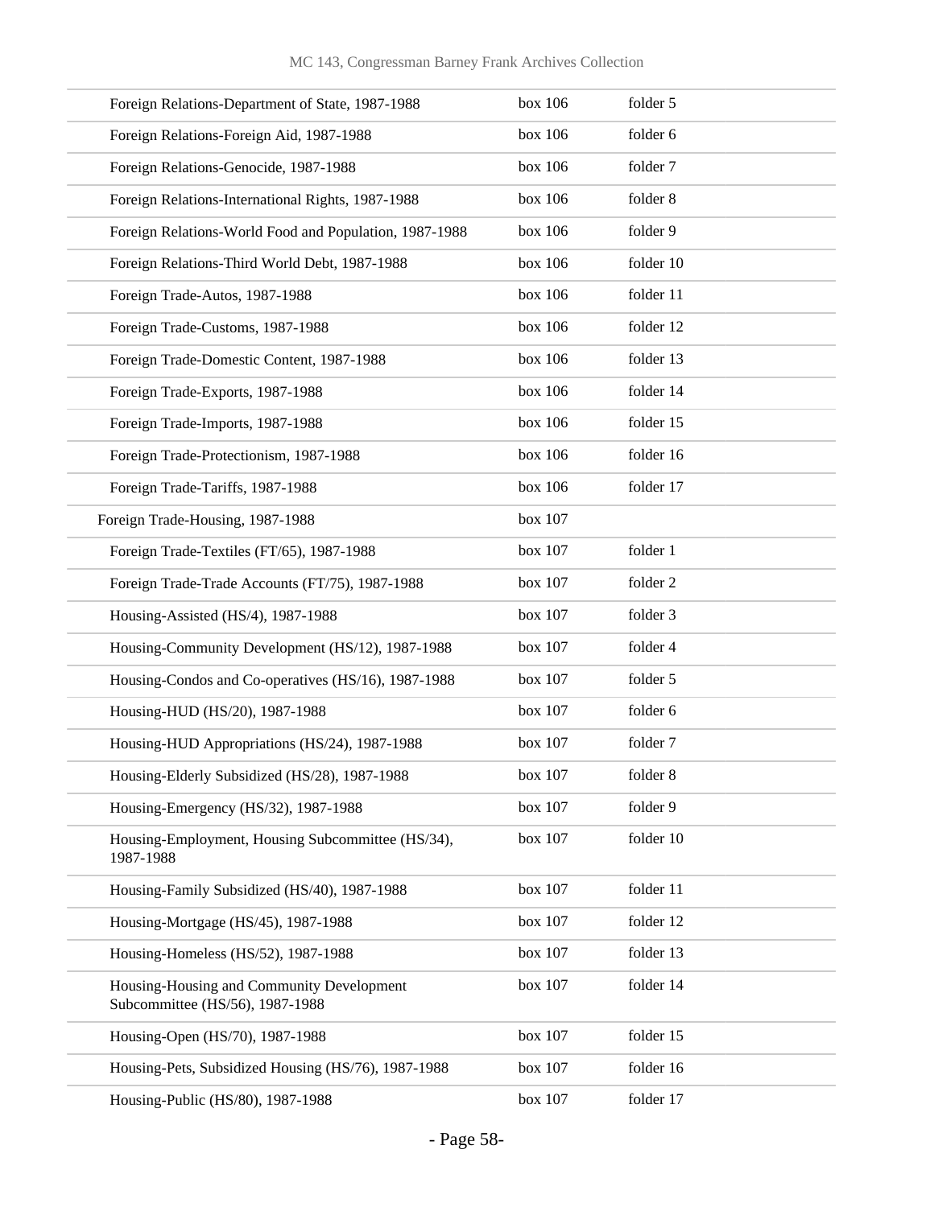| | | |
|---|---|---|
| Foreign Relations-Department of State, 1987-1988 | box 106 | folder 5 |
| Foreign Relations-Foreign Aid, 1987-1988 | box 106 | folder 6 |
| Foreign Relations-Genocide, 1987-1988 | box 106 | folder 7 |
| Foreign Relations-International Rights, 1987-1988 | box 106 | folder 8 |
| Foreign Relations-World Food and Population, 1987-1988 | box 106 | folder 9 |
| Foreign Relations-Third World Debt, 1987-1988 | box 106 | folder 10 |
| Foreign Trade-Autos, 1987-1988 | box 106 | folder 11 |
| Foreign Trade-Customs, 1987-1988 | box 106 | folder 12 |
| Foreign Trade-Domestic Content, 1987-1988 | box 106 | folder 13 |
| Foreign Trade-Exports, 1987-1988 | box 106 | folder 14 |
| Foreign Trade-Imports, 1987-1988 | box 106 | folder 15 |
| Foreign Trade-Protectionism, 1987-1988 | box 106 | folder 16 |
| Foreign Trade-Tariffs, 1987-1988 | box 106 | folder 17 |
| Foreign Trade-Housing, 1987-1988 | box 107 | |
| Foreign Trade-Textiles (FT/65), 1987-1988 | box 107 | folder 1 |
| Foreign Trade-Trade Accounts (FT/75), 1987-1988 | box 107 | folder 2 |
| Housing-Assisted (HS/4), 1987-1988 | box 107 | folder 3 |
| Housing-Community Development (HS/12), 1987-1988 | box 107 | folder 4 |
| Housing-Condos and Co-operatives (HS/16), 1987-1988 | box 107 | folder 5 |
| Housing-HUD (HS/20), 1987-1988 | box 107 | folder 6 |
| Housing-HUD Appropriations (HS/24), 1987-1988 | box 107 | folder 7 |
| Housing-Elderly Subsidized (HS/28), 1987-1988 | box 107 | folder 8 |
| Housing-Emergency (HS/32), 1987-1988 | box 107 | folder 9 |
| Housing-Employment, Housing Subcommittee (HS/34), 1987-1988 | box 107 | folder 10 |
| Housing-Family Subsidized (HS/40), 1987-1988 | box 107 | folder 11 |
| Housing-Mortgage (HS/45), 1987-1988 | box 107 | folder 12 |
| Housing-Homeless (HS/52), 1987-1988 | box 107 | folder 13 |
| Housing-Housing and Community Development Subcommittee (HS/56), 1987-1988 | box 107 | folder 14 |
| Housing-Open (HS/70), 1987-1988 | box 107 | folder 15 |
| Housing-Pets, Subsidized Housing (HS/76), 1987-1988 | box 107 | folder 16 |
| Housing-Public (HS/80), 1987-1988 | box 107 | folder 17 |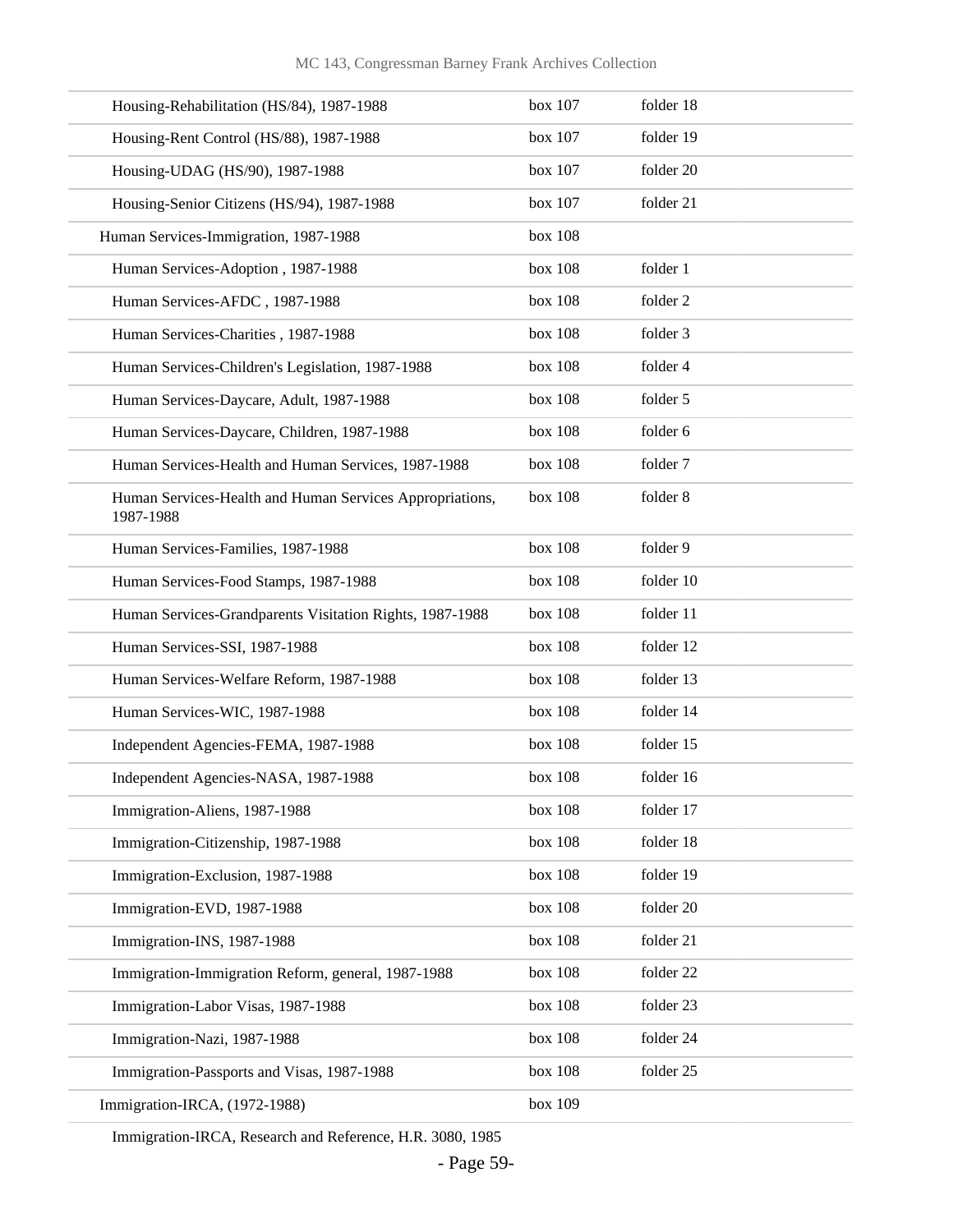| | | |
|---|---|---|
| Housing-Rehabilitation (HS/84), 1987-1988 | box 107 | folder 18 |
| Housing-Rent Control (HS/88), 1987-1988 | box 107 | folder 19 |
| Housing-UDAG (HS/90), 1987-1988 | box 107 | folder 20 |
| Housing-Senior Citizens (HS/94), 1987-1988 | box 107 | folder 21 |
| Human Services-Immigration, 1987-1988 | box 108 | |
| Human Services-Adoption , 1987-1988 | box 108 | folder 1 |
| Human Services-AFDC , 1987-1988 | box 108 | folder 2 |
| Human Services-Charities , 1987-1988 | box 108 | folder 3 |
| Human Services-Children's Legislation, 1987-1988 | box 108 | folder 4 |
| Human Services-Daycare, Adult, 1987-1988 | box 108 | folder 5 |
| Human Services-Daycare, Children, 1987-1988 | box 108 | folder 6 |
| Human Services-Health and Human Services, 1987-1988 | box 108 | folder 7 |
| Human Services-Health and Human Services Appropriations, 1987-1988 | box 108 | folder 8 |
| Human Services-Families, 1987-1988 | box 108 | folder 9 |
| Human Services-Food Stamps, 1987-1988 | box 108 | folder 10 |
| Human Services-Grandparents Visitation Rights, 1987-1988 | box 108 | folder 11 |
| Human Services-SSI, 1987-1988 | box 108 | folder 12 |
| Human Services-Welfare Reform, 1987-1988 | box 108 | folder 13 |
| Human Services-WIC, 1987-1988 | box 108 | folder 14 |
| Independent Agencies-FEMA, 1987-1988 | box 108 | folder 15 |
| Independent Agencies-NASA, 1987-1988 | box 108 | folder 16 |
| Immigration-Aliens, 1987-1988 | box 108 | folder 17 |
| Immigration-Citizenship, 1987-1988 | box 108 | folder 18 |
| Immigration-Exclusion, 1987-1988 | box 108 | folder 19 |
| Immigration-EVD, 1987-1988 | box 108 | folder 20 |
| Immigration-INS, 1987-1988 | box 108 | folder 21 |
| Immigration-Immigration Reform, general, 1987-1988 | box 108 | folder 22 |
| Immigration-Labor Visas, 1987-1988 | box 108 | folder 23 |
| Immigration-Nazi, 1987-1988 | box 108 | folder 24 |
| Immigration-Passports and Visas, 1987-1988 | box 108 | folder 25 |
| Immigration-IRCA, (1972-1988) | box 109 | |
| Immigration-IRCA, Research and Reference, H.R. 3080, 1985 | | |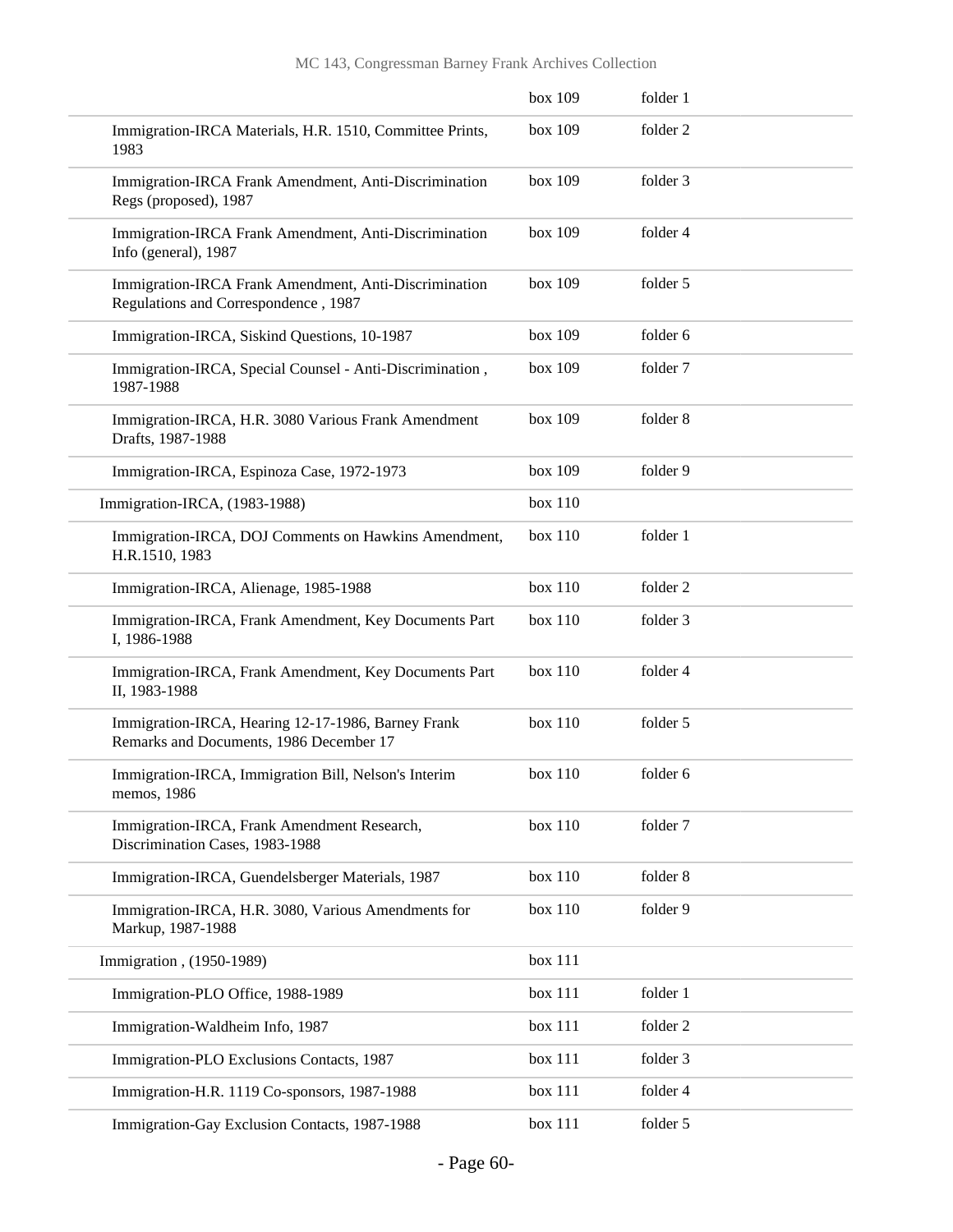| | | |
|---|---|---|
| | box 109 | folder 1 |
| Immigration-IRCA Materials, H.R. 1510, Committee Prints, 1983 | box 109 | folder 2 |
| Immigration-IRCA Frank Amendment, Anti-Discrimination Regs (proposed), 1987 | box 109 | folder 3 |
| Immigration-IRCA Frank Amendment, Anti-Discrimination Info (general), 1987 | box 109 | folder 4 |
| Immigration-IRCA Frank Amendment, Anti-Discrimination Regulations and Correspondence , 1987 | box 109 | folder 5 |
| Immigration-IRCA, Siskind Questions, 10-1987 | box 109 | folder 6 |
| Immigration-IRCA, Special Counsel - Anti-Discrimination , 1987-1988 | box 109 | folder 7 |
| Immigration-IRCA, H.R. 3080 Various Frank Amendment Drafts, 1987-1988 | box 109 | folder 8 |
| Immigration-IRCA, Espinoza Case, 1972-1973 | box 109 | folder 9 |
| Immigration-IRCA, (1983-1988) | box 110 | |
| Immigration-IRCA, DOJ Comments on Hawkins Amendment, H.R.1510, 1983 | box 110 | folder 1 |
| Immigration-IRCA, Alienage, 1985-1988 | box 110 | folder 2 |
| Immigration-IRCA, Frank Amendment, Key Documents Part I, 1986-1988 | box 110 | folder 3 |
| Immigration-IRCA, Frank Amendment, Key Documents Part II, 1983-1988 | box 110 | folder 4 |
| Immigration-IRCA, Hearing 12-17-1986, Barney Frank Remarks and Documents, 1986 December 17 | box 110 | folder 5 |
| Immigration-IRCA, Immigration Bill, Nelson's Interim memos, 1986 | box 110 | folder 6 |
| Immigration-IRCA, Frank Amendment Research, Discrimination Cases, 1983-1988 | box 110 | folder 7 |
| Immigration-IRCA, Guendelsberger Materials, 1987 | box 110 | folder 8 |
| Immigration-IRCA, H.R. 3080, Various Amendments for Markup, 1987-1988 | box 110 | folder 9 |
| Immigration , (1950-1989) | box 111 | |
| Immigration-PLO Office, 1988-1989 | box 111 | folder 1 |
| Immigration-Waldheim Info, 1987 | box 111 | folder 2 |
| Immigration-PLO Exclusions Contacts, 1987 | box 111 | folder 3 |
| Immigration-H.R. 1119 Co-sponsors, 1987-1988 | box 111 | folder 4 |
| Immigration-Gay Exclusion Contacts, 1987-1988 | box 111 | folder 5 |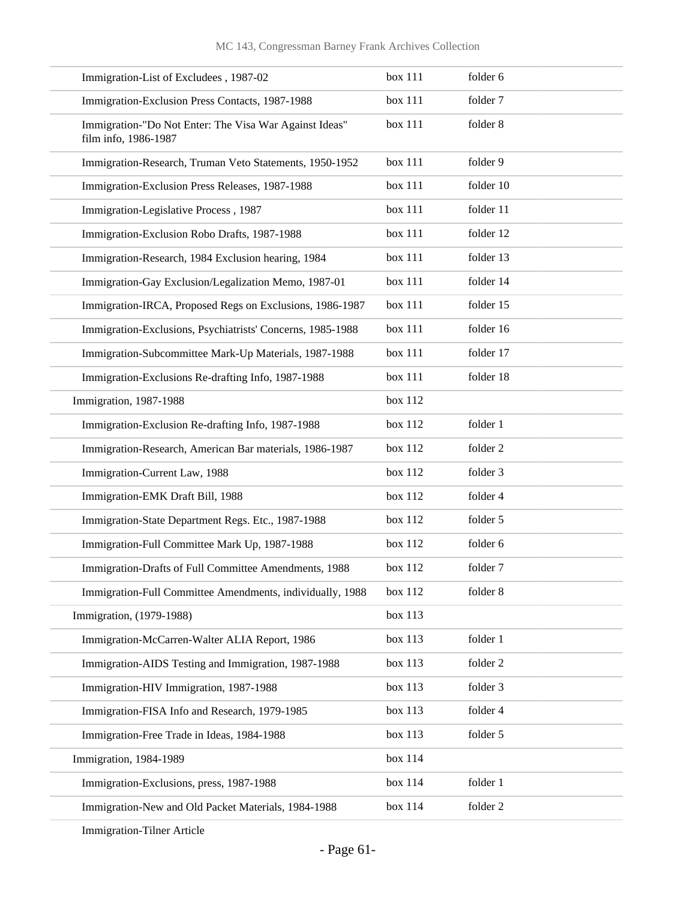| | | |
|---|---|---|
| Immigration-List of Excludees , 1987-02 | box 111 | folder 6 |
| Immigration-Exclusion Press Contacts, 1987-1988 | box 111 | folder 7 |
| Immigration-"Do Not Enter: The Visa War Against Ideas" film info, 1986-1987 | box 111 | folder 8 |
| Immigration-Research, Truman Veto Statements, 1950-1952 | box 111 | folder 9 |
| Immigration-Exclusion Press Releases, 1987-1988 | box 111 | folder 10 |
| Immigration-Legislative Process , 1987 | box 111 | folder 11 |
| Immigration-Exclusion Robo Drafts, 1987-1988 | box 111 | folder 12 |
| Immigration-Research, 1984 Exclusion hearing, 1984 | box 111 | folder 13 |
| Immigration-Gay Exclusion/Legalization Memo, 1987-01 | box 111 | folder 14 |
| Immigration-IRCA, Proposed Regs on Exclusions, 1986-1987 | box 111 | folder 15 |
| Immigration-Exclusions, Psychiatrists' Concerns, 1985-1988 | box 111 | folder 16 |
| Immigration-Subcommittee Mark-Up Materials, 1987-1988 | box 111 | folder 17 |
| Immigration-Exclusions Re-drafting Info, 1987-1988 | box 111 | folder 18 |
| Immigration, 1987-1988 | box 112 | |
| Immigration-Exclusion Re-drafting Info, 1987-1988 | box 112 | folder 1 |
| Immigration-Research, American Bar materials, 1986-1987 | box 112 | folder 2 |
| Immigration-Current Law, 1988 | box 112 | folder 3 |
| Immigration-EMK Draft Bill, 1988 | box 112 | folder 4 |
| Immigration-State Department Regs. Etc., 1987-1988 | box 112 | folder 5 |
| Immigration-Full Committee Mark Up, 1987-1988 | box 112 | folder 6 |
| Immigration-Drafts of Full Committee Amendments, 1988 | box 112 | folder 7 |
| Immigration-Full Committee Amendments, individually, 1988 | box 112 | folder 8 |
| Immigration, (1979-1988) | box 113 | |
| Immigration-McCarren-Walter ALIA Report, 1986 | box 113 | folder 1 |
| Immigration-AIDS Testing and Immigration, 1987-1988 | box 113 | folder 2 |
| Immigration-HIV Immigration, 1987-1988 | box 113 | folder 3 |
| Immigration-FISA Info and Research, 1979-1985 | box 113 | folder 4 |
| Immigration-Free Trade in Ideas, 1984-1988 | box 113 | folder 5 |
| Immigration, 1984-1989 | box 114 | |
| Immigration-Exclusions, press, 1987-1988 | box 114 | folder 1 |
| Immigration-New and Old Packet Materials, 1984-1988 | box 114 | folder 2 |
| Immigration-Tilner Article | | |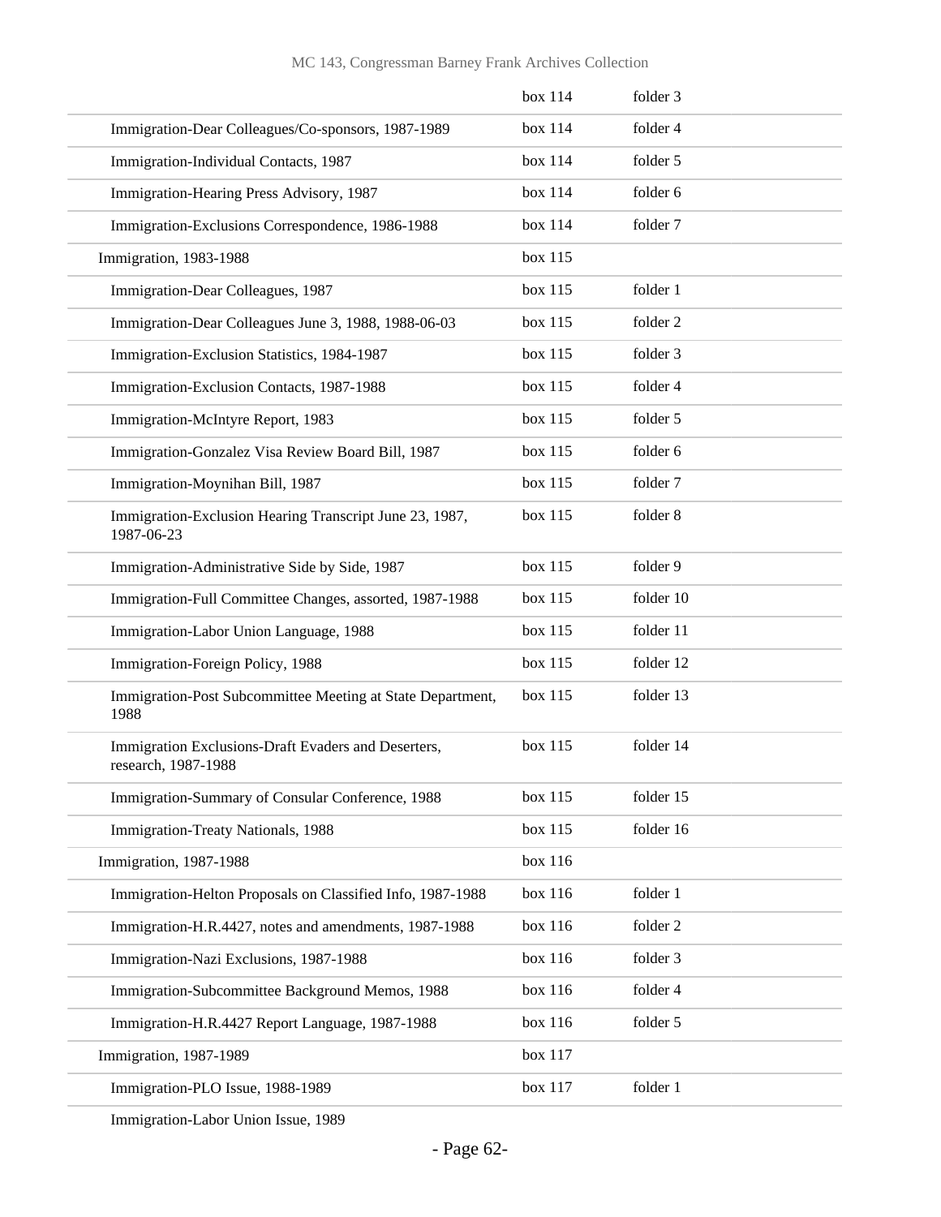| | | |
|---|---|---|
| | box 114 | folder 3 |
| Immigration-Dear Colleagues/Co-sponsors, 1987-1989 | box 114 | folder 4 |
| Immigration-Individual Contacts, 1987 | box 114 | folder 5 |
| Immigration-Hearing Press Advisory, 1987 | box 114 | folder 6 |
| Immigration-Exclusions Correspondence, 1986-1988 | box 114 | folder 7 |
| Immigration, 1983-1988 | box 115 | |
| Immigration-Dear Colleagues, 1987 | box 115 | folder 1 |
| Immigration-Dear Colleagues June 3, 1988, 1988-06-03 | box 115 | folder 2 |
| Immigration-Exclusion Statistics, 1984-1987 | box 115 | folder 3 |
| Immigration-Exclusion Contacts, 1987-1988 | box 115 | folder 4 |
| Immigration-McIntyre Report, 1983 | box 115 | folder 5 |
| Immigration-Gonzalez Visa Review Board Bill, 1987 | box 115 | folder 6 |
| Immigration-Moynihan Bill, 1987 | box 115 | folder 7 |
| Immigration-Exclusion Hearing Transcript June 23, 1987, 1987-06-23 | box 115 | folder 8 |
| Immigration-Administrative Side by Side, 1987 | box 115 | folder 9 |
| Immigration-Full Committee Changes, assorted, 1987-1988 | box 115 | folder 10 |
| Immigration-Labor Union Language, 1988 | box 115 | folder 11 |
| Immigration-Foreign Policy, 1988 | box 115 | folder 12 |
| Immigration-Post Subcommittee Meeting at State Department, 1988 | box 115 | folder 13 |
| Immigration Exclusions-Draft Evaders and Deserters, research, 1987-1988 | box 115 | folder 14 |
| Immigration-Summary of Consular Conference, 1988 | box 115 | folder 15 |
| Immigration-Treaty Nationals, 1988 | box 115 | folder 16 |
| Immigration, 1987-1988 | box 116 | |
| Immigration-Helton Proposals on Classified Info, 1987-1988 | box 116 | folder 1 |
| Immigration-H.R.4427, notes and amendments, 1987-1988 | box 116 | folder 2 |
| Immigration-Nazi Exclusions, 1987-1988 | box 116 | folder 3 |
| Immigration-Subcommittee Background Memos, 1988 | box 116 | folder 4 |
| Immigration-H.R.4427 Report Language, 1987-1988 | box 116 | folder 5 |
| Immigration, 1987-1989 | box 117 | |
| Immigration-PLO Issue, 1988-1989 | box 117 | folder 1 |
| Immigration-Labor Union Issue, 1989 | | |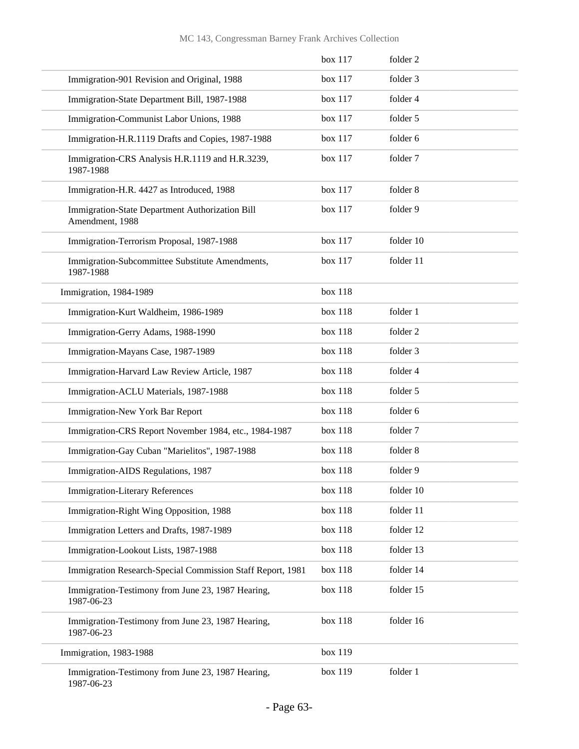| | | |
|---|---|---|
| | box 117 | folder 2 |
| Immigration-901 Revision and Original, 1988 | box 117 | folder 3 |
| Immigration-State Department Bill, 1987-1988 | box 117 | folder 4 |
| Immigration-Communist Labor Unions, 1988 | box 117 | folder 5 |
| Immigration-H.R.1119 Drafts and Copies, 1987-1988 | box 117 | folder 6 |
| Immigration-CRS Analysis H.R.1119 and H.R.3239, 1987-1988 | box 117 | folder 7 |
| Immigration-H.R. 4427 as Introduced, 1988 | box 117 | folder 8 |
| Immigration-State Department Authorization Bill Amendment, 1988 | box 117 | folder 9 |
| Immigration-Terrorism Proposal, 1987-1988 | box 117 | folder 10 |
| Immigration-Subcommittee Substitute Amendments, 1987-1988 | box 117 | folder 11 |
| Immigration, 1984-1989 | box 118 | |
| Immigration-Kurt Waldheim, 1986-1989 | box 118 | folder 1 |
| Immigration-Gerry Adams, 1988-1990 | box 118 | folder 2 |
| Immigration-Mayans Case, 1987-1989 | box 118 | folder 3 |
| Immigration-Harvard Law Review Article, 1987 | box 118 | folder 4 |
| Immigration-ACLU Materials, 1987-1988 | box 118 | folder 5 |
| Immigration-New York Bar Report | box 118 | folder 6 |
| Immigration-CRS Report November 1984, etc., 1984-1987 | box 118 | folder 7 |
| Immigration-Gay Cuban "Marielitos", 1987-1988 | box 118 | folder 8 |
| Immigration-AIDS Regulations, 1987 | box 118 | folder 9 |
| Immigration-Literary References | box 118 | folder 10 |
| Immigration-Right Wing Opposition, 1988 | box 118 | folder 11 |
| Immigration Letters and Drafts, 1987-1989 | box 118 | folder 12 |
| Immigration-Lookout Lists, 1987-1988 | box 118 | folder 13 |
| Immigration Research-Special Commission Staff Report, 1981 | box 118 | folder 14 |
| Immigration-Testimony from June 23, 1987 Hearing, 1987-06-23 | box 118 | folder 15 |
| Immigration-Testimony from June 23, 1987 Hearing, 1987-06-23 | box 118 | folder 16 |
| Immigration, 1983-1988 | box 119 | |
| Immigration-Testimony from June 23, 1987 Hearing, 1987-06-23 | box 119 | folder 1 |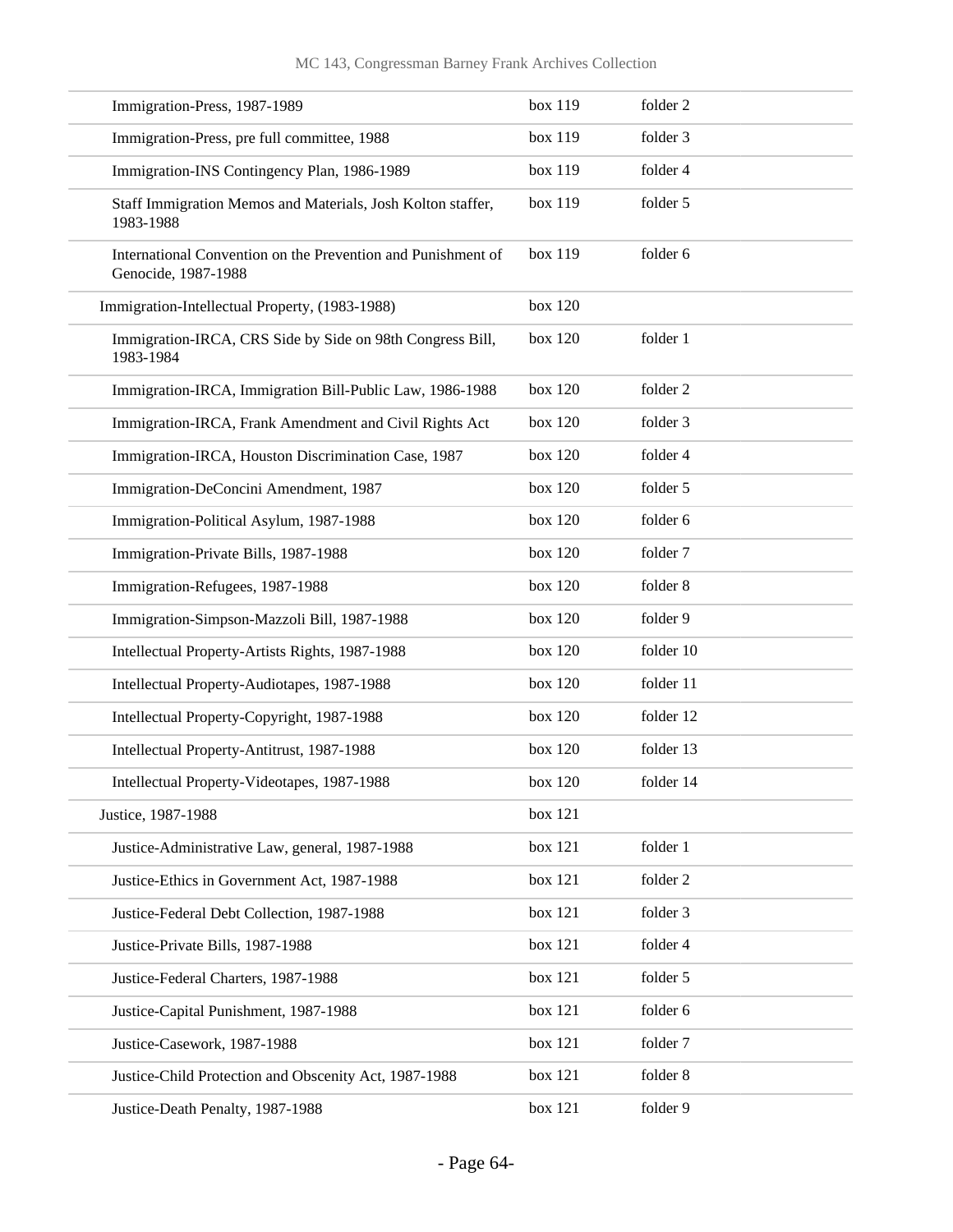| | | |
|---|---|---|
| Immigration-Press, 1987-1989 | box 119 | folder 2 |
| Immigration-Press, pre full committee, 1988 | box 119 | folder 3 |
| Immigration-INS Contingency Plan, 1986-1989 | box 119 | folder 4 |
| Staff Immigration Memos and Materials, Josh Kolton staffer, 1983-1988 | box 119 | folder 5 |
| International Convention on the Prevention and Punishment of Genocide, 1987-1988 | box 119 | folder 6 |
| Immigration-Intellectual Property, (1983-1988) | box 120 | |
| Immigration-IRCA, CRS Side by Side on 98th Congress Bill, 1983-1984 | box 120 | folder 1 |
| Immigration-IRCA, Immigration Bill-Public Law, 1986-1988 | box 120 | folder 2 |
| Immigration-IRCA, Frank Amendment and Civil Rights Act | box 120 | folder 3 |
| Immigration-IRCA, Houston Discrimination Case, 1987 | box 120 | folder 4 |
| Immigration-DeConcini Amendment, 1987 | box 120 | folder 5 |
| Immigration-Political Asylum, 1987-1988 | box 120 | folder 6 |
| Immigration-Private Bills, 1987-1988 | box 120 | folder 7 |
| Immigration-Refugees, 1987-1988 | box 120 | folder 8 |
| Immigration-Simpson-Mazzoli Bill, 1987-1988 | box 120 | folder 9 |
| Intellectual Property-Artists Rights, 1987-1988 | box 120 | folder 10 |
| Intellectual Property-Audiotapes, 1987-1988 | box 120 | folder 11 |
| Intellectual Property-Copyright, 1987-1988 | box 120 | folder 12 |
| Intellectual Property-Antitrust, 1987-1988 | box 120 | folder 13 |
| Intellectual Property-Videotapes, 1987-1988 | box 120 | folder 14 |
| Justice, 1987-1988 | box 121 | |
| Justice-Administrative Law, general, 1987-1988 | box 121 | folder 1 |
| Justice-Ethics in Government Act, 1987-1988 | box 121 | folder 2 |
| Justice-Federal Debt Collection, 1987-1988 | box 121 | folder 3 |
| Justice-Private Bills, 1987-1988 | box 121 | folder 4 |
| Justice-Federal Charters, 1987-1988 | box 121 | folder 5 |
| Justice-Capital Punishment, 1987-1988 | box 121 | folder 6 |
| Justice-Casework, 1987-1988 | box 121 | folder 7 |
| Justice-Child Protection and Obscenity Act, 1987-1988 | box 121 | folder 8 |
| Justice-Death Penalty, 1987-1988 | box 121 | folder 9 |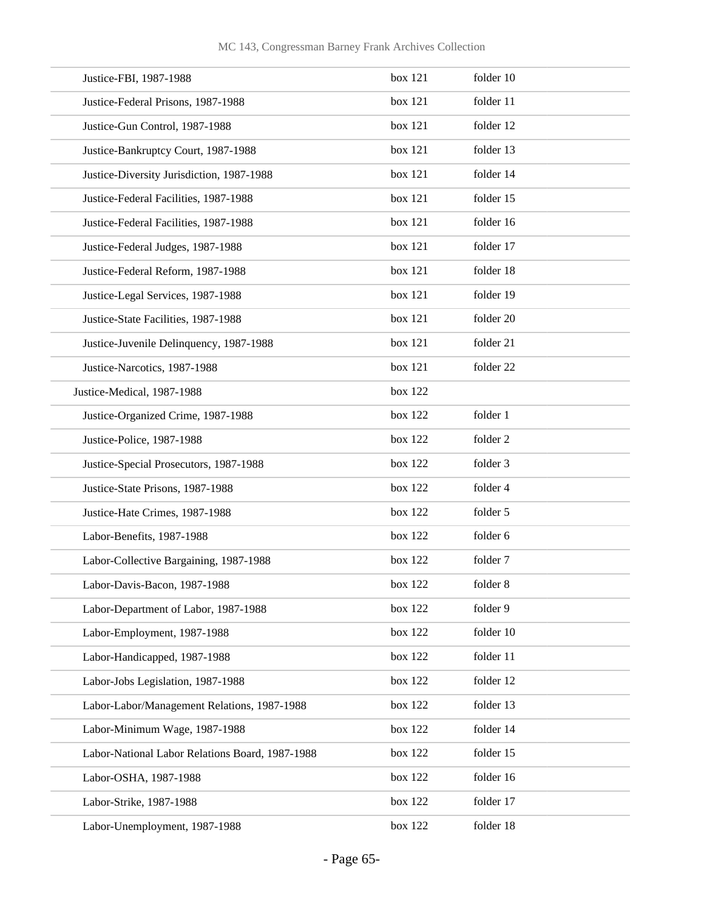| | | |
|---|---|---|
| Justice-FBI, 1987-1988 | box 121 | folder 10 |
| Justice-Federal Prisons, 1987-1988 | box 121 | folder 11 |
| Justice-Gun Control, 1987-1988 | box 121 | folder 12 |
| Justice-Bankruptcy Court, 1987-1988 | box 121 | folder 13 |
| Justice-Diversity Jurisdiction, 1987-1988 | box 121 | folder 14 |
| Justice-Federal Facilities, 1987-1988 | box 121 | folder 15 |
| Justice-Federal Facilities, 1987-1988 | box 121 | folder 16 |
| Justice-Federal Judges, 1987-1988 | box 121 | folder 17 |
| Justice-Federal Reform, 1987-1988 | box 121 | folder 18 |
| Justice-Legal Services, 1987-1988 | box 121 | folder 19 |
| Justice-State Facilities, 1987-1988 | box 121 | folder 20 |
| Justice-Juvenile Delinquency, 1987-1988 | box 121 | folder 21 |
| Justice-Narcotics, 1987-1988 | box 121 | folder 22 |
| Justice-Medical, 1987-1988 | box 122 | |
| Justice-Organized Crime, 1987-1988 | box 122 | folder 1 |
| Justice-Police, 1987-1988 | box 122 | folder 2 |
| Justice-Special Prosecutors, 1987-1988 | box 122 | folder 3 |
| Justice-State Prisons, 1987-1988 | box 122 | folder 4 |
| Justice-Hate Crimes, 1987-1988 | box 122 | folder 5 |
| Labor-Benefits, 1987-1988 | box 122 | folder 6 |
| Labor-Collective Bargaining, 1987-1988 | box 122 | folder 7 |
| Labor-Davis-Bacon, 1987-1988 | box 122 | folder 8 |
| Labor-Department of Labor, 1987-1988 | box 122 | folder 9 |
| Labor-Employment, 1987-1988 | box 122 | folder 10 |
| Labor-Handicapped, 1987-1988 | box 122 | folder 11 |
| Labor-Jobs Legislation, 1987-1988 | box 122 | folder 12 |
| Labor-Labor/Management Relations, 1987-1988 | box 122 | folder 13 |
| Labor-Minimum Wage, 1987-1988 | box 122 | folder 14 |
| Labor-National Labor Relations Board, 1987-1988 | box 122 | folder 15 |
| Labor-OSHA, 1987-1988 | box 122 | folder 16 |
| Labor-Strike, 1987-1988 | box 122 | folder 17 |
| Labor-Unemployment, 1987-1988 | box 122 | folder 18 |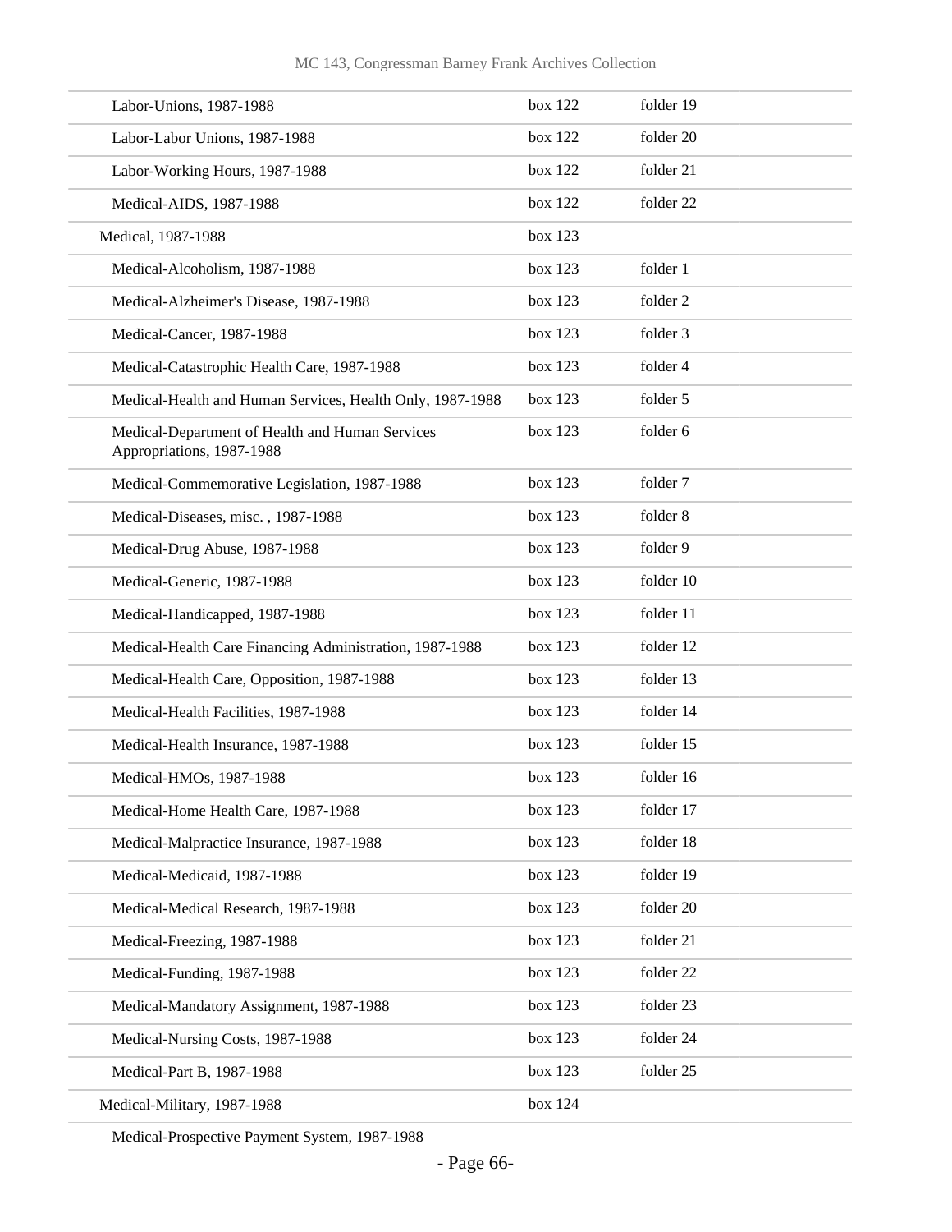| | | |
|---|---|---|
| Labor-Unions, 1987-1988 | box 122 | folder 19 |
| Labor-Labor Unions, 1987-1988 | box 122 | folder 20 |
| Labor-Working Hours, 1987-1988 | box 122 | folder 21 |
| Medical-AIDS, 1987-1988 | box 122 | folder 22 |
| Medical, 1987-1988 | box 123 | |
| Medical-Alcoholism, 1987-1988 | box 123 | folder 1 |
| Medical-Alzheimer's Disease, 1987-1988 | box 123 | folder 2 |
| Medical-Cancer, 1987-1988 | box 123 | folder 3 |
| Medical-Catastrophic Health Care, 1987-1988 | box 123 | folder 4 |
| Medical-Health and Human Services, Health Only, 1987-1988 | box 123 | folder 5 |
| Medical-Department of Health and Human Services Appropriations, 1987-1988 | box 123 | folder 6 |
| Medical-Commemorative Legislation, 1987-1988 | box 123 | folder 7 |
| Medical-Diseases, misc. , 1987-1988 | box 123 | folder 8 |
| Medical-Drug Abuse, 1987-1988 | box 123 | folder 9 |
| Medical-Generic, 1987-1988 | box 123 | folder 10 |
| Medical-Handicapped, 1987-1988 | box 123 | folder 11 |
| Medical-Health Care Financing Administration, 1987-1988 | box 123 | folder 12 |
| Medical-Health Care, Opposition, 1987-1988 | box 123 | folder 13 |
| Medical-Health Facilities, 1987-1988 | box 123 | folder 14 |
| Medical-Health Insurance, 1987-1988 | box 123 | folder 15 |
| Medical-HMOs, 1987-1988 | box 123 | folder 16 |
| Medical-Home Health Care, 1987-1988 | box 123 | folder 17 |
| Medical-Malpractice Insurance, 1987-1988 | box 123 | folder 18 |
| Medical-Medicaid, 1987-1988 | box 123 | folder 19 |
| Medical-Medical Research, 1987-1988 | box 123 | folder 20 |
| Medical-Freezing, 1987-1988 | box 123 | folder 21 |
| Medical-Funding, 1987-1988 | box 123 | folder 22 |
| Medical-Mandatory Assignment, 1987-1988 | box 123 | folder 23 |
| Medical-Nursing Costs, 1987-1988 | box 123 | folder 24 |
| Medical-Part B, 1987-1988 | box 123 | folder 25 |
| Medical-Military, 1987-1988 | box 124 | |
| Medical-Prospective Payment System, 1987-1988 | | |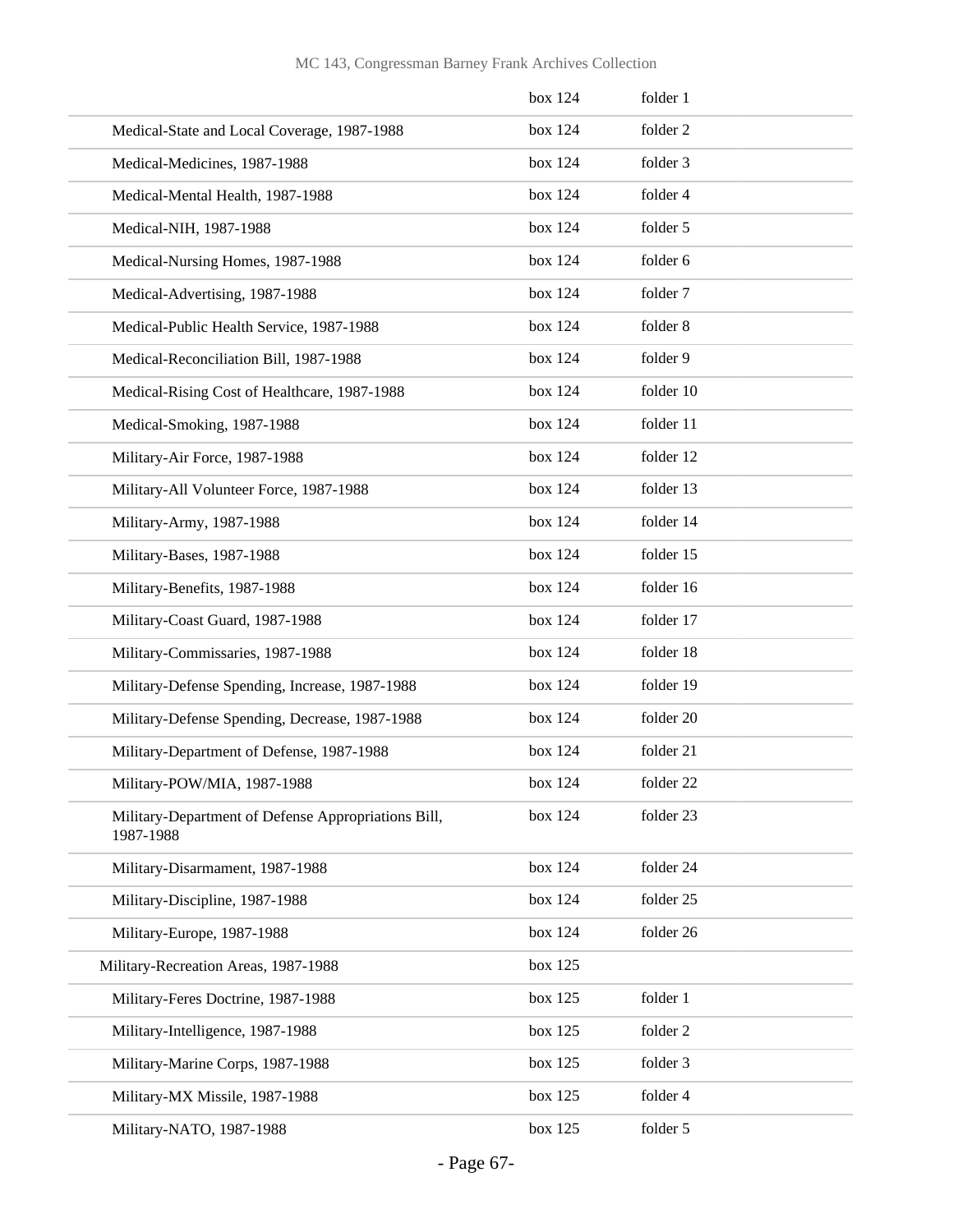| | box 124 | folder 1 |
|---|---|---|
| Medical-State and Local Coverage, 1987-1988 | box 124 | folder 2 |
| Medical-Medicines, 1987-1988 | box 124 | folder 3 |
| Medical-Mental Health, 1987-1988 | box 124 | folder 4 |
| Medical-NIH, 1987-1988 | box 124 | folder 5 |
| Medical-Nursing Homes, 1987-1988 | box 124 | folder 6 |
| Medical-Advertising, 1987-1988 | box 124 | folder 7 |
| Medical-Public Health Service, 1987-1988 | box 124 | folder 8 |
| Medical-Reconciliation Bill, 1987-1988 | box 124 | folder 9 |
| Medical-Rising Cost of Healthcare, 1987-1988 | box 124 | folder 10 |
| Medical-Smoking, 1987-1988 | box 124 | folder 11 |
| Military-Air Force, 1987-1988 | box 124 | folder 12 |
| Military-All Volunteer Force, 1987-1988 | box 124 | folder 13 |
| Military-Army, 1987-1988 | box 124 | folder 14 |
| Military-Bases, 1987-1988 | box 124 | folder 15 |
| Military-Benefits, 1987-1988 | box 124 | folder 16 |
| Military-Coast Guard, 1987-1988 | box 124 | folder 17 |
| Military-Commissaries, 1987-1988 | box 124 | folder 18 |
| Military-Defense Spending, Increase, 1987-1988 | box 124 | folder 19 |
| Military-Defense Spending, Decrease, 1987-1988 | box 124 | folder 20 |
| Military-Department of Defense, 1987-1988 | box 124 | folder 21 |
| Military-POW/MIA, 1987-1988 | box 124 | folder 22 |
| Military-Department of Defense Appropriations Bill, 1987-1988 | box 124 | folder 23 |
| Military-Disarmament, 1987-1988 | box 124 | folder 24 |
| Military-Discipline, 1987-1988 | box 124 | folder 25 |
| Military-Europe, 1987-1988 | box 124 | folder 26 |
| Military-Recreation Areas, 1987-1988 | box 125 | |
| Military-Feres Doctrine, 1987-1988 | box 125 | folder 1 |
| Military-Intelligence, 1987-1988 | box 125 | folder 2 |
| Military-Marine Corps, 1987-1988 | box 125 | folder 3 |
| Military-MX Missile, 1987-1988 | box 125 | folder 4 |
| Military-NATO, 1987-1988 | box 125 | folder 5 |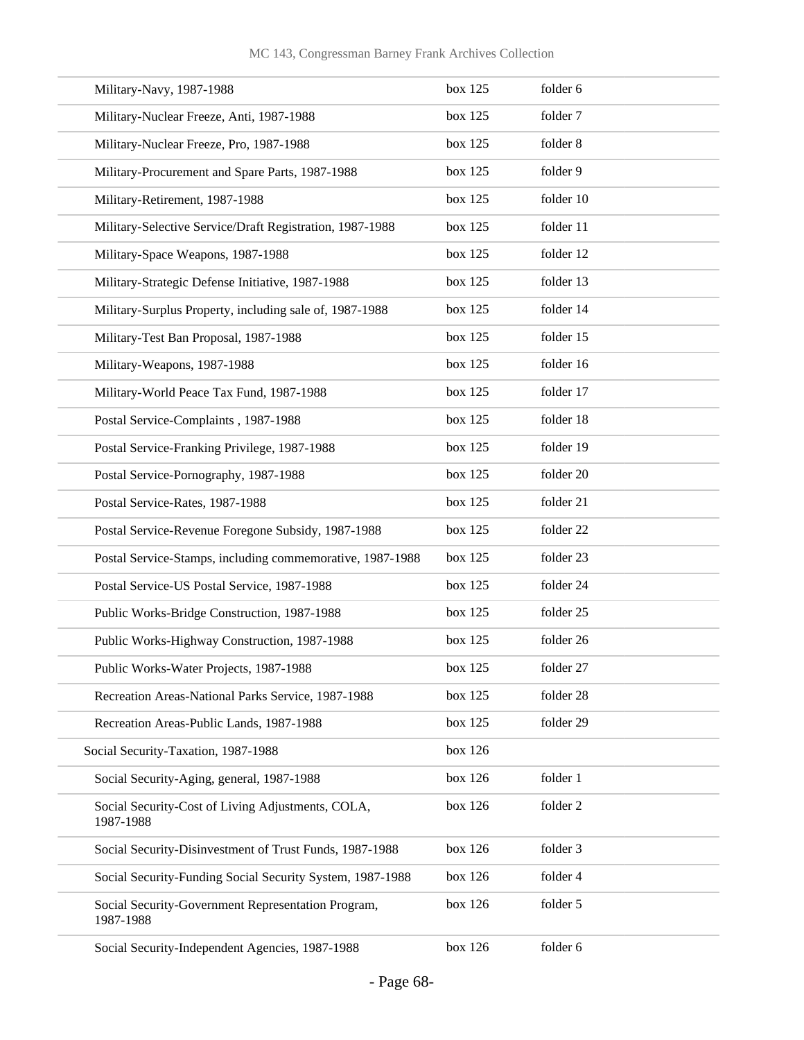| | | |
|---|---|---|
| Military-Navy, 1987-1988 | box 125 | folder 6 |
| Military-Nuclear Freeze, Anti, 1987-1988 | box 125 | folder 7 |
| Military-Nuclear Freeze, Pro, 1987-1988 | box 125 | folder 8 |
| Military-Procurement and Spare Parts, 1987-1988 | box 125 | folder 9 |
| Military-Retirement, 1987-1988 | box 125 | folder 10 |
| Military-Selective Service/Draft Registration, 1987-1988 | box 125 | folder 11 |
| Military-Space Weapons, 1987-1988 | box 125 | folder 12 |
| Military-Strategic Defense Initiative, 1987-1988 | box 125 | folder 13 |
| Military-Surplus Property, including sale of, 1987-1988 | box 125 | folder 14 |
| Military-Test Ban Proposal, 1987-1988 | box 125 | folder 15 |
| Military-Weapons, 1987-1988 | box 125 | folder 16 |
| Military-World Peace Tax Fund, 1987-1988 | box 125 | folder 17 |
| Postal Service-Complaints , 1987-1988 | box 125 | folder 18 |
| Postal Service-Franking Privilege, 1987-1988 | box 125 | folder 19 |
| Postal Service-Pornography, 1987-1988 | box 125 | folder 20 |
| Postal Service-Rates, 1987-1988 | box 125 | folder 21 |
| Postal Service-Revenue Foregone Subsidy, 1987-1988 | box 125 | folder 22 |
| Postal Service-Stamps, including commemorative, 1987-1988 | box 125 | folder 23 |
| Postal Service-US Postal Service, 1987-1988 | box 125 | folder 24 |
| Public Works-Bridge Construction, 1987-1988 | box 125 | folder 25 |
| Public Works-Highway Construction, 1987-1988 | box 125 | folder 26 |
| Public Works-Water Projects, 1987-1988 | box 125 | folder 27 |
| Recreation Areas-National Parks Service, 1987-1988 | box 125 | folder 28 |
| Recreation Areas-Public Lands, 1987-1988 | box 125 | folder 29 |
| Social Security-Taxation, 1987-1988 | box 126 | |
| Social Security-Aging, general, 1987-1988 | box 126 | folder 1 |
| Social Security-Cost of Living Adjustments, COLA, 1987-1988 | box 126 | folder 2 |
| Social Security-Disinvestment of Trust Funds, 1987-1988 | box 126 | folder 3 |
| Social Security-Funding Social Security System, 1987-1988 | box 126 | folder 4 |
| Social Security-Government Representation Program, 1987-1988 | box 126 | folder 5 |
| Social Security-Independent Agencies, 1987-1988 | box 126 | folder 6 |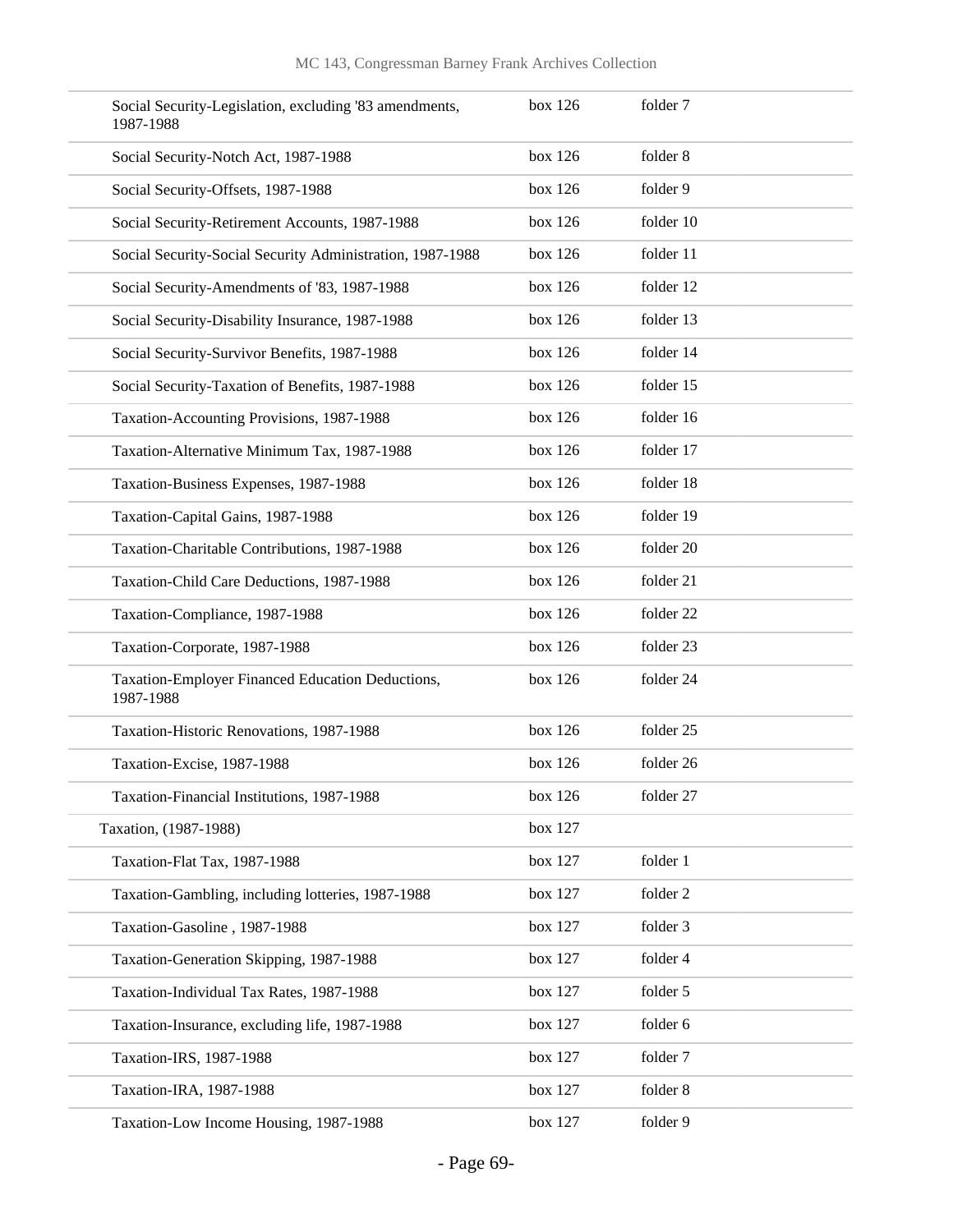| | | |
|---|---|---|
| Social Security-Legislation, excluding '83 amendments, 1987-1988 | box 126 | folder 7 |
| Social Security-Notch Act, 1987-1988 | box 126 | folder 8 |
| Social Security-Offsets, 1987-1988 | box 126 | folder 9 |
| Social Security-Retirement Accounts, 1987-1988 | box 126 | folder 10 |
| Social Security-Social Security Administration, 1987-1988 | box 126 | folder 11 |
| Social Security-Amendments of '83, 1987-1988 | box 126 | folder 12 |
| Social Security-Disability Insurance, 1987-1988 | box 126 | folder 13 |
| Social Security-Survivor Benefits, 1987-1988 | box 126 | folder 14 |
| Social Security-Taxation of Benefits, 1987-1988 | box 126 | folder 15 |
| Taxation-Accounting Provisions, 1987-1988 | box 126 | folder 16 |
| Taxation-Alternative Minimum Tax, 1987-1988 | box 126 | folder 17 |
| Taxation-Business Expenses, 1987-1988 | box 126 | folder 18 |
| Taxation-Capital Gains, 1987-1988 | box 126 | folder 19 |
| Taxation-Charitable Contributions, 1987-1988 | box 126 | folder 20 |
| Taxation-Child Care Deductions, 1987-1988 | box 126 | folder 21 |
| Taxation-Compliance, 1987-1988 | box 126 | folder 22 |
| Taxation-Corporate, 1987-1988 | box 126 | folder 23 |
| Taxation-Employer Financed Education Deductions, 1987-1988 | box 126 | folder 24 |
| Taxation-Historic Renovations, 1987-1988 | box 126 | folder 25 |
| Taxation-Excise, 1987-1988 | box 126 | folder 26 |
| Taxation-Financial Institutions, 1987-1988 | box 126 | folder 27 |
| Taxation, (1987-1988) | box 127 | |
| Taxation-Flat Tax, 1987-1988 | box 127 | folder 1 |
| Taxation-Gambling, including lotteries, 1987-1988 | box 127 | folder 2 |
| Taxation-Gasoline , 1987-1988 | box 127 | folder 3 |
| Taxation-Generation Skipping, 1987-1988 | box 127 | folder 4 |
| Taxation-Individual Tax Rates, 1987-1988 | box 127 | folder 5 |
| Taxation-Insurance, excluding life, 1987-1988 | box 127 | folder 6 |
| Taxation-IRS, 1987-1988 | box 127 | folder 7 |
| Taxation-IRA, 1987-1988 | box 127 | folder 8 |
| Taxation-Low Income Housing, 1987-1988 | box 127 | folder 9 |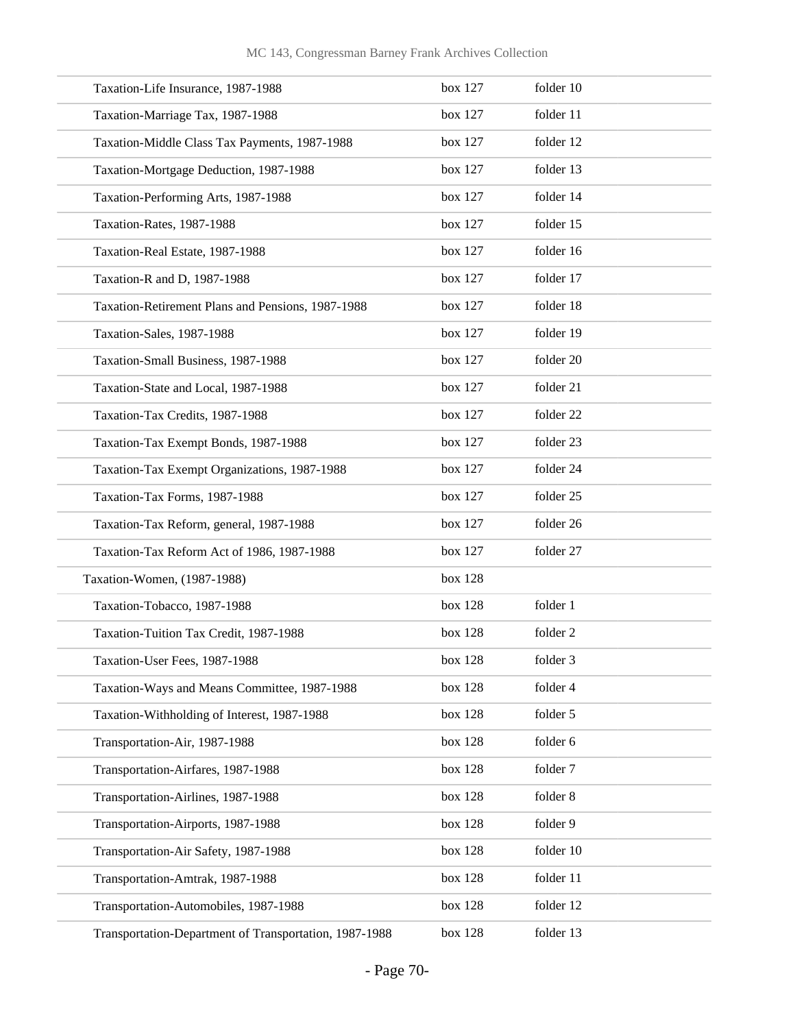| | | |
|---|---|---|
| Taxation-Life Insurance, 1987-1988 | box 127 | folder 10 |
| Taxation-Marriage Tax, 1987-1988 | box 127 | folder 11 |
| Taxation-Middle Class Tax Payments, 1987-1988 | box 127 | folder 12 |
| Taxation-Mortgage Deduction, 1987-1988 | box 127 | folder 13 |
| Taxation-Performing Arts, 1987-1988 | box 127 | folder 14 |
| Taxation-Rates, 1987-1988 | box 127 | folder 15 |
| Taxation-Real Estate, 1987-1988 | box 127 | folder 16 |
| Taxation-R and D, 1987-1988 | box 127 | folder 17 |
| Taxation-Retirement Plans and Pensions, 1987-1988 | box 127 | folder 18 |
| Taxation-Sales, 1987-1988 | box 127 | folder 19 |
| Taxation-Small Business, 1987-1988 | box 127 | folder 20 |
| Taxation-State and Local, 1987-1988 | box 127 | folder 21 |
| Taxation-Tax Credits, 1987-1988 | box 127 | folder 22 |
| Taxation-Tax Exempt Bonds, 1987-1988 | box 127 | folder 23 |
| Taxation-Tax Exempt Organizations, 1987-1988 | box 127 | folder 24 |
| Taxation-Tax Forms, 1987-1988 | box 127 | folder 25 |
| Taxation-Tax Reform, general, 1987-1988 | box 127 | folder 26 |
| Taxation-Tax Reform Act of 1986, 1987-1988 | box 127 | folder 27 |
| Taxation-Women, (1987-1988) | box 128 | |
| Taxation-Tobacco, 1987-1988 | box 128 | folder 1 |
| Taxation-Tuition Tax Credit, 1987-1988 | box 128 | folder 2 |
| Taxation-User Fees, 1987-1988 | box 128 | folder 3 |
| Taxation-Ways and Means Committee, 1987-1988 | box 128 | folder 4 |
| Taxation-Withholding of Interest, 1987-1988 | box 128 | folder 5 |
| Transportation-Air, 1987-1988 | box 128 | folder 6 |
| Transportation-Airfares, 1987-1988 | box 128 | folder 7 |
| Transportation-Airlines, 1987-1988 | box 128 | folder 8 |
| Transportation-Airports, 1987-1988 | box 128 | folder 9 |
| Transportation-Air Safety, 1987-1988 | box 128 | folder 10 |
| Transportation-Amtrak, 1987-1988 | box 128 | folder 11 |
| Transportation-Automobiles, 1987-1988 | box 128 | folder 12 |
| Transportation-Department of Transportation, 1987-1988 | box 128 | folder 13 |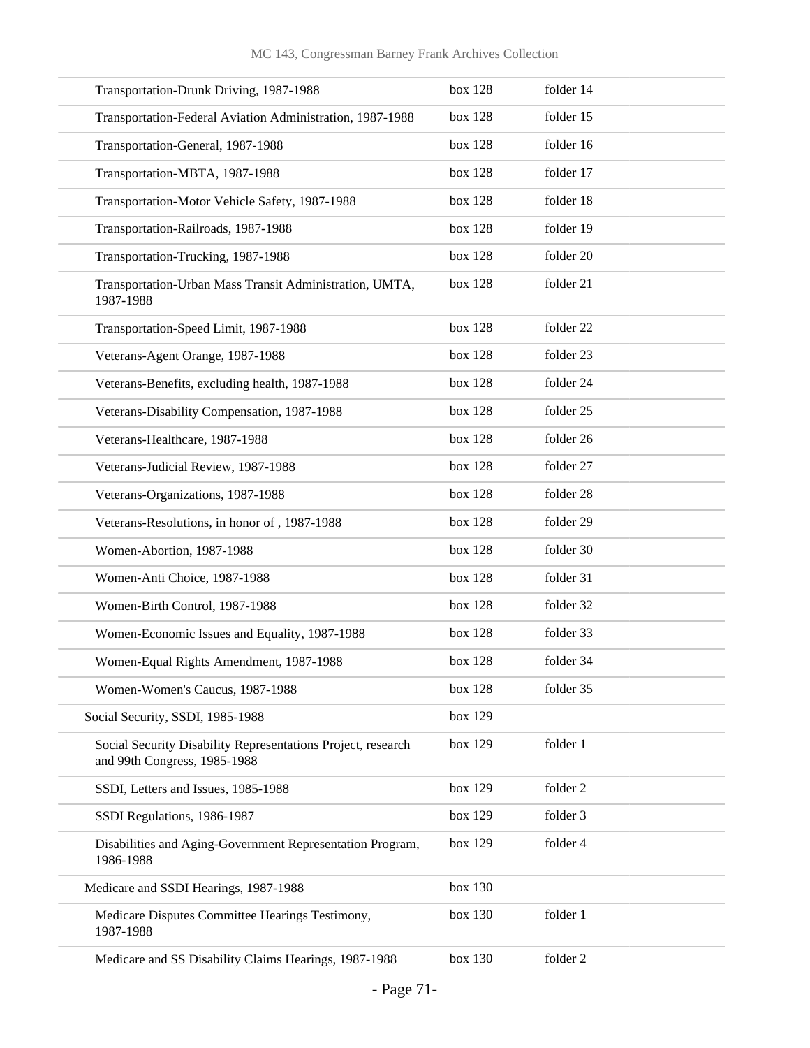| | | |
|---|---|---|
| Transportation-Drunk Driving, 1987-1988 | box 128 | folder 14 |
| Transportation-Federal Aviation Administration, 1987-1988 | box 128 | folder 15 |
| Transportation-General, 1987-1988 | box 128 | folder 16 |
| Transportation-MBTA, 1987-1988 | box 128 | folder 17 |
| Transportation-Motor Vehicle Safety, 1987-1988 | box 128 | folder 18 |
| Transportation-Railroads, 1987-1988 | box 128 | folder 19 |
| Transportation-Trucking, 1987-1988 | box 128 | folder 20 |
| Transportation-Urban Mass Transit Administration, UMTA, 1987-1988 | box 128 | folder 21 |
| Transportation-Speed Limit, 1987-1988 | box 128 | folder 22 |
| Veterans-Agent Orange, 1987-1988 | box 128 | folder 23 |
| Veterans-Benefits, excluding health, 1987-1988 | box 128 | folder 24 |
| Veterans-Disability Compensation, 1987-1988 | box 128 | folder 25 |
| Veterans-Healthcare, 1987-1988 | box 128 | folder 26 |
| Veterans-Judicial Review, 1987-1988 | box 128 | folder 27 |
| Veterans-Organizations, 1987-1988 | box 128 | folder 28 |
| Veterans-Resolutions, in honor of , 1987-1988 | box 128 | folder 29 |
| Women-Abortion, 1987-1988 | box 128 | folder 30 |
| Women-Anti Choice, 1987-1988 | box 128 | folder 31 |
| Women-Birth Control, 1987-1988 | box 128 | folder 32 |
| Women-Economic Issues and Equality, 1987-1988 | box 128 | folder 33 |
| Women-Equal Rights Amendment, 1987-1988 | box 128 | folder 34 |
| Women-Women's Caucus, 1987-1988 | box 128 | folder 35 |
| Social Security, SSDI, 1985-1988 | box 129 | |
| Social Security Disability Representations Project, research and 99th Congress, 1985-1988 | box 129 | folder 1 |
| SSDI, Letters and Issues, 1985-1988 | box 129 | folder 2 |
| SSDI Regulations, 1986-1987 | box 129 | folder 3 |
| Disabilities and Aging-Government Representation Program, 1986-1988 | box 129 | folder 4 |
| Medicare and SSDI Hearings, 1987-1988 | box 130 | |
| Medicare Disputes Committee Hearings Testimony, 1987-1988 | box 130 | folder 1 |
| Medicare and SS Disability Claims Hearings, 1987-1988 | box 130 | folder 2 |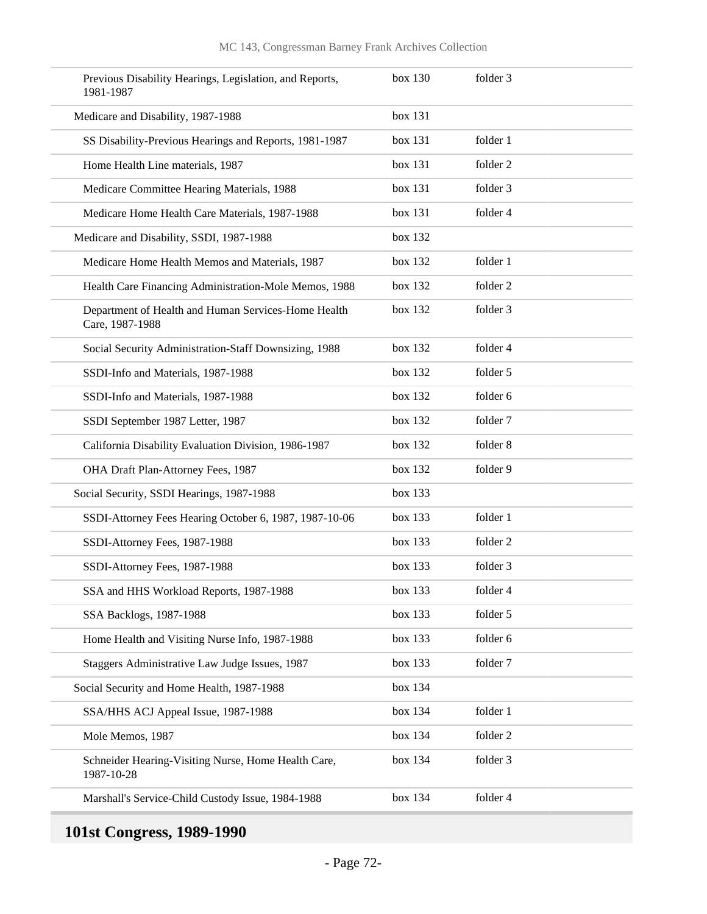| | | | |
|---|---|---|---|
| Previous Disability Hearings, Legislation, and Reports, 1981-1987 | box 130 | folder 3 | |
| Medicare and Disability, 1987-1988 | box 131 | | |
| SS Disability-Previous Hearings and Reports, 1981-1987 | box 131 | folder 1 | |
| Home Health Line materials, 1987 | box 131 | folder 2 | |
| Medicare Committee Hearing Materials, 1988 | box 131 | folder 3 | |
| Medicare Home Health Care Materials, 1987-1988 | box 131 | folder 4 | |
| Medicare and Disability, SSDI, 1987-1988 | box 132 | | |
| Medicare Home Health Memos and Materials, 1987 | box 132 | folder 1 | |
| Health Care Financing Administration-Mole Memos, 1988 | box 132 | folder 2 | |
| Department of Health and Human Services-Home Health Care, 1987-1988 | box 132 | folder 3 | |
| Social Security Administration-Staff Downsizing, 1988 | box 132 | folder 4 | |
| SSDI-Info and Materials, 1987-1988 | box 132 | folder 5 | |
| SSDI-Info and Materials, 1987-1988 | box 132 | folder 6 | |
| SSDI September 1987 Letter, 1987 | box 132 | folder 7 | |
| California Disability Evaluation Division, 1986-1987 | box 132 | folder 8 | |
| OHA Draft Plan-Attorney Fees, 1987 | box 132 | folder 9 | |
| Social Security, SSDI Hearings, 1987-1988 | box 133 | | |
| SSDI-Attorney Fees Hearing October 6, 1987, 1987-10-06 | box 133 | folder 1 | |
| SSDI-Attorney Fees, 1987-1988 | box 133 | folder 2 | |
| SSDI-Attorney Fees, 1987-1988 | box 133 | folder 3 | |
| SSA and HHS Workload Reports, 1987-1988 | box 133 | folder 4 | |
| SSA Backlogs, 1987-1988 | box 133 | folder 5 | |
| Home Health and Visiting Nurse Info, 1987-1988 | box 133 | folder 6 | |
| Staggers Administrative Law Judge Issues, 1987 | box 133 | folder 7 | |
| Social Security and Home Health, 1987-1988 | box 134 | | |
| SSA/HHS ACJ Appeal Issue, 1987-1988 | box 134 | folder 1 | |
| Mole Memos, 1987 | box 134 | folder 2 | |
| Schneider Hearing-Visiting Nurse, Home Health Care, 1987-10-28 | box 134 | folder 3 | |
| Marshall's Service-Child Custody Issue, 1984-1988 | box 134 | folder 4 | |

## 101st Congress, 1989-1990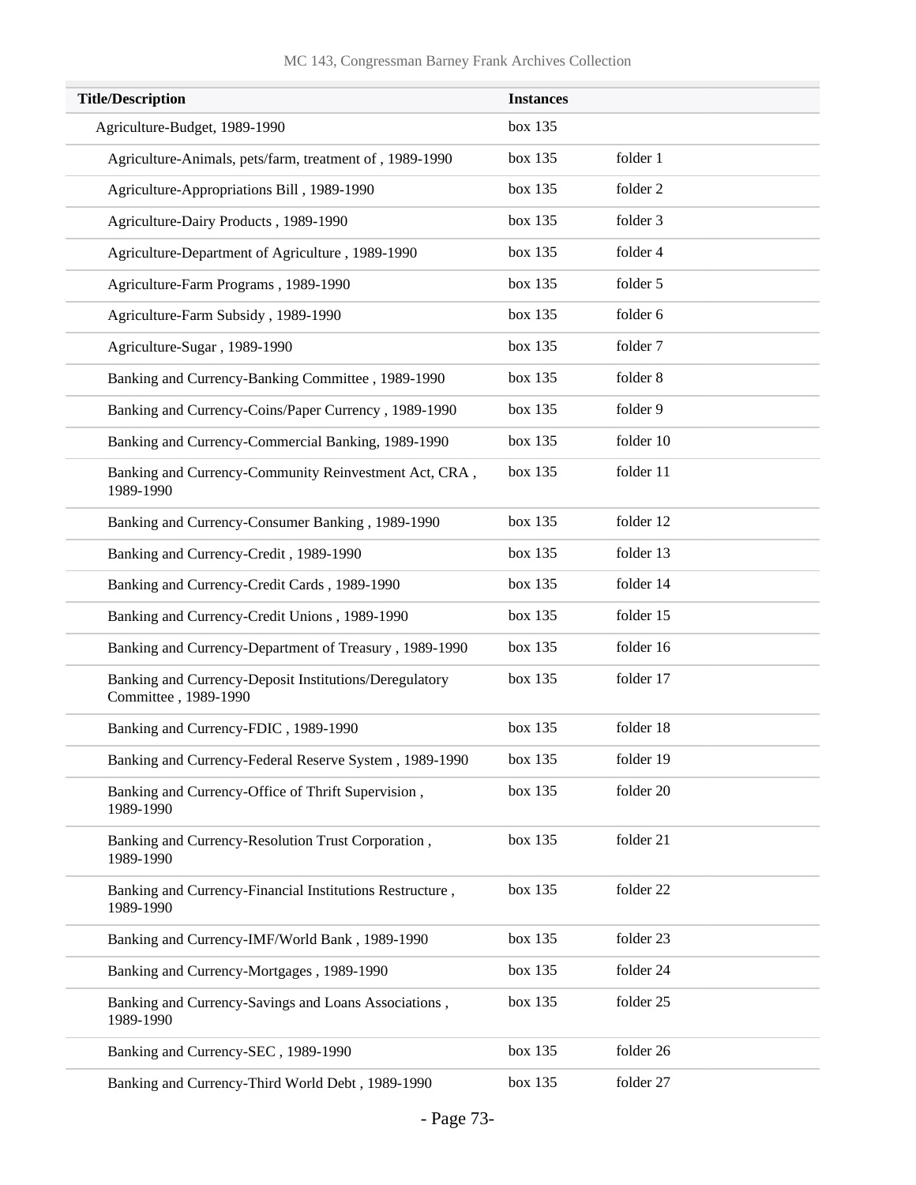| Title/Description | Instances | |
|---|---|---|
| Agriculture-Budget, 1989-1990 | box 135 | |
| Agriculture-Animals, pets/farm, treatment of , 1989-1990 | box 135 | folder 1 |
| Agriculture-Appropriations Bill , 1989-1990 | box 135 | folder 2 |
| Agriculture-Dairy Products , 1989-1990 | box 135 | folder 3 |
| Agriculture-Department of Agriculture , 1989-1990 | box 135 | folder 4 |
| Agriculture-Farm Programs , 1989-1990 | box 135 | folder 5 |
| Agriculture-Farm Subsidy , 1989-1990 | box 135 | folder 6 |
| Agriculture-Sugar , 1989-1990 | box 135 | folder 7 |
| Banking and Currency-Banking Committee , 1989-1990 | box 135 | folder 8 |
| Banking and Currency-Coins/Paper Currency , 1989-1990 | box 135 | folder 9 |
| Banking and Currency-Commercial Banking, 1989-1990 | box 135 | folder 10 |
| Banking and Currency-Community Reinvestment Act, CRA , 1989-1990 | box 135 | folder 11 |
| Banking and Currency-Consumer Banking , 1989-1990 | box 135 | folder 12 |
| Banking and Currency-Credit , 1989-1990 | box 135 | folder 13 |
| Banking and Currency-Credit Cards , 1989-1990 | box 135 | folder 14 |
| Banking and Currency-Credit Unions , 1989-1990 | box 135 | folder 15 |
| Banking and Currency-Department of Treasury , 1989-1990 | box 135 | folder 16 |
| Banking and Currency-Deposit Institutions/Deregulatory Committee , 1989-1990 | box 135 | folder 17 |
| Banking and Currency-FDIC , 1989-1990 | box 135 | folder 18 |
| Banking and Currency-Federal Reserve System , 1989-1990 | box 135 | folder 19 |
| Banking and Currency-Office of Thrift Supervision , 1989-1990 | box 135 | folder 20 |
| Banking and Currency-Resolution Trust Corporation , 1989-1990 | box 135 | folder 21 |
| Banking and Currency-Financial Institutions Restructure , 1989-1990 | box 135 | folder 22 |
| Banking and Currency-IMF/World Bank , 1989-1990 | box 135 | folder 23 |
| Banking and Currency-Mortgages , 1989-1990 | box 135 | folder 24 |
| Banking and Currency-Savings and Loans Associations , 1989-1990 | box 135 | folder 25 |
| Banking and Currency-SEC , 1989-1990 | box 135 | folder 26 |
| Banking and Currency-Third World Debt , 1989-1990 | box 135 | folder 27 |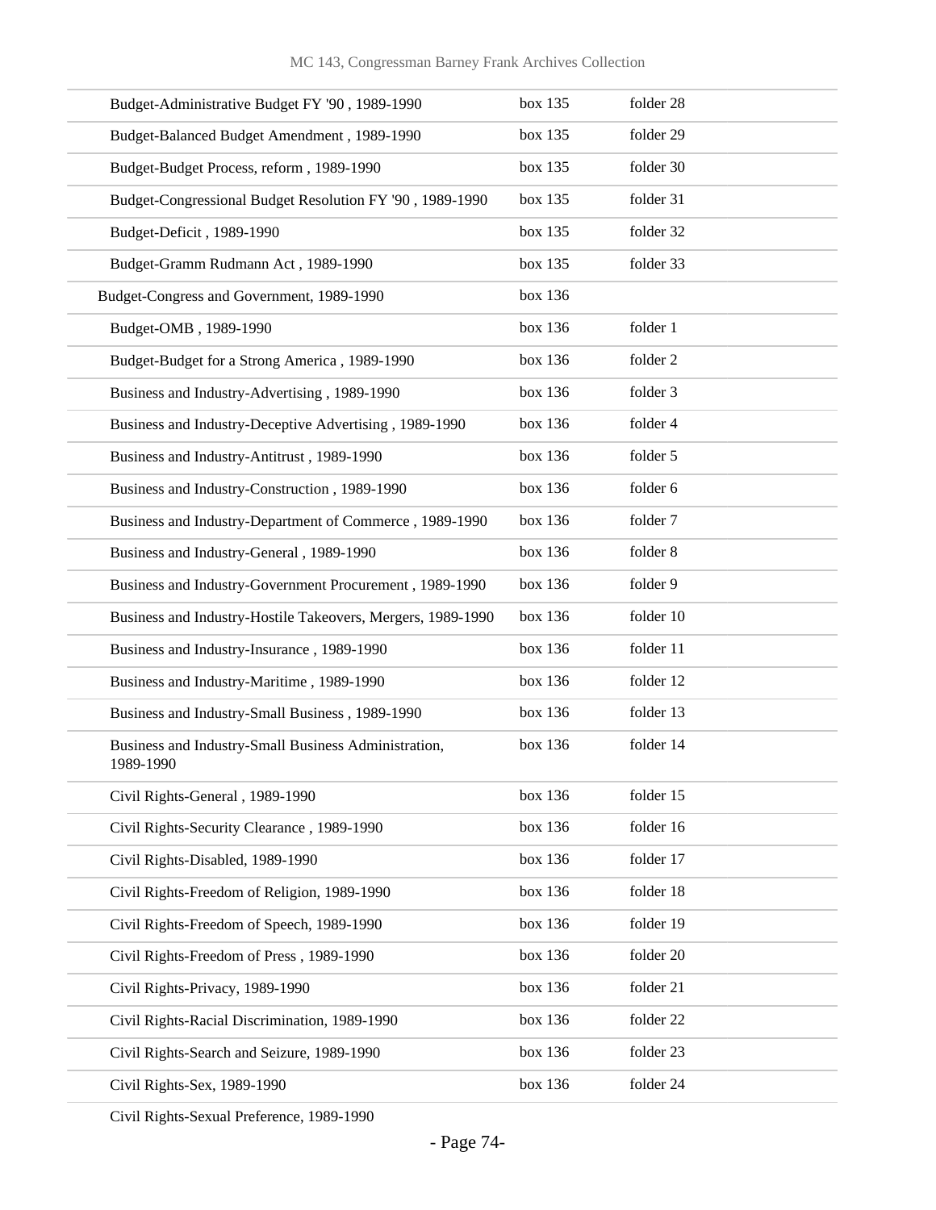| | | |
|---|---|---|
| Budget-Administrative Budget FY '90 , 1989-1990 | box 135 | folder 28 |
| Budget-Balanced Budget Amendment , 1989-1990 | box 135 | folder 29 |
| Budget-Budget Process, reform , 1989-1990 | box 135 | folder 30 |
| Budget-Congressional Budget Resolution FY '90 , 1989-1990 | box 135 | folder 31 |
| Budget-Deficit , 1989-1990 | box 135 | folder 32 |
| Budget-Gramm Rudmann Act , 1989-1990 | box 135 | folder 33 |
| Budget-Congress and Government, 1989-1990 | box 136 | |
| Budget-OMB , 1989-1990 | box 136 | folder 1 |
| Budget-Budget for a Strong America , 1989-1990 | box 136 | folder 2 |
| Business and Industry-Advertising , 1989-1990 | box 136 | folder 3 |
| Business and Industry-Deceptive Advertising , 1989-1990 | box 136 | folder 4 |
| Business and Industry-Antitrust , 1989-1990 | box 136 | folder 5 |
| Business and Industry-Construction , 1989-1990 | box 136 | folder 6 |
| Business and Industry-Department of Commerce , 1989-1990 | box 136 | folder 7 |
| Business and Industry-General , 1989-1990 | box 136 | folder 8 |
| Business and Industry-Government Procurement , 1989-1990 | box 136 | folder 9 |
| Business and Industry-Hostile Takeovers, Mergers, 1989-1990 | box 136 | folder 10 |
| Business and Industry-Insurance , 1989-1990 | box 136 | folder 11 |
| Business and Industry-Maritime , 1989-1990 | box 136 | folder 12 |
| Business and Industry-Small Business , 1989-1990 | box 136 | folder 13 |
| Business and Industry-Small Business Administration, 1989-1990 | box 136 | folder 14 |
| Civil Rights-General , 1989-1990 | box 136 | folder 15 |
| Civil Rights-Security Clearance , 1989-1990 | box 136 | folder 16 |
| Civil Rights-Disabled, 1989-1990 | box 136 | folder 17 |
| Civil Rights-Freedom of Religion, 1989-1990 | box 136 | folder 18 |
| Civil Rights-Freedom of Speech, 1989-1990 | box 136 | folder 19 |
| Civil Rights-Freedom of Press , 1989-1990 | box 136 | folder 20 |
| Civil Rights-Privacy, 1989-1990 | box 136 | folder 21 |
| Civil Rights-Racial Discrimination, 1989-1990 | box 136 | folder 22 |
| Civil Rights-Search and Seizure, 1989-1990 | box 136 | folder 23 |
| Civil Rights-Sex, 1989-1990 | box 136 | folder 24 |
| Civil Rights-Sexual Preference, 1989-1990 | | |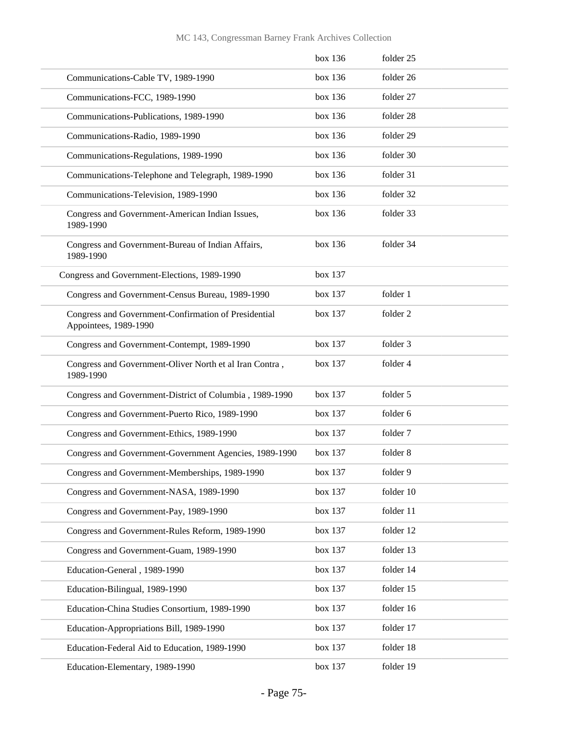| | | |
|---|---|---|
| | box 136 | folder 25 |
| Communications-Cable TV, 1989-1990 | box 136 | folder 26 |
| Communications-FCC, 1989-1990 | box 136 | folder 27 |
| Communications-Publications, 1989-1990 | box 136 | folder 28 |
| Communications-Radio, 1989-1990 | box 136 | folder 29 |
| Communications-Regulations, 1989-1990 | box 136 | folder 30 |
| Communications-Telephone and Telegraph, 1989-1990 | box 136 | folder 31 |
| Communications-Television, 1989-1990 | box 136 | folder 32 |
| Congress and Government-American Indian Issues, 1989-1990 | box 136 | folder 33 |
| Congress and Government-Bureau of Indian Affairs, 1989-1990 | box 136 | folder 34 |
| Congress and Government-Elections, 1989-1990 | box 137 | |
| Congress and Government-Census Bureau, 1989-1990 | box 137 | folder 1 |
| Congress and Government-Confirmation of Presidential Appointees, 1989-1990 | box 137 | folder 2 |
| Congress and Government-Contempt, 1989-1990 | box 137 | folder 3 |
| Congress and Government-Oliver North et al Iran Contra , 1989-1990 | box 137 | folder 4 |
| Congress and Government-District of Columbia , 1989-1990 | box 137 | folder 5 |
| Congress and Government-Puerto Rico, 1989-1990 | box 137 | folder 6 |
| Congress and Government-Ethics, 1989-1990 | box 137 | folder 7 |
| Congress and Government-Government Agencies, 1989-1990 | box 137 | folder 8 |
| Congress and Government-Memberships, 1989-1990 | box 137 | folder 9 |
| Congress and Government-NASA, 1989-1990 | box 137 | folder 10 |
| Congress and Government-Pay, 1989-1990 | box 137 | folder 11 |
| Congress and Government-Rules Reform, 1989-1990 | box 137 | folder 12 |
| Congress and Government-Guam, 1989-1990 | box 137 | folder 13 |
| Education-General , 1989-1990 | box 137 | folder 14 |
| Education-Bilingual, 1989-1990 | box 137 | folder 15 |
| Education-China Studies Consortium, 1989-1990 | box 137 | folder 16 |
| Education-Appropriations Bill, 1989-1990 | box 137 | folder 17 |
| Education-Federal Aid to Education, 1989-1990 | box 137 | folder 18 |
| Education-Elementary, 1989-1990 | box 137 | folder 19 |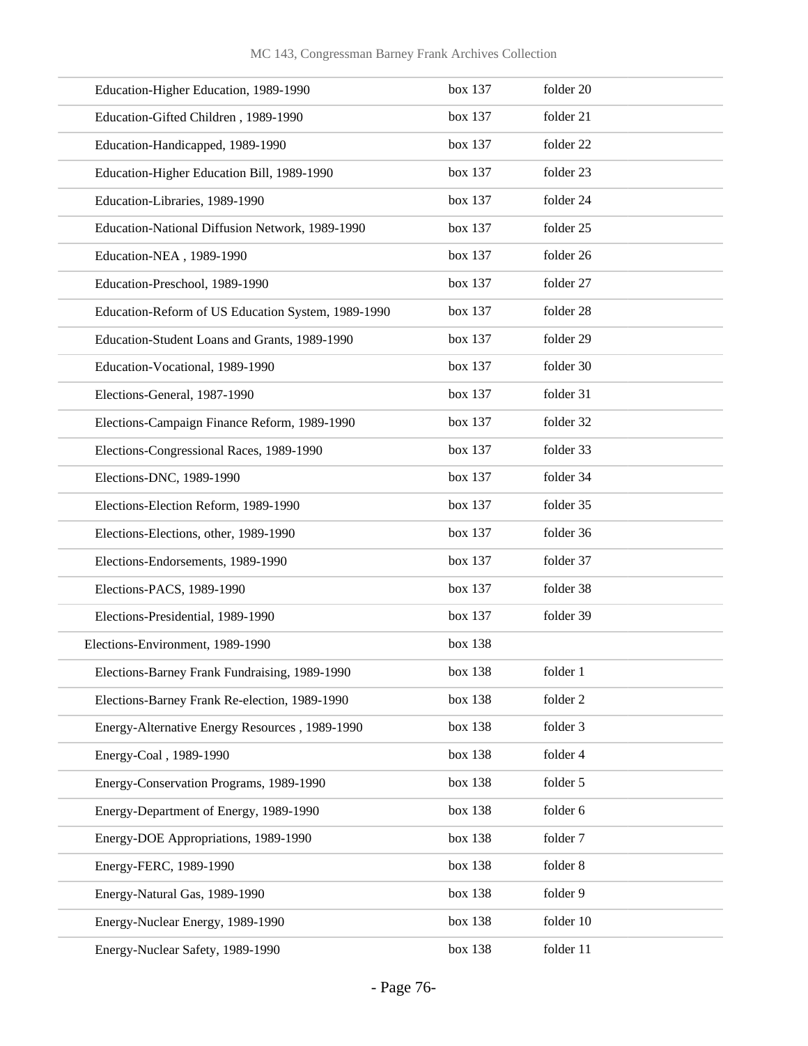| | | |
|---|---|---|
| Education-Higher Education, 1989-1990 | box 137 | folder 20 |
| Education-Gifted Children , 1989-1990 | box 137 | folder 21 |
| Education-Handicapped, 1989-1990 | box 137 | folder 22 |
| Education-Higher Education Bill, 1989-1990 | box 137 | folder 23 |
| Education-Libraries, 1989-1990 | box 137 | folder 24 |
| Education-National Diffusion Network, 1989-1990 | box 137 | folder 25 |
| Education-NEA , 1989-1990 | box 137 | folder 26 |
| Education-Preschool, 1989-1990 | box 137 | folder 27 |
| Education-Reform of US Education System, 1989-1990 | box 137 | folder 28 |
| Education-Student Loans and Grants, 1989-1990 | box 137 | folder 29 |
| Education-Vocational, 1989-1990 | box 137 | folder 30 |
| Elections-General, 1987-1990 | box 137 | folder 31 |
| Elections-Campaign Finance Reform, 1989-1990 | box 137 | folder 32 |
| Elections-Congressional Races, 1989-1990 | box 137 | folder 33 |
| Elections-DNC, 1989-1990 | box 137 | folder 34 |
| Elections-Election Reform, 1989-1990 | box 137 | folder 35 |
| Elections-Elections, other, 1989-1990 | box 137 | folder 36 |
| Elections-Endorsements, 1989-1990 | box 137 | folder 37 |
| Elections-PACS, 1989-1990 | box 137 | folder 38 |
| Elections-Presidential, 1989-1990 | box 137 | folder 39 |
| Elections-Environment, 1989-1990 | box 138 | |
| Elections-Barney Frank Fundraising, 1989-1990 | box 138 | folder 1 |
| Elections-Barney Frank Re-election, 1989-1990 | box 138 | folder 2 |
| Energy-Alternative Energy Resources , 1989-1990 | box 138 | folder 3 |
| Energy-Coal , 1989-1990 | box 138 | folder 4 |
| Energy-Conservation Programs, 1989-1990 | box 138 | folder 5 |
| Energy-Department of Energy, 1989-1990 | box 138 | folder 6 |
| Energy-DOE Appropriations, 1989-1990 | box 138 | folder 7 |
| Energy-FERC, 1989-1990 | box 138 | folder 8 |
| Energy-Natural Gas, 1989-1990 | box 138 | folder 9 |
| Energy-Nuclear Energy, 1989-1990 | box 138 | folder 10 |
| Energy-Nuclear Safety, 1989-1990 | box 138 | folder 11 |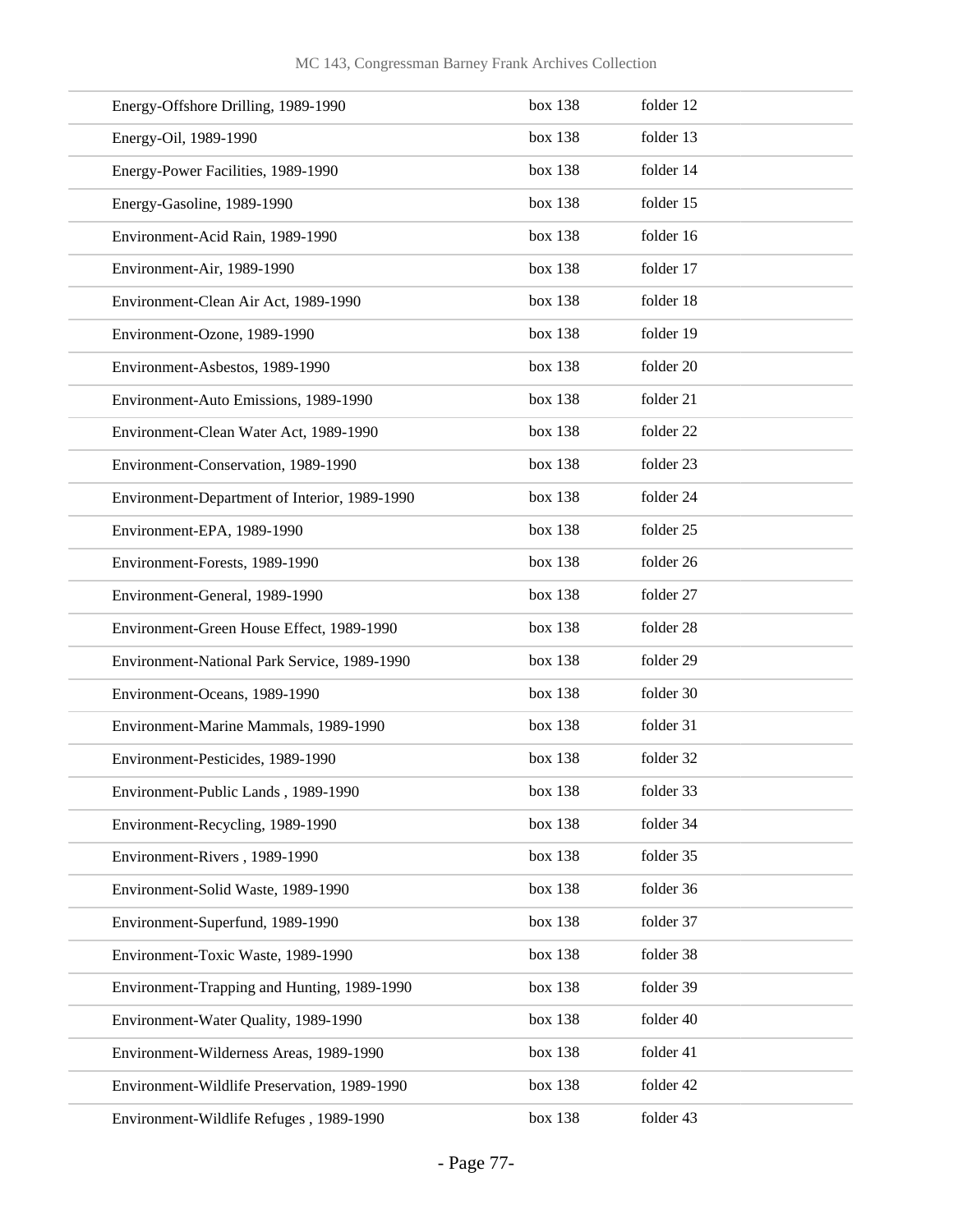| | | |
|---|---|---|
| Energy-Offshore Drilling, 1989-1990 | box 138 | folder 12 |
| Energy-Oil, 1989-1990 | box 138 | folder 13 |
| Energy-Power Facilities, 1989-1990 | box 138 | folder 14 |
| Energy-Gasoline, 1989-1990 | box 138 | folder 15 |
| Environment-Acid Rain, 1989-1990 | box 138 | folder 16 |
| Environment-Air, 1989-1990 | box 138 | folder 17 |
| Environment-Clean Air Act, 1989-1990 | box 138 | folder 18 |
| Environment-Ozone, 1989-1990 | box 138 | folder 19 |
| Environment-Asbestos, 1989-1990 | box 138 | folder 20 |
| Environment-Auto Emissions, 1989-1990 | box 138 | folder 21 |
| Environment-Clean Water Act, 1989-1990 | box 138 | folder 22 |
| Environment-Conservation, 1989-1990 | box 138 | folder 23 |
| Environment-Department of Interior, 1989-1990 | box 138 | folder 24 |
| Environment-EPA, 1989-1990 | box 138 | folder 25 |
| Environment-Forests, 1989-1990 | box 138 | folder 26 |
| Environment-General, 1989-1990 | box 138 | folder 27 |
| Environment-Green House Effect, 1989-1990 | box 138 | folder 28 |
| Environment-National Park Service, 1989-1990 | box 138 | folder 29 |
| Environment-Oceans, 1989-1990 | box 138 | folder 30 |
| Environment-Marine Mammals, 1989-1990 | box 138 | folder 31 |
| Environment-Pesticides, 1989-1990 | box 138 | folder 32 |
| Environment-Public Lands , 1989-1990 | box 138 | folder 33 |
| Environment-Recycling, 1989-1990 | box 138 | folder 34 |
| Environment-Rivers , 1989-1990 | box 138 | folder 35 |
| Environment-Solid Waste, 1989-1990 | box 138 | folder 36 |
| Environment-Superfund, 1989-1990 | box 138 | folder 37 |
| Environment-Toxic Waste, 1989-1990 | box 138 | folder 38 |
| Environment-Trapping and Hunting, 1989-1990 | box 138 | folder 39 |
| Environment-Water Quality, 1989-1990 | box 138 | folder 40 |
| Environment-Wilderness Areas, 1989-1990 | box 138 | folder 41 |
| Environment-Wildlife Preservation, 1989-1990 | box 138 | folder 42 |
| Environment-Wildlife Refuges , 1989-1990 | box 138 | folder 43 |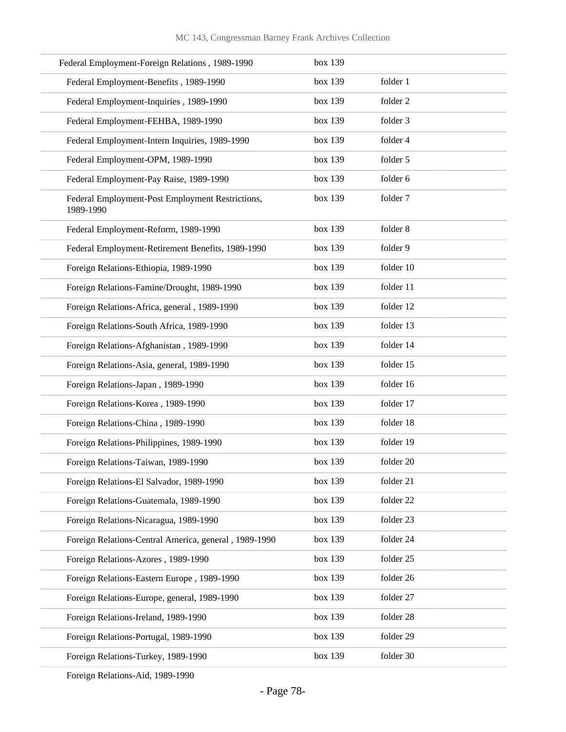| | | |
|---|---|---|
| Federal Employment-Foreign Relations , 1989-1990 | box 139 | |
| Federal Employment-Benefits , 1989-1990 | box 139 | folder 1 |
| Federal Employment-Inquiries , 1989-1990 | box 139 | folder 2 |
| Federal Employment-FEHBA, 1989-1990 | box 139 | folder 3 |
| Federal Employment-Intern Inquiries, 1989-1990 | box 139 | folder 4 |
| Federal Employment-OPM, 1989-1990 | box 139 | folder 5 |
| Federal Employment-Pay Raise, 1989-1990 | box 139 | folder 6 |
| Federal Employment-Post Employment Restrictions, 1989-1990 | box 139 | folder 7 |
| Federal Employment-Reform, 1989-1990 | box 139 | folder 8 |
| Federal Employment-Retirement Benefits, 1989-1990 | box 139 | folder 9 |
| Foreign Relations-Ethiopia, 1989-1990 | box 139 | folder 10 |
| Foreign Relations-Famine/Drought, 1989-1990 | box 139 | folder 11 |
| Foreign Relations-Africa, general , 1989-1990 | box 139 | folder 12 |
| Foreign Relations-South Africa, 1989-1990 | box 139 | folder 13 |
| Foreign Relations-Afghanistan , 1989-1990 | box 139 | folder 14 |
| Foreign Relations-Asia, general, 1989-1990 | box 139 | folder 15 |
| Foreign Relations-Japan , 1989-1990 | box 139 | folder 16 |
| Foreign Relations-Korea , 1989-1990 | box 139 | folder 17 |
| Foreign Relations-China , 1989-1990 | box 139 | folder 18 |
| Foreign Relations-Philippines, 1989-1990 | box 139 | folder 19 |
| Foreign Relations-Taiwan, 1989-1990 | box 139 | folder 20 |
| Foreign Relations-El Salvador, 1989-1990 | box 139 | folder 21 |
| Foreign Relations-Guatemala, 1989-1990 | box 139 | folder 22 |
| Foreign Relations-Nicaragua, 1989-1990 | box 139 | folder 23 |
| Foreign Relations-Central America, general , 1989-1990 | box 139 | folder 24 |
| Foreign Relations-Azores , 1989-1990 | box 139 | folder 25 |
| Foreign Relations-Eastern Europe , 1989-1990 | box 139 | folder 26 |
| Foreign Relations-Europe, general, 1989-1990 | box 139 | folder 27 |
| Foreign Relations-Ireland, 1989-1990 | box 139 | folder 28 |
| Foreign Relations-Portugal, 1989-1990 | box 139 | folder 29 |
| Foreign Relations-Turkey, 1989-1990 | box 139 | folder 30 |
| Foreign Relations-Aid, 1989-1990 | | |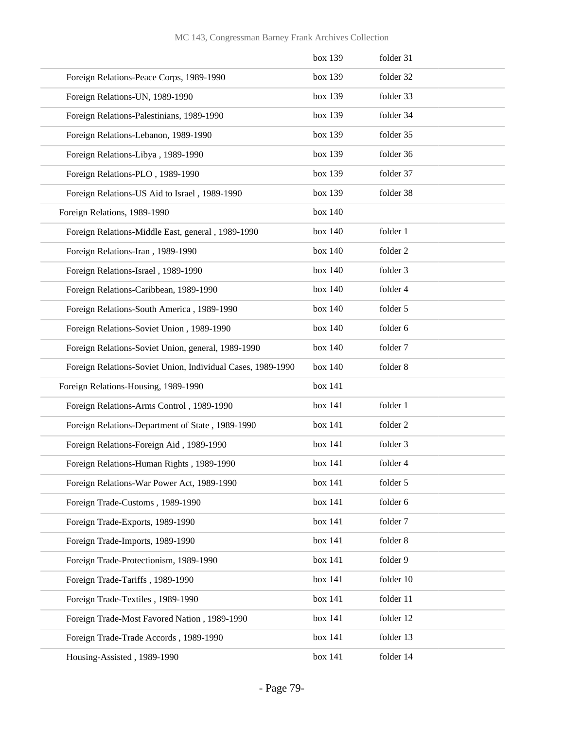| | | |
|---|---|---|
| | box 139 | folder 31 |
| Foreign Relations-Peace Corps, 1989-1990 | box 139 | folder 32 |
| Foreign Relations-UN, 1989-1990 | box 139 | folder 33 |
| Foreign Relations-Palestinians, 1989-1990 | box 139 | folder 34 |
| Foreign Relations-Lebanon, 1989-1990 | box 139 | folder 35 |
| Foreign Relations-Libya , 1989-1990 | box 139 | folder 36 |
| Foreign Relations-PLO , 1989-1990 | box 139 | folder 37 |
| Foreign Relations-US Aid to Israel , 1989-1990 | box 139 | folder 38 |
| Foreign Relations, 1989-1990 | box 140 | |
| Foreign Relations-Middle East, general , 1989-1990 | box 140 | folder 1 |
| Foreign Relations-Iran , 1989-1990 | box 140 | folder 2 |
| Foreign Relations-Israel , 1989-1990 | box 140 | folder 3 |
| Foreign Relations-Caribbean, 1989-1990 | box 140 | folder 4 |
| Foreign Relations-South America , 1989-1990 | box 140 | folder 5 |
| Foreign Relations-Soviet Union , 1989-1990 | box 140 | folder 6 |
| Foreign Relations-Soviet Union, general, 1989-1990 | box 140 | folder 7 |
| Foreign Relations-Soviet Union, Individual Cases, 1989-1990 | box 140 | folder 8 |
| Foreign Relations-Housing, 1989-1990 | box 141 | |
| Foreign Relations-Arms Control , 1989-1990 | box 141 | folder 1 |
| Foreign Relations-Department of State , 1989-1990 | box 141 | folder 2 |
| Foreign Relations-Foreign Aid , 1989-1990 | box 141 | folder 3 |
| Foreign Relations-Human Rights , 1989-1990 | box 141 | folder 4 |
| Foreign Relations-War Power Act, 1989-1990 | box 141 | folder 5 |
| Foreign Trade-Customs , 1989-1990 | box 141 | folder 6 |
| Foreign Trade-Exports, 1989-1990 | box 141 | folder 7 |
| Foreign Trade-Imports, 1989-1990 | box 141 | folder 8 |
| Foreign Trade-Protectionism, 1989-1990 | box 141 | folder 9 |
| Foreign Trade-Tariffs , 1989-1990 | box 141 | folder 10 |
| Foreign Trade-Textiles , 1989-1990 | box 141 | folder 11 |
| Foreign Trade-Most Favored Nation , 1989-1990 | box 141 | folder 12 |
| Foreign Trade-Trade Accords , 1989-1990 | box 141 | folder 13 |
| Housing-Assisted , 1989-1990 | box 141 | folder 14 |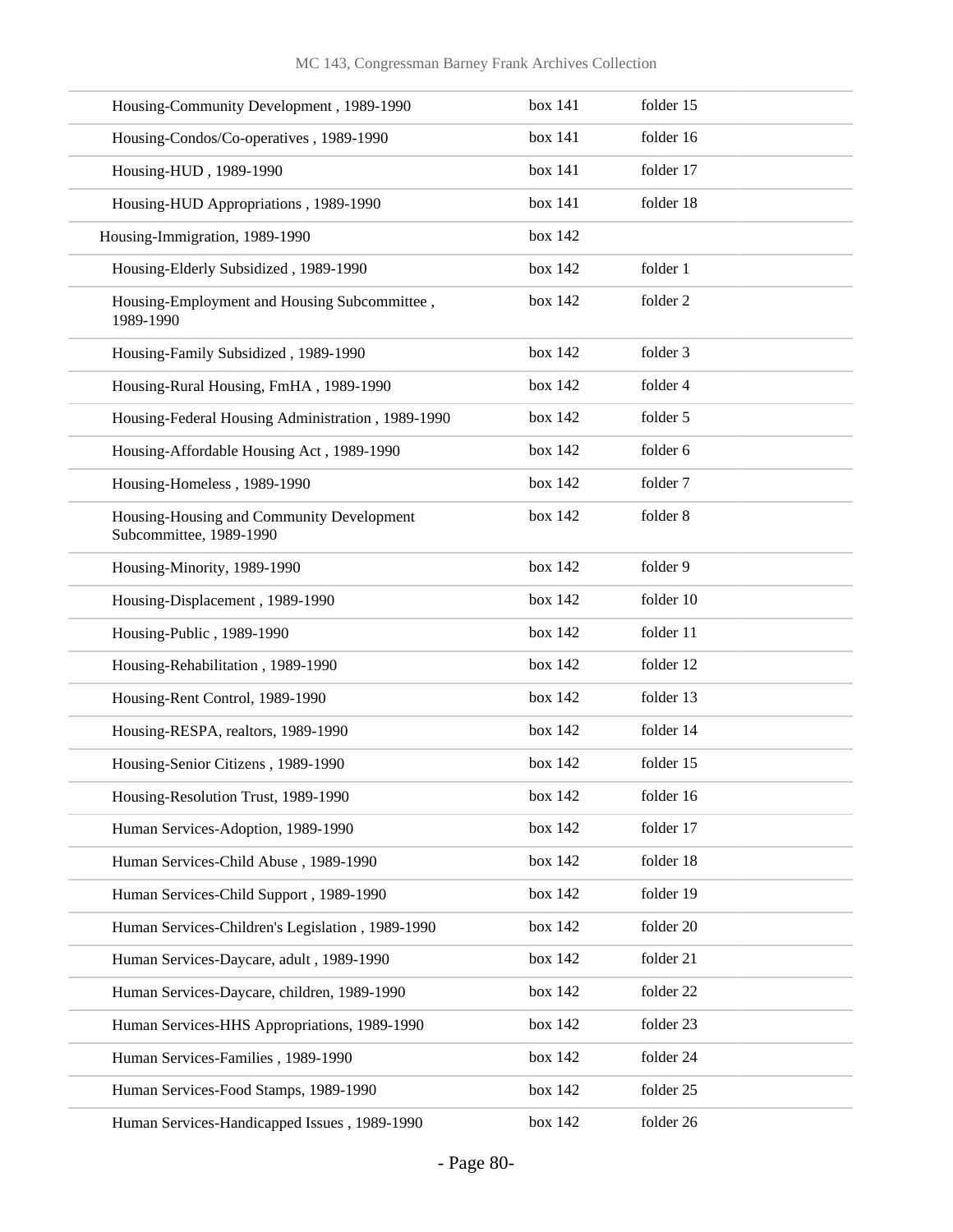| | | |
|---|---|---|
| Housing-Community Development , 1989-1990 | box 141 | folder 15 |
| Housing-Condos/Co-operatives , 1989-1990 | box 141 | folder 16 |
| Housing-HUD , 1989-1990 | box 141 | folder 17 |
| Housing-HUD Appropriations , 1989-1990 | box 141 | folder 18 |
| Housing-Immigration, 1989-1990 | box 142 | |
| Housing-Elderly Subsidized , 1989-1990 | box 142 | folder 1 |
| Housing-Employment and Housing Subcommittee , 1989-1990 | box 142 | folder 2 |
| Housing-Family Subsidized , 1989-1990 | box 142 | folder 3 |
| Housing-Rural Housing, FmHA , 1989-1990 | box 142 | folder 4 |
| Housing-Federal Housing Administration , 1989-1990 | box 142 | folder 5 |
| Housing-Affordable Housing Act , 1989-1990 | box 142 | folder 6 |
| Housing-Homeless , 1989-1990 | box 142 | folder 7 |
| Housing-Housing and Community Development Subcommittee, 1989-1990 | box 142 | folder 8 |
| Housing-Minority, 1989-1990 | box 142 | folder 9 |
| Housing-Displacement , 1989-1990 | box 142 | folder 10 |
| Housing-Public , 1989-1990 | box 142 | folder 11 |
| Housing-Rehabilitation , 1989-1990 | box 142 | folder 12 |
| Housing-Rent Control, 1989-1990 | box 142 | folder 13 |
| Housing-RESPA, realtors, 1989-1990 | box 142 | folder 14 |
| Housing-Senior Citizens , 1989-1990 | box 142 | folder 15 |
| Housing-Resolution Trust, 1989-1990 | box 142 | folder 16 |
| Human Services-Adoption, 1989-1990 | box 142 | folder 17 |
| Human Services-Child Abuse , 1989-1990 | box 142 | folder 18 |
| Human Services-Child Support , 1989-1990 | box 142 | folder 19 |
| Human Services-Children's Legislation , 1989-1990 | box 142 | folder 20 |
| Human Services-Daycare, adult , 1989-1990 | box 142 | folder 21 |
| Human Services-Daycare, children, 1989-1990 | box 142 | folder 22 |
| Human Services-HHS Appropriations, 1989-1990 | box 142 | folder 23 |
| Human Services-Families , 1989-1990 | box 142 | folder 24 |
| Human Services-Food Stamps, 1989-1990 | box 142 | folder 25 |
| Human Services-Handicapped Issues , 1989-1990 | box 142 | folder 26 |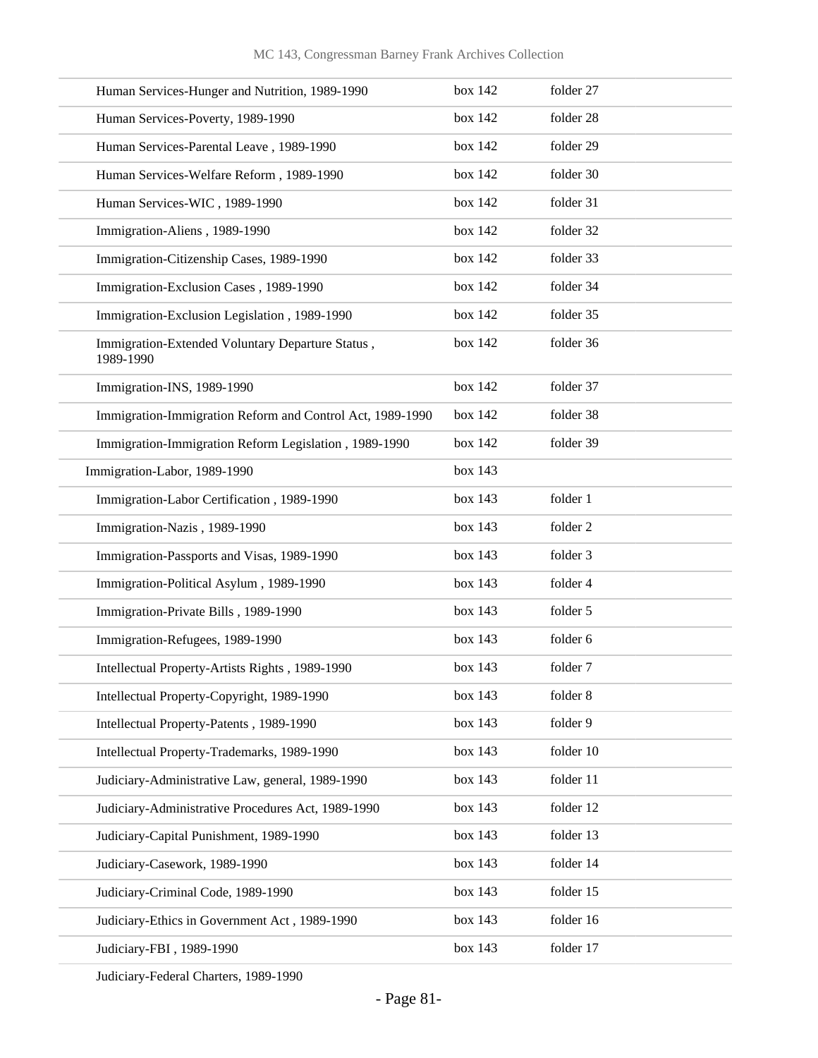| | | |
|---|---|---|
| Human Services-Hunger and Nutrition, 1989-1990 | box 142 | folder 27 |
| Human Services-Poverty, 1989-1990 | box 142 | folder 28 |
| Human Services-Parental Leave , 1989-1990 | box 142 | folder 29 |
| Human Services-Welfare Reform , 1989-1990 | box 142 | folder 30 |
| Human Services-WIC , 1989-1990 | box 142 | folder 31 |
| Immigration-Aliens , 1989-1990 | box 142 | folder 32 |
| Immigration-Citizenship Cases, 1989-1990 | box 142 | folder 33 |
| Immigration-Exclusion Cases , 1989-1990 | box 142 | folder 34 |
| Immigration-Exclusion Legislation , 1989-1990 | box 142 | folder 35 |
| Immigration-Extended Voluntary Departure Status , 1989-1990 | box 142 | folder 36 |
| Immigration-INS, 1989-1990 | box 142 | folder 37 |
| Immigration-Immigration Reform and Control Act, 1989-1990 | box 142 | folder 38 |
| Immigration-Immigration Reform Legislation , 1989-1990 | box 142 | folder 39 |
| Immigration-Labor, 1989-1990 | box 143 | |
| Immigration-Labor Certification , 1989-1990 | box 143 | folder 1 |
| Immigration-Nazis , 1989-1990 | box 143 | folder 2 |
| Immigration-Passports and Visas, 1989-1990 | box 143 | folder 3 |
| Immigration-Political Asylum , 1989-1990 | box 143 | folder 4 |
| Immigration-Private Bills , 1989-1990 | box 143 | folder 5 |
| Immigration-Refugees, 1989-1990 | box 143 | folder 6 |
| Intellectual Property-Artists Rights , 1989-1990 | box 143 | folder 7 |
| Intellectual Property-Copyright, 1989-1990 | box 143 | folder 8 |
| Intellectual Property-Patents , 1989-1990 | box 143 | folder 9 |
| Intellectual Property-Trademarks, 1989-1990 | box 143 | folder 10 |
| Judiciary-Administrative Law, general, 1989-1990 | box 143 | folder 11 |
| Judiciary-Administrative Procedures Act, 1989-1990 | box 143 | folder 12 |
| Judiciary-Capital Punishment, 1989-1990 | box 143 | folder 13 |
| Judiciary-Casework, 1989-1990 | box 143 | folder 14 |
| Judiciary-Criminal Code, 1989-1990 | box 143 | folder 15 |
| Judiciary-Ethics in Government Act , 1989-1990 | box 143 | folder 16 |
| Judiciary-FBI , 1989-1990 | box 143 | folder 17 |
| Judiciary-Federal Charters, 1989-1990 | | |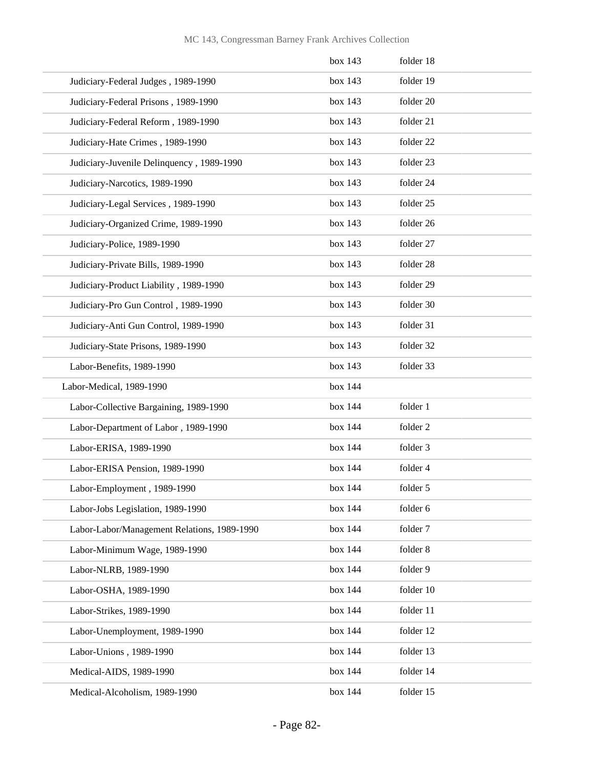| | box 143 | folder 18 |
|---|---|---|
| Judiciary-Federal Judges , 1989-1990 | box 143 | folder 19 |
| Judiciary-Federal Prisons , 1989-1990 | box 143 | folder 20 |
| Judiciary-Federal Reform , 1989-1990 | box 143 | folder 21 |
| Judiciary-Hate Crimes , 1989-1990 | box 143 | folder 22 |
| Judiciary-Juvenile Delinquency , 1989-1990 | box 143 | folder 23 |
| Judiciary-Narcotics, 1989-1990 | box 143 | folder 24 |
| Judiciary-Legal Services , 1989-1990 | box 143 | folder 25 |
| Judiciary-Organized Crime, 1989-1990 | box 143 | folder 26 |
| Judiciary-Police, 1989-1990 | box 143 | folder 27 |
| Judiciary-Private Bills, 1989-1990 | box 143 | folder 28 |
| Judiciary-Product Liability , 1989-1990 | box 143 | folder 29 |
| Judiciary-Pro Gun Control , 1989-1990 | box 143 | folder 30 |
| Judiciary-Anti Gun Control, 1989-1990 | box 143 | folder 31 |
| Judiciary-State Prisons, 1989-1990 | box 143 | folder 32 |
| Labor-Benefits, 1989-1990 | box 143 | folder 33 |
| Labor-Medical, 1989-1990 | box 144 | |
| Labor-Collective Bargaining, 1989-1990 | box 144 | folder 1 |
| Labor-Department of Labor , 1989-1990 | box 144 | folder 2 |
| Labor-ERISA, 1989-1990 | box 144 | folder 3 |
| Labor-ERISA Pension, 1989-1990 | box 144 | folder 4 |
| Labor-Employment , 1989-1990 | box 144 | folder 5 |
| Labor-Jobs Legislation, 1989-1990 | box 144 | folder 6 |
| Labor-Labor/Management Relations, 1989-1990 | box 144 | folder 7 |
| Labor-Minimum Wage, 1989-1990 | box 144 | folder 8 |
| Labor-NLRB, 1989-1990 | box 144 | folder 9 |
| Labor-OSHA, 1989-1990 | box 144 | folder 10 |
| Labor-Strikes, 1989-1990 | box 144 | folder 11 |
| Labor-Unemployment, 1989-1990 | box 144 | folder 12 |
| Labor-Unions , 1989-1990 | box 144 | folder 13 |
| Medical-AIDS, 1989-1990 | box 144 | folder 14 |
| Medical-Alcoholism, 1989-1990 | box 144 | folder 15 |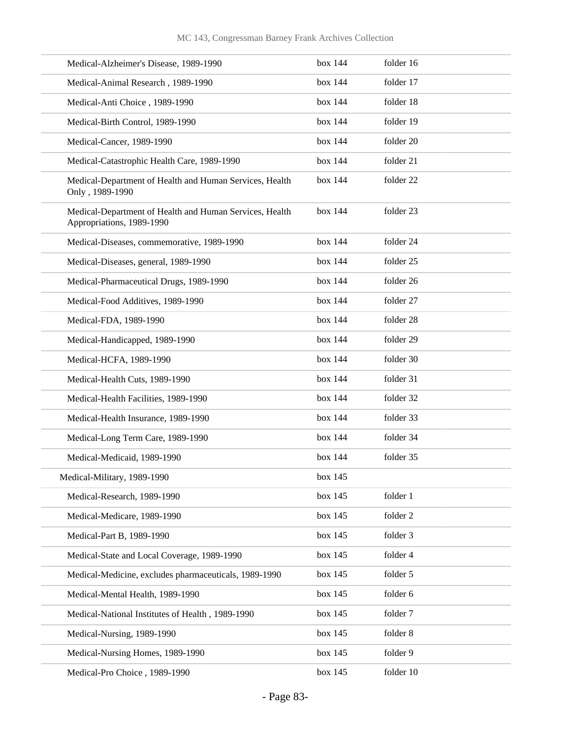| | | |
|---|---|---|
| Medical-Alzheimer's Disease, 1989-1990 | box 144 | folder 16 |
| Medical-Animal Research , 1989-1990 | box 144 | folder 17 |
| Medical-Anti Choice , 1989-1990 | box 144 | folder 18 |
| Medical-Birth Control, 1989-1990 | box 144 | folder 19 |
| Medical-Cancer, 1989-1990 | box 144 | folder 20 |
| Medical-Catastrophic Health Care, 1989-1990 | box 144 | folder 21 |
| Medical-Department of Health and Human Services, Health Only , 1989-1990 | box 144 | folder 22 |
| Medical-Department of Health and Human Services, Health Appropriations, 1989-1990 | box 144 | folder 23 |
| Medical-Diseases, commemorative, 1989-1990 | box 144 | folder 24 |
| Medical-Diseases, general, 1989-1990 | box 144 | folder 25 |
| Medical-Pharmaceutical Drugs, 1989-1990 | box 144 | folder 26 |
| Medical-Food Additives, 1989-1990 | box 144 | folder 27 |
| Medical-FDA, 1989-1990 | box 144 | folder 28 |
| Medical-Handicapped, 1989-1990 | box 144 | folder 29 |
| Medical-HCFA, 1989-1990 | box 144 | folder 30 |
| Medical-Health Cuts, 1989-1990 | box 144 | folder 31 |
| Medical-Health Facilities, 1989-1990 | box 144 | folder 32 |
| Medical-Health Insurance, 1989-1990 | box 144 | folder 33 |
| Medical-Long Term Care, 1989-1990 | box 144 | folder 34 |
| Medical-Medicaid, 1989-1990 | box 144 | folder 35 |
| Medical-Military, 1989-1990 | box 145 | |
| Medical-Research, 1989-1990 | box 145 | folder 1 |
| Medical-Medicare, 1989-1990 | box 145 | folder 2 |
| Medical-Part B, 1989-1990 | box 145 | folder 3 |
| Medical-State and Local Coverage, 1989-1990 | box 145 | folder 4 |
| Medical-Medicine, excludes pharmaceuticals, 1989-1990 | box 145 | folder 5 |
| Medical-Mental Health, 1989-1990 | box 145 | folder 6 |
| Medical-National Institutes of Health , 1989-1990 | box 145 | folder 7 |
| Medical-Nursing, 1989-1990 | box 145 | folder 8 |
| Medical-Nursing Homes, 1989-1990 | box 145 | folder 9 |
| Medical-Pro Choice , 1989-1990 | box 145 | folder 10 |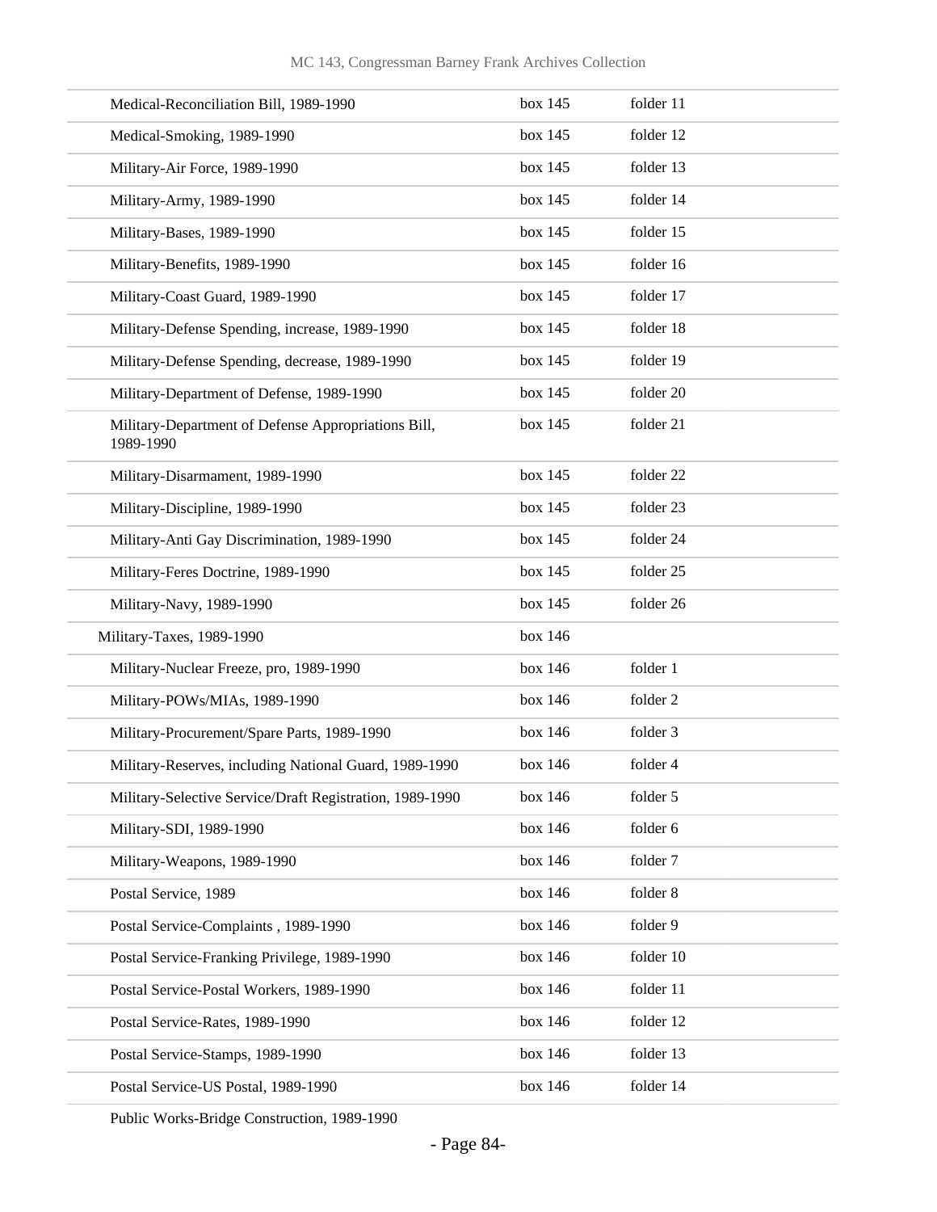| | | |
|---|---|---|
| Medical-Reconciliation Bill, 1989-1990 | box 145 | folder 11 |
| Medical-Smoking, 1989-1990 | box 145 | folder 12 |
| Military-Air Force, 1989-1990 | box 145 | folder 13 |
| Military-Army, 1989-1990 | box 145 | folder 14 |
| Military-Bases, 1989-1990 | box 145 | folder 15 |
| Military-Benefits, 1989-1990 | box 145 | folder 16 |
| Military-Coast Guard, 1989-1990 | box 145 | folder 17 |
| Military-Defense Spending, increase, 1989-1990 | box 145 | folder 18 |
| Military-Defense Spending, decrease, 1989-1990 | box 145 | folder 19 |
| Military-Department of Defense, 1989-1990 | box 145 | folder 20 |
| Military-Department of Defense Appropriations Bill, 1989-1990 | box 145 | folder 21 |
| Military-Disarmament, 1989-1990 | box 145 | folder 22 |
| Military-Discipline, 1989-1990 | box 145 | folder 23 |
| Military-Anti Gay Discrimination, 1989-1990 | box 145 | folder 24 |
| Military-Feres Doctrine, 1989-1990 | box 145 | folder 25 |
| Military-Navy, 1989-1990 | box 145 | folder 26 |
| Military-Taxes, 1989-1990 | box 146 | |
| Military-Nuclear Freeze, pro, 1989-1990 | box 146 | folder 1 |
| Military-POWs/MIAs, 1989-1990 | box 146 | folder 2 |
| Military-Procurement/Spare Parts, 1989-1990 | box 146 | folder 3 |
| Military-Reserves, including National Guard, 1989-1990 | box 146 | folder 4 |
| Military-Selective Service/Draft Registration, 1989-1990 | box 146 | folder 5 |
| Military-SDI, 1989-1990 | box 146 | folder 6 |
| Military-Weapons, 1989-1990 | box 146 | folder 7 |
| Postal Service, 1989 | box 146 | folder 8 |
| Postal Service-Complaints , 1989-1990 | box 146 | folder 9 |
| Postal Service-Franking Privilege, 1989-1990 | box 146 | folder 10 |
| Postal Service-Postal Workers, 1989-1990 | box 146 | folder 11 |
| Postal Service-Rates, 1989-1990 | box 146 | folder 12 |
| Postal Service-Stamps, 1989-1990 | box 146 | folder 13 |
| Postal Service-US Postal, 1989-1990 | box 146 | folder 14 |
| Public Works-Bridge Construction, 1989-1990 | | |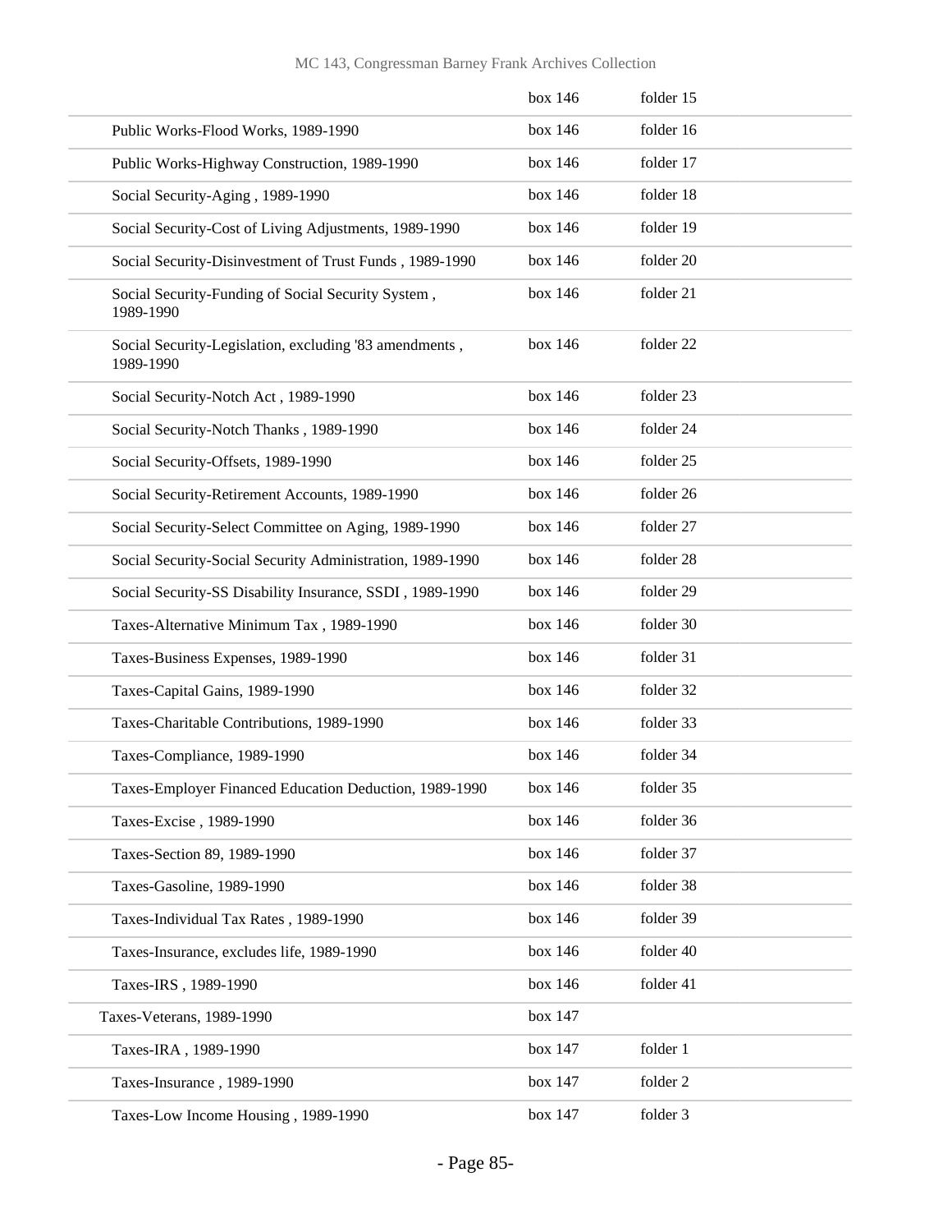| | | |
|---|---|---|
| | box 146 | folder 15 |
| Public Works-Flood Works, 1989-1990 | box 146 | folder 16 |
| Public Works-Highway Construction, 1989-1990 | box 146 | folder 17 |
| Social Security-Aging , 1989-1990 | box 146 | folder 18 |
| Social Security-Cost of Living Adjustments, 1989-1990 | box 146 | folder 19 |
| Social Security-Disinvestment of Trust Funds , 1989-1990 | box 146 | folder 20 |
| Social Security-Funding of Social Security System , 1989-1990 | box 146 | folder 21 |
| Social Security-Legislation, excluding '83 amendments , 1989-1990 | box 146 | folder 22 |
| Social Security-Notch Act , 1989-1990 | box 146 | folder 23 |
| Social Security-Notch Thanks , 1989-1990 | box 146 | folder 24 |
| Social Security-Offsets, 1989-1990 | box 146 | folder 25 |
| Social Security-Retirement Accounts, 1989-1990 | box 146 | folder 26 |
| Social Security-Select Committee on Aging, 1989-1990 | box 146 | folder 27 |
| Social Security-Social Security Administration, 1989-1990 | box 146 | folder 28 |
| Social Security-SS Disability Insurance, SSDI , 1989-1990 | box 146 | folder 29 |
| Taxes-Alternative Minimum Tax , 1989-1990 | box 146 | folder 30 |
| Taxes-Business Expenses, 1989-1990 | box 146 | folder 31 |
| Taxes-Capital Gains, 1989-1990 | box 146 | folder 32 |
| Taxes-Charitable Contributions, 1989-1990 | box 146 | folder 33 |
| Taxes-Compliance, 1989-1990 | box 146 | folder 34 |
| Taxes-Employer Financed Education Deduction, 1989-1990 | box 146 | folder 35 |
| Taxes-Excise , 1989-1990 | box 146 | folder 36 |
| Taxes-Section 89, 1989-1990 | box 146 | folder 37 |
| Taxes-Gasoline, 1989-1990 | box 146 | folder 38 |
| Taxes-Individual Tax Rates , 1989-1990 | box 146 | folder 39 |
| Taxes-Insurance, excludes life, 1989-1990 | box 146 | folder 40 |
| Taxes-IRS , 1989-1990 | box 146 | folder 41 |
| Taxes-Veterans, 1989-1990 | box 147 | |
| Taxes-IRA , 1989-1990 | box 147 | folder 1 |
| Taxes-Insurance , 1989-1990 | box 147 | folder 2 |
| Taxes-Low Income Housing , 1989-1990 | box 147 | folder 3 |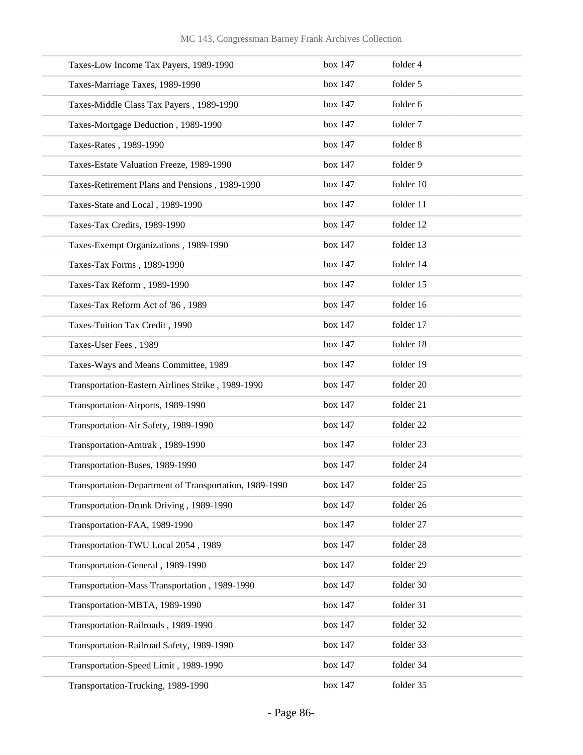| | | |
|---|---|---|
| Taxes-Low Income Tax Payers, 1989-1990 | box 147 | folder 4 |
| Taxes-Marriage Taxes, 1989-1990 | box 147 | folder 5 |
| Taxes-Middle Class Tax Payers , 1989-1990 | box 147 | folder 6 |
| Taxes-Mortgage Deduction , 1989-1990 | box 147 | folder 7 |
| Taxes-Rates , 1989-1990 | box 147 | folder 8 |
| Taxes-Estate Valuation Freeze, 1989-1990 | box 147 | folder 9 |
| Taxes-Retirement Plans and Pensions , 1989-1990 | box 147 | folder 10 |
| Taxes-State and Local , 1989-1990 | box 147 | folder 11 |
| Taxes-Tax Credits, 1989-1990 | box 147 | folder 12 |
| Taxes-Exempt Organizations , 1989-1990 | box 147 | folder 13 |
| Taxes-Tax Forms , 1989-1990 | box 147 | folder 14 |
| Taxes-Tax Reform , 1989-1990 | box 147 | folder 15 |
| Taxes-Tax Reform Act of '86 , 1989 | box 147 | folder 16 |
| Taxes-Tuition Tax Credit , 1990 | box 147 | folder 17 |
| Taxes-User Fees , 1989 | box 147 | folder 18 |
| Taxes-Ways and Means Committee, 1989 | box 147 | folder 19 |
| Transportation-Eastern Airlines Strike , 1989-1990 | box 147 | folder 20 |
| Transportation-Airports, 1989-1990 | box 147 | folder 21 |
| Transportation-Air Safety, 1989-1990 | box 147 | folder 22 |
| Transportation-Amtrak , 1989-1990 | box 147 | folder 23 |
| Transportation-Buses, 1989-1990 | box 147 | folder 24 |
| Transportation-Department of Transportation, 1989-1990 | box 147 | folder 25 |
| Transportation-Drunk Driving , 1989-1990 | box 147 | folder 26 |
| Transportation-FAA, 1989-1990 | box 147 | folder 27 |
| Transportation-TWU Local 2054 , 1989 | box 147 | folder 28 |
| Transportation-General , 1989-1990 | box 147 | folder 29 |
| Transportation-Mass Transportation , 1989-1990 | box 147 | folder 30 |
| Transportation-MBTA, 1989-1990 | box 147 | folder 31 |
| Transportation-Railroads , 1989-1990 | box 147 | folder 32 |
| Transportation-Railroad Safety, 1989-1990 | box 147 | folder 33 |
| Transportation-Speed Limit , 1989-1990 | box 147 | folder 34 |
| Transportation-Trucking, 1989-1990 | box 147 | folder 35 |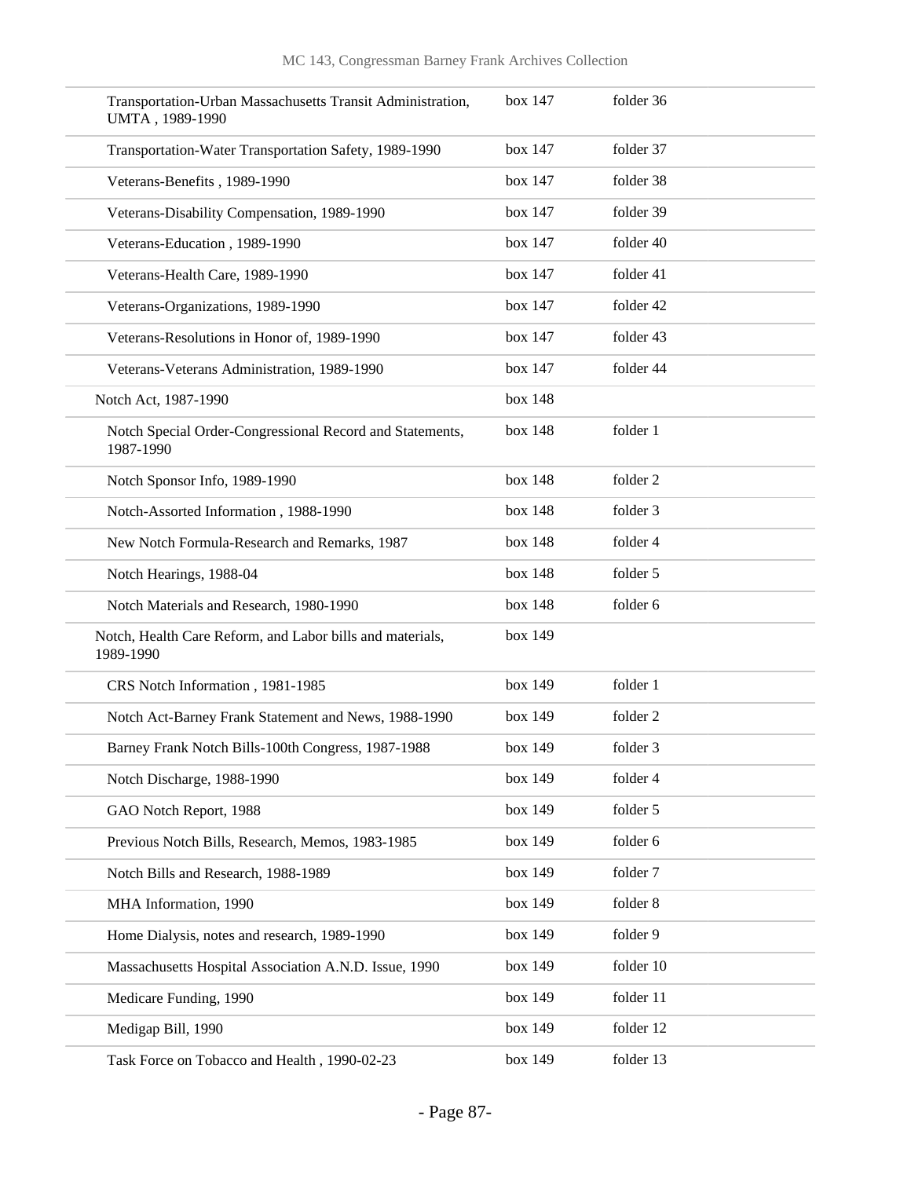| | | |
|---|---|---|
| Transportation-Urban Massachusetts Transit Administration, UMTA , 1989-1990 | box 147 | folder 36 |
| Transportation-Water Transportation Safety, 1989-1990 | box 147 | folder 37 |
| Veterans-Benefits , 1989-1990 | box 147 | folder 38 |
| Veterans-Disability Compensation, 1989-1990 | box 147 | folder 39 |
| Veterans-Education , 1989-1990 | box 147 | folder 40 |
| Veterans-Health Care, 1989-1990 | box 147 | folder 41 |
| Veterans-Organizations, 1989-1990 | box 147 | folder 42 |
| Veterans-Resolutions in Honor of, 1989-1990 | box 147 | folder 43 |
| Veterans-Veterans Administration, 1989-1990 | box 147 | folder 44 |
| Notch Act, 1987-1990 | box 148 | |
| Notch Special Order-Congressional Record and Statements, 1987-1990 | box 148 | folder 1 |
| Notch Sponsor Info, 1989-1990 | box 148 | folder 2 |
| Notch-Assorted Information , 1988-1990 | box 148 | folder 3 |
| New Notch Formula-Research and Remarks, 1987 | box 148 | folder 4 |
| Notch Hearings, 1988-04 | box 148 | folder 5 |
| Notch Materials and Research, 1980-1990 | box 148 | folder 6 |
| Notch, Health Care Reform, and Labor bills and materials, 1989-1990 | box 149 | |
| CRS Notch Information , 1981-1985 | box 149 | folder 1 |
| Notch Act-Barney Frank Statement and News, 1988-1990 | box 149 | folder 2 |
| Barney Frank Notch Bills-100th Congress, 1987-1988 | box 149 | folder 3 |
| Notch Discharge, 1988-1990 | box 149 | folder 4 |
| GAO Notch Report, 1988 | box 149 | folder 5 |
| Previous Notch Bills, Research, Memos, 1983-1985 | box 149 | folder 6 |
| Notch Bills and Research, 1988-1989 | box 149 | folder 7 |
| MHA Information, 1990 | box 149 | folder 8 |
| Home Dialysis, notes and research, 1989-1990 | box 149 | folder 9 |
| Massachusetts Hospital Association A.N.D. Issue, 1990 | box 149 | folder 10 |
| Medicare Funding, 1990 | box 149 | folder 11 |
| Medigap Bill, 1990 | box 149 | folder 12 |
| Task Force on Tobacco and Health , 1990-02-23 | box 149 | folder 13 |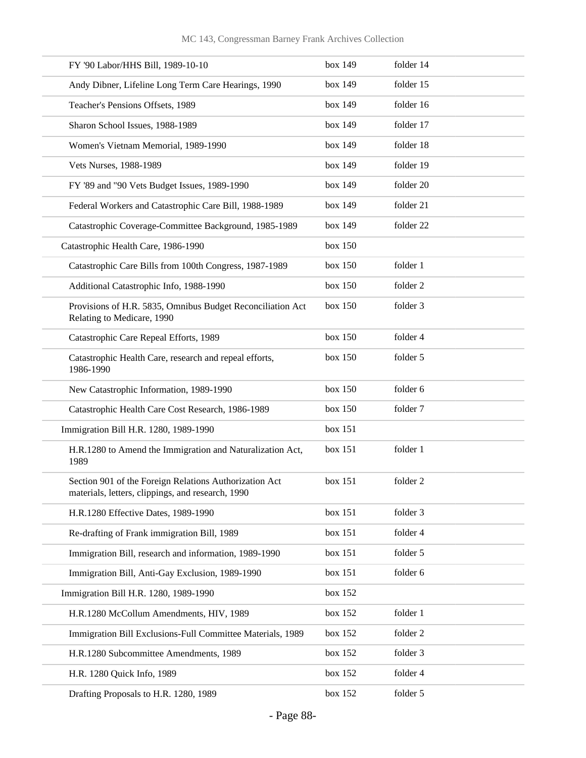| | | |
|---|---|---|
| FY '90 Labor/HHS Bill, 1989-10-10 | box 149 | folder 14 |
| Andy Dibner, Lifeline Long Term Care Hearings, 1990 | box 149 | folder 15 |
| Teacher's Pensions Offsets, 1989 | box 149 | folder 16 |
| Sharon School Issues, 1988-1989 | box 149 | folder 17 |
| Women's Vietnam Memorial, 1989-1990 | box 149 | folder 18 |
| Vets Nurses, 1988-1989 | box 149 | folder 19 |
| FY '89 and "90 Vets Budget Issues, 1989-1990 | box 149 | folder 20 |
| Federal Workers and Catastrophic Care Bill, 1988-1989 | box 149 | folder 21 |
| Catastrophic Coverage-Committee Background, 1985-1989 | box 149 | folder 22 |
| Catastrophic Health Care, 1986-1990 | box 150 | |
| Catastrophic Care Bills from 100th Congress, 1987-1989 | box 150 | folder 1 |
| Additional Catastrophic Info, 1988-1990 | box 150 | folder 2 |
| Provisions of H.R. 5835, Omnibus Budget Reconciliation Act Relating to Medicare, 1990 | box 150 | folder 3 |
| Catastrophic Care Repeal Efforts, 1989 | box 150 | folder 4 |
| Catastrophic Health Care, research and repeal efforts, 1986-1990 | box 150 | folder 5 |
| New Catastrophic Information, 1989-1990 | box 150 | folder 6 |
| Catastrophic Health Care Cost Research, 1986-1989 | box 150 | folder 7 |
| Immigration Bill H.R. 1280, 1989-1990 | box 151 | |
| H.R.1280 to Amend the Immigration and Naturalization Act, 1989 | box 151 | folder 1 |
| Section 901 of the Foreign Relations Authorization Act materials, letters, clippings, and research, 1990 | box 151 | folder 2 |
| H.R.1280 Effective Dates, 1989-1990 | box 151 | folder 3 |
| Re-drafting of Frank immigration Bill, 1989 | box 151 | folder 4 |
| Immigration Bill, research and information, 1989-1990 | box 151 | folder 5 |
| Immigration Bill, Anti-Gay Exclusion, 1989-1990 | box 151 | folder 6 |
| Immigration Bill H.R. 1280, 1989-1990 | box 152 | |
| H.R.1280 McCollum Amendments, HIV, 1989 | box 152 | folder 1 |
| Immigration Bill Exclusions-Full Committee Materials, 1989 | box 152 | folder 2 |
| H.R.1280 Subcommittee Amendments, 1989 | box 152 | folder 3 |
| H.R. 1280 Quick Info, 1989 | box 152 | folder 4 |
| Drafting Proposals to H.R. 1280, 1989 | box 152 | folder 5 |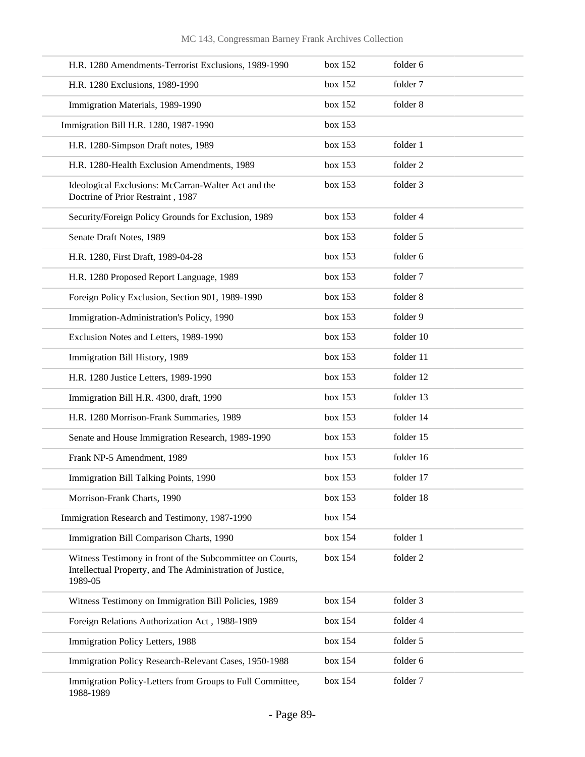| | | |
|---|---|---|
| H.R. 1280 Amendments-Terrorist Exclusions, 1989-1990 | box 152 | folder 6 |
| H.R. 1280 Exclusions, 1989-1990 | box 152 | folder 7 |
| Immigration Materials, 1989-1990 | box 152 | folder 8 |
| Immigration Bill H.R. 1280, 1987-1990 | box 153 | |
| H.R. 1280-Simpson Draft notes, 1989 | box 153 | folder 1 |
| H.R. 1280-Health Exclusion Amendments, 1989 | box 153 | folder 2 |
| Ideological Exclusions: McCarran-Walter Act and the Doctrine of Prior Restraint , 1987 | box 153 | folder 3 |
| Security/Foreign Policy Grounds for Exclusion, 1989 | box 153 | folder 4 |
| Senate Draft Notes, 1989 | box 153 | folder 5 |
| H.R. 1280, First Draft, 1989-04-28 | box 153 | folder 6 |
| H.R. 1280 Proposed Report Language, 1989 | box 153 | folder 7 |
| Foreign Policy Exclusion, Section 901, 1989-1990 | box 153 | folder 8 |
| Immigration-Administration's Policy, 1990 | box 153 | folder 9 |
| Exclusion Notes and Letters, 1989-1990 | box 153 | folder 10 |
| Immigration Bill History, 1989 | box 153 | folder 11 |
| H.R. 1280 Justice Letters, 1989-1990 | box 153 | folder 12 |
| Immigration Bill H.R. 4300, draft, 1990 | box 153 | folder 13 |
| H.R. 1280 Morrison-Frank Summaries, 1989 | box 153 | folder 14 |
| Senate and House Immigration Research, 1989-1990 | box 153 | folder 15 |
| Frank NP-5 Amendment, 1989 | box 153 | folder 16 |
| Immigration Bill Talking Points, 1990 | box 153 | folder 17 |
| Morrison-Frank Charts, 1990 | box 153 | folder 18 |
| Immigration Research and Testimony, 1987-1990 | box 154 | |
| Immigration Bill Comparison Charts, 1990 | box 154 | folder 1 |
| Witness Testimony in front of the Subcommittee on Courts, Intellectual Property, and The Administration of Justice, 1989-05 | box 154 | folder 2 |
| Witness Testimony on Immigration Bill Policies, 1989 | box 154 | folder 3 |
| Foreign Relations Authorization Act , 1988-1989 | box 154 | folder 4 |
| Immigration Policy Letters, 1988 | box 154 | folder 5 |
| Immigration Policy Research-Relevant Cases, 1950-1988 | box 154 | folder 6 |
| Immigration Policy-Letters from Groups to Full Committee, 1988-1989 | box 154 | folder 7 |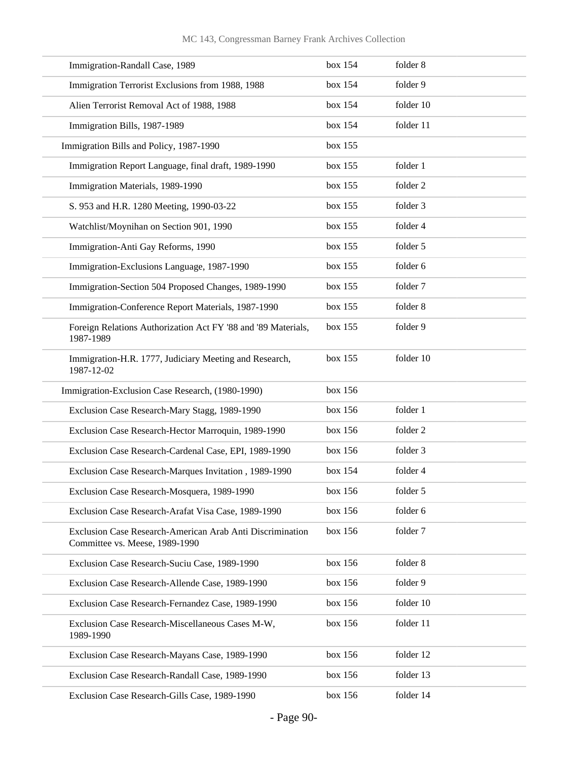| | | |
|---|---|---|
| Immigration-Randall Case, 1989 | box 154 | folder 8 |
| Immigration Terrorist Exclusions from 1988, 1988 | box 154 | folder 9 |
| Alien Terrorist Removal Act of 1988, 1988 | box 154 | folder 10 |
| Immigration Bills, 1987-1989 | box 154 | folder 11 |
| Immigration Bills and Policy, 1987-1990 | box 155 | |
| Immigration Report Language, final draft, 1989-1990 | box 155 | folder 1 |
| Immigration Materials, 1989-1990 | box 155 | folder 2 |
| S. 953 and H.R. 1280 Meeting, 1990-03-22 | box 155 | folder 3 |
| Watchlist/Moynihan on Section 901, 1990 | box 155 | folder 4 |
| Immigration-Anti Gay Reforms, 1990 | box 155 | folder 5 |
| Immigration-Exclusions Language, 1987-1990 | box 155 | folder 6 |
| Immigration-Section 504 Proposed Changes, 1989-1990 | box 155 | folder 7 |
| Immigration-Conference Report Materials, 1987-1990 | box 155 | folder 8 |
| Foreign Relations Authorization Act FY '88 and '89 Materials, 1987-1989 | box 155 | folder 9 |
| Immigration-H.R. 1777, Judiciary Meeting and Research, 1987-12-02 | box 155 | folder 10 |
| Immigration-Exclusion Case Research, (1980-1990) | box 156 | |
| Exclusion Case Research-Mary Stagg, 1989-1990 | box 156 | folder 1 |
| Exclusion Case Research-Hector Marroquin, 1989-1990 | box 156 | folder 2 |
| Exclusion Case Research-Cardenal Case, EPI, 1989-1990 | box 156 | folder 3 |
| Exclusion Case Research-Marques Invitation , 1989-1990 | box 154 | folder 4 |
| Exclusion Case Research-Mosquera, 1989-1990 | box 156 | folder 5 |
| Exclusion Case Research-Arafat Visa Case, 1989-1990 | box 156 | folder 6 |
| Exclusion Case Research-American Arab Anti Discrimination Committee vs. Meese, 1989-1990 | box 156 | folder 7 |
| Exclusion Case Research-Suciu Case, 1989-1990 | box 156 | folder 8 |
| Exclusion Case Research-Allende Case, 1989-1990 | box 156 | folder 9 |
| Exclusion Case Research-Fernandez Case, 1989-1990 | box 156 | folder 10 |
| Exclusion Case Research-Miscellaneous Cases M-W, 1989-1990 | box 156 | folder 11 |
| Exclusion Case Research-Mayans Case, 1989-1990 | box 156 | folder 12 |
| Exclusion Case Research-Randall Case, 1989-1990 | box 156 | folder 13 |
| Exclusion Case Research-Gills Case, 1989-1990 | box 156 | folder 14 |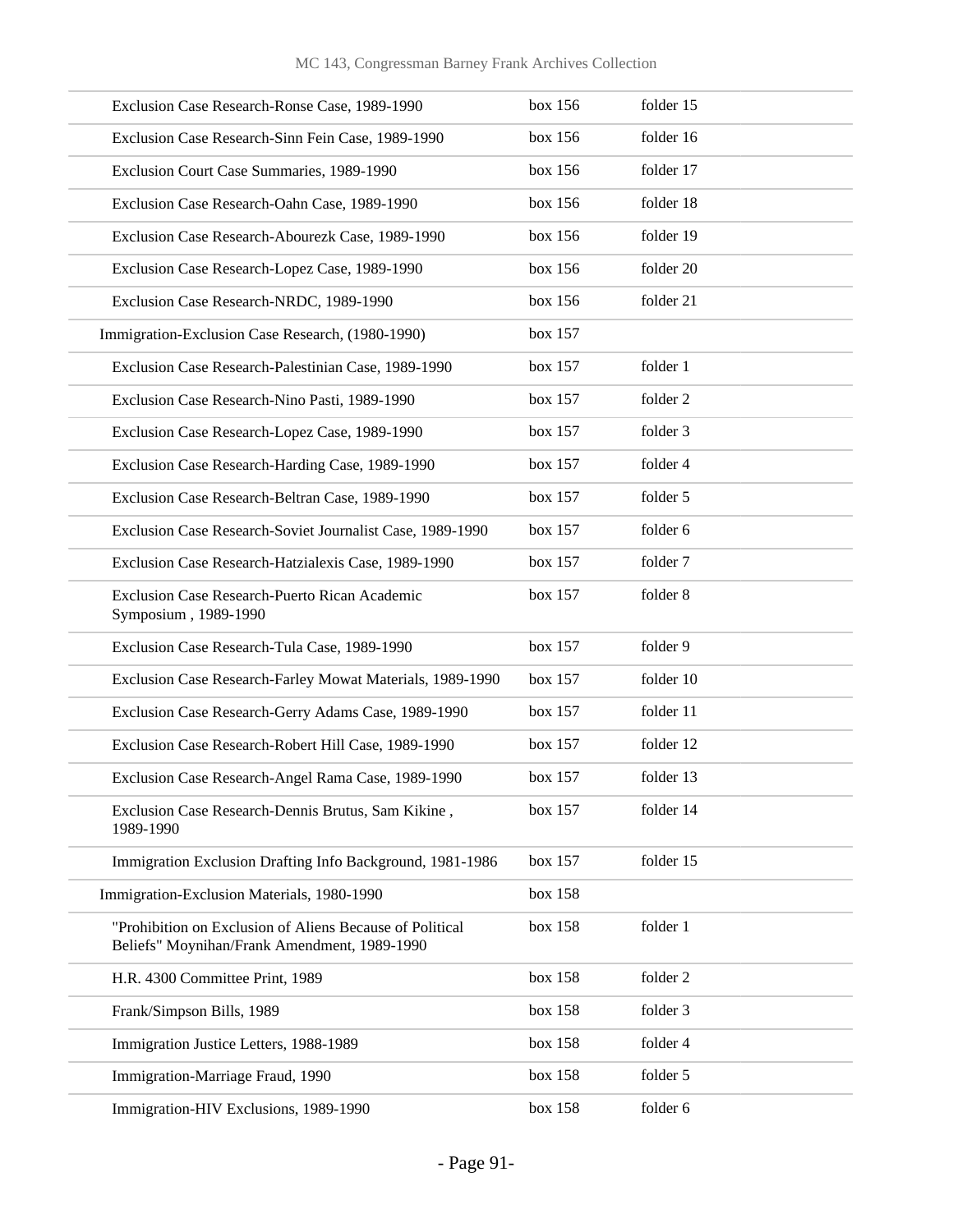| | | |
|---|---|---|
| Exclusion Case Research-Ronse Case, 1989-1990 | box 156 | folder 15 |
| Exclusion Case Research-Sinn Fein Case, 1989-1990 | box 156 | folder 16 |
| Exclusion Court Case Summaries, 1989-1990 | box 156 | folder 17 |
| Exclusion Case Research-Oahn Case, 1989-1990 | box 156 | folder 18 |
| Exclusion Case Research-Abourezk Case, 1989-1990 | box 156 | folder 19 |
| Exclusion Case Research-Lopez Case, 1989-1990 | box 156 | folder 20 |
| Exclusion Case Research-NRDC, 1989-1990 | box 156 | folder 21 |
| Immigration-Exclusion Case Research, (1980-1990) | box 157 | |
| Exclusion Case Research-Palestinian Case, 1989-1990 | box 157 | folder 1 |
| Exclusion Case Research-Nino Pasti, 1989-1990 | box 157 | folder 2 |
| Exclusion Case Research-Lopez Case, 1989-1990 | box 157 | folder 3 |
| Exclusion Case Research-Harding Case, 1989-1990 | box 157 | folder 4 |
| Exclusion Case Research-Beltran Case, 1989-1990 | box 157 | folder 5 |
| Exclusion Case Research-Soviet Journalist Case, 1989-1990 | box 157 | folder 6 |
| Exclusion Case Research-Hatzialexis Case, 1989-1990 | box 157 | folder 7 |
| Exclusion Case Research-Puerto Rican Academic Symposium , 1989-1990 | box 157 | folder 8 |
| Exclusion Case Research-Tula Case, 1989-1990 | box 157 | folder 9 |
| Exclusion Case Research-Farley Mowat Materials, 1989-1990 | box 157 | folder 10 |
| Exclusion Case Research-Gerry Adams Case, 1989-1990 | box 157 | folder 11 |
| Exclusion Case Research-Robert Hill Case, 1989-1990 | box 157 | folder 12 |
| Exclusion Case Research-Angel Rama Case, 1989-1990 | box 157 | folder 13 |
| Exclusion Case Research-Dennis Brutus, Sam Kikine , 1989-1990 | box 157 | folder 14 |
| Immigration Exclusion Drafting Info Background, 1981-1986 | box 157 | folder 15 |
| Immigration-Exclusion Materials, 1980-1990 | box 158 | |
| "Prohibition on Exclusion of Aliens Because of Political Beliefs" Moynihan/Frank Amendment, 1989-1990 | box 158 | folder 1 |
| H.R. 4300 Committee Print, 1989 | box 158 | folder 2 |
| Frank/Simpson Bills, 1989 | box 158 | folder 3 |
| Immigration Justice Letters, 1988-1989 | box 158 | folder 4 |
| Immigration-Marriage Fraud, 1990 | box 158 | folder 5 |
| Immigration-HIV Exclusions, 1989-1990 | box 158 | folder 6 |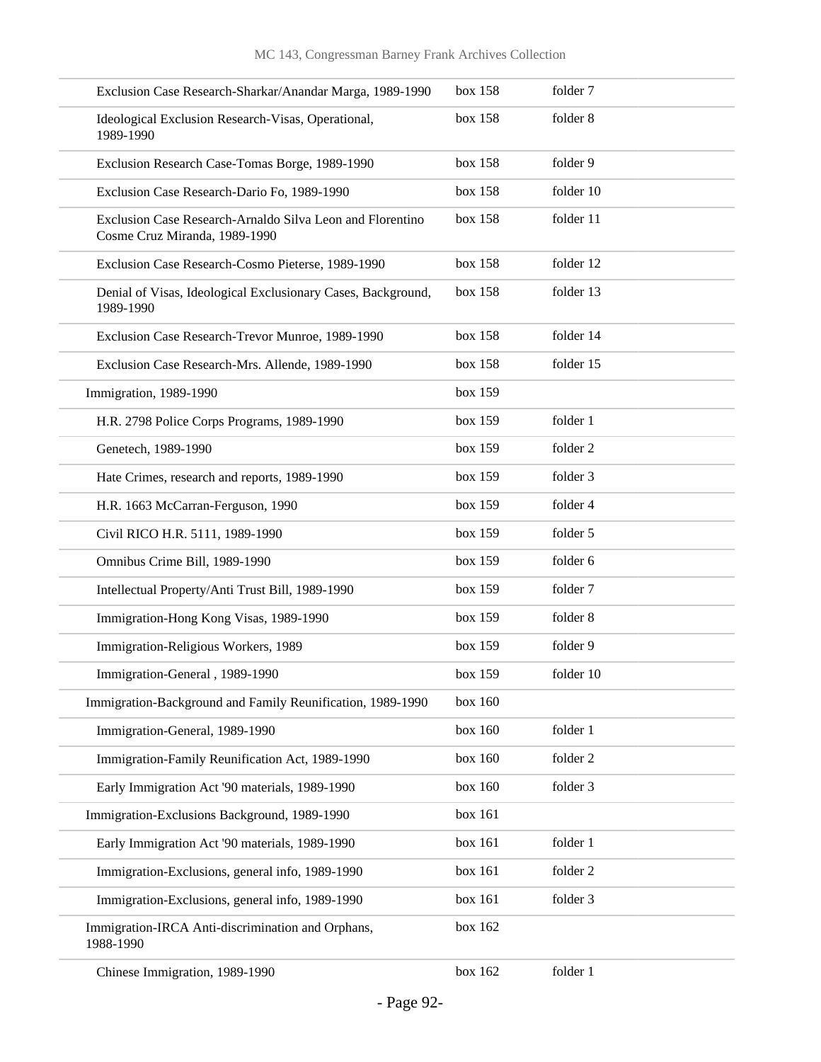| | | |
|---|---|---|
| Exclusion Case Research-Sharkar/Anandar Marga, 1989-1990 | box 158 | folder 7 |
| Ideological Exclusion Research-Visas, Operational, 1989-1990 | box 158 | folder 8 |
| Exclusion Research Case-Tomas Borge, 1989-1990 | box 158 | folder 9 |
| Exclusion Case Research-Dario Fo, 1989-1990 | box 158 | folder 10 |
| Exclusion Case Research-Arnaldo Silva Leon and Florentino Cosme Cruz Miranda, 1989-1990 | box 158 | folder 11 |
| Exclusion Case Research-Cosmo Pieterse, 1989-1990 | box 158 | folder 12 |
| Denial of Visas, Ideological Exclusionary Cases, Background, 1989-1990 | box 158 | folder 13 |
| Exclusion Case Research-Trevor Munroe, 1989-1990 | box 158 | folder 14 |
| Exclusion Case Research-Mrs. Allende, 1989-1990 | box 158 | folder 15 |
| Immigration, 1989-1990 | box 159 | |
| H.R. 2798 Police Corps Programs, 1989-1990 | box 159 | folder 1 |
| Genetech, 1989-1990 | box 159 | folder 2 |
| Hate Crimes, research and reports, 1989-1990 | box 159 | folder 3 |
| H.R. 1663 McCarran-Ferguson, 1990 | box 159 | folder 4 |
| Civil RICO H.R. 5111, 1989-1990 | box 159 | folder 5 |
| Omnibus Crime Bill, 1989-1990 | box 159 | folder 6 |
| Intellectual Property/Anti Trust Bill, 1989-1990 | box 159 | folder 7 |
| Immigration-Hong Kong Visas, 1989-1990 | box 159 | folder 8 |
| Immigration-Religious Workers, 1989 | box 159 | folder 9 |
| Immigration-General , 1989-1990 | box 159 | folder 10 |
| Immigration-Background and Family Reunification, 1989-1990 | box 160 | |
| Immigration-General, 1989-1990 | box 160 | folder 1 |
| Immigration-Family Reunification Act, 1989-1990 | box 160 | folder 2 |
| Early Immigration Act '90 materials, 1989-1990 | box 160 | folder 3 |
| Immigration-Exclusions Background, 1989-1990 | box 161 | |
| Early Immigration Act '90 materials, 1989-1990 | box 161 | folder 1 |
| Immigration-Exclusions, general info, 1989-1990 | box 161 | folder 2 |
| Immigration-Exclusions, general info, 1989-1990 | box 161 | folder 3 |
| Immigration-IRCA Anti-discrimination and Orphans, 1988-1990 | box 162 | |
| Chinese Immigration, 1989-1990 | box 162 | folder 1 |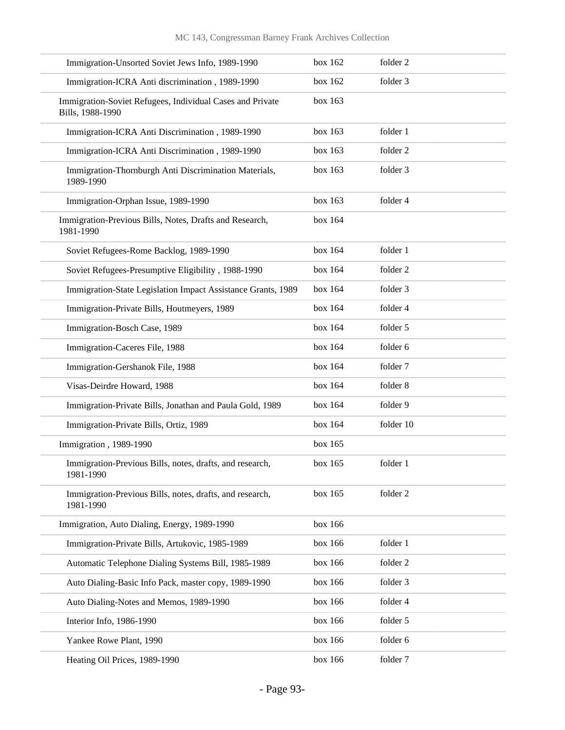| | | |
|---|---|---|
| Immigration-Unsorted Soviet Jews Info, 1989-1990 | box 162 | folder 2 |
| Immigration-ICRA Anti discrimination , 1989-1990 | box 162 | folder 3 |
| Immigration-Soviet Refugees, Individual Cases and Private Bills, 1988-1990 | box 163 | |
| Immigration-ICRA Anti Discrimination , 1989-1990 | box 163 | folder 1 |
| Immigration-ICRA Anti Discrimination , 1989-1990 | box 163 | folder 2 |
| Immigration-Thornburgh Anti Discrimination Materials, 1989-1990 | box 163 | folder 3 |
| Immigration-Orphan Issue, 1989-1990 | box 163 | folder 4 |
| Immigration-Previous Bills, Notes, Drafts and Research, 1981-1990 | box 164 | |
| Soviet Refugees-Rome Backlog, 1989-1990 | box 164 | folder 1 |
| Soviet Refugees-Presumptive Eligibility , 1988-1990 | box 164 | folder 2 |
| Immigration-State Legislation Impact Assistance Grants, 1989 | box 164 | folder 3 |
| Immigration-Private Bills, Houtmeyers, 1989 | box 164 | folder 4 |
| Immigration-Bosch Case, 1989 | box 164 | folder 5 |
| Immigration-Caceres File, 1988 | box 164 | folder 6 |
| Immigration-Gershanok File, 1988 | box 164 | folder 7 |
| Visas-Deirdre Howard, 1988 | box 164 | folder 8 |
| Immigration-Private Bills, Jonathan and Paula Gold, 1989 | box 164 | folder 9 |
| Immigration-Private Bills, Ortiz, 1989 | box 164 | folder 10 |
| Immigration , 1989-1990 | box 165 | |
| Immigration-Previous Bills, notes, drafts, and research, 1981-1990 | box 165 | folder 1 |
| Immigration-Previous Bills, notes, drafts, and research, 1981-1990 | box 165 | folder 2 |
| Immigration, Auto Dialing, Energy, 1989-1990 | box 166 | |
| Immigration-Private Bills, Artukovic, 1985-1989 | box 166 | folder 1 |
| Automatic Telephone Dialing Systems Bill, 1985-1989 | box 166 | folder 2 |
| Auto Dialing-Basic Info Pack, master copy, 1989-1990 | box 166 | folder 3 |
| Auto Dialing-Notes and Memos, 1989-1990 | box 166 | folder 4 |
| Interior Info, 1986-1990 | box 166 | folder 5 |
| Yankee Rowe Plant, 1990 | box 166 | folder 6 |
| Heating Oil Prices, 1989-1990 | box 166 | folder 7 |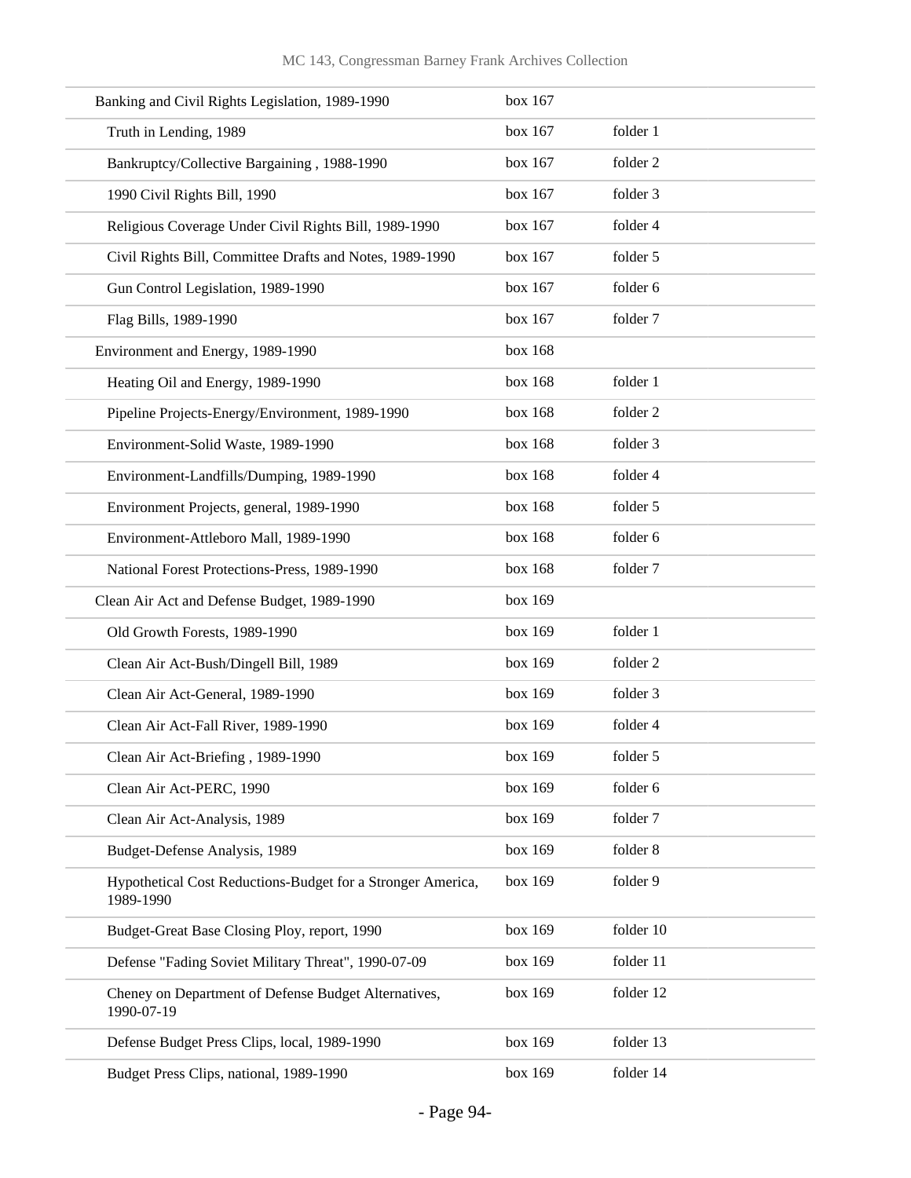| | | |
|---|---|---|
| Banking and Civil Rights Legislation, 1989-1990 | box 167 | |
| Truth in Lending, 1989 | box 167 | folder 1 |
| Bankruptcy/Collective Bargaining , 1988-1990 | box 167 | folder 2 |
| 1990 Civil Rights Bill, 1990 | box 167 | folder 3 |
| Religious Coverage Under Civil Rights Bill, 1989-1990 | box 167 | folder 4 |
| Civil Rights Bill, Committee Drafts and Notes, 1989-1990 | box 167 | folder 5 |
| Gun Control Legislation, 1989-1990 | box 167 | folder 6 |
| Flag Bills, 1989-1990 | box 167 | folder 7 |
| Environment and Energy, 1989-1990 | box 168 | |
| Heating Oil and Energy, 1989-1990 | box 168 | folder 1 |
| Pipeline Projects-Energy/Environment, 1989-1990 | box 168 | folder 2 |
| Environment-Solid Waste, 1989-1990 | box 168 | folder 3 |
| Environment-Landfills/Dumping, 1989-1990 | box 168 | folder 4 |
| Environment Projects, general, 1989-1990 | box 168 | folder 5 |
| Environment-Attleboro Mall, 1989-1990 | box 168 | folder 6 |
| National Forest Protections-Press, 1989-1990 | box 168 | folder 7 |
| Clean Air Act and Defense Budget, 1989-1990 | box 169 | |
| Old Growth Forests, 1989-1990 | box 169 | folder 1 |
| Clean Air Act-Bush/Dingell Bill, 1989 | box 169 | folder 2 |
| Clean Air Act-General, 1989-1990 | box 169 | folder 3 |
| Clean Air Act-Fall River, 1989-1990 | box 169 | folder 4 |
| Clean Air Act-Briefing , 1989-1990 | box 169 | folder 5 |
| Clean Air Act-PERC, 1990 | box 169 | folder 6 |
| Clean Air Act-Analysis, 1989 | box 169 | folder 7 |
| Budget-Defense Analysis, 1989 | box 169 | folder 8 |
| Hypothetical Cost Reductions-Budget for a Stronger America, 1989-1990 | box 169 | folder 9 |
| Budget-Great Base Closing Ploy, report, 1990 | box 169 | folder 10 |
| Defense "Fading Soviet Military Threat", 1990-07-09 | box 169 | folder 11 |
| Cheney on Department of Defense Budget Alternatives, 1990-07-19 | box 169 | folder 12 |
| Defense Budget Press Clips, local, 1989-1990 | box 169 | folder 13 |
| Budget Press Clips, national, 1989-1990 | box 169 | folder 14 |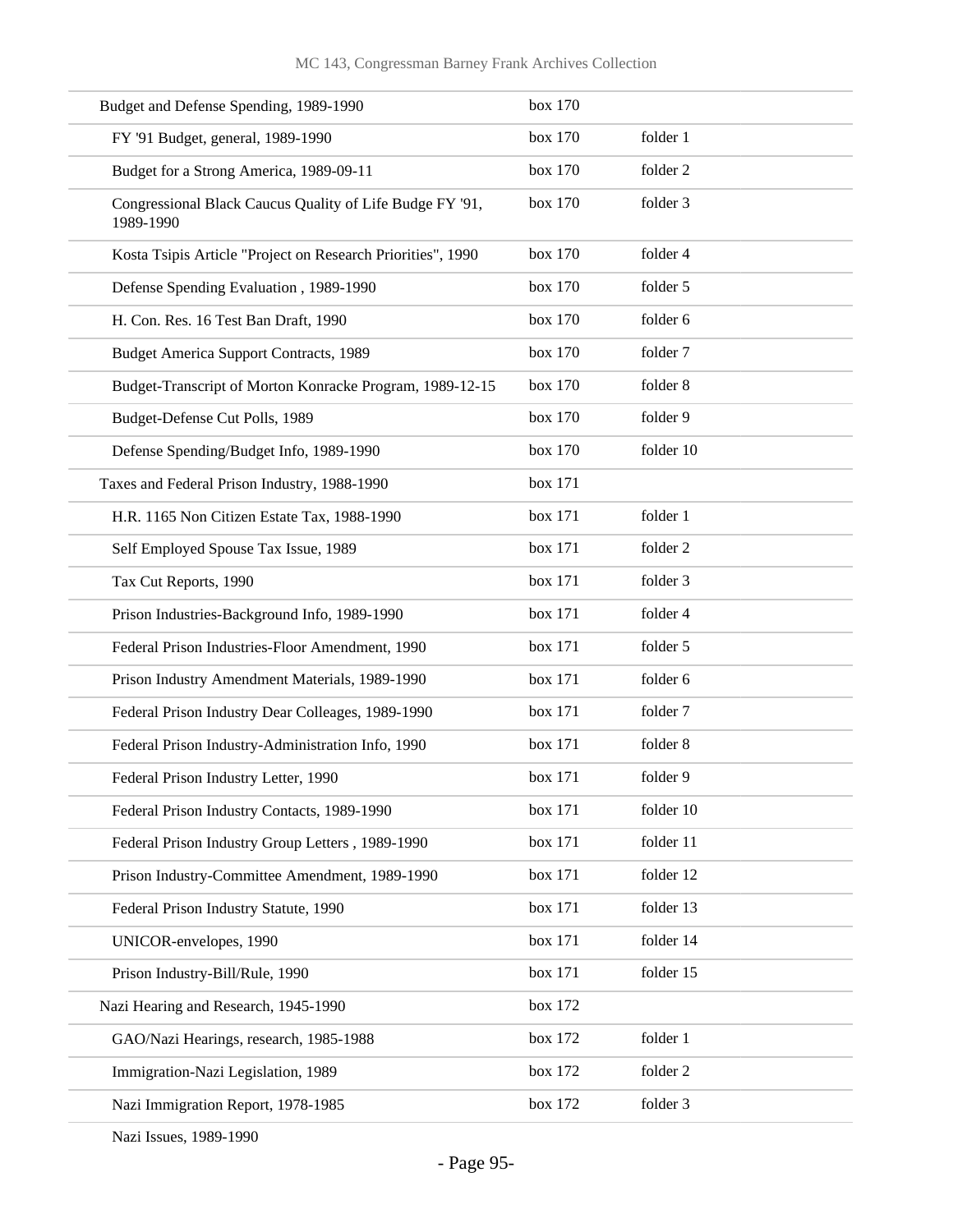| | | |
|---|---|---|
| Budget and Defense Spending, 1989-1990 | box 170 | |
| FY '91 Budget, general, 1989-1990 | box 170 | folder 1 |
| Budget for a Strong America, 1989-09-11 | box 170 | folder 2 |
| Congressional Black Caucus Quality of Life Budge FY '91, 1989-1990 | box 170 | folder 3 |
| Kosta Tsipis Article "Project on Research Priorities", 1990 | box 170 | folder 4 |
| Defense Spending Evaluation , 1989-1990 | box 170 | folder 5 |
| H. Con. Res. 16 Test Ban Draft, 1990 | box 170 | folder 6 |
| Budget America Support Contracts, 1989 | box 170 | folder 7 |
| Budget-Transcript of Morton Konracke Program, 1989-12-15 | box 170 | folder 8 |
| Budget-Defense Cut Polls, 1989 | box 170 | folder 9 |
| Defense Spending/Budget Info, 1989-1990 | box 170 | folder 10 |
| Taxes and Federal Prison Industry, 1988-1990 | box 171 | |
| H.R. 1165 Non Citizen Estate Tax, 1988-1990 | box 171 | folder 1 |
| Self Employed Spouse Tax Issue, 1989 | box 171 | folder 2 |
| Tax Cut Reports, 1990 | box 171 | folder 3 |
| Prison Industries-Background Info, 1989-1990 | box 171 | folder 4 |
| Federal Prison Industries-Floor Amendment, 1990 | box 171 | folder 5 |
| Prison Industry Amendment Materials, 1989-1990 | box 171 | folder 6 |
| Federal Prison Industry Dear Colleages, 1989-1990 | box 171 | folder 7 |
| Federal Prison Industry-Administration Info, 1990 | box 171 | folder 8 |
| Federal Prison Industry Letter, 1990 | box 171 | folder 9 |
| Federal Prison Industry Contacts, 1989-1990 | box 171 | folder 10 |
| Federal Prison Industry Group Letters , 1989-1990 | box 171 | folder 11 |
| Prison Industry-Committee Amendment, 1989-1990 | box 171 | folder 12 |
| Federal Prison Industry Statute, 1990 | box 171 | folder 13 |
| UNICOR-envelopes, 1990 | box 171 | folder 14 |
| Prison Industry-Bill/Rule, 1990 | box 171 | folder 15 |
| Nazi Hearing and Research, 1945-1990 | box 172 | |
| GAO/Nazi Hearings, research, 1985-1988 | box 172 | folder 1 |
| Immigration-Nazi Legislation, 1989 | box 172 | folder 2 |
| Nazi Immigration Report, 1978-1985 | box 172 | folder 3 |
| Nazi Issues, 1989-1990 | | |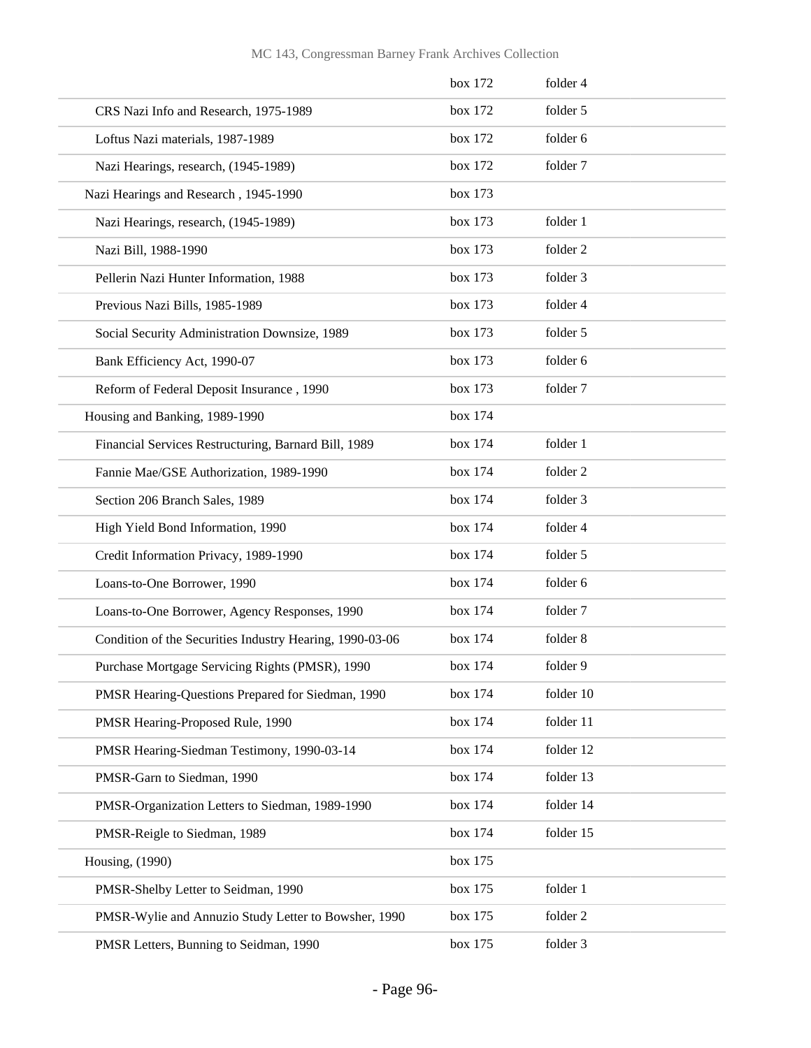| | | |
|---|---|---|
| | box 172 | folder 4 |
| CRS Nazi Info and Research, 1975-1989 | box 172 | folder 5 |
| Loftus Nazi materials, 1987-1989 | box 172 | folder 6 |
| Nazi Hearings, research, (1945-1989) | box 172 | folder 7 |
| Nazi Hearings and Research , 1945-1990 | box 173 | |
| Nazi Hearings, research, (1945-1989) | box 173 | folder 1 |
| Nazi Bill, 1988-1990 | box 173 | folder 2 |
| Pellerin Nazi Hunter Information, 1988 | box 173 | folder 3 |
| Previous Nazi Bills, 1985-1989 | box 173 | folder 4 |
| Social Security Administration Downsize, 1989 | box 173 | folder 5 |
| Bank Efficiency Act, 1990-07 | box 173 | folder 6 |
| Reform of Federal Deposit Insurance , 1990 | box 173 | folder 7 |
| Housing and Banking, 1989-1990 | box 174 | |
| Financial Services Restructuring, Barnard Bill, 1989 | box 174 | folder 1 |
| Fannie Mae/GSE Authorization, 1989-1990 | box 174 | folder 2 |
| Section 206 Branch Sales, 1989 | box 174 | folder 3 |
| High Yield Bond Information, 1990 | box 174 | folder 4 |
| Credit Information Privacy, 1989-1990 | box 174 | folder 5 |
| Loans-to-One Borrower, 1990 | box 174 | folder 6 |
| Loans-to-One Borrower, Agency Responses, 1990 | box 174 | folder 7 |
| Condition of the Securities Industry Hearing, 1990-03-06 | box 174 | folder 8 |
| Purchase Mortgage Servicing Rights (PMSR), 1990 | box 174 | folder 9 |
| PMSR Hearing-Questions Prepared for Siedman, 1990 | box 174 | folder 10 |
| PMSR Hearing-Proposed Rule, 1990 | box 174 | folder 11 |
| PMSR Hearing-Siedman Testimony, 1990-03-14 | box 174 | folder 12 |
| PMSR-Garn to Siedman, 1990 | box 174 | folder 13 |
| PMSR-Organization Letters to Siedman, 1989-1990 | box 174 | folder 14 |
| PMSR-Reigle to Siedman, 1989 | box 174 | folder 15 |
| Housing, (1990) | box 175 | |
| PMSR-Shelby Letter to Seidman, 1990 | box 175 | folder 1 |
| PMSR-Wylie and Annuzio Study Letter to Bowsher, 1990 | box 175 | folder 2 |
| PMSR Letters, Bunning to Seidman, 1990 | box 175 | folder 3 |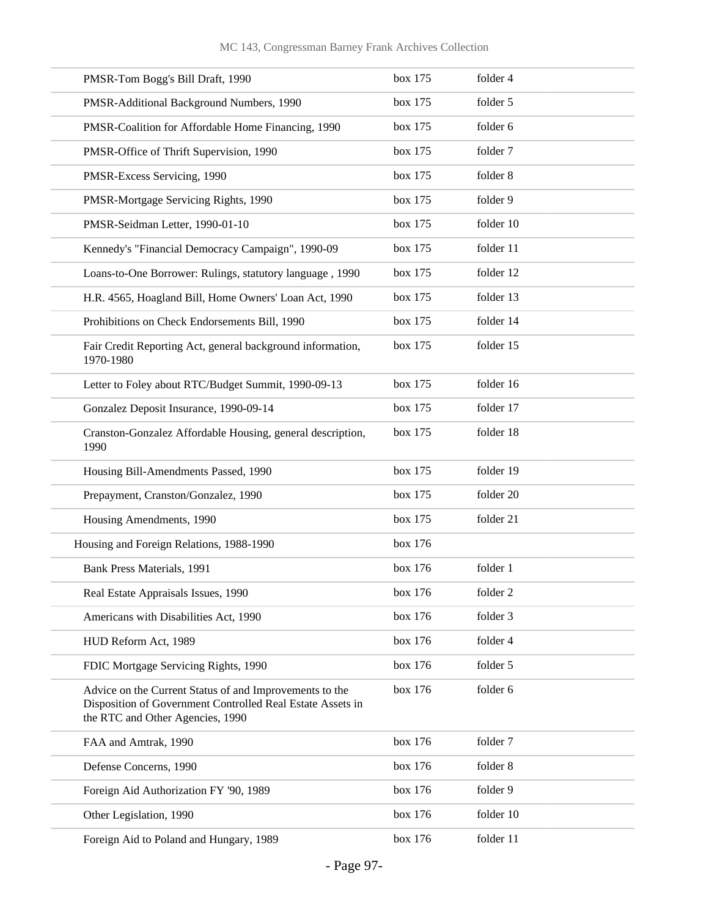| | | |
|---|---|---|
| PMSR-Tom Bogg's Bill Draft, 1990 | box 175 | folder 4 |
| PMSR-Additional Background Numbers, 1990 | box 175 | folder 5 |
| PMSR-Coalition for Affordable Home Financing, 1990 | box 175 | folder 6 |
| PMSR-Office of Thrift Supervision, 1990 | box 175 | folder 7 |
| PMSR-Excess Servicing, 1990 | box 175 | folder 8 |
| PMSR-Mortgage Servicing Rights, 1990 | box 175 | folder 9 |
| PMSR-Seidman Letter, 1990-01-10 | box 175 | folder 10 |
| Kennedy's "Financial Democracy Campaign", 1990-09 | box 175 | folder 11 |
| Loans-to-One Borrower: Rulings, statutory language , 1990 | box 175 | folder 12 |
| H.R. 4565, Hoagland Bill, Home Owners' Loan Act, 1990 | box 175 | folder 13 |
| Prohibitions on Check Endorsements Bill, 1990 | box 175 | folder 14 |
| Fair Credit Reporting Act, general background information, 1970-1980 | box 175 | folder 15 |
| Letter to Foley about RTC/Budget Summit, 1990-09-13 | box 175 | folder 16 |
| Gonzalez Deposit Insurance, 1990-09-14 | box 175 | folder 17 |
| Cranston-Gonzalez Affordable Housing, general description, 1990 | box 175 | folder 18 |
| Housing Bill-Amendments Passed, 1990 | box 175 | folder 19 |
| Prepayment, Cranston/Gonzalez, 1990 | box 175 | folder 20 |
| Housing Amendments, 1990 | box 175 | folder 21 |
| Housing and Foreign Relations, 1988-1990 | box 176 | |
| Bank Press Materials, 1991 | box 176 | folder 1 |
| Real Estate Appraisals Issues, 1990 | box 176 | folder 2 |
| Americans with Disabilities Act, 1990 | box 176 | folder 3 |
| HUD Reform Act, 1989 | box 176 | folder 4 |
| FDIC Mortgage Servicing Rights, 1990 | box 176 | folder 5 |
| Advice on the Current Status of and Improvements to the Disposition of Government Controlled Real Estate Assets in the RTC and Other Agencies, 1990 | box 176 | folder 6 |
| FAA and Amtrak, 1990 | box 176 | folder 7 |
| Defense Concerns, 1990 | box 176 | folder 8 |
| Foreign Aid Authorization FY '90, 1989 | box 176 | folder 9 |
| Other Legislation, 1990 | box 176 | folder 10 |
| Foreign Aid to Poland and Hungary, 1989 | box 176 | folder 11 |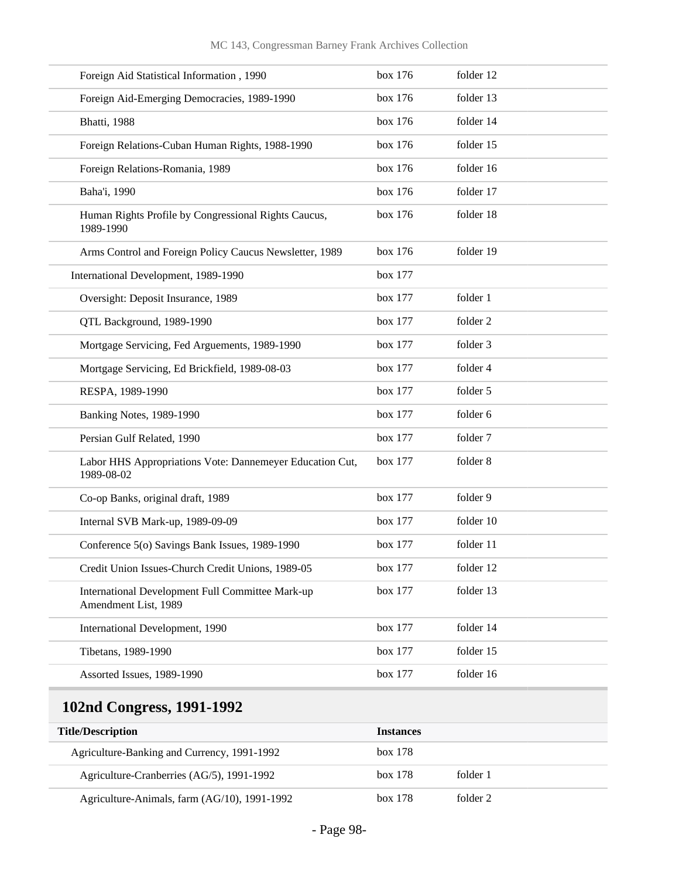| | | |
|---|---|---|
| Foreign Aid Statistical Information , 1990 | box 176 | folder 12 |
| Foreign Aid-Emerging Democracies, 1989-1990 | box 176 | folder 13 |
| Bhatti, 1988 | box 176 | folder 14 |
| Foreign Relations-Cuban Human Rights, 1988-1990 | box 176 | folder 15 |
| Foreign Relations-Romania, 1989 | box 176 | folder 16 |
| Baha'i, 1990 | box 176 | folder 17 |
| Human Rights Profile by Congressional Rights Caucus, 1989-1990 | box 176 | folder 18 |
| Arms Control and Foreign Policy Caucus Newsletter, 1989 | box 176 | folder 19 |
| International Development, 1989-1990 | box 177 | |
| Oversight: Deposit Insurance, 1989 | box 177 | folder 1 |
| QTL Background, 1989-1990 | box 177 | folder 2 |
| Mortgage Servicing, Fed Arguements, 1989-1990 | box 177 | folder 3 |
| Mortgage Servicing, Ed Brickfield, 1989-08-03 | box 177 | folder 4 |
| RESPA, 1989-1990 | box 177 | folder 5 |
| Banking Notes, 1989-1990 | box 177 | folder 6 |
| Persian Gulf Related, 1990 | box 177 | folder 7 |
| Labor HHS Appropriations Vote: Dannemeyer Education Cut, 1989-08-02 | box 177 | folder 8 |
| Co-op Banks, original draft, 1989 | box 177 | folder 9 |
| Internal SVB Mark-up, 1989-09-09 | box 177 | folder 10 |
| Conference 5(o) Savings Bank Issues, 1989-1990 | box 177 | folder 11 |
| Credit Union Issues-Church Credit Unions, 1989-05 | box 177 | folder 12 |
| International Development Full Committee Mark-up Amendment List, 1989 | box 177 | folder 13 |
| International Development, 1990 | box 177 | folder 14 |
| Tibetans, 1989-1990 | box 177 | folder 15 |
| Assorted Issues, 1989-1990 | box 177 | folder 16 |

## 102nd Congress, 1991-1992

| Title/Description | Instances | |
|---|---|---|
| Agriculture-Banking and Currency, 1991-1992 | box 178 | |
| Agriculture-Cranberries (AG/5), 1991-1992 | box 178 | folder 1 |
| Agriculture-Animals, farm (AG/10), 1991-1992 | box 178 | folder 2 |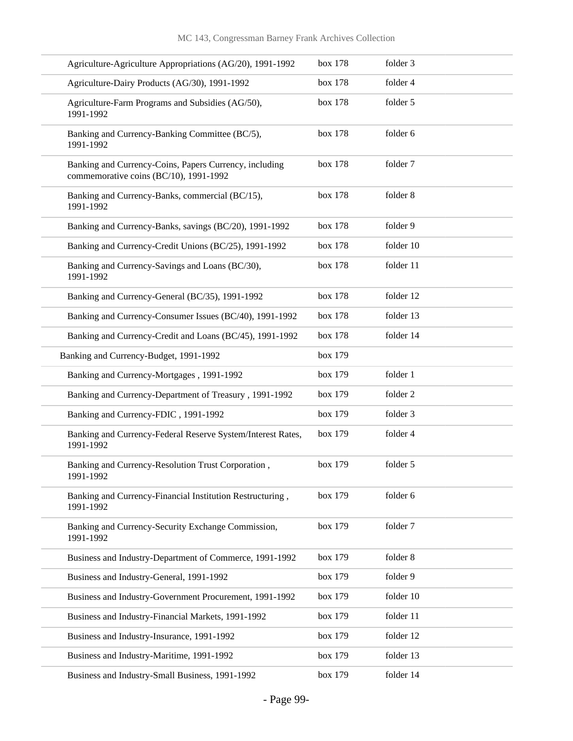| | | |
|---|---|---|
| Agriculture-Agriculture Appropriations (AG/20), 1991-1992 | box 178 | folder 3 |
| Agriculture-Dairy Products (AG/30), 1991-1992 | box 178 | folder 4 |
| Agriculture-Farm Programs and Subsidies (AG/50), 1991-1992 | box 178 | folder 5 |
| Banking and Currency-Banking Committee (BC/5), 1991-1992 | box 178 | folder 6 |
| Banking and Currency-Coins, Papers Currency, including commemorative coins (BC/10), 1991-1992 | box 178 | folder 7 |
| Banking and Currency-Banks, commercial (BC/15), 1991-1992 | box 178 | folder 8 |
| Banking and Currency-Banks, savings (BC/20), 1991-1992 | box 178 | folder 9 |
| Banking and Currency-Credit Unions (BC/25), 1991-1992 | box 178 | folder 10 |
| Banking and Currency-Savings and Loans (BC/30), 1991-1992 | box 178 | folder 11 |
| Banking and Currency-General (BC/35), 1991-1992 | box 178 | folder 12 |
| Banking and Currency-Consumer Issues (BC/40), 1991-1992 | box 178 | folder 13 |
| Banking and Currency-Credit and Loans (BC/45), 1991-1992 | box 178 | folder 14 |
| Banking and Currency-Budget, 1991-1992 | box 179 | |
| Banking and Currency-Mortgages , 1991-1992 | box 179 | folder 1 |
| Banking and Currency-Department of Treasury , 1991-1992 | box 179 | folder 2 |
| Banking and Currency-FDIC , 1991-1992 | box 179 | folder 3 |
| Banking and Currency-Federal Reserve System/Interest Rates, 1991-1992 | box 179 | folder 4 |
| Banking and Currency-Resolution Trust Corporation , 1991-1992 | box 179 | folder 5 |
| Banking and Currency-Financial Institution Restructuring , 1991-1992 | box 179 | folder 6 |
| Banking and Currency-Security Exchange Commission, 1991-1992 | box 179 | folder 7 |
| Business and Industry-Department of Commerce, 1991-1992 | box 179 | folder 8 |
| Business and Industry-General, 1991-1992 | box 179 | folder 9 |
| Business and Industry-Government Procurement, 1991-1992 | box 179 | folder 10 |
| Business and Industry-Financial Markets, 1991-1992 | box 179 | folder 11 |
| Business and Industry-Insurance, 1991-1992 | box 179 | folder 12 |
| Business and Industry-Maritime, 1991-1992 | box 179 | folder 13 |
| Business and Industry-Small Business, 1991-1992 | box 179 | folder 14 |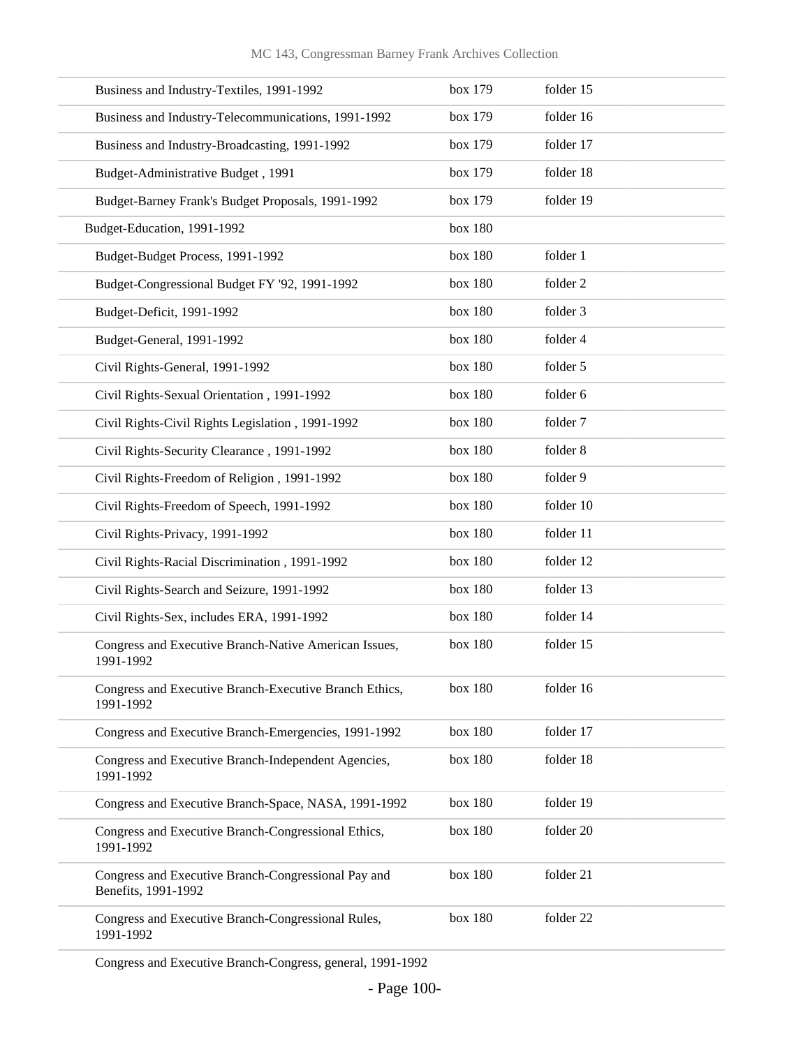| | | |
|---|---|---|
| Business and Industry-Textiles, 1991-1992 | box 179 | folder 15 |
| Business and Industry-Telecommunications, 1991-1992 | box 179 | folder 16 |
| Business and Industry-Broadcasting, 1991-1992 | box 179 | folder 17 |
| Budget-Administrative Budget , 1991 | box 179 | folder 18 |
| Budget-Barney Frank's Budget Proposals, 1991-1992 | box 179 | folder 19 |
| Budget-Education, 1991-1992 | box 180 | |
| Budget-Budget Process, 1991-1992 | box 180 | folder 1 |
| Budget-Congressional Budget FY '92, 1991-1992 | box 180 | folder 2 |
| Budget-Deficit, 1991-1992 | box 180 | folder 3 |
| Budget-General, 1991-1992 | box 180 | folder 4 |
| Civil Rights-General, 1991-1992 | box 180 | folder 5 |
| Civil Rights-Sexual Orientation , 1991-1992 | box 180 | folder 6 |
| Civil Rights-Civil Rights Legislation , 1991-1992 | box 180 | folder 7 |
| Civil Rights-Security Clearance , 1991-1992 | box 180 | folder 8 |
| Civil Rights-Freedom of Religion , 1991-1992 | box 180 | folder 9 |
| Civil Rights-Freedom of Speech, 1991-1992 | box 180 | folder 10 |
| Civil Rights-Privacy, 1991-1992 | box 180 | folder 11 |
| Civil Rights-Racial Discrimination , 1991-1992 | box 180 | folder 12 |
| Civil Rights-Search and Seizure, 1991-1992 | box 180 | folder 13 |
| Civil Rights-Sex, includes ERA, 1991-1992 | box 180 | folder 14 |
| Congress and Executive Branch-Native American Issues, 1991-1992 | box 180 | folder 15 |
| Congress and Executive Branch-Executive Branch Ethics, 1991-1992 | box 180 | folder 16 |
| Congress and Executive Branch-Emergencies, 1991-1992 | box 180 | folder 17 |
| Congress and Executive Branch-Independent Agencies, 1991-1992 | box 180 | folder 18 |
| Congress and Executive Branch-Space, NASA, 1991-1992 | box 180 | folder 19 |
| Congress and Executive Branch-Congressional Ethics, 1991-1992 | box 180 | folder 20 |
| Congress and Executive Branch-Congressional Pay and Benefits, 1991-1992 | box 180 | folder 21 |
| Congress and Executive Branch-Congressional Rules, 1991-1992 | box 180 | folder 22 |
| Congress and Executive Branch-Congress, general, 1991-1992 | | |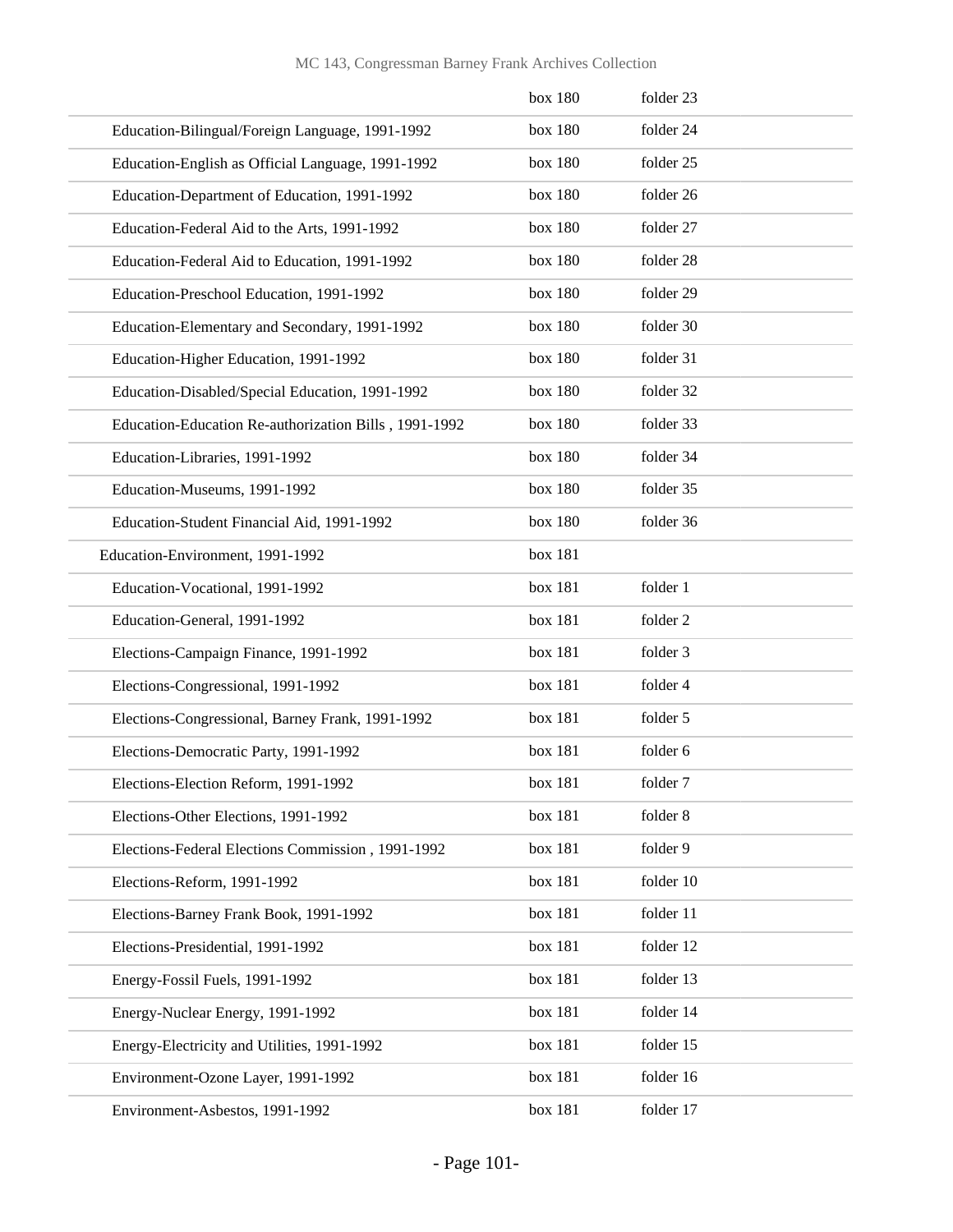| | | |
|---|---|---|
| | box 180 | folder 23 |
| Education-Bilingual/Foreign Language, 1991-1992 | box 180 | folder 24 |
| Education-English as Official Language, 1991-1992 | box 180 | folder 25 |
| Education-Department of Education, 1991-1992 | box 180 | folder 26 |
| Education-Federal Aid to the Arts, 1991-1992 | box 180 | folder 27 |
| Education-Federal Aid to Education, 1991-1992 | box 180 | folder 28 |
| Education-Preschool Education, 1991-1992 | box 180 | folder 29 |
| Education-Elementary and Secondary, 1991-1992 | box 180 | folder 30 |
| Education-Higher Education, 1991-1992 | box 180 | folder 31 |
| Education-Disabled/Special Education, 1991-1992 | box 180 | folder 32 |
| Education-Education Re-authorization Bills , 1991-1992 | box 180 | folder 33 |
| Education-Libraries, 1991-1992 | box 180 | folder 34 |
| Education-Museums, 1991-1992 | box 180 | folder 35 |
| Education-Student Financial Aid, 1991-1992 | box 180 | folder 36 |
| Education-Environment, 1991-1992 | box 181 | |
| Education-Vocational, 1991-1992 | box 181 | folder 1 |
| Education-General, 1991-1992 | box 181 | folder 2 |
| Elections-Campaign Finance, 1991-1992 | box 181 | folder 3 |
| Elections-Congressional, 1991-1992 | box 181 | folder 4 |
| Elections-Congressional, Barney Frank, 1991-1992 | box 181 | folder 5 |
| Elections-Democratic Party, 1991-1992 | box 181 | folder 6 |
| Elections-Election Reform, 1991-1992 | box 181 | folder 7 |
| Elections-Other Elections, 1991-1992 | box 181 | folder 8 |
| Elections-Federal Elections Commission , 1991-1992 | box 181 | folder 9 |
| Elections-Reform, 1991-1992 | box 181 | folder 10 |
| Elections-Barney Frank Book, 1991-1992 | box 181 | folder 11 |
| Elections-Presidential, 1991-1992 | box 181 | folder 12 |
| Energy-Fossil Fuels, 1991-1992 | box 181 | folder 13 |
| Energy-Nuclear Energy, 1991-1992 | box 181 | folder 14 |
| Energy-Electricity and Utilities, 1991-1992 | box 181 | folder 15 |
| Environment-Ozone Layer, 1991-1992 | box 181 | folder 16 |
| Environment-Asbestos, 1991-1992 | box 181 | folder 17 |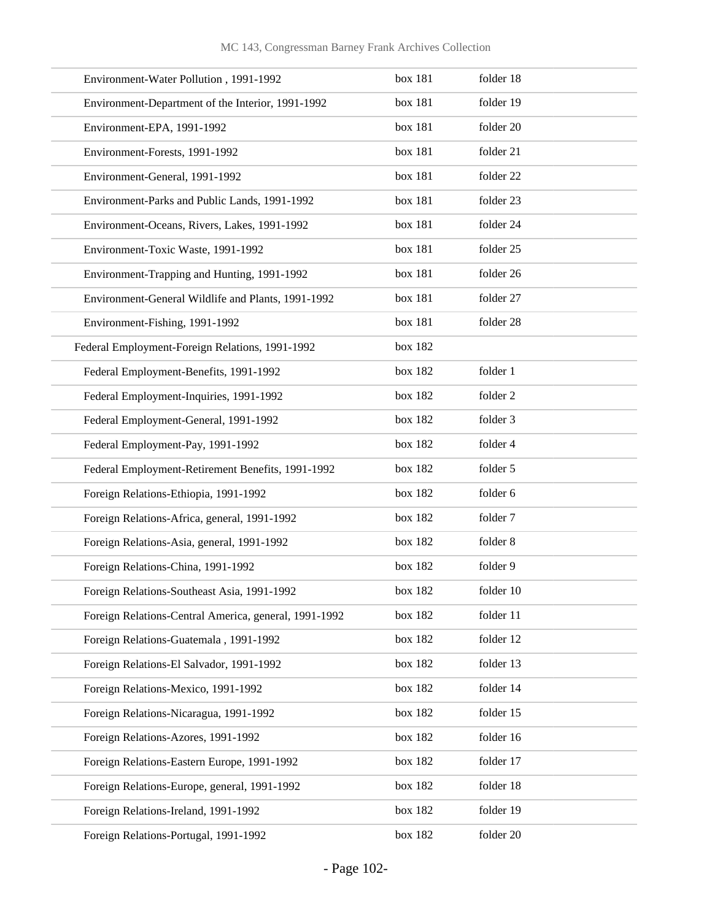| | | |
|---|---|---|
| Environment-Water Pollution , 1991-1992 | box 181 | folder 18 |
| Environment-Department of the Interior, 1991-1992 | box 181 | folder 19 |
| Environment-EPA, 1991-1992 | box 181 | folder 20 |
| Environment-Forests, 1991-1992 | box 181 | folder 21 |
| Environment-General, 1991-1992 | box 181 | folder 22 |
| Environment-Parks and Public Lands, 1991-1992 | box 181 | folder 23 |
| Environment-Oceans, Rivers, Lakes, 1991-1992 | box 181 | folder 24 |
| Environment-Toxic Waste, 1991-1992 | box 181 | folder 25 |
| Environment-Trapping and Hunting, 1991-1992 | box 181 | folder 26 |
| Environment-General Wildlife and Plants, 1991-1992 | box 181 | folder 27 |
| Environment-Fishing, 1991-1992 | box 181 | folder 28 |
| Federal Employment-Foreign Relations, 1991-1992 | box 182 | |
| Federal Employment-Benefits, 1991-1992 | box 182 | folder 1 |
| Federal Employment-Inquiries, 1991-1992 | box 182 | folder 2 |
| Federal Employment-General, 1991-1992 | box 182 | folder 3 |
| Federal Employment-Pay, 1991-1992 | box 182 | folder 4 |
| Federal Employment-Retirement Benefits, 1991-1992 | box 182 | folder 5 |
| Foreign Relations-Ethiopia, 1991-1992 | box 182 | folder 6 |
| Foreign Relations-Africa, general, 1991-1992 | box 182 | folder 7 |
| Foreign Relations-Asia, general, 1991-1992 | box 182 | folder 8 |
| Foreign Relations-China, 1991-1992 | box 182 | folder 9 |
| Foreign Relations-Southeast Asia, 1991-1992 | box 182 | folder 10 |
| Foreign Relations-Central America, general, 1991-1992 | box 182 | folder 11 |
| Foreign Relations-Guatemala , 1991-1992 | box 182 | folder 12 |
| Foreign Relations-El Salvador, 1991-1992 | box 182 | folder 13 |
| Foreign Relations-Mexico, 1991-1992 | box 182 | folder 14 |
| Foreign Relations-Nicaragua, 1991-1992 | box 182 | folder 15 |
| Foreign Relations-Azores, 1991-1992 | box 182 | folder 16 |
| Foreign Relations-Eastern Europe, 1991-1992 | box 182 | folder 17 |
| Foreign Relations-Europe, general, 1991-1992 | box 182 | folder 18 |
| Foreign Relations-Ireland, 1991-1992 | box 182 | folder 19 |
| Foreign Relations-Portugal, 1991-1992 | box 182 | folder 20 |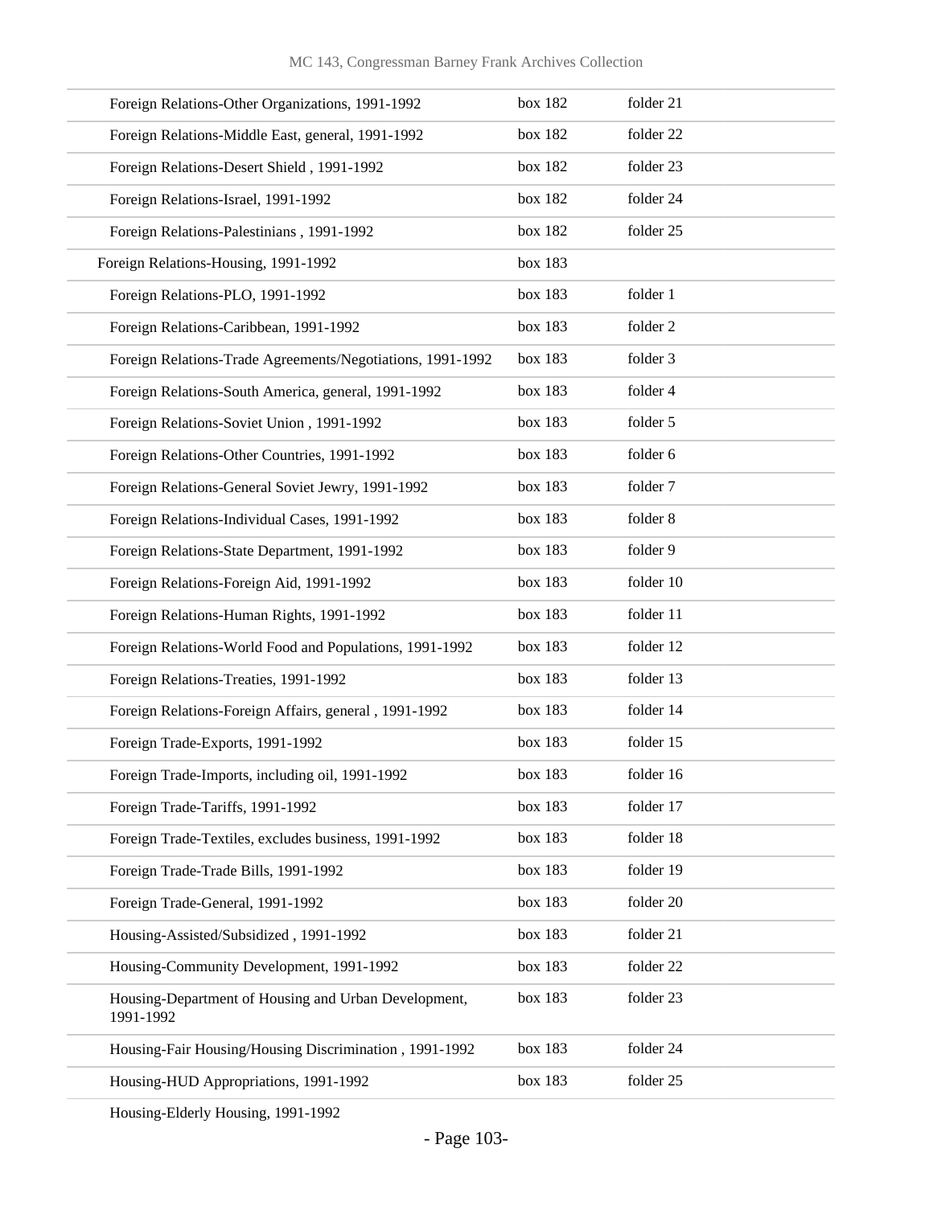| | | |
|---|---|---|
| Foreign Relations-Other Organizations, 1991-1992 | box 182 | folder 21 |
| Foreign Relations-Middle East, general, 1991-1992 | box 182 | folder 22 |
| Foreign Relations-Desert Shield , 1991-1992 | box 182 | folder 23 |
| Foreign Relations-Israel, 1991-1992 | box 182 | folder 24 |
| Foreign Relations-Palestinians , 1991-1992 | box 182 | folder 25 |
| Foreign Relations-Housing, 1991-1992 | box 183 | |
| Foreign Relations-PLO, 1991-1992 | box 183 | folder 1 |
| Foreign Relations-Caribbean, 1991-1992 | box 183 | folder 2 |
| Foreign Relations-Trade Agreements/Negotiations, 1991-1992 | box 183 | folder 3 |
| Foreign Relations-South America, general, 1991-1992 | box 183 | folder 4 |
| Foreign Relations-Soviet Union , 1991-1992 | box 183 | folder 5 |
| Foreign Relations-Other Countries, 1991-1992 | box 183 | folder 6 |
| Foreign Relations-General Soviet Jewry, 1991-1992 | box 183 | folder 7 |
| Foreign Relations-Individual Cases, 1991-1992 | box 183 | folder 8 |
| Foreign Relations-State Department, 1991-1992 | box 183 | folder 9 |
| Foreign Relations-Foreign Aid, 1991-1992 | box 183 | folder 10 |
| Foreign Relations-Human Rights, 1991-1992 | box 183 | folder 11 |
| Foreign Relations-World Food and Populations, 1991-1992 | box 183 | folder 12 |
| Foreign Relations-Treaties, 1991-1992 | box 183 | folder 13 |
| Foreign Relations-Foreign Affairs, general , 1991-1992 | box 183 | folder 14 |
| Foreign Trade-Exports, 1991-1992 | box 183 | folder 15 |
| Foreign Trade-Imports, including oil, 1991-1992 | box 183 | folder 16 |
| Foreign Trade-Tariffs, 1991-1992 | box 183 | folder 17 |
| Foreign Trade-Textiles, excludes business, 1991-1992 | box 183 | folder 18 |
| Foreign Trade-Trade Bills, 1991-1992 | box 183 | folder 19 |
| Foreign Trade-General, 1991-1992 | box 183 | folder 20 |
| Housing-Assisted/Subsidized , 1991-1992 | box 183 | folder 21 |
| Housing-Community Development, 1991-1992 | box 183 | folder 22 |
| Housing-Department of Housing and Urban Development, 1991-1992 | box 183 | folder 23 |
| Housing-Fair Housing/Housing Discrimination , 1991-1992 | box 183 | folder 24 |
| Housing-HUD Appropriations, 1991-1992 | box 183 | folder 25 |
| Housing-Elderly Housing, 1991-1992 | | |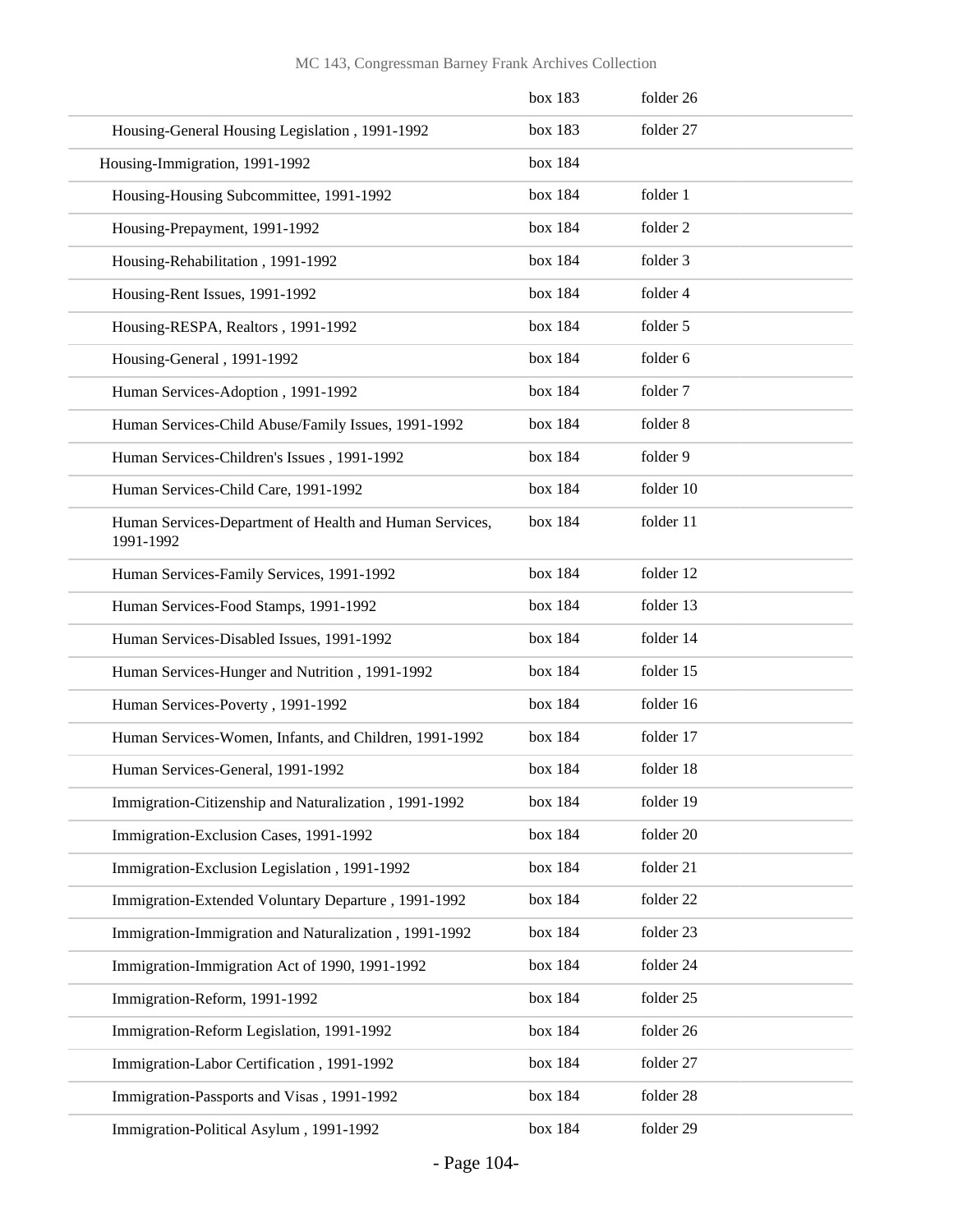| | | |
|---|---|---|
| | box 183 | folder 26 |
| Housing-General Housing Legislation , 1991-1992 | box 183 | folder 27 |
| Housing-Immigration, 1991-1992 | box 184 | |
| Housing-Housing Subcommittee, 1991-1992 | box 184 | folder 1 |
| Housing-Prepayment, 1991-1992 | box 184 | folder 2 |
| Housing-Rehabilitation , 1991-1992 | box 184 | folder 3 |
| Housing-Rent Issues, 1991-1992 | box 184 | folder 4 |
| Housing-RESPA, Realtors , 1991-1992 | box 184 | folder 5 |
| Housing-General , 1991-1992 | box 184 | folder 6 |
| Human Services-Adoption , 1991-1992 | box 184 | folder 7 |
| Human Services-Child Abuse/Family Issues, 1991-1992 | box 184 | folder 8 |
| Human Services-Children's Issues , 1991-1992 | box 184 | folder 9 |
| Human Services-Child Care, 1991-1992 | box 184 | folder 10 |
| Human Services-Department of Health and Human Services, 1991-1992 | box 184 | folder 11 |
| Human Services-Family Services, 1991-1992 | box 184 | folder 12 |
| Human Services-Food Stamps, 1991-1992 | box 184 | folder 13 |
| Human Services-Disabled Issues, 1991-1992 | box 184 | folder 14 |
| Human Services-Hunger and Nutrition , 1991-1992 | box 184 | folder 15 |
| Human Services-Poverty , 1991-1992 | box 184 | folder 16 |
| Human Services-Women, Infants, and Children, 1991-1992 | box 184 | folder 17 |
| Human Services-General, 1991-1992 | box 184 | folder 18 |
| Immigration-Citizenship and Naturalization , 1991-1992 | box 184 | folder 19 |
| Immigration-Exclusion Cases, 1991-1992 | box 184 | folder 20 |
| Immigration-Exclusion Legislation , 1991-1992 | box 184 | folder 21 |
| Immigration-Extended Voluntary Departure , 1991-1992 | box 184 | folder 22 |
| Immigration-Immigration and Naturalization , 1991-1992 | box 184 | folder 23 |
| Immigration-Immigration Act of 1990, 1991-1992 | box 184 | folder 24 |
| Immigration-Reform, 1991-1992 | box 184 | folder 25 |
| Immigration-Reform Legislation, 1991-1992 | box 184 | folder 26 |
| Immigration-Labor Certification , 1991-1992 | box 184 | folder 27 |
| Immigration-Passports and Visas , 1991-1992 | box 184 | folder 28 |
| Immigration-Political Asylum , 1991-1992 | box 184 | folder 29 |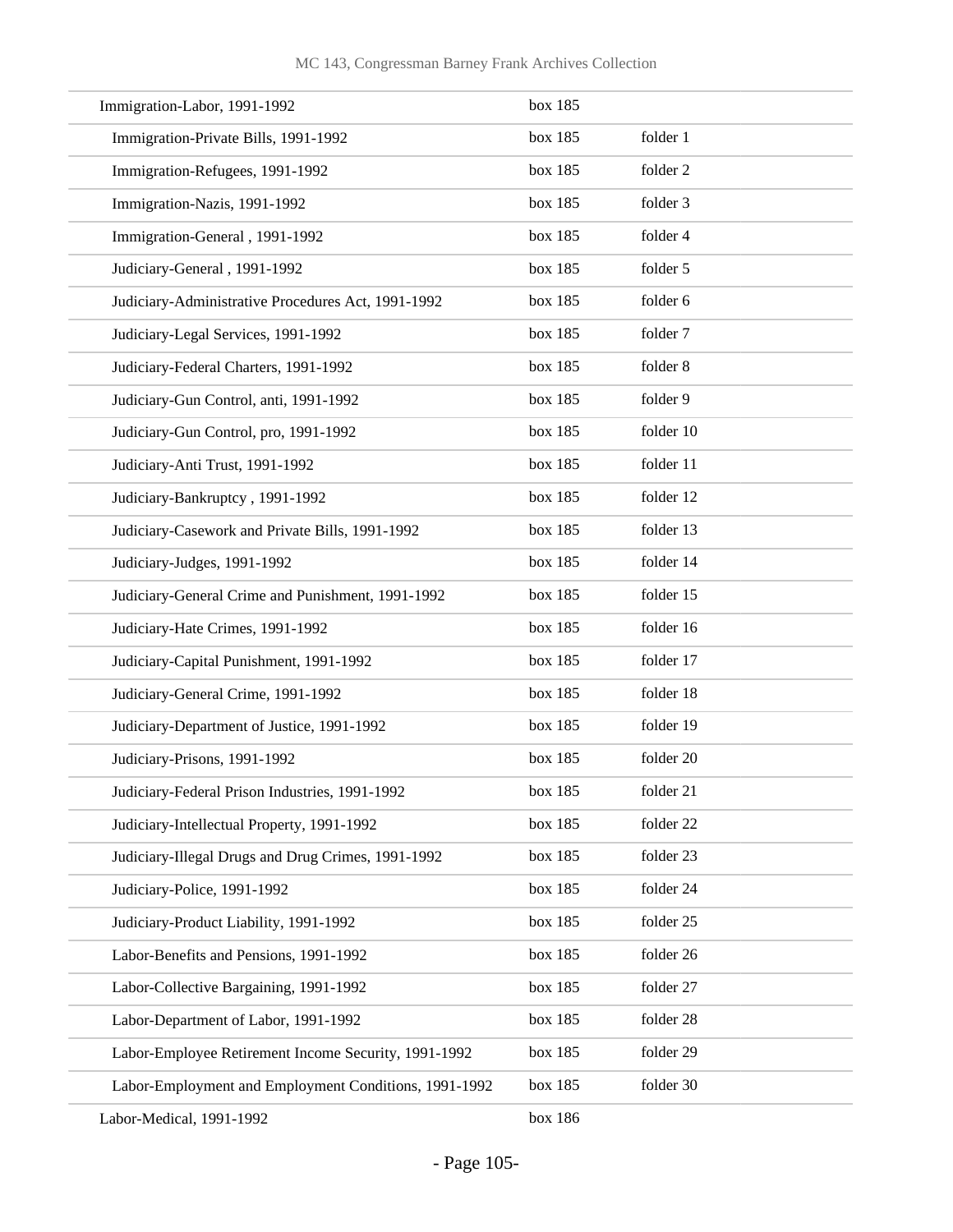| | | |
|---|---|---|
| Immigration-Labor, 1991-1992 | box 185 | |
| Immigration-Private Bills, 1991-1992 | box 185 | folder 1 |
| Immigration-Refugees, 1991-1992 | box 185 | folder 2 |
| Immigration-Nazis, 1991-1992 | box 185 | folder 3 |
| Immigration-General , 1991-1992 | box 185 | folder 4 |
| Judiciary-General , 1991-1992 | box 185 | folder 5 |
| Judiciary-Administrative Procedures Act, 1991-1992 | box 185 | folder 6 |
| Judiciary-Legal Services, 1991-1992 | box 185 | folder 7 |
| Judiciary-Federal Charters, 1991-1992 | box 185 | folder 8 |
| Judiciary-Gun Control, anti, 1991-1992 | box 185 | folder 9 |
| Judiciary-Gun Control, pro, 1991-1992 | box 185 | folder 10 |
| Judiciary-Anti Trust, 1991-1992 | box 185 | folder 11 |
| Judiciary-Bankruptcy , 1991-1992 | box 185 | folder 12 |
| Judiciary-Casework and Private Bills, 1991-1992 | box 185 | folder 13 |
| Judiciary-Judges, 1991-1992 | box 185 | folder 14 |
| Judiciary-General Crime and Punishment, 1991-1992 | box 185 | folder 15 |
| Judiciary-Hate Crimes, 1991-1992 | box 185 | folder 16 |
| Judiciary-Capital Punishment, 1991-1992 | box 185 | folder 17 |
| Judiciary-General Crime, 1991-1992 | box 185 | folder 18 |
| Judiciary-Department of Justice, 1991-1992 | box 185 | folder 19 |
| Judiciary-Prisons, 1991-1992 | box 185 | folder 20 |
| Judiciary-Federal Prison Industries, 1991-1992 | box 185 | folder 21 |
| Judiciary-Intellectual Property, 1991-1992 | box 185 | folder 22 |
| Judiciary-Illegal Drugs and Drug Crimes, 1991-1992 | box 185 | folder 23 |
| Judiciary-Police, 1991-1992 | box 185 | folder 24 |
| Judiciary-Product Liability, 1991-1992 | box 185 | folder 25 |
| Labor-Benefits and Pensions, 1991-1992 | box 185 | folder 26 |
| Labor-Collective Bargaining, 1991-1992 | box 185 | folder 27 |
| Labor-Department of Labor, 1991-1992 | box 185 | folder 28 |
| Labor-Employee Retirement Income Security, 1991-1992 | box 185 | folder 29 |
| Labor-Employment and Employment Conditions, 1991-1992 | box 185 | folder 30 |
| Labor-Medical, 1991-1992 | box 186 | |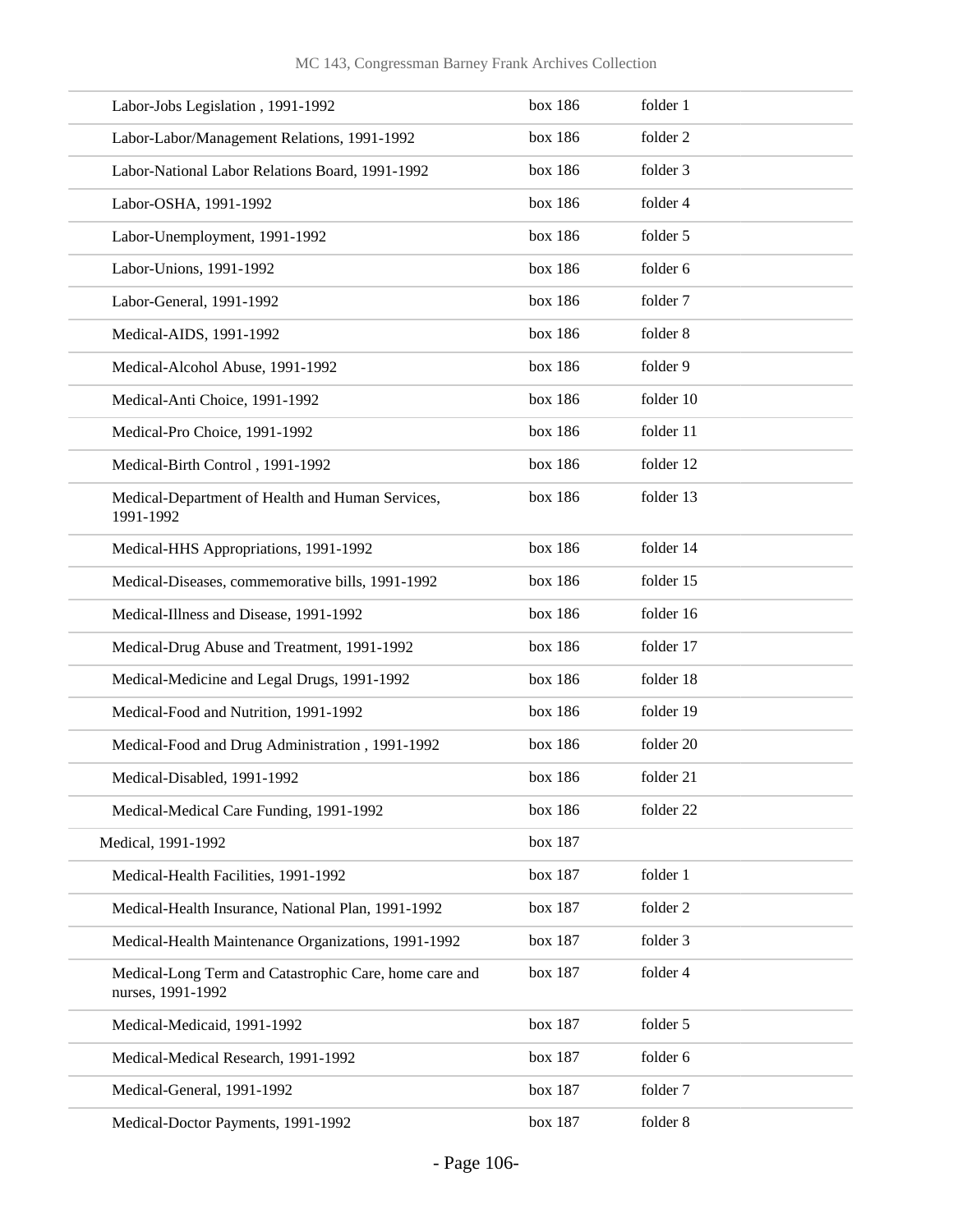| | | |
|---|---|---|
| Labor-Jobs Legislation , 1991-1992 | box 186 | folder 1 |
| Labor-Labor/Management Relations, 1991-1992 | box 186 | folder 2 |
| Labor-National Labor Relations Board, 1991-1992 | box 186 | folder 3 |
| Labor-OSHA, 1991-1992 | box 186 | folder 4 |
| Labor-Unemployment, 1991-1992 | box 186 | folder 5 |
| Labor-Unions, 1991-1992 | box 186 | folder 6 |
| Labor-General, 1991-1992 | box 186 | folder 7 |
| Medical-AIDS, 1991-1992 | box 186 | folder 8 |
| Medical-Alcohol Abuse, 1991-1992 | box 186 | folder 9 |
| Medical-Anti Choice, 1991-1992 | box 186 | folder 10 |
| Medical-Pro Choice, 1991-1992 | box 186 | folder 11 |
| Medical-Birth Control , 1991-1992 | box 186 | folder 12 |
| Medical-Department of Health and Human Services, 1991-1992 | box 186 | folder 13 |
| Medical-HHS Appropriations, 1991-1992 | box 186 | folder 14 |
| Medical-Diseases, commemorative bills, 1991-1992 | box 186 | folder 15 |
| Medical-Illness and Disease, 1991-1992 | box 186 | folder 16 |
| Medical-Drug Abuse and Treatment, 1991-1992 | box 186 | folder 17 |
| Medical-Medicine and Legal Drugs, 1991-1992 | box 186 | folder 18 |
| Medical-Food and Nutrition, 1991-1992 | box 186 | folder 19 |
| Medical-Food and Drug Administration , 1991-1992 | box 186 | folder 20 |
| Medical-Disabled, 1991-1992 | box 186 | folder 21 |
| Medical-Medical Care Funding, 1991-1992 | box 186 | folder 22 |
| Medical, 1991-1992 | box 187 | |
| Medical-Health Facilities, 1991-1992 | box 187 | folder 1 |
| Medical-Health Insurance, National Plan, 1991-1992 | box 187 | folder 2 |
| Medical-Health Maintenance Organizations, 1991-1992 | box 187 | folder 3 |
| Medical-Long Term and Catastrophic Care, home care and nurses, 1991-1992 | box 187 | folder 4 |
| Medical-Medicaid, 1991-1992 | box 187 | folder 5 |
| Medical-Medical Research, 1991-1992 | box 187 | folder 6 |
| Medical-General, 1991-1992 | box 187 | folder 7 |
| Medical-Doctor Payments, 1991-1992 | box 187 | folder 8 |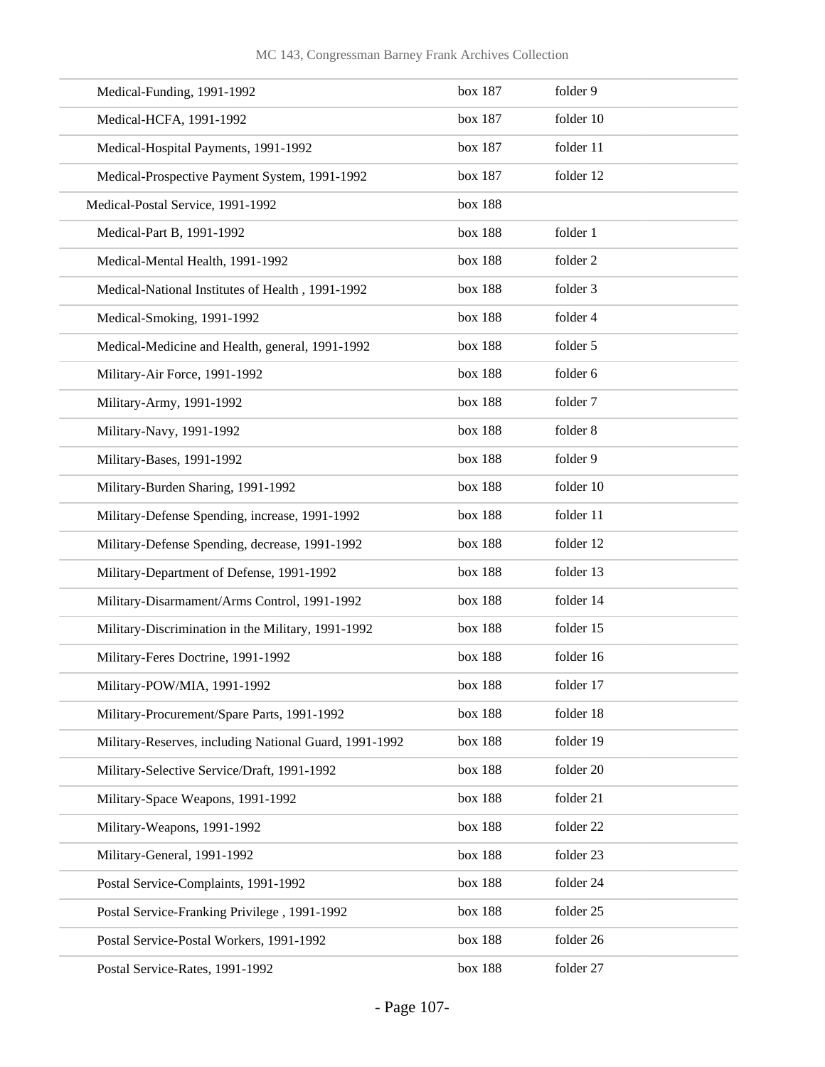| | | |
|---|---|---|
| Medical-Funding, 1991-1992 | box 187 | folder 9 |
| Medical-HCFA, 1991-1992 | box 187 | folder 10 |
| Medical-Hospital Payments, 1991-1992 | box 187 | folder 11 |
| Medical-Prospective Payment System, 1991-1992 | box 187 | folder 12 |
| Medical-Postal Service, 1991-1992 | box 188 | |
| Medical-Part B, 1991-1992 | box 188 | folder 1 |
| Medical-Mental Health, 1991-1992 | box 188 | folder 2 |
| Medical-National Institutes of Health , 1991-1992 | box 188 | folder 3 |
| Medical-Smoking, 1991-1992 | box 188 | folder 4 |
| Medical-Medicine and Health, general, 1991-1992 | box 188 | folder 5 |
| Military-Air Force, 1991-1992 | box 188 | folder 6 |
| Military-Army, 1991-1992 | box 188 | folder 7 |
| Military-Navy, 1991-1992 | box 188 | folder 8 |
| Military-Bases, 1991-1992 | box 188 | folder 9 |
| Military-Burden Sharing, 1991-1992 | box 188 | folder 10 |
| Military-Defense Spending, increase, 1991-1992 | box 188 | folder 11 |
| Military-Defense Spending, decrease, 1991-1992 | box 188 | folder 12 |
| Military-Department of Defense, 1991-1992 | box 188 | folder 13 |
| Military-Disarmament/Arms Control, 1991-1992 | box 188 | folder 14 |
| Military-Discrimination in the Military, 1991-1992 | box 188 | folder 15 |
| Military-Feres Doctrine, 1991-1992 | box 188 | folder 16 |
| Military-POW/MIA, 1991-1992 | box 188 | folder 17 |
| Military-Procurement/Spare Parts, 1991-1992 | box 188 | folder 18 |
| Military-Reserves, including National Guard, 1991-1992 | box 188 | folder 19 |
| Military-Selective Service/Draft, 1991-1992 | box 188 | folder 20 |
| Military-Space Weapons, 1991-1992 | box 188 | folder 21 |
| Military-Weapons, 1991-1992 | box 188 | folder 22 |
| Military-General, 1991-1992 | box 188 | folder 23 |
| Postal Service-Complaints, 1991-1992 | box 188 | folder 24 |
| Postal Service-Franking Privilege , 1991-1992 | box 188 | folder 25 |
| Postal Service-Postal Workers, 1991-1992 | box 188 | folder 26 |
| Postal Service-Rates, 1991-1992 | box 188 | folder 27 |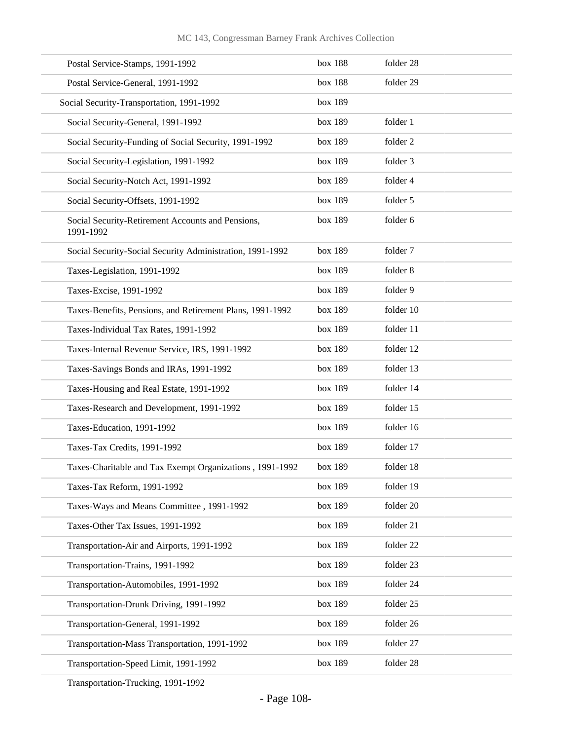| | | |
|---|---|---|
| Postal Service-Stamps, 1991-1992 | box 188 | folder 28 |
| Postal Service-General, 1991-1992 | box 188 | folder 29 |
| Social Security-Transportation, 1991-1992 | box 189 | |
| Social Security-General, 1991-1992 | box 189 | folder 1 |
| Social Security-Funding of Social Security, 1991-1992 | box 189 | folder 2 |
| Social Security-Legislation, 1991-1992 | box 189 | folder 3 |
| Social Security-Notch Act, 1991-1992 | box 189 | folder 4 |
| Social Security-Offsets, 1991-1992 | box 189 | folder 5 |
| Social Security-Retirement Accounts and Pensions, 1991-1992 | box 189 | folder 6 |
| Social Security-Social Security Administration, 1991-1992 | box 189 | folder 7 |
| Taxes-Legislation, 1991-1992 | box 189 | folder 8 |
| Taxes-Excise, 1991-1992 | box 189 | folder 9 |
| Taxes-Benefits, Pensions, and Retirement Plans, 1991-1992 | box 189 | folder 10 |
| Taxes-Individual Tax Rates, 1991-1992 | box 189 | folder 11 |
| Taxes-Internal Revenue Service, IRS, 1991-1992 | box 189 | folder 12 |
| Taxes-Savings Bonds and IRAs, 1991-1992 | box 189 | folder 13 |
| Taxes-Housing and Real Estate, 1991-1992 | box 189 | folder 14 |
| Taxes-Research and Development, 1991-1992 | box 189 | folder 15 |
| Taxes-Education, 1991-1992 | box 189 | folder 16 |
| Taxes-Tax Credits, 1991-1992 | box 189 | folder 17 |
| Taxes-Charitable and Tax Exempt Organizations , 1991-1992 | box 189 | folder 18 |
| Taxes-Tax Reform, 1991-1992 | box 189 | folder 19 |
| Taxes-Ways and Means Committee , 1991-1992 | box 189 | folder 20 |
| Taxes-Other Tax Issues, 1991-1992 | box 189 | folder 21 |
| Transportation-Air and Airports, 1991-1992 | box 189 | folder 22 |
| Transportation-Trains, 1991-1992 | box 189 | folder 23 |
| Transportation-Automobiles, 1991-1992 | box 189 | folder 24 |
| Transportation-Drunk Driving, 1991-1992 | box 189 | folder 25 |
| Transportation-General, 1991-1992 | box 189 | folder 26 |
| Transportation-Mass Transportation, 1991-1992 | box 189 | folder 27 |
| Transportation-Speed Limit, 1991-1992 | box 189 | folder 28 |
| Transportation-Trucking, 1991-1992 | | |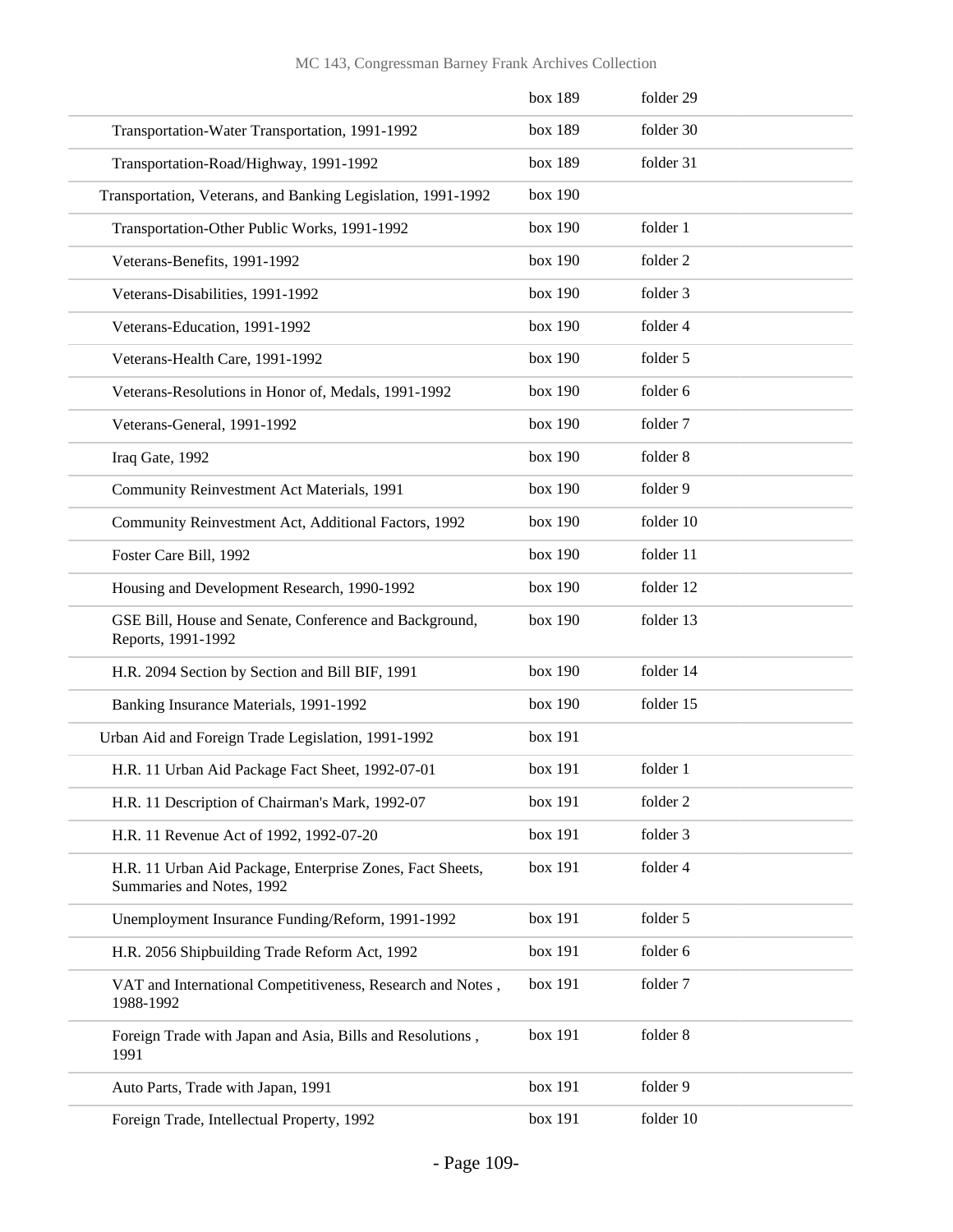| | | |
|---|---|---|
| | box 189 | folder 29 |
| Transportation-Water Transportation, 1991-1992 | box 189 | folder 30 |
| Transportation-Road/Highway, 1991-1992 | box 189 | folder 31 |
| Transportation, Veterans, and Banking Legislation, 1991-1992 | box 190 | |
| Transportation-Other Public Works, 1991-1992 | box 190 | folder 1 |
| Veterans-Benefits, 1991-1992 | box 190 | folder 2 |
| Veterans-Disabilities, 1991-1992 | box 190 | folder 3 |
| Veterans-Education, 1991-1992 | box 190 | folder 4 |
| Veterans-Health Care, 1991-1992 | box 190 | folder 5 |
| Veterans-Resolutions in Honor of, Medals, 1991-1992 | box 190 | folder 6 |
| Veterans-General, 1991-1992 | box 190 | folder 7 |
| Iraq Gate, 1992 | box 190 | folder 8 |
| Community Reinvestment Act Materials, 1991 | box 190 | folder 9 |
| Community Reinvestment Act, Additional Factors, 1992 | box 190 | folder 10 |
| Foster Care Bill, 1992 | box 190 | folder 11 |
| Housing and Development Research, 1990-1992 | box 190 | folder 12 |
| GSE Bill, House and Senate, Conference and Background, Reports, 1991-1992 | box 190 | folder 13 |
| H.R. 2094 Section by Section and Bill BIF, 1991 | box 190 | folder 14 |
| Banking Insurance Materials, 1991-1992 | box 190 | folder 15 |
| Urban Aid and Foreign Trade Legislation, 1991-1992 | box 191 | |
| H.R. 11 Urban Aid Package Fact Sheet, 1992-07-01 | box 191 | folder 1 |
| H.R. 11 Description of Chairman's Mark, 1992-07 | box 191 | folder 2 |
| H.R. 11 Revenue Act of 1992, 1992-07-20 | box 191 | folder 3 |
| H.R. 11 Urban Aid Package, Enterprise Zones, Fact Sheets, Summaries and Notes, 1992 | box 191 | folder 4 |
| Unemployment Insurance Funding/Reform, 1991-1992 | box 191 | folder 5 |
| H.R. 2056 Shipbuilding Trade Reform Act, 1992 | box 191 | folder 6 |
| VAT and International Competitiveness, Research and Notes , 1988-1992 | box 191 | folder 7 |
| Foreign Trade with Japan and Asia, Bills and Resolutions , 1991 | box 191 | folder 8 |
| Auto Parts, Trade with Japan, 1991 | box 191 | folder 9 |
| Foreign Trade, Intellectual Property, 1992 | box 191 | folder 10 |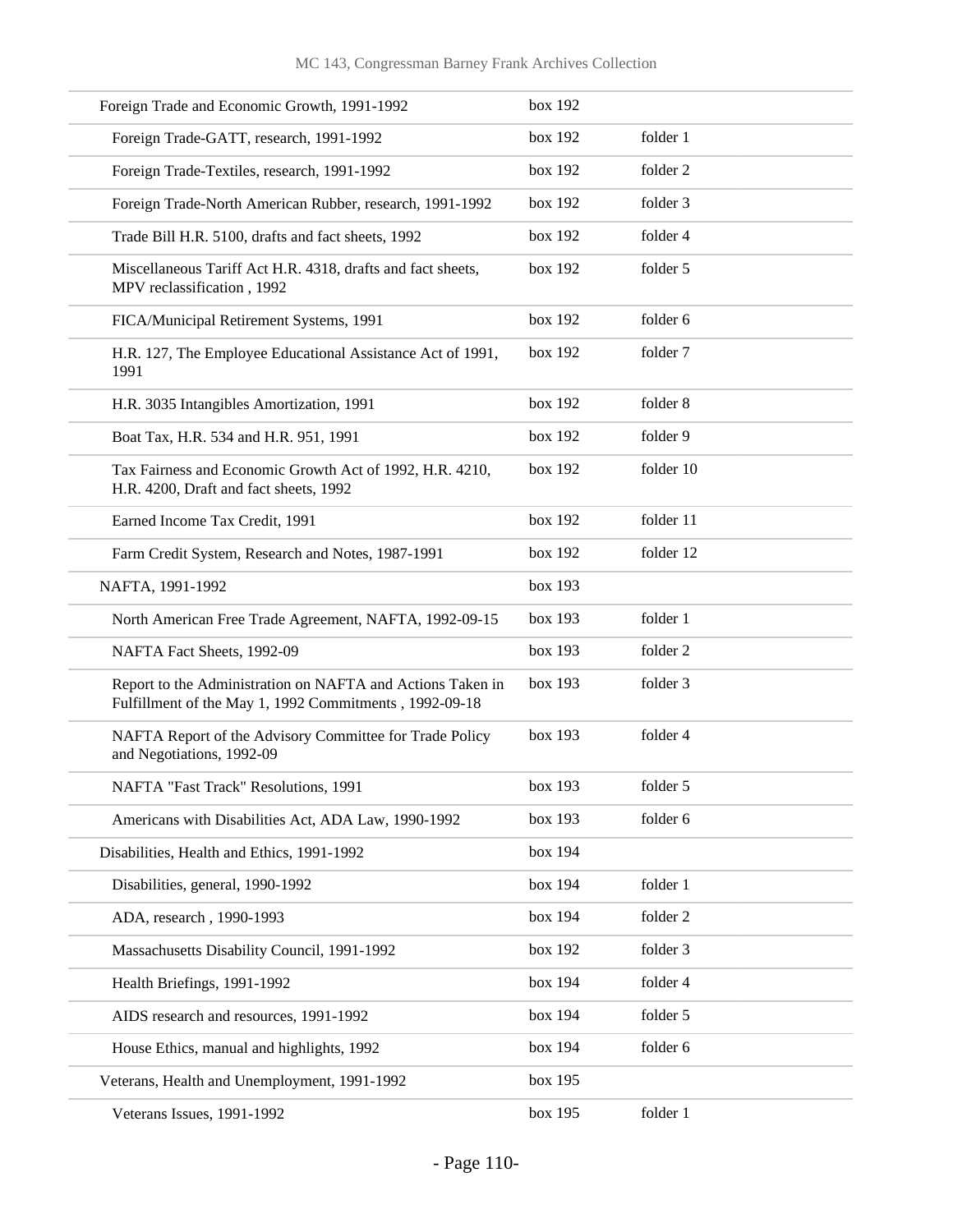| | | |
|---|---|---|
| Foreign Trade and Economic Growth, 1991-1992 | box 192 | |
| Foreign Trade-GATT, research, 1991-1992 | box 192 | folder 1 |
| Foreign Trade-Textiles, research, 1991-1992 | box 192 | folder 2 |
| Foreign Trade-North American Rubber, research, 1991-1992 | box 192 | folder 3 |
| Trade Bill H.R. 5100, drafts and fact sheets, 1992 | box 192 | folder 4 |
| Miscellaneous Tariff Act H.R. 4318, drafts and fact sheets, MPV reclassification , 1992 | box 192 | folder 5 |
| FICA/Municipal Retirement Systems, 1991 | box 192 | folder 6 |
| H.R. 127, The Employee Educational Assistance Act of 1991, 1991 | box 192 | folder 7 |
| H.R. 3035 Intangibles Amortization, 1991 | box 192 | folder 8 |
| Boat Tax, H.R. 534 and H.R. 951, 1991 | box 192 | folder 9 |
| Tax Fairness and Economic Growth Act of 1992, H.R. 4210, H.R. 4200, Draft and fact sheets, 1992 | box 192 | folder 10 |
| Earned Income Tax Credit, 1991 | box 192 | folder 11 |
| Farm Credit System, Research and Notes, 1987-1991 | box 192 | folder 12 |
| NAFTA, 1991-1992 | box 193 | |
| North American Free Trade Agreement, NAFTA, 1992-09-15 | box 193 | folder 1 |
| NAFTA Fact Sheets, 1992-09 | box 193 | folder 2 |
| Report to the Administration on NAFTA and Actions Taken in Fulfillment of the May 1, 1992 Commitments , 1992-09-18 | box 193 | folder 3 |
| NAFTA Report of the Advisory Committee for Trade Policy and Negotiations, 1992-09 | box 193 | folder 4 |
| NAFTA "Fast Track" Resolutions, 1991 | box 193 | folder 5 |
| Americans with Disabilities Act, ADA Law, 1990-1992 | box 193 | folder 6 |
| Disabilities, Health and Ethics, 1991-1992 | box 194 | |
| Disabilities, general, 1990-1992 | box 194 | folder 1 |
| ADA, research , 1990-1993 | box 194 | folder 2 |
| Massachusetts Disability Council, 1991-1992 | box 192 | folder 3 |
| Health Briefings, 1991-1992 | box 194 | folder 4 |
| AIDS research and resources, 1991-1992 | box 194 | folder 5 |
| House Ethics, manual and highlights, 1992 | box 194 | folder 6 |
| Veterans, Health and Unemployment, 1991-1992 | box 195 | |
| Veterans Issues, 1991-1992 | box 195 | folder 1 |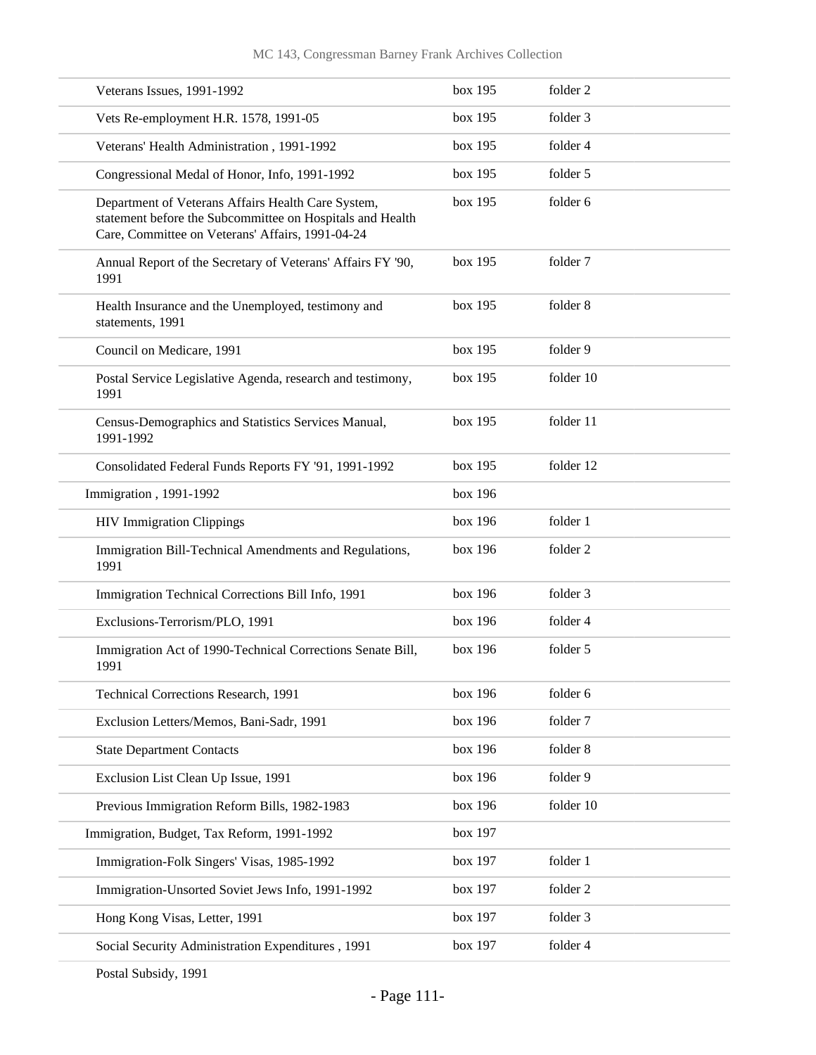| | | |
|---|---|---|
| Veterans Issues, 1991-1992 | box 195 | folder 2 |
| Vets Re-employment H.R. 1578, 1991-05 | box 195 | folder 3 |
| Veterans' Health Administration , 1991-1992 | box 195 | folder 4 |
| Congressional Medal of Honor, Info, 1991-1992 | box 195 | folder 5 |
| Department of Veterans Affairs Health Care System, statement before the Subcommittee on Hospitals and Health Care, Committee on Veterans' Affairs, 1991-04-24 | box 195 | folder 6 |
| Annual Report of the Secretary of Veterans' Affairs FY '90, 1991 | box 195 | folder 7 |
| Health Insurance and the Unemployed, testimony and statements, 1991 | box 195 | folder 8 |
| Council on Medicare, 1991 | box 195 | folder 9 |
| Postal Service Legislative Agenda, research and testimony, 1991 | box 195 | folder 10 |
| Census-Demographics and Statistics Services Manual, 1991-1992 | box 195 | folder 11 |
| Consolidated Federal Funds Reports FY '91, 1991-1992 | box 195 | folder 12 |
| Immigration , 1991-1992 | box 196 | |
| HIV Immigration Clippings | box 196 | folder 1 |
| Immigration Bill-Technical Amendments and Regulations, 1991 | box 196 | folder 2 |
| Immigration Technical Corrections Bill Info, 1991 | box 196 | folder 3 |
| Exclusions-Terrorism/PLO, 1991 | box 196 | folder 4 |
| Immigration Act of 1990-Technical Corrections Senate Bill, 1991 | box 196 | folder 5 |
| Technical Corrections Research, 1991 | box 196 | folder 6 |
| Exclusion Letters/Memos, Bani-Sadr, 1991 | box 196 | folder 7 |
| State Department Contacts | box 196 | folder 8 |
| Exclusion List Clean Up Issue, 1991 | box 196 | folder 9 |
| Previous Immigration Reform Bills, 1982-1983 | box 196 | folder 10 |
| Immigration, Budget, Tax Reform, 1991-1992 | box 197 | |
| Immigration-Folk Singers' Visas, 1985-1992 | box 197 | folder 1 |
| Immigration-Unsorted Soviet Jews Info, 1991-1992 | box 197 | folder 2 |
| Hong Kong Visas, Letter, 1991 | box 197 | folder 3 |
| Social Security Administration Expenditures , 1991 | box 197 | folder 4 |
| Postal Subsidy, 1991 | | |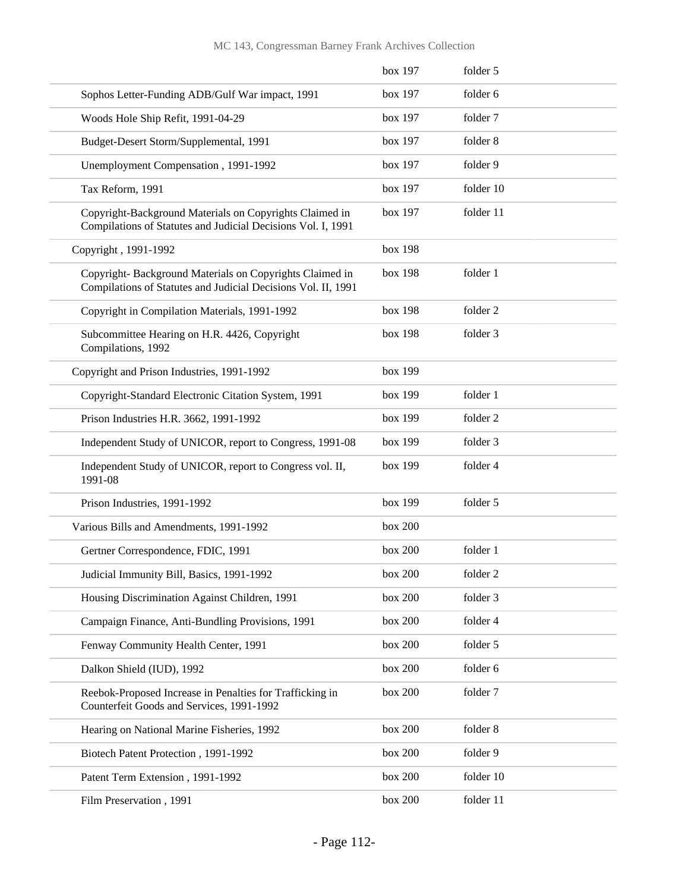| | | |
|---|---|---|
| | box 197 | folder 5 |
| Sophos Letter-Funding ADB/Gulf War impact, 1991 | box 197 | folder 6 |
| Woods Hole Ship Refit, 1991-04-29 | box 197 | folder 7 |
| Budget-Desert Storm/Supplemental, 1991 | box 197 | folder 8 |
| Unemployment Compensation , 1991-1992 | box 197 | folder 9 |
| Tax Reform, 1991 | box 197 | folder 10 |
| Copyright-Background Materials on Copyrights Claimed in Compilations of Statutes and Judicial Decisions Vol. I, 1991 | box 197 | folder 11 |
| Copyright , 1991-1992 | box 198 | |
| Copyright- Background Materials on Copyrights Claimed in Compilations of Statutes and Judicial Decisions Vol. II, 1991 | box 198 | folder 1 |
| Copyright in Compilation Materials, 1991-1992 | box 198 | folder 2 |
| Subcommittee Hearing on H.R. 4426, Copyright Compilations, 1992 | box 198 | folder 3 |
| Copyright and Prison Industries, 1991-1992 | box 199 | |
| Copyright-Standard Electronic Citation System, 1991 | box 199 | folder 1 |
| Prison Industries H.R. 3662, 1991-1992 | box 199 | folder 2 |
| Independent Study of UNICOR, report to Congress, 1991-08 | box 199 | folder 3 |
| Independent Study of UNICOR, report to Congress vol. II, 1991-08 | box 199 | folder 4 |
| Prison Industries, 1991-1992 | box 199 | folder 5 |
| Various Bills and Amendments, 1991-1992 | box 200 | |
| Gertner Correspondence, FDIC, 1991 | box 200 | folder 1 |
| Judicial Immunity Bill, Basics, 1991-1992 | box 200 | folder 2 |
| Housing Discrimination Against Children, 1991 | box 200 | folder 3 |
| Campaign Finance, Anti-Bundling Provisions, 1991 | box 200 | folder 4 |
| Fenway Community Health Center, 1991 | box 200 | folder 5 |
| Dalkon Shield (IUD), 1992 | box 200 | folder 6 |
| Reebok-Proposed Increase in Penalties for Trafficking in Counterfeit Goods and Services, 1991-1992 | box 200 | folder 7 |
| Hearing on National Marine Fisheries, 1992 | box 200 | folder 8 |
| Biotech Patent Protection , 1991-1992 | box 200 | folder 9 |
| Patent Term Extension , 1991-1992 | box 200 | folder 10 |
| Film Preservation , 1991 | box 200 | folder 11 |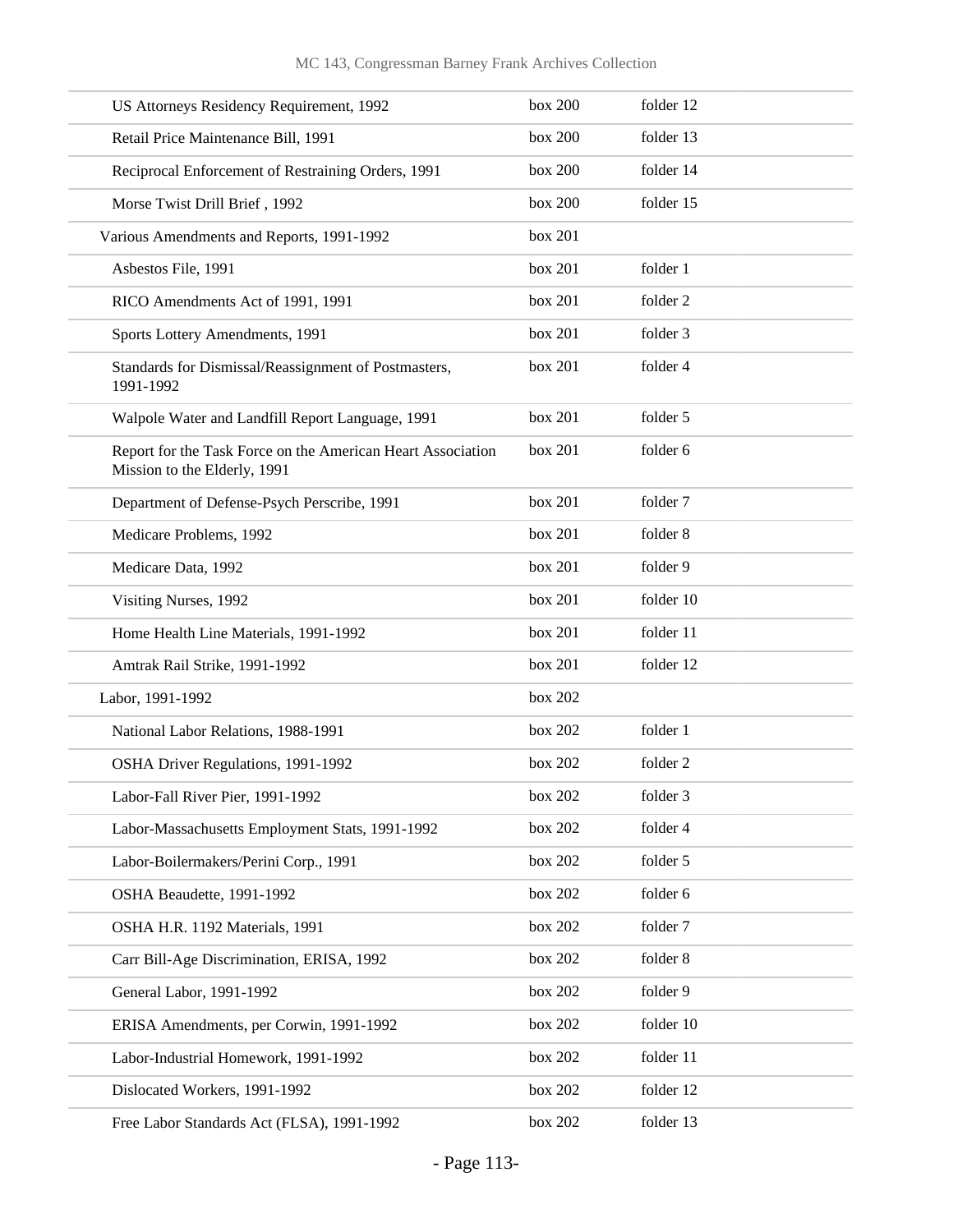| | | |
|---|---|---|
| US Attorneys Residency Requirement, 1992 | box 200 | folder 12 |
| Retail Price Maintenance Bill, 1991 | box 200 | folder 13 |
| Reciprocal Enforcement of Restraining Orders, 1991 | box 200 | folder 14 |
| Morse Twist Drill Brief , 1992 | box 200 | folder 15 |
| Various Amendments and Reports, 1991-1992 | box 201 | |
| Asbestos File, 1991 | box 201 | folder 1 |
| RICO Amendments Act of 1991, 1991 | box 201 | folder 2 |
| Sports Lottery Amendments, 1991 | box 201 | folder 3 |
| Standards for Dismissal/Reassignment of Postmasters, 1991-1992 | box 201 | folder 4 |
| Walpole Water and Landfill Report Language, 1991 | box 201 | folder 5 |
| Report for the Task Force on the American Heart Association Mission to the Elderly, 1991 | box 201 | folder 6 |
| Department of Defense-Psych Perscribe, 1991 | box 201 | folder 7 |
| Medicare Problems, 1992 | box 201 | folder 8 |
| Medicare Data, 1992 | box 201 | folder 9 |
| Visiting Nurses, 1992 | box 201 | folder 10 |
| Home Health Line Materials, 1991-1992 | box 201 | folder 11 |
| Amtrak Rail Strike, 1991-1992 | box 201 | folder 12 |
| Labor, 1991-1992 | box 202 | |
| National Labor Relations, 1988-1991 | box 202 | folder 1 |
| OSHA Driver Regulations, 1991-1992 | box 202 | folder 2 |
| Labor-Fall River Pier, 1991-1992 | box 202 | folder 3 |
| Labor-Massachusetts Employment Stats, 1991-1992 | box 202 | folder 4 |
| Labor-Boilermakers/Perini Corp., 1991 | box 202 | folder 5 |
| OSHA Beaudette, 1991-1992 | box 202 | folder 6 |
| OSHA H.R. 1192 Materials, 1991 | box 202 | folder 7 |
| Carr Bill-Age Discrimination, ERISA, 1992 | box 202 | folder 8 |
| General Labor, 1991-1992 | box 202 | folder 9 |
| ERISA Amendments, per Corwin, 1991-1992 | box 202 | folder 10 |
| Labor-Industrial Homework, 1991-1992 | box 202 | folder 11 |
| Dislocated Workers, 1991-1992 | box 202 | folder 12 |
| Free Labor Standards Act (FLSA), 1991-1992 | box 202 | folder 13 |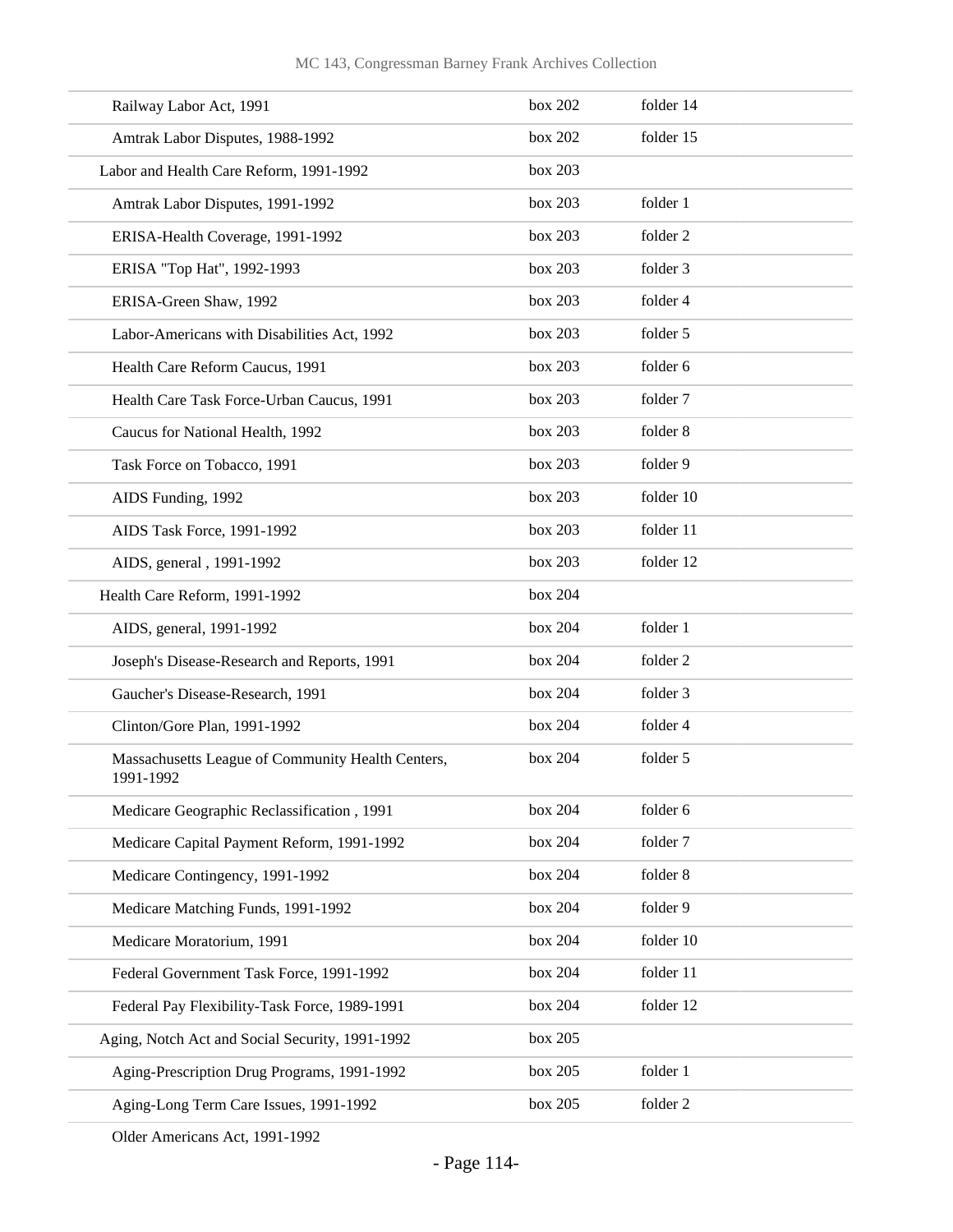| | | |
|---|---|---|
| Railway Labor Act, 1991 | box 202 | folder 14 |
| Amtrak Labor Disputes, 1988-1992 | box 202 | folder 15 |
| Labor and Health Care Reform, 1991-1992 | box 203 | |
| Amtrak Labor Disputes, 1991-1992 | box 203 | folder 1 |
| ERISA-Health Coverage, 1991-1992 | box 203 | folder 2 |
| ERISA "Top Hat", 1992-1993 | box 203 | folder 3 |
| ERISA-Green Shaw, 1992 | box 203 | folder 4 |
| Labor-Americans with Disabilities Act, 1992 | box 203 | folder 5 |
| Health Care Reform Caucus, 1991 | box 203 | folder 6 |
| Health Care Task Force-Urban Caucus, 1991 | box 203 | folder 7 |
| Caucus for National Health, 1992 | box 203 | folder 8 |
| Task Force on Tobacco, 1991 | box 203 | folder 9 |
| AIDS Funding, 1992 | box 203 | folder 10 |
| AIDS Task Force, 1991-1992 | box 203 | folder 11 |
| AIDS, general , 1991-1992 | box 203 | folder 12 |
| Health Care Reform, 1991-1992 | box 204 | |
| AIDS, general, 1991-1992 | box 204 | folder 1 |
| Joseph's Disease-Research and Reports, 1991 | box 204 | folder 2 |
| Gaucher's Disease-Research, 1991 | box 204 | folder 3 |
| Clinton/Gore Plan, 1991-1992 | box 204 | folder 4 |
| Massachusetts League of Community Health Centers, 1991-1992 | box 204 | folder 5 |
| Medicare Geographic Reclassification , 1991 | box 204 | folder 6 |
| Medicare Capital Payment Reform, 1991-1992 | box 204 | folder 7 |
| Medicare Contingency, 1991-1992 | box 204 | folder 8 |
| Medicare Matching Funds, 1991-1992 | box 204 | folder 9 |
| Medicare Moratorium, 1991 | box 204 | folder 10 |
| Federal Government Task Force, 1991-1992 | box 204 | folder 11 |
| Federal Pay Flexibility-Task Force, 1989-1991 | box 204 | folder 12 |
| Aging, Notch Act and Social Security, 1991-1992 | box 205 | |
| Aging-Prescription Drug Programs, 1991-1992 | box 205 | folder 1 |
| Aging-Long Term Care Issues, 1991-1992 | box 205 | folder 2 |
| Older Americans Act, 1991-1992 | | |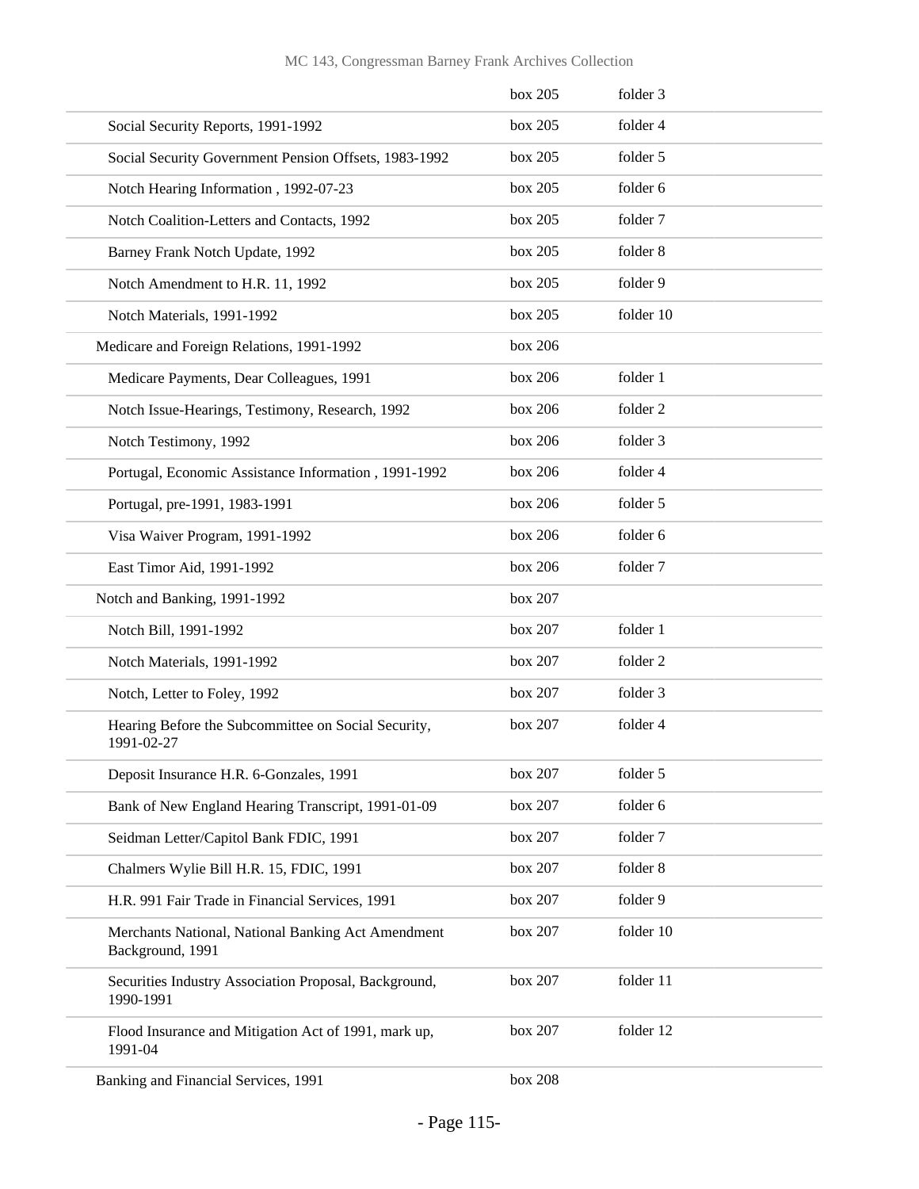| | | |
|---|---|---|
| | box 205 | folder 3 |
| Social Security Reports, 1991-1992 | box 205 | folder 4 |
| Social Security Government Pension Offsets, 1983-1992 | box 205 | folder 5 |
| Notch Hearing Information , 1992-07-23 | box 205 | folder 6 |
| Notch Coalition-Letters and Contacts, 1992 | box 205 | folder 7 |
| Barney Frank Notch Update, 1992 | box 205 | folder 8 |
| Notch Amendment to H.R. 11, 1992 | box 205 | folder 9 |
| Notch Materials, 1991-1992 | box 205 | folder 10 |
| Medicare and Foreign Relations, 1991-1992 | box 206 | |
| Medicare Payments, Dear Colleagues, 1991 | box 206 | folder 1 |
| Notch Issue-Hearings, Testimony, Research, 1992 | box 206 | folder 2 |
| Notch Testimony, 1992 | box 206 | folder 3 |
| Portugal, Economic Assistance Information , 1991-1992 | box 206 | folder 4 |
| Portugal, pre-1991, 1983-1991 | box 206 | folder 5 |
| Visa Waiver Program, 1991-1992 | box 206 | folder 6 |
| East Timor Aid, 1991-1992 | box 206 | folder 7 |
| Notch and Banking, 1991-1992 | box 207 | |
| Notch Bill, 1991-1992 | box 207 | folder 1 |
| Notch Materials, 1991-1992 | box 207 | folder 2 |
| Notch, Letter to Foley, 1992 | box 207 | folder 3 |
| Hearing Before the Subcommittee on Social Security, 1991-02-27 | box 207 | folder 4 |
| Deposit Insurance H.R. 6-Gonzales, 1991 | box 207 | folder 5 |
| Bank of New England Hearing Transcript, 1991-01-09 | box 207 | folder 6 |
| Seidman Letter/Capitol Bank FDIC, 1991 | box 207 | folder 7 |
| Chalmers Wylie Bill H.R. 15, FDIC, 1991 | box 207 | folder 8 |
| H.R. 991 Fair Trade in Financial Services, 1991 | box 207 | folder 9 |
| Merchants National, National Banking Act Amendment Background, 1991 | box 207 | folder 10 |
| Securities Industry Association Proposal, Background, 1990-1991 | box 207 | folder 11 |
| Flood Insurance and Mitigation Act of 1991, mark up, 1991-04 | box 207 | folder 12 |
| Banking and Financial Services, 1991 | box 208 | |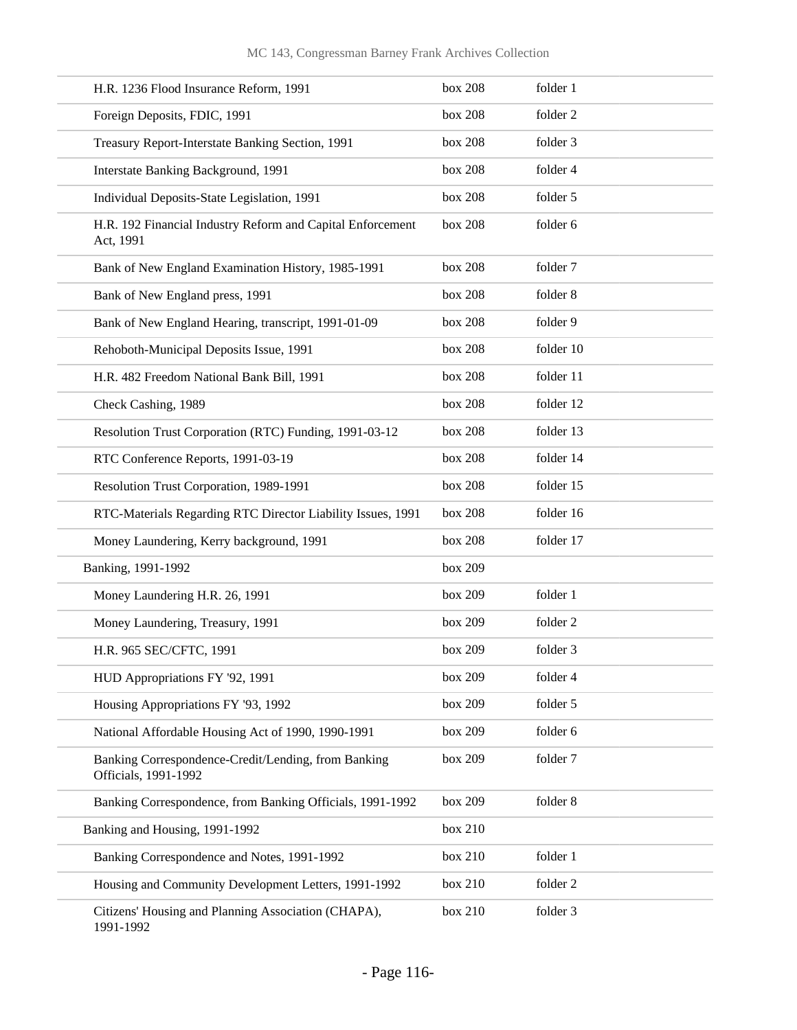| | | |
|---|---|---|
| H.R. 1236 Flood Insurance Reform, 1991 | box 208 | folder 1 |
| Foreign Deposits, FDIC, 1991 | box 208 | folder 2 |
| Treasury Report-Interstate Banking Section, 1991 | box 208 | folder 3 |
| Interstate Banking Background, 1991 | box 208 | folder 4 |
| Individual Deposits-State Legislation, 1991 | box 208 | folder 5 |
| H.R. 192 Financial Industry Reform and Capital Enforcement Act, 1991 | box 208 | folder 6 |
| Bank of New England Examination History, 1985-1991 | box 208 | folder 7 |
| Bank of New England press, 1991 | box 208 | folder 8 |
| Bank of New England Hearing, transcript, 1991-01-09 | box 208 | folder 9 |
| Rehoboth-Municipal Deposits Issue, 1991 | box 208 | folder 10 |
| H.R. 482 Freedom National Bank Bill, 1991 | box 208 | folder 11 |
| Check Cashing, 1989 | box 208 | folder 12 |
| Resolution Trust Corporation (RTC) Funding, 1991-03-12 | box 208 | folder 13 |
| RTC Conference Reports, 1991-03-19 | box 208 | folder 14 |
| Resolution Trust Corporation, 1989-1991 | box 208 | folder 15 |
| RTC-Materials Regarding RTC Director Liability Issues, 1991 | box 208 | folder 16 |
| Money Laundering, Kerry background, 1991 | box 208 | folder 17 |
| Banking, 1991-1992 | box 209 | |
| Money Laundering H.R. 26, 1991 | box 209 | folder 1 |
| Money Laundering, Treasury, 1991 | box 209 | folder 2 |
| H.R. 965 SEC/CFTC, 1991 | box 209 | folder 3 |
| HUD Appropriations FY '92, 1991 | box 209 | folder 4 |
| Housing Appropriations FY '93, 1992 | box 209 | folder 5 |
| National Affordable Housing Act of 1990, 1990-1991 | box 209 | folder 6 |
| Banking Correspondence-Credit/Lending, from Banking Officials, 1991-1992 | box 209 | folder 7 |
| Banking Correspondence, from Banking Officials, 1991-1992 | box 209 | folder 8 |
| Banking and Housing, 1991-1992 | box 210 | |
| Banking Correspondence and Notes, 1991-1992 | box 210 | folder 1 |
| Housing and Community Development Letters, 1991-1992 | box 210 | folder 2 |
| Citizens' Housing and Planning Association (CHAPA), 1991-1992 | box 210 | folder 3 |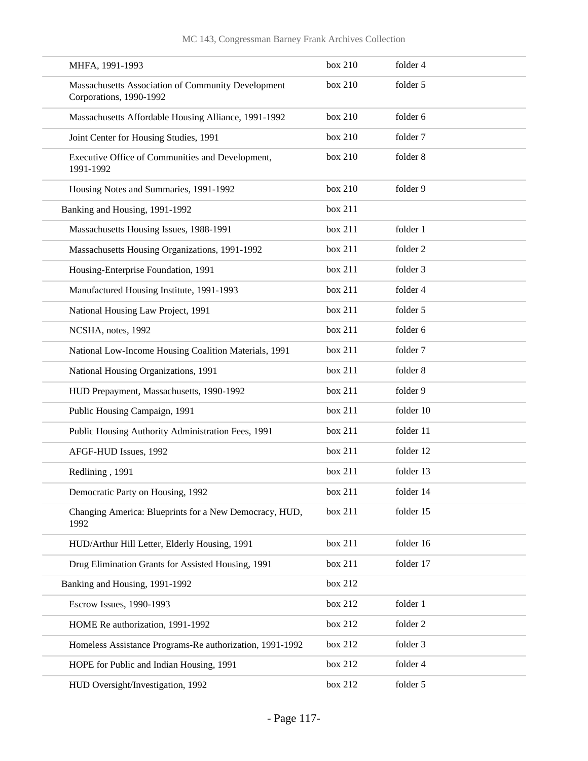| | | |
|---|---|---|
| MHFA, 1991-1993 | box 210 | folder 4 |
| Massachusetts Association of Community Development Corporations, 1990-1992 | box 210 | folder 5 |
| Massachusetts Affordable Housing Alliance, 1991-1992 | box 210 | folder 6 |
| Joint Center for Housing Studies, 1991 | box 210 | folder 7 |
| Executive Office of Communities and Development, 1991-1992 | box 210 | folder 8 |
| Housing Notes and Summaries, 1991-1992 | box 210 | folder 9 |
| Banking and Housing, 1991-1992 | box 211 | |
| Massachusetts Housing Issues, 1988-1991 | box 211 | folder 1 |
| Massachusetts Housing Organizations, 1991-1992 | box 211 | folder 2 |
| Housing-Enterprise Foundation, 1991 | box 211 | folder 3 |
| Manufactured Housing Institute, 1991-1993 | box 211 | folder 4 |
| National Housing Law Project, 1991 | box 211 | folder 5 |
| NCSHA, notes, 1992 | box 211 | folder 6 |
| National Low-Income Housing Coalition Materials, 1991 | box 211 | folder 7 |
| National Housing Organizations, 1991 | box 211 | folder 8 |
| HUD Prepayment, Massachusetts, 1990-1992 | box 211 | folder 9 |
| Public Housing Campaign, 1991 | box 211 | folder 10 |
| Public Housing Authority Administration Fees, 1991 | box 211 | folder 11 |
| AFGF-HUD Issues, 1992 | box 211 | folder 12 |
| Redlining , 1991 | box 211 | folder 13 |
| Democratic Party on Housing, 1992 | box 211 | folder 14 |
| Changing America: Blueprints for a New Democracy, HUD, 1992 | box 211 | folder 15 |
| HUD/Arthur Hill Letter, Elderly Housing, 1991 | box 211 | folder 16 |
| Drug Elimination Grants for Assisted Housing, 1991 | box 211 | folder 17 |
| Banking and Housing, 1991-1992 | box 212 | |
| Escrow Issues, 1990-1993 | box 212 | folder 1 |
| HOME Re authorization, 1991-1992 | box 212 | folder 2 |
| Homeless Assistance Programs-Re authorization, 1991-1992 | box 212 | folder 3 |
| HOPE for Public and Indian Housing, 1991 | box 212 | folder 4 |
| HUD Oversight/Investigation, 1992 | box 212 | folder 5 |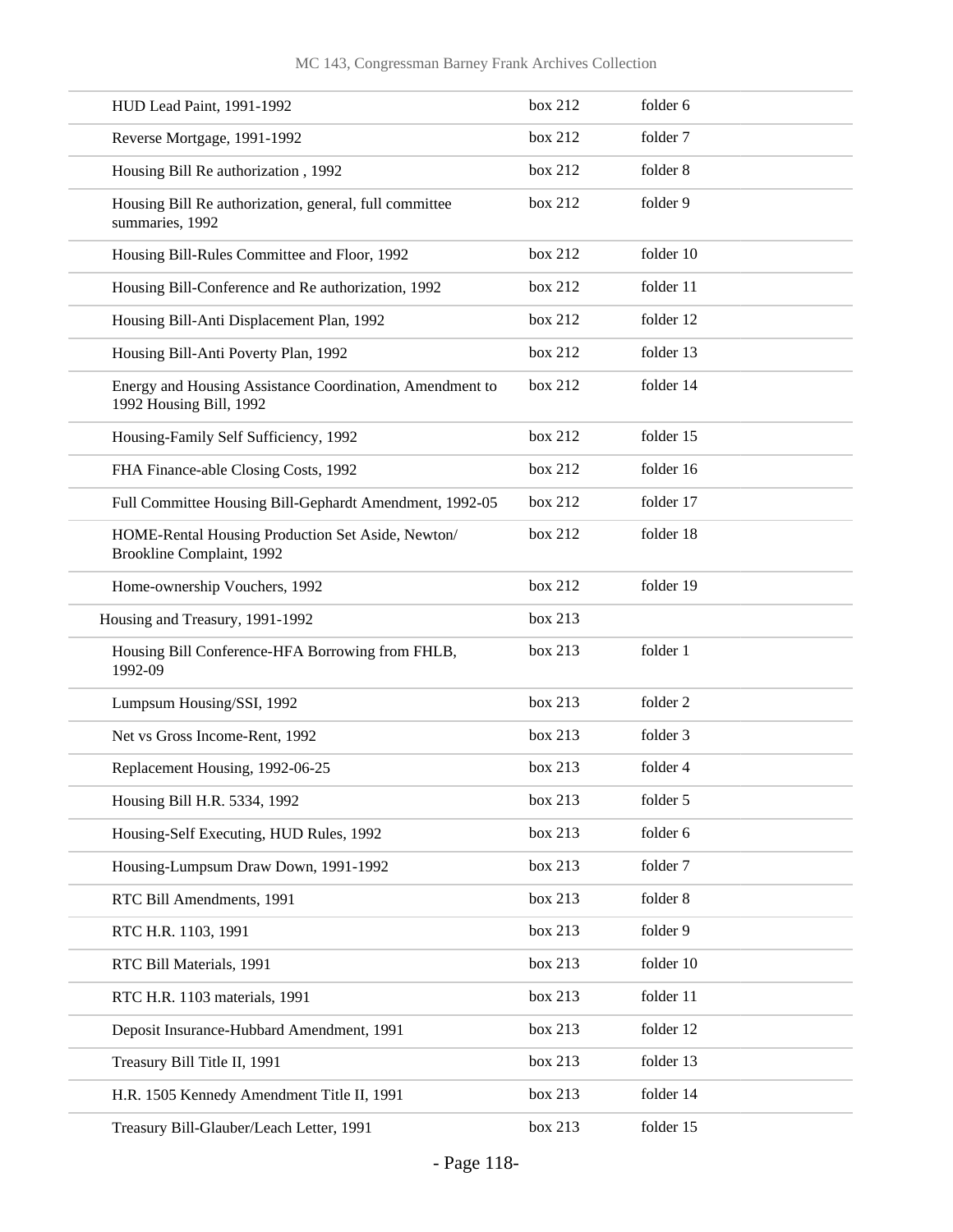| | | |
|---|---|---|
| HUD Lead Paint, 1991-1992 | box 212 | folder 6 |
| Reverse Mortgage, 1991-1992 | box 212 | folder 7 |
| Housing Bill Re authorization , 1992 | box 212 | folder 8 |
| Housing Bill Re authorization, general, full committee summaries, 1992 | box 212 | folder 9 |
| Housing Bill-Rules Committee and Floor, 1992 | box 212 | folder 10 |
| Housing Bill-Conference and Re authorization, 1992 | box 212 | folder 11 |
| Housing Bill-Anti Displacement Plan, 1992 | box 212 | folder 12 |
| Housing Bill-Anti Poverty Plan, 1992 | box 212 | folder 13 |
| Energy and Housing Assistance Coordination, Amendment to 1992 Housing Bill, 1992 | box 212 | folder 14 |
| Housing-Family Self Sufficiency, 1992 | box 212 | folder 15 |
| FHA Finance-able Closing Costs, 1992 | box 212 | folder 16 |
| Full Committee Housing Bill-Gephardt Amendment, 1992-05 | box 212 | folder 17 |
| HOME-Rental Housing Production Set Aside, Newton/ Brookline Complaint, 1992 | box 212 | folder 18 |
| Home-ownership Vouchers, 1992 | box 212 | folder 19 |
| Housing and Treasury, 1991-1992 | box 213 | |
| Housing Bill Conference-HFA Borrowing from FHLB, 1992-09 | box 213 | folder 1 |
| Lumpsum Housing/SSI, 1992 | box 213 | folder 2 |
| Net vs Gross Income-Rent, 1992 | box 213 | folder 3 |
| Replacement Housing, 1992-06-25 | box 213 | folder 4 |
| Housing Bill H.R. 5334, 1992 | box 213 | folder 5 |
| Housing-Self Executing, HUD Rules, 1992 | box 213 | folder 6 |
| Housing-Lumpsum Draw Down, 1991-1992 | box 213 | folder 7 |
| RTC Bill Amendments, 1991 | box 213 | folder 8 |
| RTC H.R. 1103, 1991 | box 213 | folder 9 |
| RTC Bill Materials, 1991 | box 213 | folder 10 |
| RTC H.R. 1103 materials, 1991 | box 213 | folder 11 |
| Deposit Insurance-Hubbard Amendment, 1991 | box 213 | folder 12 |
| Treasury Bill Title II, 1991 | box 213 | folder 13 |
| H.R. 1505 Kennedy Amendment Title II, 1991 | box 213 | folder 14 |
| Treasury Bill-Glauber/Leach Letter, 1991 | box 213 | folder 15 |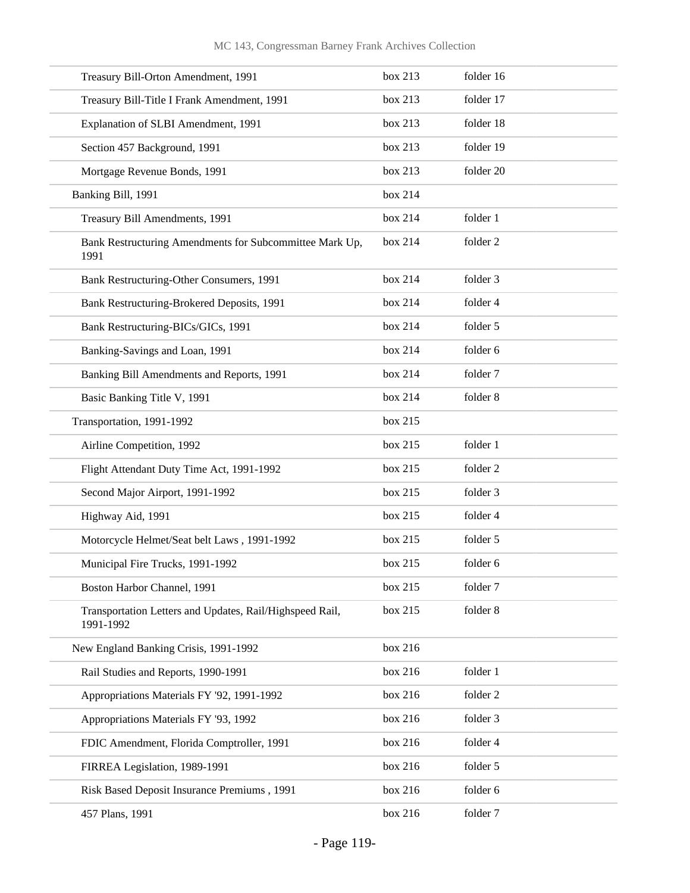| | | |
|---|---|---|
| Treasury Bill-Orton Amendment, 1991 | box 213 | folder 16 |
| Treasury Bill-Title I Frank Amendment, 1991 | box 213 | folder 17 |
| Explanation of SLBI Amendment, 1991 | box 213 | folder 18 |
| Section 457 Background, 1991 | box 213 | folder 19 |
| Mortgage Revenue Bonds, 1991 | box 213 | folder 20 |
| Banking Bill, 1991 | box 214 | |
| Treasury Bill Amendments, 1991 | box 214 | folder 1 |
| Bank Restructuring Amendments for Subcommittee Mark Up, 1991 | box 214 | folder 2 |
| Bank Restructuring-Other Consumers, 1991 | box 214 | folder 3 |
| Bank Restructuring-Brokered Deposits, 1991 | box 214 | folder 4 |
| Bank Restructuring-BICs/GICs, 1991 | box 214 | folder 5 |
| Banking-Savings and Loan, 1991 | box 214 | folder 6 |
| Banking Bill Amendments and Reports, 1991 | box 214 | folder 7 |
| Basic Banking Title V, 1991 | box 214 | folder 8 |
| Transportation, 1991-1992 | box 215 | |
| Airline Competition, 1992 | box 215 | folder 1 |
| Flight Attendant Duty Time Act, 1991-1992 | box 215 | folder 2 |
| Second Major Airport, 1991-1992 | box 215 | folder 3 |
| Highway Aid, 1991 | box 215 | folder 4 |
| Motorcycle Helmet/Seat belt Laws , 1991-1992 | box 215 | folder 5 |
| Municipal Fire Trucks, 1991-1992 | box 215 | folder 6 |
| Boston Harbor Channel, 1991 | box 215 | folder 7 |
| Transportation Letters and Updates, Rail/Highspeed Rail, 1991-1992 | box 215 | folder 8 |
| New England Banking Crisis, 1991-1992 | box 216 | |
| Rail Studies and Reports, 1990-1991 | box 216 | folder 1 |
| Appropriations Materials FY '92, 1991-1992 | box 216 | folder 2 |
| Appropriations Materials FY '93, 1992 | box 216 | folder 3 |
| FDIC Amendment, Florida Comptroller, 1991 | box 216 | folder 4 |
| FIRREA Legislation, 1989-1991 | box 216 | folder 5 |
| Risk Based Deposit Insurance Premiums , 1991 | box 216 | folder 6 |
| 457 Plans, 1991 | box 216 | folder 7 |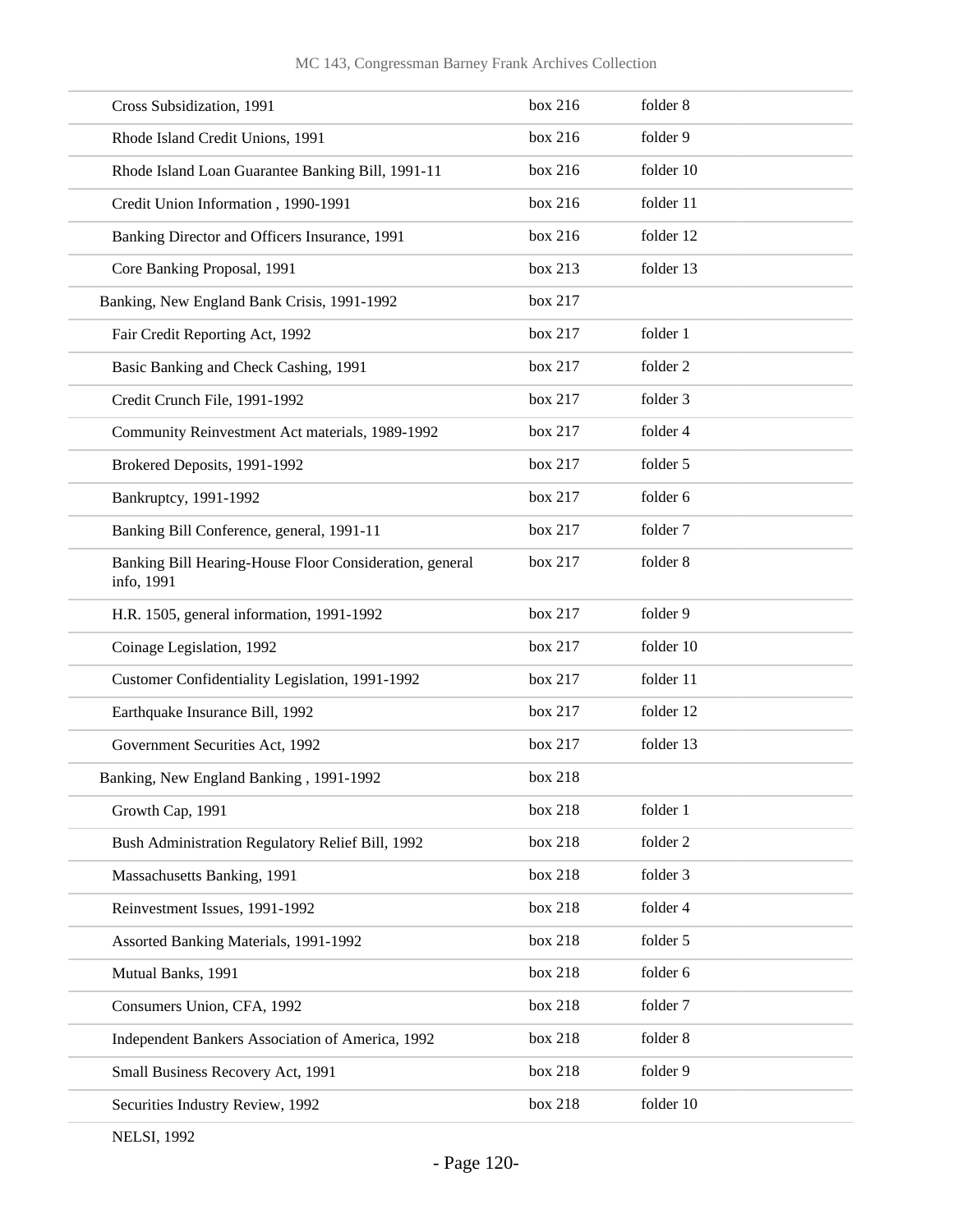| | | |
|---|---|---|
| Cross Subsidization, 1991 | box 216 | folder 8 |
| Rhode Island Credit Unions, 1991 | box 216 | folder 9 |
| Rhode Island Loan Guarantee Banking Bill, 1991-11 | box 216 | folder 10 |
| Credit Union Information , 1990-1991 | box 216 | folder 11 |
| Banking Director and Officers Insurance, 1991 | box 216 | folder 12 |
| Core Banking Proposal, 1991 | box 213 | folder 13 |
| Banking, New England Bank Crisis, 1991-1992 | box 217 | |
| Fair Credit Reporting Act, 1992 | box 217 | folder 1 |
| Basic Banking and Check Cashing, 1991 | box 217 | folder 2 |
| Credit Crunch File, 1991-1992 | box 217 | folder 3 |
| Community Reinvestment Act materials, 1989-1992 | box 217 | folder 4 |
| Brokered Deposits, 1991-1992 | box 217 | folder 5 |
| Bankruptcy, 1991-1992 | box 217 | folder 6 |
| Banking Bill Conference, general, 1991-11 | box 217 | folder 7 |
| Banking Bill Hearing-House Floor Consideration, general info, 1991 | box 217 | folder 8 |
| H.R. 1505, general information, 1991-1992 | box 217 | folder 9 |
| Coinage Legislation, 1992 | box 217 | folder 10 |
| Customer Confidentiality Legislation, 1991-1992 | box 217 | folder 11 |
| Earthquake Insurance Bill, 1992 | box 217 | folder 12 |
| Government Securities Act, 1992 | box 217 | folder 13 |
| Banking, New England Banking , 1991-1992 | box 218 | |
| Growth Cap, 1991 | box 218 | folder 1 |
| Bush Administration Regulatory Relief Bill, 1992 | box 218 | folder 2 |
| Massachusetts Banking, 1991 | box 218 | folder 3 |
| Reinvestment Issues, 1991-1992 | box 218 | folder 4 |
| Assorted Banking Materials, 1991-1992 | box 218 | folder 5 |
| Mutual Banks, 1991 | box 218 | folder 6 |
| Consumers Union, CFA, 1992 | box 218 | folder 7 |
| Independent Bankers Association of America, 1992 | box 218 | folder 8 |
| Small Business Recovery Act, 1991 | box 218 | folder 9 |
| Securities Industry Review, 1992 | box 218 | folder 10 |
| NELSI, 1992 | | |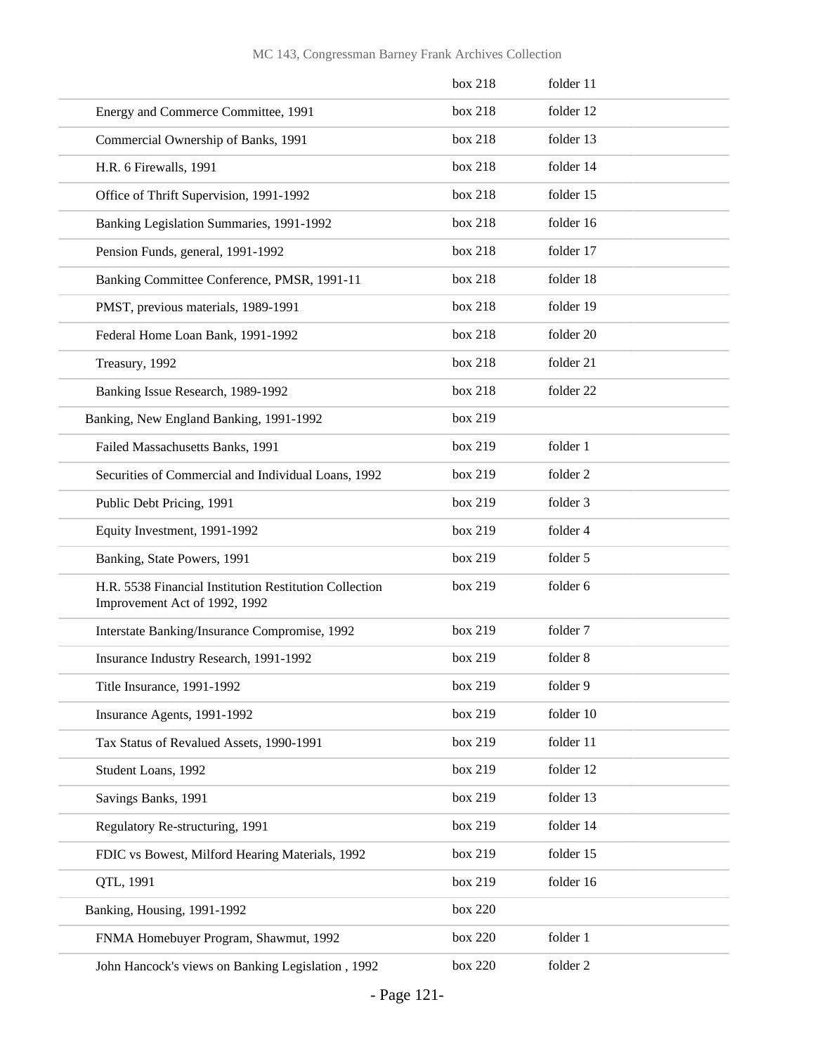| | | |
|---|---|---|
| | box 218 | folder 11 |
| Energy and Commerce Committee, 1991 | box 218 | folder 12 |
| Commercial Ownership of Banks, 1991 | box 218 | folder 13 |
| H.R. 6 Firewalls, 1991 | box 218 | folder 14 |
| Office of Thrift Supervision, 1991-1992 | box 218 | folder 15 |
| Banking Legislation Summaries, 1991-1992 | box 218 | folder 16 |
| Pension Funds, general, 1991-1992 | box 218 | folder 17 |
| Banking Committee Conference, PMSR, 1991-11 | box 218 | folder 18 |
| PMST, previous materials, 1989-1991 | box 218 | folder 19 |
| Federal Home Loan Bank, 1991-1992 | box 218 | folder 20 |
| Treasury, 1992 | box 218 | folder 21 |
| Banking Issue Research, 1989-1992 | box 218 | folder 22 |
| Banking, New England Banking, 1991-1992 | box 219 | |
| Failed Massachusetts Banks, 1991 | box 219 | folder 1 |
| Securities of Commercial and Individual Loans, 1992 | box 219 | folder 2 |
| Public Debt Pricing, 1991 | box 219 | folder 3 |
| Equity Investment, 1991-1992 | box 219 | folder 4 |
| Banking, State Powers, 1991 | box 219 | folder 5 |
| H.R. 5538 Financial Institution Restitution Collection Improvement Act of 1992, 1992 | box 219 | folder 6 |
| Interstate Banking/Insurance Compromise, 1992 | box 219 | folder 7 |
| Insurance Industry Research, 1991-1992 | box 219 | folder 8 |
| Title Insurance, 1991-1992 | box 219 | folder 9 |
| Insurance Agents, 1991-1992 | box 219 | folder 10 |
| Tax Status of Revalued Assets, 1990-1991 | box 219 | folder 11 |
| Student Loans, 1992 | box 219 | folder 12 |
| Savings Banks, 1991 | box 219 | folder 13 |
| Regulatory Re-structuring, 1991 | box 219 | folder 14 |
| FDIC vs Bowest, Milford Hearing Materials, 1992 | box 219 | folder 15 |
| QTL, 1991 | box 219 | folder 16 |
| Banking, Housing, 1991-1992 | box 220 | |
| FNMA Homebuyer Program, Shawmut, 1992 | box 220 | folder 1 |
| John Hancock's views on Banking Legislation , 1992 | box 220 | folder 2 |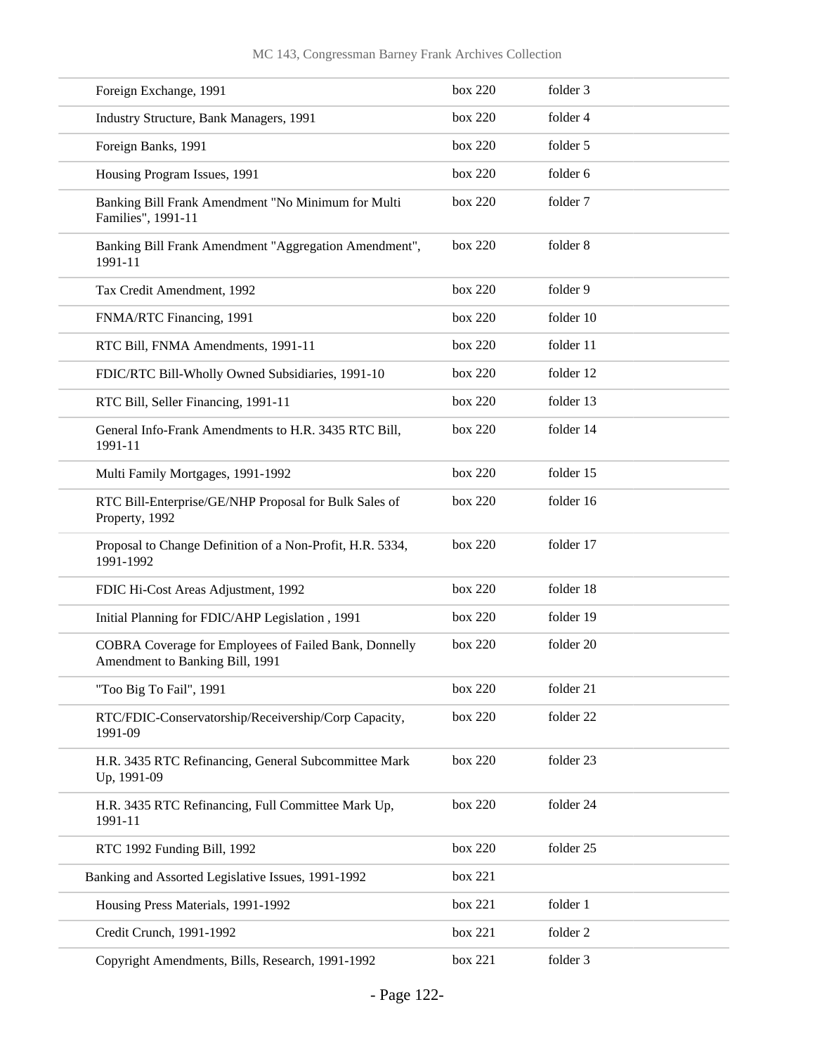| | | |
|---|---|---|
| Foreign Exchange, 1991 | box 220 | folder 3 |
| Industry Structure, Bank Managers, 1991 | box 220 | folder 4 |
| Foreign Banks, 1991 | box 220 | folder 5 |
| Housing Program Issues, 1991 | box 220 | folder 6 |
| Banking Bill Frank Amendment "No Minimum for Multi Families", 1991-11 | box 220 | folder 7 |
| Banking Bill Frank Amendment "Aggregation Amendment", 1991-11 | box 220 | folder 8 |
| Tax Credit Amendment, 1992 | box 220 | folder 9 |
| FNMA/RTC Financing, 1991 | box 220 | folder 10 |
| RTC Bill, FNMA Amendments, 1991-11 | box 220 | folder 11 |
| FDIC/RTC Bill-Wholly Owned Subsidiaries, 1991-10 | box 220 | folder 12 |
| RTC Bill, Seller Financing, 1991-11 | box 220 | folder 13 |
| General Info-Frank Amendments to H.R. 3435 RTC Bill, 1991-11 | box 220 | folder 14 |
| Multi Family Mortgages, 1991-1992 | box 220 | folder 15 |
| RTC Bill-Enterprise/GE/NHP Proposal for Bulk Sales of Property, 1992 | box 220 | folder 16 |
| Proposal to Change Definition of a Non-Profit, H.R. 5334, 1991-1992 | box 220 | folder 17 |
| FDIC Hi-Cost Areas Adjustment, 1992 | box 220 | folder 18 |
| Initial Planning for FDIC/AHP Legislation , 1991 | box 220 | folder 19 |
| COBRA Coverage for Employees of Failed Bank, Donnelly Amendment to Banking Bill, 1991 | box 220 | folder 20 |
| "Too Big To Fail", 1991 | box 220 | folder 21 |
| RTC/FDIC-Conservatorship/Receivership/Corp Capacity, 1991-09 | box 220 | folder 22 |
| H.R. 3435 RTC Refinancing, General Subcommittee Mark Up, 1991-09 | box 220 | folder 23 |
| H.R. 3435 RTC Refinancing, Full Committee Mark Up, 1991-11 | box 220 | folder 24 |
| RTC 1992 Funding Bill, 1992 | box 220 | folder 25 |
| Banking and Assorted Legislative Issues, 1991-1992 | box 221 | |
| Housing Press Materials, 1991-1992 | box 221 | folder 1 |
| Credit Crunch, 1991-1992 | box 221 | folder 2 |
| Copyright Amendments, Bills, Research, 1991-1992 | box 221 | folder 3 |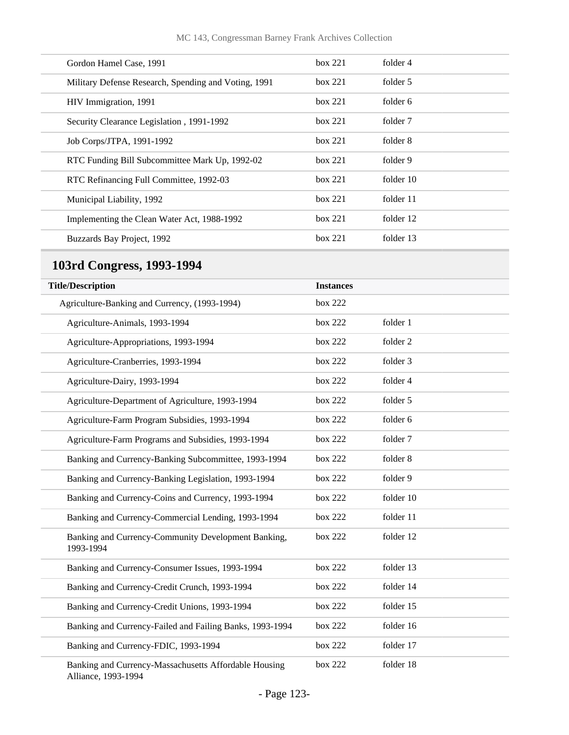| | | |
|---|---|---|
| Gordon Hamel Case, 1991 | box 221 | folder 4 |
| Military Defense Research, Spending and Voting, 1991 | box 221 | folder 5 |
| HIV Immigration, 1991 | box 221 | folder 6 |
| Security Clearance Legislation , 1991-1992 | box 221 | folder 7 |
| Job Corps/JTPA, 1991-1992 | box 221 | folder 8 |
| RTC Funding Bill Subcommittee Mark Up, 1992-02 | box 221 | folder 9 |
| RTC Refinancing Full Committee, 1992-03 | box 221 | folder 10 |
| Municipal Liability, 1992 | box 221 | folder 11 |
| Implementing the Clean Water Act, 1988-1992 | box 221 | folder 12 |
| Buzzards Bay Project, 1992 | box 221 | folder 13 |

## 103rd Congress, 1993-1994

| Title/Description | Instances | |
|---|---|---|
| Agriculture-Banking and Currency, (1993-1994) | box 222 | |
| Agriculture-Animals, 1993-1994 | box 222 | folder 1 |
| Agriculture-Appropriations, 1993-1994 | box 222 | folder 2 |
| Agriculture-Cranberries, 1993-1994 | box 222 | folder 3 |
| Agriculture-Dairy, 1993-1994 | box 222 | folder 4 |
| Agriculture-Department of Agriculture, 1993-1994 | box 222 | folder 5 |
| Agriculture-Farm Program Subsidies, 1993-1994 | box 222 | folder 6 |
| Agriculture-Farm Programs and Subsidies, 1993-1994 | box 222 | folder 7 |
| Banking and Currency-Banking Subcommittee, 1993-1994 | box 222 | folder 8 |
| Banking and Currency-Banking Legislation, 1993-1994 | box 222 | folder 9 |
| Banking and Currency-Coins and Currency, 1993-1994 | box 222 | folder 10 |
| Banking and Currency-Commercial Lending, 1993-1994 | box 222 | folder 11 |
| Banking and Currency-Community Development Banking, 1993-1994 | box 222 | folder 12 |
| Banking and Currency-Consumer Issues, 1993-1994 | box 222 | folder 13 |
| Banking and Currency-Credit Crunch, 1993-1994 | box 222 | folder 14 |
| Banking and Currency-Credit Unions, 1993-1994 | box 222 | folder 15 |
| Banking and Currency-Failed and Failing Banks, 1993-1994 | box 222 | folder 16 |
| Banking and Currency-FDIC, 1993-1994 | box 222 | folder 17 |
| Banking and Currency-Massachusetts Affordable Housing Alliance, 1993-1994 | box 222 | folder 18 |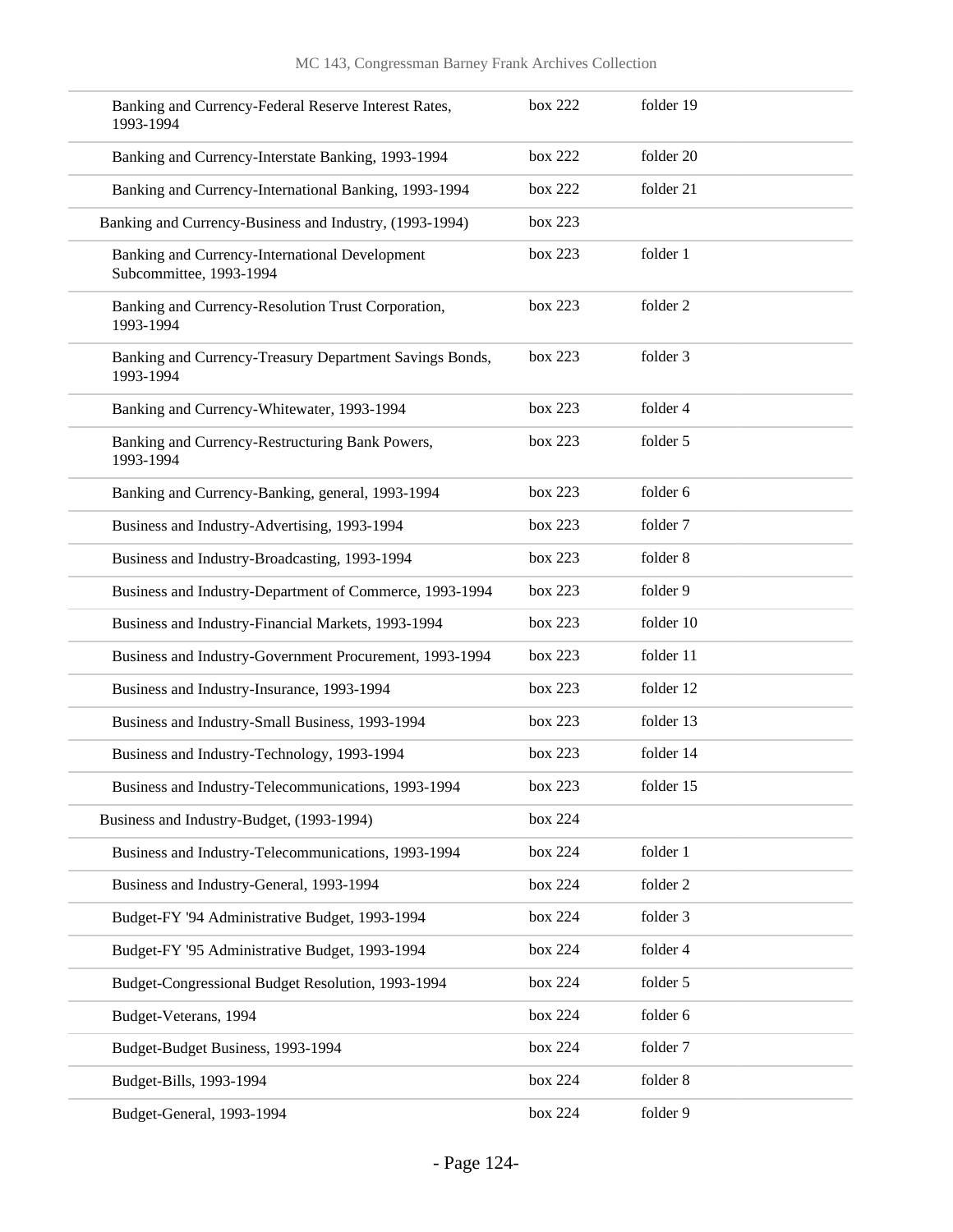| | | |
|---|---|---|
| Banking and Currency-Federal Reserve Interest Rates, 1993-1994 | box 222 | folder 19 |
| Banking and Currency-Interstate Banking, 1993-1994 | box 222 | folder 20 |
| Banking and Currency-International Banking, 1993-1994 | box 222 | folder 21 |
| Banking and Currency-Business and Industry, (1993-1994) | box 223 | |
| Banking and Currency-International Development Subcommittee, 1993-1994 | box 223 | folder 1 |
| Banking and Currency-Resolution Trust Corporation, 1993-1994 | box 223 | folder 2 |
| Banking and Currency-Treasury Department Savings Bonds, 1993-1994 | box 223 | folder 3 |
| Banking and Currency-Whitewater, 1993-1994 | box 223 | folder 4 |
| Banking and Currency-Restructuring Bank Powers, 1993-1994 | box 223 | folder 5 |
| Banking and Currency-Banking, general, 1993-1994 | box 223 | folder 6 |
| Business and Industry-Advertising, 1993-1994 | box 223 | folder 7 |
| Business and Industry-Broadcasting, 1993-1994 | box 223 | folder 8 |
| Business and Industry-Department of Commerce, 1993-1994 | box 223 | folder 9 |
| Business and Industry-Financial Markets, 1993-1994 | box 223 | folder 10 |
| Business and Industry-Government Procurement, 1993-1994 | box 223 | folder 11 |
| Business and Industry-Insurance, 1993-1994 | box 223 | folder 12 |
| Business and Industry-Small Business, 1993-1994 | box 223 | folder 13 |
| Business and Industry-Technology, 1993-1994 | box 223 | folder 14 |
| Business and Industry-Telecommunications, 1993-1994 | box 223 | folder 15 |
| Business and Industry-Budget, (1993-1994) | box 224 | |
| Business and Industry-Telecommunications, 1993-1994 | box 224 | folder 1 |
| Business and Industry-General, 1993-1994 | box 224 | folder 2 |
| Budget-FY '94 Administrative Budget, 1993-1994 | box 224 | folder 3 |
| Budget-FY '95 Administrative Budget, 1993-1994 | box 224 | folder 4 |
| Budget-Congressional Budget Resolution, 1993-1994 | box 224 | folder 5 |
| Budget-Veterans, 1994 | box 224 | folder 6 |
| Budget-Budget Business, 1993-1994 | box 224 | folder 7 |
| Budget-Bills, 1993-1994 | box 224 | folder 8 |
| Budget-General, 1993-1994 | box 224 | folder 9 |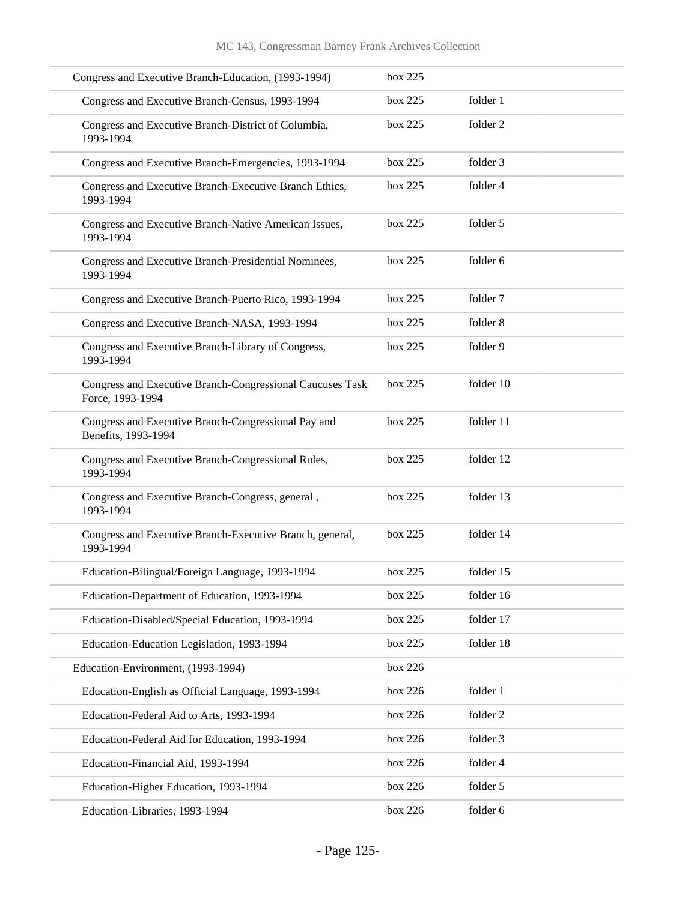| | | |
|---|---|---|
| Congress and Executive Branch-Education, (1993-1994) | box 225 | |
| Congress and Executive Branch-Census, 1993-1994 | box 225 | folder 1 |
| Congress and Executive Branch-District of Columbia, 1993-1994 | box 225 | folder 2 |
| Congress and Executive Branch-Emergencies, 1993-1994 | box 225 | folder 3 |
| Congress and Executive Branch-Executive Branch Ethics, 1993-1994 | box 225 | folder 4 |
| Congress and Executive Branch-Native American Issues, 1993-1994 | box 225 | folder 5 |
| Congress and Executive Branch-Presidential Nominees, 1993-1994 | box 225 | folder 6 |
| Congress and Executive Branch-Puerto Rico, 1993-1994 | box 225 | folder 7 |
| Congress and Executive Branch-NASA, 1993-1994 | box 225 | folder 8 |
| Congress and Executive Branch-Library of Congress, 1993-1994 | box 225 | folder 9 |
| Congress and Executive Branch-Congressional Caucuses Task Force, 1993-1994 | box 225 | folder 10 |
| Congress and Executive Branch-Congressional Pay and Benefits, 1993-1994 | box 225 | folder 11 |
| Congress and Executive Branch-Congressional Rules, 1993-1994 | box 225 | folder 12 |
| Congress and Executive Branch-Congress, general , 1993-1994 | box 225 | folder 13 |
| Congress and Executive Branch-Executive Branch, general, 1993-1994 | box 225 | folder 14 |
| Education-Bilingual/Foreign Language, 1993-1994 | box 225 | folder 15 |
| Education-Department of Education, 1993-1994 | box 225 | folder 16 |
| Education-Disabled/Special Education, 1993-1994 | box 225 | folder 17 |
| Education-Education Legislation, 1993-1994 | box 225 | folder 18 |
| Education-Environment, (1993-1994) | box 226 | |
| Education-English as Official Language, 1993-1994 | box 226 | folder 1 |
| Education-Federal Aid to Arts, 1993-1994 | box 226 | folder 2 |
| Education-Federal Aid for Education, 1993-1994 | box 226 | folder 3 |
| Education-Financial Aid, 1993-1994 | box 226 | folder 4 |
| Education-Higher Education, 1993-1994 | box 226 | folder 5 |
| Education-Libraries, 1993-1994 | box 226 | folder 6 |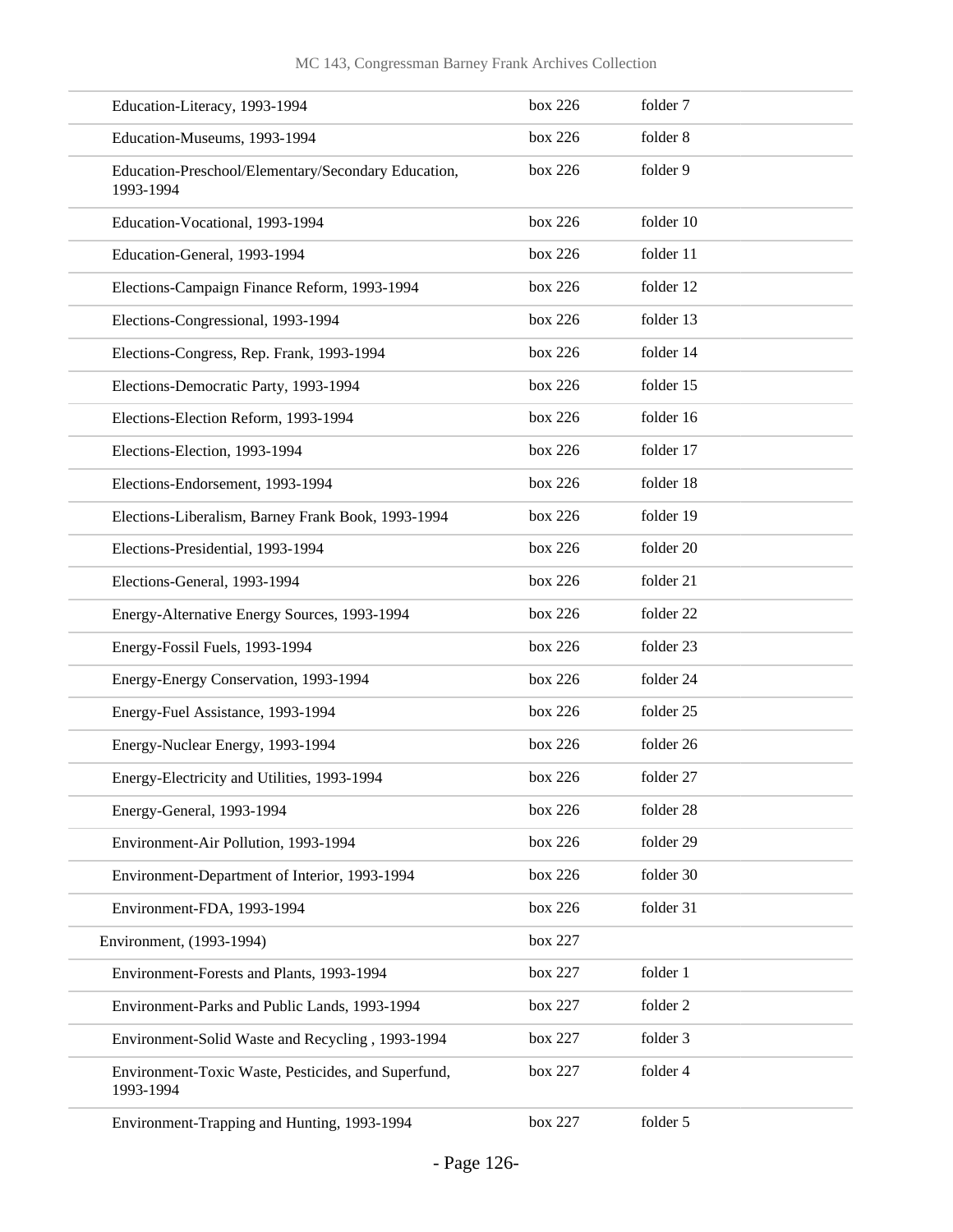| | | |
|---|---|---|
| Education-Literacy, 1993-1994 | box 226 | folder 7 |
| Education-Museums, 1993-1994 | box 226 | folder 8 |
| Education-Preschool/Elementary/Secondary Education, 1993-1994 | box 226 | folder 9 |
| Education-Vocational, 1993-1994 | box 226 | folder 10 |
| Education-General, 1993-1994 | box 226 | folder 11 |
| Elections-Campaign Finance Reform, 1993-1994 | box 226 | folder 12 |
| Elections-Congressional, 1993-1994 | box 226 | folder 13 |
| Elections-Congress, Rep. Frank, 1993-1994 | box 226 | folder 14 |
| Elections-Democratic Party, 1993-1994 | box 226 | folder 15 |
| Elections-Election Reform, 1993-1994 | box 226 | folder 16 |
| Elections-Election, 1993-1994 | box 226 | folder 17 |
| Elections-Endorsement, 1993-1994 | box 226 | folder 18 |
| Elections-Liberalism, Barney Frank Book, 1993-1994 | box 226 | folder 19 |
| Elections-Presidential, 1993-1994 | box 226 | folder 20 |
| Elections-General, 1993-1994 | box 226 | folder 21 |
| Energy-Alternative Energy Sources, 1993-1994 | box 226 | folder 22 |
| Energy-Fossil Fuels, 1993-1994 | box 226 | folder 23 |
| Energy-Energy Conservation, 1993-1994 | box 226 | folder 24 |
| Energy-Fuel Assistance, 1993-1994 | box 226 | folder 25 |
| Energy-Nuclear Energy, 1993-1994 | box 226 | folder 26 |
| Energy-Electricity and Utilities, 1993-1994 | box 226 | folder 27 |
| Energy-General, 1993-1994 | box 226 | folder 28 |
| Environment-Air Pollution, 1993-1994 | box 226 | folder 29 |
| Environment-Department of Interior, 1993-1994 | box 226 | folder 30 |
| Environment-FDA, 1993-1994 | box 226 | folder 31 |
| Environment, (1993-1994) | box 227 | |
| Environment-Forests and Plants, 1993-1994 | box 227 | folder 1 |
| Environment-Parks and Public Lands, 1993-1994 | box 227 | folder 2 |
| Environment-Solid Waste and Recycling , 1993-1994 | box 227 | folder 3 |
| Environment-Toxic Waste, Pesticides, and Superfund, 1993-1994 | box 227 | folder 4 |
| Environment-Trapping and Hunting, 1993-1994 | box 227 | folder 5 |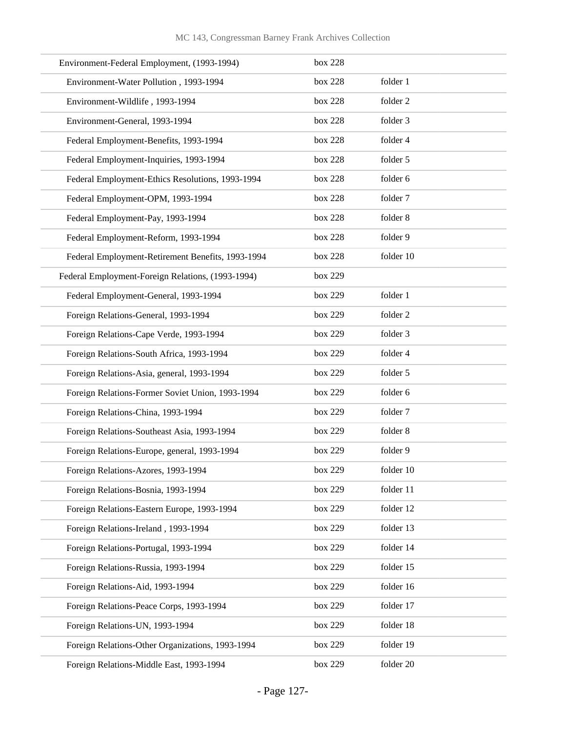| | | |
|---|---|---|
| Environment-Federal Employment, (1993-1994) | box 228 | |
| Environment-Water Pollution , 1993-1994 | box 228 | folder 1 |
| Environment-Wildlife , 1993-1994 | box 228 | folder 2 |
| Environment-General, 1993-1994 | box 228 | folder 3 |
| Federal Employment-Benefits, 1993-1994 | box 228 | folder 4 |
| Federal Employment-Inquiries, 1993-1994 | box 228 | folder 5 |
| Federal Employment-Ethics Resolutions, 1993-1994 | box 228 | folder 6 |
| Federal Employment-OPM, 1993-1994 | box 228 | folder 7 |
| Federal Employment-Pay, 1993-1994 | box 228 | folder 8 |
| Federal Employment-Reform, 1993-1994 | box 228 | folder 9 |
| Federal Employment-Retirement Benefits, 1993-1994 | box 228 | folder 10 |
| Federal Employment-Foreign Relations, (1993-1994) | box 229 | |
| Federal Employment-General, 1993-1994 | box 229 | folder 1 |
| Foreign Relations-General, 1993-1994 | box 229 | folder 2 |
| Foreign Relations-Cape Verde, 1993-1994 | box 229 | folder 3 |
| Foreign Relations-South Africa, 1993-1994 | box 229 | folder 4 |
| Foreign Relations-Asia, general, 1993-1994 | box 229 | folder 5 |
| Foreign Relations-Former Soviet Union, 1993-1994 | box 229 | folder 6 |
| Foreign Relations-China, 1993-1994 | box 229 | folder 7 |
| Foreign Relations-Southeast Asia, 1993-1994 | box 229 | folder 8 |
| Foreign Relations-Europe, general, 1993-1994 | box 229 | folder 9 |
| Foreign Relations-Azores, 1993-1994 | box 229 | folder 10 |
| Foreign Relations-Bosnia, 1993-1994 | box 229 | folder 11 |
| Foreign Relations-Eastern Europe, 1993-1994 | box 229 | folder 12 |
| Foreign Relations-Ireland , 1993-1994 | box 229 | folder 13 |
| Foreign Relations-Portugal, 1993-1994 | box 229 | folder 14 |
| Foreign Relations-Russia, 1993-1994 | box 229 | folder 15 |
| Foreign Relations-Aid, 1993-1994 | box 229 | folder 16 |
| Foreign Relations-Peace Corps, 1993-1994 | box 229 | folder 17 |
| Foreign Relations-UN, 1993-1994 | box 229 | folder 18 |
| Foreign Relations-Other Organizations, 1993-1994 | box 229 | folder 19 |
| Foreign Relations-Middle East, 1993-1994 | box 229 | folder 20 |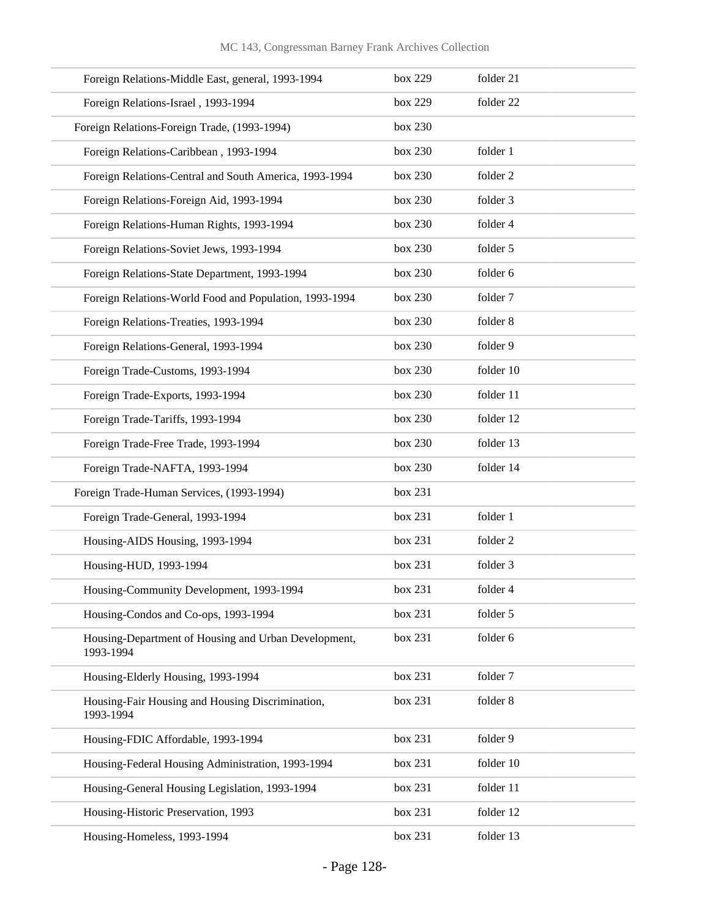| | | |
|---|---|---|
| Foreign Relations-Middle East, general, 1993-1994 | box 229 | folder 21 |
| Foreign Relations-Israel , 1993-1994 | box 229 | folder 22 |
| Foreign Relations-Foreign Trade, (1993-1994) | box 230 | |
| Foreign Relations-Caribbean , 1993-1994 | box 230 | folder 1 |
| Foreign Relations-Central and South America, 1993-1994 | box 230 | folder 2 |
| Foreign Relations-Foreign Aid, 1993-1994 | box 230 | folder 3 |
| Foreign Relations-Human Rights, 1993-1994 | box 230 | folder 4 |
| Foreign Relations-Soviet Jews, 1993-1994 | box 230 | folder 5 |
| Foreign Relations-State Department, 1993-1994 | box 230 | folder 6 |
| Foreign Relations-World Food and Population, 1993-1994 | box 230 | folder 7 |
| Foreign Relations-Treaties, 1993-1994 | box 230 | folder 8 |
| Foreign Relations-General, 1993-1994 | box 230 | folder 9 |
| Foreign Trade-Customs, 1993-1994 | box 230 | folder 10 |
| Foreign Trade-Exports, 1993-1994 | box 230 | folder 11 |
| Foreign Trade-Tariffs, 1993-1994 | box 230 | folder 12 |
| Foreign Trade-Free Trade, 1993-1994 | box 230 | folder 13 |
| Foreign Trade-NAFTA, 1993-1994 | box 230 | folder 14 |
| Foreign Trade-Human Services, (1993-1994) | box 231 | |
| Foreign Trade-General, 1993-1994 | box 231 | folder 1 |
| Housing-AIDS Housing, 1993-1994 | box 231 | folder 2 |
| Housing-HUD, 1993-1994 | box 231 | folder 3 |
| Housing-Community Development, 1993-1994 | box 231 | folder 4 |
| Housing-Condos and Co-ops, 1993-1994 | box 231 | folder 5 |
| Housing-Department of Housing and Urban Development, 1993-1994 | box 231 | folder 6 |
| Housing-Elderly Housing, 1993-1994 | box 231 | folder 7 |
| Housing-Fair Housing and Housing Discrimination, 1993-1994 | box 231 | folder 8 |
| Housing-FDIC Affordable, 1993-1994 | box 231 | folder 9 |
| Housing-Federal Housing Administration, 1993-1994 | box 231 | folder 10 |
| Housing-General Housing Legislation, 1993-1994 | box 231 | folder 11 |
| Housing-Historic Preservation, 1993 | box 231 | folder 12 |
| Housing-Homeless, 1993-1994 | box 231 | folder 13 |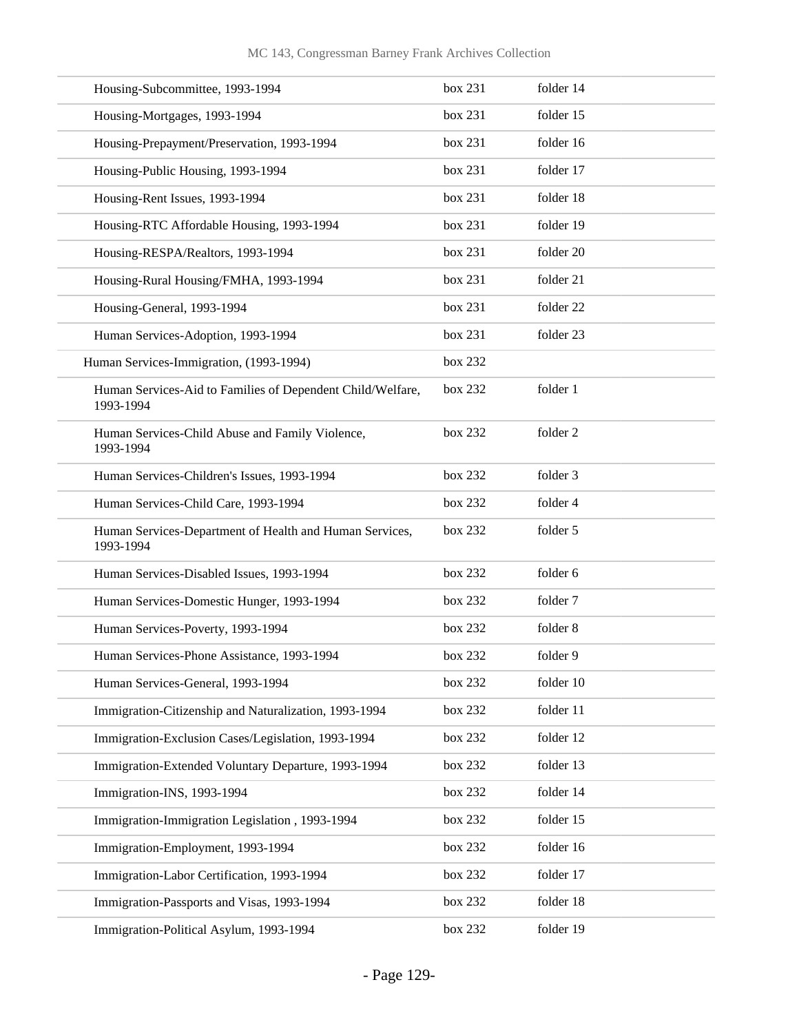| | | |
|---|---|---|
| Housing-Subcommittee, 1993-1994 | box 231 | folder 14 |
| Housing-Mortgages, 1993-1994 | box 231 | folder 15 |
| Housing-Prepayment/Preservation, 1993-1994 | box 231 | folder 16 |
| Housing-Public Housing, 1993-1994 | box 231 | folder 17 |
| Housing-Rent Issues, 1993-1994 | box 231 | folder 18 |
| Housing-RTC Affordable Housing, 1993-1994 | box 231 | folder 19 |
| Housing-RESPA/Realtors, 1993-1994 | box 231 | folder 20 |
| Housing-Rural Housing/FMHA, 1993-1994 | box 231 | folder 21 |
| Housing-General, 1993-1994 | box 231 | folder 22 |
| Human Services-Adoption, 1993-1994 | box 231 | folder 23 |
| Human Services-Immigration, (1993-1994) | box 232 | |
| Human Services-Aid to Families of Dependent Child/Welfare, 1993-1994 | box 232 | folder 1 |
| Human Services-Child Abuse and Family Violence, 1993-1994 | box 232 | folder 2 |
| Human Services-Children's Issues, 1993-1994 | box 232 | folder 3 |
| Human Services-Child Care, 1993-1994 | box 232 | folder 4 |
| Human Services-Department of Health and Human Services, 1993-1994 | box 232 | folder 5 |
| Human Services-Disabled Issues, 1993-1994 | box 232 | folder 6 |
| Human Services-Domestic Hunger, 1993-1994 | box 232 | folder 7 |
| Human Services-Poverty, 1993-1994 | box 232 | folder 8 |
| Human Services-Phone Assistance, 1993-1994 | box 232 | folder 9 |
| Human Services-General, 1993-1994 | box 232 | folder 10 |
| Immigration-Citizenship and Naturalization, 1993-1994 | box 232 | folder 11 |
| Immigration-Exclusion Cases/Legislation, 1993-1994 | box 232 | folder 12 |
| Immigration-Extended Voluntary Departure, 1993-1994 | box 232 | folder 13 |
| Immigration-INS, 1993-1994 | box 232 | folder 14 |
| Immigration-Immigration Legislation , 1993-1994 | box 232 | folder 15 |
| Immigration-Employment, 1993-1994 | box 232 | folder 16 |
| Immigration-Labor Certification, 1993-1994 | box 232 | folder 17 |
| Immigration-Passports and Visas, 1993-1994 | box 232 | folder 18 |
| Immigration-Political Asylum, 1993-1994 | box 232 | folder 19 |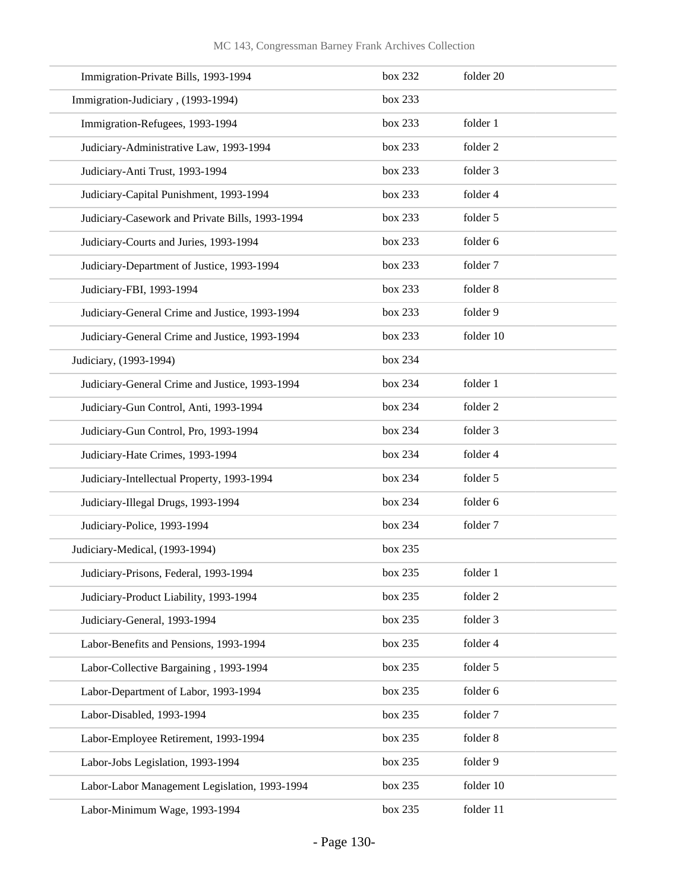| | | |
|---|---|---|
| Immigration-Private Bills, 1993-1994 | box 232 | folder 20 |
| Immigration-Judiciary , (1993-1994) | box 233 | |
| Immigration-Refugees, 1993-1994 | box 233 | folder 1 |
| Judiciary-Administrative Law, 1993-1994 | box 233 | folder 2 |
| Judiciary-Anti Trust, 1993-1994 | box 233 | folder 3 |
| Judiciary-Capital Punishment, 1993-1994 | box 233 | folder 4 |
| Judiciary-Casework and Private Bills, 1993-1994 | box 233 | folder 5 |
| Judiciary-Courts and Juries, 1993-1994 | box 233 | folder 6 |
| Judiciary-Department of Justice, 1993-1994 | box 233 | folder 7 |
| Judiciary-FBI, 1993-1994 | box 233 | folder 8 |
| Judiciary-General Crime and Justice, 1993-1994 | box 233 | folder 9 |
| Judiciary-General Crime and Justice, 1993-1994 | box 233 | folder 10 |
| Judiciary, (1993-1994) | box 234 | |
| Judiciary-General Crime and Justice, 1993-1994 | box 234 | folder 1 |
| Judiciary-Gun Control, Anti, 1993-1994 | box 234 | folder 2 |
| Judiciary-Gun Control, Pro, 1993-1994 | box 234 | folder 3 |
| Judiciary-Hate Crimes, 1993-1994 | box 234 | folder 4 |
| Judiciary-Intellectual Property, 1993-1994 | box 234 | folder 5 |
| Judiciary-Illegal Drugs, 1993-1994 | box 234 | folder 6 |
| Judiciary-Police, 1993-1994 | box 234 | folder 7 |
| Judiciary-Medical, (1993-1994) | box 235 | |
| Judiciary-Prisons, Federal, 1993-1994 | box 235 | folder 1 |
| Judiciary-Product Liability, 1993-1994 | box 235 | folder 2 |
| Judiciary-General, 1993-1994 | box 235 | folder 3 |
| Labor-Benefits and Pensions, 1993-1994 | box 235 | folder 4 |
| Labor-Collective Bargaining , 1993-1994 | box 235 | folder 5 |
| Labor-Department of Labor, 1993-1994 | box 235 | folder 6 |
| Labor-Disabled, 1993-1994 | box 235 | folder 7 |
| Labor-Employee Retirement, 1993-1994 | box 235 | folder 8 |
| Labor-Jobs Legislation, 1993-1994 | box 235 | folder 9 |
| Labor-Labor Management Legislation, 1993-1994 | box 235 | folder 10 |
| Labor-Minimum Wage, 1993-1994 | box 235 | folder 11 |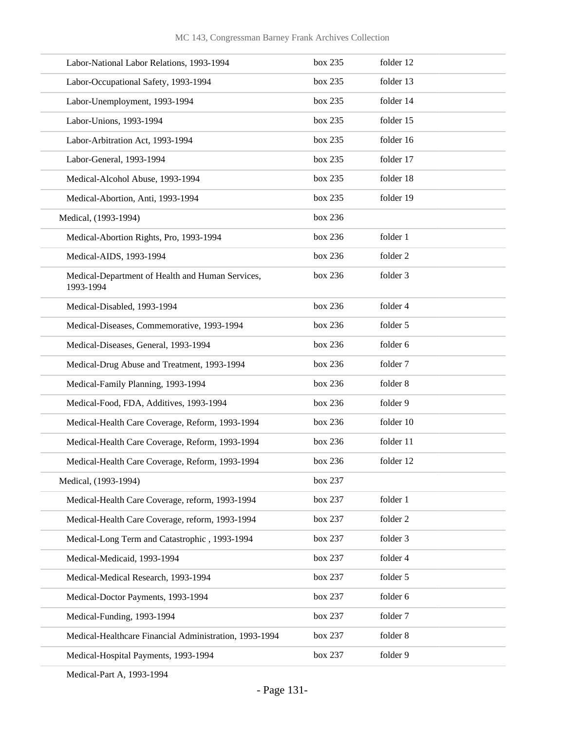| | | |
|---|---|---|
| Labor-National Labor Relations, 1993-1994 | box 235 | folder 12 |
| Labor-Occupational Safety, 1993-1994 | box 235 | folder 13 |
| Labor-Unemployment, 1993-1994 | box 235 | folder 14 |
| Labor-Unions, 1993-1994 | box 235 | folder 15 |
| Labor-Arbitration Act, 1993-1994 | box 235 | folder 16 |
| Labor-General, 1993-1994 | box 235 | folder 17 |
| Medical-Alcohol Abuse, 1993-1994 | box 235 | folder 18 |
| Medical-Abortion, Anti, 1993-1994 | box 235 | folder 19 |
| Medical, (1993-1994) | box 236 | |
| Medical-Abortion Rights, Pro, 1993-1994 | box 236 | folder 1 |
| Medical-AIDS, 1993-1994 | box 236 | folder 2 |
| Medical-Department of Health and Human Services, 1993-1994 | box 236 | folder 3 |
| Medical-Disabled, 1993-1994 | box 236 | folder 4 |
| Medical-Diseases, Commemorative, 1993-1994 | box 236 | folder 5 |
| Medical-Diseases, General, 1993-1994 | box 236 | folder 6 |
| Medical-Drug Abuse and Treatment, 1993-1994 | box 236 | folder 7 |
| Medical-Family Planning, 1993-1994 | box 236 | folder 8 |
| Medical-Food, FDA, Additives, 1993-1994 | box 236 | folder 9 |
| Medical-Health Care Coverage, Reform, 1993-1994 | box 236 | folder 10 |
| Medical-Health Care Coverage, Reform, 1993-1994 | box 236 | folder 11 |
| Medical-Health Care Coverage, Reform, 1993-1994 | box 236 | folder 12 |
| Medical, (1993-1994) | box 237 | |
| Medical-Health Care Coverage, reform, 1993-1994 | box 237 | folder 1 |
| Medical-Health Care Coverage, reform, 1993-1994 | box 237 | folder 2 |
| Medical-Long Term and Catastrophic , 1993-1994 | box 237 | folder 3 |
| Medical-Medicaid, 1993-1994 | box 237 | folder 4 |
| Medical-Medical Research, 1993-1994 | box 237 | folder 5 |
| Medical-Doctor Payments, 1993-1994 | box 237 | folder 6 |
| Medical-Funding, 1993-1994 | box 237 | folder 7 |
| Medical-Healthcare Financial Administration, 1993-1994 | box 237 | folder 8 |
| Medical-Hospital Payments, 1993-1994 | box 237 | folder 9 |
| Medical-Part A, 1993-1994 | | |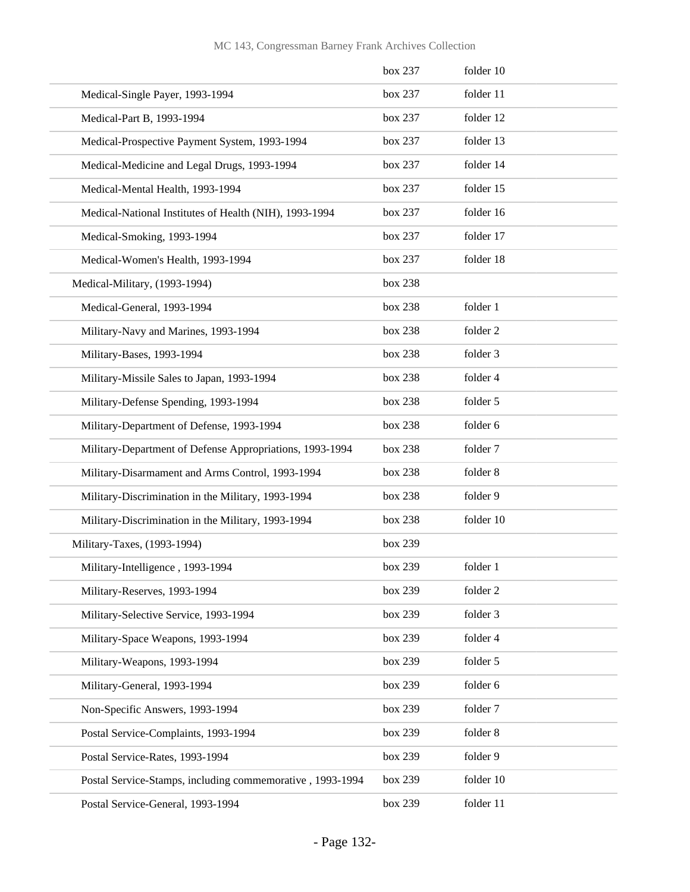| | | |
|---|---|---|
| | box 237 | folder 10 |
| Medical-Single Payer, 1993-1994 | box 237 | folder 11 |
| Medical-Part B, 1993-1994 | box 237 | folder 12 |
| Medical-Prospective Payment System, 1993-1994 | box 237 | folder 13 |
| Medical-Medicine and Legal Drugs, 1993-1994 | box 237 | folder 14 |
| Medical-Mental Health, 1993-1994 | box 237 | folder 15 |
| Medical-National Institutes of Health (NIH), 1993-1994 | box 237 | folder 16 |
| Medical-Smoking, 1993-1994 | box 237 | folder 17 |
| Medical-Women's Health, 1993-1994 | box 237 | folder 18 |
| Medical-Military, (1993-1994) | box 238 | |
| Medical-General, 1993-1994 | box 238 | folder 1 |
| Military-Navy and Marines, 1993-1994 | box 238 | folder 2 |
| Military-Bases, 1993-1994 | box 238 | folder 3 |
| Military-Missile Sales to Japan, 1993-1994 | box 238 | folder 4 |
| Military-Defense Spending, 1993-1994 | box 238 | folder 5 |
| Military-Department of Defense, 1993-1994 | box 238 | folder 6 |
| Military-Department of Defense Appropriations, 1993-1994 | box 238 | folder 7 |
| Military-Disarmament and Arms Control, 1993-1994 | box 238 | folder 8 |
| Military-Discrimination in the Military, 1993-1994 | box 238 | folder 9 |
| Military-Discrimination in the Military, 1993-1994 | box 238 | folder 10 |
| Military-Taxes, (1993-1994) | box 239 | |
| Military-Intelligence , 1993-1994 | box 239 | folder 1 |
| Military-Reserves, 1993-1994 | box 239 | folder 2 |
| Military-Selective Service, 1993-1994 | box 239 | folder 3 |
| Military-Space Weapons, 1993-1994 | box 239 | folder 4 |
| Military-Weapons, 1993-1994 | box 239 | folder 5 |
| Military-General, 1993-1994 | box 239 | folder 6 |
| Non-Specific Answers, 1993-1994 | box 239 | folder 7 |
| Postal Service-Complaints, 1993-1994 | box 239 | folder 8 |
| Postal Service-Rates, 1993-1994 | box 239 | folder 9 |
| Postal Service-Stamps, including commemorative , 1993-1994 | box 239 | folder 10 |
| Postal Service-General, 1993-1994 | box 239 | folder 11 |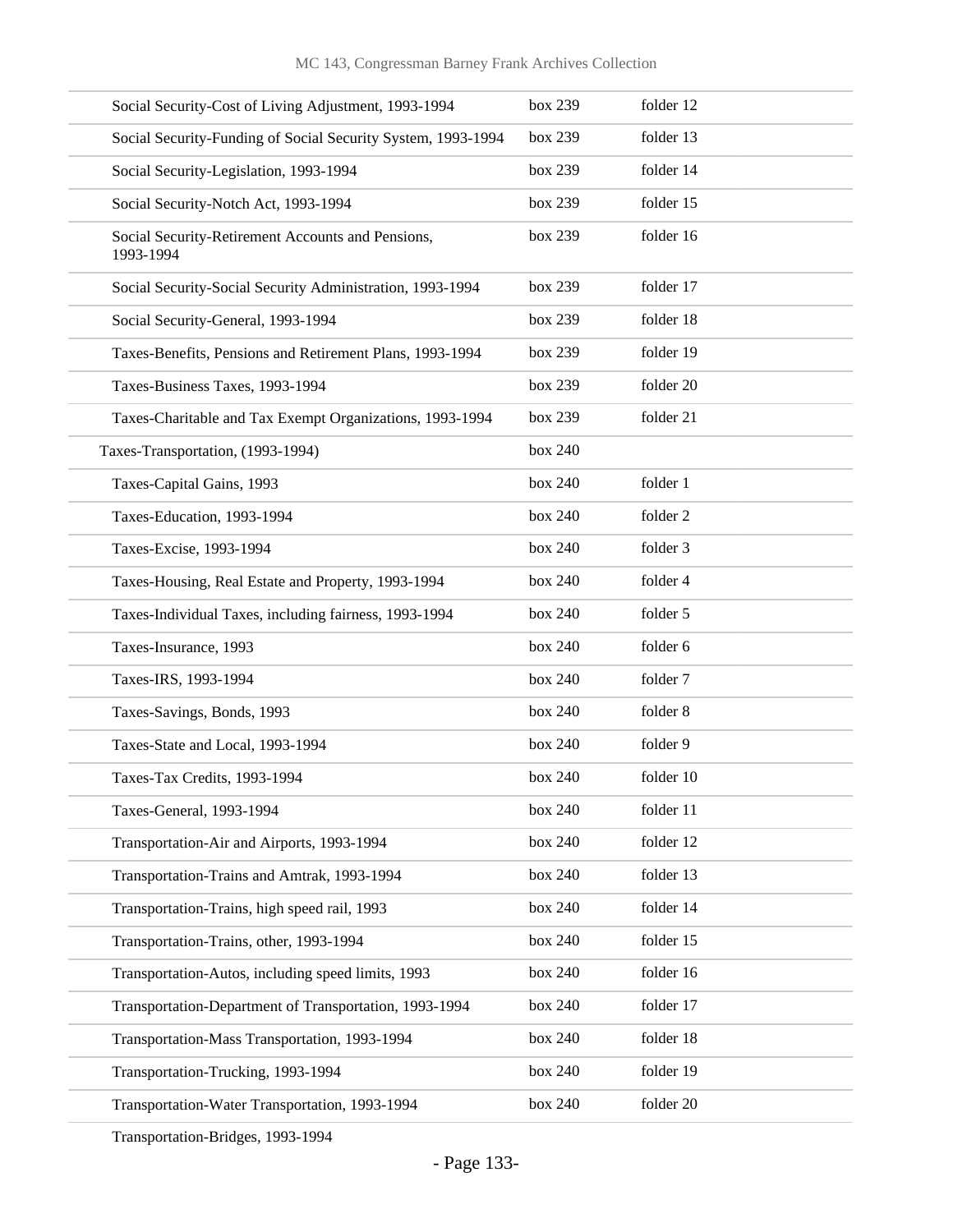| | | |
|---|---|---|
| Social Security-Cost of Living Adjustment, 1993-1994 | box 239 | folder 12 |
| Social Security-Funding of Social Security System, 1993-1994 | box 239 | folder 13 |
| Social Security-Legislation, 1993-1994 | box 239 | folder 14 |
| Social Security-Notch Act, 1993-1994 | box 239 | folder 15 |
| Social Security-Retirement Accounts and Pensions, 1993-1994 | box 239 | folder 16 |
| Social Security-Social Security Administration, 1993-1994 | box 239 | folder 17 |
| Social Security-General, 1993-1994 | box 239 | folder 18 |
| Taxes-Benefits, Pensions and Retirement Plans, 1993-1994 | box 239 | folder 19 |
| Taxes-Business Taxes, 1993-1994 | box 239 | folder 20 |
| Taxes-Charitable and Tax Exempt Organizations, 1993-1994 | box 239 | folder 21 |
| Taxes-Transportation, (1993-1994) | box 240 | |
| Taxes-Capital Gains, 1993 | box 240 | folder 1 |
| Taxes-Education, 1993-1994 | box 240 | folder 2 |
| Taxes-Excise, 1993-1994 | box 240 | folder 3 |
| Taxes-Housing, Real Estate and Property, 1993-1994 | box 240 | folder 4 |
| Taxes-Individual Taxes, including fairness, 1993-1994 | box 240 | folder 5 |
| Taxes-Insurance, 1993 | box 240 | folder 6 |
| Taxes-IRS, 1993-1994 | box 240 | folder 7 |
| Taxes-Savings, Bonds, 1993 | box 240 | folder 8 |
| Taxes-State and Local, 1993-1994 | box 240 | folder 9 |
| Taxes-Tax Credits, 1993-1994 | box 240 | folder 10 |
| Taxes-General, 1993-1994 | box 240 | folder 11 |
| Transportation-Air and Airports, 1993-1994 | box 240 | folder 12 |
| Transportation-Trains and Amtrak, 1993-1994 | box 240 | folder 13 |
| Transportation-Trains, high speed rail, 1993 | box 240 | folder 14 |
| Transportation-Trains, other, 1993-1994 | box 240 | folder 15 |
| Transportation-Autos, including speed limits, 1993 | box 240 | folder 16 |
| Transportation-Department of Transportation, 1993-1994 | box 240 | folder 17 |
| Transportation-Mass Transportation, 1993-1994 | box 240 | folder 18 |
| Transportation-Trucking, 1993-1994 | box 240 | folder 19 |
| Transportation-Water Transportation, 1993-1994 | box 240 | folder 20 |
| Transportation-Bridges, 1993-1994 | | |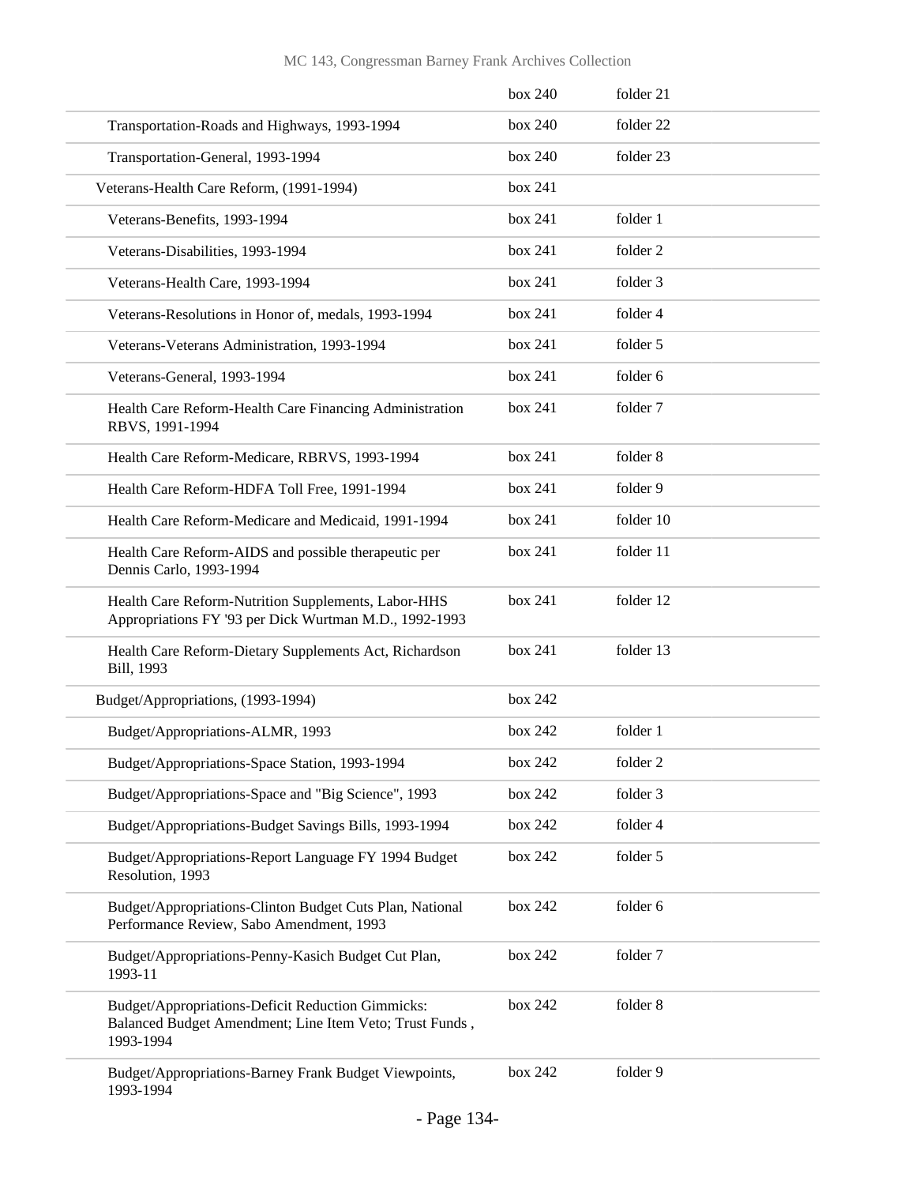| | box 240 | folder 21 |
|---|---|---|
| Transportation-Roads and Highways, 1993-1994 | box 240 | folder 22 |
| Transportation-General, 1993-1994 | box 240 | folder 23 |
| Veterans-Health Care Reform, (1991-1994) | box 241 | |
| Veterans-Benefits, 1993-1994 | box 241 | folder 1 |
| Veterans-Disabilities, 1993-1994 | box 241 | folder 2 |
| Veterans-Health Care, 1993-1994 | box 241 | folder 3 |
| Veterans-Resolutions in Honor of, medals, 1993-1994 | box 241 | folder 4 |
| Veterans-Veterans Administration, 1993-1994 | box 241 | folder 5 |
| Veterans-General, 1993-1994 | box 241 | folder 6 |
| Health Care Reform-Health Care Financing Administration RBVS, 1991-1994 | box 241 | folder 7 |
| Health Care Reform-Medicare, RBRVS, 1993-1994 | box 241 | folder 8 |
| Health Care Reform-HDFA Toll Free, 1991-1994 | box 241 | folder 9 |
| Health Care Reform-Medicare and Medicaid, 1991-1994 | box 241 | folder 10 |
| Health Care Reform-AIDS and possible therapeutic per Dennis Carlo, 1993-1994 | box 241 | folder 11 |
| Health Care Reform-Nutrition Supplements, Labor-HHS Appropriations FY '93 per Dick Wurtman M.D., 1992-1993 | box 241 | folder 12 |
| Health Care Reform-Dietary Supplements Act, Richardson Bill, 1993 | box 241 | folder 13 |
| Budget/Appropriations, (1993-1994) | box 242 | |
| Budget/Appropriations-ALMR, 1993 | box 242 | folder 1 |
| Budget/Appropriations-Space Station, 1993-1994 | box 242 | folder 2 |
| Budget/Appropriations-Space and "Big Science", 1993 | box 242 | folder 3 |
| Budget/Appropriations-Budget Savings Bills, 1993-1994 | box 242 | folder 4 |
| Budget/Appropriations-Report Language FY 1994 Budget Resolution, 1993 | box 242 | folder 5 |
| Budget/Appropriations-Clinton Budget Cuts Plan, National Performance Review, Sabo Amendment, 1993 | box 242 | folder 6 |
| Budget/Appropriations-Penny-Kasich Budget Cut Plan, 1993-11 | box 242 | folder 7 |
| Budget/Appropriations-Deficit Reduction Gimmicks: Balanced Budget Amendment; Line Item Veto; Trust Funds , 1993-1994 | box 242 | folder 8 |
| Budget/Appropriations-Barney Frank Budget Viewpoints, 1993-1994 | box 242 | folder 9 |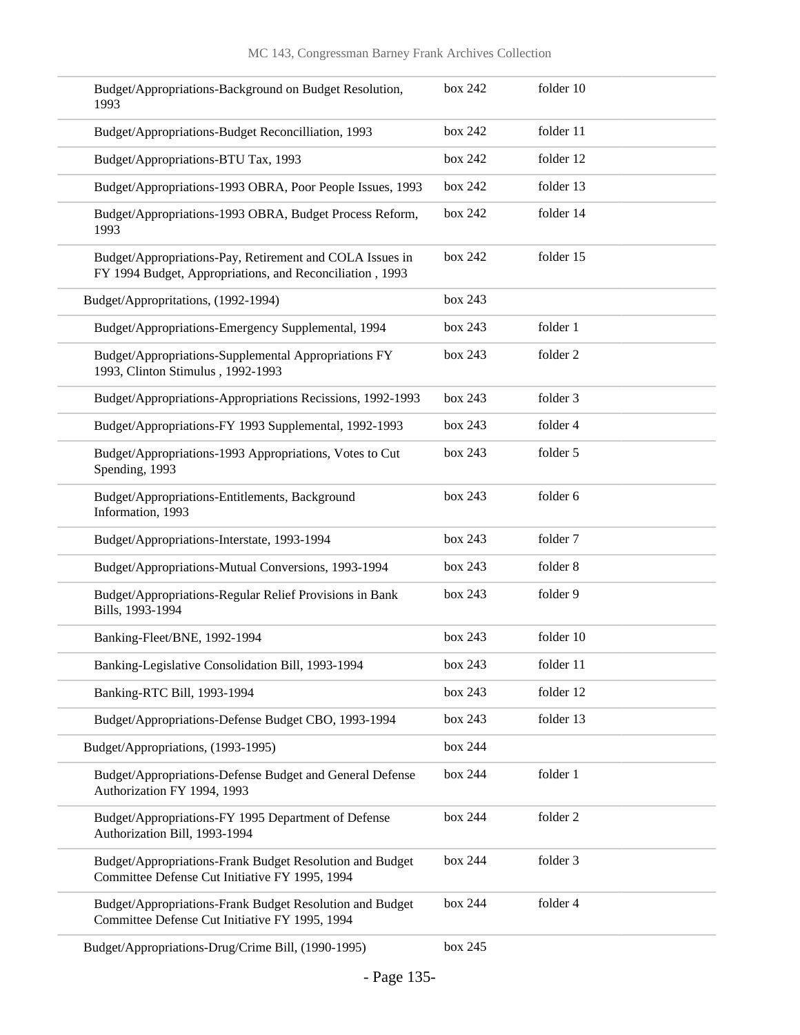| | | |
|---|---|---|
| Budget/Appropriations-Background on Budget Resolution, 1993 | box 242 | folder 10 |
| Budget/Appropriations-Budget Reconcilliation, 1993 | box 242 | folder 11 |
| Budget/Appropriations-BTU Tax, 1993 | box 242 | folder 12 |
| Budget/Appropriations-1993 OBRA, Poor People Issues, 1993 | box 242 | folder 13 |
| Budget/Appropriations-1993 OBRA, Budget Process Reform, 1993 | box 242 | folder 14 |
| Budget/Appropriations-Pay, Retirement and COLA Issues in FY 1994 Budget, Appropriations, and Reconciliation , 1993 | box 242 | folder 15 |
| Budget/Appropritations, (1992-1994) | box 243 | |
| Budget/Appropriations-Emergency Supplemental, 1994 | box 243 | folder 1 |
| Budget/Appropriations-Supplemental Appropriations FY 1993, Clinton Stimulus , 1992-1993 | box 243 | folder 2 |
| Budget/Appropriations-Appropriations Recissions, 1992-1993 | box 243 | folder 3 |
| Budget/Appropriations-FY 1993 Supplemental, 1992-1993 | box 243 | folder 4 |
| Budget/Appropriations-1993 Appropriations, Votes to Cut Spending, 1993 | box 243 | folder 5 |
| Budget/Appropriations-Entitlements, Background Information, 1993 | box 243 | folder 6 |
| Budget/Appropriations-Interstate, 1993-1994 | box 243 | folder 7 |
| Budget/Appropriations-Mutual Conversions, 1993-1994 | box 243 | folder 8 |
| Budget/Appropriations-Regular Relief Provisions in Bank Bills, 1993-1994 | box 243 | folder 9 |
| Banking-Fleet/BNE, 1992-1994 | box 243 | folder 10 |
| Banking-Legislative Consolidation Bill, 1993-1994 | box 243 | folder 11 |
| Banking-RTC Bill, 1993-1994 | box 243 | folder 12 |
| Budget/Appropriations-Defense Budget CBO, 1993-1994 | box 243 | folder 13 |
| Budget/Appropriations, (1993-1995) | box 244 | |
| Budget/Appropriations-Defense Budget and General Defense Authorization FY 1994, 1993 | box 244 | folder 1 |
| Budget/Appropriations-FY 1995 Department of Defense Authorization Bill, 1993-1994 | box 244 | folder 2 |
| Budget/Appropriations-Frank Budget Resolution and Budget Committee Defense Cut Initiative FY 1995, 1994 | box 244 | folder 3 |
| Budget/Appropriations-Frank Budget Resolution and Budget Committee Defense Cut Initiative FY 1995, 1994 | box 244 | folder 4 |
| Budget/Appropriations-Drug/Crime Bill, (1990-1995) | box 245 | |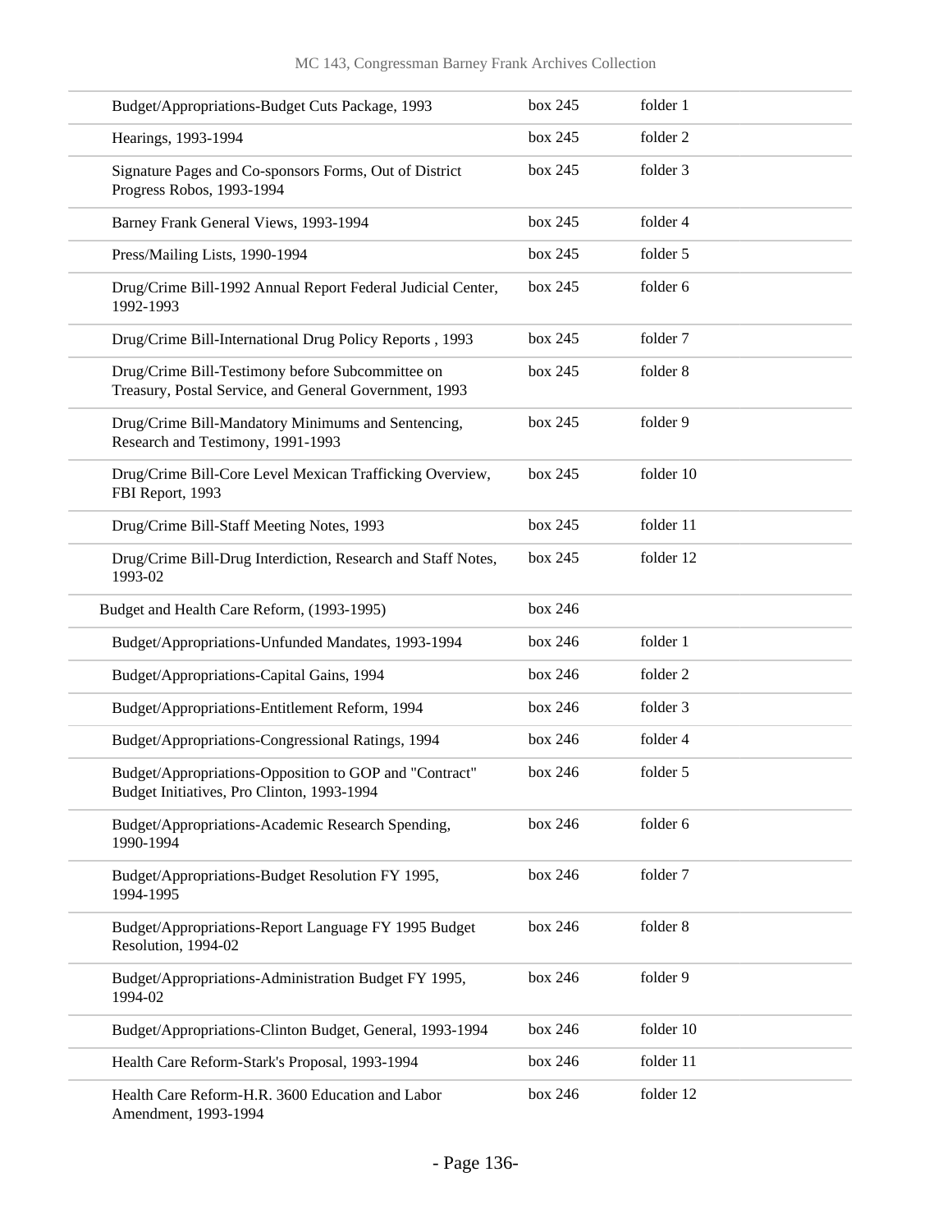| | | |
|---|---|---|
| Budget/Appropriations-Budget Cuts Package, 1993 | box 245 | folder 1 |
| Hearings, 1993-1994 | box 245 | folder 2 |
| Signature Pages and Co-sponsors Forms, Out of District Progress Robos, 1993-1994 | box 245 | folder 3 |
| Barney Frank General Views, 1993-1994 | box 245 | folder 4 |
| Press/Mailing Lists, 1990-1994 | box 245 | folder 5 |
| Drug/Crime Bill-1992 Annual Report Federal Judicial Center, 1992-1993 | box 245 | folder 6 |
| Drug/Crime Bill-International Drug Policy Reports , 1993 | box 245 | folder 7 |
| Drug/Crime Bill-Testimony before Subcommittee on Treasury, Postal Service, and General Government, 1993 | box 245 | folder 8 |
| Drug/Crime Bill-Mandatory Minimums and Sentencing, Research and Testimony, 1991-1993 | box 245 | folder 9 |
| Drug/Crime Bill-Core Level Mexican Trafficking Overview, FBI Report, 1993 | box 245 | folder 10 |
| Drug/Crime Bill-Staff Meeting Notes, 1993 | box 245 | folder 11 |
| Drug/Crime Bill-Drug Interdiction, Research and Staff Notes, 1993-02 | box 245 | folder 12 |
| Budget and Health Care Reform, (1993-1995) | box 246 | |
| Budget/Appropriations-Unfunded Mandates, 1993-1994 | box 246 | folder 1 |
| Budget/Appropriations-Capital Gains, 1994 | box 246 | folder 2 |
| Budget/Appropriations-Entitlement Reform, 1994 | box 246 | folder 3 |
| Budget/Appropriations-Congressional Ratings, 1994 | box 246 | folder 4 |
| Budget/Appropriations-Opposition to GOP and "Contract" Budget Initiatives, Pro Clinton, 1993-1994 | box 246 | folder 5 |
| Budget/Appropriations-Academic Research Spending, 1990-1994 | box 246 | folder 6 |
| Budget/Appropriations-Budget Resolution FY 1995, 1994-1995 | box 246 | folder 7 |
| Budget/Appropriations-Report Language FY 1995 Budget Resolution, 1994-02 | box 246 | folder 8 |
| Budget/Appropriations-Administration Budget FY 1995, 1994-02 | box 246 | folder 9 |
| Budget/Appropriations-Clinton Budget, General, 1993-1994 | box 246 | folder 10 |
| Health Care Reform-Stark's Proposal, 1993-1994 | box 246 | folder 11 |
| Health Care Reform-H.R. 3600 Education and Labor Amendment, 1993-1994 | box 246 | folder 12 |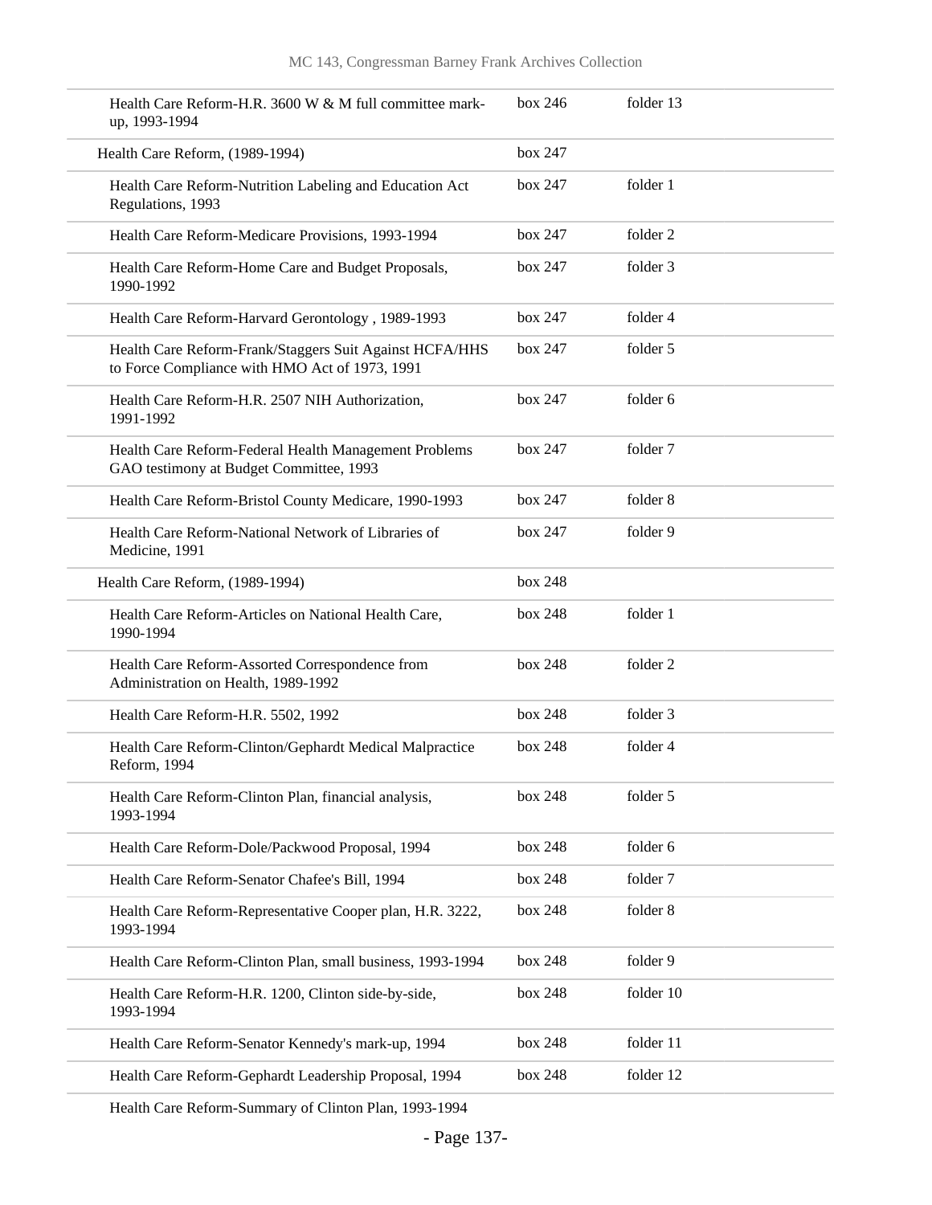| | | |
|---|---|---|
| Health Care Reform-H.R. 3600 W & M full committee mark-up, 1993-1994 | box 246 | folder 13 |
| Health Care Reform, (1989-1994) | box 247 | |
| Health Care Reform-Nutrition Labeling and Education Act Regulations, 1993 | box 247 | folder 1 |
| Health Care Reform-Medicare Provisions, 1993-1994 | box 247 | folder 2 |
| Health Care Reform-Home Care and Budget Proposals, 1990-1992 | box 247 | folder 3 |
| Health Care Reform-Harvard Gerontology , 1989-1993 | box 247 | folder 4 |
| Health Care Reform-Frank/Staggers Suit Against HCFA/HHS to Force Compliance with HMO Act of 1973, 1991 | box 247 | folder 5 |
| Health Care Reform-H.R. 2507 NIH Authorization, 1991-1992 | box 247 | folder 6 |
| Health Care Reform-Federal Health Management Problems GAO testimony at Budget Committee, 1993 | box 247 | folder 7 |
| Health Care Reform-Bristol County Medicare, 1990-1993 | box 247 | folder 8 |
| Health Care Reform-National Network of Libraries of Medicine, 1991 | box 247 | folder 9 |
| Health Care Reform, (1989-1994) | box 248 | |
| Health Care Reform-Articles on National Health Care, 1990-1994 | box 248 | folder 1 |
| Health Care Reform-Assorted Correspondence from Administration on Health, 1989-1992 | box 248 | folder 2 |
| Health Care Reform-H.R. 5502, 1992 | box 248 | folder 3 |
| Health Care Reform-Clinton/Gephardt Medical Malpractice Reform, 1994 | box 248 | folder 4 |
| Health Care Reform-Clinton Plan, financial analysis, 1993-1994 | box 248 | folder 5 |
| Health Care Reform-Dole/Packwood Proposal, 1994 | box 248 | folder 6 |
| Health Care Reform-Senator Chafee's Bill, 1994 | box 248 | folder 7 |
| Health Care Reform-Representative Cooper plan, H.R. 3222, 1993-1994 | box 248 | folder 8 |
| Health Care Reform-Clinton Plan, small business, 1993-1994 | box 248 | folder 9 |
| Health Care Reform-H.R. 1200, Clinton side-by-side, 1993-1994 | box 248 | folder 10 |
| Health Care Reform-Senator Kennedy's mark-up, 1994 | box 248 | folder 11 |
| Health Care Reform-Gephardt Leadership Proposal, 1994 | box 248 | folder 12 |
| Health Care Reform-Summary of Clinton Plan, 1993-1994 | | |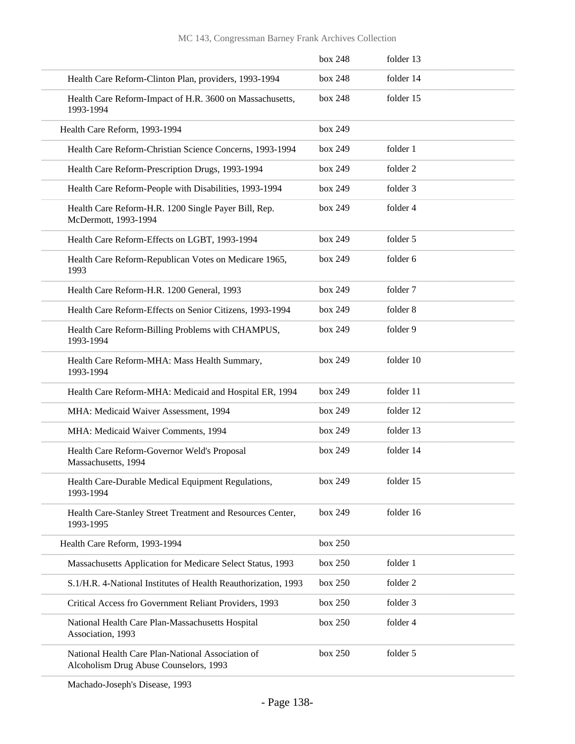| | | |
|---|---|---|
| | box 248 | folder 13 |
| Health Care Reform-Clinton Plan, providers, 1993-1994 | box 248 | folder 14 |
| Health Care Reform-Impact of H.R. 3600 on Massachusetts, 1993-1994 | box 248 | folder 15 |
| Health Care Reform, 1993-1994 | box 249 | |
| Health Care Reform-Christian Science Concerns, 1993-1994 | box 249 | folder 1 |
| Health Care Reform-Prescription Drugs, 1993-1994 | box 249 | folder 2 |
| Health Care Reform-People with Disabilities, 1993-1994 | box 249 | folder 3 |
| Health Care Reform-H.R. 1200 Single Payer Bill, Rep. McDermott, 1993-1994 | box 249 | folder 4 |
| Health Care Reform-Effects on LGBT, 1993-1994 | box 249 | folder 5 |
| Health Care Reform-Republican Votes on Medicare 1965, 1993 | box 249 | folder 6 |
| Health Care Reform-H.R. 1200 General, 1993 | box 249 | folder 7 |
| Health Care Reform-Effects on Senior Citizens, 1993-1994 | box 249 | folder 8 |
| Health Care Reform-Billing Problems with CHAMPUS, 1993-1994 | box 249 | folder 9 |
| Health Care Reform-MHA: Mass Health Summary, 1993-1994 | box 249 | folder 10 |
| Health Care Reform-MHA: Medicaid and Hospital ER, 1994 | box 249 | folder 11 |
| MHA: Medicaid Waiver Assessment, 1994 | box 249 | folder 12 |
| MHA: Medicaid Waiver Comments, 1994 | box 249 | folder 13 |
| Health Care Reform-Governor Weld's Proposal Massachusetts, 1994 | box 249 | folder 14 |
| Health Care-Durable Medical Equipment Regulations, 1993-1994 | box 249 | folder 15 |
| Health Care-Stanley Street Treatment and Resources Center, 1993-1995 | box 249 | folder 16 |
| Health Care Reform, 1993-1994 | box 250 | |
| Massachusetts Application for Medicare Select Status, 1993 | box 250 | folder 1 |
| S.1/H.R. 4-National Institutes of Health Reauthorization, 1993 | box 250 | folder 2 |
| Critical Access fro Government Reliant Providers, 1993 | box 250 | folder 3 |
| National Health Care Plan-Massachusetts Hospital Association, 1993 | box 250 | folder 4 |
| National Health Care Plan-National Association of Alcoholism Drug Abuse Counselors, 1993 | box 250 | folder 5 |
| Machado-Joseph's Disease, 1993 | | |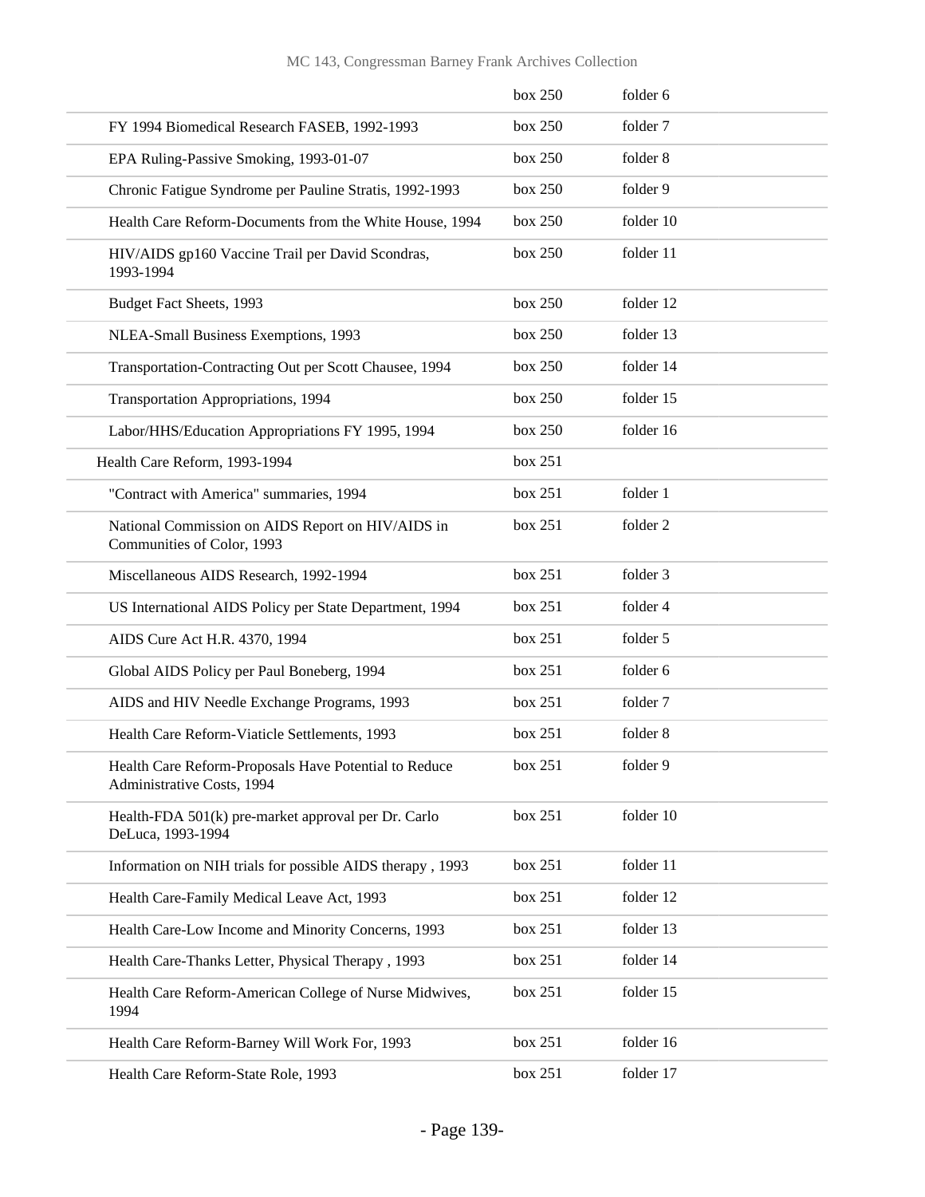| | | |
|---|---|---|
| | box 250 | folder 6 |
| FY 1994 Biomedical Research FASEB, 1992-1993 | box 250 | folder 7 |
| EPA Ruling-Passive Smoking, 1993-01-07 | box 250 | folder 8 |
| Chronic Fatigue Syndrome per Pauline Stratis, 1992-1993 | box 250 | folder 9 |
| Health Care Reform-Documents from the White House, 1994 | box 250 | folder 10 |
| HIV/AIDS gp160 Vaccine Trail per David Scondras, 1993-1994 | box 250 | folder 11 |
| Budget Fact Sheets, 1993 | box 250 | folder 12 |
| NLEA-Small Business Exemptions, 1993 | box 250 | folder 13 |
| Transportation-Contracting Out per Scott Chausee, 1994 | box 250 | folder 14 |
| Transportation Appropriations, 1994 | box 250 | folder 15 |
| Labor/HHS/Education Appropriations FY 1995, 1994 | box 250 | folder 16 |
| Health Care Reform, 1993-1994 | box 251 | |
| "Contract with America" summaries, 1994 | box 251 | folder 1 |
| National Commission on AIDS Report on HIV/AIDS in Communities of Color, 1993 | box 251 | folder 2 |
| Miscellaneous AIDS Research, 1992-1994 | box 251 | folder 3 |
| US International AIDS Policy per State Department, 1994 | box 251 | folder 4 |
| AIDS Cure Act H.R. 4370, 1994 | box 251 | folder 5 |
| Global AIDS Policy per Paul Boneberg, 1994 | box 251 | folder 6 |
| AIDS and HIV Needle Exchange Programs, 1993 | box 251 | folder 7 |
| Health Care Reform-Viaticle Settlements, 1993 | box 251 | folder 8 |
| Health Care Reform-Proposals Have Potential to Reduce Administrative Costs, 1994 | box 251 | folder 9 |
| Health-FDA 501(k) pre-market approval per Dr. Carlo DeLuca, 1993-1994 | box 251 | folder 10 |
| Information on NIH trials for possible AIDS therapy , 1993 | box 251 | folder 11 |
| Health Care-Family Medical Leave Act, 1993 | box 251 | folder 12 |
| Health Care-Low Income and Minority Concerns, 1993 | box 251 | folder 13 |
| Health Care-Thanks Letter, Physical Therapy , 1993 | box 251 | folder 14 |
| Health Care Reform-American College of Nurse Midwives, 1994 | box 251 | folder 15 |
| Health Care Reform-Barney Will Work For, 1993 | box 251 | folder 16 |
| Health Care Reform-State Role, 1993 | box 251 | folder 17 |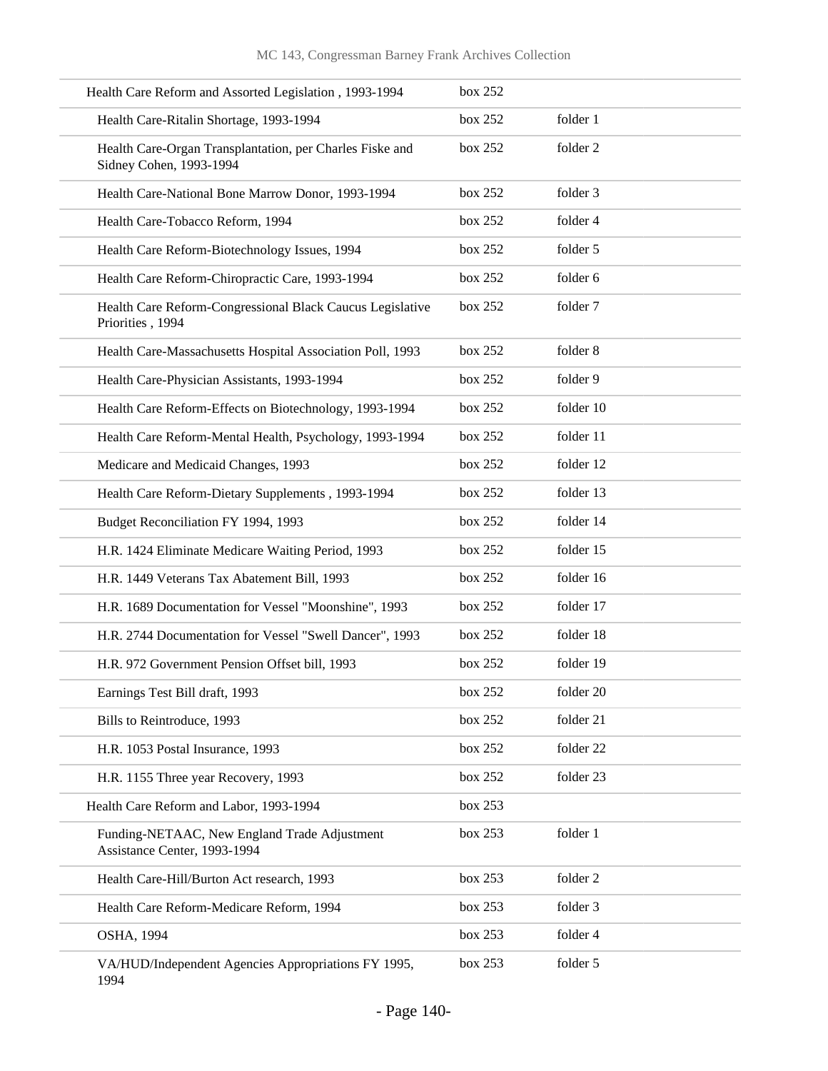| | | |
|---|---|---|
| Health Care Reform and Assorted Legislation , 1993-1994 | box 252 | |
| Health Care-Ritalin Shortage, 1993-1994 | box 252 | folder 1 |
| Health Care-Organ Transplantation, per Charles Fiske and Sidney Cohen, 1993-1994 | box 252 | folder 2 |
| Health Care-National Bone Marrow Donor, 1993-1994 | box 252 | folder 3 |
| Health Care-Tobacco Reform, 1994 | box 252 | folder 4 |
| Health Care Reform-Biotechnology Issues, 1994 | box 252 | folder 5 |
| Health Care Reform-Chiropractic Care, 1993-1994 | box 252 | folder 6 |
| Health Care Reform-Congressional Black Caucus Legislative Priorities , 1994 | box 252 | folder 7 |
| Health Care-Massachusetts Hospital Association Poll, 1993 | box 252 | folder 8 |
| Health Care-Physician Assistants, 1993-1994 | box 252 | folder 9 |
| Health Care Reform-Effects on Biotechnology, 1993-1994 | box 252 | folder 10 |
| Health Care Reform-Mental Health, Psychology, 1993-1994 | box 252 | folder 11 |
| Medicare and Medicaid Changes, 1993 | box 252 | folder 12 |
| Health Care Reform-Dietary Supplements , 1993-1994 | box 252 | folder 13 |
| Budget Reconciliation FY 1994, 1993 | box 252 | folder 14 |
| H.R. 1424 Eliminate Medicare Waiting Period, 1993 | box 252 | folder 15 |
| H.R. 1449 Veterans Tax Abatement Bill, 1993 | box 252 | folder 16 |
| H.R. 1689 Documentation for Vessel "Moonshine", 1993 | box 252 | folder 17 |
| H.R. 2744 Documentation for Vessel "Swell Dancer", 1993 | box 252 | folder 18 |
| H.R. 972 Government Pension Offset bill, 1993 | box 252 | folder 19 |
| Earnings Test Bill draft, 1993 | box 252 | folder 20 |
| Bills to Reintroduce, 1993 | box 252 | folder 21 |
| H.R. 1053 Postal Insurance, 1993 | box 252 | folder 22 |
| H.R. 1155 Three year Recovery, 1993 | box 252 | folder 23 |
| Health Care Reform and Labor, 1993-1994 | box 253 | |
| Funding-NETAAC, New England Trade Adjustment Assistance Center, 1993-1994 | box 253 | folder 1 |
| Health Care-Hill/Burton Act research, 1993 | box 253 | folder 2 |
| Health Care Reform-Medicare Reform, 1994 | box 253 | folder 3 |
| OSHA, 1994 | box 253 | folder 4 |
| VA/HUD/Independent Agencies Appropriations FY 1995, 1994 | box 253 | folder 5 |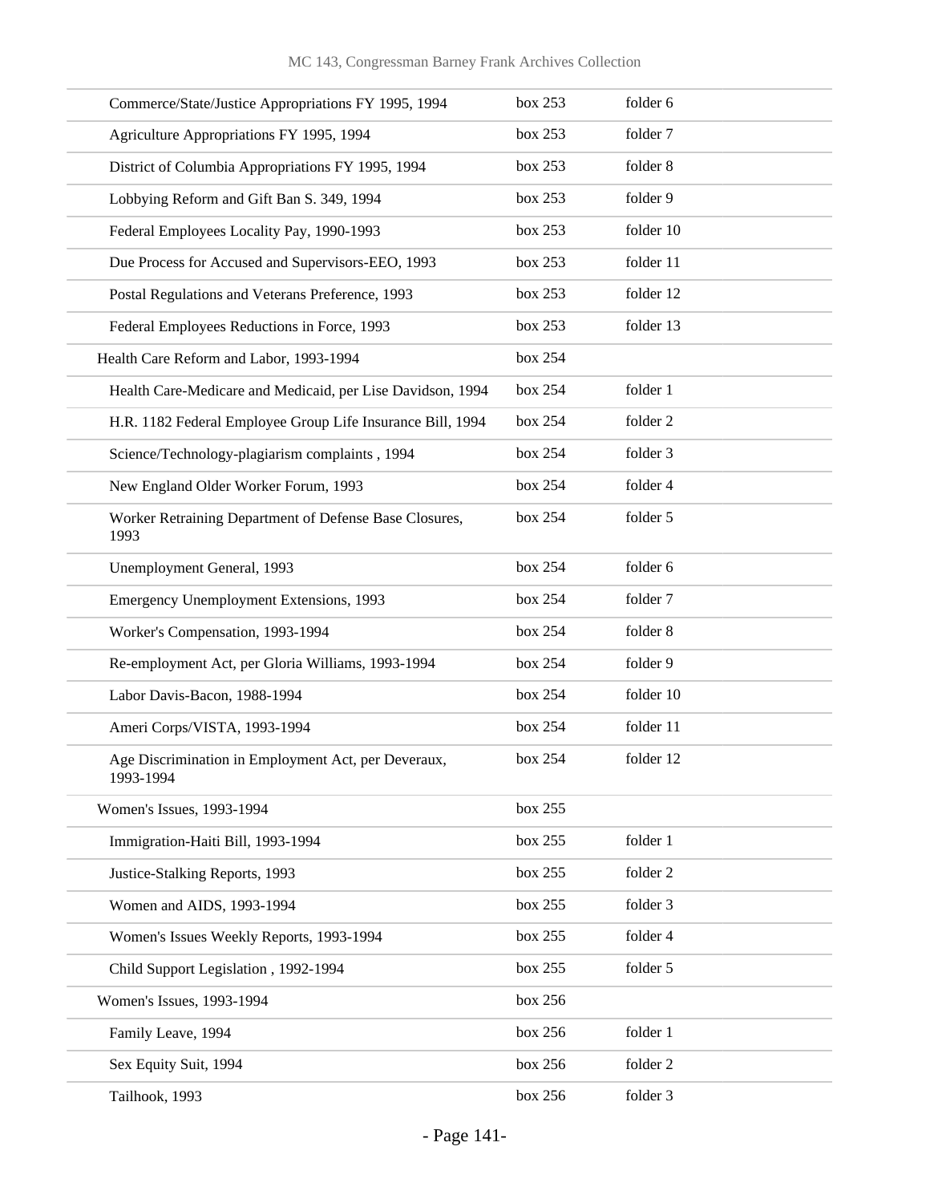| | | |
|---|---|---|
| Commerce/State/Justice Appropriations FY 1995, 1994 | box 253 | folder 6 |
| Agriculture Appropriations FY 1995, 1994 | box 253 | folder 7 |
| District of Columbia Appropriations FY 1995, 1994 | box 253 | folder 8 |
| Lobbying Reform and Gift Ban S. 349, 1994 | box 253 | folder 9 |
| Federal Employees Locality Pay, 1990-1993 | box 253 | folder 10 |
| Due Process for Accused and Supervisors-EEO, 1993 | box 253 | folder 11 |
| Postal Regulations and Veterans Preference, 1993 | box 253 | folder 12 |
| Federal Employees Reductions in Force, 1993 | box 253 | folder 13 |
| Health Care Reform and Labor, 1993-1994 | box 254 | |
| Health Care-Medicare and Medicaid, per Lise Davidson, 1994 | box 254 | folder 1 |
| H.R. 1182 Federal Employee Group Life Insurance Bill, 1994 | box 254 | folder 2 |
| Science/Technology-plagiarism complaints , 1994 | box 254 | folder 3 |
| New England Older Worker Forum, 1993 | box 254 | folder 4 |
| Worker Retraining Department of Defense Base Closures, 1993 | box 254 | folder 5 |
| Unemployment General, 1993 | box 254 | folder 6 |
| Emergency Unemployment Extensions, 1993 | box 254 | folder 7 |
| Worker's Compensation, 1993-1994 | box 254 | folder 8 |
| Re-employment Act, per Gloria Williams, 1993-1994 | box 254 | folder 9 |
| Labor Davis-Bacon, 1988-1994 | box 254 | folder 10 |
| Ameri Corps/VISTA, 1993-1994 | box 254 | folder 11 |
| Age Discrimination in Employment Act, per Deveraux, 1993-1994 | box 254 | folder 12 |
| Women's Issues, 1993-1994 | box 255 | |
| Immigration-Haiti Bill, 1993-1994 | box 255 | folder 1 |
| Justice-Stalking Reports, 1993 | box 255 | folder 2 |
| Women and AIDS, 1993-1994 | box 255 | folder 3 |
| Women's Issues Weekly Reports, 1993-1994 | box 255 | folder 4 |
| Child Support Legislation , 1992-1994 | box 255 | folder 5 |
| Women's Issues, 1993-1994 | box 256 | |
| Family Leave, 1994 | box 256 | folder 1 |
| Sex Equity Suit, 1994 | box 256 | folder 2 |
| Tailhook, 1993 | box 256 | folder 3 |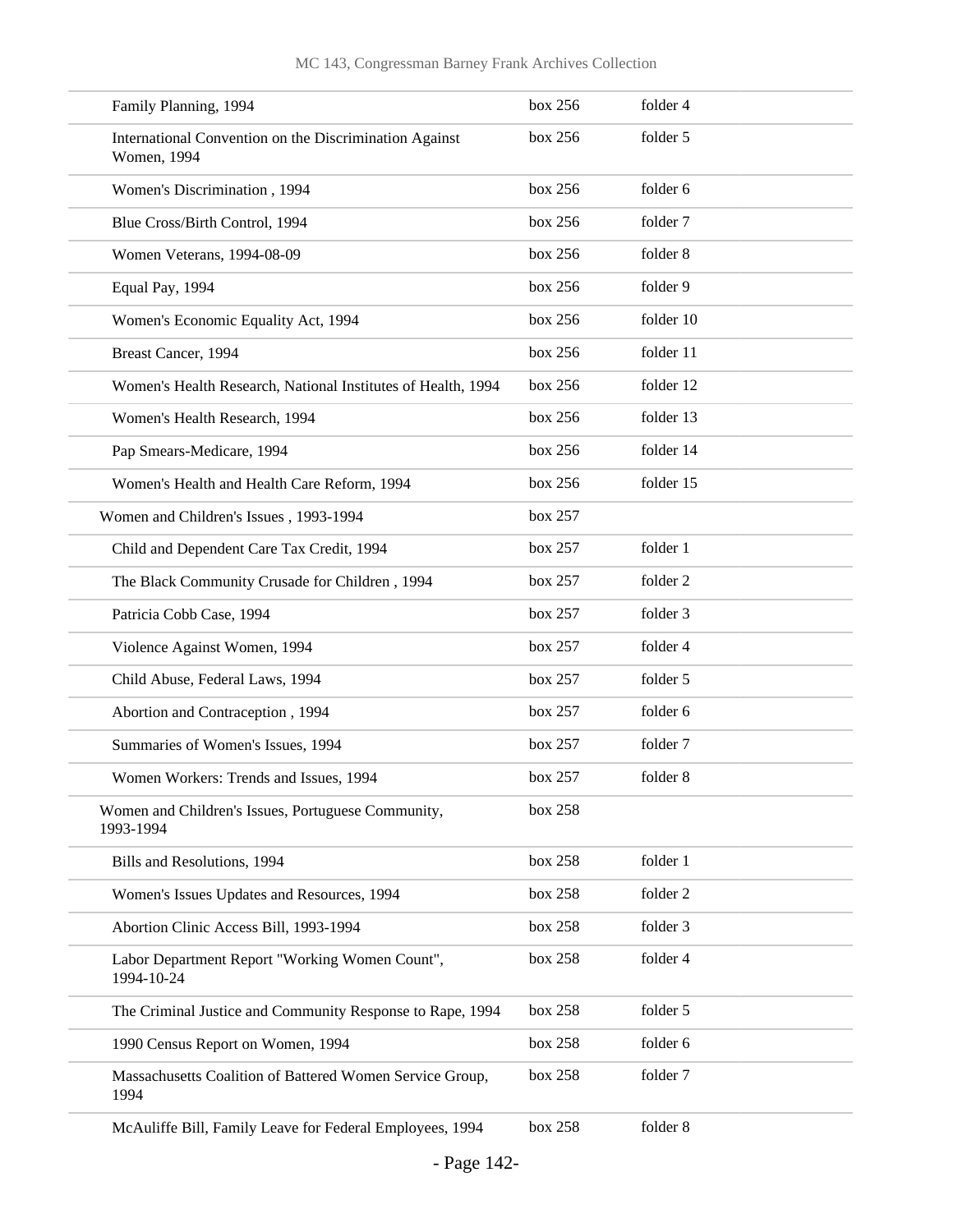| | | |
|---|---|---|
| Family Planning, 1994 | box 256 | folder 4 |
| International Convention on the Discrimination Against Women, 1994 | box 256 | folder 5 |
| Women's Discrimination , 1994 | box 256 | folder 6 |
| Blue Cross/Birth Control, 1994 | box 256 | folder 7 |
| Women Veterans, 1994-08-09 | box 256 | folder 8 |
| Equal Pay, 1994 | box 256 | folder 9 |
| Women's Economic Equality Act, 1994 | box 256 | folder 10 |
| Breast Cancer, 1994 | box 256 | folder 11 |
| Women's Health Research, National Institutes of Health, 1994 | box 256 | folder 12 |
| Women's Health Research, 1994 | box 256 | folder 13 |
| Pap Smears-Medicare, 1994 | box 256 | folder 14 |
| Women's Health and Health Care Reform, 1994 | box 256 | folder 15 |
| Women and Children's Issues , 1993-1994 | box 257 | |
| Child and Dependent Care Tax Credit, 1994 | box 257 | folder 1 |
| The Black Community Crusade for Children , 1994 | box 257 | folder 2 |
| Patricia Cobb Case, 1994 | box 257 | folder 3 |
| Violence Against Women, 1994 | box 257 | folder 4 |
| Child Abuse, Federal Laws, 1994 | box 257 | folder 5 |
| Abortion and Contraception , 1994 | box 257 | folder 6 |
| Summaries of Women's Issues, 1994 | box 257 | folder 7 |
| Women Workers: Trends and Issues, 1994 | box 257 | folder 8 |
| Women and Children's Issues, Portuguese Community, 1993-1994 | box 258 | |
| Bills and Resolutions, 1994 | box 258 | folder 1 |
| Women's Issues Updates and Resources, 1994 | box 258 | folder 2 |
| Abortion Clinic Access Bill, 1993-1994 | box 258 | folder 3 |
| Labor Department Report "Working Women Count", 1994-10-24 | box 258 | folder 4 |
| The Criminal Justice and Community Response to Rape, 1994 | box 258 | folder 5 |
| 1990 Census Report on Women, 1994 | box 258 | folder 6 |
| Massachusetts Coalition of Battered Women Service Group, 1994 | box 258 | folder 7 |
| McAuliffe Bill, Family Leave for Federal Employees, 1994 | box 258 | folder 8 |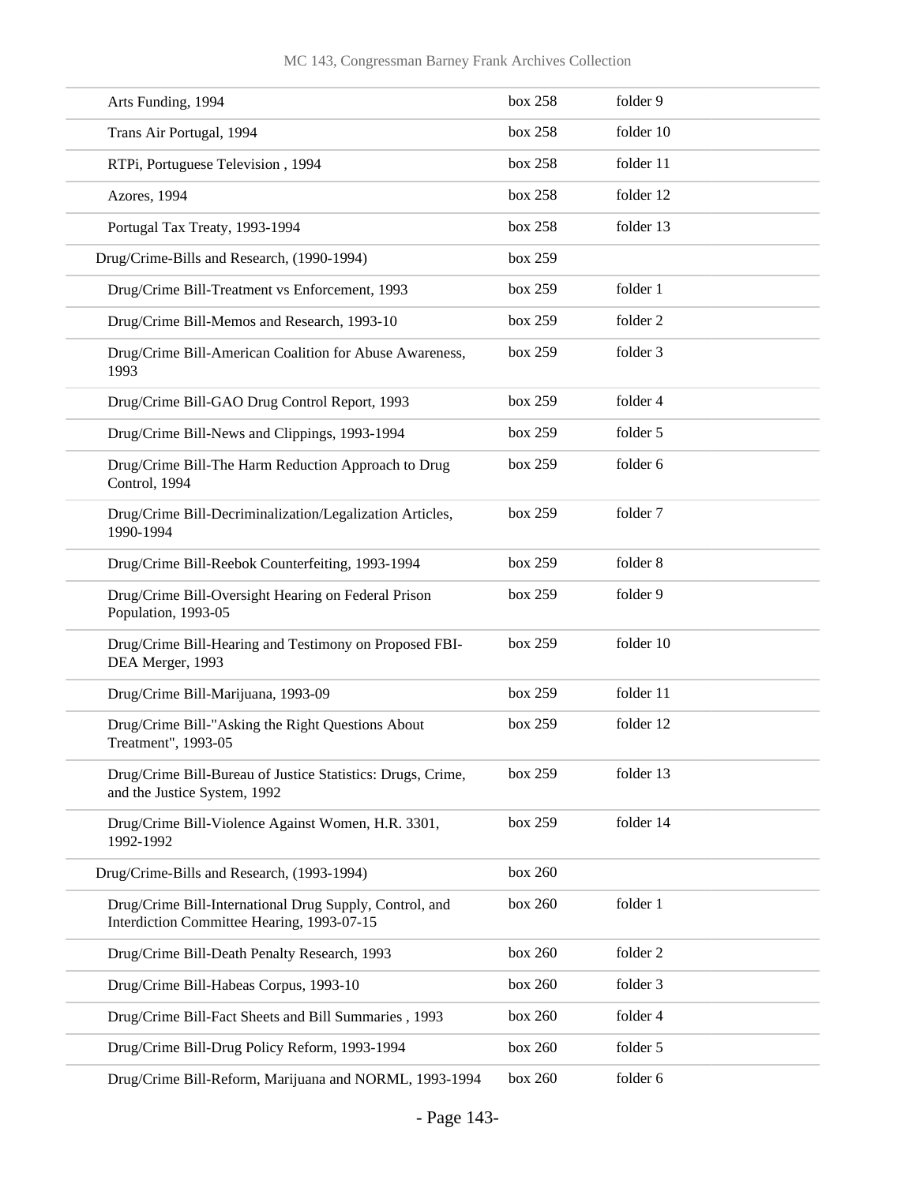| | | |
|---|---|---|
| Arts Funding, 1994 | box 258 | folder 9 |
| Trans Air Portugal, 1994 | box 258 | folder 10 |
| RTPi, Portuguese Television , 1994 | box 258 | folder 11 |
| Azores, 1994 | box 258 | folder 12 |
| Portugal Tax Treaty, 1993-1994 | box 258 | folder 13 |
| Drug/Crime-Bills and Research, (1990-1994) | box 259 | |
| Drug/Crime Bill-Treatment vs Enforcement, 1993 | box 259 | folder 1 |
| Drug/Crime Bill-Memos and Research, 1993-10 | box 259 | folder 2 |
| Drug/Crime Bill-American Coalition for Abuse Awareness, 1993 | box 259 | folder 3 |
| Drug/Crime Bill-GAO Drug Control Report, 1993 | box 259 | folder 4 |
| Drug/Crime Bill-News and Clippings, 1993-1994 | box 259 | folder 5 |
| Drug/Crime Bill-The Harm Reduction Approach to Drug Control, 1994 | box 259 | folder 6 |
| Drug/Crime Bill-Decriminalization/Legalization Articles, 1990-1994 | box 259 | folder 7 |
| Drug/Crime Bill-Reebok Counterfeiting, 1993-1994 | box 259 | folder 8 |
| Drug/Crime Bill-Oversight Hearing on Federal Prison Population, 1993-05 | box 259 | folder 9 |
| Drug/Crime Bill-Hearing and Testimony on Proposed FBI-DEA Merger, 1993 | box 259 | folder 10 |
| Drug/Crime Bill-Marijuana, 1993-09 | box 259 | folder 11 |
| Drug/Crime Bill-"Asking the Right Questions About Treatment", 1993-05 | box 259 | folder 12 |
| Drug/Crime Bill-Bureau of Justice Statistics: Drugs, Crime, and the Justice System, 1992 | box 259 | folder 13 |
| Drug/Crime Bill-Violence Against Women, H.R. 3301, 1992-1992 | box 259 | folder 14 |
| Drug/Crime-Bills and Research, (1993-1994) | box 260 | |
| Drug/Crime Bill-International Drug Supply, Control, and Interdiction Committee Hearing, 1993-07-15 | box 260 | folder 1 |
| Drug/Crime Bill-Death Penalty Research, 1993 | box 260 | folder 2 |
| Drug/Crime Bill-Habeas Corpus, 1993-10 | box 260 | folder 3 |
| Drug/Crime Bill-Fact Sheets and Bill Summaries , 1993 | box 260 | folder 4 |
| Drug/Crime Bill-Drug Policy Reform, 1993-1994 | box 260 | folder 5 |
| Drug/Crime Bill-Reform, Marijuana and NORML, 1993-1994 | box 260 | folder 6 |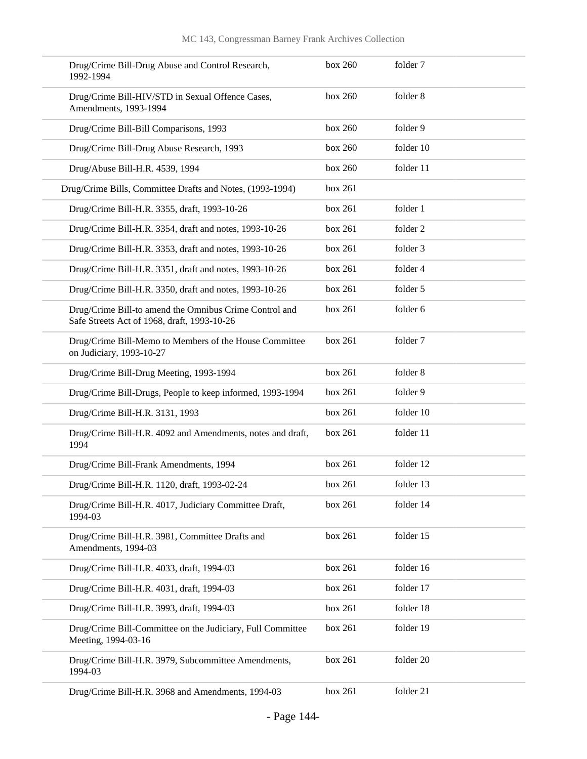| | | |
|---|---|---|
| Drug/Crime Bill-Drug Abuse and Control Research, 1992-1994 | box 260 | folder 7 |
| Drug/Crime Bill-HIV/STD in Sexual Offence Cases, Amendments, 1993-1994 | box 260 | folder 8 |
| Drug/Crime Bill-Bill Comparisons, 1993 | box 260 | folder 9 |
| Drug/Crime Bill-Drug Abuse Research, 1993 | box 260 | folder 10 |
| Drug/Abuse Bill-H.R. 4539, 1994 | box 260 | folder 11 |
| Drug/Crime Bills, Committee Drafts and Notes, (1993-1994) | box 261 | |
| Drug/Crime Bill-H.R. 3355, draft, 1993-10-26 | box 261 | folder 1 |
| Drug/Crime Bill-H.R. 3354, draft and notes, 1993-10-26 | box 261 | folder 2 |
| Drug/Crime Bill-H.R. 3353, draft and notes, 1993-10-26 | box 261 | folder 3 |
| Drug/Crime Bill-H.R. 3351, draft and notes, 1993-10-26 | box 261 | folder 4 |
| Drug/Crime Bill-H.R. 3350, draft and notes, 1993-10-26 | box 261 | folder 5 |
| Drug/Crime Bill-to amend the Omnibus Crime Control and Safe Streets Act of 1968, draft, 1993-10-26 | box 261 | folder 6 |
| Drug/Crime Bill-Memo to Members of the House Committee on Judiciary, 1993-10-27 | box 261 | folder 7 |
| Drug/Crime Bill-Drug Meeting, 1993-1994 | box 261 | folder 8 |
| Drug/Crime Bill-Drugs, People to keep informed, 1993-1994 | box 261 | folder 9 |
| Drug/Crime Bill-H.R. 3131, 1993 | box 261 | folder 10 |
| Drug/Crime Bill-H.R. 4092 and Amendments, notes and draft, 1994 | box 261 | folder 11 |
| Drug/Crime Bill-Frank Amendments, 1994 | box 261 | folder 12 |
| Drug/Crime Bill-H.R. 1120, draft, 1993-02-24 | box 261 | folder 13 |
| Drug/Crime Bill-H.R. 4017, Judiciary Committee Draft, 1994-03 | box 261 | folder 14 |
| Drug/Crime Bill-H.R. 3981, Committee Drafts and Amendments, 1994-03 | box 261 | folder 15 |
| Drug/Crime Bill-H.R. 4033, draft, 1994-03 | box 261 | folder 16 |
| Drug/Crime Bill-H.R. 4031, draft, 1994-03 | box 261 | folder 17 |
| Drug/Crime Bill-H.R. 3993, draft, 1994-03 | box 261 | folder 18 |
| Drug/Crime Bill-Committee on the Judiciary, Full Committee Meeting, 1994-03-16 | box 261 | folder 19 |
| Drug/Crime Bill-H.R. 3979, Subcommittee Amendments, 1994-03 | box 261 | folder 20 |
| Drug/Crime Bill-H.R. 3968 and Amendments, 1994-03 | box 261 | folder 21 |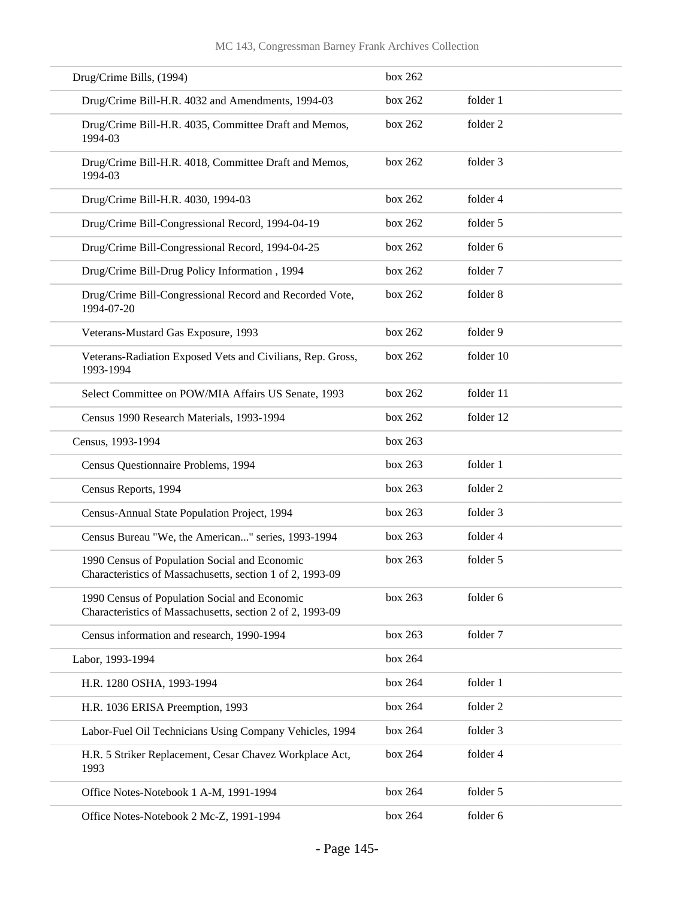| | | |
|---|---|---|
| Drug/Crime Bills, (1994) | box 262 | |
| Drug/Crime Bill-H.R. 4032 and Amendments, 1994-03 | box 262 | folder 1 |
| Drug/Crime Bill-H.R. 4035, Committee Draft and Memos, 1994-03 | box 262 | folder 2 |
| Drug/Crime Bill-H.R. 4018, Committee Draft and Memos, 1994-03 | box 262 | folder 3 |
| Drug/Crime Bill-H.R. 4030, 1994-03 | box 262 | folder 4 |
| Drug/Crime Bill-Congressional Record, 1994-04-19 | box 262 | folder 5 |
| Drug/Crime Bill-Congressional Record, 1994-04-25 | box 262 | folder 6 |
| Drug/Crime Bill-Drug Policy Information , 1994 | box 262 | folder 7 |
| Drug/Crime Bill-Congressional Record and Recorded Vote, 1994-07-20 | box 262 | folder 8 |
| Veterans-Mustard Gas Exposure, 1993 | box 262 | folder 9 |
| Veterans-Radiation Exposed Vets and Civilians, Rep. Gross, 1993-1994 | box 262 | folder 10 |
| Select Committee on POW/MIA Affairs US Senate, 1993 | box 262 | folder 11 |
| Census 1990 Research Materials, 1993-1994 | box 262 | folder 12 |
| Census, 1993-1994 | box 263 | |
| Census Questionnaire Problems, 1994 | box 263 | folder 1 |
| Census Reports, 1994 | box 263 | folder 2 |
| Census-Annual State Population Project, 1994 | box 263 | folder 3 |
| Census Bureau "We, the American..." series, 1993-1994 | box 263 | folder 4 |
| 1990 Census of Population Social and Economic Characteristics of Massachusetts, section 1 of 2, 1993-09 | box 263 | folder 5 |
| 1990 Census of Population Social and Economic Characteristics of Massachusetts, section 2 of 2, 1993-09 | box 263 | folder 6 |
| Census information and research, 1990-1994 | box 263 | folder 7 |
| Labor, 1993-1994 | box 264 | |
| H.R. 1280 OSHA, 1993-1994 | box 264 | folder 1 |
| H.R. 1036 ERISA Preemption, 1993 | box 264 | folder 2 |
| Labor-Fuel Oil Technicians Using Company Vehicles, 1994 | box 264 | folder 3 |
| H.R. 5 Striker Replacement, Cesar Chavez Workplace Act, 1993 | box 264 | folder 4 |
| Office Notes-Notebook 1 A-M, 1991-1994 | box 264 | folder 5 |
| Office Notes-Notebook 2 Mc-Z, 1991-1994 | box 264 | folder 6 |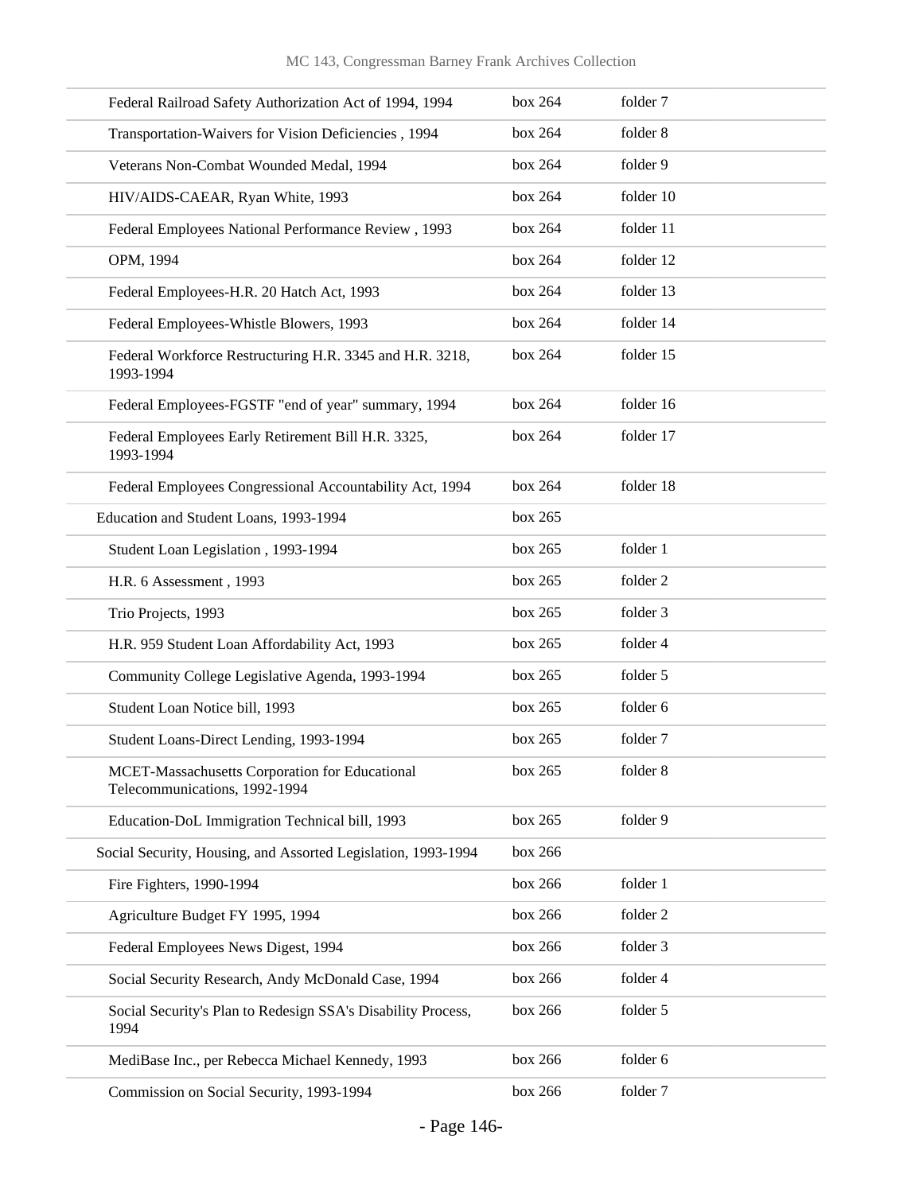| | | |
|---|---|---|
| Federal Railroad Safety Authorization Act of 1994, 1994 | box 264 | folder 7 |
| Transportation-Waivers for Vision Deficiencies , 1994 | box 264 | folder 8 |
| Veterans Non-Combat Wounded Medal, 1994 | box 264 | folder 9 |
| HIV/AIDS-CAEAR, Ryan White, 1993 | box 264 | folder 10 |
| Federal Employees National Performance Review , 1993 | box 264 | folder 11 |
| OPM, 1994 | box 264 | folder 12 |
| Federal Employees-H.R. 20 Hatch Act, 1993 | box 264 | folder 13 |
| Federal Employees-Whistle Blowers, 1993 | box 264 | folder 14 |
| Federal Workforce Restructuring H.R. 3345 and H.R. 3218, 1993-1994 | box 264 | folder 15 |
| Federal Employees-FGSTF "end of year" summary, 1994 | box 264 | folder 16 |
| Federal Employees Early Retirement Bill H.R. 3325, 1993-1994 | box 264 | folder 17 |
| Federal Employees Congressional Accountability Act, 1994 | box 264 | folder 18 |
| Education and Student Loans, 1993-1994 | box 265 | |
| Student Loan Legislation , 1993-1994 | box 265 | folder 1 |
| H.R. 6 Assessment , 1993 | box 265 | folder 2 |
| Trio Projects, 1993 | box 265 | folder 3 |
| H.R. 959 Student Loan Affordability Act, 1993 | box 265 | folder 4 |
| Community College Legislative Agenda, 1993-1994 | box 265 | folder 5 |
| Student Loan Notice bill, 1993 | box 265 | folder 6 |
| Student Loans-Direct Lending, 1993-1994 | box 265 | folder 7 |
| MCET-Massachusetts Corporation for Educational Telecommunications, 1992-1994 | box 265 | folder 8 |
| Education-DoL Immigration Technical bill, 1993 | box 265 | folder 9 |
| Social Security, Housing, and Assorted Legislation, 1993-1994 | box 266 | |
| Fire Fighters, 1990-1994 | box 266 | folder 1 |
| Agriculture Budget FY 1995, 1994 | box 266 | folder 2 |
| Federal Employees News Digest, 1994 | box 266 | folder 3 |
| Social Security Research, Andy McDonald Case, 1994 | box 266 | folder 4 |
| Social Security's Plan to Redesign SSA's Disability Process, 1994 | box 266 | folder 5 |
| MediBase Inc., per Rebecca Michael Kennedy, 1993 | box 266 | folder 6 |
| Commission on Social Security, 1993-1994 | box 266 | folder 7 |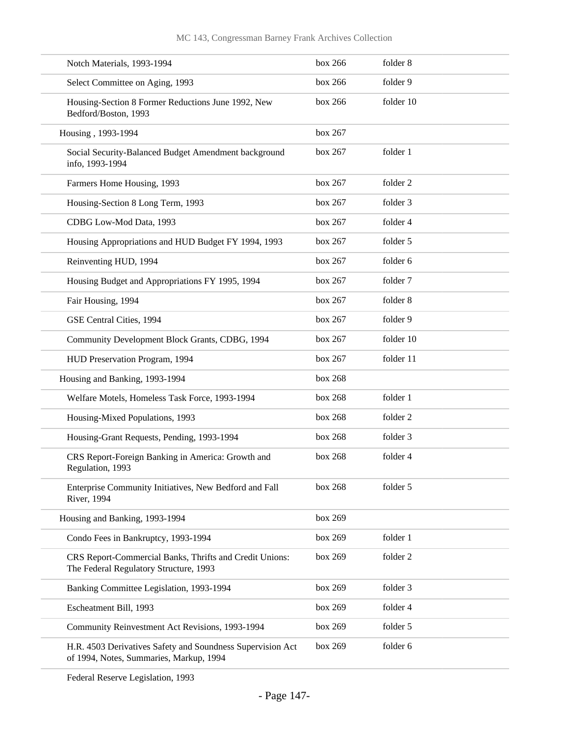| | | |
|---|---|---|
| Notch Materials, 1993-1994 | box 266 | folder 8 |
| Select Committee on Aging, 1993 | box 266 | folder 9 |
| Housing-Section 8 Former Reductions June 1992, New Bedford/Boston, 1993 | box 266 | folder 10 |
| Housing , 1993-1994 | box 267 | |
| Social Security-Balanced Budget Amendment background info, 1993-1994 | box 267 | folder 1 |
| Farmers Home Housing, 1993 | box 267 | folder 2 |
| Housing-Section 8 Long Term, 1993 | box 267 | folder 3 |
| CDBG Low-Mod Data, 1993 | box 267 | folder 4 |
| Housing Appropriations and HUD Budget FY 1994, 1993 | box 267 | folder 5 |
| Reinventing HUD, 1994 | box 267 | folder 6 |
| Housing Budget and Appropriations FY 1995, 1994 | box 267 | folder 7 |
| Fair Housing, 1994 | box 267 | folder 8 |
| GSE Central Cities, 1994 | box 267 | folder 9 |
| Community Development Block Grants, CDBG, 1994 | box 267 | folder 10 |
| HUD Preservation Program, 1994 | box 267 | folder 11 |
| Housing and Banking, 1993-1994 | box 268 | |
| Welfare Motels, Homeless Task Force, 1993-1994 | box 268 | folder 1 |
| Housing-Mixed Populations, 1993 | box 268 | folder 2 |
| Housing-Grant Requests, Pending, 1993-1994 | box 268 | folder 3 |
| CRS Report-Foreign Banking in America: Growth and Regulation, 1993 | box 268 | folder 4 |
| Enterprise Community Initiatives, New Bedford and Fall River, 1994 | box 268 | folder 5 |
| Housing and Banking, 1993-1994 | box 269 | |
| Condo Fees in Bankruptcy, 1993-1994 | box 269 | folder 1 |
| CRS Report-Commercial Banks, Thrifts and Credit Unions: The Federal Regulatory Structure, 1993 | box 269 | folder 2 |
| Banking Committee Legislation, 1993-1994 | box 269 | folder 3 |
| Escheatment Bill, 1993 | box 269 | folder 4 |
| Community Reinvestment Act Revisions, 1993-1994 | box 269 | folder 5 |
| H.R. 4503 Derivatives Safety and Soundness Supervision Act of 1994, Notes, Summaries, Markup, 1994 | box 269 | folder 6 |
| Federal Reserve Legislation, 1993 | | |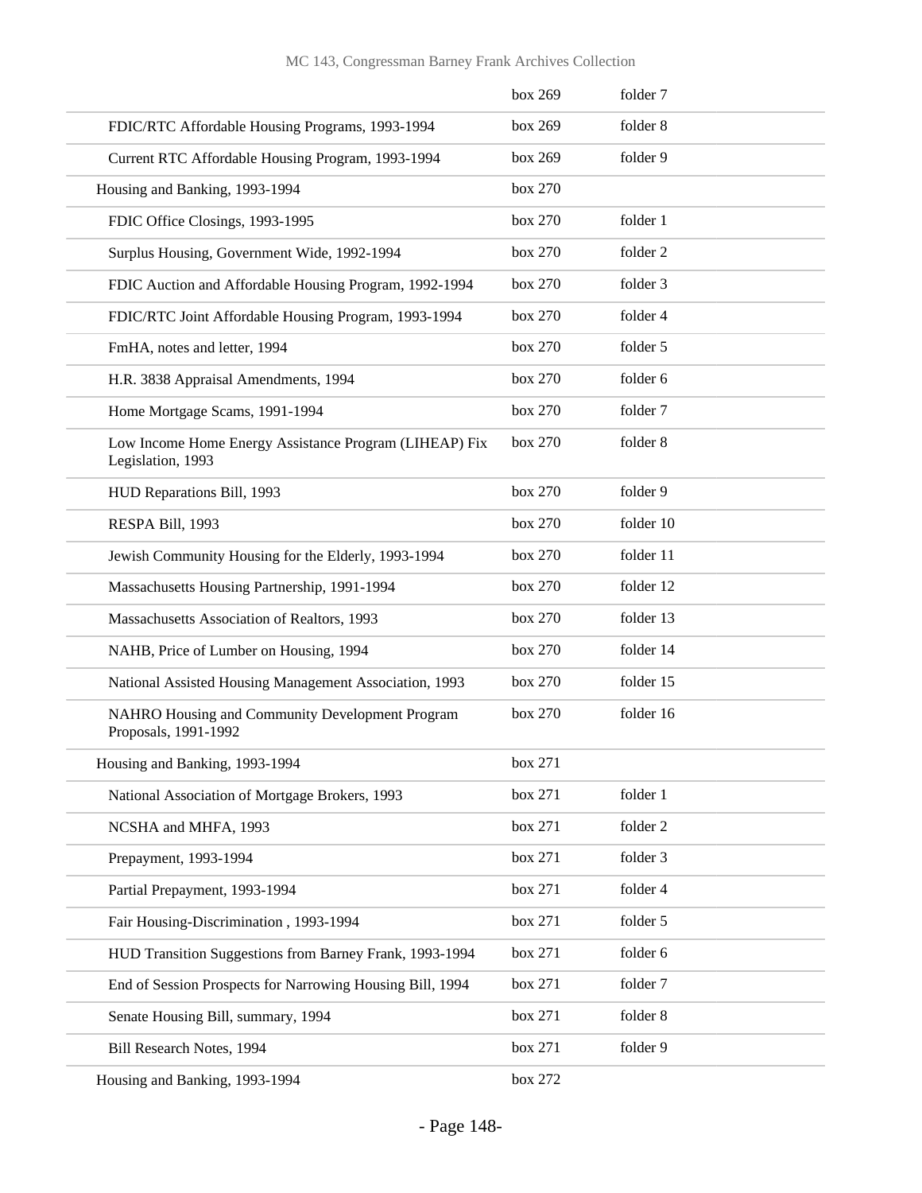| | | |
|---|---|---|
| | box 269 | folder 7 |
| FDIC/RTC Affordable Housing Programs, 1993-1994 | box 269 | folder 8 |
| Current RTC Affordable Housing Program, 1993-1994 | box 269 | folder 9 |
| Housing and Banking, 1993-1994 | box 270 | |
| FDIC Office Closings, 1993-1995 | box 270 | folder 1 |
| Surplus Housing, Government Wide, 1992-1994 | box 270 | folder 2 |
| FDIC Auction and Affordable Housing Program, 1992-1994 | box 270 | folder 3 |
| FDIC/RTC Joint Affordable Housing Program, 1993-1994 | box 270 | folder 4 |
| FmHA, notes and letter, 1994 | box 270 | folder 5 |
| H.R. 3838 Appraisal Amendments, 1994 | box 270 | folder 6 |
| Home Mortgage Scams, 1991-1994 | box 270 | folder 7 |
| Low Income Home Energy Assistance Program (LIHEAP) Fix Legislation, 1993 | box 270 | folder 8 |
| HUD Reparations Bill, 1993 | box 270 | folder 9 |
| RESPA Bill, 1993 | box 270 | folder 10 |
| Jewish Community Housing for the Elderly, 1993-1994 | box 270 | folder 11 |
| Massachusetts Housing Partnership, 1991-1994 | box 270 | folder 12 |
| Massachusetts Association of Realtors, 1993 | box 270 | folder 13 |
| NAHB, Price of Lumber on Housing, 1994 | box 270 | folder 14 |
| National Assisted Housing Management Association, 1993 | box 270 | folder 15 |
| NAHRO Housing and Community Development Program Proposals, 1991-1992 | box 270 | folder 16 |
| Housing and Banking, 1993-1994 | box 271 | |
| National Association of Mortgage Brokers, 1993 | box 271 | folder 1 |
| NCSHA and MHFA, 1993 | box 271 | folder 2 |
| Prepayment, 1993-1994 | box 271 | folder 3 |
| Partial Prepayment, 1993-1994 | box 271 | folder 4 |
| Fair Housing-Discrimination , 1993-1994 | box 271 | folder 5 |
| HUD Transition Suggestions from Barney Frank, 1993-1994 | box 271 | folder 6 |
| End of Session Prospects for Narrowing Housing Bill, 1994 | box 271 | folder 7 |
| Senate Housing Bill, summary, 1994 | box 271 | folder 8 |
| Bill Research Notes, 1994 | box 271 | folder 9 |
| Housing and Banking, 1993-1994 | box 272 | |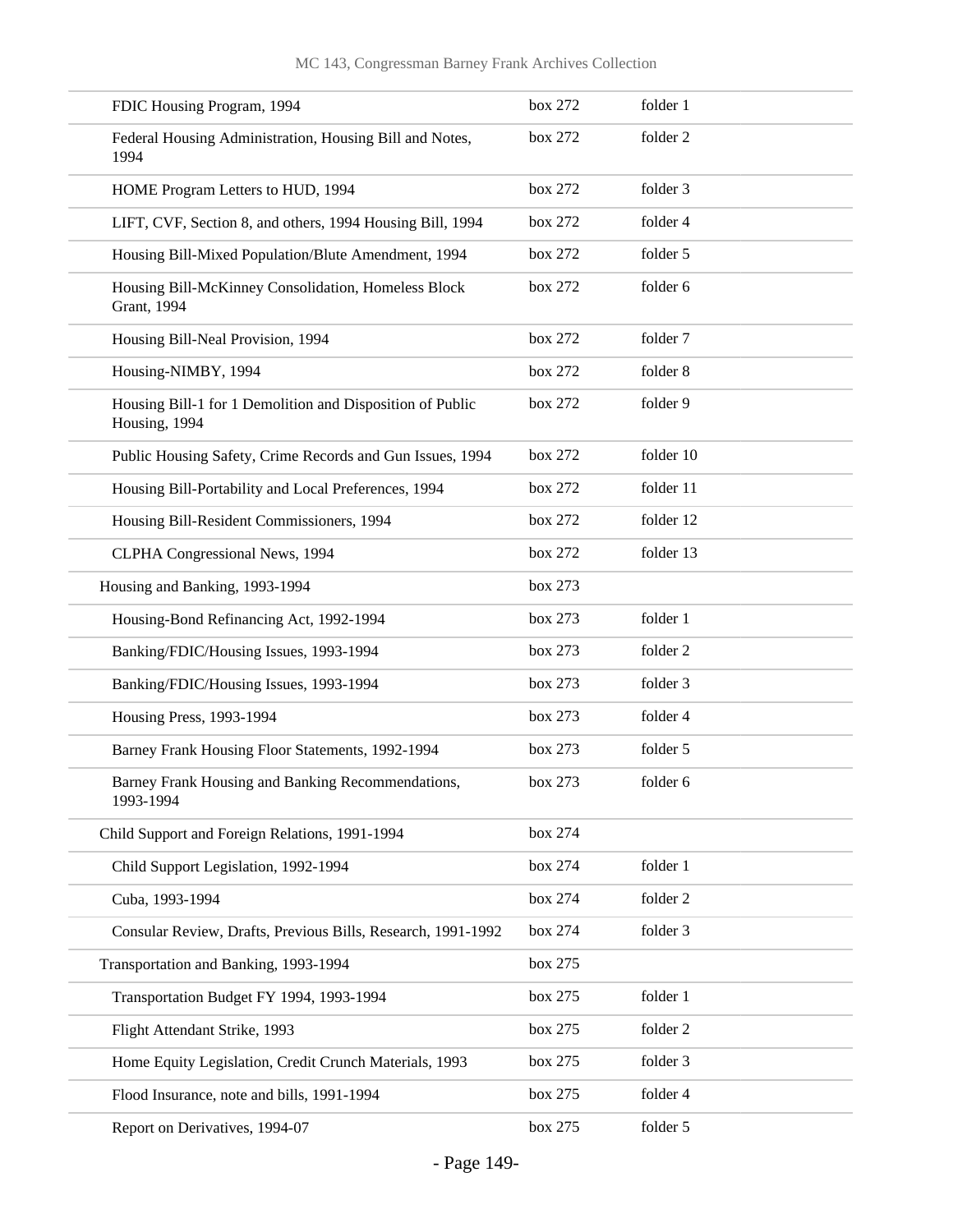| | | |
|---|---|---|
| FDIC Housing Program, 1994 | box 272 | folder 1 |
| Federal Housing Administration, Housing Bill and Notes, 1994 | box 272 | folder 2 |
| HOME Program Letters to HUD, 1994 | box 272 | folder 3 |
| LIFT, CVF, Section 8, and others, 1994 Housing Bill, 1994 | box 272 | folder 4 |
| Housing Bill-Mixed Population/Blute Amendment, 1994 | box 272 | folder 5 |
| Housing Bill-McKinney Consolidation, Homeless Block Grant, 1994 | box 272 | folder 6 |
| Housing Bill-Neal Provision, 1994 | box 272 | folder 7 |
| Housing-NIMBY, 1994 | box 272 | folder 8 |
| Housing Bill-1 for 1 Demolition and Disposition of Public Housing, 1994 | box 272 | folder 9 |
| Public Housing Safety, Crime Records and Gun Issues, 1994 | box 272 | folder 10 |
| Housing Bill-Portability and Local Preferences, 1994 | box 272 | folder 11 |
| Housing Bill-Resident Commissioners, 1994 | box 272 | folder 12 |
| CLPHA Congressional News, 1994 | box 272 | folder 13 |
| Housing and Banking, 1993-1994 | box 273 | |
| Housing-Bond Refinancing Act, 1992-1994 | box 273 | folder 1 |
| Banking/FDIC/Housing Issues, 1993-1994 | box 273 | folder 2 |
| Banking/FDIC/Housing Issues, 1993-1994 | box 273 | folder 3 |
| Housing Press, 1993-1994 | box 273 | folder 4 |
| Barney Frank Housing Floor Statements, 1992-1994 | box 273 | folder 5 |
| Barney Frank Housing and Banking Recommendations, 1993-1994 | box 273 | folder 6 |
| Child Support and Foreign Relations, 1991-1994 | box 274 | |
| Child Support Legislation, 1992-1994 | box 274 | folder 1 |
| Cuba, 1993-1994 | box 274 | folder 2 |
| Consular Review, Drafts, Previous Bills, Research, 1991-1992 | box 274 | folder 3 |
| Transportation and Banking, 1993-1994 | box 275 | |
| Transportation Budget FY 1994, 1993-1994 | box 275 | folder 1 |
| Flight Attendant Strike, 1993 | box 275 | folder 2 |
| Home Equity Legislation, Credit Crunch Materials, 1993 | box 275 | folder 3 |
| Flood Insurance, note and bills, 1991-1994 | box 275 | folder 4 |
| Report on Derivatives, 1994-07 | box 275 | folder 5 |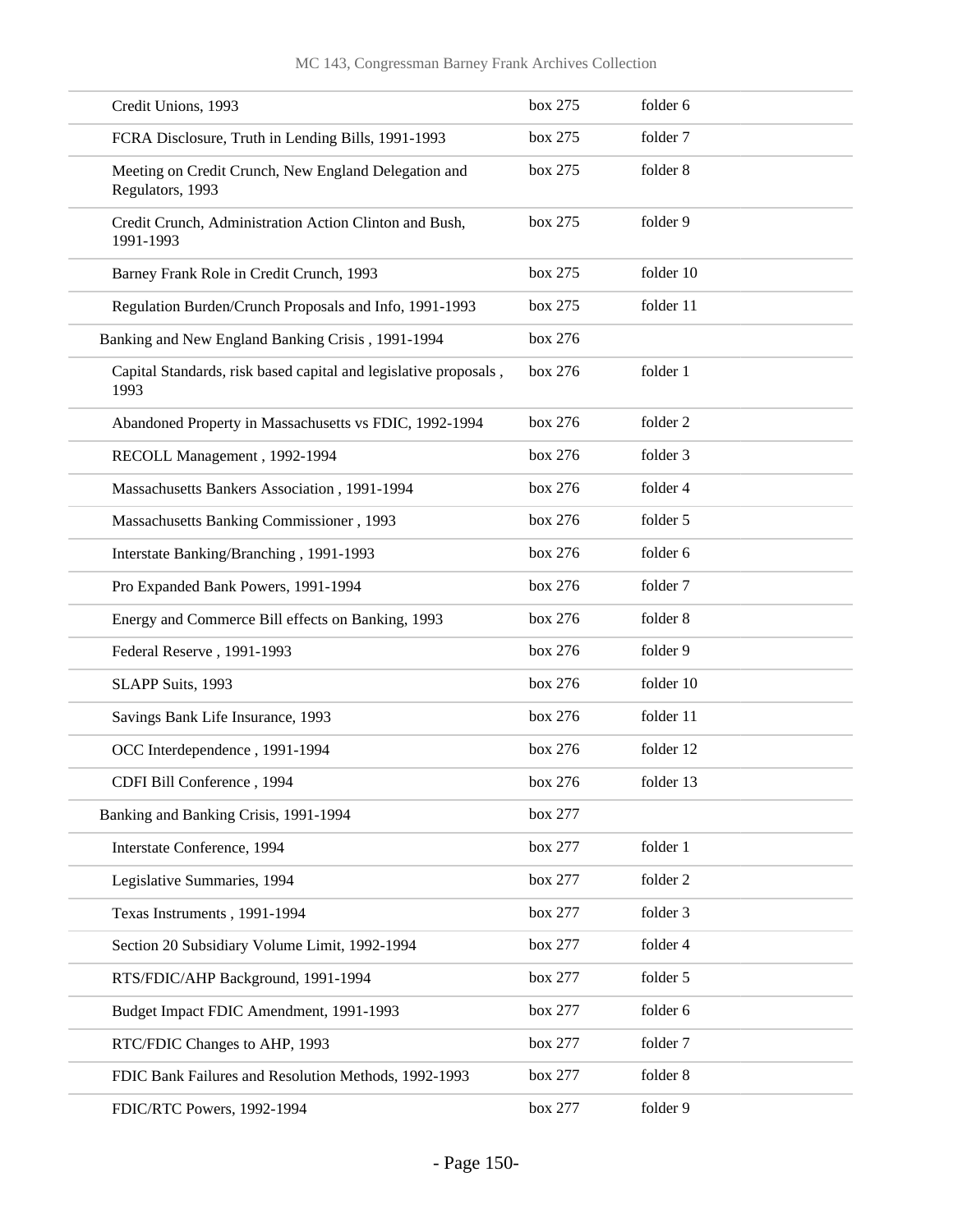| | | |
|---|---|---|
| Credit Unions, 1993 | box 275 | folder 6 |
| FCRA Disclosure, Truth in Lending Bills, 1991-1993 | box 275 | folder 7 |
| Meeting on Credit Crunch, New England Delegation and Regulators, 1993 | box 275 | folder 8 |
| Credit Crunch, Administration Action Clinton and Bush, 1991-1993 | box 275 | folder 9 |
| Barney Frank Role in Credit Crunch, 1993 | box 275 | folder 10 |
| Regulation Burden/Crunch Proposals and Info, 1991-1993 | box 275 | folder 11 |
| Banking and New England Banking Crisis , 1991-1994 | box 276 | |
| Capital Standards, risk based capital and legislative proposals , 1993 | box 276 | folder 1 |
| Abandoned Property in Massachusetts vs FDIC, 1992-1994 | box 276 | folder 2 |
| RECOLL Management , 1992-1994 | box 276 | folder 3 |
| Massachusetts Bankers Association , 1991-1994 | box 276 | folder 4 |
| Massachusetts Banking Commissioner , 1993 | box 276 | folder 5 |
| Interstate Banking/Branching , 1991-1993 | box 276 | folder 6 |
| Pro Expanded Bank Powers, 1991-1994 | box 276 | folder 7 |
| Energy and Commerce Bill effects on Banking, 1993 | box 276 | folder 8 |
| Federal Reserve , 1991-1993 | box 276 | folder 9 |
| SLAPP Suits, 1993 | box 276 | folder 10 |
| Savings Bank Life Insurance, 1993 | box 276 | folder 11 |
| OCC Interdependence , 1991-1994 | box 276 | folder 12 |
| CDFI Bill Conference , 1994 | box 276 | folder 13 |
| Banking and Banking Crisis, 1991-1994 | box 277 | |
| Interstate Conference, 1994 | box 277 | folder 1 |
| Legislative Summaries, 1994 | box 277 | folder 2 |
| Texas Instruments , 1991-1994 | box 277 | folder 3 |
| Section 20 Subsidiary Volume Limit, 1992-1994 | box 277 | folder 4 |
| RTS/FDIC/AHP Background, 1991-1994 | box 277 | folder 5 |
| Budget Impact FDIC Amendment, 1991-1993 | box 277 | folder 6 |
| RTC/FDIC Changes to AHP, 1993 | box 277 | folder 7 |
| FDIC Bank Failures and Resolution Methods, 1992-1993 | box 277 | folder 8 |
| FDIC/RTC Powers, 1992-1994 | box 277 | folder 9 |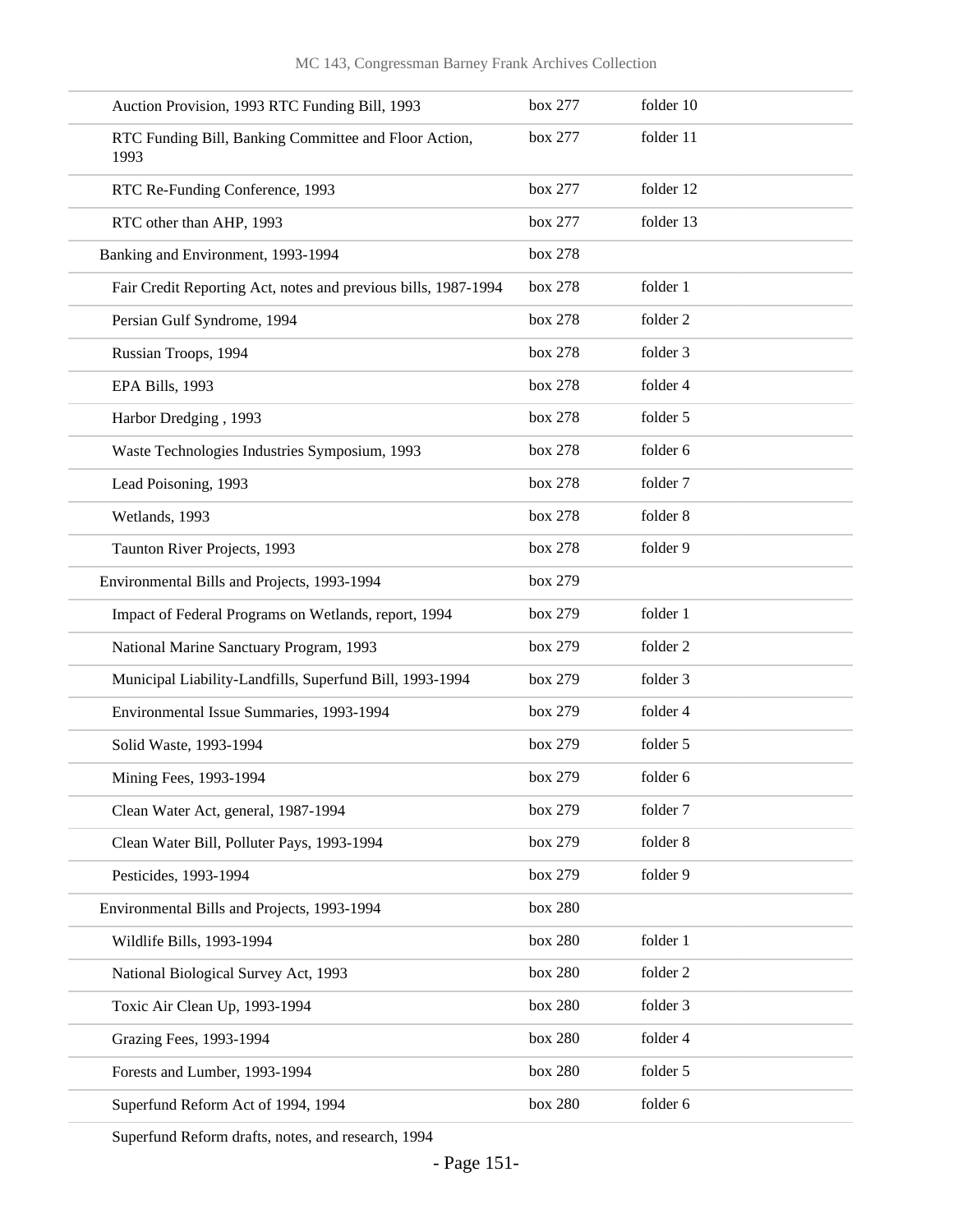| | | |
|---|---|---|
| Auction Provision, 1993 RTC Funding Bill, 1993 | box 277 | folder 10 |
| RTC Funding Bill, Banking Committee and Floor Action, 1993 | box 277 | folder 11 |
| RTC Re-Funding Conference, 1993 | box 277 | folder 12 |
| RTC other than AHP, 1993 | box 277 | folder 13 |
| Banking and Environment, 1993-1994 | box 278 | |
| Fair Credit Reporting Act, notes and previous bills, 1987-1994 | box 278 | folder 1 |
| Persian Gulf Syndrome, 1994 | box 278 | folder 2 |
| Russian Troops, 1994 | box 278 | folder 3 |
| EPA Bills, 1993 | box 278 | folder 4 |
| Harbor Dredging , 1993 | box 278 | folder 5 |
| Waste Technologies Industries Symposium, 1993 | box 278 | folder 6 |
| Lead Poisoning, 1993 | box 278 | folder 7 |
| Wetlands, 1993 | box 278 | folder 8 |
| Taunton River Projects, 1993 | box 278 | folder 9 |
| Environmental Bills and Projects, 1993-1994 | box 279 | |
| Impact of Federal Programs on Wetlands, report, 1994 | box 279 | folder 1 |
| National Marine Sanctuary Program, 1993 | box 279 | folder 2 |
| Municipal Liability-Landfills, Superfund Bill, 1993-1994 | box 279 | folder 3 |
| Environmental Issue Summaries, 1993-1994 | box 279 | folder 4 |
| Solid Waste, 1993-1994 | box 279 | folder 5 |
| Mining Fees, 1993-1994 | box 279 | folder 6 |
| Clean Water Act, general, 1987-1994 | box 279 | folder 7 |
| Clean Water Bill, Polluter Pays, 1993-1994 | box 279 | folder 8 |
| Pesticides, 1993-1994 | box 279 | folder 9 |
| Environmental Bills and Projects, 1993-1994 | box 280 | |
| Wildlife Bills, 1993-1994 | box 280 | folder 1 |
| National Biological Survey Act, 1993 | box 280 | folder 2 |
| Toxic Air Clean Up, 1993-1994 | box 280 | folder 3 |
| Grazing Fees, 1993-1994 | box 280 | folder 4 |
| Forests and Lumber, 1993-1994 | box 280 | folder 5 |
| Superfund Reform Act of 1994, 1994 | box 280 | folder 6 |
| Superfund Reform drafts, notes, and research, 1994 | | |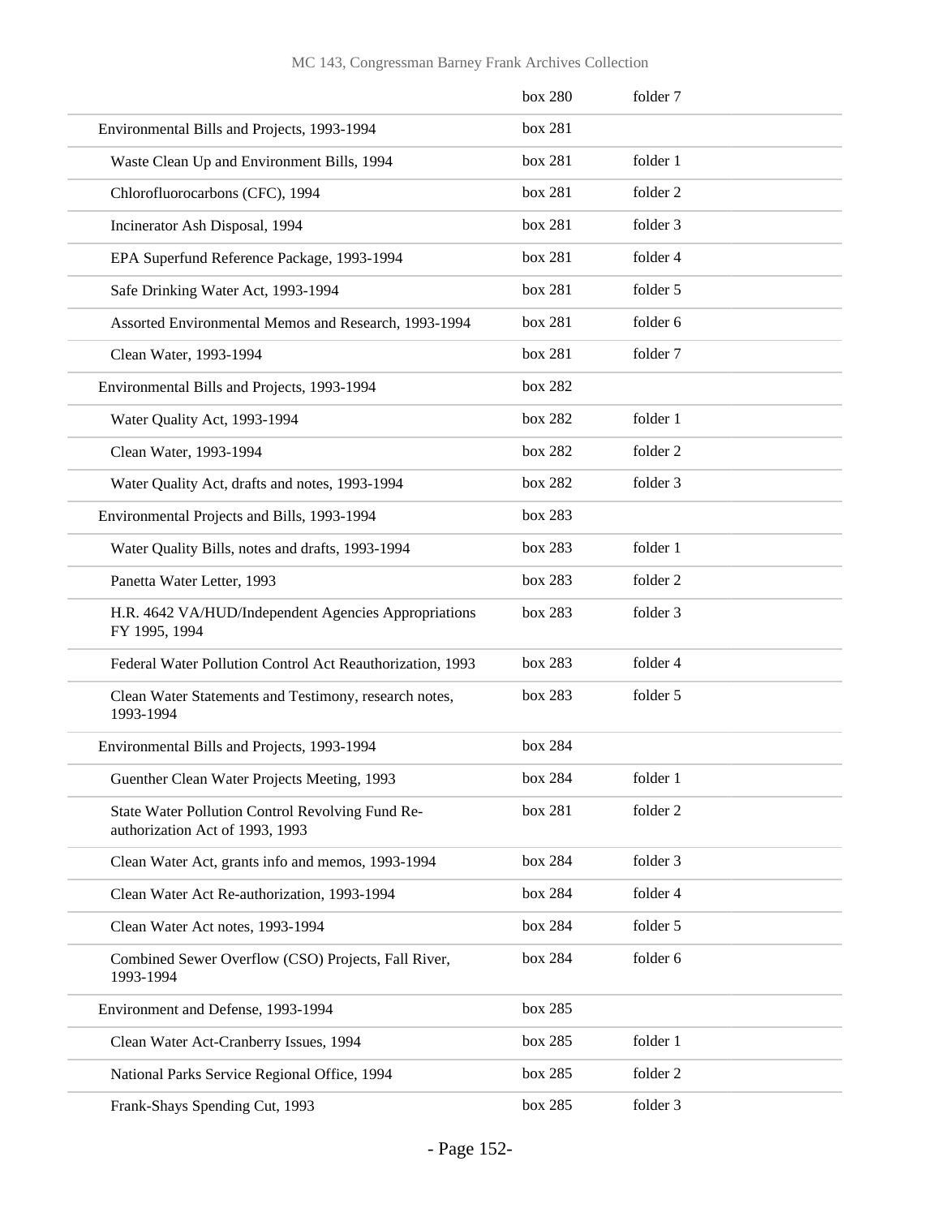| | | |
|---|---|---|
| | box 280 | folder 7 |
| Environmental Bills and Projects, 1993-1994 | box 281 | |
| Waste Clean Up and Environment Bills, 1994 | box 281 | folder 1 |
| Chlorofluorocarbons (CFC), 1994 | box 281 | folder 2 |
| Incinerator Ash Disposal, 1994 | box 281 | folder 3 |
| EPA Superfund Reference Package, 1993-1994 | box 281 | folder 4 |
| Safe Drinking Water Act, 1993-1994 | box 281 | folder 5 |
| Assorted Environmental Memos and Research, 1993-1994 | box 281 | folder 6 |
| Clean Water, 1993-1994 | box 281 | folder 7 |
| Environmental Bills and Projects, 1993-1994 | box 282 | |
| Water Quality Act, 1993-1994 | box 282 | folder 1 |
| Clean Water, 1993-1994 | box 282 | folder 2 |
| Water Quality Act, drafts and notes, 1993-1994 | box 282 | folder 3 |
| Environmental Projects and Bills, 1993-1994 | box 283 | |
| Water Quality Bills, notes and drafts, 1993-1994 | box 283 | folder 1 |
| Panetta Water Letter, 1993 | box 283 | folder 2 |
| H.R. 4642 VA/HUD/Independent Agencies Appropriations FY 1995, 1994 | box 283 | folder 3 |
| Federal Water Pollution Control Act Reauthorization, 1993 | box 283 | folder 4 |
| Clean Water Statements and Testimony, research notes, 1993-1994 | box 283 | folder 5 |
| Environmental Bills and Projects, 1993-1994 | box 284 | |
| Guenther Clean Water Projects Meeting, 1993 | box 284 | folder 1 |
| State Water Pollution Control Revolving Fund Re-authorization Act of 1993, 1993 | box 281 | folder 2 |
| Clean Water Act, grants info and memos, 1993-1994 | box 284 | folder 3 |
| Clean Water Act Re-authorization, 1993-1994 | box 284 | folder 4 |
| Clean Water Act notes, 1993-1994 | box 284 | folder 5 |
| Combined Sewer Overflow (CSO) Projects, Fall River, 1993-1994 | box 284 | folder 6 |
| Environment and Defense, 1993-1994 | box 285 | |
| Clean Water Act-Cranberry Issues, 1994 | box 285 | folder 1 |
| National Parks Service Regional Office, 1994 | box 285 | folder 2 |
| Frank-Shays Spending Cut, 1993 | box 285 | folder 3 |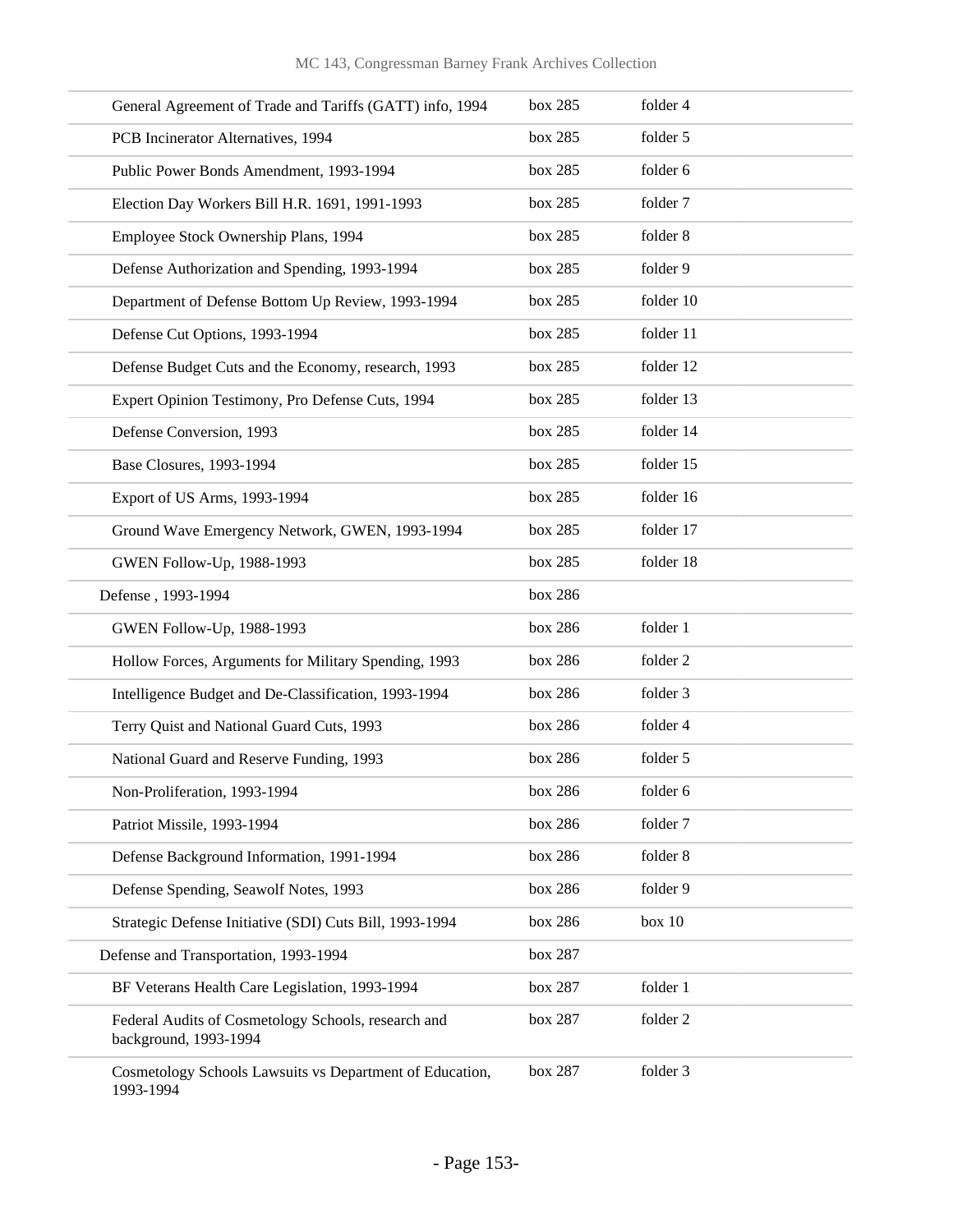| | | |
|---|---|---|
| General Agreement of Trade and Tariffs (GATT) info, 1994 | box 285 | folder 4 |
| PCB Incinerator Alternatives, 1994 | box 285 | folder 5 |
| Public Power Bonds Amendment, 1993-1994 | box 285 | folder 6 |
| Election Day Workers Bill H.R. 1691, 1991-1993 | box 285 | folder 7 |
| Employee Stock Ownership Plans, 1994 | box 285 | folder 8 |
| Defense Authorization and Spending, 1993-1994 | box 285 | folder 9 |
| Department of Defense Bottom Up Review, 1993-1994 | box 285 | folder 10 |
| Defense Cut Options, 1993-1994 | box 285 | folder 11 |
| Defense Budget Cuts and the Economy, research, 1993 | box 285 | folder 12 |
| Expert Opinion Testimony, Pro Defense Cuts, 1994 | box 285 | folder 13 |
| Defense Conversion, 1993 | box 285 | folder 14 |
| Base Closures, 1993-1994 | box 285 | folder 15 |
| Export of US Arms, 1993-1994 | box 285 | folder 16 |
| Ground Wave Emergency Network, GWEN, 1993-1994 | box 285 | folder 17 |
| GWEN Follow-Up, 1988-1993 | box 285 | folder 18 |
| Defense , 1993-1994 | box 286 | |
| GWEN Follow-Up, 1988-1993 | box 286 | folder 1 |
| Hollow Forces, Arguments for Military Spending, 1993 | box 286 | folder 2 |
| Intelligence Budget and De-Classification, 1993-1994 | box 286 | folder 3 |
| Terry Quist and National Guard Cuts, 1993 | box 286 | folder 4 |
| National Guard and Reserve Funding, 1993 | box 286 | folder 5 |
| Non-Proliferation, 1993-1994 | box 286 | folder 6 |
| Patriot Missile, 1993-1994 | box 286 | folder 7 |
| Defense Background Information, 1991-1994 | box 286 | folder 8 |
| Defense Spending, Seawolf Notes, 1993 | box 286 | folder 9 |
| Strategic Defense Initiative (SDI) Cuts Bill, 1993-1994 | box 286 | box 10 |
| Defense and Transportation, 1993-1994 | box 287 | |
| BF Veterans Health Care Legislation, 1993-1994 | box 287 | folder 1 |
| Federal Audits of Cosmetology Schools, research and background, 1993-1994 | box 287 | folder 2 |
| Cosmetology Schools Lawsuits vs Department of Education, 1993-1994 | box 287 | folder 3 |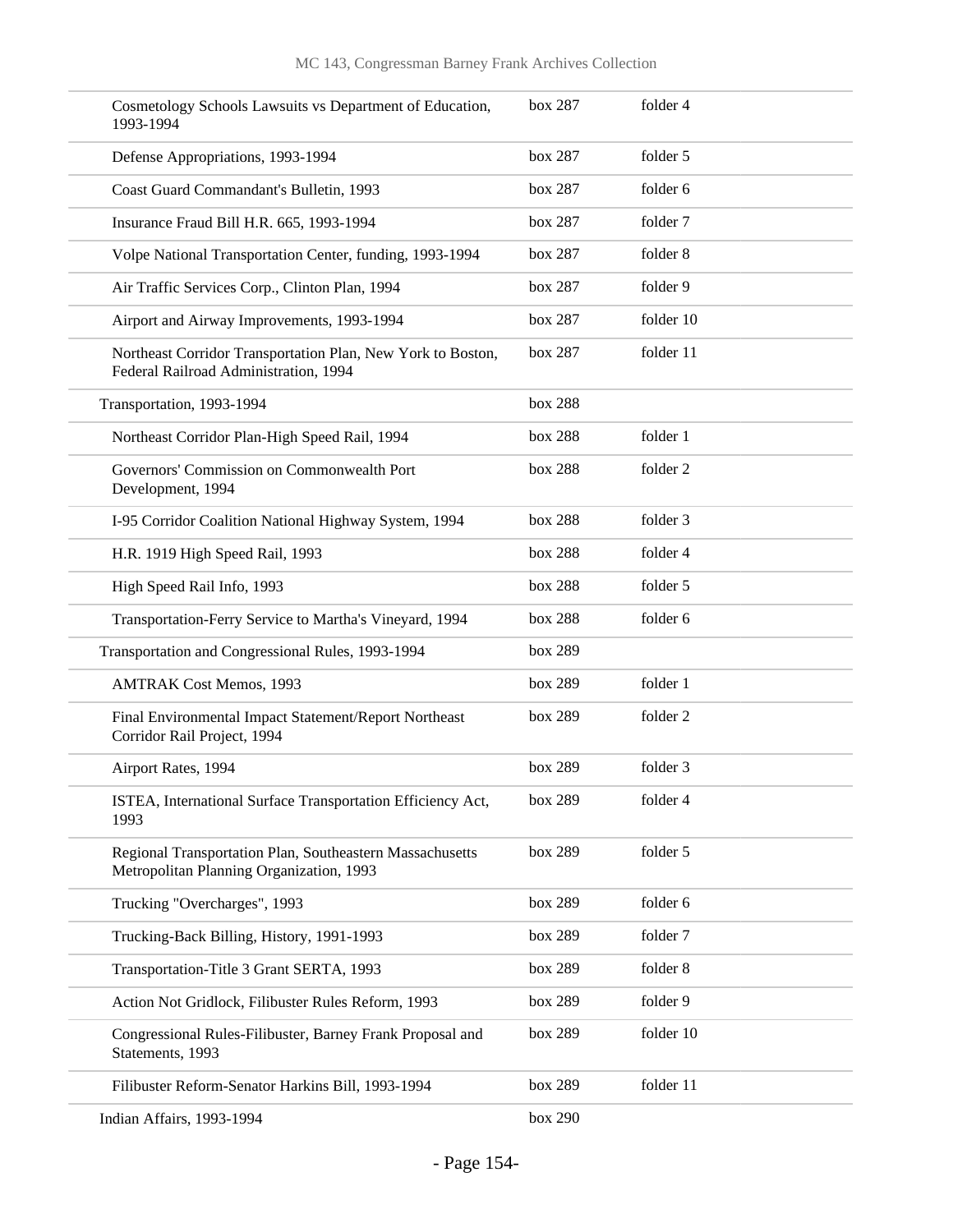| | | |
|---|---|---|
| Cosmetology Schools Lawsuits vs Department of Education, 1993-1994 | box 287 | folder 4 |
| Defense Appropriations, 1993-1994 | box 287 | folder 5 |
| Coast Guard Commandant's Bulletin, 1993 | box 287 | folder 6 |
| Insurance Fraud Bill H.R. 665, 1993-1994 | box 287 | folder 7 |
| Volpe National Transportation Center, funding, 1993-1994 | box 287 | folder 8 |
| Air Traffic Services Corp., Clinton Plan, 1994 | box 287 | folder 9 |
| Airport and Airway Improvements, 1993-1994 | box 287 | folder 10 |
| Northeast Corridor Transportation Plan, New York to Boston, Federal Railroad Administration, 1994 | box 287 | folder 11 |
| Transportation, 1993-1994 | box 288 | |
| Northeast Corridor Plan-High Speed Rail, 1994 | box 288 | folder 1 |
| Governors' Commission on Commonwealth Port Development, 1994 | box 288 | folder 2 |
| I-95 Corridor Coalition National Highway System, 1994 | box 288 | folder 3 |
| H.R. 1919 High Speed Rail, 1993 | box 288 | folder 4 |
| High Speed Rail Info, 1993 | box 288 | folder 5 |
| Transportation-Ferry Service to Martha's Vineyard, 1994 | box 288 | folder 6 |
| Transportation and Congressional Rules, 1993-1994 | box 289 | |
| AMTRAK Cost Memos, 1993 | box 289 | folder 1 |
| Final Environmental Impact Statement/Report Northeast Corridor Rail Project, 1994 | box 289 | folder 2 |
| Airport Rates, 1994 | box 289 | folder 3 |
| ISTEA, International Surface Transportation Efficiency Act, 1993 | box 289 | folder 4 |
| Regional Transportation Plan, Southeastern Massachusetts Metropolitan Planning Organization, 1993 | box 289 | folder 5 |
| Trucking "Overcharges", 1993 | box 289 | folder 6 |
| Trucking-Back Billing, History, 1991-1993 | box 289 | folder 7 |
| Transportation-Title 3 Grant SERTA, 1993 | box 289 | folder 8 |
| Action Not Gridlock, Filibuster Rules Reform, 1993 | box 289 | folder 9 |
| Congressional Rules-Filibuster, Barney Frank Proposal and Statements, 1993 | box 289 | folder 10 |
| Filibuster Reform-Senator Harkins Bill, 1993-1994 | box 289 | folder 11 |
| Indian Affairs, 1993-1994 | box 290 | |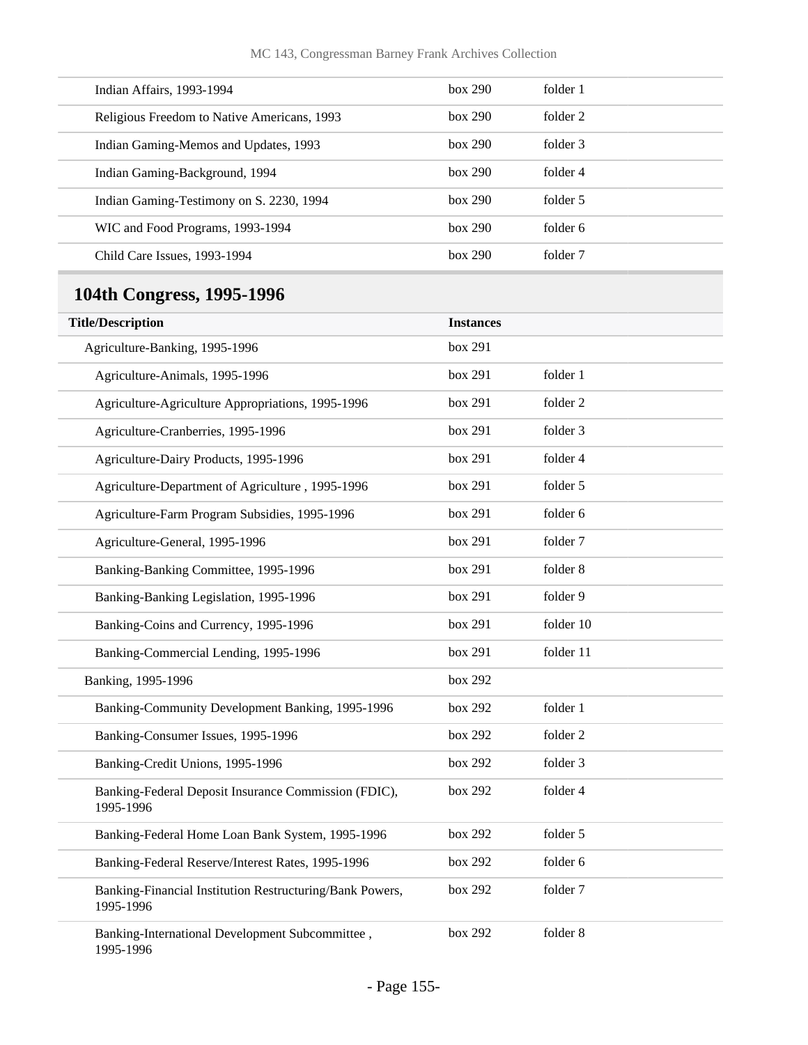| | | |
|---|---|---|
| Indian Affairs, 1993-1994 | box 290 | folder 1 |
| Religious Freedom to Native Americans, 1993 | box 290 | folder 2 |
| Indian Gaming-Memos and Updates, 1993 | box 290 | folder 3 |
| Indian Gaming-Background, 1994 | box 290 | folder 4 |
| Indian Gaming-Testimony on S. 2230, 1994 | box 290 | folder 5 |
| WIC and Food Programs, 1993-1994 | box 290 | folder 6 |
| Child Care Issues, 1993-1994 | box 290 | folder 7 |

## 104th Congress, 1995-1996

| Title/Description | Instances | |
|---|---|---|
| Agriculture-Banking, 1995-1996 | box 291 | |
| Agriculture-Animals, 1995-1996 | box 291 | folder 1 |
| Agriculture-Agriculture Appropriations, 1995-1996 | box 291 | folder 2 |
| Agriculture-Cranberries, 1995-1996 | box 291 | folder 3 |
| Agriculture-Dairy Products, 1995-1996 | box 291 | folder 4 |
| Agriculture-Department of Agriculture , 1995-1996 | box 291 | folder 5 |
| Agriculture-Farm Program Subsidies, 1995-1996 | box 291 | folder 6 |
| Agriculture-General, 1995-1996 | box 291 | folder 7 |
| Banking-Banking Committee, 1995-1996 | box 291 | folder 8 |
| Banking-Banking Legislation, 1995-1996 | box 291 | folder 9 |
| Banking-Coins and Currency, 1995-1996 | box 291 | folder 10 |
| Banking-Commercial Lending, 1995-1996 | box 291 | folder 11 |
| Banking, 1995-1996 | box 292 | |
| Banking-Community Development Banking, 1995-1996 | box 292 | folder 1 |
| Banking-Consumer Issues, 1995-1996 | box 292 | folder 2 |
| Banking-Credit Unions, 1995-1996 | box 292 | folder 3 |
| Banking-Federal Deposit Insurance Commission (FDIC), 1995-1996 | box 292 | folder 4 |
| Banking-Federal Home Loan Bank System, 1995-1996 | box 292 | folder 5 |
| Banking-Federal Reserve/Interest Rates, 1995-1996 | box 292 | folder 6 |
| Banking-Financial Institution Restructuring/Bank Powers, 1995-1996 | box 292 | folder 7 |
| Banking-International Development Subcommittee , 1995-1996 | box 292 | folder 8 |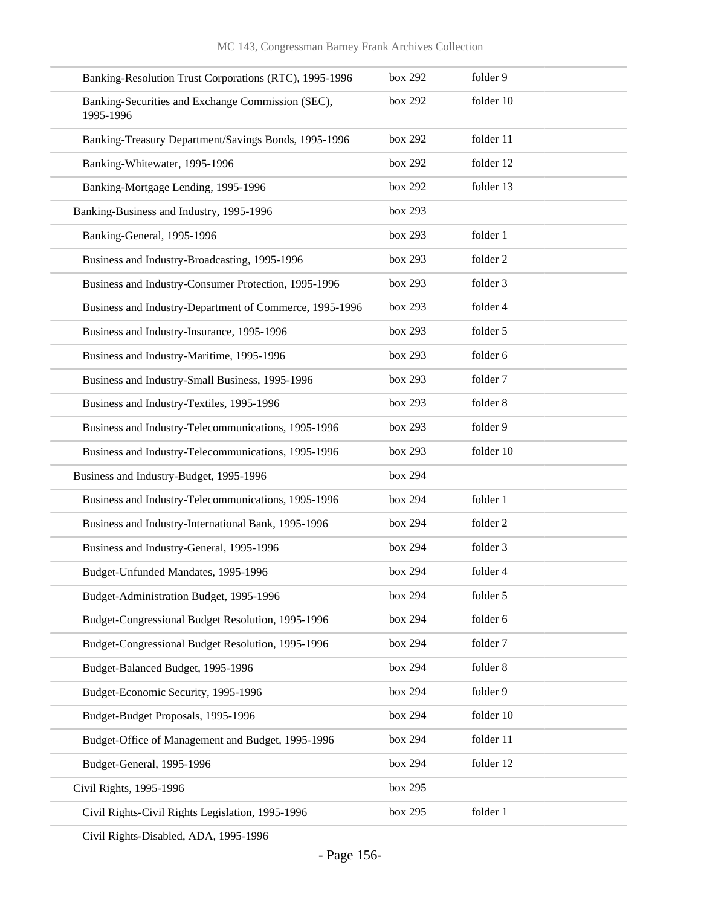| | | |
|---|---|---|
| Banking-Resolution Trust Corporations (RTC), 1995-1996 | box 292 | folder 9 |
| Banking-Securities and Exchange Commission (SEC), 1995-1996 | box 292 | folder 10 |
| Banking-Treasury Department/Savings Bonds, 1995-1996 | box 292 | folder 11 |
| Banking-Whitewater, 1995-1996 | box 292 | folder 12 |
| Banking-Mortgage Lending, 1995-1996 | box 292 | folder 13 |
| Banking-Business and Industry, 1995-1996 | box 293 | |
| Banking-General, 1995-1996 | box 293 | folder 1 |
| Business and Industry-Broadcasting, 1995-1996 | box 293 | folder 2 |
| Business and Industry-Consumer Protection, 1995-1996 | box 293 | folder 3 |
| Business and Industry-Department of Commerce, 1995-1996 | box 293 | folder 4 |
| Business and Industry-Insurance, 1995-1996 | box 293 | folder 5 |
| Business and Industry-Maritime, 1995-1996 | box 293 | folder 6 |
| Business and Industry-Small Business, 1995-1996 | box 293 | folder 7 |
| Business and Industry-Textiles, 1995-1996 | box 293 | folder 8 |
| Business and Industry-Telecommunications, 1995-1996 | box 293 | folder 9 |
| Business and Industry-Telecommunications, 1995-1996 | box 293 | folder 10 |
| Business and Industry-Budget, 1995-1996 | box 294 | |
| Business and Industry-Telecommunications, 1995-1996 | box 294 | folder 1 |
| Business and Industry-International Bank, 1995-1996 | box 294 | folder 2 |
| Business and Industry-General, 1995-1996 | box 294 | folder 3 |
| Budget-Unfunded Mandates, 1995-1996 | box 294 | folder 4 |
| Budget-Administration Budget, 1995-1996 | box 294 | folder 5 |
| Budget-Congressional Budget Resolution, 1995-1996 | box 294 | folder 6 |
| Budget-Congressional Budget Resolution, 1995-1996 | box 294 | folder 7 |
| Budget-Balanced Budget, 1995-1996 | box 294 | folder 8 |
| Budget-Economic Security, 1995-1996 | box 294 | folder 9 |
| Budget-Budget Proposals, 1995-1996 | box 294 | folder 10 |
| Budget-Office of Management and Budget, 1995-1996 | box 294 | folder 11 |
| Budget-General, 1995-1996 | box 294 | folder 12 |
| Civil Rights, 1995-1996 | box 295 | |
| Civil Rights-Civil Rights Legislation, 1995-1996 | box 295 | folder 1 |
| Civil Rights-Disabled, ADA, 1995-1996 | | |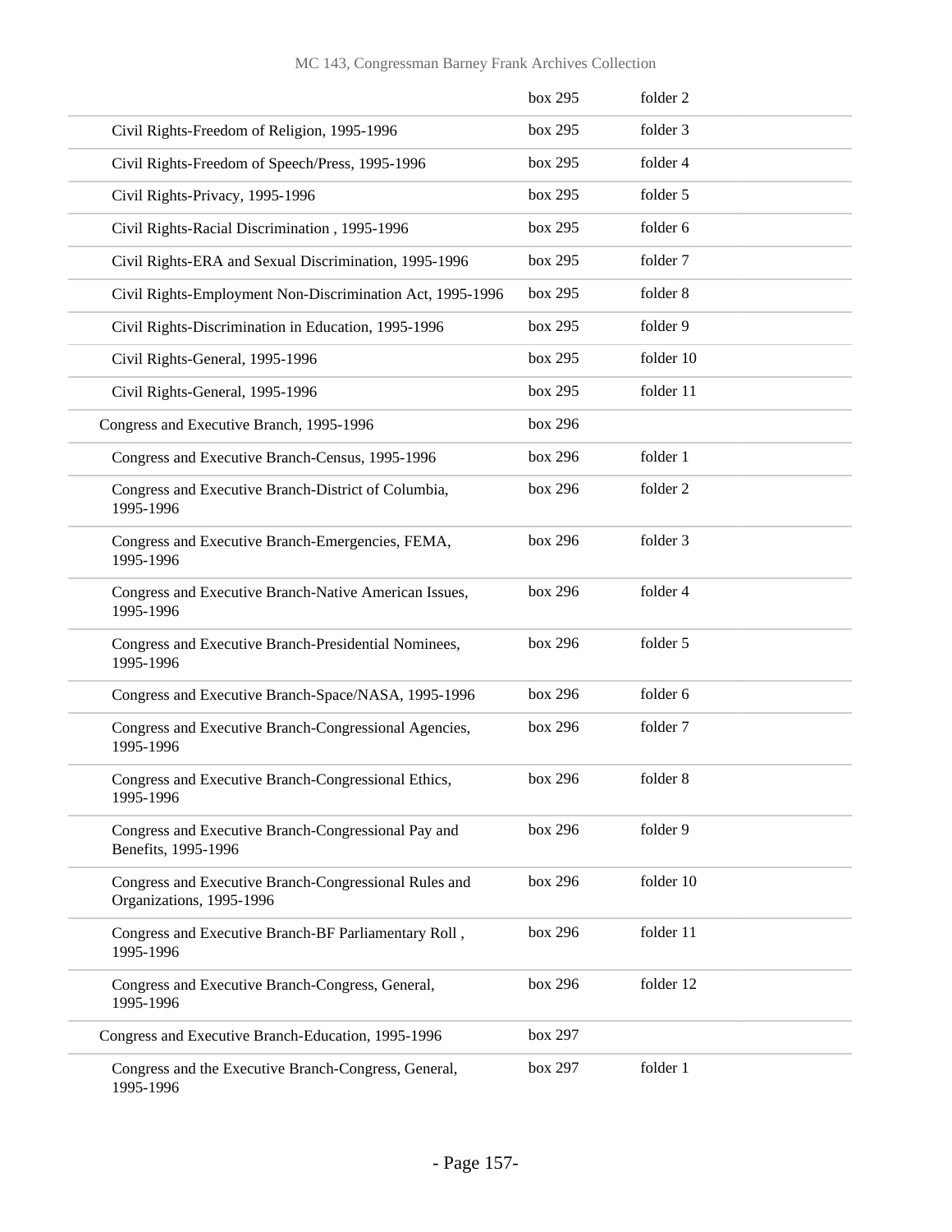| | | |
|---|---|---|
| | box 295 | folder 2 |
| Civil Rights-Freedom of Religion, 1995-1996 | box 295 | folder 3 |
| Civil Rights-Freedom of Speech/Press, 1995-1996 | box 295 | folder 4 |
| Civil Rights-Privacy, 1995-1996 | box 295 | folder 5 |
| Civil Rights-Racial Discrimination , 1995-1996 | box 295 | folder 6 |
| Civil Rights-ERA and Sexual Discrimination, 1995-1996 | box 295 | folder 7 |
| Civil Rights-Employment Non-Discrimination Act, 1995-1996 | box 295 | folder 8 |
| Civil Rights-Discrimination in Education, 1995-1996 | box 295 | folder 9 |
| Civil Rights-General, 1995-1996 | box 295 | folder 10 |
| Civil Rights-General, 1995-1996 | box 295 | folder 11 |
| Congress and Executive Branch, 1995-1996 | box 296 | |
| Congress and Executive Branch-Census, 1995-1996 | box 296 | folder 1 |
| Congress and Executive Branch-District of Columbia, 1995-1996 | box 296 | folder 2 |
| Congress and Executive Branch-Emergencies, FEMA, 1995-1996 | box 296 | folder 3 |
| Congress and Executive Branch-Native American Issues, 1995-1996 | box 296 | folder 4 |
| Congress and Executive Branch-Presidential Nominees, 1995-1996 | box 296 | folder 5 |
| Congress and Executive Branch-Space/NASA, 1995-1996 | box 296 | folder 6 |
| Congress and Executive Branch-Congressional Agencies, 1995-1996 | box 296 | folder 7 |
| Congress and Executive Branch-Congressional Ethics, 1995-1996 | box 296 | folder 8 |
| Congress and Executive Branch-Congressional Pay and Benefits, 1995-1996 | box 296 | folder 9 |
| Congress and Executive Branch-Congressional Rules and Organizations, 1995-1996 | box 296 | folder 10 |
| Congress and Executive Branch-BF Parliamentary Roll , 1995-1996 | box 296 | folder 11 |
| Congress and Executive Branch-Congress, General, 1995-1996 | box 296 | folder 12 |
| Congress and Executive Branch-Education, 1995-1996 | box 297 | |
| Congress and the Executive Branch-Congress, General, 1995-1996 | box 297 | folder 1 |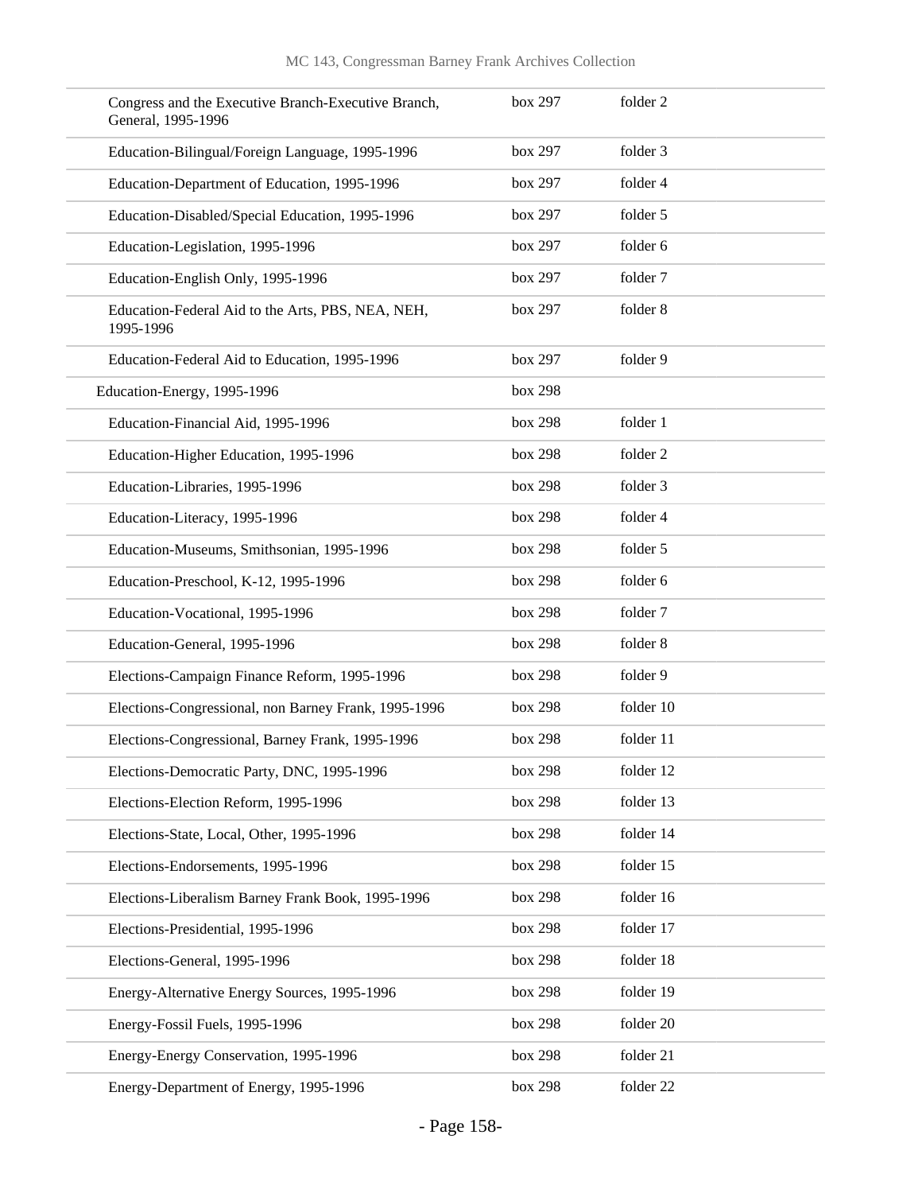| | | |
|---|---|---|
| Congress and the Executive Branch-Executive Branch, General, 1995-1996 | box 297 | folder 2 |
| Education-Bilingual/Foreign Language, 1995-1996 | box 297 | folder 3 |
| Education-Department of Education, 1995-1996 | box 297 | folder 4 |
| Education-Disabled/Special Education, 1995-1996 | box 297 | folder 5 |
| Education-Legislation, 1995-1996 | box 297 | folder 6 |
| Education-English Only, 1995-1996 | box 297 | folder 7 |
| Education-Federal Aid to the Arts, PBS, NEA, NEH, 1995-1996 | box 297 | folder 8 |
| Education-Federal Aid to Education, 1995-1996 | box 297 | folder 9 |
| Education-Energy, 1995-1996 | box 298 | |
| Education-Financial Aid, 1995-1996 | box 298 | folder 1 |
| Education-Higher Education, 1995-1996 | box 298 | folder 2 |
| Education-Libraries, 1995-1996 | box 298 | folder 3 |
| Education-Literacy, 1995-1996 | box 298 | folder 4 |
| Education-Museums, Smithsonian, 1995-1996 | box 298 | folder 5 |
| Education-Preschool, K-12, 1995-1996 | box 298 | folder 6 |
| Education-Vocational, 1995-1996 | box 298 | folder 7 |
| Education-General, 1995-1996 | box 298 | folder 8 |
| Elections-Campaign Finance Reform, 1995-1996 | box 298 | folder 9 |
| Elections-Congressional, non Barney Frank, 1995-1996 | box 298 | folder 10 |
| Elections-Congressional, Barney Frank, 1995-1996 | box 298 | folder 11 |
| Elections-Democratic Party, DNC, 1995-1996 | box 298 | folder 12 |
| Elections-Election Reform, 1995-1996 | box 298 | folder 13 |
| Elections-State, Local, Other, 1995-1996 | box 298 | folder 14 |
| Elections-Endorsements, 1995-1996 | box 298 | folder 15 |
| Elections-Liberalism Barney Frank Book, 1995-1996 | box 298 | folder 16 |
| Elections-Presidential, 1995-1996 | box 298 | folder 17 |
| Elections-General, 1995-1996 | box 298 | folder 18 |
| Energy-Alternative Energy Sources, 1995-1996 | box 298 | folder 19 |
| Energy-Fossil Fuels, 1995-1996 | box 298 | folder 20 |
| Energy-Energy Conservation, 1995-1996 | box 298 | folder 21 |
| Energy-Department of Energy, 1995-1996 | box 298 | folder 22 |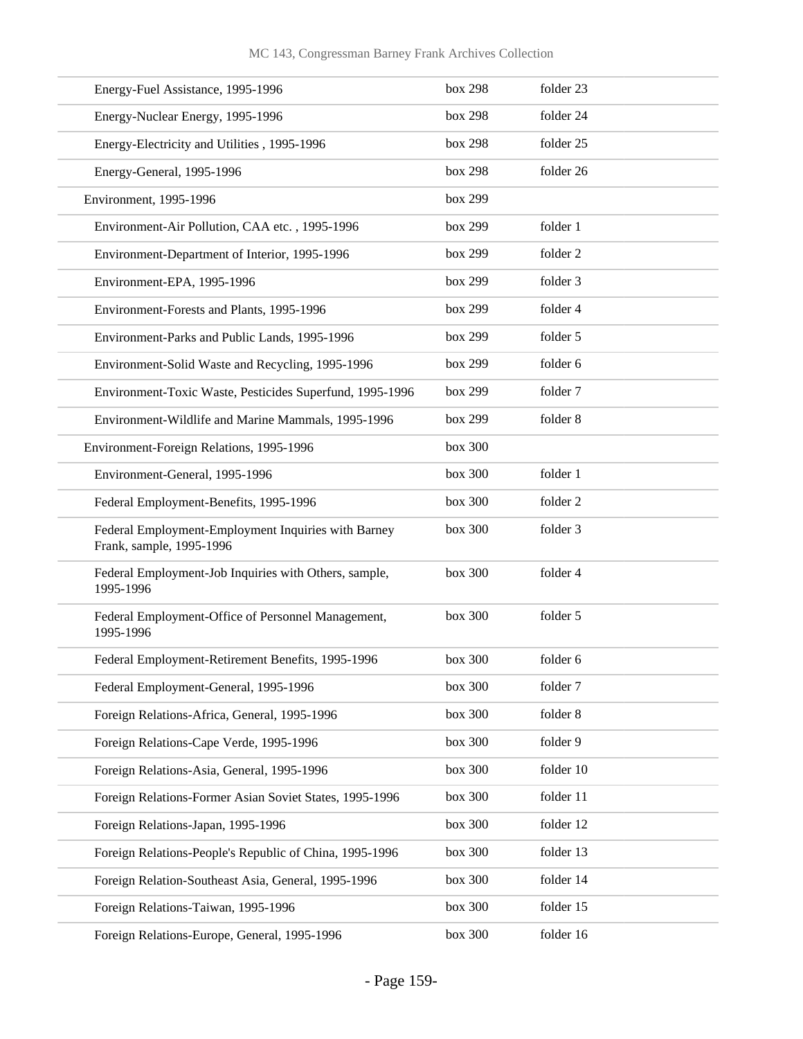| | | |
|---|---|---|
| Energy-Fuel Assistance, 1995-1996 | box 298 | folder 23 |
| Energy-Nuclear Energy, 1995-1996 | box 298 | folder 24 |
| Energy-Electricity and Utilities , 1995-1996 | box 298 | folder 25 |
| Energy-General, 1995-1996 | box 298 | folder 26 |
| Environment, 1995-1996 | box 299 | |
| Environment-Air Pollution, CAA etc. , 1995-1996 | box 299 | folder 1 |
| Environment-Department of Interior, 1995-1996 | box 299 | folder 2 |
| Environment-EPA, 1995-1996 | box 299 | folder 3 |
| Environment-Forests and Plants, 1995-1996 | box 299 | folder 4 |
| Environment-Parks and Public Lands, 1995-1996 | box 299 | folder 5 |
| Environment-Solid Waste and Recycling, 1995-1996 | box 299 | folder 6 |
| Environment-Toxic Waste, Pesticides Superfund, 1995-1996 | box 299 | folder 7 |
| Environment-Wildlife and Marine Mammals, 1995-1996 | box 299 | folder 8 |
| Environment-Foreign Relations, 1995-1996 | box 300 | |
| Environment-General, 1995-1996 | box 300 | folder 1 |
| Federal Employment-Benefits, 1995-1996 | box 300 | folder 2 |
| Federal Employment-Employment Inquiries with Barney Frank, sample, 1995-1996 | box 300 | folder 3 |
| Federal Employment-Job Inquiries with Others, sample, 1995-1996 | box 300 | folder 4 |
| Federal Employment-Office of Personnel Management, 1995-1996 | box 300 | folder 5 |
| Federal Employment-Retirement Benefits, 1995-1996 | box 300 | folder 6 |
| Federal Employment-General, 1995-1996 | box 300 | folder 7 |
| Foreign Relations-Africa, General, 1995-1996 | box 300 | folder 8 |
| Foreign Relations-Cape Verde, 1995-1996 | box 300 | folder 9 |
| Foreign Relations-Asia, General, 1995-1996 | box 300 | folder 10 |
| Foreign Relations-Former Asian Soviet States, 1995-1996 | box 300 | folder 11 |
| Foreign Relations-Japan, 1995-1996 | box 300 | folder 12 |
| Foreign Relations-People's Republic of China, 1995-1996 | box 300 | folder 13 |
| Foreign Relation-Southeast Asia, General, 1995-1996 | box 300 | folder 14 |
| Foreign Relations-Taiwan, 1995-1996 | box 300 | folder 15 |
| Foreign Relations-Europe, General, 1995-1996 | box 300 | folder 16 |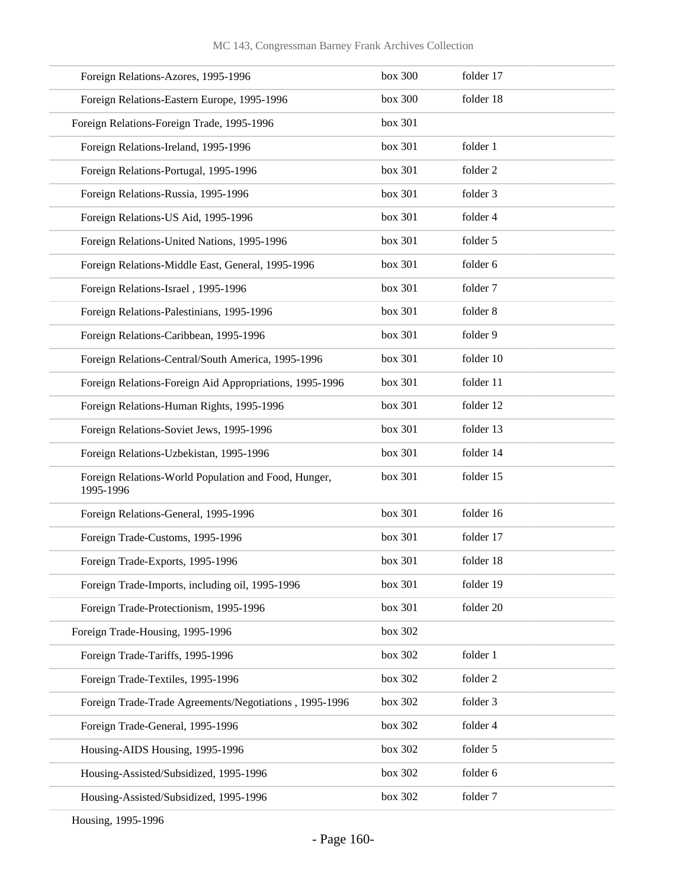| | | |
|---|---|---|
| Foreign Relations-Azores, 1995-1996 | box 300 | folder 17 |
| Foreign Relations-Eastern Europe, 1995-1996 | box 300 | folder 18 |
| Foreign Relations-Foreign Trade, 1995-1996 | box 301 | |
| Foreign Relations-Ireland, 1995-1996 | box 301 | folder 1 |
| Foreign Relations-Portugal, 1995-1996 | box 301 | folder 2 |
| Foreign Relations-Russia, 1995-1996 | box 301 | folder 3 |
| Foreign Relations-US Aid, 1995-1996 | box 301 | folder 4 |
| Foreign Relations-United Nations, 1995-1996 | box 301 | folder 5 |
| Foreign Relations-Middle East, General, 1995-1996 | box 301 | folder 6 |
| Foreign Relations-Israel , 1995-1996 | box 301 | folder 7 |
| Foreign Relations-Palestinians, 1995-1996 | box 301 | folder 8 |
| Foreign Relations-Caribbean, 1995-1996 | box 301 | folder 9 |
| Foreign Relations-Central/South America, 1995-1996 | box 301 | folder 10 |
| Foreign Relations-Foreign Aid Appropriations, 1995-1996 | box 301 | folder 11 |
| Foreign Relations-Human Rights, 1995-1996 | box 301 | folder 12 |
| Foreign Relations-Soviet Jews, 1995-1996 | box 301 | folder 13 |
| Foreign Relations-Uzbekistan, 1995-1996 | box 301 | folder 14 |
| Foreign Relations-World Population and Food, Hunger, 1995-1996 | box 301 | folder 15 |
| Foreign Relations-General, 1995-1996 | box 301 | folder 16 |
| Foreign Trade-Customs, 1995-1996 | box 301 | folder 17 |
| Foreign Trade-Exports, 1995-1996 | box 301 | folder 18 |
| Foreign Trade-Imports, including oil, 1995-1996 | box 301 | folder 19 |
| Foreign Trade-Protectionism, 1995-1996 | box 301 | folder 20 |
| Foreign Trade-Housing, 1995-1996 | box 302 | |
| Foreign Trade-Tariffs, 1995-1996 | box 302 | folder 1 |
| Foreign Trade-Textiles, 1995-1996 | box 302 | folder 2 |
| Foreign Trade-Trade Agreements/Negotiations , 1995-1996 | box 302 | folder 3 |
| Foreign Trade-General, 1995-1996 | box 302 | folder 4 |
| Housing-AIDS Housing, 1995-1996 | box 302 | folder 5 |
| Housing-Assisted/Subsidized, 1995-1996 | box 302 | folder 6 |
| Housing-Assisted/Subsidized, 1995-1996 | box 302 | folder 7 |
| Housing, 1995-1996 | | |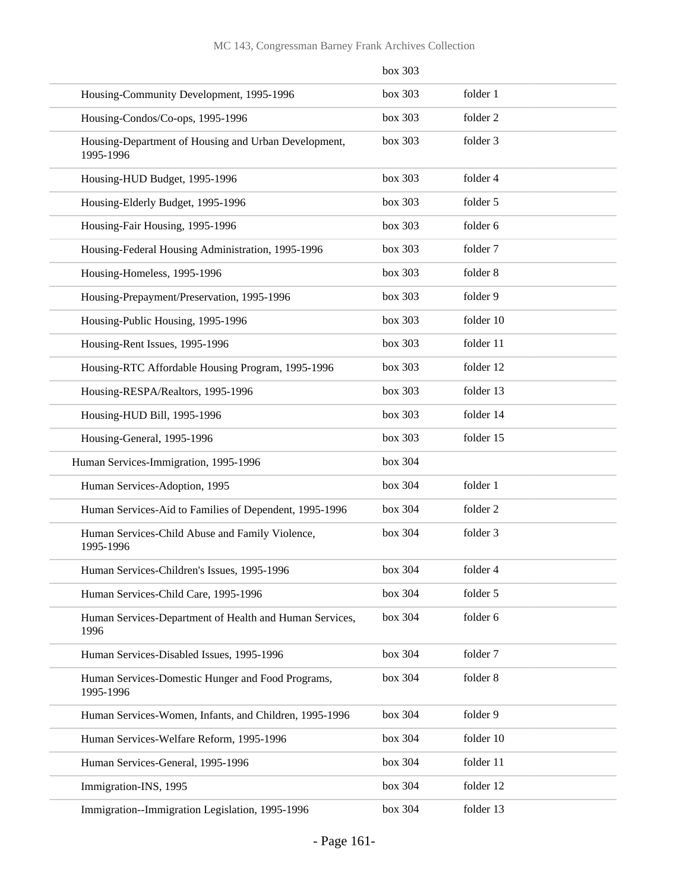| | | |
|---|---|---|
| | box 303 | |
| Housing-Community Development, 1995-1996 | box 303 | folder 1 |
| Housing-Condos/Co-ops, 1995-1996 | box 303 | folder 2 |
| Housing-Department of Housing and Urban Development, 1995-1996 | box 303 | folder 3 |
| Housing-HUD Budget, 1995-1996 | box 303 | folder 4 |
| Housing-Elderly Budget, 1995-1996 | box 303 | folder 5 |
| Housing-Fair Housing, 1995-1996 | box 303 | folder 6 |
| Housing-Federal Housing Administration, 1995-1996 | box 303 | folder 7 |
| Housing-Homeless, 1995-1996 | box 303 | folder 8 |
| Housing-Prepayment/Preservation, 1995-1996 | box 303 | folder 9 |
| Housing-Public Housing, 1995-1996 | box 303 | folder 10 |
| Housing-Rent Issues, 1995-1996 | box 303 | folder 11 |
| Housing-RTC Affordable Housing Program, 1995-1996 | box 303 | folder 12 |
| Housing-RESPA/Realtors, 1995-1996 | box 303 | folder 13 |
| Housing-HUD Bill, 1995-1996 | box 303 | folder 14 |
| Housing-General, 1995-1996 | box 303 | folder 15 |
| Human Services-Immigration, 1995-1996 | box 304 | |
| Human Services-Adoption, 1995 | box 304 | folder 1 |
| Human Services-Aid to Families of Dependent, 1995-1996 | box 304 | folder 2 |
| Human Services-Child Abuse and Family Violence, 1995-1996 | box 304 | folder 3 |
| Human Services-Children's Issues, 1995-1996 | box 304 | folder 4 |
| Human Services-Child Care, 1995-1996 | box 304 | folder 5 |
| Human Services-Department of Health and Human Services, 1996 | box 304 | folder 6 |
| Human Services-Disabled Issues, 1995-1996 | box 304 | folder 7 |
| Human Services-Domestic Hunger and Food Programs, 1995-1996 | box 304 | folder 8 |
| Human Services-Women, Infants, and Children, 1995-1996 | box 304 | folder 9 |
| Human Services-Welfare Reform, 1995-1996 | box 304 | folder 10 |
| Human Services-General, 1995-1996 | box 304 | folder 11 |
| Immigration-INS, 1995 | box 304 | folder 12 |
| Immigration--Immigration Legislation, 1995-1996 | box 304 | folder 13 |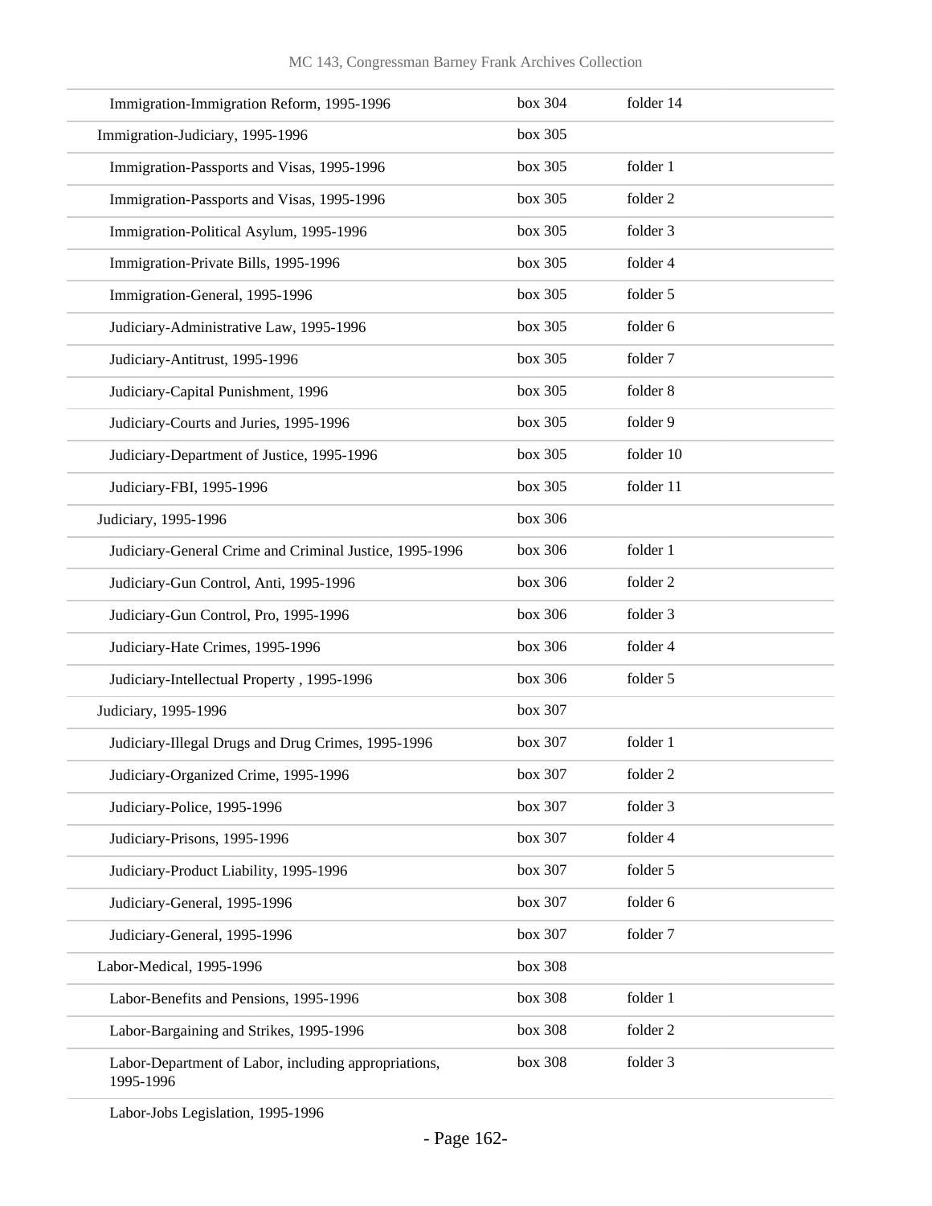| | | |
|---|---|---|
| Immigration-Immigration Reform, 1995-1996 | box 304 | folder 14 |
| Immigration-Judiciary, 1995-1996 | box 305 | |
| Immigration-Passports and Visas, 1995-1996 | box 305 | folder 1 |
| Immigration-Passports and Visas, 1995-1996 | box 305 | folder 2 |
| Immigration-Political Asylum, 1995-1996 | box 305 | folder 3 |
| Immigration-Private Bills, 1995-1996 | box 305 | folder 4 |
| Immigration-General, 1995-1996 | box 305 | folder 5 |
| Judiciary-Administrative Law, 1995-1996 | box 305 | folder 6 |
| Judiciary-Antitrust, 1995-1996 | box 305 | folder 7 |
| Judiciary-Capital Punishment, 1996 | box 305 | folder 8 |
| Judiciary-Courts and Juries, 1995-1996 | box 305 | folder 9 |
| Judiciary-Department of Justice, 1995-1996 | box 305 | folder 10 |
| Judiciary-FBI, 1995-1996 | box 305 | folder 11 |
| Judiciary, 1995-1996 | box 306 | |
| Judiciary-General Crime and Criminal Justice, 1995-1996 | box 306 | folder 1 |
| Judiciary-Gun Control, Anti, 1995-1996 | box 306 | folder 2 |
| Judiciary-Gun Control, Pro, 1995-1996 | box 306 | folder 3 |
| Judiciary-Hate Crimes, 1995-1996 | box 306 | folder 4 |
| Judiciary-Intellectual Property , 1995-1996 | box 306 | folder 5 |
| Judiciary, 1995-1996 | box 307 | |
| Judiciary-Illegal Drugs and Drug Crimes, 1995-1996 | box 307 | folder 1 |
| Judiciary-Organized Crime, 1995-1996 | box 307 | folder 2 |
| Judiciary-Police, 1995-1996 | box 307 | folder 3 |
| Judiciary-Prisons, 1995-1996 | box 307 | folder 4 |
| Judiciary-Product Liability, 1995-1996 | box 307 | folder 5 |
| Judiciary-General, 1995-1996 | box 307 | folder 6 |
| Judiciary-General, 1995-1996 | box 307 | folder 7 |
| Labor-Medical, 1995-1996 | box 308 | |
| Labor-Benefits and Pensions, 1995-1996 | box 308 | folder 1 |
| Labor-Bargaining and Strikes, 1995-1996 | box 308 | folder 2 |
| Labor-Department of Labor, including appropriations, 1995-1996 | box 308 | folder 3 |
| Labor-Jobs Legislation, 1995-1996 | | |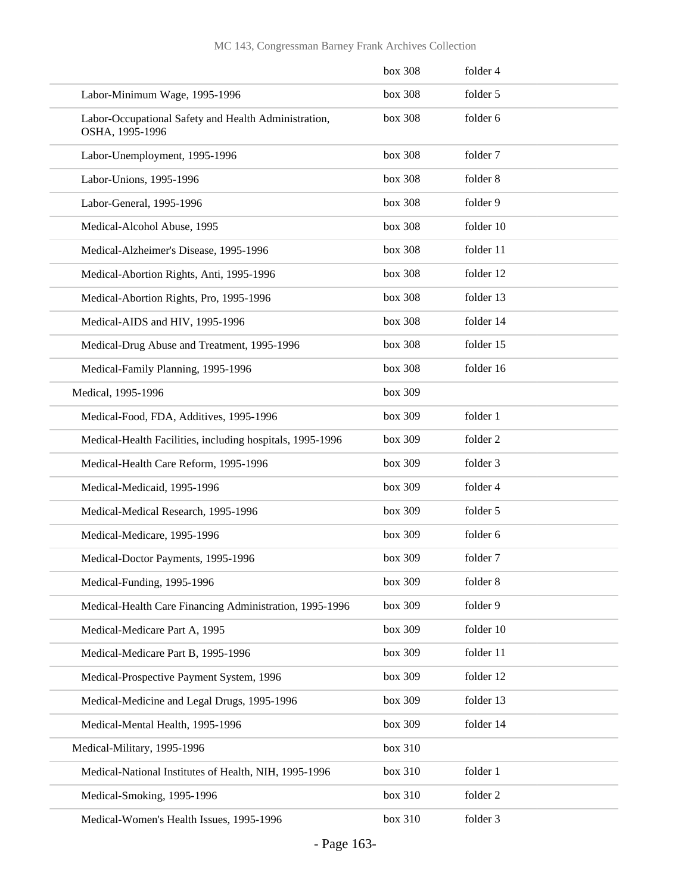| | | |
|---|---|---|
| | box 308 | folder 4 |
| Labor-Minimum Wage, 1995-1996 | box 308 | folder 5 |
| Labor-Occupational Safety and Health Administration, OSHA, 1995-1996 | box 308 | folder 6 |
| Labor-Unemployment, 1995-1996 | box 308 | folder 7 |
| Labor-Unions, 1995-1996 | box 308 | folder 8 |
| Labor-General, 1995-1996 | box 308 | folder 9 |
| Medical-Alcohol Abuse, 1995 | box 308 | folder 10 |
| Medical-Alzheimer's Disease, 1995-1996 | box 308 | folder 11 |
| Medical-Abortion Rights, Anti, 1995-1996 | box 308 | folder 12 |
| Medical-Abortion Rights, Pro, 1995-1996 | box 308 | folder 13 |
| Medical-AIDS and HIV, 1995-1996 | box 308 | folder 14 |
| Medical-Drug Abuse and Treatment, 1995-1996 | box 308 | folder 15 |
| Medical-Family Planning, 1995-1996 | box 308 | folder 16 |
| Medical, 1995-1996 | box 309 | |
| Medical-Food, FDA, Additives, 1995-1996 | box 309 | folder 1 |
| Medical-Health Facilities, including hospitals, 1995-1996 | box 309 | folder 2 |
| Medical-Health Care Reform, 1995-1996 | box 309 | folder 3 |
| Medical-Medicaid, 1995-1996 | box 309 | folder 4 |
| Medical-Medical Research, 1995-1996 | box 309 | folder 5 |
| Medical-Medicare, 1995-1996 | box 309 | folder 6 |
| Medical-Doctor Payments, 1995-1996 | box 309 | folder 7 |
| Medical-Funding, 1995-1996 | box 309 | folder 8 |
| Medical-Health Care Financing Administration, 1995-1996 | box 309 | folder 9 |
| Medical-Medicare Part A, 1995 | box 309 | folder 10 |
| Medical-Medicare Part B, 1995-1996 | box 309 | folder 11 |
| Medical-Prospective Payment System, 1996 | box 309 | folder 12 |
| Medical-Medicine and Legal Drugs, 1995-1996 | box 309 | folder 13 |
| Medical-Mental Health, 1995-1996 | box 309 | folder 14 |
| Medical-Military, 1995-1996 | box 310 | |
| Medical-National Institutes of Health, NIH, 1995-1996 | box 310 | folder 1 |
| Medical-Smoking, 1995-1996 | box 310 | folder 2 |
| Medical-Women's Health Issues, 1995-1996 | box 310 | folder 3 |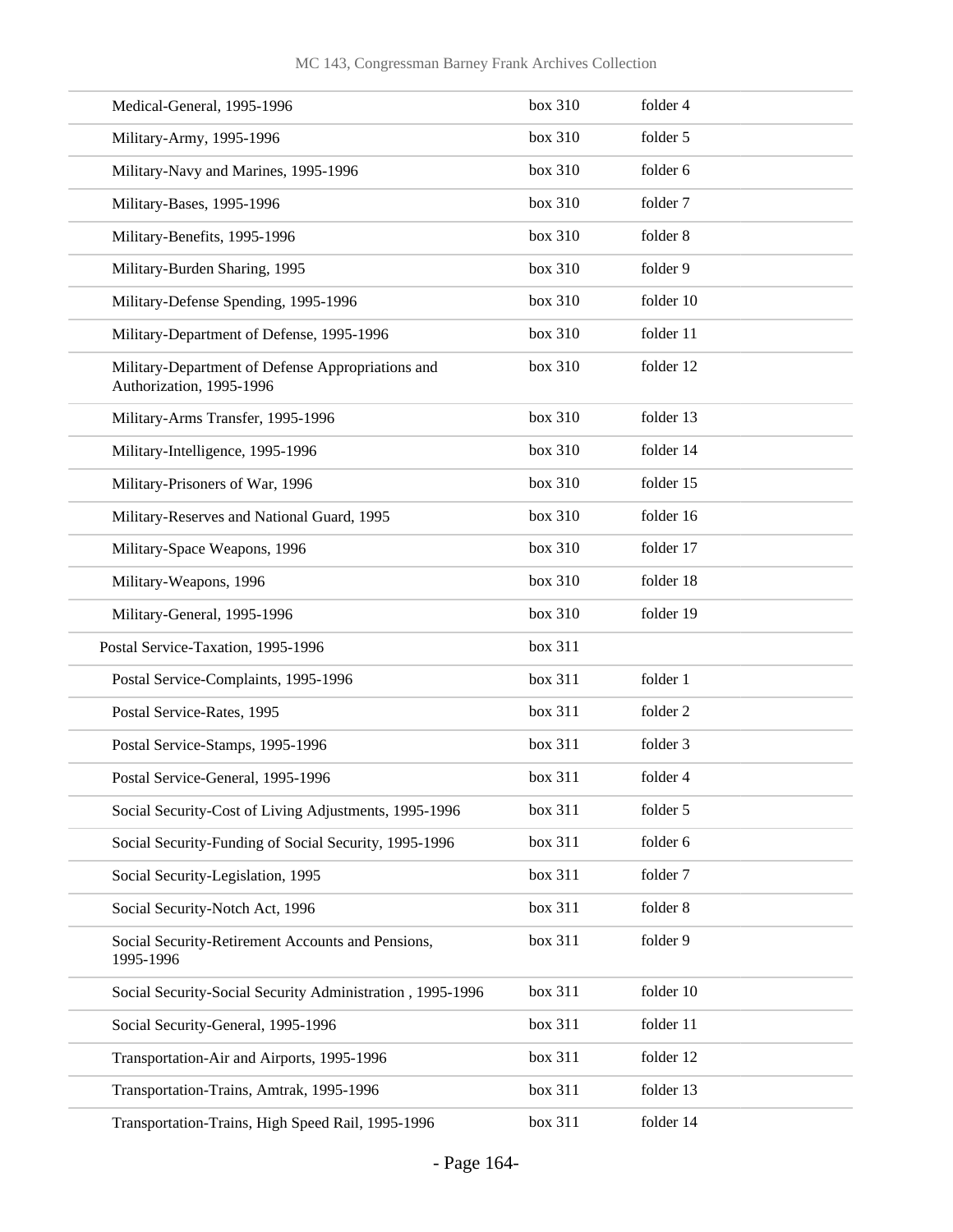| | | |
|---|---|---|
| Medical-General, 1995-1996 | box 310 | folder 4 |
| Military-Army, 1995-1996 | box 310 | folder 5 |
| Military-Navy and Marines, 1995-1996 | box 310 | folder 6 |
| Military-Bases, 1995-1996 | box 310 | folder 7 |
| Military-Benefits, 1995-1996 | box 310 | folder 8 |
| Military-Burden Sharing, 1995 | box 310 | folder 9 |
| Military-Defense Spending, 1995-1996 | box 310 | folder 10 |
| Military-Department of Defense, 1995-1996 | box 310 | folder 11 |
| Military-Department of Defense Appropriations and Authorization, 1995-1996 | box 310 | folder 12 |
| Military-Arms Transfer, 1995-1996 | box 310 | folder 13 |
| Military-Intelligence, 1995-1996 | box 310 | folder 14 |
| Military-Prisoners of War, 1996 | box 310 | folder 15 |
| Military-Reserves and National Guard, 1995 | box 310 | folder 16 |
| Military-Space Weapons, 1996 | box 310 | folder 17 |
| Military-Weapons, 1996 | box 310 | folder 18 |
| Military-General, 1995-1996 | box 310 | folder 19 |
| Postal Service-Taxation, 1995-1996 | box 311 | |
| Postal Service-Complaints, 1995-1996 | box 311 | folder 1 |
| Postal Service-Rates, 1995 | box 311 | folder 2 |
| Postal Service-Stamps, 1995-1996 | box 311 | folder 3 |
| Postal Service-General, 1995-1996 | box 311 | folder 4 |
| Social Security-Cost of Living Adjustments, 1995-1996 | box 311 | folder 5 |
| Social Security-Funding of Social Security, 1995-1996 | box 311 | folder 6 |
| Social Security-Legislation, 1995 | box 311 | folder 7 |
| Social Security-Notch Act, 1996 | box 311 | folder 8 |
| Social Security-Retirement Accounts and Pensions, 1995-1996 | box 311 | folder 9 |
| Social Security-Social Security Administration , 1995-1996 | box 311 | folder 10 |
| Social Security-General, 1995-1996 | box 311 | folder 11 |
| Transportation-Air and Airports, 1995-1996 | box 311 | folder 12 |
| Transportation-Trains, Amtrak, 1995-1996 | box 311 | folder 13 |
| Transportation-Trains, High Speed Rail, 1995-1996 | box 311 | folder 14 |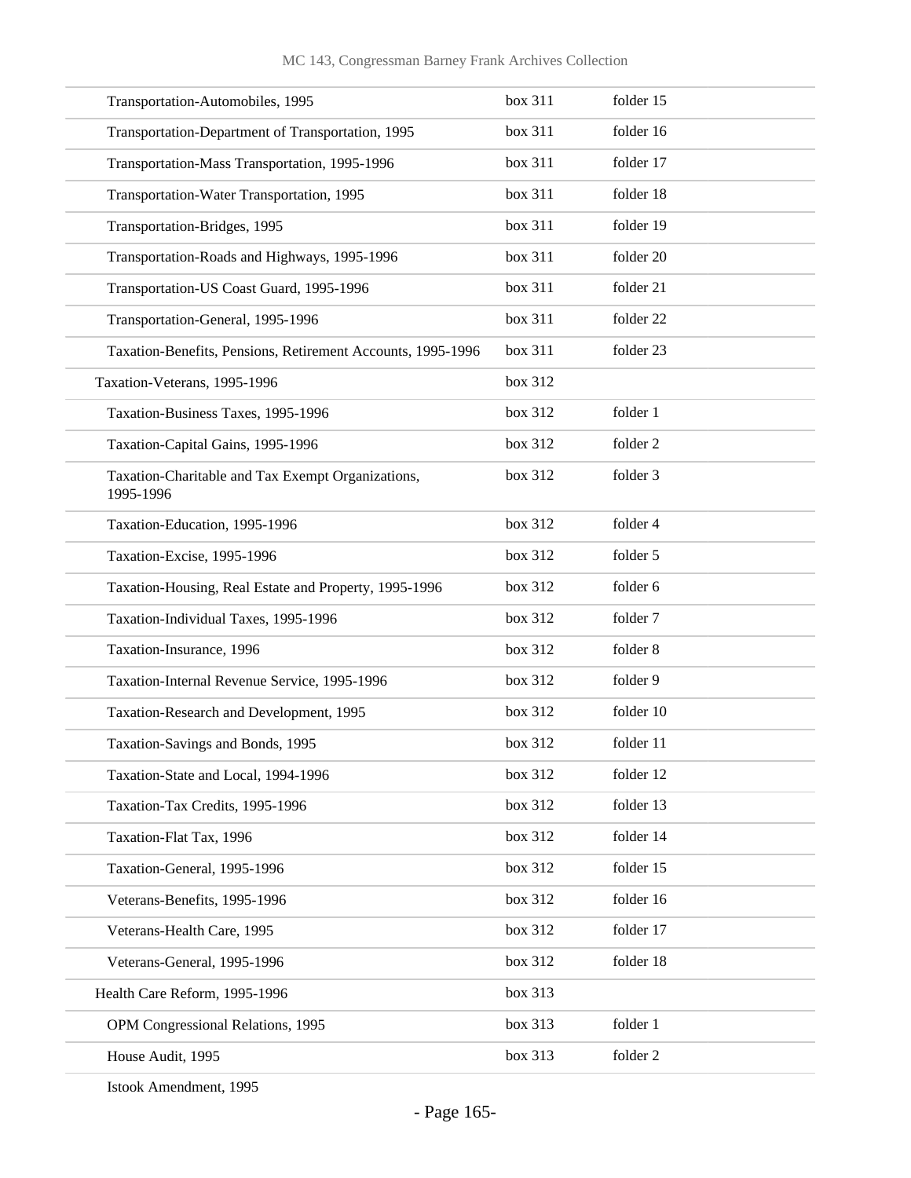| | | |
|---|---|---|
| Transportation-Automobiles, 1995 | box 311 | folder 15 |
| Transportation-Department of Transportation, 1995 | box 311 | folder 16 |
| Transportation-Mass Transportation, 1995-1996 | box 311 | folder 17 |
| Transportation-Water Transportation, 1995 | box 311 | folder 18 |
| Transportation-Bridges, 1995 | box 311 | folder 19 |
| Transportation-Roads and Highways, 1995-1996 | box 311 | folder 20 |
| Transportation-US Coast Guard, 1995-1996 | box 311 | folder 21 |
| Transportation-General, 1995-1996 | box 311 | folder 22 |
| Taxation-Benefits, Pensions, Retirement Accounts, 1995-1996 | box 311 | folder 23 |
| Taxation-Veterans, 1995-1996 | box 312 | |
| Taxation-Business Taxes, 1995-1996 | box 312 | folder 1 |
| Taxation-Capital Gains, 1995-1996 | box 312 | folder 2 |
| Taxation-Charitable and Tax Exempt Organizations, 1995-1996 | box 312 | folder 3 |
| Taxation-Education, 1995-1996 | box 312 | folder 4 |
| Taxation-Excise, 1995-1996 | box 312 | folder 5 |
| Taxation-Housing, Real Estate and Property, 1995-1996 | box 312 | folder 6 |
| Taxation-Individual Taxes, 1995-1996 | box 312 | folder 7 |
| Taxation-Insurance, 1996 | box 312 | folder 8 |
| Taxation-Internal Revenue Service, 1995-1996 | box 312 | folder 9 |
| Taxation-Research and Development, 1995 | box 312 | folder 10 |
| Taxation-Savings and Bonds, 1995 | box 312 | folder 11 |
| Taxation-State and Local, 1994-1996 | box 312 | folder 12 |
| Taxation-Tax Credits, 1995-1996 | box 312 | folder 13 |
| Taxation-Flat Tax, 1996 | box 312 | folder 14 |
| Taxation-General, 1995-1996 | box 312 | folder 15 |
| Veterans-Benefits, 1995-1996 | box 312 | folder 16 |
| Veterans-Health Care, 1995 | box 312 | folder 17 |
| Veterans-General, 1995-1996 | box 312 | folder 18 |
| Health Care Reform, 1995-1996 | box 313 | |
| OPM Congressional Relations, 1995 | box 313 | folder 1 |
| House Audit, 1995 | box 313 | folder 2 |
| Istook Amendment, 1995 | | |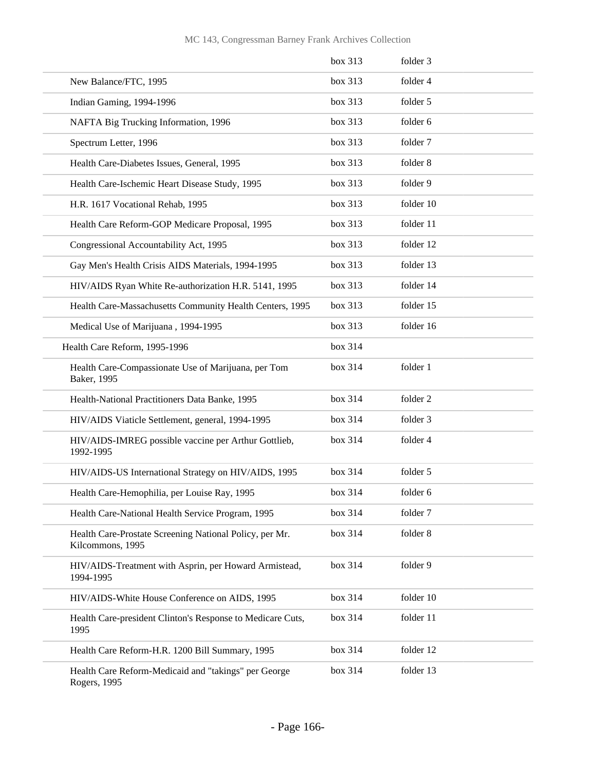| | | |
|---|---|---|
| | box 313 | folder 3 |
| New Balance/FTC, 1995 | box 313 | folder 4 |
| Indian Gaming, 1994-1996 | box 313 | folder 5 |
| NAFTA Big Trucking Information, 1996 | box 313 | folder 6 |
| Spectrum Letter, 1996 | box 313 | folder 7 |
| Health Care-Diabetes Issues, General, 1995 | box 313 | folder 8 |
| Health Care-Ischemic Heart Disease Study, 1995 | box 313 | folder 9 |
| H.R. 1617 Vocational Rehab, 1995 | box 313 | folder 10 |
| Health Care Reform-GOP Medicare Proposal, 1995 | box 313 | folder 11 |
| Congressional Accountability Act, 1995 | box 313 | folder 12 |
| Gay Men's Health Crisis AIDS Materials, 1994-1995 | box 313 | folder 13 |
| HIV/AIDS Ryan White Re-authorization H.R. 5141, 1995 | box 313 | folder 14 |
| Health Care-Massachusetts Community Health Centers, 1995 | box 313 | folder 15 |
| Medical Use of Marijuana , 1994-1995 | box 313 | folder 16 |
| Health Care Reform, 1995-1996 | box 314 | |
| Health Care-Compassionate Use of Marijuana, per Tom Baker, 1995 | box 314 | folder 1 |
| Health-National Practitioners Data Banke, 1995 | box 314 | folder 2 |
| HIV/AIDS Viaticle Settlement, general, 1994-1995 | box 314 | folder 3 |
| HIV/AIDS-IMREG possible vaccine per Arthur Gottlieb, 1992-1995 | box 314 | folder 4 |
| HIV/AIDS-US International Strategy on HIV/AIDS, 1995 | box 314 | folder 5 |
| Health Care-Hemophilia, per Louise Ray, 1995 | box 314 | folder 6 |
| Health Care-National Health Service Program, 1995 | box 314 | folder 7 |
| Health Care-Prostate Screening National Policy, per Mr. Kilcommons, 1995 | box 314 | folder 8 |
| HIV/AIDS-Treatment with Asprin, per Howard Armistead, 1994-1995 | box 314 | folder 9 |
| HIV/AIDS-White House Conference on AIDS, 1995 | box 314 | folder 10 |
| Health Care-president Clinton's Response to Medicare Cuts, 1995 | box 314 | folder 11 |
| Health Care Reform-H.R. 1200 Bill Summary, 1995 | box 314 | folder 12 |
| Health Care Reform-Medicaid and "takings" per George Rogers, 1995 | box 314 | folder 13 |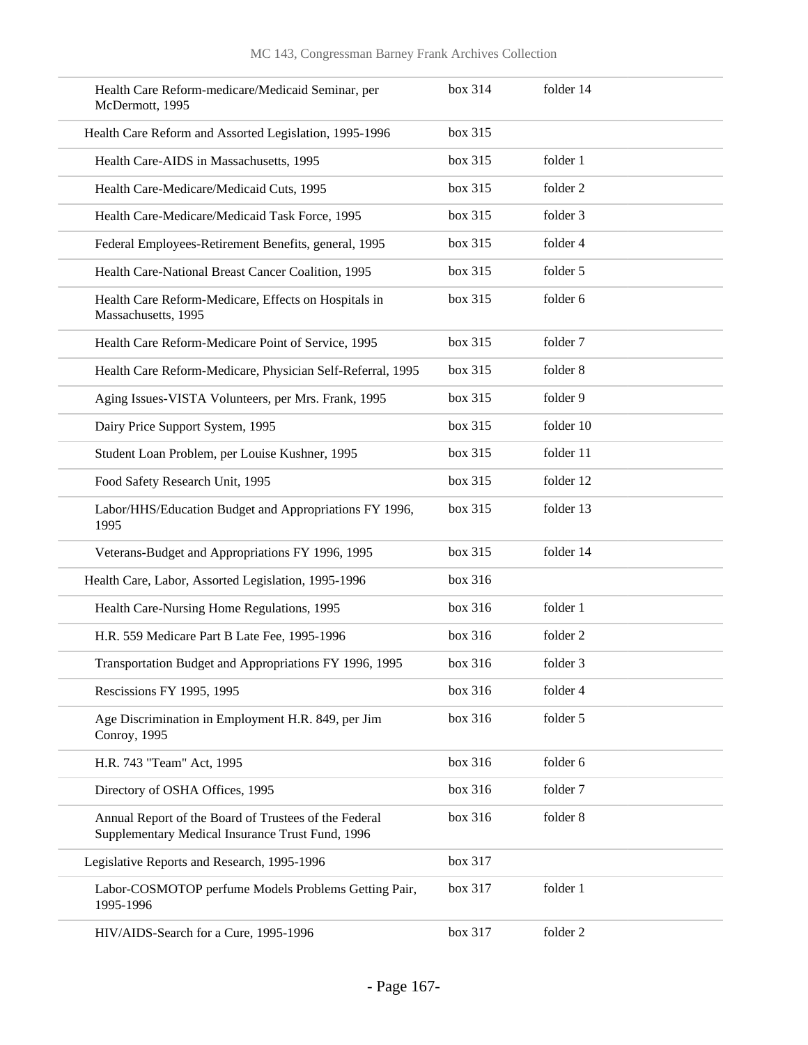| | | |
|---|---|---|
| Health Care Reform-medicare/Medicaid Seminar, per McDermott, 1995 | box 314 | folder 14 |
| Health Care Reform and Assorted Legislation, 1995-1996 | box 315 | |
| Health Care-AIDS in Massachusetts, 1995 | box 315 | folder 1 |
| Health Care-Medicare/Medicaid Cuts, 1995 | box 315 | folder 2 |
| Health Care-Medicare/Medicaid Task Force, 1995 | box 315 | folder 3 |
| Federal Employees-Retirement Benefits, general, 1995 | box 315 | folder 4 |
| Health Care-National Breast Cancer Coalition, 1995 | box 315 | folder 5 |
| Health Care Reform-Medicare, Effects on Hospitals in Massachusetts, 1995 | box 315 | folder 6 |
| Health Care Reform-Medicare Point of Service, 1995 | box 315 | folder 7 |
| Health Care Reform-Medicare, Physician Self-Referral, 1995 | box 315 | folder 8 |
| Aging Issues-VISTA Volunteers, per Mrs. Frank, 1995 | box 315 | folder 9 |
| Dairy Price Support System, 1995 | box 315 | folder 10 |
| Student Loan Problem, per Louise Kushner, 1995 | box 315 | folder 11 |
| Food Safety Research Unit, 1995 | box 315 | folder 12 |
| Labor/HHS/Education Budget and Appropriations FY 1996, 1995 | box 315 | folder 13 |
| Veterans-Budget and Appropriations FY 1996, 1995 | box 315 | folder 14 |
| Health Care, Labor, Assorted Legislation, 1995-1996 | box 316 | |
| Health Care-Nursing Home Regulations, 1995 | box 316 | folder 1 |
| H.R. 559 Medicare Part B Late Fee, 1995-1996 | box 316 | folder 2 |
| Transportation Budget and Appropriations FY 1996, 1995 | box 316 | folder 3 |
| Rescissions FY 1995, 1995 | box 316 | folder 4 |
| Age Discrimination in Employment H.R. 849, per Jim Conroy, 1995 | box 316 | folder 5 |
| H.R. 743 "Team" Act, 1995 | box 316 | folder 6 |
| Directory of OSHA Offices, 1995 | box 316 | folder 7 |
| Annual Report of the Board of Trustees of the Federal Supplementary Medical Insurance Trust Fund, 1996 | box 316 | folder 8 |
| Legislative Reports and Research, 1995-1996 | box 317 | |
| Labor-COSMOTOP perfume Models Problems Getting Pair, 1995-1996 | box 317 | folder 1 |
| HIV/AIDS-Search for a Cure, 1995-1996 | box 317 | folder 2 |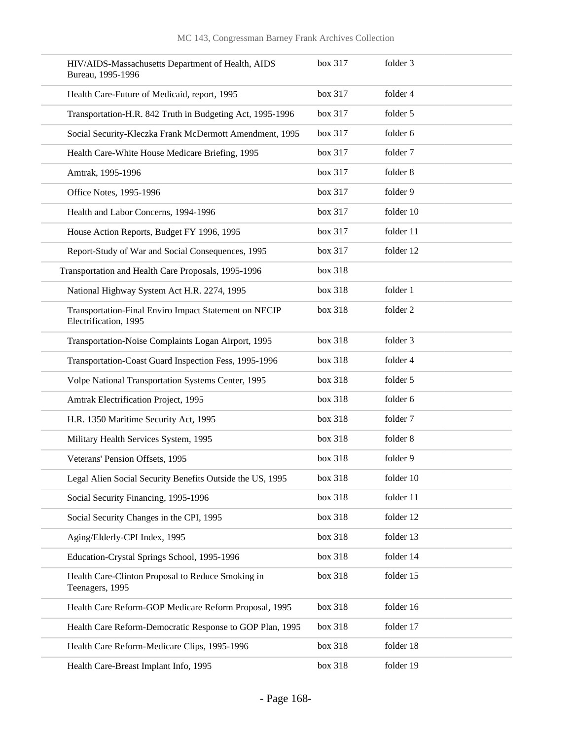| | | |
|---|---|---|
| HIV/AIDS-Massachusetts Department of Health, AIDS Bureau, 1995-1996 | box 317 | folder 3 |
| Health Care-Future of Medicaid, report, 1995 | box 317 | folder 4 |
| Transportation-H.R. 842 Truth in Budgeting Act, 1995-1996 | box 317 | folder 5 |
| Social Security-Kleczka Frank McDermott Amendment, 1995 | box 317 | folder 6 |
| Health Care-White House Medicare Briefing, 1995 | box 317 | folder 7 |
| Amtrak, 1995-1996 | box 317 | folder 8 |
| Office Notes, 1995-1996 | box 317 | folder 9 |
| Health and Labor Concerns, 1994-1996 | box 317 | folder 10 |
| House Action Reports, Budget FY 1996, 1995 | box 317 | folder 11 |
| Report-Study of War and Social Consequences, 1995 | box 317 | folder 12 |
| Transportation and Health Care Proposals, 1995-1996 | box 318 | |
| National Highway System Act H.R. 2274, 1995 | box 318 | folder 1 |
| Transportation-Final Enviro Impact Statement on NECIP Electrification, 1995 | box 318 | folder 2 |
| Transportation-Noise Complaints Logan Airport, 1995 | box 318 | folder 3 |
| Transportation-Coast Guard Inspection Fess, 1995-1996 | box 318 | folder 4 |
| Volpe National Transportation Systems Center, 1995 | box 318 | folder 5 |
| Amtrak Electrification Project, 1995 | box 318 | folder 6 |
| H.R. 1350 Maritime Security Act, 1995 | box 318 | folder 7 |
| Military Health Services System, 1995 | box 318 | folder 8 |
| Veterans' Pension Offsets, 1995 | box 318 | folder 9 |
| Legal Alien Social Security Benefits Outside the US, 1995 | box 318 | folder 10 |
| Social Security Financing, 1995-1996 | box 318 | folder 11 |
| Social Security Changes in the CPI, 1995 | box 318 | folder 12 |
| Aging/Elderly-CPI Index, 1995 | box 318 | folder 13 |
| Education-Crystal Springs School, 1995-1996 | box 318 | folder 14 |
| Health Care-Clinton Proposal to Reduce Smoking in Teenagers, 1995 | box 318 | folder 15 |
| Health Care Reform-GOP Medicare Reform Proposal, 1995 | box 318 | folder 16 |
| Health Care Reform-Democratic Response to GOP Plan, 1995 | box 318 | folder 17 |
| Health Care Reform-Medicare Clips, 1995-1996 | box 318 | folder 18 |
| Health Care-Breast Implant Info, 1995 | box 318 | folder 19 |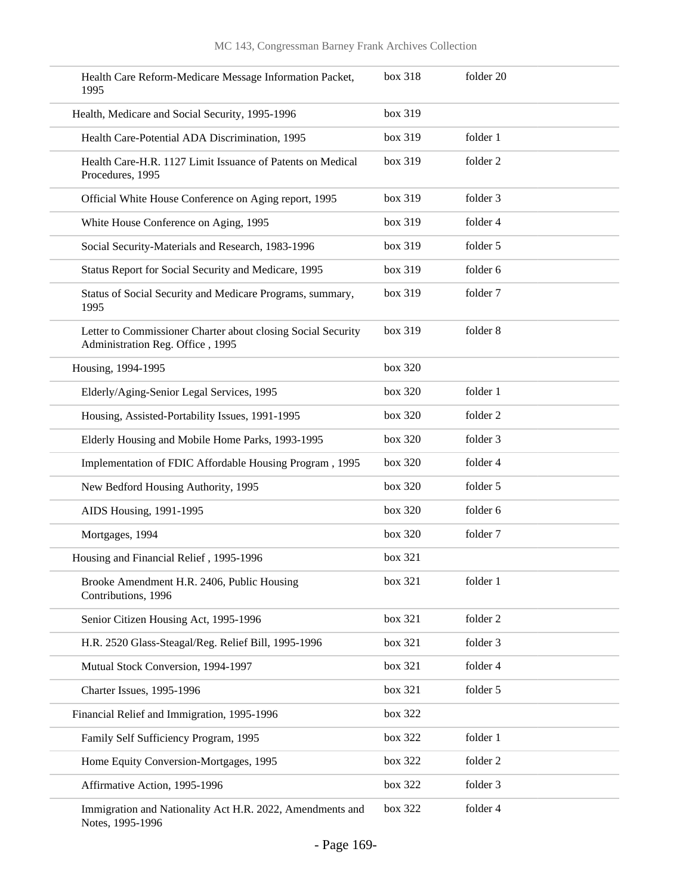| | | |
|---|---|---|
| Health Care Reform-Medicare Message Information Packet, 1995 | box 318 | folder 20 |
| Health, Medicare and Social Security, 1995-1996 | box 319 | |
| Health Care-Potential ADA Discrimination, 1995 | box 319 | folder 1 |
| Health Care-H.R. 1127 Limit Issuance of Patents on Medical Procedures, 1995 | box 319 | folder 2 |
| Official White House Conference on Aging report, 1995 | box 319 | folder 3 |
| White House Conference on Aging, 1995 | box 319 | folder 4 |
| Social Security-Materials and Research, 1983-1996 | box 319 | folder 5 |
| Status Report for Social Security and Medicare, 1995 | box 319 | folder 6 |
| Status of Social Security and Medicare Programs, summary, 1995 | box 319 | folder 7 |
| Letter to Commissioner Charter about closing Social Security Administration Reg. Office , 1995 | box 319 | folder 8 |
| Housing, 1994-1995 | box 320 | |
| Elderly/Aging-Senior Legal Services, 1995 | box 320 | folder 1 |
| Housing, Assisted-Portability Issues, 1991-1995 | box 320 | folder 2 |
| Elderly Housing and Mobile Home Parks, 1993-1995 | box 320 | folder 3 |
| Implementation of FDIC Affordable Housing Program , 1995 | box 320 | folder 4 |
| New Bedford Housing Authority, 1995 | box 320 | folder 5 |
| AIDS Housing, 1991-1995 | box 320 | folder 6 |
| Mortgages, 1994 | box 320 | folder 7 |
| Housing and Financial Relief , 1995-1996 | box 321 | |
| Brooke Amendment H.R. 2406, Public Housing Contributions, 1996 | box 321 | folder 1 |
| Senior Citizen Housing Act, 1995-1996 | box 321 | folder 2 |
| H.R. 2520 Glass-Steagal/Reg. Relief Bill, 1995-1996 | box 321 | folder 3 |
| Mutual Stock Conversion, 1994-1997 | box 321 | folder 4 |
| Charter Issues, 1995-1996 | box 321 | folder 5 |
| Financial Relief and Immigration, 1995-1996 | box 322 | |
| Family Self Sufficiency Program, 1995 | box 322 | folder 1 |
| Home Equity Conversion-Mortgages, 1995 | box 322 | folder 2 |
| Affirmative Action, 1995-1996 | box 322 | folder 3 |
| Immigration and Nationality Act H.R. 2022, Amendments and Notes, 1995-1996 | box 322 | folder 4 |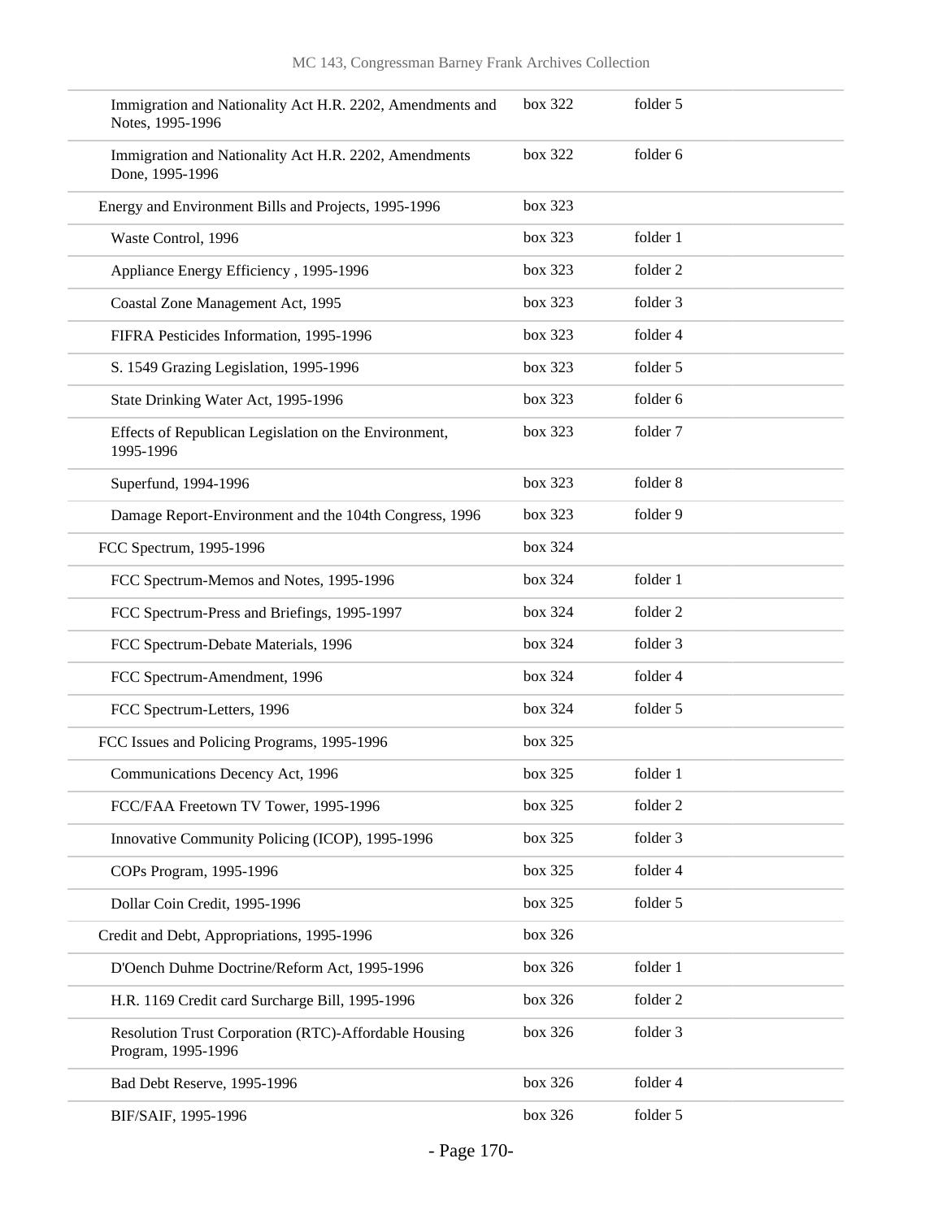| | | |
|---|---|---|
| Immigration and Nationality Act H.R. 2202, Amendments and Notes, 1995-1996 | box 322 | folder 5 |
| Immigration and Nationality Act H.R. 2202, Amendments Done, 1995-1996 | box 322 | folder 6 |
| Energy and Environment Bills and Projects, 1995-1996 | box 323 | |
| Waste Control, 1996 | box 323 | folder 1 |
| Appliance Energy Efficiency , 1995-1996 | box 323 | folder 2 |
| Coastal Zone Management Act, 1995 | box 323 | folder 3 |
| FIFRA Pesticides Information, 1995-1996 | box 323 | folder 4 |
| S. 1549 Grazing Legislation, 1995-1996 | box 323 | folder 5 |
| State Drinking Water Act, 1995-1996 | box 323 | folder 6 |
| Effects of Republican Legislation on the Environment, 1995-1996 | box 323 | folder 7 |
| Superfund, 1994-1996 | box 323 | folder 8 |
| Damage Report-Environment and the 104th Congress, 1996 | box 323 | folder 9 |
| FCC Spectrum, 1995-1996 | box 324 | |
| FCC Spectrum-Memos and Notes, 1995-1996 | box 324 | folder 1 |
| FCC Spectrum-Press and Briefings, 1995-1997 | box 324 | folder 2 |
| FCC Spectrum-Debate Materials, 1996 | box 324 | folder 3 |
| FCC Spectrum-Amendment, 1996 | box 324 | folder 4 |
| FCC Spectrum-Letters, 1996 | box 324 | folder 5 |
| FCC Issues and Policing Programs, 1995-1996 | box 325 | |
| Communications Decency Act, 1996 | box 325 | folder 1 |
| FCC/FAA Freetown TV Tower, 1995-1996 | box 325 | folder 2 |
| Innovative Community Policing (ICOP), 1995-1996 | box 325 | folder 3 |
| COPs Program, 1995-1996 | box 325 | folder 4 |
| Dollar Coin Credit, 1995-1996 | box 325 | folder 5 |
| Credit and Debt, Appropriations, 1995-1996 | box 326 | |
| D'Oench Duhme Doctrine/Reform Act, 1995-1996 | box 326 | folder 1 |
| H.R. 1169 Credit card Surcharge Bill, 1995-1996 | box 326 | folder 2 |
| Resolution Trust Corporation (RTC)-Affordable Housing Program, 1995-1996 | box 326 | folder 3 |
| Bad Debt Reserve, 1995-1996 | box 326 | folder 4 |
| BIF/SAIF, 1995-1996 | box 326 | folder 5 |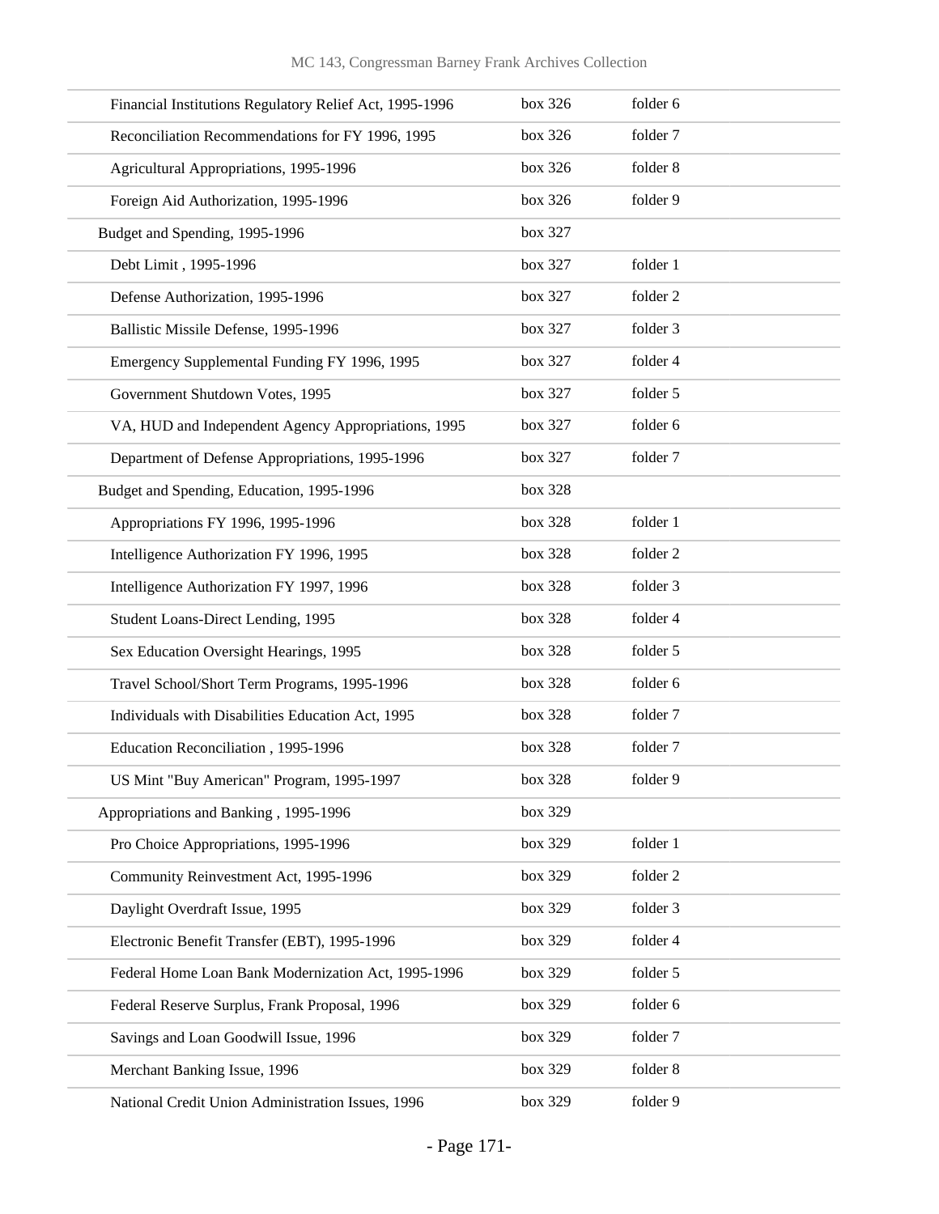| | | |
|---|---|---|
| Financial Institutions Regulatory Relief Act, 1995-1996 | box 326 | folder 6 |
| Reconciliation Recommendations for FY 1996, 1995 | box 326 | folder 7 |
| Agricultural Appropriations, 1995-1996 | box 326 | folder 8 |
| Foreign Aid Authorization, 1995-1996 | box 326 | folder 9 |
| Budget and Spending, 1995-1996 | box 327 | |
| Debt Limit , 1995-1996 | box 327 | folder 1 |
| Defense Authorization, 1995-1996 | box 327 | folder 2 |
| Ballistic Missile Defense, 1995-1996 | box 327 | folder 3 |
| Emergency Supplemental Funding FY 1996, 1995 | box 327 | folder 4 |
| Government Shutdown Votes, 1995 | box 327 | folder 5 |
| VA, HUD and Independent Agency Appropriations, 1995 | box 327 | folder 6 |
| Department of Defense Appropriations, 1995-1996 | box 327 | folder 7 |
| Budget and Spending, Education, 1995-1996 | box 328 | |
| Appropriations FY 1996, 1995-1996 | box 328 | folder 1 |
| Intelligence Authorization FY 1996, 1995 | box 328 | folder 2 |
| Intelligence Authorization FY 1997, 1996 | box 328 | folder 3 |
| Student Loans-Direct Lending, 1995 | box 328 | folder 4 |
| Sex Education Oversight Hearings, 1995 | box 328 | folder 5 |
| Travel School/Short Term Programs, 1995-1996 | box 328 | folder 6 |
| Individuals with Disabilities Education Act, 1995 | box 328 | folder 7 |
| Education Reconciliation , 1995-1996 | box 328 | folder 7 |
| US Mint "Buy American" Program, 1995-1997 | box 328 | folder 9 |
| Appropriations and Banking , 1995-1996 | box 329 | |
| Pro Choice Appropriations, 1995-1996 | box 329 | folder 1 |
| Community Reinvestment Act, 1995-1996 | box 329 | folder 2 |
| Daylight Overdraft Issue, 1995 | box 329 | folder 3 |
| Electronic Benefit Transfer (EBT), 1995-1996 | box 329 | folder 4 |
| Federal Home Loan Bank Modernization Act, 1995-1996 | box 329 | folder 5 |
| Federal Reserve Surplus, Frank Proposal, 1996 | box 329 | folder 6 |
| Savings and Loan Goodwill Issue, 1996 | box 329 | folder 7 |
| Merchant Banking Issue, 1996 | box 329 | folder 8 |
| National Credit Union Administration Issues, 1996 | box 329 | folder 9 |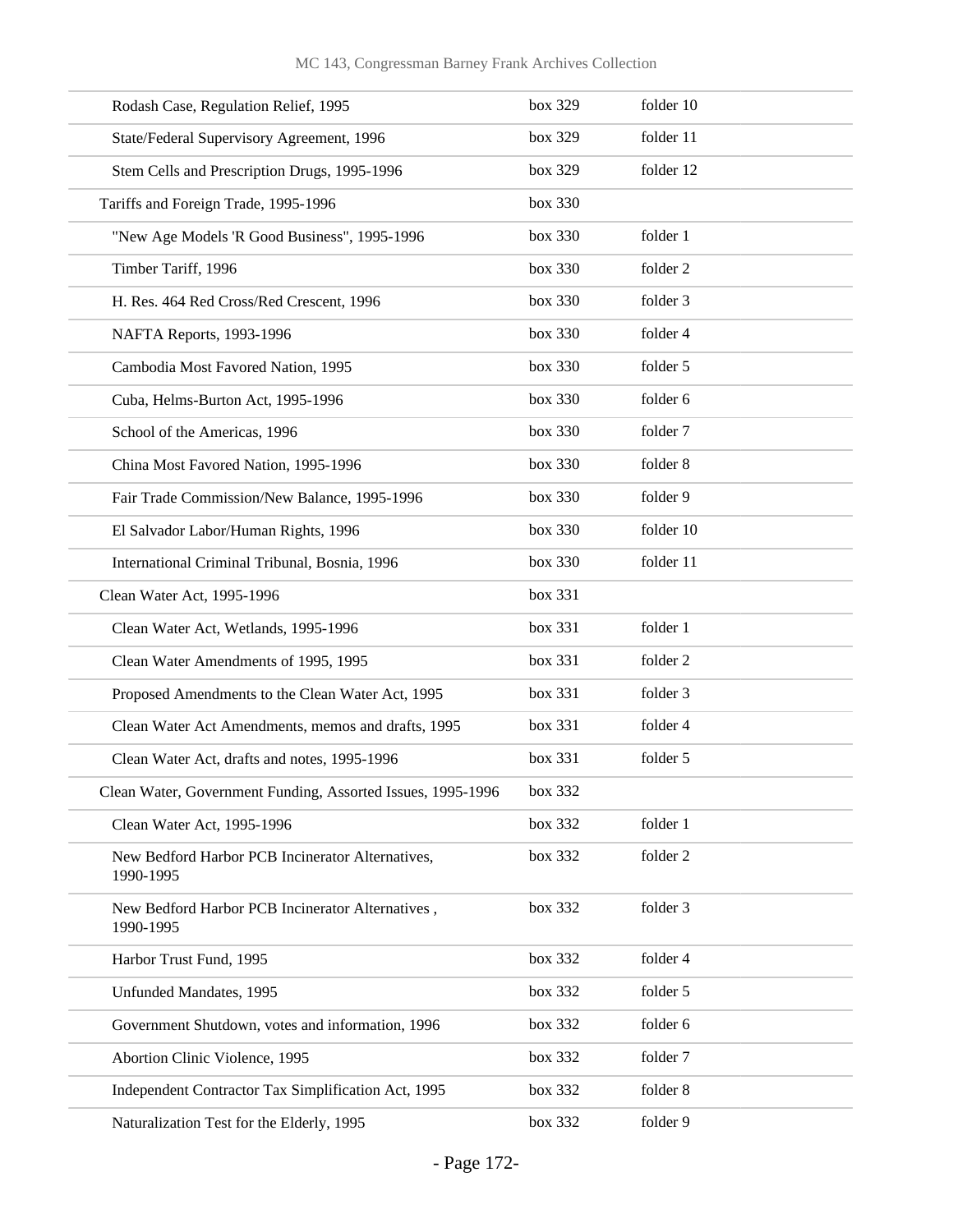| | | |
|---|---|---|
| Rodash Case, Regulation Relief, 1995 | box 329 | folder 10 |
| State/Federal Supervisory Agreement, 1996 | box 329 | folder 11 |
| Stem Cells and Prescription Drugs, 1995-1996 | box 329 | folder 12 |
| Tariffs and Foreign Trade, 1995-1996 | box 330 | |
| "New Age Models 'R Good Business", 1995-1996 | box 330 | folder 1 |
| Timber Tariff, 1996 | box 330 | folder 2 |
| H. Res. 464 Red Cross/Red Crescent, 1996 | box 330 | folder 3 |
| NAFTA Reports, 1993-1996 | box 330 | folder 4 |
| Cambodia Most Favored Nation, 1995 | box 330 | folder 5 |
| Cuba, Helms-Burton Act, 1995-1996 | box 330 | folder 6 |
| School of the Americas, 1996 | box 330 | folder 7 |
| China Most Favored Nation, 1995-1996 | box 330 | folder 8 |
| Fair Trade Commission/New Balance, 1995-1996 | box 330 | folder 9 |
| El Salvador Labor/Human Rights, 1996 | box 330 | folder 10 |
| International Criminal Tribunal, Bosnia, 1996 | box 330 | folder 11 |
| Clean Water Act, 1995-1996 | box 331 | |
| Clean Water Act, Wetlands, 1995-1996 | box 331 | folder 1 |
| Clean Water Amendments of 1995, 1995 | box 331 | folder 2 |
| Proposed Amendments to the Clean Water Act, 1995 | box 331 | folder 3 |
| Clean Water Act Amendments, memos and drafts, 1995 | box 331 | folder 4 |
| Clean Water Act, drafts and notes, 1995-1996 | box 331 | folder 5 |
| Clean Water, Government Funding, Assorted Issues, 1995-1996 | box 332 | |
| Clean Water Act, 1995-1996 | box 332 | folder 1 |
| New Bedford Harbor PCB Incinerator Alternatives, 1990-1995 | box 332 | folder 2 |
| New Bedford Harbor PCB Incinerator Alternatives , 1990-1995 | box 332 | folder 3 |
| Harbor Trust Fund, 1995 | box 332 | folder 4 |
| Unfunded Mandates, 1995 | box 332 | folder 5 |
| Government Shutdown, votes and information, 1996 | box 332 | folder 6 |
| Abortion Clinic Violence, 1995 | box 332 | folder 7 |
| Independent Contractor Tax Simplification Act, 1995 | box 332 | folder 8 |
| Naturalization Test for the Elderly, 1995 | box 332 | folder 9 |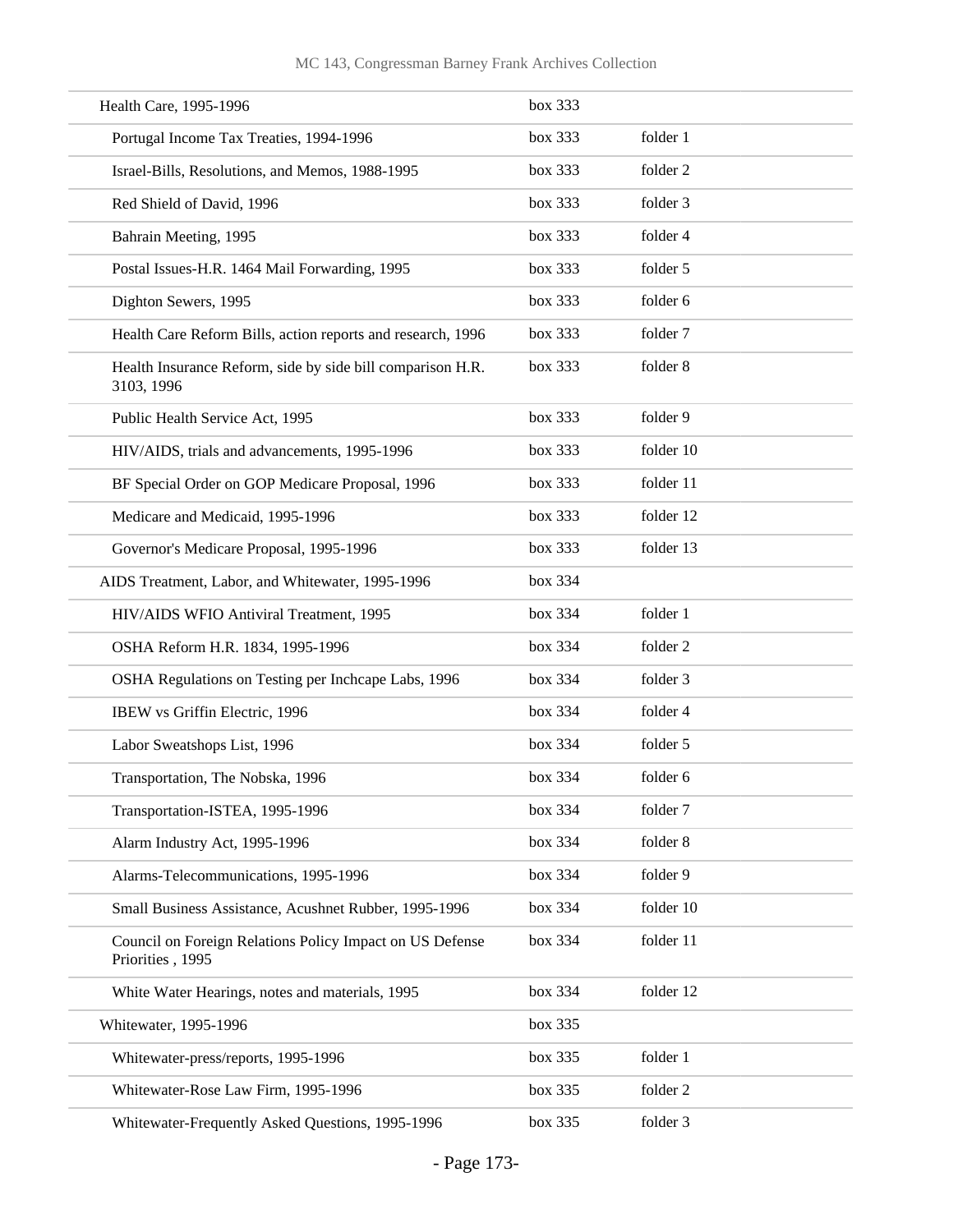| | | |
|---|---|---|
| Health Care, 1995-1996 | box 333 | |
| Portugal Income Tax Treaties, 1994-1996 | box 333 | folder 1 |
| Israel-Bills, Resolutions, and Memos, 1988-1995 | box 333 | folder 2 |
| Red Shield of David, 1996 | box 333 | folder 3 |
| Bahrain Meeting, 1995 | box 333 | folder 4 |
| Postal Issues-H.R. 1464 Mail Forwarding, 1995 | box 333 | folder 5 |
| Dighton Sewers, 1995 | box 333 | folder 6 |
| Health Care Reform Bills, action reports and research, 1996 | box 333 | folder 7 |
| Health Insurance Reform, side by side bill comparison H.R. 3103, 1996 | box 333 | folder 8 |
| Public Health Service Act, 1995 | box 333 | folder 9 |
| HIV/AIDS, trials and advancements, 1995-1996 | box 333 | folder 10 |
| BF Special Order on GOP Medicare Proposal, 1996 | box 333 | folder 11 |
| Medicare and Medicaid, 1995-1996 | box 333 | folder 12 |
| Governor's Medicare Proposal, 1995-1996 | box 333 | folder 13 |
| AIDS Treatment, Labor, and Whitewater, 1995-1996 | box 334 | |
| HIV/AIDS WFIO Antiviral Treatment, 1995 | box 334 | folder 1 |
| OSHA Reform H.R. 1834, 1995-1996 | box 334 | folder 2 |
| OSHA Regulations on Testing per Inchcape Labs, 1996 | box 334 | folder 3 |
| IBEW vs Griffin Electric, 1996 | box 334 | folder 4 |
| Labor Sweatshops List, 1996 | box 334 | folder 5 |
| Transportation, The Nobska, 1996 | box 334 | folder 6 |
| Transportation-ISTEA, 1995-1996 | box 334 | folder 7 |
| Alarm Industry Act, 1995-1996 | box 334 | folder 8 |
| Alarms-Telecommunications, 1995-1996 | box 334 | folder 9 |
| Small Business Assistance, Acushnet Rubber, 1995-1996 | box 334 | folder 10 |
| Council on Foreign Relations Policy Impact on US Defense Priorities , 1995 | box 334 | folder 11 |
| White Water Hearings, notes and materials, 1995 | box 334 | folder 12 |
| Whitewater, 1995-1996 | box 335 | |
| Whitewater-press/reports, 1995-1996 | box 335 | folder 1 |
| Whitewater-Rose Law Firm, 1995-1996 | box 335 | folder 2 |
| Whitewater-Frequently Asked Questions, 1995-1996 | box 335 | folder 3 |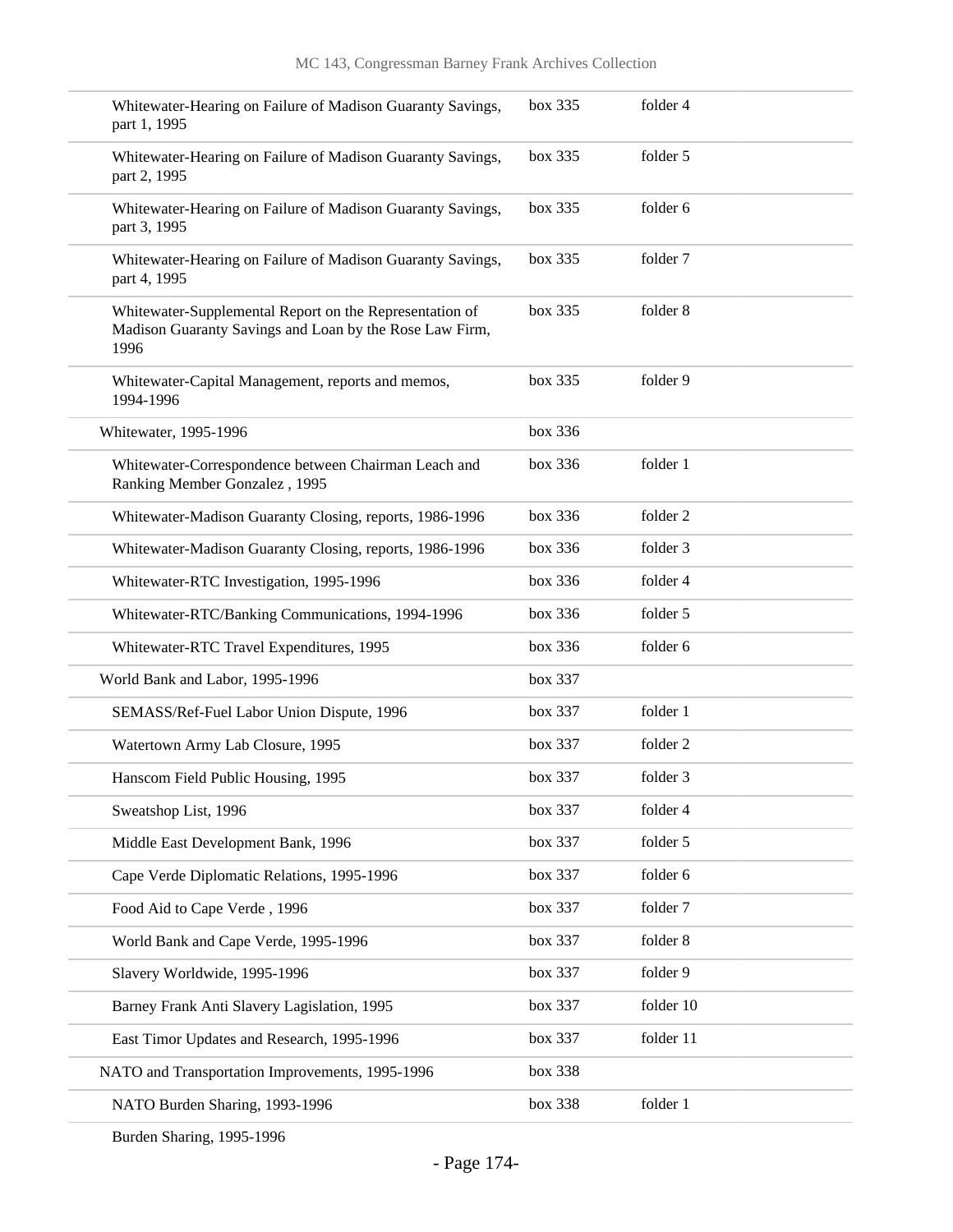| | | |
|---|---|---|
| Whitewater-Hearing on Failure of Madison Guaranty Savings, part 1, 1995 | box 335 | folder 4 |
| Whitewater-Hearing on Failure of Madison Guaranty Savings, part 2, 1995 | box 335 | folder 5 |
| Whitewater-Hearing on Failure of Madison Guaranty Savings, part 3, 1995 | box 335 | folder 6 |
| Whitewater-Hearing on Failure of Madison Guaranty Savings, part 4, 1995 | box 335 | folder 7 |
| Whitewater-Supplemental Report on the Representation of Madison Guaranty Savings and Loan by the Rose Law Firm, 1996 | box 335 | folder 8 |
| Whitewater-Capital Management, reports and memos, 1994-1996 | box 335 | folder 9 |
| Whitewater, 1995-1996 | box 336 | |
| Whitewater-Correspondence between Chairman Leach and Ranking Member Gonzalez , 1995 | box 336 | folder 1 |
| Whitewater-Madison Guaranty Closing, reports, 1986-1996 | box 336 | folder 2 |
| Whitewater-Madison Guaranty Closing, reports, 1986-1996 | box 336 | folder 3 |
| Whitewater-RTC Investigation, 1995-1996 | box 336 | folder 4 |
| Whitewater-RTC/Banking Communications, 1994-1996 | box 336 | folder 5 |
| Whitewater-RTC Travel Expenditures, 1995 | box 336 | folder 6 |
| World Bank and Labor, 1995-1996 | box 337 | |
| SEMASS/Ref-Fuel Labor Union Dispute, 1996 | box 337 | folder 1 |
| Watertown Army Lab Closure, 1995 | box 337 | folder 2 |
| Hanscom Field Public Housing, 1995 | box 337 | folder 3 |
| Sweatshop List, 1996 | box 337 | folder 4 |
| Middle East Development Bank, 1996 | box 337 | folder 5 |
| Cape Verde Diplomatic Relations, 1995-1996 | box 337 | folder 6 |
| Food Aid to Cape Verde , 1996 | box 337 | folder 7 |
| World Bank and Cape Verde, 1995-1996 | box 337 | folder 8 |
| Slavery Worldwide, 1995-1996 | box 337 | folder 9 |
| Barney Frank Anti Slavery Lagislation, 1995 | box 337 | folder 10 |
| East Timor Updates and Research, 1995-1996 | box 337 | folder 11 |
| NATO and Transportation Improvements, 1995-1996 | box 338 | |
| NATO Burden Sharing, 1993-1996 | box 338 | folder 1 |
| Burden Sharing, 1995-1996 | | |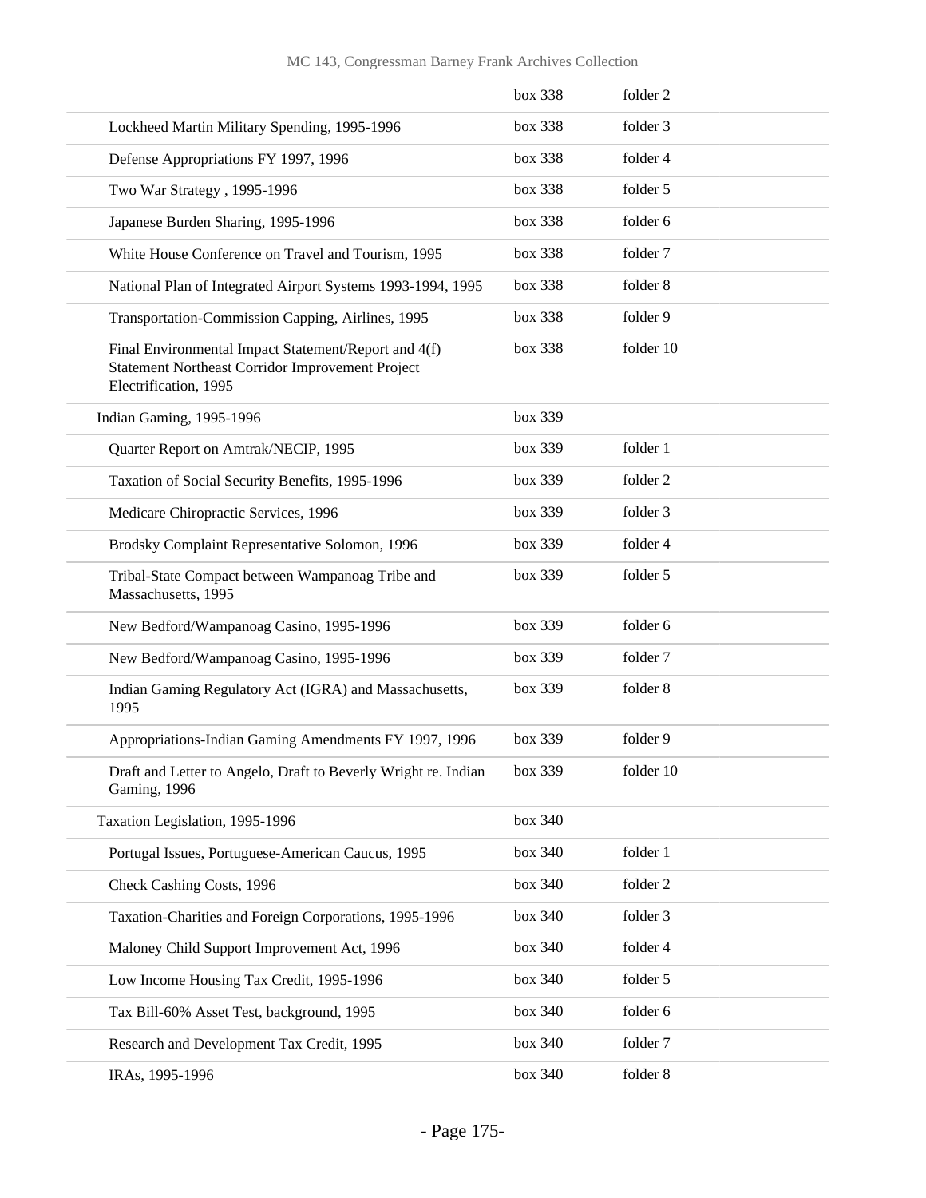| | | |
|---|---|---|
| | box 338 | folder 2 |
| Lockheed Martin Military Spending, 1995-1996 | box 338 | folder 3 |
| Defense Appropriations FY 1997, 1996 | box 338 | folder 4 |
| Two War Strategy , 1995-1996 | box 338 | folder 5 |
| Japanese Burden Sharing, 1995-1996 | box 338 | folder 6 |
| White House Conference on Travel and Tourism, 1995 | box 338 | folder 7 |
| National Plan of Integrated Airport Systems 1993-1994, 1995 | box 338 | folder 8 |
| Transportation-Commission Capping, Airlines, 1995 | box 338 | folder 9 |
| Final Environmental Impact Statement/Report and 4(f) Statement Northeast Corridor Improvement Project Electrification, 1995 | box 338 | folder 10 |
| Indian Gaming, 1995-1996 | box 339 | |
| Quarter Report on Amtrak/NECIP, 1995 | box 339 | folder 1 |
| Taxation of Social Security Benefits, 1995-1996 | box 339 | folder 2 |
| Medicare Chiropractic Services, 1996 | box 339 | folder 3 |
| Brodsky Complaint Representative Solomon, 1996 | box 339 | folder 4 |
| Tribal-State Compact between Wampanoag Tribe and Massachusetts, 1995 | box 339 | folder 5 |
| New Bedford/Wampanoag Casino, 1995-1996 | box 339 | folder 6 |
| New Bedford/Wampanoag Casino, 1995-1996 | box 339 | folder 7 |
| Indian Gaming Regulatory Act (IGRA) and Massachusetts, 1995 | box 339 | folder 8 |
| Appropriations-Indian Gaming Amendments FY 1997, 1996 | box 339 | folder 9 |
| Draft and Letter to Angelo, Draft to Beverly Wright re. Indian Gaming, 1996 | box 339 | folder 10 |
| Taxation Legislation, 1995-1996 | box 340 | |
| Portugal Issues, Portuguese-American Caucus, 1995 | box 340 | folder 1 |
| Check Cashing Costs, 1996 | box 340 | folder 2 |
| Taxation-Charities and Foreign Corporations, 1995-1996 | box 340 | folder 3 |
| Maloney Child Support Improvement Act, 1996 | box 340 | folder 4 |
| Low Income Housing Tax Credit, 1995-1996 | box 340 | folder 5 |
| Tax Bill-60% Asset Test, background, 1995 | box 340 | folder 6 |
| Research and Development Tax Credit, 1995 | box 340 | folder 7 |
| IRAs, 1995-1996 | box 340 | folder 8 |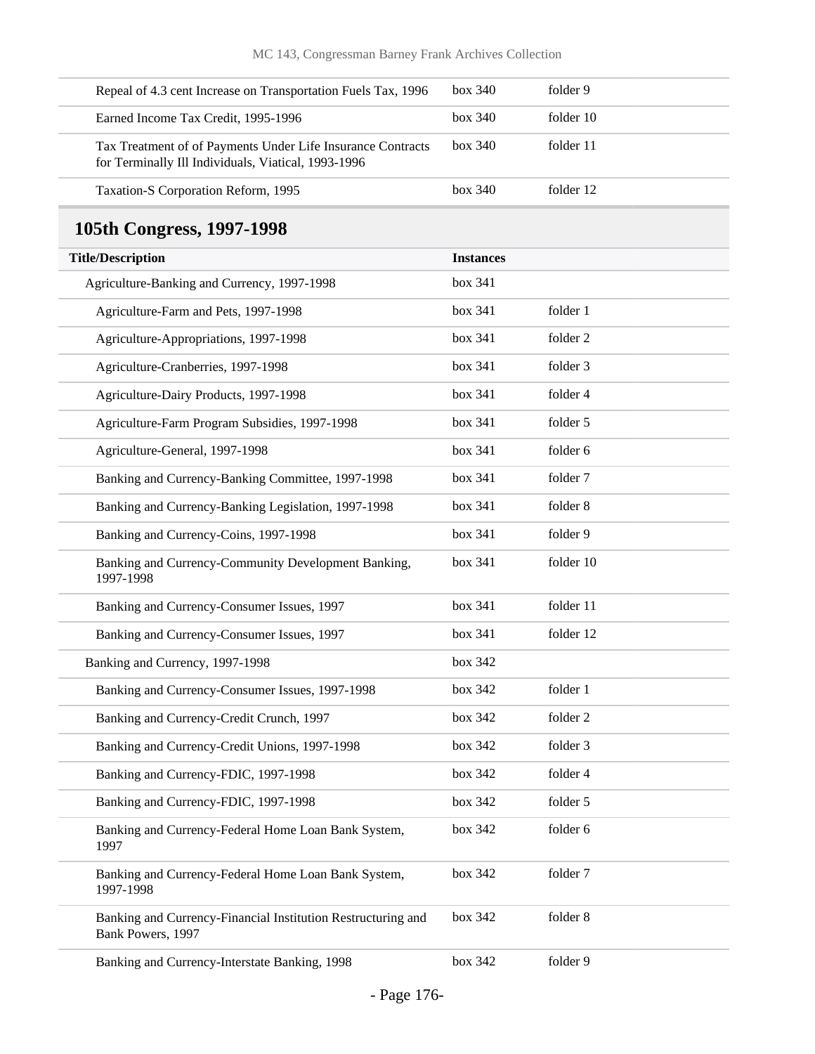| | | |
|---|---|---|
| Repeal of 4.3 cent Increase on Transportation Fuels Tax, 1996 | box 340 | folder 9 |
| Earned Income Tax Credit, 1995-1996 | box 340 | folder 10 |
| Tax Treatment of of Payments Under Life Insurance Contracts for Terminally Ill Individuals, Viatical, 1993-1996 | box 340 | folder 11 |
| Taxation-S Corporation Reform, 1995 | box 340 | folder 12 |

## 105th Congress, 1997-1998

| Title/Description | Instances | |
|---|---|---|
| Agriculture-Banking and Currency, 1997-1998 | box 341 | |
| Agriculture-Farm and Pets, 1997-1998 | box 341 | folder 1 |
| Agriculture-Appropriations, 1997-1998 | box 341 | folder 2 |
| Agriculture-Cranberries, 1997-1998 | box 341 | folder 3 |
| Agriculture-Dairy Products, 1997-1998 | box 341 | folder 4 |
| Agriculture-Farm Program Subsidies, 1997-1998 | box 341 | folder 5 |
| Agriculture-General, 1997-1998 | box 341 | folder 6 |
| Banking and Currency-Banking Committee, 1997-1998 | box 341 | folder 7 |
| Banking and Currency-Banking Legislation, 1997-1998 | box 341 | folder 8 |
| Banking and Currency-Coins, 1997-1998 | box 341 | folder 9 |
| Banking and Currency-Community Development Banking, 1997-1998 | box 341 | folder 10 |
| Banking and Currency-Consumer Issues, 1997 | box 341 | folder 11 |
| Banking and Currency-Consumer Issues, 1997 | box 341 | folder 12 |
| Banking and Currency, 1997-1998 | box 342 | |
| Banking and Currency-Consumer Issues, 1997-1998 | box 342 | folder 1 |
| Banking and Currency-Credit Crunch, 1997 | box 342 | folder 2 |
| Banking and Currency-Credit Unions, 1997-1998 | box 342 | folder 3 |
| Banking and Currency-FDIC, 1997-1998 | box 342 | folder 4 |
| Banking and Currency-FDIC, 1997-1998 | box 342 | folder 5 |
| Banking and Currency-Federal Home Loan Bank System, 1997 | box 342 | folder 6 |
| Banking and Currency-Federal Home Loan Bank System, 1997-1998 | box 342 | folder 7 |
| Banking and Currency-Financial Institution Restructuring and Bank Powers, 1997 | box 342 | folder 8 |
| Banking and Currency-Interstate Banking, 1998 | box 342 | folder 9 |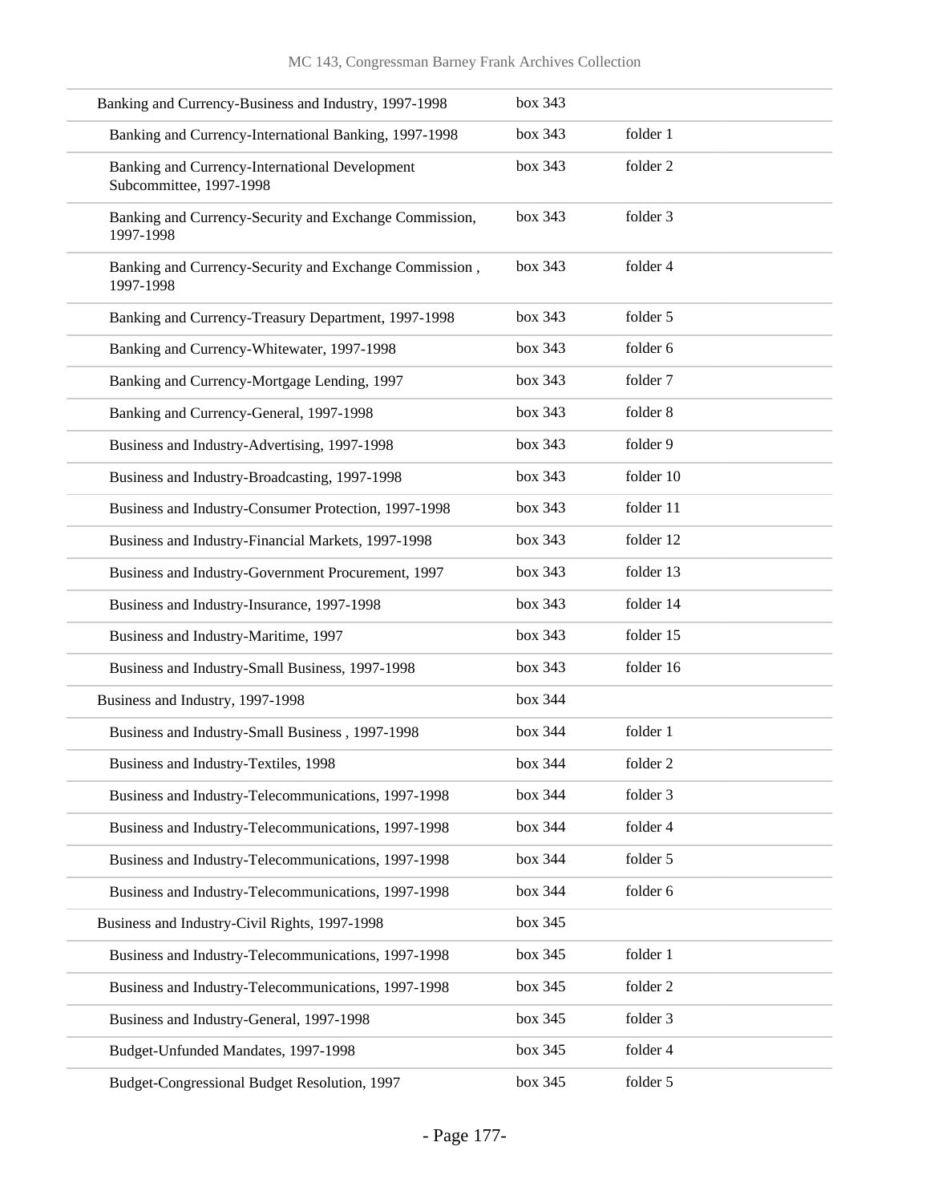| | | |
|---|---|---|
| Banking and Currency-Business and Industry, 1997-1998 | box 343 | |
| Banking and Currency-International Banking, 1997-1998 | box 343 | folder 1 |
| Banking and Currency-International Development Subcommittee, 1997-1998 | box 343 | folder 2 |
| Banking and Currency-Security and Exchange Commission, 1997-1998 | box 343 | folder 3 |
| Banking and Currency-Security and Exchange Commission , 1997-1998 | box 343 | folder 4 |
| Banking and Currency-Treasury Department, 1997-1998 | box 343 | folder 5 |
| Banking and Currency-Whitewater, 1997-1998 | box 343 | folder 6 |
| Banking and Currency-Mortgage Lending, 1997 | box 343 | folder 7 |
| Banking and Currency-General, 1997-1998 | box 343 | folder 8 |
| Business and Industry-Advertising, 1997-1998 | box 343 | folder 9 |
| Business and Industry-Broadcasting, 1997-1998 | box 343 | folder 10 |
| Business and Industry-Consumer Protection, 1997-1998 | box 343 | folder 11 |
| Business and Industry-Financial Markets, 1997-1998 | box 343 | folder 12 |
| Business and Industry-Government Procurement, 1997 | box 343 | folder 13 |
| Business and Industry-Insurance, 1997-1998 | box 343 | folder 14 |
| Business and Industry-Maritime, 1997 | box 343 | folder 15 |
| Business and Industry-Small Business, 1997-1998 | box 343 | folder 16 |
| Business and Industry, 1997-1998 | box 344 | |
| Business and Industry-Small Business , 1997-1998 | box 344 | folder 1 |
| Business and Industry-Textiles, 1998 | box 344 | folder 2 |
| Business and Industry-Telecommunications, 1997-1998 | box 344 | folder 3 |
| Business and Industry-Telecommunications, 1997-1998 | box 344 | folder 4 |
| Business and Industry-Telecommunications, 1997-1998 | box 344 | folder 5 |
| Business and Industry-Telecommunications, 1997-1998 | box 344 | folder 6 |
| Business and Industry-Civil Rights, 1997-1998 | box 345 | |
| Business and Industry-Telecommunications, 1997-1998 | box 345 | folder 1 |
| Business and Industry-Telecommunications, 1997-1998 | box 345 | folder 2 |
| Business and Industry-General, 1997-1998 | box 345 | folder 3 |
| Budget-Unfunded Mandates, 1997-1998 | box 345 | folder 4 |
| Budget-Congressional Budget Resolution, 1997 | box 345 | folder 5 |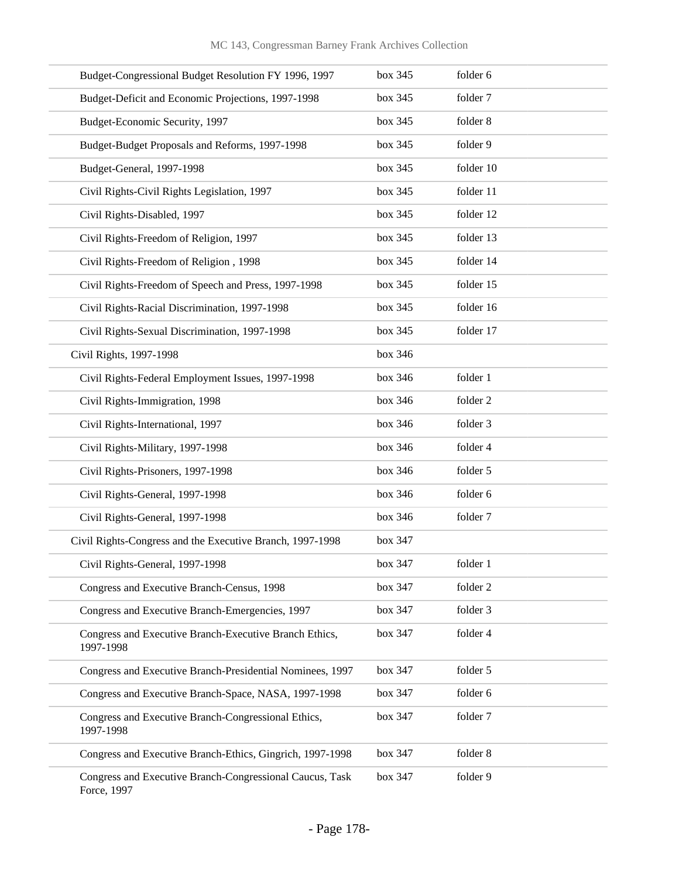| Title | Box | Folder |
|---|---|---|
| Budget-Congressional Budget Resolution FY 1996, 1997 | box 345 | folder 6 |
| Budget-Deficit and Economic Projections, 1997-1998 | box 345 | folder 7 |
| Budget-Economic Security, 1997 | box 345 | folder 8 |
| Budget-Budget Proposals and Reforms, 1997-1998 | box 345 | folder 9 |
| Budget-General, 1997-1998 | box 345 | folder 10 |
| Civil Rights-Civil Rights Legislation, 1997 | box 345 | folder 11 |
| Civil Rights-Disabled, 1997 | box 345 | folder 12 |
| Civil Rights-Freedom of Religion, 1997 | box 345 | folder 13 |
| Civil Rights-Freedom of Religion , 1998 | box 345 | folder 14 |
| Civil Rights-Freedom of Speech and Press, 1997-1998 | box 345 | folder 15 |
| Civil Rights-Racial Discrimination, 1997-1998 | box 345 | folder 16 |
| Civil Rights-Sexual Discrimination, 1997-1998 | box 345 | folder 17 |
| Civil Rights, 1997-1998 | box 346 | |
| Civil Rights-Federal Employment Issues, 1997-1998 | box 346 | folder 1 |
| Civil Rights-Immigration, 1998 | box 346 | folder 2 |
| Civil Rights-International, 1997 | box 346 | folder 3 |
| Civil Rights-Military, 1997-1998 | box 346 | folder 4 |
| Civil Rights-Prisoners, 1997-1998 | box 346 | folder 5 |
| Civil Rights-General, 1997-1998 | box 346 | folder 6 |
| Civil Rights-General, 1997-1998 | box 346 | folder 7 |
| Civil Rights-Congress and the Executive Branch, 1997-1998 | box 347 | |
| Civil Rights-General, 1997-1998 | box 347 | folder 1 |
| Congress and Executive Branch-Census, 1998 | box 347 | folder 2 |
| Congress and Executive Branch-Emergencies, 1997 | box 347 | folder 3 |
| Congress and Executive Branch-Executive Branch Ethics, 1997-1998 | box 347 | folder 4 |
| Congress and Executive Branch-Presidential Nominees, 1997 | box 347 | folder 5 |
| Congress and Executive Branch-Space, NASA, 1997-1998 | box 347 | folder 6 |
| Congress and Executive Branch-Congressional Ethics, 1997-1998 | box 347 | folder 7 |
| Congress and Executive Branch-Ethics, Gingrich, 1997-1998 | box 347 | folder 8 |
| Congress and Executive Branch-Congressional Caucus, Task Force, 1997 | box 347 | folder 9 |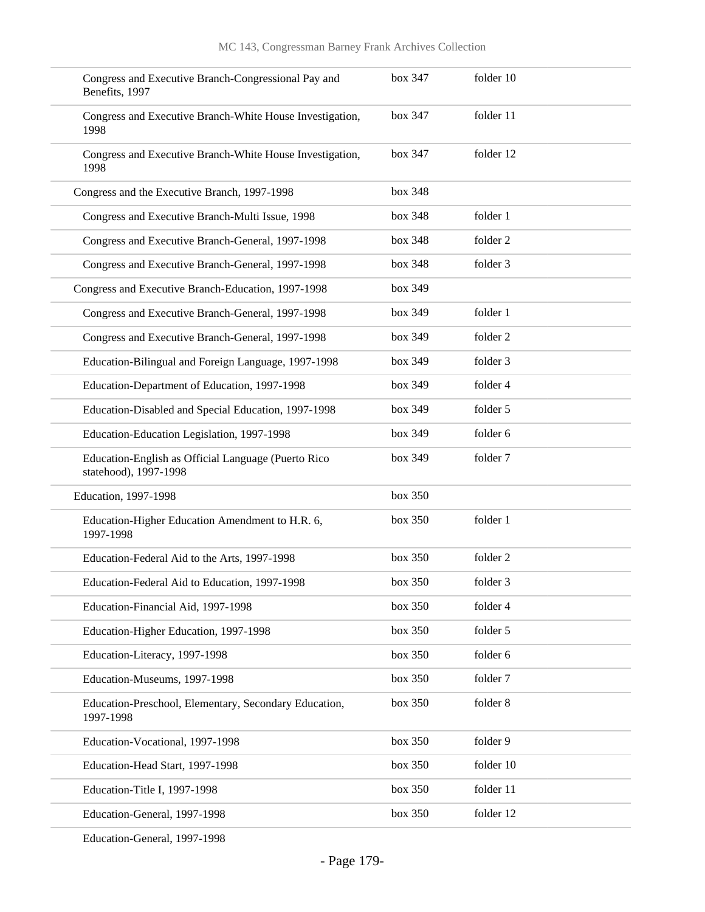| | | |
|---|---|---|
| Congress and Executive Branch-Congressional Pay and Benefits, 1997 | box 347 | folder 10 |
| Congress and Executive Branch-White House Investigation, 1998 | box 347 | folder 11 |
| Congress and Executive Branch-White House Investigation, 1998 | box 347 | folder 12 |
| Congress and the Executive Branch, 1997-1998 | box 348 | |
| Congress and Executive Branch-Multi Issue, 1998 | box 348 | folder 1 |
| Congress and Executive Branch-General, 1997-1998 | box 348 | folder 2 |
| Congress and Executive Branch-General, 1997-1998 | box 348 | folder 3 |
| Congress and Executive Branch-Education, 1997-1998 | box 349 | |
| Congress and Executive Branch-General, 1997-1998 | box 349 | folder 1 |
| Congress and Executive Branch-General, 1997-1998 | box 349 | folder 2 |
| Education-Bilingual and Foreign Language, 1997-1998 | box 349 | folder 3 |
| Education-Department of Education, 1997-1998 | box 349 | folder 4 |
| Education-Disabled and Special Education, 1997-1998 | box 349 | folder 5 |
| Education-Education Legislation, 1997-1998 | box 349 | folder 6 |
| Education-English as Official Language (Puerto Rico statehood), 1997-1998 | box 349 | folder 7 |
| Education, 1997-1998 | box 350 | |
| Education-Higher Education Amendment to H.R. 6, 1997-1998 | box 350 | folder 1 |
| Education-Federal Aid to the Arts, 1997-1998 | box 350 | folder 2 |
| Education-Federal Aid to Education, 1997-1998 | box 350 | folder 3 |
| Education-Financial Aid, 1997-1998 | box 350 | folder 4 |
| Education-Higher Education, 1997-1998 | box 350 | folder 5 |
| Education-Literacy, 1997-1998 | box 350 | folder 6 |
| Education-Museums, 1997-1998 | box 350 | folder 7 |
| Education-Preschool, Elementary, Secondary Education, 1997-1998 | box 350 | folder 8 |
| Education-Vocational, 1997-1998 | box 350 | folder 9 |
| Education-Head Start, 1997-1998 | box 350 | folder 10 |
| Education-Title I, 1997-1998 | box 350 | folder 11 |
| Education-General, 1997-1998 | box 350 | folder 12 |
| Education-General, 1997-1998 | | |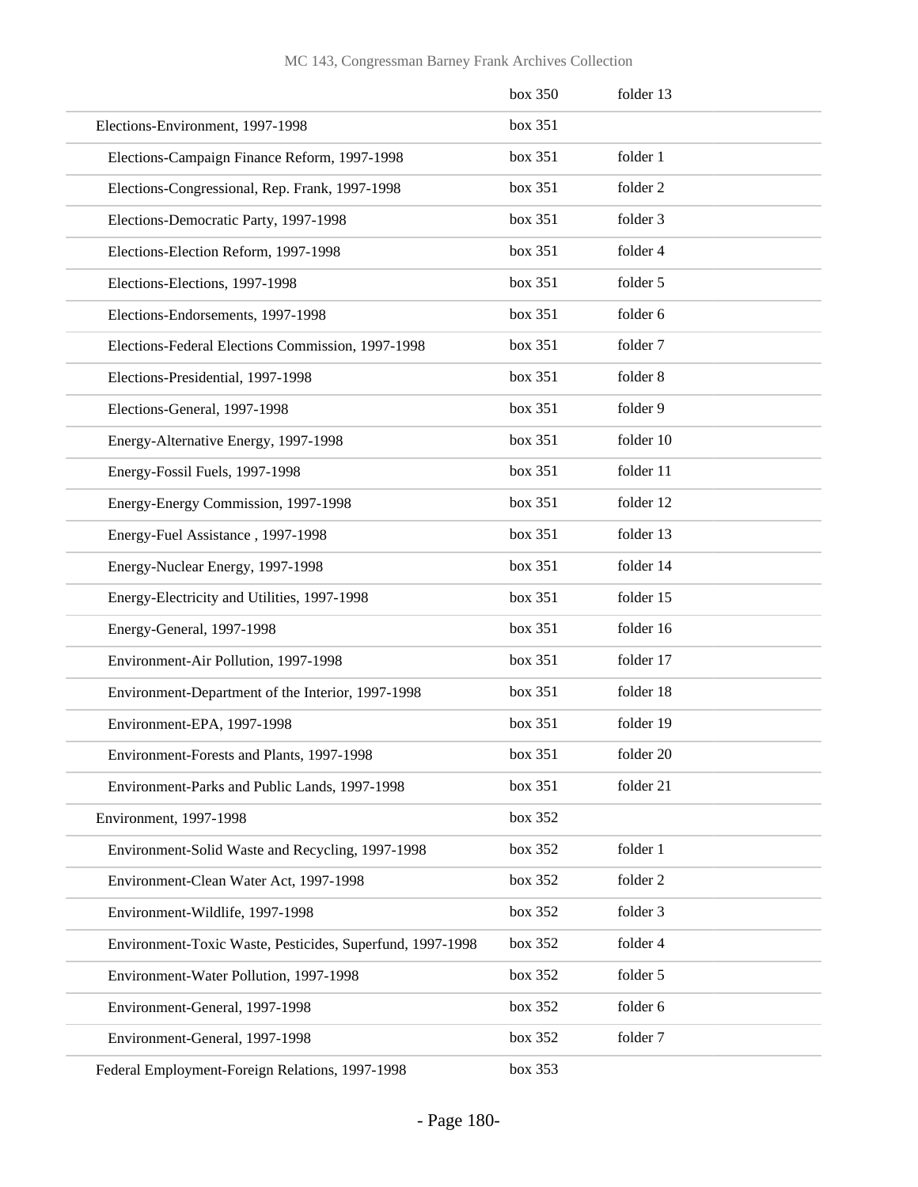| | | |
|---|---|---|
| | box 350 | folder 13 |
| Elections-Environment, 1997-1998 | box 351 | |
| Elections-Campaign Finance Reform, 1997-1998 | box 351 | folder 1 |
| Elections-Congressional, Rep. Frank, 1997-1998 | box 351 | folder 2 |
| Elections-Democratic Party, 1997-1998 | box 351 | folder 3 |
| Elections-Election Reform, 1997-1998 | box 351 | folder 4 |
| Elections-Elections, 1997-1998 | box 351 | folder 5 |
| Elections-Endorsements, 1997-1998 | box 351 | folder 6 |
| Elections-Federal Elections Commission, 1997-1998 | box 351 | folder 7 |
| Elections-Presidential, 1997-1998 | box 351 | folder 8 |
| Elections-General, 1997-1998 | box 351 | folder 9 |
| Energy-Alternative Energy, 1997-1998 | box 351 | folder 10 |
| Energy-Fossil Fuels, 1997-1998 | box 351 | folder 11 |
| Energy-Energy Commission, 1997-1998 | box 351 | folder 12 |
| Energy-Fuel Assistance , 1997-1998 | box 351 | folder 13 |
| Energy-Nuclear Energy, 1997-1998 | box 351 | folder 14 |
| Energy-Electricity and Utilities, 1997-1998 | box 351 | folder 15 |
| Energy-General, 1997-1998 | box 351 | folder 16 |
| Environment-Air Pollution, 1997-1998 | box 351 | folder 17 |
| Environment-Department of the Interior, 1997-1998 | box 351 | folder 18 |
| Environment-EPA, 1997-1998 | box 351 | folder 19 |
| Environment-Forests and Plants, 1997-1998 | box 351 | folder 20 |
| Environment-Parks and Public Lands, 1997-1998 | box 351 | folder 21 |
| Environment, 1997-1998 | box 352 | |
| Environment-Solid Waste and Recycling, 1997-1998 | box 352 | folder 1 |
| Environment-Clean Water Act, 1997-1998 | box 352 | folder 2 |
| Environment-Wildlife, 1997-1998 | box 352 | folder 3 |
| Environment-Toxic Waste, Pesticides, Superfund, 1997-1998 | box 352 | folder 4 |
| Environment-Water Pollution, 1997-1998 | box 352 | folder 5 |
| Environment-General, 1997-1998 | box 352 | folder 6 |
| Environment-General, 1997-1998 | box 352 | folder 7 |
| Federal Employment-Foreign Relations, 1997-1998 | box 353 | |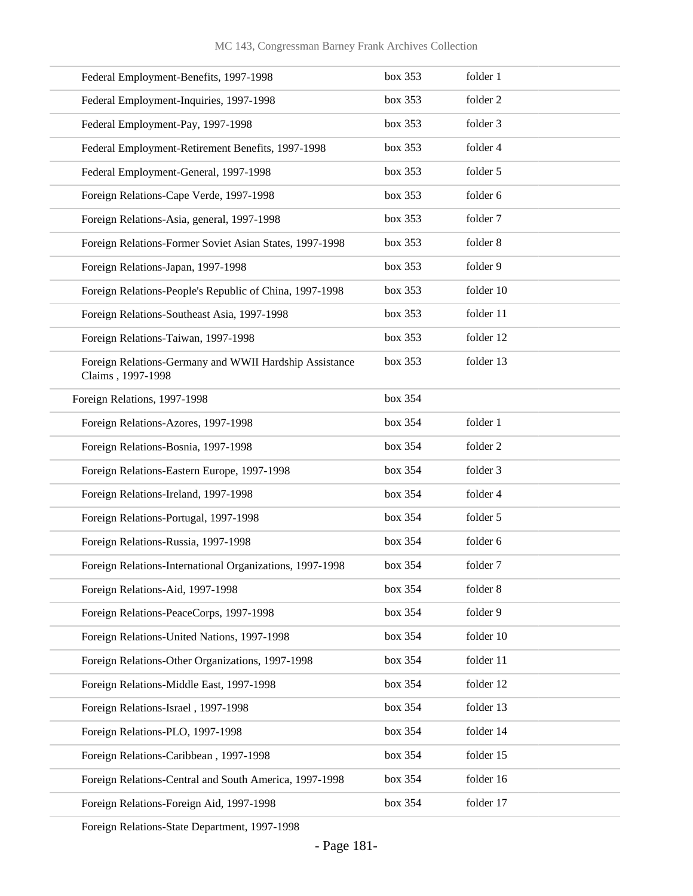| | | |
|---|---|---|
| Federal Employment-Benefits, 1997-1998 | box 353 | folder 1 |
| Federal Employment-Inquiries, 1997-1998 | box 353 | folder 2 |
| Federal Employment-Pay, 1997-1998 | box 353 | folder 3 |
| Federal Employment-Retirement Benefits, 1997-1998 | box 353 | folder 4 |
| Federal Employment-General, 1997-1998 | box 353 | folder 5 |
| Foreign Relations-Cape Verde, 1997-1998 | box 353 | folder 6 |
| Foreign Relations-Asia, general, 1997-1998 | box 353 | folder 7 |
| Foreign Relations-Former Soviet Asian States, 1997-1998 | box 353 | folder 8 |
| Foreign Relations-Japan, 1997-1998 | box 353 | folder 9 |
| Foreign Relations-People's Republic of China, 1997-1998 | box 353 | folder 10 |
| Foreign Relations-Southeast Asia, 1997-1998 | box 353 | folder 11 |
| Foreign Relations-Taiwan, 1997-1998 | box 353 | folder 12 |
| Foreign Relations-Germany and WWII Hardship Assistance Claims , 1997-1998 | box 353 | folder 13 |
| Foreign Relations, 1997-1998 | box 354 | |
| Foreign Relations-Azores, 1997-1998 | box 354 | folder 1 |
| Foreign Relations-Bosnia, 1997-1998 | box 354 | folder 2 |
| Foreign Relations-Eastern Europe, 1997-1998 | box 354 | folder 3 |
| Foreign Relations-Ireland, 1997-1998 | box 354 | folder 4 |
| Foreign Relations-Portugal, 1997-1998 | box 354 | folder 5 |
| Foreign Relations-Russia, 1997-1998 | box 354 | folder 6 |
| Foreign Relations-International Organizations, 1997-1998 | box 354 | folder 7 |
| Foreign Relations-Aid, 1997-1998 | box 354 | folder 8 |
| Foreign Relations-PeaceCorps, 1997-1998 | box 354 | folder 9 |
| Foreign Relations-United Nations, 1997-1998 | box 354 | folder 10 |
| Foreign Relations-Other Organizations, 1997-1998 | box 354 | folder 11 |
| Foreign Relations-Middle East, 1997-1998 | box 354 | folder 12 |
| Foreign Relations-Israel , 1997-1998 | box 354 | folder 13 |
| Foreign Relations-PLO, 1997-1998 | box 354 | folder 14 |
| Foreign Relations-Caribbean , 1997-1998 | box 354 | folder 15 |
| Foreign Relations-Central and South America, 1997-1998 | box 354 | folder 16 |
| Foreign Relations-Foreign Aid, 1997-1998 | box 354 | folder 17 |
| Foreign Relations-State Department, 1997-1998 | | |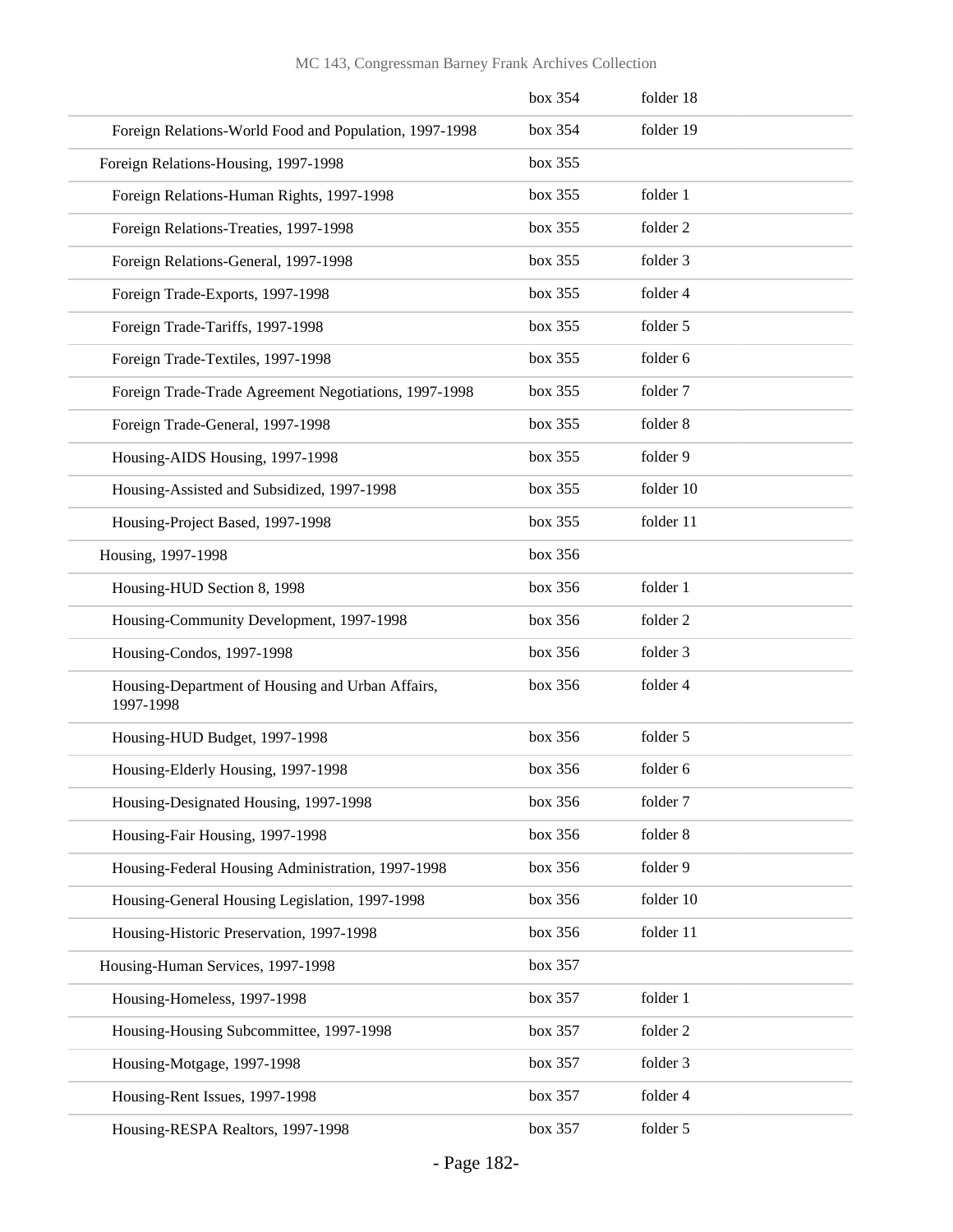| | | |
|---|---|---|
| | box 354 | folder 18 |
| Foreign Relations-World Food and Population, 1997-1998 | box 354 | folder 19 |
| Foreign Relations-Housing, 1997-1998 | box 355 | |
| Foreign Relations-Human Rights, 1997-1998 | box 355 | folder 1 |
| Foreign Relations-Treaties, 1997-1998 | box 355 | folder 2 |
| Foreign Relations-General, 1997-1998 | box 355 | folder 3 |
| Foreign Trade-Exports, 1997-1998 | box 355 | folder 4 |
| Foreign Trade-Tariffs, 1997-1998 | box 355 | folder 5 |
| Foreign Trade-Textiles, 1997-1998 | box 355 | folder 6 |
| Foreign Trade-Trade Agreement Negotiations, 1997-1998 | box 355 | folder 7 |
| Foreign Trade-General, 1997-1998 | box 355 | folder 8 |
| Housing-AIDS Housing, 1997-1998 | box 355 | folder 9 |
| Housing-Assisted and Subsidized, 1997-1998 | box 355 | folder 10 |
| Housing-Project Based, 1997-1998 | box 355 | folder 11 |
| Housing, 1997-1998 | box 356 | |
| Housing-HUD Section 8, 1998 | box 356 | folder 1 |
| Housing-Community Development, 1997-1998 | box 356 | folder 2 |
| Housing-Condos, 1997-1998 | box 356 | folder 3 |
| Housing-Department of Housing and Urban Affairs, 1997-1998 | box 356 | folder 4 |
| Housing-HUD Budget, 1997-1998 | box 356 | folder 5 |
| Housing-Elderly Housing, 1997-1998 | box 356 | folder 6 |
| Housing-Designated Housing, 1997-1998 | box 356 | folder 7 |
| Housing-Fair Housing, 1997-1998 | box 356 | folder 8 |
| Housing-Federal Housing Administration, 1997-1998 | box 356 | folder 9 |
| Housing-General Housing Legislation, 1997-1998 | box 356 | folder 10 |
| Housing-Historic Preservation, 1997-1998 | box 356 | folder 11 |
| Housing-Human Services, 1997-1998 | box 357 | |
| Housing-Homeless, 1997-1998 | box 357 | folder 1 |
| Housing-Housing Subcommittee, 1997-1998 | box 357 | folder 2 |
| Housing-Motgage, 1997-1998 | box 357 | folder 3 |
| Housing-Rent Issues, 1997-1998 | box 357 | folder 4 |
| Housing-RESPA Realtors, 1997-1998 | box 357 | folder 5 |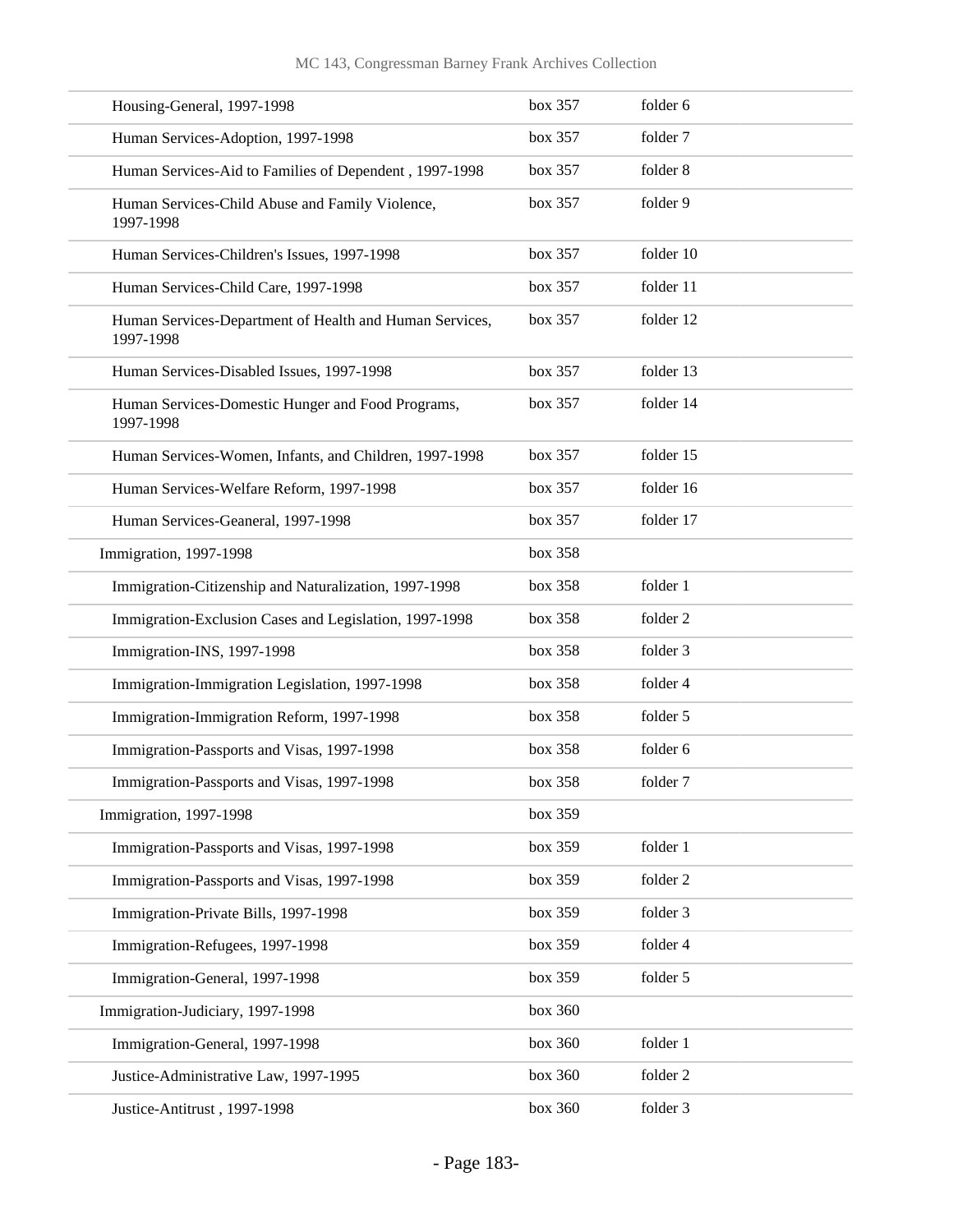| | | |
|---|---|---|
| Housing-General, 1997-1998 | box 357 | folder 6 |
| Human Services-Adoption, 1997-1998 | box 357 | folder 7 |
| Human Services-Aid to Families of Dependent , 1997-1998 | box 357 | folder 8 |
| Human Services-Child Abuse and Family Violence, 1997-1998 | box 357 | folder 9 |
| Human Services-Children's Issues, 1997-1998 | box 357 | folder 10 |
| Human Services-Child Care, 1997-1998 | box 357 | folder 11 |
| Human Services-Department of Health and Human Services, 1997-1998 | box 357 | folder 12 |
| Human Services-Disabled Issues, 1997-1998 | box 357 | folder 13 |
| Human Services-Domestic Hunger and Food Programs, 1997-1998 | box 357 | folder 14 |
| Human Services-Women, Infants, and Children, 1997-1998 | box 357 | folder 15 |
| Human Services-Welfare Reform, 1997-1998 | box 357 | folder 16 |
| Human Services-Geaneral, 1997-1998 | box 357 | folder 17 |
| Immigration, 1997-1998 | box 358 | |
| Immigration-Citizenship and Naturalization, 1997-1998 | box 358 | folder 1 |
| Immigration-Exclusion Cases and Legislation, 1997-1998 | box 358 | folder 2 |
| Immigration-INS, 1997-1998 | box 358 | folder 3 |
| Immigration-Immigration Legislation, 1997-1998 | box 358 | folder 4 |
| Immigration-Immigration Reform, 1997-1998 | box 358 | folder 5 |
| Immigration-Passports and Visas, 1997-1998 | box 358 | folder 6 |
| Immigration-Passports and Visas, 1997-1998 | box 358 | folder 7 |
| Immigration, 1997-1998 | box 359 | |
| Immigration-Passports and Visas, 1997-1998 | box 359 | folder 1 |
| Immigration-Passports and Visas, 1997-1998 | box 359 | folder 2 |
| Immigration-Private Bills, 1997-1998 | box 359 | folder 3 |
| Immigration-Refugees, 1997-1998 | box 359 | folder 4 |
| Immigration-General, 1997-1998 | box 359 | folder 5 |
| Immigration-Judiciary, 1997-1998 | box 360 | |
| Immigration-General, 1997-1998 | box 360 | folder 1 |
| Justice-Administrative Law, 1997-1995 | box 360 | folder 2 |
| Justice-Antitrust , 1997-1998 | box 360 | folder 3 |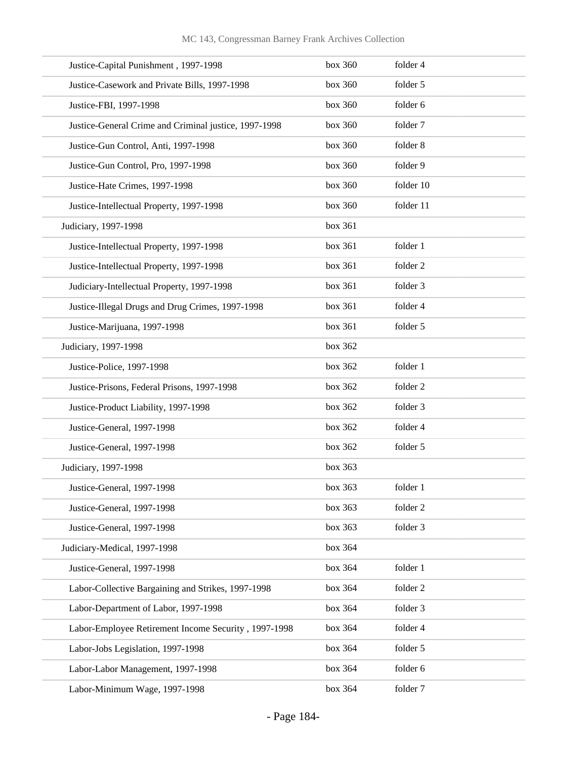| | | |
|---|---|---|
| Justice-Capital Punishment , 1997-1998 | box 360 | folder 4 |
| Justice-Casework and Private Bills, 1997-1998 | box 360 | folder 5 |
| Justice-FBI, 1997-1998 | box 360 | folder 6 |
| Justice-General Crime and Criminal justice, 1997-1998 | box 360 | folder 7 |
| Justice-Gun Control, Anti, 1997-1998 | box 360 | folder 8 |
| Justice-Gun Control, Pro, 1997-1998 | box 360 | folder 9 |
| Justice-Hate Crimes, 1997-1998 | box 360 | folder 10 |
| Justice-Intellectual Property, 1997-1998 | box 360 | folder 11 |
| Judiciary, 1997-1998 | box 361 | |
| Justice-Intellectual Property, 1997-1998 | box 361 | folder 1 |
| Justice-Intellectual Property, 1997-1998 | box 361 | folder 2 |
| Judiciary-Intellectual Property, 1997-1998 | box 361 | folder 3 |
| Justice-Illegal Drugs and Drug Crimes, 1997-1998 | box 361 | folder 4 |
| Justice-Marijuana, 1997-1998 | box 361 | folder 5 |
| Judiciary, 1997-1998 | box 362 | |
| Justice-Police, 1997-1998 | box 362 | folder 1 |
| Justice-Prisons, Federal Prisons, 1997-1998 | box 362 | folder 2 |
| Justice-Product Liability, 1997-1998 | box 362 | folder 3 |
| Justice-General, 1997-1998 | box 362 | folder 4 |
| Justice-General, 1997-1998 | box 362 | folder 5 |
| Judiciary, 1997-1998 | box 363 | |
| Justice-General, 1997-1998 | box 363 | folder 1 |
| Justice-General, 1997-1998 | box 363 | folder 2 |
| Justice-General, 1997-1998 | box 363 | folder 3 |
| Judiciary-Medical, 1997-1998 | box 364 | |
| Justice-General, 1997-1998 | box 364 | folder 1 |
| Labor-Collective Bargaining and Strikes, 1997-1998 | box 364 | folder 2 |
| Labor-Department of Labor, 1997-1998 | box 364 | folder 3 |
| Labor-Employee Retirement Income Security , 1997-1998 | box 364 | folder 4 |
| Labor-Jobs Legislation, 1997-1998 | box 364 | folder 5 |
| Labor-Labor Management, 1997-1998 | box 364 | folder 6 |
| Labor-Minimum Wage, 1997-1998 | box 364 | folder 7 |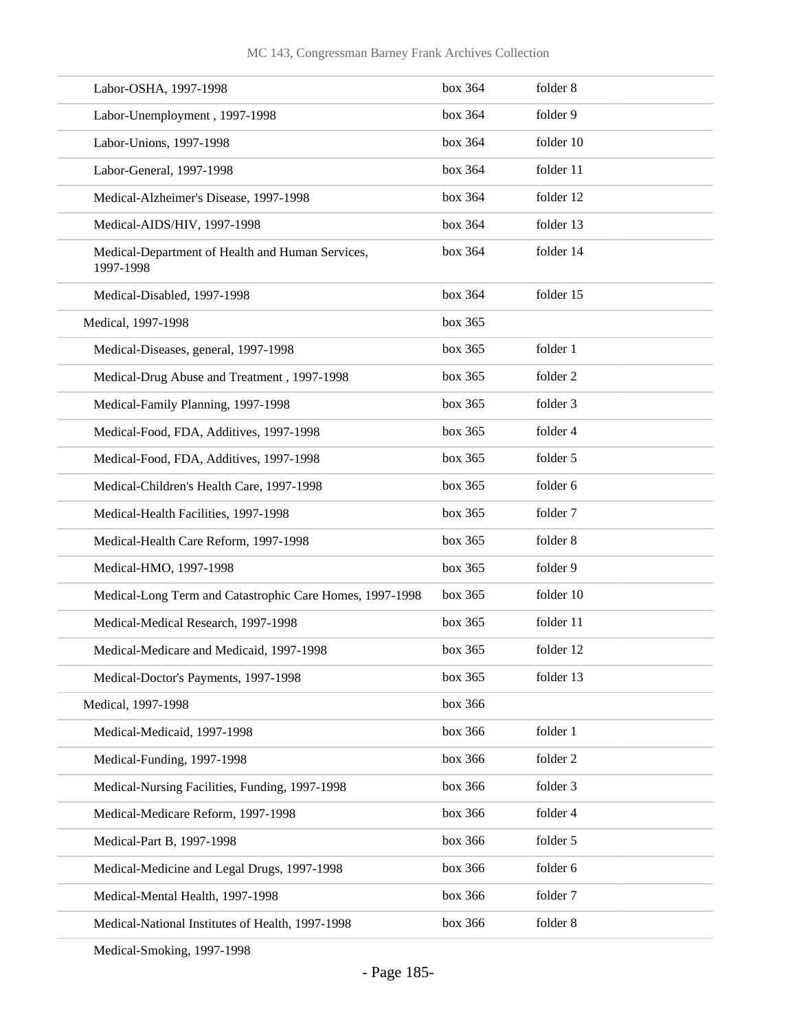| | | |
|---|---|---|
| Labor-OSHA, 1997-1998 | box 364 | folder 8 |
| Labor-Unemployment , 1997-1998 | box 364 | folder 9 |
| Labor-Unions, 1997-1998 | box 364 | folder 10 |
| Labor-General, 1997-1998 | box 364 | folder 11 |
| Medical-Alzheimer's Disease, 1997-1998 | box 364 | folder 12 |
| Medical-AIDS/HIV, 1997-1998 | box 364 | folder 13 |
| Medical-Department of Health and Human Services, 1997-1998 | box 364 | folder 14 |
| Medical-Disabled, 1997-1998 | box 364 | folder 15 |
| Medical, 1997-1998 | box 365 | |
| Medical-Diseases, general, 1997-1998 | box 365 | folder 1 |
| Medical-Drug Abuse and Treatment , 1997-1998 | box 365 | folder 2 |
| Medical-Family Planning, 1997-1998 | box 365 | folder 3 |
| Medical-Food, FDA, Additives, 1997-1998 | box 365 | folder 4 |
| Medical-Food, FDA, Additives, 1997-1998 | box 365 | folder 5 |
| Medical-Children's Health Care, 1997-1998 | box 365 | folder 6 |
| Medical-Health Facilities, 1997-1998 | box 365 | folder 7 |
| Medical-Health Care Reform, 1997-1998 | box 365 | folder 8 |
| Medical-HMO, 1997-1998 | box 365 | folder 9 |
| Medical-Long Term and Catastrophic Care Homes, 1997-1998 | box 365 | folder 10 |
| Medical-Medical Research, 1997-1998 | box 365 | folder 11 |
| Medical-Medicare and Medicaid, 1997-1998 | box 365 | folder 12 |
| Medical-Doctor's Payments, 1997-1998 | box 365 | folder 13 |
| Medical, 1997-1998 | box 366 | |
| Medical-Medicaid, 1997-1998 | box 366 | folder 1 |
| Medical-Funding, 1997-1998 | box 366 | folder 2 |
| Medical-Nursing Facilities, Funding, 1997-1998 | box 366 | folder 3 |
| Medical-Medicare Reform, 1997-1998 | box 366 | folder 4 |
| Medical-Part B, 1997-1998 | box 366 | folder 5 |
| Medical-Medicine and Legal Drugs, 1997-1998 | box 366 | folder 6 |
| Medical-Mental Health, 1997-1998 | box 366 | folder 7 |
| Medical-National Institutes of Health, 1997-1998 | box 366 | folder 8 |
| Medical-Smoking, 1997-1998 | | |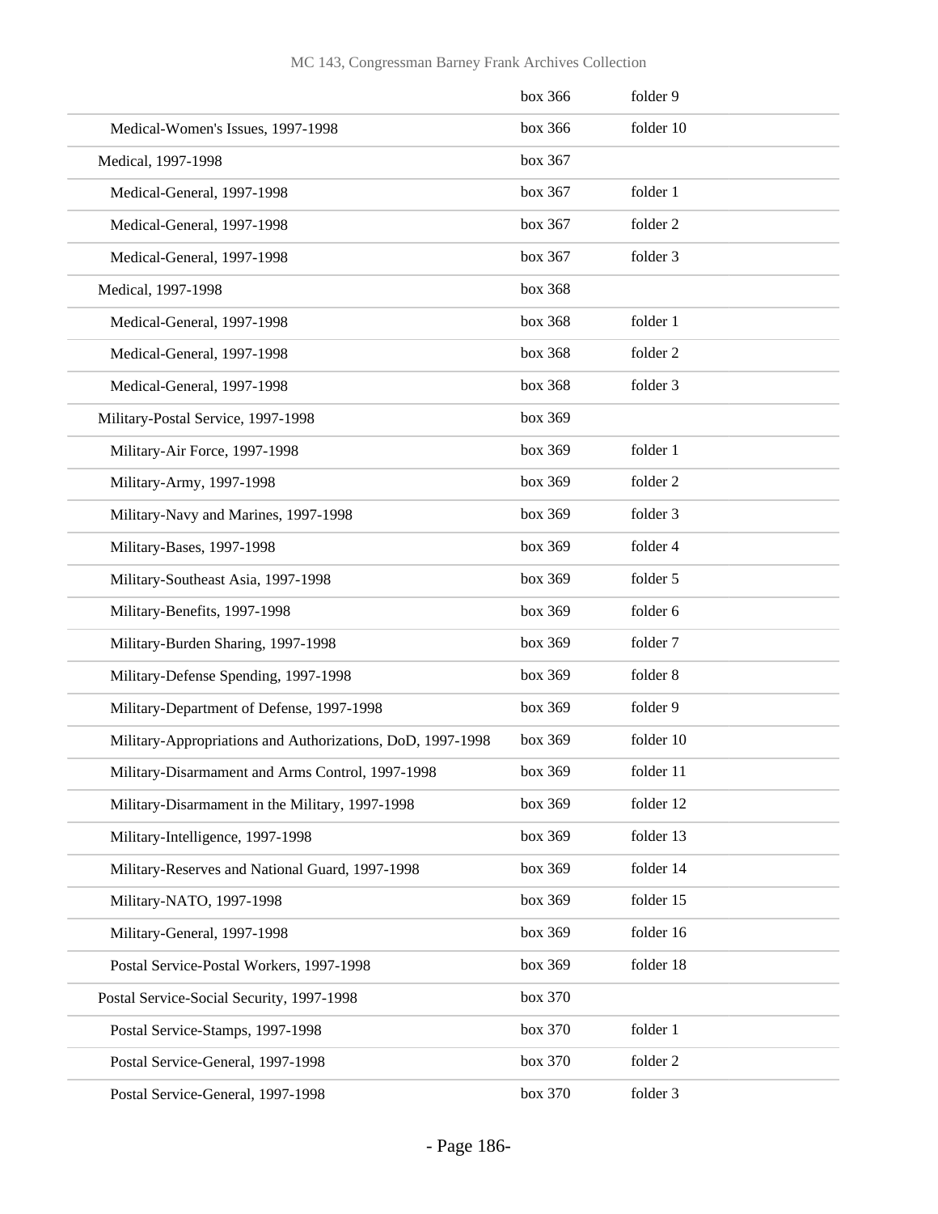| | | |
|---|---|---|
| | box 366 | folder 9 |
| Medical-Women's Issues, 1997-1998 | box 366 | folder 10 |
| Medical, 1997-1998 | box 367 | |
| Medical-General, 1997-1998 | box 367 | folder 1 |
| Medical-General, 1997-1998 | box 367 | folder 2 |
| Medical-General, 1997-1998 | box 367 | folder 3 |
| Medical, 1997-1998 | box 368 | |
| Medical-General, 1997-1998 | box 368 | folder 1 |
| Medical-General, 1997-1998 | box 368 | folder 2 |
| Medical-General, 1997-1998 | box 368 | folder 3 |
| Military-Postal Service, 1997-1998 | box 369 | |
| Military-Air Force, 1997-1998 | box 369 | folder 1 |
| Military-Army, 1997-1998 | box 369 | folder 2 |
| Military-Navy and Marines, 1997-1998 | box 369 | folder 3 |
| Military-Bases, 1997-1998 | box 369 | folder 4 |
| Military-Southeast Asia, 1997-1998 | box 369 | folder 5 |
| Military-Benefits, 1997-1998 | box 369 | folder 6 |
| Military-Burden Sharing, 1997-1998 | box 369 | folder 7 |
| Military-Defense Spending, 1997-1998 | box 369 | folder 8 |
| Military-Department of Defense, 1997-1998 | box 369 | folder 9 |
| Military-Appropriations and Authorizations, DoD, 1997-1998 | box 369 | folder 10 |
| Military-Disarmament and Arms Control, 1997-1998 | box 369 | folder 11 |
| Military-Disarmament in the Military, 1997-1998 | box 369 | folder 12 |
| Military-Intelligence, 1997-1998 | box 369 | folder 13 |
| Military-Reserves and National Guard, 1997-1998 | box 369 | folder 14 |
| Military-NATO, 1997-1998 | box 369 | folder 15 |
| Military-General, 1997-1998 | box 369 | folder 16 |
| Postal Service-Postal Workers, 1997-1998 | box 369 | folder 18 |
| Postal Service-Social Security, 1997-1998 | box 370 | |
| Postal Service-Stamps, 1997-1998 | box 370 | folder 1 |
| Postal Service-General, 1997-1998 | box 370 | folder 2 |
| Postal Service-General, 1997-1998 | box 370 | folder 3 |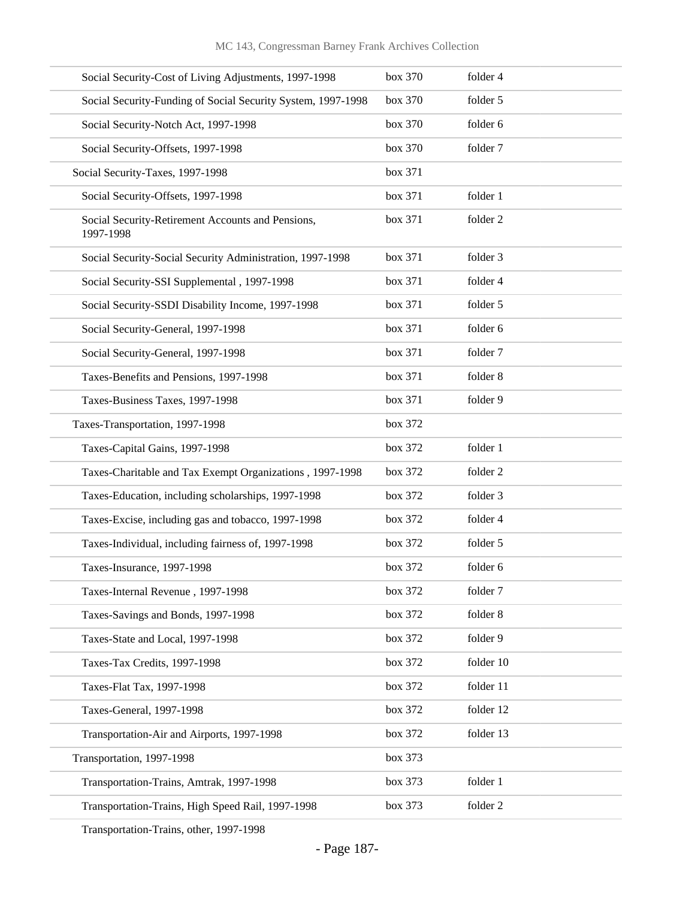| | | |
|---|---|---|
| Social Security-Cost of Living Adjustments, 1997-1998 | box 370 | folder 4 |
| Social Security-Funding of Social Security System, 1997-1998 | box 370 | folder 5 |
| Social Security-Notch Act, 1997-1998 | box 370 | folder 6 |
| Social Security-Offsets, 1997-1998 | box 370 | folder 7 |
| Social Security-Taxes, 1997-1998 | box 371 | |
| Social Security-Offsets, 1997-1998 | box 371 | folder 1 |
| Social Security-Retirement Accounts and Pensions, 1997-1998 | box 371 | folder 2 |
| Social Security-Social Security Administration, 1997-1998 | box 371 | folder 3 |
| Social Security-SSI Supplemental , 1997-1998 | box 371 | folder 4 |
| Social Security-SSDI Disability Income, 1997-1998 | box 371 | folder 5 |
| Social Security-General, 1997-1998 | box 371 | folder 6 |
| Social Security-General, 1997-1998 | box 371 | folder 7 |
| Taxes-Benefits and Pensions, 1997-1998 | box 371 | folder 8 |
| Taxes-Business Taxes, 1997-1998 | box 371 | folder 9 |
| Taxes-Transportation, 1997-1998 | box 372 | |
| Taxes-Capital Gains, 1997-1998 | box 372 | folder 1 |
| Taxes-Charitable and Tax Exempt Organizations , 1997-1998 | box 372 | folder 2 |
| Taxes-Education, including scholarships, 1997-1998 | box 372 | folder 3 |
| Taxes-Excise, including gas and tobacco, 1997-1998 | box 372 | folder 4 |
| Taxes-Individual, including fairness of, 1997-1998 | box 372 | folder 5 |
| Taxes-Insurance, 1997-1998 | box 372 | folder 6 |
| Taxes-Internal Revenue , 1997-1998 | box 372 | folder 7 |
| Taxes-Savings and Bonds, 1997-1998 | box 372 | folder 8 |
| Taxes-State and Local, 1997-1998 | box 372 | folder 9 |
| Taxes-Tax Credits, 1997-1998 | box 372 | folder 10 |
| Taxes-Flat Tax, 1997-1998 | box 372 | folder 11 |
| Taxes-General, 1997-1998 | box 372 | folder 12 |
| Transportation-Air and Airports, 1997-1998 | box 372 | folder 13 |
| Transportation, 1997-1998 | box 373 | |
| Transportation-Trains, Amtrak, 1997-1998 | box 373 | folder 1 |
| Transportation-Trains, High Speed Rail, 1997-1998 | box 373 | folder 2 |
| Transportation-Trains, other, 1997-1998 | | |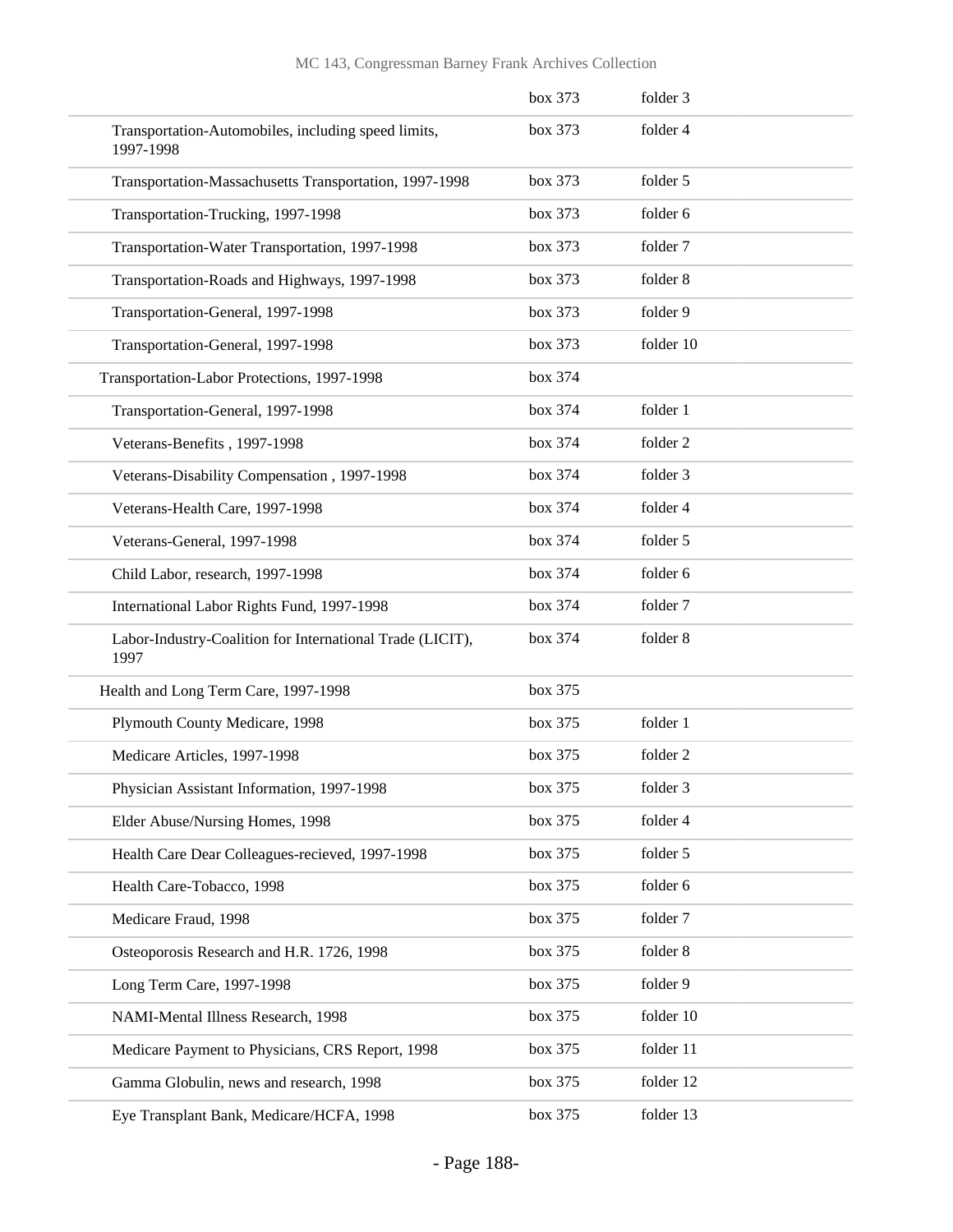| | | |
|---|---|---|
| | box 373 | folder 3 |
| Transportation-Automobiles, including speed limits, 1997-1998 | box 373 | folder 4 |
| Transportation-Massachusetts Transportation, 1997-1998 | box 373 | folder 5 |
| Transportation-Trucking, 1997-1998 | box 373 | folder 6 |
| Transportation-Water Transportation, 1997-1998 | box 373 | folder 7 |
| Transportation-Roads and Highways, 1997-1998 | box 373 | folder 8 |
| Transportation-General, 1997-1998 | box 373 | folder 9 |
| Transportation-General, 1997-1998 | box 373 | folder 10 |
| Transportation-Labor Protections, 1997-1998 | box 374 | |
| Transportation-General, 1997-1998 | box 374 | folder 1 |
| Veterans-Benefits , 1997-1998 | box 374 | folder 2 |
| Veterans-Disability Compensation , 1997-1998 | box 374 | folder 3 |
| Veterans-Health Care, 1997-1998 | box 374 | folder 4 |
| Veterans-General, 1997-1998 | box 374 | folder 5 |
| Child Labor, research, 1997-1998 | box 374 | folder 6 |
| International Labor Rights Fund, 1997-1998 | box 374 | folder 7 |
| Labor-Industry-Coalition for International Trade (LICIT), 1997 | box 374 | folder 8 |
| Health and Long Term Care, 1997-1998 | box 375 | |
| Plymouth County Medicare, 1998 | box 375 | folder 1 |
| Medicare Articles, 1997-1998 | box 375 | folder 2 |
| Physician Assistant Information, 1997-1998 | box 375 | folder 3 |
| Elder Abuse/Nursing Homes, 1998 | box 375 | folder 4 |
| Health Care Dear Colleagues-recieved, 1997-1998 | box 375 | folder 5 |
| Health Care-Tobacco, 1998 | box 375 | folder 6 |
| Medicare Fraud, 1998 | box 375 | folder 7 |
| Osteoporosis Research and H.R. 1726, 1998 | box 375 | folder 8 |
| Long Term Care, 1997-1998 | box 375 | folder 9 |
| NAMI-Mental Illness Research, 1998 | box 375 | folder 10 |
| Medicare Payment to Physicians, CRS Report, 1998 | box 375 | folder 11 |
| Gamma Globulin, news and research, 1998 | box 375 | folder 12 |
| Eye Transplant Bank, Medicare/HCFA, 1998 | box 375 | folder 13 |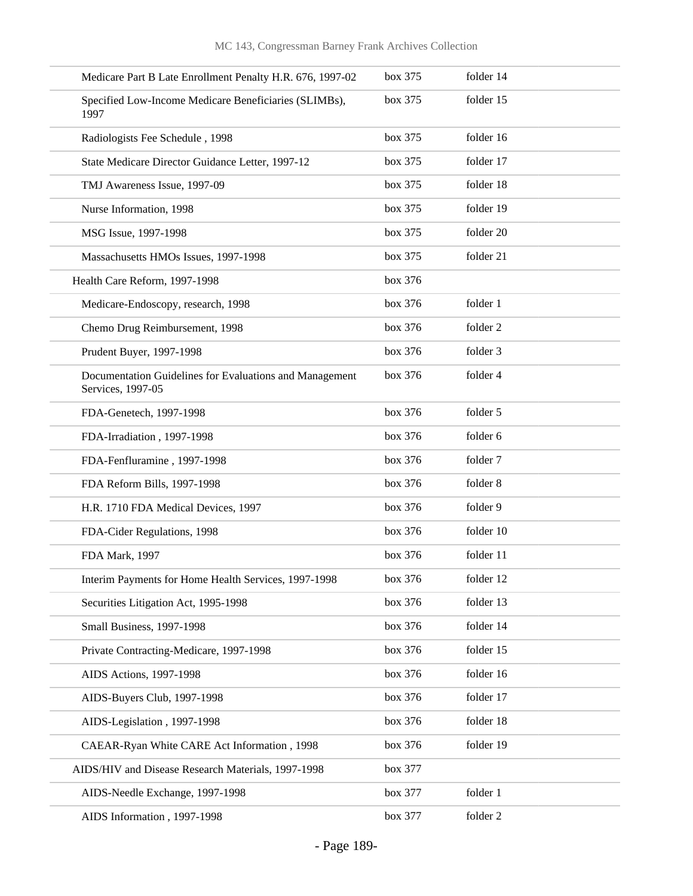| | | |
|---|---|---|
| Medicare Part B Late Enrollment Penalty H.R. 676, 1997-02 | box 375 | folder 14 |
| Specified Low-Income Medicare Beneficiaries (SLIMBs), 1997 | box 375 | folder 15 |
| Radiologists Fee Schedule , 1998 | box 375 | folder 16 |
| State Medicare Director Guidance Letter, 1997-12 | box 375 | folder 17 |
| TMJ Awareness Issue, 1997-09 | box 375 | folder 18 |
| Nurse Information, 1998 | box 375 | folder 19 |
| MSG Issue, 1997-1998 | box 375 | folder 20 |
| Massachusetts HMOs Issues, 1997-1998 | box 375 | folder 21 |
| Health Care Reform, 1997-1998 | box 376 | |
| Medicare-Endoscopy, research, 1998 | box 376 | folder 1 |
| Chemo Drug Reimbursement, 1998 | box 376 | folder 2 |
| Prudent Buyer, 1997-1998 | box 376 | folder 3 |
| Documentation Guidelines for Evaluations and Management Services, 1997-05 | box 376 | folder 4 |
| FDA-Genetech, 1997-1998 | box 376 | folder 5 |
| FDA-Irradiation , 1997-1998 | box 376 | folder 6 |
| FDA-Fenfluramine , 1997-1998 | box 376 | folder 7 |
| FDA Reform Bills, 1997-1998 | box 376 | folder 8 |
| H.R. 1710 FDA Medical Devices, 1997 | box 376 | folder 9 |
| FDA-Cider Regulations, 1998 | box 376 | folder 10 |
| FDA Mark, 1997 | box 376 | folder 11 |
| Interim Payments for Home Health Services, 1997-1998 | box 376 | folder 12 |
| Securities Litigation Act, 1995-1998 | box 376 | folder 13 |
| Small Business, 1997-1998 | box 376 | folder 14 |
| Private Contracting-Medicare, 1997-1998 | box 376 | folder 15 |
| AIDS Actions, 1997-1998 | box 376 | folder 16 |
| AIDS-Buyers Club, 1997-1998 | box 376 | folder 17 |
| AIDS-Legislation , 1997-1998 | box 376 | folder 18 |
| CAEAR-Ryan White CARE Act Information , 1998 | box 376 | folder 19 |
| AIDS/HIV and Disease Research Materials, 1997-1998 | box 377 | |
| AIDS-Needle Exchange, 1997-1998 | box 377 | folder 1 |
| AIDS Information , 1997-1998 | box 377 | folder 2 |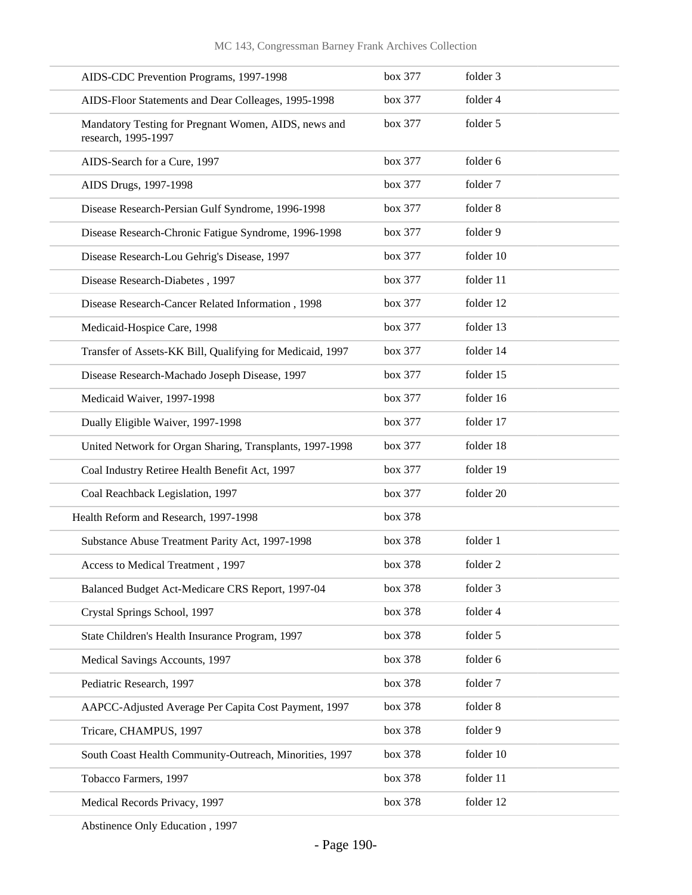| | | |
|---|---|---|
| AIDS-CDC Prevention Programs, 1997-1998 | box 377 | folder 3 |
| AIDS-Floor Statements and Dear Colleages, 1995-1998 | box 377 | folder 4 |
| Mandatory Testing for Pregnant Women, AIDS, news and research, 1995-1997 | box 377 | folder 5 |
| AIDS-Search for a Cure, 1997 | box 377 | folder 6 |
| AIDS Drugs, 1997-1998 | box 377 | folder 7 |
| Disease Research-Persian Gulf Syndrome, 1996-1998 | box 377 | folder 8 |
| Disease Research-Chronic Fatigue Syndrome, 1996-1998 | box 377 | folder 9 |
| Disease Research-Lou Gehrig's Disease, 1997 | box 377 | folder 10 |
| Disease Research-Diabetes , 1997 | box 377 | folder 11 |
| Disease Research-Cancer Related Information , 1998 | box 377 | folder 12 |
| Medicaid-Hospice Care, 1998 | box 377 | folder 13 |
| Transfer of Assets-KK Bill, Qualifying for Medicaid, 1997 | box 377 | folder 14 |
| Disease Research-Machado Joseph Disease, 1997 | box 377 | folder 15 |
| Medicaid Waiver, 1997-1998 | box 377 | folder 16 |
| Dually Eligible Waiver, 1997-1998 | box 377 | folder 17 |
| United Network for Organ Sharing, Transplants, 1997-1998 | box 377 | folder 18 |
| Coal Industry Retiree Health Benefit Act, 1997 | box 377 | folder 19 |
| Coal Reachback Legislation, 1997 | box 377 | folder 20 |
| Health Reform and Research, 1997-1998 | box 378 | |
| Substance Abuse Treatment Parity Act, 1997-1998 | box 378 | folder 1 |
| Access to Medical Treatment , 1997 | box 378 | folder 2 |
| Balanced Budget Act-Medicare CRS Report, 1997-04 | box 378 | folder 3 |
| Crystal Springs School, 1997 | box 378 | folder 4 |
| State Children's Health Insurance Program, 1997 | box 378 | folder 5 |
| Medical Savings Accounts, 1997 | box 378 | folder 6 |
| Pediatric Research, 1997 | box 378 | folder 7 |
| AAPCC-Adjusted Average Per Capita Cost Payment, 1997 | box 378 | folder 8 |
| Tricare, CHAMPUS, 1997 | box 378 | folder 9 |
| South Coast Health Community-Outreach, Minorities, 1997 | box 378 | folder 10 |
| Tobacco Farmers, 1997 | box 378 | folder 11 |
| Medical Records Privacy, 1997 | box 378 | folder 12 |
| Abstinence Only Education , 1997 | | |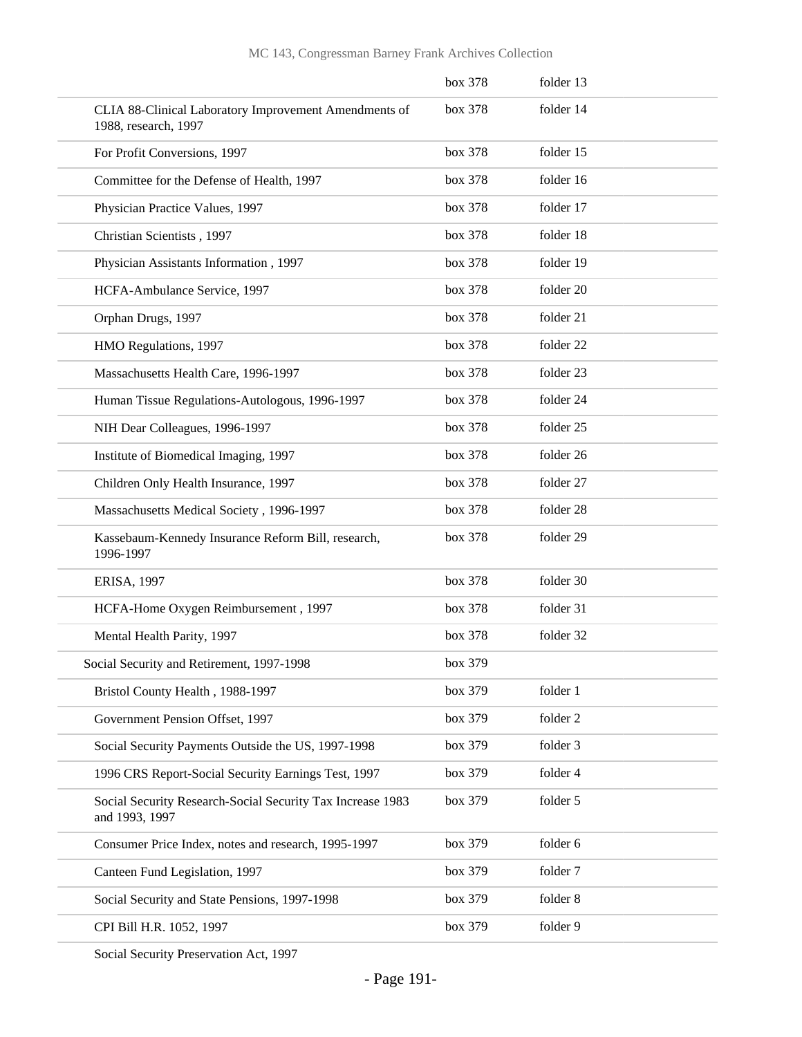| | | |
|---|---|---|
| | box 378 | folder 13 |
| CLIA 88-Clinical Laboratory Improvement Amendments of 1988, research, 1997 | box 378 | folder 14 |
| For Profit Conversions, 1997 | box 378 | folder 15 |
| Committee for the Defense of Health, 1997 | box 378 | folder 16 |
| Physician Practice Values, 1997 | box 378 | folder 17 |
| Christian Scientists , 1997 | box 378 | folder 18 |
| Physician Assistants Information , 1997 | box 378 | folder 19 |
| HCFA-Ambulance Service, 1997 | box 378 | folder 20 |
| Orphan Drugs, 1997 | box 378 | folder 21 |
| HMO Regulations, 1997 | box 378 | folder 22 |
| Massachusetts Health Care, 1996-1997 | box 378 | folder 23 |
| Human Tissue Regulations-Autologous, 1996-1997 | box 378 | folder 24 |
| NIH Dear Colleagues, 1996-1997 | box 378 | folder 25 |
| Institute of Biomedical Imaging, 1997 | box 378 | folder 26 |
| Children Only Health Insurance, 1997 | box 378 | folder 27 |
| Massachusetts Medical Society , 1996-1997 | box 378 | folder 28 |
| Kassebaum-Kennedy Insurance Reform Bill, research, 1996-1997 | box 378 | folder 29 |
| ERISA, 1997 | box 378 | folder 30 |
| HCFA-Home Oxygen Reimbursement , 1997 | box 378 | folder 31 |
| Mental Health Parity, 1997 | box 378 | folder 32 |
| Social Security and Retirement, 1997-1998 | box 379 | |
| Bristol County Health , 1988-1997 | box 379 | folder 1 |
| Government Pension Offset, 1997 | box 379 | folder 2 |
| Social Security Payments Outside the US, 1997-1998 | box 379 | folder 3 |
| 1996 CRS Report-Social Security Earnings Test, 1997 | box 379 | folder 4 |
| Social Security Research-Social Security Tax Increase 1983 and 1993, 1997 | box 379 | folder 5 |
| Consumer Price Index, notes and research, 1995-1997 | box 379 | folder 6 |
| Canteen Fund Legislation, 1997 | box 379 | folder 7 |
| Social Security and State Pensions, 1997-1998 | box 379 | folder 8 |
| CPI Bill H.R. 1052, 1997 | box 379 | folder 9 |
| Social Security Preservation Act, 1997 | | |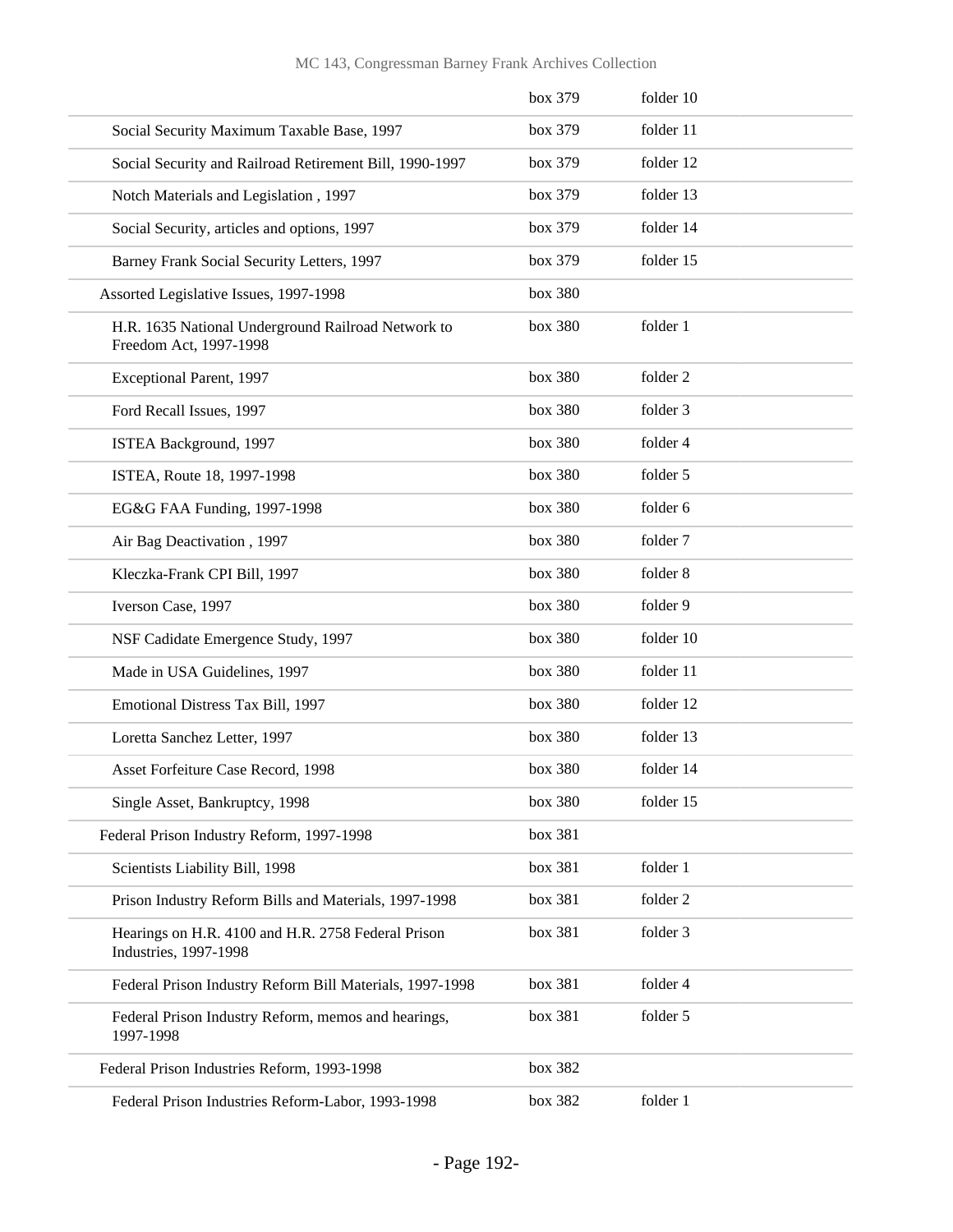| | | |
|---|---|---|
| | box 379 | folder 10 |
| Social Security Maximum Taxable Base, 1997 | box 379 | folder 11 |
| Social Security and Railroad Retirement Bill, 1990-1997 | box 379 | folder 12 |
| Notch Materials and Legislation , 1997 | box 379 | folder 13 |
| Social Security, articles and options, 1997 | box 379 | folder 14 |
| Barney Frank Social Security Letters, 1997 | box 379 | folder 15 |
| Assorted Legislative Issues, 1997-1998 | box 380 | |
| H.R. 1635 National Underground Railroad Network to Freedom Act, 1997-1998 | box 380 | folder 1 |
| Exceptional Parent, 1997 | box 380 | folder 2 |
| Ford Recall Issues, 1997 | box 380 | folder 3 |
| ISTEA Background, 1997 | box 380 | folder 4 |
| ISTEA, Route 18, 1997-1998 | box 380 | folder 5 |
| EG&G FAA Funding, 1997-1998 | box 380 | folder 6 |
| Air Bag Deactivation , 1997 | box 380 | folder 7 |
| Kleczka-Frank CPI Bill, 1997 | box 380 | folder 8 |
| Iverson Case, 1997 | box 380 | folder 9 |
| NSF Cadidate Emergence Study, 1997 | box 380 | folder 10 |
| Made in USA Guidelines, 1997 | box 380 | folder 11 |
| Emotional Distress Tax Bill, 1997 | box 380 | folder 12 |
| Loretta Sanchez Letter, 1997 | box 380 | folder 13 |
| Asset Forfeiture Case Record, 1998 | box 380 | folder 14 |
| Single Asset, Bankruptcy, 1998 | box 380 | folder 15 |
| Federal Prison Industry Reform, 1997-1998 | box 381 | |
| Scientists Liability Bill, 1998 | box 381 | folder 1 |
| Prison Industry Reform Bills and Materials, 1997-1998 | box 381 | folder 2 |
| Hearings on H.R. 4100 and H.R. 2758 Federal Prison Industries, 1997-1998 | box 381 | folder 3 |
| Federal Prison Industry Reform Bill Materials, 1997-1998 | box 381 | folder 4 |
| Federal Prison Industry Reform, memos and hearings, 1997-1998 | box 381 | folder 5 |
| Federal Prison Industries Reform, 1993-1998 | box 382 | |
| Federal Prison Industries Reform-Labor, 1993-1998 | box 382 | folder 1 |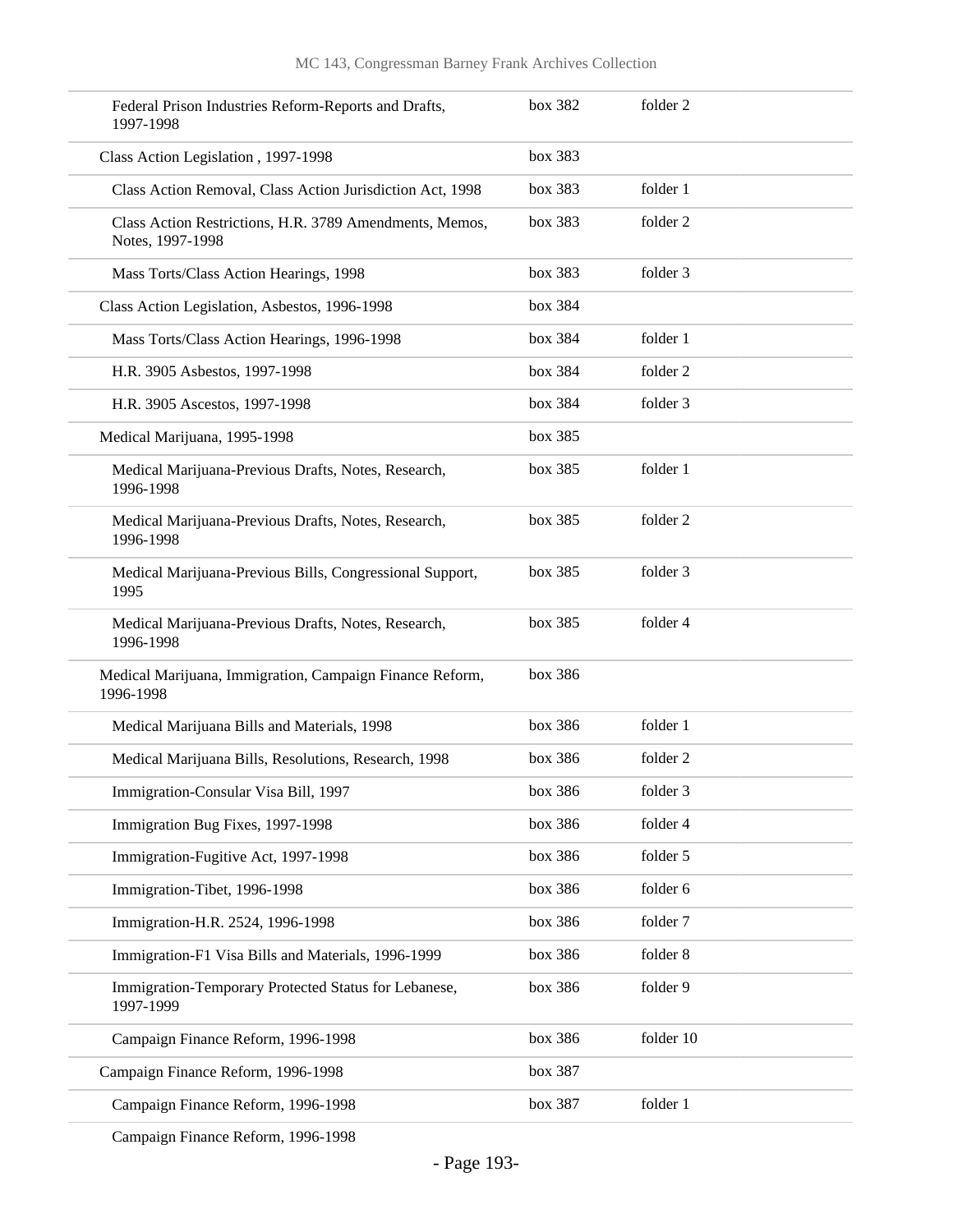| | | |
|---|---|---|
| Federal Prison Industries Reform-Reports and Drafts, 1997-1998 | box 382 | folder 2 |
| Class Action Legislation , 1997-1998 | box 383 | |
| Class Action Removal, Class Action Jurisdiction Act, 1998 | box 383 | folder 1 |
| Class Action Restrictions, H.R. 3789 Amendments, Memos, Notes, 1997-1998 | box 383 | folder 2 |
| Mass Torts/Class Action Hearings, 1998 | box 383 | folder 3 |
| Class Action Legislation, Asbestos, 1996-1998 | box 384 | |
| Mass Torts/Class Action Hearings, 1996-1998 | box 384 | folder 1 |
| H.R. 3905 Asbestos, 1997-1998 | box 384 | folder 2 |
| H.R. 3905 Ascestos, 1997-1998 | box 384 | folder 3 |
| Medical Marijuana, 1995-1998 | box 385 | |
| Medical Marijuana-Previous Drafts, Notes, Research, 1996-1998 | box 385 | folder 1 |
| Medical Marijuana-Previous Drafts, Notes, Research, 1996-1998 | box 385 | folder 2 |
| Medical Marijuana-Previous Bills, Congressional Support, 1995 | box 385 | folder 3 |
| Medical Marijuana-Previous Drafts, Notes, Research, 1996-1998 | box 385 | folder 4 |
| Medical Marijuana, Immigration, Campaign Finance Reform, 1996-1998 | box 386 | |
| Medical Marijuana Bills and Materials, 1998 | box 386 | folder 1 |
| Medical Marijuana Bills, Resolutions, Research, 1998 | box 386 | folder 2 |
| Immigration-Consular Visa Bill, 1997 | box 386 | folder 3 |
| Immigration Bug Fixes, 1997-1998 | box 386 | folder 4 |
| Immigration-Fugitive Act, 1997-1998 | box 386 | folder 5 |
| Immigration-Tibet, 1996-1998 | box 386 | folder 6 |
| Immigration-H.R. 2524, 1996-1998 | box 386 | folder 7 |
| Immigration-F1 Visa Bills and Materials, 1996-1999 | box 386 | folder 8 |
| Immigration-Temporary Protected Status for Lebanese, 1997-1999 | box 386 | folder 9 |
| Campaign Finance Reform, 1996-1998 | box 386 | folder 10 |
| Campaign Finance Reform, 1996-1998 | box 387 | |
| Campaign Finance Reform, 1996-1998 | box 387 | folder 1 |
| Campaign Finance Reform, 1996-1998 | | |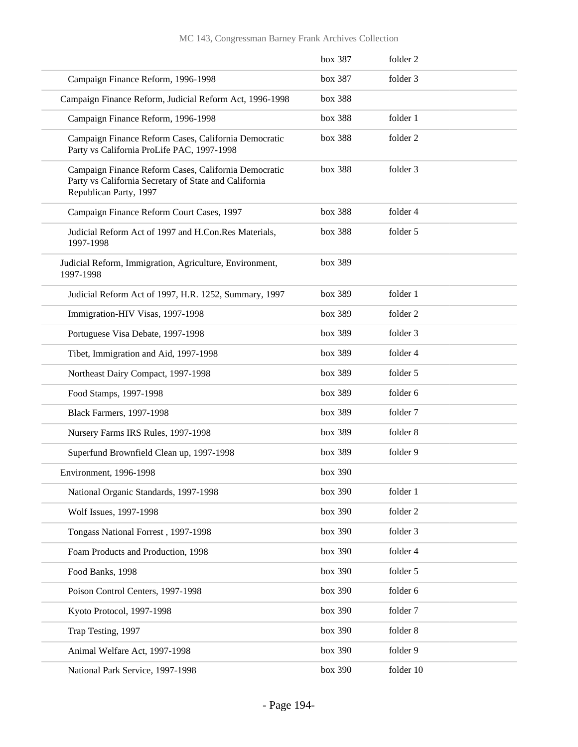| | | |
|---|---|---|
| | box 387 | folder 2 |
| Campaign Finance Reform, 1996-1998 | box 387 | folder 3 |
| Campaign Finance Reform, Judicial Reform Act, 1996-1998 | box 388 | |
| Campaign Finance Reform, 1996-1998 | box 388 | folder 1 |
| Campaign Finance Reform Cases, California Democratic Party vs California ProLife PAC, 1997-1998 | box 388 | folder 2 |
| Campaign Finance Reform Cases, California Democratic Party vs California Secretary of State and California Republican Party, 1997 | box 388 | folder 3 |
| Campaign Finance Reform Court Cases, 1997 | box 388 | folder 4 |
| Judicial Reform Act of 1997 and H.Con.Res Materials, 1997-1998 | box 388 | folder 5 |
| Judicial Reform, Immigration, Agriculture, Environment, 1997-1998 | box 389 | |
| Judicial Reform Act of 1997, H.R. 1252, Summary, 1997 | box 389 | folder 1 |
| Immigration-HIV Visas, 1997-1998 | box 389 | folder 2 |
| Portuguese Visa Debate, 1997-1998 | box 389 | folder 3 |
| Tibet, Immigration and Aid, 1997-1998 | box 389 | folder 4 |
| Northeast Dairy Compact, 1997-1998 | box 389 | folder 5 |
| Food Stamps, 1997-1998 | box 389 | folder 6 |
| Black Farmers, 1997-1998 | box 389 | folder 7 |
| Nursery Farms IRS Rules, 1997-1998 | box 389 | folder 8 |
| Superfund Brownfield Clean up, 1997-1998 | box 389 | folder 9 |
| Environment, 1996-1998 | box 390 | |
| National Organic Standards, 1997-1998 | box 390 | folder 1 |
| Wolf Issues, 1997-1998 | box 390 | folder 2 |
| Tongass National Forrest , 1997-1998 | box 390 | folder 3 |
| Foam Products and Production, 1998 | box 390 | folder 4 |
| Food Banks, 1998 | box 390 | folder 5 |
| Poison Control Centers, 1997-1998 | box 390 | folder 6 |
| Kyoto Protocol, 1997-1998 | box 390 | folder 7 |
| Trap Testing, 1997 | box 390 | folder 8 |
| Animal Welfare Act, 1997-1998 | box 390 | folder 9 |
| National Park Service, 1997-1998 | box 390 | folder 10 |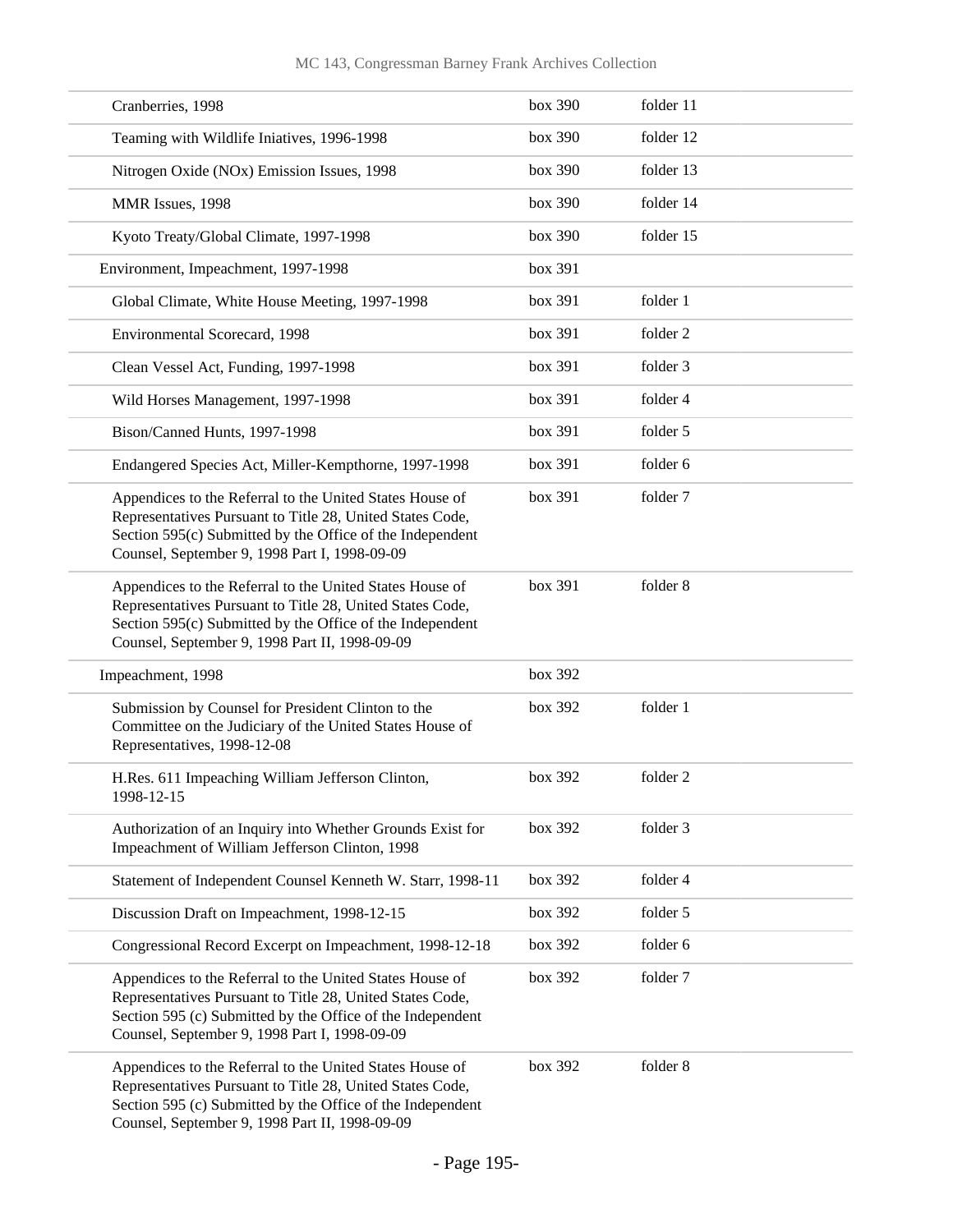| | | |
|---|---|---|
| Cranberries, 1998 | box 390 | folder 11 |
| Teaming with Wildlife Iniatives, 1996-1998 | box 390 | folder 12 |
| Nitrogen Oxide (NOx) Emission Issues, 1998 | box 390 | folder 13 |
| MMR Issues, 1998 | box 390 | folder 14 |
| Kyoto Treaty/Global Climate, 1997-1998 | box 390 | folder 15 |
| Environment, Impeachment, 1997-1998 | box 391 | |
| Global Climate, White House Meeting, 1997-1998 | box 391 | folder 1 |
| Environmental Scorecard, 1998 | box 391 | folder 2 |
| Clean Vessel Act, Funding, 1997-1998 | box 391 | folder 3 |
| Wild Horses Management, 1997-1998 | box 391 | folder 4 |
| Bison/Canned Hunts, 1997-1998 | box 391 | folder 5 |
| Endangered Species Act, Miller-Kempthorne, 1997-1998 | box 391 | folder 6 |
| Appendices to the Referral to the United States House of Representatives Pursuant to Title 28, United States Code, Section 595(c) Submitted by the Office of the Independent Counsel, September 9, 1998 Part I, 1998-09-09 | box 391 | folder 7 |
| Appendices to the Referral to the United States House of Representatives Pursuant to Title 28, United States Code, Section 595(c) Submitted by the Office of the Independent Counsel, September 9, 1998 Part II, 1998-09-09 | box 391 | folder 8 |
| Impeachment, 1998 | box 392 | |
| Submission by Counsel for President Clinton to the Committee on the Judiciary of the United States House of Representatives, 1998-12-08 | box 392 | folder 1 |
| H.Res. 611 Impeaching William Jefferson Clinton, 1998-12-15 | box 392 | folder 2 |
| Authorization of an Inquiry into Whether Grounds Exist for Impeachment of William Jefferson Clinton, 1998 | box 392 | folder 3 |
| Statement of Independent Counsel Kenneth W. Starr, 1998-11 | box 392 | folder 4 |
| Discussion Draft on Impeachment, 1998-12-15 | box 392 | folder 5 |
| Congressional Record Excerpt on Impeachment, 1998-12-18 | box 392 | folder 6 |
| Appendices to the Referral to the United States House of Representatives Pursuant to Title 28, United States Code, Section 595 (c) Submitted by the Office of the Independent Counsel, September 9, 1998 Part I, 1998-09-09 | box 392 | folder 7 |
| Appendices to the Referral to the United States House of Representatives Pursuant to Title 28, United States Code, Section 595 (c) Submitted by the Office of the Independent Counsel, September 9, 1998 Part II, 1998-09-09 | box 392 | folder 8 |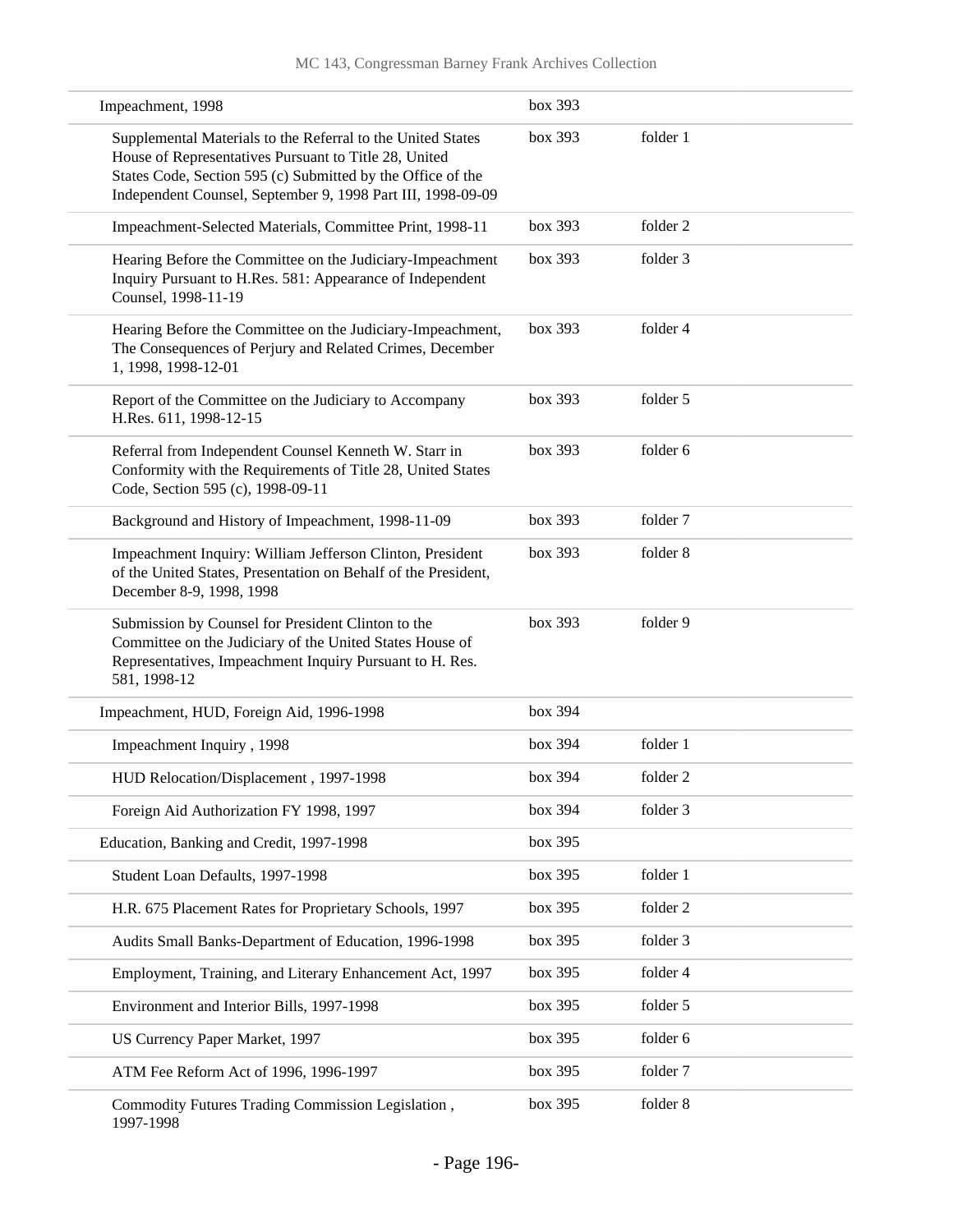| | | |
|---|---|---|
| Impeachment, 1998 | box 393 | |
| Supplemental Materials to the Referral to the United States House of Representatives Pursuant to Title 28, United States Code, Section 595 (c) Submitted by the Office of the Independent Counsel, September 9, 1998 Part III, 1998-09-09 | box 393 | folder 1 |
| Impeachment-Selected Materials, Committee Print, 1998-11 | box 393 | folder 2 |
| Hearing Before the Committee on the Judiciary-Impeachment Inquiry Pursuant to H.Res. 581: Appearance of Independent Counsel, 1998-11-19 | box 393 | folder 3 |
| Hearing Before the Committee on the Judiciary-Impeachment, The Consequences of Perjury and Related Crimes, December 1, 1998, 1998-12-01 | box 393 | folder 4 |
| Report of the Committee on the Judiciary to Accompany H.Res. 611, 1998-12-15 | box 393 | folder 5 |
| Referral from Independent Counsel Kenneth W. Starr in Conformity with the Requirements of Title 28, United States Code, Section 595 (c), 1998-09-11 | box 393 | folder 6 |
| Background and History of Impeachment, 1998-11-09 | box 393 | folder 7 |
| Impeachment Inquiry: William Jefferson Clinton, President of the United States, Presentation on Behalf of the President, December 8-9, 1998, 1998 | box 393 | folder 8 |
| Submission by Counsel for President Clinton to the Committee on the Judiciary of the United States House of Representatives, Impeachment Inquiry Pursuant to H. Res. 581, 1998-12 | box 393 | folder 9 |
| Impeachment, HUD, Foreign Aid, 1996-1998 | box 394 | |
| Impeachment Inquiry , 1998 | box 394 | folder 1 |
| HUD Relocation/Displacement , 1997-1998 | box 394 | folder 2 |
| Foreign Aid Authorization FY 1998, 1997 | box 394 | folder 3 |
| Education, Banking and Credit, 1997-1998 | box 395 | |
| Student Loan Defaults, 1997-1998 | box 395 | folder 1 |
| H.R. 675 Placement Rates for Proprietary Schools, 1997 | box 395 | folder 2 |
| Audits Small Banks-Department of Education, 1996-1998 | box 395 | folder 3 |
| Employment, Training, and Literary Enhancement Act, 1997 | box 395 | folder 4 |
| Environment and Interior Bills, 1997-1998 | box 395 | folder 5 |
| US Currency Paper Market, 1997 | box 395 | folder 6 |
| ATM Fee Reform Act of 1996, 1996-1997 | box 395 | folder 7 |
| Commodity Futures Trading Commission Legislation , 1997-1998 | box 395 | folder 8 |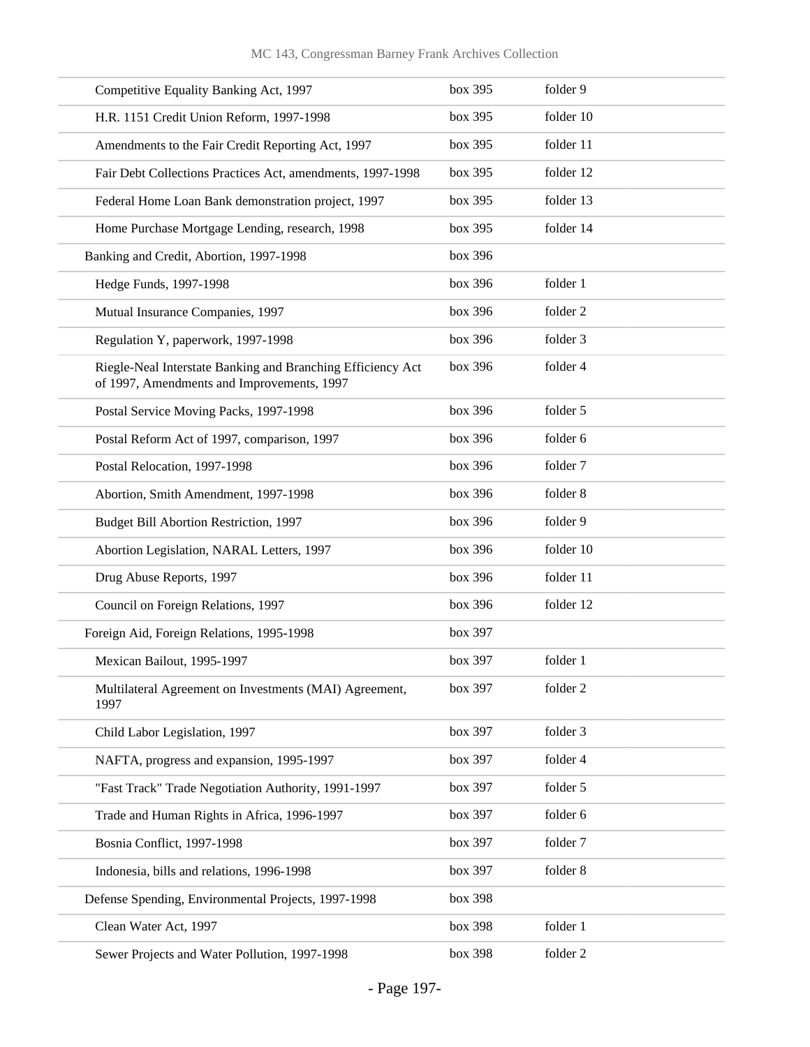| | | |
|---|---|---|
| Competitive Equality Banking Act, 1997 | box 395 | folder 9 |
| H.R. 1151 Credit Union Reform, 1997-1998 | box 395 | folder 10 |
| Amendments to the Fair Credit Reporting Act, 1997 | box 395 | folder 11 |
| Fair Debt Collections Practices Act, amendments, 1997-1998 | box 395 | folder 12 |
| Federal Home Loan Bank demonstration project, 1997 | box 395 | folder 13 |
| Home Purchase Mortgage Lending, research, 1998 | box 395 | folder 14 |
| Banking and Credit, Abortion, 1997-1998 | box 396 | |
| Hedge Funds, 1997-1998 | box 396 | folder 1 |
| Mutual Insurance Companies, 1997 | box 396 | folder 2 |
| Regulation Y, paperwork, 1997-1998 | box 396 | folder 3 |
| Riegle-Neal Interstate Banking and Branching Efficiency Act of 1997, Amendments and Improvements, 1997 | box 396 | folder 4 |
| Postal Service Moving Packs, 1997-1998 | box 396 | folder 5 |
| Postal Reform Act of 1997, comparison, 1997 | box 396 | folder 6 |
| Postal Relocation, 1997-1998 | box 396 | folder 7 |
| Abortion, Smith Amendment, 1997-1998 | box 396 | folder 8 |
| Budget Bill Abortion Restriction, 1997 | box 396 | folder 9 |
| Abortion Legislation, NARAL Letters, 1997 | box 396 | folder 10 |
| Drug Abuse Reports, 1997 | box 396 | folder 11 |
| Council on Foreign Relations, 1997 | box 396 | folder 12 |
| Foreign Aid, Foreign Relations, 1995-1998 | box 397 | |
| Mexican Bailout, 1995-1997 | box 397 | folder 1 |
| Multilateral Agreement on Investments (MAI) Agreement, 1997 | box 397 | folder 2 |
| Child Labor Legislation, 1997 | box 397 | folder 3 |
| NAFTA, progress and expansion, 1995-1997 | box 397 | folder 4 |
| "Fast Track" Trade Negotiation Authority, 1991-1997 | box 397 | folder 5 |
| Trade and Human Rights in Africa, 1996-1997 | box 397 | folder 6 |
| Bosnia Conflict, 1997-1998 | box 397 | folder 7 |
| Indonesia, bills and relations, 1996-1998 | box 397 | folder 8 |
| Defense Spending, Environmental Projects, 1997-1998 | box 398 | |
| Clean Water Act, 1997 | box 398 | folder 1 |
| Sewer Projects and Water Pollution, 1997-1998 | box 398 | folder 2 |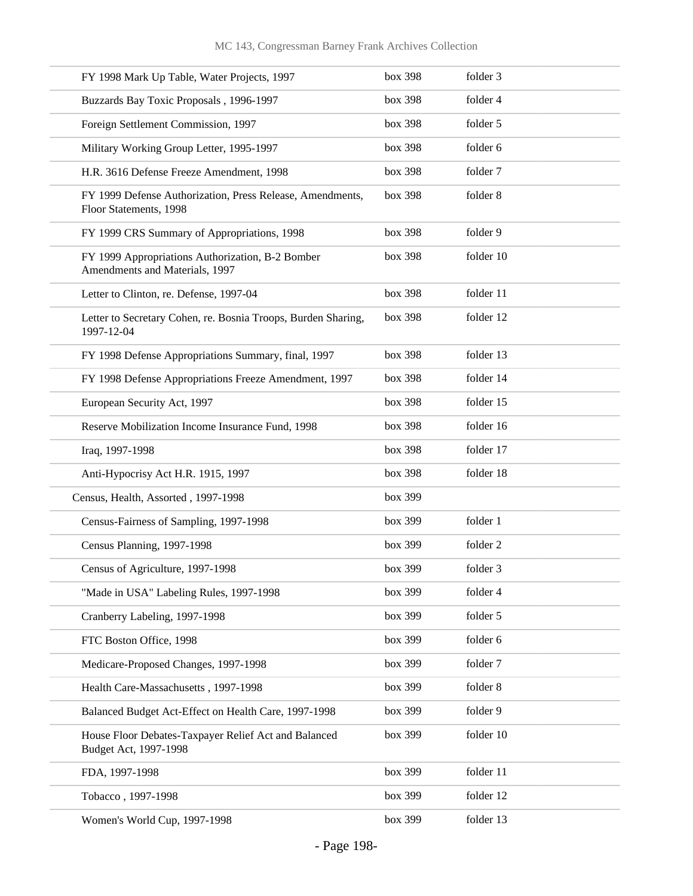| | | |
|---|---|---|
| FY 1998 Mark Up Table, Water Projects, 1997 | box 398 | folder 3 |
| Buzzards Bay Toxic Proposals , 1996-1997 | box 398 | folder 4 |
| Foreign Settlement Commission, 1997 | box 398 | folder 5 |
| Military Working Group Letter, 1995-1997 | box 398 | folder 6 |
| H.R. 3616 Defense Freeze Amendment, 1998 | box 398 | folder 7 |
| FY 1999 Defense Authorization, Press Release, Amendments, Floor Statements, 1998 | box 398 | folder 8 |
| FY 1999 CRS Summary of Appropriations, 1998 | box 398 | folder 9 |
| FY 1999 Appropriations Authorization, B-2 Bomber Amendments and Materials, 1997 | box 398 | folder 10 |
| Letter to Clinton, re. Defense, 1997-04 | box 398 | folder 11 |
| Letter to Secretary Cohen, re. Bosnia Troops, Burden Sharing, 1997-12-04 | box 398 | folder 12 |
| FY 1998 Defense Appropriations Summary, final, 1997 | box 398 | folder 13 |
| FY 1998 Defense Appropriations Freeze Amendment, 1997 | box 398 | folder 14 |
| European Security Act, 1997 | box 398 | folder 15 |
| Reserve Mobilization Income Insurance Fund, 1998 | box 398 | folder 16 |
| Iraq, 1997-1998 | box 398 | folder 17 |
| Anti-Hypocrisy Act H.R. 1915, 1997 | box 398 | folder 18 |
| Census, Health, Assorted , 1997-1998 | box 399 | |
| Census-Fairness of Sampling, 1997-1998 | box 399 | folder 1 |
| Census Planning, 1997-1998 | box 399 | folder 2 |
| Census of Agriculture, 1997-1998 | box 399 | folder 3 |
| "Made in USA" Labeling Rules, 1997-1998 | box 399 | folder 4 |
| Cranberry Labeling, 1997-1998 | box 399 | folder 5 |
| FTC Boston Office, 1998 | box 399 | folder 6 |
| Medicare-Proposed Changes, 1997-1998 | box 399 | folder 7 |
| Health Care-Massachusetts , 1997-1998 | box 399 | folder 8 |
| Balanced Budget Act-Effect on Health Care, 1997-1998 | box 399 | folder 9 |
| House Floor Debates-Taxpayer Relief Act and Balanced Budget Act, 1997-1998 | box 399 | folder 10 |
| FDA, 1997-1998 | box 399 | folder 11 |
| Tobacco , 1997-1998 | box 399 | folder 12 |
| Women's World Cup, 1997-1998 | box 399 | folder 13 |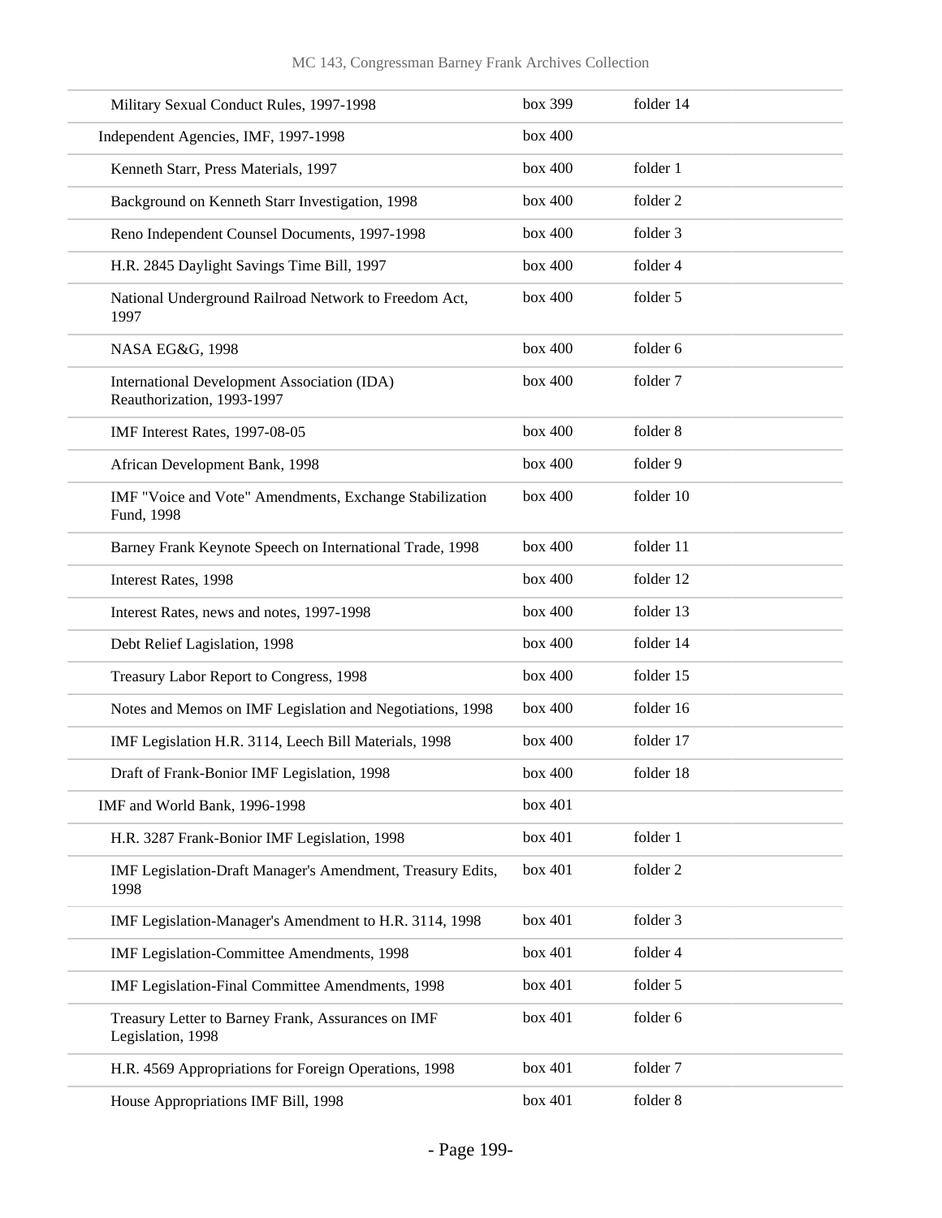| | | |
|---|---|---|
| Military Sexual Conduct Rules, 1997-1998 | box 399 | folder 14 |
| Independent Agencies, IMF, 1997-1998 | box 400 | |
| Kenneth Starr, Press Materials, 1997 | box 400 | folder 1 |
| Background on Kenneth Starr Investigation, 1998 | box 400 | folder 2 |
| Reno Independent Counsel Documents, 1997-1998 | box 400 | folder 3 |
| H.R. 2845 Daylight Savings Time Bill, 1997 | box 400 | folder 4 |
| National Underground Railroad Network to Freedom Act, 1997 | box 400 | folder 5 |
| NASA EG&G, 1998 | box 400 | folder 6 |
| International Development Association (IDA) Reauthorization, 1993-1997 | box 400 | folder 7 |
| IMF Interest Rates, 1997-08-05 | box 400 | folder 8 |
| African Development Bank, 1998 | box 400 | folder 9 |
| IMF "Voice and Vote" Amendments, Exchange Stabilization Fund, 1998 | box 400 | folder 10 |
| Barney Frank Keynote Speech on International Trade, 1998 | box 400 | folder 11 |
| Interest Rates, 1998 | box 400 | folder 12 |
| Interest Rates, news and notes, 1997-1998 | box 400 | folder 13 |
| Debt Relief Legislation, 1998 | box 400 | folder 14 |
| Treasury Labor Report to Congress, 1998 | box 400 | folder 15 |
| Notes and Memos on IMF Legislation and Negotiations, 1998 | box 400 | folder 16 |
| IMF Legislation H.R. 3114, Leech Bill Materials, 1998 | box 400 | folder 17 |
| Draft of Frank-Bonior IMF Legislation, 1998 | box 400 | folder 18 |
| IMF and World Bank, 1996-1998 | box 401 | |
| H.R. 3287 Frank-Bonior IMF Legislation, 1998 | box 401 | folder 1 |
| IMF Legislation-Draft Manager's Amendment, Treasury Edits, 1998 | box 401 | folder 2 |
| IMF Legislation-Manager's Amendment to H.R. 3114, 1998 | box 401 | folder 3 |
| IMF Legislation-Committee Amendments, 1998 | box 401 | folder 4 |
| IMF Legislation-Final Committee Amendments, 1998 | box 401 | folder 5 |
| Treasury Letter to Barney Frank, Assurances on IMF Legislation, 1998 | box 401 | folder 6 |
| H.R. 4569 Appropriations for Foreign Operations, 1998 | box 401 | folder 7 |
| House Appropriations IMF Bill, 1998 | box 401 | folder 8 |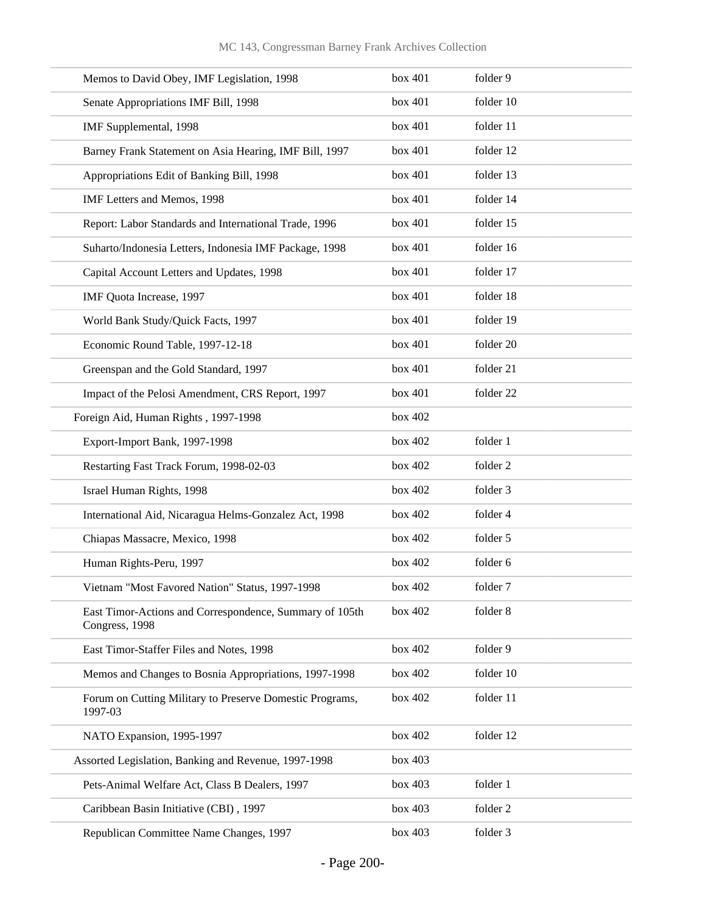| | | |
|---|---|---|
| Memos to David Obey, IMF Legislation, 1998 | box 401 | folder 9 |
| Senate Appropriations IMF Bill, 1998 | box 401 | folder 10 |
| IMF Supplemental, 1998 | box 401 | folder 11 |
| Barney Frank Statement on Asia Hearing, IMF Bill, 1997 | box 401 | folder 12 |
| Appropriations Edit of Banking Bill, 1998 | box 401 | folder 13 |
| IMF Letters and Memos, 1998 | box 401 | folder 14 |
| Report: Labor Standards and International Trade, 1996 | box 401 | folder 15 |
| Suharto/Indonesia Letters, Indonesia IMF Package, 1998 | box 401 | folder 16 |
| Capital Account Letters and Updates, 1998 | box 401 | folder 17 |
| IMF Quota Increase, 1997 | box 401 | folder 18 |
| World Bank Study/Quick Facts, 1997 | box 401 | folder 19 |
| Economic Round Table, 1997-12-18 | box 401 | folder 20 |
| Greenspan and the Gold Standard, 1997 | box 401 | folder 21 |
| Impact of the Pelosi Amendment, CRS Report, 1997 | box 401 | folder 22 |
| Foreign Aid, Human Rights , 1997-1998 | box 402 | |
| Export-Import Bank, 1997-1998 | box 402 | folder 1 |
| Restarting Fast Track Forum, 1998-02-03 | box 402 | folder 2 |
| Israel Human Rights, 1998 | box 402 | folder 3 |
| International Aid, Nicaragua Helms-Gonzalez Act, 1998 | box 402 | folder 4 |
| Chiapas Massacre, Mexico, 1998 | box 402 | folder 5 |
| Human Rights-Peru, 1997 | box 402 | folder 6 |
| Vietnam "Most Favored Nation" Status, 1997-1998 | box 402 | folder 7 |
| East Timor-Actions and Correspondence, Summary of 105th Congress, 1998 | box 402 | folder 8 |
| East Timor-Staffer Files and Notes, 1998 | box 402 | folder 9 |
| Memos and Changes to Bosnia Appropriations, 1997-1998 | box 402 | folder 10 |
| Forum on Cutting Military to Preserve Domestic Programs, 1997-03 | box 402 | folder 11 |
| NATO Expansion, 1995-1997 | box 402 | folder 12 |
| Assorted Legislation, Banking and Revenue, 1997-1998 | box 403 | |
| Pets-Animal Welfare Act, Class B Dealers, 1997 | box 403 | folder 1 |
| Caribbean Basin Initiative (CBI) , 1997 | box 403 | folder 2 |
| Republican Committee Name Changes, 1997 | box 403 | folder 3 |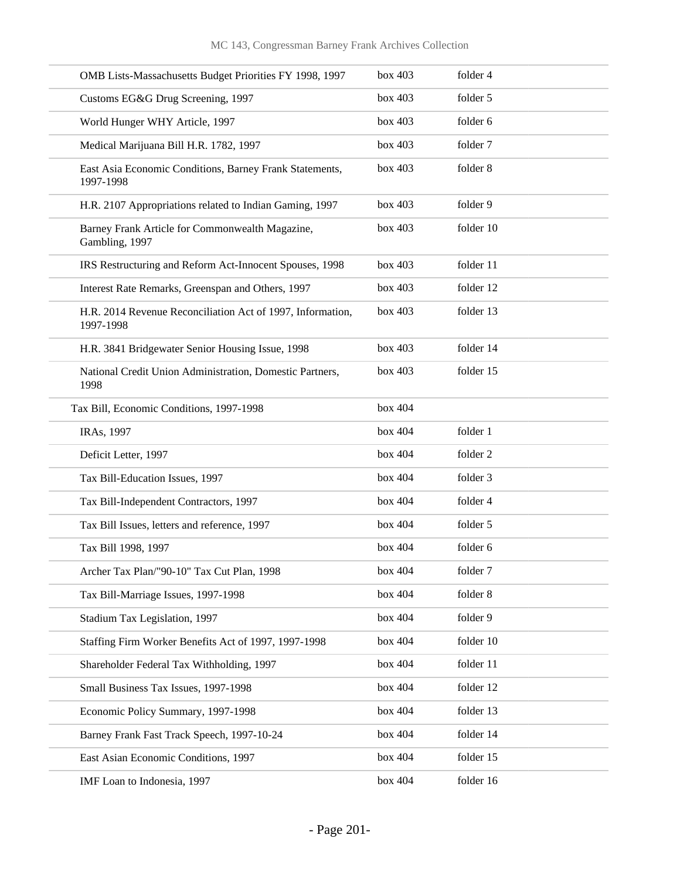| | | |
|---|---|---|
| OMB Lists-Massachusetts Budget Priorities FY 1998, 1997 | box 403 | folder 4 |
| Customs EG&G Drug Screening, 1997 | box 403 | folder 5 |
| World Hunger WHY Article, 1997 | box 403 | folder 6 |
| Medical Marijuana Bill H.R. 1782, 1997 | box 403 | folder 7 |
| East Asia Economic Conditions, Barney Frank Statements, 1997-1998 | box 403 | folder 8 |
| H.R. 2107 Appropriations related to Indian Gaming, 1997 | box 403 | folder 9 |
| Barney Frank Article for Commonwealth Magazine, Gambling, 1997 | box 403 | folder 10 |
| IRS Restructuring and Reform Act-Innocent Spouses, 1998 | box 403 | folder 11 |
| Interest Rate Remarks, Greenspan and Others, 1997 | box 403 | folder 12 |
| H.R. 2014 Revenue Reconciliation Act of 1997, Information, 1997-1998 | box 403 | folder 13 |
| H.R. 3841 Bridgewater Senior Housing Issue, 1998 | box 403 | folder 14 |
| National Credit Union Administration, Domestic Partners, 1998 | box 403 | folder 15 |
| Tax Bill, Economic Conditions, 1997-1998 | box 404 | |
| IRAs, 1997 | box 404 | folder 1 |
| Deficit Letter, 1997 | box 404 | folder 2 |
| Tax Bill-Education Issues, 1997 | box 404 | folder 3 |
| Tax Bill-Independent Contractors, 1997 | box 404 | folder 4 |
| Tax Bill Issues, letters and reference, 1997 | box 404 | folder 5 |
| Tax Bill 1998, 1997 | box 404 | folder 6 |
| Archer Tax Plan/"90-10" Tax Cut Plan, 1998 | box 404 | folder 7 |
| Tax Bill-Marriage Issues, 1997-1998 | box 404 | folder 8 |
| Stadium Tax Legislation, 1997 | box 404 | folder 9 |
| Staffing Firm Worker Benefits Act of 1997, 1997-1998 | box 404 | folder 10 |
| Shareholder Federal Tax Withholding, 1997 | box 404 | folder 11 |
| Small Business Tax Issues, 1997-1998 | box 404 | folder 12 |
| Economic Policy Summary, 1997-1998 | box 404 | folder 13 |
| Barney Frank Fast Track Speech, 1997-10-24 | box 404 | folder 14 |
| East Asian Economic Conditions, 1997 | box 404 | folder 15 |
| IMF Loan to Indonesia, 1997 | box 404 | folder 16 |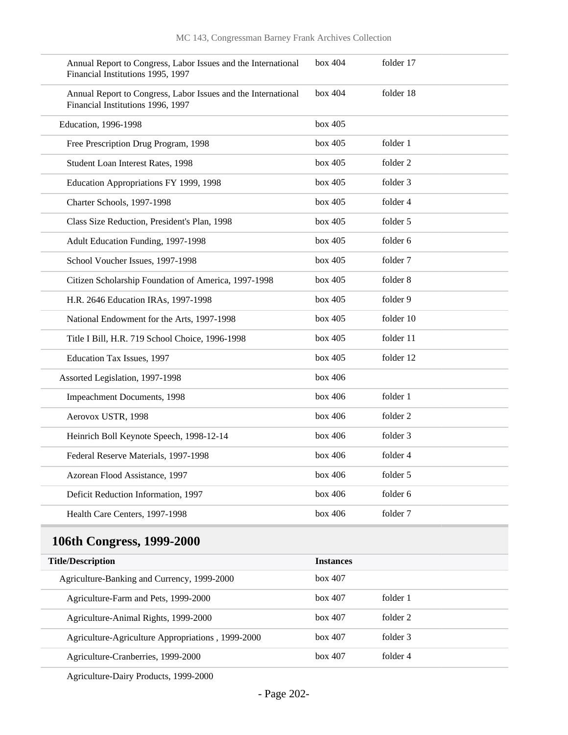| | | |
|---|---|---|
| Annual Report to Congress, Labor Issues and the International Financial Institutions 1995, 1997 | box 404 | folder 17 |
| Annual Report to Congress, Labor Issues and the International Financial Institutions 1996, 1997 | box 404 | folder 18 |
| Education, 1996-1998 | box 405 | |
| Free Prescription Drug Program, 1998 | box 405 | folder 1 |
| Student Loan Interest Rates, 1998 | box 405 | folder 2 |
| Education Appropriations FY 1999, 1998 | box 405 | folder 3 |
| Charter Schools, 1997-1998 | box 405 | folder 4 |
| Class Size Reduction, President's Plan, 1998 | box 405 | folder 5 |
| Adult Education Funding, 1997-1998 | box 405 | folder 6 |
| School Voucher Issues, 1997-1998 | box 405 | folder 7 |
| Citizen Scholarship Foundation of America, 1997-1998 | box 405 | folder 8 |
| H.R. 2646 Education IRAs, 1997-1998 | box 405 | folder 9 |
| National Endowment for the Arts, 1997-1998 | box 405 | folder 10 |
| Title I Bill, H.R. 719 School Choice, 1996-1998 | box 405 | folder 11 |
| Education Tax Issues, 1997 | box 405 | folder 12 |
| Assorted Legislation, 1997-1998 | box 406 | |
| Impeachment Documents, 1998 | box 406 | folder 1 |
| Aerovox USTR, 1998 | box 406 | folder 2 |
| Heinrich Boll Keynote Speech, 1998-12-14 | box 406 | folder 3 |
| Federal Reserve Materials, 1997-1998 | box 406 | folder 4 |
| Azorean Flood Assistance, 1997 | box 406 | folder 5 |
| Deficit Reduction Information, 1997 | box 406 | folder 6 |
| Health Care Centers, 1997-1998 | box 406 | folder 7 |

## 106th Congress, 1999-2000

| Title/Description | Instances | |
|---|---|---|
| Agriculture-Banking and Currency, 1999-2000 | box 407 | |
| Agriculture-Farm and Pets, 1999-2000 | box 407 | folder 1 |
| Agriculture-Animal Rights, 1999-2000 | box 407 | folder 2 |
| Agriculture-Agriculture Appropriations , 1999-2000 | box 407 | folder 3 |
| Agriculture-Cranberries, 1999-2000 | box 407 | folder 4 |
| Agriculture-Dairy Products, 1999-2000 | | |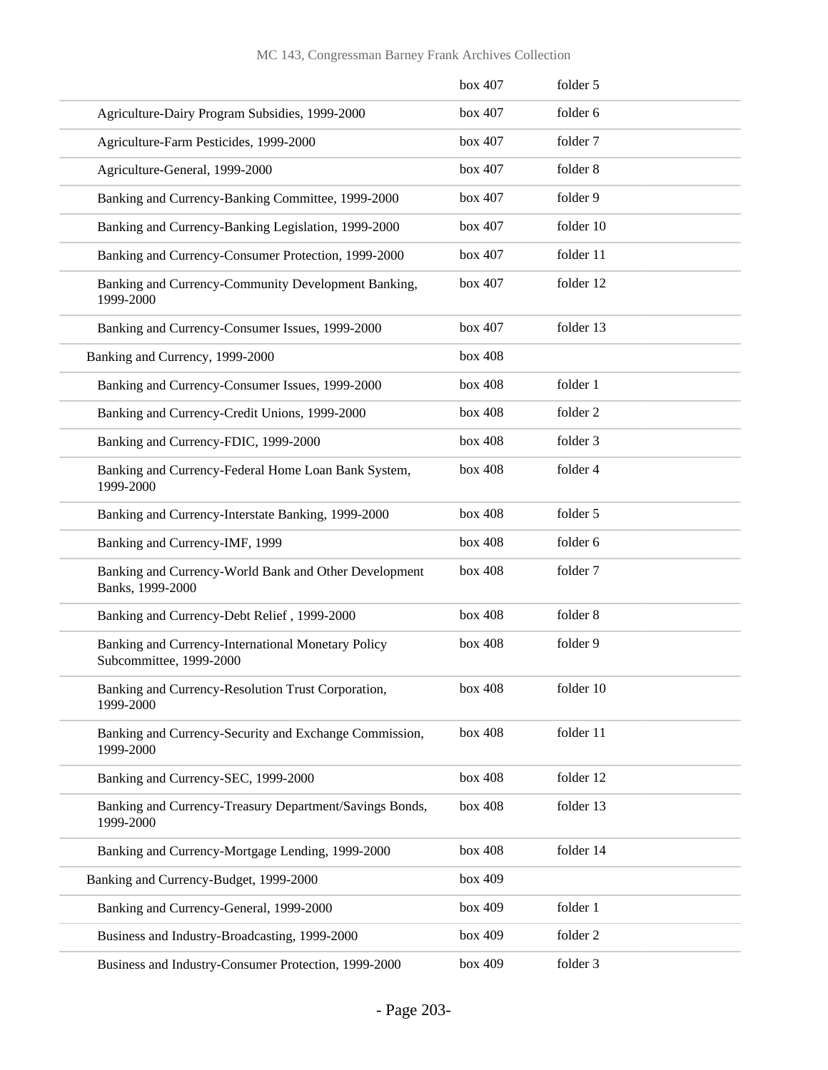| | | |
|---|---|---|
| | box 407 | folder 5 |
| Agriculture-Dairy Program Subsidies, 1999-2000 | box 407 | folder 6 |
| Agriculture-Farm Pesticides, 1999-2000 | box 407 | folder 7 |
| Agriculture-General, 1999-2000 | box 407 | folder 8 |
| Banking and Currency-Banking Committee, 1999-2000 | box 407 | folder 9 |
| Banking and Currency-Banking Legislation, 1999-2000 | box 407 | folder 10 |
| Banking and Currency-Consumer Protection, 1999-2000 | box 407 | folder 11 |
| Banking and Currency-Community Development Banking, 1999-2000 | box 407 | folder 12 |
| Banking and Currency-Consumer Issues, 1999-2000 | box 407 | folder 13 |
| Banking and Currency, 1999-2000 | box 408 | |
| Banking and Currency-Consumer Issues, 1999-2000 | box 408 | folder 1 |
| Banking and Currency-Credit Unions, 1999-2000 | box 408 | folder 2 |
| Banking and Currency-FDIC, 1999-2000 | box 408 | folder 3 |
| Banking and Currency-Federal Home Loan Bank System, 1999-2000 | box 408 | folder 4 |
| Banking and Currency-Interstate Banking, 1999-2000 | box 408 | folder 5 |
| Banking and Currency-IMF, 1999 | box 408 | folder 6 |
| Banking and Currency-World Bank and Other Development Banks, 1999-2000 | box 408 | folder 7 |
| Banking and Currency-Debt Relief , 1999-2000 | box 408 | folder 8 |
| Banking and Currency-International Monetary Policy Subcommittee, 1999-2000 | box 408 | folder 9 |
| Banking and Currency-Resolution Trust Corporation, 1999-2000 | box 408 | folder 10 |
| Banking and Currency-Security and Exchange Commission, 1999-2000 | box 408 | folder 11 |
| Banking and Currency-SEC, 1999-2000 | box 408 | folder 12 |
| Banking and Currency-Treasury Department/Savings Bonds, 1999-2000 | box 408 | folder 13 |
| Banking and Currency-Mortgage Lending, 1999-2000 | box 408 | folder 14 |
| Banking and Currency-Budget, 1999-2000 | box 409 | |
| Banking and Currency-General, 1999-2000 | box 409 | folder 1 |
| Business and Industry-Broadcasting, 1999-2000 | box 409 | folder 2 |
| Business and Industry-Consumer Protection, 1999-2000 | box 409 | folder 3 |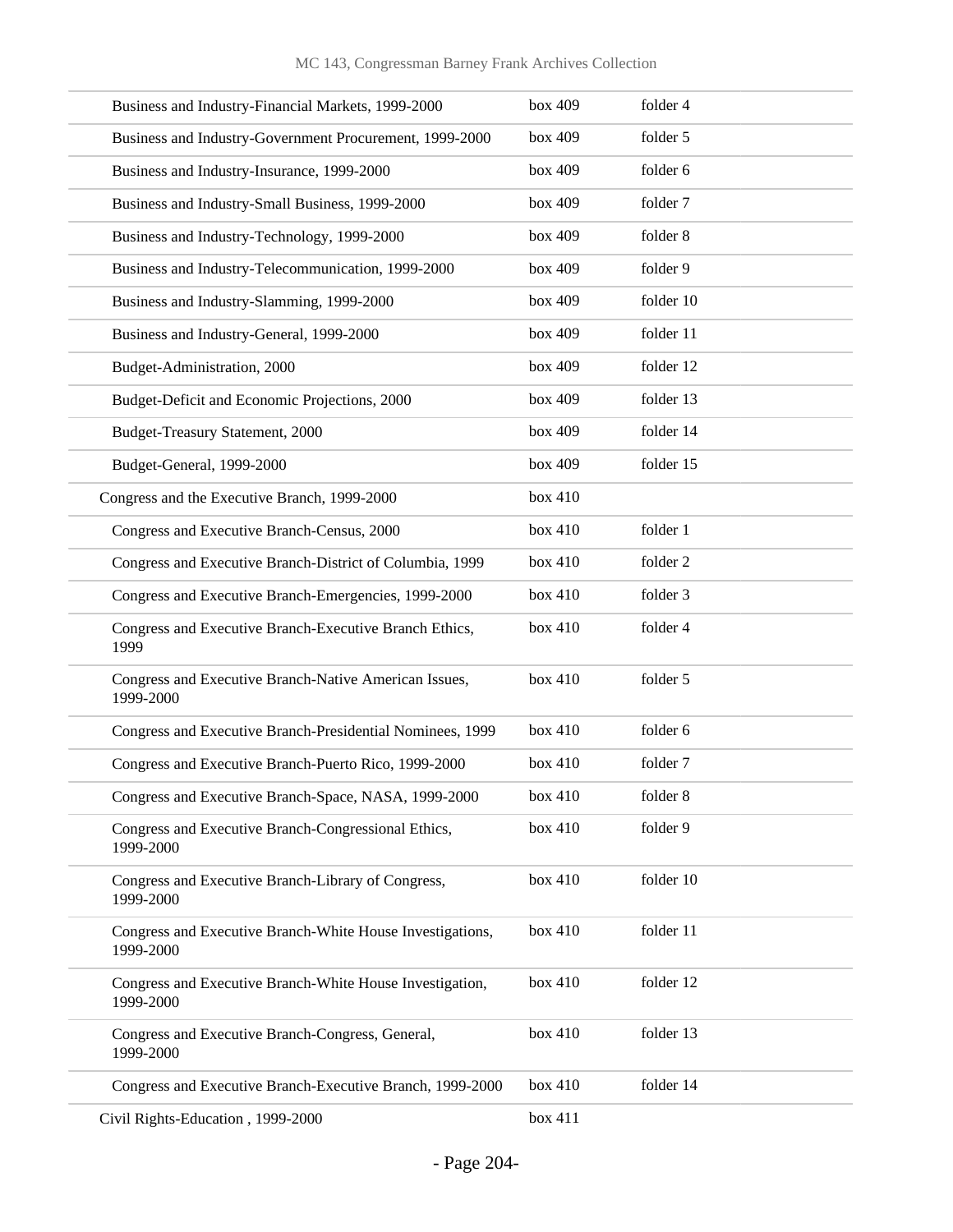| | | |
|---|---|---|
| Business and Industry-Financial Markets, 1999-2000 | box 409 | folder 4 |
| Business and Industry-Government Procurement, 1999-2000 | box 409 | folder 5 |
| Business and Industry-Insurance, 1999-2000 | box 409 | folder 6 |
| Business and Industry-Small Business, 1999-2000 | box 409 | folder 7 |
| Business and Industry-Technology, 1999-2000 | box 409 | folder 8 |
| Business and Industry-Telecommunication, 1999-2000 | box 409 | folder 9 |
| Business and Industry-Slamming, 1999-2000 | box 409 | folder 10 |
| Business and Industry-General, 1999-2000 | box 409 | folder 11 |
| Budget-Administration, 2000 | box 409 | folder 12 |
| Budget-Deficit and Economic Projections, 2000 | box 409 | folder 13 |
| Budget-Treasury Statement, 2000 | box 409 | folder 14 |
| Budget-General, 1999-2000 | box 409 | folder 15 |
| Congress and the Executive Branch, 1999-2000 | box 410 | |
| Congress and Executive Branch-Census, 2000 | box 410 | folder 1 |
| Congress and Executive Branch-District of Columbia, 1999 | box 410 | folder 2 |
| Congress and Executive Branch-Emergencies, 1999-2000 | box 410 | folder 3 |
| Congress and Executive Branch-Executive Branch Ethics, 1999 | box 410 | folder 4 |
| Congress and Executive Branch-Native American Issues, 1999-2000 | box 410 | folder 5 |
| Congress and Executive Branch-Presidential Nominees, 1999 | box 410 | folder 6 |
| Congress and Executive Branch-Puerto Rico, 1999-2000 | box 410 | folder 7 |
| Congress and Executive Branch-Space, NASA, 1999-2000 | box 410 | folder 8 |
| Congress and Executive Branch-Congressional Ethics, 1999-2000 | box 410 | folder 9 |
| Congress and Executive Branch-Library of Congress, 1999-2000 | box 410 | folder 10 |
| Congress and Executive Branch-White House Investigations, 1999-2000 | box 410 | folder 11 |
| Congress and Executive Branch-White House Investigation, 1999-2000 | box 410 | folder 12 |
| Congress and Executive Branch-Congress, General, 1999-2000 | box 410 | folder 13 |
| Congress and Executive Branch-Executive Branch, 1999-2000 | box 410 | folder 14 |
| Civil Rights-Education , 1999-2000 | box 411 | |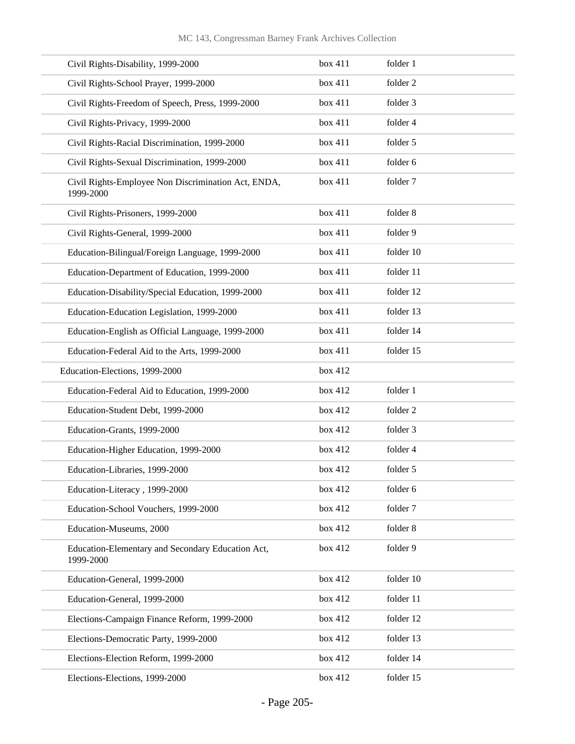| | | |
|---|---|---|
| Civil Rights-Disability, 1999-2000 | box 411 | folder 1 |
| Civil Rights-School Prayer, 1999-2000 | box 411 | folder 2 |
| Civil Rights-Freedom of Speech, Press, 1999-2000 | box 411 | folder 3 |
| Civil Rights-Privacy, 1999-2000 | box 411 | folder 4 |
| Civil Rights-Racial Discrimination, 1999-2000 | box 411 | folder 5 |
| Civil Rights-Sexual Discrimination, 1999-2000 | box 411 | folder 6 |
| Civil Rights-Employee Non Discrimination Act, ENDA, 1999-2000 | box 411 | folder 7 |
| Civil Rights-Prisoners, 1999-2000 | box 411 | folder 8 |
| Civil Rights-General, 1999-2000 | box 411 | folder 9 |
| Education-Bilingual/Foreign Language, 1999-2000 | box 411 | folder 10 |
| Education-Department of Education, 1999-2000 | box 411 | folder 11 |
| Education-Disability/Special Education, 1999-2000 | box 411 | folder 12 |
| Education-Education Legislation, 1999-2000 | box 411 | folder 13 |
| Education-English as Official Language, 1999-2000 | box 411 | folder 14 |
| Education-Federal Aid to the Arts, 1999-2000 | box 411 | folder 15 |
| Education-Elections, 1999-2000 | box 412 | |
| Education-Federal Aid to Education, 1999-2000 | box 412 | folder 1 |
| Education-Student Debt, 1999-2000 | box 412 | folder 2 |
| Education-Grants, 1999-2000 | box 412 | folder 3 |
| Education-Higher Education, 1999-2000 | box 412 | folder 4 |
| Education-Libraries, 1999-2000 | box 412 | folder 5 |
| Education-Literacy , 1999-2000 | box 412 | folder 6 |
| Education-School Vouchers, 1999-2000 | box 412 | folder 7 |
| Education-Museums, 2000 | box 412 | folder 8 |
| Education-Elementary and Secondary Education Act, 1999-2000 | box 412 | folder 9 |
| Education-General, 1999-2000 | box 412 | folder 10 |
| Education-General, 1999-2000 | box 412 | folder 11 |
| Elections-Campaign Finance Reform, 1999-2000 | box 412 | folder 12 |
| Elections-Democratic Party, 1999-2000 | box 412 | folder 13 |
| Elections-Election Reform, 1999-2000 | box 412 | folder 14 |
| Elections-Elections, 1999-2000 | box 412 | folder 15 |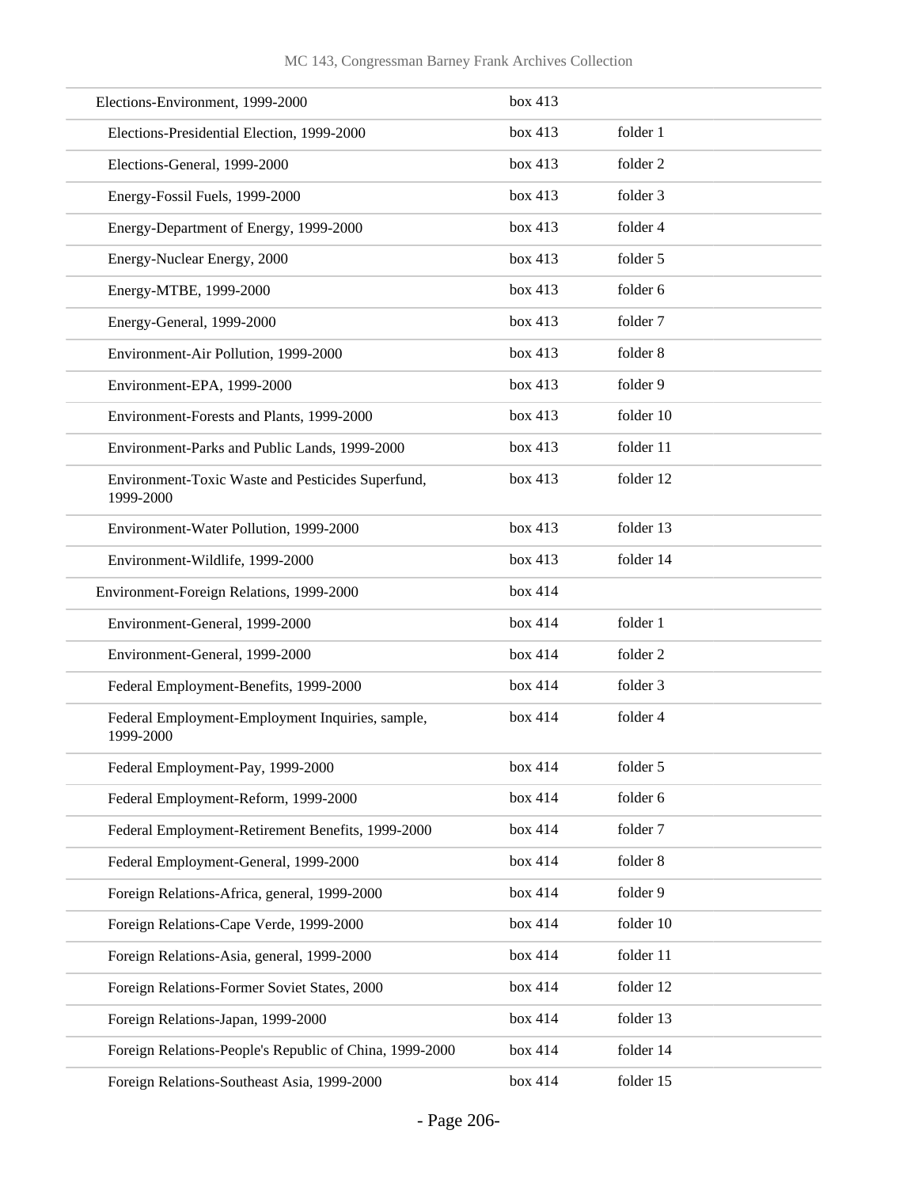| | | |
|---|---|---|
| Elections-Environment, 1999-2000 | box 413 | |
| Elections-Presidential Election, 1999-2000 | box 413 | folder 1 |
| Elections-General, 1999-2000 | box 413 | folder 2 |
| Energy-Fossil Fuels, 1999-2000 | box 413 | folder 3 |
| Energy-Department of Energy, 1999-2000 | box 413 | folder 4 |
| Energy-Nuclear Energy, 2000 | box 413 | folder 5 |
| Energy-MTBE, 1999-2000 | box 413 | folder 6 |
| Energy-General, 1999-2000 | box 413 | folder 7 |
| Environment-Air Pollution, 1999-2000 | box 413 | folder 8 |
| Environment-EPA, 1999-2000 | box 413 | folder 9 |
| Environment-Forests and Plants, 1999-2000 | box 413 | folder 10 |
| Environment-Parks and Public Lands, 1999-2000 | box 413 | folder 11 |
| Environment-Toxic Waste and Pesticides Superfund, 1999-2000 | box 413 | folder 12 |
| Environment-Water Pollution, 1999-2000 | box 413 | folder 13 |
| Environment-Wildlife, 1999-2000 | box 413 | folder 14 |
| Environment-Foreign Relations, 1999-2000 | box 414 | |
| Environment-General, 1999-2000 | box 414 | folder 1 |
| Environment-General, 1999-2000 | box 414 | folder 2 |
| Federal Employment-Benefits, 1999-2000 | box 414 | folder 3 |
| Federal Employment-Employment Inquiries, sample, 1999-2000 | box 414 | folder 4 |
| Federal Employment-Pay, 1999-2000 | box 414 | folder 5 |
| Federal Employment-Reform, 1999-2000 | box 414 | folder 6 |
| Federal Employment-Retirement Benefits, 1999-2000 | box 414 | folder 7 |
| Federal Employment-General, 1999-2000 | box 414 | folder 8 |
| Foreign Relations-Africa, general, 1999-2000 | box 414 | folder 9 |
| Foreign Relations-Cape Verde, 1999-2000 | box 414 | folder 10 |
| Foreign Relations-Asia, general, 1999-2000 | box 414 | folder 11 |
| Foreign Relations-Former Soviet States, 2000 | box 414 | folder 12 |
| Foreign Relations-Japan, 1999-2000 | box 414 | folder 13 |
| Foreign Relations-People's Republic of China, 1999-2000 | box 414 | folder 14 |
| Foreign Relations-Southeast Asia, 1999-2000 | box 414 | folder 15 |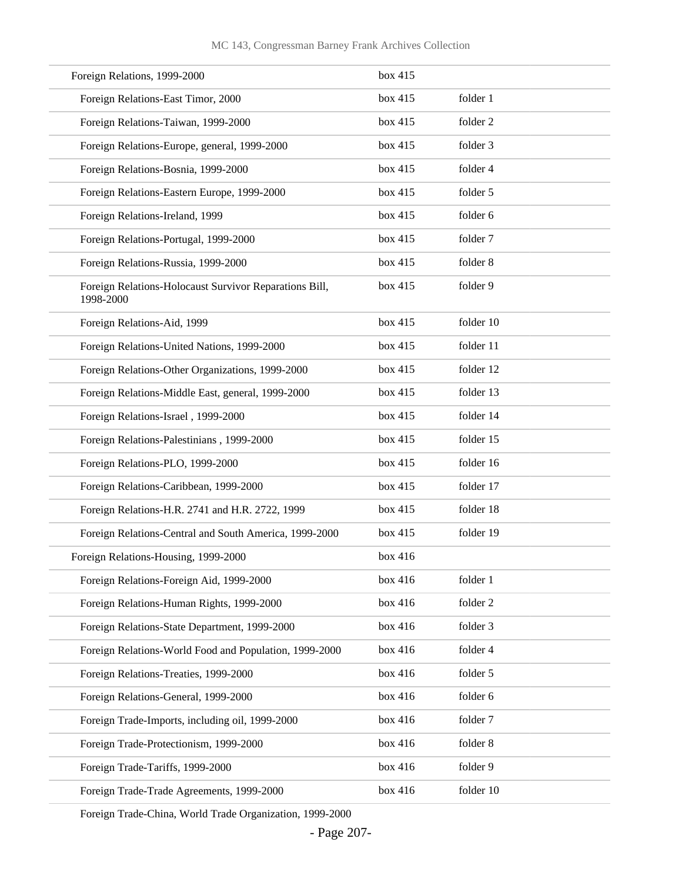| | | |
|---|---|---|
| Foreign Relations, 1999-2000 | box 415 | |
| Foreign Relations-East Timor, 2000 | box 415 | folder 1 |
| Foreign Relations-Taiwan, 1999-2000 | box 415 | folder 2 |
| Foreign Relations-Europe, general, 1999-2000 | box 415 | folder 3 |
| Foreign Relations-Bosnia, 1999-2000 | box 415 | folder 4 |
| Foreign Relations-Eastern Europe, 1999-2000 | box 415 | folder 5 |
| Foreign Relations-Ireland, 1999 | box 415 | folder 6 |
| Foreign Relations-Portugal, 1999-2000 | box 415 | folder 7 |
| Foreign Relations-Russia, 1999-2000 | box 415 | folder 8 |
| Foreign Relations-Holocaust Survivor Reparations Bill, 1998-2000 | box 415 | folder 9 |
| Foreign Relations-Aid, 1999 | box 415 | folder 10 |
| Foreign Relations-United Nations, 1999-2000 | box 415 | folder 11 |
| Foreign Relations-Other Organizations, 1999-2000 | box 415 | folder 12 |
| Foreign Relations-Middle East, general, 1999-2000 | box 415 | folder 13 |
| Foreign Relations-Israel , 1999-2000 | box 415 | folder 14 |
| Foreign Relations-Palestinians , 1999-2000 | box 415 | folder 15 |
| Foreign Relations-PLO, 1999-2000 | box 415 | folder 16 |
| Foreign Relations-Caribbean, 1999-2000 | box 415 | folder 17 |
| Foreign Relations-H.R. 2741 and H.R. 2722, 1999 | box 415 | folder 18 |
| Foreign Relations-Central and South America, 1999-2000 | box 415 | folder 19 |
| Foreign Relations-Housing, 1999-2000 | box 416 | |
| Foreign Relations-Foreign Aid, 1999-2000 | box 416 | folder 1 |
| Foreign Relations-Human Rights, 1999-2000 | box 416 | folder 2 |
| Foreign Relations-State Department, 1999-2000 | box 416 | folder 3 |
| Foreign Relations-World Food and Population, 1999-2000 | box 416 | folder 4 |
| Foreign Relations-Treaties, 1999-2000 | box 416 | folder 5 |
| Foreign Relations-General, 1999-2000 | box 416 | folder 6 |
| Foreign Trade-Imports, including oil, 1999-2000 | box 416 | folder 7 |
| Foreign Trade-Protectionism, 1999-2000 | box 416 | folder 8 |
| Foreign Trade-Tariffs, 1999-2000 | box 416 | folder 9 |
| Foreign Trade-Trade Agreements, 1999-2000 | box 416 | folder 10 |
| Foreign Trade-China, World Trade Organization, 1999-2000 | | |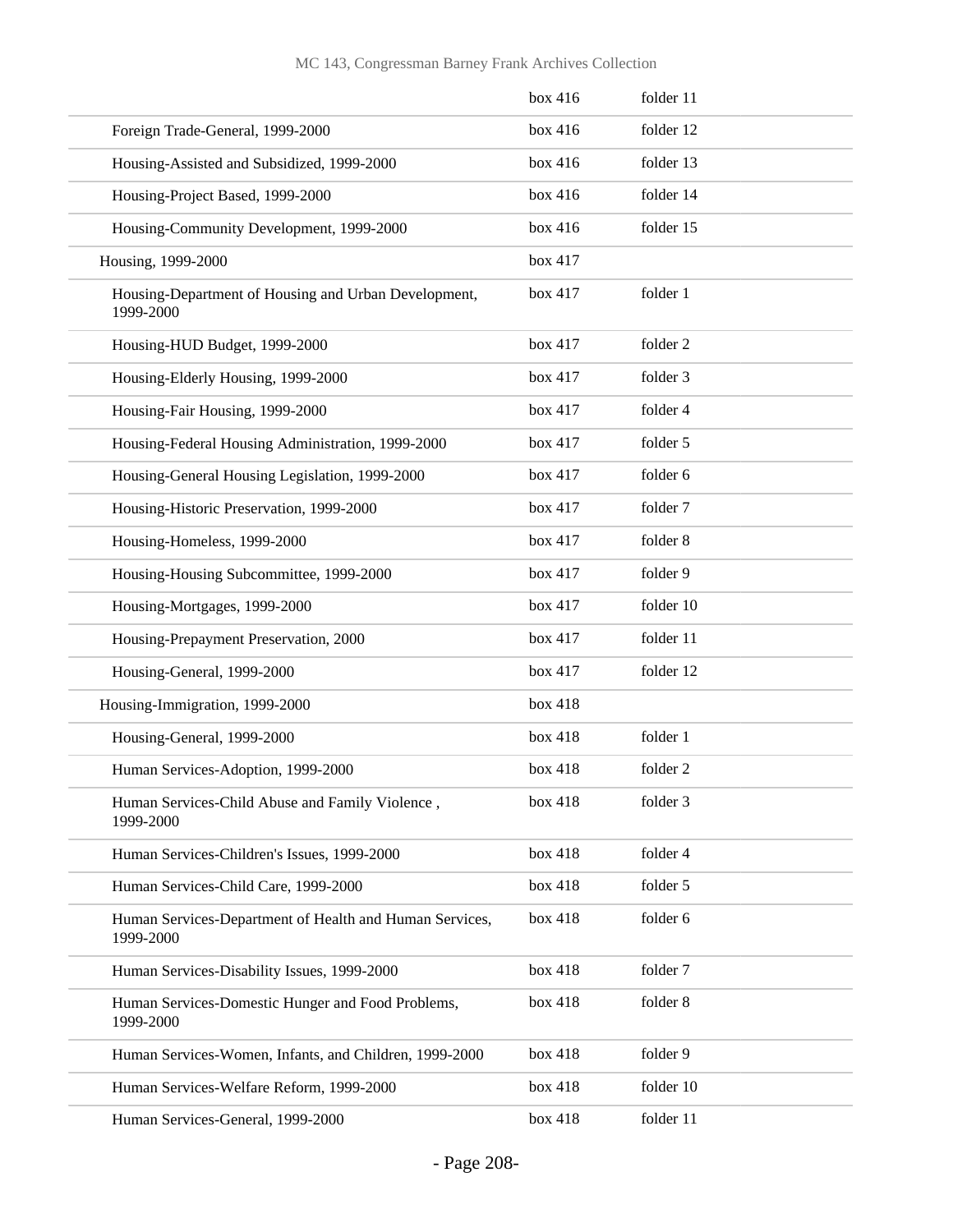| | | |
|---|---|---|
| | box 416 | folder 11 |
| Foreign Trade-General, 1999-2000 | box 416 | folder 12 |
| Housing-Assisted and Subsidized, 1999-2000 | box 416 | folder 13 |
| Housing-Project Based, 1999-2000 | box 416 | folder 14 |
| Housing-Community Development, 1999-2000 | box 416 | folder 15 |
| Housing, 1999-2000 | box 417 | |
| Housing-Department of Housing and Urban Development, 1999-2000 | box 417 | folder 1 |
| Housing-HUD Budget, 1999-2000 | box 417 | folder 2 |
| Housing-Elderly Housing, 1999-2000 | box 417 | folder 3 |
| Housing-Fair Housing, 1999-2000 | box 417 | folder 4 |
| Housing-Federal Housing Administration, 1999-2000 | box 417 | folder 5 |
| Housing-General Housing Legislation, 1999-2000 | box 417 | folder 6 |
| Housing-Historic Preservation, 1999-2000 | box 417 | folder 7 |
| Housing-Homeless, 1999-2000 | box 417 | folder 8 |
| Housing-Housing Subcommittee, 1999-2000 | box 417 | folder 9 |
| Housing-Mortgages, 1999-2000 | box 417 | folder 10 |
| Housing-Prepayment Preservation, 2000 | box 417 | folder 11 |
| Housing-General, 1999-2000 | box 417 | folder 12 |
| Housing-Immigration, 1999-2000 | box 418 | |
| Housing-General, 1999-2000 | box 418 | folder 1 |
| Human Services-Adoption, 1999-2000 | box 418 | folder 2 |
| Human Services-Child Abuse and Family Violence , 1999-2000 | box 418 | folder 3 |
| Human Services-Children's Issues, 1999-2000 | box 418 | folder 4 |
| Human Services-Child Care, 1999-2000 | box 418 | folder 5 |
| Human Services-Department of Health and Human Services, 1999-2000 | box 418 | folder 6 |
| Human Services-Disability Issues, 1999-2000 | box 418 | folder 7 |
| Human Services-Domestic Hunger and Food Problems, 1999-2000 | box 418 | folder 8 |
| Human Services-Women, Infants, and Children, 1999-2000 | box 418 | folder 9 |
| Human Services-Welfare Reform, 1999-2000 | box 418 | folder 10 |
| Human Services-General, 1999-2000 | box 418 | folder 11 |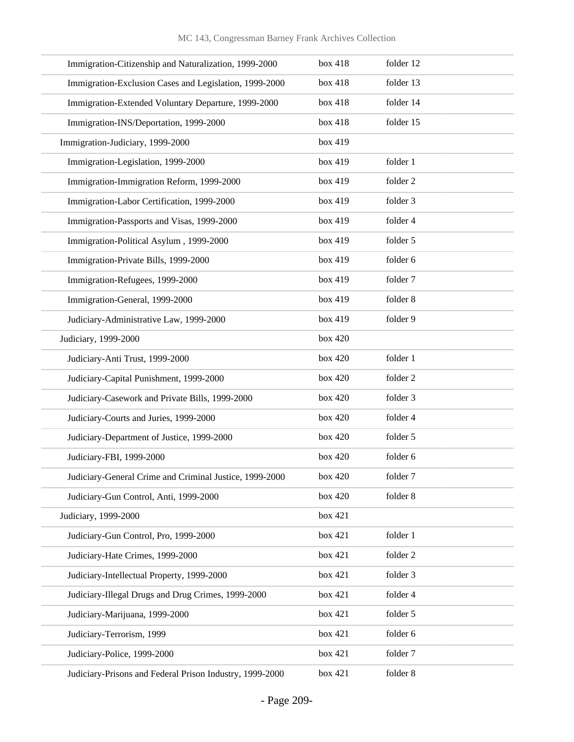| | | |
|---|---|---|
| Immigration-Citizenship and Naturalization, 1999-2000 | box 418 | folder 12 |
| Immigration-Exclusion Cases and Legislation, 1999-2000 | box 418 | folder 13 |
| Immigration-Extended Voluntary Departure, 1999-2000 | box 418 | folder 14 |
| Immigration-INS/Deportation, 1999-2000 | box 418 | folder 15 |
| Immigration-Judiciary, 1999-2000 | box 419 | |
| Immigration-Legislation, 1999-2000 | box 419 | folder 1 |
| Immigration-Immigration Reform, 1999-2000 | box 419 | folder 2 |
| Immigration-Labor Certification, 1999-2000 | box 419 | folder 3 |
| Immigration-Passports and Visas, 1999-2000 | box 419 | folder 4 |
| Immigration-Political Asylum , 1999-2000 | box 419 | folder 5 |
| Immigration-Private Bills, 1999-2000 | box 419 | folder 6 |
| Immigration-Refugees, 1999-2000 | box 419 | folder 7 |
| Immigration-General, 1999-2000 | box 419 | folder 8 |
| Judiciary-Administrative Law, 1999-2000 | box 419 | folder 9 |
| Judiciary, 1999-2000 | box 420 | |
| Judiciary-Anti Trust, 1999-2000 | box 420 | folder 1 |
| Judiciary-Capital Punishment, 1999-2000 | box 420 | folder 2 |
| Judiciary-Casework and Private Bills, 1999-2000 | box 420 | folder 3 |
| Judiciary-Courts and Juries, 1999-2000 | box 420 | folder 4 |
| Judiciary-Department of Justice, 1999-2000 | box 420 | folder 5 |
| Judiciary-FBI, 1999-2000 | box 420 | folder 6 |
| Judiciary-General Crime and Criminal Justice, 1999-2000 | box 420 | folder 7 |
| Judiciary-Gun Control, Anti, 1999-2000 | box 420 | folder 8 |
| Judiciary, 1999-2000 | box 421 | |
| Judiciary-Gun Control, Pro, 1999-2000 | box 421 | folder 1 |
| Judiciary-Hate Crimes, 1999-2000 | box 421 | folder 2 |
| Judiciary-Intellectual Property, 1999-2000 | box 421 | folder 3 |
| Judiciary-Illegal Drugs and Drug Crimes, 1999-2000 | box 421 | folder 4 |
| Judiciary-Marijuana, 1999-2000 | box 421 | folder 5 |
| Judiciary-Terrorism, 1999 | box 421 | folder 6 |
| Judiciary-Police, 1999-2000 | box 421 | folder 7 |
| Judiciary-Prisons and Federal Prison Industry, 1999-2000 | box 421 | folder 8 |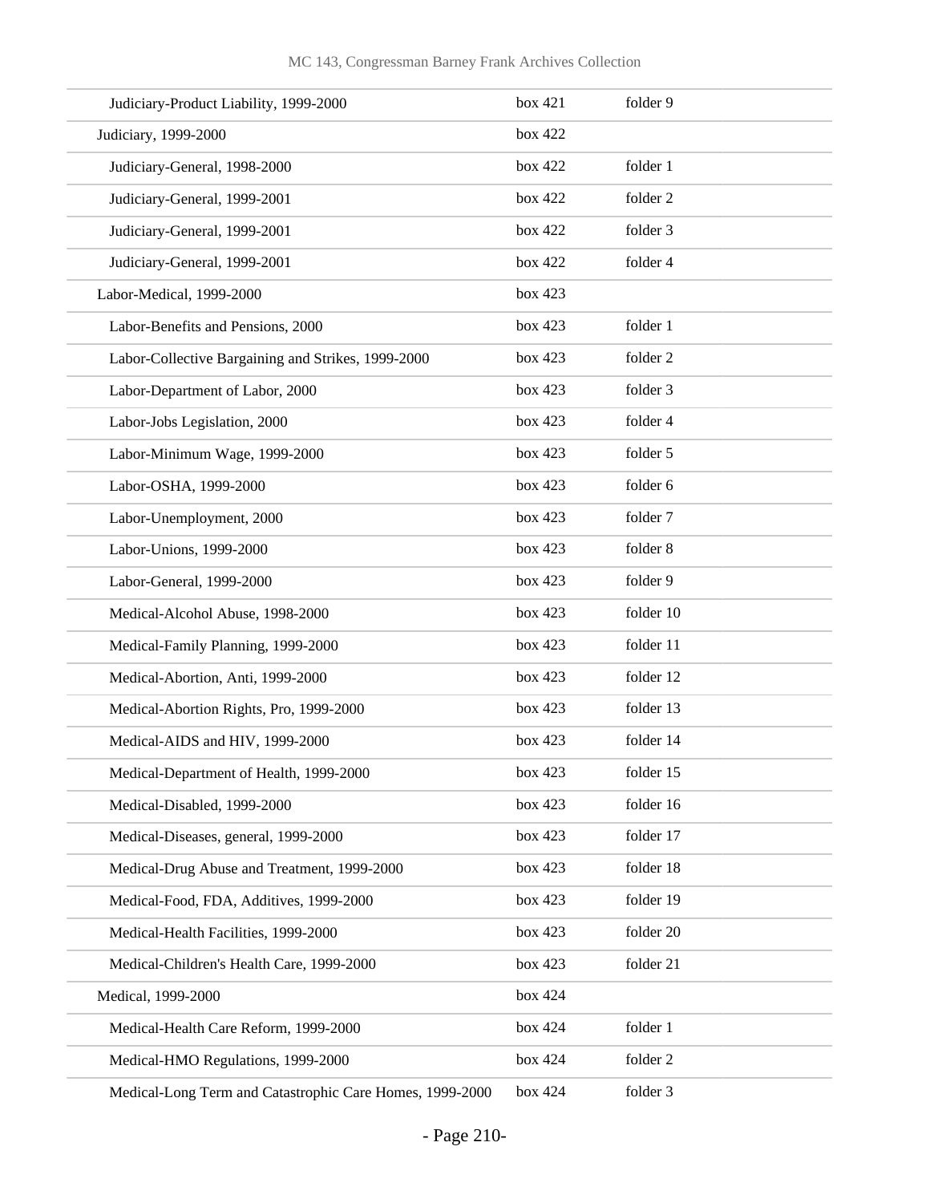| | | |
|---|---|---|
| Judiciary-Product Liability, 1999-2000 | box 421 | folder 9 |
| Judiciary, 1999-2000 | box 422 | |
| Judiciary-General, 1998-2000 | box 422 | folder 1 |
| Judiciary-General, 1999-2001 | box 422 | folder 2 |
| Judiciary-General, 1999-2001 | box 422 | folder 3 |
| Judiciary-General, 1999-2001 | box 422 | folder 4 |
| Labor-Medical, 1999-2000 | box 423 | |
| Labor-Benefits and Pensions, 2000 | box 423 | folder 1 |
| Labor-Collective Bargaining and Strikes, 1999-2000 | box 423 | folder 2 |
| Labor-Department of Labor, 2000 | box 423 | folder 3 |
| Labor-Jobs Legislation, 2000 | box 423 | folder 4 |
| Labor-Minimum Wage, 1999-2000 | box 423 | folder 5 |
| Labor-OSHA, 1999-2000 | box 423 | folder 6 |
| Labor-Unemployment, 2000 | box 423 | folder 7 |
| Labor-Unions, 1999-2000 | box 423 | folder 8 |
| Labor-General, 1999-2000 | box 423 | folder 9 |
| Medical-Alcohol Abuse, 1998-2000 | box 423 | folder 10 |
| Medical-Family Planning, 1999-2000 | box 423 | folder 11 |
| Medical-Abortion, Anti, 1999-2000 | box 423 | folder 12 |
| Medical-Abortion Rights, Pro, 1999-2000 | box 423 | folder 13 |
| Medical-AIDS and HIV, 1999-2000 | box 423 | folder 14 |
| Medical-Department of Health, 1999-2000 | box 423 | folder 15 |
| Medical-Disabled, 1999-2000 | box 423 | folder 16 |
| Medical-Diseases, general, 1999-2000 | box 423 | folder 17 |
| Medical-Drug Abuse and Treatment, 1999-2000 | box 423 | folder 18 |
| Medical-Food, FDA, Additives, 1999-2000 | box 423 | folder 19 |
| Medical-Health Facilities, 1999-2000 | box 423 | folder 20 |
| Medical-Children's Health Care, 1999-2000 | box 423 | folder 21 |
| Medical, 1999-2000 | box 424 | |
| Medical-Health Care Reform, 1999-2000 | box 424 | folder 1 |
| Medical-HMO Regulations, 1999-2000 | box 424 | folder 2 |
| Medical-Long Term and Catastrophic Care Homes, 1999-2000 | box 424 | folder 3 |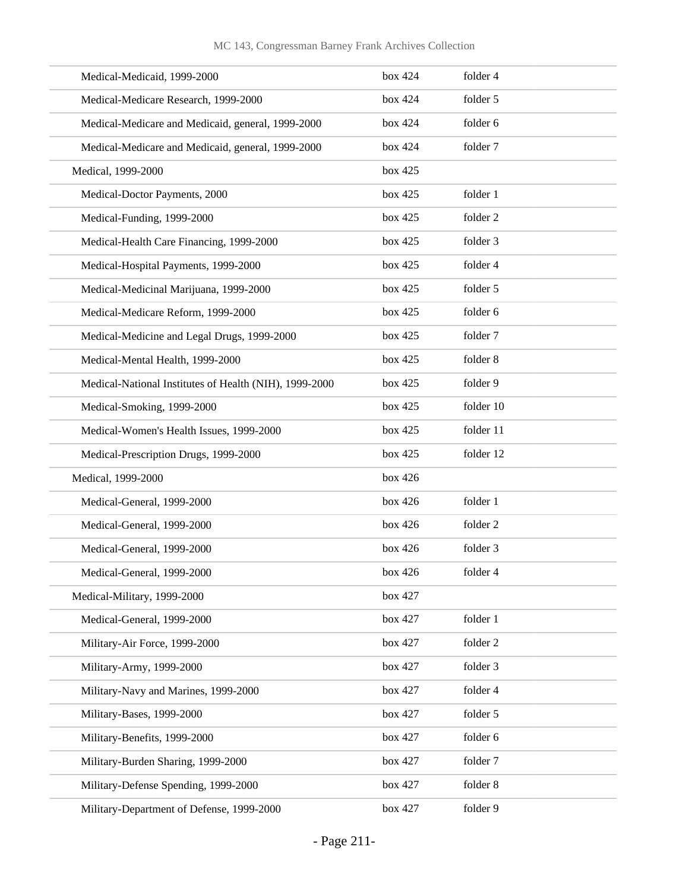| | | |
|---|---|---|
| Medical-Medicaid, 1999-2000 | box 424 | folder 4 |
| Medical-Medicare Research, 1999-2000 | box 424 | folder 5 |
| Medical-Medicare and Medicaid, general, 1999-2000 | box 424 | folder 6 |
| Medical-Medicare and Medicaid, general, 1999-2000 | box 424 | folder 7 |
| Medical, 1999-2000 | box 425 | |
| Medical-Doctor Payments, 2000 | box 425 | folder 1 |
| Medical-Funding, 1999-2000 | box 425 | folder 2 |
| Medical-Health Care Financing, 1999-2000 | box 425 | folder 3 |
| Medical-Hospital Payments, 1999-2000 | box 425 | folder 4 |
| Medical-Medicinal Marijuana, 1999-2000 | box 425 | folder 5 |
| Medical-Medicare Reform, 1999-2000 | box 425 | folder 6 |
| Medical-Medicine and Legal Drugs, 1999-2000 | box 425 | folder 7 |
| Medical-Mental Health, 1999-2000 | box 425 | folder 8 |
| Medical-National Institutes of Health (NIH), 1999-2000 | box 425 | folder 9 |
| Medical-Smoking, 1999-2000 | box 425 | folder 10 |
| Medical-Women's Health Issues, 1999-2000 | box 425 | folder 11 |
| Medical-Prescription Drugs, 1999-2000 | box 425 | folder 12 |
| Medical, 1999-2000 | box 426 | |
| Medical-General, 1999-2000 | box 426 | folder 1 |
| Medical-General, 1999-2000 | box 426 | folder 2 |
| Medical-General, 1999-2000 | box 426 | folder 3 |
| Medical-General, 1999-2000 | box 426 | folder 4 |
| Medical-Military, 1999-2000 | box 427 | |
| Medical-General, 1999-2000 | box 427 | folder 1 |
| Military-Air Force, 1999-2000 | box 427 | folder 2 |
| Military-Army, 1999-2000 | box 427 | folder 3 |
| Military-Navy and Marines, 1999-2000 | box 427 | folder 4 |
| Military-Bases, 1999-2000 | box 427 | folder 5 |
| Military-Benefits, 1999-2000 | box 427 | folder 6 |
| Military-Burden Sharing, 1999-2000 | box 427 | folder 7 |
| Military-Defense Spending, 1999-2000 | box 427 | folder 8 |
| Military-Department of Defense, 1999-2000 | box 427 | folder 9 |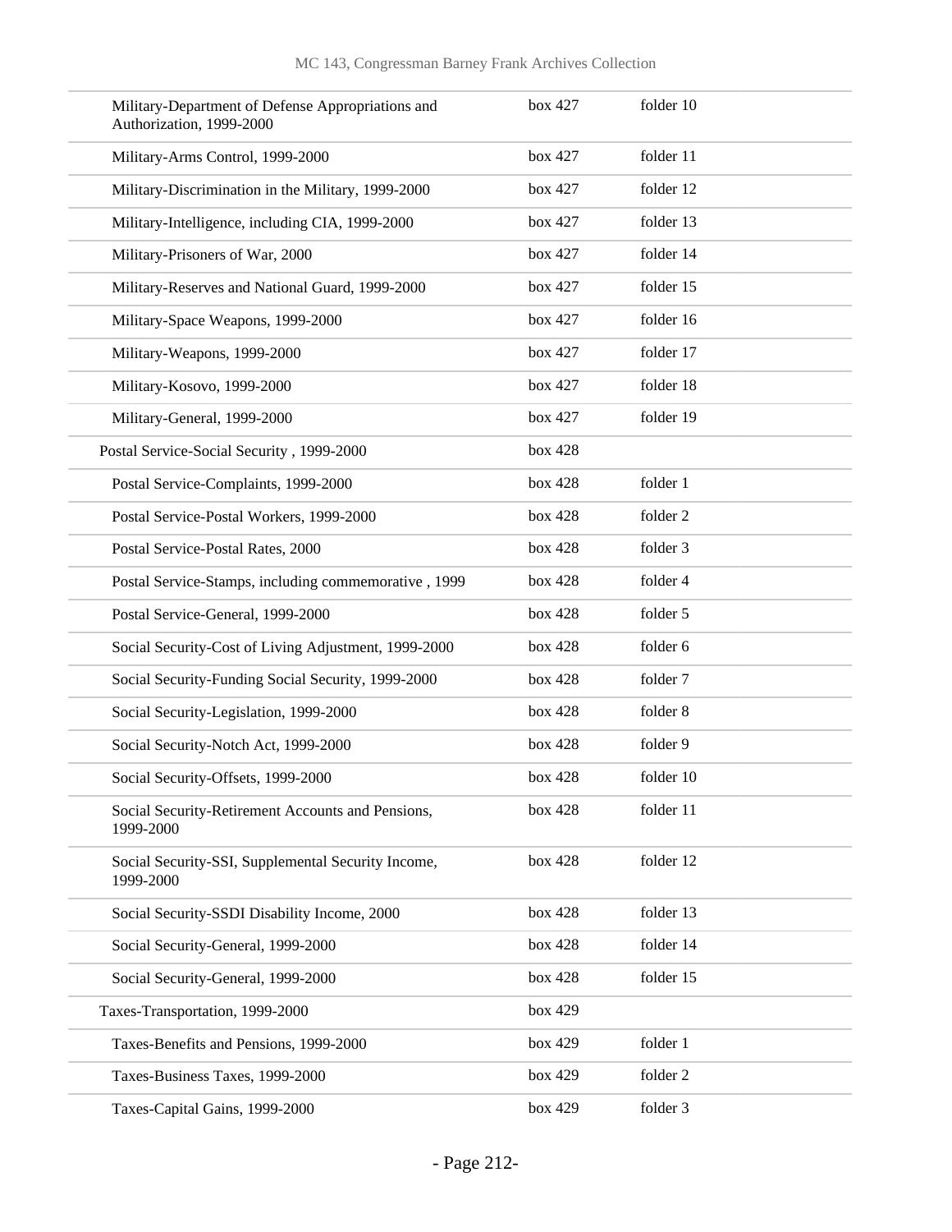| | | |
|---|---|---|
| Military-Department of Defense Appropriations and Authorization, 1999-2000 | box 427 | folder 10 |
| Military-Arms Control, 1999-2000 | box 427 | folder 11 |
| Military-Discrimination in the Military, 1999-2000 | box 427 | folder 12 |
| Military-Intelligence, including CIA, 1999-2000 | box 427 | folder 13 |
| Military-Prisoners of War, 2000 | box 427 | folder 14 |
| Military-Reserves and National Guard, 1999-2000 | box 427 | folder 15 |
| Military-Space Weapons, 1999-2000 | box 427 | folder 16 |
| Military-Weapons, 1999-2000 | box 427 | folder 17 |
| Military-Kosovo, 1999-2000 | box 427 | folder 18 |
| Military-General, 1999-2000 | box 427 | folder 19 |
| Postal Service-Social Security , 1999-2000 | box 428 | |
| Postal Service-Complaints, 1999-2000 | box 428 | folder 1 |
| Postal Service-Postal Workers, 1999-2000 | box 428 | folder 2 |
| Postal Service-Postal Rates, 2000 | box 428 | folder 3 |
| Postal Service-Stamps, including commemorative , 1999 | box 428 | folder 4 |
| Postal Service-General, 1999-2000 | box 428 | folder 5 |
| Social Security-Cost of Living Adjustment, 1999-2000 | box 428 | folder 6 |
| Social Security-Funding Social Security, 1999-2000 | box 428 | folder 7 |
| Social Security-Legislation, 1999-2000 | box 428 | folder 8 |
| Social Security-Notch Act, 1999-2000 | box 428 | folder 9 |
| Social Security-Offsets, 1999-2000 | box 428 | folder 10 |
| Social Security-Retirement Accounts and Pensions, 1999-2000 | box 428 | folder 11 |
| Social Security-SSI, Supplemental Security Income, 1999-2000 | box 428 | folder 12 |
| Social Security-SSDI Disability Income, 2000 | box 428 | folder 13 |
| Social Security-General, 1999-2000 | box 428 | folder 14 |
| Social Security-General, 1999-2000 | box 428 | folder 15 |
| Taxes-Transportation, 1999-2000 | box 429 | |
| Taxes-Benefits and Pensions, 1999-2000 | box 429 | folder 1 |
| Taxes-Business Taxes, 1999-2000 | box 429 | folder 2 |
| Taxes-Capital Gains, 1999-2000 | box 429 | folder 3 |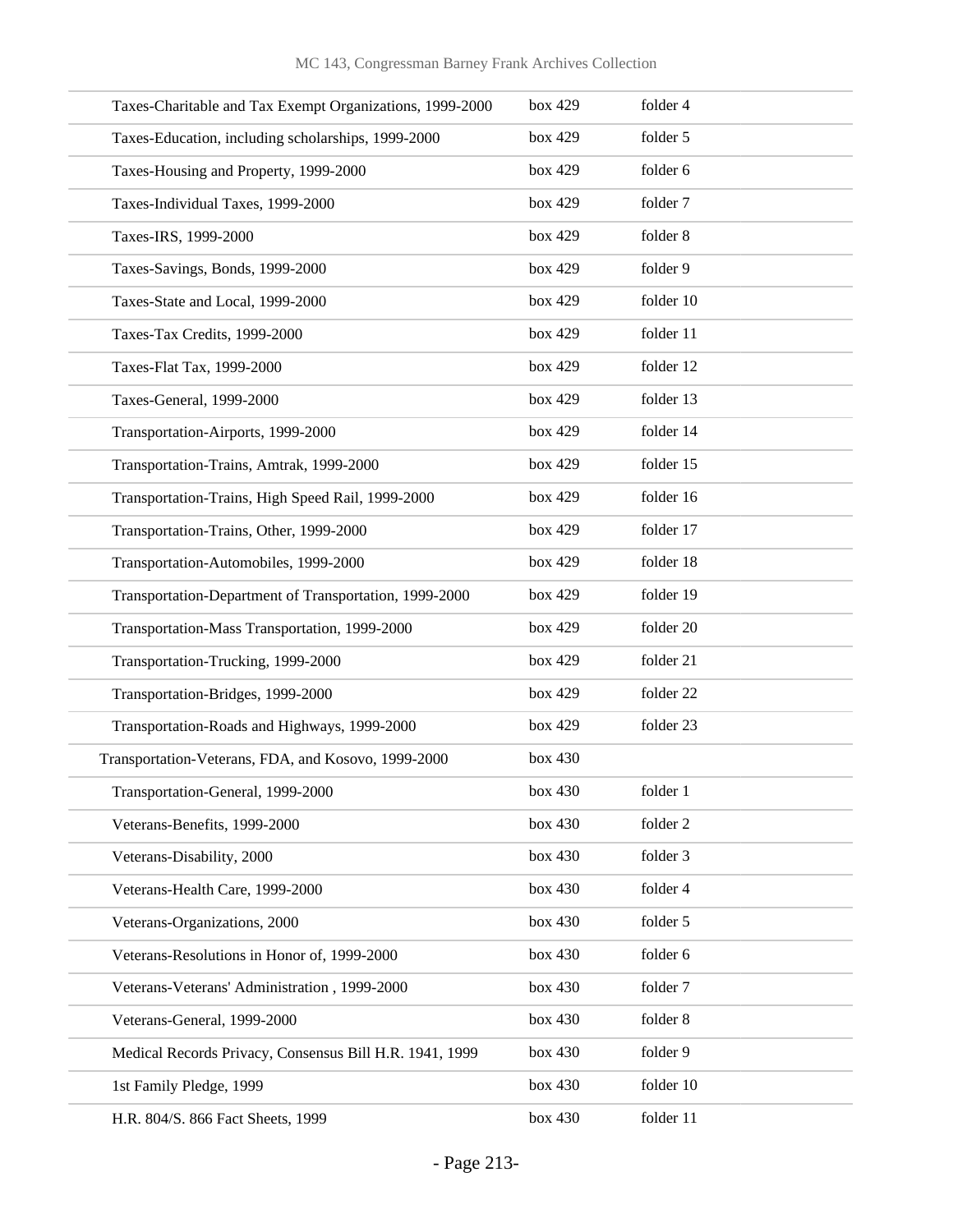| | | |
|---|---|---|
| Taxes-Charitable and Tax Exempt Organizations, 1999-2000 | box 429 | folder 4 |
| Taxes-Education, including scholarships, 1999-2000 | box 429 | folder 5 |
| Taxes-Housing and Property, 1999-2000 | box 429 | folder 6 |
| Taxes-Individual Taxes, 1999-2000 | box 429 | folder 7 |
| Taxes-IRS, 1999-2000 | box 429 | folder 8 |
| Taxes-Savings, Bonds, 1999-2000 | box 429 | folder 9 |
| Taxes-State and Local, 1999-2000 | box 429 | folder 10 |
| Taxes-Tax Credits, 1999-2000 | box 429 | folder 11 |
| Taxes-Flat Tax, 1999-2000 | box 429 | folder 12 |
| Taxes-General, 1999-2000 | box 429 | folder 13 |
| Transportation-Airports, 1999-2000 | box 429 | folder 14 |
| Transportation-Trains, Amtrak, 1999-2000 | box 429 | folder 15 |
| Transportation-Trains, High Speed Rail, 1999-2000 | box 429 | folder 16 |
| Transportation-Trains, Other, 1999-2000 | box 429 | folder 17 |
| Transportation-Automobiles, 1999-2000 | box 429 | folder 18 |
| Transportation-Department of Transportation, 1999-2000 | box 429 | folder 19 |
| Transportation-Mass Transportation, 1999-2000 | box 429 | folder 20 |
| Transportation-Trucking, 1999-2000 | box 429 | folder 21 |
| Transportation-Bridges, 1999-2000 | box 429 | folder 22 |
| Transportation-Roads and Highways, 1999-2000 | box 429 | folder 23 |
| Transportation-Veterans, FDA, and Kosovo, 1999-2000 | box 430 | |
| Transportation-General, 1999-2000 | box 430 | folder 1 |
| Veterans-Benefits, 1999-2000 | box 430 | folder 2 |
| Veterans-Disability, 2000 | box 430 | folder 3 |
| Veterans-Health Care, 1999-2000 | box 430 | folder 4 |
| Veterans-Organizations, 2000 | box 430 | folder 5 |
| Veterans-Resolutions in Honor of, 1999-2000 | box 430 | folder 6 |
| Veterans-Veterans' Administration , 1999-2000 | box 430 | folder 7 |
| Veterans-General, 1999-2000 | box 430 | folder 8 |
| Medical Records Privacy, Consensus Bill H.R. 1941, 1999 | box 430 | folder 9 |
| 1st Family Pledge, 1999 | box 430 | folder 10 |
| H.R. 804/S. 866 Fact Sheets, 1999 | box 430 | folder 11 |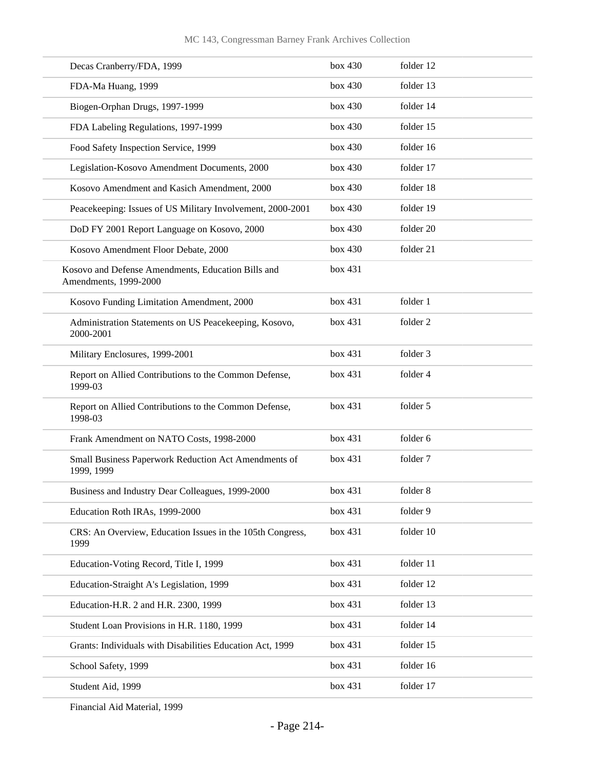| | | |
|---|---|---|
| Decas Cranberry/FDA, 1999 | box 430 | folder 12 |
| FDA-Ma Huang, 1999 | box 430 | folder 13 |
| Biogen-Orphan Drugs, 1997-1999 | box 430 | folder 14 |
| FDA Labeling Regulations, 1997-1999 | box 430 | folder 15 |
| Food Safety Inspection Service, 1999 | box 430 | folder 16 |
| Legislation-Kosovo Amendment Documents, 2000 | box 430 | folder 17 |
| Kosovo Amendment and Kasich Amendment, 2000 | box 430 | folder 18 |
| Peacekeeping: Issues of US Military Involvement, 2000-2001 | box 430 | folder 19 |
| DoD FY 2001 Report Language on Kosovo, 2000 | box 430 | folder 20 |
| Kosovo Amendment Floor Debate, 2000 | box 430 | folder 21 |
| Kosovo and Defense Amendments, Education Bills and Amendments, 1999-2000 | box 431 | |
| Kosovo Funding Limitation Amendment, 2000 | box 431 | folder 1 |
| Administration Statements on US Peacekeeping, Kosovo, 2000-2001 | box 431 | folder 2 |
| Military Enclosures, 1999-2001 | box 431 | folder 3 |
| Report on Allied Contributions to the Common Defense, 1999-03 | box 431 | folder 4 |
| Report on Allied Contributions to the Common Defense, 1998-03 | box 431 | folder 5 |
| Frank Amendment on NATO Costs, 1998-2000 | box 431 | folder 6 |
| Small Business Paperwork Reduction Act Amendments of 1999, 1999 | box 431 | folder 7 |
| Business and Industry Dear Colleagues, 1999-2000 | box 431 | folder 8 |
| Education Roth IRAs, 1999-2000 | box 431 | folder 9 |
| CRS: An Overview, Education Issues in the 105th Congress, 1999 | box 431 | folder 10 |
| Education-Voting Record, Title I, 1999 | box 431 | folder 11 |
| Education-Straight A's Legislation, 1999 | box 431 | folder 12 |
| Education-H.R. 2 and H.R. 2300, 1999 | box 431 | folder 13 |
| Student Loan Provisions in H.R. 1180, 1999 | box 431 | folder 14 |
| Grants: Individuals with Disabilities Education Act, 1999 | box 431 | folder 15 |
| School Safety, 1999 | box 431 | folder 16 |
| Student Aid, 1999 | box 431 | folder 17 |
| Financial Aid Material, 1999 | | |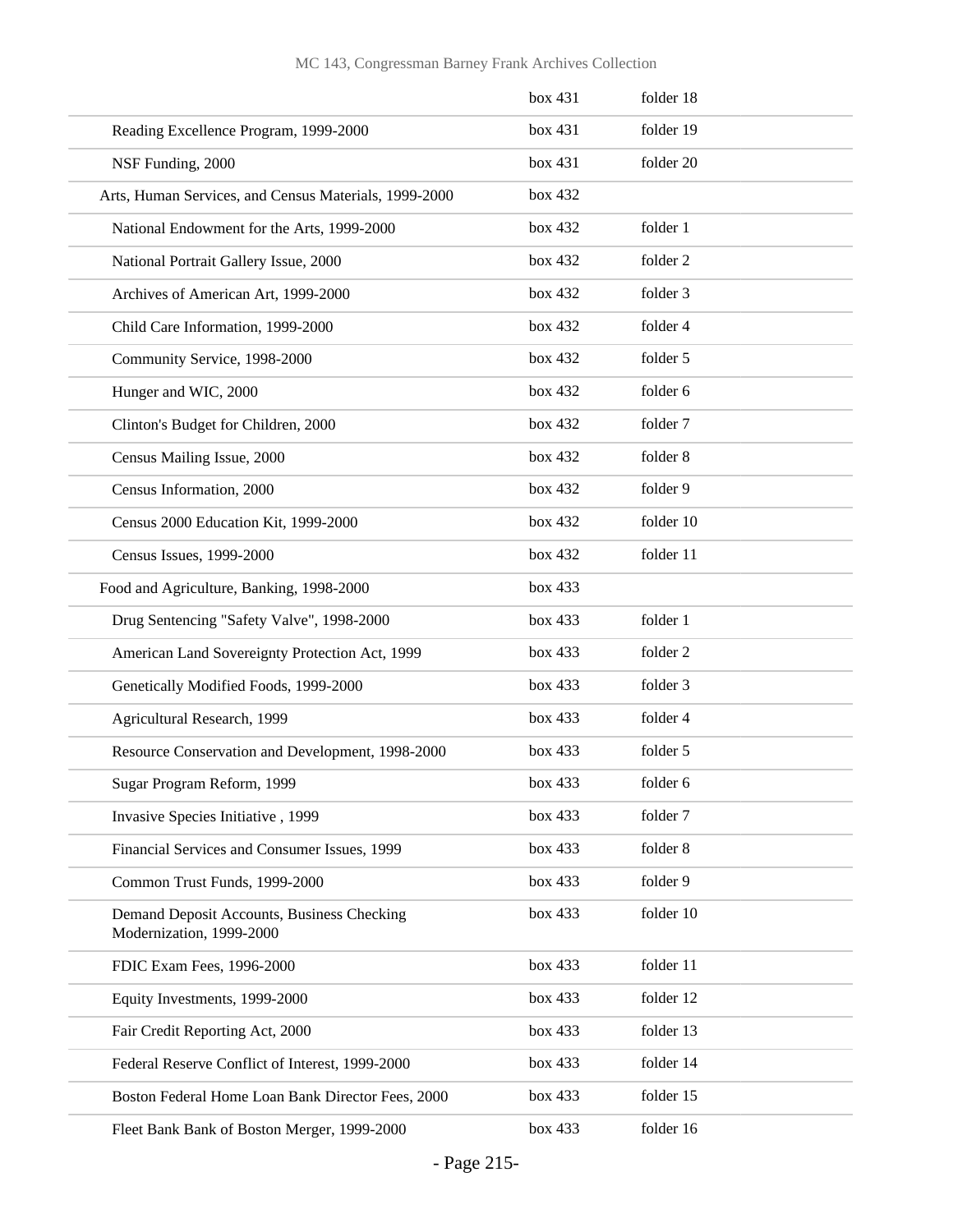| | box 431 | folder 18 |
|---|---|---|
| Reading Excellence Program, 1999-2000 | box 431 | folder 19 |
| NSF Funding, 2000 | box 431 | folder 20 |
| Arts, Human Services, and Census Materials, 1999-2000 | box 432 | |
| National Endowment for the Arts, 1999-2000 | box 432 | folder 1 |
| National Portrait Gallery Issue, 2000 | box 432 | folder 2 |
| Archives of American Art, 1999-2000 | box 432 | folder 3 |
| Child Care Information, 1999-2000 | box 432 | folder 4 |
| Community Service, 1998-2000 | box 432 | folder 5 |
| Hunger and WIC, 2000 | box 432 | folder 6 |
| Clinton's Budget for Children, 2000 | box 432 | folder 7 |
| Census Mailing Issue, 2000 | box 432 | folder 8 |
| Census Information, 2000 | box 432 | folder 9 |
| Census 2000 Education Kit, 1999-2000 | box 432 | folder 10 |
| Census Issues, 1999-2000 | box 432 | folder 11 |
| Food and Agriculture, Banking, 1998-2000 | box 433 | |
| Drug Sentencing "Safety Valve", 1998-2000 | box 433 | folder 1 |
| American Land Sovereignty Protection Act, 1999 | box 433 | folder 2 |
| Genetically Modified Foods, 1999-2000 | box 433 | folder 3 |
| Agricultural Research, 1999 | box 433 | folder 4 |
| Resource Conservation and Development, 1998-2000 | box 433 | folder 5 |
| Sugar Program Reform, 1999 | box 433 | folder 6 |
| Invasive Species Initiative , 1999 | box 433 | folder 7 |
| Financial Services and Consumer Issues, 1999 | box 433 | folder 8 |
| Common Trust Funds, 1999-2000 | box 433 | folder 9 |
| Demand Deposit Accounts, Business Checking Modernization, 1999-2000 | box 433 | folder 10 |
| FDIC Exam Fees, 1996-2000 | box 433 | folder 11 |
| Equity Investments, 1999-2000 | box 433 | folder 12 |
| Fair Credit Reporting Act, 2000 | box 433 | folder 13 |
| Federal Reserve Conflict of Interest, 1999-2000 | box 433 | folder 14 |
| Boston Federal Home Loan Bank Director Fees, 2000 | box 433 | folder 15 |
| Fleet Bank Bank of Boston Merger, 1999-2000 | box 433 | folder 16 |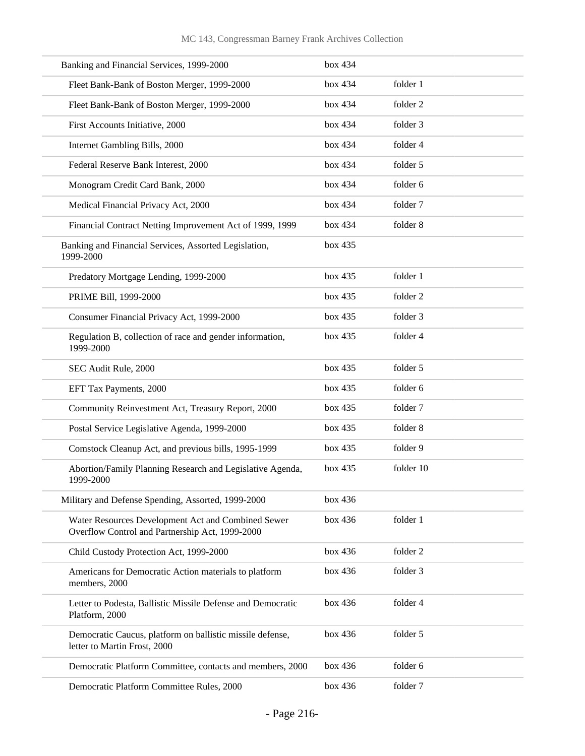| | | |
|---|---|---|
| Banking and Financial Services, 1999-2000 | box 434 | |
| Fleet Bank-Bank of Boston Merger, 1999-2000 | box 434 | folder 1 |
| Fleet Bank-Bank of Boston Merger, 1999-2000 | box 434 | folder 2 |
| First Accounts Initiative, 2000 | box 434 | folder 3 |
| Internet Gambling Bills, 2000 | box 434 | folder 4 |
| Federal Reserve Bank Interest, 2000 | box 434 | folder 5 |
| Monogram Credit Card Bank, 2000 | box 434 | folder 6 |
| Medical Financial Privacy Act, 2000 | box 434 | folder 7 |
| Financial Contract Netting Improvement Act of 1999, 1999 | box 434 | folder 8 |
| Banking and Financial Services, Assorted Legislation, 1999-2000 | box 435 | |
| Predatory Mortgage Lending, 1999-2000 | box 435 | folder 1 |
| PRIME Bill, 1999-2000 | box 435 | folder 2 |
| Consumer Financial Privacy Act, 1999-2000 | box 435 | folder 3 |
| Regulation B, collection of race and gender information, 1999-2000 | box 435 | folder 4 |
| SEC Audit Rule, 2000 | box 435 | folder 5 |
| EFT Tax Payments, 2000 | box 435 | folder 6 |
| Community Reinvestment Act, Treasury Report, 2000 | box 435 | folder 7 |
| Postal Service Legislative Agenda, 1999-2000 | box 435 | folder 8 |
| Comstock Cleanup Act, and previous bills, 1995-1999 | box 435 | folder 9 |
| Abortion/Family Planning Research and Legislative Agenda, 1999-2000 | box 435 | folder 10 |
| Military and Defense Spending, Assorted, 1999-2000 | box 436 | |
| Water Resources Development Act and Combined Sewer Overflow Control and Partnership Act, 1999-2000 | box 436 | folder 1 |
| Child Custody Protection Act, 1999-2000 | box 436 | folder 2 |
| Americans for Democratic Action materials to platform members, 2000 | box 436 | folder 3 |
| Letter to Podesta, Ballistic Missile Defense and Democratic Platform, 2000 | box 436 | folder 4 |
| Democratic Caucus, platform on ballistic missile defense, letter to Martin Frost, 2000 | box 436 | folder 5 |
| Democratic Platform Committee, contacts and members, 2000 | box 436 | folder 6 |
| Democratic Platform Committee Rules, 2000 | box 436 | folder 7 |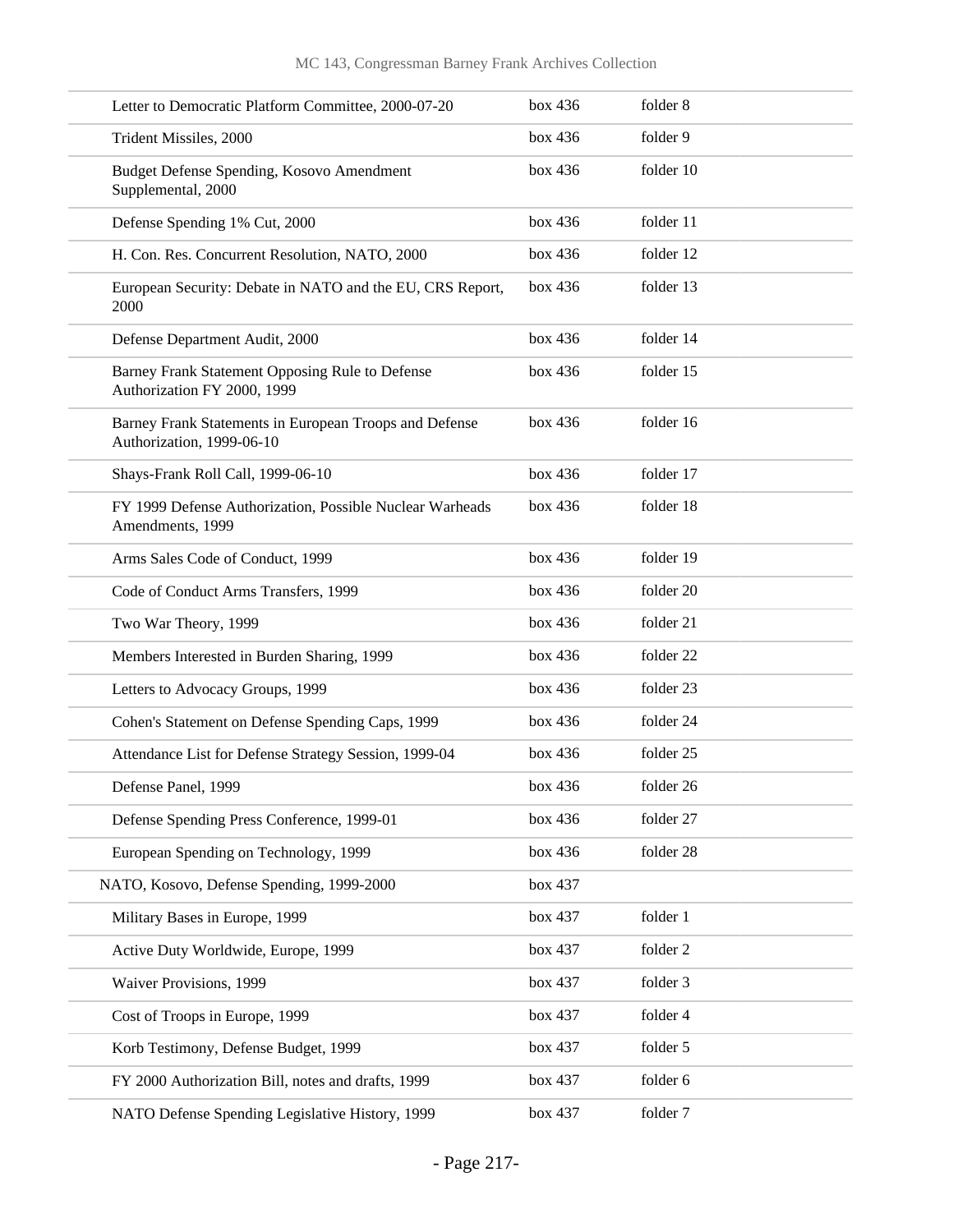| | | |
|---|---|---|
| Letter to Democratic Platform Committee, 2000-07-20 | box 436 | folder 8 |
| Trident Missiles, 2000 | box 436 | folder 9 |
| Budget Defense Spending, Kosovo Amendment Supplemental, 2000 | box 436 | folder 10 |
| Defense Spending 1% Cut, 2000 | box 436 | folder 11 |
| H. Con. Res. Concurrent Resolution, NATO, 2000 | box 436 | folder 12 |
| European Security: Debate in NATO and the EU, CRS Report, 2000 | box 436 | folder 13 |
| Defense Department Audit, 2000 | box 436 | folder 14 |
| Barney Frank Statement Opposing Rule to Defense Authorization FY 2000, 1999 | box 436 | folder 15 |
| Barney Frank Statements in European Troops and Defense Authorization, 1999-06-10 | box 436 | folder 16 |
| Shays-Frank Roll Call, 1999-06-10 | box 436 | folder 17 |
| FY 1999 Defense Authorization, Possible Nuclear Warheads Amendments, 1999 | box 436 | folder 18 |
| Arms Sales Code of Conduct, 1999 | box 436 | folder 19 |
| Code of Conduct Arms Transfers, 1999 | box 436 | folder 20 |
| Two War Theory, 1999 | box 436 | folder 21 |
| Members Interested in Burden Sharing, 1999 | box 436 | folder 22 |
| Letters to Advocacy Groups, 1999 | box 436 | folder 23 |
| Cohen's Statement on Defense Spending Caps, 1999 | box 436 | folder 24 |
| Attendance List for Defense Strategy Session, 1999-04 | box 436 | folder 25 |
| Defense Panel, 1999 | box 436 | folder 26 |
| Defense Spending Press Conference, 1999-01 | box 436 | folder 27 |
| European Spending on Technology, 1999 | box 436 | folder 28 |
| NATO, Kosovo, Defense Spending, 1999-2000 | box 437 | |
| Military Bases in Europe, 1999 | box 437 | folder 1 |
| Active Duty Worldwide, Europe, 1999 | box 437 | folder 2 |
| Waiver Provisions, 1999 | box 437 | folder 3 |
| Cost of Troops in Europe, 1999 | box 437 | folder 4 |
| Korb Testimony, Defense Budget, 1999 | box 437 | folder 5 |
| FY 2000 Authorization Bill, notes and drafts, 1999 | box 437 | folder 6 |
| NATO Defense Spending Legislative History, 1999 | box 437 | folder 7 |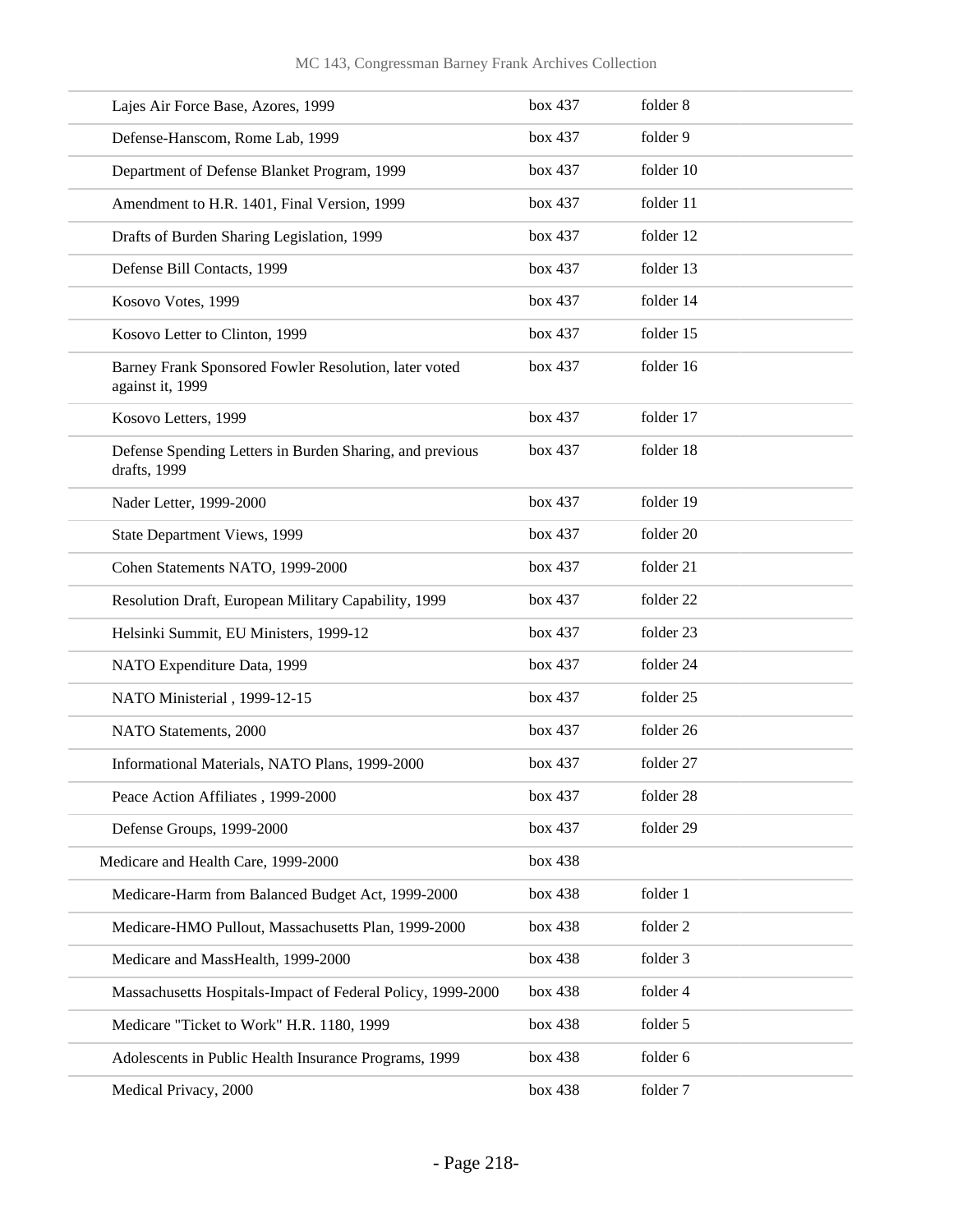| | | |
|---|---|---|
| Lajes Air Force Base, Azores, 1999 | box 437 | folder 8 |
| Defense-Hanscom, Rome Lab, 1999 | box 437 | folder 9 |
| Department of Defense Blanket Program, 1999 | box 437 | folder 10 |
| Amendment to H.R. 1401, Final Version, 1999 | box 437 | folder 11 |
| Drafts of Burden Sharing Legislation, 1999 | box 437 | folder 12 |
| Defense Bill Contacts, 1999 | box 437 | folder 13 |
| Kosovo Votes, 1999 | box 437 | folder 14 |
| Kosovo Letter to Clinton, 1999 | box 437 | folder 15 |
| Barney Frank Sponsored Fowler Resolution, later voted against it, 1999 | box 437 | folder 16 |
| Kosovo Letters, 1999 | box 437 | folder 17 |
| Defense Spending Letters in Burden Sharing, and previous drafts, 1999 | box 437 | folder 18 |
| Nader Letter, 1999-2000 | box 437 | folder 19 |
| State Department Views, 1999 | box 437 | folder 20 |
| Cohen Statements NATO, 1999-2000 | box 437 | folder 21 |
| Resolution Draft, European Military Capability, 1999 | box 437 | folder 22 |
| Helsinki Summit, EU Ministers, 1999-12 | box 437 | folder 23 |
| NATO Expenditure Data, 1999 | box 437 | folder 24 |
| NATO Ministerial , 1999-12-15 | box 437 | folder 25 |
| NATO Statements, 2000 | box 437 | folder 26 |
| Informational Materials, NATO Plans, 1999-2000 | box 437 | folder 27 |
| Peace Action Affiliates , 1999-2000 | box 437 | folder 28 |
| Defense Groups, 1999-2000 | box 437 | folder 29 |
| Medicare and Health Care, 1999-2000 | box 438 | |
| Medicare-Harm from Balanced Budget Act, 1999-2000 | box 438 | folder 1 |
| Medicare-HMO Pullout, Massachusetts Plan, 1999-2000 | box 438 | folder 2 |
| Medicare and MassHealth, 1999-2000 | box 438 | folder 3 |
| Massachusetts Hospitals-Impact of Federal Policy, 1999-2000 | box 438 | folder 4 |
| Medicare "Ticket to Work" H.R. 1180, 1999 | box 438 | folder 5 |
| Adolescents in Public Health Insurance Programs, 1999 | box 438 | folder 6 |
| Medical Privacy, 2000 | box 438 | folder 7 |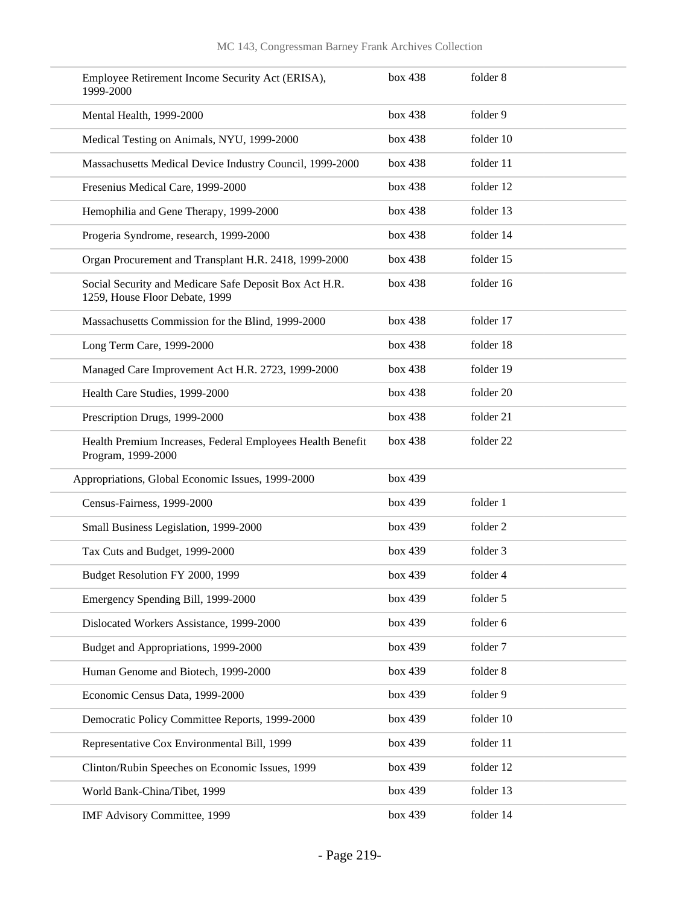| | | |
|---|---|---|
| Employee Retirement Income Security Act (ERISA), 1999-2000 | box 438 | folder 8 |
| Mental Health, 1999-2000 | box 438 | folder 9 |
| Medical Testing on Animals, NYU, 1999-2000 | box 438 | folder 10 |
| Massachusetts Medical Device Industry Council, 1999-2000 | box 438 | folder 11 |
| Fresenius Medical Care, 1999-2000 | box 438 | folder 12 |
| Hemophilia and Gene Therapy, 1999-2000 | box 438 | folder 13 |
| Progeria Syndrome, research, 1999-2000 | box 438 | folder 14 |
| Organ Procurement and Transplant H.R. 2418, 1999-2000 | box 438 | folder 15 |
| Social Security and Medicare Safe Deposit Box Act H.R. 1259, House Floor Debate, 1999 | box 438 | folder 16 |
| Massachusetts Commission for the Blind, 1999-2000 | box 438 | folder 17 |
| Long Term Care, 1999-2000 | box 438 | folder 18 |
| Managed Care Improvement Act H.R. 2723, 1999-2000 | box 438 | folder 19 |
| Health Care Studies, 1999-2000 | box 438 | folder 20 |
| Prescription Drugs, 1999-2000 | box 438 | folder 21 |
| Health Premium Increases, Federal Employees Health Benefit Program, 1999-2000 | box 438 | folder 22 |
| Appropriations, Global Economic Issues, 1999-2000 | box 439 | |
| Census-Fairness, 1999-2000 | box 439 | folder 1 |
| Small Business Legislation, 1999-2000 | box 439 | folder 2 |
| Tax Cuts and Budget, 1999-2000 | box 439 | folder 3 |
| Budget Resolution FY 2000, 1999 | box 439 | folder 4 |
| Emergency Spending Bill, 1999-2000 | box 439 | folder 5 |
| Dislocated Workers Assistance, 1999-2000 | box 439 | folder 6 |
| Budget and Appropriations, 1999-2000 | box 439 | folder 7 |
| Human Genome and Biotech, 1999-2000 | box 439 | folder 8 |
| Economic Census Data, 1999-2000 | box 439 | folder 9 |
| Democratic Policy Committee Reports, 1999-2000 | box 439 | folder 10 |
| Representative Cox Environmental Bill, 1999 | box 439 | folder 11 |
| Clinton/Rubin Speeches on Economic Issues, 1999 | box 439 | folder 12 |
| World Bank-China/Tibet, 1999 | box 439 | folder 13 |
| IMF Advisory Committee, 1999 | box 439 | folder 14 |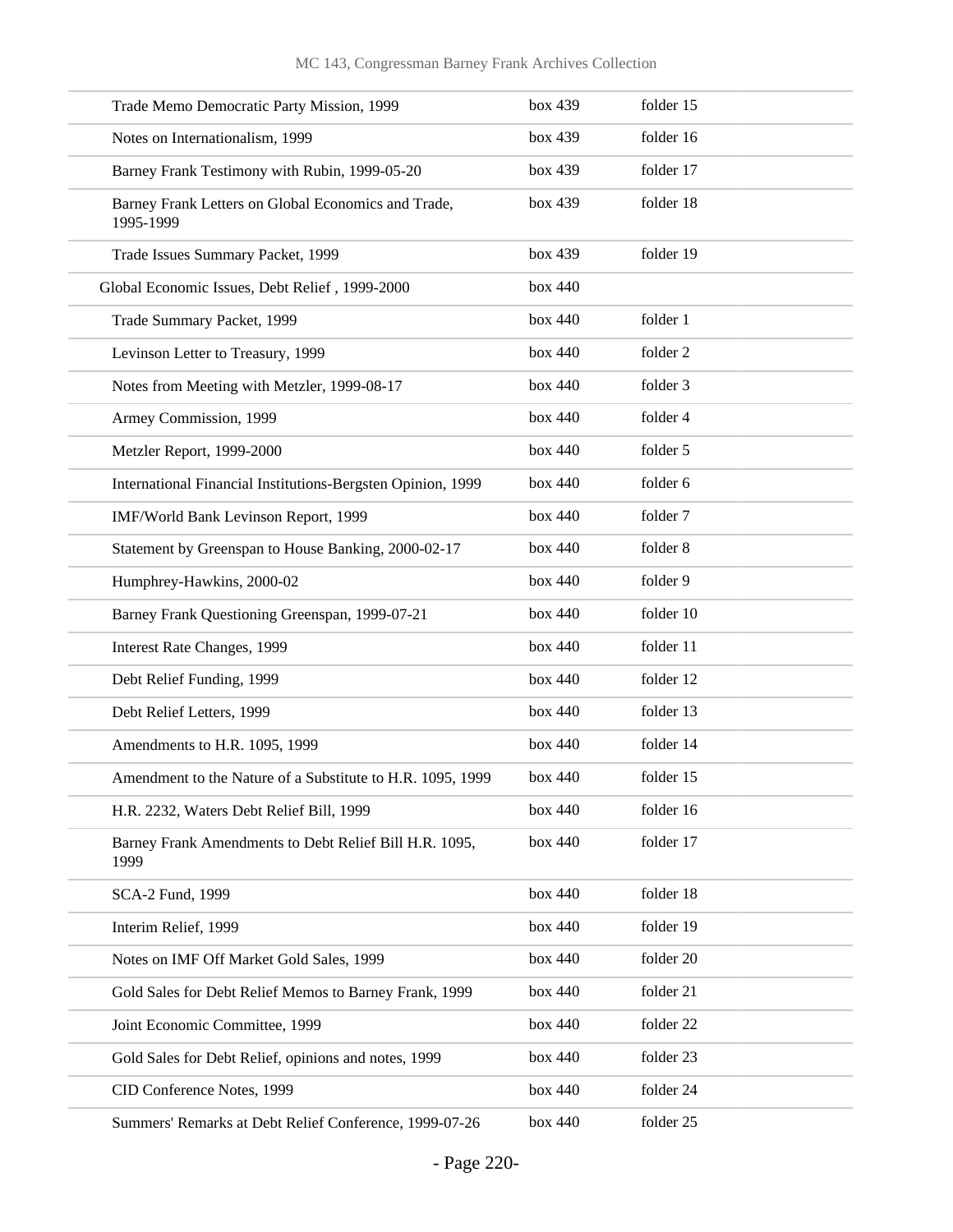| | | |
|---|---|---|
| Trade Memo Democratic Party Mission, 1999 | box 439 | folder 15 |
| Notes on Internationalism, 1999 | box 439 | folder 16 |
| Barney Frank Testimony with Rubin, 1999-05-20 | box 439 | folder 17 |
| Barney Frank Letters on Global Economics and Trade, 1995-1999 | box 439 | folder 18 |
| Trade Issues Summary Packet, 1999 | box 439 | folder 19 |
| Global Economic Issues, Debt Relief , 1999-2000 | box 440 | |
| Trade Summary Packet, 1999 | box 440 | folder 1 |
| Levinson Letter to Treasury, 1999 | box 440 | folder 2 |
| Notes from Meeting with Metzler, 1999-08-17 | box 440 | folder 3 |
| Armey Commission, 1999 | box 440 | folder 4 |
| Metzler Report, 1999-2000 | box 440 | folder 5 |
| International Financial Institutions-Bergsten Opinion, 1999 | box 440 | folder 6 |
| IMF/World Bank Levinson Report, 1999 | box 440 | folder 7 |
| Statement by Greenspan to House Banking, 2000-02-17 | box 440 | folder 8 |
| Humphrey-Hawkins, 2000-02 | box 440 | folder 9 |
| Barney Frank Questioning Greenspan, 1999-07-21 | box 440 | folder 10 |
| Interest Rate Changes, 1999 | box 440 | folder 11 |
| Debt Relief Funding, 1999 | box 440 | folder 12 |
| Debt Relief Letters, 1999 | box 440 | folder 13 |
| Amendments to H.R. 1095, 1999 | box 440 | folder 14 |
| Amendment to the Nature of a Substitute to H.R. 1095, 1999 | box 440 | folder 15 |
| H.R. 2232, Waters Debt Relief Bill, 1999 | box 440 | folder 16 |
| Barney Frank Amendments to Debt Relief Bill H.R. 1095, 1999 | box 440 | folder 17 |
| SCA-2 Fund, 1999 | box 440 | folder 18 |
| Interim Relief, 1999 | box 440 | folder 19 |
| Notes on IMF Off Market Gold Sales, 1999 | box 440 | folder 20 |
| Gold Sales for Debt Relief Memos to Barney Frank, 1999 | box 440 | folder 21 |
| Joint Economic Committee, 1999 | box 440 | folder 22 |
| Gold Sales for Debt Relief, opinions and notes, 1999 | box 440 | folder 23 |
| CID Conference Notes, 1999 | box 440 | folder 24 |
| Summers' Remarks at Debt Relief Conference, 1999-07-26 | box 440 | folder 25 |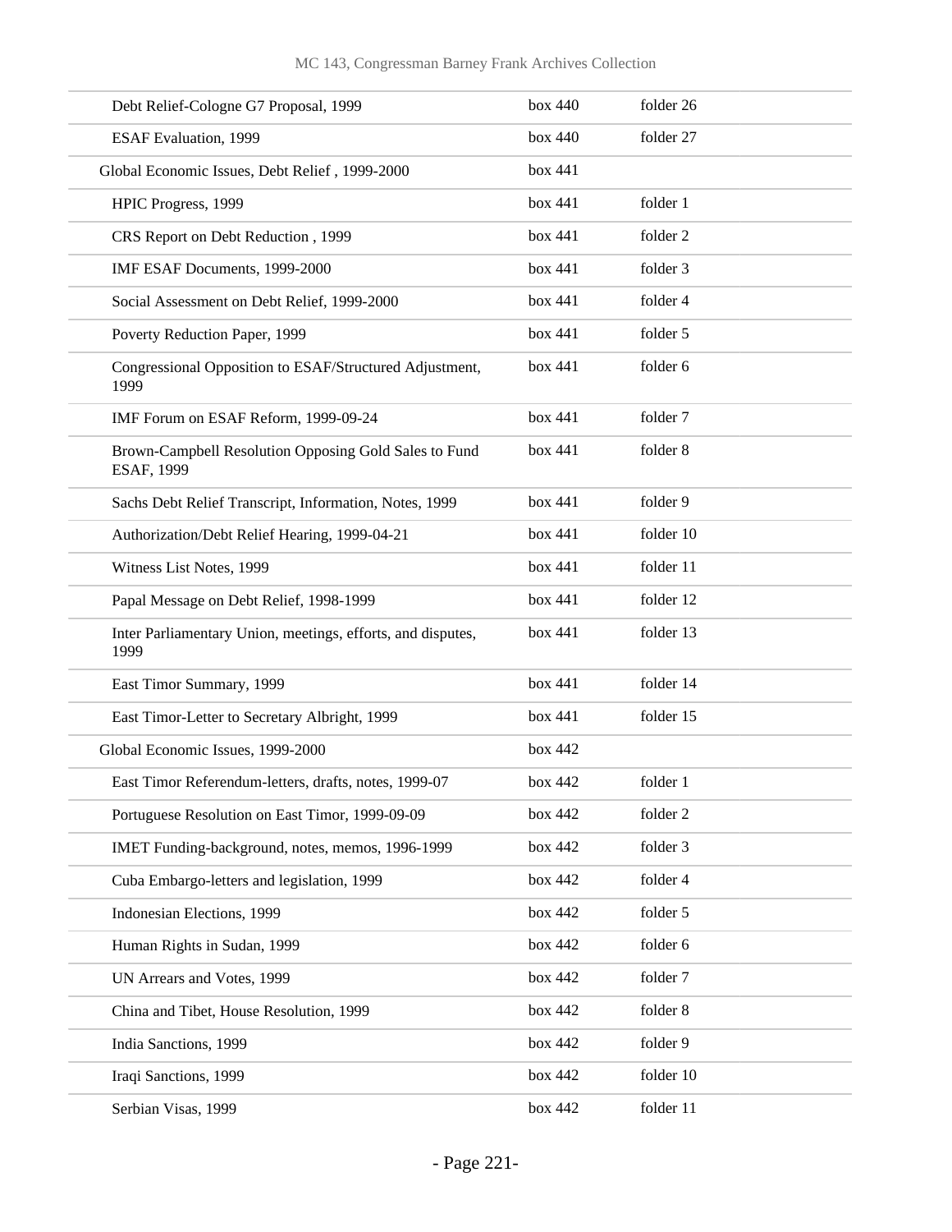| | | |
|---|---|---|
| Debt Relief-Cologne G7 Proposal, 1999 | box 440 | folder 26 |
| ESAF Evaluation, 1999 | box 440 | folder 27 |
| Global Economic Issues, Debt Relief , 1999-2000 | box 441 | |
| HPIC Progress, 1999 | box 441 | folder 1 |
| CRS Report on Debt Reduction , 1999 | box 441 | folder 2 |
| IMF ESAF Documents, 1999-2000 | box 441 | folder 3 |
| Social Assessment on Debt Relief, 1999-2000 | box 441 | folder 4 |
| Poverty Reduction Paper, 1999 | box 441 | folder 5 |
| Congressional Opposition to ESAF/Structured Adjustment, 1999 | box 441 | folder 6 |
| IMF Forum on ESAF Reform, 1999-09-24 | box 441 | folder 7 |
| Brown-Campbell Resolution Opposing Gold Sales to Fund ESAF, 1999 | box 441 | folder 8 |
| Sachs Debt Relief Transcript, Information, Notes, 1999 | box 441 | folder 9 |
| Authorization/Debt Relief Hearing, 1999-04-21 | box 441 | folder 10 |
| Witness List Notes, 1999 | box 441 | folder 11 |
| Papal Message on Debt Relief, 1998-1999 | box 441 | folder 12 |
| Inter Parliamentary Union, meetings, efforts, and disputes, 1999 | box 441 | folder 13 |
| East Timor Summary, 1999 | box 441 | folder 14 |
| East Timor-Letter to Secretary Albright, 1999 | box 441 | folder 15 |
| Global Economic Issues, 1999-2000 | box 442 | |
| East Timor Referendum-letters, drafts, notes, 1999-07 | box 442 | folder 1 |
| Portuguese Resolution on East Timor, 1999-09-09 | box 442 | folder 2 |
| IMET Funding-background, notes, memos, 1996-1999 | box 442 | folder 3 |
| Cuba Embargo-letters and legislation, 1999 | box 442 | folder 4 |
| Indonesian Elections, 1999 | box 442 | folder 5 |
| Human Rights in Sudan, 1999 | box 442 | folder 6 |
| UN Arrears and Votes, 1999 | box 442 | folder 7 |
| China and Tibet, House Resolution, 1999 | box 442 | folder 8 |
| India Sanctions, 1999 | box 442 | folder 9 |
| Iraqi Sanctions, 1999 | box 442 | folder 10 |
| Serbian Visas, 1999 | box 442 | folder 11 |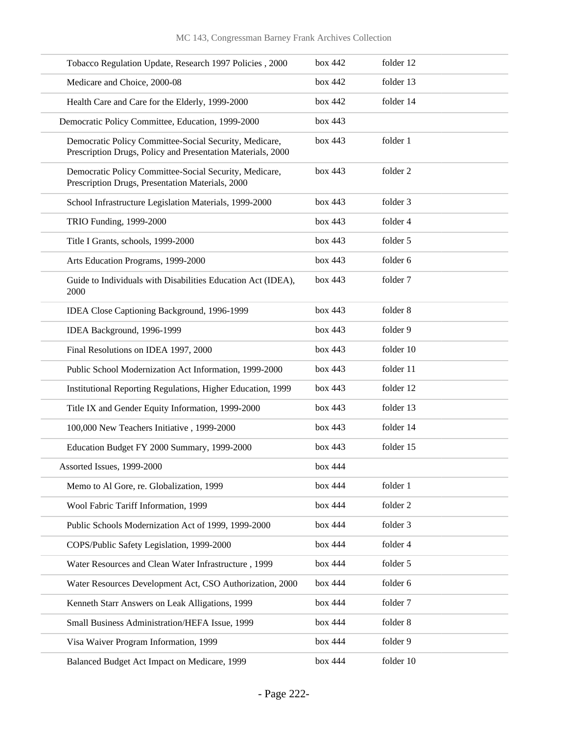| | | |
|---|---|---|
| Tobacco Regulation Update, Research 1997 Policies , 2000 | box 442 | folder 12 |
| Medicare and Choice, 2000-08 | box 442 | folder 13 |
| Health Care and Care for the Elderly, 1999-2000 | box 442 | folder 14 |
| Democratic Policy Committee, Education, 1999-2000 | box 443 | |
| Democratic Policy Committee-Social Security, Medicare, Prescription Drugs, Policy and Presentation Materials, 2000 | box 443 | folder 1 |
| Democratic Policy Committee-Social Security, Medicare, Prescription Drugs, Presentation Materials, 2000 | box 443 | folder 2 |
| School Infrastructure Legislation Materials, 1999-2000 | box 443 | folder 3 |
| TRIO Funding, 1999-2000 | box 443 | folder 4 |
| Title I Grants, schools, 1999-2000 | box 443 | folder 5 |
| Arts Education Programs, 1999-2000 | box 443 | folder 6 |
| Guide to Individuals with Disabilities Education Act (IDEA), 2000 | box 443 | folder 7 |
| IDEA Close Captioning Background, 1996-1999 | box 443 | folder 8 |
| IDEA Background, 1996-1999 | box 443 | folder 9 |
| Final Resolutions on IDEA 1997, 2000 | box 443 | folder 10 |
| Public School Modernization Act Information, 1999-2000 | box 443 | folder 11 |
| Institutional Reporting Regulations, Higher Education, 1999 | box 443 | folder 12 |
| Title IX and Gender Equity Information, 1999-2000 | box 443 | folder 13 |
| 100,000 New Teachers Initiative , 1999-2000 | box 443 | folder 14 |
| Education Budget FY 2000 Summary, 1999-2000 | box 443 | folder 15 |
| Assorted Issues, 1999-2000 | box 444 | |
| Memo to Al Gore, re. Globalization, 1999 | box 444 | folder 1 |
| Wool Fabric Tariff Information, 1999 | box 444 | folder 2 |
| Public Schools Modernization Act of 1999, 1999-2000 | box 444 | folder 3 |
| COPS/Public Safety Legislation, 1999-2000 | box 444 | folder 4 |
| Water Resources and Clean Water Infrastructure , 1999 | box 444 | folder 5 |
| Water Resources Development Act, CSO Authorization, 2000 | box 444 | folder 6 |
| Kenneth Starr Answers on Leak Alligations, 1999 | box 444 | folder 7 |
| Small Business Administration/HEFA Issue, 1999 | box 444 | folder 8 |
| Visa Waiver Program Information, 1999 | box 444 | folder 9 |
| Balanced Budget Act Impact on Medicare, 1999 | box 444 | folder 10 |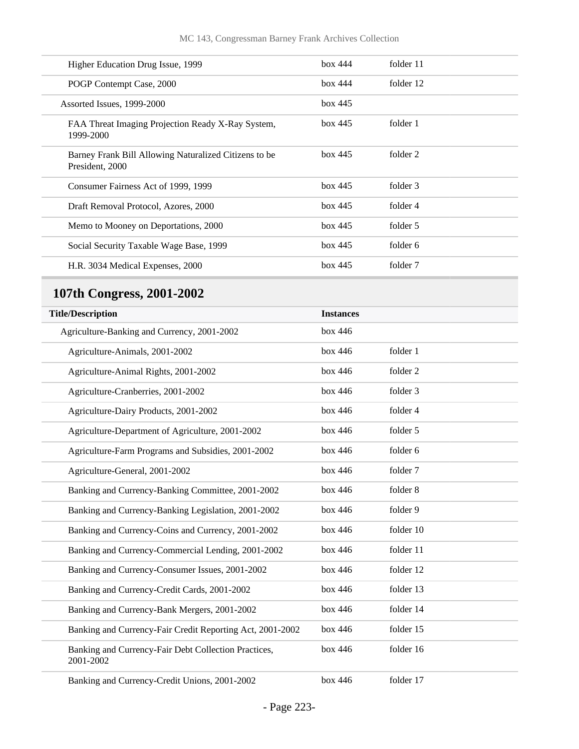| | | |
|---|---|---|
| Higher Education Drug Issue, 1999 | box 444 | folder 11 |
| POGP Contempt Case, 2000 | box 444 | folder 12 |
| Assorted Issues, 1999-2000 | box 445 | |
| FAA Threat Imaging Projection Ready X-Ray System, 1999-2000 | box 445 | folder 1 |
| Barney Frank Bill Allowing Naturalized Citizens to be President, 2000 | box 445 | folder 2 |
| Consumer Fairness Act of 1999, 1999 | box 445 | folder 3 |
| Draft Removal Protocol, Azores, 2000 | box 445 | folder 4 |
| Memo to Mooney on Deportations, 2000 | box 445 | folder 5 |
| Social Security Taxable Wage Base, 1999 | box 445 | folder 6 |
| H.R. 3034 Medical Expenses, 2000 | box 445 | folder 7 |

## 107th Congress, 2001-2002

| Title/Description | Instances | |
|---|---|---|
| Agriculture-Banking and Currency, 2001-2002 | box 446 | |
| Agriculture-Animals, 2001-2002 | box 446 | folder 1 |
| Agriculture-Animal Rights, 2001-2002 | box 446 | folder 2 |
| Agriculture-Cranberries, 2001-2002 | box 446 | folder 3 |
| Agriculture-Dairy Products, 2001-2002 | box 446 | folder 4 |
| Agriculture-Department of Agriculture, 2001-2002 | box 446 | folder 5 |
| Agriculture-Farm Programs and Subsidies, 2001-2002 | box 446 | folder 6 |
| Agriculture-General, 2001-2002 | box 446 | folder 7 |
| Banking and Currency-Banking Committee, 2001-2002 | box 446 | folder 8 |
| Banking and Currency-Banking Legislation, 2001-2002 | box 446 | folder 9 |
| Banking and Currency-Coins and Currency, 2001-2002 | box 446 | folder 10 |
| Banking and Currency-Commercial Lending, 2001-2002 | box 446 | folder 11 |
| Banking and Currency-Consumer Issues, 2001-2002 | box 446 | folder 12 |
| Banking and Currency-Credit Cards, 2001-2002 | box 446 | folder 13 |
| Banking and Currency-Bank Mergers, 2001-2002 | box 446 | folder 14 |
| Banking and Currency-Fair Credit Reporting Act, 2001-2002 | box 446 | folder 15 |
| Banking and Currency-Fair Debt Collection Practices, 2001-2002 | box 446 | folder 16 |
| Banking and Currency-Credit Unions, 2001-2002 | box 446 | folder 17 |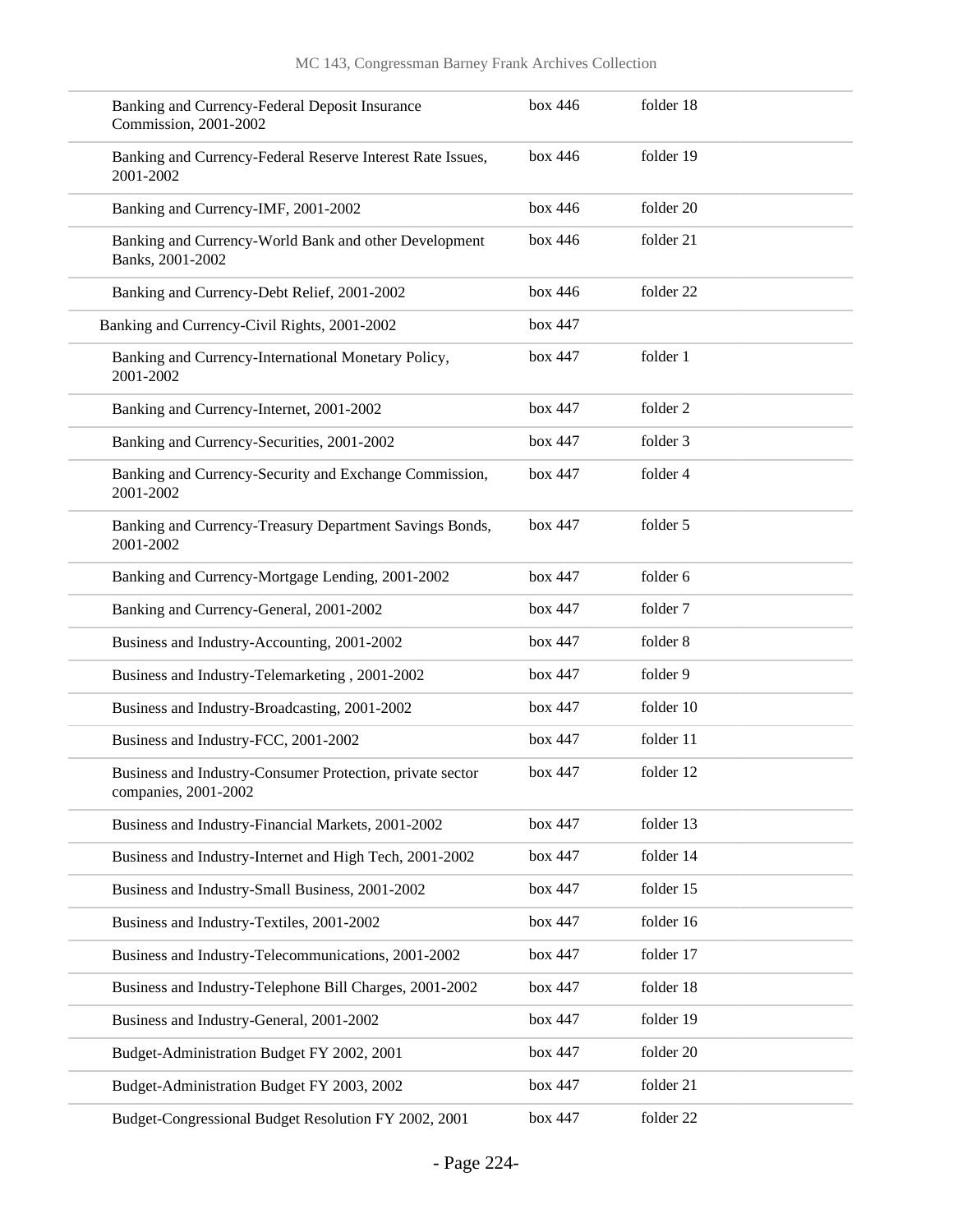| | | |
|---|---|---|
| Banking and Currency-Federal Deposit Insurance Commission, 2001-2002 | box 446 | folder 18 |
| Banking and Currency-Federal Reserve Interest Rate Issues, 2001-2002 | box 446 | folder 19 |
| Banking and Currency-IMF, 2001-2002 | box 446 | folder 20 |
| Banking and Currency-World Bank and other Development Banks, 2001-2002 | box 446 | folder 21 |
| Banking and Currency-Debt Relief, 2001-2002 | box 446 | folder 22 |
| Banking and Currency-Civil Rights, 2001-2002 | box 447 | |
| Banking and Currency-International Monetary Policy, 2001-2002 | box 447 | folder 1 |
| Banking and Currency-Internet, 2001-2002 | box 447 | folder 2 |
| Banking and Currency-Securities, 2001-2002 | box 447 | folder 3 |
| Banking and Currency-Security and Exchange Commission, 2001-2002 | box 447 | folder 4 |
| Banking and Currency-Treasury Department Savings Bonds, 2001-2002 | box 447 | folder 5 |
| Banking and Currency-Mortgage Lending, 2001-2002 | box 447 | folder 6 |
| Banking and Currency-General, 2001-2002 | box 447 | folder 7 |
| Business and Industry-Accounting, 2001-2002 | box 447 | folder 8 |
| Business and Industry-Telemarketing , 2001-2002 | box 447 | folder 9 |
| Business and Industry-Broadcasting, 2001-2002 | box 447 | folder 10 |
| Business and Industry-FCC, 2001-2002 | box 447 | folder 11 |
| Business and Industry-Consumer Protection, private sector companies, 2001-2002 | box 447 | folder 12 |
| Business and Industry-Financial Markets, 2001-2002 | box 447 | folder 13 |
| Business and Industry-Internet and High Tech, 2001-2002 | box 447 | folder 14 |
| Business and Industry-Small Business, 2001-2002 | box 447 | folder 15 |
| Business and Industry-Textiles, 2001-2002 | box 447 | folder 16 |
| Business and Industry-Telecommunications, 2001-2002 | box 447 | folder 17 |
| Business and Industry-Telephone Bill Charges, 2001-2002 | box 447 | folder 18 |
| Business and Industry-General, 2001-2002 | box 447 | folder 19 |
| Budget-Administration Budget FY 2002, 2001 | box 447 | folder 20 |
| Budget-Administration Budget FY 2003, 2002 | box 447 | folder 21 |
| Budget-Congressional Budget Resolution FY 2002, 2001 | box 447 | folder 22 |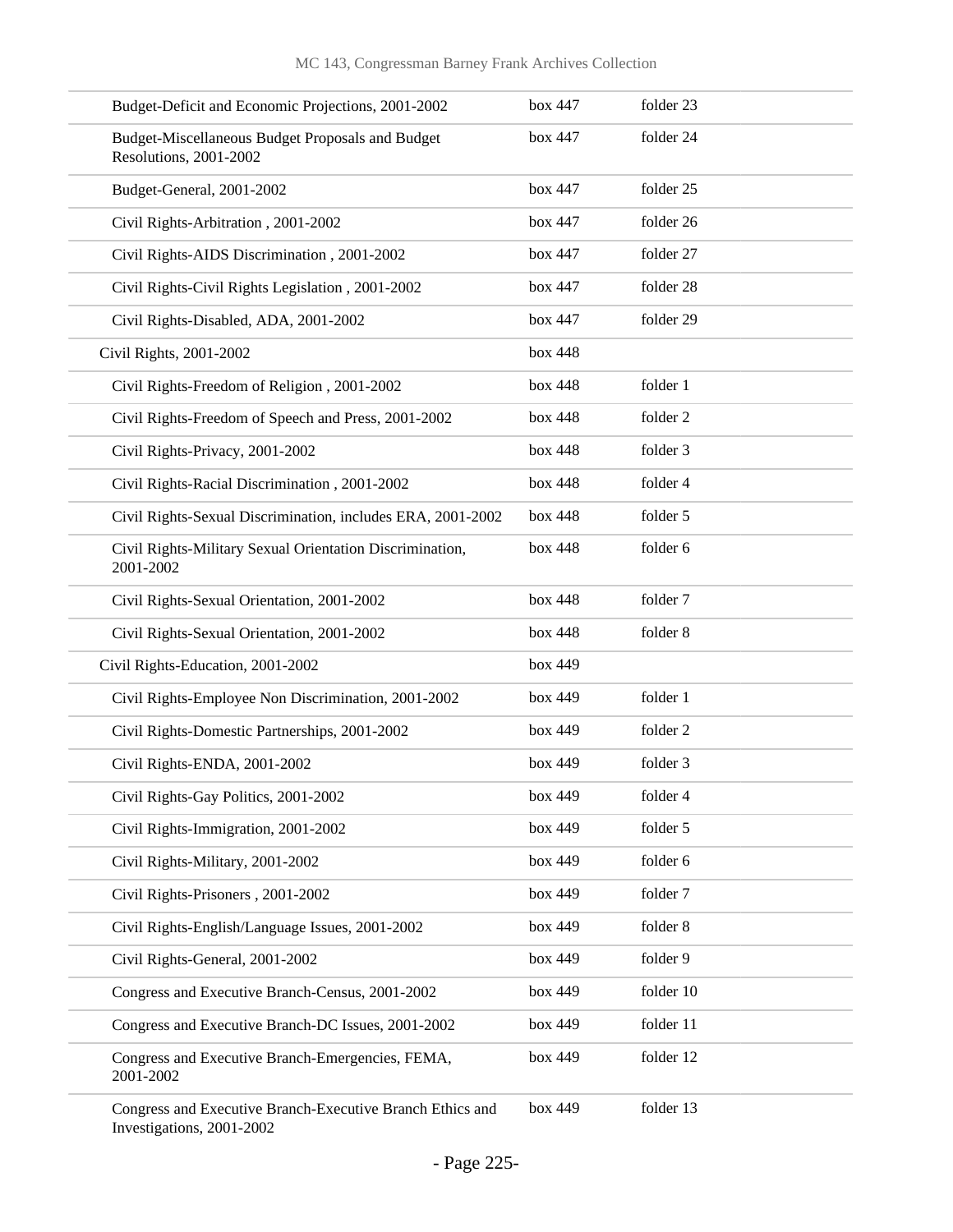| | | |
|---|---|---|
| Budget-Deficit and Economic Projections, 2001-2002 | box 447 | folder 23 |
| Budget-Miscellaneous Budget Proposals and Budget Resolutions, 2001-2002 | box 447 | folder 24 |
| Budget-General, 2001-2002 | box 447 | folder 25 |
| Civil Rights-Arbitration , 2001-2002 | box 447 | folder 26 |
| Civil Rights-AIDS Discrimination , 2001-2002 | box 447 | folder 27 |
| Civil Rights-Civil Rights Legislation , 2001-2002 | box 447 | folder 28 |
| Civil Rights-Disabled, ADA, 2001-2002 | box 447 | folder 29 |
| Civil Rights, 2001-2002 | box 448 | |
| Civil Rights-Freedom of Religion , 2001-2002 | box 448 | folder 1 |
| Civil Rights-Freedom of Speech and Press, 2001-2002 | box 448 | folder 2 |
| Civil Rights-Privacy, 2001-2002 | box 448 | folder 3 |
| Civil Rights-Racial Discrimination , 2001-2002 | box 448 | folder 4 |
| Civil Rights-Sexual Discrimination, includes ERA, 2001-2002 | box 448 | folder 5 |
| Civil Rights-Military Sexual Orientation Discrimination, 2001-2002 | box 448 | folder 6 |
| Civil Rights-Sexual Orientation, 2001-2002 | box 448 | folder 7 |
| Civil Rights-Sexual Orientation, 2001-2002 | box 448 | folder 8 |
| Civil Rights-Education, 2001-2002 | box 449 | |
| Civil Rights-Employee Non Discrimination, 2001-2002 | box 449 | folder 1 |
| Civil Rights-Domestic Partnerships, 2001-2002 | box 449 | folder 2 |
| Civil Rights-ENDA, 2001-2002 | box 449 | folder 3 |
| Civil Rights-Gay Politics, 2001-2002 | box 449 | folder 4 |
| Civil Rights-Immigration, 2001-2002 | box 449 | folder 5 |
| Civil Rights-Military, 2001-2002 | box 449 | folder 6 |
| Civil Rights-Prisoners , 2001-2002 | box 449 | folder 7 |
| Civil Rights-English/Language Issues, 2001-2002 | box 449 | folder 8 |
| Civil Rights-General, 2001-2002 | box 449 | folder 9 |
| Congress and Executive Branch-Census, 2001-2002 | box 449 | folder 10 |
| Congress and Executive Branch-DC Issues, 2001-2002 | box 449 | folder 11 |
| Congress and Executive Branch-Emergencies, FEMA, 2001-2002 | box 449 | folder 12 |
| Congress and Executive Branch-Executive Branch Ethics and Investigations, 2001-2002 | box 449 | folder 13 |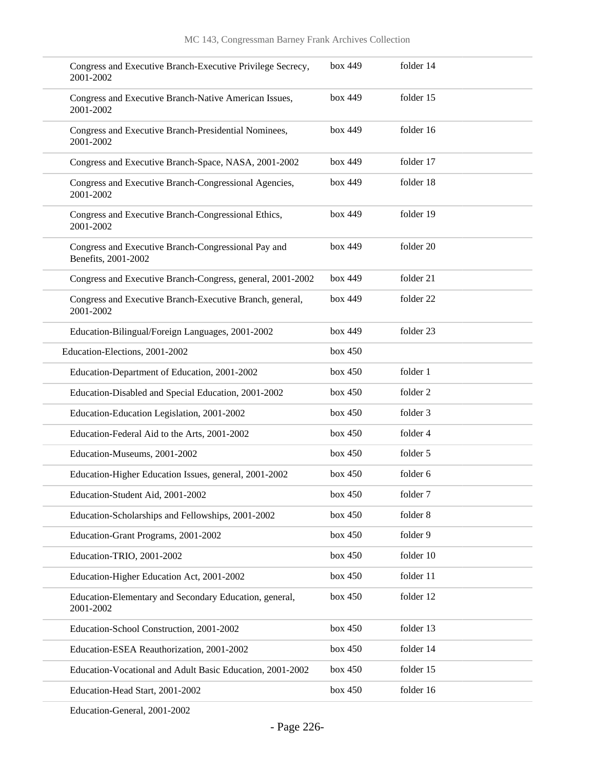| | | |
|---|---|---|
| Congress and Executive Branch-Executive Privilege Secrecy, 2001-2002 | box 449 | folder 14 |
| Congress and Executive Branch-Native American Issues, 2001-2002 | box 449 | folder 15 |
| Congress and Executive Branch-Presidential Nominees, 2001-2002 | box 449 | folder 16 |
| Congress and Executive Branch-Space, NASA, 2001-2002 | box 449 | folder 17 |
| Congress and Executive Branch-Congressional Agencies, 2001-2002 | box 449 | folder 18 |
| Congress and Executive Branch-Congressional Ethics, 2001-2002 | box 449 | folder 19 |
| Congress and Executive Branch-Congressional Pay and Benefits, 2001-2002 | box 449 | folder 20 |
| Congress and Executive Branch-Congress, general, 2001-2002 | box 449 | folder 21 |
| Congress and Executive Branch-Executive Branch, general, 2001-2002 | box 449 | folder 22 |
| Education-Bilingual/Foreign Languages, 2001-2002 | box 449 | folder 23 |
| Education-Elections, 2001-2002 | box 450 | |
| Education-Department of Education, 2001-2002 | box 450 | folder 1 |
| Education-Disabled and Special Education, 2001-2002 | box 450 | folder 2 |
| Education-Education Legislation, 2001-2002 | box 450 | folder 3 |
| Education-Federal Aid to the Arts, 2001-2002 | box 450 | folder 4 |
| Education-Museums, 2001-2002 | box 450 | folder 5 |
| Education-Higher Education Issues, general, 2001-2002 | box 450 | folder 6 |
| Education-Student Aid, 2001-2002 | box 450 | folder 7 |
| Education-Scholarships and Fellowships, 2001-2002 | box 450 | folder 8 |
| Education-Grant Programs, 2001-2002 | box 450 | folder 9 |
| Education-TRIO, 2001-2002 | box 450 | folder 10 |
| Education-Higher Education Act, 2001-2002 | box 450 | folder 11 |
| Education-Elementary and Secondary Education, general, 2001-2002 | box 450 | folder 12 |
| Education-School Construction, 2001-2002 | box 450 | folder 13 |
| Education-ESEA Reauthorization, 2001-2002 | box 450 | folder 14 |
| Education-Vocational and Adult Basic Education, 2001-2002 | box 450 | folder 15 |
| Education-Head Start, 2001-2002 | box 450 | folder 16 |
| Education-General, 2001-2002 | | |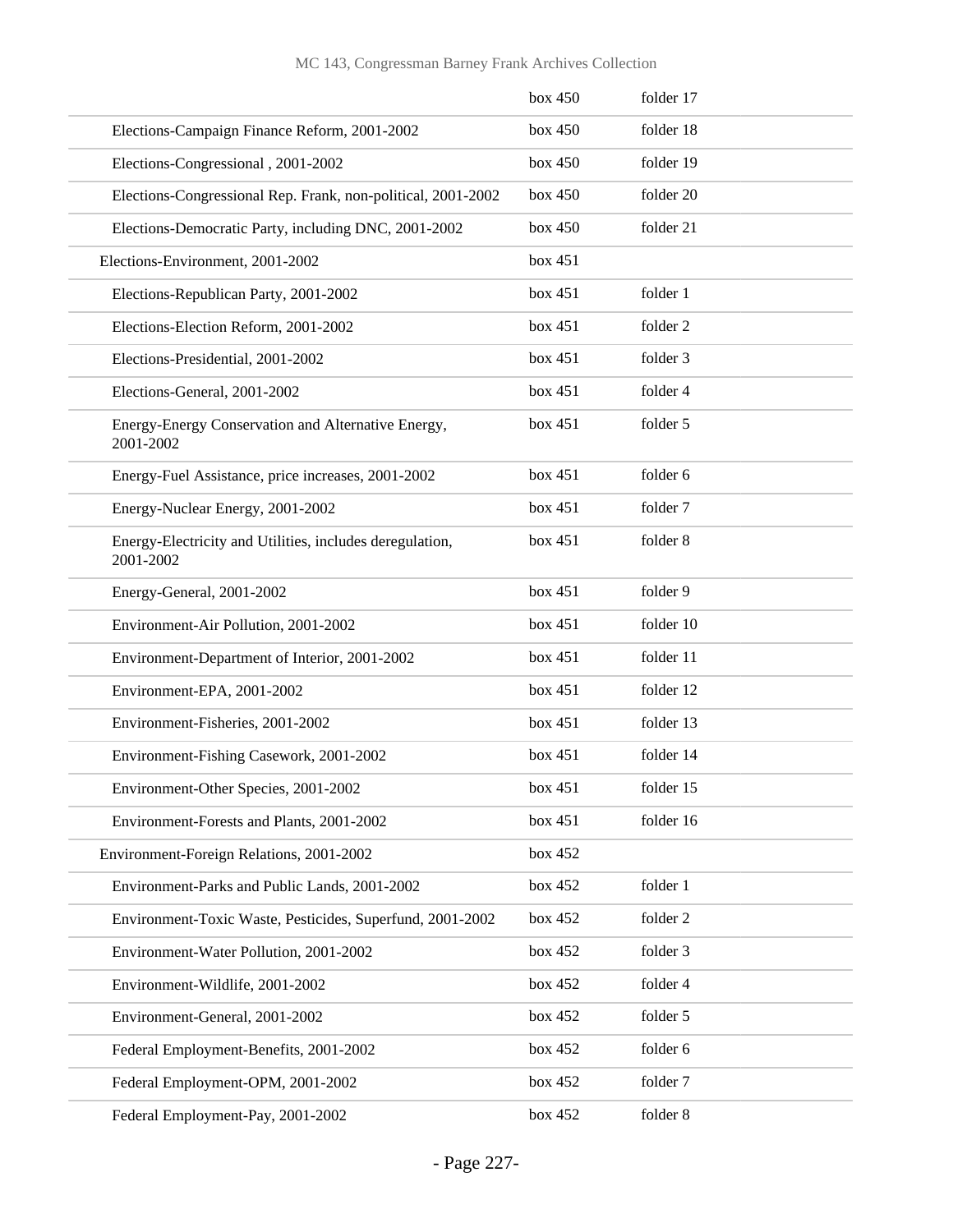| | | |
|---|---|---|
| | box 450 | folder 17 |
| Elections-Campaign Finance Reform, 2001-2002 | box 450 | folder 18 |
| Elections-Congressional , 2001-2002 | box 450 | folder 19 |
| Elections-Congressional Rep. Frank, non-political, 2001-2002 | box 450 | folder 20 |
| Elections-Democratic Party, including DNC, 2001-2002 | box 450 | folder 21 |
| Elections-Environment, 2001-2002 | box 451 | |
| Elections-Republican Party, 2001-2002 | box 451 | folder 1 |
| Elections-Election Reform, 2001-2002 | box 451 | folder 2 |
| Elections-Presidential, 2001-2002 | box 451 | folder 3 |
| Elections-General, 2001-2002 | box 451 | folder 4 |
| Energy-Energy Conservation and Alternative Energy, 2001-2002 | box 451 | folder 5 |
| Energy-Fuel Assistance, price increases, 2001-2002 | box 451 | folder 6 |
| Energy-Nuclear Energy, 2001-2002 | box 451 | folder 7 |
| Energy-Electricity and Utilities, includes deregulation, 2001-2002 | box 451 | folder 8 |
| Energy-General, 2001-2002 | box 451 | folder 9 |
| Environment-Air Pollution, 2001-2002 | box 451 | folder 10 |
| Environment-Department of Interior, 2001-2002 | box 451 | folder 11 |
| Environment-EPA, 2001-2002 | box 451 | folder 12 |
| Environment-Fisheries, 2001-2002 | box 451 | folder 13 |
| Environment-Fishing Casework, 2001-2002 | box 451 | folder 14 |
| Environment-Other Species, 2001-2002 | box 451 | folder 15 |
| Environment-Forests and Plants, 2001-2002 | box 451 | folder 16 |
| Environment-Foreign Relations, 2001-2002 | box 452 | |
| Environment-Parks and Public Lands, 2001-2002 | box 452 | folder 1 |
| Environment-Toxic Waste, Pesticides, Superfund, 2001-2002 | box 452 | folder 2 |
| Environment-Water Pollution, 2001-2002 | box 452 | folder 3 |
| Environment-Wildlife, 2001-2002 | box 452 | folder 4 |
| Environment-General, 2001-2002 | box 452 | folder 5 |
| Federal Employment-Benefits, 2001-2002 | box 452 | folder 6 |
| Federal Employment-OPM, 2001-2002 | box 452 | folder 7 |
| Federal Employment-Pay, 2001-2002 | box 452 | folder 8 |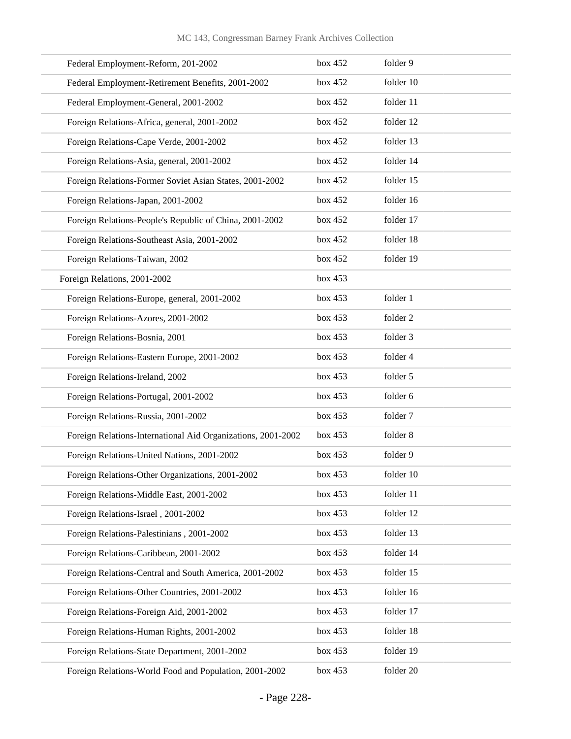| | | |
|---|---|---|
| Federal Employment-Reform, 201-2002 | box 452 | folder 9 |
| Federal Employment-Retirement Benefits, 2001-2002 | box 452 | folder 10 |
| Federal Employment-General, 2001-2002 | box 452 | folder 11 |
| Foreign Relations-Africa, general, 2001-2002 | box 452 | folder 12 |
| Foreign Relations-Cape Verde, 2001-2002 | box 452 | folder 13 |
| Foreign Relations-Asia, general, 2001-2002 | box 452 | folder 14 |
| Foreign Relations-Former Soviet Asian States, 2001-2002 | box 452 | folder 15 |
| Foreign Relations-Japan, 2001-2002 | box 452 | folder 16 |
| Foreign Relations-People's Republic of China, 2001-2002 | box 452 | folder 17 |
| Foreign Relations-Southeast Asia, 2001-2002 | box 452 | folder 18 |
| Foreign Relations-Taiwan, 2002 | box 452 | folder 19 |
| Foreign Relations, 2001-2002 | box 453 | |
| Foreign Relations-Europe, general, 2001-2002 | box 453 | folder 1 |
| Foreign Relations-Azores, 2001-2002 | box 453 | folder 2 |
| Foreign Relations-Bosnia, 2001 | box 453 | folder 3 |
| Foreign Relations-Eastern Europe, 2001-2002 | box 453 | folder 4 |
| Foreign Relations-Ireland, 2002 | box 453 | folder 5 |
| Foreign Relations-Portugal, 2001-2002 | box 453 | folder 6 |
| Foreign Relations-Russia, 2001-2002 | box 453 | folder 7 |
| Foreign Relations-International Aid Organizations, 2001-2002 | box 453 | folder 8 |
| Foreign Relations-United Nations, 2001-2002 | box 453 | folder 9 |
| Foreign Relations-Other Organizations, 2001-2002 | box 453 | folder 10 |
| Foreign Relations-Middle East, 2001-2002 | box 453 | folder 11 |
| Foreign Relations-Israel , 2001-2002 | box 453 | folder 12 |
| Foreign Relations-Palestinians , 2001-2002 | box 453 | folder 13 |
| Foreign Relations-Caribbean, 2001-2002 | box 453 | folder 14 |
| Foreign Relations-Central and South America, 2001-2002 | box 453 | folder 15 |
| Foreign Relations-Other Countries, 2001-2002 | box 453 | folder 16 |
| Foreign Relations-Foreign Aid, 2001-2002 | box 453 | folder 17 |
| Foreign Relations-Human Rights, 2001-2002 | box 453 | folder 18 |
| Foreign Relations-State Department, 2001-2002 | box 453 | folder 19 |
| Foreign Relations-World Food and Population, 2001-2002 | box 453 | folder 20 |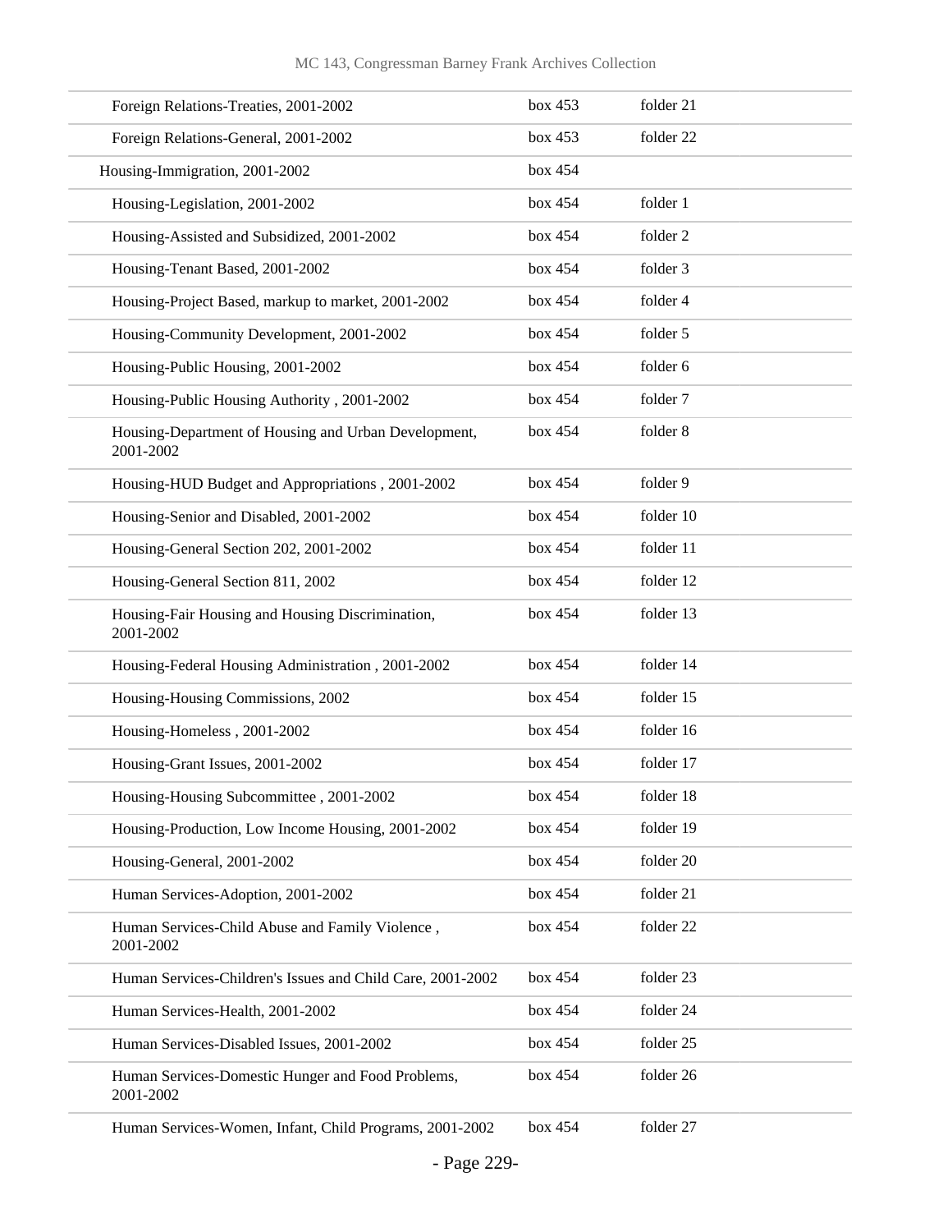| | | |
|---|---|---|
| Foreign Relations-Treaties, 2001-2002 | box 453 | folder 21 |
| Foreign Relations-General, 2001-2002 | box 453 | folder 22 |
| Housing-Immigration, 2001-2002 | box 454 | |
| Housing-Legislation, 2001-2002 | box 454 | folder 1 |
| Housing-Assisted and Subsidized, 2001-2002 | box 454 | folder 2 |
| Housing-Tenant Based, 2001-2002 | box 454 | folder 3 |
| Housing-Project Based, markup to market, 2001-2002 | box 454 | folder 4 |
| Housing-Community Development, 2001-2002 | box 454 | folder 5 |
| Housing-Public Housing, 2001-2002 | box 454 | folder 6 |
| Housing-Public Housing Authority , 2001-2002 | box 454 | folder 7 |
| Housing-Department of Housing and Urban Development, 2001-2002 | box 454 | folder 8 |
| Housing-HUD Budget and Appropriations , 2001-2002 | box 454 | folder 9 |
| Housing-Senior and Disabled, 2001-2002 | box 454 | folder 10 |
| Housing-General Section 202, 2001-2002 | box 454 | folder 11 |
| Housing-General Section 811, 2002 | box 454 | folder 12 |
| Housing-Fair Housing and Housing Discrimination, 2001-2002 | box 454 | folder 13 |
| Housing-Federal Housing Administration , 2001-2002 | box 454 | folder 14 |
| Housing-Housing Commissions, 2002 | box 454 | folder 15 |
| Housing-Homeless , 2001-2002 | box 454 | folder 16 |
| Housing-Grant Issues, 2001-2002 | box 454 | folder 17 |
| Housing-Housing Subcommittee , 2001-2002 | box 454 | folder 18 |
| Housing-Production, Low Income Housing, 2001-2002 | box 454 | folder 19 |
| Housing-General, 2001-2002 | box 454 | folder 20 |
| Human Services-Adoption, 2001-2002 | box 454 | folder 21 |
| Human Services-Child Abuse and Family Violence , 2001-2002 | box 454 | folder 22 |
| Human Services-Children's Issues and Child Care, 2001-2002 | box 454 | folder 23 |
| Human Services-Health, 2001-2002 | box 454 | folder 24 |
| Human Services-Disabled Issues, 2001-2002 | box 454 | folder 25 |
| Human Services-Domestic Hunger and Food Problems, 2001-2002 | box 454 | folder 26 |
| Human Services-Women, Infant, Child Programs, 2001-2002 | box 454 | folder 27 |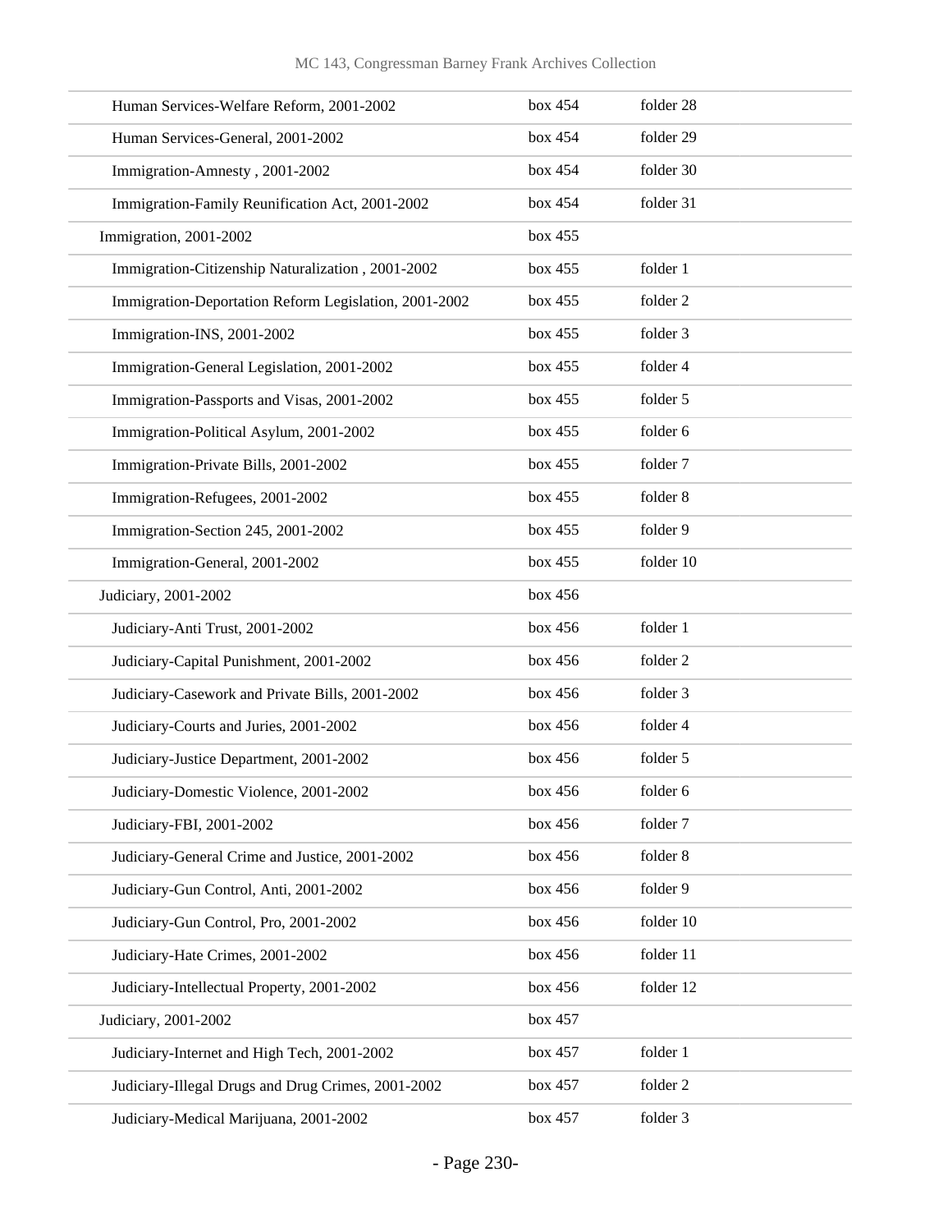| | | |
|---|---|---|
| Human Services-Welfare Reform, 2001-2002 | box 454 | folder 28 |
| Human Services-General, 2001-2002 | box 454 | folder 29 |
| Immigration-Amnesty , 2001-2002 | box 454 | folder 30 |
| Immigration-Family Reunification Act, 2001-2002 | box 454 | folder 31 |
| Immigration, 2001-2002 | box 455 | |
| Immigration-Citizenship Naturalization , 2001-2002 | box 455 | folder 1 |
| Immigration-Deportation Reform Legislation, 2001-2002 | box 455 | folder 2 |
| Immigration-INS, 2001-2002 | box 455 | folder 3 |
| Immigration-General Legislation, 2001-2002 | box 455 | folder 4 |
| Immigration-Passports and Visas, 2001-2002 | box 455 | folder 5 |
| Immigration-Political Asylum, 2001-2002 | box 455 | folder 6 |
| Immigration-Private Bills, 2001-2002 | box 455 | folder 7 |
| Immigration-Refugees, 2001-2002 | box 455 | folder 8 |
| Immigration-Section 245, 2001-2002 | box 455 | folder 9 |
| Immigration-General, 2001-2002 | box 455 | folder 10 |
| Judiciary, 2001-2002 | box 456 | |
| Judiciary-Anti Trust, 2001-2002 | box 456 | folder 1 |
| Judiciary-Capital Punishment, 2001-2002 | box 456 | folder 2 |
| Judiciary-Casework and Private Bills, 2001-2002 | box 456 | folder 3 |
| Judiciary-Courts and Juries, 2001-2002 | box 456 | folder 4 |
| Judiciary-Justice Department, 2001-2002 | box 456 | folder 5 |
| Judiciary-Domestic Violence, 2001-2002 | box 456 | folder 6 |
| Judiciary-FBI, 2001-2002 | box 456 | folder 7 |
| Judiciary-General Crime and Justice, 2001-2002 | box 456 | folder 8 |
| Judiciary-Gun Control, Anti, 2001-2002 | box 456 | folder 9 |
| Judiciary-Gun Control, Pro, 2001-2002 | box 456 | folder 10 |
| Judiciary-Hate Crimes, 2001-2002 | box 456 | folder 11 |
| Judiciary-Intellectual Property, 2001-2002 | box 456 | folder 12 |
| Judiciary, 2001-2002 | box 457 | |
| Judiciary-Internet and High Tech, 2001-2002 | box 457 | folder 1 |
| Judiciary-Illegal Drugs and Drug Crimes, 2001-2002 | box 457 | folder 2 |
| Judiciary-Medical Marijuana, 2001-2002 | box 457 | folder 3 |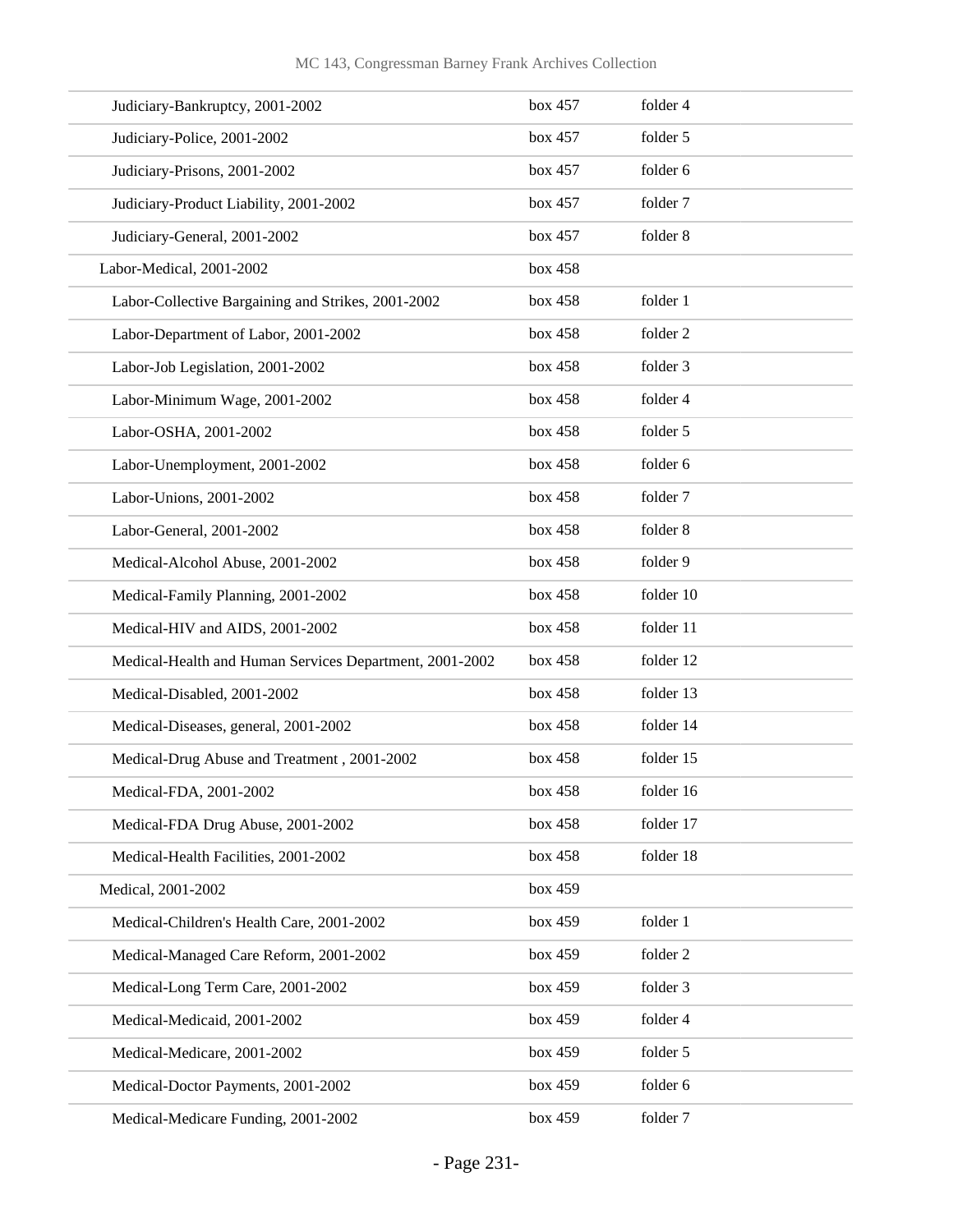| | | |
|---|---|---|
| Judiciary-Bankruptcy, 2001-2002 | box 457 | folder 4 |
| Judiciary-Police, 2001-2002 | box 457 | folder 5 |
| Judiciary-Prisons, 2001-2002 | box 457 | folder 6 |
| Judiciary-Product Liability, 2001-2002 | box 457 | folder 7 |
| Judiciary-General, 2001-2002 | box 457 | folder 8 |
| Labor-Medical, 2001-2002 | box 458 | |
| Labor-Collective Bargaining and Strikes, 2001-2002 | box 458 | folder 1 |
| Labor-Department of Labor, 2001-2002 | box 458 | folder 2 |
| Labor-Job Legislation, 2001-2002 | box 458 | folder 3 |
| Labor-Minimum Wage, 2001-2002 | box 458 | folder 4 |
| Labor-OSHA, 2001-2002 | box 458 | folder 5 |
| Labor-Unemployment, 2001-2002 | box 458 | folder 6 |
| Labor-Unions, 2001-2002 | box 458 | folder 7 |
| Labor-General, 2001-2002 | box 458 | folder 8 |
| Medical-Alcohol Abuse, 2001-2002 | box 458 | folder 9 |
| Medical-Family Planning, 2001-2002 | box 458 | folder 10 |
| Medical-HIV and AIDS, 2001-2002 | box 458 | folder 11 |
| Medical-Health and Human Services Department, 2001-2002 | box 458 | folder 12 |
| Medical-Disabled, 2001-2002 | box 458 | folder 13 |
| Medical-Diseases, general, 2001-2002 | box 458 | folder 14 |
| Medical-Drug Abuse and Treatment , 2001-2002 | box 458 | folder 15 |
| Medical-FDA, 2001-2002 | box 458 | folder 16 |
| Medical-FDA Drug Abuse, 2001-2002 | box 458 | folder 17 |
| Medical-Health Facilities, 2001-2002 | box 458 | folder 18 |
| Medical, 2001-2002 | box 459 | |
| Medical-Children's Health Care, 2001-2002 | box 459 | folder 1 |
| Medical-Managed Care Reform, 2001-2002 | box 459 | folder 2 |
| Medical-Long Term Care, 2001-2002 | box 459 | folder 3 |
| Medical-Medicaid, 2001-2002 | box 459 | folder 4 |
| Medical-Medicare, 2001-2002 | box 459 | folder 5 |
| Medical-Doctor Payments, 2001-2002 | box 459 | folder 6 |
| Medical-Medicare Funding, 2001-2002 | box 459 | folder 7 |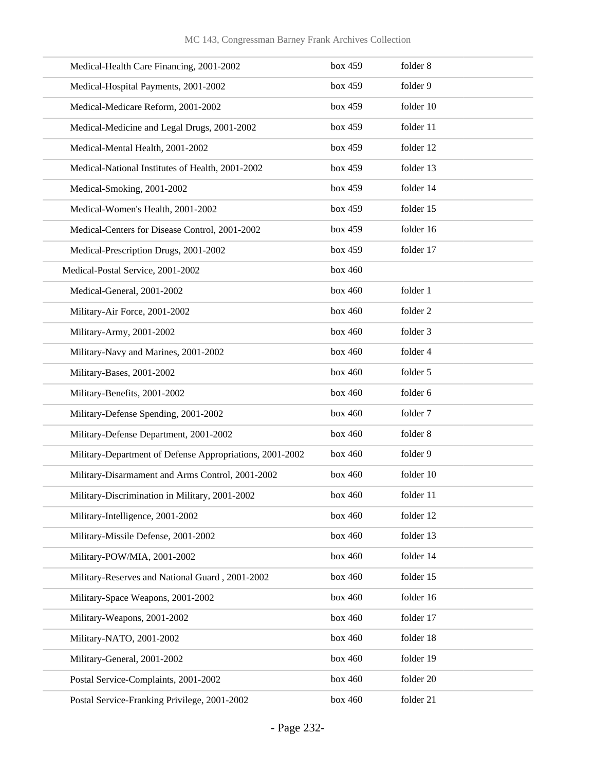| | | |
|---|---|---|
| Medical-Health Care Financing, 2001-2002 | box 459 | folder 8 |
| Medical-Hospital Payments, 2001-2002 | box 459 | folder 9 |
| Medical-Medicare Reform, 2001-2002 | box 459 | folder 10 |
| Medical-Medicine and Legal Drugs, 2001-2002 | box 459 | folder 11 |
| Medical-Mental Health, 2001-2002 | box 459 | folder 12 |
| Medical-National Institutes of Health, 2001-2002 | box 459 | folder 13 |
| Medical-Smoking, 2001-2002 | box 459 | folder 14 |
| Medical-Women's Health, 2001-2002 | box 459 | folder 15 |
| Medical-Centers for Disease Control, 2001-2002 | box 459 | folder 16 |
| Medical-Prescription Drugs, 2001-2002 | box 459 | folder 17 |
| Medical-Postal Service, 2001-2002 | box 460 | |
| Medical-General, 2001-2002 | box 460 | folder 1 |
| Military-Air Force, 2001-2002 | box 460 | folder 2 |
| Military-Army, 2001-2002 | box 460 | folder 3 |
| Military-Navy and Marines, 2001-2002 | box 460 | folder 4 |
| Military-Bases, 2001-2002 | box 460 | folder 5 |
| Military-Benefits, 2001-2002 | box 460 | folder 6 |
| Military-Defense Spending, 2001-2002 | box 460 | folder 7 |
| Military-Defense Department, 2001-2002 | box 460 | folder 8 |
| Military-Department of Defense Appropriations, 2001-2002 | box 460 | folder 9 |
| Military-Disarmament and Arms Control, 2001-2002 | box 460 | folder 10 |
| Military-Discrimination in Military, 2001-2002 | box 460 | folder 11 |
| Military-Intelligence, 2001-2002 | box 460 | folder 12 |
| Military-Missile Defense, 2001-2002 | box 460 | folder 13 |
| Military-POW/MIA, 2001-2002 | box 460 | folder 14 |
| Military-Reserves and National Guard , 2001-2002 | box 460 | folder 15 |
| Military-Space Weapons, 2001-2002 | box 460 | folder 16 |
| Military-Weapons, 2001-2002 | box 460 | folder 17 |
| Military-NATO, 2001-2002 | box 460 | folder 18 |
| Military-General, 2001-2002 | box 460 | folder 19 |
| Postal Service-Complaints, 2001-2002 | box 460 | folder 20 |
| Postal Service-Franking Privilege, 2001-2002 | box 460 | folder 21 |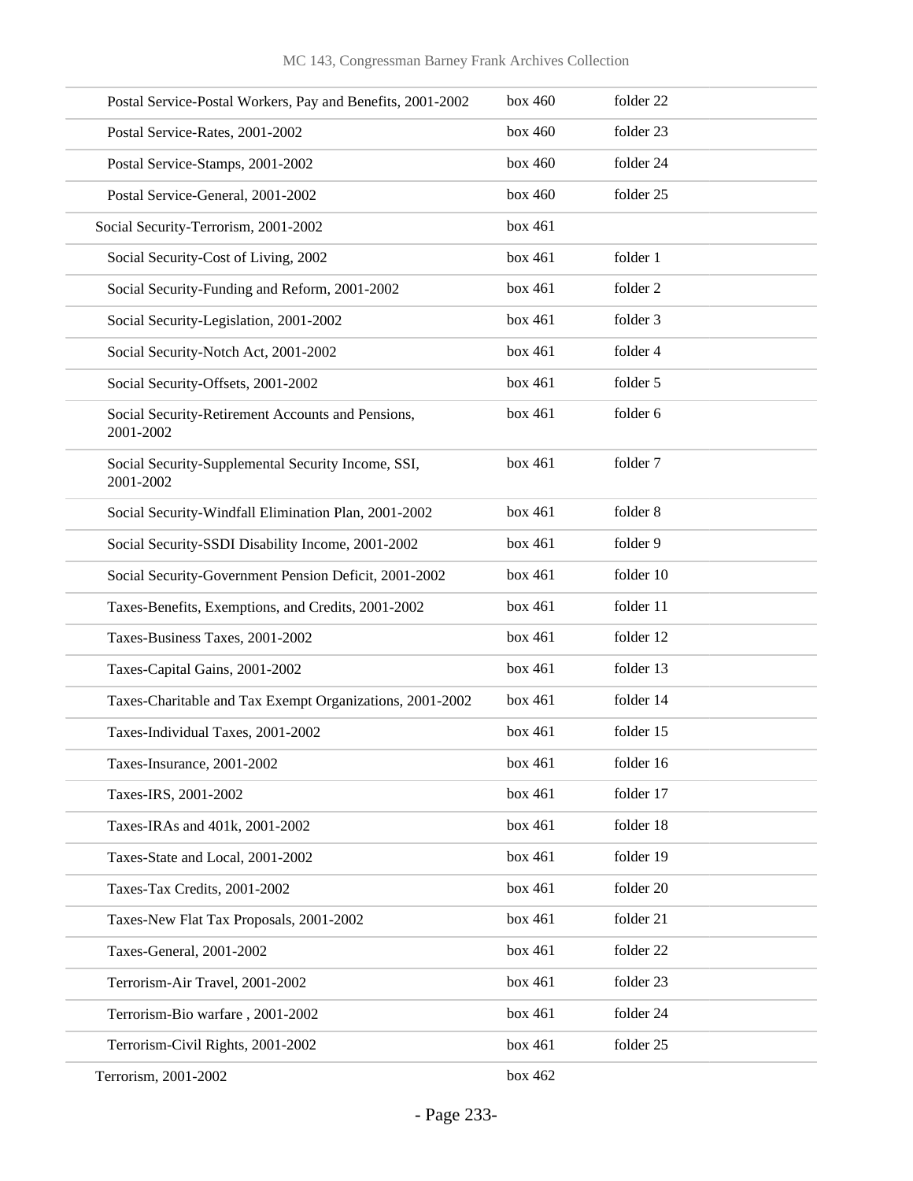| | | |
|---|---|---|
| Postal Service-Postal Workers, Pay and Benefits, 2001-2002 | box 460 | folder 22 |
| Postal Service-Rates, 2001-2002 | box 460 | folder 23 |
| Postal Service-Stamps, 2001-2002 | box 460 | folder 24 |
| Postal Service-General, 2001-2002 | box 460 | folder 25 |
| Social Security-Terrorism, 2001-2002 | box 461 | |
| Social Security-Cost of Living, 2002 | box 461 | folder 1 |
| Social Security-Funding and Reform, 2001-2002 | box 461 | folder 2 |
| Social Security-Legislation, 2001-2002 | box 461 | folder 3 |
| Social Security-Notch Act, 2001-2002 | box 461 | folder 4 |
| Social Security-Offsets, 2001-2002 | box 461 | folder 5 |
| Social Security-Retirement Accounts and Pensions, 2001-2002 | box 461 | folder 6 |
| Social Security-Supplemental Security Income, SSI, 2001-2002 | box 461 | folder 7 |
| Social Security-Windfall Elimination Plan, 2001-2002 | box 461 | folder 8 |
| Social Security-SSDI Disability Income, 2001-2002 | box 461 | folder 9 |
| Social Security-Government Pension Deficit, 2001-2002 | box 461 | folder 10 |
| Taxes-Benefits, Exemptions, and Credits, 2001-2002 | box 461 | folder 11 |
| Taxes-Business Taxes, 2001-2002 | box 461 | folder 12 |
| Taxes-Capital Gains, 2001-2002 | box 461 | folder 13 |
| Taxes-Charitable and Tax Exempt Organizations, 2001-2002 | box 461 | folder 14 |
| Taxes-Individual Taxes, 2001-2002 | box 461 | folder 15 |
| Taxes-Insurance, 2001-2002 | box 461 | folder 16 |
| Taxes-IRS, 2001-2002 | box 461 | folder 17 |
| Taxes-IRAs and 401k, 2001-2002 | box 461 | folder 18 |
| Taxes-State and Local, 2001-2002 | box 461 | folder 19 |
| Taxes-Tax Credits, 2001-2002 | box 461 | folder 20 |
| Taxes-New Flat Tax Proposals, 2001-2002 | box 461 | folder 21 |
| Taxes-General, 2001-2002 | box 461 | folder 22 |
| Terrorism-Air Travel, 2001-2002 | box 461 | folder 23 |
| Terrorism-Bio warfare , 2001-2002 | box 461 | folder 24 |
| Terrorism-Civil Rights, 2001-2002 | box 461 | folder 25 |
| Terrorism, 2001-2002 | box 462 | |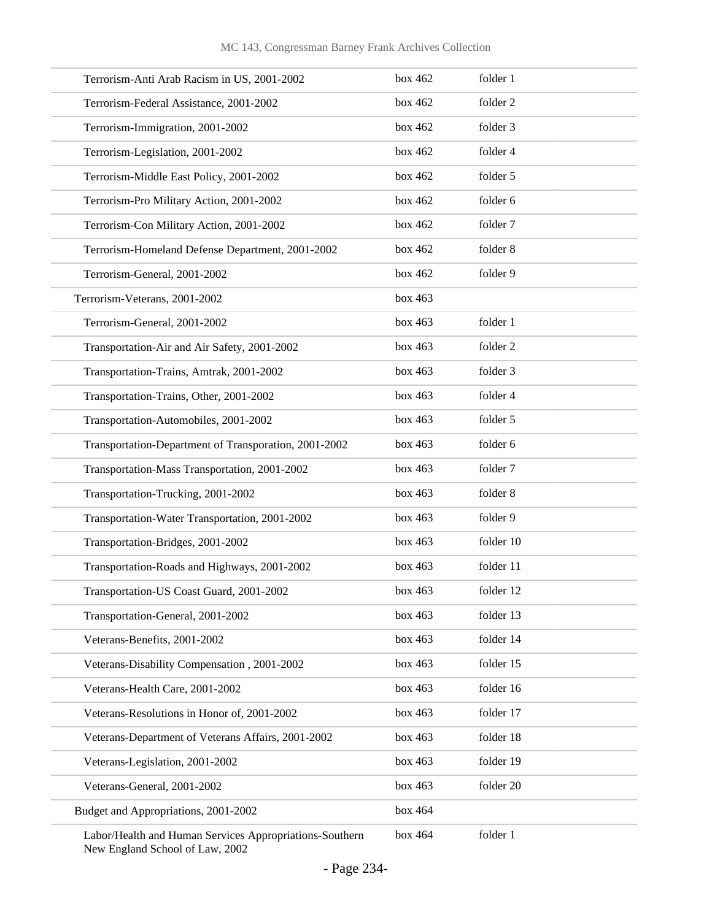| | | |
|---|---|---|
| Terrorism-Anti Arab Racism in US, 2001-2002 | box 462 | folder 1 |
| Terrorism-Federal Assistance, 2001-2002 | box 462 | folder 2 |
| Terrorism-Immigration, 2001-2002 | box 462 | folder 3 |
| Terrorism-Legislation, 2001-2002 | box 462 | folder 4 |
| Terrorism-Middle East Policy, 2001-2002 | box 462 | folder 5 |
| Terrorism-Pro Military Action, 2001-2002 | box 462 | folder 6 |
| Terrorism-Con Military Action, 2001-2002 | box 462 | folder 7 |
| Terrorism-Homeland Defense Department, 2001-2002 | box 462 | folder 8 |
| Terrorism-General, 2001-2002 | box 462 | folder 9 |
| Terrorism-Veterans, 2001-2002 | box 463 | |
| Terrorism-General, 2001-2002 | box 463 | folder 1 |
| Transportation-Air and Air Safety, 2001-2002 | box 463 | folder 2 |
| Transportation-Trains, Amtrak, 2001-2002 | box 463 | folder 3 |
| Transportation-Trains, Other, 2001-2002 | box 463 | folder 4 |
| Transportation-Automobiles, 2001-2002 | box 463 | folder 5 |
| Transportation-Department of Transporation, 2001-2002 | box 463 | folder 6 |
| Transportation-Mass Transportation, 2001-2002 | box 463 | folder 7 |
| Transportation-Trucking, 2001-2002 | box 463 | folder 8 |
| Transportation-Water Transportation, 2001-2002 | box 463 | folder 9 |
| Transportation-Bridges, 2001-2002 | box 463 | folder 10 |
| Transportation-Roads and Highways, 2001-2002 | box 463 | folder 11 |
| Transportation-US Coast Guard, 2001-2002 | box 463 | folder 12 |
| Transportation-General, 2001-2002 | box 463 | folder 13 |
| Veterans-Benefits, 2001-2002 | box 463 | folder 14 |
| Veterans-Disability Compensation , 2001-2002 | box 463 | folder 15 |
| Veterans-Health Care, 2001-2002 | box 463 | folder 16 |
| Veterans-Resolutions in Honor of, 2001-2002 | box 463 | folder 17 |
| Veterans-Department of Veterans Affairs, 2001-2002 | box 463 | folder 18 |
| Veterans-Legislation, 2001-2002 | box 463 | folder 19 |
| Veterans-General, 2001-2002 | box 463 | folder 20 |
| Budget and Appropriations, 2001-2002 | box 464 | |
| Labor/Health and Human Services Appropriations-Southern New England School of Law, 2002 | box 464 | folder 1 |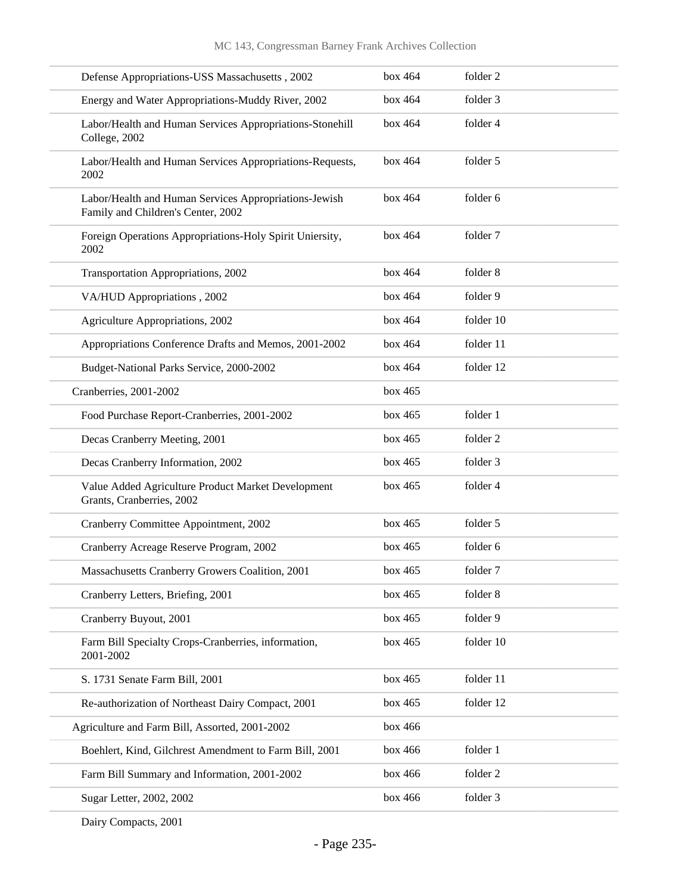| | | |
|---|---|---|
| Defense Appropriations-USS Massachusetts , 2002 | box 464 | folder 2 |
| Energy and Water Appropriations-Muddy River, 2002 | box 464 | folder 3 |
| Labor/Health and Human Services Appropriations-Stonehill College, 2002 | box 464 | folder 4 |
| Labor/Health and Human Services Appropriations-Requests, 2002 | box 464 | folder 5 |
| Labor/Health and Human Services Appropriations-Jewish Family and Children's Center, 2002 | box 464 | folder 6 |
| Foreign Operations Appropriations-Holy Spirit Uniersity, 2002 | box 464 | folder 7 |
| Transportation Appropriations, 2002 | box 464 | folder 8 |
| VA/HUD Appropriations , 2002 | box 464 | folder 9 |
| Agriculture Appropriations, 2002 | box 464 | folder 10 |
| Appropriations Conference Drafts and Memos, 2001-2002 | box 464 | folder 11 |
| Budget-National Parks Service, 2000-2002 | box 464 | folder 12 |
| Cranberries, 2001-2002 | box 465 | |
| Food Purchase Report-Cranberries, 2001-2002 | box 465 | folder 1 |
| Decas Cranberry Meeting, 2001 | box 465 | folder 2 |
| Decas Cranberry Information, 2002 | box 465 | folder 3 |
| Value Added Agriculture Product Market Development Grants, Cranberries, 2002 | box 465 | folder 4 |
| Cranberry Committee Appointment, 2002 | box 465 | folder 5 |
| Cranberry Acreage Reserve Program, 2002 | box 465 | folder 6 |
| Massachusetts Cranberry Growers Coalition, 2001 | box 465 | folder 7 |
| Cranberry Letters, Briefing, 2001 | box 465 | folder 8 |
| Cranberry Buyout, 2001 | box 465 | folder 9 |
| Farm Bill Specialty Crops-Cranberries, information, 2001-2002 | box 465 | folder 10 |
| S. 1731 Senate Farm Bill, 2001 | box 465 | folder 11 |
| Re-authorization of Northeast Dairy Compact, 2001 | box 465 | folder 12 |
| Agriculture and Farm Bill, Assorted, 2001-2002 | box 466 | |
| Boehlert, Kind, Gilchrest Amendment to Farm Bill, 2001 | box 466 | folder 1 |
| Farm Bill Summary and Information, 2001-2002 | box 466 | folder 2 |
| Sugar Letter, 2002, 2002 | box 466 | folder 3 |
| Dairy Compacts, 2001 | | |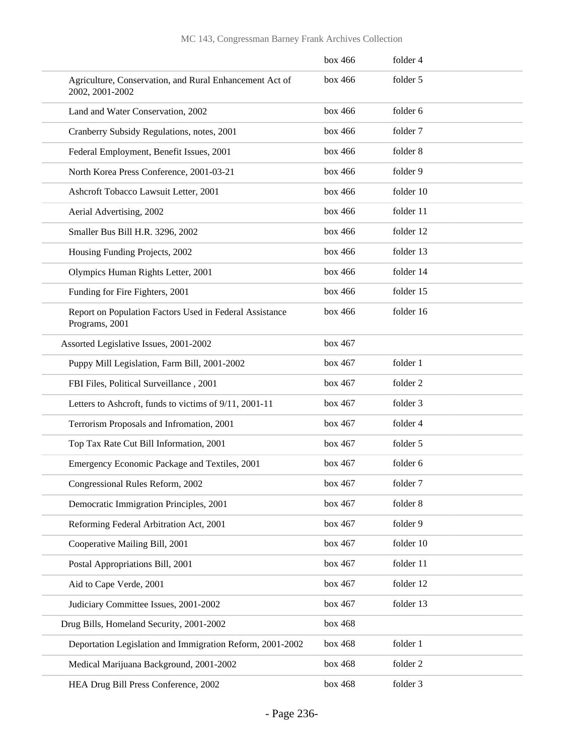| | | |
|---|---|---|
| | box 466 | folder 4 |
| Agriculture, Conservation, and Rural Enhancement Act of 2002, 2001-2002 | box 466 | folder 5 |
| Land and Water Conservation, 2002 | box 466 | folder 6 |
| Cranberry Subsidy Regulations, notes, 2001 | box 466 | folder 7 |
| Federal Employment, Benefit Issues, 2001 | box 466 | folder 8 |
| North Korea Press Conference, 2001-03-21 | box 466 | folder 9 |
| Ashcroft Tobacco Lawsuit Letter, 2001 | box 466 | folder 10 |
| Aerial Advertising, 2002 | box 466 | folder 11 |
| Smaller Bus Bill H.R. 3296, 2002 | box 466 | folder 12 |
| Housing Funding Projects, 2002 | box 466 | folder 13 |
| Olympics Human Rights Letter, 2001 | box 466 | folder 14 |
| Funding for Fire Fighters, 2001 | box 466 | folder 15 |
| Report on Population Factors Used in Federal Assistance Programs, 2001 | box 466 | folder 16 |
| Assorted Legislative Issues, 2001-2002 | box 467 | |
| Puppy Mill Legislation, Farm Bill, 2001-2002 | box 467 | folder 1 |
| FBI Files, Political Surveillance , 2001 | box 467 | folder 2 |
| Letters to Ashcroft, funds to victims of 9/11, 2001-11 | box 467 | folder 3 |
| Terrorism Proposals and Infromation, 2001 | box 467 | folder 4 |
| Top Tax Rate Cut Bill Information, 2001 | box 467 | folder 5 |
| Emergency Economic Package and Textiles, 2001 | box 467 | folder 6 |
| Congressional Rules Reform, 2002 | box 467 | folder 7 |
| Democratic Immigration Principles, 2001 | box 467 | folder 8 |
| Reforming Federal Arbitration Act, 2001 | box 467 | folder 9 |
| Cooperative Mailing Bill, 2001 | box 467 | folder 10 |
| Postal Appropriations Bill, 2001 | box 467 | folder 11 |
| Aid to Cape Verde, 2001 | box 467 | folder 12 |
| Judiciary Committee Issues, 2001-2002 | box 467 | folder 13 |
| Drug Bills, Homeland Security, 2001-2002 | box 468 | |
| Deportation Legislation and Immigration Reform, 2001-2002 | box 468 | folder 1 |
| Medical Marijuana Background, 2001-2002 | box 468 | folder 2 |
| HEA Drug Bill Press Conference, 2002 | box 468 | folder 3 |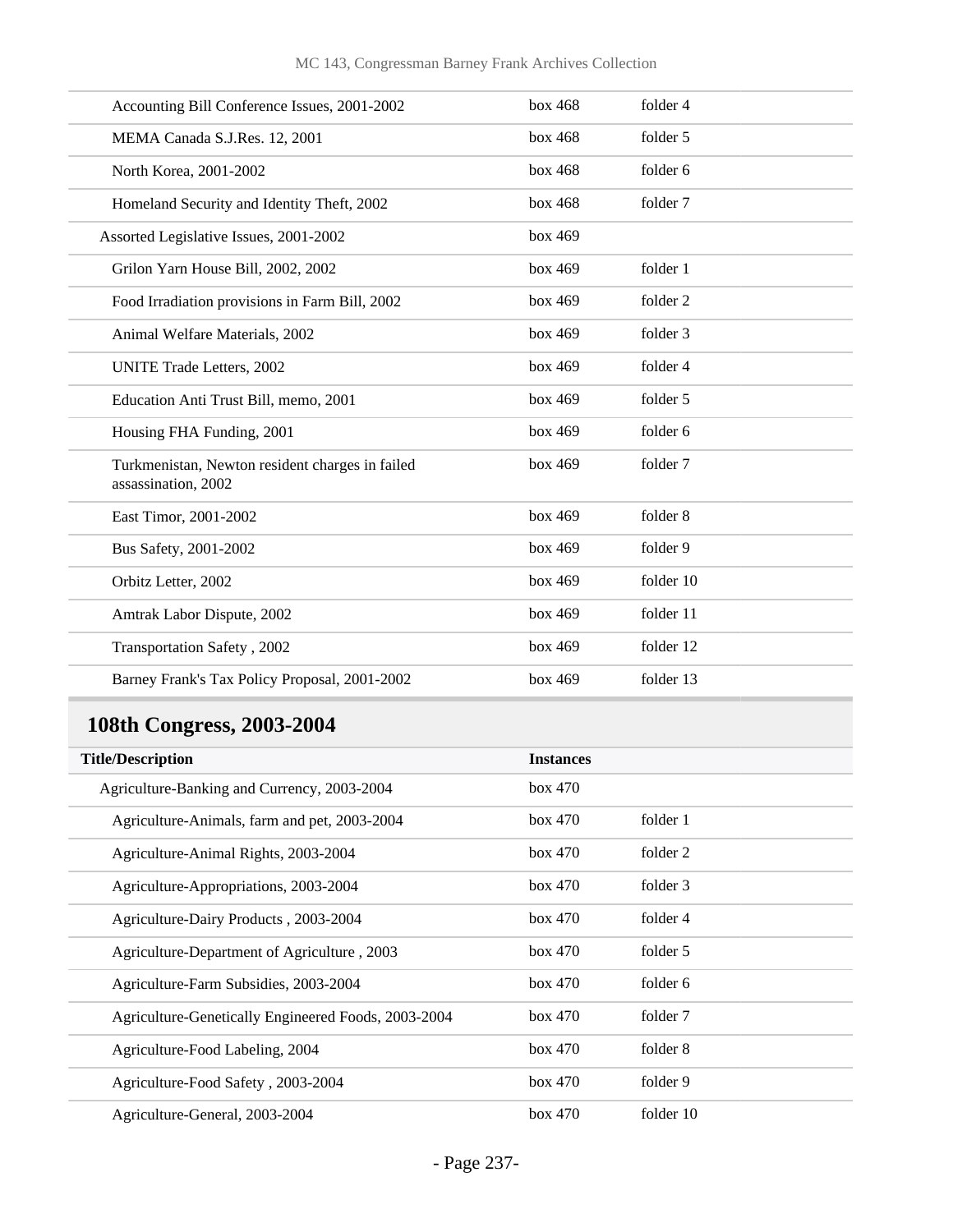| | | |
|---|---|---|
| Accounting Bill Conference Issues, 2001-2002 | box 468 | folder 4 |
| MEMA Canada S.J.Res. 12, 2001 | box 468 | folder 5 |
| North Korea, 2001-2002 | box 468 | folder 6 |
| Homeland Security and Identity Theft, 2002 | box 468 | folder 7 |
| Assorted Legislative Issues, 2001-2002 | box 469 | |
| Grilon Yarn House Bill, 2002, 2002 | box 469 | folder 1 |
| Food Irradiation provisions in Farm Bill, 2002 | box 469 | folder 2 |
| Animal Welfare Materials, 2002 | box 469 | folder 3 |
| UNITE Trade Letters, 2002 | box 469 | folder 4 |
| Education Anti Trust Bill, memo, 2001 | box 469 | folder 5 |
| Housing FHA Funding, 2001 | box 469 | folder 6 |
| Turkmenistan, Newton resident charges in failed assassination, 2002 | box 469 | folder 7 |
| East Timor, 2001-2002 | box 469 | folder 8 |
| Bus Safety, 2001-2002 | box 469 | folder 9 |
| Orbitz Letter, 2002 | box 469 | folder 10 |
| Amtrak Labor Dispute, 2002 | box 469 | folder 11 |
| Transportation Safety , 2002 | box 469 | folder 12 |
| Barney Frank's Tax Policy Proposal, 2001-2002 | box 469 | folder 13 |

## 108th Congress, 2003-2004

| Title/Description | Instances | |
|---|---|---|
| Agriculture-Banking and Currency, 2003-2004 | box 470 | |
| Agriculture-Animals, farm and pet, 2003-2004 | box 470 | folder 1 |
| Agriculture-Animal Rights, 2003-2004 | box 470 | folder 2 |
| Agriculture-Appropriations, 2003-2004 | box 470 | folder 3 |
| Agriculture-Dairy Products , 2003-2004 | box 470 | folder 4 |
| Agriculture-Department of Agriculture , 2003 | box 470 | folder 5 |
| Agriculture-Farm Subsidies, 2003-2004 | box 470 | folder 6 |
| Agriculture-Genetically Engineered Foods, 2003-2004 | box 470 | folder 7 |
| Agriculture-Food Labeling, 2004 | box 470 | folder 8 |
| Agriculture-Food Safety , 2003-2004 | box 470 | folder 9 |
| Agriculture-General, 2003-2004 | box 470 | folder 10 |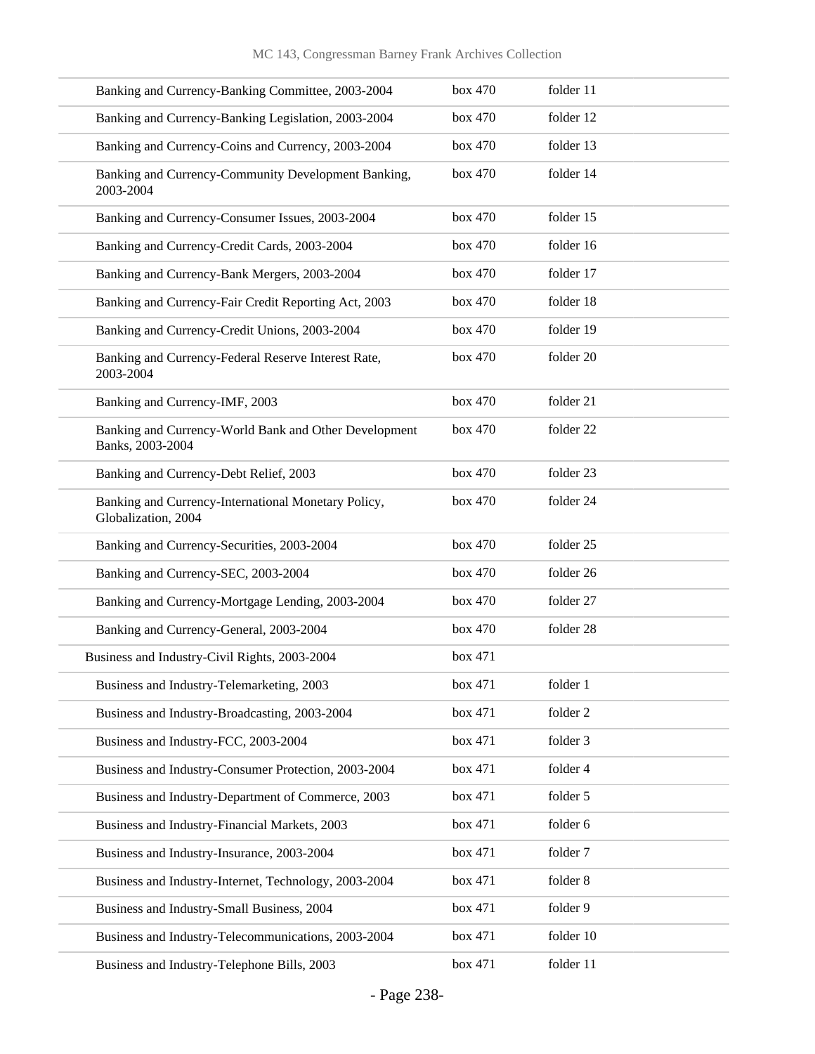| | | |
|---|---|---|
| Banking and Currency-Banking Committee, 2003-2004 | box 470 | folder 11 |
| Banking and Currency-Banking Legislation, 2003-2004 | box 470 | folder 12 |
| Banking and Currency-Coins and Currency, 2003-2004 | box 470 | folder 13 |
| Banking and Currency-Community Development Banking, 2003-2004 | box 470 | folder 14 |
| Banking and Currency-Consumer Issues, 2003-2004 | box 470 | folder 15 |
| Banking and Currency-Credit Cards, 2003-2004 | box 470 | folder 16 |
| Banking and Currency-Bank Mergers, 2003-2004 | box 470 | folder 17 |
| Banking and Currency-Fair Credit Reporting Act, 2003 | box 470 | folder 18 |
| Banking and Currency-Credit Unions, 2003-2004 | box 470 | folder 19 |
| Banking and Currency-Federal Reserve Interest Rate, 2003-2004 | box 470 | folder 20 |
| Banking and Currency-IMF, 2003 | box 470 | folder 21 |
| Banking and Currency-World Bank and Other Development Banks, 2003-2004 | box 470 | folder 22 |
| Banking and Currency-Debt Relief, 2003 | box 470 | folder 23 |
| Banking and Currency-International Monetary Policy, Globalization, 2004 | box 470 | folder 24 |
| Banking and Currency-Securities, 2003-2004 | box 470 | folder 25 |
| Banking and Currency-SEC, 2003-2004 | box 470 | folder 26 |
| Banking and Currency-Mortgage Lending, 2003-2004 | box 470 | folder 27 |
| Banking and Currency-General, 2003-2004 | box 470 | folder 28 |
| Business and Industry-Civil Rights, 2003-2004 | box 471 | |
| Business and Industry-Telemarketing, 2003 | box 471 | folder 1 |
| Business and Industry-Broadcasting, 2003-2004 | box 471 | folder 2 |
| Business and Industry-FCC, 2003-2004 | box 471 | folder 3 |
| Business and Industry-Consumer Protection, 2003-2004 | box 471 | folder 4 |
| Business and Industry-Department of Commerce, 2003 | box 471 | folder 5 |
| Business and Industry-Financial Markets, 2003 | box 471 | folder 6 |
| Business and Industry-Insurance, 2003-2004 | box 471 | folder 7 |
| Business and Industry-Internet, Technology, 2003-2004 | box 471 | folder 8 |
| Business and Industry-Small Business, 2004 | box 471 | folder 9 |
| Business and Industry-Telecommunications, 2003-2004 | box 471 | folder 10 |
| Business and Industry-Telephone Bills, 2003 | box 471 | folder 11 |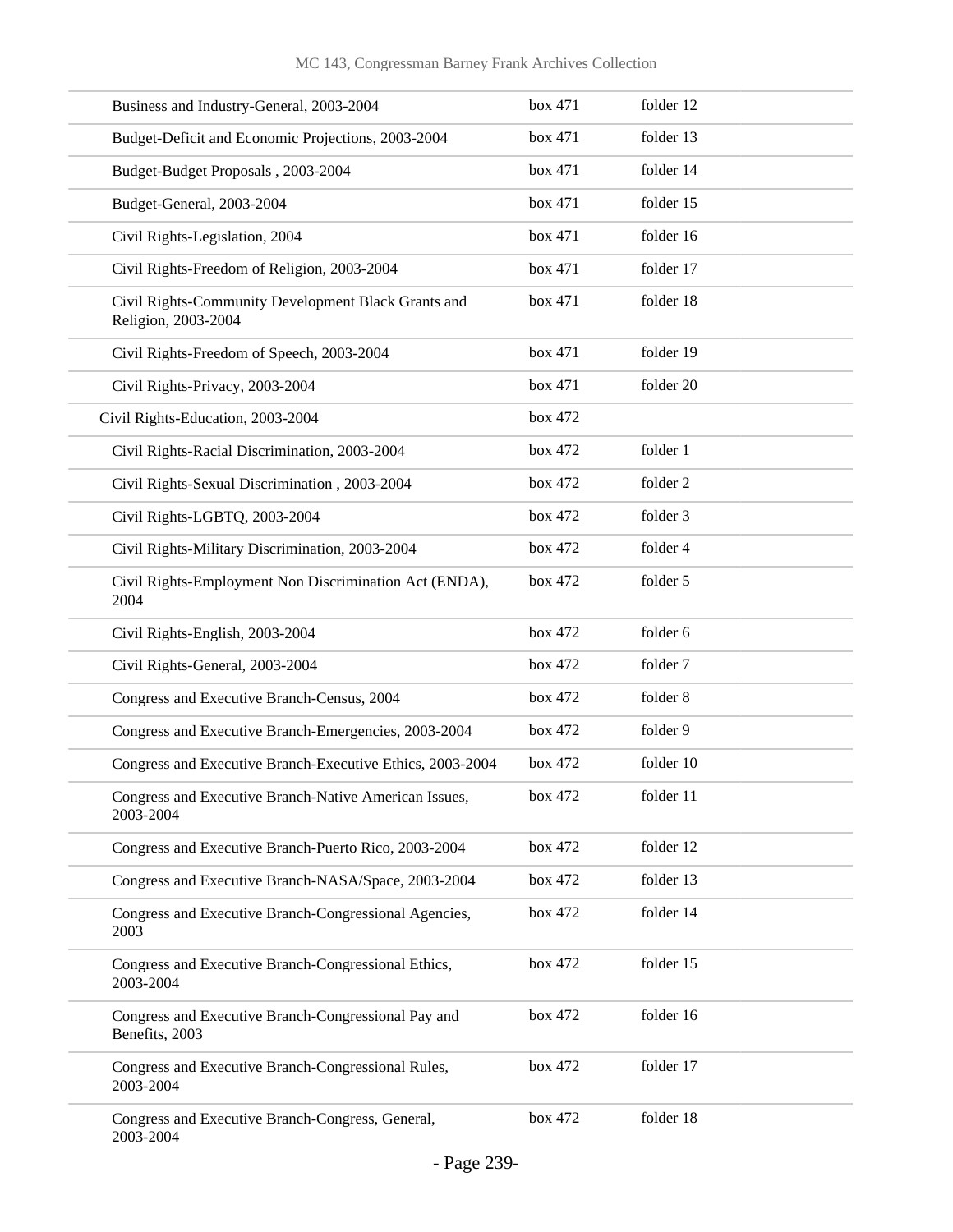| | | |
|---|---|---|
| Business and Industry-General, 2003-2004 | box 471 | folder 12 |
| Budget-Deficit and Economic Projections, 2003-2004 | box 471 | folder 13 |
| Budget-Budget Proposals , 2003-2004 | box 471 | folder 14 |
| Budget-General, 2003-2004 | box 471 | folder 15 |
| Civil Rights-Legislation, 2004 | box 471 | folder 16 |
| Civil Rights-Freedom of Religion, 2003-2004 | box 471 | folder 17 |
| Civil Rights-Community Development Black Grants and Religion, 2003-2004 | box 471 | folder 18 |
| Civil Rights-Freedom of Speech, 2003-2004 | box 471 | folder 19 |
| Civil Rights-Privacy, 2003-2004 | box 471 | folder 20 |
| Civil Rights-Education, 2003-2004 | box 472 | |
| Civil Rights-Racial Discrimination, 2003-2004 | box 472 | folder 1 |
| Civil Rights-Sexual Discrimination , 2003-2004 | box 472 | folder 2 |
| Civil Rights-LGBTQ, 2003-2004 | box 472 | folder 3 |
| Civil Rights-Military Discrimination, 2003-2004 | box 472 | folder 4 |
| Civil Rights-Employment Non Discrimination Act (ENDA), 2004 | box 472 | folder 5 |
| Civil Rights-English, 2003-2004 | box 472 | folder 6 |
| Civil Rights-General, 2003-2004 | box 472 | folder 7 |
| Congress and Executive Branch-Census, 2004 | box 472 | folder 8 |
| Congress and Executive Branch-Emergencies, 2003-2004 | box 472 | folder 9 |
| Congress and Executive Branch-Executive Ethics, 2003-2004 | box 472 | folder 10 |
| Congress and Executive Branch-Native American Issues, 2003-2004 | box 472 | folder 11 |
| Congress and Executive Branch-Puerto Rico, 2003-2004 | box 472 | folder 12 |
| Congress and Executive Branch-NASA/Space, 2003-2004 | box 472 | folder 13 |
| Congress and Executive Branch-Congressional Agencies, 2003 | box 472 | folder 14 |
| Congress and Executive Branch-Congressional Ethics, 2003-2004 | box 472 | folder 15 |
| Congress and Executive Branch-Congressional Pay and Benefits, 2003 | box 472 | folder 16 |
| Congress and Executive Branch-Congressional Rules, 2003-2004 | box 472 | folder 17 |
| Congress and Executive Branch-Congress, General, 2003-2004 | box 472 | folder 18 |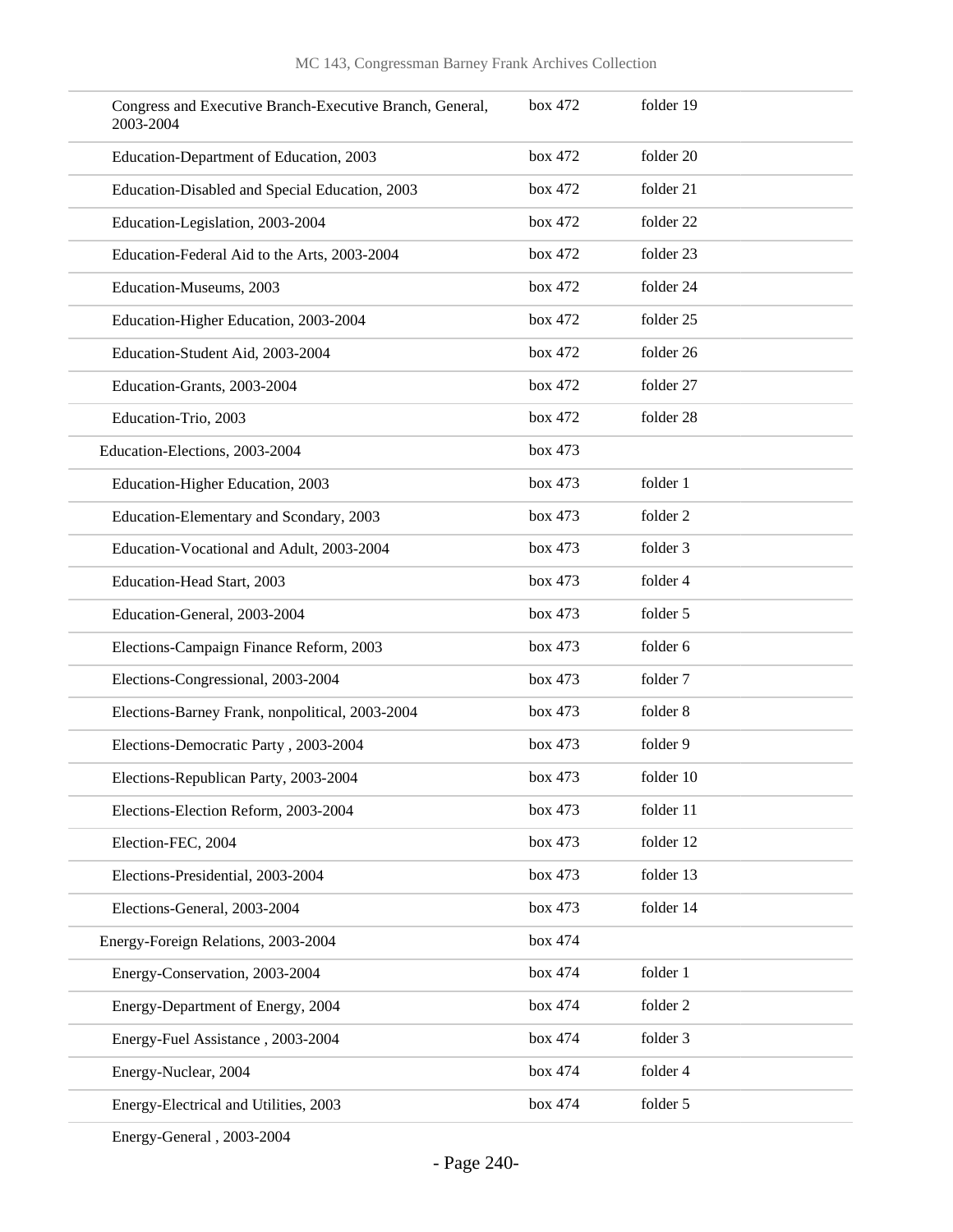| | | |
|---|---|---|
| Congress and Executive Branch-Executive Branch, General, 2003-2004 | box 472 | folder 19 |
| Education-Department of Education, 2003 | box 472 | folder 20 |
| Education-Disabled and Special Education, 2003 | box 472 | folder 21 |
| Education-Legislation, 2003-2004 | box 472 | folder 22 |
| Education-Federal Aid to the Arts, 2003-2004 | box 472 | folder 23 |
| Education-Museums, 2003 | box 472 | folder 24 |
| Education-Higher Education, 2003-2004 | box 472 | folder 25 |
| Education-Student Aid, 2003-2004 | box 472 | folder 26 |
| Education-Grants, 2003-2004 | box 472 | folder 27 |
| Education-Trio, 2003 | box 472 | folder 28 |
| Education-Elections, 2003-2004 | box 473 | |
| Education-Higher Education, 2003 | box 473 | folder 1 |
| Education-Elementary and Scondary, 2003 | box 473 | folder 2 |
| Education-Vocational and Adult, 2003-2004 | box 473 | folder 3 |
| Education-Head Start, 2003 | box 473 | folder 4 |
| Education-General, 2003-2004 | box 473 | folder 5 |
| Elections-Campaign Finance Reform, 2003 | box 473 | folder 6 |
| Elections-Congressional, 2003-2004 | box 473 | folder 7 |
| Elections-Barney Frank, nonpolitical, 2003-2004 | box 473 | folder 8 |
| Elections-Democratic Party , 2003-2004 | box 473 | folder 9 |
| Elections-Republican Party, 2003-2004 | box 473 | folder 10 |
| Elections-Election Reform, 2003-2004 | box 473 | folder 11 |
| Election-FEC, 2004 | box 473 | folder 12 |
| Elections-Presidential, 2003-2004 | box 473 | folder 13 |
| Elections-General, 2003-2004 | box 473 | folder 14 |
| Energy-Foreign Relations, 2003-2004 | box 474 | |
| Energy-Conservation, 2003-2004 | box 474 | folder 1 |
| Energy-Department of Energy, 2004 | box 474 | folder 2 |
| Energy-Fuel Assistance , 2003-2004 | box 474 | folder 3 |
| Energy-Nuclear, 2004 | box 474 | folder 4 |
| Energy-Electrical and Utilities, 2003 | box 474 | folder 5 |
| Energy-General , 2003-2004 | | |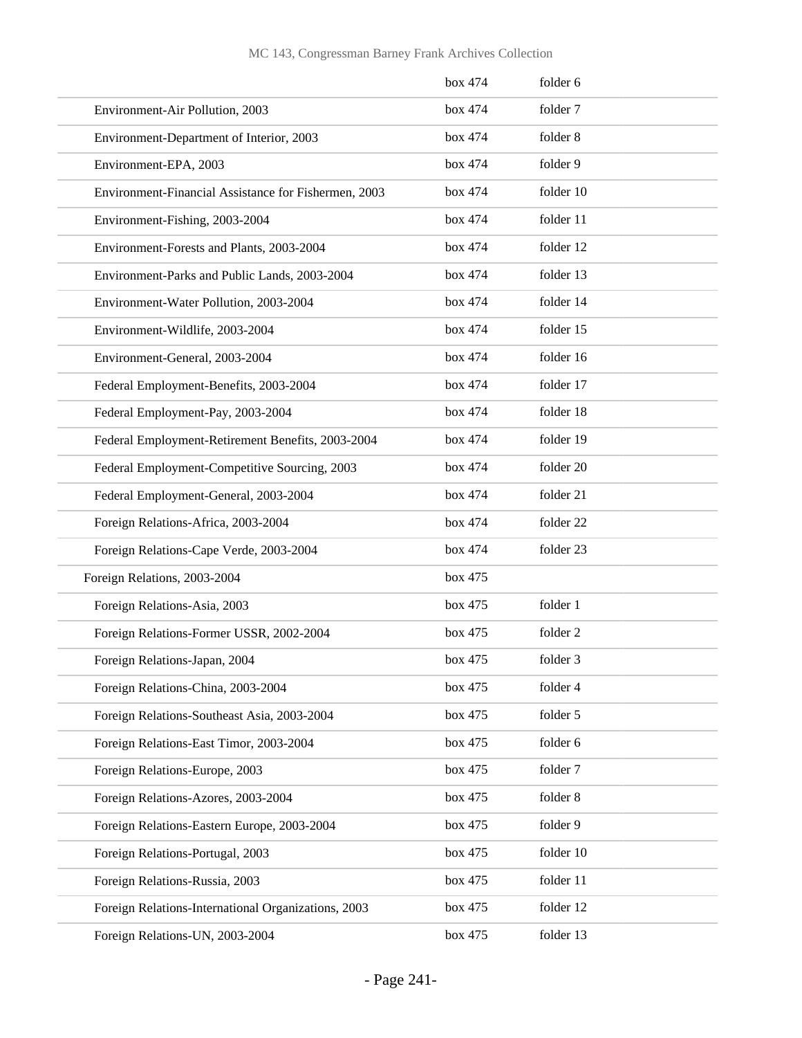| | | |
|---|---|---|
| | box 474 | folder 6 |
| Environment-Air Pollution, 2003 | box 474 | folder 7 |
| Environment-Department of Interior, 2003 | box 474 | folder 8 |
| Environment-EPA, 2003 | box 474 | folder 9 |
| Environment-Financial Assistance for Fishermen, 2003 | box 474 | folder 10 |
| Environment-Fishing, 2003-2004 | box 474 | folder 11 |
| Environment-Forests and Plants, 2003-2004 | box 474 | folder 12 |
| Environment-Parks and Public Lands, 2003-2004 | box 474 | folder 13 |
| Environment-Water Pollution, 2003-2004 | box 474 | folder 14 |
| Environment-Wildlife, 2003-2004 | box 474 | folder 15 |
| Environment-General, 2003-2004 | box 474 | folder 16 |
| Federal Employment-Benefits, 2003-2004 | box 474 | folder 17 |
| Federal Employment-Pay, 2003-2004 | box 474 | folder 18 |
| Federal Employment-Retirement Benefits, 2003-2004 | box 474 | folder 19 |
| Federal Employment-Competitive Sourcing, 2003 | box 474 | folder 20 |
| Federal Employment-General, 2003-2004 | box 474 | folder 21 |
| Foreign Relations-Africa, 2003-2004 | box 474 | folder 22 |
| Foreign Relations-Cape Verde, 2003-2004 | box 474 | folder 23 |
| Foreign Relations, 2003-2004 | box 475 | |
| Foreign Relations-Asia, 2003 | box 475 | folder 1 |
| Foreign Relations-Former USSR, 2002-2004 | box 475 | folder 2 |
| Foreign Relations-Japan, 2004 | box 475 | folder 3 |
| Foreign Relations-China, 2003-2004 | box 475 | folder 4 |
| Foreign Relations-Southeast Asia, 2003-2004 | box 475 | folder 5 |
| Foreign Relations-East Timor, 2003-2004 | box 475 | folder 6 |
| Foreign Relations-Europe, 2003 | box 475 | folder 7 |
| Foreign Relations-Azores, 2003-2004 | box 475 | folder 8 |
| Foreign Relations-Eastern Europe, 2003-2004 | box 475 | folder 9 |
| Foreign Relations-Portugal, 2003 | box 475 | folder 10 |
| Foreign Relations-Russia, 2003 | box 475 | folder 11 |
| Foreign Relations-International Organizations, 2003 | box 475 | folder 12 |
| Foreign Relations-UN, 2003-2004 | box 475 | folder 13 |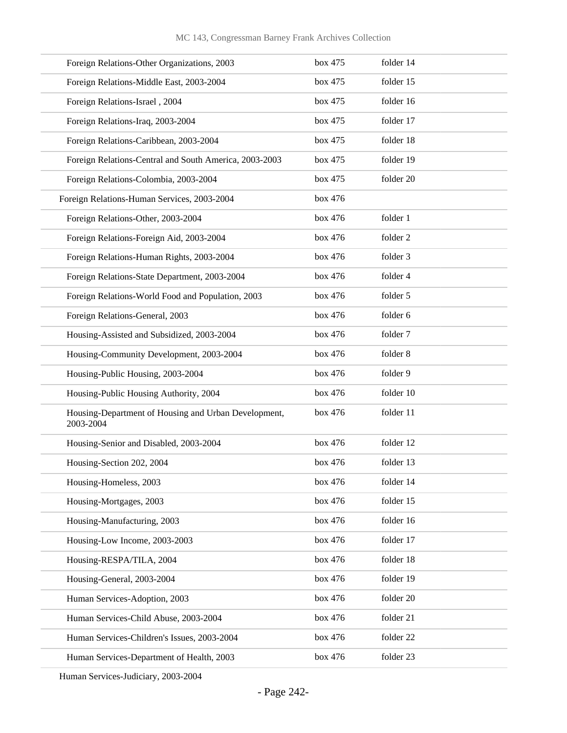| | | |
|---|---|---|
| Foreign Relations-Other Organizations, 2003 | box 475 | folder 14 |
| Foreign Relations-Middle East, 2003-2004 | box 475 | folder 15 |
| Foreign Relations-Israel , 2004 | box 475 | folder 16 |
| Foreign Relations-Iraq, 2003-2004 | box 475 | folder 17 |
| Foreign Relations-Caribbean, 2003-2004 | box 475 | folder 18 |
| Foreign Relations-Central and South America, 2003-2003 | box 475 | folder 19 |
| Foreign Relations-Colombia, 2003-2004 | box 475 | folder 20 |
| Foreign Relations-Human Services, 2003-2004 | box 476 | |
| Foreign Relations-Other, 2003-2004 | box 476 | folder 1 |
| Foreign Relations-Foreign Aid, 2003-2004 | box 476 | folder 2 |
| Foreign Relations-Human Rights, 2003-2004 | box 476 | folder 3 |
| Foreign Relations-State Department, 2003-2004 | box 476 | folder 4 |
| Foreign Relations-World Food and Population, 2003 | box 476 | folder 5 |
| Foreign Relations-General, 2003 | box 476 | folder 6 |
| Housing-Assisted and Subsidized, 2003-2004 | box 476 | folder 7 |
| Housing-Community Development, 2003-2004 | box 476 | folder 8 |
| Housing-Public Housing, 2003-2004 | box 476 | folder 9 |
| Housing-Public Housing Authority, 2004 | box 476 | folder 10 |
| Housing-Department of Housing and Urban Development, 2003-2004 | box 476 | folder 11 |
| Housing-Senior and Disabled, 2003-2004 | box 476 | folder 12 |
| Housing-Section 202, 2004 | box 476 | folder 13 |
| Housing-Homeless, 2003 | box 476 | folder 14 |
| Housing-Mortgages, 2003 | box 476 | folder 15 |
| Housing-Manufacturing, 2003 | box 476 | folder 16 |
| Housing-Low Income, 2003-2003 | box 476 | folder 17 |
| Housing-RESPA/TILA, 2004 | box 476 | folder 18 |
| Housing-General, 2003-2004 | box 476 | folder 19 |
| Human Services-Adoption, 2003 | box 476 | folder 20 |
| Human Services-Child Abuse, 2003-2004 | box 476 | folder 21 |
| Human Services-Children's Issues, 2003-2004 | box 476 | folder 22 |
| Human Services-Department of Health, 2003 | box 476 | folder 23 |
| Human Services-Judiciary, 2003-2004 | | |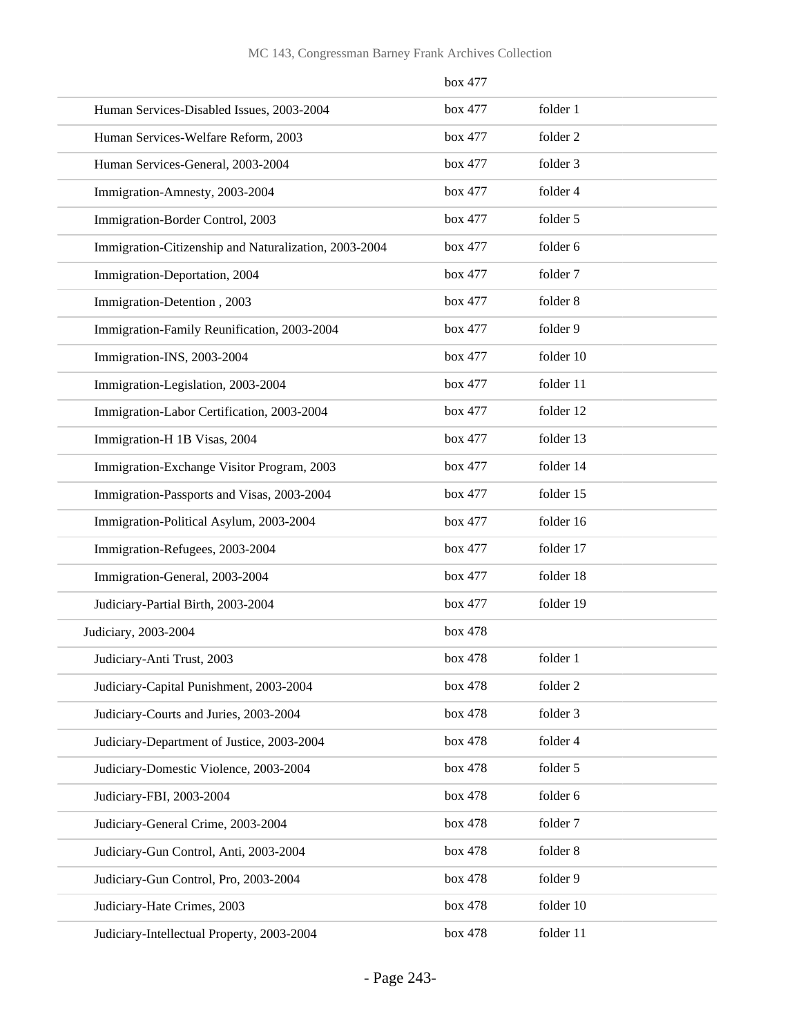| | | |
|---|---|---|
| | box 477 | |
| Human Services-Disabled Issues, 2003-2004 | box 477 | folder 1 |
| Human Services-Welfare Reform, 2003 | box 477 | folder 2 |
| Human Services-General, 2003-2004 | box 477 | folder 3 |
| Immigration-Amnesty, 2003-2004 | box 477 | folder 4 |
| Immigration-Border Control, 2003 | box 477 | folder 5 |
| Immigration-Citizenship and Naturalization, 2003-2004 | box 477 | folder 6 |
| Immigration-Deportation, 2004 | box 477 | folder 7 |
| Immigration-Detention , 2003 | box 477 | folder 8 |
| Immigration-Family Reunification, 2003-2004 | box 477 | folder 9 |
| Immigration-INS, 2003-2004 | box 477 | folder 10 |
| Immigration-Legislation, 2003-2004 | box 477 | folder 11 |
| Immigration-Labor Certification, 2003-2004 | box 477 | folder 12 |
| Immigration-H 1B Visas, 2004 | box 477 | folder 13 |
| Immigration-Exchange Visitor Program, 2003 | box 477 | folder 14 |
| Immigration-Passports and Visas, 2003-2004 | box 477 | folder 15 |
| Immigration-Political Asylum, 2003-2004 | box 477 | folder 16 |
| Immigration-Refugees, 2003-2004 | box 477 | folder 17 |
| Immigration-General, 2003-2004 | box 477 | folder 18 |
| Judiciary-Partial Birth, 2003-2004 | box 477 | folder 19 |
| Judiciary, 2003-2004 | box 478 | |
| Judiciary-Anti Trust, 2003 | box 478 | folder 1 |
| Judiciary-Capital Punishment, 2003-2004 | box 478 | folder 2 |
| Judiciary-Courts and Juries, 2003-2004 | box 478 | folder 3 |
| Judiciary-Department of Justice, 2003-2004 | box 478 | folder 4 |
| Judiciary-Domestic Violence, 2003-2004 | box 478 | folder 5 |
| Judiciary-FBI, 2003-2004 | box 478 | folder 6 |
| Judiciary-General Crime, 2003-2004 | box 478 | folder 7 |
| Judiciary-Gun Control, Anti, 2003-2004 | box 478 | folder 8 |
| Judiciary-Gun Control, Pro, 2003-2004 | box 478 | folder 9 |
| Judiciary-Hate Crimes, 2003 | box 478 | folder 10 |
| Judiciary-Intellectual Property, 2003-2004 | box 478 | folder 11 |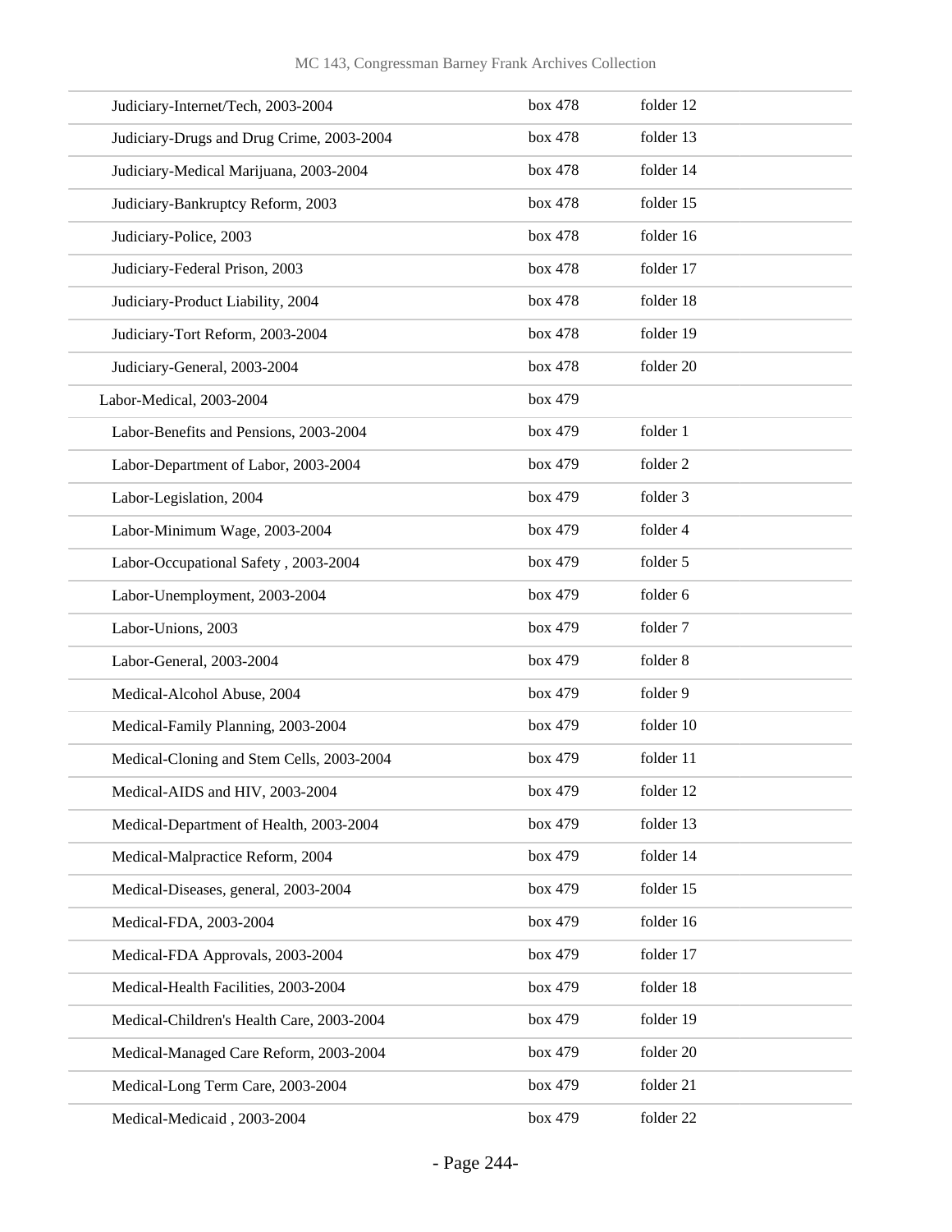| | | |
|---|---|---|
| Judiciary-Internet/Tech, 2003-2004 | box 478 | folder 12 |
| Judiciary-Drugs and Drug Crime, 2003-2004 | box 478 | folder 13 |
| Judiciary-Medical Marijuana, 2003-2004 | box 478 | folder 14 |
| Judiciary-Bankruptcy Reform, 2003 | box 478 | folder 15 |
| Judiciary-Police, 2003 | box 478 | folder 16 |
| Judiciary-Federal Prison, 2003 | box 478 | folder 17 |
| Judiciary-Product Liability, 2004 | box 478 | folder 18 |
| Judiciary-Tort Reform, 2003-2004 | box 478 | folder 19 |
| Judiciary-General, 2003-2004 | box 478 | folder 20 |
| Labor-Medical, 2003-2004 | box 479 | |
| Labor-Benefits and Pensions, 2003-2004 | box 479 | folder 1 |
| Labor-Department of Labor, 2003-2004 | box 479 | folder 2 |
| Labor-Legislation, 2004 | box 479 | folder 3 |
| Labor-Minimum Wage, 2003-2004 | box 479 | folder 4 |
| Labor-Occupational Safety , 2003-2004 | box 479 | folder 5 |
| Labor-Unemployment, 2003-2004 | box 479 | folder 6 |
| Labor-Unions, 2003 | box 479 | folder 7 |
| Labor-General, 2003-2004 | box 479 | folder 8 |
| Medical-Alcohol Abuse, 2004 | box 479 | folder 9 |
| Medical-Family Planning, 2003-2004 | box 479 | folder 10 |
| Medical-Cloning and Stem Cells, 2003-2004 | box 479 | folder 11 |
| Medical-AIDS and HIV, 2003-2004 | box 479 | folder 12 |
| Medical-Department of Health, 2003-2004 | box 479 | folder 13 |
| Medical-Malpractice Reform, 2004 | box 479 | folder 14 |
| Medical-Diseases, general, 2003-2004 | box 479 | folder 15 |
| Medical-FDA, 2003-2004 | box 479 | folder 16 |
| Medical-FDA Approvals, 2003-2004 | box 479 | folder 17 |
| Medical-Health Facilities, 2003-2004 | box 479 | folder 18 |
| Medical-Children's Health Care, 2003-2004 | box 479 | folder 19 |
| Medical-Managed Care Reform, 2003-2004 | box 479 | folder 20 |
| Medical-Long Term Care, 2003-2004 | box 479 | folder 21 |
| Medical-Medicaid , 2003-2004 | box 479 | folder 22 |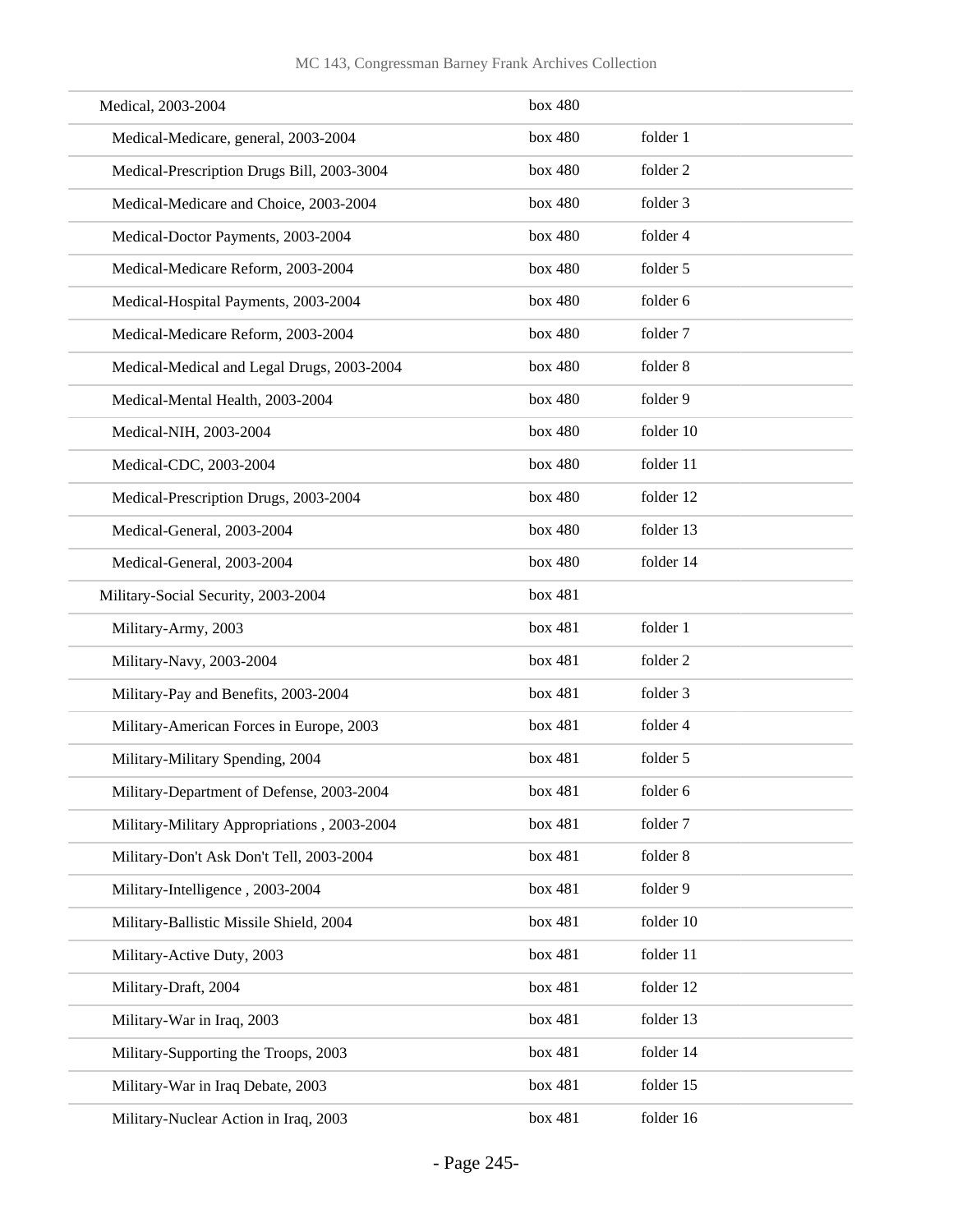| | | |
|---|---|---|
| Medical, 2003-2004 | box 480 | |
| Medical-Medicare, general, 2003-2004 | box 480 | folder 1 |
| Medical-Prescription Drugs Bill, 2003-3004 | box 480 | folder 2 |
| Medical-Medicare and Choice, 2003-2004 | box 480 | folder 3 |
| Medical-Doctor Payments, 2003-2004 | box 480 | folder 4 |
| Medical-Medicare Reform, 2003-2004 | box 480 | folder 5 |
| Medical-Hospital Payments, 2003-2004 | box 480 | folder 6 |
| Medical-Medicare Reform, 2003-2004 | box 480 | folder 7 |
| Medical-Medical and Legal Drugs, 2003-2004 | box 480 | folder 8 |
| Medical-Mental Health, 2003-2004 | box 480 | folder 9 |
| Medical-NIH, 2003-2004 | box 480 | folder 10 |
| Medical-CDC, 2003-2004 | box 480 | folder 11 |
| Medical-Prescription Drugs, 2003-2004 | box 480 | folder 12 |
| Medical-General, 2003-2004 | box 480 | folder 13 |
| Medical-General, 2003-2004 | box 480 | folder 14 |
| Military-Social Security, 2003-2004 | box 481 | |
| Military-Army, 2003 | box 481 | folder 1 |
| Military-Navy, 2003-2004 | box 481 | folder 2 |
| Military-Pay and Benefits, 2003-2004 | box 481 | folder 3 |
| Military-American Forces in Europe, 2003 | box 481 | folder 4 |
| Military-Military Spending, 2004 | box 481 | folder 5 |
| Military-Department of Defense, 2003-2004 | box 481 | folder 6 |
| Military-Military Appropriations , 2003-2004 | box 481 | folder 7 |
| Military-Don't Ask Don't Tell, 2003-2004 | box 481 | folder 8 |
| Military-Intelligence , 2003-2004 | box 481 | folder 9 |
| Military-Ballistic Missile Shield, 2004 | box 481 | folder 10 |
| Military-Active Duty, 2003 | box 481 | folder 11 |
| Military-Draft, 2004 | box 481 | folder 12 |
| Military-War in Iraq, 2003 | box 481 | folder 13 |
| Military-Supporting the Troops, 2003 | box 481 | folder 14 |
| Military-War in Iraq Debate, 2003 | box 481 | folder 15 |
| Military-Nuclear Action in Iraq, 2003 | box 481 | folder 16 |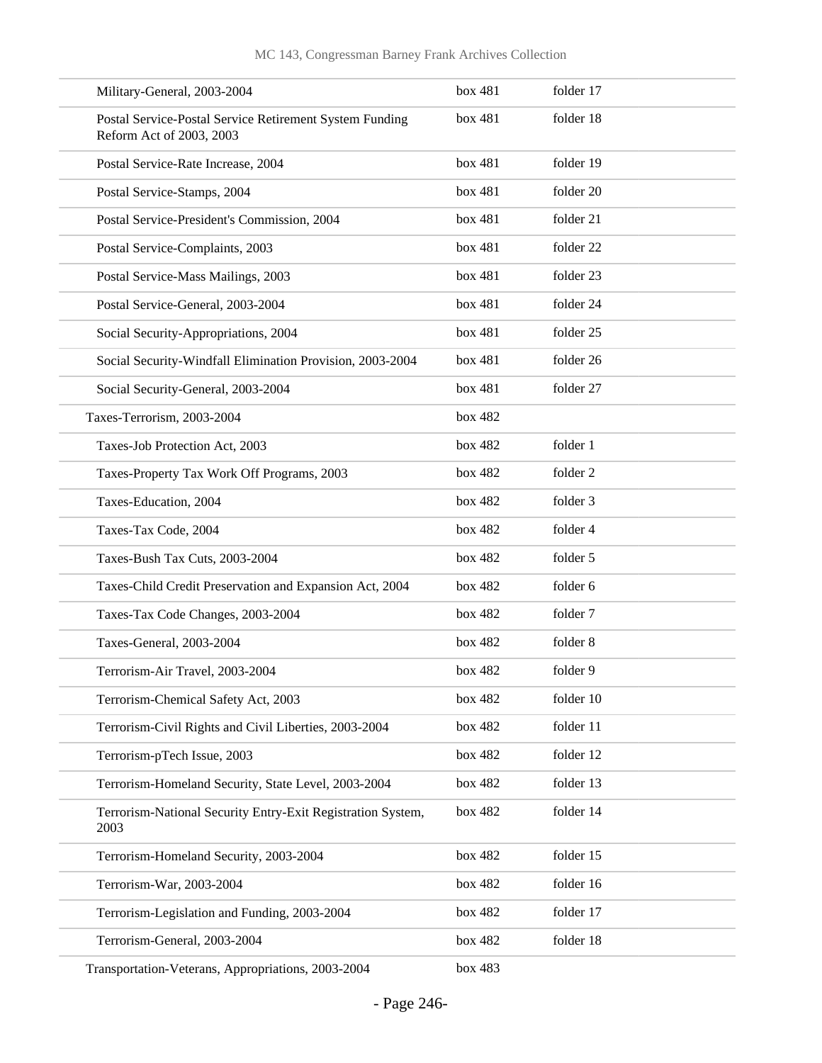| | | |
|---|---|---|
| Military-General, 2003-2004 | box 481 | folder 17 |
| Postal Service-Postal Service Retirement System Funding Reform Act of 2003, 2003 | box 481 | folder 18 |
| Postal Service-Rate Increase, 2004 | box 481 | folder 19 |
| Postal Service-Stamps, 2004 | box 481 | folder 20 |
| Postal Service-President's Commission, 2004 | box 481 | folder 21 |
| Postal Service-Complaints, 2003 | box 481 | folder 22 |
| Postal Service-Mass Mailings, 2003 | box 481 | folder 23 |
| Postal Service-General, 2003-2004 | box 481 | folder 24 |
| Social Security-Appropriations, 2004 | box 481 | folder 25 |
| Social Security-Windfall Elimination Provision, 2003-2004 | box 481 | folder 26 |
| Social Security-General, 2003-2004 | box 481 | folder 27 |
| Taxes-Terrorism, 2003-2004 | box 482 | |
| Taxes-Job Protection Act, 2003 | box 482 | folder 1 |
| Taxes-Property Tax Work Off Programs, 2003 | box 482 | folder 2 |
| Taxes-Education, 2004 | box 482 | folder 3 |
| Taxes-Tax Code, 2004 | box 482 | folder 4 |
| Taxes-Bush Tax Cuts, 2003-2004 | box 482 | folder 5 |
| Taxes-Child Credit Preservation and Expansion Act, 2004 | box 482 | folder 6 |
| Taxes-Tax Code Changes, 2003-2004 | box 482 | folder 7 |
| Taxes-General, 2003-2004 | box 482 | folder 8 |
| Terrorism-Air Travel, 2003-2004 | box 482 | folder 9 |
| Terrorism-Chemical Safety Act, 2003 | box 482 | folder 10 |
| Terrorism-Civil Rights and Civil Liberties, 2003-2004 | box 482 | folder 11 |
| Terrorism-pTech Issue, 2003 | box 482 | folder 12 |
| Terrorism-Homeland Security, State Level, 2003-2004 | box 482 | folder 13 |
| Terrorism-National Security Entry-Exit Registration System, 2003 | box 482 | folder 14 |
| Terrorism-Homeland Security, 2003-2004 | box 482 | folder 15 |
| Terrorism-War, 2003-2004 | box 482 | folder 16 |
| Terrorism-Legislation and Funding, 2003-2004 | box 482 | folder 17 |
| Terrorism-General, 2003-2004 | box 482 | folder 18 |
| Transportation-Veterans, Appropriations, 2003-2004 | box 483 | |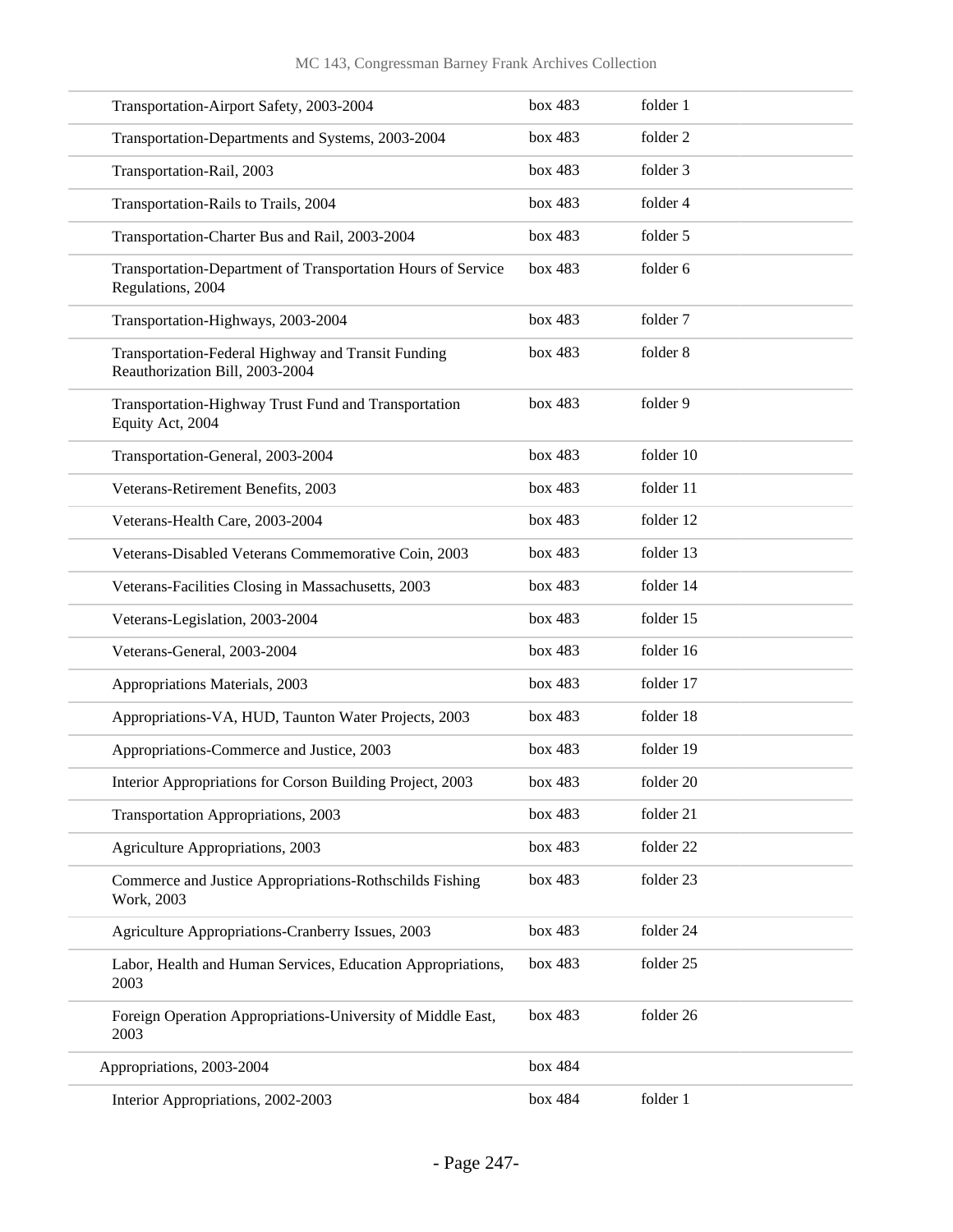| | | |
|---|---|---|
| Transportation-Airport Safety, 2003-2004 | box 483 | folder 1 |
| Transportation-Departments and Systems, 2003-2004 | box 483 | folder 2 |
| Transportation-Rail, 2003 | box 483 | folder 3 |
| Transportation-Rails to Trails, 2004 | box 483 | folder 4 |
| Transportation-Charter Bus and Rail, 2003-2004 | box 483 | folder 5 |
| Transportation-Department of Transportation Hours of Service Regulations, 2004 | box 483 | folder 6 |
| Transportation-Highways, 2003-2004 | box 483 | folder 7 |
| Transportation-Federal Highway and Transit Funding Reauthorization Bill, 2003-2004 | box 483 | folder 8 |
| Transportation-Highway Trust Fund and Transportation Equity Act, 2004 | box 483 | folder 9 |
| Transportation-General, 2003-2004 | box 483 | folder 10 |
| Veterans-Retirement Benefits, 2003 | box 483 | folder 11 |
| Veterans-Health Care, 2003-2004 | box 483 | folder 12 |
| Veterans-Disabled Veterans Commemorative Coin, 2003 | box 483 | folder 13 |
| Veterans-Facilities Closing in Massachusetts, 2003 | box 483 | folder 14 |
| Veterans-Legislation, 2003-2004 | box 483 | folder 15 |
| Veterans-General, 2003-2004 | box 483 | folder 16 |
| Appropriations Materials, 2003 | box 483 | folder 17 |
| Appropriations-VA, HUD, Taunton Water Projects, 2003 | box 483 | folder 18 |
| Appropriations-Commerce and Justice, 2003 | box 483 | folder 19 |
| Interior Appropriations for Corson Building Project, 2003 | box 483 | folder 20 |
| Transportation Appropriations, 2003 | box 483 | folder 21 |
| Agriculture Appropriations, 2003 | box 483 | folder 22 |
| Commerce and Justice Appropriations-Rothschilds Fishing Work, 2003 | box 483 | folder 23 |
| Agriculture Appropriations-Cranberry Issues, 2003 | box 483 | folder 24 |
| Labor, Health and Human Services, Education Appropriations, 2003 | box 483 | folder 25 |
| Foreign Operation Appropriations-University of Middle East, 2003 | box 483 | folder 26 |
| Appropriations, 2003-2004 | box 484 | |
| Interior Appropriations, 2002-2003 | box 484 | folder 1 |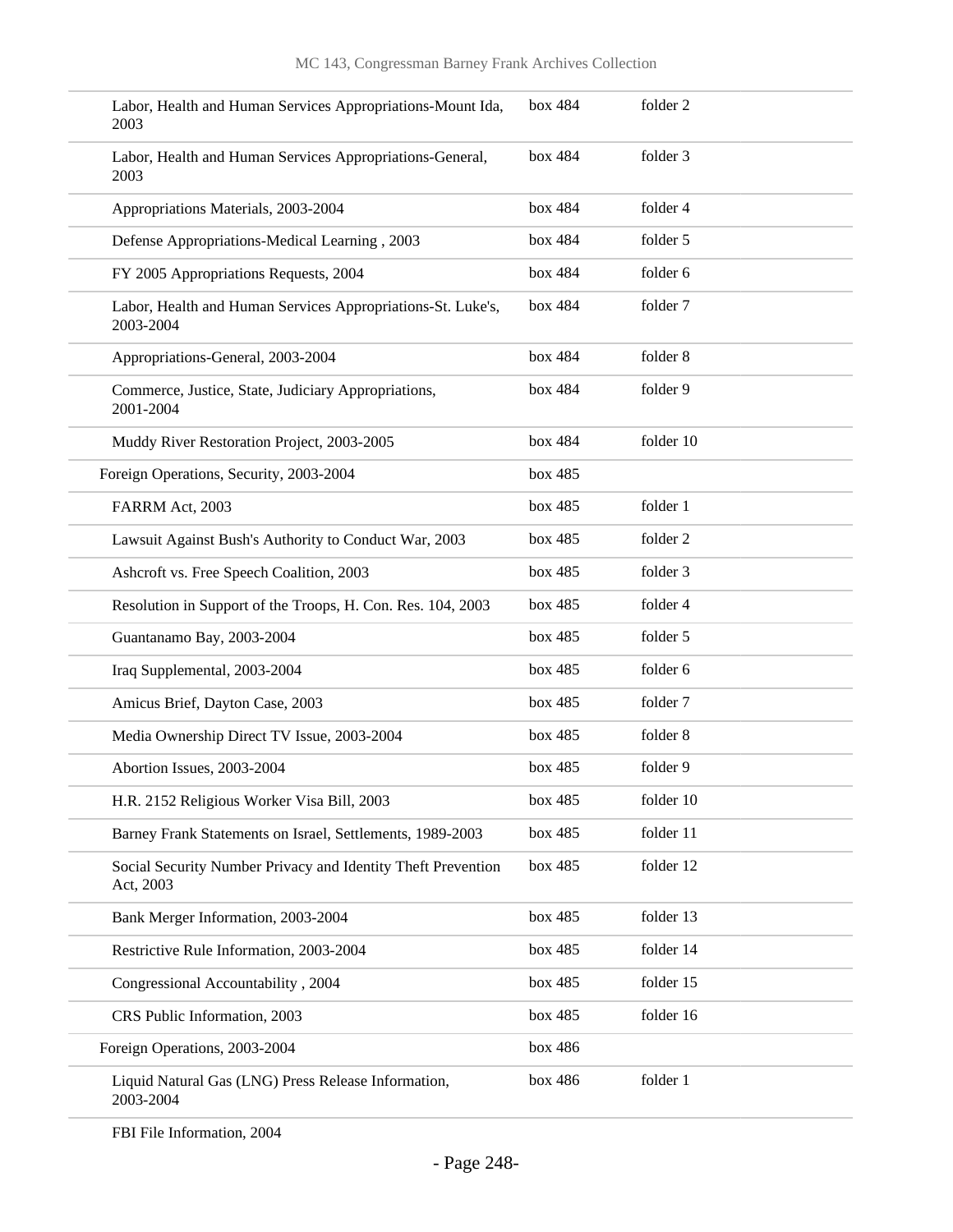| | | |
|---|---|---|
| Labor, Health and Human Services Appropriations-Mount Ida, 2003 | box 484 | folder 2 |
| Labor, Health and Human Services Appropriations-General, 2003 | box 484 | folder 3 |
| Appropriations Materials, 2003-2004 | box 484 | folder 4 |
| Defense Appropriations-Medical Learning , 2003 | box 484 | folder 5 |
| FY 2005 Appropriations Requests, 2004 | box 484 | folder 6 |
| Labor, Health and Human Services Appropriations-St. Luke's, 2003-2004 | box 484 | folder 7 |
| Appropriations-General, 2003-2004 | box 484 | folder 8 |
| Commerce, Justice, State, Judiciary Appropriations, 2001-2004 | box 484 | folder 9 |
| Muddy River Restoration Project, 2003-2005 | box 484 | folder 10 |
| Foreign Operations, Security, 2003-2004 | box 485 | |
| FARRM Act, 2003 | box 485 | folder 1 |
| Lawsuit Against Bush's Authority to Conduct War, 2003 | box 485 | folder 2 |
| Ashcroft vs. Free Speech Coalition, 2003 | box 485 | folder 3 |
| Resolution in Support of the Troops, H. Con. Res. 104, 2003 | box 485 | folder 4 |
| Guantanamo Bay, 2003-2004 | box 485 | folder 5 |
| Iraq Supplemental, 2003-2004 | box 485 | folder 6 |
| Amicus Brief, Dayton Case, 2003 | box 485 | folder 7 |
| Media Ownership Direct TV Issue, 2003-2004 | box 485 | folder 8 |
| Abortion Issues, 2003-2004 | box 485 | folder 9 |
| H.R. 2152 Religious Worker Visa Bill, 2003 | box 485 | folder 10 |
| Barney Frank Statements on Israel, Settlements, 1989-2003 | box 485 | folder 11 |
| Social Security Number Privacy and Identity Theft Prevention Act, 2003 | box 485 | folder 12 |
| Bank Merger Information, 2003-2004 | box 485 | folder 13 |
| Restrictive Rule Information, 2003-2004 | box 485 | folder 14 |
| Congressional Accountability , 2004 | box 485 | folder 15 |
| CRS Public Information, 2003 | box 485 | folder 16 |
| Foreign Operations, 2003-2004 | box 486 | |
| Liquid Natural Gas (LNG) Press Release Information, 2003-2004 | box 486 | folder 1 |
| FBI File Information, 2004 | | |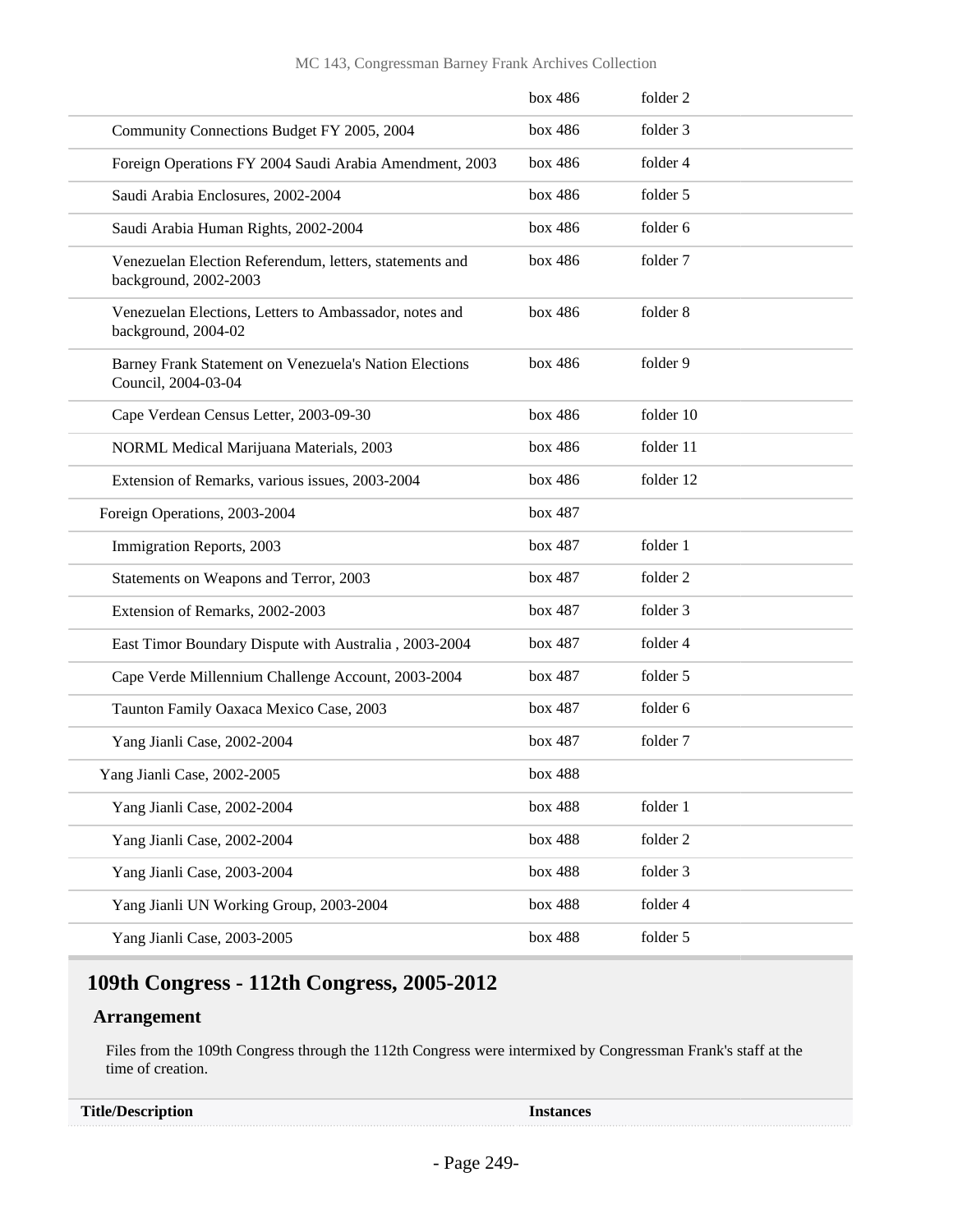| | | |
|---|---|---|
| | box 486 | folder 2 |
| Community Connections Budget FY 2005, 2004 | box 486 | folder 3 |
| Foreign Operations FY 2004 Saudi Arabia Amendment, 2003 | box 486 | folder 4 |
| Saudi Arabia Enclosures, 2002-2004 | box 486 | folder 5 |
| Saudi Arabia Human Rights, 2002-2004 | box 486 | folder 6 |
| Venezuelan Election Referendum, letters, statements and background, 2002-2003 | box 486 | folder 7 |
| Venezuelan Elections, Letters to Ambassador, notes and background, 2004-02 | box 486 | folder 8 |
| Barney Frank Statement on Venezuela's Nation Elections Council, 2004-03-04 | box 486 | folder 9 |
| Cape Verdean Census Letter, 2003-09-30 | box 486 | folder 10 |
| NORML Medical Marijuana Materials, 2003 | box 486 | folder 11 |
| Extension of Remarks, various issues, 2003-2004 | box 486 | folder 12 |
| Foreign Operations, 2003-2004 | box 487 | |
| Immigration Reports, 2003 | box 487 | folder 1 |
| Statements on Weapons and Terror, 2003 | box 487 | folder 2 |
| Extension of Remarks, 2002-2003 | box 487 | folder 3 |
| East Timor Boundary Dispute with Australia , 2003-2004 | box 487 | folder 4 |
| Cape Verde Millennium Challenge Account, 2003-2004 | box 487 | folder 5 |
| Taunton Family Oaxaca Mexico Case, 2003 | box 487 | folder 6 |
| Yang Jianli Case, 2002-2004 | box 487 | folder 7 |
| Yang Jianli Case, 2002-2005 | box 488 | |
| Yang Jianli Case, 2002-2004 | box 488 | folder 1 |
| Yang Jianli Case, 2002-2004 | box 488 | folder 2 |
| Yang Jianli Case, 2003-2004 | box 488 | folder 3 |
| Yang Jianli UN Working Group, 2003-2004 | box 488 | folder 4 |
| Yang Jianli Case, 2003-2005 | box 488 | folder 5 |

## 109th Congress - 112th Congress, 2005-2012

### Arrangement

Files from the 109th Congress through the 112th Congress were intermixed by Congressman Frank's staff at the time of creation.

| Title/Description | Instances |
|---|---|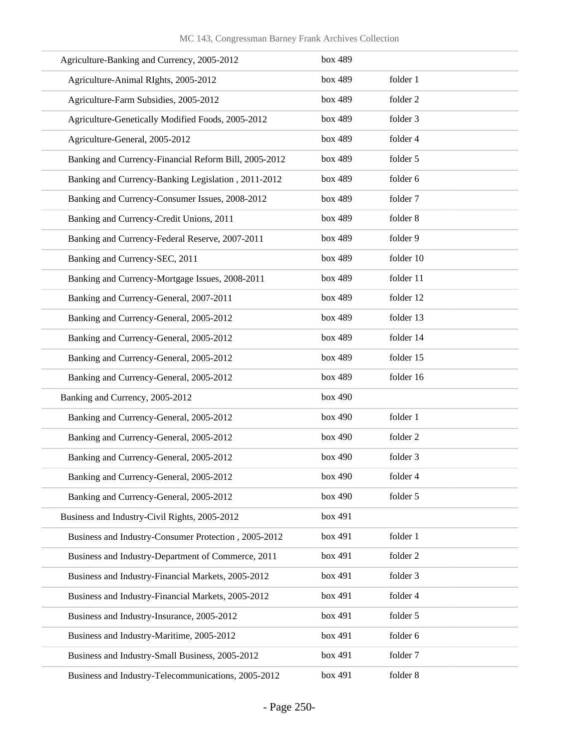| | | |
|---|---|---|
| Agriculture-Banking and Currency, 2005-2012 | box 489 | |
| Agriculture-Animal RIghts, 2005-2012 | box 489 | folder 1 |
| Agriculture-Farm Subsidies, 2005-2012 | box 489 | folder 2 |
| Agriculture-Genetically Modified Foods, 2005-2012 | box 489 | folder 3 |
| Agriculture-General, 2005-2012 | box 489 | folder 4 |
| Banking and Currency-Financial Reform Bill, 2005-2012 | box 489 | folder 5 |
| Banking and Currency-Banking Legislation , 2011-2012 | box 489 | folder 6 |
| Banking and Currency-Consumer Issues, 2008-2012 | box 489 | folder 7 |
| Banking and Currency-Credit Unions, 2011 | box 489 | folder 8 |
| Banking and Currency-Federal Reserve, 2007-2011 | box 489 | folder 9 |
| Banking and Currency-SEC, 2011 | box 489 | folder 10 |
| Banking and Currency-Mortgage Issues, 2008-2011 | box 489 | folder 11 |
| Banking and Currency-General, 2007-2011 | box 489 | folder 12 |
| Banking and Currency-General, 2005-2012 | box 489 | folder 13 |
| Banking and Currency-General, 2005-2012 | box 489 | folder 14 |
| Banking and Currency-General, 2005-2012 | box 489 | folder 15 |
| Banking and Currency-General, 2005-2012 | box 489 | folder 16 |
| Banking and Currency, 2005-2012 | box 490 | |
| Banking and Currency-General, 2005-2012 | box 490 | folder 1 |
| Banking and Currency-General, 2005-2012 | box 490 | folder 2 |
| Banking and Currency-General, 2005-2012 | box 490 | folder 3 |
| Banking and Currency-General, 2005-2012 | box 490 | folder 4 |
| Banking and Currency-General, 2005-2012 | box 490 | folder 5 |
| Business and Industry-Civil Rights, 2005-2012 | box 491 | |
| Business and Industry-Consumer Protection , 2005-2012 | box 491 | folder 1 |
| Business and Industry-Department of Commerce, 2011 | box 491 | folder 2 |
| Business and Industry-Financial Markets, 2005-2012 | box 491 | folder 3 |
| Business and Industry-Financial Markets, 2005-2012 | box 491 | folder 4 |
| Business and Industry-Insurance, 2005-2012 | box 491 | folder 5 |
| Business and Industry-Maritime, 2005-2012 | box 491 | folder 6 |
| Business and Industry-Small Business, 2005-2012 | box 491 | folder 7 |
| Business and Industry-Telecommunications, 2005-2012 | box 491 | folder 8 |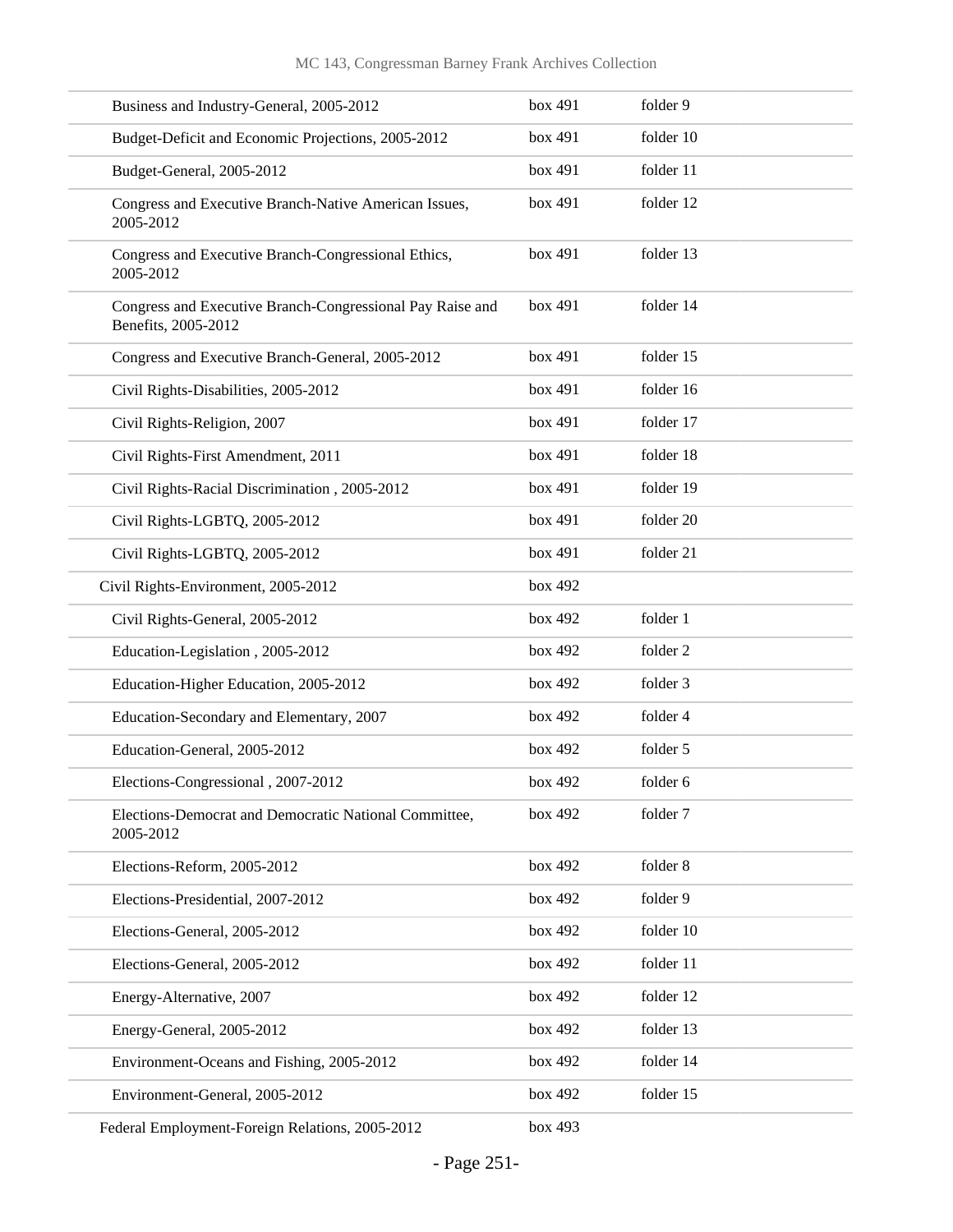| | | |
|---|---|---|
| Business and Industry-General, 2005-2012 | box 491 | folder 9 |
| Budget-Deficit and Economic Projections, 2005-2012 | box 491 | folder 10 |
| Budget-General, 2005-2012 | box 491 | folder 11 |
| Congress and Executive Branch-Native American Issues, 2005-2012 | box 491 | folder 12 |
| Congress and Executive Branch-Congressional Ethics, 2005-2012 | box 491 | folder 13 |
| Congress and Executive Branch-Congressional Pay Raise and Benefits, 2005-2012 | box 491 | folder 14 |
| Congress and Executive Branch-General, 2005-2012 | box 491 | folder 15 |
| Civil Rights-Disabilities, 2005-2012 | box 491 | folder 16 |
| Civil Rights-Religion, 2007 | box 491 | folder 17 |
| Civil Rights-First Amendment, 2011 | box 491 | folder 18 |
| Civil Rights-Racial Discrimination , 2005-2012 | box 491 | folder 19 |
| Civil Rights-LGBTQ, 2005-2012 | box 491 | folder 20 |
| Civil Rights-LGBTQ, 2005-2012 | box 491 | folder 21 |
| Civil Rights-Environment, 2005-2012 | box 492 | |
| Civil Rights-General, 2005-2012 | box 492 | folder 1 |
| Education-Legislation , 2005-2012 | box 492 | folder 2 |
| Education-Higher Education, 2005-2012 | box 492 | folder 3 |
| Education-Secondary and Elementary, 2007 | box 492 | folder 4 |
| Education-General, 2005-2012 | box 492 | folder 5 |
| Elections-Congressional , 2007-2012 | box 492 | folder 6 |
| Elections-Democrat and Democratic National Committee, 2005-2012 | box 492 | folder 7 |
| Elections-Reform, 2005-2012 | box 492 | folder 8 |
| Elections-Presidential, 2007-2012 | box 492 | folder 9 |
| Elections-General, 2005-2012 | box 492 | folder 10 |
| Elections-General, 2005-2012 | box 492 | folder 11 |
| Energy-Alternative, 2007 | box 492 | folder 12 |
| Energy-General, 2005-2012 | box 492 | folder 13 |
| Environment-Oceans and Fishing, 2005-2012 | box 492 | folder 14 |
| Environment-General, 2005-2012 | box 492 | folder 15 |
| Federal Employment-Foreign Relations, 2005-2012 | box 493 | |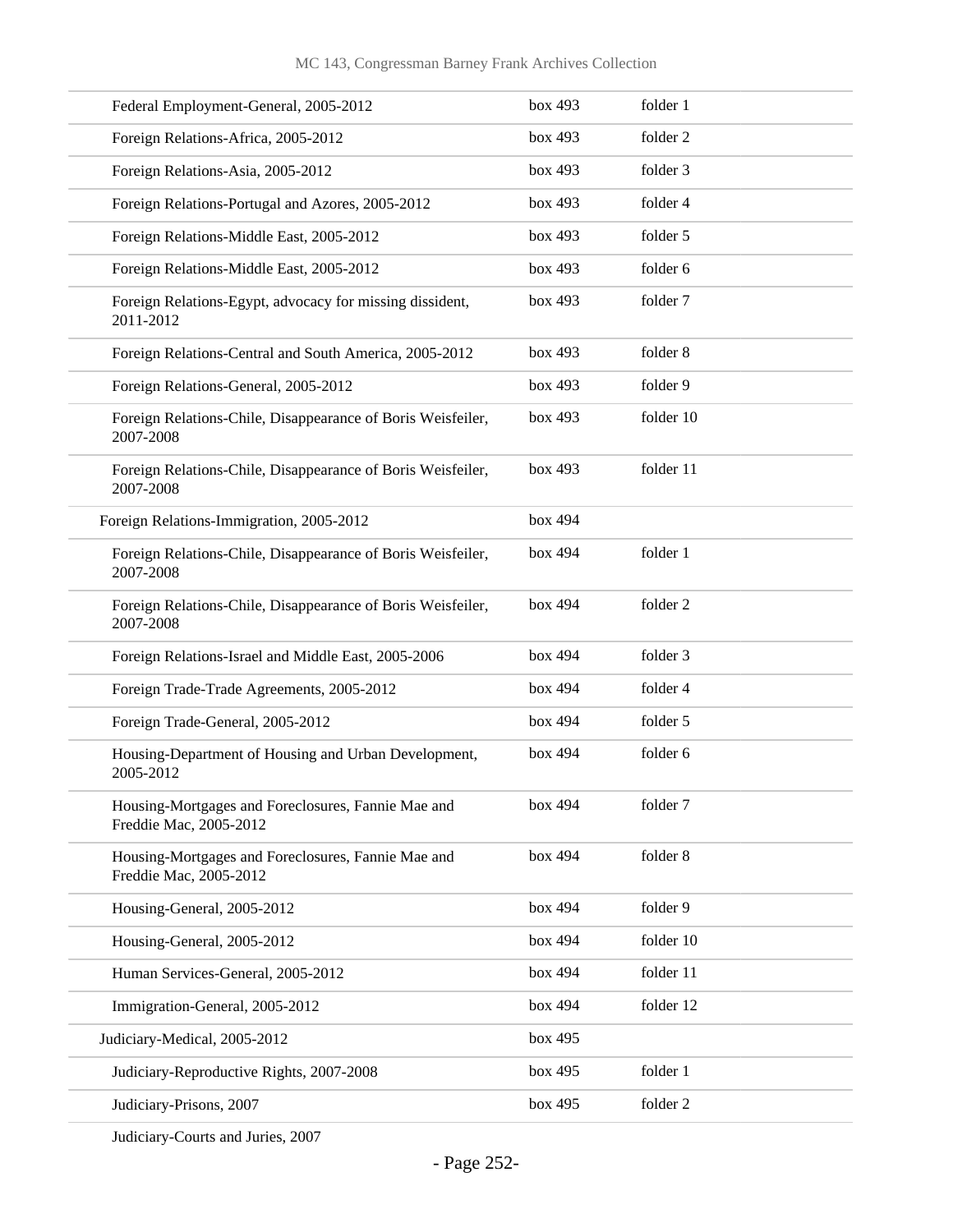| | | |
|---|---|---|
| Federal Employment-General, 2005-2012 | box 493 | folder 1 |
| Foreign Relations-Africa, 2005-2012 | box 493 | folder 2 |
| Foreign Relations-Asia, 2005-2012 | box 493 | folder 3 |
| Foreign Relations-Portugal and Azores, 2005-2012 | box 493 | folder 4 |
| Foreign Relations-Middle East, 2005-2012 | box 493 | folder 5 |
| Foreign Relations-Middle East, 2005-2012 | box 493 | folder 6 |
| Foreign Relations-Egypt, advocacy for missing dissident, 2011-2012 | box 493 | folder 7 |
| Foreign Relations-Central and South America, 2005-2012 | box 493 | folder 8 |
| Foreign Relations-General, 2005-2012 | box 493 | folder 9 |
| Foreign Relations-Chile, Disappearance of Boris Weisfeiler, 2007-2008 | box 493 | folder 10 |
| Foreign Relations-Chile, Disappearance of Boris Weisfeiler, 2007-2008 | box 493 | folder 11 |
| Foreign Relations-Immigration, 2005-2012 | box 494 | |
| Foreign Relations-Chile, Disappearance of Boris Weisfeiler, 2007-2008 | box 494 | folder 1 |
| Foreign Relations-Chile, Disappearance of Boris Weisfeiler, 2007-2008 | box 494 | folder 2 |
| Foreign Relations-Israel and Middle East, 2005-2006 | box 494 | folder 3 |
| Foreign Trade-Trade Agreements, 2005-2012 | box 494 | folder 4 |
| Foreign Trade-General, 2005-2012 | box 494 | folder 5 |
| Housing-Department of Housing and Urban Development, 2005-2012 | box 494 | folder 6 |
| Housing-Mortgages and Foreclosures, Fannie Mae and Freddie Mac, 2005-2012 | box 494 | folder 7 |
| Housing-Mortgages and Foreclosures, Fannie Mae and Freddie Mac, 2005-2012 | box 494 | folder 8 |
| Housing-General, 2005-2012 | box 494 | folder 9 |
| Housing-General, 2005-2012 | box 494 | folder 10 |
| Human Services-General, 2005-2012 | box 494 | folder 11 |
| Immigration-General, 2005-2012 | box 494 | folder 12 |
| Judiciary-Medical, 2005-2012 | box 495 | |
| Judiciary-Reproductive Rights, 2007-2008 | box 495 | folder 1 |
| Judiciary-Prisons, 2007 | box 495 | folder 2 |
| Judiciary-Courts and Juries, 2007 | | |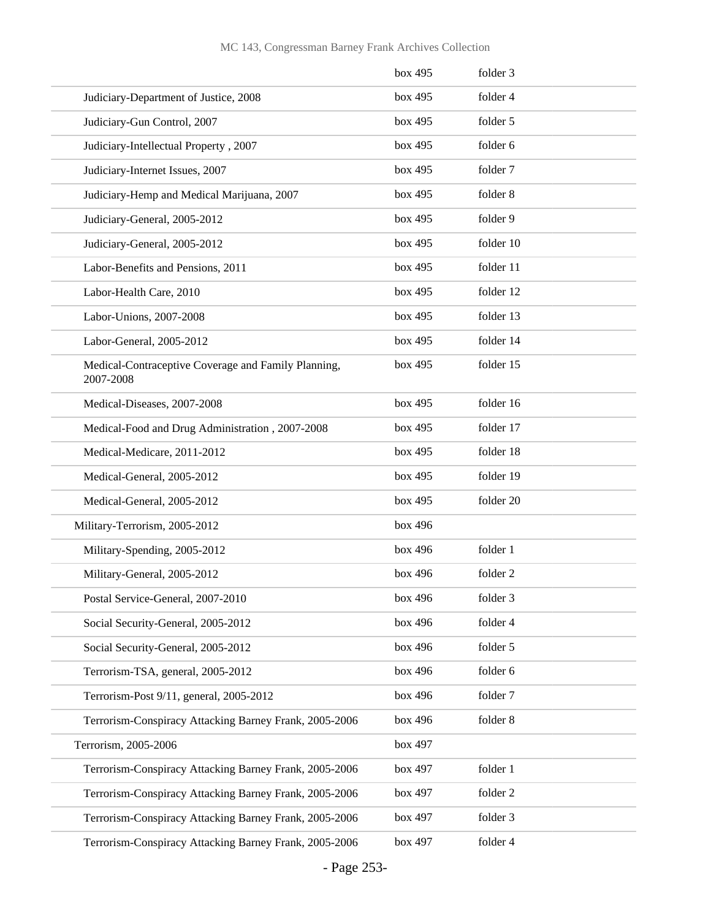| | | |
|---|---|---|
| | box 495 | folder 3 |
| Judiciary-Department of Justice, 2008 | box 495 | folder 4 |
| Judiciary-Gun Control, 2007 | box 495 | folder 5 |
| Judiciary-Intellectual Property , 2007 | box 495 | folder 6 |
| Judiciary-Internet Issues, 2007 | box 495 | folder 7 |
| Judiciary-Hemp and Medical Marijuana, 2007 | box 495 | folder 8 |
| Judiciary-General, 2005-2012 | box 495 | folder 9 |
| Judiciary-General, 2005-2012 | box 495 | folder 10 |
| Labor-Benefits and Pensions, 2011 | box 495 | folder 11 |
| Labor-Health Care, 2010 | box 495 | folder 12 |
| Labor-Unions, 2007-2008 | box 495 | folder 13 |
| Labor-General, 2005-2012 | box 495 | folder 14 |
| Medical-Contraceptive Coverage and Family Planning, 2007-2008 | box 495 | folder 15 |
| Medical-Diseases, 2007-2008 | box 495 | folder 16 |
| Medical-Food and Drug Administration , 2007-2008 | box 495 | folder 17 |
| Medical-Medicare, 2011-2012 | box 495 | folder 18 |
| Medical-General, 2005-2012 | box 495 | folder 19 |
| Medical-General, 2005-2012 | box 495 | folder 20 |
| Military-Terrorism, 2005-2012 | box 496 | |
| Military-Spending, 2005-2012 | box 496 | folder 1 |
| Military-General, 2005-2012 | box 496 | folder 2 |
| Postal Service-General, 2007-2010 | box 496 | folder 3 |
| Social Security-General, 2005-2012 | box 496 | folder 4 |
| Social Security-General, 2005-2012 | box 496 | folder 5 |
| Terrorism-TSA, general, 2005-2012 | box 496 | folder 6 |
| Terrorism-Post 9/11, general, 2005-2012 | box 496 | folder 7 |
| Terrorism-Conspiracy Attacking Barney Frank, 2005-2006 | box 496 | folder 8 |
| Terrorism, 2005-2006 | box 497 | |
| Terrorism-Conspiracy Attacking Barney Frank, 2005-2006 | box 497 | folder 1 |
| Terrorism-Conspiracy Attacking Barney Frank, 2005-2006 | box 497 | folder 2 |
| Terrorism-Conspiracy Attacking Barney Frank, 2005-2006 | box 497 | folder 3 |
| Terrorism-Conspiracy Attacking Barney Frank, 2005-2006 | box 497 | folder 4 |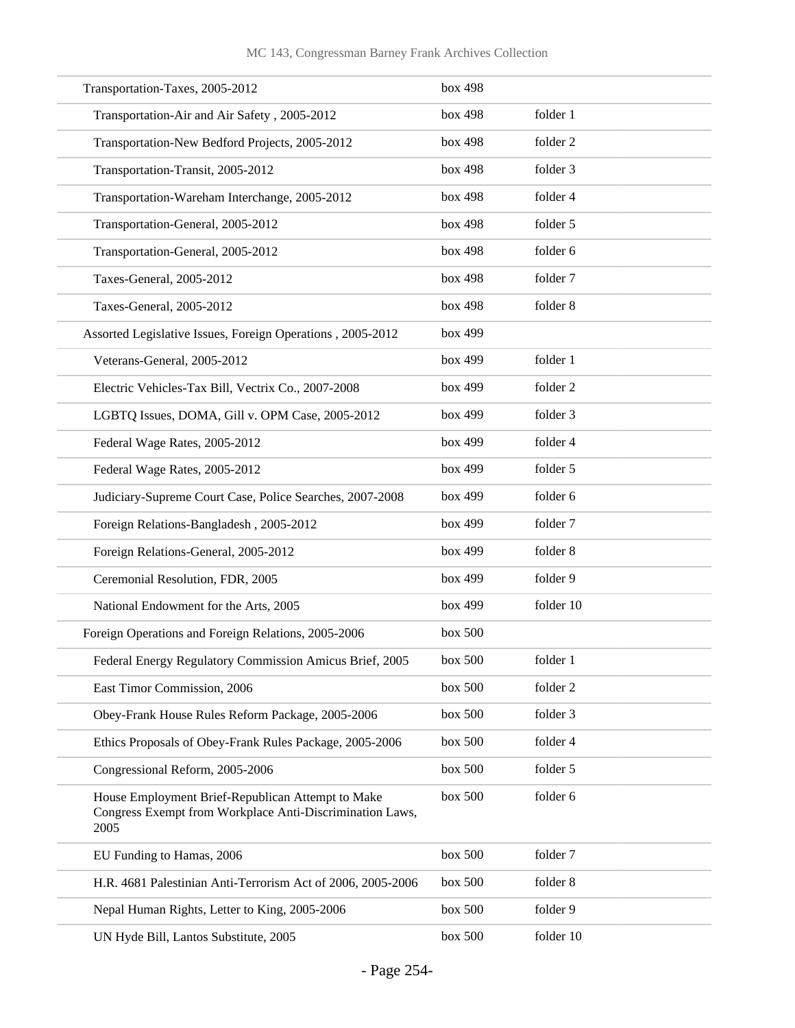| | | |
|---|---|---|
| Transportation-Taxes, 2005-2012 | box 498 | |
| Transportation-Air and Air Safety , 2005-2012 | box 498 | folder 1 |
| Transportation-New Bedford Projects, 2005-2012 | box 498 | folder 2 |
| Transportation-Transit, 2005-2012 | box 498 | folder 3 |
| Transportation-Wareham Interchange, 2005-2012 | box 498 | folder 4 |
| Transportation-General, 2005-2012 | box 498 | folder 5 |
| Transportation-General, 2005-2012 | box 498 | folder 6 |
| Taxes-General, 2005-2012 | box 498 | folder 7 |
| Taxes-General, 2005-2012 | box 498 | folder 8 |
| Assorted Legislative Issues, Foreign Operations , 2005-2012 | box 499 | |
| Veterans-General, 2005-2012 | box 499 | folder 1 |
| Electric Vehicles-Tax Bill, Vectrix Co., 2007-2008 | box 499 | folder 2 |
| LGBTQ Issues, DOMA, Gill v. OPM Case, 2005-2012 | box 499 | folder 3 |
| Federal Wage Rates, 2005-2012 | box 499 | folder 4 |
| Federal Wage Rates, 2005-2012 | box 499 | folder 5 |
| Judiciary-Supreme Court Case, Police Searches, 2007-2008 | box 499 | folder 6 |
| Foreign Relations-Bangladesh , 2005-2012 | box 499 | folder 7 |
| Foreign Relations-General, 2005-2012 | box 499 | folder 8 |
| Ceremonial Resolution, FDR, 2005 | box 499 | folder 9 |
| National Endowment for the Arts, 2005 | box 499 | folder 10 |
| Foreign Operations and Foreign Relations, 2005-2006 | box 500 | |
| Federal Energy Regulatory Commission Amicus Brief, 2005 | box 500 | folder 1 |
| East Timor Commission, 2006 | box 500 | folder 2 |
| Obey-Frank House Rules Reform Package, 2005-2006 | box 500 | folder 3 |
| Ethics Proposals of Obey-Frank Rules Package, 2005-2006 | box 500 | folder 4 |
| Congressional Reform, 2005-2006 | box 500 | folder 5 |
| House Employment Brief-Republican Attempt to Make Congress Exempt from Workplace Anti-Discrimination Laws, 2005 | box 500 | folder 6 |
| EU Funding to Hamas, 2006 | box 500 | folder 7 |
| H.R. 4681 Palestinian Anti-Terrorism Act of 2006, 2005-2006 | box 500 | folder 8 |
| Nepal Human Rights, Letter to King, 2005-2006 | box 500 | folder 9 |
| UN Hyde Bill, Lantos Substitute, 2005 | box 500 | folder 10 |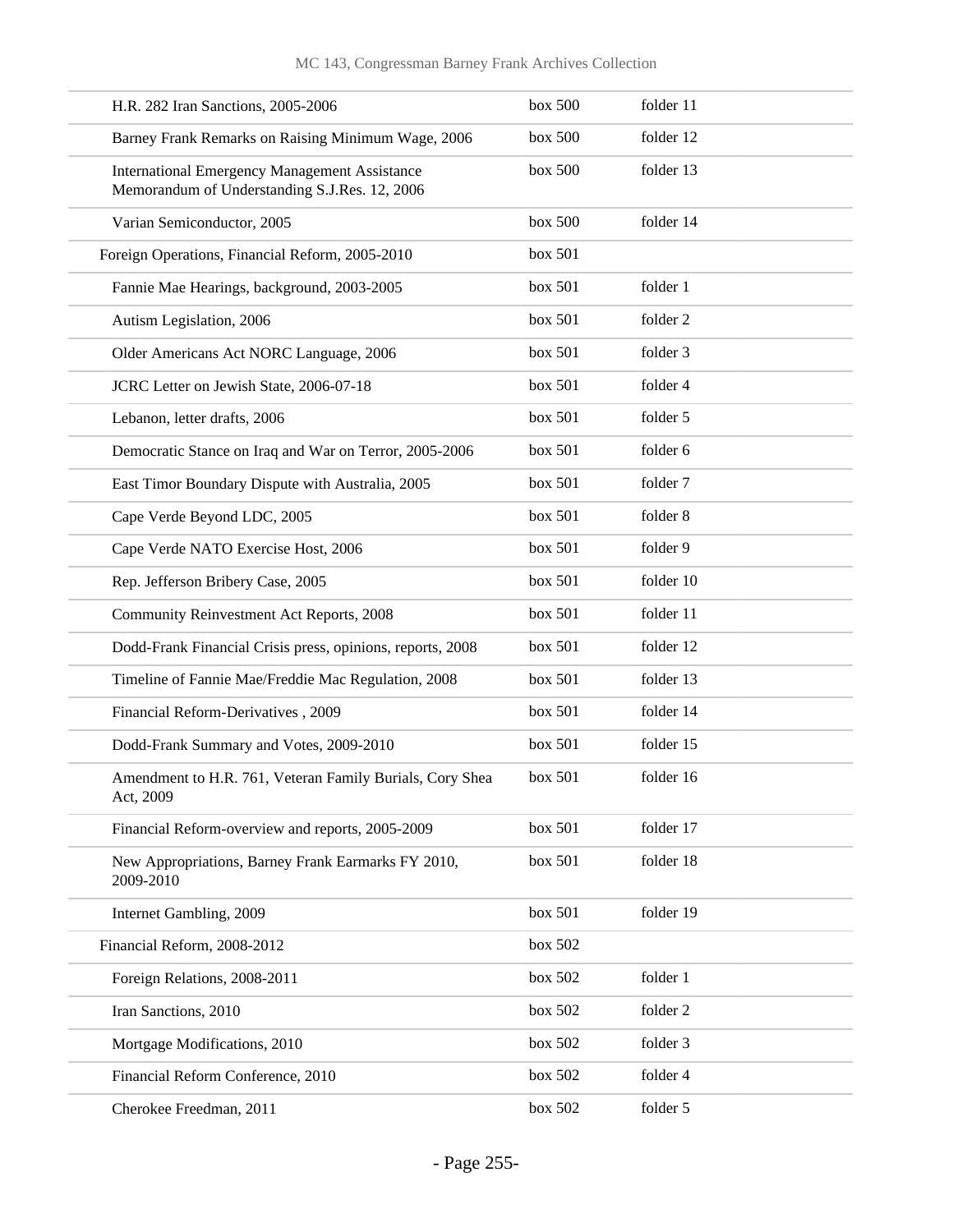| | | |
|---|---|---|
| H.R. 282 Iran Sanctions, 2005-2006 | box 500 | folder 11 |
| Barney Frank Remarks on Raising Minimum Wage, 2006 | box 500 | folder 12 |
| International Emergency Management Assistance Memorandum of Understanding S.J.Res. 12, 2006 | box 500 | folder 13 |
| Varian Semiconductor, 2005 | box 500 | folder 14 |
| Foreign Operations, Financial Reform, 2005-2010 | box 501 | |
| Fannie Mae Hearings, background, 2003-2005 | box 501 | folder 1 |
| Autism Legislation, 2006 | box 501 | folder 2 |
| Older Americans Act NORC Language, 2006 | box 501 | folder 3 |
| JCRC Letter on Jewish State, 2006-07-18 | box 501 | folder 4 |
| Lebanon, letter drafts, 2006 | box 501 | folder 5 |
| Democratic Stance on Iraq and War on Terror, 2005-2006 | box 501 | folder 6 |
| East Timor Boundary Dispute with Australia, 2005 | box 501 | folder 7 |
| Cape Verde Beyond LDC, 2005 | box 501 | folder 8 |
| Cape Verde NATO Exercise Host, 2006 | box 501 | folder 9 |
| Rep. Jefferson Bribery Case, 2005 | box 501 | folder 10 |
| Community Reinvestment Act Reports, 2008 | box 501 | folder 11 |
| Dodd-Frank Financial Crisis press, opinions, reports, 2008 | box 501 | folder 12 |
| Timeline of Fannie Mae/Freddie Mac Regulation, 2008 | box 501 | folder 13 |
| Financial Reform-Derivatives , 2009 | box 501 | folder 14 |
| Dodd-Frank Summary and Votes, 2009-2010 | box 501 | folder 15 |
| Amendment to H.R. 761, Veteran Family Burials, Cory Shea Act, 2009 | box 501 | folder 16 |
| Financial Reform-overview and reports, 2005-2009 | box 501 | folder 17 |
| New Appropriations, Barney Frank Earmarks FY 2010, 2009-2010 | box 501 | folder 18 |
| Internet Gambling, 2009 | box 501 | folder 19 |
| Financial Reform, 2008-2012 | box 502 | |
| Foreign Relations, 2008-2011 | box 502 | folder 1 |
| Iran Sanctions, 2010 | box 502 | folder 2 |
| Mortgage Modifications, 2010 | box 502 | folder 3 |
| Financial Reform Conference, 2010 | box 502 | folder 4 |
| Cherokee Freedman, 2011 | box 502 | folder 5 |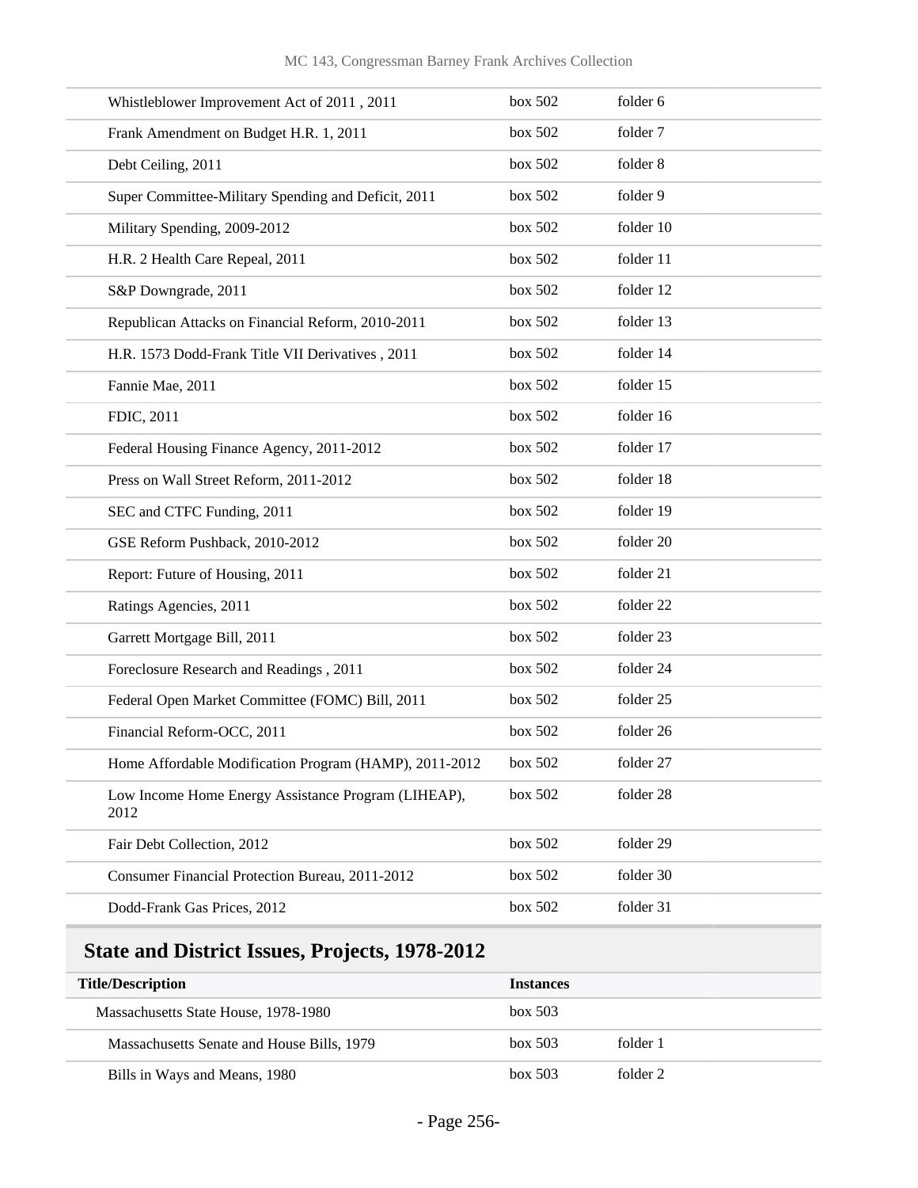| | | |
|---|---|---|
| Whistleblower Improvement Act of 2011 , 2011 | box 502 | folder 6 |
| Frank Amendment on Budget H.R. 1, 2011 | box 502 | folder 7 |
| Debt Ceiling, 2011 | box 502 | folder 8 |
| Super Committee-Military Spending and Deficit, 2011 | box 502 | folder 9 |
| Military Spending, 2009-2012 | box 502 | folder 10 |
| H.R. 2 Health Care Repeal, 2011 | box 502 | folder 11 |
| S&P Downgrade, 2011 | box 502 | folder 12 |
| Republican Attacks on Financial Reform, 2010-2011 | box 502 | folder 13 |
| H.R. 1573 Dodd-Frank Title VII Derivatives , 2011 | box 502 | folder 14 |
| Fannie Mae, 2011 | box 502 | folder 15 |
| FDIC, 2011 | box 502 | folder 16 |
| Federal Housing Finance Agency, 2011-2012 | box 502 | folder 17 |
| Press on Wall Street Reform, 2011-2012 | box 502 | folder 18 |
| SEC and CTFC Funding, 2011 | box 502 | folder 19 |
| GSE Reform Pushback, 2010-2012 | box 502 | folder 20 |
| Report: Future of Housing, 2011 | box 502 | folder 21 |
| Ratings Agencies, 2011 | box 502 | folder 22 |
| Garrett Mortgage Bill, 2011 | box 502 | folder 23 |
| Foreclosure Research and Readings , 2011 | box 502 | folder 24 |
| Federal Open Market Committee (FOMC) Bill, 2011 | box 502 | folder 25 |
| Financial Reform-OCC, 2011 | box 502 | folder 26 |
| Home Affordable Modification Program (HAMP), 2011-2012 | box 502 | folder 27 |
| Low Income Home Energy Assistance Program (LIHEAP), 2012 | box 502 | folder 28 |
| Fair Debt Collection, 2012 | box 502 | folder 29 |
| Consumer Financial Protection Bureau, 2011-2012 | box 502 | folder 30 |
| Dodd-Frank Gas Prices, 2012 | box 502 | folder 31 |

## State and District Issues, Projects, 1978-2012

| Title/Description | Instances | |
|---|---|---|
| Massachusetts State House, 1978-1980 | box 503 | |
| Massachusetts Senate and House Bills, 1979 | box 503 | folder 1 |
| Bills in Ways and Means, 1980 | box 503 | folder 2 |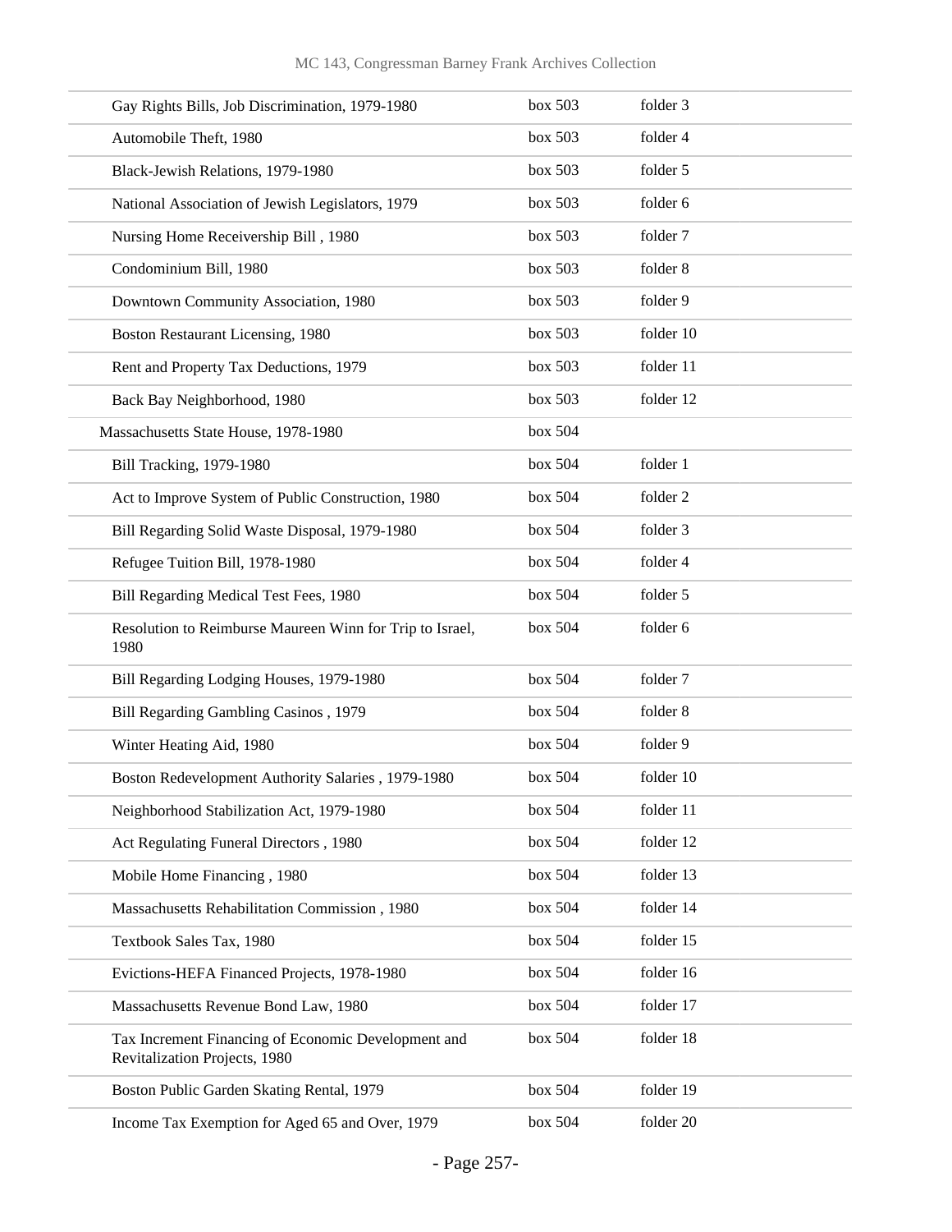| | | |
|---|---|---|
| Gay Rights Bills, Job Discrimination, 1979-1980 | box 503 | folder 3 |
| Automobile Theft, 1980 | box 503 | folder 4 |
| Black-Jewish Relations, 1979-1980 | box 503 | folder 5 |
| National Association of Jewish Legislators, 1979 | box 503 | folder 6 |
| Nursing Home Receivership Bill , 1980 | box 503 | folder 7 |
| Condominium Bill, 1980 | box 503 | folder 8 |
| Downtown Community Association, 1980 | box 503 | folder 9 |
| Boston Restaurant Licensing, 1980 | box 503 | folder 10 |
| Rent and Property Tax Deductions, 1979 | box 503 | folder 11 |
| Back Bay Neighborhood, 1980 | box 503 | folder 12 |
| Massachusetts State House, 1978-1980 | box 504 | |
| Bill Tracking, 1979-1980 | box 504 | folder 1 |
| Act to Improve System of Public Construction, 1980 | box 504 | folder 2 |
| Bill Regarding Solid Waste Disposal, 1979-1980 | box 504 | folder 3 |
| Refugee Tuition Bill, 1978-1980 | box 504 | folder 4 |
| Bill Regarding Medical Test Fees, 1980 | box 504 | folder 5 |
| Resolution to Reimburse Maureen Winn for Trip to Israel, 1980 | box 504 | folder 6 |
| Bill Regarding Lodging Houses, 1979-1980 | box 504 | folder 7 |
| Bill Regarding Gambling Casinos , 1979 | box 504 | folder 8 |
| Winter Heating Aid, 1980 | box 504 | folder 9 |
| Boston Redevelopment Authority Salaries , 1979-1980 | box 504 | folder 10 |
| Neighborhood Stabilization Act, 1979-1980 | box 504 | folder 11 |
| Act Regulating Funeral Directors , 1980 | box 504 | folder 12 |
| Mobile Home Financing , 1980 | box 504 | folder 13 |
| Massachusetts Rehabilitation Commission , 1980 | box 504 | folder 14 |
| Textbook Sales Tax, 1980 | box 504 | folder 15 |
| Evictions-HEFA Financed Projects, 1978-1980 | box 504 | folder 16 |
| Massachusetts Revenue Bond Law, 1980 | box 504 | folder 17 |
| Tax Increment Financing of Economic Development and Revitalization Projects, 1980 | box 504 | folder 18 |
| Boston Public Garden Skating Rental, 1979 | box 504 | folder 19 |
| Income Tax Exemption for Aged 65 and Over, 1979 | box 504 | folder 20 |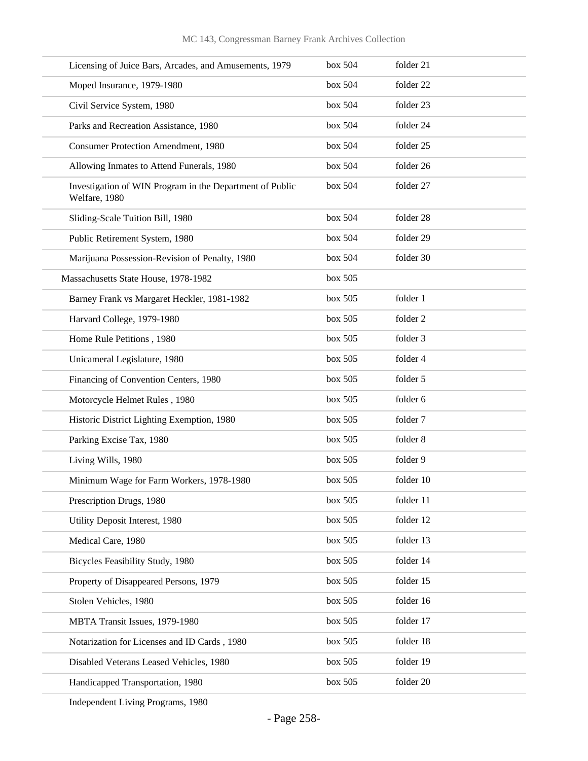| | | |
|---|---|---|
| Licensing of Juice Bars, Arcades, and Amusements, 1979 | box 504 | folder 21 |
| Moped Insurance, 1979-1980 | box 504 | folder 22 |
| Civil Service System, 1980 | box 504 | folder 23 |
| Parks and Recreation Assistance, 1980 | box 504 | folder 24 |
| Consumer Protection Amendment, 1980 | box 504 | folder 25 |
| Allowing Inmates to Attend Funerals, 1980 | box 504 | folder 26 |
| Investigation of WIN Program in the Department of Public Welfare, 1980 | box 504 | folder 27 |
| Sliding-Scale Tuition Bill, 1980 | box 504 | folder 28 |
| Public Retirement System, 1980 | box 504 | folder 29 |
| Marijuana Possession-Revision of Penalty, 1980 | box 504 | folder 30 |
| Massachusetts State House, 1978-1982 | box 505 | |
| Barney Frank vs Margaret Heckler, 1981-1982 | box 505 | folder 1 |
| Harvard College, 1979-1980 | box 505 | folder 2 |
| Home Rule Petitions , 1980 | box 505 | folder 3 |
| Unicameral Legislature, 1980 | box 505 | folder 4 |
| Financing of Convention Centers, 1980 | box 505 | folder 5 |
| Motorcycle Helmet Rules , 1980 | box 505 | folder 6 |
| Historic District Lighting Exemption, 1980 | box 505 | folder 7 |
| Parking Excise Tax, 1980 | box 505 | folder 8 |
| Living Wills, 1980 | box 505 | folder 9 |
| Minimum Wage for Farm Workers, 1978-1980 | box 505 | folder 10 |
| Prescription Drugs, 1980 | box 505 | folder 11 |
| Utility Deposit Interest, 1980 | box 505 | folder 12 |
| Medical Care, 1980 | box 505 | folder 13 |
| Bicycles Feasibility Study, 1980 | box 505 | folder 14 |
| Property of Disappeared Persons, 1979 | box 505 | folder 15 |
| Stolen Vehicles, 1980 | box 505 | folder 16 |
| MBTA Transit Issues, 1979-1980 | box 505 | folder 17 |
| Notarization for Licenses and ID Cards , 1980 | box 505 | folder 18 |
| Disabled Veterans Leased Vehicles, 1980 | box 505 | folder 19 |
| Handicapped Transportation, 1980 | box 505 | folder 20 |
| Independent Living Programs, 1980 | | |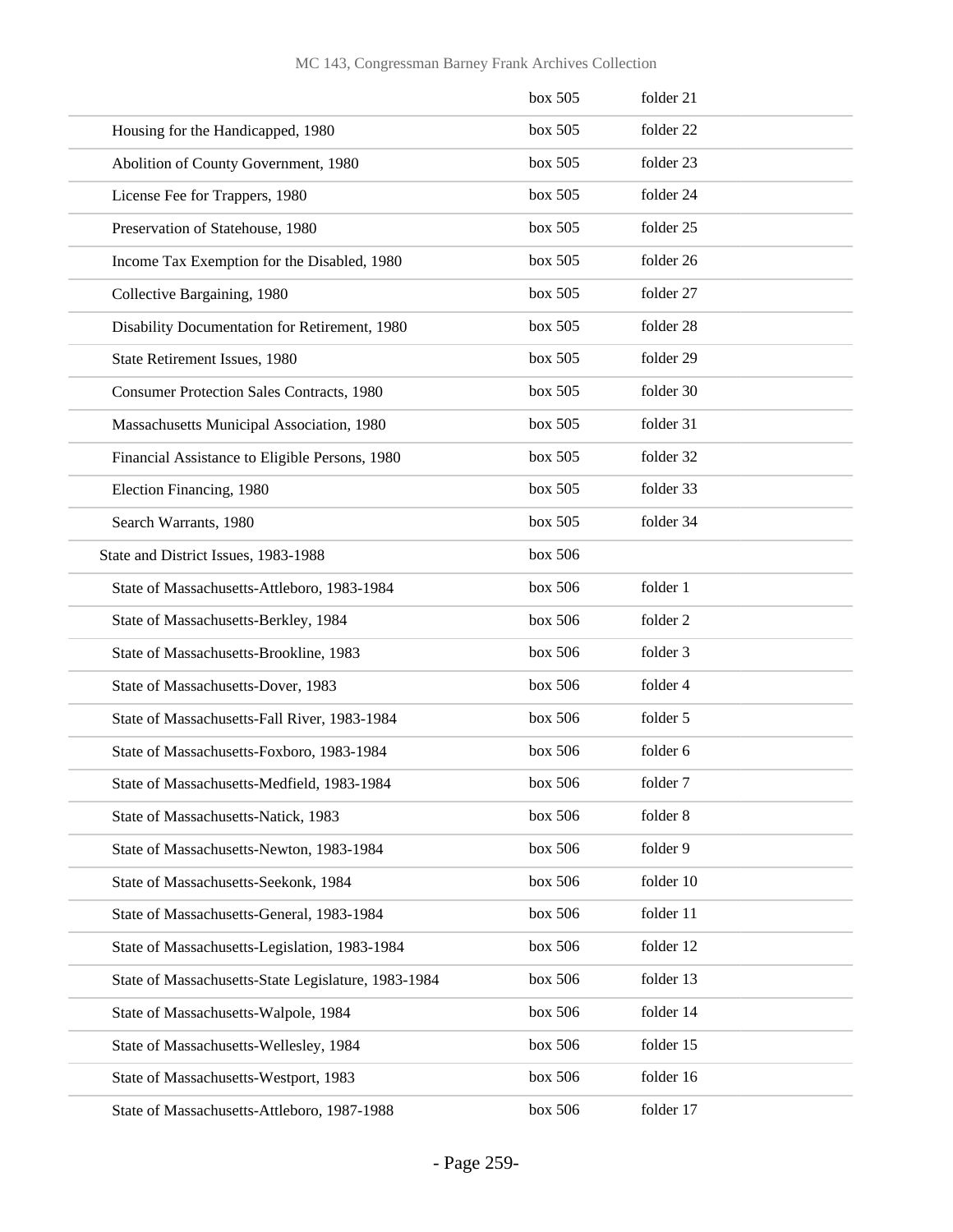| | | |
|---|---|---|
| | box 505 | folder 21 |
| Housing for the Handicapped, 1980 | box 505 | folder 22 |
| Abolition of County Government, 1980 | box 505 | folder 23 |
| License Fee for Trappers, 1980 | box 505 | folder 24 |
| Preservation of Statehouse, 1980 | box 505 | folder 25 |
| Income Tax Exemption for the Disabled, 1980 | box 505 | folder 26 |
| Collective Bargaining, 1980 | box 505 | folder 27 |
| Disability Documentation for Retirement, 1980 | box 505 | folder 28 |
| State Retirement Issues, 1980 | box 505 | folder 29 |
| Consumer Protection Sales Contracts, 1980 | box 505 | folder 30 |
| Massachusetts Municipal Association, 1980 | box 505 | folder 31 |
| Financial Assistance to Eligible Persons, 1980 | box 505 | folder 32 |
| Election Financing, 1980 | box 505 | folder 33 |
| Search Warrants, 1980 | box 505 | folder 34 |
| State and District Issues, 1983-1988 | box 506 | |
| State of Massachusetts-Attleboro, 1983-1984 | box 506 | folder 1 |
| State of Massachusetts-Berkley, 1984 | box 506 | folder 2 |
| State of Massachusetts-Brookline, 1983 | box 506 | folder 3 |
| State of Massachusetts-Dover, 1983 | box 506 | folder 4 |
| State of Massachusetts-Fall River, 1983-1984 | box 506 | folder 5 |
| State of Massachusetts-Foxboro, 1983-1984 | box 506 | folder 6 |
| State of Massachusetts-Medfield, 1983-1984 | box 506 | folder 7 |
| State of Massachusetts-Natick, 1983 | box 506 | folder 8 |
| State of Massachusetts-Newton, 1983-1984 | box 506 | folder 9 |
| State of Massachusetts-Seekonk, 1984 | box 506 | folder 10 |
| State of Massachusetts-General, 1983-1984 | box 506 | folder 11 |
| State of Massachusetts-Legislation, 1983-1984 | box 506 | folder 12 |
| State of Massachusetts-State Legislature, 1983-1984 | box 506 | folder 13 |
| State of Massachusetts-Walpole, 1984 | box 506 | folder 14 |
| State of Massachusetts-Wellesley, 1984 | box 506 | folder 15 |
| State of Massachusetts-Westport, 1983 | box 506 | folder 16 |
| State of Massachusetts-Attleboro, 1987-1988 | box 506 | folder 17 |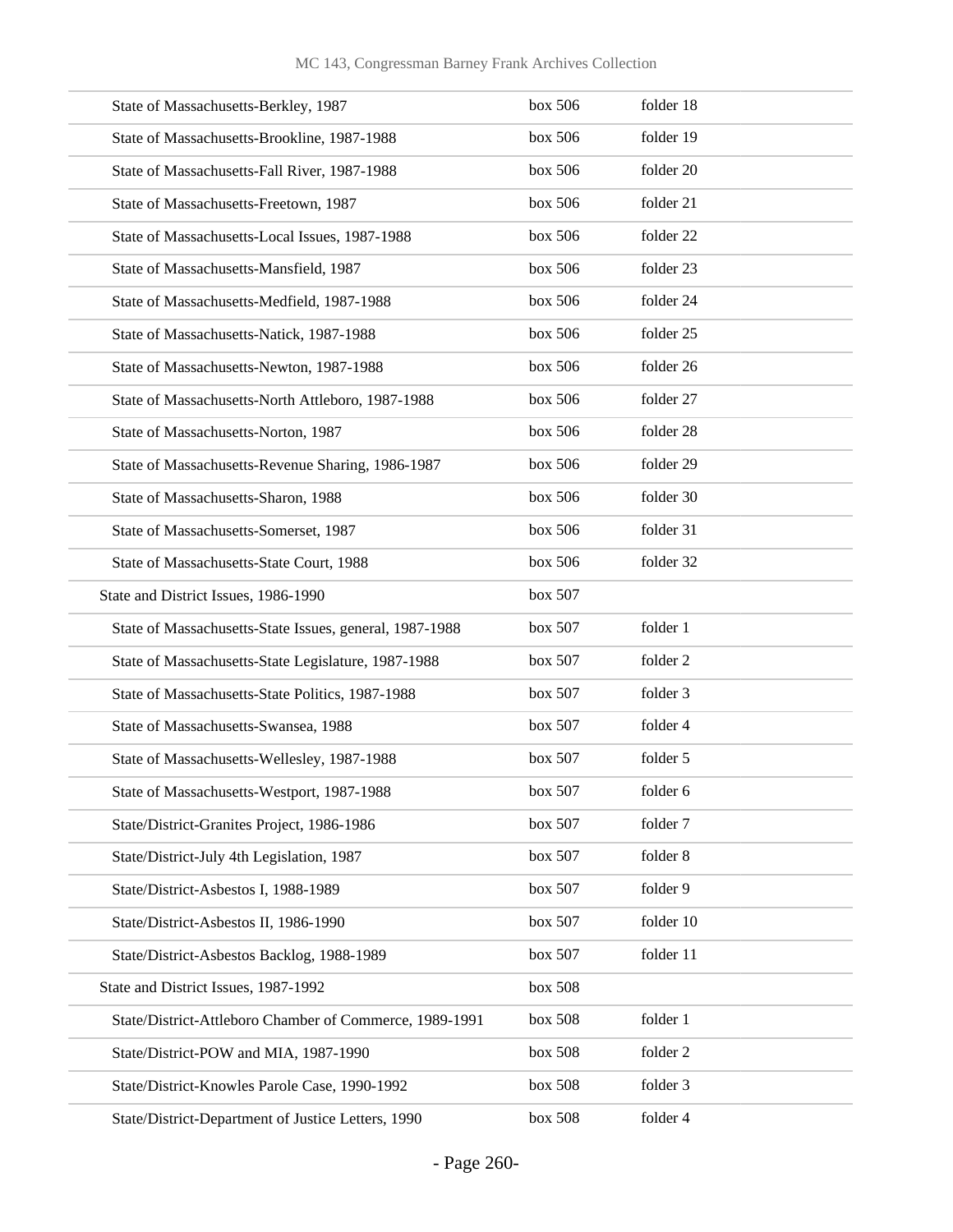| | | |
|---|---|---|
| State of Massachusetts-Berkley, 1987 | box 506 | folder 18 |
| State of Massachusetts-Brookline, 1987-1988 | box 506 | folder 19 |
| State of Massachusetts-Fall River, 1987-1988 | box 506 | folder 20 |
| State of Massachusetts-Freetown, 1987 | box 506 | folder 21 |
| State of Massachusetts-Local Issues, 1987-1988 | box 506 | folder 22 |
| State of Massachusetts-Mansfield, 1987 | box 506 | folder 23 |
| State of Massachusetts-Medfield, 1987-1988 | box 506 | folder 24 |
| State of Massachusetts-Natick, 1987-1988 | box 506 | folder 25 |
| State of Massachusetts-Newton, 1987-1988 | box 506 | folder 26 |
| State of Massachusetts-North Attleboro, 1987-1988 | box 506 | folder 27 |
| State of Massachusetts-Norton, 1987 | box 506 | folder 28 |
| State of Massachusetts-Revenue Sharing, 1986-1987 | box 506 | folder 29 |
| State of Massachusetts-Sharon, 1988 | box 506 | folder 30 |
| State of Massachusetts-Somerset, 1987 | box 506 | folder 31 |
| State of Massachusetts-State Court, 1988 | box 506 | folder 32 |
| State and District Issues, 1986-1990 | box 507 | |
| State of Massachusetts-State Issues, general, 1987-1988 | box 507 | folder 1 |
| State of Massachusetts-State Legislature, 1987-1988 | box 507 | folder 2 |
| State of Massachusetts-State Politics, 1987-1988 | box 507 | folder 3 |
| State of Massachusetts-Swansea, 1988 | box 507 | folder 4 |
| State of Massachusetts-Wellesley, 1987-1988 | box 507 | folder 5 |
| State of Massachusetts-Westport, 1987-1988 | box 507 | folder 6 |
| State/District-Granites Project, 1986-1986 | box 507 | folder 7 |
| State/District-July 4th Legislation, 1987 | box 507 | folder 8 |
| State/District-Asbestos I, 1988-1989 | box 507 | folder 9 |
| State/District-Asbestos II, 1986-1990 | box 507 | folder 10 |
| State/District-Asbestos Backlog, 1988-1989 | box 507 | folder 11 |
| State and District Issues, 1987-1992 | box 508 | |
| State/District-Attleboro Chamber of Commerce, 1989-1991 | box 508 | folder 1 |
| State/District-POW and MIA, 1987-1990 | box 508 | folder 2 |
| State/District-Knowles Parole Case, 1990-1992 | box 508 | folder 3 |
| State/District-Department of Justice Letters, 1990 | box 508 | folder 4 |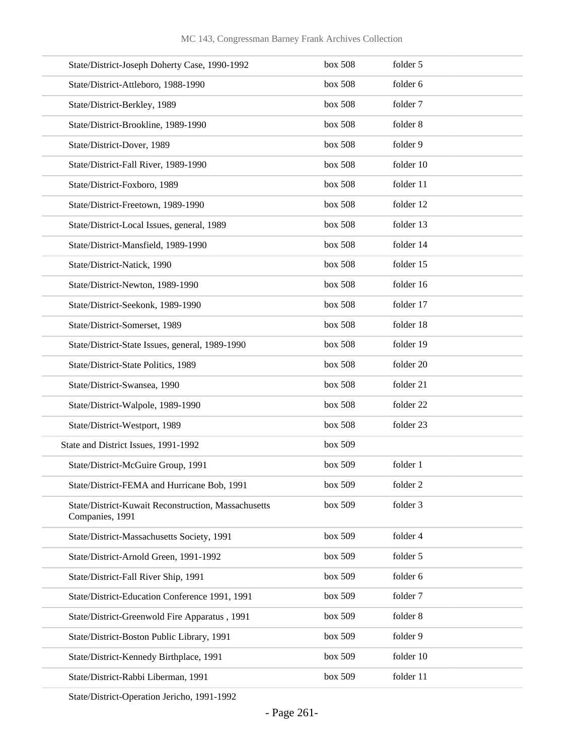| | | |
|---|---|---|
| State/District-Joseph Doherty Case, 1990-1992 | box 508 | folder 5 |
| State/District-Attleboro, 1988-1990 | box 508 | folder 6 |
| State/District-Berkley, 1989 | box 508 | folder 7 |
| State/District-Brookline, 1989-1990 | box 508 | folder 8 |
| State/District-Dover, 1989 | box 508 | folder 9 |
| State/District-Fall River, 1989-1990 | box 508 | folder 10 |
| State/District-Foxboro, 1989 | box 508 | folder 11 |
| State/District-Freetown, 1989-1990 | box 508 | folder 12 |
| State/District-Local Issues, general, 1989 | box 508 | folder 13 |
| State/District-Mansfield, 1989-1990 | box 508 | folder 14 |
| State/District-Natick, 1990 | box 508 | folder 15 |
| State/District-Newton, 1989-1990 | box 508 | folder 16 |
| State/District-Seekonk, 1989-1990 | box 508 | folder 17 |
| State/District-Somerset, 1989 | box 508 | folder 18 |
| State/District-State Issues, general, 1989-1990 | box 508 | folder 19 |
| State/District-State Politics, 1989 | box 508 | folder 20 |
| State/District-Swansea, 1990 | box 508 | folder 21 |
| State/District-Walpole, 1989-1990 | box 508 | folder 22 |
| State/District-Westport, 1989 | box 508 | folder 23 |
| State and District Issues, 1991-1992 | box 509 | |
| State/District-McGuire Group, 1991 | box 509 | folder 1 |
| State/District-FEMA and Hurricane Bob, 1991 | box 509 | folder 2 |
| State/District-Kuwait Reconstruction, Massachusetts Companies, 1991 | box 509 | folder 3 |
| State/District-Massachusetts Society, 1991 | box 509 | folder 4 |
| State/District-Arnold Green, 1991-1992 | box 509 | folder 5 |
| State/District-Fall River Ship, 1991 | box 509 | folder 6 |
| State/District-Education Conference 1991, 1991 | box 509 | folder 7 |
| State/District-Greenwold Fire Apparatus , 1991 | box 509 | folder 8 |
| State/District-Boston Public Library, 1991 | box 509 | folder 9 |
| State/District-Kennedy Birthplace, 1991 | box 509 | folder 10 |
| State/District-Rabbi Liberman, 1991 | box 509 | folder 11 |
| State/District-Operation Jericho, 1991-1992 | | |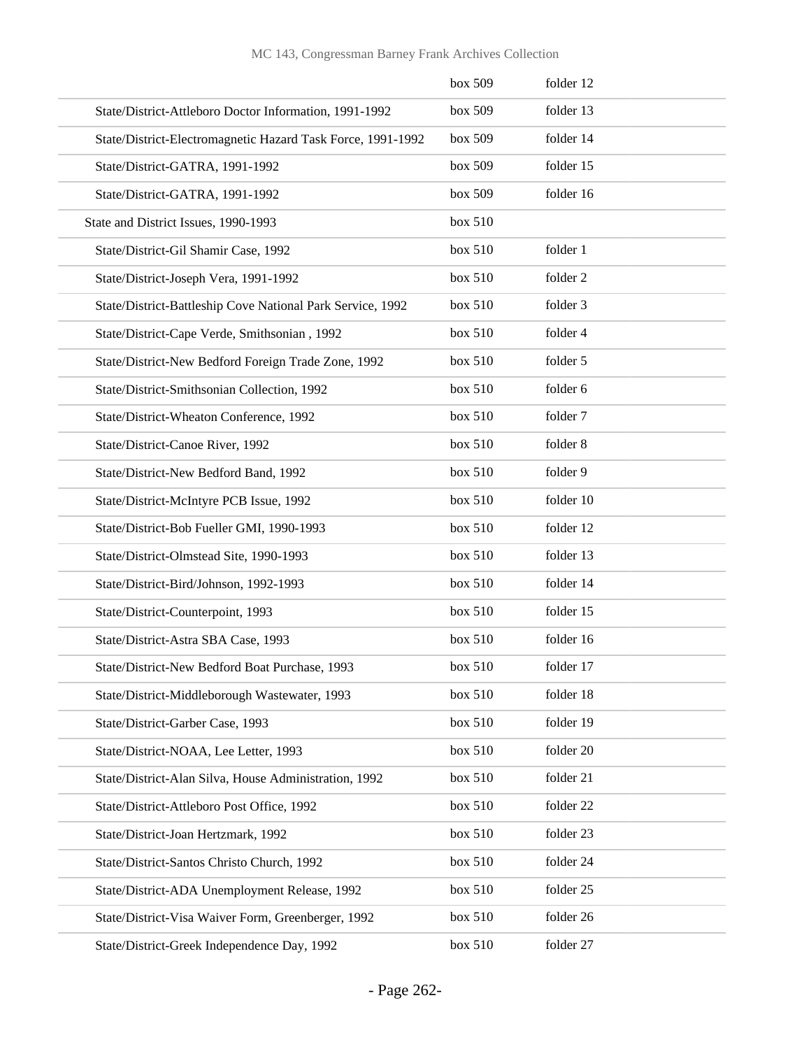| | | |
|---|---|---|
| | box 509 | folder 12 |
| State/District-Attleboro Doctor Information, 1991-1992 | box 509 | folder 13 |
| State/District-Electromagnetic Hazard Task Force, 1991-1992 | box 509 | folder 14 |
| State/District-GATRA, 1991-1992 | box 509 | folder 15 |
| State/District-GATRA, 1991-1992 | box 509 | folder 16 |
| State and District Issues, 1990-1993 | box 510 | |
| State/District-Gil Shamir Case, 1992 | box 510 | folder 1 |
| State/District-Joseph Vera, 1991-1992 | box 510 | folder 2 |
| State/District-Battleship Cove National Park Service, 1992 | box 510 | folder 3 |
| State/District-Cape Verde, Smithsonian , 1992 | box 510 | folder 4 |
| State/District-New Bedford Foreign Trade Zone, 1992 | box 510 | folder 5 |
| State/District-Smithsonian Collection, 1992 | box 510 | folder 6 |
| State/District-Wheaton Conference, 1992 | box 510 | folder 7 |
| State/District-Canoe River, 1992 | box 510 | folder 8 |
| State/District-New Bedford Band, 1992 | box 510 | folder 9 |
| State/District-McIntyre PCB Issue, 1992 | box 510 | folder 10 |
| State/District-Bob Fueller GMI, 1990-1993 | box 510 | folder 12 |
| State/District-Olmstead Site, 1990-1993 | box 510 | folder 13 |
| State/District-Bird/Johnson, 1992-1993 | box 510 | folder 14 |
| State/District-Counterpoint, 1993 | box 510 | folder 15 |
| State/District-Astra SBA Case, 1993 | box 510 | folder 16 |
| State/District-New Bedford Boat Purchase, 1993 | box 510 | folder 17 |
| State/District-Middleborough Wastewater, 1993 | box 510 | folder 18 |
| State/District-Garber Case, 1993 | box 510 | folder 19 |
| State/District-NOAA, Lee Letter, 1993 | box 510 | folder 20 |
| State/District-Alan Silva, House Administration, 1992 | box 510 | folder 21 |
| State/District-Attleboro Post Office, 1992 | box 510 | folder 22 |
| State/District-Joan Hertzmark, 1992 | box 510 | folder 23 |
| State/District-Santos Christo Church, 1992 | box 510 | folder 24 |
| State/District-ADA Unemployment Release, 1992 | box 510 | folder 25 |
| State/District-Visa Waiver Form, Greenberger, 1992 | box 510 | folder 26 |
| State/District-Greek Independence Day, 1992 | box 510 | folder 27 |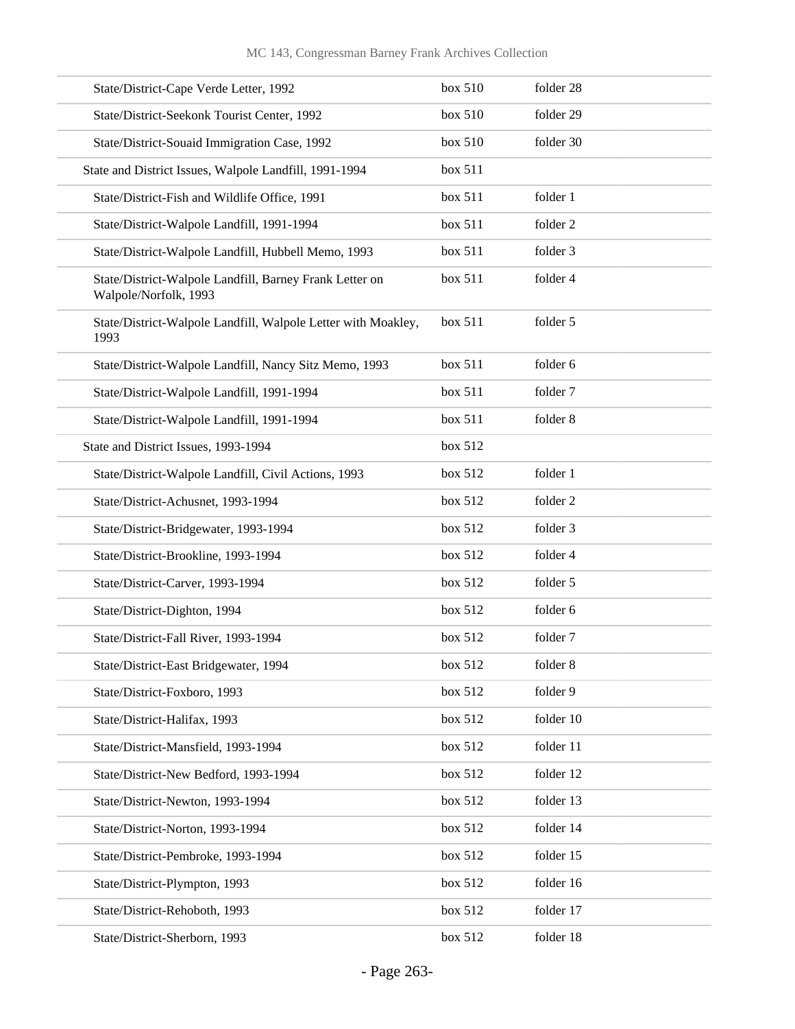| | | |
|---|---|---|
| State/District-Cape Verde Letter, 1992 | box 510 | folder 28 |
| State/District-Seekonk Tourist Center, 1992 | box 510 | folder 29 |
| State/District-Souaid Immigration Case, 1992 | box 510 | folder 30 |
| State and District Issues, Walpole Landfill, 1991-1994 | box 511 | |
| State/District-Fish and Wildlife Office, 1991 | box 511 | folder 1 |
| State/District-Walpole Landfill, 1991-1994 | box 511 | folder 2 |
| State/District-Walpole Landfill, Hubbell Memo, 1993 | box 511 | folder 3 |
| State/District-Walpole Landfill, Barney Frank Letter on Walpole/Norfolk, 1993 | box 511 | folder 4 |
| State/District-Walpole Landfill, Walpole Letter with Moakley, 1993 | box 511 | folder 5 |
| State/District-Walpole Landfill, Nancy Sitz Memo, 1993 | box 511 | folder 6 |
| State/District-Walpole Landfill, 1991-1994 | box 511 | folder 7 |
| State/District-Walpole Landfill, 1991-1994 | box 511 | folder 8 |
| State and District Issues, 1993-1994 | box 512 | |
| State/District-Walpole Landfill, Civil Actions, 1993 | box 512 | folder 1 |
| State/District-Achusnet, 1993-1994 | box 512 | folder 2 |
| State/District-Bridgewater, 1993-1994 | box 512 | folder 3 |
| State/District-Brookline, 1993-1994 | box 512 | folder 4 |
| State/District-Carver, 1993-1994 | box 512 | folder 5 |
| State/District-Dighton, 1994 | box 512 | folder 6 |
| State/District-Fall River, 1993-1994 | box 512 | folder 7 |
| State/District-East Bridgewater, 1994 | box 512 | folder 8 |
| State/District-Foxboro, 1993 | box 512 | folder 9 |
| State/District-Halifax, 1993 | box 512 | folder 10 |
| State/District-Mansfield, 1993-1994 | box 512 | folder 11 |
| State/District-New Bedford, 1993-1994 | box 512 | folder 12 |
| State/District-Newton, 1993-1994 | box 512 | folder 13 |
| State/District-Norton, 1993-1994 | box 512 | folder 14 |
| State/District-Pembroke, 1993-1994 | box 512 | folder 15 |
| State/District-Plympton, 1993 | box 512 | folder 16 |
| State/District-Rehoboth, 1993 | box 512 | folder 17 |
| State/District-Sherborn, 1993 | box 512 | folder 18 |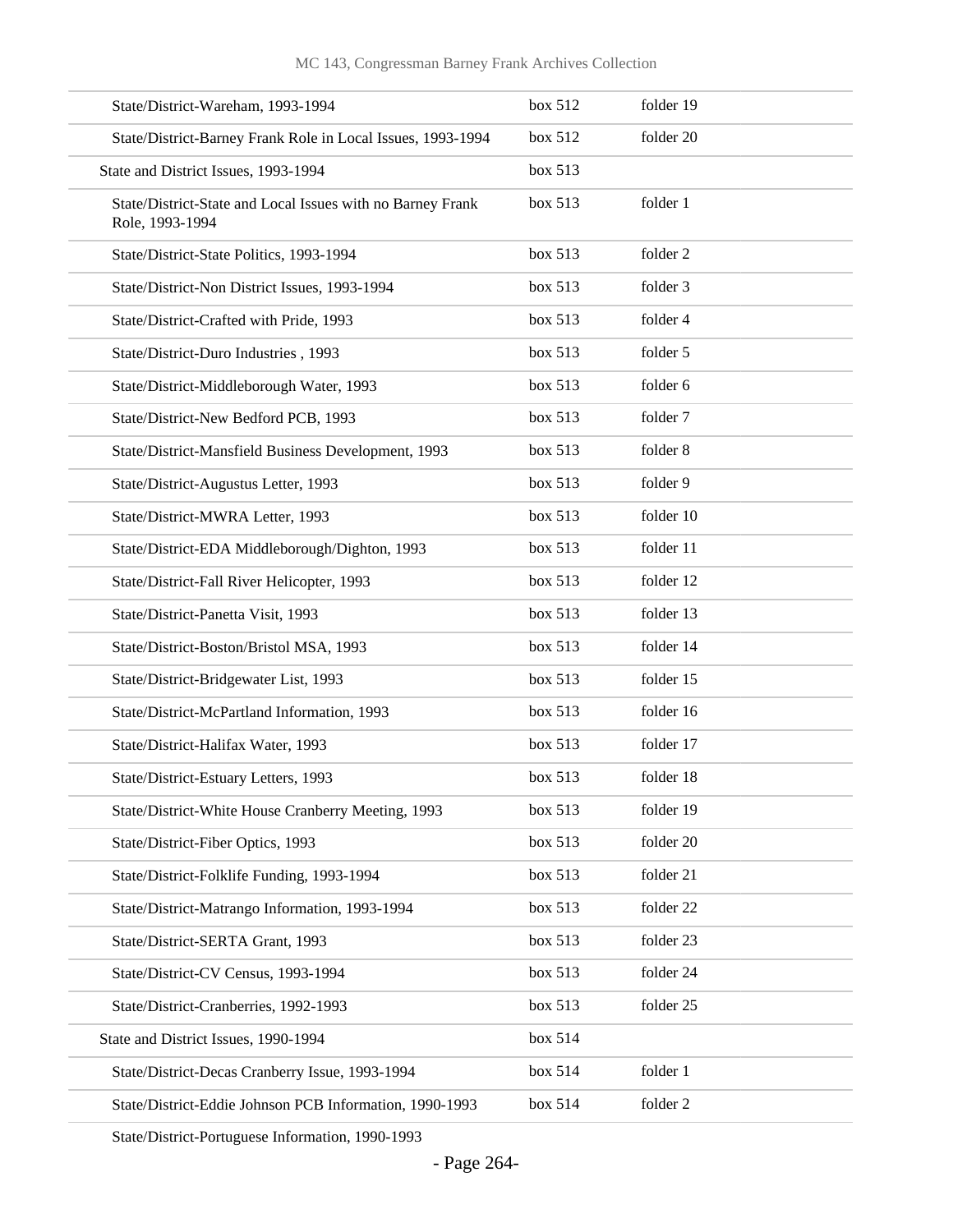| | | |
|---|---|---|
| State/District-Wareham, 1993-1994 | box 512 | folder 19 |
| State/District-Barney Frank Role in Local Issues, 1993-1994 | box 512 | folder 20 |
| State and District Issues, 1993-1994 | box 513 | |
| State/District-State and Local Issues with no Barney Frank Role, 1993-1994 | box 513 | folder 1 |
| State/District-State Politics, 1993-1994 | box 513 | folder 2 |
| State/District-Non District Issues, 1993-1994 | box 513 | folder 3 |
| State/District-Crafted with Pride, 1993 | box 513 | folder 4 |
| State/District-Duro Industries , 1993 | box 513 | folder 5 |
| State/District-Middleborough Water, 1993 | box 513 | folder 6 |
| State/District-New Bedford PCB, 1993 | box 513 | folder 7 |
| State/District-Mansfield Business Development, 1993 | box 513 | folder 8 |
| State/District-Augustus Letter, 1993 | box 513 | folder 9 |
| State/District-MWRA Letter, 1993 | box 513 | folder 10 |
| State/District-EDA Middleborough/Dighton, 1993 | box 513 | folder 11 |
| State/District-Fall River Helicopter, 1993 | box 513 | folder 12 |
| State/District-Panetta Visit, 1993 | box 513 | folder 13 |
| State/District-Boston/Bristol MSA, 1993 | box 513 | folder 14 |
| State/District-Bridgewater List, 1993 | box 513 | folder 15 |
| State/District-McPartland Information, 1993 | box 513 | folder 16 |
| State/District-Halifax Water, 1993 | box 513 | folder 17 |
| State/District-Estuary Letters, 1993 | box 513 | folder 18 |
| State/District-White House Cranberry Meeting, 1993 | box 513 | folder 19 |
| State/District-Fiber Optics, 1993 | box 513 | folder 20 |
| State/District-Folklife Funding, 1993-1994 | box 513 | folder 21 |
| State/District-Matrango Information, 1993-1994 | box 513 | folder 22 |
| State/District-SERTA Grant, 1993 | box 513 | folder 23 |
| State/District-CV Census, 1993-1994 | box 513 | folder 24 |
| State/District-Cranberries, 1992-1993 | box 513 | folder 25 |
| State and District Issues, 1990-1994 | box 514 | |
| State/District-Decas Cranberry Issue, 1993-1994 | box 514 | folder 1 |
| State/District-Eddie Johnson PCB Information, 1990-1993 | box 514 | folder 2 |
| State/District-Portuguese Information, 1990-1993 | | |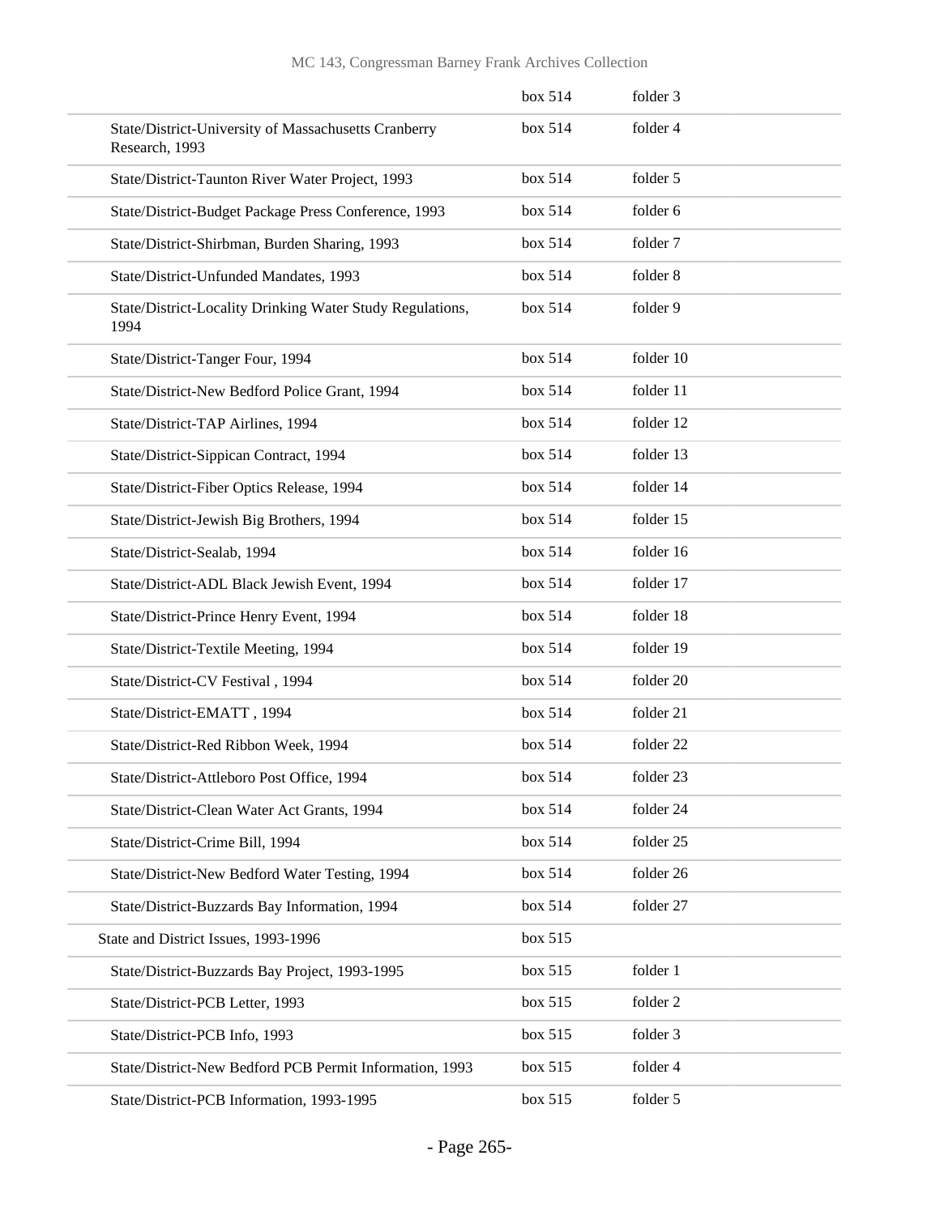| | | |
|---|---|---|
| | box 514 | folder 3 |
| State/District-University of Massachusetts Cranberry Research, 1993 | box 514 | folder 4 |
| State/District-Taunton River Water Project, 1993 | box 514 | folder 5 |
| State/District-Budget Package Press Conference, 1993 | box 514 | folder 6 |
| State/District-Shirbman, Burden Sharing, 1993 | box 514 | folder 7 |
| State/District-Unfunded Mandates, 1993 | box 514 | folder 8 |
| State/District-Locality Drinking Water Study Regulations, 1994 | box 514 | folder 9 |
| State/District-Tanger Four, 1994 | box 514 | folder 10 |
| State/District-New Bedford Police Grant, 1994 | box 514 | folder 11 |
| State/District-TAP Airlines, 1994 | box 514 | folder 12 |
| State/District-Sippican Contract, 1994 | box 514 | folder 13 |
| State/District-Fiber Optics Release, 1994 | box 514 | folder 14 |
| State/District-Jewish Big Brothers, 1994 | box 514 | folder 15 |
| State/District-Sealab, 1994 | box 514 | folder 16 |
| State/District-ADL Black Jewish Event, 1994 | box 514 | folder 17 |
| State/District-Prince Henry Event, 1994 | box 514 | folder 18 |
| State/District-Textile Meeting, 1994 | box 514 | folder 19 |
| State/District-CV Festival , 1994 | box 514 | folder 20 |
| State/District-EMATT , 1994 | box 514 | folder 21 |
| State/District-Red Ribbon Week, 1994 | box 514 | folder 22 |
| State/District-Attleboro Post Office, 1994 | box 514 | folder 23 |
| State/District-Clean Water Act Grants, 1994 | box 514 | folder 24 |
| State/District-Crime Bill, 1994 | box 514 | folder 25 |
| State/District-New Bedford Water Testing, 1994 | box 514 | folder 26 |
| State/District-Buzzards Bay Information, 1994 | box 514 | folder 27 |
| State and District Issues, 1993-1996 | box 515 | |
| State/District-Buzzards Bay Project, 1993-1995 | box 515 | folder 1 |
| State/District-PCB Letter, 1993 | box 515 | folder 2 |
| State/District-PCB Info, 1993 | box 515 | folder 3 |
| State/District-New Bedford PCB Permit Information, 1993 | box 515 | folder 4 |
| State/District-PCB Information, 1993-1995 | box 515 | folder 5 |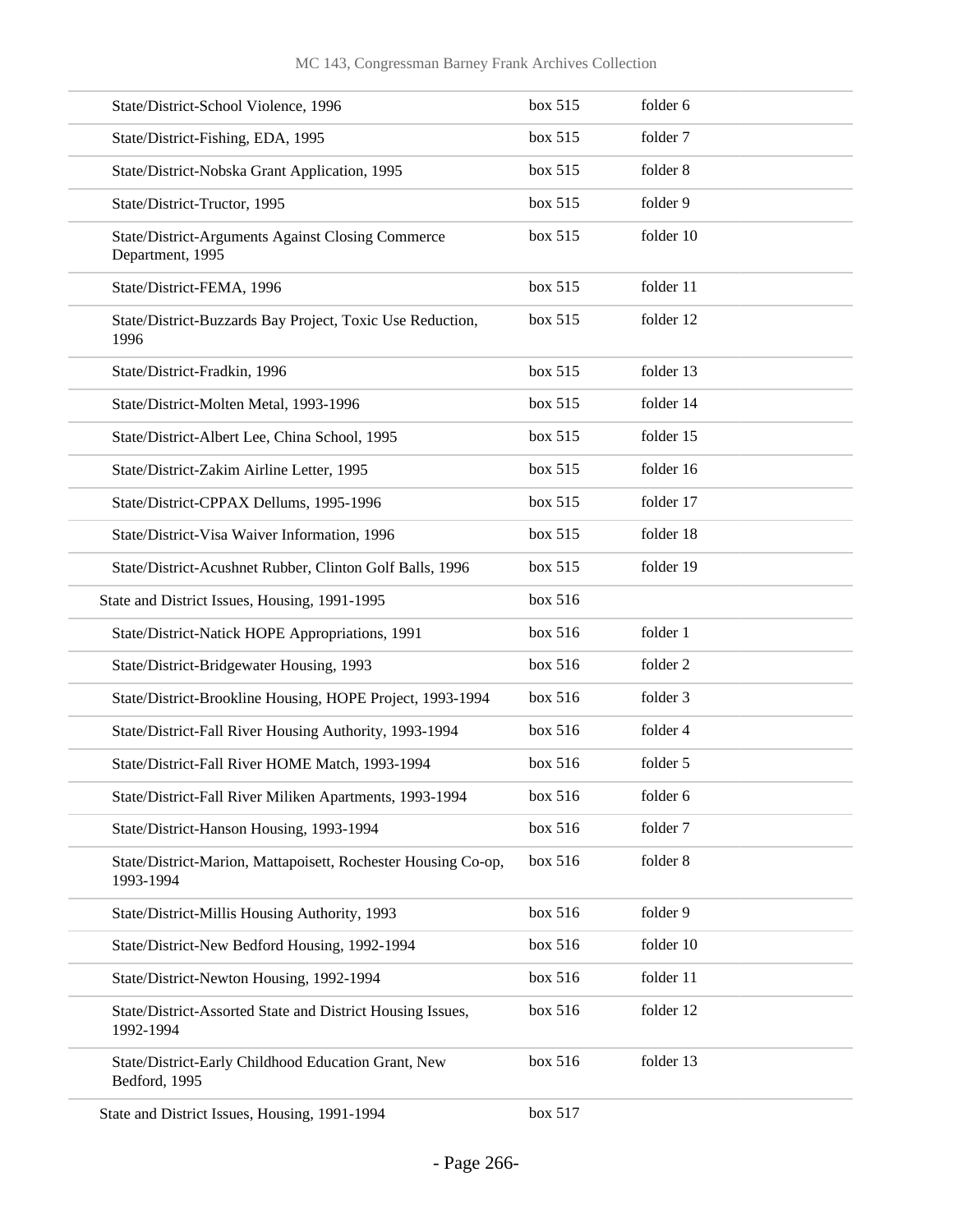| State/District-School Violence, 1996 | box 515 | folder 6 |
|---|---|---|
| State/District-Fishing, EDA, 1995 | box 515 | folder 7 |
| State/District-Nobska Grant Application, 1995 | box 515 | folder 8 |
| State/District-Tructor, 1995 | box 515 | folder 9 |
| State/District-Arguments Against Closing Commerce Department, 1995 | box 515 | folder 10 |
| State/District-FEMA, 1996 | box 515 | folder 11 |
| State/District-Buzzards Bay Project, Toxic Use Reduction, 1996 | box 515 | folder 12 |
| State/District-Fradkin, 1996 | box 515 | folder 13 |
| State/District-Molten Metal, 1993-1996 | box 515 | folder 14 |
| State/District-Albert Lee, China School, 1995 | box 515 | folder 15 |
| State/District-Zakim Airline Letter, 1995 | box 515 | folder 16 |
| State/District-CPPAX Dellums, 1995-1996 | box 515 | folder 17 |
| State/District-Visa Waiver Information, 1996 | box 515 | folder 18 |
| State/District-Acushnet Rubber, Clinton Golf Balls, 1996 | box 515 | folder 19 |
| State and District Issues, Housing, 1991-1995 | box 516 | |
| State/District-Natick HOPE Appropriations, 1991 | box 516 | folder 1 |
| State/District-Bridgewater Housing, 1993 | box 516 | folder 2 |
| State/District-Brookline Housing, HOPE Project, 1993-1994 | box 516 | folder 3 |
| State/District-Fall River Housing Authority, 1993-1994 | box 516 | folder 4 |
| State/District-Fall River HOME Match, 1993-1994 | box 516 | folder 5 |
| State/District-Fall River Miliken Apartments, 1993-1994 | box 516 | folder 6 |
| State/District-Hanson Housing, 1993-1994 | box 516 | folder 7 |
| State/District-Marion, Mattapoisett, Rochester Housing Co-op, 1993-1994 | box 516 | folder 8 |
| State/District-Millis Housing Authority, 1993 | box 516 | folder 9 |
| State/District-New Bedford Housing, 1992-1994 | box 516 | folder 10 |
| State/District-Newton Housing, 1992-1994 | box 516 | folder 11 |
| State/District-Assorted State and District Housing Issues, 1992-1994 | box 516 | folder 12 |
| State/District-Early Childhood Education Grant, New Bedford, 1995 | box 516 | folder 13 |
| State and District Issues, Housing, 1991-1994 | box 517 | |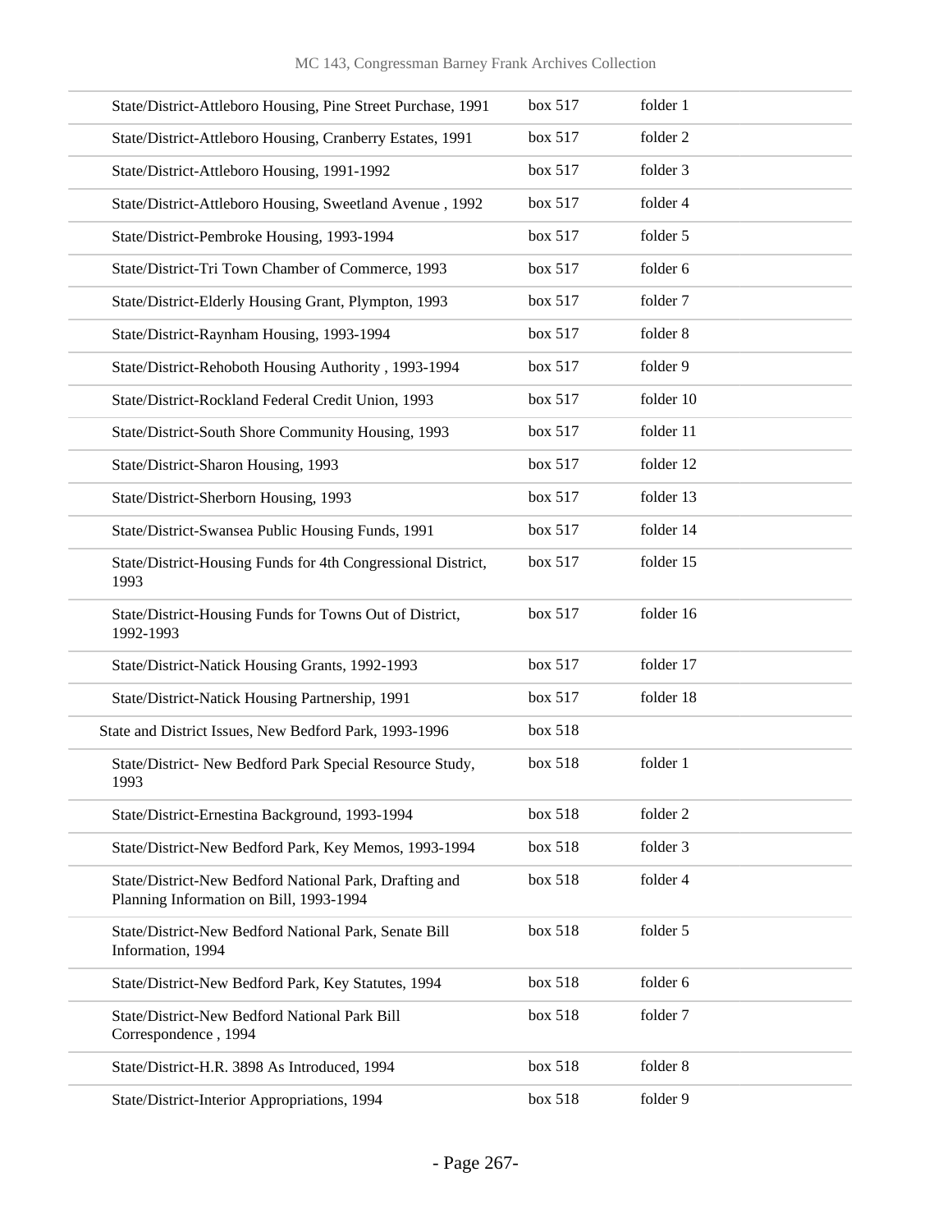| | | |
|---|---|---|
| State/District-Attleboro Housing, Pine Street Purchase, 1991 | box 517 | folder 1 |
| State/District-Attleboro Housing, Cranberry Estates, 1991 | box 517 | folder 2 |
| State/District-Attleboro Housing, 1991-1992 | box 517 | folder 3 |
| State/District-Attleboro Housing, Sweetland Avenue , 1992 | box 517 | folder 4 |
| State/District-Pembroke Housing, 1993-1994 | box 517 | folder 5 |
| State/District-Tri Town Chamber of Commerce, 1993 | box 517 | folder 6 |
| State/District-Elderly Housing Grant, Plympton, 1993 | box 517 | folder 7 |
| State/District-Raynham Housing, 1993-1994 | box 517 | folder 8 |
| State/District-Rehoboth Housing Authority , 1993-1994 | box 517 | folder 9 |
| State/District-Rockland Federal Credit Union, 1993 | box 517 | folder 10 |
| State/District-South Shore Community Housing, 1993 | box 517 | folder 11 |
| State/District-Sharon Housing, 1993 | box 517 | folder 12 |
| State/District-Sherborn Housing, 1993 | box 517 | folder 13 |
| State/District-Swansea Public Housing Funds, 1991 | box 517 | folder 14 |
| State/District-Housing Funds for 4th Congressional District, 1993 | box 517 | folder 15 |
| State/District-Housing Funds for Towns Out of District, 1992-1993 | box 517 | folder 16 |
| State/District-Natick Housing Grants, 1992-1993 | box 517 | folder 17 |
| State/District-Natick Housing Partnership, 1991 | box 517 | folder 18 |
| State and District Issues, New Bedford Park, 1993-1996 | box 518 | |
| State/District- New Bedford Park Special Resource Study, 1993 | box 518 | folder 1 |
| State/District-Ernestina Background, 1993-1994 | box 518 | folder 2 |
| State/District-New Bedford Park, Key Memos, 1993-1994 | box 518 | folder 3 |
| State/District-New Bedford National Park, Drafting and Planning Information on Bill, 1993-1994 | box 518 | folder 4 |
| State/District-New Bedford National Park, Senate Bill Information, 1994 | box 518 | folder 5 |
| State/District-New Bedford Park, Key Statutes, 1994 | box 518 | folder 6 |
| State/District-New Bedford National Park Bill Correspondence , 1994 | box 518 | folder 7 |
| State/District-H.R. 3898 As Introduced, 1994 | box 518 | folder 8 |
| State/District-Interior Appropriations, 1994 | box 518 | folder 9 |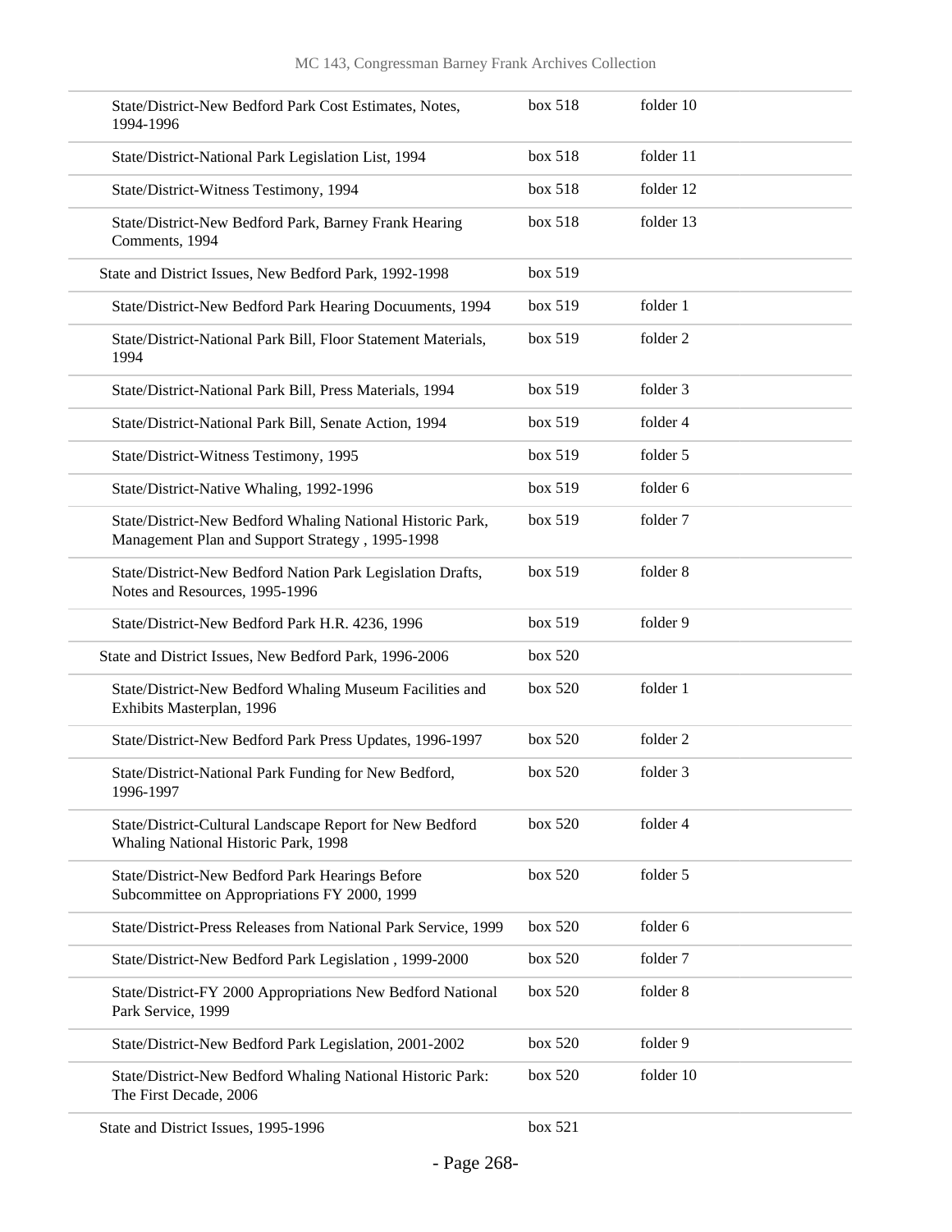| | | |
|---|---|---|
| State/District-New Bedford Park Cost Estimates, Notes, 1994-1996 | box 518 | folder 10 |
| State/District-National Park Legislation List, 1994 | box 518 | folder 11 |
| State/District-Witness Testimony, 1994 | box 518 | folder 12 |
| State/District-New Bedford Park, Barney Frank Hearing Comments, 1994 | box 518 | folder 13 |
| State and District Issues, New Bedford Park, 1992-1998 | box 519 | |
| State/District-New Bedford Park Hearing Docuuments, 1994 | box 519 | folder 1 |
| State/District-National Park Bill, Floor Statement Materials, 1994 | box 519 | folder 2 |
| State/District-National Park Bill, Press Materials, 1994 | box 519 | folder 3 |
| State/District-National Park Bill, Senate Action, 1994 | box 519 | folder 4 |
| State/District-Witness Testimony, 1995 | box 519 | folder 5 |
| State/District-Native Whaling, 1992-1996 | box 519 | folder 6 |
| State/District-New Bedford Whaling National Historic Park, Management Plan and Support Strategy , 1995-1998 | box 519 | folder 7 |
| State/District-New Bedford Nation Park Legislation Drafts, Notes and Resources, 1995-1996 | box 519 | folder 8 |
| State/District-New Bedford Park H.R. 4236, 1996 | box 519 | folder 9 |
| State and District Issues, New Bedford Park, 1996-2006 | box 520 | |
| State/District-New Bedford Whaling Museum Facilities and Exhibits Masterplan, 1996 | box 520 | folder 1 |
| State/District-New Bedford Park Press Updates, 1996-1997 | box 520 | folder 2 |
| State/District-National Park Funding for New Bedford, 1996-1997 | box 520 | folder 3 |
| State/District-Cultural Landscape Report for New Bedford Whaling National Historic Park, 1998 | box 520 | folder 4 |
| State/District-New Bedford Park Hearings Before Subcommittee on Appropriations FY 2000, 1999 | box 520 | folder 5 |
| State/District-Press Releases from National Park Service, 1999 | box 520 | folder 6 |
| State/District-New Bedford Park Legislation , 1999-2000 | box 520 | folder 7 |
| State/District-FY 2000 Appropriations New Bedford National Park Service, 1999 | box 520 | folder 8 |
| State/District-New Bedford Park Legislation, 2001-2002 | box 520 | folder 9 |
| State/District-New Bedford Whaling National Historic Park: The First Decade, 2006 | box 520 | folder 10 |
| State and District Issues, 1995-1996 | box 521 | |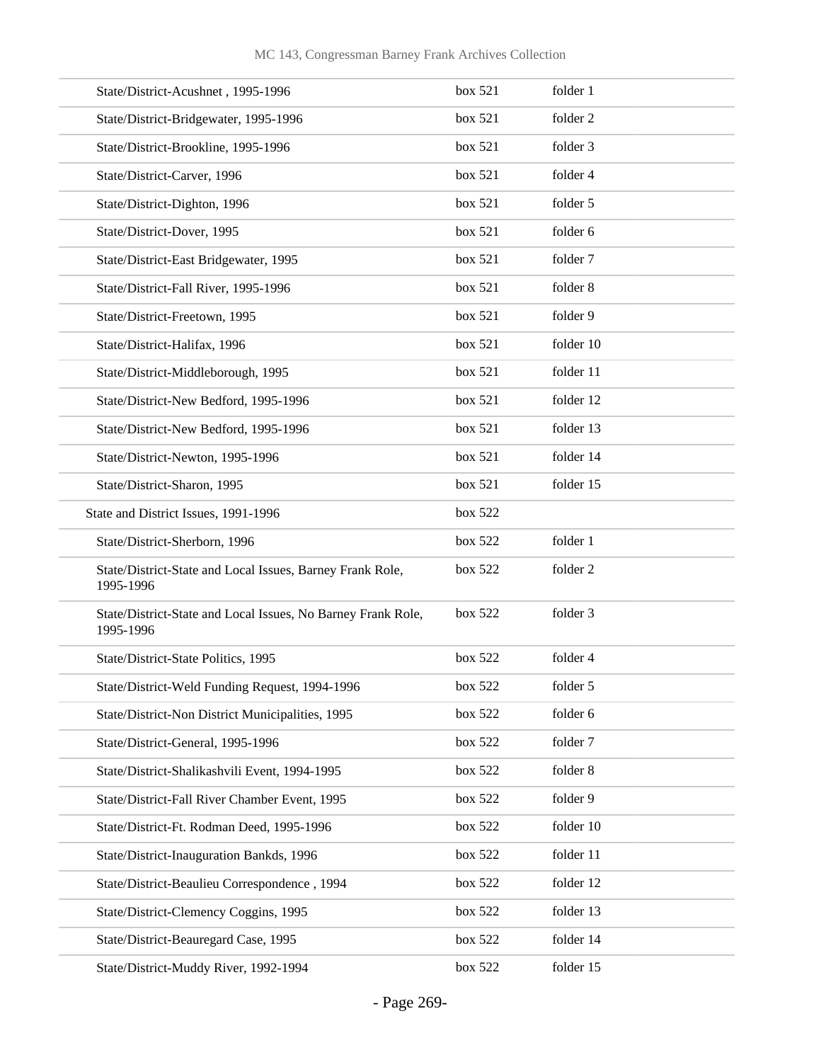| | | |
|---|---|---|
| State/District-Acushnet , 1995-1996 | box 521 | folder 1 |
| State/District-Bridgewater, 1995-1996 | box 521 | folder 2 |
| State/District-Brookline, 1995-1996 | box 521 | folder 3 |
| State/District-Carver, 1996 | box 521 | folder 4 |
| State/District-Dighton, 1996 | box 521 | folder 5 |
| State/District-Dover, 1995 | box 521 | folder 6 |
| State/District-East Bridgewater, 1995 | box 521 | folder 7 |
| State/District-Fall River, 1995-1996 | box 521 | folder 8 |
| State/District-Freetown, 1995 | box 521 | folder 9 |
| State/District-Halifax, 1996 | box 521 | folder 10 |
| State/District-Middleborough, 1995 | box 521 | folder 11 |
| State/District-New Bedford, 1995-1996 | box 521 | folder 12 |
| State/District-New Bedford, 1995-1996 | box 521 | folder 13 |
| State/District-Newton, 1995-1996 | box 521 | folder 14 |
| State/District-Sharon, 1995 | box 521 | folder 15 |
| State and District Issues, 1991-1996 | box 522 | |
| State/District-Sherborn, 1996 | box 522 | folder 1 |
| State/District-State and Local Issues, Barney Frank Role, 1995-1996 | box 522 | folder 2 |
| State/District-State and Local Issues, No Barney Frank Role, 1995-1996 | box 522 | folder 3 |
| State/District-State Politics, 1995 | box 522 | folder 4 |
| State/District-Weld Funding Request, 1994-1996 | box 522 | folder 5 |
| State/District-Non District Municipalities, 1995 | box 522 | folder 6 |
| State/District-General, 1995-1996 | box 522 | folder 7 |
| State/District-Shalikashvili Event, 1994-1995 | box 522 | folder 8 |
| State/District-Fall River Chamber Event, 1995 | box 522 | folder 9 |
| State/District-Ft. Rodman Deed, 1995-1996 | box 522 | folder 10 |
| State/District-Inauguration Bankds, 1996 | box 522 | folder 11 |
| State/District-Beaulieu Correspondence , 1994 | box 522 | folder 12 |
| State/District-Clemency Coggins, 1995 | box 522 | folder 13 |
| State/District-Beauregard Case, 1995 | box 522 | folder 14 |
| State/District-Muddy River, 1992-1994 | box 522 | folder 15 |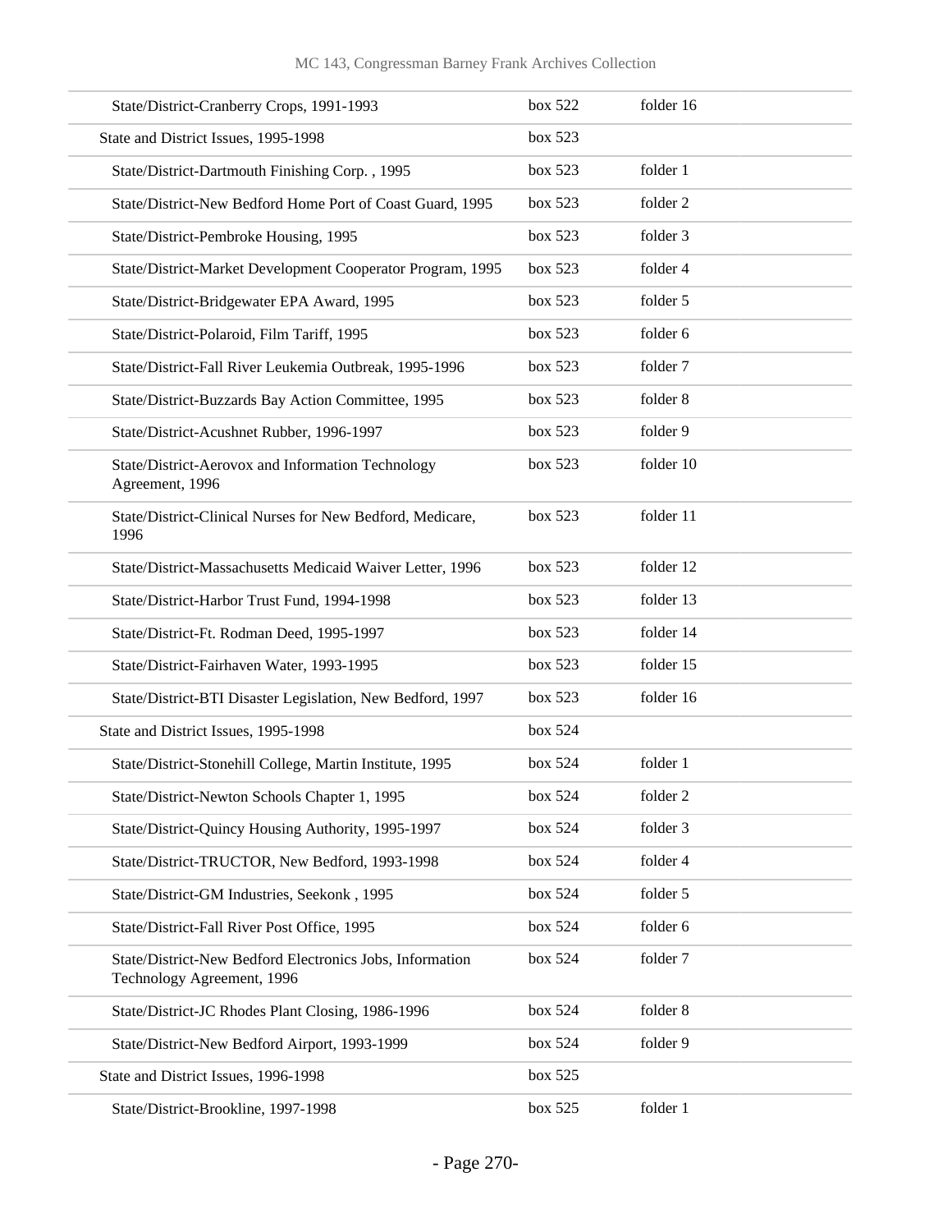| | | |
|---|---|---|
| State/District-Cranberry Crops, 1991-1993 | box 522 | folder 16 |
| State and District Issues, 1995-1998 | box 523 | |
| State/District-Dartmouth Finishing Corp. , 1995 | box 523 | folder 1 |
| State/District-New Bedford Home Port of Coast Guard, 1995 | box 523 | folder 2 |
| State/District-Pembroke Housing, 1995 | box 523 | folder 3 |
| State/District-Market Development Cooperator Program, 1995 | box 523 | folder 4 |
| State/District-Bridgewater EPA Award, 1995 | box 523 | folder 5 |
| State/District-Polaroid, Film Tariff, 1995 | box 523 | folder 6 |
| State/District-Fall River Leukemia Outbreak, 1995-1996 | box 523 | folder 7 |
| State/District-Buzzards Bay Action Committee, 1995 | box 523 | folder 8 |
| State/District-Acushnet Rubber, 1996-1997 | box 523 | folder 9 |
| State/District-Aerovox and Information Technology Agreement, 1996 | box 523 | folder 10 |
| State/District-Clinical Nurses for New Bedford, Medicare, 1996 | box 523 | folder 11 |
| State/District-Massachusetts Medicaid Waiver Letter, 1996 | box 523 | folder 12 |
| State/District-Harbor Trust Fund, 1994-1998 | box 523 | folder 13 |
| State/District-Ft. Rodman Deed, 1995-1997 | box 523 | folder 14 |
| State/District-Fairhaven Water, 1993-1995 | box 523 | folder 15 |
| State/District-BTI Disaster Legislation, New Bedford, 1997 | box 523 | folder 16 |
| State and District Issues, 1995-1998 | box 524 | |
| State/District-Stonehill College, Martin Institute, 1995 | box 524 | folder 1 |
| State/District-Newton Schools Chapter 1, 1995 | box 524 | folder 2 |
| State/District-Quincy Housing Authority, 1995-1997 | box 524 | folder 3 |
| State/District-TRUCTOR, New Bedford, 1993-1998 | box 524 | folder 4 |
| State/District-GM Industries, Seekonk , 1995 | box 524 | folder 5 |
| State/District-Fall River Post Office, 1995 | box 524 | folder 6 |
| State/District-New Bedford Electronics Jobs, Information Technology Agreement, 1996 | box 524 | folder 7 |
| State/District-JC Rhodes Plant Closing, 1986-1996 | box 524 | folder 8 |
| State/District-New Bedford Airport, 1993-1999 | box 524 | folder 9 |
| State and District Issues, 1996-1998 | box 525 | |
| State/District-Brookline, 1997-1998 | box 525 | folder 1 |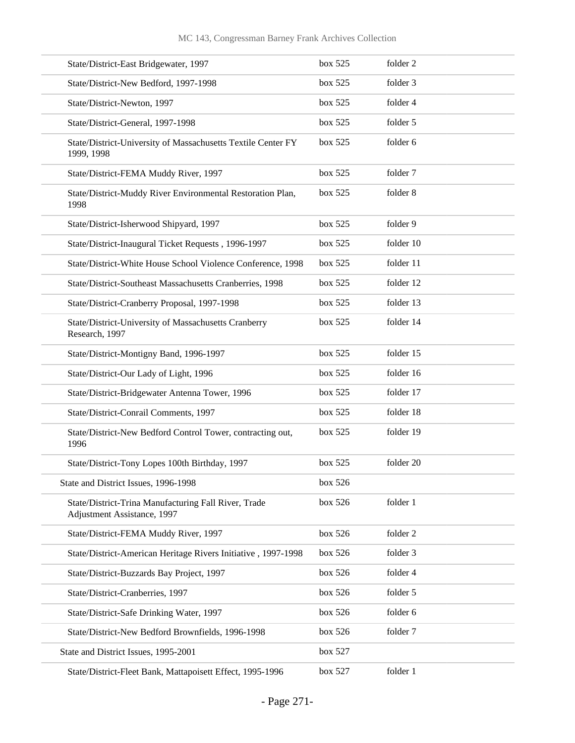| | | |
|---|---|---|
| State/District-East Bridgewater, 1997 | box 525 | folder 2 |
| State/District-New Bedford, 1997-1998 | box 525 | folder 3 |
| State/District-Newton, 1997 | box 525 | folder 4 |
| State/District-General, 1997-1998 | box 525 | folder 5 |
| State/District-University of Massachusetts Textile Center FY 1999, 1998 | box 525 | folder 6 |
| State/District-FEMA Muddy River, 1997 | box 525 | folder 7 |
| State/District-Muddy River Environmental Restoration Plan, 1998 | box 525 | folder 8 |
| State/District-Isherwood Shipyard, 1997 | box 525 | folder 9 |
| State/District-Inaugural Ticket Requests , 1996-1997 | box 525 | folder 10 |
| State/District-White House School Violence Conference, 1998 | box 525 | folder 11 |
| State/District-Southeast Massachusetts Cranberries, 1998 | box 525 | folder 12 |
| State/District-Cranberry Proposal, 1997-1998 | box 525 | folder 13 |
| State/District-University of Massachusetts Cranberry Research, 1997 | box 525 | folder 14 |
| State/District-Montigny Band, 1996-1997 | box 525 | folder 15 |
| State/District-Our Lady of Light, 1996 | box 525 | folder 16 |
| State/District-Bridgewater Antenna Tower, 1996 | box 525 | folder 17 |
| State/District-Conrail Comments, 1997 | box 525 | folder 18 |
| State/District-New Bedford Control Tower, contracting out, 1996 | box 525 | folder 19 |
| State/District-Tony Lopes 100th Birthday, 1997 | box 525 | folder 20 |
| State and District Issues, 1996-1998 | box 526 | |
| State/District-Trina Manufacturing Fall River, Trade Adjustment Assistance, 1997 | box 526 | folder 1 |
| State/District-FEMA Muddy River, 1997 | box 526 | folder 2 |
| State/District-American Heritage Rivers Initiative , 1997-1998 | box 526 | folder 3 |
| State/District-Buzzards Bay Project, 1997 | box 526 | folder 4 |
| State/District-Cranberries, 1997 | box 526 | folder 5 |
| State/District-Safe Drinking Water, 1997 | box 526 | folder 6 |
| State/District-New Bedford Brownfields, 1996-1998 | box 526 | folder 7 |
| State and District Issues, 1995-2001 | box 527 | |
| State/District-Fleet Bank, Mattapoisett Effect, 1995-1996 | box 527 | folder 1 |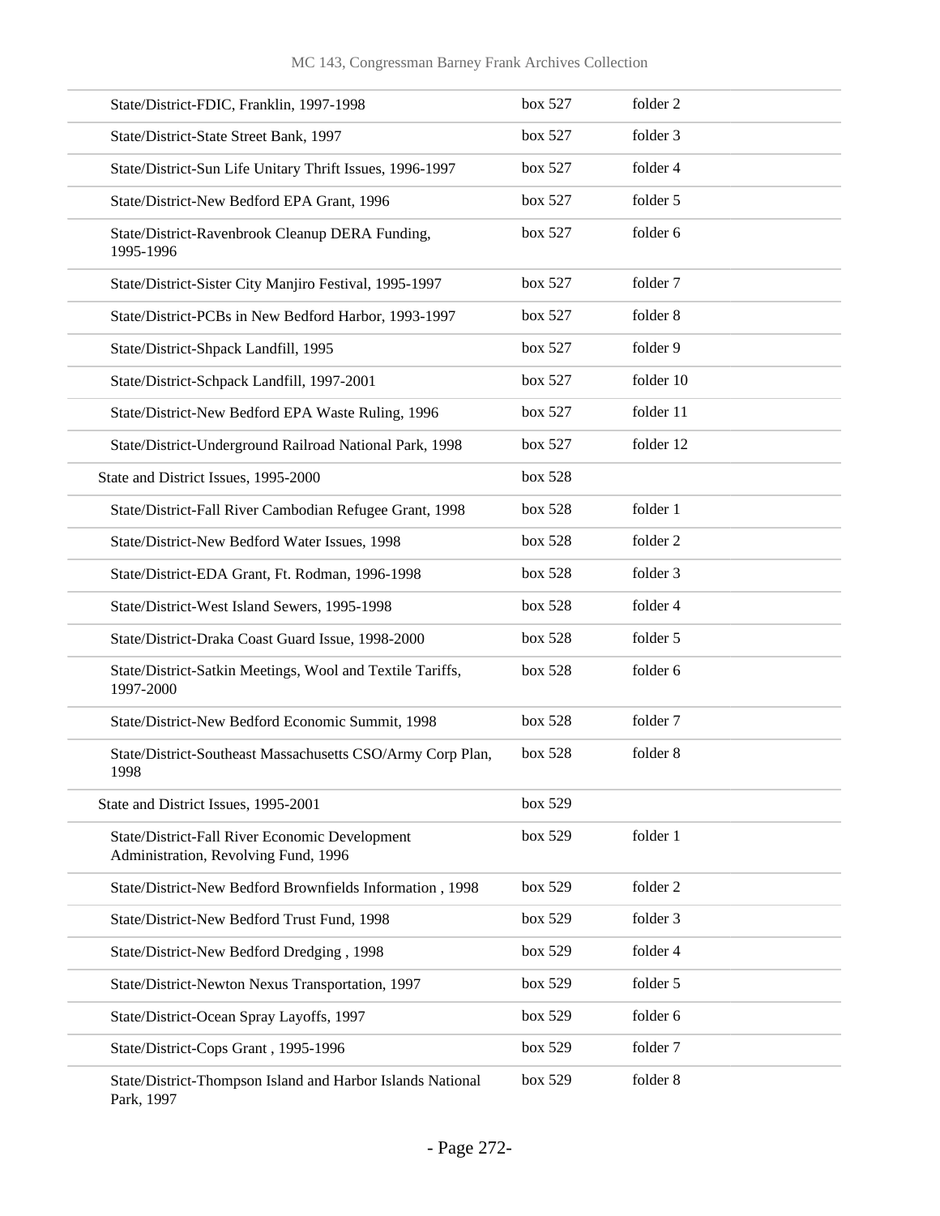| | | |
|---|---|---|
| State/District-FDIC, Franklin, 1997-1998 | box 527 | folder 2 |
| State/District-State Street Bank, 1997 | box 527 | folder 3 |
| State/District-Sun Life Unitary Thrift Issues, 1996-1997 | box 527 | folder 4 |
| State/District-New Bedford EPA Grant, 1996 | box 527 | folder 5 |
| State/District-Ravenbrook Cleanup DERA Funding, 1995-1996 | box 527 | folder 6 |
| State/District-Sister City Manjiro Festival, 1995-1997 | box 527 | folder 7 |
| State/District-PCBs in New Bedford Harbor, 1993-1997 | box 527 | folder 8 |
| State/District-Shpack Landfill, 1995 | box 527 | folder 9 |
| State/District-Schpack Landfill, 1997-2001 | box 527 | folder 10 |
| State/District-New Bedford EPA Waste Ruling, 1996 | box 527 | folder 11 |
| State/District-Underground Railroad National Park, 1998 | box 527 | folder 12 |
| State and District Issues, 1995-2000 | box 528 | |
| State/District-Fall River Cambodian Refugee Grant, 1998 | box 528 | folder 1 |
| State/District-New Bedford Water Issues, 1998 | box 528 | folder 2 |
| State/District-EDA Grant, Ft. Rodman, 1996-1998 | box 528 | folder 3 |
| State/District-West Island Sewers, 1995-1998 | box 528 | folder 4 |
| State/District-Draka Coast Guard Issue, 1998-2000 | box 528 | folder 5 |
| State/District-Satkin Meetings, Wool and Textile Tariffs, 1997-2000 | box 528 | folder 6 |
| State/District-New Bedford Economic Summit, 1998 | box 528 | folder 7 |
| State/District-Southeast Massachusetts CSO/Army Corp Plan, 1998 | box 528 | folder 8 |
| State and District Issues, 1995-2001 | box 529 | |
| State/District-Fall River Economic Development Administration, Revolving Fund, 1996 | box 529 | folder 1 |
| State/District-New Bedford Brownfields Information , 1998 | box 529 | folder 2 |
| State/District-New Bedford Trust Fund, 1998 | box 529 | folder 3 |
| State/District-New Bedford Dredging , 1998 | box 529 | folder 4 |
| State/District-Newton Nexus Transportation, 1997 | box 529 | folder 5 |
| State/District-Ocean Spray Layoffs, 1997 | box 529 | folder 6 |
| State/District-Cops Grant , 1995-1996 | box 529 | folder 7 |
| State/District-Thompson Island and Harbor Islands National Park, 1997 | box 529 | folder 8 |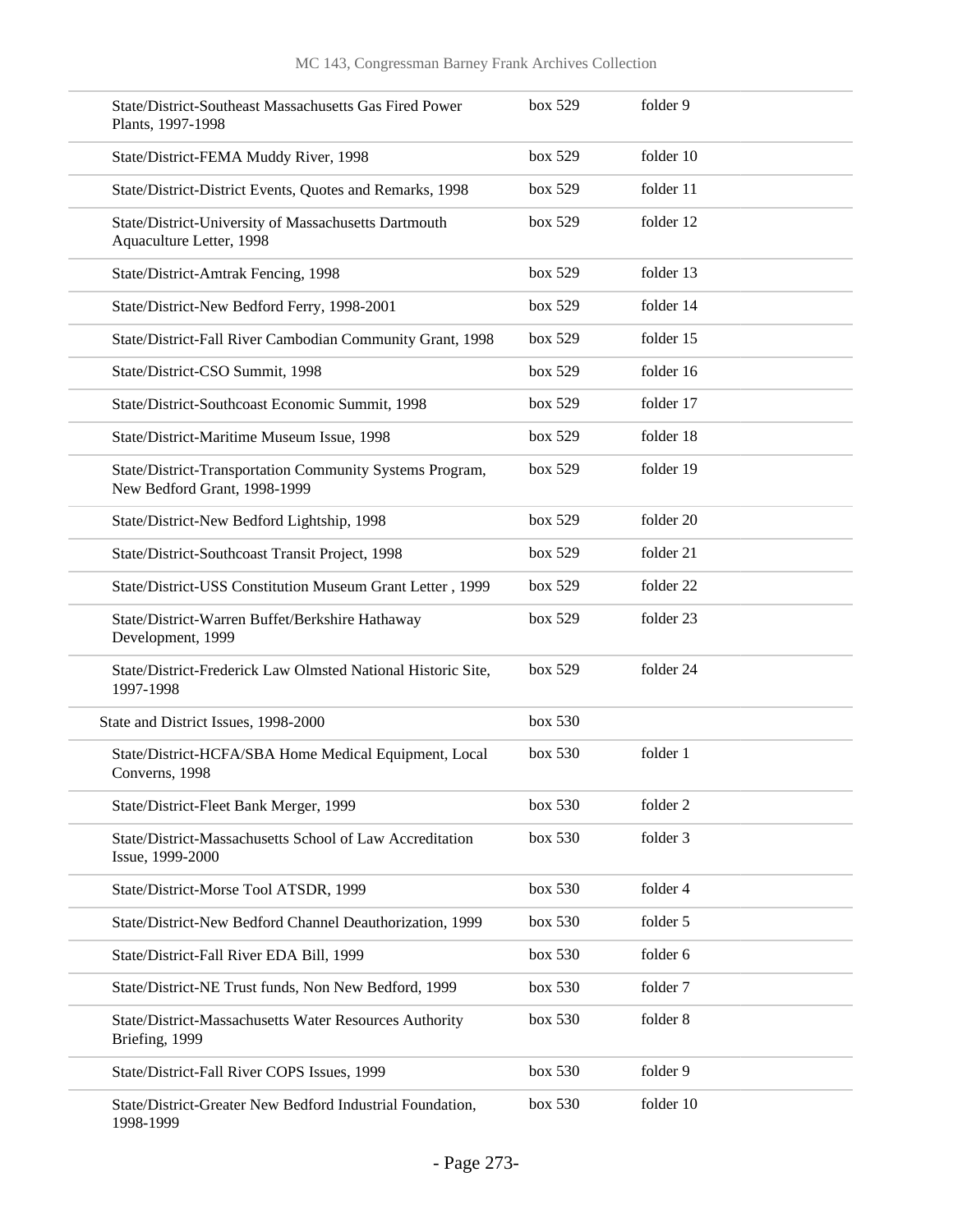| | | |
|---|---|---|
| State/District-Southeast Massachusetts Gas Fired Power Plants, 1997-1998 | box 529 | folder 9 |
| State/District-FEMA Muddy River, 1998 | box 529 | folder 10 |
| State/District-District Events, Quotes and Remarks, 1998 | box 529 | folder 11 |
| State/District-University of Massachusetts Dartmouth Aquaculture Letter, 1998 | box 529 | folder 12 |
| State/District-Amtrak Fencing, 1998 | box 529 | folder 13 |
| State/District-New Bedford Ferry, 1998-2001 | box 529 | folder 14 |
| State/District-Fall River Cambodian Community Grant, 1998 | box 529 | folder 15 |
| State/District-CSO Summit, 1998 | box 529 | folder 16 |
| State/District-Southcoast Economic Summit, 1998 | box 529 | folder 17 |
| State/District-Maritime Museum Issue, 1998 | box 529 | folder 18 |
| State/District-Transportation Community Systems Program, New Bedford Grant, 1998-1999 | box 529 | folder 19 |
| State/District-New Bedford Lightship, 1998 | box 529 | folder 20 |
| State/District-Southcoast Transit Project, 1998 | box 529 | folder 21 |
| State/District-USS Constitution Museum Grant Letter , 1999 | box 529 | folder 22 |
| State/District-Warren Buffet/Berkshire Hathaway Development, 1999 | box 529 | folder 23 |
| State/District-Frederick Law Olmsted National Historic Site, 1997-1998 | box 529 | folder 24 |
| State and District Issues, 1998-2000 | box 530 | |
| State/District-HCFA/SBA Home Medical Equipment, Local Converns, 1998 | box 530 | folder 1 |
| State/District-Fleet Bank Merger, 1999 | box 530 | folder 2 |
| State/District-Massachusetts School of Law Accreditation Issue, 1999-2000 | box 530 | folder 3 |
| State/District-Morse Tool ATSDR, 1999 | box 530 | folder 4 |
| State/District-New Bedford Channel Deauthorization, 1999 | box 530 | folder 5 |
| State/District-Fall River EDA Bill, 1999 | box 530 | folder 6 |
| State/District-NE Trust funds, Non New Bedford, 1999 | box 530 | folder 7 |
| State/District-Massachusetts Water Resources Authority Briefing, 1999 | box 530 | folder 8 |
| State/District-Fall River COPS Issues, 1999 | box 530 | folder 9 |
| State/District-Greater New Bedford Industrial Foundation, 1998-1999 | box 530 | folder 10 |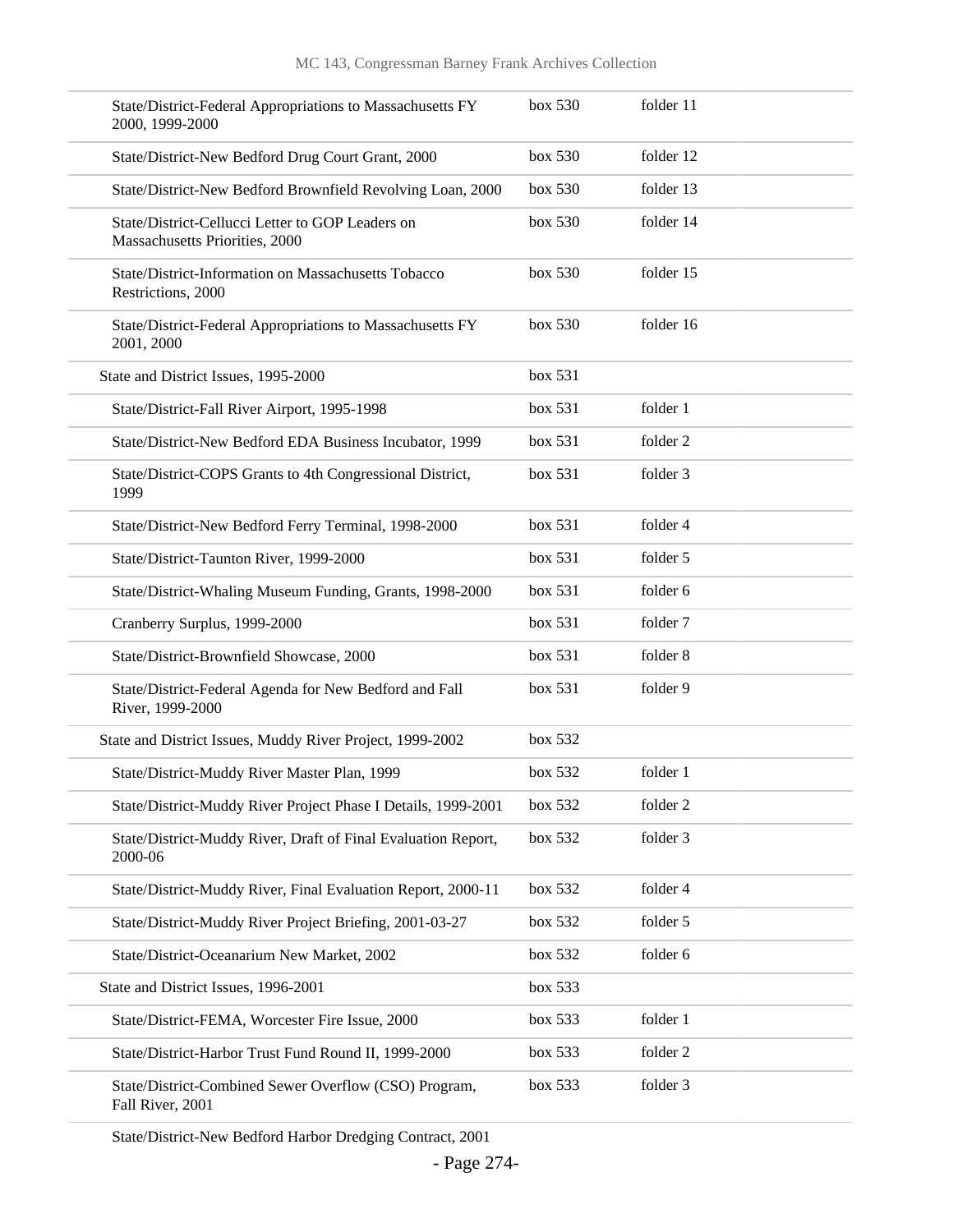| | | |
|---|---|---|
| State/District-Federal Appropriations to Massachusetts FY 2000, 1999-2000 | box 530 | folder 11 |
| State/District-New Bedford Drug Court Grant, 2000 | box 530 | folder 12 |
| State/District-New Bedford Brownfield Revolving Loan, 2000 | box 530 | folder 13 |
| State/District-Cellucci Letter to GOP Leaders on Massachusetts Priorities, 2000 | box 530 | folder 14 |
| State/District-Information on Massachusetts Tobacco Restrictions, 2000 | box 530 | folder 15 |
| State/District-Federal Appropriations to Massachusetts FY 2001, 2000 | box 530 | folder 16 |
| State and District Issues, 1995-2000 | box 531 | |
| State/District-Fall River Airport, 1995-1998 | box 531 | folder 1 |
| State/District-New Bedford EDA Business Incubator, 1999 | box 531 | folder 2 |
| State/District-COPS Grants to 4th Congressional District, 1999 | box 531 | folder 3 |
| State/District-New Bedford Ferry Terminal, 1998-2000 | box 531 | folder 4 |
| State/District-Taunton River, 1999-2000 | box 531 | folder 5 |
| State/District-Whaling Museum Funding, Grants, 1998-2000 | box 531 | folder 6 |
| Cranberry Surplus, 1999-2000 | box 531 | folder 7 |
| State/District-Brownfield Showcase, 2000 | box 531 | folder 8 |
| State/District-Federal Agenda for New Bedford and Fall River, 1999-2000 | box 531 | folder 9 |
| State and District Issues, Muddy River Project, 1999-2002 | box 532 | |
| State/District-Muddy River Master Plan, 1999 | box 532 | folder 1 |
| State/District-Muddy River Project Phase I Details, 1999-2001 | box 532 | folder 2 |
| State/District-Muddy River, Draft of Final Evaluation Report, 2000-06 | box 532 | folder 3 |
| State/District-Muddy River, Final Evaluation Report, 2000-11 | box 532 | folder 4 |
| State/District-Muddy River Project Briefing, 2001-03-27 | box 532 | folder 5 |
| State/District-Oceanarium New Market, 2002 | box 532 | folder 6 |
| State and District Issues, 1996-2001 | box 533 | |
| State/District-FEMA, Worcester Fire Issue, 2000 | box 533 | folder 1 |
| State/District-Harbor Trust Fund Round II, 1999-2000 | box 533 | folder 2 |
| State/District-Combined Sewer Overflow (CSO) Program, Fall River, 2001 | box 533 | folder 3 |
| State/District-New Bedford Harbor Dredging Contract, 2001 | | |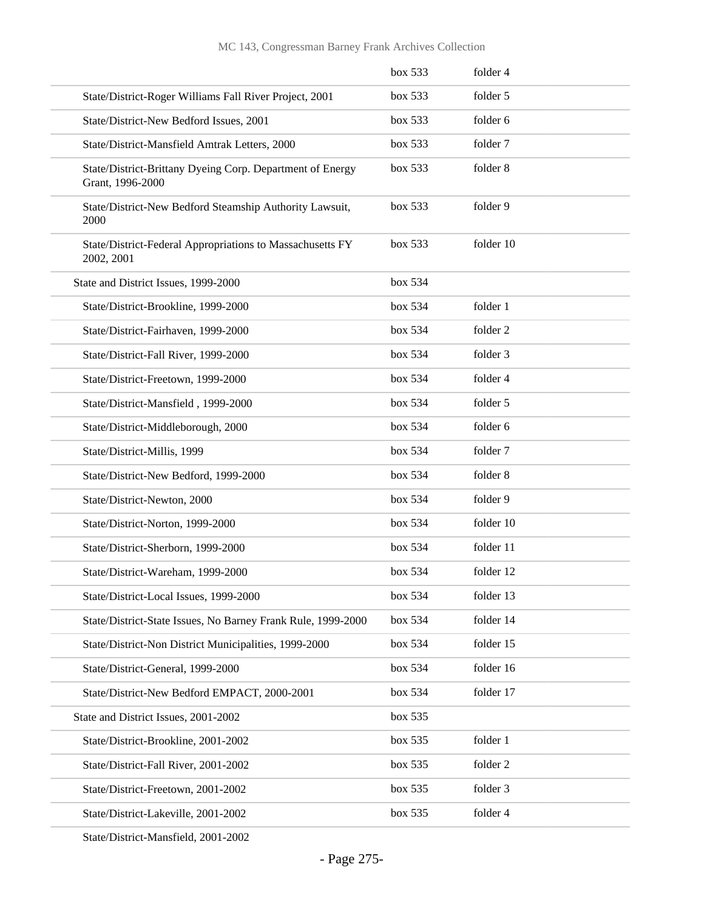| | | |
|---|---|---|
| | box 533 | folder 4 |
| State/District-Roger Williams Fall River Project, 2001 | box 533 | folder 5 |
| State/District-New Bedford Issues, 2001 | box 533 | folder 6 |
| State/District-Mansfield Amtrak Letters, 2000 | box 533 | folder 7 |
| State/District-Brittany Dyeing Corp. Department of Energy Grant, 1996-2000 | box 533 | folder 8 |
| State/District-New Bedford Steamship Authority Lawsuit, 2000 | box 533 | folder 9 |
| State/District-Federal Appropriations to Massachusetts FY 2002, 2001 | box 533 | folder 10 |
| State and District Issues, 1999-2000 | box 534 | |
| State/District-Brookline, 1999-2000 | box 534 | folder 1 |
| State/District-Fairhaven, 1999-2000 | box 534 | folder 2 |
| State/District-Fall River, 1999-2000 | box 534 | folder 3 |
| State/District-Freetown, 1999-2000 | box 534 | folder 4 |
| State/District-Mansfield , 1999-2000 | box 534 | folder 5 |
| State/District-Middleborough, 2000 | box 534 | folder 6 |
| State/District-Millis, 1999 | box 534 | folder 7 |
| State/District-New Bedford, 1999-2000 | box 534 | folder 8 |
| State/District-Newton, 2000 | box 534 | folder 9 |
| State/District-Norton, 1999-2000 | box 534 | folder 10 |
| State/District-Sherborn, 1999-2000 | box 534 | folder 11 |
| State/District-Wareham, 1999-2000 | box 534 | folder 12 |
| State/District-Local Issues, 1999-2000 | box 534 | folder 13 |
| State/District-State Issues, No Barney Frank Rule, 1999-2000 | box 534 | folder 14 |
| State/District-Non District Municipalities, 1999-2000 | box 534 | folder 15 |
| State/District-General, 1999-2000 | box 534 | folder 16 |
| State/District-New Bedford EMPACT, 2000-2001 | box 534 | folder 17 |
| State and District Issues, 2001-2002 | box 535 | |
| State/District-Brookline, 2001-2002 | box 535 | folder 1 |
| State/District-Fall River, 2001-2002 | box 535 | folder 2 |
| State/District-Freetown, 2001-2002 | box 535 | folder 3 |
| State/District-Lakeville, 2001-2002 | box 535 | folder 4 |
| State/District-Mansfield, 2001-2002 | | |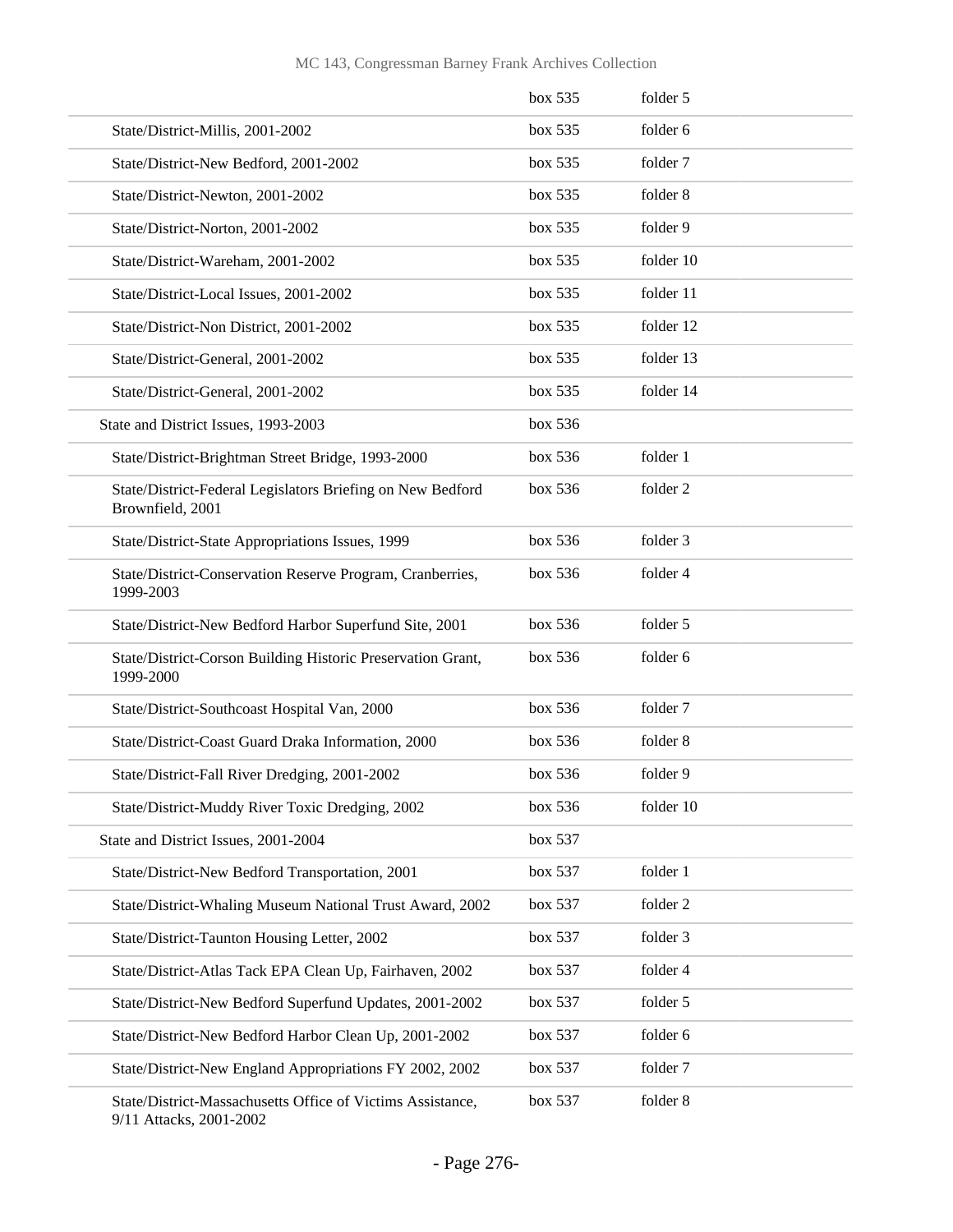| | | |
|---|---|---|
| | box 535 | folder 5 |
| State/District-Millis, 2001-2002 | box 535 | folder 6 |
| State/District-New Bedford, 2001-2002 | box 535 | folder 7 |
| State/District-Newton, 2001-2002 | box 535 | folder 8 |
| State/District-Norton, 2001-2002 | box 535 | folder 9 |
| State/District-Wareham, 2001-2002 | box 535 | folder 10 |
| State/District-Local Issues, 2001-2002 | box 535 | folder 11 |
| State/District-Non District, 2001-2002 | box 535 | folder 12 |
| State/District-General, 2001-2002 | box 535 | folder 13 |
| State/District-General, 2001-2002 | box 535 | folder 14 |
| State and District Issues, 1993-2003 | box 536 | |
| State/District-Brightman Street Bridge, 1993-2000 | box 536 | folder 1 |
| State/District-Federal Legislators Briefing on New Bedford Brownfield, 2001 | box 536 | folder 2 |
| State/District-State Appropriations Issues, 1999 | box 536 | folder 3 |
| State/District-Conservation Reserve Program, Cranberries, 1999-2003 | box 536 | folder 4 |
| State/District-New Bedford Harbor Superfund Site, 2001 | box 536 | folder 5 |
| State/District-Corson Building Historic Preservation Grant, 1999-2000 | box 536 | folder 6 |
| State/District-Southcoast Hospital Van, 2000 | box 536 | folder 7 |
| State/District-Coast Guard Draka Information, 2000 | box 536 | folder 8 |
| State/District-Fall River Dredging, 2001-2002 | box 536 | folder 9 |
| State/District-Muddy River Toxic Dredging, 2002 | box 536 | folder 10 |
| State and District Issues, 2001-2004 | box 537 | |
| State/District-New Bedford Transportation, 2001 | box 537 | folder 1 |
| State/District-Whaling Museum National Trust Award, 2002 | box 537 | folder 2 |
| State/District-Taunton Housing Letter, 2002 | box 537 | folder 3 |
| State/District-Atlas Tack EPA Clean Up, Fairhaven, 2002 | box 537 | folder 4 |
| State/District-New Bedford Superfund Updates, 2001-2002 | box 537 | folder 5 |
| State/District-New Bedford Harbor Clean Up, 2001-2002 | box 537 | folder 6 |
| State/District-New England Appropriations FY 2002, 2002 | box 537 | folder 7 |
| State/District-Massachusetts Office of Victims Assistance, 9/11 Attacks, 2001-2002 | box 537 | folder 8 |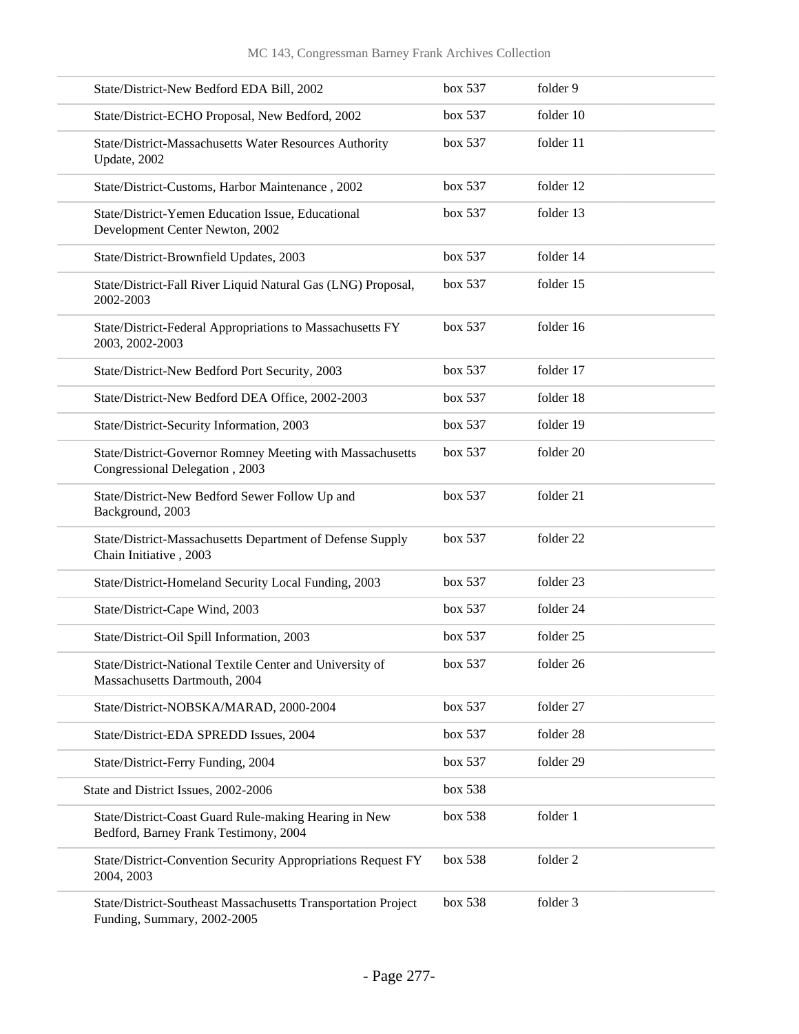| | | |
|---|---|---|
| State/District-New Bedford EDA Bill, 2002 | box 537 | folder 9 |
| State/District-ECHO Proposal, New Bedford, 2002 | box 537 | folder 10 |
| State/District-Massachusetts Water Resources Authority Update, 2002 | box 537 | folder 11 |
| State/District-Customs, Harbor Maintenance , 2002 | box 537 | folder 12 |
| State/District-Yemen Education Issue, Educational Development Center Newton, 2002 | box 537 | folder 13 |
| State/District-Brownfield Updates, 2003 | box 537 | folder 14 |
| State/District-Fall River Liquid Natural Gas (LNG) Proposal, 2002-2003 | box 537 | folder 15 |
| State/District-Federal Appropriations to Massachusetts FY 2003, 2002-2003 | box 537 | folder 16 |
| State/District-New Bedford Port Security, 2003 | box 537 | folder 17 |
| State/District-New Bedford DEA Office, 2002-2003 | box 537 | folder 18 |
| State/District-Security Information, 2003 | box 537 | folder 19 |
| State/District-Governor Romney Meeting with Massachusetts Congressional Delegation , 2003 | box 537 | folder 20 |
| State/District-New Bedford Sewer Follow Up and Background, 2003 | box 537 | folder 21 |
| State/District-Massachusetts Department of Defense Supply Chain Initiative , 2003 | box 537 | folder 22 |
| State/District-Homeland Security Local Funding, 2003 | box 537 | folder 23 |
| State/District-Cape Wind, 2003 | box 537 | folder 24 |
| State/District-Oil Spill Information, 2003 | box 537 | folder 25 |
| State/District-National Textile Center and University of Massachusetts Dartmouth, 2004 | box 537 | folder 26 |
| State/District-NOBSKA/MARAD, 2000-2004 | box 537 | folder 27 |
| State/District-EDA SPREDD Issues, 2004 | box 537 | folder 28 |
| State/District-Ferry Funding, 2004 | box 537 | folder 29 |
| State and District Issues, 2002-2006 | box 538 | |
| State/District-Coast Guard Rule-making Hearing in New Bedford, Barney Frank Testimony, 2004 | box 538 | folder 1 |
| State/District-Convention Security Appropriations Request FY 2004, 2003 | box 538 | folder 2 |
| State/District-Southeast Massachusetts Transportation Project Funding, Summary, 2002-2005 | box 538 | folder 3 |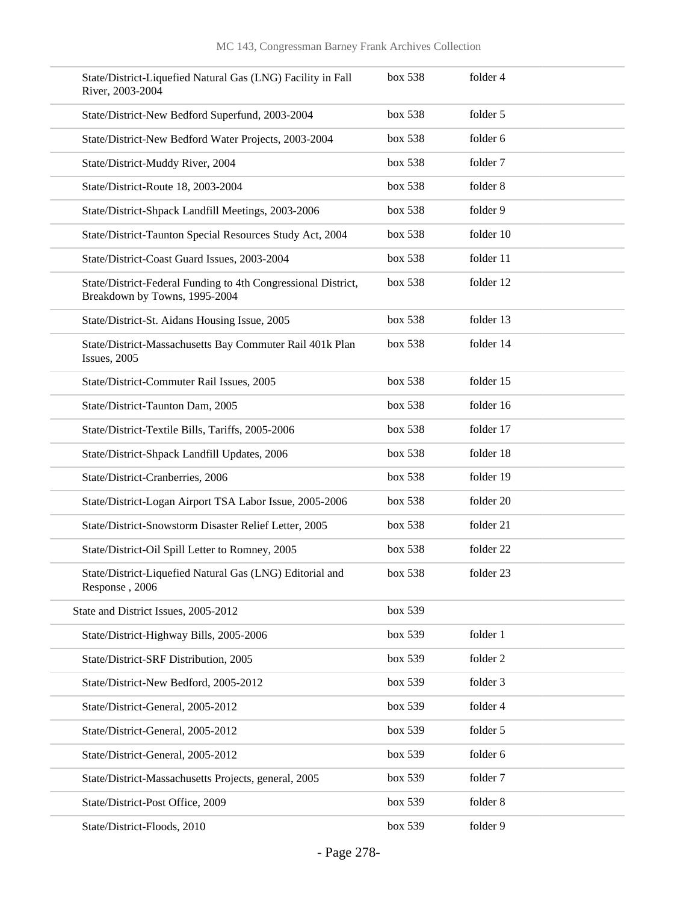| | | |
|---|---|---|
| State/District-Liquefied Natural Gas (LNG) Facility in Fall River, 2003-2004 | box 538 | folder 4 |
| State/District-New Bedford Superfund, 2003-2004 | box 538 | folder 5 |
| State/District-New Bedford Water Projects, 2003-2004 | box 538 | folder 6 |
| State/District-Muddy River, 2004 | box 538 | folder 7 |
| State/District-Route 18, 2003-2004 | box 538 | folder 8 |
| State/District-Shpack Landfill Meetings, 2003-2006 | box 538 | folder 9 |
| State/District-Taunton Special Resources Study Act, 2004 | box 538 | folder 10 |
| State/District-Coast Guard Issues, 2003-2004 | box 538 | folder 11 |
| State/District-Federal Funding to 4th Congressional District, Breakdown by Towns, 1995-2004 | box 538 | folder 12 |
| State/District-St. Aidans Housing Issue, 2005 | box 538 | folder 13 |
| State/District-Massachusetts Bay Commuter Rail 401k Plan Issues, 2005 | box 538 | folder 14 |
| State/District-Commuter Rail Issues, 2005 | box 538 | folder 15 |
| State/District-Taunton Dam, 2005 | box 538 | folder 16 |
| State/District-Textile Bills, Tariffs, 2005-2006 | box 538 | folder 17 |
| State/District-Shpack Landfill Updates, 2006 | box 538 | folder 18 |
| State/District-Cranberries, 2006 | box 538 | folder 19 |
| State/District-Logan Airport TSA Labor Issue, 2005-2006 | box 538 | folder 20 |
| State/District-Snowstorm Disaster Relief Letter, 2005 | box 538 | folder 21 |
| State/District-Oil Spill Letter to Romney, 2005 | box 538 | folder 22 |
| State/District-Liquefied Natural Gas (LNG) Editorial and Response , 2006 | box 538 | folder 23 |
| State and District Issues, 2005-2012 | box 539 | |
| State/District-Highway Bills, 2005-2006 | box 539 | folder 1 |
| State/District-SRF Distribution, 2005 | box 539 | folder 2 |
| State/District-New Bedford, 2005-2012 | box 539 | folder 3 |
| State/District-General, 2005-2012 | box 539 | folder 4 |
| State/District-General, 2005-2012 | box 539 | folder 5 |
| State/District-General, 2005-2012 | box 539 | folder 6 |
| State/District-Massachusetts Projects, general, 2005 | box 539 | folder 7 |
| State/District-Post Office, 2009 | box 539 | folder 8 |
| State/District-Floods, 2010 | box 539 | folder 9 |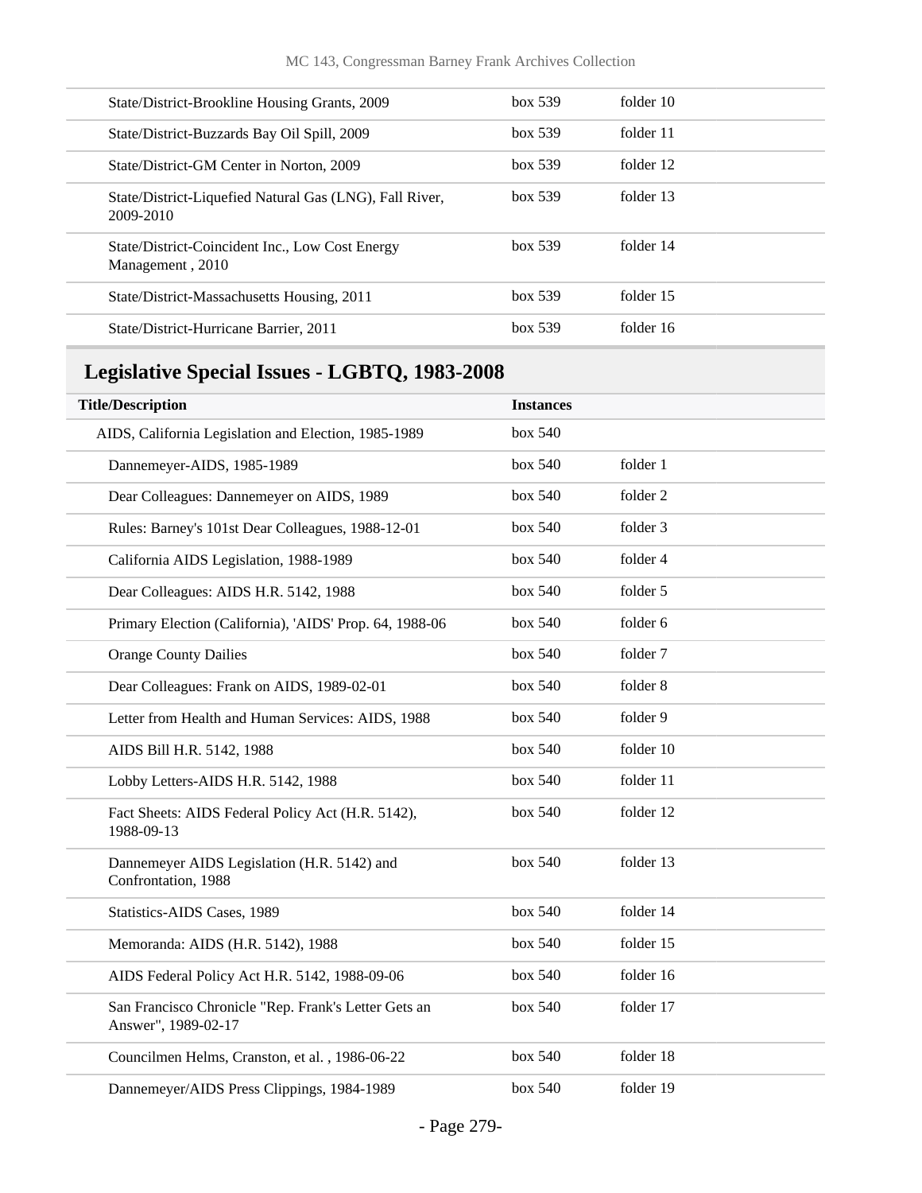| | | |
|---|---|---|
| State/District-Brookline Housing Grants, 2009 | box 539 | folder 10 |
| State/District-Buzzards Bay Oil Spill, 2009 | box 539 | folder 11 |
| State/District-GM Center in Norton, 2009 | box 539 | folder 12 |
| State/District-Liquefied Natural Gas (LNG), Fall River, 2009-2010 | box 539 | folder 13 |
| State/District-Coincident Inc., Low Cost Energy Management , 2010 | box 539 | folder 14 |
| State/District-Massachusetts Housing, 2011 | box 539 | folder 15 |
| State/District-Hurricane Barrier, 2011 | box 539 | folder 16 |

## Legislative Special Issues - LGBTQ, 1983-2008

| Title/Description | Instances | |
|---|---|---|
| AIDS, California Legislation and Election, 1985-1989 | box 540 | |
| Dannemeyer-AIDS, 1985-1989 | box 540 | folder 1 |
| Dear Colleagues: Dannemeyer on AIDS, 1989 | box 540 | folder 2 |
| Rules: Barney's 101st Dear Colleagues, 1988-12-01 | box 540 | folder 3 |
| California AIDS Legislation, 1988-1989 | box 540 | folder 4 |
| Dear Colleagues: AIDS H.R. 5142, 1988 | box 540 | folder 5 |
| Primary Election (California), 'AIDS' Prop. 64, 1988-06 | box 540 | folder 6 |
| Orange County Dailies | box 540 | folder 7 |
| Dear Colleagues: Frank on AIDS, 1989-02-01 | box 540 | folder 8 |
| Letter from Health and Human Services: AIDS, 1988 | box 540 | folder 9 |
| AIDS Bill H.R. 5142, 1988 | box 540 | folder 10 |
| Lobby Letters-AIDS H.R. 5142, 1988 | box 540 | folder 11 |
| Fact Sheets: AIDS Federal Policy Act (H.R. 5142), 1988-09-13 | box 540 | folder 12 |
| Dannemeyer AIDS Legislation (H.R. 5142) and Confrontation, 1988 | box 540 | folder 13 |
| Statistics-AIDS Cases, 1989 | box 540 | folder 14 |
| Memoranda: AIDS (H.R. 5142), 1988 | box 540 | folder 15 |
| AIDS Federal Policy Act H.R. 5142, 1988-09-06 | box 540 | folder 16 |
| San Francisco Chronicle "Rep. Frank's Letter Gets an Answer", 1989-02-17 | box 540 | folder 17 |
| Councilmen Helms, Cranston, et al. , 1986-06-22 | box 540 | folder 18 |
| Dannemeyer/AIDS Press Clippings, 1984-1989 | box 540 | folder 19 |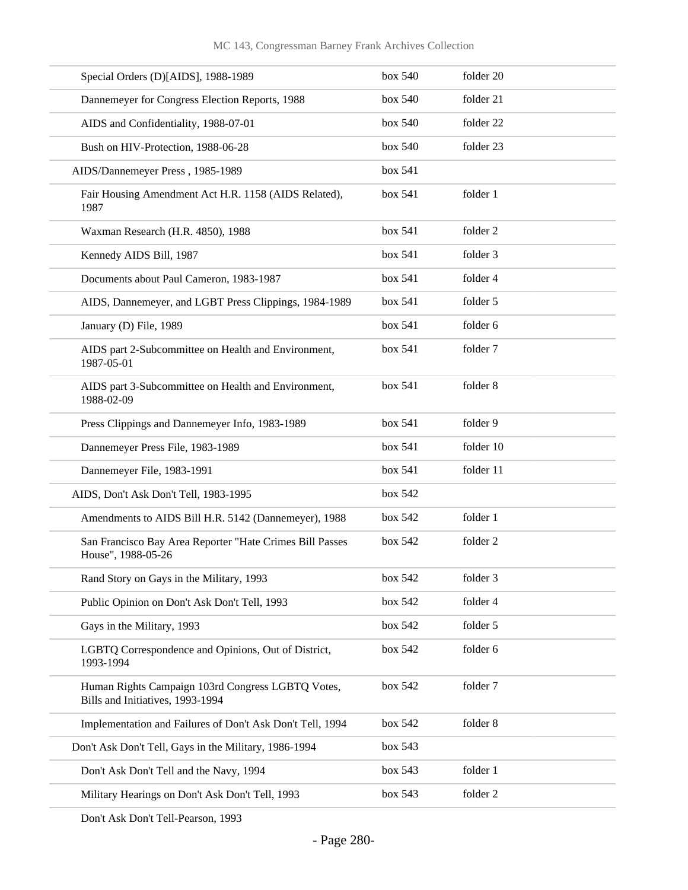| | | |
|---|---|---|
| Special Orders (D)[AIDS], 1988-1989 | box 540 | folder 20 |
| Dannemeyer for Congress Election Reports, 1988 | box 540 | folder 21 |
| AIDS and Confidentiality, 1988-07-01 | box 540 | folder 22 |
| Bush on HIV-Protection, 1988-06-28 | box 540 | folder 23 |
| AIDS/Dannemeyer Press , 1985-1989 | box 541 | |
| Fair Housing Amendment Act H.R. 1158 (AIDS Related), 1987 | box 541 | folder 1 |
| Waxman Research (H.R. 4850), 1988 | box 541 | folder 2 |
| Kennedy AIDS Bill, 1987 | box 541 | folder 3 |
| Documents about Paul Cameron, 1983-1987 | box 541 | folder 4 |
| AIDS, Dannemeyer, and LGBT Press Clippings, 1984-1989 | box 541 | folder 5 |
| January (D) File, 1989 | box 541 | folder 6 |
| AIDS part 2-Subcommittee on Health and Environment, 1987-05-01 | box 541 | folder 7 |
| AIDS part 3-Subcommittee on Health and Environment, 1988-02-09 | box 541 | folder 8 |
| Press Clippings and Dannemeyer Info, 1983-1989 | box 541 | folder 9 |
| Dannemeyer Press File, 1983-1989 | box 541 | folder 10 |
| Dannemeyer File, 1983-1991 | box 541 | folder 11 |
| AIDS, Don't Ask Don't Tell, 1983-1995 | box 542 | |
| Amendments to AIDS Bill H.R. 5142 (Dannemeyer), 1988 | box 542 | folder 1 |
| San Francisco Bay Area Reporter "Hate Crimes Bill Passes House", 1988-05-26 | box 542 | folder 2 |
| Rand Story on Gays in the Military, 1993 | box 542 | folder 3 |
| Public Opinion on Don't Ask Don't Tell, 1993 | box 542 | folder 4 |
| Gays in the Military, 1993 | box 542 | folder 5 |
| LGBTQ Correspondence and Opinions, Out of District, 1993-1994 | box 542 | folder 6 |
| Human Rights Campaign 103rd Congress LGBTQ Votes, Bills and Initiatives, 1993-1994 | box 542 | folder 7 |
| Implementation and Failures of Don't Ask Don't Tell, 1994 | box 542 | folder 8 |
| Don't Ask Don't Tell, Gays in the Military, 1986-1994 | box 543 | |
| Don't Ask Don't Tell and the Navy, 1994 | box 543 | folder 1 |
| Military Hearings on Don't Ask Don't Tell, 1993 | box 543 | folder 2 |
| Don't Ask Don't Tell-Pearson, 1993 | | |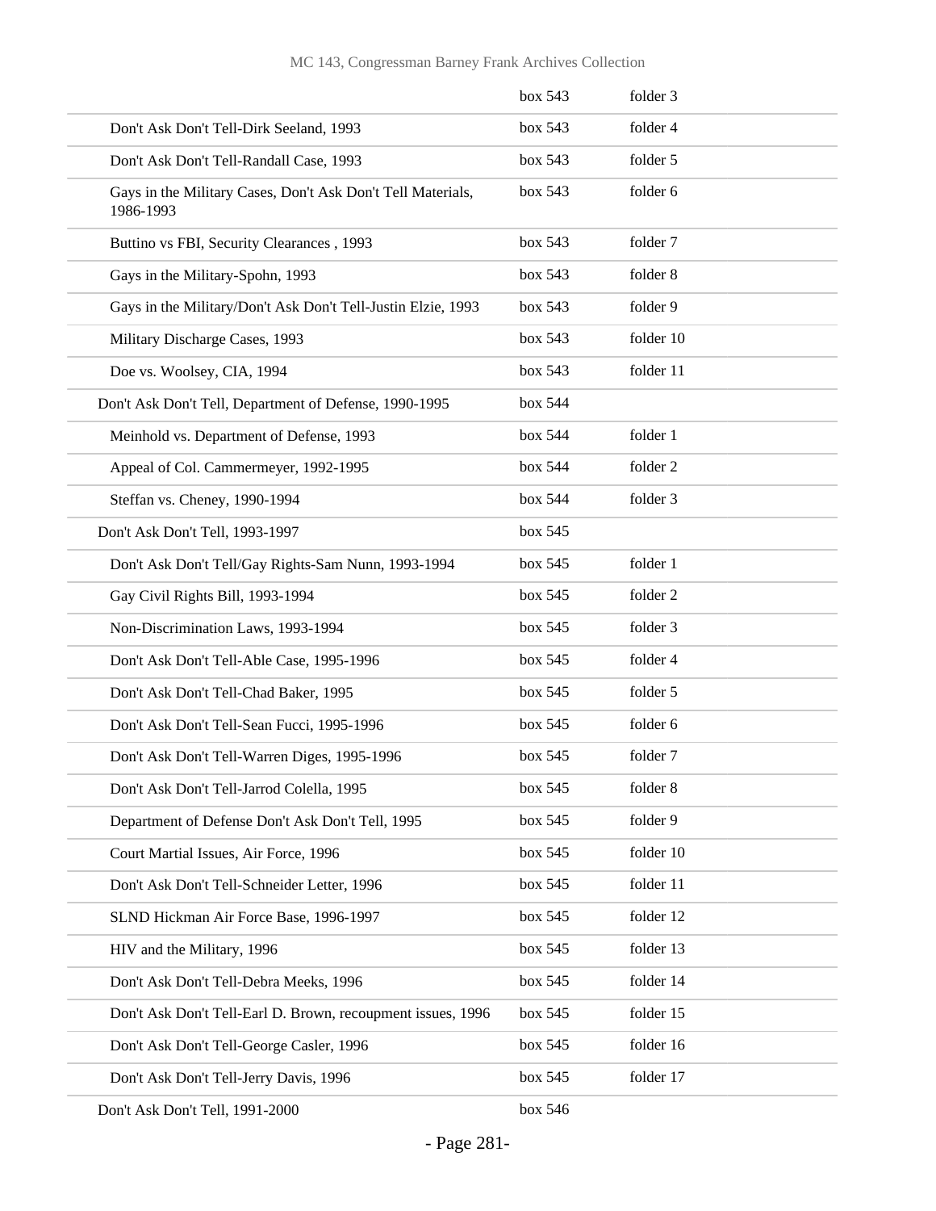| | | |
|---|---|---|
| | box 543 | folder 3 |
| Don't Ask Don't Tell-Dirk Seeland, 1993 | box 543 | folder 4 |
| Don't Ask Don't Tell-Randall Case, 1993 | box 543 | folder 5 |
| Gays in the Military Cases, Don't Ask Don't Tell Materials, 1986-1993 | box 543 | folder 6 |
| Buttino vs FBI, Security Clearances , 1993 | box 543 | folder 7 |
| Gays in the Military-Spohn, 1993 | box 543 | folder 8 |
| Gays in the Military/Don't Ask Don't Tell-Justin Elzie, 1993 | box 543 | folder 9 |
| Military Discharge Cases, 1993 | box 543 | folder 10 |
| Doe vs. Woolsey, CIA, 1994 | box 543 | folder 11 |
| Don't Ask Don't Tell, Department of Defense, 1990-1995 | box 544 | |
| Meinhold vs. Department of Defense, 1993 | box 544 | folder 1 |
| Appeal of Col. Cammermeyer, 1992-1995 | box 544 | folder 2 |
| Steffan vs. Cheney, 1990-1994 | box 544 | folder 3 |
| Don't Ask Don't Tell, 1993-1997 | box 545 | |
| Don't Ask Don't Tell/Gay Rights-Sam Nunn, 1993-1994 | box 545 | folder 1 |
| Gay Civil Rights Bill, 1993-1994 | box 545 | folder 2 |
| Non-Discrimination Laws, 1993-1994 | box 545 | folder 3 |
| Don't Ask Don't Tell-Able Case, 1995-1996 | box 545 | folder 4 |
| Don't Ask Don't Tell-Chad Baker, 1995 | box 545 | folder 5 |
| Don't Ask Don't Tell-Sean Fucci, 1995-1996 | box 545 | folder 6 |
| Don't Ask Don't Tell-Warren Diges, 1995-1996 | box 545 | folder 7 |
| Don't Ask Don't Tell-Jarrod Colella, 1995 | box 545 | folder 8 |
| Department of Defense Don't Ask Don't Tell, 1995 | box 545 | folder 9 |
| Court Martial Issues, Air Force, 1996 | box 545 | folder 10 |
| Don't Ask Don't Tell-Schneider Letter, 1996 | box 545 | folder 11 |
| SLND Hickman Air Force Base, 1996-1997 | box 545 | folder 12 |
| HIV and the Military, 1996 | box 545 | folder 13 |
| Don't Ask Don't Tell-Debra Meeks, 1996 | box 545 | folder 14 |
| Don't Ask Don't Tell-Earl D. Brown, recoupment issues, 1996 | box 545 | folder 15 |
| Don't Ask Don't Tell-George Casler, 1996 | box 545 | folder 16 |
| Don't Ask Don't Tell-Jerry Davis, 1996 | box 545 | folder 17 |
| Don't Ask Don't Tell, 1991-2000 | box 546 | |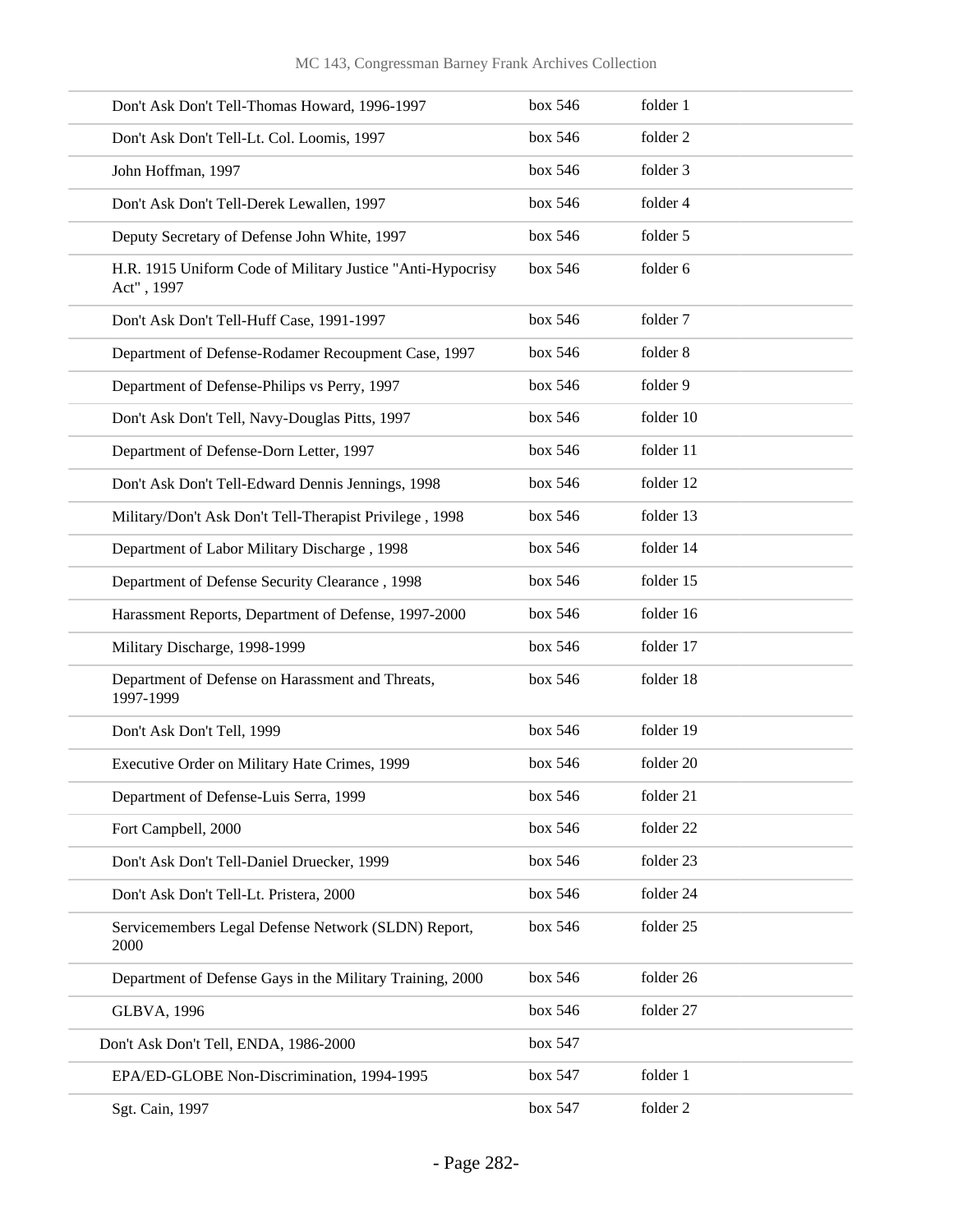| | | |
|---|---|---|
| Don't Ask Don't Tell-Thomas Howard, 1996-1997 | box 546 | folder 1 |
| Don't Ask Don't Tell-Lt. Col. Loomis, 1997 | box 546 | folder 2 |
| John Hoffman, 1997 | box 546 | folder 3 |
| Don't Ask Don't Tell-Derek Lewallen, 1997 | box 546 | folder 4 |
| Deputy Secretary of Defense John White, 1997 | box 546 | folder 5 |
| H.R. 1915 Uniform Code of Military Justice "Anti-Hypocrisy Act" , 1997 | box 546 | folder 6 |
| Don't Ask Don't Tell-Huff Case, 1991-1997 | box 546 | folder 7 |
| Department of Defense-Rodamer Recoupment Case, 1997 | box 546 | folder 8 |
| Department of Defense-Philips vs Perry, 1997 | box 546 | folder 9 |
| Don't Ask Don't Tell, Navy-Douglas Pitts, 1997 | box 546 | folder 10 |
| Department of Defense-Dorn Letter, 1997 | box 546 | folder 11 |
| Don't Ask Don't Tell-Edward Dennis Jennings, 1998 | box 546 | folder 12 |
| Military/Don't Ask Don't Tell-Therapist Privilege , 1998 | box 546 | folder 13 |
| Department of Labor Military Discharge , 1998 | box 546 | folder 14 |
| Department of Defense Security Clearance , 1998 | box 546 | folder 15 |
| Harassment Reports, Department of Defense, 1997-2000 | box 546 | folder 16 |
| Military Discharge, 1998-1999 | box 546 | folder 17 |
| Department of Defense on Harassment and Threats, 1997-1999 | box 546 | folder 18 |
| Don't Ask Don't Tell, 1999 | box 546 | folder 19 |
| Executive Order on Military Hate Crimes, 1999 | box 546 | folder 20 |
| Department of Defense-Luis Serra, 1999 | box 546 | folder 21 |
| Fort Campbell, 2000 | box 546 | folder 22 |
| Don't Ask Don't Tell-Daniel Druecker, 1999 | box 546 | folder 23 |
| Don't Ask Don't Tell-Lt. Pristera, 2000 | box 546 | folder 24 |
| Servicemembers Legal Defense Network (SLDN) Report, 2000 | box 546 | folder 25 |
| Department of Defense Gays in the Military Training, 2000 | box 546 | folder 26 |
| GLBVA, 1996 | box 546 | folder 27 |
| Don't Ask Don't Tell, ENDA, 1986-2000 | box 547 | |
| EPA/ED-GLOBE Non-Discrimination, 1994-1995 | box 547 | folder 1 |
| Sgt. Cain, 1997 | box 547 | folder 2 |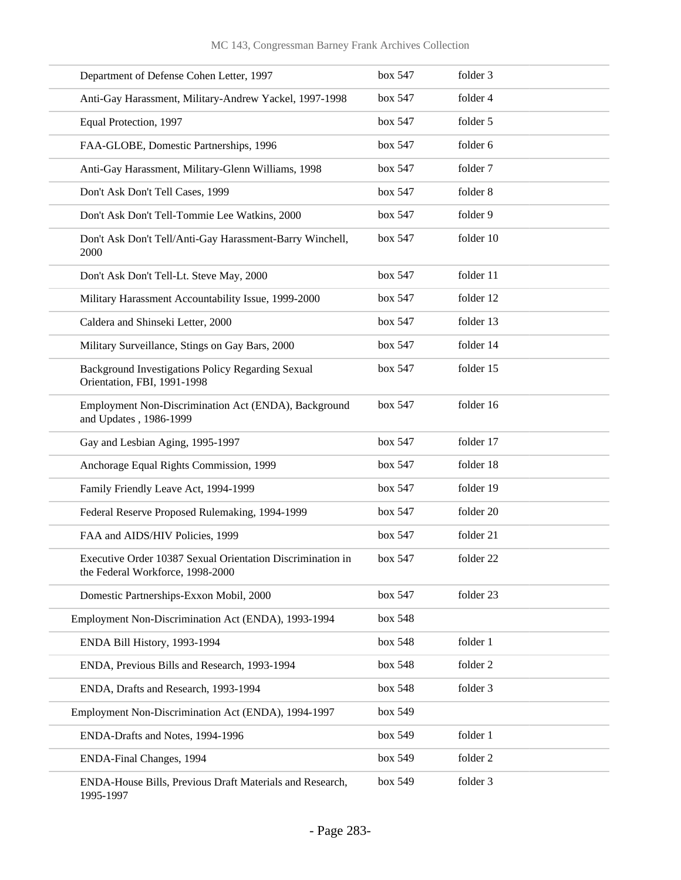| | | |
|---|---|---|
| Department of Defense Cohen Letter, 1997 | box 547 | folder 3 |
| Anti-Gay Harassment, Military-Andrew Yackel, 1997-1998 | box 547 | folder 4 |
| Equal Protection, 1997 | box 547 | folder 5 |
| FAA-GLOBE, Domestic Partnerships, 1996 | box 547 | folder 6 |
| Anti-Gay Harassment, Military-Glenn Williams, 1998 | box 547 | folder 7 |
| Don't Ask Don't Tell Cases, 1999 | box 547 | folder 8 |
| Don't Ask Don't Tell-Tommie Lee Watkins, 2000 | box 547 | folder 9 |
| Don't Ask Don't Tell/Anti-Gay Harassment-Barry Winchell, 2000 | box 547 | folder 10 |
| Don't Ask Don't Tell-Lt. Steve May, 2000 | box 547 | folder 11 |
| Military Harassment Accountability Issue, 1999-2000 | box 547 | folder 12 |
| Caldera and Shinseki Letter, 2000 | box 547 | folder 13 |
| Military Surveillance, Stings on Gay Bars, 2000 | box 547 | folder 14 |
| Background Investigations Policy Regarding Sexual Orientation, FBI, 1991-1998 | box 547 | folder 15 |
| Employment Non-Discrimination Act (ENDA), Background and Updates , 1986-1999 | box 547 | folder 16 |
| Gay and Lesbian Aging, 1995-1997 | box 547 | folder 17 |
| Anchorage Equal Rights Commission, 1999 | box 547 | folder 18 |
| Family Friendly Leave Act, 1994-1999 | box 547 | folder 19 |
| Federal Reserve Proposed Rulemaking, 1994-1999 | box 547 | folder 20 |
| FAA and AIDS/HIV Policies, 1999 | box 547 | folder 21 |
| Executive Order 10387 Sexual Orientation Discrimination in the Federal Workforce, 1998-2000 | box 547 | folder 22 |
| Domestic Partnerships-Exxon Mobil, 2000 | box 547 | folder 23 |
| Employment Non-Discrimination Act (ENDA), 1993-1994 | box 548 | |
| ENDA Bill History, 1993-1994 | box 548 | folder 1 |
| ENDA, Previous Bills and Research, 1993-1994 | box 548 | folder 2 |
| ENDA, Drafts and Research, 1993-1994 | box 548 | folder 3 |
| Employment Non-Discrimination Act (ENDA), 1994-1997 | box 549 | |
| ENDA-Drafts and Notes, 1994-1996 | box 549 | folder 1 |
| ENDA-Final Changes, 1994 | box 549 | folder 2 |
| ENDA-House Bills, Previous Draft Materials and Research, 1995-1997 | box 549 | folder 3 |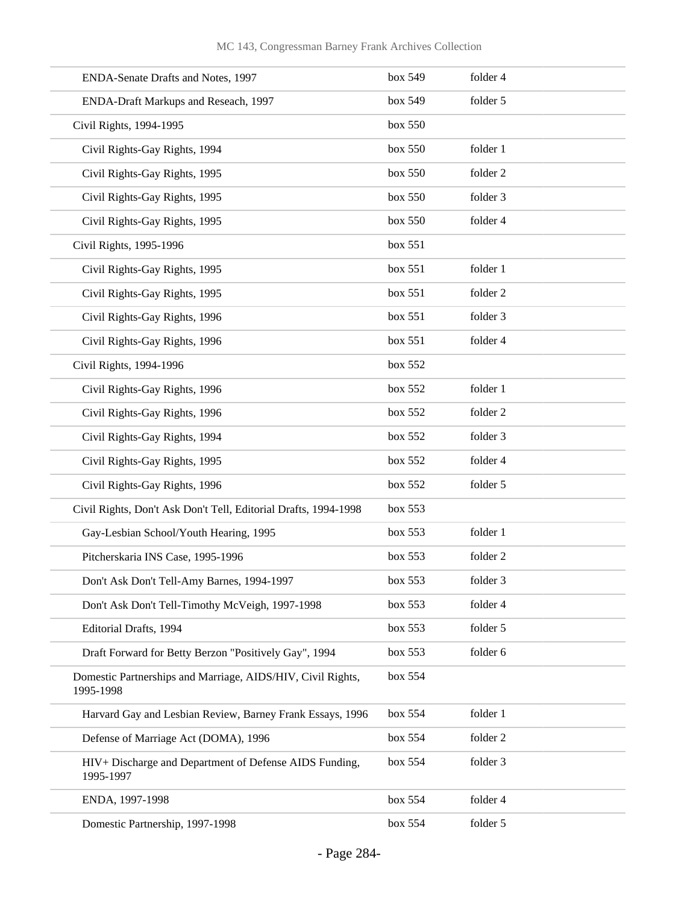| | | |
|---|---|---|
| ENDA-Senate Drafts and Notes, 1997 | box 549 | folder 4 |
| ENDA-Draft Markups and Reseach, 1997 | box 549 | folder 5 |
| Civil Rights, 1994-1995 | box 550 | |
| Civil Rights-Gay Rights, 1994 | box 550 | folder 1 |
| Civil Rights-Gay Rights, 1995 | box 550 | folder 2 |
| Civil Rights-Gay Rights, 1995 | box 550 | folder 3 |
| Civil Rights-Gay Rights, 1995 | box 550 | folder 4 |
| Civil Rights, 1995-1996 | box 551 | |
| Civil Rights-Gay Rights, 1995 | box 551 | folder 1 |
| Civil Rights-Gay Rights, 1995 | box 551 | folder 2 |
| Civil Rights-Gay Rights, 1996 | box 551 | folder 3 |
| Civil Rights-Gay Rights, 1996 | box 551 | folder 4 |
| Civil Rights, 1994-1996 | box 552 | |
| Civil Rights-Gay Rights, 1996 | box 552 | folder 1 |
| Civil Rights-Gay Rights, 1996 | box 552 | folder 2 |
| Civil Rights-Gay Rights, 1994 | box 552 | folder 3 |
| Civil Rights-Gay Rights, 1995 | box 552 | folder 4 |
| Civil Rights-Gay Rights, 1996 | box 552 | folder 5 |
| Civil Rights, Don't Ask Don't Tell, Editorial Drafts, 1994-1998 | box 553 | |
| Gay-Lesbian School/Youth Hearing, 1995 | box 553 | folder 1 |
| Pitcherskaria INS Case, 1995-1996 | box 553 | folder 2 |
| Don't Ask Don't Tell-Amy Barnes, 1994-1997 | box 553 | folder 3 |
| Don't Ask Don't Tell-Timothy McVeigh, 1997-1998 | box 553 | folder 4 |
| Editorial Drafts, 1994 | box 553 | folder 5 |
| Draft Forward for Betty Berzon "Positively Gay", 1994 | box 553 | folder 6 |
| Domestic Partnerships and Marriage, AIDS/HIV, Civil Rights, 1995-1998 | box 554 | |
| Harvard Gay and Lesbian Review, Barney Frank Essays, 1996 | box 554 | folder 1 |
| Defense of Marriage Act (DOMA), 1996 | box 554 | folder 2 |
| HIV+ Discharge and Department of Defense AIDS Funding, 1995-1997 | box 554 | folder 3 |
| ENDA, 1997-1998 | box 554 | folder 4 |
| Domestic Partnership, 1997-1998 | box 554 | folder 5 |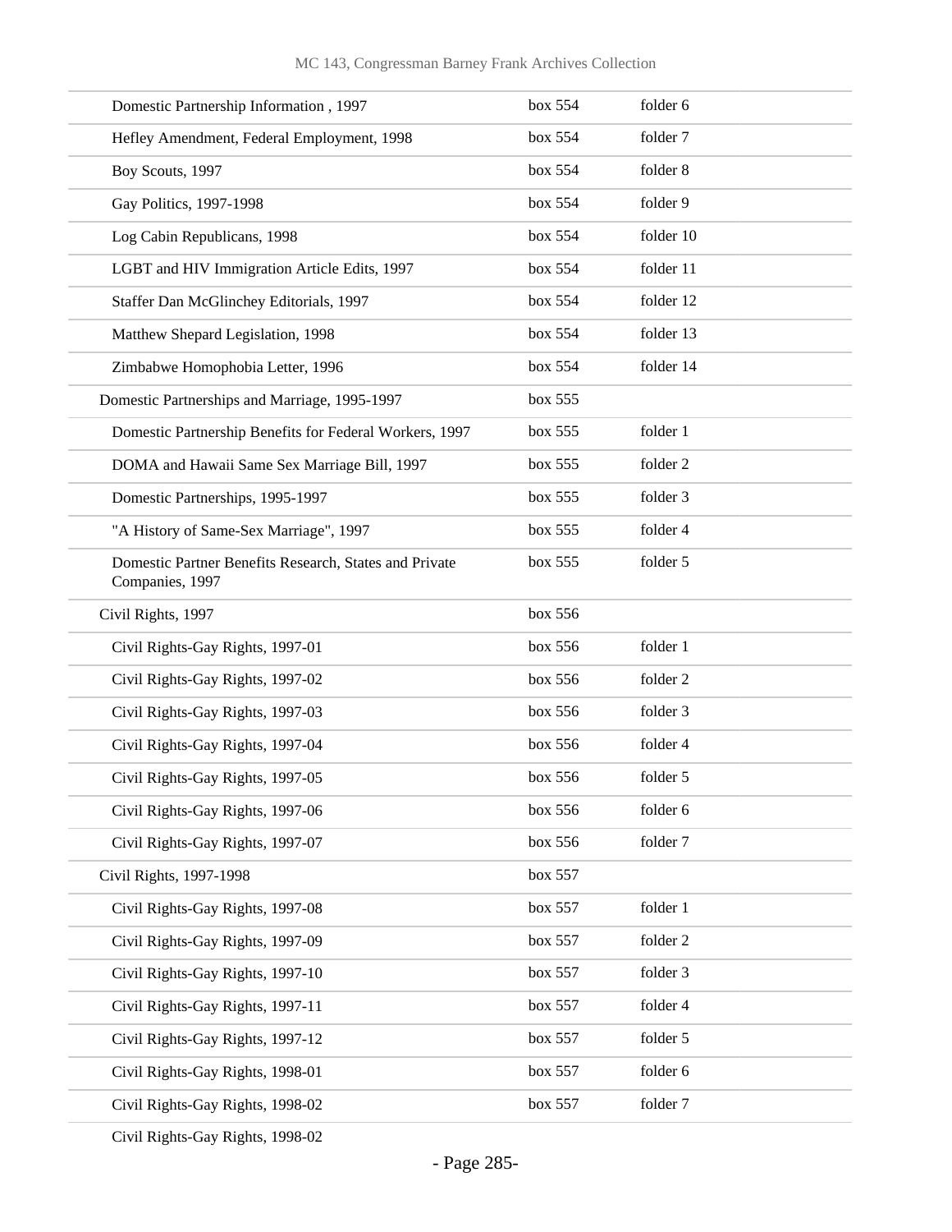| | | |
|---|---|---|
| Domestic Partnership Information , 1997 | box 554 | folder 6 |
| Hefley Amendment, Federal Employment, 1998 | box 554 | folder 7 |
| Boy Scouts, 1997 | box 554 | folder 8 |
| Gay Politics, 1997-1998 | box 554 | folder 9 |
| Log Cabin Republicans, 1998 | box 554 | folder 10 |
| LGBT and HIV Immigration Article Edits, 1997 | box 554 | folder 11 |
| Staffer Dan McGlinchey Editorials, 1997 | box 554 | folder 12 |
| Matthew Shepard Legislation, 1998 | box 554 | folder 13 |
| Zimbabwe Homophobia Letter, 1996 | box 554 | folder 14 |
| Domestic Partnerships and Marriage, 1995-1997 | box 555 | |
| Domestic Partnership Benefits for Federal Workers, 1997 | box 555 | folder 1 |
| DOMA and Hawaii Same Sex Marriage Bill, 1997 | box 555 | folder 2 |
| Domestic Partnerships, 1995-1997 | box 555 | folder 3 |
| "A History of Same-Sex Marriage", 1997 | box 555 | folder 4 |
| Domestic Partner Benefits Research, States and Private Companies, 1997 | box 555 | folder 5 |
| Civil Rights, 1997 | box 556 | |
| Civil Rights-Gay Rights, 1997-01 | box 556 | folder 1 |
| Civil Rights-Gay Rights, 1997-02 | box 556 | folder 2 |
| Civil Rights-Gay Rights, 1997-03 | box 556 | folder 3 |
| Civil Rights-Gay Rights, 1997-04 | box 556 | folder 4 |
| Civil Rights-Gay Rights, 1997-05 | box 556 | folder 5 |
| Civil Rights-Gay Rights, 1997-06 | box 556 | folder 6 |
| Civil Rights-Gay Rights, 1997-07 | box 556 | folder 7 |
| Civil Rights, 1997-1998 | box 557 | |
| Civil Rights-Gay Rights, 1997-08 | box 557 | folder 1 |
| Civil Rights-Gay Rights, 1997-09 | box 557 | folder 2 |
| Civil Rights-Gay Rights, 1997-10 | box 557 | folder 3 |
| Civil Rights-Gay Rights, 1997-11 | box 557 | folder 4 |
| Civil Rights-Gay Rights, 1997-12 | box 557 | folder 5 |
| Civil Rights-Gay Rights, 1998-01 | box 557 | folder 6 |
| Civil Rights-Gay Rights, 1998-02 | box 557 | folder 7 |
| Civil Rights-Gay Rights, 1998-02 | | |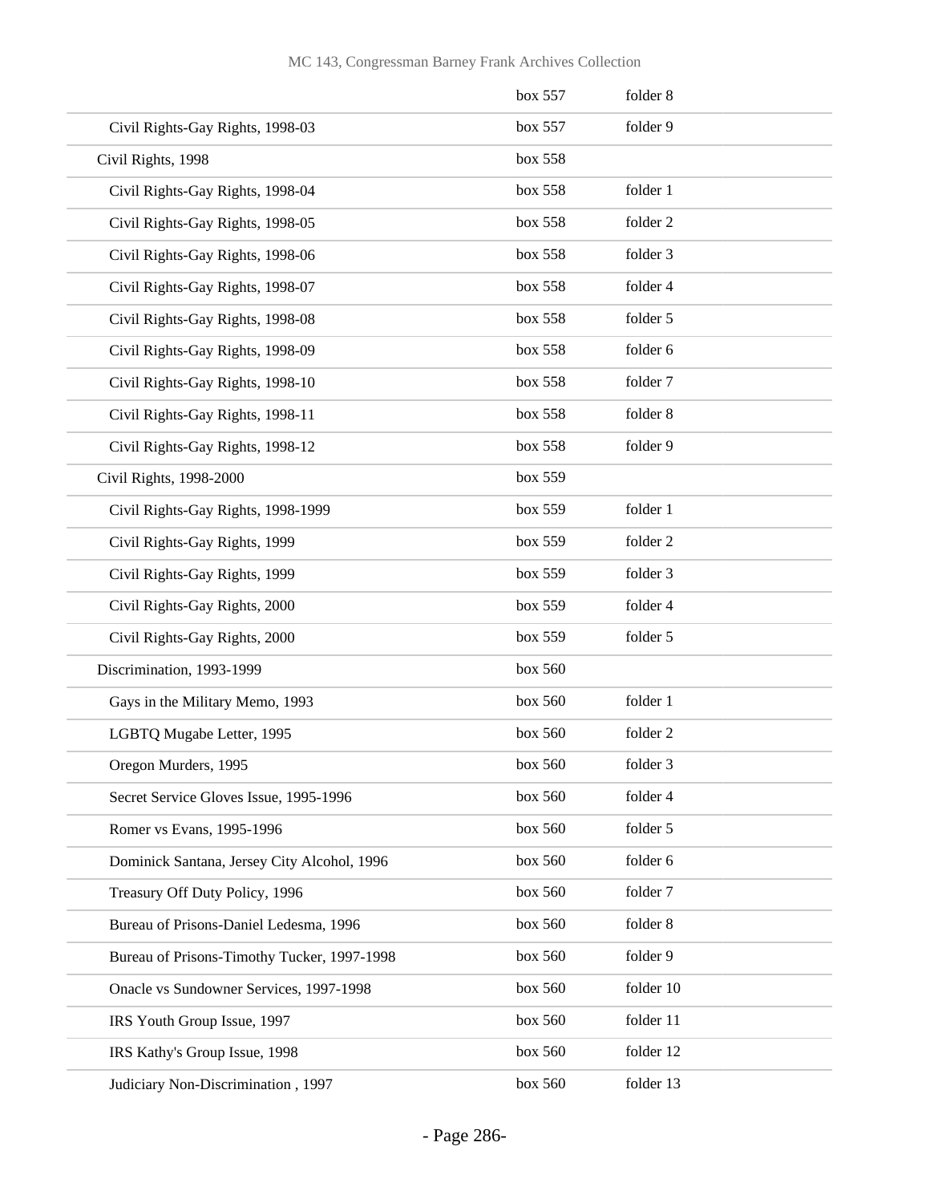| | | |
|---|---|---|
| | box 557 | folder 8 |
| Civil Rights-Gay Rights, 1998-03 | box 557 | folder 9 |
| Civil Rights, 1998 | box 558 | |
| Civil Rights-Gay Rights, 1998-04 | box 558 | folder 1 |
| Civil Rights-Gay Rights, 1998-05 | box 558 | folder 2 |
| Civil Rights-Gay Rights, 1998-06 | box 558 | folder 3 |
| Civil Rights-Gay Rights, 1998-07 | box 558 | folder 4 |
| Civil Rights-Gay Rights, 1998-08 | box 558 | folder 5 |
| Civil Rights-Gay Rights, 1998-09 | box 558 | folder 6 |
| Civil Rights-Gay Rights, 1998-10 | box 558 | folder 7 |
| Civil Rights-Gay Rights, 1998-11 | box 558 | folder 8 |
| Civil Rights-Gay Rights, 1998-12 | box 558 | folder 9 |
| Civil Rights, 1998-2000 | box 559 | |
| Civil Rights-Gay Rights, 1998-1999 | box 559 | folder 1 |
| Civil Rights-Gay Rights, 1999 | box 559 | folder 2 |
| Civil Rights-Gay Rights, 1999 | box 559 | folder 3 |
| Civil Rights-Gay Rights, 2000 | box 559 | folder 4 |
| Civil Rights-Gay Rights, 2000 | box 559 | folder 5 |
| Discrimination, 1993-1999 | box 560 | |
| Gays in the Military Memo, 1993 | box 560 | folder 1 |
| LGBTQ Mugabe Letter, 1995 | box 560 | folder 2 |
| Oregon Murders, 1995 | box 560 | folder 3 |
| Secret Service Gloves Issue, 1995-1996 | box 560 | folder 4 |
| Romer vs Evans, 1995-1996 | box 560 | folder 5 |
| Dominick Santana, Jersey City Alcohol, 1996 | box 560 | folder 6 |
| Treasury Off Duty Policy, 1996 | box 560 | folder 7 |
| Bureau of Prisons-Daniel Ledesma, 1996 | box 560 | folder 8 |
| Bureau of Prisons-Timothy Tucker, 1997-1998 | box 560 | folder 9 |
| Onacle vs Sundowner Services, 1997-1998 | box 560 | folder 10 |
| IRS Youth Group Issue, 1997 | box 560 | folder 11 |
| IRS Kathy's Group Issue, 1998 | box 560 | folder 12 |
| Judiciary Non-Discrimination , 1997 | box 560 | folder 13 |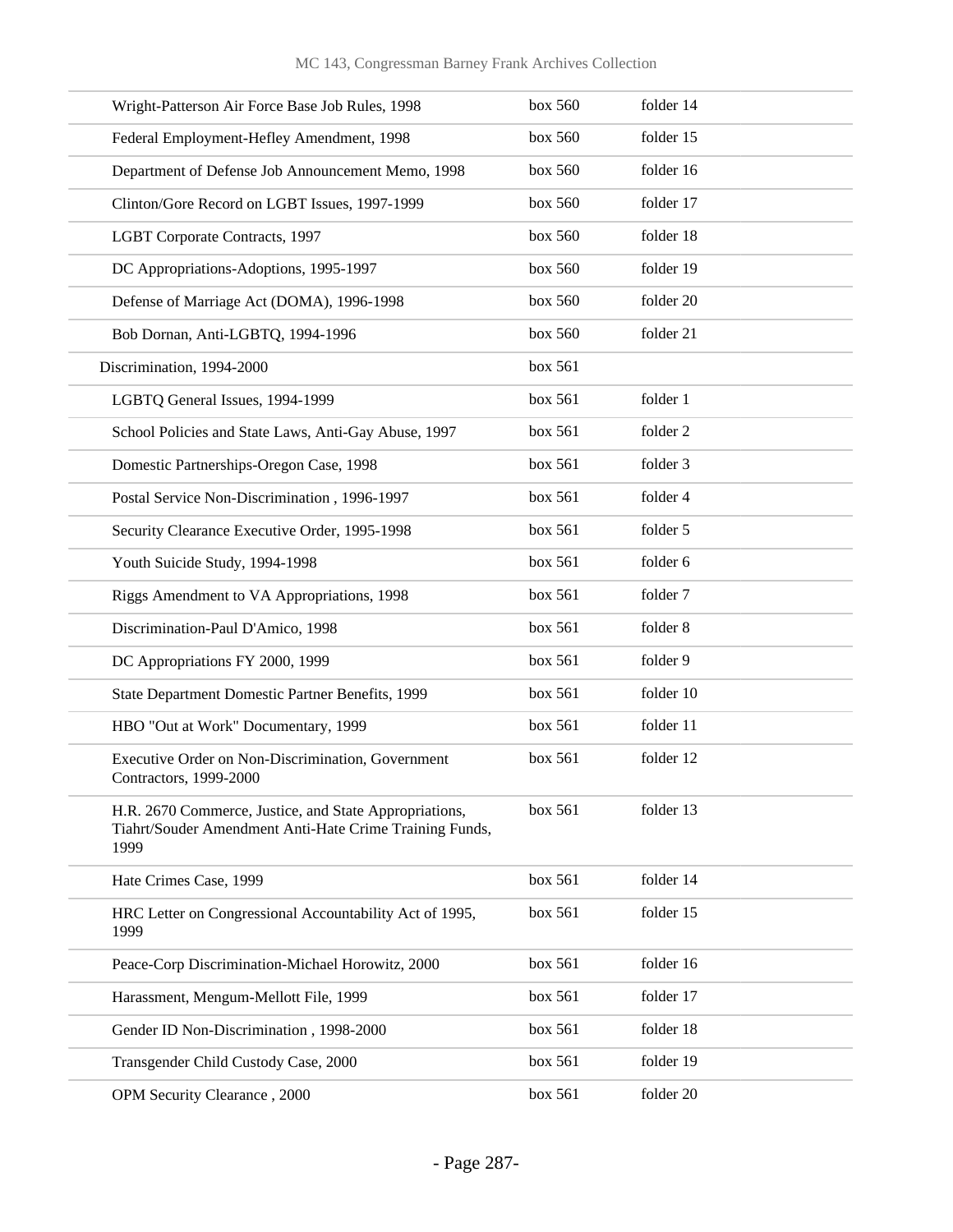| | | |
|---|---|---|
| Wright-Patterson Air Force Base Job Rules, 1998 | box 560 | folder 14 |
| Federal Employment-Hefley Amendment, 1998 | box 560 | folder 15 |
| Department of Defense Job Announcement Memo, 1998 | box 560 | folder 16 |
| Clinton/Gore Record on LGBT Issues, 1997-1999 | box 560 | folder 17 |
| LGBT Corporate Contracts, 1997 | box 560 | folder 18 |
| DC Appropriations-Adoptions, 1995-1997 | box 560 | folder 19 |
| Defense of Marriage Act (DOMA), 1996-1998 | box 560 | folder 20 |
| Bob Dornan, Anti-LGBTQ, 1994-1996 | box 560 | folder 21 |
| Discrimination, 1994-2000 | box 561 | |
| LGBTQ General Issues, 1994-1999 | box 561 | folder 1 |
| School Policies and State Laws, Anti-Gay Abuse, 1997 | box 561 | folder 2 |
| Domestic Partnerships-Oregon Case, 1998 | box 561 | folder 3 |
| Postal Service Non-Discrimination , 1996-1997 | box 561 | folder 4 |
| Security Clearance Executive Order, 1995-1998 | box 561 | folder 5 |
| Youth Suicide Study, 1994-1998 | box 561 | folder 6 |
| Riggs Amendment to VA Appropriations, 1998 | box 561 | folder 7 |
| Discrimination-Paul D'Amico, 1998 | box 561 | folder 8 |
| DC Appropriations FY 2000, 1999 | box 561 | folder 9 |
| State Department Domestic Partner Benefits, 1999 | box 561 | folder 10 |
| HBO "Out at Work" Documentary, 1999 | box 561 | folder 11 |
| Executive Order on Non-Discrimination, Government Contractors, 1999-2000 | box 561 | folder 12 |
| H.R. 2670 Commerce, Justice, and State Appropriations, Tiahrt/Souder Amendment Anti-Hate Crime Training Funds, 1999 | box 561 | folder 13 |
| Hate Crimes Case, 1999 | box 561 | folder 14 |
| HRC Letter on Congressional Accountability Act of 1995, 1999 | box 561 | folder 15 |
| Peace-Corp Discrimination-Michael Horowitz, 2000 | box 561 | folder 16 |
| Harassment, Mengum-Mellott File, 1999 | box 561 | folder 17 |
| Gender ID Non-Discrimination , 1998-2000 | box 561 | folder 18 |
| Transgender Child Custody Case, 2000 | box 561 | folder 19 |
| OPM Security Clearance , 2000 | box 561 | folder 20 |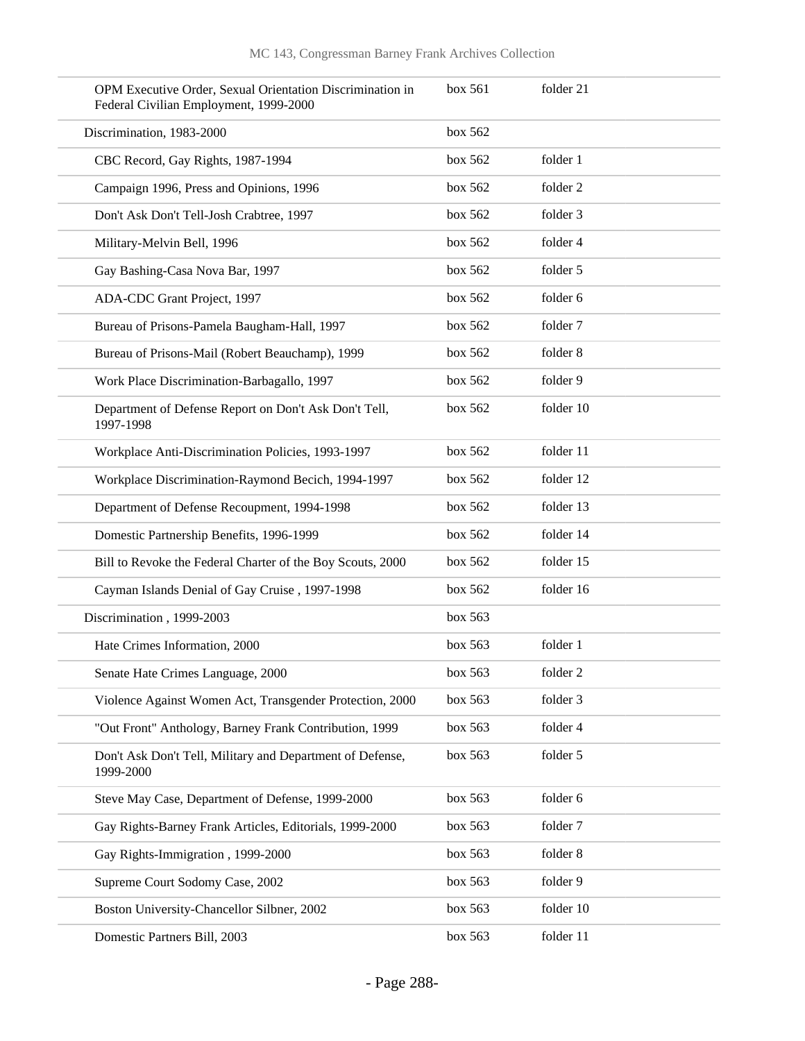| | | |
|---|---|---|
| OPM Executive Order, Sexual Orientation Discrimination in Federal Civilian Employment, 1999-2000 | box 561 | folder 21 |
| Discrimination, 1983-2000 | box 562 | |
| CBC Record, Gay Rights, 1987-1994 | box 562 | folder 1 |
| Campaign 1996, Press and Opinions, 1996 | box 562 | folder 2 |
| Don't Ask Don't Tell-Josh Crabtree, 1997 | box 562 | folder 3 |
| Military-Melvin Bell, 1996 | box 562 | folder 4 |
| Gay Bashing-Casa Nova Bar, 1997 | box 562 | folder 5 |
| ADA-CDC Grant Project, 1997 | box 562 | folder 6 |
| Bureau of Prisons-Pamela Baugham-Hall, 1997 | box 562 | folder 7 |
| Bureau of Prisons-Mail (Robert Beauchamp), 1999 | box 562 | folder 8 |
| Work Place Discrimination-Barbagallo, 1997 | box 562 | folder 9 |
| Department of Defense Report on Don't Ask Don't Tell, 1997-1998 | box 562 | folder 10 |
| Workplace Anti-Discrimination Policies, 1993-1997 | box 562 | folder 11 |
| Workplace Discrimination-Raymond Becich, 1994-1997 | box 562 | folder 12 |
| Department of Defense Recoupment, 1994-1998 | box 562 | folder 13 |
| Domestic Partnership Benefits, 1996-1999 | box 562 | folder 14 |
| Bill to Revoke the Federal Charter of the Boy Scouts, 2000 | box 562 | folder 15 |
| Cayman Islands Denial of Gay Cruise , 1997-1998 | box 562 | folder 16 |
| Discrimination , 1999-2003 | box 563 | |
| Hate Crimes Information, 2000 | box 563 | folder 1 |
| Senate Hate Crimes Language, 2000 | box 563 | folder 2 |
| Violence Against Women Act, Transgender Protection, 2000 | box 563 | folder 3 |
| "Out Front" Anthology, Barney Frank Contribution, 1999 | box 563 | folder 4 |
| Don't Ask Don't Tell, Military and Department of Defense, 1999-2000 | box 563 | folder 5 |
| Steve May Case, Department of Defense, 1999-2000 | box 563 | folder 6 |
| Gay Rights-Barney Frank Articles, Editorials, 1999-2000 | box 563 | folder 7 |
| Gay Rights-Immigration , 1999-2000 | box 563 | folder 8 |
| Supreme Court Sodomy Case, 2002 | box 563 | folder 9 |
| Boston University-Chancellor Silbner, 2002 | box 563 | folder 10 |
| Domestic Partners Bill, 2003 | box 563 | folder 11 |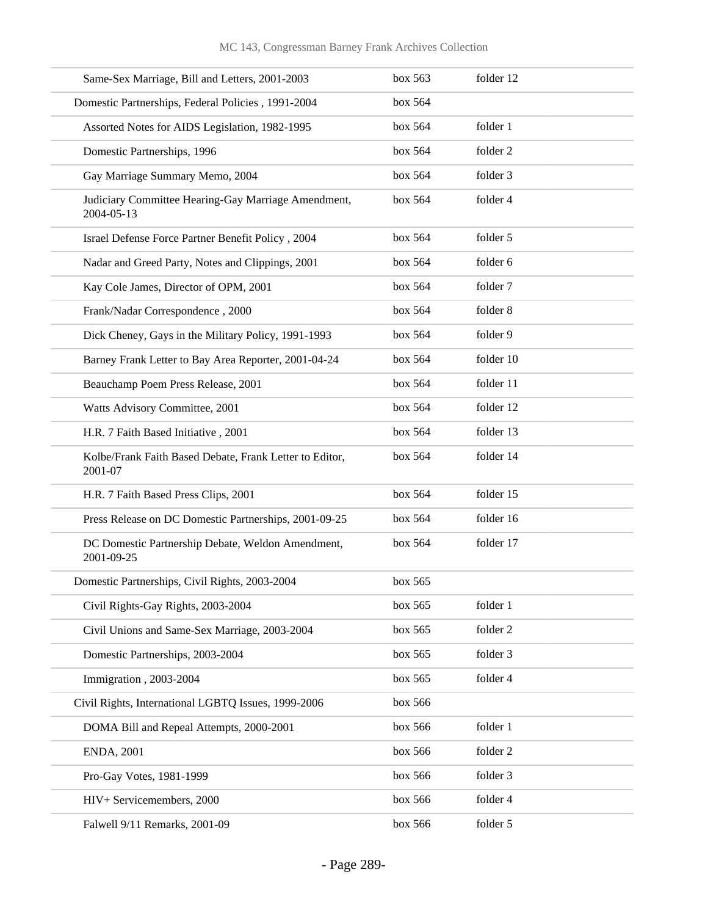| | | |
|---|---|---|
| Same-Sex Marriage, Bill and Letters, 2001-2003 | box 563 | folder 12 |
| Domestic Partnerships, Federal Policies , 1991-2004 | box 564 | |
| Assorted Notes for AIDS Legislation, 1982-1995 | box 564 | folder 1 |
| Domestic Partnerships, 1996 | box 564 | folder 2 |
| Gay Marriage Summary Memo, 2004 | box 564 | folder 3 |
| Judiciary Committee Hearing-Gay Marriage Amendment, 2004-05-13 | box 564 | folder 4 |
| Israel Defense Force Partner Benefit Policy , 2004 | box 564 | folder 5 |
| Nadar and Greed Party, Notes and Clippings, 2001 | box 564 | folder 6 |
| Kay Cole James, Director of OPM, 2001 | box 564 | folder 7 |
| Frank/Nadar Correspondence , 2000 | box 564 | folder 8 |
| Dick Cheney, Gays in the Military Policy, 1991-1993 | box 564 | folder 9 |
| Barney Frank Letter to Bay Area Reporter, 2001-04-24 | box 564 | folder 10 |
| Beauchamp Poem Press Release, 2001 | box 564 | folder 11 |
| Watts Advisory Committee, 2001 | box 564 | folder 12 |
| H.R. 7 Faith Based Initiative , 2001 | box 564 | folder 13 |
| Kolbe/Frank Faith Based Debate, Frank Letter to Editor, 2001-07 | box 564 | folder 14 |
| H.R. 7 Faith Based Press Clips, 2001 | box 564 | folder 15 |
| Press Release on DC Domestic Partnerships, 2001-09-25 | box 564 | folder 16 |
| DC Domestic Partnership Debate, Weldon Amendment, 2001-09-25 | box 564 | folder 17 |
| Domestic Partnerships, Civil Rights, 2003-2004 | box 565 | |
| Civil Rights-Gay Rights, 2003-2004 | box 565 | folder 1 |
| Civil Unions and Same-Sex Marriage, 2003-2004 | box 565 | folder 2 |
| Domestic Partnerships, 2003-2004 | box 565 | folder 3 |
| Immigration , 2003-2004 | box 565 | folder 4 |
| Civil Rights, International LGBTQ Issues, 1999-2006 | box 566 | |
| DOMA Bill and Repeal Attempts, 2000-2001 | box 566 | folder 1 |
| ENDA, 2001 | box 566 | folder 2 |
| Pro-Gay Votes, 1981-1999 | box 566 | folder 3 |
| HIV+ Servicemembers, 2000 | box 566 | folder 4 |
| Falwell 9/11 Remarks, 2001-09 | box 566 | folder 5 |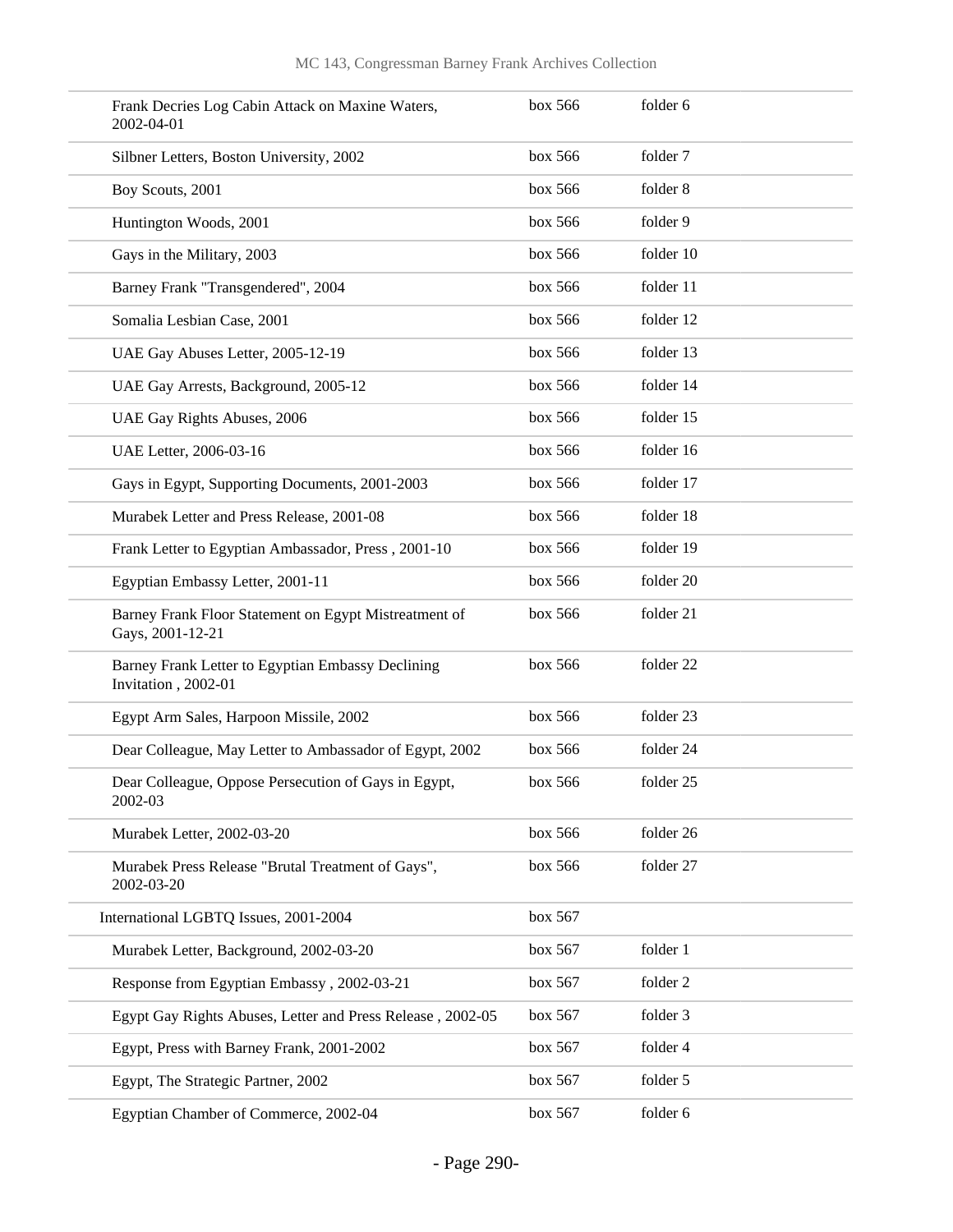| | | |
|---|---|---|
| Frank Decries Log Cabin Attack on Maxine Waters, 2002-04-01 | box 566 | folder 6 |
| Silbner Letters, Boston University, 2002 | box 566 | folder 7 |
| Boy Scouts, 2001 | box 566 | folder 8 |
| Huntington Woods, 2001 | box 566 | folder 9 |
| Gays in the Military, 2003 | box 566 | folder 10 |
| Barney Frank "Transgendered", 2004 | box 566 | folder 11 |
| Somalia Lesbian Case, 2001 | box 566 | folder 12 |
| UAE Gay Abuses Letter, 2005-12-19 | box 566 | folder 13 |
| UAE Gay Arrests, Background, 2005-12 | box 566 | folder 14 |
| UAE Gay Rights Abuses, 2006 | box 566 | folder 15 |
| UAE Letter, 2006-03-16 | box 566 | folder 16 |
| Gays in Egypt, Supporting Documents, 2001-2003 | box 566 | folder 17 |
| Murabek Letter and Press Release, 2001-08 | box 566 | folder 18 |
| Frank Letter to Egyptian Ambassador, Press , 2001-10 | box 566 | folder 19 |
| Egyptian Embassy Letter, 2001-11 | box 566 | folder 20 |
| Barney Frank Floor Statement on Egypt Mistreatment of Gays, 2001-12-21 | box 566 | folder 21 |
| Barney Frank Letter to Egyptian Embassy Declining Invitation , 2002-01 | box 566 | folder 22 |
| Egypt Arm Sales, Harpoon Missile, 2002 | box 566 | folder 23 |
| Dear Colleague, May Letter to Ambassador of Egypt, 2002 | box 566 | folder 24 |
| Dear Colleague, Oppose Persecution of Gays in Egypt, 2002-03 | box 566 | folder 25 |
| Murabek Letter, 2002-03-20 | box 566 | folder 26 |
| Murabek Press Release "Brutal Treatment of Gays", 2002-03-20 | box 566 | folder 27 |
| International LGBTQ Issues, 2001-2004 | box 567 | |
| Murabek Letter, Background, 2002-03-20 | box 567 | folder 1 |
| Response from Egyptian Embassy , 2002-03-21 | box 567 | folder 2 |
| Egypt Gay Rights Abuses, Letter and Press Release , 2002-05 | box 567 | folder 3 |
| Egypt, Press with Barney Frank, 2001-2002 | box 567 | folder 4 |
| Egypt, The Strategic Partner, 2002 | box 567 | folder 5 |
| Egyptian Chamber of Commerce, 2002-04 | box 567 | folder 6 |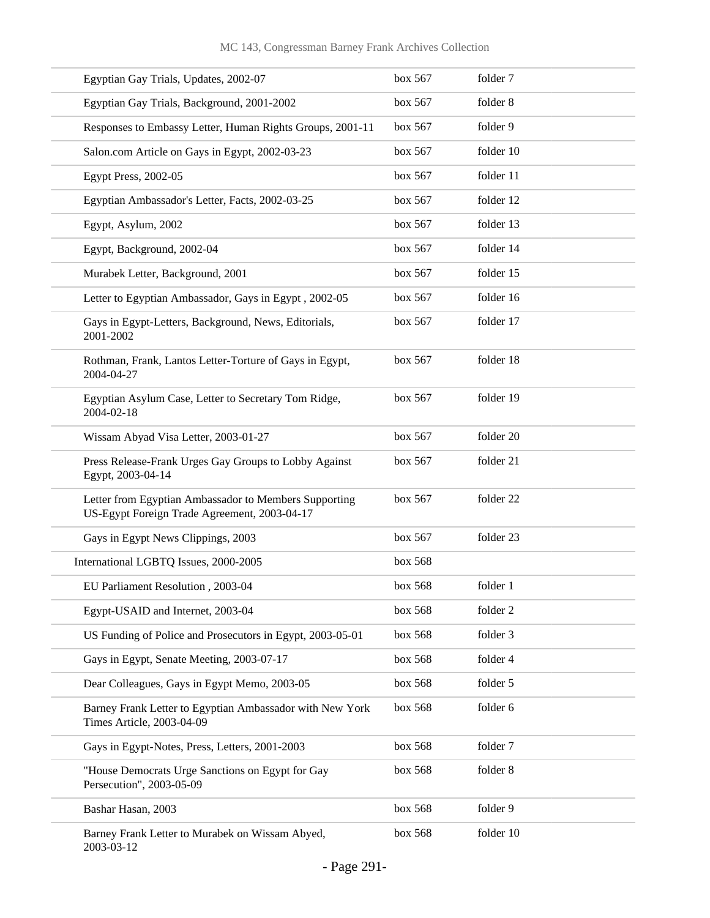| | | |
|---|---|---|
| Egyptian Gay Trials, Updates, 2002-07 | box 567 | folder 7 |
| Egyptian Gay Trials, Background, 2001-2002 | box 567 | folder 8 |
| Responses to Embassy Letter, Human Rights Groups, 2001-11 | box 567 | folder 9 |
| Salon.com Article on Gays in Egypt, 2002-03-23 | box 567 | folder 10 |
| Egypt Press, 2002-05 | box 567 | folder 11 |
| Egyptian Ambassador's Letter, Facts, 2002-03-25 | box 567 | folder 12 |
| Egypt, Asylum, 2002 | box 567 | folder 13 |
| Egypt, Background, 2002-04 | box 567 | folder 14 |
| Murabek Letter, Background, 2001 | box 567 | folder 15 |
| Letter to Egyptian Ambassador, Gays in Egypt , 2002-05 | box 567 | folder 16 |
| Gays in Egypt-Letters, Background, News, Editorials, 2001-2002 | box 567 | folder 17 |
| Rothman, Frank, Lantos Letter-Torture of Gays in Egypt, 2004-04-27 | box 567 | folder 18 |
| Egyptian Asylum Case, Letter to Secretary Tom Ridge, 2004-02-18 | box 567 | folder 19 |
| Wissam Abyad Visa Letter, 2003-01-27 | box 567 | folder 20 |
| Press Release-Frank Urges Gay Groups to Lobby Against Egypt, 2003-04-14 | box 567 | folder 21 |
| Letter from Egyptian Ambassador to Members Supporting US-Egypt Foreign Trade Agreement, 2003-04-17 | box 567 | folder 22 |
| Gays in Egypt News Clippings, 2003 | box 567 | folder 23 |
| International LGBTQ Issues, 2000-2005 | box 568 | |
| EU Parliament Resolution , 2003-04 | box 568 | folder 1 |
| Egypt-USAID and Internet, 2003-04 | box 568 | folder 2 |
| US Funding of Police and Prosecutors in Egypt, 2003-05-01 | box 568 | folder 3 |
| Gays in Egypt, Senate Meeting, 2003-07-17 | box 568 | folder 4 |
| Dear Colleagues, Gays in Egypt Memo, 2003-05 | box 568 | folder 5 |
| Barney Frank Letter to Egyptian Ambassador with New York Times Article, 2003-04-09 | box 568 | folder 6 |
| Gays in Egypt-Notes, Press, Letters, 2001-2003 | box 568 | folder 7 |
| "House Democrats Urge Sanctions on Egypt for Gay Persecution", 2003-05-09 | box 568 | folder 8 |
| Bashar Hasan, 2003 | box 568 | folder 9 |
| Barney Frank Letter to Murabek on Wissam Abyed, 2003-03-12 | box 568 | folder 10 |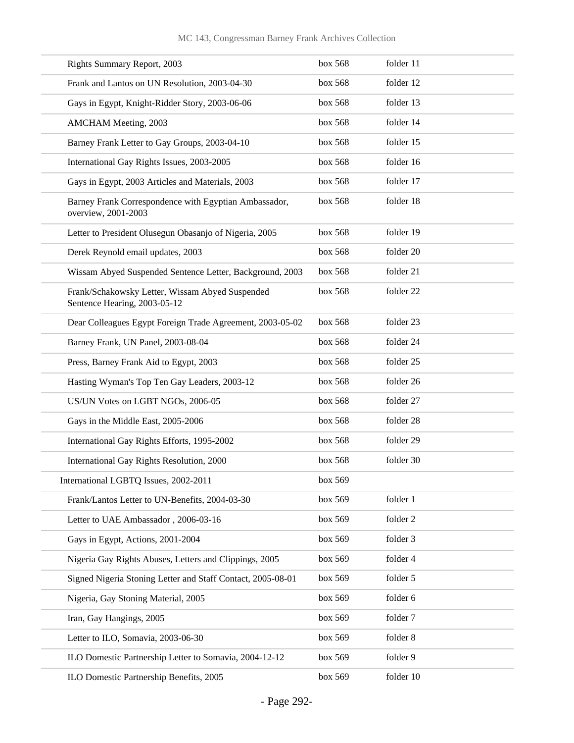| | | |
|---|---|---|
| Rights Summary Report, 2003 | box 568 | folder 11 |
| Frank and Lantos on UN Resolution, 2003-04-30 | box 568 | folder 12 |
| Gays in Egypt, Knight-Ridder Story, 2003-06-06 | box 568 | folder 13 |
| AMCHAM Meeting, 2003 | box 568 | folder 14 |
| Barney Frank Letter to Gay Groups, 2003-04-10 | box 568 | folder 15 |
| International Gay Rights Issues, 2003-2005 | box 568 | folder 16 |
| Gays in Egypt, 2003 Articles and Materials, 2003 | box 568 | folder 17 |
| Barney Frank Correspondence with Egyptian Ambassador, overview, 2001-2003 | box 568 | folder 18 |
| Letter to President Olusegun Obasanjo of Nigeria, 2005 | box 568 | folder 19 |
| Derek Reynold email updates, 2003 | box 568 | folder 20 |
| Wissam Abyed Suspended Sentence Letter, Background, 2003 | box 568 | folder 21 |
| Frank/Schakowsky Letter, Wissam Abyed Suspended Sentence Hearing, 2003-05-12 | box 568 | folder 22 |
| Dear Colleagues Egypt Foreign Trade Agreement, 2003-05-02 | box 568 | folder 23 |
| Barney Frank, UN Panel, 2003-08-04 | box 568 | folder 24 |
| Press, Barney Frank Aid to Egypt, 2003 | box 568 | folder 25 |
| Hasting Wyman's Top Ten Gay Leaders, 2003-12 | box 568 | folder 26 |
| US/UN Votes on LGBT NGOs, 2006-05 | box 568 | folder 27 |
| Gays in the Middle East, 2005-2006 | box 568 | folder 28 |
| International Gay Rights Efforts, 1995-2002 | box 568 | folder 29 |
| International Gay Rights Resolution, 2000 | box 568 | folder 30 |
| International LGBTQ Issues, 2002-2011 | box 569 | |
| Frank/Lantos Letter to UN-Benefits, 2004-03-30 | box 569 | folder 1 |
| Letter to UAE Ambassador , 2006-03-16 | box 569 | folder 2 |
| Gays in Egypt, Actions, 2001-2004 | box 569 | folder 3 |
| Nigeria Gay Rights Abuses, Letters and Clippings, 2005 | box 569 | folder 4 |
| Signed Nigeria Stoning Letter and Staff Contact, 2005-08-01 | box 569 | folder 5 |
| Nigeria, Gay Stoning Material, 2005 | box 569 | folder 6 |
| Iran, Gay Hangings, 2005 | box 569 | folder 7 |
| Letter to ILO, Somavia, 2003-06-30 | box 569 | folder 8 |
| ILO Domestic Partnership Letter to Somavia, 2004-12-12 | box 569 | folder 9 |
| ILO Domestic Partnership Benefits, 2005 | box 569 | folder 10 |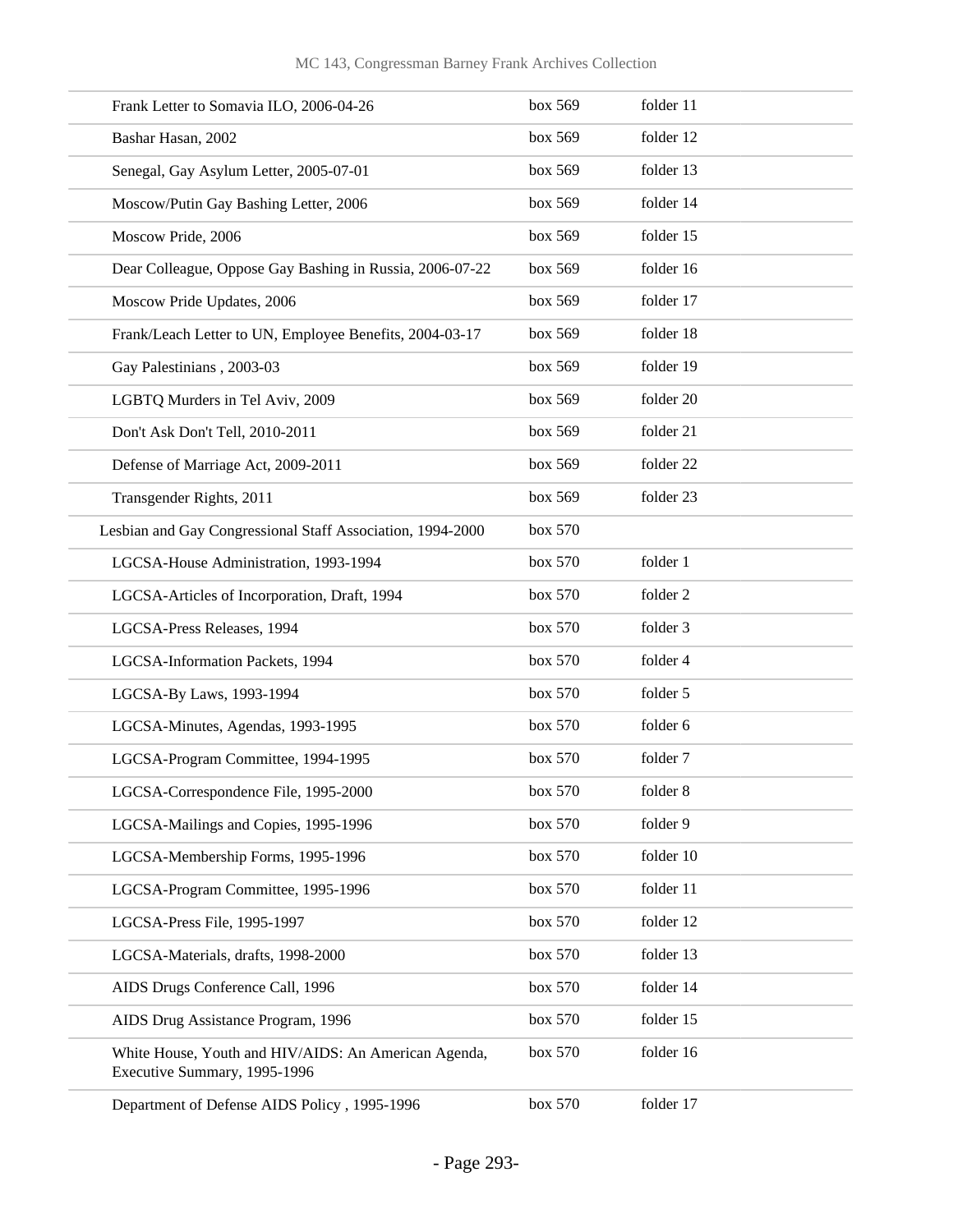| | | |
|---|---|---|
| Frank Letter to Somavia ILO, 2006-04-26 | box 569 | folder 11 |
| Bashar Hasan, 2002 | box 569 | folder 12 |
| Senegal, Gay Asylum Letter, 2005-07-01 | box 569 | folder 13 |
| Moscow/Putin Gay Bashing Letter, 2006 | box 569 | folder 14 |
| Moscow Pride, 2006 | box 569 | folder 15 |
| Dear Colleague, Oppose Gay Bashing in Russia, 2006-07-22 | box 569 | folder 16 |
| Moscow Pride Updates, 2006 | box 569 | folder 17 |
| Frank/Leach Letter to UN, Employee Benefits, 2004-03-17 | box 569 | folder 18 |
| Gay Palestinians , 2003-03 | box 569 | folder 19 |
| LGBTQ Murders in Tel Aviv, 2009 | box 569 | folder 20 |
| Don't Ask Don't Tell, 2010-2011 | box 569 | folder 21 |
| Defense of Marriage Act, 2009-2011 | box 569 | folder 22 |
| Transgender Rights, 2011 | box 569 | folder 23 |
| Lesbian and Gay Congressional Staff Association, 1994-2000 | box 570 | |
| LGCSA-House Administration, 1993-1994 | box 570 | folder 1 |
| LGCSA-Articles of Incorporation, Draft, 1994 | box 570 | folder 2 |
| LGCSA-Press Releases, 1994 | box 570 | folder 3 |
| LGCSA-Information Packets, 1994 | box 570 | folder 4 |
| LGCSA-By Laws, 1993-1994 | box 570 | folder 5 |
| LGCSA-Minutes, Agendas, 1993-1995 | box 570 | folder 6 |
| LGCSA-Program Committee, 1994-1995 | box 570 | folder 7 |
| LGCSA-Correspondence File, 1995-2000 | box 570 | folder 8 |
| LGCSA-Mailings and Copies, 1995-1996 | box 570 | folder 9 |
| LGCSA-Membership Forms, 1995-1996 | box 570 | folder 10 |
| LGCSA-Program Committee, 1995-1996 | box 570 | folder 11 |
| LGCSA-Press File, 1995-1997 | box 570 | folder 12 |
| LGCSA-Materials, drafts, 1998-2000 | box 570 | folder 13 |
| AIDS Drugs Conference Call, 1996 | box 570 | folder 14 |
| AIDS Drug Assistance Program, 1996 | box 570 | folder 15 |
| White House, Youth and HIV/AIDS: An American Agenda, Executive Summary, 1995-1996 | box 570 | folder 16 |
| Department of Defense AIDS Policy , 1995-1996 | box 570 | folder 17 |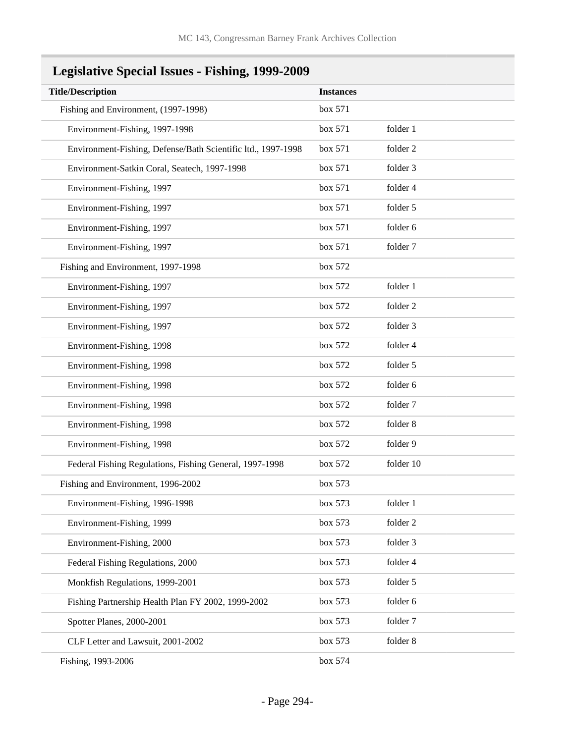## Legislative Special Issues - Fishing, 1999-2009

| Title/Description | Instances | |
|---|---|---|
| Fishing and Environment, (1997-1998) | box 571 | |
| Environment-Fishing, 1997-1998 | box 571 | folder 1 |
| Environment-Fishing, Defense/Bath Scientific ltd., 1997-1998 | box 571 | folder 2 |
| Environment-Satkin Coral, Seatech, 1997-1998 | box 571 | folder 3 |
| Environment-Fishing, 1997 | box 571 | folder 4 |
| Environment-Fishing, 1997 | box 571 | folder 5 |
| Environment-Fishing, 1997 | box 571 | folder 6 |
| Environment-Fishing, 1997 | box 571 | folder 7 |
| Fishing and Environment, 1997-1998 | box 572 | |
| Environment-Fishing, 1997 | box 572 | folder 1 |
| Environment-Fishing, 1997 | box 572 | folder 2 |
| Environment-Fishing, 1997 | box 572 | folder 3 |
| Environment-Fishing, 1998 | box 572 | folder 4 |
| Environment-Fishing, 1998 | box 572 | folder 5 |
| Environment-Fishing, 1998 | box 572 | folder 6 |
| Environment-Fishing, 1998 | box 572 | folder 7 |
| Environment-Fishing, 1998 | box 572 | folder 8 |
| Environment-Fishing, 1998 | box 572 | folder 9 |
| Federal Fishing Regulations, Fishing General, 1997-1998 | box 572 | folder 10 |
| Fishing and Environment, 1996-2002 | box 573 | |
| Environment-Fishing, 1996-1998 | box 573 | folder 1 |
| Environment-Fishing, 1999 | box 573 | folder 2 |
| Environment-Fishing, 2000 | box 573 | folder 3 |
| Federal Fishing Regulations, 2000 | box 573 | folder 4 |
| Monkfish Regulations, 1999-2001 | box 573 | folder 5 |
| Fishing Partnership Health Plan FY 2002, 1999-2002 | box 573 | folder 6 |
| Spotter Planes, 2000-2001 | box 573 | folder 7 |
| CLF Letter and Lawsuit, 2001-2002 | box 573 | folder 8 |
| Fishing, 1993-2006 | box 574 | |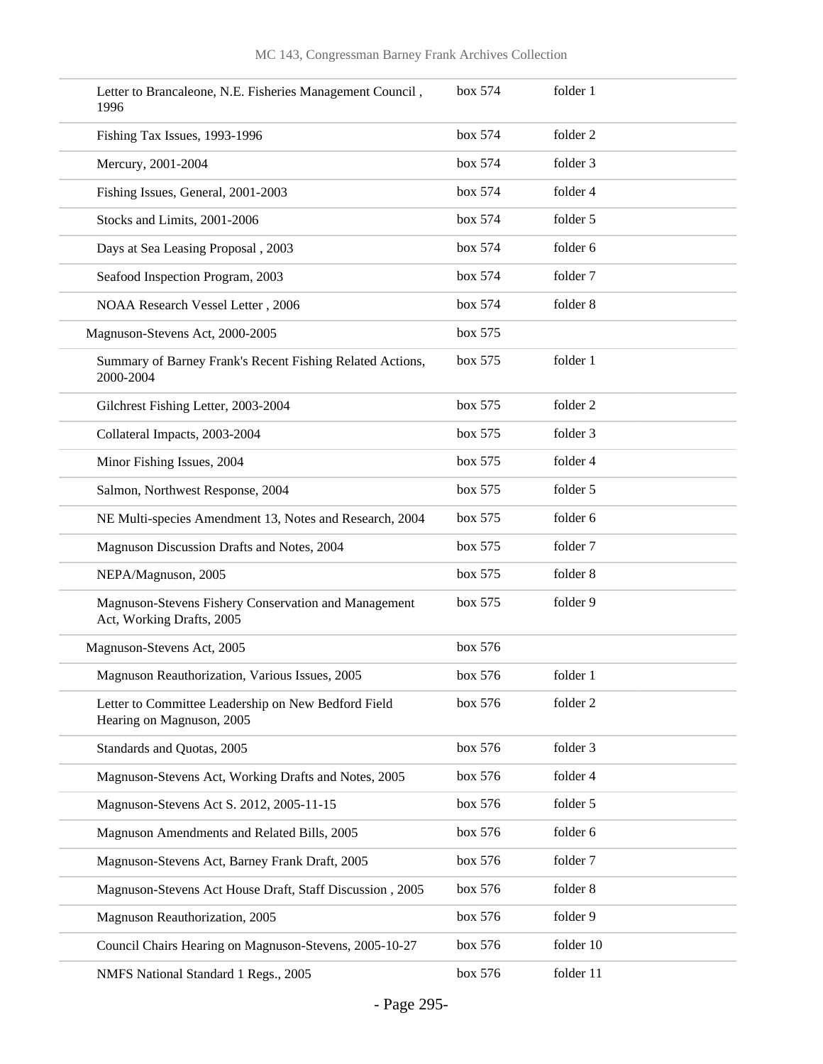| | | |
|---|---|---|
| Letter to Brancaleone, N.E. Fisheries Management Council , 1996 | box 574 | folder 1 |
| Fishing Tax Issues, 1993-1996 | box 574 | folder 2 |
| Mercury, 2001-2004 | box 574 | folder 3 |
| Fishing Issues, General, 2001-2003 | box 574 | folder 4 |
| Stocks and Limits, 2001-2006 | box 574 | folder 5 |
| Days at Sea Leasing Proposal , 2003 | box 574 | folder 6 |
| Seafood Inspection Program, 2003 | box 574 | folder 7 |
| NOAA Research Vessel Letter , 2006 | box 574 | folder 8 |
| Magnuson-Stevens Act, 2000-2005 | box 575 | |
| Summary of Barney Frank's Recent Fishing Related Actions, 2000-2004 | box 575 | folder 1 |
| Gilchrest Fishing Letter, 2003-2004 | box 575 | folder 2 |
| Collateral Impacts, 2003-2004 | box 575 | folder 3 |
| Minor Fishing Issues, 2004 | box 575 | folder 4 |
| Salmon, Northwest Response, 2004 | box 575 | folder 5 |
| NE Multi-species Amendment 13, Notes and Research, 2004 | box 575 | folder 6 |
| Magnuson Discussion Drafts and Notes, 2004 | box 575 | folder 7 |
| NEPA/Magnuson, 2005 | box 575 | folder 8 |
| Magnuson-Stevens Fishery Conservation and Management Act, Working Drafts, 2005 | box 575 | folder 9 |
| Magnuson-Stevens Act, 2005 | box 576 | |
| Magnuson Reauthorization, Various Issues, 2005 | box 576 | folder 1 |
| Letter to Committee Leadership on New Bedford Field Hearing on Magnuson, 2005 | box 576 | folder 2 |
| Standards and Quotas, 2005 | box 576 | folder 3 |
| Magnuson-Stevens Act, Working Drafts and Notes, 2005 | box 576 | folder 4 |
| Magnuson-Stevens Act S. 2012, 2005-11-15 | box 576 | folder 5 |
| Magnuson Amendments and Related Bills, 2005 | box 576 | folder 6 |
| Magnuson-Stevens Act, Barney Frank Draft, 2005 | box 576 | folder 7 |
| Magnuson-Stevens Act House Draft, Staff Discussion , 2005 | box 576 | folder 8 |
| Magnuson Reauthorization, 2005 | box 576 | folder 9 |
| Council Chairs Hearing on Magnuson-Stevens, 2005-10-27 | box 576 | folder 10 |
| NMFS National Standard 1 Regs., 2005 | box 576 | folder 11 |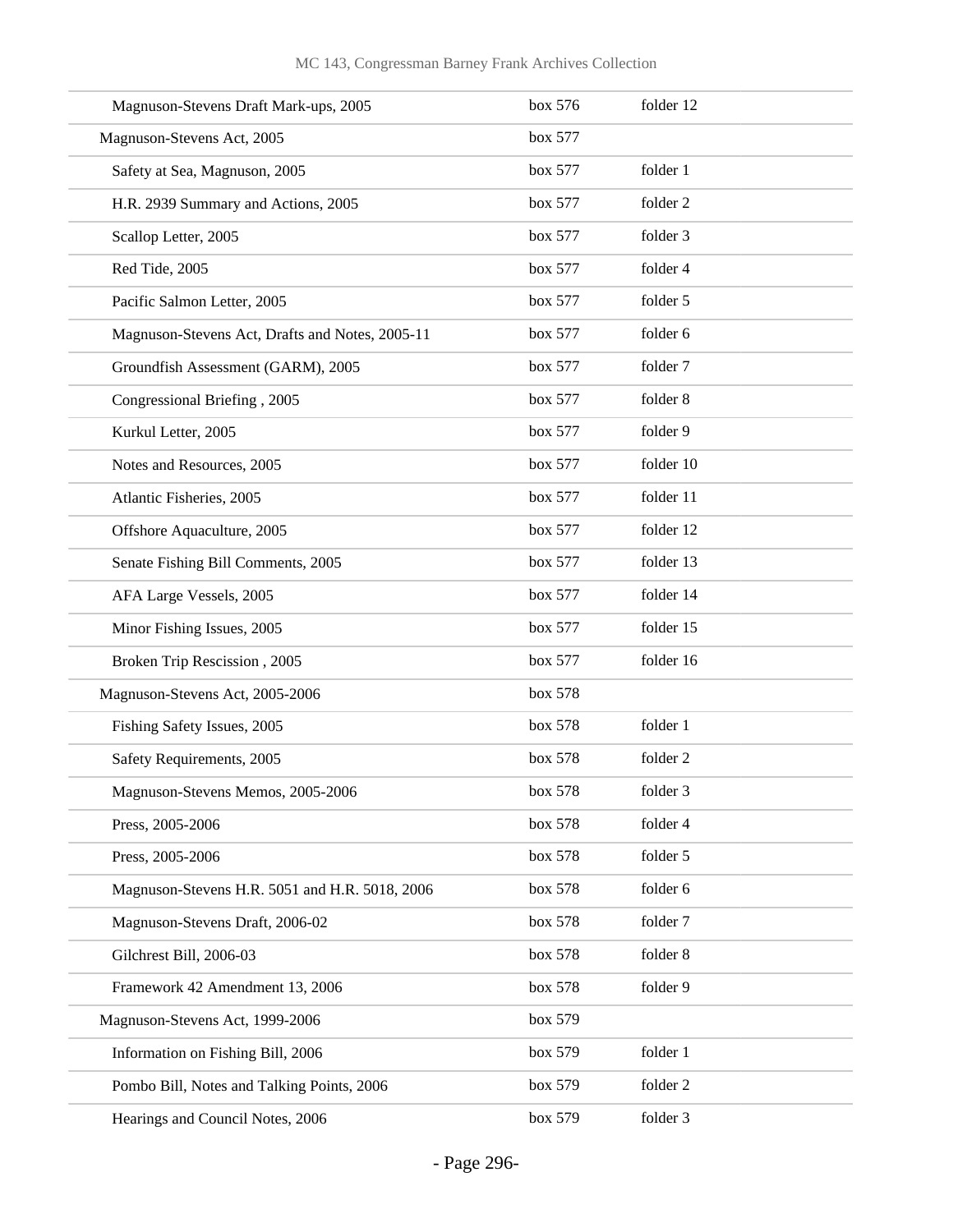| | | |
|---|---|---|
| Magnuson-Stevens Draft Mark-ups, 2005 | box 576 | folder 12 |
| Magnuson-Stevens Act, 2005 | box 577 | |
| Safety at Sea, Magnuson, 2005 | box 577 | folder 1 |
| H.R. 2939 Summary and Actions, 2005 | box 577 | folder 2 |
| Scallop Letter, 2005 | box 577 | folder 3 |
| Red Tide, 2005 | box 577 | folder 4 |
| Pacific Salmon Letter, 2005 | box 577 | folder 5 |
| Magnuson-Stevens Act, Drafts and Notes, 2005-11 | box 577 | folder 6 |
| Groundfish Assessment (GARM), 2005 | box 577 | folder 7 |
| Congressional Briefing , 2005 | box 577 | folder 8 |
| Kurkul Letter, 2005 | box 577 | folder 9 |
| Notes and Resources, 2005 | box 577 | folder 10 |
| Atlantic Fisheries, 2005 | box 577 | folder 11 |
| Offshore Aquaculture, 2005 | box 577 | folder 12 |
| Senate Fishing Bill Comments, 2005 | box 577 | folder 13 |
| AFA Large Vessels, 2005 | box 577 | folder 14 |
| Minor Fishing Issues, 2005 | box 577 | folder 15 |
| Broken Trip Rescission , 2005 | box 577 | folder 16 |
| Magnuson-Stevens Act, 2005-2006 | box 578 | |
| Fishing Safety Issues, 2005 | box 578 | folder 1 |
| Safety Requirements, 2005 | box 578 | folder 2 |
| Magnuson-Stevens Memos, 2005-2006 | box 578 | folder 3 |
| Press, 2005-2006 | box 578 | folder 4 |
| Press, 2005-2006 | box 578 | folder 5 |
| Magnuson-Stevens H.R. 5051 and H.R. 5018, 2006 | box 578 | folder 6 |
| Magnuson-Stevens Draft, 2006-02 | box 578 | folder 7 |
| Gilchrest Bill, 2006-03 | box 578 | folder 8 |
| Framework 42 Amendment 13, 2006 | box 578 | folder 9 |
| Magnuson-Stevens Act, 1999-2006 | box 579 | |
| Information on Fishing Bill, 2006 | box 579 | folder 1 |
| Pombo Bill, Notes and Talking Points, 2006 | box 579 | folder 2 |
| Hearings and Council Notes, 2006 | box 579 | folder 3 |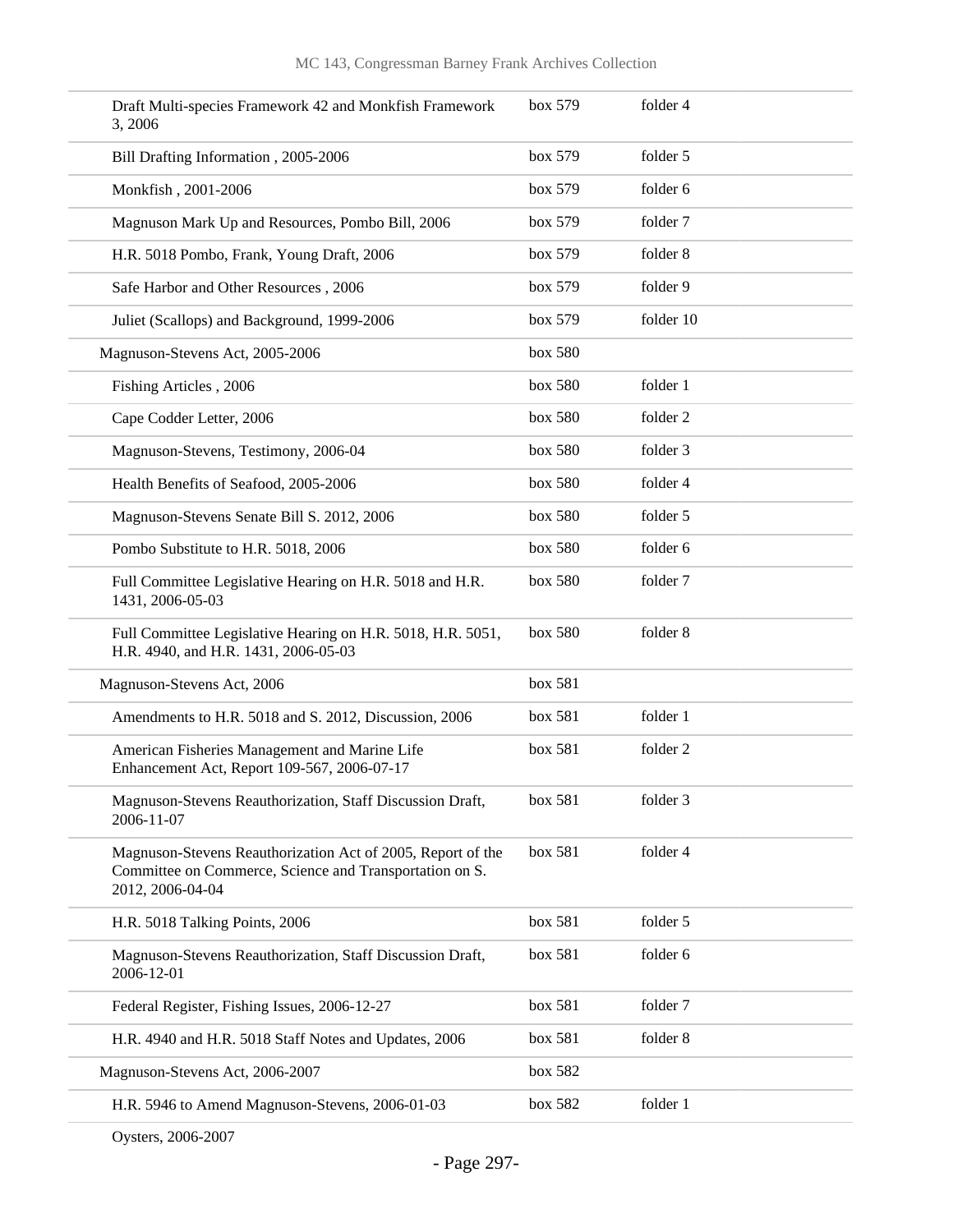| | | |
|---|---|---|
| Draft Multi-species Framework 42 and Monkfish Framework 3, 2006 | box 579 | folder 4 |
| Bill Drafting Information , 2005-2006 | box 579 | folder 5 |
| Monkfish , 2001-2006 | box 579 | folder 6 |
| Magnuson Mark Up and Resources, Pombo Bill, 2006 | box 579 | folder 7 |
| H.R. 5018 Pombo, Frank, Young Draft, 2006 | box 579 | folder 8 |
| Safe Harbor and Other Resources , 2006 | box 579 | folder 9 |
| Juliet (Scallops) and Background, 1999-2006 | box 579 | folder 10 |
| Magnuson-Stevens Act, 2005-2006 | box 580 | |
| Fishing Articles , 2006 | box 580 | folder 1 |
| Cape Codder Letter, 2006 | box 580 | folder 2 |
| Magnuson-Stevens, Testimony, 2006-04 | box 580 | folder 3 |
| Health Benefits of Seafood, 2005-2006 | box 580 | folder 4 |
| Magnuson-Stevens Senate Bill S. 2012, 2006 | box 580 | folder 5 |
| Pombo Substitute to H.R. 5018, 2006 | box 580 | folder 6 |
| Full Committee Legislative Hearing on H.R. 5018 and H.R. 1431, 2006-05-03 | box 580 | folder 7 |
| Full Committee Legislative Hearing on H.R. 5018, H.R. 5051, H.R. 4940, and H.R. 1431, 2006-05-03 | box 580 | folder 8 |
| Magnuson-Stevens Act, 2006 | box 581 | |
| Amendments to H.R. 5018 and S. 2012, Discussion, 2006 | box 581 | folder 1 |
| American Fisheries Management and Marine Life Enhancement Act, Report 109-567, 2006-07-17 | box 581 | folder 2 |
| Magnuson-Stevens Reauthorization, Staff Discussion Draft, 2006-11-07 | box 581 | folder 3 |
| Magnuson-Stevens Reauthorization Act of 2005, Report of the Committee on Commerce, Science and Transportation on S. 2012, 2006-04-04 | box 581 | folder 4 |
| H.R. 5018 Talking Points, 2006 | box 581 | folder 5 |
| Magnuson-Stevens Reauthorization, Staff Discussion Draft, 2006-12-01 | box 581 | folder 6 |
| Federal Register, Fishing Issues, 2006-12-27 | box 581 | folder 7 |
| H.R. 4940 and H.R. 5018 Staff Notes and Updates, 2006 | box 581 | folder 8 |
| Magnuson-Stevens Act, 2006-2007 | box 582 | |
| H.R. 5946 to Amend Magnuson-Stevens, 2006-01-03 | box 582 | folder 1 |
| Oysters, 2006-2007 | | |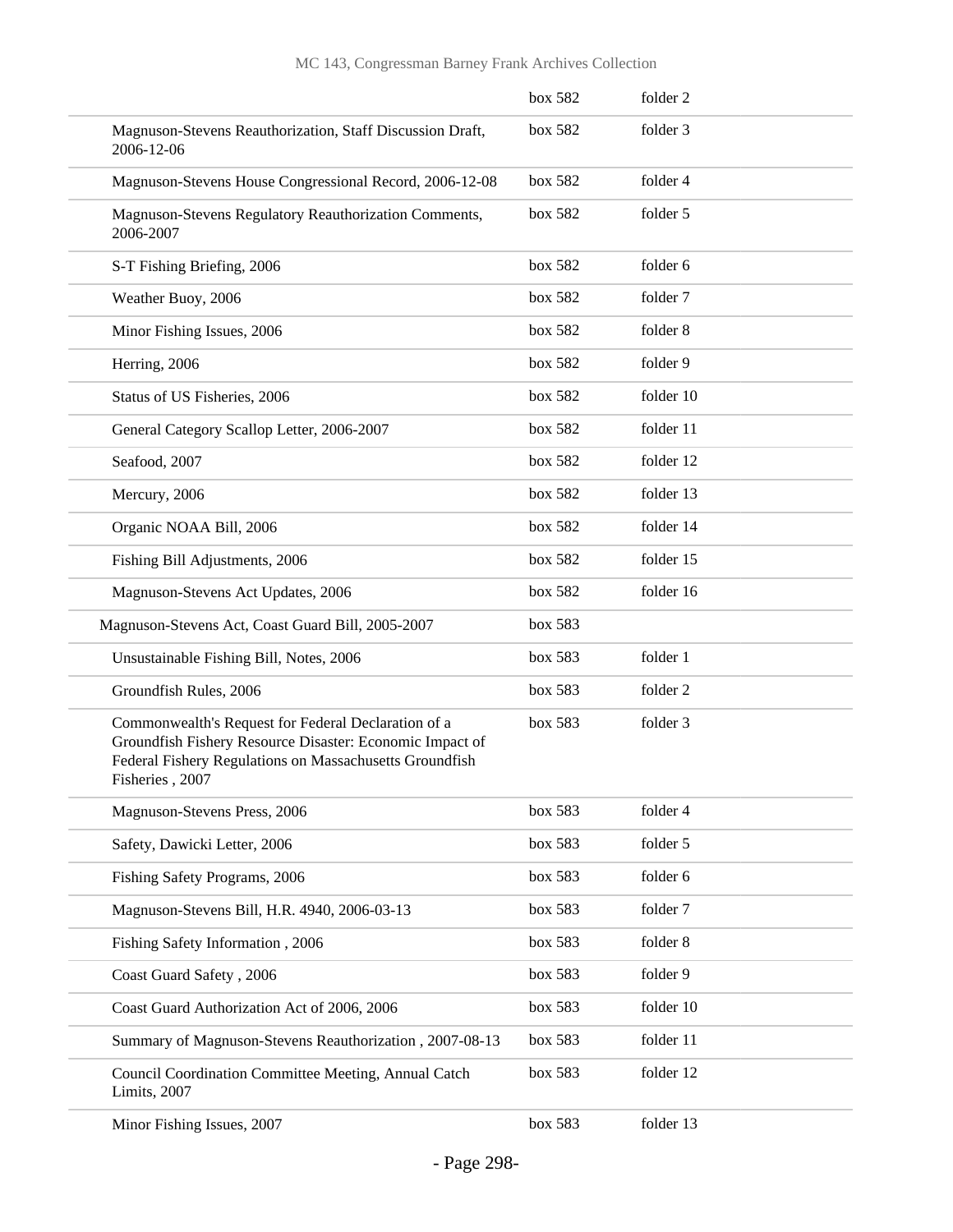| | | |
|---|---|---|
| | box 582 | folder 2 |
| Magnuson-Stevens Reauthorization, Staff Discussion Draft, 2006-12-06 | box 582 | folder 3 |
| Magnuson-Stevens House Congressional Record, 2006-12-08 | box 582 | folder 4 |
| Magnuson-Stevens Regulatory Reauthorization Comments, 2006-2007 | box 582 | folder 5 |
| S-T Fishing Briefing, 2006 | box 582 | folder 6 |
| Weather Buoy, 2006 | box 582 | folder 7 |
| Minor Fishing Issues, 2006 | box 582 | folder 8 |
| Herring, 2006 | box 582 | folder 9 |
| Status of US Fisheries, 2006 | box 582 | folder 10 |
| General Category Scallop Letter, 2006-2007 | box 582 | folder 11 |
| Seafood, 2007 | box 582 | folder 12 |
| Mercury, 2006 | box 582 | folder 13 |
| Organic NOAA Bill, 2006 | box 582 | folder 14 |
| Fishing Bill Adjustments, 2006 | box 582 | folder 15 |
| Magnuson-Stevens Act Updates, 2006 | box 582 | folder 16 |
| Magnuson-Stevens Act, Coast Guard Bill, 2005-2007 | box 583 | |
| Unsustainable Fishing Bill, Notes, 2006 | box 583 | folder 1 |
| Groundfish Rules, 2006 | box 583 | folder 2 |
| Commonwealth's Request for Federal Declaration of a Groundfish Fishery Resource Disaster: Economic Impact of Federal Fishery Regulations on Massachusetts Groundfish Fisheries , 2007 | box 583 | folder 3 |
| Magnuson-Stevens Press, 2006 | box 583 | folder 4 |
| Safety, Dawicki Letter, 2006 | box 583 | folder 5 |
| Fishing Safety Programs, 2006 | box 583 | folder 6 |
| Magnuson-Stevens Bill, H.R. 4940, 2006-03-13 | box 583 | folder 7 |
| Fishing Safety Information , 2006 | box 583 | folder 8 |
| Coast Guard Safety , 2006 | box 583 | folder 9 |
| Coast Guard Authorization Act of 2006, 2006 | box 583 | folder 10 |
| Summary of Magnuson-Stevens Reauthorization , 2007-08-13 | box 583 | folder 11 |
| Council Coordination Committee Meeting, Annual Catch Limits, 2007 | box 583 | folder 12 |
| Minor Fishing Issues, 2007 | box 583 | folder 13 |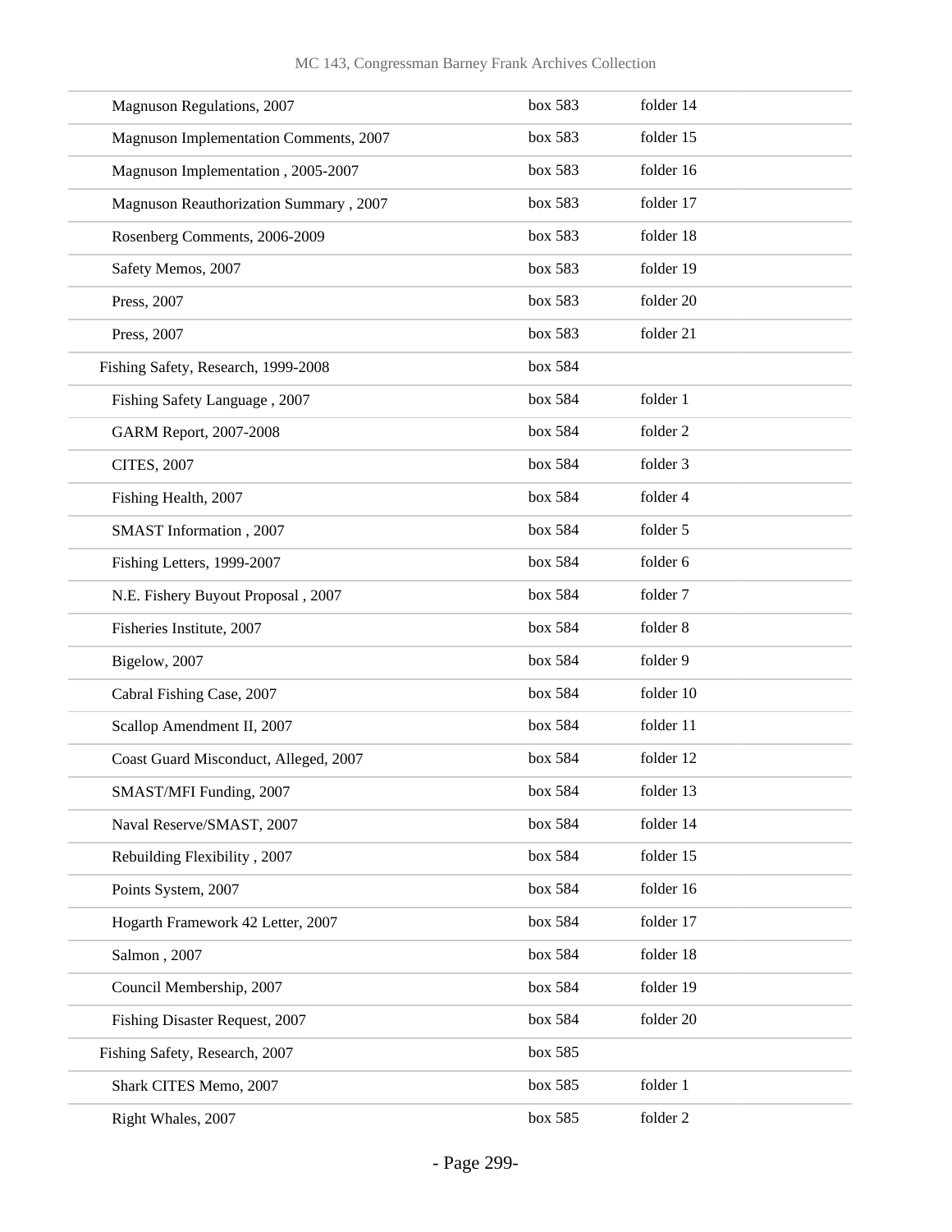| | | |
|---|---|---|
| Magnuson Regulations, 2007 | box 583 | folder 14 |
| Magnuson Implementation Comments, 2007 | box 583 | folder 15 |
| Magnuson Implementation , 2005-2007 | box 583 | folder 16 |
| Magnuson Reauthorization Summary , 2007 | box 583 | folder 17 |
| Rosenberg Comments, 2006-2009 | box 583 | folder 18 |
| Safety Memos, 2007 | box 583 | folder 19 |
| Press, 2007 | box 583 | folder 20 |
| Press, 2007 | box 583 | folder 21 |
| Fishing Safety, Research, 1999-2008 | box 584 | |
| Fishing Safety Language , 2007 | box 584 | folder 1 |
| GARM Report, 2007-2008 | box 584 | folder 2 |
| CITES, 2007 | box 584 | folder 3 |
| Fishing Health, 2007 | box 584 | folder 4 |
| SMAST Information , 2007 | box 584 | folder 5 |
| Fishing Letters, 1999-2007 | box 584 | folder 6 |
| N.E. Fishery Buyout Proposal , 2007 | box 584 | folder 7 |
| Fisheries Institute, 2007 | box 584 | folder 8 |
| Bigelow, 2007 | box 584 | folder 9 |
| Cabral Fishing Case, 2007 | box 584 | folder 10 |
| Scallop Amendment II, 2007 | box 584 | folder 11 |
| Coast Guard Misconduct, Alleged, 2007 | box 584 | folder 12 |
| SMAST/MFI Funding, 2007 | box 584 | folder 13 |
| Naval Reserve/SMAST, 2007 | box 584 | folder 14 |
| Rebuilding Flexibility , 2007 | box 584 | folder 15 |
| Points System, 2007 | box 584 | folder 16 |
| Hogarth Framework 42 Letter, 2007 | box 584 | folder 17 |
| Salmon , 2007 | box 584 | folder 18 |
| Council Membership, 2007 | box 584 | folder 19 |
| Fishing Disaster Request, 2007 | box 584 | folder 20 |
| Fishing Safety, Research, 2007 | box 585 | |
| Shark CITES Memo, 2007 | box 585 | folder 1 |
| Right Whales, 2007 | box 585 | folder 2 |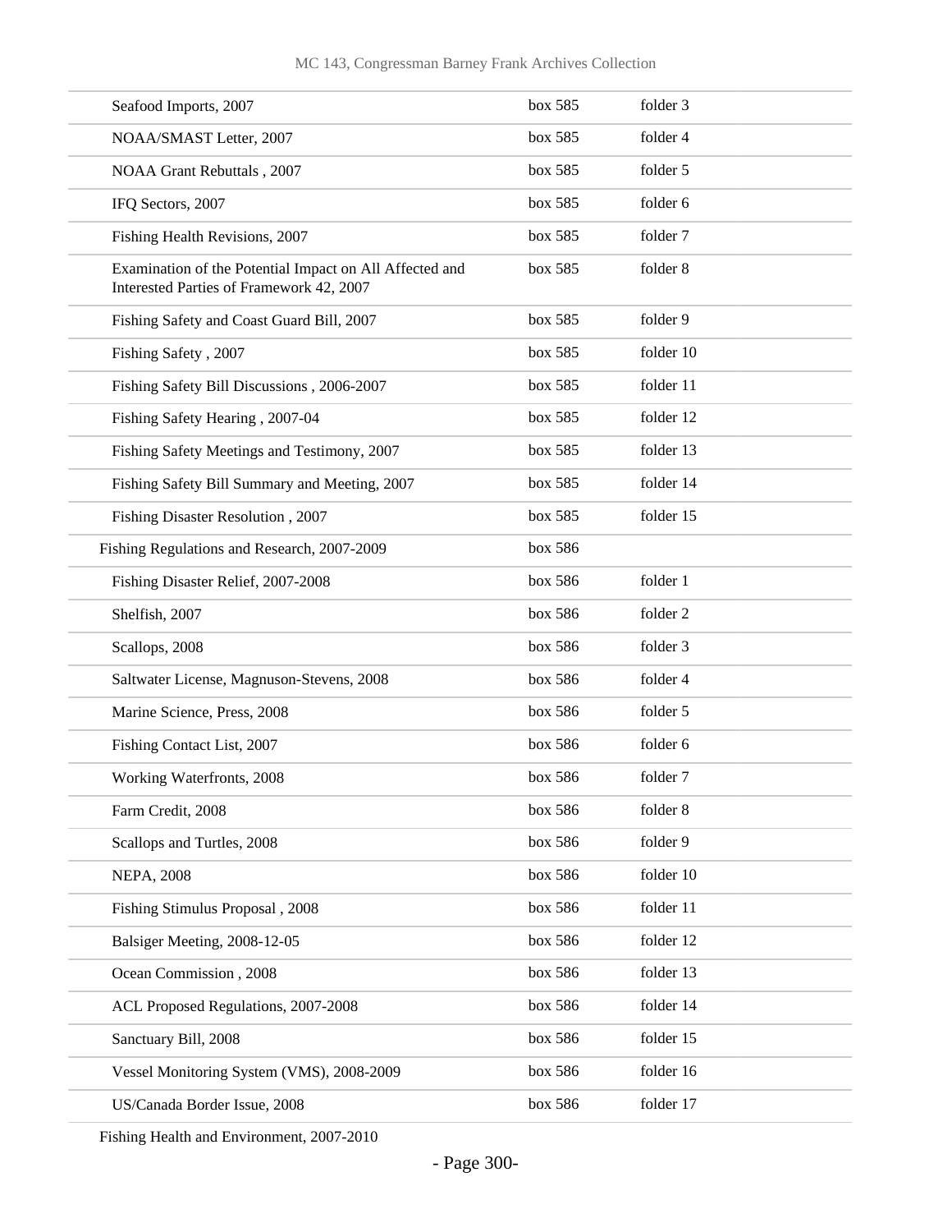| | | |
|---|---|---|
| Seafood Imports, 2007 | box 585 | folder 3 |
| NOAA/SMAST Letter, 2007 | box 585 | folder 4 |
| NOAA Grant Rebuttals , 2007 | box 585 | folder 5 |
| IFQ Sectors, 2007 | box 585 | folder 6 |
| Fishing Health Revisions, 2007 | box 585 | folder 7 |
| Examination of the Potential Impact on All Affected and Interested Parties of Framework 42, 2007 | box 585 | folder 8 |
| Fishing Safety and Coast Guard Bill, 2007 | box 585 | folder 9 |
| Fishing Safety , 2007 | box 585 | folder 10 |
| Fishing Safety Bill Discussions , 2006-2007 | box 585 | folder 11 |
| Fishing Safety Hearing , 2007-04 | box 585 | folder 12 |
| Fishing Safety Meetings and Testimony, 2007 | box 585 | folder 13 |
| Fishing Safety Bill Summary and Meeting, 2007 | box 585 | folder 14 |
| Fishing Disaster Resolution , 2007 | box 585 | folder 15 |
| Fishing Regulations and Research, 2007-2009 | box 586 | |
| Fishing Disaster Relief, 2007-2008 | box 586 | folder 1 |
| Shelfish, 2007 | box 586 | folder 2 |
| Scallops, 2008 | box 586 | folder 3 |
| Saltwater License, Magnuson-Stevens, 2008 | box 586 | folder 4 |
| Marine Science, Press, 2008 | box 586 | folder 5 |
| Fishing Contact List, 2007 | box 586 | folder 6 |
| Working Waterfronts, 2008 | box 586 | folder 7 |
| Farm Credit, 2008 | box 586 | folder 8 |
| Scallops and Turtles, 2008 | box 586 | folder 9 |
| NEPA, 2008 | box 586 | folder 10 |
| Fishing Stimulus Proposal , 2008 | box 586 | folder 11 |
| Balsiger Meeting, 2008-12-05 | box 586 | folder 12 |
| Ocean Commission , 2008 | box 586 | folder 13 |
| ACL Proposed Regulations, 2007-2008 | box 586 | folder 14 |
| Sanctuary Bill, 2008 | box 586 | folder 15 |
| Vessel Monitoring System (VMS), 2008-2009 | box 586 | folder 16 |
| US/Canada Border Issue, 2008 | box 586 | folder 17 |
| Fishing Health and Environment, 2007-2010 | | |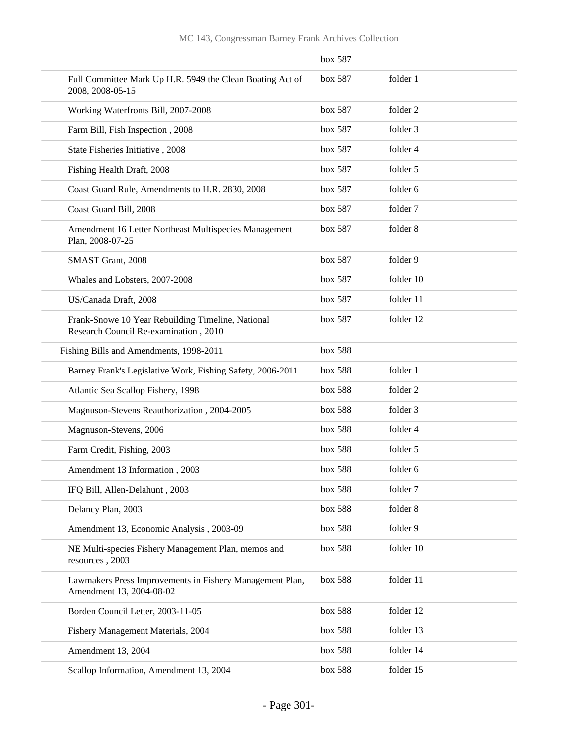| | | |
|---|---|---|
| | box 587 | |
| Full Committee Mark Up H.R. 5949 the Clean Boating Act of 2008, 2008-05-15 | box 587 | folder 1 |
| Working Waterfronts Bill, 2007-2008 | box 587 | folder 2 |
| Farm Bill, Fish Inspection , 2008 | box 587 | folder 3 |
| State Fisheries Initiative , 2008 | box 587 | folder 4 |
| Fishing Health Draft, 2008 | box 587 | folder 5 |
| Coast Guard Rule, Amendments to H.R. 2830, 2008 | box 587 | folder 6 |
| Coast Guard Bill, 2008 | box 587 | folder 7 |
| Amendment 16 Letter Northeast Multispecies Management Plan, 2008-07-25 | box 587 | folder 8 |
| SMAST Grant, 2008 | box 587 | folder 9 |
| Whales and Lobsters, 2007-2008 | box 587 | folder 10 |
| US/Canada Draft, 2008 | box 587 | folder 11 |
| Frank-Snowe 10 Year Rebuilding Timeline, National Research Council Re-examination , 2010 | box 587 | folder 12 |
| Fishing Bills and Amendments, 1998-2011 | box 588 | |
| Barney Frank's Legislative Work, Fishing Safety, 2006-2011 | box 588 | folder 1 |
| Atlantic Sea Scallop Fishery, 1998 | box 588 | folder 2 |
| Magnuson-Stevens Reauthorization , 2004-2005 | box 588 | folder 3 |
| Magnuson-Stevens, 2006 | box 588 | folder 4 |
| Farm Credit, Fishing, 2003 | box 588 | folder 5 |
| Amendment 13 Information , 2003 | box 588 | folder 6 |
| IFQ Bill, Allen-Delahunt , 2003 | box 588 | folder 7 |
| Delancy Plan, 2003 | box 588 | folder 8 |
| Amendment 13, Economic Analysis , 2003-09 | box 588 | folder 9 |
| NE Multi-species Fishery Management Plan, memos and resources , 2003 | box 588 | folder 10 |
| Lawmakers Press Improvements in Fishery Management Plan, Amendment 13, 2004-08-02 | box 588 | folder 11 |
| Borden Council Letter, 2003-11-05 | box 588 | folder 12 |
| Fishery Management Materials, 2004 | box 588 | folder 13 |
| Amendment 13, 2004 | box 588 | folder 14 |
| Scallop Information, Amendment 13, 2004 | box 588 | folder 15 |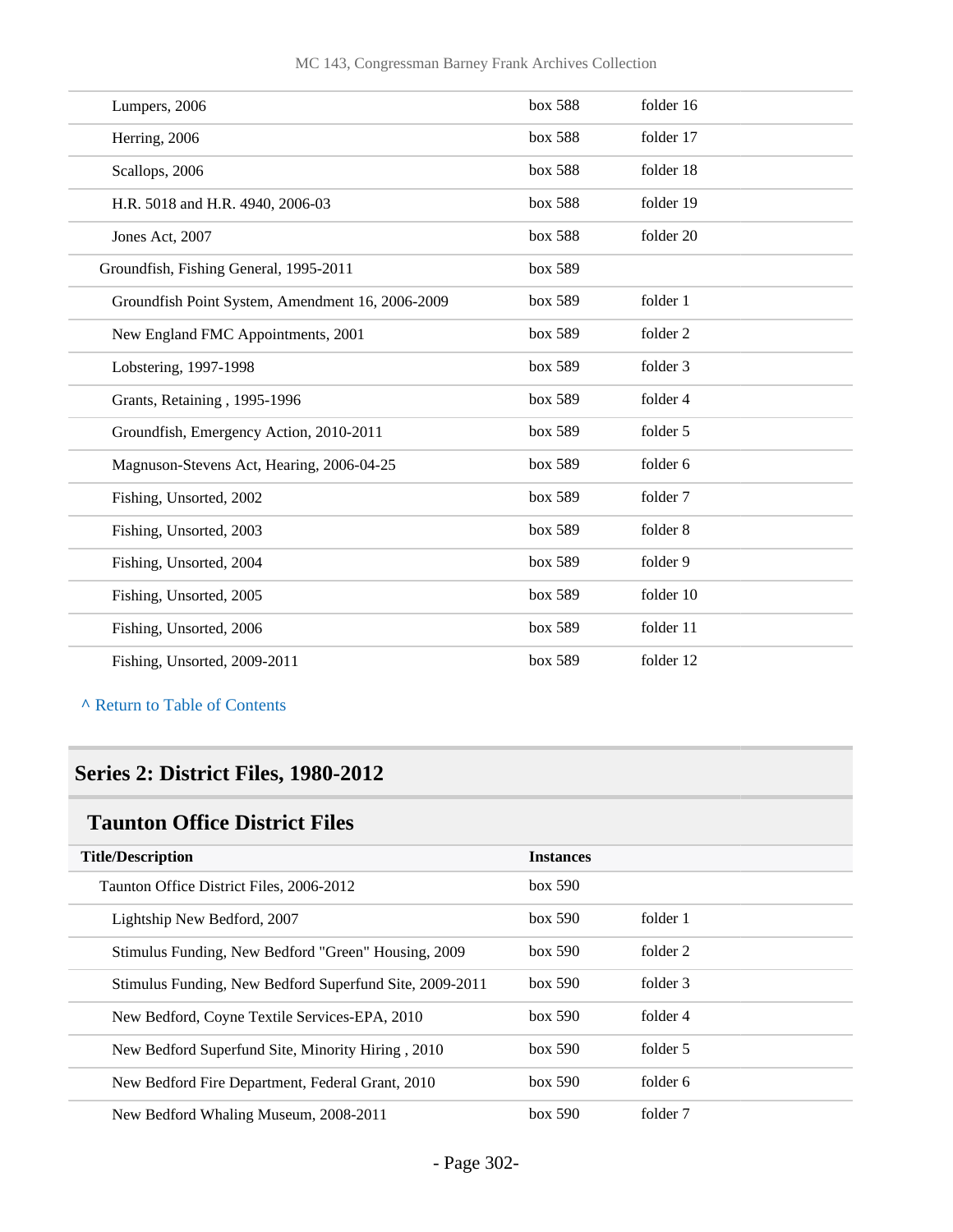| | | |
|---|---|---|
| Lumpers, 2006 | box 588 | folder 16 |
| Herring, 2006 | box 588 | folder 17 |
| Scallops, 2006 | box 588 | folder 18 |
| H.R. 5018 and H.R. 4940, 2006-03 | box 588 | folder 19 |
| Jones Act, 2007 | box 588 | folder 20 |
| Groundfish, Fishing General, 1995-2011 | box 589 | |
| Groundfish Point System, Amendment 16, 2006-2009 | box 589 | folder 1 |
| New England FMC Appointments, 2001 | box 589 | folder 2 |
| Lobstering, 1997-1998 | box 589 | folder 3 |
| Grants, Retaining , 1995-1996 | box 589 | folder 4 |
| Groundfish, Emergency Action, 2010-2011 | box 589 | folder 5 |
| Magnuson-Stevens Act, Hearing, 2006-04-25 | box 589 | folder 6 |
| Fishing, Unsorted, 2002 | box 589 | folder 7 |
| Fishing, Unsorted, 2003 | box 589 | folder 8 |
| Fishing, Unsorted, 2004 | box 589 | folder 9 |
| Fishing, Unsorted, 2005 | box 589 | folder 10 |
| Fishing, Unsorted, 2006 | box 589 | folder 11 |
| Fishing, Unsorted, 2009-2011 | box 589 | folder 12 |

^ Return to Table of Contents

## Series 2: District Files, 1980-2012

### Taunton Office District Files

| Title/Description | Instances | |
|---|---|---|
| Taunton Office District Files, 2006-2012 | box 590 | |
| Lightship New Bedford, 2007 | box 590 | folder 1 |
| Stimulus Funding, New Bedford "Green" Housing, 2009 | box 590 | folder 2 |
| Stimulus Funding, New Bedford Superfund Site, 2009-2011 | box 590 | folder 3 |
| New Bedford, Coyne Textile Services-EPA, 2010 | box 590 | folder 4 |
| New Bedford Superfund Site, Minority Hiring , 2010 | box 590 | folder 5 |
| New Bedford Fire Department, Federal Grant, 2010 | box 590 | folder 6 |
| New Bedford Whaling Museum, 2008-2011 | box 590 | folder 7 |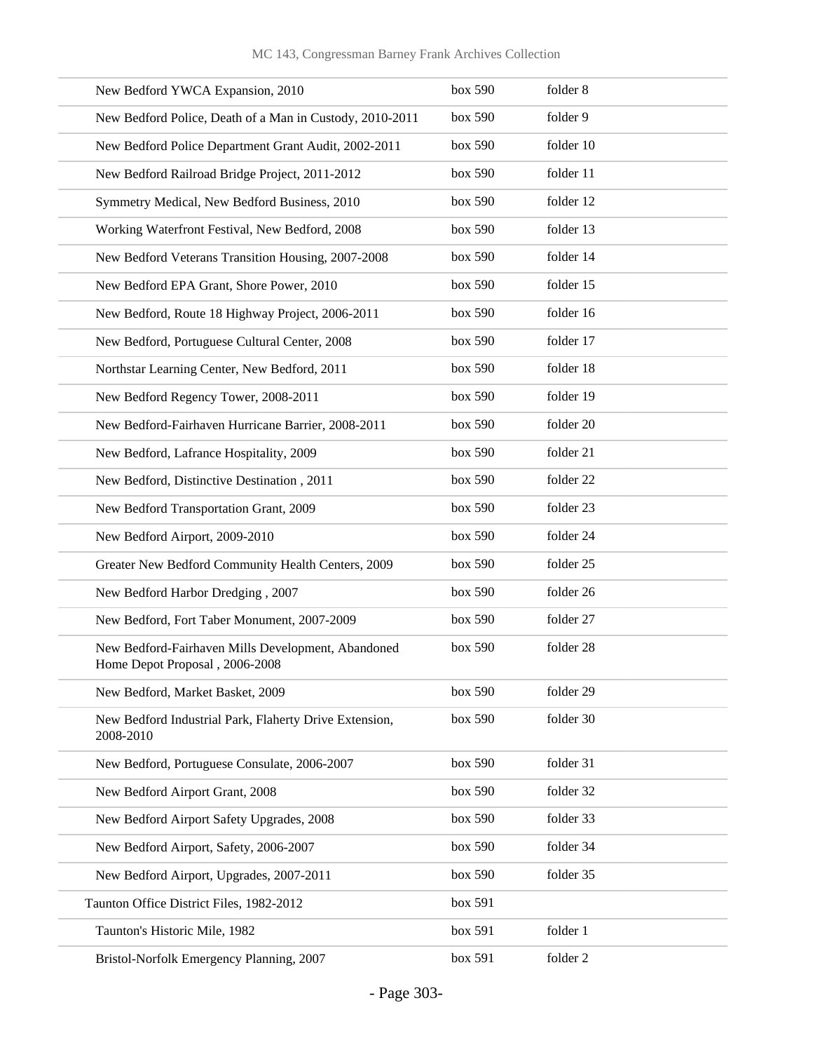| | | |
|---|---|---|
| New Bedford YWCA Expansion, 2010 | box 590 | folder 8 |
| New Bedford Police, Death of a Man in Custody, 2010-2011 | box 590 | folder 9 |
| New Bedford Police Department Grant Audit, 2002-2011 | box 590 | folder 10 |
| New Bedford Railroad Bridge Project, 2011-2012 | box 590 | folder 11 |
| Symmetry Medical, New Bedford Business, 2010 | box 590 | folder 12 |
| Working Waterfront Festival, New Bedford, 2008 | box 590 | folder 13 |
| New Bedford Veterans Transition Housing, 2007-2008 | box 590 | folder 14 |
| New Bedford EPA Grant, Shore Power, 2010 | box 590 | folder 15 |
| New Bedford, Route 18 Highway Project, 2006-2011 | box 590 | folder 16 |
| New Bedford, Portuguese Cultural Center, 2008 | box 590 | folder 17 |
| Northstar Learning Center, New Bedford, 2011 | box 590 | folder 18 |
| New Bedford Regency Tower, 2008-2011 | box 590 | folder 19 |
| New Bedford-Fairhaven Hurricane Barrier, 2008-2011 | box 590 | folder 20 |
| New Bedford, Lafrance Hospitality, 2009 | box 590 | folder 21 |
| New Bedford, Distinctive Destination , 2011 | box 590 | folder 22 |
| New Bedford Transportation Grant, 2009 | box 590 | folder 23 |
| New Bedford Airport, 2009-2010 | box 590 | folder 24 |
| Greater New Bedford Community Health Centers, 2009 | box 590 | folder 25 |
| New Bedford Harbor Dredging , 2007 | box 590 | folder 26 |
| New Bedford, Fort Taber Monument, 2007-2009 | box 590 | folder 27 |
| New Bedford-Fairhaven Mills Development, Abandoned Home Depot Proposal , 2006-2008 | box 590 | folder 28 |
| New Bedford, Market Basket, 2009 | box 590 | folder 29 |
| New Bedford Industrial Park, Flaherty Drive Extension, 2008-2010 | box 590 | folder 30 |
| New Bedford, Portuguese Consulate, 2006-2007 | box 590 | folder 31 |
| New Bedford Airport Grant, 2008 | box 590 | folder 32 |
| New Bedford Airport Safety Upgrades, 2008 | box 590 | folder 33 |
| New Bedford Airport, Safety, 2006-2007 | box 590 | folder 34 |
| New Bedford Airport, Upgrades, 2007-2011 | box 590 | folder 35 |
| Taunton Office District Files, 1982-2012 | box 591 | |
| Taunton's Historic Mile, 1982 | box 591 | folder 1 |
| Bristol-Norfolk Emergency Planning, 2007 | box 591 | folder 2 |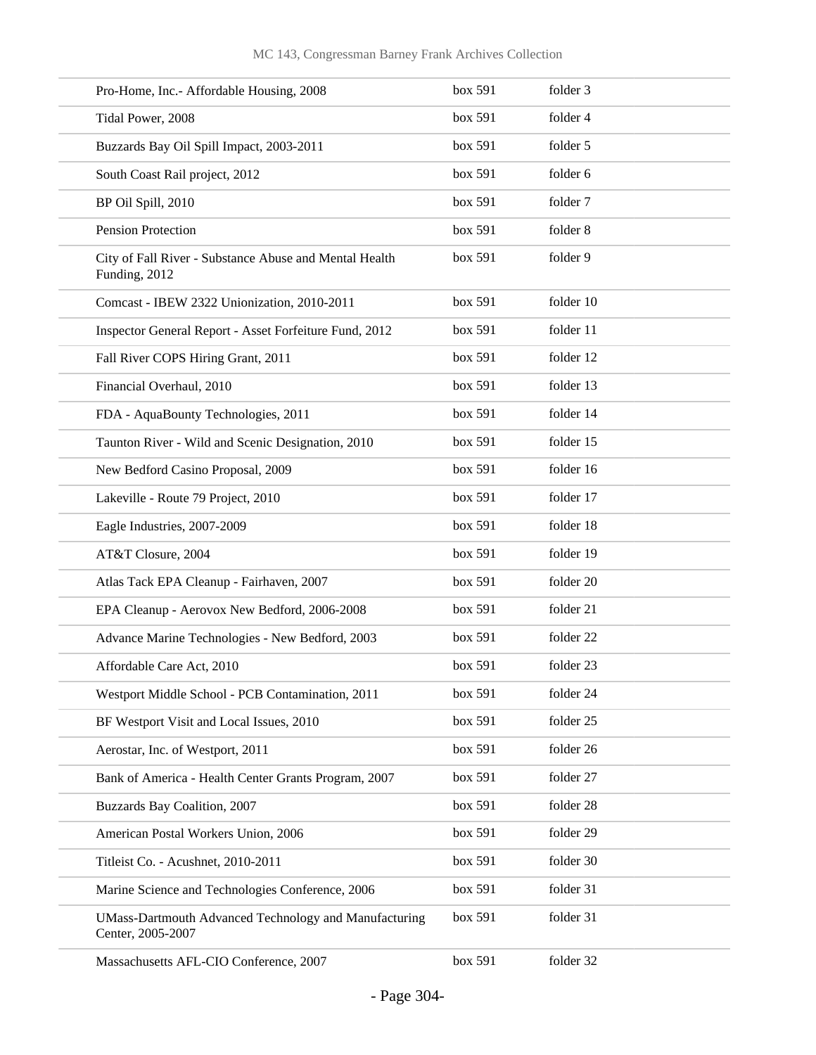| | | |
|---|---|---|
| Pro-Home, Inc.- Affordable Housing, 2008 | box 591 | folder 3 |
| Tidal Power, 2008 | box 591 | folder 4 |
| Buzzards Bay Oil Spill Impact, 2003-2011 | box 591 | folder 5 |
| South Coast Rail project, 2012 | box 591 | folder 6 |
| BP Oil Spill, 2010 | box 591 | folder 7 |
| Pension Protection | box 591 | folder 8 |
| City of Fall River - Substance Abuse and Mental Health Funding, 2012 | box 591 | folder 9 |
| Comcast - IBEW 2322 Unionization, 2010-2011 | box 591 | folder 10 |
| Inspector General Report - Asset Forfeiture Fund, 2012 | box 591 | folder 11 |
| Fall River COPS Hiring Grant, 2011 | box 591 | folder 12 |
| Financial Overhaul, 2010 | box 591 | folder 13 |
| FDA - AquaBounty Technologies, 2011 | box 591 | folder 14 |
| Taunton River - Wild and Scenic Designation, 2010 | box 591 | folder 15 |
| New Bedford Casino Proposal, 2009 | box 591 | folder 16 |
| Lakeville - Route 79 Project, 2010 | box 591 | folder 17 |
| Eagle Industries, 2007-2009 | box 591 | folder 18 |
| AT&T Closure, 2004 | box 591 | folder 19 |
| Atlas Tack EPA Cleanup - Fairhaven, 2007 | box 591 | folder 20 |
| EPA Cleanup - Aerovox New Bedford, 2006-2008 | box 591 | folder 21 |
| Advance Marine Technologies - New Bedford, 2003 | box 591 | folder 22 |
| Affordable Care Act, 2010 | box 591 | folder 23 |
| Westport Middle School - PCB Contamination, 2011 | box 591 | folder 24 |
| BF Westport Visit and Local Issues, 2010 | box 591 | folder 25 |
| Aerostar, Inc. of Westport, 2011 | box 591 | folder 26 |
| Bank of America - Health Center Grants Program, 2007 | box 591 | folder 27 |
| Buzzards Bay Coalition, 2007 | box 591 | folder 28 |
| American Postal Workers Union, 2006 | box 591 | folder 29 |
| Titleist Co. - Acushnet, 2010-2011 | box 591 | folder 30 |
| Marine Science and Technologies Conference, 2006 | box 591 | folder 31 |
| UMass-Dartmouth Advanced Technology and Manufacturing Center, 2005-2007 | box 591 | folder 31 |
| Massachusetts AFL-CIO Conference, 2007 | box 591 | folder 32 |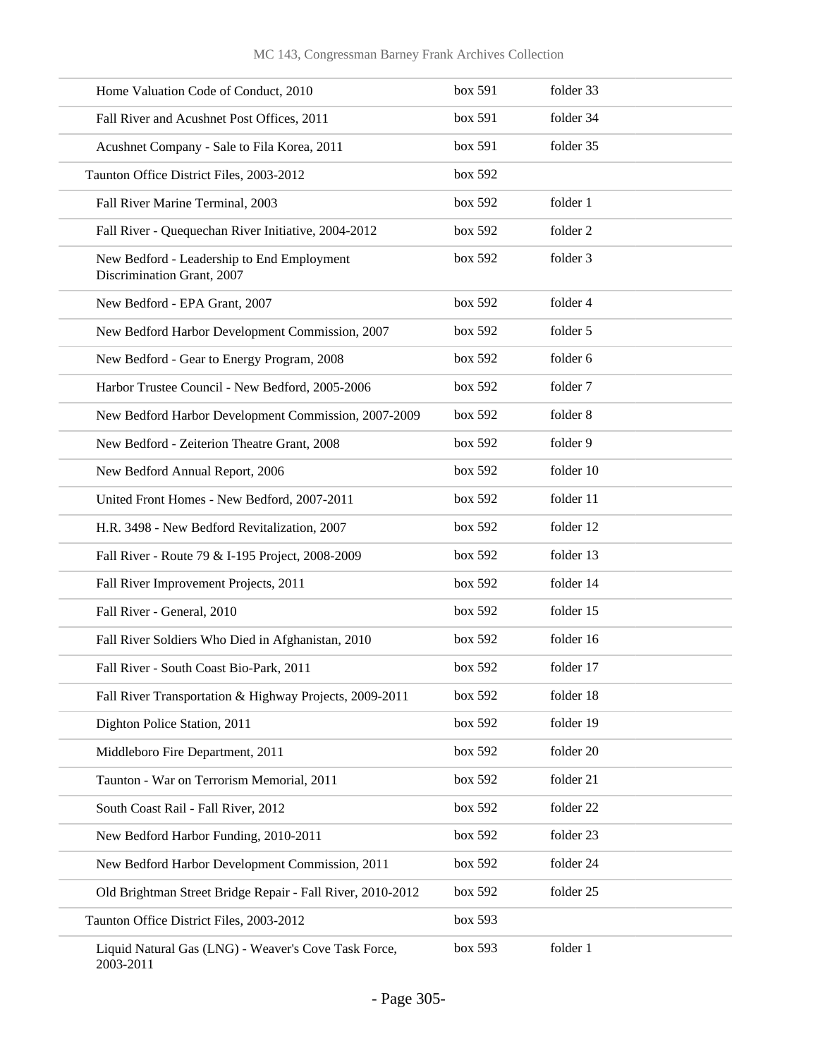| | | |
|---|---|---|
| Home Valuation Code of Conduct, 2010 | box 591 | folder 33 |
| Fall River and Acushnet Post Offices, 2011 | box 591 | folder 34 |
| Acushnet Company - Sale to Fila Korea, 2011 | box 591 | folder 35 |
| Taunton Office District Files, 2003-2012 | box 592 | |
| Fall River Marine Terminal, 2003 | box 592 | folder 1 |
| Fall River - Quequechan River Initiative, 2004-2012 | box 592 | folder 2 |
| New Bedford - Leadership to End Employment Discrimination Grant, 2007 | box 592 | folder 3 |
| New Bedford - EPA Grant, 2007 | box 592 | folder 4 |
| New Bedford Harbor Development Commission, 2007 | box 592 | folder 5 |
| New Bedford - Gear to Energy Program, 2008 | box 592 | folder 6 |
| Harbor Trustee Council - New Bedford, 2005-2006 | box 592 | folder 7 |
| New Bedford Harbor Development Commission, 2007-2009 | box 592 | folder 8 |
| New Bedford - Zeiterion Theatre Grant, 2008 | box 592 | folder 9 |
| New Bedford Annual Report, 2006 | box 592 | folder 10 |
| United Front Homes - New Bedford, 2007-2011 | box 592 | folder 11 |
| H.R. 3498 - New Bedford Revitalization, 2007 | box 592 | folder 12 |
| Fall River - Route 79 & I-195 Project, 2008-2009 | box 592 | folder 13 |
| Fall River Improvement Projects, 2011 | box 592 | folder 14 |
| Fall River - General, 2010 | box 592 | folder 15 |
| Fall River Soldiers Who Died in Afghanistan, 2010 | box 592 | folder 16 |
| Fall River - South Coast Bio-Park, 2011 | box 592 | folder 17 |
| Fall River Transportation & Highway Projects, 2009-2011 | box 592 | folder 18 |
| Dighton Police Station, 2011 | box 592 | folder 19 |
| Middleboro Fire Department, 2011 | box 592 | folder 20 |
| Taunton - War on Terrorism Memorial, 2011 | box 592 | folder 21 |
| South Coast Rail - Fall River, 2012 | box 592 | folder 22 |
| New Bedford Harbor Funding, 2010-2011 | box 592 | folder 23 |
| New Bedford Harbor Development Commission, 2011 | box 592 | folder 24 |
| Old Brightman Street Bridge Repair - Fall River, 2010-2012 | box 592 | folder 25 |
| Taunton Office District Files, 2003-2012 | box 593 | |
| Liquid Natural Gas (LNG) - Weaver's Cove Task Force, 2003-2011 | box 593 | folder 1 |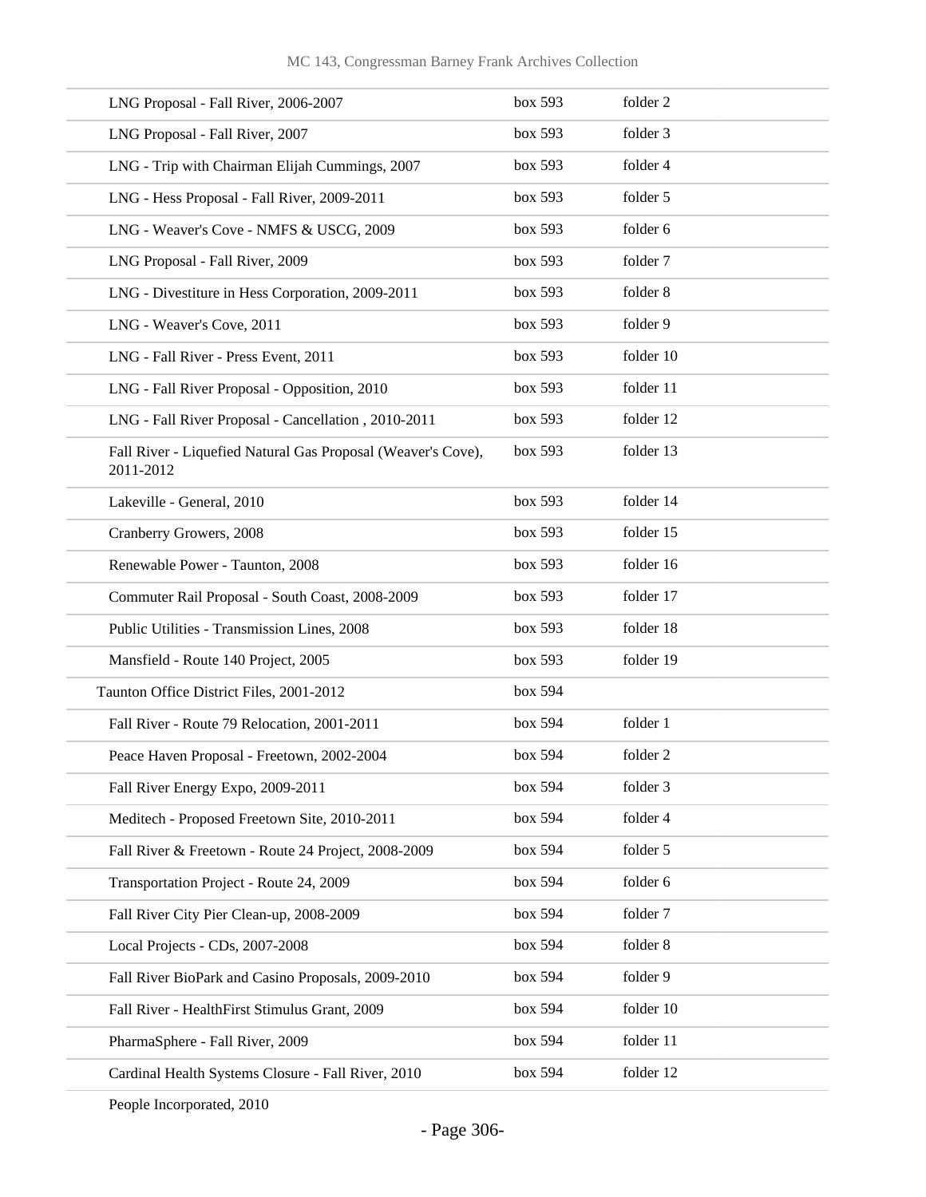| | | |
|---|---|---|
| LNG Proposal - Fall River, 2006-2007 | box 593 | folder 2 |
| LNG Proposal - Fall River, 2007 | box 593 | folder 3 |
| LNG - Trip with Chairman Elijah Cummings, 2007 | box 593 | folder 4 |
| LNG - Hess Proposal - Fall River, 2009-2011 | box 593 | folder 5 |
| LNG - Weaver's Cove - NMFS & USCG, 2009 | box 593 | folder 6 |
| LNG Proposal - Fall River, 2009 | box 593 | folder 7 |
| LNG - Divestiture in Hess Corporation, 2009-2011 | box 593 | folder 8 |
| LNG - Weaver's Cove, 2011 | box 593 | folder 9 |
| LNG - Fall River - Press Event, 2011 | box 593 | folder 10 |
| LNG - Fall River Proposal - Opposition, 2010 | box 593 | folder 11 |
| LNG - Fall River Proposal - Cancellation , 2010-2011 | box 593 | folder 12 |
| Fall River - Liquefied Natural Gas Proposal (Weaver's Cove), 2011-2012 | box 593 | folder 13 |
| Lakeville - General, 2010 | box 593 | folder 14 |
| Cranberry Growers, 2008 | box 593 | folder 15 |
| Renewable Power - Taunton, 2008 | box 593 | folder 16 |
| Commuter Rail Proposal - South Coast, 2008-2009 | box 593 | folder 17 |
| Public Utilities - Transmission Lines, 2008 | box 593 | folder 18 |
| Mansfield - Route 140 Project, 2005 | box 593 | folder 19 |
| Taunton Office District Files, 2001-2012 | box 594 | |
| Fall River - Route 79 Relocation, 2001-2011 | box 594 | folder 1 |
| Peace Haven Proposal - Freetown, 2002-2004 | box 594 | folder 2 |
| Fall River Energy Expo, 2009-2011 | box 594 | folder 3 |
| Meditech - Proposed Freetown Site, 2010-2011 | box 594 | folder 4 |
| Fall River & Freetown - Route 24 Project, 2008-2009 | box 594 | folder 5 |
| Transportation Project - Route 24, 2009 | box 594 | folder 6 |
| Fall River City Pier Clean-up, 2008-2009 | box 594 | folder 7 |
| Local Projects - CDs, 2007-2008 | box 594 | folder 8 |
| Fall River BioPark and Casino Proposals, 2009-2010 | box 594 | folder 9 |
| Fall River - HealthFirst Stimulus Grant, 2009 | box 594 | folder 10 |
| PharmaSphere - Fall River, 2009 | box 594 | folder 11 |
| Cardinal Health Systems Closure - Fall River, 2010 | box 594 | folder 12 |
| People Incorporated, 2010 | | |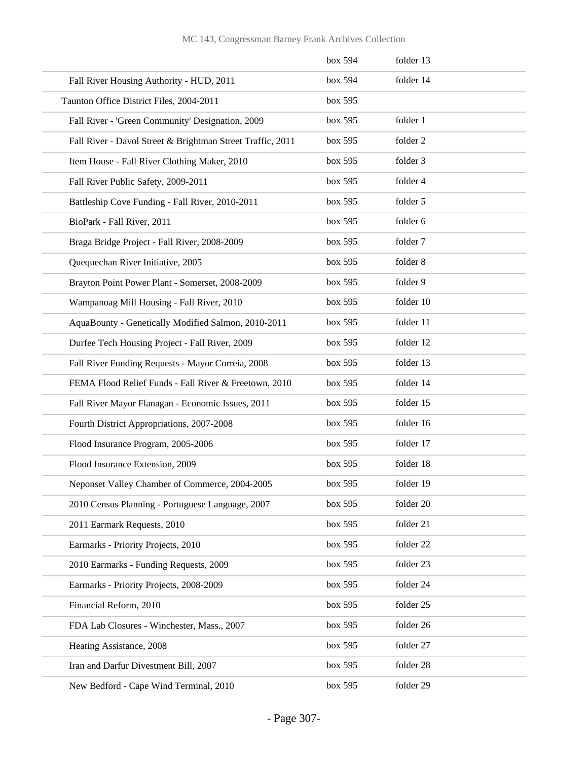| | | |
|---|---|---|
| | box 594 | folder 13 |
| Fall River Housing Authority - HUD, 2011 | box 594 | folder 14 |
| Taunton Office District Files, 2004-2011 | box 595 | |
| Fall River - 'Green Community' Designation, 2009 | box 595 | folder 1 |
| Fall River - Davol Street & Brightman Street Traffic, 2011 | box 595 | folder 2 |
| Item House - Fall River Clothing Maker, 2010 | box 595 | folder 3 |
| Fall River Public Safety, 2009-2011 | box 595 | folder 4 |
| Battleship Cove Funding - Fall River, 2010-2011 | box 595 | folder 5 |
| BioPark - Fall River, 2011 | box 595 | folder 6 |
| Braga Bridge Project - Fall River, 2008-2009 | box 595 | folder 7 |
| Quequechan River Initiative, 2005 | box 595 | folder 8 |
| Brayton Point Power Plant - Somerset, 2008-2009 | box 595 | folder 9 |
| Wampanoag Mill Housing - Fall River, 2010 | box 595 | folder 10 |
| AquaBounty - Genetically Modified Salmon, 2010-2011 | box 595 | folder 11 |
| Durfee Tech Housing Project - Fall River, 2009 | box 595 | folder 12 |
| Fall River Funding Requests - Mayor Correia, 2008 | box 595 | folder 13 |
| FEMA Flood Relief Funds - Fall River & Freetown, 2010 | box 595 | folder 14 |
| Fall River Mayor Flanagan - Economic Issues, 2011 | box 595 | folder 15 |
| Fourth District Appropriations, 2007-2008 | box 595 | folder 16 |
| Flood Insurance Program, 2005-2006 | box 595 | folder 17 |
| Flood Insurance Extension, 2009 | box 595 | folder 18 |
| Neponset Valley Chamber of Commerce, 2004-2005 | box 595 | folder 19 |
| 2010 Census Planning - Portuguese Language, 2007 | box 595 | folder 20 |
| 2011 Earmark Requests, 2010 | box 595 | folder 21 |
| Earmarks - Priority Projects, 2010 | box 595 | folder 22 |
| 2010 Earmarks - Funding Requests, 2009 | box 595 | folder 23 |
| Earmarks - Priority Projects, 2008-2009 | box 595 | folder 24 |
| Financial Reform, 2010 | box 595 | folder 25 |
| FDA Lab Closures - Winchester, Mass., 2007 | box 595 | folder 26 |
| Heating Assistance, 2008 | box 595 | folder 27 |
| Iran and Darfur Divestment Bill, 2007 | box 595 | folder 28 |
| New Bedford - Cape Wind Terminal, 2010 | box 595 | folder 29 |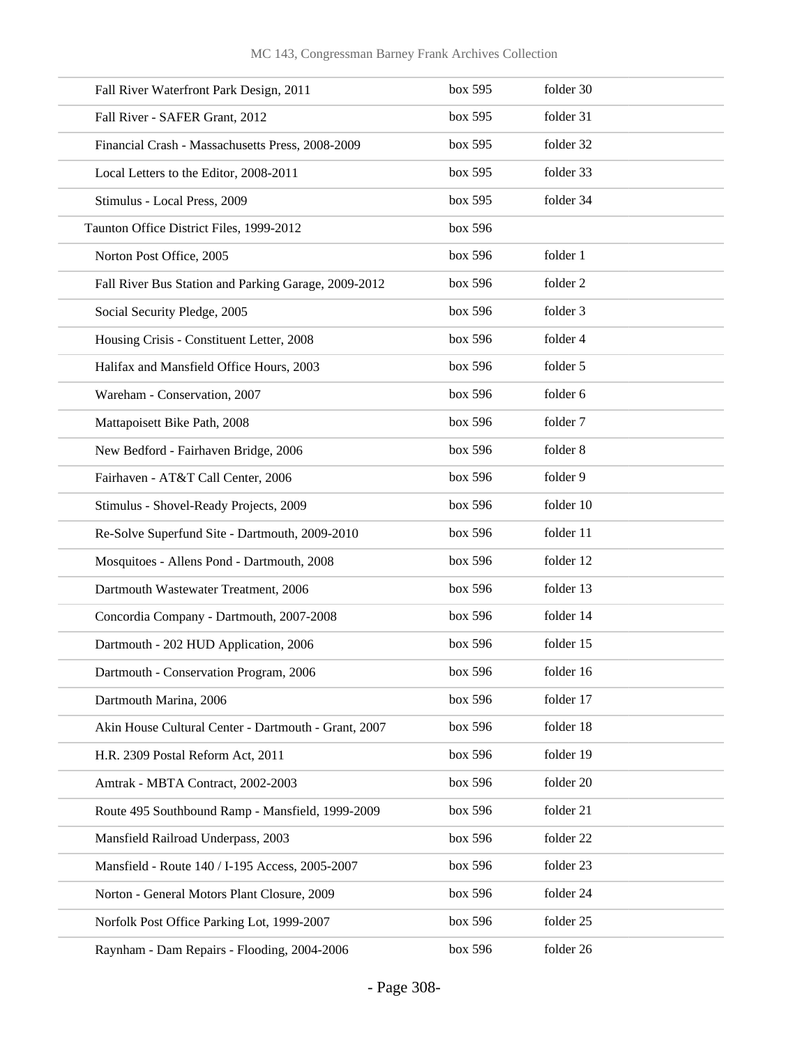| | | |
|---|---|---|
| Fall River Waterfront Park Design, 2011 | box 595 | folder 30 |
| Fall River - SAFER Grant, 2012 | box 595 | folder 31 |
| Financial Crash - Massachusetts Press, 2008-2009 | box 595 | folder 32 |
| Local Letters to the Editor, 2008-2011 | box 595 | folder 33 |
| Stimulus - Local Press, 2009 | box 595 | folder 34 |
| Taunton Office District Files, 1999-2012 | box 596 | |
| Norton Post Office, 2005 | box 596 | folder 1 |
| Fall River Bus Station and Parking Garage, 2009-2012 | box 596 | folder 2 |
| Social Security Pledge, 2005 | box 596 | folder 3 |
| Housing Crisis - Constituent Letter, 2008 | box 596 | folder 4 |
| Halifax and Mansfield Office Hours, 2003 | box 596 | folder 5 |
| Wareham - Conservation, 2007 | box 596 | folder 6 |
| Mattapoisett Bike Path, 2008 | box 596 | folder 7 |
| New Bedford - Fairhaven Bridge, 2006 | box 596 | folder 8 |
| Fairhaven - AT&T Call Center, 2006 | box 596 | folder 9 |
| Stimulus - Shovel-Ready Projects, 2009 | box 596 | folder 10 |
| Re-Solve Superfund Site - Dartmouth, 2009-2010 | box 596 | folder 11 |
| Mosquitoes - Allens Pond - Dartmouth, 2008 | box 596 | folder 12 |
| Dartmouth Wastewater Treatment, 2006 | box 596 | folder 13 |
| Concordia Company - Dartmouth, 2007-2008 | box 596 | folder 14 |
| Dartmouth - 202 HUD Application, 2006 | box 596 | folder 15 |
| Dartmouth - Conservation Program, 2006 | box 596 | folder 16 |
| Dartmouth Marina, 2006 | box 596 | folder 17 |
| Akin House Cultural Center - Dartmouth - Grant, 2007 | box 596 | folder 18 |
| H.R. 2309 Postal Reform Act, 2011 | box 596 | folder 19 |
| Amtrak - MBTA Contract, 2002-2003 | box 596 | folder 20 |
| Route 495 Southbound Ramp - Mansfield, 1999-2009 | box 596 | folder 21 |
| Mansfield Railroad Underpass, 2003 | box 596 | folder 22 |
| Mansfield - Route 140 / I-195 Access, 2005-2007 | box 596 | folder 23 |
| Norton - General Motors Plant Closure, 2009 | box 596 | folder 24 |
| Norfolk Post Office Parking Lot, 1999-2007 | box 596 | folder 25 |
| Raynham - Dam Repairs - Flooding, 2004-2006 | box 596 | folder 26 |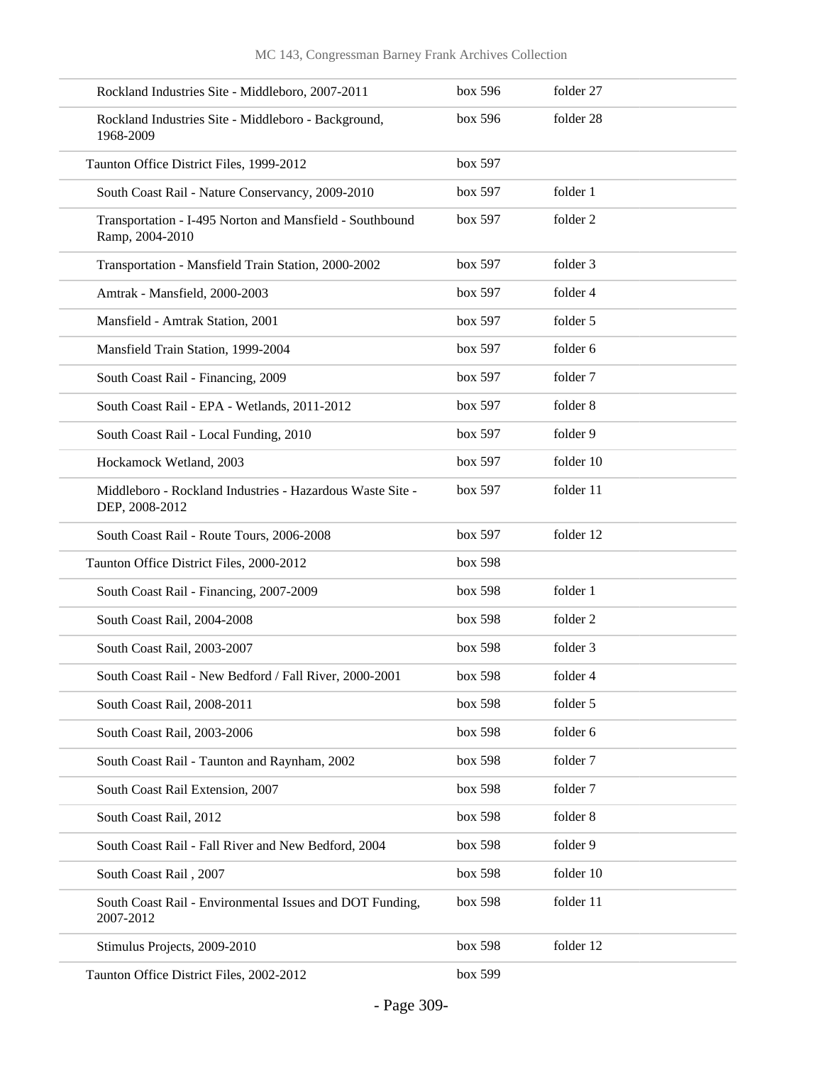| | | |
|---|---|---|
| Rockland Industries Site - Middleboro, 2007-2011 | box 596 | folder 27 |
| Rockland Industries Site - Middleboro - Background, 1968-2009 | box 596 | folder 28 |
| Taunton Office District Files, 1999-2012 | box 597 | |
| South Coast Rail - Nature Conservancy, 2009-2010 | box 597 | folder 1 |
| Transportation - I-495 Norton and Mansfield - Southbound Ramp, 2004-2010 | box 597 | folder 2 |
| Transportation - Mansfield Train Station, 2000-2002 | box 597 | folder 3 |
| Amtrak - Mansfield, 2000-2003 | box 597 | folder 4 |
| Mansfield - Amtrak Station, 2001 | box 597 | folder 5 |
| Mansfield Train Station, 1999-2004 | box 597 | folder 6 |
| South Coast Rail - Financing, 2009 | box 597 | folder 7 |
| South Coast Rail - EPA - Wetlands, 2011-2012 | box 597 | folder 8 |
| South Coast Rail - Local Funding, 2010 | box 597 | folder 9 |
| Hockamock Wetland, 2003 | box 597 | folder 10 |
| Middleboro - Rockland Industries - Hazardous Waste Site - DEP, 2008-2012 | box 597 | folder 11 |
| South Coast Rail - Route Tours, 2006-2008 | box 597 | folder 12 |
| Taunton Office District Files, 2000-2012 | box 598 | |
| South Coast Rail - Financing, 2007-2009 | box 598 | folder 1 |
| South Coast Rail, 2004-2008 | box 598 | folder 2 |
| South Coast Rail, 2003-2007 | box 598 | folder 3 |
| South Coast Rail - New Bedford / Fall River, 2000-2001 | box 598 | folder 4 |
| South Coast Rail, 2008-2011 | box 598 | folder 5 |
| South Coast Rail, 2003-2006 | box 598 | folder 6 |
| South Coast Rail - Taunton and Raynham, 2002 | box 598 | folder 7 |
| South Coast Rail Extension, 2007 | box 598 | folder 7 |
| South Coast Rail, 2012 | box 598 | folder 8 |
| South Coast Rail - Fall River and New Bedford, 2004 | box 598 | folder 9 |
| South Coast Rail , 2007 | box 598 | folder 10 |
| South Coast Rail - Environmental Issues and DOT Funding, 2007-2012 | box 598 | folder 11 |
| Stimulus Projects, 2009-2010 | box 598 | folder 12 |
| Taunton Office District Files, 2002-2012 | box 599 | |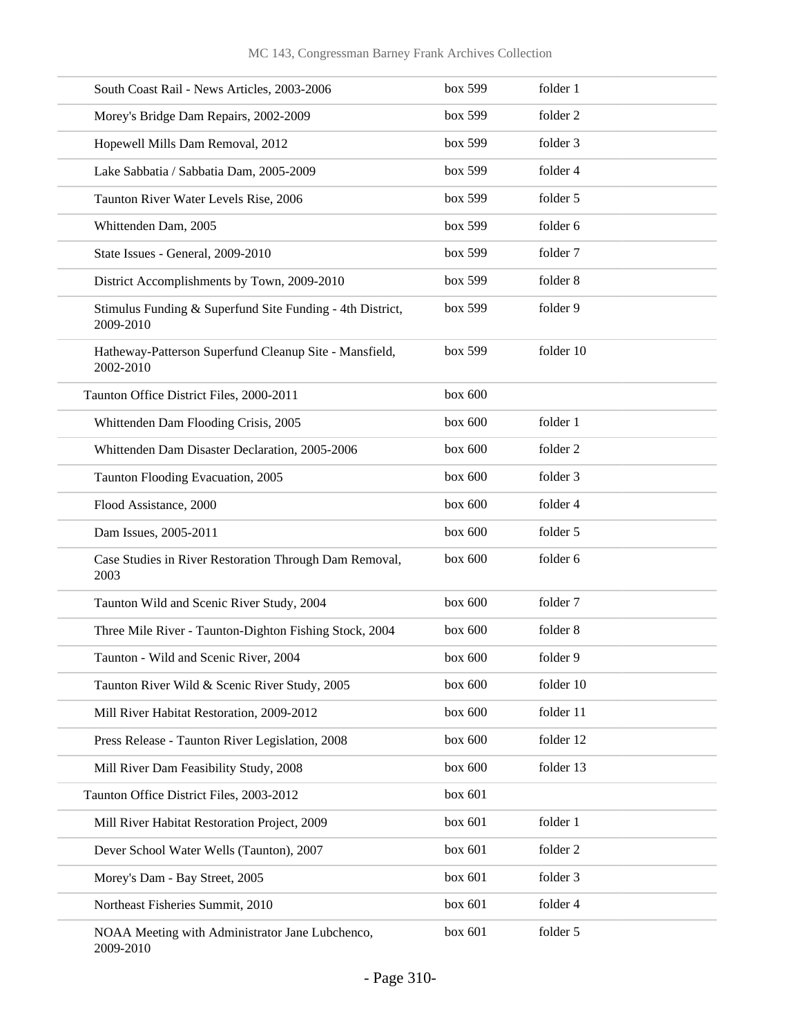| | | |
|---|---|---|
| South Coast Rail - News Articles, 2003-2006 | box 599 | folder 1 |
| Morey's Bridge Dam Repairs, 2002-2009 | box 599 | folder 2 |
| Hopewell Mills Dam Removal, 2012 | box 599 | folder 3 |
| Lake Sabbatia / Sabbatia Dam, 2005-2009 | box 599 | folder 4 |
| Taunton River Water Levels Rise, 2006 | box 599 | folder 5 |
| Whittenden Dam, 2005 | box 599 | folder 6 |
| State Issues - General, 2009-2010 | box 599 | folder 7 |
| District Accomplishments by Town, 2009-2010 | box 599 | folder 8 |
| Stimulus Funding & Superfund Site Funding - 4th District, 2009-2010 | box 599 | folder 9 |
| Hatheway-Patterson Superfund Cleanup Site - Mansfield, 2002-2010 | box 599 | folder 10 |
| Taunton Office District Files, 2000-2011 | box 600 | |
| Whittenden Dam Flooding Crisis, 2005 | box 600 | folder 1 |
| Whittenden Dam Disaster Declaration, 2005-2006 | box 600 | folder 2 |
| Taunton Flooding Evacuation, 2005 | box 600 | folder 3 |
| Flood Assistance, 2000 | box 600 | folder 4 |
| Dam Issues, 2005-2011 | box 600 | folder 5 |
| Case Studies in River Restoration Through Dam Removal, 2003 | box 600 | folder 6 |
| Taunton Wild and Scenic River Study, 2004 | box 600 | folder 7 |
| Three Mile River - Taunton-Dighton Fishing Stock, 2004 | box 600 | folder 8 |
| Taunton - Wild and Scenic River, 2004 | box 600 | folder 9 |
| Taunton River Wild & Scenic River Study, 2005 | box 600 | folder 10 |
| Mill River Habitat Restoration, 2009-2012 | box 600 | folder 11 |
| Press Release - Taunton River Legislation, 2008 | box 600 | folder 12 |
| Mill River Dam Feasibility Study, 2008 | box 600 | folder 13 |
| Taunton Office District Files, 2003-2012 | box 601 | |
| Mill River Habitat Restoration Project, 2009 | box 601 | folder 1 |
| Dever School Water Wells (Taunton), 2007 | box 601 | folder 2 |
| Morey's Dam - Bay Street, 2005 | box 601 | folder 3 |
| Northeast Fisheries Summit, 2010 | box 601 | folder 4 |
| NOAA Meeting with Administrator Jane Lubchenco, 2009-2010 | box 601 | folder 5 |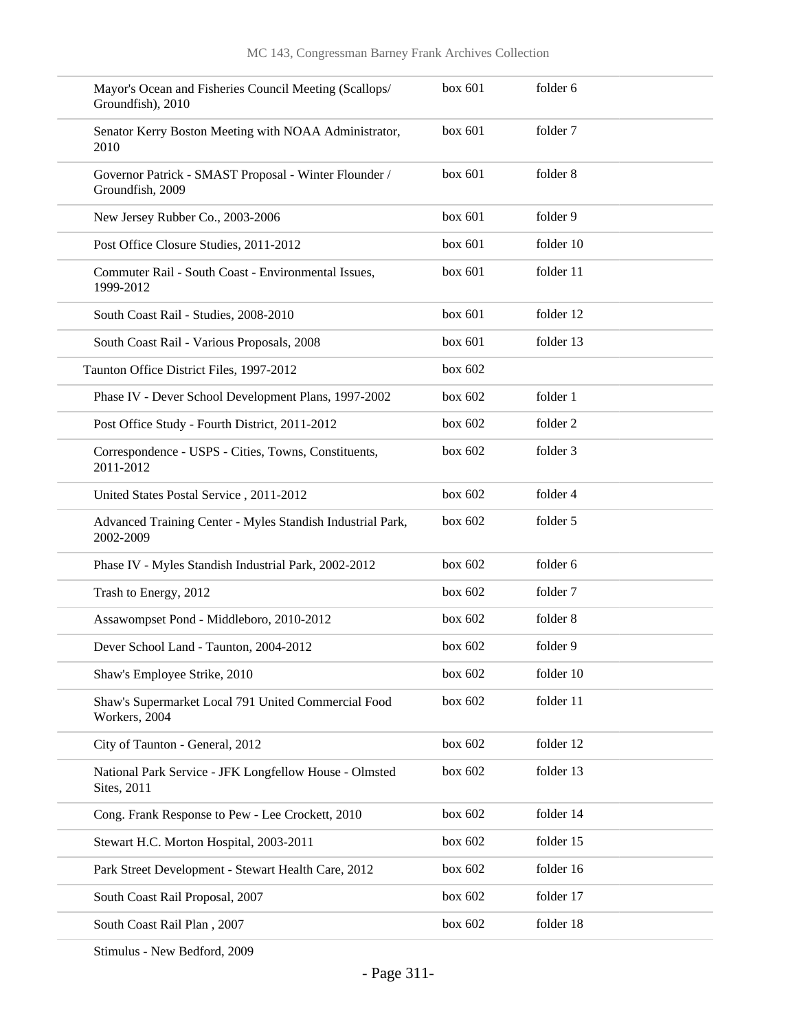| | | |
|---|---|---|
| Mayor's Ocean and Fisheries Council Meeting (Scallops/ Groundfish), 2010 | box 601 | folder 6 |
| Senator Kerry Boston Meeting with NOAA Administrator, 2010 | box 601 | folder 7 |
| Governor Patrick - SMAST Proposal - Winter Flounder / Groundfish, 2009 | box 601 | folder 8 |
| New Jersey Rubber Co., 2003-2006 | box 601 | folder 9 |
| Post Office Closure Studies, 2011-2012 | box 601 | folder 10 |
| Commuter Rail - South Coast - Environmental Issues, 1999-2012 | box 601 | folder 11 |
| South Coast Rail - Studies, 2008-2010 | box 601 | folder 12 |
| South Coast Rail - Various Proposals, 2008 | box 601 | folder 13 |
| Taunton Office District Files, 1997-2012 | box 602 | |
| Phase IV - Dever School Development Plans, 1997-2002 | box 602 | folder 1 |
| Post Office Study - Fourth District, 2011-2012 | box 602 | folder 2 |
| Correspondence - USPS - Cities, Towns, Constituents, 2011-2012 | box 602 | folder 3 |
| United States Postal Service , 2011-2012 | box 602 | folder 4 |
| Advanced Training Center - Myles Standish Industrial Park, 2002-2009 | box 602 | folder 5 |
| Phase IV - Myles Standish Industrial Park, 2002-2012 | box 602 | folder 6 |
| Trash to Energy, 2012 | box 602 | folder 7 |
| Assawompset Pond - Middleboro, 2010-2012 | box 602 | folder 8 |
| Dever School Land - Taunton, 2004-2012 | box 602 | folder 9 |
| Shaw's Employee Strike, 2010 | box 602 | folder 10 |
| Shaw's Supermarket Local 791 United Commercial Food Workers, 2004 | box 602 | folder 11 |
| City of Taunton - General, 2012 | box 602 | folder 12 |
| National Park Service - JFK Longfellow House - Olmsted Sites, 2011 | box 602 | folder 13 |
| Cong. Frank Response to Pew - Lee Crockett, 2010 | box 602 | folder 14 |
| Stewart H.C. Morton Hospital, 2003-2011 | box 602 | folder 15 |
| Park Street Development - Stewart Health Care, 2012 | box 602 | folder 16 |
| South Coast Rail Proposal, 2007 | box 602 | folder 17 |
| South Coast Rail Plan , 2007 | box 602 | folder 18 |
| Stimulus - New Bedford, 2009 | | |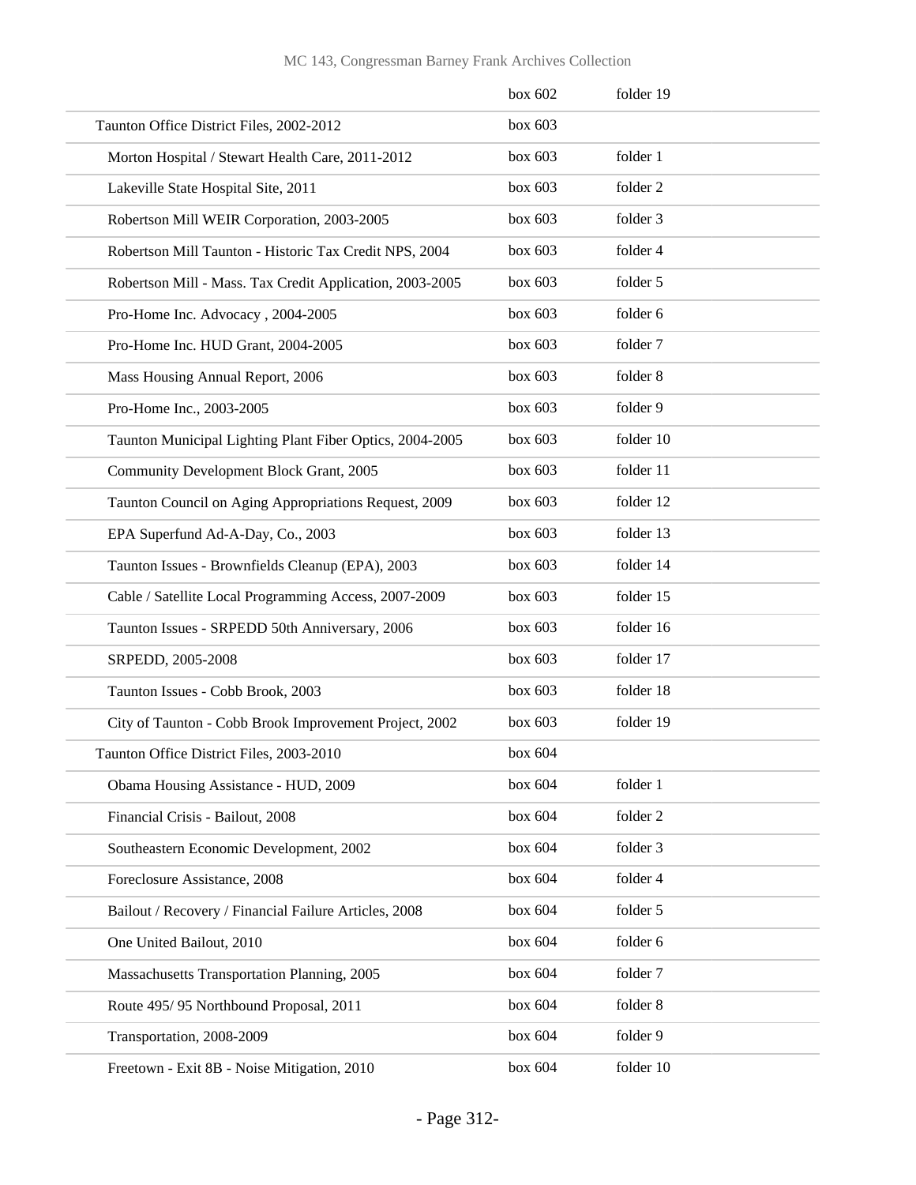| | | |
|---|---|---|
| | box 602 | folder 19 |
| Taunton Office District Files, 2002-2012 | box 603 | |
| Morton Hospital / Stewart Health Care, 2011-2012 | box 603 | folder 1 |
| Lakeville State Hospital Site, 2011 | box 603 | folder 2 |
| Robertson Mill WEIR Corporation, 2003-2005 | box 603 | folder 3 |
| Robertson Mill Taunton - Historic Tax Credit NPS, 2004 | box 603 | folder 4 |
| Robertson Mill - Mass. Tax Credit Application, 2003-2005 | box 603 | folder 5 |
| Pro-Home Inc. Advocacy , 2004-2005 | box 603 | folder 6 |
| Pro-Home Inc. HUD Grant, 2004-2005 | box 603 | folder 7 |
| Mass Housing Annual Report, 2006 | box 603 | folder 8 |
| Pro-Home Inc., 2003-2005 | box 603 | folder 9 |
| Taunton Municipal Lighting Plant Fiber Optics, 2004-2005 | box 603 | folder 10 |
| Community Development Block Grant, 2005 | box 603 | folder 11 |
| Taunton Council on Aging Appropriations Request, 2009 | box 603 | folder 12 |
| EPA Superfund Ad-A-Day, Co., 2003 | box 603 | folder 13 |
| Taunton Issues - Brownfields Cleanup (EPA), 2003 | box 603 | folder 14 |
| Cable / Satellite Local Programming Access, 2007-2009 | box 603 | folder 15 |
| Taunton Issues - SRPEDD 50th Anniversary, 2006 | box 603 | folder 16 |
| SRPEDD, 2005-2008 | box 603 | folder 17 |
| Taunton Issues - Cobb Brook, 2003 | box 603 | folder 18 |
| City of Taunton - Cobb Brook Improvement Project, 2002 | box 603 | folder 19 |
| Taunton Office District Files, 2003-2010 | box 604 | |
| Obama Housing Assistance - HUD, 2009 | box 604 | folder 1 |
| Financial Crisis - Bailout, 2008 | box 604 | folder 2 |
| Southeastern Economic Development, 2002 | box 604 | folder 3 |
| Foreclosure Assistance, 2008 | box 604 | folder 4 |
| Bailout / Recovery / Financial Failure Articles, 2008 | box 604 | folder 5 |
| One United Bailout, 2010 | box 604 | folder 6 |
| Massachusetts Transportation Planning, 2005 | box 604 | folder 7 |
| Route 495/ 95 Northbound Proposal, 2011 | box 604 | folder 8 |
| Transportation, 2008-2009 | box 604 | folder 9 |
| Freetown - Exit 8B - Noise Mitigation, 2010 | box 604 | folder 10 |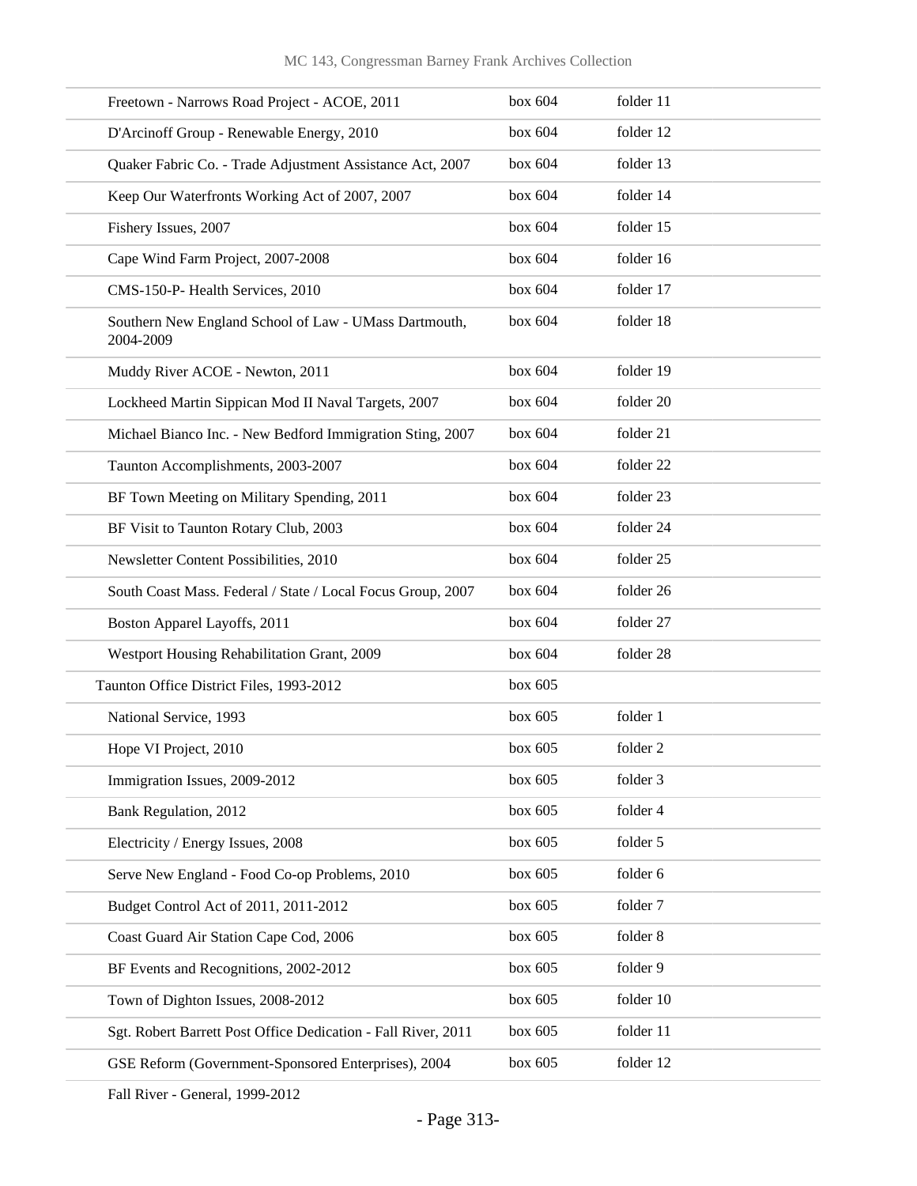| | | |
|---|---|---|
| Freetown - Narrows Road Project - ACOE, 2011 | box 604 | folder 11 |
| D'Arcinoff Group - Renewable Energy, 2010 | box 604 | folder 12 |
| Quaker Fabric Co. - Trade Adjustment Assistance Act, 2007 | box 604 | folder 13 |
| Keep Our Waterfronts Working Act of 2007, 2007 | box 604 | folder 14 |
| Fishery Issues, 2007 | box 604 | folder 15 |
| Cape Wind Farm Project, 2007-2008 | box 604 | folder 16 |
| CMS-150-P- Health Services, 2010 | box 604 | folder 17 |
| Southern New England School of Law - UMass Dartmouth, 2004-2009 | box 604 | folder 18 |
| Muddy River ACOE - Newton, 2011 | box 604 | folder 19 |
| Lockheed Martin Sippican Mod II Naval Targets, 2007 | box 604 | folder 20 |
| Michael Bianco Inc. - New Bedford Immigration Sting, 2007 | box 604 | folder 21 |
| Taunton Accomplishments, 2003-2007 | box 604 | folder 22 |
| BF Town Meeting on Military Spending, 2011 | box 604 | folder 23 |
| BF Visit to Taunton Rotary Club, 2003 | box 604 | folder 24 |
| Newsletter Content Possibilities, 2010 | box 604 | folder 25 |
| South Coast Mass. Federal / State / Local Focus Group, 2007 | box 604 | folder 26 |
| Boston Apparel Layoffs, 2011 | box 604 | folder 27 |
| Westport Housing Rehabilitation Grant, 2009 | box 604 | folder 28 |
| Taunton Office District Files, 1993-2012 | box 605 | |
| National Service, 1993 | box 605 | folder 1 |
| Hope VI Project, 2010 | box 605 | folder 2 |
| Immigration Issues, 2009-2012 | box 605 | folder 3 |
| Bank Regulation, 2012 | box 605 | folder 4 |
| Electricity / Energy Issues, 2008 | box 605 | folder 5 |
| Serve New England - Food Co-op Problems, 2010 | box 605 | folder 6 |
| Budget Control Act of 2011, 2011-2012 | box 605 | folder 7 |
| Coast Guard Air Station Cape Cod, 2006 | box 605 | folder 8 |
| BF Events and Recognitions, 2002-2012 | box 605 | folder 9 |
| Town of Dighton Issues, 2008-2012 | box 605 | folder 10 |
| Sgt. Robert Barrett Post Office Dedication - Fall River, 2011 | box 605 | folder 11 |
| GSE Reform (Government-Sponsored Enterprises), 2004 | box 605 | folder 12 |
| Fall River - General, 1999-2012 | | |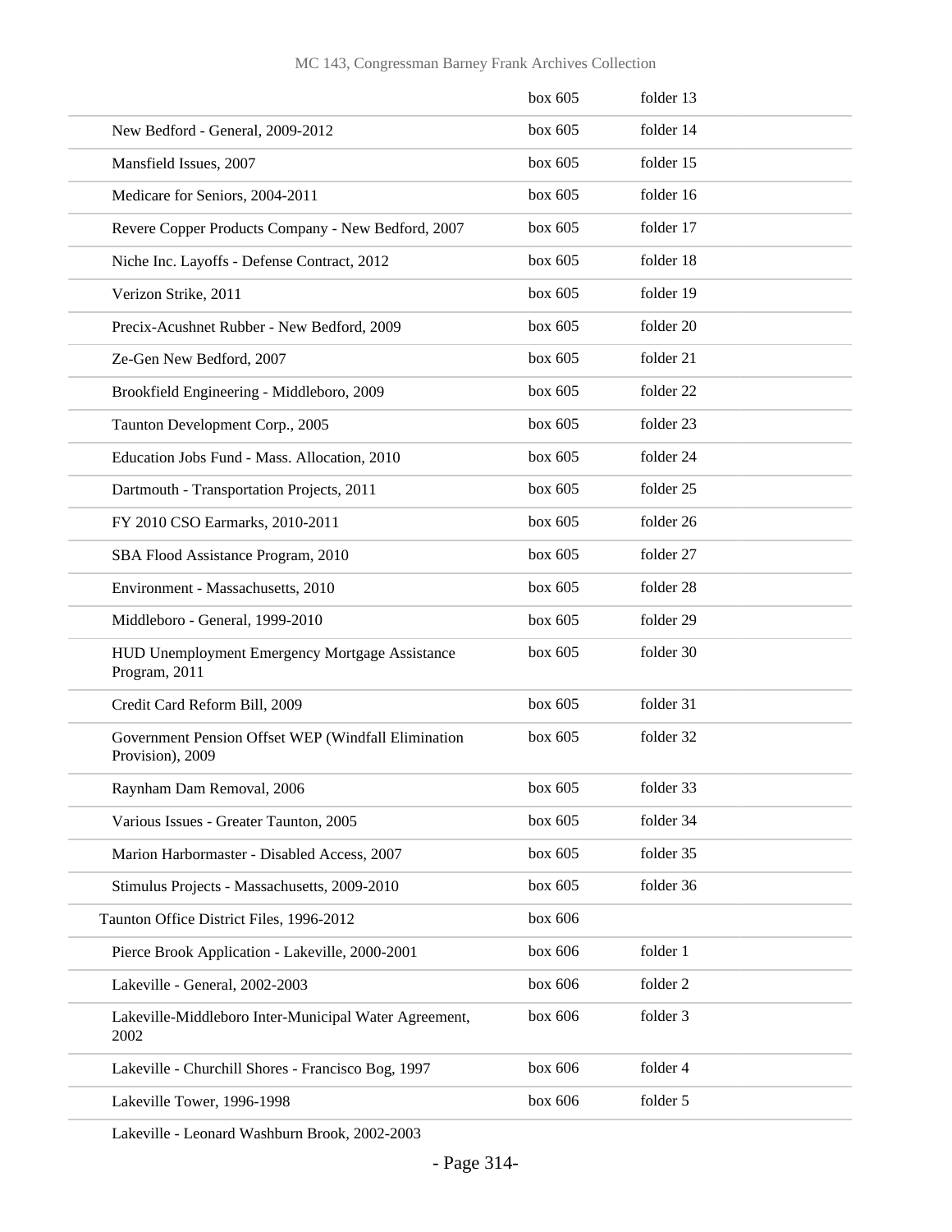| | | |
|---|---|---|
| | box 605 | folder 13 |
| New Bedford - General, 2009-2012 | box 605 | folder 14 |
| Mansfield Issues, 2007 | box 605 | folder 15 |
| Medicare for Seniors, 2004-2011 | box 605 | folder 16 |
| Revere Copper Products Company - New Bedford, 2007 | box 605 | folder 17 |
| Niche Inc. Layoffs - Defense Contract, 2012 | box 605 | folder 18 |
| Verizon Strike, 2011 | box 605 | folder 19 |
| Precix-Acushnet Rubber - New Bedford, 2009 | box 605 | folder 20 |
| Ze-Gen New Bedford, 2007 | box 605 | folder 21 |
| Brookfield Engineering - Middleboro, 2009 | box 605 | folder 22 |
| Taunton Development Corp., 2005 | box 605 | folder 23 |
| Education Jobs Fund - Mass. Allocation, 2010 | box 605 | folder 24 |
| Dartmouth - Transportation Projects, 2011 | box 605 | folder 25 |
| FY 2010 CSO Earmarks, 2010-2011 | box 605 | folder 26 |
| SBA Flood Assistance Program, 2010 | box 605 | folder 27 |
| Environment - Massachusetts, 2010 | box 605 | folder 28 |
| Middleboro - General, 1999-2010 | box 605 | folder 29 |
| HUD Unemployment Emergency Mortgage Assistance Program, 2011 | box 605 | folder 30 |
| Credit Card Reform Bill, 2009 | box 605 | folder 31 |
| Government Pension Offset WEP (Windfall Elimination Provision), 2009 | box 605 | folder 32 |
| Raynham Dam Removal, 2006 | box 605 | folder 33 |
| Various Issues - Greater Taunton, 2005 | box 605 | folder 34 |
| Marion Harbormaster - Disabled Access, 2007 | box 605 | folder 35 |
| Stimulus Projects - Massachusetts, 2009-2010 | box 605 | folder 36 |
| Taunton Office District Files, 1996-2012 | box 606 | |
| Pierce Brook Application - Lakeville, 2000-2001 | box 606 | folder 1 |
| Lakeville - General, 2002-2003 | box 606 | folder 2 |
| Lakeville-Middleboro Inter-Municipal Water Agreement, 2002 | box 606 | folder 3 |
| Lakeville - Churchill Shores - Francisco Bog, 1997 | box 606 | folder 4 |
| Lakeville Tower, 1996-1998 | box 606 | folder 5 |
| Lakeville - Leonard Washburn Brook, 2002-2003 | | |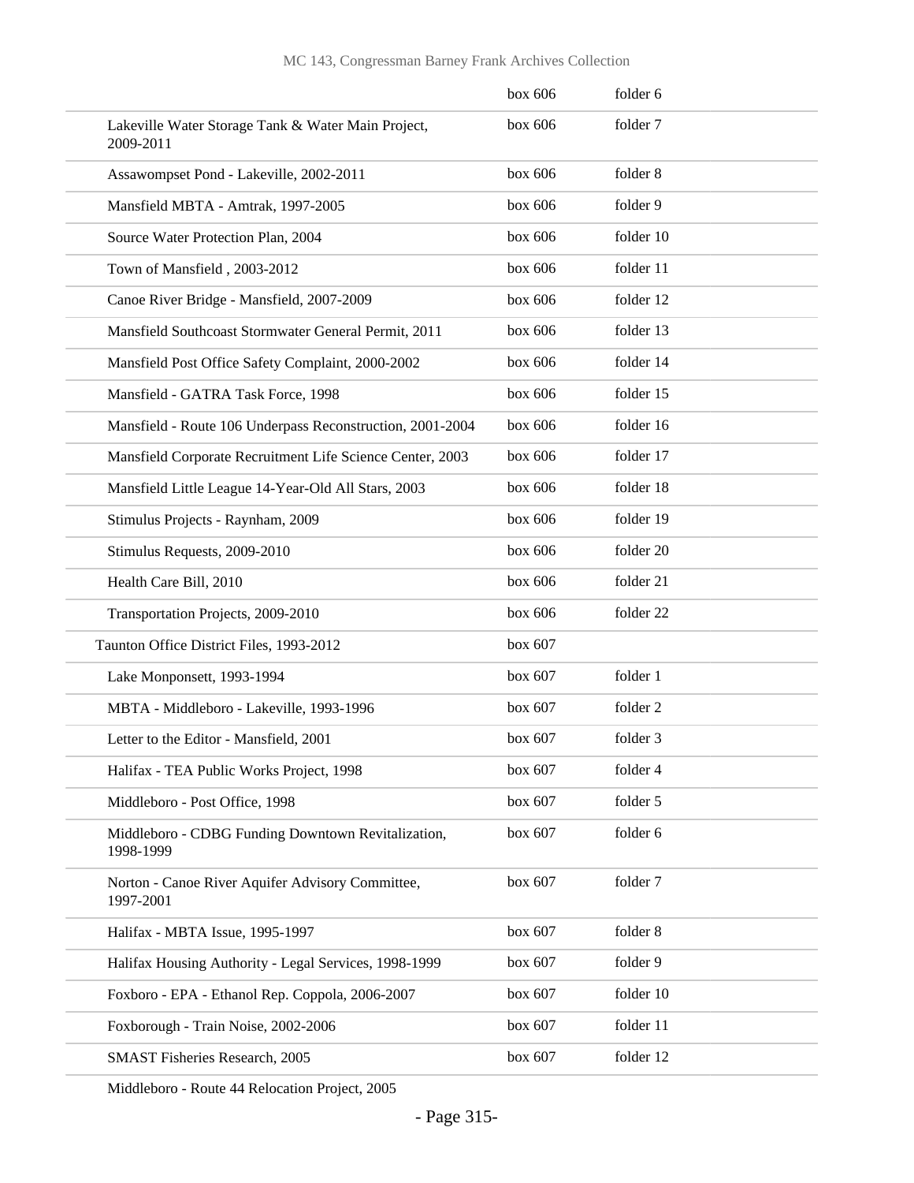| | | |
|---|---|---|
| | box 606 | folder 6 |
| Lakeville Water Storage Tank & Water Main Project, 2009-2011 | box 606 | folder 7 |
| Assawompset Pond - Lakeville, 2002-2011 | box 606 | folder 8 |
| Mansfield MBTA - Amtrak, 1997-2005 | box 606 | folder 9 |
| Source Water Protection Plan, 2004 | box 606 | folder 10 |
| Town of Mansfield , 2003-2012 | box 606 | folder 11 |
| Canoe River Bridge - Mansfield, 2007-2009 | box 606 | folder 12 |
| Mansfield Southcoast Stormwater General Permit, 2011 | box 606 | folder 13 |
| Mansfield Post Office Safety Complaint, 2000-2002 | box 606 | folder 14 |
| Mansfield - GATRA Task Force, 1998 | box 606 | folder 15 |
| Mansfield - Route 106 Underpass Reconstruction, 2001-2004 | box 606 | folder 16 |
| Mansfield Corporate Recruitment Life Science Center, 2003 | box 606 | folder 17 |
| Mansfield Little League 14-Year-Old All Stars, 2003 | box 606 | folder 18 |
| Stimulus Projects - Raynham, 2009 | box 606 | folder 19 |
| Stimulus Requests, 2009-2010 | box 606 | folder 20 |
| Health Care Bill, 2010 | box 606 | folder 21 |
| Transportation Projects, 2009-2010 | box 606 | folder 22 |
| Taunton Office District Files, 1993-2012 | box 607 | |
| Lake Monponsett, 1993-1994 | box 607 | folder 1 |
| MBTA - Middleboro - Lakeville, 1993-1996 | box 607 | folder 2 |
| Letter to the Editor - Mansfield, 2001 | box 607 | folder 3 |
| Halifax - TEA Public Works Project, 1998 | box 607 | folder 4 |
| Middleboro - Post Office, 1998 | box 607 | folder 5 |
| Middleboro - CDBG Funding Downtown Revitalization, 1998-1999 | box 607 | folder 6 |
| Norton - Canoe River Aquifer Advisory Committee, 1997-2001 | box 607 | folder 7 |
| Halifax - MBTA Issue, 1995-1997 | box 607 | folder 8 |
| Halifax Housing Authority - Legal Services, 1998-1999 | box 607 | folder 9 |
| Foxboro - EPA - Ethanol Rep. Coppola, 2006-2007 | box 607 | folder 10 |
| Foxborough - Train Noise, 2002-2006 | box 607 | folder 11 |
| SMAST Fisheries Research, 2005 | box 607 | folder 12 |
| Middleboro - Route 44 Relocation Project, 2005 | | |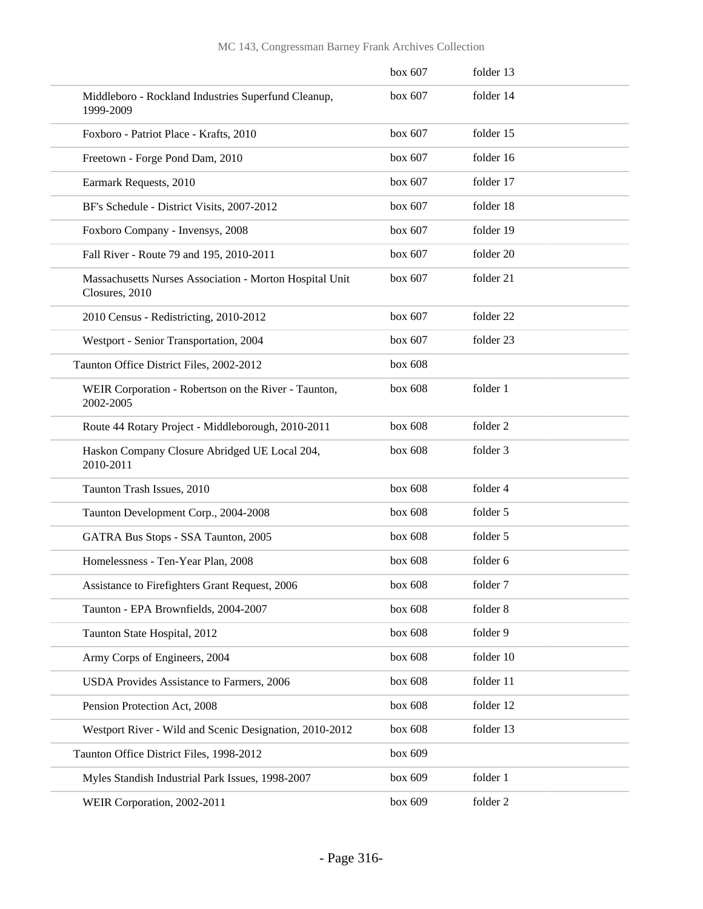| | | |
|---|---|---|
| | box 607 | folder 13 |
| Middleboro - Rockland Industries Superfund Cleanup, 1999-2009 | box 607 | folder 14 |
| Foxboro - Patriot Place - Krafts, 2010 | box 607 | folder 15 |
| Freetown - Forge Pond Dam, 2010 | box 607 | folder 16 |
| Earmark Requests, 2010 | box 607 | folder 17 |
| BF's Schedule - District Visits, 2007-2012 | box 607 | folder 18 |
| Foxboro Company - Invensys, 2008 | box 607 | folder 19 |
| Fall River - Route 79 and 195, 2010-2011 | box 607 | folder 20 |
| Massachusetts Nurses Association - Morton Hospital Unit Closures, 2010 | box 607 | folder 21 |
| 2010 Census - Redistricting, 2010-2012 | box 607 | folder 22 |
| Westport - Senior Transportation, 2004 | box 607 | folder 23 |
| Taunton Office District Files, 2002-2012 | box 608 | |
| WEIR Corporation - Robertson on the River - Taunton, 2002-2005 | box 608 | folder 1 |
| Route 44 Rotary Project - Middleborough, 2010-2011 | box 608 | folder 2 |
| Haskon Company Closure Abridged UE Local 204, 2010-2011 | box 608 | folder 3 |
| Taunton Trash Issues, 2010 | box 608 | folder 4 |
| Taunton Development Corp., 2004-2008 | box 608 | folder 5 |
| GATRA Bus Stops - SSA Taunton, 2005 | box 608 | folder 5 |
| Homelessness - Ten-Year Plan, 2008 | box 608 | folder 6 |
| Assistance to Firefighters Grant Request, 2006 | box 608 | folder 7 |
| Taunton - EPA Brownfields, 2004-2007 | box 608 | folder 8 |
| Taunton State Hospital, 2012 | box 608 | folder 9 |
| Army Corps of Engineers, 2004 | box 608 | folder 10 |
| USDA Provides Assistance to Farmers, 2006 | box 608 | folder 11 |
| Pension Protection Act, 2008 | box 608 | folder 12 |
| Westport River - Wild and Scenic Designation, 2010-2012 | box 608 | folder 13 |
| Taunton Office District Files, 1998-2012 | box 609 | |
| Myles Standish Industrial Park Issues, 1998-2007 | box 609 | folder 1 |
| WEIR Corporation, 2002-2011 | box 609 | folder 2 |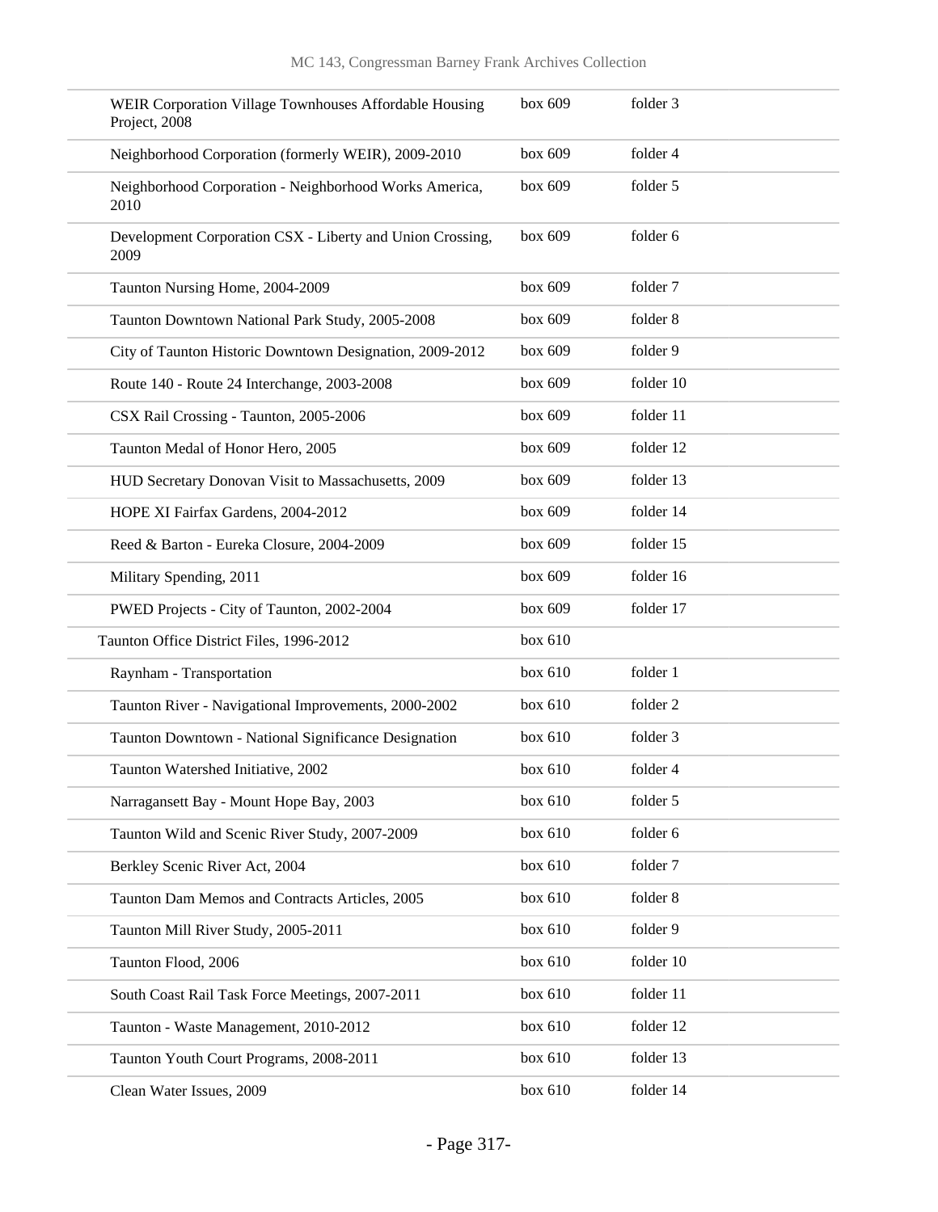| | | |
|---|---|---|
| WEIR Corporation Village Townhouses Affordable Housing Project, 2008 | box 609 | folder 3 |
| Neighborhood Corporation (formerly WEIR), 2009-2010 | box 609 | folder 4 |
| Neighborhood Corporation - Neighborhood Works America, 2010 | box 609 | folder 5 |
| Development Corporation CSX - Liberty and Union Crossing, 2009 | box 609 | folder 6 |
| Taunton Nursing Home, 2004-2009 | box 609 | folder 7 |
| Taunton Downtown National Park Study, 2005-2008 | box 609 | folder 8 |
| City of Taunton Historic Downtown Designation, 2009-2012 | box 609 | folder 9 |
| Route 140 - Route 24 Interchange, 2003-2008 | box 609 | folder 10 |
| CSX Rail Crossing - Taunton, 2005-2006 | box 609 | folder 11 |
| Taunton Medal of Honor Hero, 2005 | box 609 | folder 12 |
| HUD Secretary Donovan Visit to Massachusetts, 2009 | box 609 | folder 13 |
| HOPE XI Fairfax Gardens, 2004-2012 | box 609 | folder 14 |
| Reed & Barton - Eureka Closure, 2004-2009 | box 609 | folder 15 |
| Military Spending, 2011 | box 609 | folder 16 |
| PWED Projects - City of Taunton, 2002-2004 | box 609 | folder 17 |
| Taunton Office District Files, 1996-2012 | box 610 | |
| Raynham - Transportation | box 610 | folder 1 |
| Taunton River - Navigational Improvements, 2000-2002 | box 610 | folder 2 |
| Taunton Downtown - National Significance Designation | box 610 | folder 3 |
| Taunton Watershed Initiative, 2002 | box 610 | folder 4 |
| Narragansett Bay - Mount Hope Bay, 2003 | box 610 | folder 5 |
| Taunton Wild and Scenic River Study, 2007-2009 | box 610 | folder 6 |
| Berkley Scenic River Act, 2004 | box 610 | folder 7 |
| Taunton Dam Memos and Contracts Articles, 2005 | box 610 | folder 8 |
| Taunton Mill River Study, 2005-2011 | box 610 | folder 9 |
| Taunton Flood, 2006 | box 610 | folder 10 |
| South Coast Rail Task Force Meetings, 2007-2011 | box 610 | folder 11 |
| Taunton - Waste Management, 2010-2012 | box 610 | folder 12 |
| Taunton Youth Court Programs, 2008-2011 | box 610 | folder 13 |
| Clean Water Issues, 2009 | box 610 | folder 14 |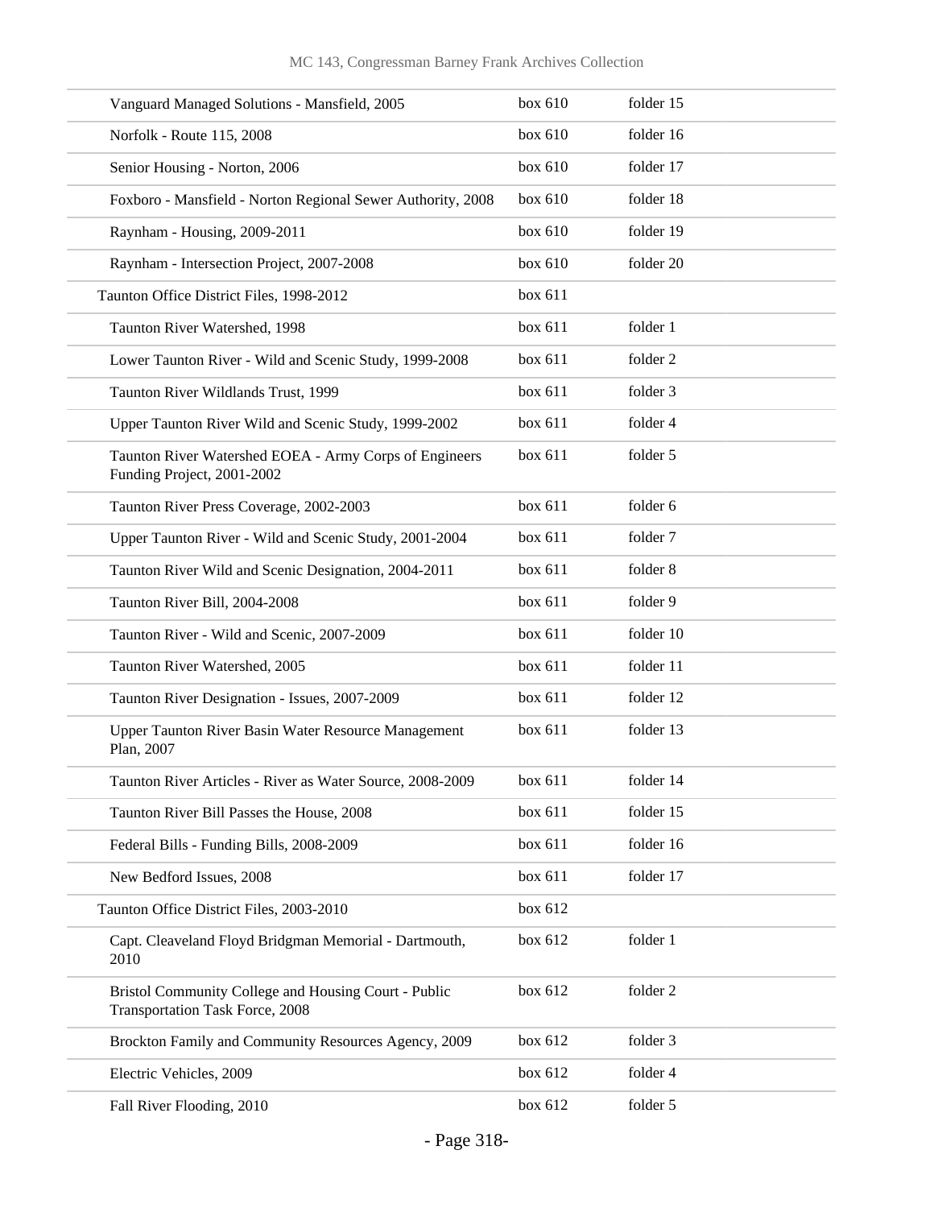| | | |
|---|---|---|
| Vanguard Managed Solutions - Mansfield, 2005 | box 610 | folder 15 |
| Norfolk - Route 115, 2008 | box 610 | folder 16 |
| Senior Housing - Norton, 2006 | box 610 | folder 17 |
| Foxboro - Mansfield - Norton Regional Sewer Authority, 2008 | box 610 | folder 18 |
| Raynham - Housing, 2009-2011 | box 610 | folder 19 |
| Raynham - Intersection Project, 2007-2008 | box 610 | folder 20 |
| Taunton Office District Files, 1998-2012 | box 611 | |
| Taunton River Watershed, 1998 | box 611 | folder 1 |
| Lower Taunton River - Wild and Scenic Study, 1999-2008 | box 611 | folder 2 |
| Taunton River Wildlands Trust, 1999 | box 611 | folder 3 |
| Upper Taunton River Wild and Scenic Study, 1999-2002 | box 611 | folder 4 |
| Taunton River Watershed EOEA - Army Corps of Engineers Funding Project, 2001-2002 | box 611 | folder 5 |
| Taunton River Press Coverage, 2002-2003 | box 611 | folder 6 |
| Upper Taunton River - Wild and Scenic Study, 2001-2004 | box 611 | folder 7 |
| Taunton River Wild and Scenic Designation, 2004-2011 | box 611 | folder 8 |
| Taunton River Bill, 2004-2008 | box 611 | folder 9 |
| Taunton River - Wild and Scenic, 2007-2009 | box 611 | folder 10 |
| Taunton River Watershed, 2005 | box 611 | folder 11 |
| Taunton River Designation - Issues, 2007-2009 | box 611 | folder 12 |
| Upper Taunton River Basin Water Resource Management Plan, 2007 | box 611 | folder 13 |
| Taunton River Articles - River as Water Source, 2008-2009 | box 611 | folder 14 |
| Taunton River Bill Passes the House, 2008 | box 611 | folder 15 |
| Federal Bills - Funding Bills, 2008-2009 | box 611 | folder 16 |
| New Bedford Issues, 2008 | box 611 | folder 17 |
| Taunton Office District Files, 2003-2010 | box 612 | |
| Capt. Cleaveland Floyd Bridgman Memorial - Dartmouth, 2010 | box 612 | folder 1 |
| Bristol Community College and Housing Court - Public Transportation Task Force, 2008 | box 612 | folder 2 |
| Brockton Family and Community Resources Agency, 2009 | box 612 | folder 3 |
| Electric Vehicles, 2009 | box 612 | folder 4 |
| Fall River Flooding, 2010 | box 612 | folder 5 |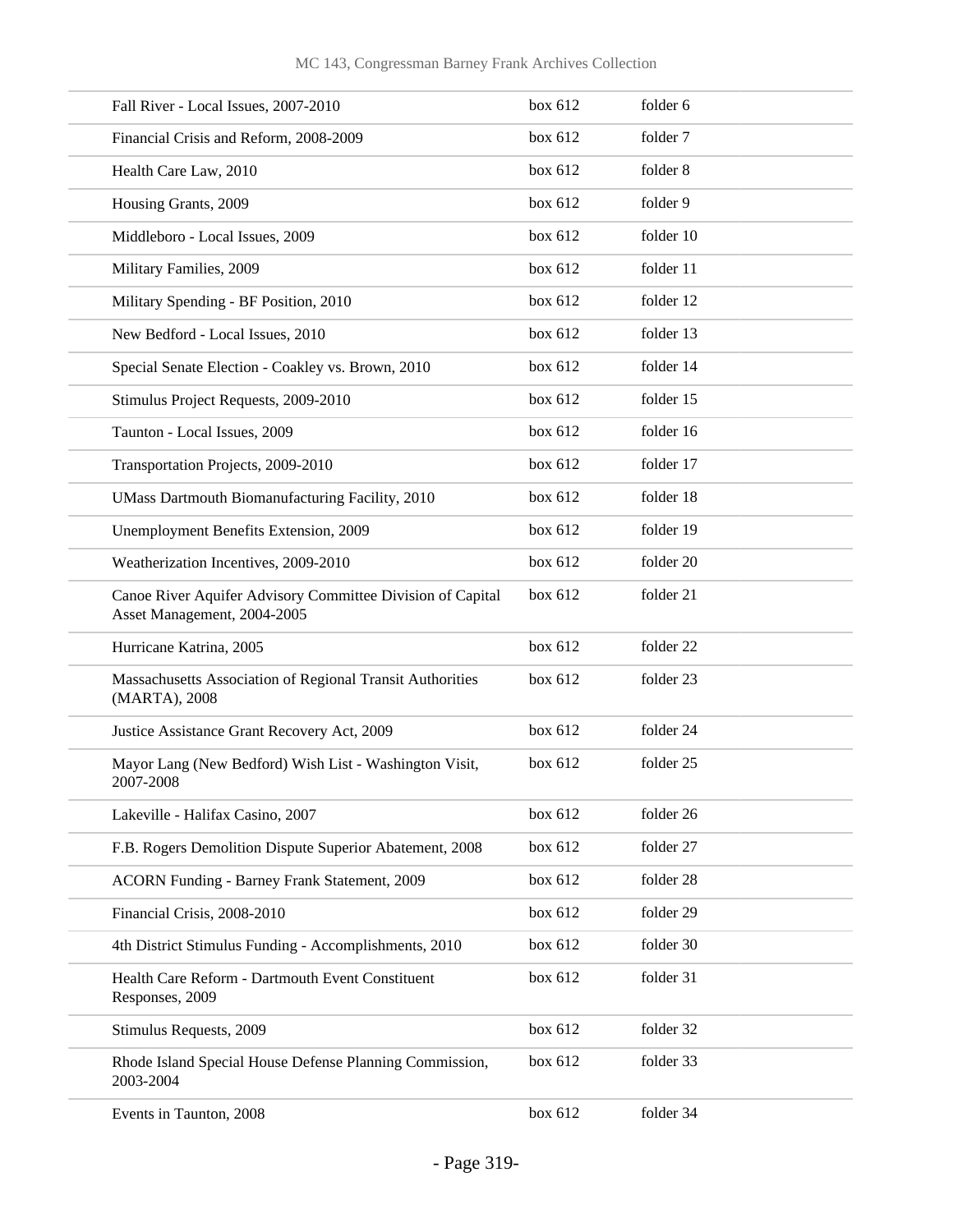| | | |
|---|---|---|
| Fall River - Local Issues, 2007-2010 | box 612 | folder 6 |
| Financial Crisis and Reform, 2008-2009 | box 612 | folder 7 |
| Health Care Law, 2010 | box 612 | folder 8 |
| Housing Grants, 2009 | box 612 | folder 9 |
| Middleboro - Local Issues, 2009 | box 612 | folder 10 |
| Military Families, 2009 | box 612 | folder 11 |
| Military Spending - BF Position, 2010 | box 612 | folder 12 |
| New Bedford - Local Issues, 2010 | box 612 | folder 13 |
| Special Senate Election - Coakley vs. Brown, 2010 | box 612 | folder 14 |
| Stimulus Project Requests, 2009-2010 | box 612 | folder 15 |
| Taunton - Local Issues, 2009 | box 612 | folder 16 |
| Transportation Projects, 2009-2010 | box 612 | folder 17 |
| UMass Dartmouth Biomanufacturing Facility, 2010 | box 612 | folder 18 |
| Unemployment Benefits Extension, 2009 | box 612 | folder 19 |
| Weatherization Incentives, 2009-2010 | box 612 | folder 20 |
| Canoe River Aquifer Advisory Committee Division of Capital Asset Management, 2004-2005 | box 612 | folder 21 |
| Hurricane Katrina, 2005 | box 612 | folder 22 |
| Massachusetts Association of Regional Transit Authorities (MARTA), 2008 | box 612 | folder 23 |
| Justice Assistance Grant Recovery Act, 2009 | box 612 | folder 24 |
| Mayor Lang (New Bedford) Wish List - Washington Visit, 2007-2008 | box 612 | folder 25 |
| Lakeville - Halifax Casino, 2007 | box 612 | folder 26 |
| F.B. Rogers Demolition Dispute Superior Abatement, 2008 | box 612 | folder 27 |
| ACORN Funding - Barney Frank Statement, 2009 | box 612 | folder 28 |
| Financial Crisis, 2008-2010 | box 612 | folder 29 |
| 4th District Stimulus Funding - Accomplishments, 2010 | box 612 | folder 30 |
| Health Care Reform - Dartmouth Event Constituent Responses, 2009 | box 612 | folder 31 |
| Stimulus Requests, 2009 | box 612 | folder 32 |
| Rhode Island Special House Defense Planning Commission, 2003-2004 | box 612 | folder 33 |
| Events in Taunton, 2008 | box 612 | folder 34 |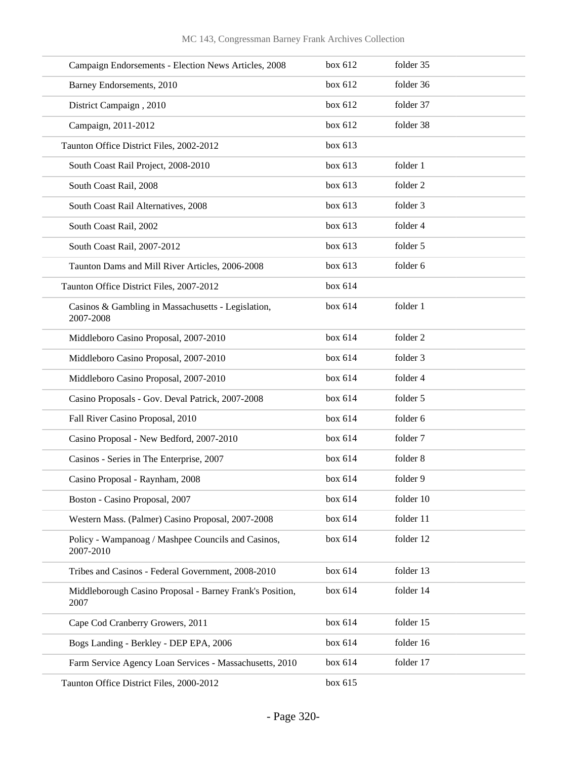| | | |
|---|---|---|
| Campaign Endorsements - Election News Articles, 2008 | box 612 | folder 35 |
| Barney Endorsements, 2010 | box 612 | folder 36 |
| District Campaign , 2010 | box 612 | folder 37 |
| Campaign, 2011-2012 | box 612 | folder 38 |
| Taunton Office District Files, 2002-2012 | box 613 | |
| South Coast Rail Project, 2008-2010 | box 613 | folder 1 |
| South Coast Rail, 2008 | box 613 | folder 2 |
| South Coast Rail Alternatives, 2008 | box 613 | folder 3 |
| South Coast Rail, 2002 | box 613 | folder 4 |
| South Coast Rail, 2007-2012 | box 613 | folder 5 |
| Taunton Dams and Mill River Articles, 2006-2008 | box 613 | folder 6 |
| Taunton Office District Files, 2007-2012 | box 614 | |
| Casinos & Gambling in Massachusetts - Legislation, 2007-2008 | box 614 | folder 1 |
| Middleboro Casino Proposal, 2007-2010 | box 614 | folder 2 |
| Middleboro Casino Proposal, 2007-2010 | box 614 | folder 3 |
| Middleboro Casino Proposal, 2007-2010 | box 614 | folder 4 |
| Casino Proposals - Gov. Deval Patrick, 2007-2008 | box 614 | folder 5 |
| Fall River Casino Proposal, 2010 | box 614 | folder 6 |
| Casino Proposal - New Bedford, 2007-2010 | box 614 | folder 7 |
| Casinos - Series in The Enterprise, 2007 | box 614 | folder 8 |
| Casino Proposal - Raynham, 2008 | box 614 | folder 9 |
| Boston - Casino Proposal, 2007 | box 614 | folder 10 |
| Western Mass. (Palmer) Casino Proposal, 2007-2008 | box 614 | folder 11 |
| Policy - Wampanoag / Mashpee Councils and Casinos, 2007-2010 | box 614 | folder 12 |
| Tribes and Casinos - Federal Government, 2008-2010 | box 614 | folder 13 |
| Middleborough Casino Proposal - Barney Frank's Position, 2007 | box 614 | folder 14 |
| Cape Cod Cranberry Growers, 2011 | box 614 | folder 15 |
| Bogs Landing - Berkley - DEP EPA, 2006 | box 614 | folder 16 |
| Farm Service Agency Loan Services - Massachusetts, 2010 | box 614 | folder 17 |
| Taunton Office District Files, 2000-2012 | box 615 | |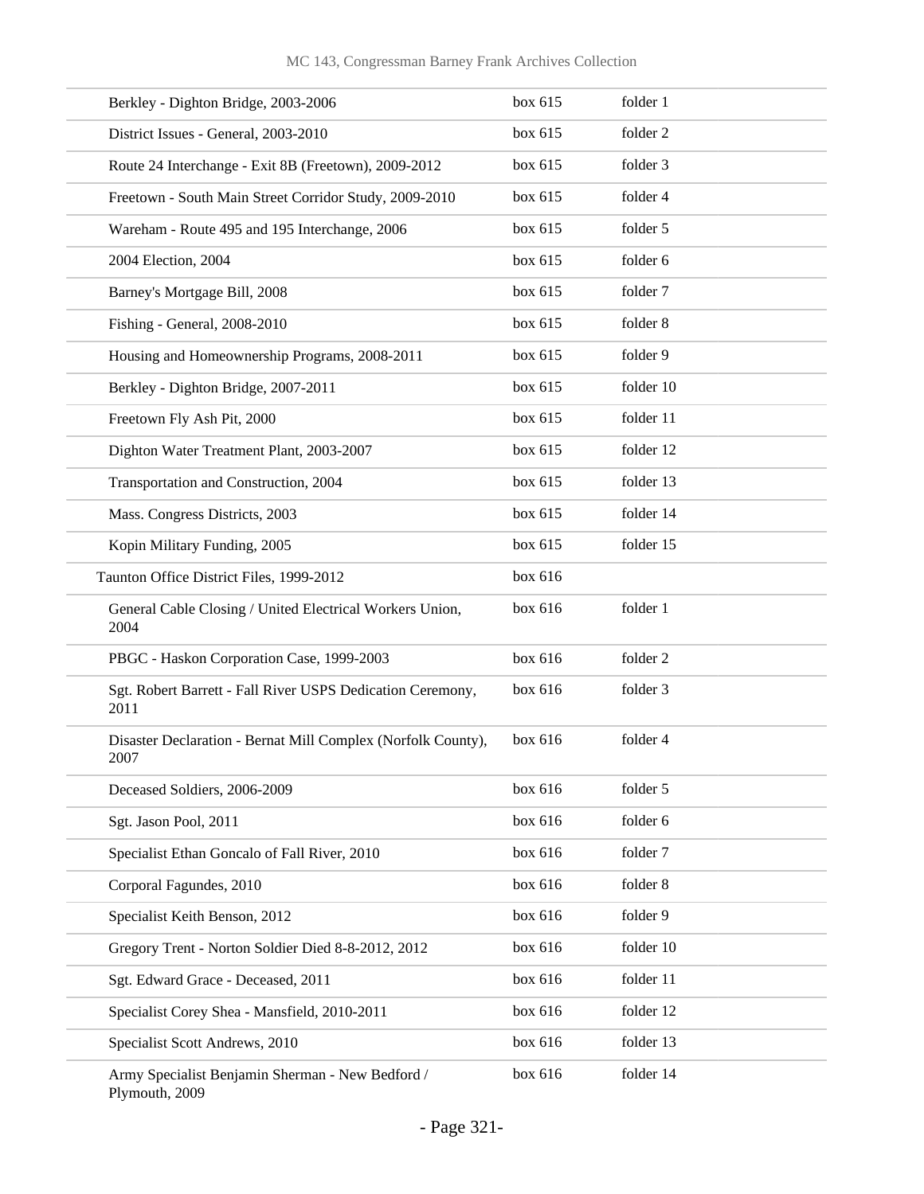| | | |
|---|---|---|
| Berkley - Dighton Bridge, 2003-2006 | box 615 | folder 1 |
| District Issues - General, 2003-2010 | box 615 | folder 2 |
| Route 24 Interchange - Exit 8B (Freetown), 2009-2012 | box 615 | folder 3 |
| Freetown - South Main Street Corridor Study, 2009-2010 | box 615 | folder 4 |
| Wareham - Route 495 and 195 Interchange, 2006 | box 615 | folder 5 |
| 2004 Election, 2004 | box 615 | folder 6 |
| Barney's Mortgage Bill, 2008 | box 615 | folder 7 |
| Fishing - General, 2008-2010 | box 615 | folder 8 |
| Housing and Homeownership Programs, 2008-2011 | box 615 | folder 9 |
| Berkley - Dighton Bridge, 2007-2011 | box 615 | folder 10 |
| Freetown Fly Ash Pit, 2000 | box 615 | folder 11 |
| Dighton Water Treatment Plant, 2003-2007 | box 615 | folder 12 |
| Transportation and Construction, 2004 | box 615 | folder 13 |
| Mass. Congress Districts, 2003 | box 615 | folder 14 |
| Kopin Military Funding, 2005 | box 615 | folder 15 |
| Taunton Office District Files, 1999-2012 | box 616 | |
| General Cable Closing / United Electrical Workers Union, 2004 | box 616 | folder 1 |
| PBGC - Haskon Corporation Case, 1999-2003 | box 616 | folder 2 |
| Sgt. Robert Barrett - Fall River USPS Dedication Ceremony, 2011 | box 616 | folder 3 |
| Disaster Declaration - Bernat Mill Complex (Norfolk County), 2007 | box 616 | folder 4 |
| Deceased Soldiers, 2006-2009 | box 616 | folder 5 |
| Sgt. Jason Pool, 2011 | box 616 | folder 6 |
| Specialist Ethan Goncalo of Fall River, 2010 | box 616 | folder 7 |
| Corporal Fagundes, 2010 | box 616 | folder 8 |
| Specialist Keith Benson, 2012 | box 616 | folder 9 |
| Gregory Trent - Norton Soldier Died 8-8-2012, 2012 | box 616 | folder 10 |
| Sgt. Edward Grace - Deceased, 2011 | box 616 | folder 11 |
| Specialist Corey Shea - Mansfield, 2010-2011 | box 616 | folder 12 |
| Specialist Scott Andrews, 2010 | box 616 | folder 13 |
| Army Specialist Benjamin Sherman - New Bedford / Plymouth, 2009 | box 616 | folder 14 |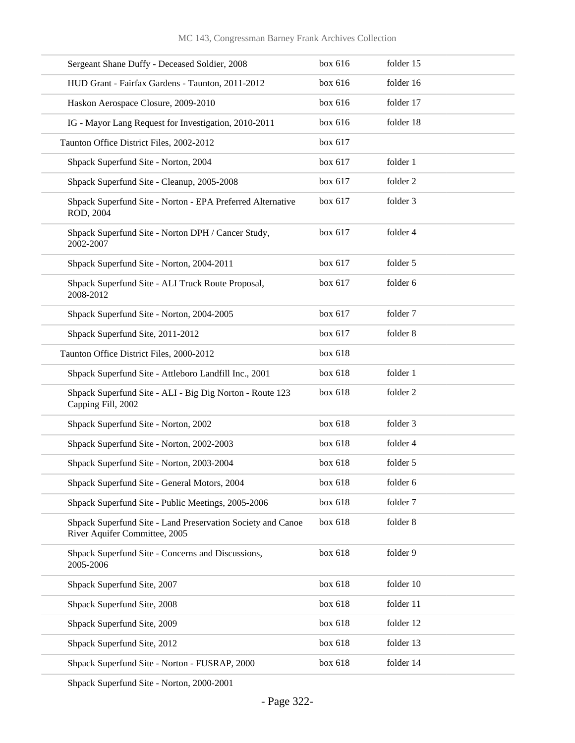| | | |
|---|---|---|
| Sergeant Shane Duffy - Deceased Soldier, 2008 | box 616 | folder 15 |
| HUD Grant - Fairfax Gardens - Taunton, 2011-2012 | box 616 | folder 16 |
| Haskon Aerospace Closure, 2009-2010 | box 616 | folder 17 |
| IG - Mayor Lang Request for Investigation, 2010-2011 | box 616 | folder 18 |
| Taunton Office District Files, 2002-2012 | box 617 | |
| Shpack Superfund Site - Norton, 2004 | box 617 | folder 1 |
| Shpack Superfund Site - Cleanup, 2005-2008 | box 617 | folder 2 |
| Shpack Superfund Site - Norton - EPA Preferred Alternative ROD, 2004 | box 617 | folder 3 |
| Shpack Superfund Site - Norton DPH / Cancer Study, 2002-2007 | box 617 | folder 4 |
| Shpack Superfund Site - Norton, 2004-2011 | box 617 | folder 5 |
| Shpack Superfund Site - ALI Truck Route Proposal, 2008-2012 | box 617 | folder 6 |
| Shpack Superfund Site - Norton, 2004-2005 | box 617 | folder 7 |
| Shpack Superfund Site, 2011-2012 | box 617 | folder 8 |
| Taunton Office District Files, 2000-2012 | box 618 | |
| Shpack Superfund Site - Attleboro Landfill Inc., 2001 | box 618 | folder 1 |
| Shpack Superfund Site - ALI - Big Dig Norton - Route 123 Capping Fill, 2002 | box 618 | folder 2 |
| Shpack Superfund Site - Norton, 2002 | box 618 | folder 3 |
| Shpack Superfund Site - Norton, 2002-2003 | box 618 | folder 4 |
| Shpack Superfund Site - Norton, 2003-2004 | box 618 | folder 5 |
| Shpack Superfund Site - General Motors, 2004 | box 618 | folder 6 |
| Shpack Superfund Site - Public Meetings, 2005-2006 | box 618 | folder 7 |
| Shpack Superfund Site - Land Preservation Society and Canoe River Aquifer Committee, 2005 | box 618 | folder 8 |
| Shpack Superfund Site - Concerns and Discussions, 2005-2006 | box 618 | folder 9 |
| Shpack Superfund Site, 2007 | box 618 | folder 10 |
| Shpack Superfund Site, 2008 | box 618 | folder 11 |
| Shpack Superfund Site, 2009 | box 618 | folder 12 |
| Shpack Superfund Site, 2012 | box 618 | folder 13 |
| Shpack Superfund Site - Norton - FUSRAP, 2000 | box 618 | folder 14 |
| Shpack Superfund Site - Norton, 2000-2001 | | |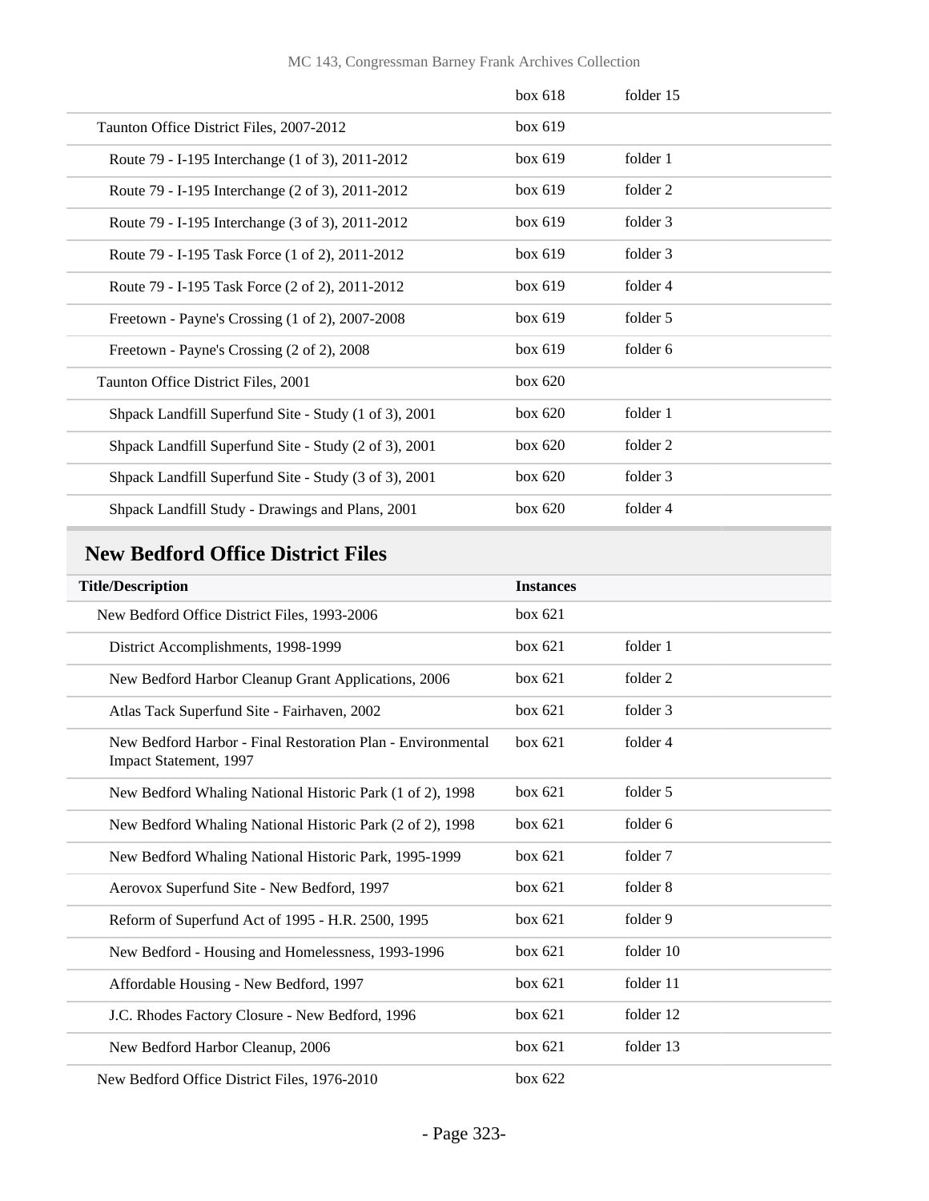| | | |
|---|---|---|
| | box 618 | folder 15 |
| Taunton Office District Files, 2007-2012 | box 619 | |
| Route 79 - I-195 Interchange (1 of 3), 2011-2012 | box 619 | folder 1 |
| Route 79 - I-195 Interchange (2 of 3), 2011-2012 | box 619 | folder 2 |
| Route 79 - I-195 Interchange (3 of 3), 2011-2012 | box 619 | folder 3 |
| Route 79 - I-195 Task Force (1 of 2), 2011-2012 | box 619 | folder 3 |
| Route 79 - I-195 Task Force (2 of 2), 2011-2012 | box 619 | folder 4 |
| Freetown - Payne's Crossing (1 of 2), 2007-2008 | box 619 | folder 5 |
| Freetown - Payne's Crossing (2 of 2), 2008 | box 619 | folder 6 |
| Taunton Office District Files, 2001 | box 620 | |
| Shpack Landfill Superfund Site - Study (1 of 3), 2001 | box 620 | folder 1 |
| Shpack Landfill Superfund Site - Study (2 of 3), 2001 | box 620 | folder 2 |
| Shpack Landfill Superfund Site - Study (3 of 3), 2001 | box 620 | folder 3 |
| Shpack Landfill Study - Drawings and Plans, 2001 | box 620 | folder 4 |

## New Bedford Office District Files

| Title/Description | Instances | |
|---|---|---|
| New Bedford Office District Files, 1993-2006 | box 621 | |
| District Accomplishments, 1998-1999 | box 621 | folder 1 |
| New Bedford Harbor Cleanup Grant Applications, 2006 | box 621 | folder 2 |
| Atlas Tack Superfund Site - Fairhaven, 2002 | box 621 | folder 3 |
| New Bedford Harbor - Final Restoration Plan - Environmental Impact Statement, 1997 | box 621 | folder 4 |
| New Bedford Whaling National Historic Park (1 of 2), 1998 | box 621 | folder 5 |
| New Bedford Whaling National Historic Park (2 of 2), 1998 | box 621 | folder 6 |
| New Bedford Whaling National Historic Park, 1995-1999 | box 621 | folder 7 |
| Aerovox Superfund Site - New Bedford, 1997 | box 621 | folder 8 |
| Reform of Superfund Act of 1995 - H.R. 2500, 1995 | box 621 | folder 9 |
| New Bedford - Housing and Homelessness, 1993-1996 | box 621 | folder 10 |
| Affordable Housing - New Bedford, 1997 | box 621 | folder 11 |
| J.C. Rhodes Factory Closure - New Bedford, 1996 | box 621 | folder 12 |
| New Bedford Harbor Cleanup, 2006 | box 621 | folder 13 |
| New Bedford Office District Files, 1976-2010 | box 622 | |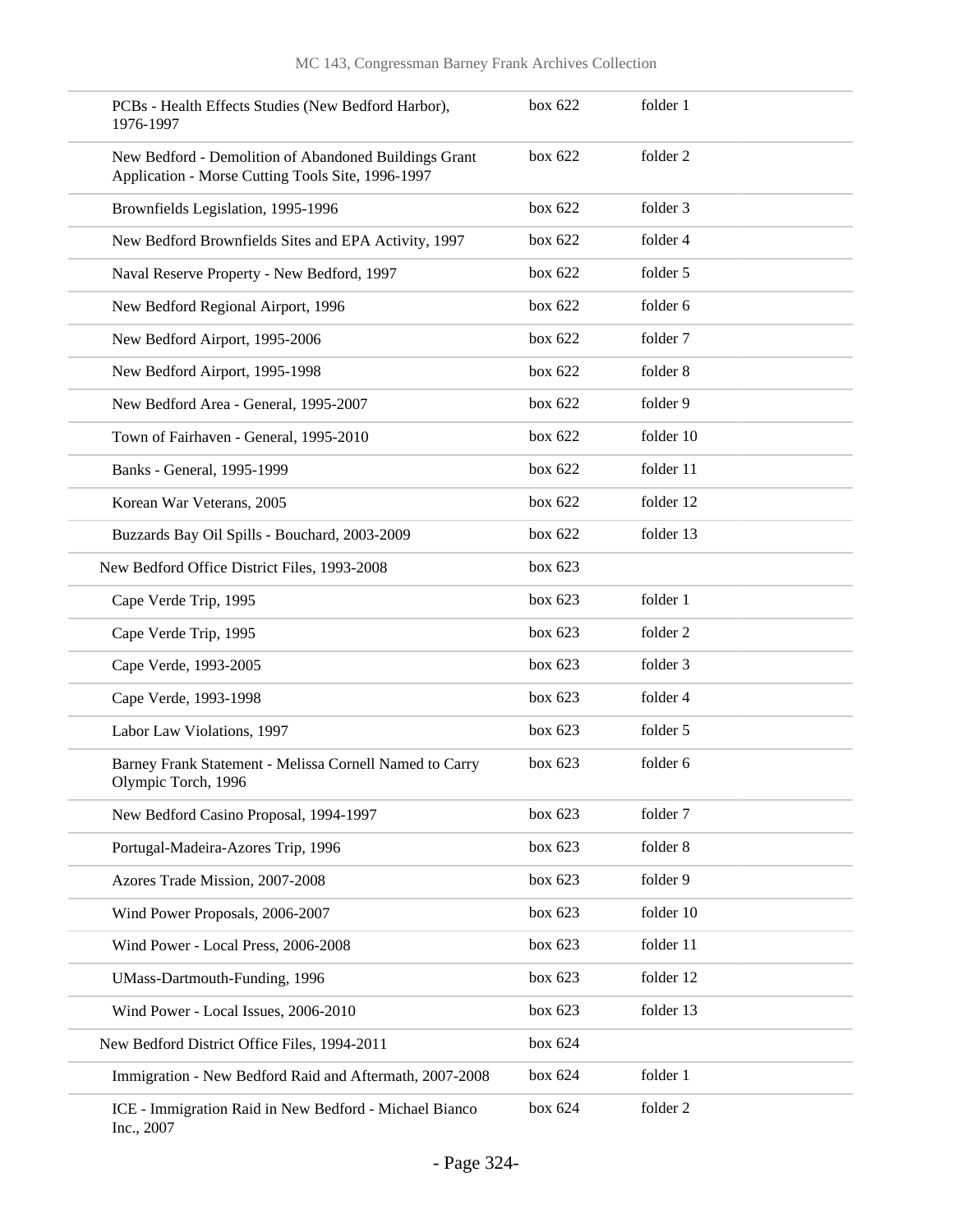| | | |
|---|---|---|
| PCBs - Health Effects Studies (New Bedford Harbor), 1976-1997 | box 622 | folder 1 |
| New Bedford - Demolition of Abandoned Buildings Grant Application - Morse Cutting Tools Site, 1996-1997 | box 622 | folder 2 |
| Brownfields Legislation, 1995-1996 | box 622 | folder 3 |
| New Bedford Brownfields Sites and EPA Activity, 1997 | box 622 | folder 4 |
| Naval Reserve Property - New Bedford, 1997 | box 622 | folder 5 |
| New Bedford Regional Airport, 1996 | box 622 | folder 6 |
| New Bedford Airport, 1995-2006 | box 622 | folder 7 |
| New Bedford Airport, 1995-1998 | box 622 | folder 8 |
| New Bedford Area - General, 1995-2007 | box 622 | folder 9 |
| Town of Fairhaven - General, 1995-2010 | box 622 | folder 10 |
| Banks - General, 1995-1999 | box 622 | folder 11 |
| Korean War Veterans, 2005 | box 622 | folder 12 |
| Buzzards Bay Oil Spills - Bouchard, 2003-2009 | box 622 | folder 13 |
| New Bedford Office District Files, 1993-2008 | box 623 | |
| Cape Verde Trip, 1995 | box 623 | folder 1 |
| Cape Verde Trip, 1995 | box 623 | folder 2 |
| Cape Verde, 1993-2005 | box 623 | folder 3 |
| Cape Verde, 1993-1998 | box 623 | folder 4 |
| Labor Law Violations, 1997 | box 623 | folder 5 |
| Barney Frank Statement - Melissa Cornell Named to Carry Olympic Torch, 1996 | box 623 | folder 6 |
| New Bedford Casino Proposal, 1994-1997 | box 623 | folder 7 |
| Portugal-Madeira-Azores Trip, 1996 | box 623 | folder 8 |
| Azores Trade Mission, 2007-2008 | box 623 | folder 9 |
| Wind Power Proposals, 2006-2007 | box 623 | folder 10 |
| Wind Power - Local Press, 2006-2008 | box 623 | folder 11 |
| UMass-Dartmouth-Funding, 1996 | box 623 | folder 12 |
| Wind Power - Local Issues, 2006-2010 | box 623 | folder 13 |
| New Bedford District Office Files, 1994-2011 | box 624 | |
| Immigration - New Bedford Raid and Aftermath, 2007-2008 | box 624 | folder 1 |
| ICE - Immigration Raid in New Bedford - Michael Bianco Inc., 2007 | box 624 | folder 2 |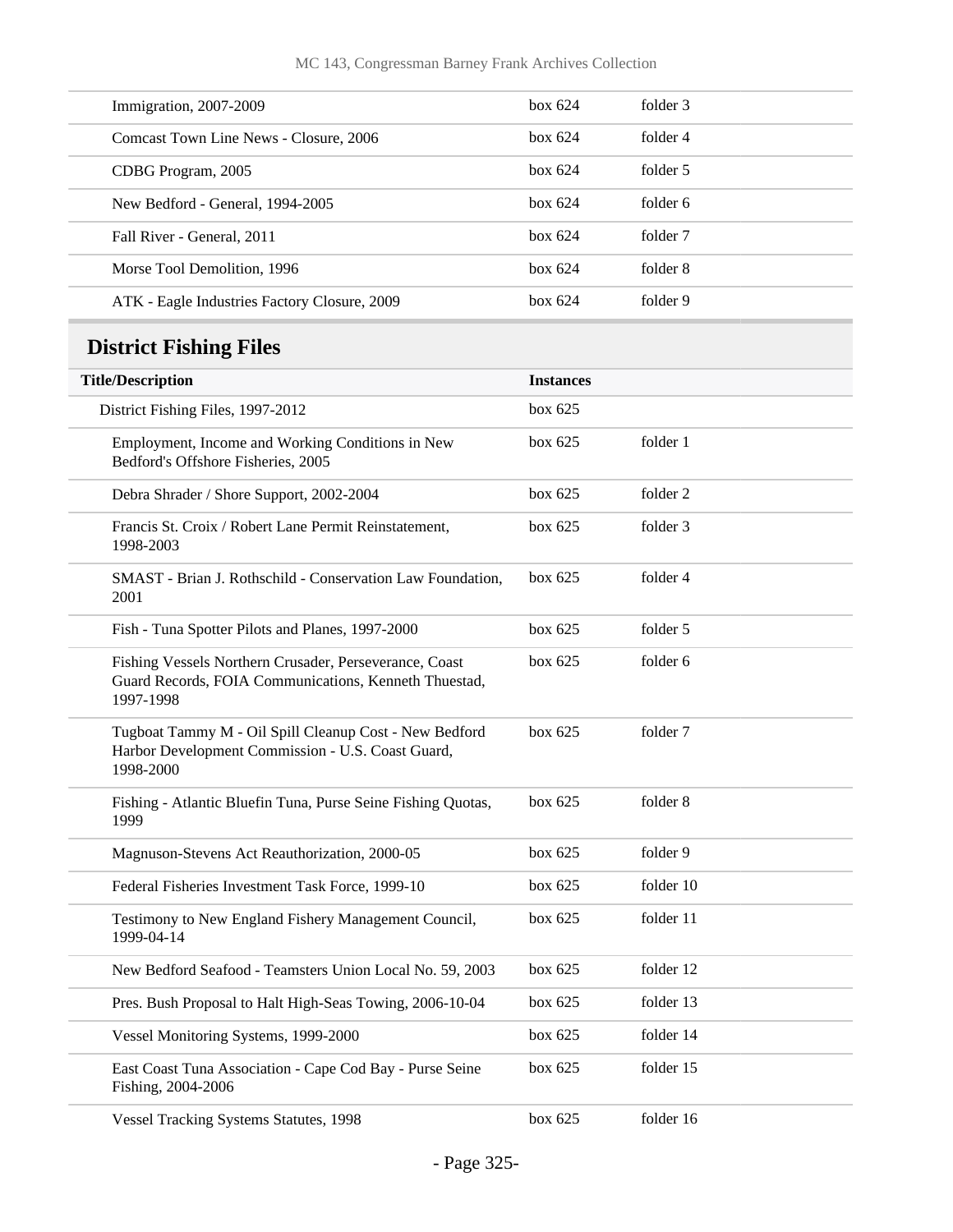| | | |
|---|---|---|
| Immigration, 2007-2009 | box 624 | folder 3 |
| Comcast Town Line News - Closure, 2006 | box 624 | folder 4 |
| CDBG Program, 2005 | box 624 | folder 5 |
| New Bedford - General, 1994-2005 | box 624 | folder 6 |
| Fall River - General, 2011 | box 624 | folder 7 |
| Morse Tool Demolition, 1996 | box 624 | folder 8 |
| ATK - Eagle Industries Factory Closure, 2009 | box 624 | folder 9 |

## District Fishing Files

| Title/Description | Instances | |
|---|---|---|
| District Fishing Files, 1997-2012 | box 625 | |
| Employment, Income and Working Conditions in New Bedford's Offshore Fisheries, 2005 | box 625 | folder 1 |
| Debra Shrader / Shore Support, 2002-2004 | box 625 | folder 2 |
| Francis St. Croix / Robert Lane Permit Reinstatement, 1998-2003 | box 625 | folder 3 |
| SMAST - Brian J. Rothschild - Conservation Law Foundation, 2001 | box 625 | folder 4 |
| Fish - Tuna Spotter Pilots and Planes, 1997-2000 | box 625 | folder 5 |
| Fishing Vessels Northern Crusader, Perseverance, Coast Guard Records, FOIA Communications, Kenneth Thuestad, 1997-1998 | box 625 | folder 6 |
| Tugboat Tammy M - Oil Spill Cleanup Cost - New Bedford Harbor Development Commission - U.S. Coast Guard, 1998-2000 | box 625 | folder 7 |
| Fishing - Atlantic Bluefin Tuna, Purse Seine Fishing Quotas, 1999 | box 625 | folder 8 |
| Magnuson-Stevens Act Reauthorization, 2000-05 | box 625 | folder 9 |
| Federal Fisheries Investment Task Force, 1999-10 | box 625 | folder 10 |
| Testimony to New England Fishery Management Council, 1999-04-14 | box 625 | folder 11 |
| New Bedford Seafood - Teamsters Union Local No. 59, 2003 | box 625 | folder 12 |
| Pres. Bush Proposal to Halt High-Seas Towing, 2006-10-04 | box 625 | folder 13 |
| Vessel Monitoring Systems, 1999-2000 | box 625 | folder 14 |
| East Coast Tuna Association - Cape Cod Bay - Purse Seine Fishing, 2004-2006 | box 625 | folder 15 |
| Vessel Tracking Systems Statutes, 1998 | box 625 | folder 16 |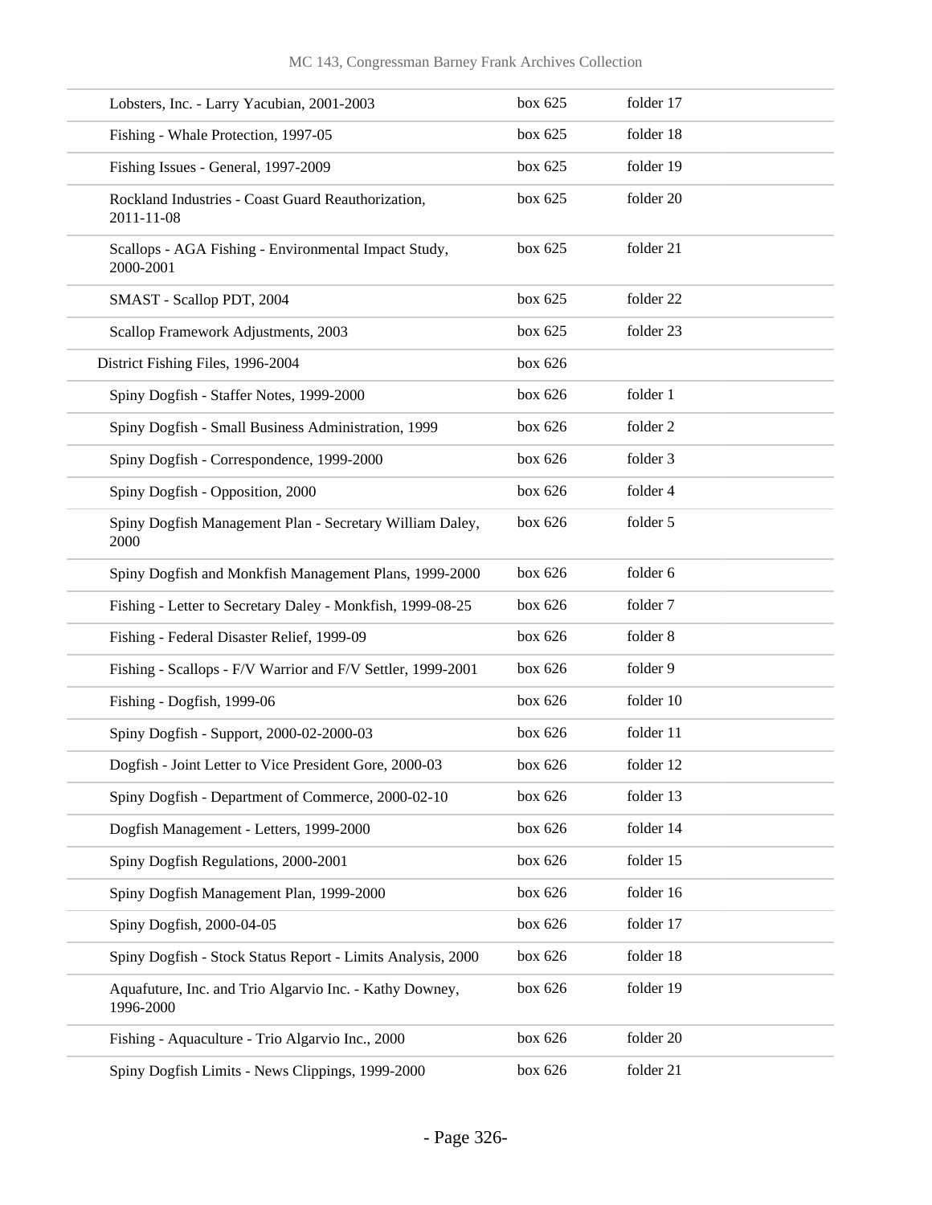| | | |
|---|---|---|
| Lobsters, Inc. - Larry Yacubian, 2001-2003 | box 625 | folder 17 |
| Fishing - Whale Protection, 1997-05 | box 625 | folder 18 |
| Fishing Issues - General, 1997-2009 | box 625 | folder 19 |
| Rockland Industries - Coast Guard Reauthorization, 2011-11-08 | box 625 | folder 20 |
| Scallops - AGA Fishing - Environmental Impact Study, 2000-2001 | box 625 | folder 21 |
| SMAST - Scallop PDT, 2004 | box 625 | folder 22 |
| Scallop Framework Adjustments, 2003 | box 625 | folder 23 |
| District Fishing Files, 1996-2004 | box 626 | |
| Spiny Dogfish - Staffer Notes, 1999-2000 | box 626 | folder 1 |
| Spiny Dogfish - Small Business Administration, 1999 | box 626 | folder 2 |
| Spiny Dogfish - Correspondence, 1999-2000 | box 626 | folder 3 |
| Spiny Dogfish - Opposition, 2000 | box 626 | folder 4 |
| Spiny Dogfish Management Plan - Secretary William Daley, 2000 | box 626 | folder 5 |
| Spiny Dogfish and Monkfish Management Plans, 1999-2000 | box 626 | folder 6 |
| Fishing - Letter to Secretary Daley - Monkfish, 1999-08-25 | box 626 | folder 7 |
| Fishing - Federal Disaster Relief, 1999-09 | box 626 | folder 8 |
| Fishing - Scallops - F/V Warrior and F/V Settler, 1999-2001 | box 626 | folder 9 |
| Fishing - Dogfish, 1999-06 | box 626 | folder 10 |
| Spiny Dogfish - Support, 2000-02-2000-03 | box 626 | folder 11 |
| Dogfish - Joint Letter to Vice President Gore, 2000-03 | box 626 | folder 12 |
| Spiny Dogfish - Department of Commerce, 2000-02-10 | box 626 | folder 13 |
| Dogfish Management - Letters, 1999-2000 | box 626 | folder 14 |
| Spiny Dogfish Regulations, 2000-2001 | box 626 | folder 15 |
| Spiny Dogfish Management Plan, 1999-2000 | box 626 | folder 16 |
| Spiny Dogfish, 2000-04-05 | box 626 | folder 17 |
| Spiny Dogfish - Stock Status Report - Limits Analysis, 2000 | box 626 | folder 18 |
| Aquafuture, Inc. and Trio Algarvio Inc. - Kathy Downey, 1996-2000 | box 626 | folder 19 |
| Fishing - Aquaculture - Trio Algarvio Inc., 2000 | box 626 | folder 20 |
| Spiny Dogfish Limits - News Clippings, 1999-2000 | box 626 | folder 21 |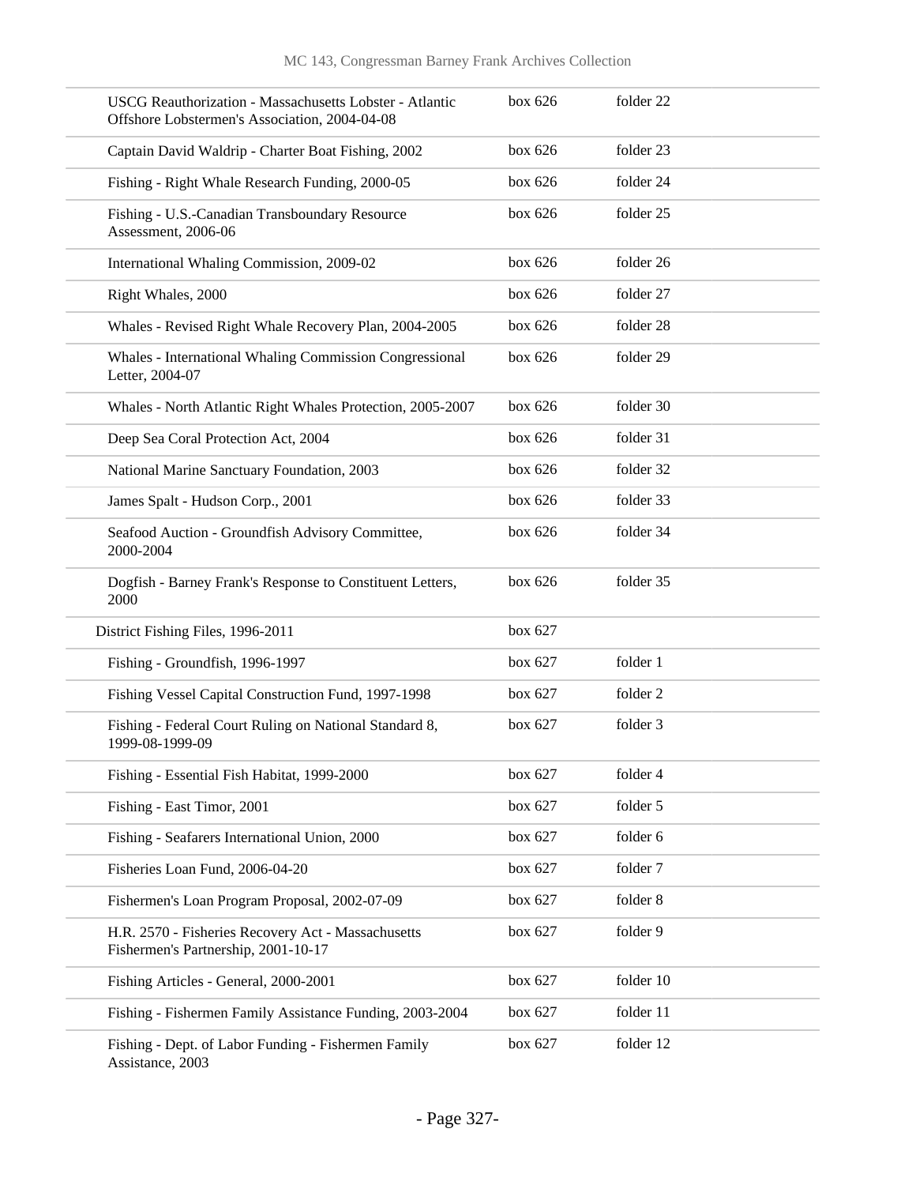| | | |
|---|---|---|
| USCG Reauthorization - Massachusetts Lobster - Atlantic Offshore Lobstermen's Association, 2004-04-08 | box 626 | folder 22 |
| Captain David Waldrip - Charter Boat Fishing, 2002 | box 626 | folder 23 |
| Fishing - Right Whale Research Funding, 2000-05 | box 626 | folder 24 |
| Fishing - U.S.-Canadian Transboundary Resource Assessment, 2006-06 | box 626 | folder 25 |
| International Whaling Commission, 2009-02 | box 626 | folder 26 |
| Right Whales, 2000 | box 626 | folder 27 |
| Whales - Revised Right Whale Recovery Plan, 2004-2005 | box 626 | folder 28 |
| Whales - International Whaling Commission Congressional Letter, 2004-07 | box 626 | folder 29 |
| Whales - North Atlantic Right Whales Protection, 2005-2007 | box 626 | folder 30 |
| Deep Sea Coral Protection Act, 2004 | box 626 | folder 31 |
| National Marine Sanctuary Foundation, 2003 | box 626 | folder 32 |
| James Spalt - Hudson Corp., 2001 | box 626 | folder 33 |
| Seafood Auction - Groundfish Advisory Committee, 2000-2004 | box 626 | folder 34 |
| Dogfish - Barney Frank's Response to Constituent Letters, 2000 | box 626 | folder 35 |
| District Fishing Files, 1996-2011 | box 627 | |
| Fishing - Groundfish, 1996-1997 | box 627 | folder 1 |
| Fishing Vessel Capital Construction Fund, 1997-1998 | box 627 | folder 2 |
| Fishing - Federal Court Ruling on National Standard 8, 1999-08-1999-09 | box 627 | folder 3 |
| Fishing - Essential Fish Habitat, 1999-2000 | box 627 | folder 4 |
| Fishing - East Timor, 2001 | box 627 | folder 5 |
| Fishing - Seafarers International Union, 2000 | box 627 | folder 6 |
| Fisheries Loan Fund, 2006-04-20 | box 627 | folder 7 |
| Fishermen's Loan Program Proposal, 2002-07-09 | box 627 | folder 8 |
| H.R. 2570 - Fisheries Recovery Act - Massachusetts Fishermen's Partnership, 2001-10-17 | box 627 | folder 9 |
| Fishing Articles - General, 2000-2001 | box 627 | folder 10 |
| Fishing - Fishermen Family Assistance Funding, 2003-2004 | box 627 | folder 11 |
| Fishing - Dept. of Labor Funding - Fishermen Family Assistance, 2003 | box 627 | folder 12 |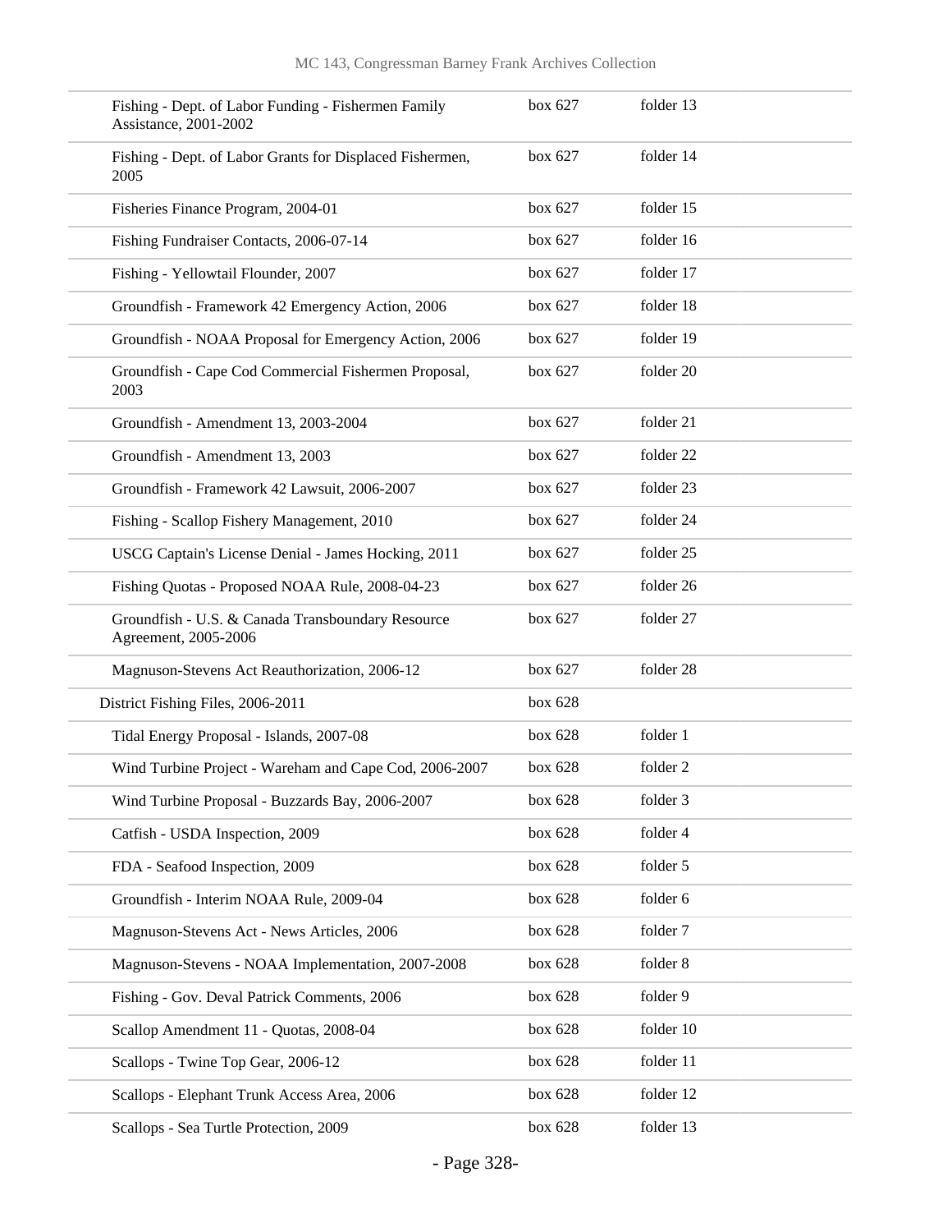| | | |
|---|---|---|
| Fishing - Dept. of Labor Funding - Fishermen Family Assistance, 2001-2002 | box 627 | folder 13 |
| Fishing - Dept. of Labor Grants for Displaced Fishermen, 2005 | box 627 | folder 14 |
| Fisheries Finance Program, 2004-01 | box 627 | folder 15 |
| Fishing Fundraiser Contacts, 2006-07-14 | box 627 | folder 16 |
| Fishing - Yellowtail Flounder, 2007 | box 627 | folder 17 |
| Groundfish - Framework 42 Emergency Action, 2006 | box 627 | folder 18 |
| Groundfish - NOAA Proposal for Emergency Action, 2006 | box 627 | folder 19 |
| Groundfish - Cape Cod Commercial Fishermen Proposal, 2003 | box 627 | folder 20 |
| Groundfish - Amendment 13, 2003-2004 | box 627 | folder 21 |
| Groundfish - Amendment 13, 2003 | box 627 | folder 22 |
| Groundfish - Framework 42 Lawsuit, 2006-2007 | box 627 | folder 23 |
| Fishing - Scallop Fishery Management, 2010 | box 627 | folder 24 |
| USCG Captain's License Denial - James Hocking, 2011 | box 627 | folder 25 |
| Fishing Quotas - Proposed NOAA Rule, 2008-04-23 | box 627 | folder 26 |
| Groundfish - U.S. & Canada Transboundary Resource Agreement, 2005-2006 | box 627 | folder 27 |
| Magnuson-Stevens Act Reauthorization, 2006-12 | box 627 | folder 28 |
| District Fishing Files, 2006-2011 | box 628 | |
| Tidal Energy Proposal - Islands, 2007-08 | box 628 | folder 1 |
| Wind Turbine Project - Wareham and Cape Cod, 2006-2007 | box 628 | folder 2 |
| Wind Turbine Proposal - Buzzards Bay, 2006-2007 | box 628 | folder 3 |
| Catfish - USDA Inspection, 2009 | box 628 | folder 4 |
| FDA - Seafood Inspection, 2009 | box 628 | folder 5 |
| Groundfish - Interim NOAA Rule, 2009-04 | box 628 | folder 6 |
| Magnuson-Stevens Act - News Articles, 2006 | box 628 | folder 7 |
| Magnuson-Stevens - NOAA Implementation, 2007-2008 | box 628 | folder 8 |
| Fishing - Gov. Deval Patrick Comments, 2006 | box 628 | folder 9 |
| Scallop Amendment 11 - Quotas, 2008-04 | box 628 | folder 10 |
| Scallops - Twine Top Gear, 2006-12 | box 628 | folder 11 |
| Scallops - Elephant Trunk Access Area, 2006 | box 628 | folder 12 |
| Scallops - Sea Turtle Protection, 2009 | box 628 | folder 13 |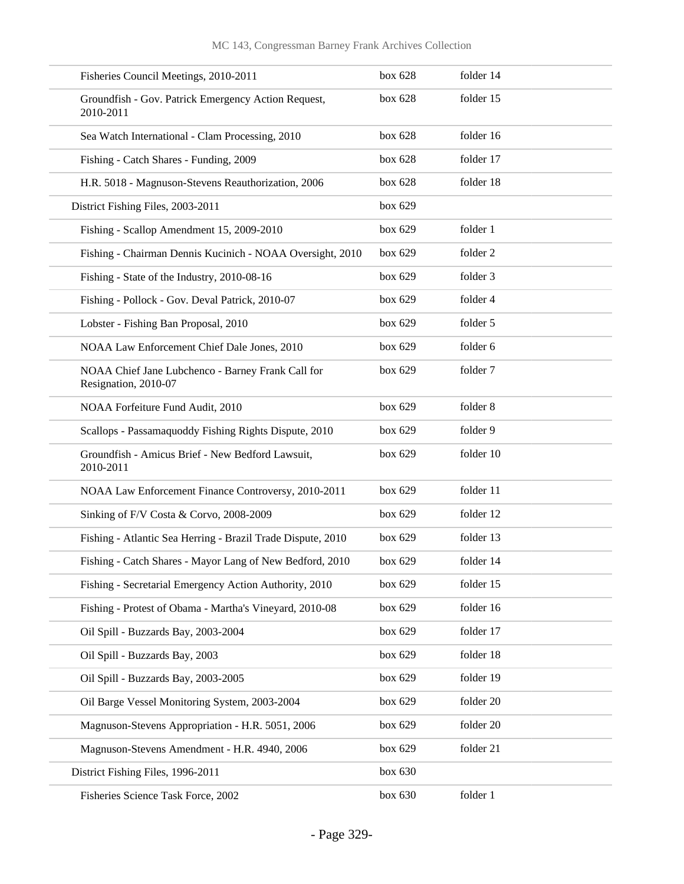| | | |
|---|---|---|
| Fisheries Council Meetings, 2010-2011 | box 628 | folder 14 |
| Groundfish - Gov. Patrick Emergency Action Request, 2010-2011 | box 628 | folder 15 |
| Sea Watch International - Clam Processing, 2010 | box 628 | folder 16 |
| Fishing - Catch Shares - Funding, 2009 | box 628 | folder 17 |
| H.R. 5018 - Magnuson-Stevens Reauthorization, 2006 | box 628 | folder 18 |
| District Fishing Files, 2003-2011 | box 629 | |
| Fishing - Scallop Amendment 15, 2009-2010 | box 629 | folder 1 |
| Fishing - Chairman Dennis Kucinich - NOAA Oversight, 2010 | box 629 | folder 2 |
| Fishing - State of the Industry, 2010-08-16 | box 629 | folder 3 |
| Fishing - Pollock - Gov. Deval Patrick, 2010-07 | box 629 | folder 4 |
| Lobster - Fishing Ban Proposal, 2010 | box 629 | folder 5 |
| NOAA Law Enforcement Chief Dale Jones, 2010 | box 629 | folder 6 |
| NOAA Chief Jane Lubchenco - Barney Frank Call for Resignation, 2010-07 | box 629 | folder 7 |
| NOAA Forfeiture Fund Audit, 2010 | box 629 | folder 8 |
| Scallops - Passamaquoddy Fishing Rights Dispute, 2010 | box 629 | folder 9 |
| Groundfish - Amicus Brief - New Bedford Lawsuit, 2010-2011 | box 629 | folder 10 |
| NOAA Law Enforcement Finance Controversy, 2010-2011 | box 629 | folder 11 |
| Sinking of F/V Costa & Corvo, 2008-2009 | box 629 | folder 12 |
| Fishing - Atlantic Sea Herring - Brazil Trade Dispute, 2010 | box 629 | folder 13 |
| Fishing - Catch Shares - Mayor Lang of New Bedford, 2010 | box 629 | folder 14 |
| Fishing - Secretarial Emergency Action Authority, 2010 | box 629 | folder 15 |
| Fishing - Protest of Obama - Martha's Vineyard, 2010-08 | box 629 | folder 16 |
| Oil Spill - Buzzards Bay, 2003-2004 | box 629 | folder 17 |
| Oil Spill - Buzzards Bay, 2003 | box 629 | folder 18 |
| Oil Spill - Buzzards Bay, 2003-2005 | box 629 | folder 19 |
| Oil Barge Vessel Monitoring System, 2003-2004 | box 629 | folder 20 |
| Magnuson-Stevens Appropriation - H.R. 5051, 2006 | box 629 | folder 20 |
| Magnuson-Stevens Amendment - H.R. 4940, 2006 | box 629 | folder 21 |
| District Fishing Files, 1996-2011 | box 630 | |
| Fisheries Science Task Force, 2002 | box 630 | folder 1 |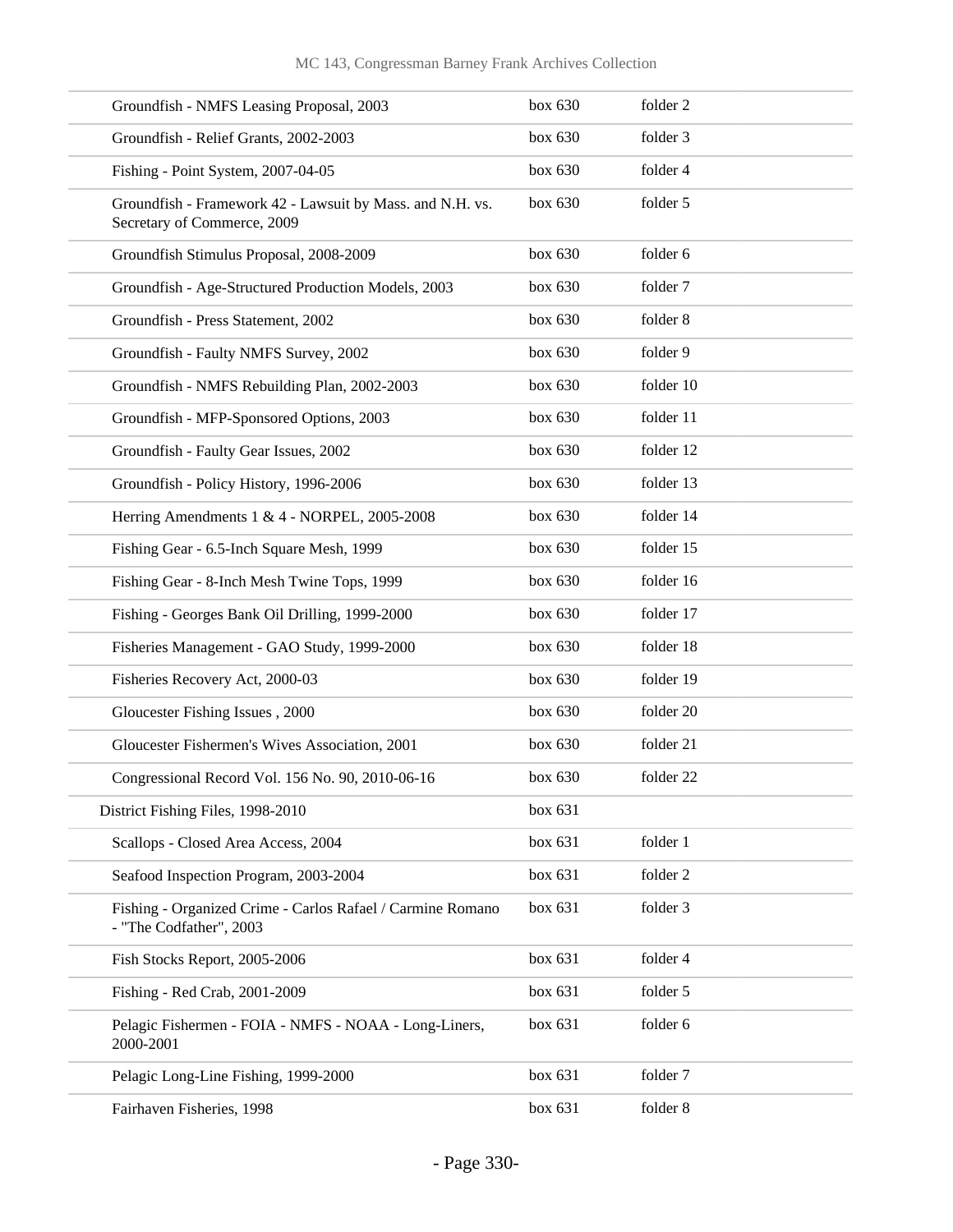| | | |
|---|---|---|
| Groundfish - NMFS Leasing Proposal, 2003 | box 630 | folder 2 |
| Groundfish - Relief Grants, 2002-2003 | box 630 | folder 3 |
| Fishing - Point System, 2007-04-05 | box 630 | folder 4 |
| Groundfish - Framework 42 - Lawsuit by Mass. and N.H. vs. Secretary of Commerce, 2009 | box 630 | folder 5 |
| Groundfish Stimulus Proposal, 2008-2009 | box 630 | folder 6 |
| Groundfish - Age-Structured Production Models, 2003 | box 630 | folder 7 |
| Groundfish - Press Statement, 2002 | box 630 | folder 8 |
| Groundfish - Faulty NMFS Survey, 2002 | box 630 | folder 9 |
| Groundfish - NMFS Rebuilding Plan, 2002-2003 | box 630 | folder 10 |
| Groundfish - MFP-Sponsored Options, 2003 | box 630 | folder 11 |
| Groundfish - Faulty Gear Issues, 2002 | box 630 | folder 12 |
| Groundfish - Policy History, 1996-2006 | box 630 | folder 13 |
| Herring Amendments 1 & 4 - NORPEL, 2005-2008 | box 630 | folder 14 |
| Fishing Gear - 6.5-Inch Square Mesh, 1999 | box 630 | folder 15 |
| Fishing Gear - 8-Inch Mesh Twine Tops, 1999 | box 630 | folder 16 |
| Fishing - Georges Bank Oil Drilling, 1999-2000 | box 630 | folder 17 |
| Fisheries Management - GAO Study, 1999-2000 | box 630 | folder 18 |
| Fisheries Recovery Act, 2000-03 | box 630 | folder 19 |
| Gloucester Fishing Issues , 2000 | box 630 | folder 20 |
| Gloucester Fishermen's Wives Association, 2001 | box 630 | folder 21 |
| Congressional Record Vol. 156 No. 90, 2010-06-16 | box 630 | folder 22 |
| District Fishing Files, 1998-2010 | box 631 | |
| Scallops - Closed Area Access, 2004 | box 631 | folder 1 |
| Seafood Inspection Program, 2003-2004 | box 631 | folder 2 |
| Fishing - Organized Crime - Carlos Rafael / Carmine Romano - "The Codfather", 2003 | box 631 | folder 3 |
| Fish Stocks Report, 2005-2006 | box 631 | folder 4 |
| Fishing - Red Crab, 2001-2009 | box 631 | folder 5 |
| Pelagic Fishermen - FOIA - NMFS - NOAA - Long-Liners, 2000-2001 | box 631 | folder 6 |
| Pelagic Long-Line Fishing, 1999-2000 | box 631 | folder 7 |
| Fairhaven Fisheries, 1998 | box 631 | folder 8 |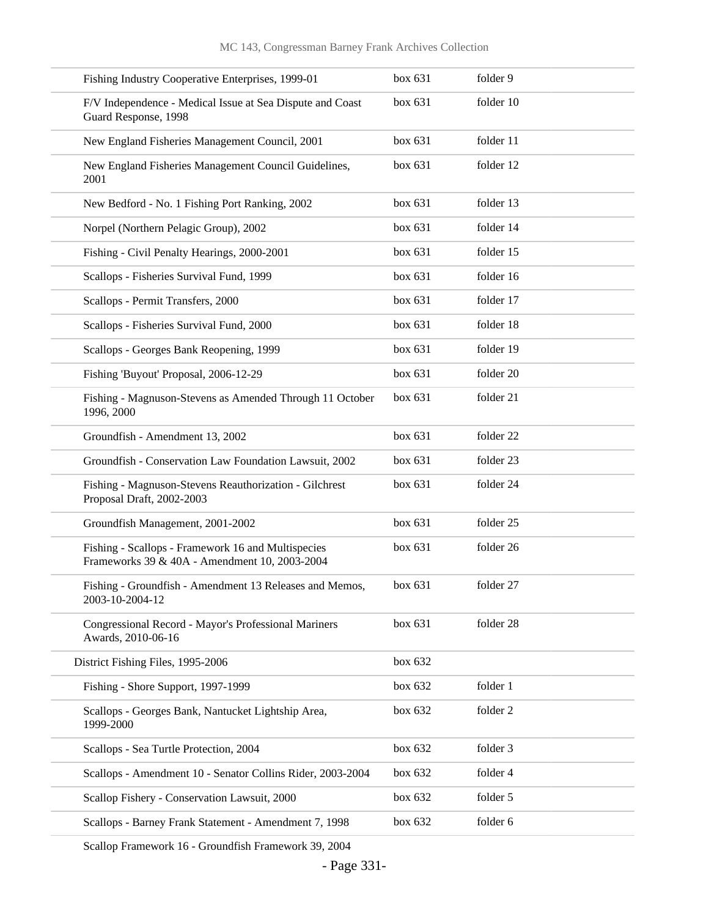| | | |
|---|---|---|
| Fishing Industry Cooperative Enterprises, 1999-01 | box 631 | folder 9 |
| F/V Independence - Medical Issue at Sea Dispute and Coast Guard Response, 1998 | box 631 | folder 10 |
| New England Fisheries Management Council, 2001 | box 631 | folder 11 |
| New England Fisheries Management Council Guidelines, 2001 | box 631 | folder 12 |
| New Bedford - No. 1 Fishing Port Ranking, 2002 | box 631 | folder 13 |
| Norpel (Northern Pelagic Group), 2002 | box 631 | folder 14 |
| Fishing - Civil Penalty Hearings, 2000-2001 | box 631 | folder 15 |
| Scallops - Fisheries Survival Fund, 1999 | box 631 | folder 16 |
| Scallops - Permit Transfers, 2000 | box 631 | folder 17 |
| Scallops - Fisheries Survival Fund, 2000 | box 631 | folder 18 |
| Scallops - Georges Bank Reopening, 1999 | box 631 | folder 19 |
| Fishing 'Buyout' Proposal, 2006-12-29 | box 631 | folder 20 |
| Fishing - Magnuson-Stevens as Amended Through 11 October 1996, 2000 | box 631 | folder 21 |
| Groundfish - Amendment 13, 2002 | box 631 | folder 22 |
| Groundfish - Conservation Law Foundation Lawsuit, 2002 | box 631 | folder 23 |
| Fishing - Magnuson-Stevens Reauthorization - Gilchrest Proposal Draft, 2002-2003 | box 631 | folder 24 |
| Groundfish Management, 2001-2002 | box 631 | folder 25 |
| Fishing - Scallops - Framework 16 and Multispecies Frameworks 39 & 40A - Amendment 10, 2003-2004 | box 631 | folder 26 |
| Fishing - Groundfish - Amendment 13 Releases and Memos, 2003-10-2004-12 | box 631 | folder 27 |
| Congressional Record - Mayor's Professional Mariners Awards, 2010-06-16 | box 631 | folder 28 |
| District Fishing Files, 1995-2006 | box 632 | |
| Fishing - Shore Support, 1997-1999 | box 632 | folder 1 |
| Scallops - Georges Bank, Nantucket Lightship Area, 1999-2000 | box 632 | folder 2 |
| Scallops - Sea Turtle Protection, 2004 | box 632 | folder 3 |
| Scallops - Amendment 10 - Senator Collins Rider, 2003-2004 | box 632 | folder 4 |
| Scallop Fishery - Conservation Lawsuit, 2000 | box 632 | folder 5 |
| Scallops - Barney Frank Statement - Amendment 7, 1998 | box 632 | folder 6 |
| Scallop Framework 16 - Groundfish Framework 39, 2004 | | |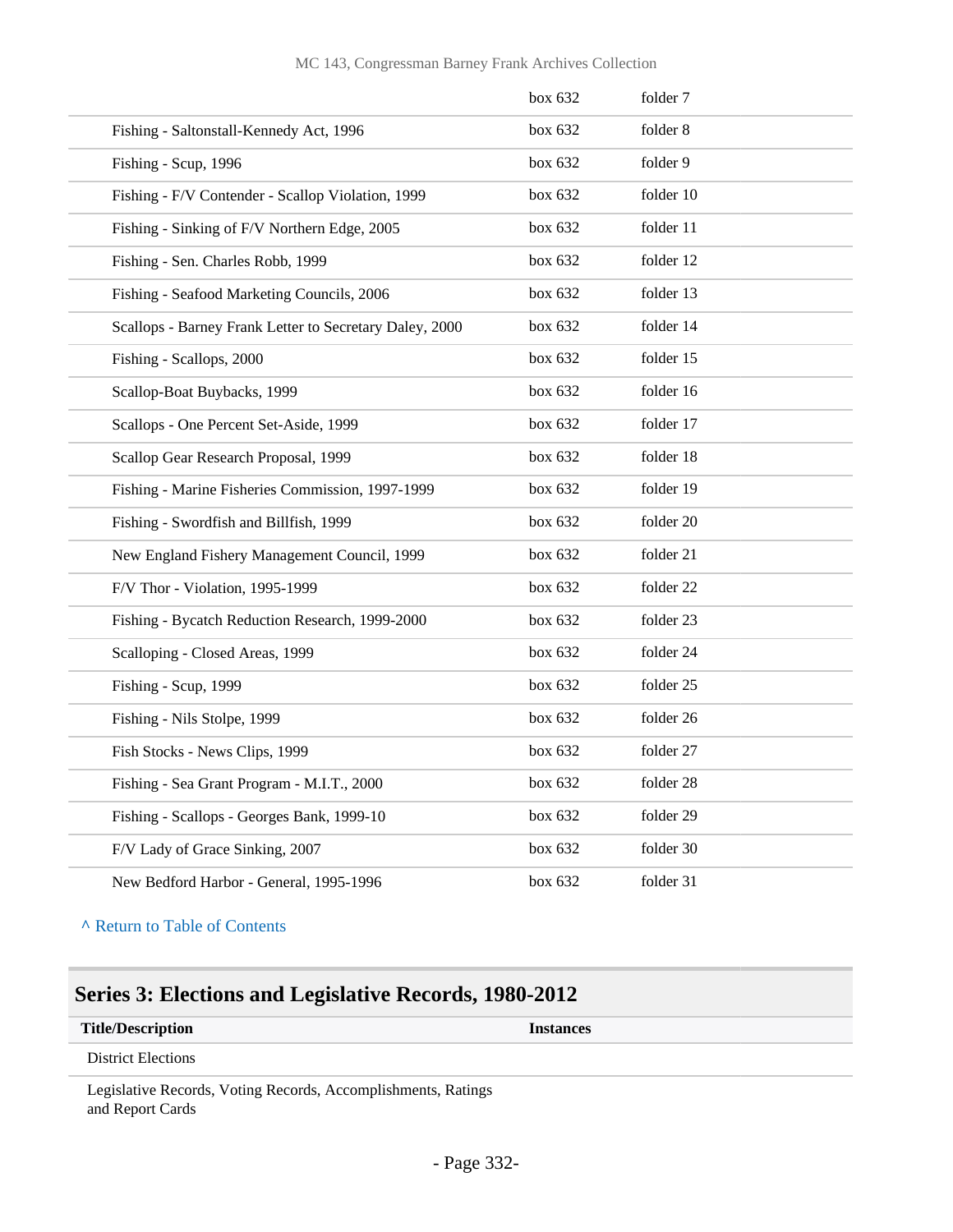| | | |
|---|---|---|
| | box 632 | folder 7 |
| Fishing - Saltonstall-Kennedy Act, 1996 | box 632 | folder 8 |
| Fishing - Scup, 1996 | box 632 | folder 9 |
| Fishing - F/V Contender - Scallop Violation, 1999 | box 632 | folder 10 |
| Fishing - Sinking of F/V Northern Edge, 2005 | box 632 | folder 11 |
| Fishing - Sen. Charles Robb, 1999 | box 632 | folder 12 |
| Fishing - Seafood Marketing Councils, 2006 | box 632 | folder 13 |
| Scallops - Barney Frank Letter to Secretary Daley, 2000 | box 632 | folder 14 |
| Fishing - Scallops, 2000 | box 632 | folder 15 |
| Scallop-Boat Buybacks, 1999 | box 632 | folder 16 |
| Scallops - One Percent Set-Aside, 1999 | box 632 | folder 17 |
| Scallop Gear Research Proposal, 1999 | box 632 | folder 18 |
| Fishing - Marine Fisheries Commission, 1997-1999 | box 632 | folder 19 |
| Fishing - Swordfish and Billfish, 1999 | box 632 | folder 20 |
| New England Fishery Management Council, 1999 | box 632 | folder 21 |
| F/V Thor - Violation, 1995-1999 | box 632 | folder 22 |
| Fishing - Bycatch Reduction Research, 1999-2000 | box 632 | folder 23 |
| Scalloping - Closed Areas, 1999 | box 632 | folder 24 |
| Fishing - Scup, 1999 | box 632 | folder 25 |
| Fishing - Nils Stolpe, 1999 | box 632 | folder 26 |
| Fish Stocks - News Clips, 1999 | box 632 | folder 27 |
| Fishing - Sea Grant Program - M.I.T., 2000 | box 632 | folder 28 |
| Fishing - Scallops - Georges Bank, 1999-10 | box 632 | folder 29 |
| F/V Lady of Grace Sinking, 2007 | box 632 | folder 30 |
| New Bedford Harbor - General, 1995-1996 | box 632 | folder 31 |

^ Return to Table of Contents

## Series 3: Elections and Legislative Records, 1980-2012

| Title/Description | Instances |
|---|---|
| District Elections | |
| Legislative Records, Voting Records, Accomplishments, Ratings and Report Cards | |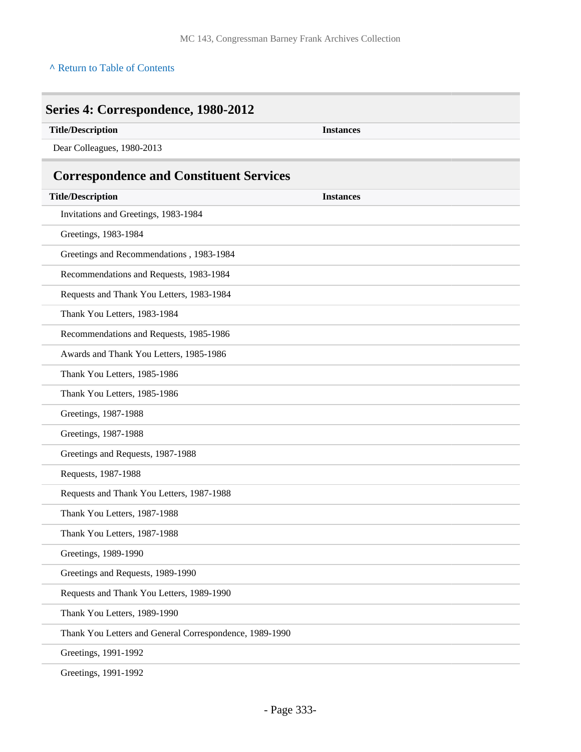[^ Return to Table of Contents]

## Series 4: Correspondence, 1980-2012

| Title/Description | Instances |
| --- | --- |
| Dear Colleagues, 1980-2013 | |

### Correspondence and Constituent Services

| Title/Description | Instances |
| --- | --- |
| Invitations and Greetings, 1983-1984 | |
| Greetings, 1983-1984 | |
| Greetings and Recommendations , 1983-1984 | |
| Recommendations and Requests, 1983-1984 | |
| Requests and Thank You Letters, 1983-1984 | |
| Thank You Letters, 1983-1984 | |
| Recommendations and Requests, 1985-1986 | |
| Awards and Thank You Letters, 1985-1986 | |
| Thank You Letters, 1985-1986 | |
| Thank You Letters, 1985-1986 | |
| Greetings, 1987-1988 | |
| Greetings, 1987-1988 | |
| Greetings and Requests, 1987-1988 | |
| Requests, 1987-1988 | |
| Requests and Thank You Letters, 1987-1988 | |
| Thank You Letters, 1987-1988 | |
| Thank You Letters, 1987-1988 | |
| Greetings, 1989-1990 | |
| Greetings and Requests, 1989-1990 | |
| Requests and Thank You Letters, 1989-1990 | |
| Thank You Letters, 1989-1990 | |
| Thank You Letters and General Correspondence, 1989-1990 | |
| Greetings, 1991-1992 | |
| Greetings, 1991-1992 | |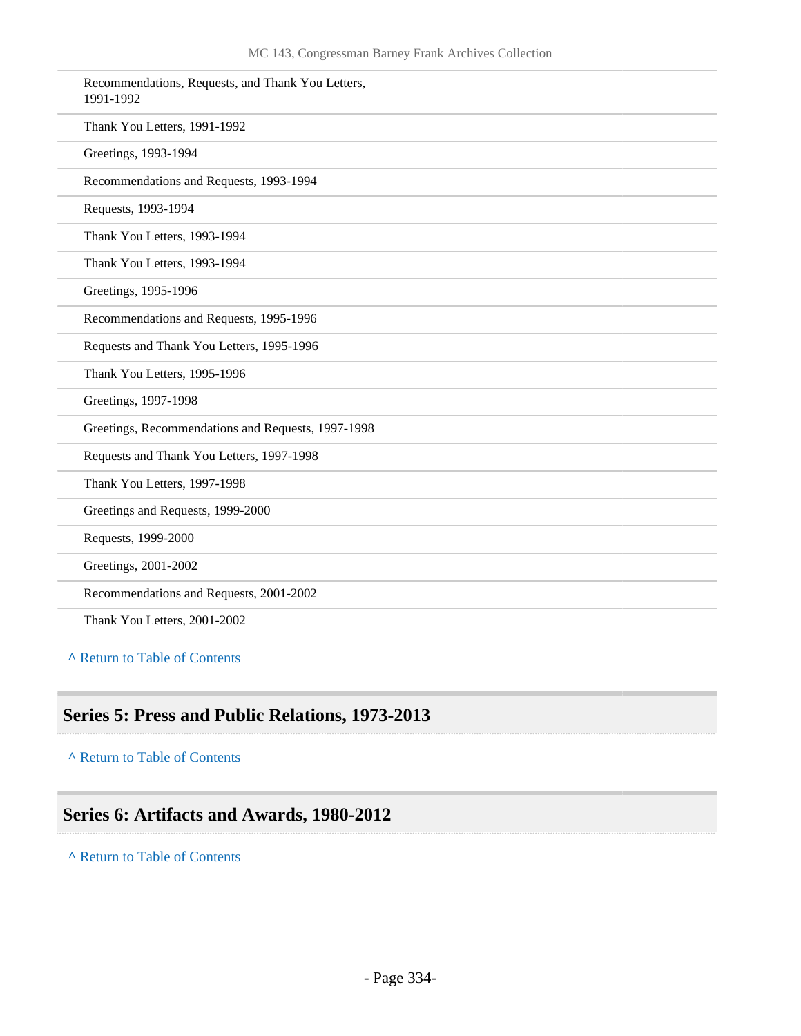Recommendations, Requests, and Thank You Letters, 1991-1992

Thank You Letters, 1991-1992

Greetings, 1993-1994

Recommendations and Requests, 1993-1994

Requests, 1993-1994

Thank You Letters, 1993-1994

Thank You Letters, 1993-1994

Greetings, 1995-1996

Recommendations and Requests, 1995-1996

Requests and Thank You Letters, 1995-1996

Thank You Letters, 1995-1996

Greetings, 1997-1998

Greetings, Recommendations and Requests, 1997-1998

Requests and Thank You Letters, 1997-1998

Thank You Letters, 1997-1998

Greetings and Requests, 1999-2000

Requests, 1999-2000

Greetings, 2001-2002

Recommendations and Requests, 2001-2002

Thank You Letters, 2001-2002

^ Return to Table of Contents

## Series 5: Press and Public Relations, 1973-2013

^ Return to Table of Contents

## Series 6: Artifacts and Awards, 1980-2012

^ Return to Table of Contents